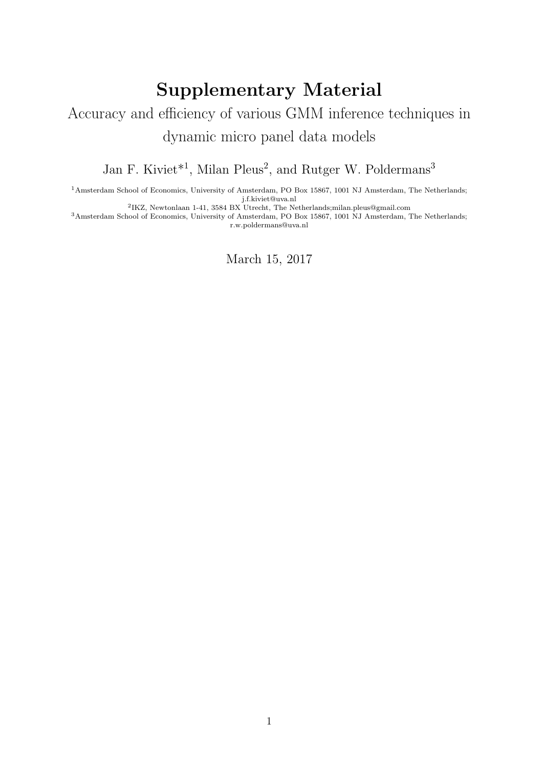# Supplementary Material

Accuracy and efficiency of various GMM inference techniques in dynamic micro panel data models

Jan F. Kiviet*[1], Milan Pleus[2], and Rutger W. Poldermans[3]

[1]Amsterdam School of Economics, University of Amsterdam, PO Box 15867, 1001 NJ Amsterdam, The Netherlands; j.f.kiviet@uva.nl

[2]IKZ, Newtonlaan 1-41, 3584 BX Utrecht, The Netherlands;milan.pleus@gmail.com

[3]Amsterdam School of Economics, University of Amsterdam, PO Box 15867, 1001 NJ Amsterdam, The Netherlands; r.w.poldermans@uva.nl

March 15, 2017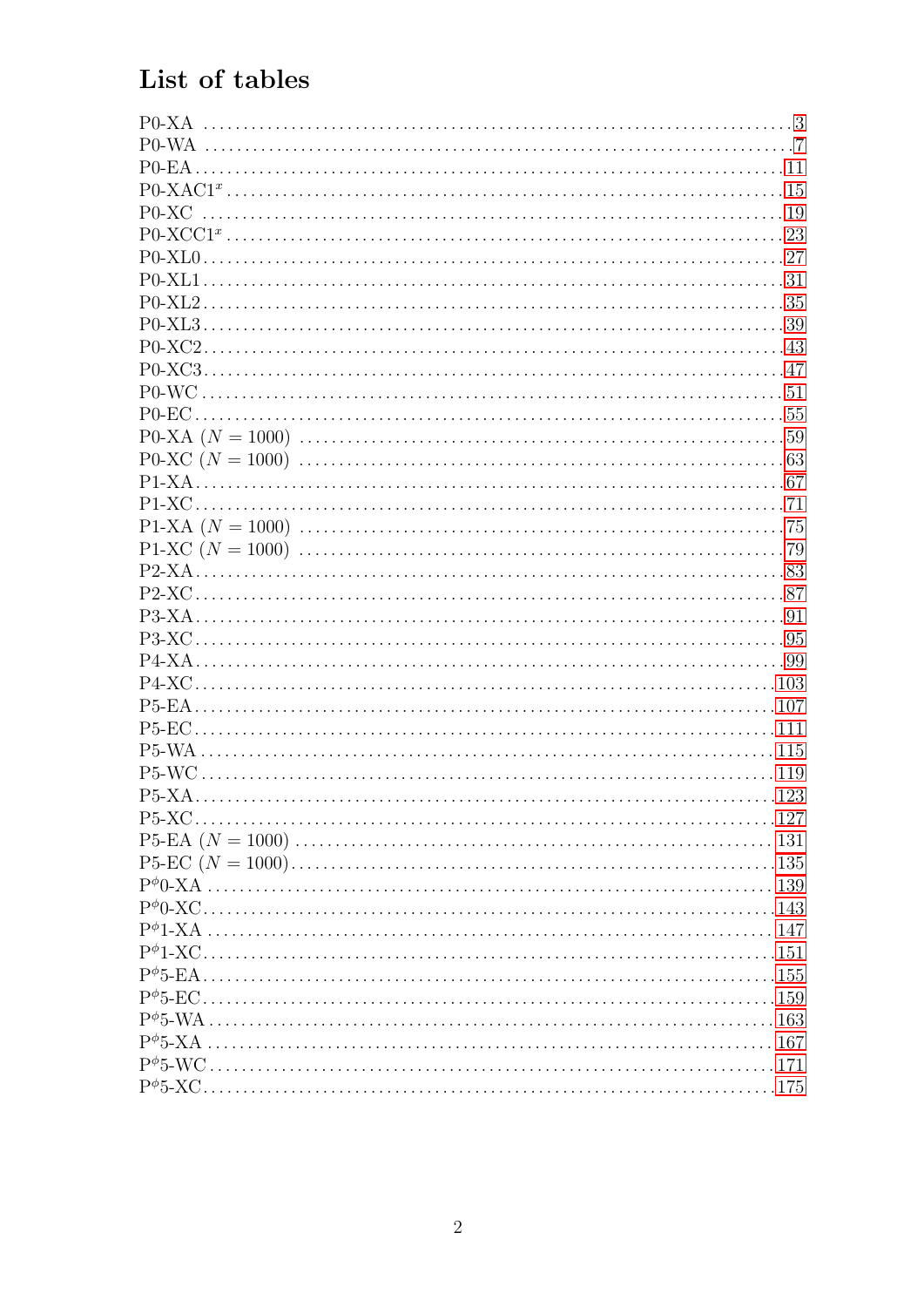# List of tables

P0-XA .......... 3
P0-WA .......... 7
P0-EA .......... 11
P0-XAC1$^x$ .......... 15
P0-XC .......... 19
P0-XCC1$^x$ .......... 23
P0-XL0 .......... 27
P0-XL1 .......... 31
P0-XL2 .......... 35
P0-XL3 .......... 39
P0-XC2 .......... 43
P0-XC3 .......... 47
P0-WC .......... 51
P0-EC .......... 55
P0-XA ($N = 1000$) .......... 59
P0-XC ($N = 1000$) .......... 63
P1-XA .......... 67
P1-XC .......... 71
P1-XA ($N = 1000$) .......... 75
P1-XC ($N = 1000$) .......... 79
P2-XA .......... 83
P2-XC .......... 87
P3-XA .......... 91
P3-XC .......... 95
P4-XA .......... 99
P4-XC .......... 103
P5-EA .......... 107
P5-EC .......... 111
P5-WA .......... 115
P5-WC .......... 119
P5-XA .......... 123
P5-XC .......... 127
P5-EA ($N = 1000$) .......... 131
P5-EC ($N = 1000$) .......... 135
P$^\phi$0-XA .......... 139
P$^\phi$0-XC .......... 143
P$^\phi$1-XA .......... 147
P$^\phi$1-XC .......... 151
P$^\phi$5-EA .......... 155
P$^\phi$5-EC .......... 159
P$^\phi$5-WA .......... 163
P$^\phi$5-XA .......... 167
P$^\phi$5-WC .......... 171
P$^\phi$5-XC .......... 175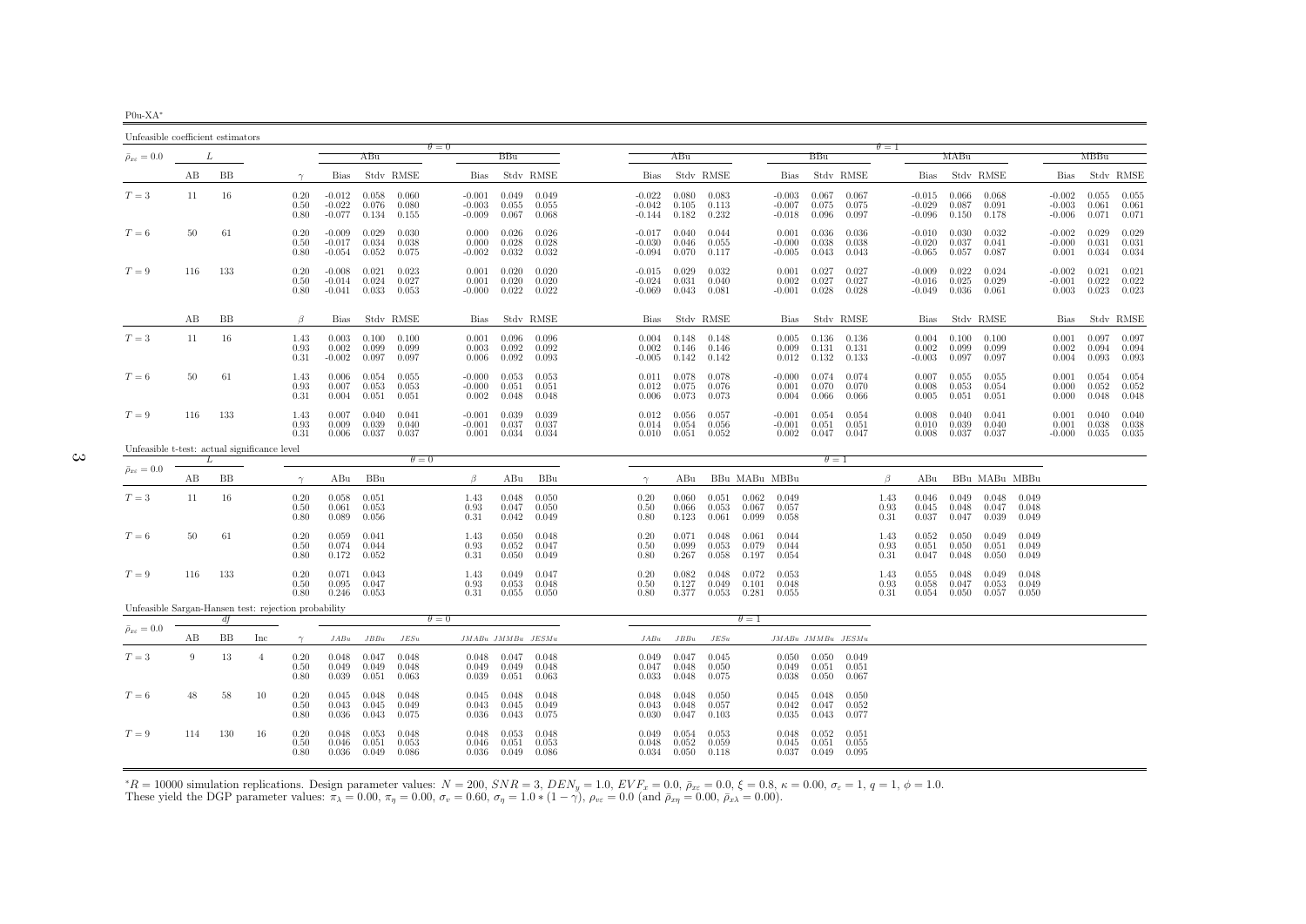P0u-XA*

Unfeasible coefficient estimators

| $\bar{\rho}_{x\varepsilon}=0.0$ | L AB | L BB | $\gamma$ | $\theta=0$ ABu Bias | ABu Stdv | ABu RMSE | BBu Bias | BBu Stdv | BBu RMSE | $\theta=1$ ABu Bias | ABu Stdv | ABu RMSE | BBu Bias | BBu Stdv | BBu RMSE | MABu Bias | MABu Stdv | MABu RMSE | MBBu Bias | MBBu Stdv | MBBu RMSE |
|---|---|---|---|---|---|---|---|---|---|---|---|---|---|---|---|---|---|---|---|---|---|
| $T=3$ | 11 | 16 | 0.20 | -0.012 | 0.058 | 0.060 | -0.001 | 0.049 | 0.049 | -0.022 | 0.080 | 0.083 | -0.003 | 0.067 | 0.067 | -0.015 | 0.066 | 0.068 | -0.002 | 0.055 | 0.055 |
| | | | 0.50 | -0.022 | 0.076 | 0.080 | -0.003 | 0.055 | 0.055 | -0.042 | 0.105 | 0.113 | -0.007 | 0.075 | 0.075 | -0.029 | 0.087 | 0.091 | -0.003 | 0.061 | 0.061 |
| | | | 0.80 | -0.077 | 0.134 | 0.155 | -0.009 | 0.067 | 0.068 | -0.144 | 0.182 | 0.232 | -0.018 | 0.096 | 0.097 | -0.096 | 0.150 | 0.178 | -0.006 | 0.071 | 0.071 |
| $T=6$ | 50 | 61 | 0.20 | -0.009 | 0.029 | 0.030 | 0.000 | 0.026 | 0.026 | -0.017 | 0.040 | 0.044 | 0.001 | 0.036 | 0.036 | -0.010 | 0.030 | 0.032 | -0.002 | 0.029 | 0.029 |
| | | | 0.50 | -0.017 | 0.034 | 0.038 | 0.000 | 0.028 | 0.028 | -0.030 | 0.046 | 0.055 | -0.000 | 0.038 | 0.038 | -0.020 | 0.037 | 0.041 | -0.000 | 0.031 | 0.031 |
| | | | 0.80 | -0.054 | 0.052 | 0.075 | -0.002 | 0.032 | 0.032 | -0.094 | 0.070 | 0.117 | -0.005 | 0.043 | 0.043 | -0.065 | 0.057 | 0.087 | 0.001 | 0.034 | 0.034 |
| $T=9$ | 116 | 133 | 0.20 | -0.008 | 0.021 | 0.023 | 0.001 | 0.020 | 0.020 | -0.015 | 0.029 | 0.032 | 0.001 | 0.027 | 0.027 | -0.009 | 0.022 | 0.024 | -0.002 | 0.021 | 0.021 |
| | | | 0.50 | -0.014 | 0.024 | 0.027 | 0.001 | 0.020 | 0.020 | -0.024 | 0.031 | 0.040 | 0.002 | 0.027 | 0.027 | -0.016 | 0.025 | 0.029 | -0.001 | 0.022 | 0.022 |
| | | | 0.80 | -0.041 | 0.033 | 0.053 | -0.000 | 0.022 | 0.022 | -0.069 | 0.043 | 0.081 | -0.001 | 0.028 | 0.028 | -0.049 | 0.036 | 0.061 | 0.003 | 0.023 | 0.023 |
| | AB | BB | $\beta$ | Bias | Stdv | RMSE | Bias | Stdv | RMSE | Bias | Stdv | RMSE | Bias | Stdv | RMSE | Bias | Stdv | RMSE | Bias | Stdv | RMSE |
| $T=3$ | 11 | 16 | 1.43 | 0.003 | 0.100 | 0.100 | 0.001 | 0.096 | 0.096 | 0.004 | 0.148 | 0.148 | 0.005 | 0.136 | 0.136 | 0.004 | 0.100 | 0.100 | 0.001 | 0.097 | 0.097 |
| | | | 0.93 | 0.002 | 0.099 | 0.099 | 0.003 | 0.092 | 0.092 | 0.002 | 0.146 | 0.146 | 0.009 | 0.131 | 0.131 | 0.002 | 0.099 | 0.099 | 0.002 | 0.094 | 0.094 |
| | | | 0.31 | -0.002 | 0.097 | 0.097 | 0.006 | 0.092 | 0.093 | -0.005 | 0.142 | 0.142 | 0.012 | 0.132 | 0.133 | -0.003 | 0.097 | 0.097 | 0.004 | 0.093 | 0.093 |
| $T=6$ | 50 | 61 | 1.43 | 0.006 | 0.054 | 0.055 | -0.000 | 0.053 | 0.053 | 0.011 | 0.078 | 0.078 | -0.000 | 0.074 | 0.074 | 0.007 | 0.055 | 0.055 | 0.001 | 0.054 | 0.054 |
| | | | 0.93 | 0.007 | 0.053 | 0.053 | -0.000 | 0.051 | 0.051 | 0.012 | 0.075 | 0.076 | 0.001 | 0.070 | 0.070 | 0.008 | 0.053 | 0.054 | 0.000 | 0.052 | 0.052 |
| | | | 0.31 | 0.004 | 0.051 | 0.051 | 0.002 | 0.048 | 0.048 | 0.006 | 0.073 | 0.073 | 0.004 | 0.066 | 0.066 | 0.005 | 0.051 | 0.051 | 0.000 | 0.048 | 0.048 |
| $T=9$ | 116 | 133 | 1.43 | 0.007 | 0.040 | 0.041 | -0.001 | 0.039 | 0.039 | 0.012 | 0.056 | 0.057 | -0.001 | 0.054 | 0.054 | 0.008 | 0.040 | 0.041 | 0.001 | 0.040 | 0.040 |
| | | | 0.93 | 0.009 | 0.039 | 0.040 | -0.001 | 0.037 | 0.037 | 0.014 | 0.054 | 0.056 | -0.001 | 0.051 | 0.051 | 0.010 | 0.039 | 0.040 | 0.001 | 0.038 | 0.038 |
| | | | 0.31 | 0.006 | 0.037 | 0.037 | 0.001 | 0.034 | 0.034 | 0.010 | 0.051 | 0.052 | 0.002 | 0.047 | 0.047 | 0.008 | 0.037 | 0.037 | -0.000 | 0.035 | 0.035 |

Unfeasible t-test: actual significance level

| $\bar{\rho}_{x\varepsilon}=0.0$ | L AB | L BB | $\gamma$ | $\theta=0$ ABu | BBu | $\beta$ | ABu | BBu | $\gamma$ | $\theta=1$ ABu | BBu | MABu | MBBu | $\beta$ | ABu | BBu | MABu | MBBu |
|---|---|---|---|---|---|---|---|---|---|---|---|---|---|---|---|---|---|---|
| $T=3$ | 11 | 16 | 0.20 | 0.058 | 0.051 | 1.43 | 0.048 | 0.050 | 0.20 | 0.060 | 0.051 | 0.062 | 0.049 | 1.43 | 0.046 | 0.049 | 0.048 | 0.049 |
| | | | 0.50 | 0.061 | 0.053 | 0.93 | 0.047 | 0.050 | 0.50 | 0.066 | 0.053 | 0.067 | 0.057 | 0.93 | 0.045 | 0.048 | 0.047 | 0.048 |
| | | | 0.80 | 0.089 | 0.056 | 0.31 | 0.042 | 0.049 | 0.80 | 0.123 | 0.061 | 0.099 | 0.058 | 0.31 | 0.037 | 0.047 | 0.039 | 0.049 |
| $T=6$ | 50 | 61 | 0.20 | 0.059 | 0.041 | 1.43 | 0.050 | 0.048 | 0.20 | 0.071 | 0.048 | 0.061 | 0.044 | 1.43 | 0.052 | 0.050 | 0.049 | 0.049 |
| | | | 0.50 | 0.074 | 0.044 | 0.93 | 0.052 | 0.047 | 0.50 | 0.099 | 0.053 | 0.079 | 0.044 | 0.93 | 0.051 | 0.050 | 0.051 | 0.049 |
| | | | 0.80 | 0.172 | 0.052 | 0.31 | 0.050 | 0.049 | 0.80 | 0.267 | 0.058 | 0.197 | 0.054 | 0.31 | 0.047 | 0.048 | 0.050 | 0.049 |
| $T=9$ | 116 | 133 | 0.20 | 0.071 | 0.043 | 1.43 | 0.049 | 0.047 | 0.20 | 0.082 | 0.048 | 0.072 | 0.053 | 1.43 | 0.055 | 0.048 | 0.049 | 0.048 |
| | | | 0.50 | 0.095 | 0.047 | 0.93 | 0.053 | 0.048 | 0.50 | 0.127 | 0.049 | 0.101 | 0.048 | 0.93 | 0.058 | 0.047 | 0.053 | 0.049 |
| | | | 0.80 | 0.246 | 0.053 | 0.31 | 0.055 | 0.050 | 0.80 | 0.377 | 0.053 | 0.281 | 0.055 | 0.31 | 0.054 | 0.050 | 0.057 | 0.050 |

Unfeasible Sargan-Hansen test: rejection probability

| $\bar{\rho}_{x\varepsilon}=0.0$ | df AB | df BB | df Inc | $\gamma$ | $\theta=0$ $JABu$ | $JBBu$ | $JESu$ | $JMABu$ | $JMMBu$ | $JESMu$ | $\theta=1$ $JABu$ | $JBBu$ | $JESu$ | $JMABu$ | $JMMBu$ | $JESMu$ |
|---|---|---|---|---|---|---|---|---|---|---|---|---|---|---|---|---|
| $T=3$ | 9 | 13 | 4 | 0.20 | 0.048 | 0.047 | 0.048 | 0.048 | 0.047 | 0.048 | 0.049 | 0.047 | 0.045 | 0.050 | 0.050 | 0.049 |
| | | | | 0.50 | 0.049 | 0.049 | 0.048 | 0.049 | 0.049 | 0.048 | 0.047 | 0.048 | 0.050 | 0.049 | 0.051 | 0.051 |
| | | | | 0.80 | 0.039 | 0.051 | 0.063 | 0.039 | 0.051 | 0.063 | 0.033 | 0.048 | 0.075 | 0.038 | 0.050 | 0.067 |
| $T=6$ | 48 | 58 | 10 | 0.20 | 0.045 | 0.048 | 0.048 | 0.045 | 0.048 | 0.048 | 0.048 | 0.048 | 0.050 | 0.045 | 0.048 | 0.050 |
| | | | | 0.50 | 0.043 | 0.045 | 0.049 | 0.043 | 0.045 | 0.049 | 0.043 | 0.048 | 0.057 | 0.042 | 0.047 | 0.052 |
| | | | | 0.80 | 0.036 | 0.043 | 0.075 | 0.036 | 0.043 | 0.075 | 0.030 | 0.047 | 0.103 | 0.035 | 0.043 | 0.077 |
| $T=9$ | 114 | 130 | 16 | 0.20 | 0.048 | 0.053 | 0.048 | 0.048 | 0.053 | 0.048 | 0.049 | 0.054 | 0.053 | 0.048 | 0.052 | 0.051 |
| | | | | 0.50 | 0.046 | 0.051 | 0.053 | 0.046 | 0.051 | 0.053 | 0.048 | 0.052 | 0.059 | 0.045 | 0.051 | 0.055 |
| | | | | 0.80 | 0.036 | 0.049 | 0.086 | 0.036 | 0.049 | 0.086 | 0.034 | 0.050 | 0.118 | 0.037 | 0.049 | 0.095 |

*$R=10000$ simulation replications. Design parameter values: $N=200$, $SNR=3$, $DEN_y=1.0$, $EVF_x=0.0$, $\bar{\rho}_{x\varepsilon}=0.0$, $\xi=0.8$, $\kappa=0.00$, $\sigma_\varepsilon=1$, $q=1$, $\phi=1.0$.
These yield the DGP parameter values: $\pi_\lambda=0.00$, $\pi_\eta=0.00$, $\sigma_v=0.60$, $\sigma_\eta=1.0*(1-\gamma)$, $\rho_{v\varepsilon}=0.0$ (and $\bar{\rho}_{x\eta}=0.00$, $\bar{\rho}_{x\lambda}=0.00$).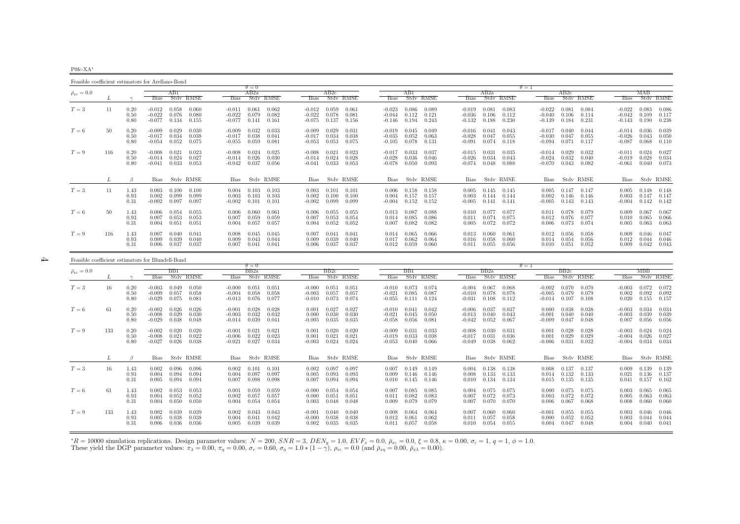P0fc-XA*

Feasible coefficient estimators for Arellano-Bond

| $\bar{\rho}_{x\varepsilon}=0.0$ | | | $\theta=0$ | | | | | | | | | $\theta=1$ | | | | | | | | | | | |
|---|---|---|---|---|---|---|---|---|---|---|---|---|---|---|---|---|---|---|---|---|---|---|---|
| | | | AB1 | | | AB2a | | | AB2c | | | AB1 | | | AB2a | | | AB2c | | | MAB | | |
| | $L$ | $\gamma$ | Bias | Stdv | RMSE | Bias | Stdv | RMSE | Bias | Stdv | RMSE | Bias | Stdv | RMSE | Bias | Stdv | RMSE | Bias | Stdv | RMSE | Bias | Stdv | RMSE |
| $T=3$ | 11 | 0.20 | -0.012 | 0.058 | 0.060 | -0.011 | 0.061 | 0.062 | -0.012 | 0.059 | 0.061 | -0.023 | 0.086 | 0.089 | -0.019 | 0.081 | 0.083 | -0.022 | 0.081 | 0.084 | -0.022 | 0.083 | 0.086 |
| | | 0.50 | -0.022 | 0.076 | 0.080 | -0.022 | 0.079 | 0.082 | -0.022 | 0.078 | 0.081 | -0.044 | 0.112 | 0.121 | -0.036 | 0.106 | 0.112 | -0.040 | 0.106 | 0.114 | -0.042 | 0.109 | 0.117 |
| | | 0.80 | -0.077 | 0.134 | 0.155 | -0.077 | 0.141 | 0.161 | -0.075 | 0.137 | 0.156 | -0.146 | 0.194 | 0.243 | -0.132 | 0.188 | 0.230 | -0.139 | 0.184 | 0.231 | -0.143 | 0.190 | 0.238 |
| $T=6$ | 50 | 0.20 | -0.009 | 0.029 | 0.030 | -0.009 | 0.032 | 0.033 | -0.009 | 0.029 | 0.031 | -0.019 | 0.045 | 0.049 | -0.016 | 0.041 | 0.043 | -0.017 | 0.040 | 0.044 | -0.014 | 0.036 | 0.039 |
| | | 0.50 | -0.017 | 0.034 | 0.038 | -0.017 | 0.038 | 0.041 | -0.017 | 0.034 | 0.038 | -0.035 | 0.052 | 0.063 | -0.028 | 0.047 | 0.055 | -0.030 | 0.047 | 0.055 | -0.026 | 0.043 | 0.050 |
| | | 0.80 | -0.054 | 0.052 | 0.075 | -0.055 | 0.059 | 0.081 | -0.053 | 0.053 | 0.075 | -0.105 | 0.078 | 0.131 | -0.091 | 0.074 | 0.118 | -0.094 | 0.071 | 0.117 | -0.087 | 0.068 | 0.110 |
| $T=9$ | 116 | 0.20 | -0.008 | 0.021 | 0.023 | -0.008 | 0.024 | 0.025 | -0.008 | 0.021 | 0.023 | -0.017 | 0.033 | 0.037 | -0.015 | 0.031 | 0.035 | -0.014 | 0.029 | 0.032 | -0.011 | 0.024 | 0.027 |
| | | 0.50 | -0.014 | 0.024 | 0.027 | -0.014 | 0.026 | 0.030 | -0.014 | 0.024 | 0.028 | -0.028 | 0.036 | 0.046 | -0.026 | 0.034 | 0.043 | -0.024 | 0.032 | 0.040 | -0.019 | 0.028 | 0.034 |
| | | 0.80 | -0.041 | 0.033 | 0.053 | -0.042 | 0.037 | 0.056 | -0.041 | 0.033 | 0.053 | -0.078 | 0.050 | 0.093 | -0.074 | 0.048 | 0.088 | -0.070 | 0.043 | 0.082 | -0.061 | 0.040 | 0.073 |
| | $L$ | $\beta$ | Bias | Stdv | RMSE | Bias | Stdv | RMSE | Bias | Stdv | RMSE | Bias | Stdv | RMSE | Bias | Stdv | RMSE | Bias | Stdv | RMSE | Bias | Stdv | RMSE |
| $T=3$ | 11 | 1.43 | 0.003 | 0.100 | 0.100 | 0.004 | 0.103 | 0.103 | 0.003 | 0.101 | 0.101 | 0.006 | 0.158 | 0.158 | 0.005 | 0.145 | 0.145 | 0.005 | 0.147 | 0.147 | 0.005 | 0.148 | 0.148 |
| | | 0.93 | 0.002 | 0.099 | 0.099 | 0.003 | 0.103 | 0.103 | 0.002 | 0.100 | 0.100 | 0.004 | 0.157 | 0.157 | 0.003 | 0.144 | 0.144 | 0.002 | 0.146 | 0.146 | 0.003 | 0.147 | 0.147 |
| | | 0.31 | -0.002 | 0.097 | 0.097 | -0.002 | 0.101 | 0.101 | -0.002 | 0.099 | 0.099 | -0.004 | 0.152 | 0.152 | -0.005 | 0.141 | 0.141 | -0.005 | 0.143 | 0.143 | -0.004 | 0.142 | 0.142 |
| $T=6$ | 50 | 1.43 | 0.006 | 0.054 | 0.055 | 0.006 | 0.060 | 0.061 | 0.006 | 0.055 | 0.055 | 0.013 | 0.087 | 0.088 | 0.010 | 0.077 | 0.077 | 0.011 | 0.078 | 0.079 | 0.009 | 0.067 | 0.067 |
| | | 0.93 | 0.007 | 0.053 | 0.053 | 0.007 | 0.059 | 0.059 | 0.007 | 0.053 | 0.054 | 0.014 | 0.085 | 0.086 | 0.011 | 0.074 | 0.075 | 0.012 | 0.076 | 0.077 | 0.010 | 0.065 | 0.066 |
| | | 0.31 | 0.004 | 0.051 | 0.051 | 0.004 | 0.057 | 0.057 | 0.004 | 0.052 | 0.052 | 0.007 | 0.082 | 0.082 | 0.005 | 0.072 | 0.072 | 0.006 | 0.073 | 0.074 | 0.005 | 0.063 | 0.063 |
| $T=9$ | 116 | 1.43 | 0.007 | 0.040 | 0.041 | 0.008 | 0.045 | 0.045 | 0.007 | 0.041 | 0.041 | 0.014 | 0.065 | 0.066 | 0.013 | 0.060 | 0.061 | 0.012 | 0.056 | 0.058 | 0.009 | 0.046 | 0.047 |
| | | 0.93 | 0.009 | 0.039 | 0.040 | 0.009 | 0.043 | 0.044 | 0.009 | 0.039 | 0.040 | 0.017 | 0.062 | 0.064 | 0.016 | 0.058 | 0.060 | 0.014 | 0.054 | 0.056 | 0.012 | 0.044 | 0.046 |
| | | 0.31 | 0.006 | 0.037 | 0.037 | 0.007 | 0.041 | 0.041 | 0.006 | 0.037 | 0.037 | 0.012 | 0.059 | 0.060 | 0.011 | 0.055 | 0.056 | 0.010 | 0.051 | 0.052 | 0.009 | 0.042 | 0.043 |

Feasible coefficient estimators for Blundell-Bond

| $\bar{\rho}_{x\varepsilon}=0.0$ | | | $\theta=0$ | | | | | | | | | $\theta=1$ | | | | | | | | | | | |
|---|---|---|---|---|---|---|---|---|---|---|---|---|---|---|---|---|---|---|---|---|---|---|---|
| | | | BB1 | | | BB2a | | | BB2c | | | BB1 | | | BB2a | | | BB2c | | | MBB | | |
| | $L$ | $\gamma$ | Bias | Stdv | RMSE | Bias | Stdv | RMSE | Bias | Stdv | RMSE | Bias | Stdv | RMSE | Bias | Stdv | RMSE | Bias | Stdv | RMSE | Bias | Stdv | RMSE |
| $T=3$ | 16 | 0.20 | -0.003 | 0.049 | 0.050 | -0.000 | 0.051 | 0.051 | -0.000 | 0.051 | 0.051 | -0.010 | 0.073 | 0.074 | -0.004 | 0.067 | 0.068 | -0.002 | 0.070 | 0.070 | -0.003 | 0.072 | 0.072 |
| | | 0.50 | -0.009 | 0.057 | 0.058 | -0.004 | 0.058 | 0.058 | -0.003 | 0.057 | 0.057 | -0.021 | 0.085 | 0.087 | -0.010 | 0.078 | 0.078 | -0.005 | 0.079 | 0.079 | 0.002 | 0.092 | 0.092 |
| | | 0.80 | -0.029 | 0.075 | 0.081 | -0.013 | 0.076 | 0.077 | -0.010 | 0.073 | 0.074 | -0.055 | 0.111 | 0.124 | -0.031 | 0.108 | 0.112 | -0.014 | 0.107 | 0.108 | 0.020 | 0.155 | 0.157 |
| $T=6$ | 61 | 0.20 | -0.002 | 0.026 | 0.026 | -0.001 | 0.028 | 0.028 | 0.001 | 0.027 | 0.027 | -0.010 | 0.041 | 0.042 | -0.006 | 0.037 | 0.037 | 0.000 | 0.038 | 0.038 | -0.003 | 0.034 | 0.034 |
| | | 0.50 | -0.008 | 0.029 | 0.030 | -0.003 | 0.032 | 0.032 | 0.000 | 0.030 | 0.030 | -0.021 | 0.045 | 0.050 | -0.013 | 0.040 | 0.043 | -0.001 | 0.040 | 0.040 | -0.003 | 0.039 | 0.039 |
| | | 0.80 | -0.029 | 0.038 | 0.048 | -0.014 | 0.039 | 0.041 | -0.005 | 0.035 | 0.035 | -0.058 | 0.056 | 0.081 | -0.042 | 0.052 | 0.067 | -0.009 | 0.047 | 0.048 | 0.007 | 0.056 | 0.056 |
| $T=9$ | 133 | 0.20 | -0.002 | 0.020 | 0.020 | -0.001 | 0.021 | 0.021 | 0.001 | 0.020 | 0.020 | -0.009 | 0.031 | 0.033 | -0.008 | 0.030 | 0.031 | 0.001 | 0.028 | 0.028 | -0.003 | 0.024 | 0.024 |
| | | 0.50 | -0.008 | 0.021 | 0.022 | -0.006 | 0.022 | 0.023 | 0.001 | 0.021 | 0.021 | -0.019 | 0.033 | 0.038 | -0.017 | 0.031 | 0.036 | 0.001 | 0.029 | 0.029 | -0.004 | 0.026 | 0.027 |
| | | 0.80 | -0.027 | 0.026 | 0.038 | -0.021 | 0.027 | 0.034 | -0.003 | 0.024 | 0.024 | -0.053 | 0.040 | 0.066 | -0.049 | 0.038 | 0.062 | -0.006 | 0.031 | 0.032 | -0.004 | 0.034 | 0.034 |
| | $L$ | $\beta$ | Bias | Stdv | RMSE | Bias | Stdv | RMSE | Bias | Stdv | RMSE | Bias | Stdv | RMSE | Bias | Stdv | RMSE | Bias | Stdv | RMSE | Bias | Stdv | RMSE |
| $T=3$ | 16 | 1.43 | 0.002 | 0.096 | 0.096 | 0.002 | 0.101 | 0.101 | 0.002 | 0.097 | 0.097 | 0.007 | 0.149 | 0.149 | 0.004 | 0.138 | 0.138 | 0.008 | 0.137 | 0.137 | 0.009 | 0.139 | 0.139 |
| | | 0.93 | 0.004 | 0.094 | 0.094 | 0.004 | 0.097 | 0.097 | 0.005 | 0.093 | 0.093 | 0.009 | 0.146 | 0.146 | 0.008 | 0.133 | 0.133 | 0.014 | 0.132 | 0.133 | 0.021 | 0.136 | 0.137 |
| | | 0.31 | 0.005 | 0.094 | 0.094 | 0.007 | 0.098 | 0.098 | 0.007 | 0.094 | 0.094 | 0.010 | 0.145 | 0.146 | 0.010 | 0.134 | 0.134 | 0.015 | 0.135 | 0.135 | 0.041 | 0.157 | 0.162 |
| $T=6$ | 61 | 1.43 | 0.002 | 0.053 | 0.053 | 0.001 | 0.059 | 0.059 | -0.000 | 0.054 | 0.054 | 0.007 | 0.085 | 0.085 | 0.004 | 0.075 | 0.075 | 0.000 | 0.075 | 0.075 | 0.003 | 0.065 | 0.065 |
| | | 0.93 | 0.004 | 0.052 | 0.052 | 0.002 | 0.057 | 0.057 | 0.000 | 0.051 | 0.051 | 0.011 | 0.082 | 0.083 | 0.007 | 0.072 | 0.073 | 0.003 | 0.072 | 0.072 | 0.005 | 0.063 | 0.063 |
| | | 0.31 | 0.004 | 0.050 | 0.050 | 0.004 | 0.054 | 0.054 | 0.003 | 0.048 | 0.048 | 0.009 | 0.079 | 0.079 | 0.007 | 0.070 | 0.070 | 0.006 | 0.067 | 0.068 | 0.008 | 0.060 | 0.060 |
| $T=9$ | 133 | 1.43 | 0.002 | 0.039 | 0.039 | 0.002 | 0.043 | 0.043 | -0.001 | 0.040 | 0.040 | 0.008 | 0.064 | 0.064 | 0.007 | 0.060 | 0.060 | -0.001 | 0.055 | 0.055 | 0.003 | 0.046 | 0.046 |
| | | 0.93 | 0.005 | 0.038 | 0.038 | 0.004 | 0.041 | 0.042 | -0.000 | 0.038 | 0.038 | 0.012 | 0.061 | 0.062 | 0.011 | 0.057 | 0.058 | 0.000 | 0.052 | 0.052 | 0.003 | 0.044 | 0.044 |
| | | 0.31 | 0.006 | 0.036 | 0.036 | 0.005 | 0.039 | 0.039 | 0.002 | 0.035 | 0.035 | 0.011 | 0.057 | 0.058 | 0.010 | 0.054 | 0.055 | 0.004 | 0.047 | 0.048 | 0.004 | 0.040 | 0.041 |

*$R=10000$ simulation replications. Design parameter values: $N=200$, $SNR=3$, $DEN_y=1.0$, $EVF_x=0.0$, $\bar{\rho}_{x\varepsilon}=0.0$, $\xi=0.8$, $\kappa=0.00$, $\sigma_\varepsilon=1$, $q=1$, $\phi=1.0$.
These yield the DGP parameter values: $\pi_\lambda=0.00$, $\pi_\eta=0.00$, $\sigma_v=0.60$, $\sigma_\eta=1.0*(1-\gamma)$, $\rho_{v\varepsilon}=0.0$ (and $\bar{\rho}_{x\eta}=0.00$, $\bar{\rho}_{x\lambda}=0.00$).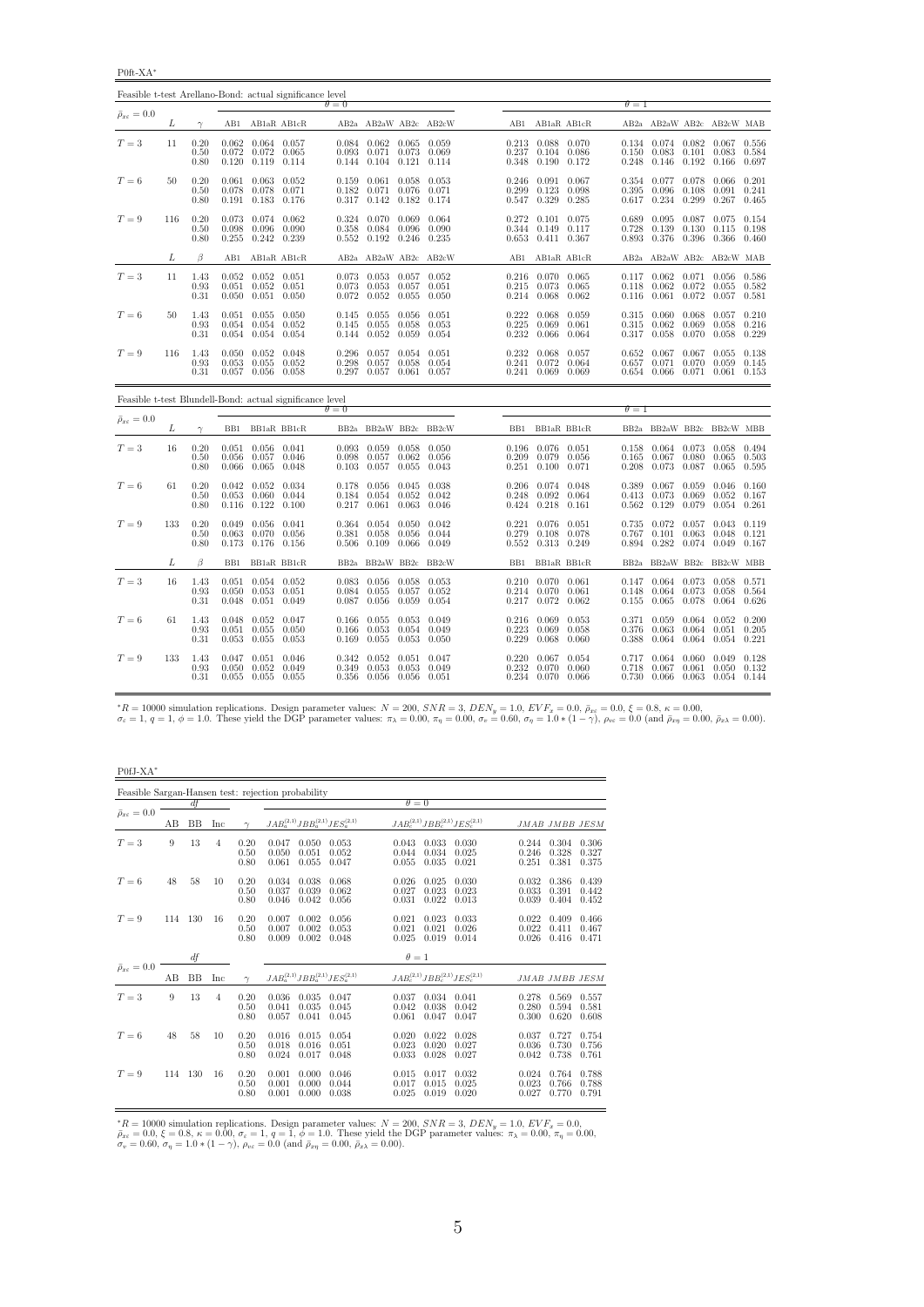P0ft-XA*

Feasible t-test Arellano-Bond: actual significance level

| $\bar{\rho}_{x\varepsilon}=0.0$ | $L$ | $\gamma$ | AB1 | AB1aR | AB1cR | AB2a | AB2aW | AB2c | AB2cW | AB1 | AB1aR | AB1cR | AB2a | AB2aW | AB2c | AB2cW | MAB |
|---|---|---|---|---|---|---|---|---|---|---|---|---|---|---|---|---|---|
| | | | $\theta=0$ | | | | | | | $\theta=1$ | | | | | | | |
| $T=3$ | 11 | 0.20 | 0.062 | 0.064 | 0.057 | 0.084 | 0.062 | 0.065 | 0.059 | 0.213 | 0.088 | 0.070 | 0.134 | 0.074 | 0.082 | 0.067 | 0.556 |
| | | 0.50 | 0.072 | 0.072 | 0.065 | 0.093 | 0.071 | 0.073 | 0.069 | 0.237 | 0.104 | 0.086 | 0.150 | 0.083 | 0.101 | 0.083 | 0.584 |
| | | 0.80 | 0.120 | 0.119 | 0.114 | 0.144 | 0.104 | 0.121 | 0.114 | 0.348 | 0.190 | 0.172 | 0.248 | 0.146 | 0.192 | 0.166 | 0.697 |
| $T=6$ | 50 | 0.20 | 0.061 | 0.063 | 0.052 | 0.159 | 0.061 | 0.058 | 0.053 | 0.246 | 0.091 | 0.067 | 0.354 | 0.077 | 0.078 | 0.066 | 0.201 |
| | | 0.50 | 0.078 | 0.078 | 0.071 | 0.182 | 0.071 | 0.076 | 0.071 | 0.299 | 0.123 | 0.098 | 0.395 | 0.096 | 0.108 | 0.091 | 0.241 |
| | | 0.80 | 0.191 | 0.183 | 0.176 | 0.317 | 0.142 | 0.182 | 0.174 | 0.547 | 0.329 | 0.285 | 0.617 | 0.234 | 0.299 | 0.267 | 0.465 |
| $T=9$ | 116 | 0.20 | 0.073 | 0.074 | 0.062 | 0.324 | 0.070 | 0.069 | 0.064 | 0.272 | 0.101 | 0.075 | 0.689 | 0.095 | 0.087 | 0.075 | 0.154 |
| | | 0.50 | 0.098 | 0.096 | 0.090 | 0.358 | 0.084 | 0.096 | 0.090 | 0.344 | 0.149 | 0.117 | 0.728 | 0.139 | 0.130 | 0.115 | 0.198 |
| | | 0.80 | 0.255 | 0.242 | 0.239 | 0.552 | 0.192 | 0.246 | 0.235 | 0.653 | 0.411 | 0.367 | 0.893 | 0.376 | 0.396 | 0.366 | 0.460 |
| | $L$ | $\beta$ | AB1 | AB1aR | AB1cR | AB2a | AB2aW | AB2c | AB2cW | AB1 | AB1aR | AB1cR | AB2a | AB2aW | AB2c | AB2cW | MAB |
| $T=3$ | 11 | 1.43 | 0.052 | 0.052 | 0.051 | 0.073 | 0.053 | 0.057 | 0.052 | 0.216 | 0.070 | 0.065 | 0.117 | 0.062 | 0.071 | 0.056 | 0.586 |
| | | 0.93 | 0.051 | 0.052 | 0.051 | 0.073 | 0.053 | 0.057 | 0.051 | 0.215 | 0.073 | 0.065 | 0.118 | 0.062 | 0.072 | 0.055 | 0.582 |
| | | 0.31 | 0.050 | 0.051 | 0.050 | 0.072 | 0.052 | 0.055 | 0.050 | 0.214 | 0.068 | 0.062 | 0.116 | 0.061 | 0.072 | 0.057 | 0.581 |
| $T=6$ | 50 | 1.43 | 0.051 | 0.055 | 0.050 | 0.145 | 0.055 | 0.056 | 0.051 | 0.222 | 0.068 | 0.059 | 0.315 | 0.060 | 0.068 | 0.057 | 0.210 |
| | | 0.93 | 0.054 | 0.054 | 0.052 | 0.145 | 0.055 | 0.058 | 0.053 | 0.225 | 0.069 | 0.061 | 0.315 | 0.062 | 0.069 | 0.058 | 0.216 |
| | | 0.31 | 0.054 | 0.054 | 0.054 | 0.144 | 0.052 | 0.059 | 0.054 | 0.232 | 0.066 | 0.064 | 0.317 | 0.058 | 0.070 | 0.058 | 0.229 |
| $T=9$ | 116 | 1.43 | 0.050 | 0.052 | 0.048 | 0.296 | 0.057 | 0.054 | 0.051 | 0.232 | 0.068 | 0.057 | 0.652 | 0.067 | 0.067 | 0.055 | 0.138 |
| | | 0.93 | 0.053 | 0.055 | 0.052 | 0.298 | 0.057 | 0.058 | 0.054 | 0.241 | 0.072 | 0.064 | 0.657 | 0.071 | 0.070 | 0.059 | 0.145 |
| | | 0.31 | 0.057 | 0.056 | 0.058 | 0.297 | 0.057 | 0.061 | 0.057 | 0.241 | 0.069 | 0.069 | 0.654 | 0.066 | 0.071 | 0.061 | 0.153 |

Feasible t-test Blundell-Bond: actual significance level

| $\bar{\rho}_{x\varepsilon}=0.0$ | $L$ | $\gamma$ | BB1 | BB1aR | BB1cR | BB2a | BB2aW | BB2c | BB2cW | BB1 | BB1aR | BB1cR | BB2a | BB2aW | BB2c | BB2cW | MBB |
|---|---|---|---|---|---|---|---|---|---|---|---|---|---|---|---|---|---|
| | | | $\theta=0$ | | | | | | | $\theta=1$ | | | | | | | |
| $T=3$ | 16 | 0.20 | 0.051 | 0.056 | 0.041 | 0.093 | 0.059 | 0.058 | 0.050 | 0.196 | 0.076 | 0.051 | 0.158 | 0.064 | 0.073 | 0.058 | 0.494 |
| | | 0.50 | 0.056 | 0.057 | 0.046 | 0.098 | 0.057 | 0.062 | 0.056 | 0.209 | 0.079 | 0.056 | 0.165 | 0.067 | 0.080 | 0.065 | 0.503 |
| | | 0.80 | 0.066 | 0.065 | 0.048 | 0.103 | 0.057 | 0.055 | 0.043 | 0.251 | 0.100 | 0.071 | 0.208 | 0.073 | 0.087 | 0.065 | 0.595 |
| $T=6$ | 61 | 0.20 | 0.042 | 0.052 | 0.034 | 0.178 | 0.056 | 0.045 | 0.038 | 0.206 | 0.074 | 0.048 | 0.389 | 0.067 | 0.059 | 0.046 | 0.160 |
| | | 0.50 | 0.053 | 0.060 | 0.044 | 0.184 | 0.054 | 0.052 | 0.042 | 0.248 | 0.092 | 0.064 | 0.413 | 0.073 | 0.069 | 0.052 | 0.167 |
| | | 0.80 | 0.116 | 0.122 | 0.100 | 0.217 | 0.061 | 0.063 | 0.046 | 0.424 | 0.218 | 0.161 | 0.562 | 0.129 | 0.079 | 0.054 | 0.261 |
| $T=9$ | 133 | 0.20 | 0.049 | 0.056 | 0.041 | 0.364 | 0.054 | 0.050 | 0.042 | 0.221 | 0.076 | 0.051 | 0.735 | 0.072 | 0.057 | 0.043 | 0.119 |
| | | 0.50 | 0.063 | 0.070 | 0.056 | 0.381 | 0.058 | 0.056 | 0.044 | 0.279 | 0.108 | 0.078 | 0.767 | 0.101 | 0.063 | 0.048 | 0.121 |
| | | 0.80 | 0.173 | 0.176 | 0.156 | 0.506 | 0.109 | 0.066 | 0.049 | 0.552 | 0.313 | 0.249 | 0.894 | 0.282 | 0.074 | 0.049 | 0.167 |
| | $L$ | $\beta$ | BB1 | BB1aR | BB1cR | BB2a | BB2aW | BB2c | BB2cW | BB1 | BB1aR | BB1cR | BB2a | BB2aW | BB2c | BB2cW | MBB |
| $T=3$ | 16 | 1.43 | 0.051 | 0.054 | 0.052 | 0.083 | 0.056 | 0.058 | 0.053 | 0.210 | 0.070 | 0.061 | 0.147 | 0.064 | 0.073 | 0.058 | 0.571 |
| | | 0.93 | 0.050 | 0.053 | 0.051 | 0.084 | 0.055 | 0.057 | 0.052 | 0.214 | 0.070 | 0.061 | 0.148 | 0.064 | 0.073 | 0.058 | 0.564 |
| | | 0.31 | 0.048 | 0.051 | 0.049 | 0.087 | 0.056 | 0.059 | 0.054 | 0.217 | 0.072 | 0.062 | 0.155 | 0.065 | 0.078 | 0.064 | 0.626 |
| $T=6$ | 61 | 1.43 | 0.048 | 0.052 | 0.047 | 0.166 | 0.055 | 0.053 | 0.049 | 0.216 | 0.069 | 0.053 | 0.371 | 0.059 | 0.064 | 0.052 | 0.200 |
| | | 0.93 | 0.051 | 0.055 | 0.050 | 0.166 | 0.053 | 0.054 | 0.049 | 0.223 | 0.069 | 0.058 | 0.376 | 0.063 | 0.064 | 0.051 | 0.205 |
| | | 0.31 | 0.053 | 0.055 | 0.053 | 0.169 | 0.055 | 0.053 | 0.050 | 0.229 | 0.068 | 0.060 | 0.388 | 0.064 | 0.064 | 0.054 | 0.221 |
| $T=9$ | 133 | 1.43 | 0.047 | 0.051 | 0.046 | 0.342 | 0.052 | 0.051 | 0.047 | 0.220 | 0.067 | 0.054 | 0.717 | 0.064 | 0.060 | 0.049 | 0.128 |
| | | 0.93 | 0.050 | 0.052 | 0.049 | 0.349 | 0.053 | 0.053 | 0.049 | 0.232 | 0.070 | 0.060 | 0.718 | 0.067 | 0.061 | 0.050 | 0.132 |
| | | 0.31 | 0.055 | 0.055 | 0.055 | 0.356 | 0.056 | 0.056 | 0.051 | 0.234 | 0.070 | 0.066 | 0.730 | 0.066 | 0.063 | 0.054 | 0.144 |

*$R=10000$ simulation replications. Design parameter values: $N=200$, $SNR=3$, $DEN_y=1.0$, $EVF_x=0.0$, $\bar{\rho}_{x\varepsilon}=0.0$, $\xi=0.8$, $\kappa=0.00$, $\sigma_\varepsilon=1$, $q=1$, $\phi=1.0$. These yield the DGP parameter values: $\pi_\lambda=0.00$, $\pi_\eta=0.00$, $\sigma_v=0.60$, $\sigma_\eta=1.0*(1-\gamma)$, $\rho_{v\varepsilon}=0.0$ (and $\bar{\rho}_{x\eta}=0.00$, $\bar{\rho}_{x\lambda}=0.00$).

P0fJ-XA*

Feasible Sargan-Hansen test: rejection probability

| $\bar{\rho}_{x\varepsilon}=0.0$ | AB | BB | Inc | $\gamma$ | $JAB_a^{(2,1)}$ | $JBB_a^{(2,1)}$ | $JES_a^{(2,1)}$ | $JAB_c^{(2,1)}$ | $JBB_c^{(2,1)}$ | $JES_c^{(2,1)}$ | $JMAB$ | $JMBB$ | $JESM$ |
|---|---|---|---|---|---|---|---|---|---|---|---|---|---|
| | $df$ | | | | $\theta=0$ | | | | | | | | |
| $T=3$ | 9 | 13 | 4 | 0.20 | 0.047 | 0.050 | 0.053 | 0.043 | 0.033 | 0.030 | 0.244 | 0.304 | 0.306 |
| | | | | 0.50 | 0.050 | 0.051 | 0.052 | 0.044 | 0.034 | 0.025 | 0.246 | 0.328 | 0.327 |
| | | | | 0.80 | 0.061 | 0.055 | 0.047 | 0.055 | 0.035 | 0.021 | 0.251 | 0.381 | 0.375 |
| $T=6$ | 48 | 58 | 10 | 0.20 | 0.034 | 0.038 | 0.068 | 0.026 | 0.025 | 0.030 | 0.032 | 0.386 | 0.439 |
| | | | | 0.50 | 0.037 | 0.039 | 0.062 | 0.027 | 0.023 | 0.023 | 0.033 | 0.391 | 0.442 |
| | | | | 0.80 | 0.046 | 0.042 | 0.056 | 0.031 | 0.022 | 0.013 | 0.039 | 0.404 | 0.452 |
| $T=9$ | 114 | 130 | 16 | 0.20 | 0.007 | 0.002 | 0.056 | 0.021 | 0.023 | 0.033 | 0.022 | 0.409 | 0.466 |
| | | | | 0.50 | 0.007 | 0.002 | 0.053 | 0.021 | 0.021 | 0.026 | 0.022 | 0.411 | 0.467 |
| | | | | 0.80 | 0.009 | 0.002 | 0.048 | 0.025 | 0.019 | 0.014 | 0.026 | 0.416 | 0.471 |
| | $df$ | | | | $\theta=1$ | | | | | | | | |
| $\bar{\rho}_{x\varepsilon}=0.0$ | AB | BB | Inc | $\gamma$ | $JAB_a^{(2,1)}$ | $JBB_a^{(2,1)}$ | $JES_a^{(2,1)}$ | $JAB_c^{(2,1)}$ | $JBB_c^{(2,1)}$ | $JES_c^{(2,1)}$ | $JMAB$ | $JMBB$ | $JESM$ |
| $T=3$ | 9 | 13 | 4 | 0.20 | 0.036 | 0.035 | 0.047 | 0.037 | 0.034 | 0.041 | 0.278 | 0.569 | 0.557 |
| | | | | 0.50 | 0.041 | 0.035 | 0.045 | 0.042 | 0.038 | 0.042 | 0.280 | 0.594 | 0.581 |
| | | | | 0.80 | 0.057 | 0.041 | 0.045 | 0.061 | 0.047 | 0.047 | 0.300 | 0.620 | 0.608 |
| $T=6$ | 48 | 58 | 10 | 0.20 | 0.016 | 0.015 | 0.054 | 0.020 | 0.022 | 0.028 | 0.037 | 0.727 | 0.754 |
| | | | | 0.50 | 0.018 | 0.016 | 0.051 | 0.023 | 0.020 | 0.027 | 0.036 | 0.730 | 0.756 |
| | | | | 0.80 | 0.024 | 0.017 | 0.048 | 0.033 | 0.028 | 0.027 | 0.042 | 0.738 | 0.761 |
| $T=9$ | 114 | 130 | 16 | 0.20 | 0.001 | 0.000 | 0.046 | 0.015 | 0.017 | 0.032 | 0.024 | 0.764 | 0.788 |
| | | | | 0.50 | 0.001 | 0.000 | 0.044 | 0.017 | 0.015 | 0.025 | 0.023 | 0.766 | 0.788 |
| | | | | 0.80 | 0.001 | 0.000 | 0.038 | 0.025 | 0.019 | 0.020 | 0.027 | 0.770 | 0.791 |

*$R=10000$ simulation replications. Design parameter values: $N=200$, $SNR=3$, $DEN_y=1.0$, $EVF_x=0.0$, $\bar{\rho}_{x\varepsilon}=0.0$, $\xi=0.8$, $\kappa=0.00$, $\sigma_\varepsilon=1$, $q=1$, $\phi=1.0$. These yield the DGP parameter values: $\pi_\lambda=0.00$, $\pi_\eta=0.00$, $\sigma_v=0.60$, $\sigma_\eta=1.0*(1-\gamma)$, $\rho_{v\varepsilon}=0.0$ (and $\bar{\rho}_{x\eta}=0.00$, $\bar{\rho}_{x\lambda}=0.00$).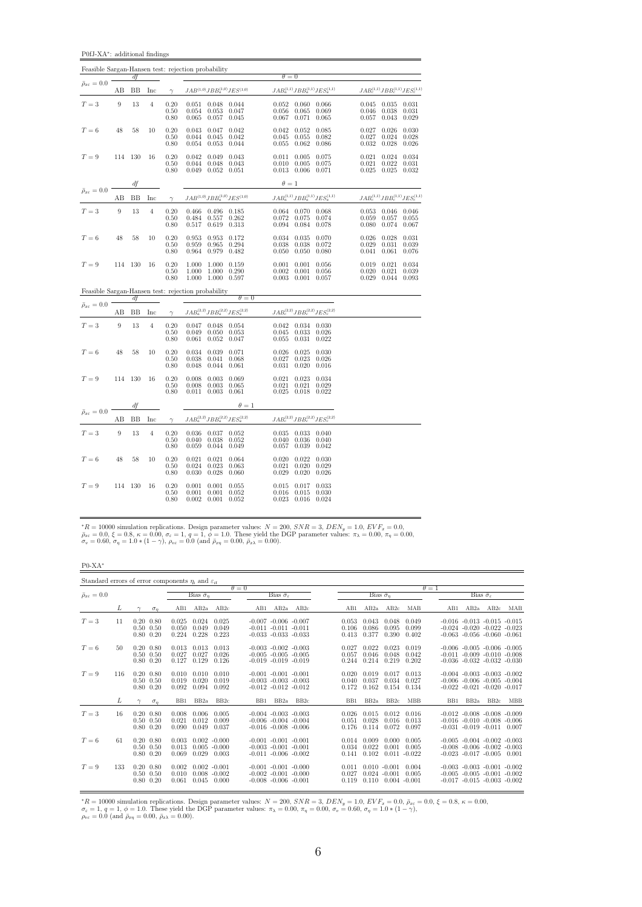P0fJ-XA*: additional findings

Feasible Sargan-Hansen test: rejection probability

| $\bar{\rho}_{x\varepsilon}=0.0$ | df | | | | $\theta=0$ | | | | | | | | |
|---|---|---|---|---|---|---|---|---|---|---|---|---|---|
| | AB | BB | Inc | $\gamma$ | $JAB^{(1,0)}$ | $JBB_a^{(1,0)}$ | $JES^{(1,0)}$ | $JAB_a^{(1,1)}$ | $JBB_a^{(1,1)}$ | $JES_a^{(1,1)}$ | $JAB_c^{(1,1)}$ | $JBB_c^{(1,1)}$ | $JES_c^{(1,1)}$ |
| $T=3$ | 9 | 13 | 4 | 0.20 | 0.051 | 0.048 | 0.044 | 0.052 | 0.060 | 0.066 | 0.045 | 0.035 | 0.031 |
| | | | | 0.50 | 0.054 | 0.053 | 0.047 | 0.056 | 0.065 | 0.069 | 0.046 | 0.038 | 0.031 |
| | | | | 0.80 | 0.065 | 0.057 | 0.045 | 0.067 | 0.071 | 0.065 | 0.057 | 0.043 | 0.029 |
| $T=6$ | 48 | 58 | 10 | 0.20 | 0.043 | 0.047 | 0.042 | 0.042 | 0.052 | 0.085 | 0.027 | 0.026 | 0.030 |
| | | | | 0.50 | 0.044 | 0.045 | 0.042 | 0.045 | 0.055 | 0.082 | 0.027 | 0.024 | 0.028 |
| | | | | 0.80 | 0.054 | 0.053 | 0.044 | 0.055 | 0.062 | 0.086 | 0.032 | 0.028 | 0.026 |
| $T=9$ | 114 | 130 | 16 | 0.20 | 0.042 | 0.049 | 0.043 | 0.011 | 0.005 | 0.075 | 0.021 | 0.024 | 0.034 |
| | | | | 0.50 | 0.044 | 0.048 | 0.043 | 0.010 | 0.005 | 0.075 | 0.021 | 0.022 | 0.031 |
| | | | | 0.80 | 0.049 | 0.052 | 0.051 | 0.013 | 0.006 | 0.071 | 0.025 | 0.025 | 0.032 |

| $\bar{\rho}_{x\varepsilon}=0.0$ | df | | | | $\theta=1$ | | | | | | | | |
|---|---|---|---|---|---|---|---|---|---|---|---|---|---|
| | AB | BB | Inc | $\gamma$ | $JAB^{(1,0)}$ | $JBB_a^{(1,0)}$ | $JES^{(1,0)}$ | $JAB_a^{(1,1)}$ | $JBB_a^{(1,1)}$ | $JES_a^{(1,1)}$ | $JAB_c^{(1,1)}$ | $JBB_c^{(1,1)}$ | $JES_c^{(1,1)}$ |
| $T=3$ | 9 | 13 | 4 | 0.20 | 0.466 | 0.496 | 0.185 | 0.064 | 0.070 | 0.068 | 0.053 | 0.046 | 0.046 |
| | | | | 0.50 | 0.484 | 0.557 | 0.262 | 0.072 | 0.075 | 0.074 | 0.059 | 0.057 | 0.055 |
| | | | | 0.80 | 0.517 | 0.619 | 0.313 | 0.094 | 0.084 | 0.078 | 0.080 | 0.074 | 0.067 |
| $T=6$ | 48 | 58 | 10 | 0.20 | 0.953 | 0.953 | 0.172 | 0.034 | 0.035 | 0.070 | 0.026 | 0.028 | 0.031 |
| | | | | 0.50 | 0.959 | 0.965 | 0.294 | 0.038 | 0.038 | 0.072 | 0.029 | 0.031 | 0.039 |
| | | | | 0.80 | 0.964 | 0.979 | 0.482 | 0.050 | 0.050 | 0.080 | 0.041 | 0.061 | 0.076 |
| $T=9$ | 114 | 130 | 16 | 0.20 | 1.000 | 1.000 | 0.159 | 0.001 | 0.001 | 0.056 | 0.019 | 0.021 | 0.034 |
| | | | | 0.50 | 1.000 | 1.000 | 0.290 | 0.002 | 0.001 | 0.056 | 0.020 | 0.021 | 0.039 |
| | | | | 0.80 | 1.000 | 1.000 | 0.597 | 0.003 | 0.001 | 0.057 | 0.029 | 0.044 | 0.093 |

Feasible Sargan-Hansen test: rejection probability

| $\bar{\rho}_{x\varepsilon}=0.0$ | df | | | | $\theta=0$ | | | | | |
|---|---|---|---|---|---|---|---|---|---|---|
| | AB | BB | Inc | $\gamma$ | $JAB_a^{(2,2)}$ | $JBB_a^{(2,2)}$ | $JES_a^{(2,2)}$ | $JAB_c^{(2,2)}$ | $JBB_c^{(2,2)}$ | $JES_c^{(2,2)}$ |
| $T=3$ | 9 | 13 | 4 | 0.20 | 0.047 | 0.048 | 0.054 | 0.042 | 0.034 | 0.030 |
| | | | | 0.50 | 0.049 | 0.050 | 0.053 | 0.045 | 0.033 | 0.026 |
| | | | | 0.80 | 0.061 | 0.052 | 0.047 | 0.055 | 0.031 | 0.022 |
| $T=6$ | 48 | 58 | 10 | 0.20 | 0.034 | 0.039 | 0.071 | 0.026 | 0.025 | 0.030 |
| | | | | 0.50 | 0.038 | 0.041 | 0.068 | 0.027 | 0.023 | 0.026 |
| | | | | 0.80 | 0.048 | 0.044 | 0.061 | 0.031 | 0.020 | 0.016 |
| $T=9$ | 114 | 130 | 16 | 0.20 | 0.008 | 0.003 | 0.069 | 0.021 | 0.023 | 0.034 |
| | | | | 0.50 | 0.008 | 0.003 | 0.065 | 0.021 | 0.021 | 0.029 |
| | | | | 0.80 | 0.011 | 0.003 | 0.061 | 0.025 | 0.018 | 0.022 |

| $\bar{\rho}_{x\varepsilon}=0.0$ | df | | | | $\theta=1$ | | | | | |
|---|---|---|---|---|---|---|---|---|---|---|
| | AB | BB | Inc | $\gamma$ | $JAB_a^{(2,2)}$ | $JBB_a^{(2,2)}$ | $JES_a^{(2,2)}$ | $JAB_c^{(2,2)}$ | $JBB_c^{(2,2)}$ | $JES_c^{(2,2)}$ |
| $T=3$ | 9 | 13 | 4 | 0.20 | 0.036 | 0.037 | 0.052 | 0.035 | 0.033 | 0.040 |
| | | | | 0.50 | 0.040 | 0.038 | 0.052 | 0.040 | 0.036 | 0.040 |
| | | | | 0.80 | 0.059 | 0.044 | 0.049 | 0.057 | 0.039 | 0.042 |
| $T=6$ | 48 | 58 | 10 | 0.20 | 0.021 | 0.021 | 0.064 | 0.020 | 0.022 | 0.030 |
| | | | | 0.50 | 0.024 | 0.023 | 0.063 | 0.021 | 0.020 | 0.029 |
| | | | | 0.80 | 0.030 | 0.028 | 0.060 | 0.029 | 0.020 | 0.026 |
| $T=9$ | 114 | 130 | 16 | 0.20 | 0.001 | 0.001 | 0.055 | 0.015 | 0.017 | 0.033 |
| | | | | 0.50 | 0.001 | 0.001 | 0.052 | 0.016 | 0.015 | 0.030 |
| | | | | 0.80 | 0.002 | 0.001 | 0.052 | 0.023 | 0.016 | 0.024 |

*$R=10000$ simulation replications. Design parameter values: $N=200$, $SNR=3$, $DEN_y=1.0$, $EVF_x=0.0$, $\bar{\rho}_{x\varepsilon}=0.0$, $\xi=0.8$, $\kappa=0.00$, $\sigma_\varepsilon=1$, $q=1$, $\phi=1.0$. These yield the DGP parameter values: $\pi_\lambda=0.00$, $\pi_\eta=0.00$, $\sigma_v=0.60$, $\sigma_\eta=1.0*(1-\gamma)$, $\rho_{v\varepsilon}=0.0$ (and $\bar{\rho}_{x\eta}=0.00$, $\bar{\rho}_{x\lambda}=0.00$).

P0-XA*

Standard errors of error components $\eta_i$ and $\varepsilon_{it}$

| $\bar{\rho}_{x\varepsilon}=0.0$ | | | | $\theta=0$ | | | | | | $\theta=1$ | | | | | | | |
|---|---|---|---|---|---|---|---|---|---|---|---|---|---|---|---|---|---|
| | | | | Bias $\hat{\sigma}_\eta$ | | | Bias $\hat{\sigma}_\varepsilon$ | | | Bias $\hat{\sigma}_\eta$ | | | | Bias $\hat{\sigma}_\varepsilon$ | | | |
| | $L$ | $\gamma$ | $\sigma_\eta$ | AB1 | AB2a | AB2c | AB1 | AB2a | AB2c | AB1 | AB2a | AB2c | MAB | AB1 | AB2a | AB2c | MAB |
| $T=3$ | 11 | 0.20 | 0.80 | 0.025 | 0.024 | 0.025 | -0.007 | -0.006 | -0.007 | 0.053 | 0.043 | 0.048 | 0.049 | -0.016 | -0.013 | -0.015 | -0.015 |
| | | 0.50 | 0.50 | 0.050 | 0.049 | 0.049 | -0.011 | -0.011 | -0.011 | 0.106 | 0.086 | 0.095 | 0.099 | -0.024 | -0.020 | -0.022 | -0.023 |
| | | 0.80 | 0.20 | 0.224 | 0.228 | 0.223 | -0.033 | -0.033 | -0.033 | 0.413 | 0.377 | 0.390 | 0.402 | -0.063 | -0.056 | -0.060 | -0.061 |
| $T=6$ | 50 | 0.20 | 0.80 | 0.013 | 0.013 | 0.013 | -0.003 | -0.002 | -0.003 | 0.027 | 0.022 | 0.023 | 0.019 | -0.006 | -0.005 | -0.006 | -0.005 |
| | | 0.50 | 0.50 | 0.027 | 0.027 | 0.026 | -0.005 | -0.005 | -0.005 | 0.057 | 0.046 | 0.048 | 0.042 | -0.011 | -0.009 | -0.010 | -0.008 |
| | | 0.80 | 0.20 | 0.127 | 0.129 | 0.126 | -0.019 | -0.019 | -0.019 | 0.244 | 0.214 | 0.219 | 0.202 | -0.036 | -0.032 | -0.032 | -0.030 |
| $T=9$ | 116 | 0.20 | 0.80 | 0.010 | 0.010 | 0.010 | -0.001 | -0.001 | -0.001 | 0.020 | 0.019 | 0.017 | 0.013 | -0.004 | -0.003 | -0.003 | -0.002 |
| | | 0.50 | 0.50 | 0.019 | 0.020 | 0.019 | -0.003 | -0.003 | -0.003 | 0.040 | 0.037 | 0.034 | 0.027 | -0.006 | -0.006 | -0.005 | -0.004 |
| | | 0.80 | 0.20 | 0.092 | 0.094 | 0.092 | -0.012 | -0.012 | -0.012 | 0.172 | 0.162 | 0.154 | 0.134 | -0.022 | -0.021 | -0.020 | -0.017 |
| | $L$ | $\gamma$ | $\sigma_\eta$ | BB1 | BB2a | BB2c | BB1 | BB2a | BB2c | BB1 | BB2a | BB2c | MBB | BB1 | BB2a | BB2c | MBB |
| $T=3$ | 16 | 0.20 | 0.80 | 0.008 | 0.006 | 0.005 | -0.004 | -0.003 | -0.003 | 0.026 | 0.015 | 0.012 | 0.016 | -0.012 | -0.008 | -0.008 | -0.009 |
| | | 0.50 | 0.50 | 0.021 | 0.012 | 0.009 | -0.006 | -0.004 | -0.004 | 0.051 | 0.028 | 0.016 | 0.013 | -0.016 | -0.010 | -0.008 | -0.006 |
| | | 0.80 | 0.20 | 0.090 | 0.049 | 0.037 | -0.016 | -0.008 | -0.006 | 0.176 | 0.114 | 0.072 | 0.097 | -0.031 | -0.019 | -0.011 | 0.007 |
| $T=6$ | 61 | 0.20 | 0.80 | 0.003 | 0.002 | -0.000 | -0.001 | -0.001 | -0.001 | 0.014 | 0.009 | 0.000 | 0.005 | -0.005 | -0.004 | -0.002 | -0.003 |
| | | 0.50 | 0.50 | 0.013 | 0.005 | -0.000 | -0.003 | -0.001 | -0.001 | 0.034 | 0.022 | 0.001 | 0.005 | -0.008 | -0.006 | -0.002 | -0.003 |
| | | 0.80 | 0.20 | 0.069 | 0.029 | 0.003 | -0.011 | -0.006 | -0.002 | 0.141 | 0.102 | 0.011 | -0.022 | -0.023 | -0.017 | -0.005 | 0.001 |
| $T=9$ | 133 | 0.20 | 0.80 | 0.002 | 0.002 | -0.001 | -0.001 | -0.001 | -0.000 | 0.011 | 0.010 | -0.001 | 0.004 | -0.003 | -0.003 | -0.001 | -0.002 |
| | | 0.50 | 0.50 | 0.010 | 0.008 | -0.002 | -0.002 | -0.001 | -0.000 | 0.027 | 0.024 | -0.001 | 0.005 | -0.005 | -0.005 | -0.001 | -0.002 |
| | | 0.80 | 0.20 | 0.061 | 0.045 | 0.000 | -0.008 | -0.006 | -0.001 | 0.119 | 0.110 | 0.004 | -0.001 | -0.017 | -0.015 | -0.003 | -0.002 |

*$R=10000$ simulation replications. Design parameter values: $N=200$, $SNR=3$, $DEN_y=1.0$, $EVF_x=0.0$, $\bar{\rho}_{x\varepsilon}=0.0$, $\xi=0.8$, $\kappa=0.00$, $\sigma_\varepsilon=1$, $q=1$, $\phi=1.0$. These yield the DGP parameter values: $\pi_\lambda=0.00$, $\pi_\eta=0.00$, $\sigma_v=0.60$, $\sigma_\eta=1.0*(1-\gamma)$, $\rho_{v\varepsilon}=0.0$ (and $\bar{\rho}_{x\eta}=0.00$, $\bar{\rho}_{x\lambda}=0.00$).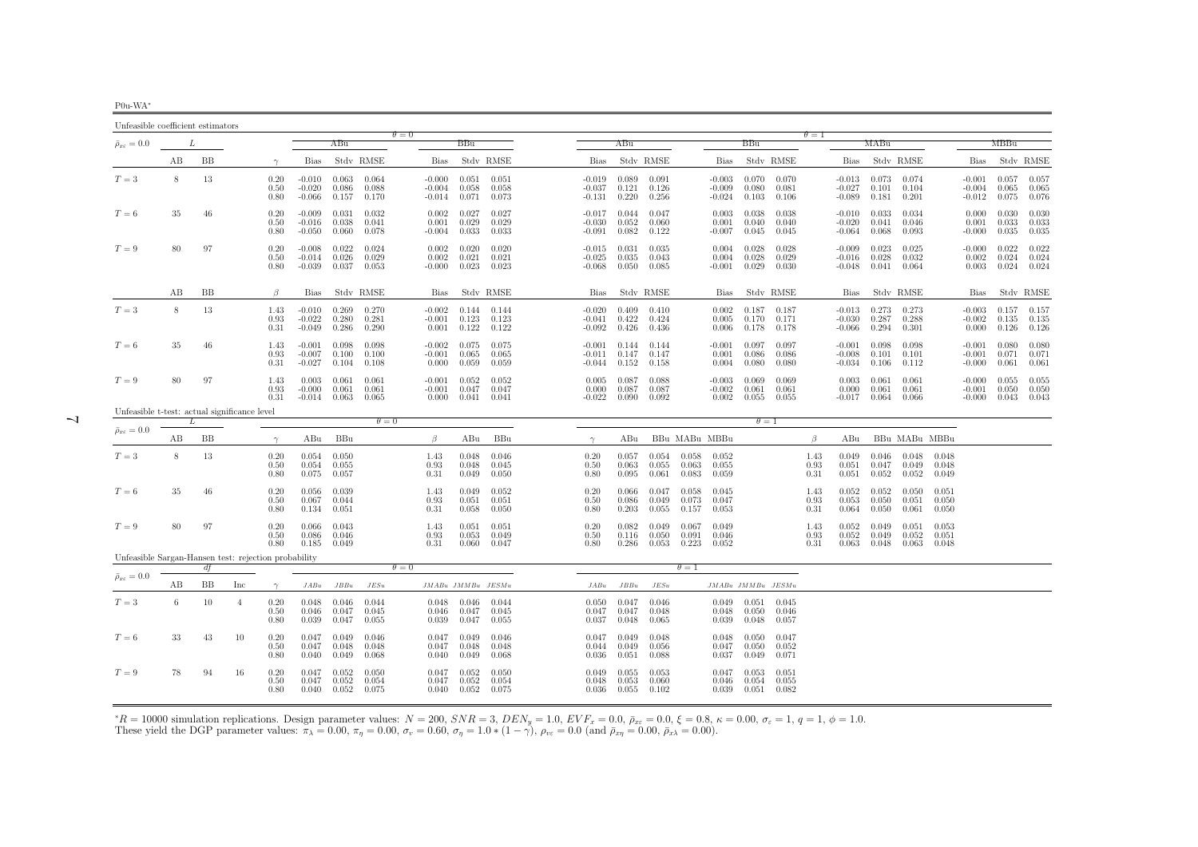P0u-WA*

Unfeasible coefficient estimators

| $\bar{\rho}_{x\varepsilon}=0.0$ | L | | | θ = 0 | ABu | | | BBu | | | θ = 1 | ABu | | | BBu | | | MABu | | | MBBu | | |
|---|---|---|---|---|---|---|---|---|---|---|---|---|---|---|---|---|---|---|---|---|---|---|---|
| | AB | BB | | $\gamma$ | Bias | Stdv | RMSE | Bias | Stdv | RMSE | | Bias | Stdv | RMSE | Bias | Stdv | RMSE | Bias | Stdv | RMSE | Bias | Stdv | RMSE |
| $T=3$ | 8 | 13 | | 0.20 | -0.010 | 0.063 | 0.064 | -0.000 | 0.051 | 0.051 | | -0.019 | 0.089 | 0.091 | -0.003 | 0.070 | 0.070 | -0.013 | 0.073 | 0.074 | -0.001 | 0.057 | 0.057 |
| | | | | 0.50 | -0.020 | 0.086 | 0.088 | -0.004 | 0.058 | 0.058 | | -0.037 | 0.121 | 0.126 | -0.009 | 0.080 | 0.081 | -0.027 | 0.101 | 0.104 | -0.004 | 0.065 | 0.065 |
| | | | | 0.80 | -0.066 | 0.157 | 0.170 | -0.014 | 0.071 | 0.073 | | -0.131 | 0.220 | 0.256 | -0.024 | 0.103 | 0.106 | -0.089 | 0.181 | 0.201 | -0.012 | 0.075 | 0.076 |
| $T=6$ | 35 | 46 | | 0.20 | -0.009 | 0.031 | 0.032 | 0.002 | 0.027 | 0.027 | | -0.017 | 0.044 | 0.047 | 0.003 | 0.038 | 0.038 | -0.010 | 0.033 | 0.034 | 0.000 | 0.030 | 0.030 |
| | | | | 0.50 | -0.016 | 0.038 | 0.041 | 0.001 | 0.029 | 0.029 | | -0.030 | 0.052 | 0.060 | 0.001 | 0.040 | 0.040 | -0.020 | 0.041 | 0.046 | 0.001 | 0.033 | 0.033 |
| | | | | 0.80 | -0.050 | 0.060 | 0.078 | -0.004 | 0.033 | 0.033 | | -0.091 | 0.082 | 0.122 | -0.007 | 0.045 | 0.045 | -0.064 | 0.068 | 0.093 | -0.000 | 0.035 | 0.035 |
| $T=9$ | 80 | 97 | | 0.20 | -0.008 | 0.022 | 0.024 | 0.002 | 0.020 | 0.020 | | -0.015 | 0.031 | 0.035 | 0.004 | 0.028 | 0.028 | -0.009 | 0.023 | 0.025 | -0.000 | 0.022 | 0.022 |
| | | | | 0.50 | -0.014 | 0.026 | 0.029 | 0.002 | 0.021 | 0.021 | | -0.025 | 0.035 | 0.043 | 0.004 | 0.028 | 0.029 | -0.016 | 0.028 | 0.032 | 0.002 | 0.024 | 0.024 |
| | | | | 0.80 | -0.039 | 0.037 | 0.053 | -0.000 | 0.023 | 0.023 | | -0.068 | 0.050 | 0.085 | -0.001 | 0.029 | 0.030 | -0.048 | 0.041 | 0.064 | 0.003 | 0.024 | 0.024 |
| | AB | BB | | $\beta$ | Bias | Stdv | RMSE | Bias | Stdv | RMSE | | Bias | Stdv | RMSE | Bias | Stdv | RMSE | Bias | Stdv | RMSE | Bias | Stdv | RMSE |
| $T=3$ | 8 | 13 | | 1.43 | -0.010 | 0.269 | 0.270 | -0.002 | 0.144 | 0.144 | | -0.020 | 0.409 | 0.410 | 0.002 | 0.187 | 0.187 | -0.013 | 0.273 | 0.273 | -0.003 | 0.157 | 0.157 |
| | | | | 0.93 | -0.022 | 0.280 | 0.281 | -0.001 | 0.123 | 0.123 | | -0.041 | 0.422 | 0.424 | 0.005 | 0.170 | 0.171 | -0.030 | 0.287 | 0.288 | -0.002 | 0.135 | 0.135 |
| | | | | 0.31 | -0.049 | 0.286 | 0.290 | 0.001 | 0.122 | 0.122 | | -0.092 | 0.426 | 0.436 | 0.006 | 0.178 | 0.178 | -0.066 | 0.294 | 0.301 | 0.000 | 0.126 | 0.126 |
| $T=6$ | 35 | 46 | | 1.43 | -0.001 | 0.098 | 0.098 | -0.002 | 0.075 | 0.075 | | -0.001 | 0.144 | 0.144 | -0.001 | 0.097 | 0.097 | -0.001 | 0.098 | 0.098 | -0.001 | 0.080 | 0.080 |
| | | | | 0.93 | -0.007 | 0.100 | 0.100 | -0.001 | 0.065 | 0.065 | | -0.011 | 0.147 | 0.147 | 0.001 | 0.086 | 0.086 | -0.008 | 0.101 | 0.101 | -0.001 | 0.071 | 0.071 |
| | | | | 0.31 | -0.027 | 0.104 | 0.108 | 0.000 | 0.059 | 0.059 | | -0.044 | 0.152 | 0.158 | 0.004 | 0.080 | 0.080 | -0.034 | 0.106 | 0.112 | -0.000 | 0.061 | 0.061 |
| $T=9$ | 80 | 97 | | 1.43 | 0.003 | 0.061 | 0.061 | -0.001 | 0.052 | 0.052 | | 0.005 | 0.087 | 0.088 | -0.003 | 0.069 | 0.069 | 0.003 | 0.061 | 0.061 | -0.000 | 0.055 | 0.055 |
| | | | | 0.93 | -0.000 | 0.061 | 0.061 | -0.001 | 0.047 | 0.047 | | 0.000 | 0.087 | 0.087 | -0.002 | 0.061 | 0.061 | 0.000 | 0.061 | 0.061 | -0.001 | 0.050 | 0.050 |
| | | | | 0.31 | -0.014 | 0.063 | 0.065 | 0.000 | 0.041 | 0.041 | | -0.022 | 0.090 | 0.092 | 0.002 | 0.055 | 0.055 | -0.017 | 0.064 | 0.066 | -0.000 | 0.043 | 0.043 |

Unfeasible t-test: actual significance level

| $\bar{\rho}_{x\varepsilon}=0.0$ | L | | θ = 0 | | | | | | θ = 1 | | | | | | | | | |
|---|---|---|---|---|---|---|---|---|---|---|---|---|---|---|---|---|---|---|
| | AB | BB | $\gamma$ | ABu | BBu | $\beta$ | ABu | BBu | $\gamma$ | ABu | BBu | MABu | MBBu | $\beta$ | ABu | BBu | MABu | MBBu |
| $T=3$ | 8 | 13 | 0.20 | 0.054 | 0.050 | 1.43 | 0.048 | 0.046 | 0.20 | 0.057 | 0.054 | 0.058 | 0.052 | 1.43 | 0.049 | 0.046 | 0.048 | 0.048 |
| | | | 0.50 | 0.054 | 0.055 | 0.93 | 0.048 | 0.045 | 0.50 | 0.063 | 0.055 | 0.063 | 0.055 | 0.93 | 0.051 | 0.047 | 0.049 | 0.048 |
| | | | 0.80 | 0.075 | 0.057 | 0.31 | 0.049 | 0.050 | 0.80 | 0.095 | 0.061 | 0.083 | 0.059 | 0.31 | 0.051 | 0.052 | 0.052 | 0.049 |
| $T=6$ | 35 | 46 | 0.20 | 0.056 | 0.039 | 1.43 | 0.049 | 0.052 | 0.20 | 0.066 | 0.047 | 0.058 | 0.045 | 1.43 | 0.052 | 0.052 | 0.050 | 0.051 |
| | | | 0.50 | 0.067 | 0.044 | 0.93 | 0.051 | 0.051 | 0.50 | 0.086 | 0.049 | 0.073 | 0.047 | 0.93 | 0.053 | 0.050 | 0.051 | 0.050 |
| | | | 0.80 | 0.134 | 0.051 | 0.31 | 0.058 | 0.050 | 0.80 | 0.203 | 0.055 | 0.157 | 0.053 | 0.31 | 0.064 | 0.050 | 0.061 | 0.050 |
| $T=9$ | 80 | 97 | 0.20 | 0.066 | 0.043 | 1.43 | 0.051 | 0.051 | 0.20 | 0.082 | 0.049 | 0.067 | 0.049 | 1.43 | 0.052 | 0.049 | 0.051 | 0.053 |
| | | | 0.50 | 0.086 | 0.046 | 0.93 | 0.053 | 0.049 | 0.50 | 0.116 | 0.050 | 0.091 | 0.046 | 0.93 | 0.052 | 0.049 | 0.052 | 0.051 |
| | | | 0.80 | 0.185 | 0.049 | 0.31 | 0.060 | 0.047 | 0.80 | 0.286 | 0.053 | 0.223 | 0.052 | 0.31 | 0.063 | 0.048 | 0.063 | 0.048 |

Unfeasible Sargan-Hansen test: rejection probability

| $\bar{\rho}_{x\varepsilon}=0.0$ | df | | | θ = 0 | | | | | | | θ = 1 | | | | | |
|---|---|---|---|---|---|---|---|---|---|---|---|---|---|---|---|---|
| | AB | BB | Inc | $\gamma$ | JABu | JBBu | JESu | JMABu | JMMBu | JESMu | JABu | JBBu | JESu | JMABu | JMMBu | JESMu |
| $T=3$ | 6 | 10 | 4 | 0.20 | 0.048 | 0.046 | 0.044 | 0.048 | 0.046 | 0.044 | 0.050 | 0.047 | 0.046 | 0.049 | 0.051 | 0.045 |
| | | | | 0.50 | 0.046 | 0.047 | 0.045 | 0.046 | 0.047 | 0.045 | 0.047 | 0.047 | 0.048 | 0.048 | 0.050 | 0.046 |
| | | | | 0.80 | 0.039 | 0.047 | 0.055 | 0.039 | 0.047 | 0.055 | 0.037 | 0.048 | 0.065 | 0.039 | 0.048 | 0.057 |
| $T=6$ | 33 | 43 | 10 | 0.20 | 0.047 | 0.049 | 0.046 | 0.047 | 0.049 | 0.046 | 0.047 | 0.049 | 0.048 | 0.048 | 0.050 | 0.047 |
| | | | | 0.50 | 0.047 | 0.048 | 0.048 | 0.047 | 0.048 | 0.048 | 0.044 | 0.049 | 0.056 | 0.047 | 0.050 | 0.052 |
| | | | | 0.80 | 0.040 | 0.049 | 0.068 | 0.040 | 0.049 | 0.068 | 0.036 | 0.051 | 0.088 | 0.037 | 0.049 | 0.071 |
| $T=9$ | 78 | 94 | 16 | 0.20 | 0.047 | 0.052 | 0.050 | 0.047 | 0.052 | 0.050 | 0.049 | 0.055 | 0.053 | 0.047 | 0.053 | 0.051 |
| | | | | 0.50 | 0.047 | 0.052 | 0.054 | 0.047 | 0.052 | 0.054 | 0.048 | 0.053 | 0.060 | 0.046 | 0.054 | 0.055 |
| | | | | 0.80 | 0.040 | 0.052 | 0.075 | 0.040 | 0.052 | 0.075 | 0.036 | 0.055 | 0.102 | 0.039 | 0.051 | 0.082 |

*$R = 10000$ simulation replications. Design parameter values: $N = 200$, $SNR = 3$, $DEN_y = 1.0$, $EVF_x = 0.0$, $\bar{\rho}_{x\varepsilon} = 0.0$, $\xi = 0.8$, $\kappa = 0.00$, $\sigma_\varepsilon = 1$, $q = 1$, $\phi = 1.0$.
These yield the DGP parameter values: $\pi_\lambda = 0.00$, $\pi_\eta = 0.00$, $\sigma_v = 0.60$, $\sigma_\eta = 1.0 * (1 - \gamma)$, $\rho_{v\varepsilon} = 0.0$ (and $\bar{\rho}_{x\eta} = 0.00$, $\bar{\rho}_{x\lambda} = 0.00$).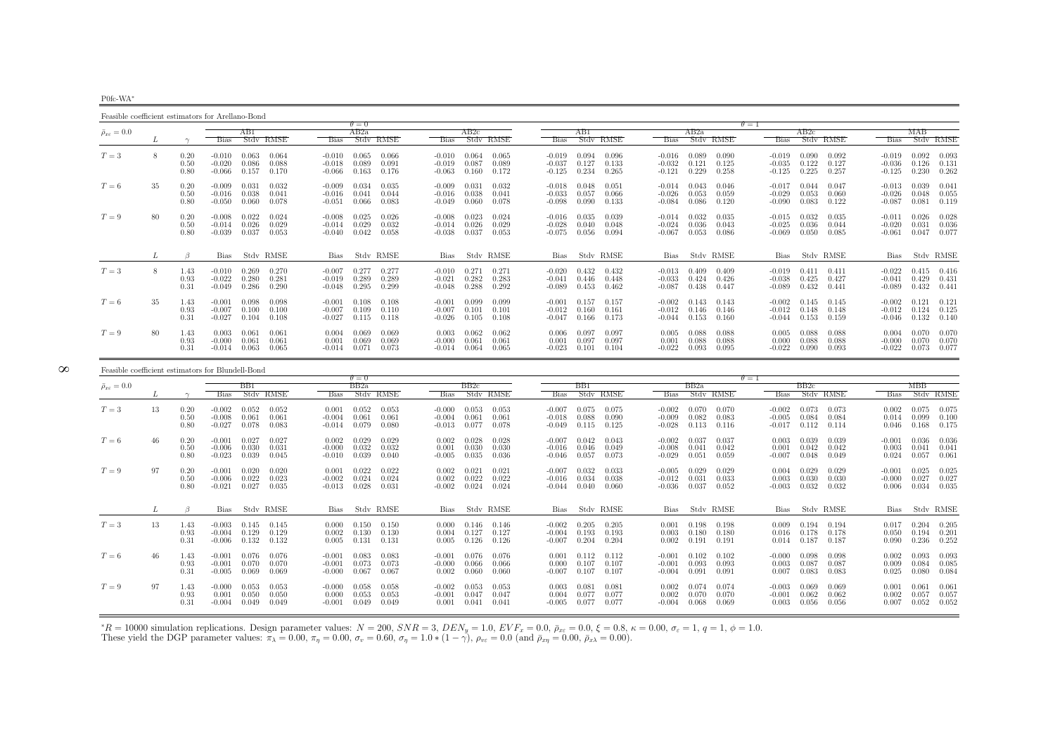P0fc-WA*

Feasible coefficient estimators for Arellano-Bond

| $\bar{\rho}_{x\varepsilon}=0.0$ | | | $\theta=0$ | | | | | | | | | $\theta=1$ | | | | | | | | | | | |
|---|---|---|---|---|---|---|---|---|---|---|---|---|---|---|---|---|---|---|---|---|---|---|---|
| | | | AB1 | | | AB2a | | | AB2c | | | AB1 | | | AB2a | | | AB2c | | | MAB | | |
| | $L$ | $\gamma$ | Bias | Stdv | RMSE | Bias | Stdv | RMSE | Bias | Stdv | RMSE | Bias | Stdv | RMSE | Bias | Stdv | RMSE | Bias | Stdv | RMSE | Bias | Stdv | RMSE |
| $T=3$ | 8 | 0.20 | -0.010 | 0.063 | 0.064 | -0.010 | 0.065 | 0.066 | -0.010 | 0.064 | 0.065 | -0.019 | 0.094 | 0.096 | -0.016 | 0.089 | 0.090 | -0.019 | 0.090 | 0.092 | -0.019 | 0.092 | 0.093 |
| | | 0.50 | -0.020 | 0.086 | 0.088 | -0.018 | 0.089 | 0.091 | -0.019 | 0.087 | 0.089 | -0.037 | 0.127 | 0.133 | -0.032 | 0.121 | 0.125 | -0.035 | 0.122 | 0.127 | -0.036 | 0.126 | 0.131 |
| | | 0.80 | -0.066 | 0.157 | 0.170 | -0.066 | 0.163 | 0.176 | -0.063 | 0.160 | 0.172 | -0.125 | 0.234 | 0.265 | -0.121 | 0.229 | 0.258 | -0.125 | 0.225 | 0.257 | -0.125 | 0.230 | 0.262 |
| $T=6$ | 35 | 0.20 | -0.009 | 0.031 | 0.032 | -0.009 | 0.034 | 0.035 | -0.009 | 0.031 | 0.032 | -0.018 | 0.048 | 0.051 | -0.014 | 0.043 | 0.046 | -0.017 | 0.044 | 0.047 | -0.013 | 0.039 | 0.041 |
| | | 0.50 | -0.016 | 0.038 | 0.041 | -0.016 | 0.041 | 0.044 | -0.016 | 0.038 | 0.041 | -0.033 | 0.057 | 0.066 | -0.026 | 0.053 | 0.059 | -0.029 | 0.053 | 0.060 | -0.026 | 0.048 | 0.055 |
| | | 0.80 | -0.050 | 0.060 | 0.078 | -0.051 | 0.066 | 0.083 | -0.049 | 0.060 | 0.078 | -0.098 | 0.090 | 0.133 | -0.084 | 0.086 | 0.120 | -0.090 | 0.083 | 0.122 | -0.087 | 0.081 | 0.119 |
| $T=9$ | 80 | 0.20 | -0.008 | 0.022 | 0.024 | -0.008 | 0.025 | 0.026 | -0.008 | 0.023 | 0.024 | -0.016 | 0.035 | 0.039 | -0.014 | 0.032 | 0.035 | -0.015 | 0.032 | 0.035 | -0.011 | 0.026 | 0.028 |
| | | 0.50 | -0.014 | 0.026 | 0.029 | -0.014 | 0.029 | 0.032 | -0.014 | 0.026 | 0.029 | -0.028 | 0.040 | 0.048 | -0.024 | 0.036 | 0.043 | -0.025 | 0.036 | 0.044 | -0.020 | 0.031 | 0.036 |
| | | 0.80 | -0.039 | 0.037 | 0.053 | -0.040 | 0.042 | 0.058 | -0.038 | 0.037 | 0.053 | -0.075 | 0.056 | 0.094 | -0.067 | 0.053 | 0.086 | -0.069 | 0.050 | 0.085 | -0.061 | 0.047 | 0.077 |
| | $L$ | $\beta$ | Bias | Stdv | RMSE | Bias | Stdv | RMSE | Bias | Stdv | RMSE | Bias | Stdv | RMSE | Bias | Stdv | RMSE | Bias | Stdv | RMSE | Bias | Stdv | RMSE |
| $T=3$ | 8 | 1.43 | -0.010 | 0.269 | 0.270 | -0.007 | 0.277 | 0.277 | -0.010 | 0.271 | 0.271 | -0.020 | 0.432 | 0.432 | -0.013 | 0.409 | 0.409 | -0.019 | 0.411 | 0.411 | -0.022 | 0.415 | 0.416 |
| | | 0.93 | -0.022 | 0.280 | 0.281 | -0.019 | 0.289 | 0.289 | -0.021 | 0.282 | 0.283 | -0.041 | 0.446 | 0.448 | -0.033 | 0.424 | 0.426 | -0.038 | 0.425 | 0.427 | -0.041 | 0.429 | 0.431 |
| | | 0.31 | -0.049 | 0.286 | 0.290 | -0.048 | 0.295 | 0.299 | -0.048 | 0.288 | 0.292 | -0.089 | 0.453 | 0.462 | -0.087 | 0.438 | 0.447 | -0.089 | 0.432 | 0.441 | -0.089 | 0.432 | 0.441 |
| $T=6$ | 35 | 1.43 | -0.001 | 0.098 | 0.098 | -0.001 | 0.108 | 0.108 | -0.001 | 0.099 | 0.099 | -0.001 | 0.157 | 0.157 | -0.002 | 0.143 | 0.143 | -0.002 | 0.145 | 0.145 | -0.002 | 0.121 | 0.121 |
| | | 0.93 | -0.007 | 0.100 | 0.100 | -0.007 | 0.109 | 0.110 | -0.007 | 0.101 | 0.101 | -0.012 | 0.160 | 0.161 | -0.012 | 0.146 | 0.146 | -0.012 | 0.148 | 0.148 | -0.012 | 0.124 | 0.125 |
| | | 0.31 | -0.027 | 0.104 | 0.108 | -0.027 | 0.115 | 0.118 | -0.026 | 0.105 | 0.108 | -0.047 | 0.166 | 0.173 | -0.044 | 0.153 | 0.160 | -0.044 | 0.153 | 0.159 | -0.046 | 0.132 | 0.140 |
| $T=9$ | 80 | 1.43 | 0.003 | 0.061 | 0.061 | 0.004 | 0.069 | 0.069 | 0.003 | 0.062 | 0.062 | 0.006 | 0.097 | 0.097 | 0.005 | 0.088 | 0.088 | 0.005 | 0.088 | 0.088 | 0.004 | 0.070 | 0.070 |
| | | 0.93 | -0.000 | 0.061 | 0.061 | 0.001 | 0.069 | 0.069 | -0.000 | 0.061 | 0.061 | 0.001 | 0.097 | 0.097 | 0.001 | 0.088 | 0.088 | 0.000 | 0.088 | 0.088 | -0.000 | 0.070 | 0.070 |
| | | 0.31 | -0.014 | 0.063 | 0.065 | -0.014 | 0.071 | 0.073 | -0.014 | 0.064 | 0.065 | -0.023 | 0.101 | 0.104 | -0.022 | 0.093 | 0.095 | -0.022 | 0.090 | 0.093 | -0.022 | 0.073 | 0.077 |

Feasible coefficient estimators for Blundell-Bond

| $\bar{\rho}_{x\varepsilon}=0.0$ | | | $\theta=0$ | | | | | | | | | $\theta=1$ | | | | | | | | | | | |
|---|---|---|---|---|---|---|---|---|---|---|---|---|---|---|---|---|---|---|---|---|---|---|---|
| | | | BB1 | | | BB2a | | | BB2c | | | BB1 | | | BB2a | | | BB2c | | | MBB | | |
| | $L$ | $\gamma$ | Bias | Stdv | RMSE | Bias | Stdv | RMSE | Bias | Stdv | RMSE | Bias | Stdv | RMSE | Bias | Stdv | RMSE | Bias | Stdv | RMSE | Bias | Stdv | RMSE |
| $T=3$ | 13 | 0.20 | -0.002 | 0.052 | 0.052 | 0.001 | 0.052 | 0.053 | -0.000 | 0.053 | 0.053 | -0.007 | 0.075 | 0.075 | -0.002 | 0.070 | 0.070 | -0.002 | 0.073 | 0.073 | 0.002 | 0.075 | 0.075 |
| | | 0.50 | -0.008 | 0.061 | 0.061 | -0.004 | 0.061 | 0.061 | -0.004 | 0.061 | 0.061 | -0.018 | 0.088 | 0.090 | -0.009 | 0.082 | 0.083 | -0.005 | 0.084 | 0.084 | 0.014 | 0.099 | 0.100 |
| | | 0.80 | -0.027 | 0.078 | 0.083 | -0.014 | 0.079 | 0.080 | -0.013 | 0.077 | 0.078 | -0.049 | 0.115 | 0.125 | -0.028 | 0.113 | 0.116 | -0.017 | 0.112 | 0.114 | 0.046 | 0.168 | 0.175 |
| $T=6$ | 46 | 0.20 | -0.001 | 0.027 | 0.027 | 0.002 | 0.029 | 0.029 | 0.002 | 0.028 | 0.028 | -0.007 | 0.042 | 0.043 | -0.002 | 0.037 | 0.037 | 0.003 | 0.039 | 0.039 | -0.001 | 0.036 | 0.036 |
| | | 0.50 | -0.006 | 0.030 | 0.031 | -0.000 | 0.032 | 0.032 | 0.001 | 0.030 | 0.030 | -0.016 | 0.046 | 0.049 | -0.008 | 0.041 | 0.042 | 0.001 | 0.042 | 0.042 | 0.003 | 0.041 | 0.041 |
| | | 0.80 | -0.023 | 0.039 | 0.045 | -0.010 | 0.039 | 0.040 | -0.005 | 0.035 | 0.036 | -0.046 | 0.057 | 0.073 | -0.029 | 0.051 | 0.059 | -0.007 | 0.048 | 0.049 | 0.024 | 0.057 | 0.061 |
| $T=9$ | 97 | 0.20 | -0.001 | 0.020 | 0.020 | 0.001 | 0.022 | 0.022 | 0.002 | 0.021 | 0.021 | -0.007 | 0.032 | 0.033 | -0.005 | 0.029 | 0.029 | 0.004 | 0.029 | 0.029 | -0.001 | 0.025 | 0.025 |
| | | 0.50 | -0.006 | 0.022 | 0.023 | -0.002 | 0.024 | 0.024 | 0.002 | 0.022 | 0.022 | -0.016 | 0.034 | 0.038 | -0.012 | 0.031 | 0.033 | 0.003 | 0.030 | 0.030 | -0.000 | 0.027 | 0.027 |
| | | 0.80 | -0.021 | 0.027 | 0.035 | -0.013 | 0.028 | 0.031 | -0.002 | 0.024 | 0.024 | -0.044 | 0.040 | 0.060 | -0.036 | 0.037 | 0.052 | -0.003 | 0.032 | 0.032 | 0.006 | 0.034 | 0.035 |
| | $L$ | $\beta$ | Bias | Stdv | RMSE | Bias | Stdv | RMSE | Bias | Stdv | RMSE | Bias | Stdv | RMSE | Bias | Stdv | RMSE | Bias | Stdv | RMSE | Bias | Stdv | RMSE |
| $T=3$ | 13 | 1.43 | -0.003 | 0.145 | 0.145 | 0.000 | 0.150 | 0.150 | 0.000 | 0.146 | 0.146 | -0.002 | 0.205 | 0.205 | 0.001 | 0.198 | 0.198 | 0.009 | 0.194 | 0.194 | 0.017 | 0.204 | 0.205 |
| | | 0.93 | -0.004 | 0.129 | 0.129 | 0.002 | 0.130 | 0.130 | 0.004 | 0.127 | 0.127 | -0.004 | 0.193 | 0.193 | 0.003 | 0.180 | 0.180 | 0.016 | 0.178 | 0.178 | 0.050 | 0.194 | 0.201 |
| | | 0.31 | -0.006 | 0.132 | 0.132 | 0.005 | 0.131 | 0.131 | 0.005 | 0.126 | 0.126 | -0.007 | 0.204 | 0.204 | 0.002 | 0.191 | 0.191 | 0.014 | 0.187 | 0.187 | 0.090 | 0.236 | 0.252 |
| $T=6$ | 46 | 1.43 | -0.001 | 0.076 | 0.076 | -0.001 | 0.083 | 0.083 | -0.001 | 0.076 | 0.076 | 0.001 | 0.112 | 0.112 | -0.001 | 0.102 | 0.102 | -0.000 | 0.098 | 0.098 | 0.002 | 0.093 | 0.093 |
| | | 0.93 | -0.001 | 0.070 | 0.070 | -0.001 | 0.073 | 0.073 | -0.000 | 0.066 | 0.066 | 0.000 | 0.107 | 0.107 | -0.001 | 0.093 | 0.093 | 0.003 | 0.087 | 0.087 | 0.009 | 0.084 | 0.085 |
| | | 0.31 | -0.005 | 0.069 | 0.069 | -0.000 | 0.067 | 0.067 | 0.002 | 0.060 | 0.060 | -0.007 | 0.107 | 0.107 | -0.004 | 0.091 | 0.091 | 0.007 | 0.083 | 0.083 | 0.025 | 0.080 | 0.084 |
| $T=9$ | 97 | 1.43 | -0.000 | 0.053 | 0.053 | -0.000 | 0.058 | 0.058 | -0.002 | 0.053 | 0.053 | 0.003 | 0.081 | 0.081 | 0.002 | 0.074 | 0.074 | -0.003 | 0.069 | 0.069 | 0.001 | 0.061 | 0.061 |
| | | 0.93 | 0.001 | 0.050 | 0.050 | 0.000 | 0.053 | 0.053 | -0.001 | 0.047 | 0.047 | 0.004 | 0.077 | 0.077 | 0.002 | 0.070 | 0.070 | -0.001 | 0.062 | 0.062 | 0.002 | 0.057 | 0.057 |
| | | 0.31 | -0.004 | 0.049 | 0.049 | -0.001 | 0.049 | 0.049 | 0.001 | 0.041 | 0.041 | -0.005 | 0.077 | 0.077 | -0.004 | 0.068 | 0.069 | 0.003 | 0.056 | 0.056 | 0.007 | 0.052 | 0.052 |

*$R = 10000$ simulation replications. Design parameter values: $N = 200$, $SNR = 3$, $DEN_y = 1.0$, $EVF_x = 0.0$, $\bar{\rho}_{x\varepsilon} = 0.0$, $\xi = 0.8$, $\kappa = 0.00$, $\sigma_\varepsilon = 1$, $q = 1$, $\phi = 1.0$.
These yield the DGP parameter values: $\pi_\lambda = 0.00$, $\pi_\eta = 0.00$, $\sigma_v = 0.60$, $\sigma_\eta = 1.0*(1-\gamma)$, $\rho_{v\varepsilon} = 0.0$ (and $\bar{\rho}_{x\eta} = 0.00$, $\bar{\rho}_{x\lambda} = 0.00$).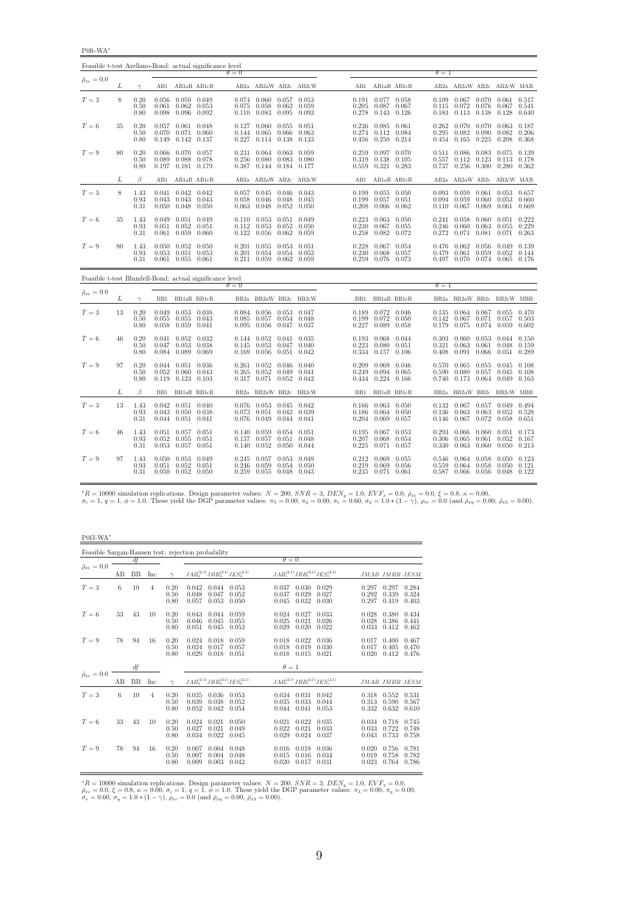P0ft-WA*

Feasible t-test Arellano-Bond: actual significance level

| $\bar{\rho}_{x\varepsilon}=0.0$ | $L$ | $\gamma$ | AB1 | AB1aR | AB1cR | AB2a | AB2aW | AB2c | AB2cW | AB1 | AB1aR | AB1cR | AB2a | AB2aW | AB2c | AB2cW | MAB |
|---|---|---|---|---|---|---|---|---|---|---|---|---|---|---|---|---|---|
| | | | $\theta=0$ | | | | | | | $\theta=1$ | | | | | | | |
| $T=3$ | 8 | 0.20 | 0.056 | 0.059 | 0.049 | 0.074 | 0.060 | 0.057 | 0.053 | 0.191 | 0.077 | 0.058 | 0.109 | 0.067 | 0.070 | 0.061 | 0.517 |
| | | 0.50 | 0.061 | 0.062 | 0.053 | 0.075 | 0.058 | 0.062 | 0.059 | 0.205 | 0.087 | 0.067 | 0.115 | 0.072 | 0.076 | 0.067 | 0.541 |
| | | 0.80 | 0.098 | 0.096 | 0.092 | 0.110 | 0.083 | 0.095 | 0.093 | 0.278 | 0.143 | 0.126 | 0.183 | 0.113 | 0.138 | 0.128 | 0.640 |
| $T=6$ | 35 | 0.20 | 0.057 | 0.061 | 0.048 | 0.127 | 0.060 | 0.055 | 0.051 | 0.236 | 0.085 | 0.061 | 0.262 | 0.070 | 0.070 | 0.063 | 0.187 |
| | | 0.50 | 0.070 | 0.071 | 0.060 | 0.144 | 0.065 | 0.066 | 0.063 | 0.274 | 0.112 | 0.084 | 0.295 | 0.082 | 0.090 | 0.082 | 0.206 |
| | | 0.80 | 0.149 | 0.142 | 0.137 | 0.227 | 0.114 | 0.138 | 0.133 | 0.456 | 0.250 | 0.214 | 0.454 | 0.165 | 0.225 | 0.208 | 0.368 |
| $T=9$ | 80 | 0.20 | 0.066 | 0.070 | 0.057 | 0.231 | 0.064 | 0.063 | 0.059 | 0.259 | 0.097 | 0.070 | 0.511 | 0.086 | 0.083 | 0.075 | 0.139 |
| | | 0.50 | 0.089 | 0.088 | 0.078 | 0.256 | 0.080 | 0.083 | 0.080 | 0.319 | 0.138 | 0.105 | 0.557 | 0.112 | 0.123 | 0.113 | 0.178 |
| | | 0.80 | 0.197 | 0.181 | 0.179 | 0.387 | 0.144 | 0.184 | 0.177 | 0.559 | 0.321 | 0.283 | 0.737 | 0.256 | 0.300 | 0.280 | 0.362 |
| | $L$ | $\beta$ | AB1 | AB1aR | AB1cR | AB2a | AB2aW | AB2c | AB2cW | AB1 | AB1aR | AB1cR | AB2a | AB2aW | AB2c | AB2cW | MAB |
| $T=3$ | 8 | 1.43 | 0.041 | 0.042 | 0.042 | 0.057 | 0.045 | 0.046 | 0.043 | 0.199 | 0.055 | 0.050 | 0.093 | 0.059 | 0.061 | 0.053 | 0.657 |
| | | 0.93 | 0.043 | 0.043 | 0.043 | 0.058 | 0.046 | 0.048 | 0.045 | 0.199 | 0.057 | 0.051 | 0.094 | 0.059 | 0.060 | 0.053 | 0.660 |
| | | 0.31 | 0.050 | 0.048 | 0.050 | 0.063 | 0.048 | 0.052 | 0.050 | 0.208 | 0.066 | 0.062 | 0.110 | 0.067 | 0.069 | 0.061 | 0.669 |
| $T=6$ | 35 | 1.43 | 0.049 | 0.051 | 0.049 | 0.110 | 0.053 | 0.051 | 0.049 | 0.223 | 0.063 | 0.050 | 0.241 | 0.058 | 0.060 | 0.051 | 0.222 |
| | | 0.93 | 0.051 | 0.052 | 0.051 | 0.112 | 0.053 | 0.052 | 0.050 | 0.230 | 0.067 | 0.055 | 0.246 | 0.060 | 0.063 | 0.055 | 0.229 |
| | | 0.31 | 0.061 | 0.059 | 0.060 | 0.122 | 0.056 | 0.062 | 0.059 | 0.258 | 0.082 | 0.072 | 0.272 | 0.071 | 0.081 | 0.071 | 0.263 |
| $T=9$ | 80 | 1.43 | 0.050 | 0.052 | 0.050 | 0.201 | 0.055 | 0.053 | 0.051 | 0.228 | 0.067 | 0.054 | 0.476 | 0.062 | 0.056 | 0.049 | 0.139 |
| | | 0.93 | 0.053 | 0.051 | 0.053 | 0.201 | 0.054 | 0.054 | 0.052 | 0.230 | 0.068 | 0.057 | 0.479 | 0.061 | 0.059 | 0.052 | 0.144 |
| | | 0.31 | 0.061 | 0.055 | 0.061 | 0.211 | 0.059 | 0.062 | 0.059 | 0.259 | 0.076 | 0.073 | 0.497 | 0.070 | 0.074 | 0.065 | 0.176 |

Feasible t-test Blundell-Bond: actual significance level

| $\bar{\rho}_{x\varepsilon}=0.0$ | $L$ | $\gamma$ | BB1 | BB1aR | BB1cR | BB2a | BB2aW | BB2c | BB2cW | BB1 | BB1aR | BB1cR | BB2a | BB2aW | BB2c | BB2cW | MBB |
|---|---|---|---|---|---|---|---|---|---|---|---|---|---|---|---|---|---|
| | | | $\theta=0$ | | | | | | | $\theta=1$ | | | | | | | |
| $T=3$ | 13 | 0.20 | 0.049 | 0.053 | 0.038 | 0.084 | 0.056 | 0.053 | 0.047 | 0.189 | 0.072 | 0.046 | 0.135 | 0.064 | 0.067 | 0.055 | 0.470 |
| | | 0.50 | 0.055 | 0.055 | 0.043 | 0.085 | 0.057 | 0.054 | 0.048 | 0.199 | 0.072 | 0.050 | 0.142 | 0.067 | 0.071 | 0.057 | 0.503 |
| | | 0.80 | 0.058 | 0.059 | 0.041 | 0.095 | 0.056 | 0.047 | 0.037 | 0.227 | 0.089 | 0.058 | 0.179 | 0.075 | 0.074 | 0.059 | 0.602 |
| $T=6$ | 46 | 0.20 | 0.041 | 0.052 | 0.032 | 0.144 | 0.052 | 0.041 | 0.035 | 0.193 | 0.068 | 0.044 | 0.303 | 0.060 | 0.053 | 0.044 | 0.150 |
| | | 0.50 | 0.047 | 0.053 | 0.038 | 0.145 | 0.053 | 0.047 | 0.040 | 0.223 | 0.080 | 0.051 | 0.321 | 0.063 | 0.061 | 0.048 | 0.159 |
| | | 0.80 | 0.084 | 0.089 | 0.069 | 0.169 | 0.056 | 0.051 | 0.042 | 0.334 | 0.157 | 0.106 | 0.408 | 0.091 | 0.066 | 0.051 | 0.289 |
| $T=9$ | 97 | 0.20 | 0.044 | 0.051 | 0.036 | 0.261 | 0.052 | 0.046 | 0.040 | 0.209 | 0.069 | 0.046 | 0.570 | 0.065 | 0.055 | 0.045 | 0.108 |
| | | 0.50 | 0.052 | 0.060 | 0.043 | 0.265 | 0.052 | 0.049 | 0.041 | 0.249 | 0.094 | 0.065 | 0.590 | 0.080 | 0.057 | 0.045 | 0.108 |
| | | 0.80 | 0.119 | 0.123 | 0.103 | 0.317 | 0.071 | 0.052 | 0.042 | 0.434 | 0.224 | 0.166 | 0.740 | 0.173 | 0.064 | 0.049 | 0.163 |
| | $L$ | $\beta$ | BB1 | BB1aR | BB1cR | BB2a | BB2aW | BB2c | BB2cW | BB1 | BB1aR | BB1cR | BB2a | BB2aW | BB2c | BB2cW | MBB |
| $T=3$ | 13 | 1.43 | 0.042 | 0.051 | 0.040 | 0.076 | 0.053 | 0.045 | 0.042 | 0.166 | 0.063 | 0.050 | 0.132 | 0.067 | 0.057 | 0.049 | 0.494 |
| | | 0.93 | 0.043 | 0.050 | 0.038 | 0.073 | 0.051 | 0.042 | 0.039 | 0.186 | 0.064 | 0.050 | 0.136 | 0.063 | 0.063 | 0.052 | 0.528 |
| | | 0.31 | 0.044 | 0.051 | 0.041 | 0.076 | 0.049 | 0.044 | 0.041 | 0.204 | 0.069 | 0.057 | 0.146 | 0.067 | 0.072 | 0.058 | 0.651 |
| $T=6$ | 46 | 1.43 | 0.051 | 0.057 | 0.051 | 0.140 | 0.059 | 0.054 | 0.051 | 0.195 | 0.067 | 0.053 | 0.293 | 0.066 | 0.060 | 0.051 | 0.173 |
| | | 0.93 | 0.052 | 0.055 | 0.051 | 0.137 | 0.057 | 0.051 | 0.048 | 0.207 | 0.068 | 0.054 | 0.306 | 0.065 | 0.061 | 0.052 | 0.167 |
| | | 0.31 | 0.053 | 0.057 | 0.051 | 0.140 | 0.052 | 0.050 | 0.044 | 0.225 | 0.071 | 0.057 | 0.330 | 0.063 | 0.060 | 0.050 | 0.213 |
| $T=9$ | 97 | 1.43 | 0.050 | 0.053 | 0.049 | 0.245 | 0.057 | 0.053 | 0.049 | 0.212 | 0.069 | 0.055 | 0.546 | 0.064 | 0.058 | 0.050 | 0.123 |
| | | 0.93 | 0.051 | 0.052 | 0.051 | 0.246 | 0.059 | 0.054 | 0.050 | 0.219 | 0.069 | 0.056 | 0.559 | 0.064 | 0.058 | 0.050 | 0.121 |
| | | 0.31 | 0.050 | 0.052 | 0.050 | 0.259 | 0.055 | 0.048 | 0.043 | 0.235 | 0.071 | 0.061 | 0.587 | 0.066 | 0.056 | 0.048 | 0.122 |

$^{*}R = 10000$ simulation replications. Design parameter values: $N = 200$, $SNR = 3$, $DEN_y = 1.0$, $EVF_x = 0.0$, $\bar{\rho}_{x\varepsilon} = 0.0$, $\xi = 0.8$, $\kappa = 0.00$, $\sigma_\varepsilon = 1$, $q = 1$, $\phi = 1.0$. These yield the DGP parameter values: $\pi_\lambda = 0.00$, $\pi_\eta = 0.00$, $\sigma_v = 0.60$, $\sigma_\eta = 1.0 * (1-\gamma)$, $\rho_{v\varepsilon} = 0.0$ (and $\bar{\rho}_{x\eta} = 0.00$, $\bar{\rho}_{x\lambda} = 0.00$).

P0fJ-WA*

Feasible Sargan-Hansen test: rejection probability

| $\bar{\rho}_{x\varepsilon}=0.0$ | AB | BB | Inc | $\gamma$ | $JAB_a^{(2,1)}$ | $JBB_a^{(2,1)}$ | $JES_a^{(2,1)}$ | $JAB_c^{(2,1)}$ | $JBB_c^{(2,1)}$ | $JES_c^{(2,1)}$ | JMAB | JMBB | JESM |
|---|---|---|---|---|---|---|---|---|---|---|---|---|---|
| | $df$ | | | | $\theta=0$ | | | | | | | | |
| $T=3$ | 6 | 10 | 4 | 0.20 | 0.042 | 0.044 | 0.053 | 0.037 | 0.030 | 0.029 | 0.297 | 0.297 | 0.284 |
| | | | | 0.50 | 0.048 | 0.047 | 0.052 | 0.037 | 0.029 | 0.027 | 0.292 | 0.339 | 0.324 |
| | | | | 0.80 | 0.057 | 0.053 | 0.050 | 0.045 | 0.032 | 0.030 | 0.297 | 0.419 | 0.403 |
| $T=6$ | 33 | 43 | 10 | 0.20 | 0.043 | 0.044 | 0.059 | 0.024 | 0.027 | 0.033 | 0.028 | 0.380 | 0.434 |
| | | | | 0.50 | 0.046 | 0.045 | 0.055 | 0.025 | 0.021 | 0.026 | 0.028 | 0.386 | 0.441 |
| | | | | 0.80 | 0.051 | 0.045 | 0.053 | 0.029 | 0.020 | 0.022 | 0.033 | 0.412 | 0.462 |
| $T=9$ | 78 | 94 | 16 | 0.20 | 0.024 | 0.018 | 0.059 | 0.018 | 0.022 | 0.036 | 0.017 | 0.400 | 0.467 |
| | | | | 0.50 | 0.024 | 0.017 | 0.057 | 0.018 | 0.019 | 0.030 | 0.017 | 0.405 | 0.470 |
| | | | | 0.80 | 0.029 | 0.018 | 0.051 | 0.018 | 0.015 | 0.021 | 0.020 | 0.412 | 0.476 |
| | $df$ | | | | $\theta=1$ | | | | | | | | |
| | AB | BB | Inc | $\gamma$ | $JAB_a^{(2,1)}$ | $JBB_a^{(2,1)}$ | $JES_a^{(2,1)}$ | $JAB_c^{(2,1)}$ | $JBB_c^{(2,1)}$ | $JES_c^{(2,1)}$ | JMAB | JMBB | JESM |
| $T=3$ | 6 | 10 | 4 | 0.20 | 0.035 | 0.036 | 0.053 | 0.034 | 0.031 | 0.042 | 0.318 | 0.552 | 0.531 |
| | | | | 0.50 | 0.039 | 0.038 | 0.052 | 0.035 | 0.033 | 0.044 | 0.313 | 0.590 | 0.567 |
| | | | | 0.80 | 0.052 | 0.042 | 0.054 | 0.044 | 0.041 | 0.053 | 0.332 | 0.632 | 0.610 |
| $T=6$ | 33 | 43 | 10 | 0.20 | 0.024 | 0.021 | 0.050 | 0.021 | 0.022 | 0.035 | 0.034 | 0.718 | 0.745 |
| | | | | 0.50 | 0.027 | 0.021 | 0.049 | 0.022 | 0.021 | 0.033 | 0.033 | 0.722 | 0.748 |
| | | | | 0.80 | 0.034 | 0.022 | 0.045 | 0.029 | 0.024 | 0.037 | 0.043 | 0.733 | 0.758 |
| $T=9$ | 78 | 94 | 16 | 0.20 | 0.007 | 0.004 | 0.048 | 0.016 | 0.018 | 0.036 | 0.020 | 0.756 | 0.781 |
| | | | | 0.50 | 0.007 | 0.004 | 0.048 | 0.015 | 0.016 | 0.034 | 0.019 | 0.758 | 0.782 |
| | | | | 0.80 | 0.009 | 0.003 | 0.042 | 0.020 | 0.017 | 0.031 | 0.023 | 0.764 | 0.786 |

$^{*}R = 10000$ simulation replications. Design parameter values: $N = 200$, $SNR = 3$, $DEN_y = 1.0$, $EVF_x = 0.0$, $\bar{\rho}_{x\varepsilon} = 0.0$, $\xi = 0.8$, $\kappa = 0.00$, $\sigma_\varepsilon = 1$, $q = 1$, $\phi = 1.0$. These yield the DGP parameter values: $\pi_\lambda = 0.00$, $\pi_\eta = 0.00$, $\sigma_v = 0.60$, $\sigma_\eta = 1.0 * (1-\gamma)$, $\rho_{v\varepsilon} = 0.0$ (and $\bar{\rho}_{x\eta} = 0.00$, $\bar{\rho}_{x\lambda} = 0.00$).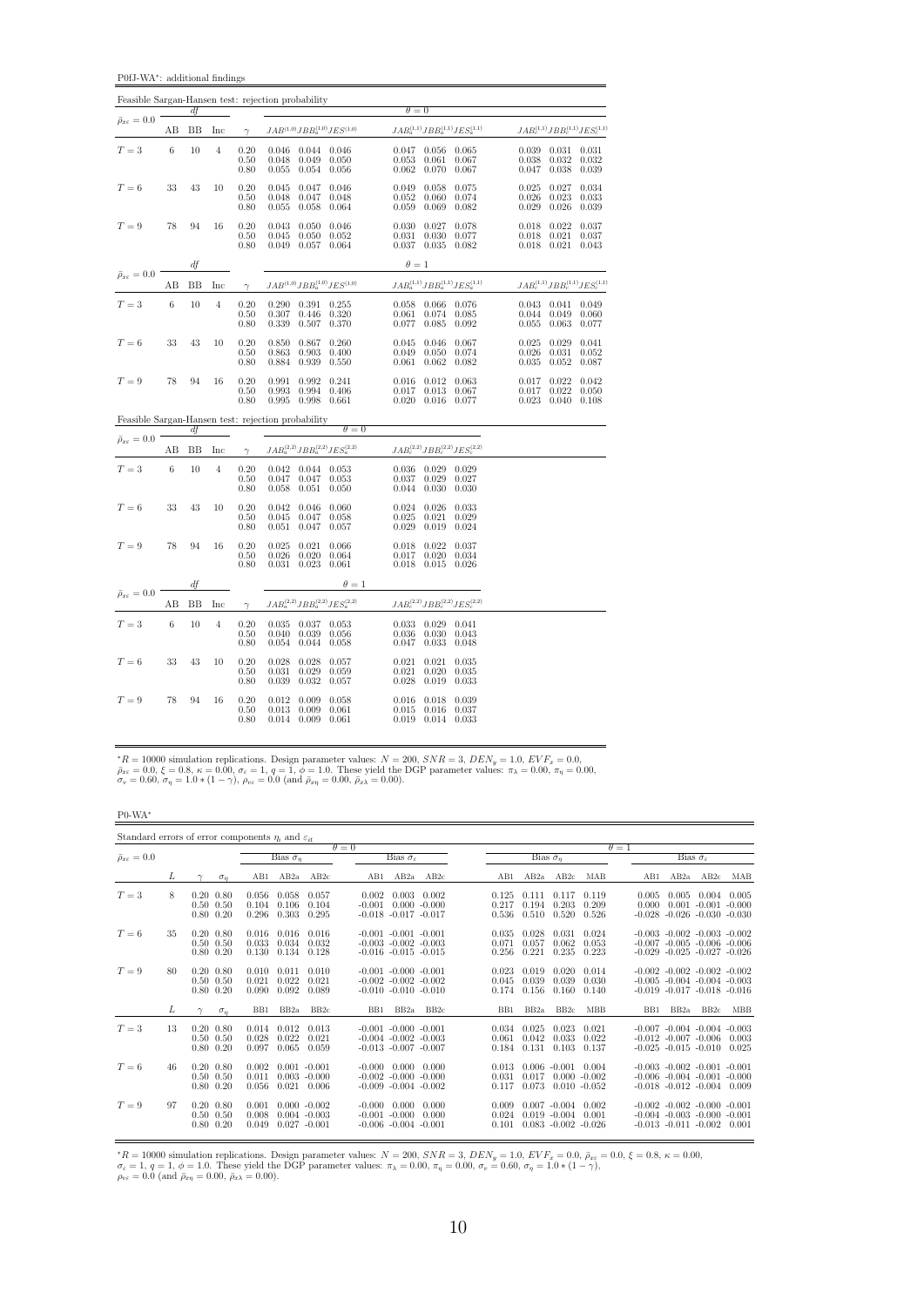P0fJ-WA*: additional findings

Feasible Sargan-Hansen test: rejection probability

| $\bar{\rho}_{x\varepsilon}=0.0$ | df | | | | $\theta=0$ | | | | | | | | |
|---|---|---|---|---|---|---|---|---|---|---|---|---|---|
| | AB | BB | Inc | $\gamma$ | $JAB^{(1,0)}$ | $JBB_a^{(1,0)}$ | $JES^{(1,0)}$ | $JAB_a^{(1,1)}$ | $JBB_a^{(1,1)}$ | $JES_a^{(1,1)}$ | $JAB_c^{(1,1)}$ | $JBB_c^{(1,1)}$ | $JES_c^{(1,1)}$ |
| $T=3$ | 6 | 10 | 4 | 0.20 | 0.046 | 0.044 | 0.046 | 0.047 | 0.056 | 0.065 | 0.039 | 0.031 | 0.031 |
| | | | | 0.50 | 0.048 | 0.049 | 0.050 | 0.053 | 0.061 | 0.067 | 0.038 | 0.032 | 0.032 |
| | | | | 0.80 | 0.055 | 0.054 | 0.056 | 0.062 | 0.070 | 0.067 | 0.047 | 0.038 | 0.039 |
| $T=6$ | 33 | 43 | 10 | 0.20 | 0.045 | 0.047 | 0.046 | 0.049 | 0.058 | 0.075 | 0.025 | 0.027 | 0.034 |
| | | | | 0.50 | 0.048 | 0.047 | 0.048 | 0.052 | 0.060 | 0.074 | 0.026 | 0.023 | 0.033 |
| | | | | 0.80 | 0.055 | 0.058 | 0.064 | 0.059 | 0.069 | 0.082 | 0.029 | 0.026 | 0.039 |
| $T=9$ | 78 | 94 | 16 | 0.20 | 0.043 | 0.050 | 0.046 | 0.030 | 0.027 | 0.078 | 0.018 | 0.022 | 0.037 |
| | | | | 0.50 | 0.045 | 0.050 | 0.052 | 0.031 | 0.030 | 0.077 | 0.018 | 0.021 | 0.037 |
| | | | | 0.80 | 0.049 | 0.057 | 0.064 | 0.037 | 0.035 | 0.082 | 0.018 | 0.021 | 0.043 |

| $\bar{\rho}_{x\varepsilon}=0.0$ | df | | | | $\theta=1$ | | | | | | | | |
|---|---|---|---|---|---|---|---|---|---|---|---|---|---|
| | AB | BB | Inc | $\gamma$ | $JAB^{(1,0)}$ | $JBB_a^{(1,0)}$ | $JES^{(1,0)}$ | $JAB_a^{(1,1)}$ | $JBB_a^{(1,1)}$ | $JES_a^{(1,1)}$ | $JAB_c^{(1,1)}$ | $JBB_c^{(1,1)}$ | $JES_c^{(1,1)}$ |
| $T=3$ | 6 | 10 | 4 | 0.20 | 0.290 | 0.391 | 0.255 | 0.058 | 0.066 | 0.076 | 0.043 | 0.041 | 0.049 |
| | | | | 0.50 | 0.307 | 0.446 | 0.320 | 0.061 | 0.074 | 0.085 | 0.044 | 0.049 | 0.060 |
| | | | | 0.80 | 0.339 | 0.507 | 0.370 | 0.077 | 0.085 | 0.092 | 0.055 | 0.063 | 0.077 |
| $T=6$ | 33 | 43 | 10 | 0.20 | 0.850 | 0.867 | 0.260 | 0.045 | 0.046 | 0.067 | 0.025 | 0.029 | 0.041 |
| | | | | 0.50 | 0.863 | 0.903 | 0.400 | 0.049 | 0.050 | 0.074 | 0.026 | 0.031 | 0.052 |
| | | | | 0.80 | 0.884 | 0.939 | 0.550 | 0.061 | 0.062 | 0.082 | 0.035 | 0.052 | 0.087 |
| $T=9$ | 78 | 94 | 16 | 0.20 | 0.991 | 0.992 | 0.241 | 0.016 | 0.012 | 0.063 | 0.017 | 0.022 | 0.042 |
| | | | | 0.50 | 0.993 | 0.994 | 0.406 | 0.017 | 0.013 | 0.067 | 0.017 | 0.022 | 0.050 |
| | | | | 0.80 | 0.995 | 0.998 | 0.661 | 0.020 | 0.016 | 0.077 | 0.023 | 0.040 | 0.108 |

Feasible Sargan-Hansen test: rejection probability

| $\bar{\rho}_{x\varepsilon}=0.0$ | df | | | | $\theta=0$ | | | | | |
|---|---|---|---|---|---|---|---|---|---|---|
| | AB | BB | Inc | $\gamma$ | $JAB_a^{(2,2)}$ | $JBB_a^{(2,2)}$ | $JES_a^{(2,2)}$ | $JAB_c^{(2,2)}$ | $JBB_c^{(2,2)}$ | $JES_c^{(2,2)}$ |
| $T=3$ | 6 | 10 | 4 | 0.20 | 0.042 | 0.044 | 0.053 | 0.036 | 0.029 | 0.029 |
| | | | | 0.50 | 0.047 | 0.047 | 0.053 | 0.037 | 0.029 | 0.027 |
| | | | | 0.80 | 0.058 | 0.051 | 0.050 | 0.044 | 0.030 | 0.030 |
| $T=6$ | 33 | 43 | 10 | 0.20 | 0.042 | 0.046 | 0.060 | 0.024 | 0.026 | 0.033 |
| | | | | 0.50 | 0.045 | 0.047 | 0.058 | 0.025 | 0.021 | 0.029 |
| | | | | 0.80 | 0.051 | 0.047 | 0.057 | 0.029 | 0.019 | 0.024 |
| $T=9$ | 78 | 94 | 16 | 0.20 | 0.025 | 0.021 | 0.066 | 0.018 | 0.022 | 0.037 |
| | | | | 0.50 | 0.026 | 0.020 | 0.064 | 0.017 | 0.020 | 0.034 |
| | | | | 0.80 | 0.031 | 0.023 | 0.061 | 0.018 | 0.015 | 0.026 |

| $\bar{\rho}_{x\varepsilon}=0.0$ | df | | | | $\theta=1$ | | | | | |
|---|---|---|---|---|---|---|---|---|---|---|
| | AB | BB | Inc | $\gamma$ | $JAB_a^{(2,2)}$ | $JBB_a^{(2,2)}$ | $JES_a^{(2,2)}$ | $JAB_c^{(2,2)}$ | $JBB_c^{(2,2)}$ | $JES_c^{(2,2)}$ |
| $T=3$ | 6 | 10 | 4 | 0.20 | 0.035 | 0.037 | 0.053 | 0.033 | 0.029 | 0.041 |
| | | | | 0.50 | 0.040 | 0.039 | 0.056 | 0.036 | 0.030 | 0.043 |
| | | | | 0.80 | 0.054 | 0.044 | 0.058 | 0.047 | 0.033 | 0.048 |
| $T=6$ | 33 | 43 | 10 | 0.20 | 0.028 | 0.028 | 0.057 | 0.021 | 0.021 | 0.035 |
| | | | | 0.50 | 0.031 | 0.029 | 0.059 | 0.021 | 0.020 | 0.035 |
| | | | | 0.80 | 0.039 | 0.032 | 0.057 | 0.028 | 0.019 | 0.033 |
| $T=9$ | 78 | 94 | 16 | 0.20 | 0.012 | 0.009 | 0.058 | 0.016 | 0.018 | 0.039 |
| | | | | 0.50 | 0.013 | 0.009 | 0.061 | 0.015 | 0.016 | 0.037 |
| | | | | 0.80 | 0.014 | 0.009 | 0.061 | 0.019 | 0.014 | 0.033 |

*$R=10000$ simulation replications. Design parameter values: $N=200$, $SNR=3$, $DEN_y=1.0$, $EVF_x=0.0$, $\bar{\rho}_{x\varepsilon}=0.0$, $\xi=0.8$, $\kappa=0.00$, $\sigma_\varepsilon=1$, $q=1$, $\phi=1.0$. These yield the DGP parameter values: $\pi_\lambda=0.00$, $\pi_\eta=0.00$, $\sigma_v=0.60$, $\sigma_\eta=1.0*(1-\gamma)$, $\rho_{v\varepsilon}=0.0$ (and $\bar{\rho}_{x\eta}=0.00$, $\bar{\rho}_{x\lambda}=0.00$).

P0-WA*

Standard errors of error components $\eta_i$ and $\varepsilon_{it}$

| $\bar{\rho}_{x\varepsilon}=0.0$ | | | | $\theta=0$ | | | | | | $\theta=1$ | | | | | | | |
|---|---|---|---|---|---|---|---|---|---|---|---|---|---|---|---|---|---|
| | | | | Bias $\hat{\sigma}_\eta$ | | | Bias $\hat{\sigma}_\varepsilon$ | | | Bias $\hat{\sigma}_\eta$ | | | | Bias $\hat{\sigma}_\varepsilon$ | | | |
| | $L$ | $\gamma$ | $\sigma_\eta$ | AB1 | AB2a | AB2c | AB1 | AB2a | AB2c | AB1 | AB2a | AB2c | MAB | AB1 | AB2a | AB2c | MAB |
| $T=3$ | 8 | 0.20 | 0.80 | 0.056 | 0.058 | 0.057 | 0.002 | 0.003 | 0.002 | 0.125 | 0.111 | 0.117 | 0.119 | 0.005 | 0.005 | 0.004 | 0.005 |
| | | 0.50 | 0.50 | 0.104 | 0.106 | 0.104 | -0.001 | 0.000 | -0.000 | 0.217 | 0.194 | 0.203 | 0.209 | 0.000 | 0.001 | -0.001 | -0.000 |
| | | 0.80 | 0.20 | 0.296 | 0.303 | 0.295 | -0.018 | -0.017 | -0.017 | 0.536 | 0.510 | 0.520 | 0.526 | -0.028 | -0.026 | -0.030 | -0.030 |
| $T=6$ | 35 | 0.20 | 0.80 | 0.016 | 0.016 | 0.016 | -0.001 | -0.001 | -0.001 | 0.035 | 0.028 | 0.031 | 0.024 | -0.003 | -0.002 | -0.003 | -0.002 |
| | | 0.50 | 0.50 | 0.033 | 0.034 | 0.032 | -0.003 | -0.002 | -0.003 | 0.071 | 0.057 | 0.062 | 0.053 | -0.007 | -0.005 | -0.006 | -0.006 |
| | | 0.80 | 0.20 | 0.130 | 0.134 | 0.128 | -0.016 | -0.015 | -0.015 | 0.256 | 0.221 | 0.235 | 0.223 | -0.029 | -0.025 | -0.027 | -0.026 |
| $T=9$ | 80 | 0.20 | 0.80 | 0.010 | 0.011 | 0.010 | -0.001 | -0.000 | -0.001 | 0.023 | 0.019 | 0.020 | 0.014 | -0.002 | -0.002 | -0.002 | -0.002 |
| | | 0.50 | 0.50 | 0.021 | 0.022 | 0.021 | -0.002 | -0.002 | -0.002 | 0.045 | 0.039 | 0.039 | 0.030 | -0.005 | -0.004 | -0.004 | -0.003 |
| | | 0.80 | 0.20 | 0.090 | 0.092 | 0.089 | -0.010 | -0.010 | -0.010 | 0.174 | 0.156 | 0.160 | 0.140 | -0.019 | -0.017 | -0.018 | -0.016 |
| | $L$ | $\gamma$ | $\sigma_\eta$ | BB1 | BB2a | BB2c | BB1 | BB2a | BB2c | BB1 | BB2a | BB2c | MBB | BB1 | BB2a | BB2c | MBB |
| $T=3$ | 13 | 0.20 | 0.80 | 0.014 | 0.012 | 0.013 | -0.001 | -0.000 | -0.001 | 0.034 | 0.025 | 0.023 | 0.021 | -0.007 | -0.004 | -0.004 | -0.003 |
| | | 0.50 | 0.50 | 0.028 | 0.022 | 0.021 | -0.004 | -0.002 | -0.003 | 0.061 | 0.042 | 0.033 | 0.022 | -0.012 | -0.007 | -0.006 | 0.003 |
| | | 0.80 | 0.20 | 0.097 | 0.065 | 0.059 | -0.013 | -0.007 | -0.007 | 0.184 | 0.131 | 0.103 | 0.137 | -0.025 | -0.015 | -0.010 | 0.025 |
| $T=6$ | 46 | 0.20 | 0.80 | 0.002 | 0.001 | -0.001 | -0.000 | 0.000 | 0.000 | 0.013 | 0.006 | -0.001 | 0.004 | -0.003 | -0.002 | -0.001 | -0.001 |
| | | 0.50 | 0.50 | 0.011 | 0.003 | -0.000 | -0.002 | -0.000 | -0.000 | 0.031 | 0.017 | 0.000 | -0.002 | -0.006 | -0.004 | -0.001 | -0.000 |
| | | 0.80 | 0.20 | 0.056 | 0.021 | 0.006 | -0.009 | -0.004 | -0.002 | 0.117 | 0.073 | 0.010 | -0.052 | -0.018 | -0.012 | -0.004 | 0.009 |
| $T=9$ | 97 | 0.20 | 0.80 | 0.001 | 0.000 | -0.002 | -0.000 | 0.000 | 0.000 | 0.009 | 0.007 | -0.004 | 0.002 | -0.002 | -0.002 | -0.000 | -0.001 |
| | | 0.50 | 0.50 | 0.008 | 0.004 | -0.003 | -0.001 | -0.000 | 0.000 | 0.024 | 0.019 | -0.004 | 0.001 | -0.004 | -0.003 | -0.000 | -0.001 |
| | | 0.80 | 0.20 | 0.049 | 0.027 | -0.001 | -0.006 | -0.004 | -0.001 | 0.101 | 0.083 | -0.002 | -0.026 | -0.013 | -0.011 | -0.002 | 0.001 |

*$R=10000$ simulation replications. Design parameter values: $N=200$, $SNR=3$, $DEN_y=1.0$, $EVF_x=0.0$, $\bar{\rho}_{x\varepsilon}=0.0$, $\xi=0.8$, $\kappa=0.00$, $\sigma_\varepsilon=1$, $q=1$, $\phi=1.0$. These yield the DGP parameter values: $\pi_\lambda=0.00$, $\pi_\eta=0.00$, $\sigma_v=0.60$, $\sigma_\eta=1.0*(1-\gamma)$, $\rho_{v\varepsilon}=0.0$ (and $\bar{\rho}_{x\eta}=0.00$, $\bar{\rho}_{x\lambda}=0.00$).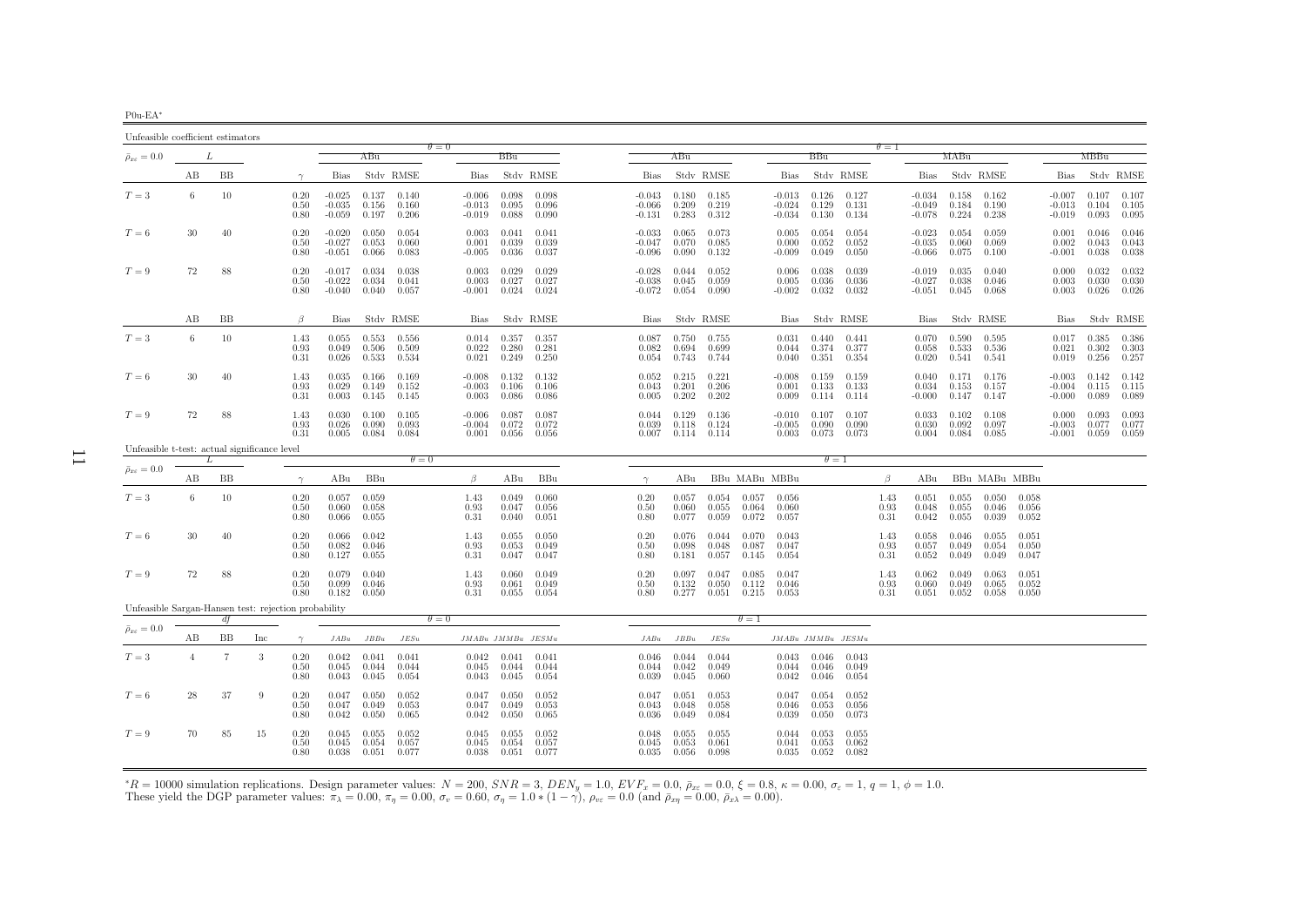P0u-EA*

Unfeasible coefficient estimators

| $\bar{\rho}_{x\varepsilon}=0.0$ | L | | | $\theta=0$ | | | | | | | $\theta=1$ | | | | | | | | | | | |
|---|---|---|---|---|---|---|---|---|---|---|---|---|---|---|---|---|---|---|---|---|---|---|
| | | | | ABu | | | BBu | | | ABu | | | BBu | | | MABu | | | MBBu | | | |
| | AB | BB | $\gamma$ | Bias | Stdv | RMSE | Bias | Stdv | RMSE | Bias | Stdv | RMSE | Bias | Stdv | RMSE | Bias | Stdv | RMSE | Bias | Stdv | RMSE | |
| $T=3$ | 6 | 10 | 0.20 | -0.025 | 0.137 | 0.140 | -0.006 | 0.098 | 0.098 | -0.043 | 0.180 | 0.185 | -0.013 | 0.126 | 0.127 | -0.034 | 0.158 | 0.162 | -0.007 | 0.107 | 0.107 | |
| | | | 0.50 | -0.035 | 0.156 | 0.160 | -0.013 | 0.095 | 0.096 | -0.066 | 0.209 | 0.219 | -0.024 | 0.129 | 0.131 | -0.049 | 0.184 | 0.190 | -0.013 | 0.104 | 0.105 | |
| | | | 0.80 | -0.059 | 0.197 | 0.206 | -0.019 | 0.088 | 0.090 | -0.131 | 0.283 | 0.312 | -0.034 | 0.130 | 0.134 | -0.078 | 0.224 | 0.238 | -0.019 | 0.093 | 0.095 | |
| $T=6$ | 30 | 40 | 0.20 | -0.020 | 0.050 | 0.054 | 0.003 | 0.041 | 0.041 | -0.033 | 0.065 | 0.073 | 0.005 | 0.054 | 0.054 | -0.023 | 0.054 | 0.059 | 0.001 | 0.046 | 0.046 | |
| | | | 0.50 | -0.027 | 0.053 | 0.060 | 0.001 | 0.039 | 0.039 | -0.047 | 0.070 | 0.085 | 0.000 | 0.052 | 0.052 | -0.035 | 0.060 | 0.069 | 0.002 | 0.043 | 0.043 | |
| | | | 0.80 | -0.051 | 0.066 | 0.083 | -0.005 | 0.036 | 0.037 | -0.096 | 0.090 | 0.132 | -0.009 | 0.049 | 0.050 | -0.066 | 0.075 | 0.100 | -0.001 | 0.038 | 0.038 | |
| $T=9$ | 72 | 88 | 0.20 | -0.017 | 0.034 | 0.038 | 0.003 | 0.029 | 0.029 | -0.028 | 0.044 | 0.052 | 0.006 | 0.038 | 0.039 | -0.019 | 0.035 | 0.040 | 0.000 | 0.032 | 0.032 | |
| | | | 0.50 | -0.022 | 0.034 | 0.041 | 0.003 | 0.027 | 0.027 | -0.038 | 0.045 | 0.059 | 0.005 | 0.036 | 0.036 | -0.027 | 0.038 | 0.046 | 0.003 | 0.030 | 0.030 | |
| | | | 0.80 | -0.040 | 0.040 | 0.057 | -0.001 | 0.024 | 0.024 | -0.072 | 0.054 | 0.090 | -0.002 | 0.032 | 0.032 | -0.051 | 0.045 | 0.068 | 0.003 | 0.026 | 0.026 | |
| | AB | BB | $\beta$ | Bias | Stdv | RMSE | Bias | Stdv | RMSE | Bias | Stdv | RMSE | Bias | Stdv | RMSE | Bias | Stdv | RMSE | Bias | Stdv | RMSE | |
| $T=3$ | 6 | 10 | 1.43 | 0.055 | 0.553 | 0.556 | 0.014 | 0.357 | 0.357 | 0.087 | 0.750 | 0.755 | 0.031 | 0.440 | 0.441 | 0.070 | 0.590 | 0.595 | 0.017 | 0.385 | 0.386 | |
| | | | 0.93 | 0.049 | 0.506 | 0.509 | 0.022 | 0.280 | 0.281 | 0.082 | 0.694 | 0.699 | 0.044 | 0.374 | 0.377 | 0.058 | 0.533 | 0.536 | 0.021 | 0.302 | 0.303 | |
| | | | 0.31 | 0.026 | 0.533 | 0.534 | 0.021 | 0.249 | 0.250 | 0.054 | 0.743 | 0.744 | 0.040 | 0.351 | 0.354 | 0.020 | 0.541 | 0.541 | 0.019 | 0.256 | 0.257 | |
| $T=6$ | 30 | 40 | 1.43 | 0.035 | 0.166 | 0.169 | -0.008 | 0.132 | 0.132 | 0.052 | 0.215 | 0.221 | -0.008 | 0.159 | 0.159 | 0.040 | 0.171 | 0.176 | -0.003 | 0.142 | 0.142 | |
| | | | 0.93 | 0.029 | 0.149 | 0.152 | -0.003 | 0.106 | 0.106 | 0.043 | 0.201 | 0.206 | 0.001 | 0.133 | 0.133 | 0.034 | 0.153 | 0.157 | -0.004 | 0.115 | 0.115 | |
| | | | 0.31 | 0.003 | 0.145 | 0.145 | 0.003 | 0.086 | 0.086 | 0.005 | 0.202 | 0.202 | 0.009 | 0.114 | 0.114 | -0.000 | 0.147 | 0.147 | -0.000 | 0.089 | 0.089 | |
| $T=9$ | 72 | 88 | 1.43 | 0.030 | 0.100 | 0.105 | -0.006 | 0.087 | 0.087 | 0.044 | 0.129 | 0.136 | -0.010 | 0.107 | 0.107 | 0.033 | 0.102 | 0.108 | 0.000 | 0.093 | 0.093 | |
| | | | 0.93 | 0.026 | 0.090 | 0.093 | -0.004 | 0.072 | 0.072 | 0.039 | 0.118 | 0.124 | -0.005 | 0.090 | 0.090 | 0.030 | 0.092 | 0.097 | -0.003 | 0.077 | 0.077 | |
| | | | 0.31 | 0.005 | 0.084 | 0.084 | 0.001 | 0.056 | 0.056 | 0.007 | 0.114 | 0.114 | 0.003 | 0.073 | 0.073 | 0.004 | 0.084 | 0.085 | -0.001 | 0.059 | 0.059 | |

Unfeasible t-test: actual significance level

| $\bar{\rho}_{x\varepsilon}=0.0$ | L | | $\theta=0$ | | | | | | $\theta=1$ | | | | | | | | | | |
|---|---|---|---|---|---|---|---|---|---|---|---|---|---|---|---|---|---|---|---|
| | AB | BB | $\gamma$ | ABu | BBu | $\beta$ | ABu | BBu | $\gamma$ | ABu | BBu | MABu | MBBu | $\beta$ | ABu | BBu | MABu | MBBu |
| $T=3$ | 6 | 10 | 0.20 | 0.057 | 0.059 | 1.43 | 0.049 | 0.060 | 0.20 | 0.057 | 0.054 | 0.057 | 0.056 | 1.43 | 0.051 | 0.055 | 0.050 | 0.058 |
| | | | 0.50 | 0.060 | 0.058 | 0.93 | 0.047 | 0.056 | 0.50 | 0.060 | 0.055 | 0.064 | 0.060 | 0.93 | 0.048 | 0.055 | 0.046 | 0.056 |
| | | | 0.80 | 0.066 | 0.055 | 0.31 | 0.040 | 0.051 | 0.80 | 0.077 | 0.059 | 0.072 | 0.057 | 0.31 | 0.042 | 0.055 | 0.039 | 0.052 |
| $T=6$ | 30 | 40 | 0.20 | 0.066 | 0.042 | 1.43 | 0.055 | 0.050 | 0.20 | 0.076 | 0.044 | 0.070 | 0.043 | 1.43 | 0.058 | 0.046 | 0.055 | 0.051 |
| | | | 0.50 | 0.082 | 0.046 | 0.93 | 0.053 | 0.049 | 0.50 | 0.098 | 0.048 | 0.087 | 0.047 | 0.93 | 0.057 | 0.049 | 0.054 | 0.050 |
| | | | 0.80 | 0.127 | 0.055 | 0.31 | 0.047 | 0.047 | 0.80 | 0.181 | 0.057 | 0.145 | 0.054 | 0.31 | 0.052 | 0.049 | 0.049 | 0.047 |
| $T=9$ | 72 | 88 | 0.20 | 0.079 | 0.040 | 1.43 | 0.060 | 0.049 | 0.20 | 0.097 | 0.047 | 0.085 | 0.047 | 1.43 | 0.062 | 0.049 | 0.063 | 0.051 |
| | | | 0.50 | 0.099 | 0.046 | 0.93 | 0.061 | 0.049 | 0.50 | 0.132 | 0.050 | 0.112 | 0.046 | 0.93 | 0.060 | 0.049 | 0.065 | 0.052 |
| | | | 0.80 | 0.182 | 0.050 | 0.31 | 0.055 | 0.054 | 0.80 | 0.277 | 0.051 | 0.215 | 0.053 | 0.31 | 0.051 | 0.052 | 0.058 | 0.050 |

Unfeasible Sargan-Hansen test: rejection probability

| $\bar{\rho}_{x\varepsilon}=0.0$ | df | | | $\theta=0$ | | | | | | $\theta=1$ | | | | | | |
|---|---|---|---|---|---|---|---|---|---|---|---|---|---|---|---|---|
| | AB | BB | Inc | $\gamma$ | JABu | JBBu | JESu | JMABu | JMMBu | JESMu | JABu | JBBu | JESu | JMABu | JMMBu | JESMu |
| $T=3$ | 4 | 7 | 3 | 0.20 | 0.042 | 0.041 | 0.041 | 0.042 | 0.041 | 0.041 | 0.046 | 0.044 | 0.044 | 0.043 | 0.046 | 0.043 |
| | | | | 0.50 | 0.045 | 0.044 | 0.044 | 0.045 | 0.044 | 0.044 | 0.044 | 0.042 | 0.049 | 0.044 | 0.046 | 0.049 |
| | | | | 0.80 | 0.043 | 0.045 | 0.054 | 0.043 | 0.045 | 0.054 | 0.039 | 0.045 | 0.060 | 0.042 | 0.046 | 0.054 |
| $T=6$ | 28 | 37 | 9 | 0.20 | 0.047 | 0.050 | 0.052 | 0.047 | 0.050 | 0.052 | 0.047 | 0.051 | 0.053 | 0.047 | 0.054 | 0.052 |
| | | | | 0.50 | 0.047 | 0.049 | 0.053 | 0.047 | 0.049 | 0.053 | 0.043 | 0.048 | 0.058 | 0.046 | 0.053 | 0.056 |
| | | | | 0.80 | 0.042 | 0.050 | 0.065 | 0.042 | 0.050 | 0.065 | 0.036 | 0.049 | 0.084 | 0.039 | 0.050 | 0.073 |
| $T=9$ | 70 | 85 | 15 | 0.20 | 0.045 | 0.055 | 0.052 | 0.045 | 0.055 | 0.052 | 0.048 | 0.055 | 0.055 | 0.044 | 0.053 | 0.055 |
| | | | | 0.50 | 0.045 | 0.054 | 0.057 | 0.045 | 0.054 | 0.057 | 0.045 | 0.053 | 0.061 | 0.041 | 0.053 | 0.062 |
| | | | | 0.80 | 0.038 | 0.051 | 0.077 | 0.038 | 0.051 | 0.077 | 0.035 | 0.056 | 0.098 | 0.035 | 0.052 | 0.082 |

*$R = 10000$ simulation replications. Design parameter values: $N = 200$, $SNR = 3$, $DEN_y = 1.0$, $EVF_x = 0.0$, $\bar{\rho}_{x\varepsilon} = 0.0$, $\xi = 0.8$, $\kappa = 0.00$, $\sigma_\varepsilon = 1$, $q = 1$, $\phi = 1.0$.
These yield the DGP parameter values: $\pi_\lambda = 0.00$, $\pi_\eta = 0.00$, $\sigma_v = 0.60$, $\sigma_\eta = 1.0 * (1-\gamma)$, $\rho_{v\varepsilon} = 0.0$ (and $\bar{\rho}_{x\eta} = 0.00$, $\bar{\rho}_{x\lambda} = 0.00$).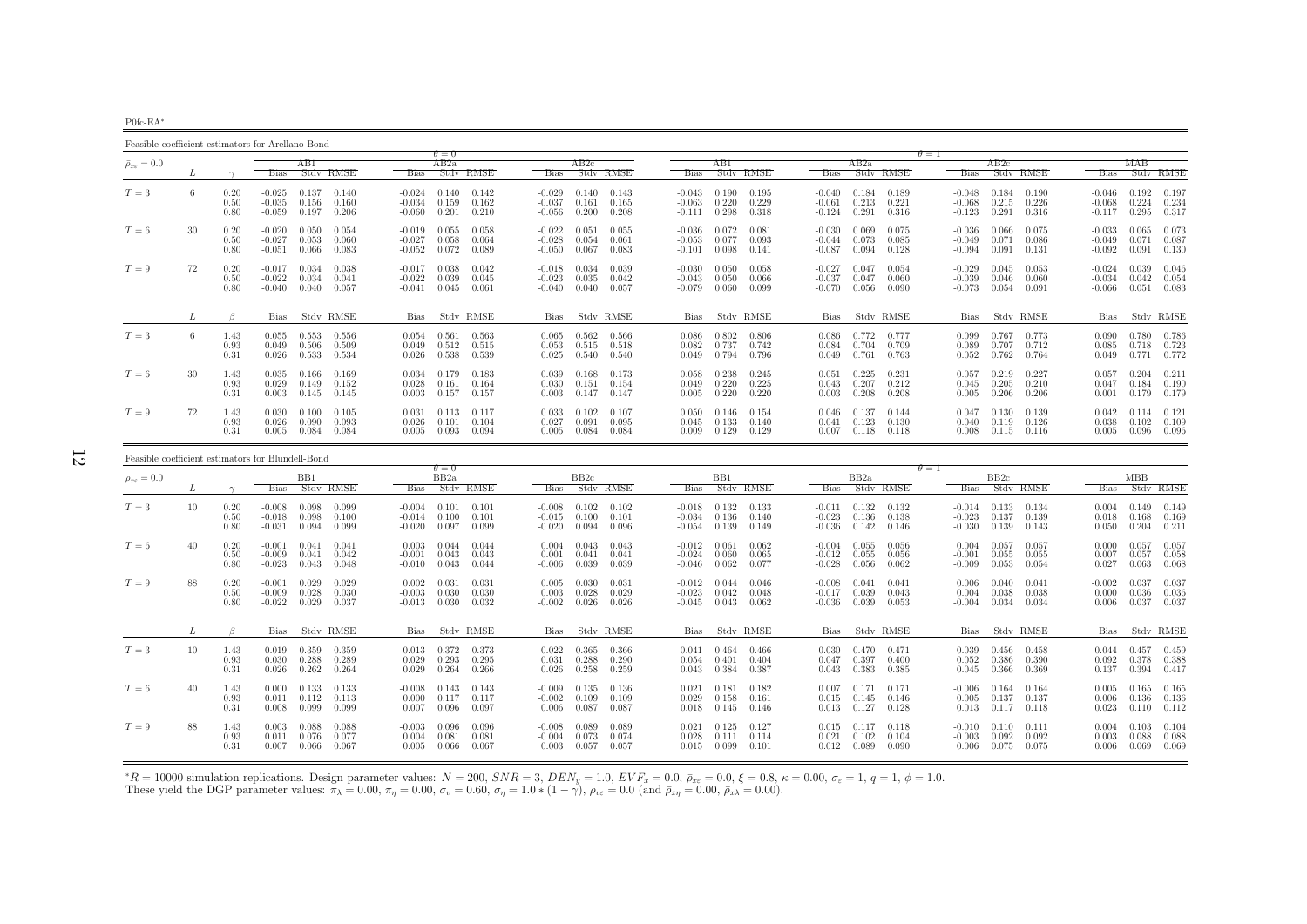P0fc-EA*

Feasible coefficient estimators for Arellano-Bond

| $\bar{\rho}_{x\varepsilon}=0.0$ | | | $\theta=0$ | | | | | | | | | $\theta=1$ | | | | | | | | | | | |
|---|---|---|---|---|---|---|---|---|---|---|---|---|---|---|---|---|---|---|---|---|---|---|---|
| | | | AB1 | | | AB2a | | | AB2c | | | AB1 | | | AB2a | | | AB2c | | | MAB | | |
| | $L$ | $\gamma$ | Bias | Stdv | RMSE | Bias | Stdv | RMSE | Bias | Stdv | RMSE | Bias | Stdv | RMSE | Bias | Stdv | RMSE | Bias | Stdv | RMSE | Bias | Stdv | RMSE |
| $T=3$ | 6 | 0.20 | -0.025 | 0.137 | 0.140 | -0.024 | 0.140 | 0.142 | -0.029 | 0.140 | 0.143 | -0.043 | 0.190 | 0.195 | -0.040 | 0.184 | 0.189 | -0.048 | 0.184 | 0.190 | -0.046 | 0.192 | 0.197 |
| | | 0.50 | -0.035 | 0.156 | 0.160 | -0.034 | 0.159 | 0.162 | -0.037 | 0.161 | 0.165 | -0.063 | 0.220 | 0.229 | -0.061 | 0.213 | 0.221 | -0.068 | 0.215 | 0.226 | -0.068 | 0.224 | 0.234 |
| | | 0.80 | -0.059 | 0.197 | 0.206 | -0.060 | 0.201 | 0.210 | -0.056 | 0.200 | 0.208 | -0.111 | 0.298 | 0.318 | -0.124 | 0.291 | 0.316 | -0.123 | 0.291 | 0.316 | -0.117 | 0.295 | 0.317 |
| $T=6$ | 30 | 0.20 | -0.020 | 0.050 | 0.054 | -0.019 | 0.055 | 0.058 | -0.022 | 0.051 | 0.055 | -0.036 | 0.072 | 0.081 | -0.030 | 0.069 | 0.075 | -0.036 | 0.066 | 0.075 | -0.033 | 0.065 | 0.073 |
| | | 0.50 | -0.027 | 0.053 | 0.060 | -0.027 | 0.058 | 0.064 | -0.028 | 0.054 | 0.061 | -0.053 | 0.077 | 0.093 | -0.044 | 0.073 | 0.085 | -0.049 | 0.071 | 0.086 | -0.049 | 0.071 | 0.087 |
| | | 0.80 | -0.051 | 0.066 | 0.083 | -0.052 | 0.072 | 0.089 | -0.050 | 0.067 | 0.083 | -0.101 | 0.098 | 0.141 | -0.087 | 0.094 | 0.128 | -0.094 | 0.091 | 0.131 | -0.092 | 0.091 | 0.130 |
| $T=9$ | 72 | 0.20 | -0.017 | 0.034 | 0.038 | -0.017 | 0.038 | 0.042 | -0.018 | 0.034 | 0.039 | -0.030 | 0.050 | 0.058 | -0.027 | 0.047 | 0.054 | -0.029 | 0.045 | 0.053 | -0.024 | 0.039 | 0.046 |
| | | 0.50 | -0.022 | 0.034 | 0.041 | -0.022 | 0.039 | 0.045 | -0.023 | 0.035 | 0.042 | -0.043 | 0.050 | 0.066 | -0.037 | 0.047 | 0.060 | -0.039 | 0.046 | 0.060 | -0.034 | 0.042 | 0.054 |
| | | 0.80 | -0.040 | 0.040 | 0.057 | -0.041 | 0.045 | 0.061 | -0.040 | 0.040 | 0.057 | -0.079 | 0.060 | 0.099 | -0.070 | 0.056 | 0.090 | -0.073 | 0.054 | 0.091 | -0.066 | 0.051 | 0.083 |
| | $L$ | $\beta$ | Bias | Stdv | RMSE | Bias | Stdv | RMSE | Bias | Stdv | RMSE | Bias | Stdv | RMSE | Bias | Stdv | RMSE | Bias | Stdv | RMSE | Bias | Stdv | RMSE |
| $T=3$ | 6 | 1.43 | 0.055 | 0.553 | 0.556 | 0.054 | 0.561 | 0.563 | 0.065 | 0.562 | 0.566 | 0.086 | 0.802 | 0.806 | 0.086 | 0.772 | 0.777 | 0.099 | 0.767 | 0.773 | 0.090 | 0.780 | 0.786 |
| | | 0.93 | 0.049 | 0.506 | 0.509 | 0.049 | 0.512 | 0.515 | 0.053 | 0.515 | 0.518 | 0.082 | 0.737 | 0.742 | 0.084 | 0.704 | 0.709 | 0.089 | 0.707 | 0.712 | 0.085 | 0.718 | 0.723 |
| | | 0.31 | 0.026 | 0.533 | 0.534 | 0.026 | 0.538 | 0.539 | 0.025 | 0.540 | 0.540 | 0.049 | 0.794 | 0.796 | 0.049 | 0.761 | 0.763 | 0.052 | 0.762 | 0.764 | 0.049 | 0.771 | 0.772 |
| $T=6$ | 30 | 1.43 | 0.035 | 0.166 | 0.169 | 0.034 | 0.179 | 0.183 | 0.039 | 0.168 | 0.173 | 0.058 | 0.238 | 0.245 | 0.051 | 0.225 | 0.231 | 0.057 | 0.219 | 0.227 | 0.057 | 0.204 | 0.211 |
| | | 0.93 | 0.029 | 0.149 | 0.152 | 0.028 | 0.161 | 0.164 | 0.030 | 0.151 | 0.154 | 0.049 | 0.220 | 0.225 | 0.043 | 0.207 | 0.212 | 0.045 | 0.205 | 0.210 | 0.047 | 0.184 | 0.190 |
| | | 0.31 | 0.003 | 0.145 | 0.145 | 0.003 | 0.157 | 0.157 | 0.003 | 0.147 | 0.147 | 0.005 | 0.220 | 0.220 | 0.003 | 0.208 | 0.208 | 0.005 | 0.206 | 0.206 | 0.001 | 0.179 | 0.179 |
| $T=9$ | 72 | 1.43 | 0.030 | 0.100 | 0.105 | 0.031 | 0.113 | 0.117 | 0.033 | 0.102 | 0.107 | 0.050 | 0.146 | 0.154 | 0.046 | 0.137 | 0.144 | 0.047 | 0.130 | 0.139 | 0.042 | 0.114 | 0.121 |
| | | 0.93 | 0.026 | 0.090 | 0.093 | 0.026 | 0.101 | 0.104 | 0.027 | 0.091 | 0.095 | 0.045 | 0.133 | 0.140 | 0.041 | 0.123 | 0.130 | 0.040 | 0.119 | 0.126 | 0.038 | 0.102 | 0.109 |
| | | 0.31 | 0.005 | 0.084 | 0.084 | 0.005 | 0.093 | 0.094 | 0.005 | 0.084 | 0.084 | 0.009 | 0.129 | 0.129 | 0.007 | 0.118 | 0.118 | 0.008 | 0.115 | 0.116 | 0.005 | 0.096 | 0.096 |

Feasible coefficient estimators for Blundell-Bond

| $\bar{\rho}_{x\varepsilon}=0.0$ | | | $\theta=0$ | | | | | | | | | $\theta=1$ | | | | | | | | | | | |
|---|---|---|---|---|---|---|---|---|---|---|---|---|---|---|---|---|---|---|---|---|---|---|---|
| | | | BB1 | | | BB2a | | | BB2c | | | BB1 | | | BB2a | | | BB2c | | | MBB | | |
| | $L$ | $\gamma$ | Bias | Stdv | RMSE | Bias | Stdv | RMSE | Bias | Stdv | RMSE | Bias | Stdv | RMSE | Bias | Stdv | RMSE | Bias | Stdv | RMSE | Bias | Stdv | RMSE |
| $T=3$ | 10 | 0.20 | -0.008 | 0.098 | 0.099 | -0.004 | 0.101 | 0.101 | -0.008 | 0.102 | 0.102 | -0.018 | 0.132 | 0.133 | -0.011 | 0.132 | 0.132 | -0.014 | 0.133 | 0.134 | 0.004 | 0.149 | 0.149 |
| | | 0.50 | -0.018 | 0.098 | 0.100 | -0.014 | 0.100 | 0.101 | -0.015 | 0.100 | 0.101 | -0.034 | 0.136 | 0.140 | -0.023 | 0.136 | 0.138 | -0.023 | 0.137 | 0.139 | 0.018 | 0.168 | 0.169 |
| | | 0.80 | -0.031 | 0.094 | 0.099 | -0.020 | 0.097 | 0.099 | -0.020 | 0.094 | 0.096 | -0.054 | 0.139 | 0.149 | -0.036 | 0.142 | 0.146 | -0.030 | 0.139 | 0.143 | 0.050 | 0.204 | 0.211 |
| $T=6$ | 40 | 0.20 | -0.001 | 0.041 | 0.041 | 0.003 | 0.044 | 0.044 | 0.004 | 0.043 | 0.043 | -0.012 | 0.061 | 0.062 | -0.004 | 0.055 | 0.056 | 0.004 | 0.057 | 0.057 | 0.000 | 0.057 | 0.057 |
| | | 0.50 | -0.009 | 0.041 | 0.042 | -0.001 | 0.043 | 0.043 | 0.001 | 0.041 | 0.041 | -0.024 | 0.060 | 0.065 | -0.012 | 0.055 | 0.056 | -0.001 | 0.055 | 0.055 | 0.007 | 0.057 | 0.058 |
| | | 0.80 | -0.023 | 0.043 | 0.048 | -0.010 | 0.043 | 0.044 | -0.006 | 0.039 | 0.039 | -0.046 | 0.062 | 0.077 | -0.028 | 0.056 | 0.062 | -0.009 | 0.053 | 0.054 | 0.027 | 0.063 | 0.068 |
| $T=9$ | 88 | 0.20 | -0.001 | 0.029 | 0.029 | 0.002 | 0.031 | 0.031 | 0.005 | 0.030 | 0.031 | -0.012 | 0.044 | 0.046 | -0.008 | 0.041 | 0.041 | 0.006 | 0.040 | 0.041 | -0.002 | 0.037 | 0.037 |
| | | 0.50 | -0.009 | 0.028 | 0.030 | -0.003 | 0.030 | 0.030 | 0.003 | 0.028 | 0.029 | -0.023 | 0.042 | 0.048 | -0.017 | 0.039 | 0.043 | 0.004 | 0.038 | 0.038 | 0.000 | 0.036 | 0.036 |
| | | 0.80 | -0.022 | 0.029 | 0.037 | -0.013 | 0.030 | 0.032 | -0.002 | 0.026 | 0.026 | -0.045 | 0.043 | 0.062 | -0.036 | 0.039 | 0.053 | -0.004 | 0.034 | 0.034 | 0.006 | 0.037 | 0.037 |
| | $L$ | $\beta$ | Bias | Stdv | RMSE | Bias | Stdv | RMSE | Bias | Stdv | RMSE | Bias | Stdv | RMSE | Bias | Stdv | RMSE | Bias | Stdv | RMSE | Bias | Stdv | RMSE |
| $T=3$ | 10 | 1.43 | 0.019 | 0.359 | 0.359 | 0.013 | 0.372 | 0.373 | 0.022 | 0.365 | 0.366 | 0.041 | 0.464 | 0.466 | 0.030 | 0.470 | 0.471 | 0.039 | 0.456 | 0.458 | 0.044 | 0.457 | 0.459 |
| | | 0.93 | 0.030 | 0.288 | 0.289 | 0.029 | 0.293 | 0.295 | 0.031 | 0.288 | 0.290 | 0.054 | 0.401 | 0.404 | 0.047 | 0.397 | 0.400 | 0.052 | 0.386 | 0.390 | 0.092 | 0.378 | 0.388 |
| | | 0.31 | 0.026 | 0.262 | 0.264 | 0.029 | 0.264 | 0.266 | 0.026 | 0.258 | 0.259 | 0.043 | 0.384 | 0.387 | 0.043 | 0.383 | 0.385 | 0.045 | 0.366 | 0.369 | 0.137 | 0.394 | 0.417 |
| $T=6$ | 40 | 1.43 | 0.000 | 0.133 | 0.133 | -0.008 | 0.143 | 0.143 | -0.009 | 0.135 | 0.136 | 0.021 | 0.181 | 0.182 | 0.007 | 0.171 | 0.171 | -0.006 | 0.164 | 0.164 | 0.005 | 0.165 | 0.165 |
| | | 0.93 | 0.011 | 0.112 | 0.113 | 0.000 | 0.117 | 0.117 | -0.002 | 0.109 | 0.109 | 0.029 | 0.158 | 0.161 | 0.015 | 0.145 | 0.146 | 0.005 | 0.137 | 0.137 | 0.006 | 0.136 | 0.136 |
| | | 0.31 | 0.008 | 0.099 | 0.099 | 0.007 | 0.096 | 0.097 | 0.006 | 0.087 | 0.087 | 0.018 | 0.145 | 0.146 | 0.013 | 0.127 | 0.128 | 0.013 | 0.117 | 0.118 | 0.023 | 0.110 | 0.112 |
| $T=9$ | 88 | 1.43 | 0.003 | 0.088 | 0.088 | -0.003 | 0.096 | 0.096 | -0.008 | 0.089 | 0.089 | 0.021 | 0.125 | 0.127 | 0.015 | 0.117 | 0.118 | -0.010 | 0.110 | 0.111 | 0.004 | 0.103 | 0.104 |
| | | 0.93 | 0.011 | 0.076 | 0.077 | 0.004 | 0.081 | 0.081 | -0.004 | 0.073 | 0.074 | 0.028 | 0.111 | 0.114 | 0.021 | 0.102 | 0.104 | -0.003 | 0.092 | 0.092 | 0.003 | 0.088 | 0.088 |
| | | 0.31 | 0.007 | 0.066 | 0.067 | 0.005 | 0.066 | 0.067 | 0.003 | 0.057 | 0.057 | 0.015 | 0.099 | 0.101 | 0.012 | 0.089 | 0.090 | 0.006 | 0.075 | 0.075 | 0.006 | 0.069 | 0.069 |

*$R=10000$ simulation replications. Design parameter values: $N=200$, $SNR=3$, $DEN_y=1.0$, $EVF_x=0.0$, $\bar{\rho}_{x\varepsilon}=0.0$, $\xi=0.8$, $\kappa=0.00$, $\sigma_\varepsilon=1$, $q=1$, $\phi=1.0$.
These yield the DGP parameter values: $\pi_\lambda=0.00$, $\pi_\eta=0.00$, $\sigma_v=0.60$, $\sigma_\eta=1.0*(1-\gamma)$, $\rho_{v\varepsilon}=0.0$ (and $\bar{\rho}_{x\eta}=0.00$, $\bar{\rho}_{x\lambda}=0.00$).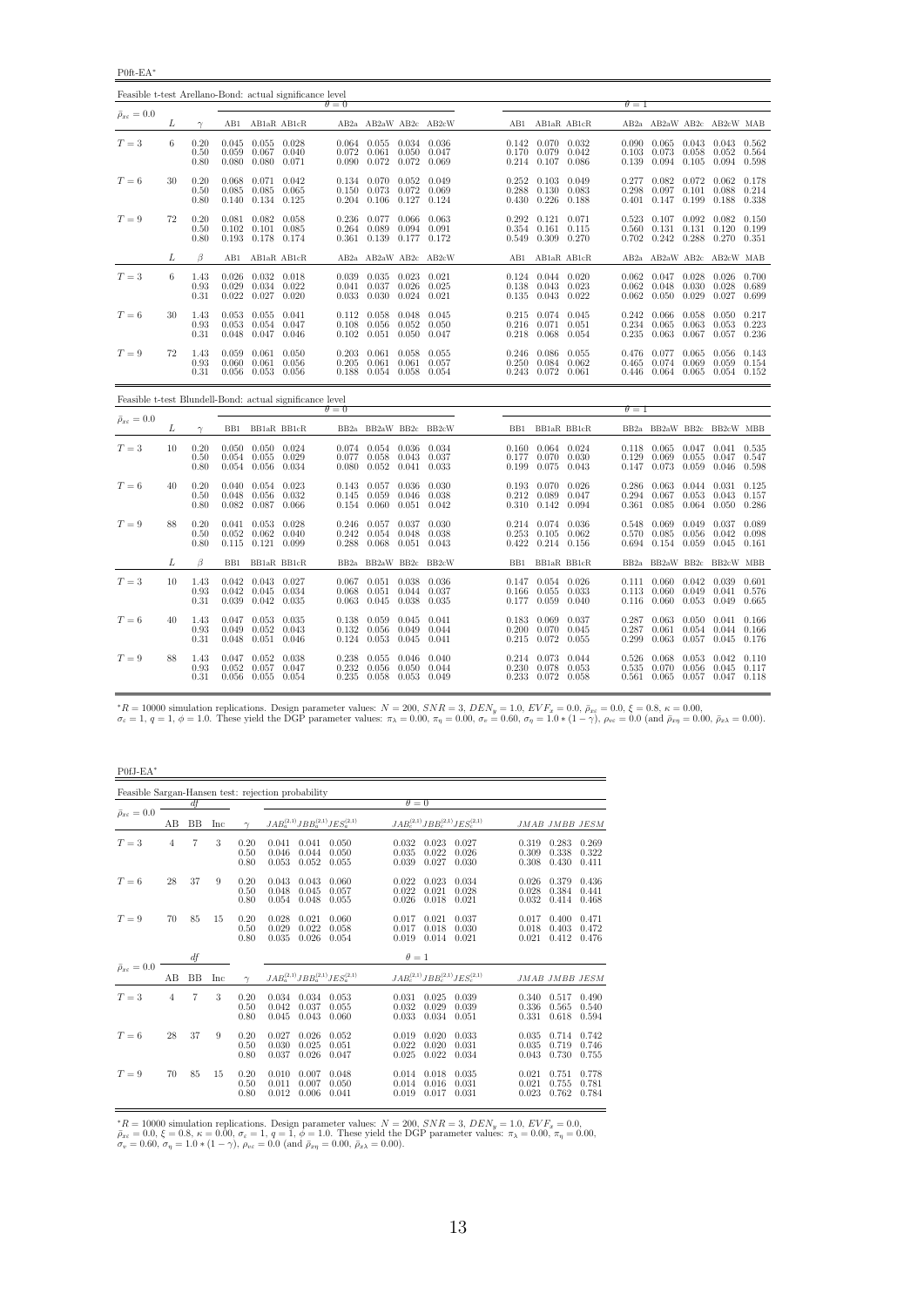P0ft-EA*

Feasible t-test Arellano-Bond: actual significance level

| $\bar{\rho}_{x\varepsilon}=0.0$ | $L$ | $\gamma$ | AB1 | AB1aR | AB1cR | AB2a | AB2aW | AB2c | AB2cW | AB1 | AB1aR | AB1cR | AB2a | AB2aW | AB2c | AB2cW | MAB |
|---|---|---|---|---|---|---|---|---|---|---|---|---|---|---|---|---|---|
| | | | | | | $\theta=0$ | | | | | | | $\theta=1$ | | | | |
| $T=3$ | 6 | 0.20 | 0.045 | 0.055 | 0.028 | 0.064 | 0.055 | 0.034 | 0.036 | 0.142 | 0.070 | 0.032 | 0.090 | 0.065 | 0.043 | 0.043 | 0.562 |
| | | 0.50 | 0.059 | 0.067 | 0.040 | 0.072 | 0.061 | 0.050 | 0.047 | 0.170 | 0.079 | 0.042 | 0.103 | 0.073 | 0.058 | 0.052 | 0.564 |
| | | 0.80 | 0.080 | 0.080 | 0.071 | 0.090 | 0.072 | 0.072 | 0.069 | 0.214 | 0.107 | 0.086 | 0.139 | 0.094 | 0.105 | 0.094 | 0.598 |
| $T=6$ | 30 | 0.20 | 0.068 | 0.071 | 0.042 | 0.134 | 0.070 | 0.052 | 0.049 | 0.252 | 0.103 | 0.049 | 0.277 | 0.082 | 0.072 | 0.062 | 0.178 |
| | | 0.50 | 0.085 | 0.085 | 0.065 | 0.150 | 0.073 | 0.072 | 0.069 | 0.288 | 0.130 | 0.083 | 0.298 | 0.097 | 0.101 | 0.088 | 0.214 |
| | | 0.80 | 0.140 | 0.134 | 0.125 | 0.204 | 0.106 | 0.127 | 0.124 | 0.430 | 0.226 | 0.188 | 0.401 | 0.147 | 0.199 | 0.188 | 0.338 |
| $T=9$ | 72 | 0.20 | 0.081 | 0.082 | 0.058 | 0.236 | 0.077 | 0.066 | 0.063 | 0.292 | 0.121 | 0.071 | 0.523 | 0.107 | 0.092 | 0.082 | 0.150 |
| | | 0.50 | 0.102 | 0.101 | 0.085 | 0.264 | 0.089 | 0.094 | 0.091 | 0.354 | 0.161 | 0.115 | 0.560 | 0.131 | 0.131 | 0.120 | 0.199 |
| | | 0.80 | 0.193 | 0.178 | 0.174 | 0.361 | 0.139 | 0.177 | 0.172 | 0.549 | 0.309 | 0.270 | 0.702 | 0.242 | 0.288 | 0.270 | 0.351 |
| | $L$ | $\beta$ | AB1 | AB1aR | AB1cR | AB2a | AB2aW | AB2c | AB2cW | AB1 | AB1aR | AB1cR | AB2a | AB2aW | AB2c | AB2cW | MAB |
| $T=3$ | 6 | 1.43 | 0.026 | 0.032 | 0.018 | 0.039 | 0.035 | 0.023 | 0.021 | 0.124 | 0.044 | 0.020 | 0.062 | 0.047 | 0.028 | 0.026 | 0.700 |
| | | 0.93 | 0.029 | 0.034 | 0.022 | 0.041 | 0.037 | 0.026 | 0.025 | 0.138 | 0.043 | 0.023 | 0.062 | 0.048 | 0.030 | 0.028 | 0.689 |
| | | 0.31 | 0.022 | 0.027 | 0.020 | 0.033 | 0.030 | 0.024 | 0.021 | 0.135 | 0.043 | 0.022 | 0.062 | 0.050 | 0.029 | 0.027 | 0.699 |
| $T=6$ | 30 | 1.43 | 0.053 | 0.055 | 0.041 | 0.112 | 0.058 | 0.048 | 0.045 | 0.215 | 0.074 | 0.045 | 0.242 | 0.066 | 0.058 | 0.050 | 0.217 |
| | | 0.93 | 0.053 | 0.054 | 0.047 | 0.108 | 0.056 | 0.052 | 0.050 | 0.216 | 0.071 | 0.051 | 0.234 | 0.065 | 0.063 | 0.053 | 0.223 |
| | | 0.31 | 0.048 | 0.047 | 0.046 | 0.102 | 0.051 | 0.050 | 0.047 | 0.218 | 0.068 | 0.054 | 0.235 | 0.063 | 0.067 | 0.057 | 0.236 |
| $T=9$ | 72 | 1.43 | 0.059 | 0.061 | 0.050 | 0.203 | 0.061 | 0.058 | 0.055 | 0.246 | 0.086 | 0.055 | 0.476 | 0.077 | 0.065 | 0.056 | 0.143 |
| | | 0.93 | 0.060 | 0.061 | 0.056 | 0.205 | 0.061 | 0.061 | 0.057 | 0.250 | 0.084 | 0.062 | 0.465 | 0.074 | 0.069 | 0.059 | 0.154 |
| | | 0.31 | 0.056 | 0.053 | 0.056 | 0.188 | 0.054 | 0.058 | 0.054 | 0.243 | 0.072 | 0.061 | 0.446 | 0.064 | 0.065 | 0.054 | 0.152 |

Feasible t-test Blundell-Bond: actual significance level

| $\bar{\rho}_{x\varepsilon}=0.0$ | $L$ | $\gamma$ | BB1 | BB1aR | BB1cR | BB2a | BB2aW | BB2c | BB2cW | BB1 | BB1aR | BB1cR | BB2a | BB2aW | BB2c | BB2cW | MBB |
|---|---|---|---|---|---|---|---|---|---|---|---|---|---|---|---|---|---|
| | | | | | | $\theta=0$ | | | | | | | $\theta=1$ | | | | |
| $T=3$ | 10 | 0.20 | 0.050 | 0.050 | 0.024 | 0.074 | 0.054 | 0.036 | 0.034 | 0.160 | 0.064 | 0.024 | 0.118 | 0.065 | 0.047 | 0.041 | 0.535 |
| | | 0.50 | 0.054 | 0.055 | 0.029 | 0.077 | 0.058 | 0.043 | 0.037 | 0.177 | 0.070 | 0.030 | 0.129 | 0.069 | 0.055 | 0.047 | 0.547 |
| | | 0.80 | 0.054 | 0.056 | 0.034 | 0.080 | 0.052 | 0.041 | 0.033 | 0.199 | 0.075 | 0.043 | 0.147 | 0.073 | 0.059 | 0.046 | 0.598 |
| $T=6$ | 40 | 0.20 | 0.040 | 0.054 | 0.023 | 0.143 | 0.057 | 0.036 | 0.030 | 0.193 | 0.070 | 0.026 | 0.286 | 0.063 | 0.044 | 0.031 | 0.125 |
| | | 0.50 | 0.048 | 0.056 | 0.032 | 0.145 | 0.059 | 0.046 | 0.038 | 0.212 | 0.089 | 0.047 | 0.294 | 0.067 | 0.053 | 0.043 | 0.157 |
| | | 0.80 | 0.082 | 0.087 | 0.066 | 0.154 | 0.060 | 0.051 | 0.042 | 0.310 | 0.142 | 0.094 | 0.361 | 0.085 | 0.064 | 0.050 | 0.286 |
| $T=9$ | 88 | 0.20 | 0.041 | 0.053 | 0.028 | 0.246 | 0.057 | 0.037 | 0.030 | 0.214 | 0.074 | 0.036 | 0.548 | 0.069 | 0.049 | 0.037 | 0.089 |
| | | 0.50 | 0.052 | 0.062 | 0.040 | 0.242 | 0.054 | 0.048 | 0.038 | 0.253 | 0.105 | 0.062 | 0.570 | 0.085 | 0.056 | 0.042 | 0.098 |
| | | 0.80 | 0.115 | 0.121 | 0.099 | 0.288 | 0.068 | 0.051 | 0.043 | 0.422 | 0.214 | 0.156 | 0.694 | 0.154 | 0.059 | 0.045 | 0.161 |
| | $L$ | $\beta$ | BB1 | BB1aR | BB1cR | BB2a | BB2aW | BB2c | BB2cW | BB1 | BB1aR | BB1cR | BB2a | BB2aW | BB2c | BB2cW | MBB |
| $T=3$ | 10 | 1.43 | 0.042 | 0.043 | 0.027 | 0.067 | 0.051 | 0.038 | 0.036 | 0.147 | 0.054 | 0.026 | 0.111 | 0.060 | 0.042 | 0.039 | 0.601 |
| | | 0.93 | 0.042 | 0.045 | 0.034 | 0.068 | 0.051 | 0.044 | 0.037 | 0.166 | 0.055 | 0.033 | 0.113 | 0.060 | 0.049 | 0.041 | 0.576 |
| | | 0.31 | 0.039 | 0.042 | 0.035 | 0.063 | 0.045 | 0.038 | 0.035 | 0.177 | 0.059 | 0.040 | 0.116 | 0.060 | 0.053 | 0.049 | 0.665 |
| $T=6$ | 40 | 1.43 | 0.047 | 0.053 | 0.035 | 0.138 | 0.059 | 0.045 | 0.041 | 0.183 | 0.069 | 0.037 | 0.287 | 0.063 | 0.050 | 0.041 | 0.166 |
| | | 0.93 | 0.049 | 0.052 | 0.043 | 0.132 | 0.056 | 0.049 | 0.044 | 0.200 | 0.070 | 0.045 | 0.287 | 0.061 | 0.054 | 0.044 | 0.166 |
| | | 0.31 | 0.048 | 0.051 | 0.046 | 0.124 | 0.053 | 0.045 | 0.041 | 0.215 | 0.072 | 0.055 | 0.299 | 0.063 | 0.057 | 0.045 | 0.176 |
| $T=9$ | 88 | 1.43 | 0.047 | 0.052 | 0.038 | 0.238 | 0.055 | 0.046 | 0.040 | 0.214 | 0.073 | 0.044 | 0.526 | 0.068 | 0.053 | 0.042 | 0.110 |
| | | 0.93 | 0.052 | 0.057 | 0.047 | 0.232 | 0.056 | 0.050 | 0.044 | 0.230 | 0.078 | 0.053 | 0.535 | 0.070 | 0.056 | 0.045 | 0.117 |
| | | 0.31 | 0.056 | 0.055 | 0.054 | 0.235 | 0.058 | 0.053 | 0.049 | 0.233 | 0.072 | 0.058 | 0.561 | 0.065 | 0.057 | 0.047 | 0.118 |

*$R=10000$ simulation replications. Design parameter values: $N=200$, $SNR=3$, $DEN_y=1.0$, $EVF_x=0.0$, $\bar{\rho}_{x\varepsilon}=0.0$, $\xi=0.8$, $\kappa=0.00$, $\sigma_\varepsilon=1$, $q=1$, $\phi=1.0$. These yield the DGP parameter values: $\pi_\lambda=0.00$, $\pi_\eta=0.00$, $\sigma_v=0.60$, $\sigma_\eta=1.0*(1-\gamma)$, $\rho_{v\varepsilon}=0.0$ (and $\bar{\rho}_{x\eta}=0.00$, $\bar{\rho}_{x\lambda}=0.00$).

P0fJ-EA*

Feasible Sargan-Hansen test: rejection probability

| $\bar{\rho}_{x\varepsilon}=0.0$ | AB | BB | Inc | $\gamma$ | $JAB_a^{(2,1)}$ | $JBB_a^{(2,1)}$ | $JES_a^{(2,1)}$ | $JAB_c^{(2,1)}$ | $JBB_c^{(2,1)}$ | $JES_c^{(2,1)}$ | JMAB | JMBB | JESM |
|---|---|---|---|---|---|---|---|---|---|---|---|---|---|
| | df | | | | | | $\theta=0$ | | | | | | |
| $T=3$ | 4 | 7 | 3 | 0.20 | 0.041 | 0.041 | 0.050 | 0.032 | 0.023 | 0.027 | 0.319 | 0.283 | 0.269 |
| | | | | 0.50 | 0.046 | 0.044 | 0.050 | 0.035 | 0.022 | 0.026 | 0.309 | 0.338 | 0.322 |
| | | | | 0.80 | 0.053 | 0.052 | 0.055 | 0.039 | 0.027 | 0.030 | 0.308 | 0.430 | 0.411 |
| $T=6$ | 28 | 37 | 9 | 0.20 | 0.043 | 0.043 | 0.060 | 0.022 | 0.023 | 0.034 | 0.026 | 0.379 | 0.436 |
| | | | | 0.50 | 0.048 | 0.045 | 0.057 | 0.022 | 0.021 | 0.028 | 0.028 | 0.384 | 0.441 |
| | | | | 0.80 | 0.054 | 0.048 | 0.055 | 0.026 | 0.018 | 0.021 | 0.032 | 0.414 | 0.468 |
| $T=9$ | 70 | 85 | 15 | 0.20 | 0.028 | 0.021 | 0.060 | 0.017 | 0.021 | 0.037 | 0.017 | 0.400 | 0.471 |
| | | | | 0.50 | 0.029 | 0.022 | 0.058 | 0.017 | 0.018 | 0.030 | 0.018 | 0.403 | 0.472 |
| | | | | 0.80 | 0.035 | 0.026 | 0.054 | 0.019 | 0.014 | 0.021 | 0.021 | 0.412 | 0.476 |
| | df | | | | | | $\theta=1$ | | | | | | |
| $T=3$ | 4 | 7 | 3 | 0.20 | 0.034 | 0.034 | 0.053 | 0.031 | 0.025 | 0.039 | 0.340 | 0.517 | 0.490 |
| | | | | 0.50 | 0.042 | 0.037 | 0.055 | 0.032 | 0.029 | 0.039 | 0.336 | 0.565 | 0.540 |
| | | | | 0.80 | 0.045 | 0.043 | 0.060 | 0.033 | 0.034 | 0.051 | 0.331 | 0.618 | 0.594 |
| $T=6$ | 28 | 37 | 9 | 0.20 | 0.027 | 0.026 | 0.052 | 0.019 | 0.020 | 0.033 | 0.035 | 0.714 | 0.742 |
| | | | | 0.50 | 0.030 | 0.025 | 0.051 | 0.022 | 0.020 | 0.031 | 0.035 | 0.719 | 0.746 |
| | | | | 0.80 | 0.037 | 0.026 | 0.047 | 0.025 | 0.022 | 0.034 | 0.043 | 0.730 | 0.755 |
| $T=9$ | 70 | 85 | 15 | 0.20 | 0.010 | 0.007 | 0.048 | 0.014 | 0.018 | 0.035 | 0.021 | 0.751 | 0.778 |
| | | | | 0.50 | 0.011 | 0.007 | 0.050 | 0.014 | 0.016 | 0.031 | 0.021 | 0.755 | 0.781 |
| | | | | 0.80 | 0.012 | 0.006 | 0.041 | 0.019 | 0.017 | 0.031 | 0.023 | 0.762 | 0.784 |

*$R=10000$ simulation replications. Design parameter values: $N=200$, $SNR=3$, $DEN_y=1.0$, $EVF_x=0.0$, $\bar{\rho}_{x\varepsilon}=0.0$, $\xi=0.8$, $\kappa=0.00$, $\sigma_\varepsilon=1$, $q=1$, $\phi=1.0$. These yield the DGP parameter values: $\pi_\lambda=0.00$, $\pi_\eta=0.00$, $\sigma_v=0.60$, $\sigma_\eta=1.0*(1-\gamma)$, $\rho_{v\varepsilon}=0.0$ (and $\bar{\rho}_{x\eta}=0.00$, $\bar{\rho}_{x\lambda}=0.00$).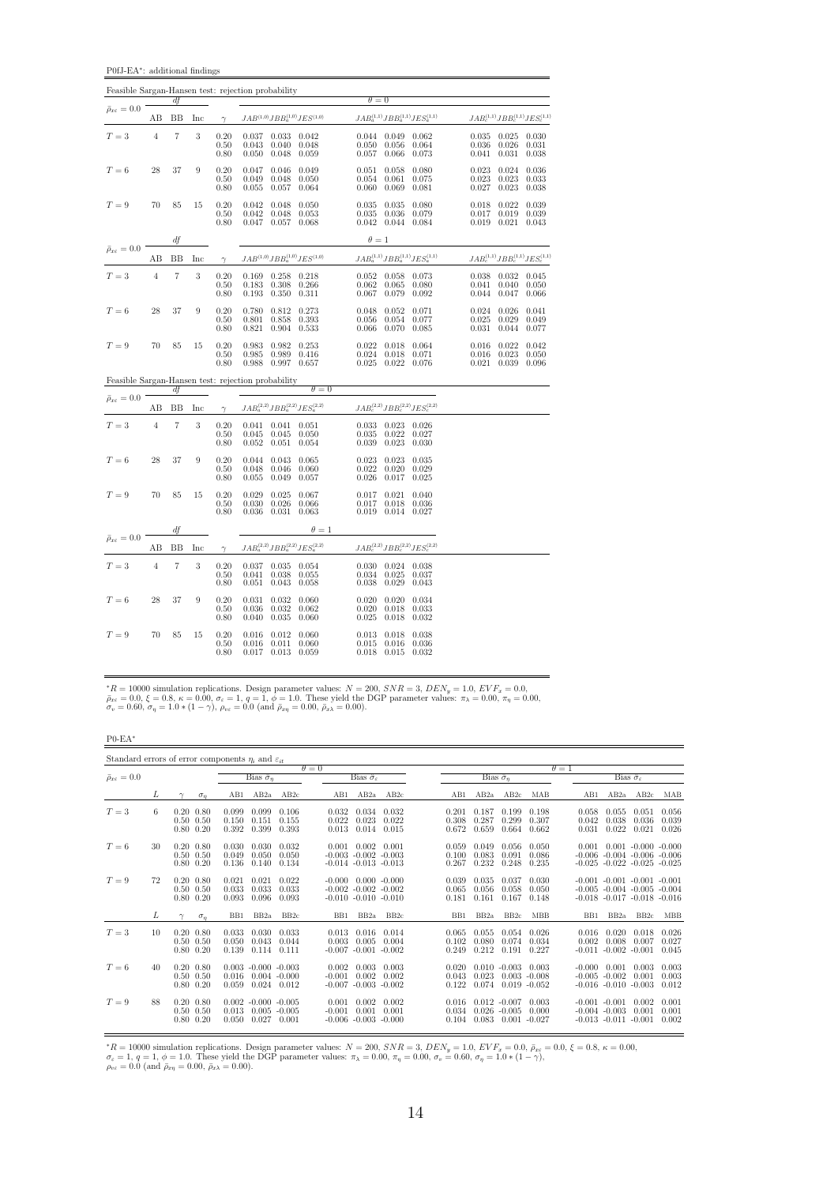P0fJ-EA*: additional findings

Feasible Sargan-Hansen test: rejection probability

| $\bar{\rho}_{x\varepsilon}=0.0$ | df AB | BB | Inc | $\gamma$ | $\theta=0$ $JAB^{(1,0)}$ | $JBB_a^{(1,0)}$ | $JES^{(1,0)}$ | $JAB_a^{(1,1)}$ | $JBB_a^{(1,1)}$ | $JES_a^{(1,1)}$ | $JAB_c^{(1,1)}$ | $JBB_c^{(1,1)}$ | $JES_c^{(1,1)}$ |
|---|---|---|---|---|---|---|---|---|---|---|---|---|---|
| $T=3$ | 4 | 7 | 3 | 0.20 | 0.037 | 0.033 | 0.042 | 0.044 | 0.049 | 0.062 | 0.035 | 0.025 | 0.030 |
| | | | | 0.50 | 0.043 | 0.040 | 0.048 | 0.050 | 0.056 | 0.064 | 0.036 | 0.026 | 0.031 |
| | | | | 0.80 | 0.050 | 0.048 | 0.059 | 0.057 | 0.066 | 0.073 | 0.041 | 0.031 | 0.038 |
| $T=6$ | 28 | 37 | 9 | 0.20 | 0.047 | 0.046 | 0.049 | 0.051 | 0.058 | 0.080 | 0.023 | 0.024 | 0.036 |
| | | | | 0.50 | 0.049 | 0.048 | 0.050 | 0.054 | 0.061 | 0.075 | 0.023 | 0.023 | 0.033 |
| | | | | 0.80 | 0.055 | 0.057 | 0.064 | 0.060 | 0.069 | 0.081 | 0.027 | 0.023 | 0.038 |
| $T=9$ | 70 | 85 | 15 | 0.20 | 0.042 | 0.048 | 0.050 | 0.035 | 0.035 | 0.080 | 0.018 | 0.022 | 0.039 |
| | | | | 0.50 | 0.042 | 0.048 | 0.053 | 0.035 | 0.036 | 0.079 | 0.017 | 0.019 | 0.039 |
| | | | | 0.80 | 0.047 | 0.057 | 0.068 | 0.042 | 0.044 | 0.084 | 0.019 | 0.021 | 0.043 |
| $\bar{\rho}_{x\varepsilon}=0.0$ | df AB | BB | Inc | $\gamma$ | $\theta=1$ $JAB^{(1,0)}$ | $JBB_a^{(1,0)}$ | $JES^{(1,0)}$ | $JAB_a^{(1,1)}$ | $JBB_a^{(1,1)}$ | $JES_a^{(1,1)}$ | $JAB_c^{(1,1)}$ | $JBB_c^{(1,1)}$ | $JES_c^{(1,1)}$ |
| $T=3$ | 4 | 7 | 3 | 0.20 | 0.169 | 0.258 | 0.218 | 0.052 | 0.058 | 0.073 | 0.038 | 0.032 | 0.045 |
| | | | | 0.50 | 0.183 | 0.308 | 0.266 | 0.062 | 0.065 | 0.080 | 0.041 | 0.040 | 0.050 |
| | | | | 0.80 | 0.193 | 0.350 | 0.311 | 0.067 | 0.079 | 0.092 | 0.044 | 0.047 | 0.066 |
| $T=6$ | 28 | 37 | 9 | 0.20 | 0.780 | 0.812 | 0.273 | 0.048 | 0.052 | 0.071 | 0.024 | 0.026 | 0.041 |
| | | | | 0.50 | 0.801 | 0.858 | 0.393 | 0.056 | 0.054 | 0.077 | 0.025 | 0.029 | 0.049 |
| | | | | 0.80 | 0.821 | 0.904 | 0.533 | 0.066 | 0.070 | 0.085 | 0.031 | 0.044 | 0.077 |
| $T=9$ | 70 | 85 | 15 | 0.20 | 0.983 | 0.982 | 0.253 | 0.022 | 0.018 | 0.064 | 0.016 | 0.022 | 0.042 |
| | | | | 0.50 | 0.985 | 0.989 | 0.416 | 0.024 | 0.018 | 0.071 | 0.016 | 0.023 | 0.050 |
| | | | | 0.80 | 0.988 | 0.997 | 0.657 | 0.025 | 0.022 | 0.076 | 0.021 | 0.039 | 0.096 |

Feasible Sargan-Hansen test: rejection probability

| $\bar{\rho}_{x\varepsilon}=0.0$ | df AB | BB | Inc | $\gamma$ | $\theta=0$ $JAB_a^{(2,2)}$ | $JBB_a^{(2,2)}$ | $JES_a^{(2,2)}$ | $JAB_c^{(2,2)}$ | $JBB_c^{(2,2)}$ | $JES_c^{(2,2)}$ |
|---|---|---|---|---|---|---|---|---|---|---|
| $T=3$ | 4 | 7 | 3 | 0.20 | 0.041 | 0.041 | 0.051 | 0.033 | 0.023 | 0.026 |
| | | | | 0.50 | 0.045 | 0.045 | 0.050 | 0.035 | 0.022 | 0.027 |
| | | | | 0.80 | 0.052 | 0.051 | 0.054 | 0.039 | 0.023 | 0.030 |
| $T=6$ | 28 | 37 | 9 | 0.20 | 0.044 | 0.043 | 0.065 | 0.023 | 0.023 | 0.035 |
| | | | | 0.50 | 0.048 | 0.046 | 0.060 | 0.022 | 0.020 | 0.029 |
| | | | | 0.80 | 0.055 | 0.049 | 0.057 | 0.026 | 0.017 | 0.025 |
| $T=9$ | 70 | 85 | 15 | 0.20 | 0.029 | 0.025 | 0.067 | 0.017 | 0.021 | 0.040 |
| | | | | 0.50 | 0.030 | 0.026 | 0.066 | 0.017 | 0.018 | 0.036 |
| | | | | 0.80 | 0.036 | 0.031 | 0.063 | 0.019 | 0.014 | 0.027 |
| $\bar{\rho}_{x\varepsilon}=0.0$ | df AB | BB | Inc | $\gamma$ | $\theta=1$ $JAB_a^{(2,2)}$ | $JBB_a^{(2,2)}$ | $JES_a^{(2,2)}$ | $JAB_c^{(2,2)}$ | $JBB_c^{(2,2)}$ | $JES_c^{(2,2)}$ |
| $T=3$ | 4 | 7 | 3 | 0.20 | 0.037 | 0.035 | 0.054 | 0.030 | 0.024 | 0.038 |
| | | | | 0.50 | 0.041 | 0.038 | 0.055 | 0.034 | 0.025 | 0.037 |
| | | | | 0.80 | 0.051 | 0.043 | 0.058 | 0.038 | 0.029 | 0.043 |
| $T=6$ | 28 | 37 | 9 | 0.20 | 0.031 | 0.032 | 0.060 | 0.020 | 0.020 | 0.034 |
| | | | | 0.50 | 0.036 | 0.032 | 0.062 | 0.020 | 0.018 | 0.033 |
| | | | | 0.80 | 0.040 | 0.035 | 0.060 | 0.025 | 0.018 | 0.032 |
| $T=9$ | 70 | 85 | 15 | 0.20 | 0.016 | 0.012 | 0.060 | 0.013 | 0.018 | 0.038 |
| | | | | 0.50 | 0.016 | 0.011 | 0.060 | 0.015 | 0.016 | 0.036 |
| | | | | 0.80 | 0.017 | 0.013 | 0.059 | 0.018 | 0.015 | 0.032 |

*$R=10000$ simulation replications. Design parameter values: $N=200$, $SNR=3$, $DEN_y=1.0$, $EVF_x=0.0$, $\bar{\rho}_{x\varepsilon}=0.0$, $\xi=0.8$, $\kappa=0.00$, $\sigma_\varepsilon=1$, $q=1$, $\phi=1.0$. These yield the DGP parameter values: $\pi_\lambda=0.00$, $\pi_\eta=0.00$, $\sigma_v=0.60$, $\sigma_\eta=1.0*(1-\gamma)$, $\rho_{v\varepsilon}=0.0$ (and $\bar{\rho}_{x\eta}=0.00$, $\bar{\rho}_{x\lambda}=0.00$).

P0-EA*

Standard errors of error components $\eta_i$ and $\varepsilon_{it}$

| $\bar{\rho}_{x\varepsilon}=0.0$ | $L$ | $\gamma$ | $\sigma_\eta$ | $\theta=0$ Bias $\hat{\sigma}_\eta$ AB1 | AB2a | AB2c | Bias $\hat{\sigma}_\varepsilon$ AB1 | AB2a | AB2c | $\theta=1$ Bias $\hat{\sigma}_\eta$ AB1 | AB2a | AB2c | MAB | Bias $\hat{\sigma}_\varepsilon$ AB1 | AB2a | AB2c | MAB |
|---|---|---|---|---|---|---|---|---|---|---|---|---|---|---|---|---|---|
| $T=3$ | 6 | 0.20 | 0.80 | 0.099 | 0.099 | 0.106 | 0.032 | 0.034 | 0.032 | 0.201 | 0.187 | 0.199 | 0.198 | 0.058 | 0.055 | 0.051 | 0.056 |
| | | 0.50 | 0.50 | 0.150 | 0.151 | 0.155 | 0.022 | 0.023 | 0.022 | 0.308 | 0.287 | 0.299 | 0.307 | 0.042 | 0.038 | 0.036 | 0.039 |
| | | 0.80 | 0.20 | 0.392 | 0.399 | 0.393 | 0.013 | 0.014 | 0.015 | 0.672 | 0.659 | 0.664 | 0.662 | 0.031 | 0.022 | 0.021 | 0.026 |
| $T=6$ | 30 | 0.20 | 0.80 | 0.030 | 0.030 | 0.032 | 0.001 | 0.002 | 0.001 | 0.059 | 0.049 | 0.056 | 0.050 | 0.001 | 0.001 | -0.000 | -0.000 |
| | | 0.50 | 0.50 | 0.049 | 0.050 | 0.050 | -0.003 | -0.002 | -0.003 | 0.100 | 0.083 | 0.091 | 0.086 | -0.006 | -0.004 | -0.006 | -0.006 |
| | | 0.80 | 0.20 | 0.136 | 0.140 | 0.134 | -0.014 | -0.013 | -0.013 | 0.267 | 0.232 | 0.248 | 0.235 | -0.025 | -0.022 | -0.025 | -0.025 |
| $T=9$ | 72 | 0.20 | 0.80 | 0.021 | 0.021 | 0.022 | -0.000 | 0.000 | -0.000 | 0.039 | 0.035 | 0.037 | 0.030 | -0.001 | -0.001 | -0.001 | -0.001 |
| | | 0.50 | 0.50 | 0.033 | 0.033 | 0.033 | -0.002 | -0.002 | -0.002 | 0.065 | 0.056 | 0.058 | 0.050 | -0.005 | -0.004 | -0.005 | -0.004 |
| | | 0.80 | 0.20 | 0.093 | 0.096 | 0.093 | -0.010 | -0.010 | -0.010 | 0.181 | 0.161 | 0.167 | 0.148 | -0.018 | -0.017 | -0.018 | -0.016 |
| | $L$ | $\gamma$ | $\sigma_\eta$ | BB1 | BB2a | BB2c | BB1 | BB2a | BB2c | BB1 | BB2a | BB2c | MBB | BB1 | BB2a | BB2c | MBB |
| $T=3$ | 10 | 0.20 | 0.80 | 0.033 | 0.030 | 0.033 | 0.013 | 0.016 | 0.014 | 0.065 | 0.055 | 0.054 | 0.026 | 0.016 | 0.020 | 0.018 | 0.026 |
| | | 0.50 | 0.50 | 0.050 | 0.043 | 0.044 | 0.003 | 0.005 | 0.004 | 0.102 | 0.080 | 0.074 | 0.034 | 0.002 | 0.008 | 0.007 | 0.027 |
| | | 0.80 | 0.20 | 0.139 | 0.114 | 0.111 | -0.007 | -0.001 | -0.002 | 0.249 | 0.212 | 0.191 | 0.227 | -0.011 | -0.002 | -0.001 | 0.045 |
| $T=6$ | 40 | 0.20 | 0.80 | 0.003 | -0.000 | -0.003 | 0.002 | 0.003 | 0.003 | 0.020 | 0.010 | -0.003 | 0.003 | -0.000 | 0.001 | 0.003 | 0.003 |
| | | 0.50 | 0.50 | 0.016 | 0.004 | -0.000 | -0.001 | 0.002 | 0.002 | 0.043 | 0.023 | 0.003 | -0.008 | -0.005 | -0.002 | 0.001 | 0.003 |
| | | 0.80 | 0.20 | 0.059 | 0.024 | 0.012 | -0.007 | -0.003 | -0.002 | 0.122 | 0.074 | 0.019 | -0.052 | -0.016 | -0.010 | -0.003 | 0.012 |
| $T=9$ | 88 | 0.20 | 0.80 | 0.002 | -0.000 | -0.005 | 0.001 | 0.002 | 0.002 | 0.016 | 0.012 | -0.007 | 0.003 | -0.001 | -0.001 | 0.002 | 0.001 |
| | | 0.50 | 0.50 | 0.013 | 0.005 | -0.005 | -0.001 | 0.001 | 0.001 | 0.034 | 0.026 | -0.005 | 0.000 | -0.004 | -0.003 | 0.001 | 0.001 |
| | | 0.80 | 0.20 | 0.050 | 0.027 | 0.001 | -0.006 | -0.003 | -0.000 | 0.104 | 0.083 | 0.001 | -0.027 | -0.013 | -0.011 | -0.001 | 0.002 |

*$R=10000$ simulation replications. Design parameter values: $N=200$, $SNR=3$, $DEN_y=1.0$, $EVF_x=0.0$, $\bar{\rho}_{x\varepsilon}=0.0$, $\xi=0.8$, $\kappa=0.00$, $\sigma_\varepsilon=1$, $q=1$, $\phi=1.0$. These yield the DGP parameter values: $\pi_\lambda=0.00$, $\pi_\eta=0.00$, $\sigma_v=0.60$, $\sigma_\eta=1.0*(1-\gamma)$, $\rho_{v\varepsilon}=0.0$ (and $\bar{\rho}_{x\eta}=0.00$, $\bar{\rho}_{x\lambda}=0.00$).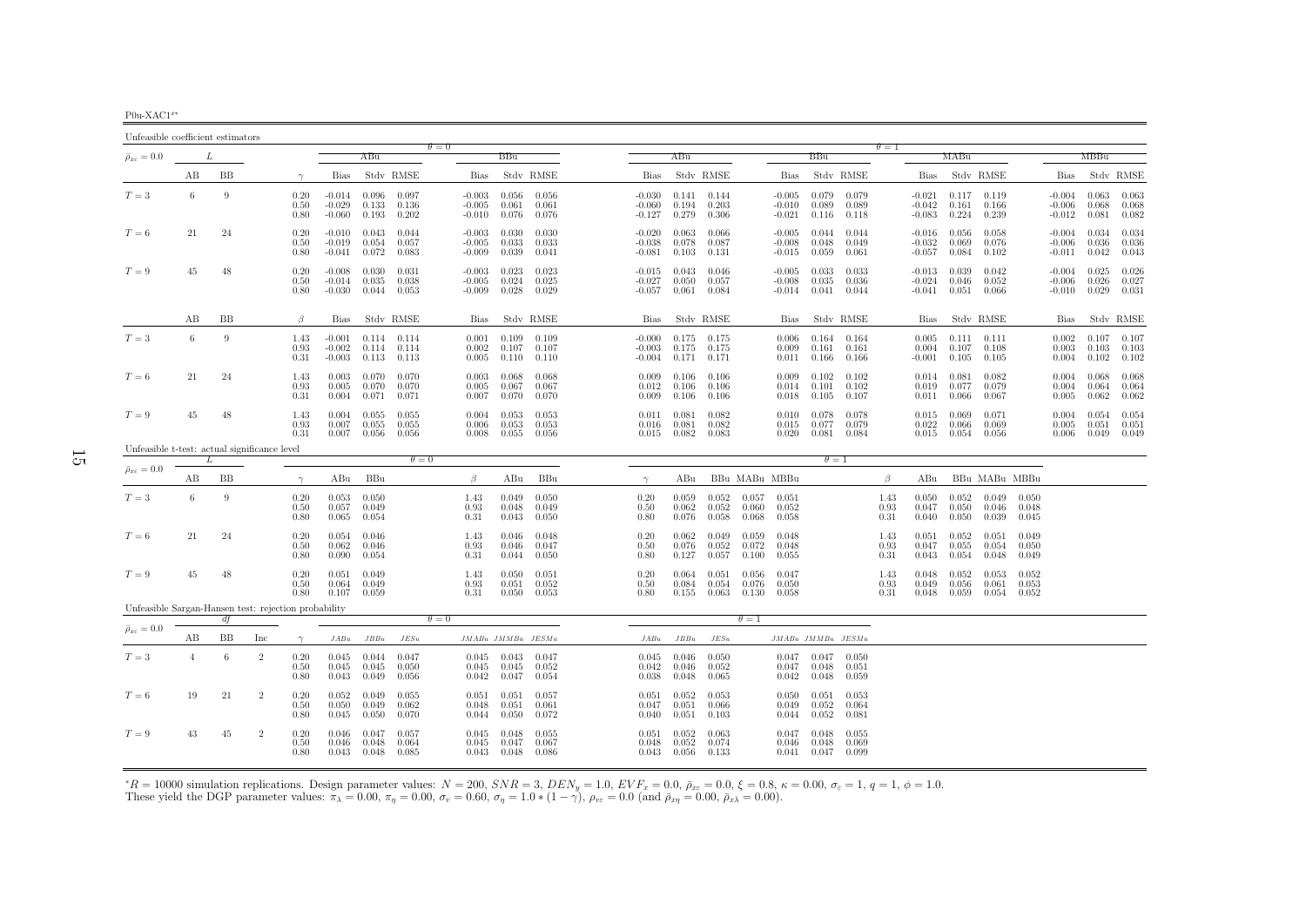P0u-XAC1[*]

Unfeasible coefficient estimators

| $\bar{\rho}_{x\varepsilon}=0.0$ | L | | | $\theta=0$ ABu | | | BBu | | | $\theta=1$ ABu | | | BBu | | | MABu | | | MBBu | | |
|---|---|---|---|---|---|---|---|---|---|---|---|---|---|---|---|---|---|---|---|---|---|
| | AB | BB | $\gamma$ | Bias | Stdv | RMSE | Bias | Stdv | RMSE | Bias | Stdv | RMSE | Bias | Stdv | RMSE | Bias | Stdv | RMSE | Bias | Stdv | RMSE |
| $T=3$ | 6 | 9 | 0.20 | -0.014 | 0.096 | 0.097 | -0.003 | 0.056 | 0.056 | -0.030 | 0.141 | 0.144 | -0.005 | 0.079 | 0.079 | -0.021 | 0.117 | 0.119 | -0.004 | 0.063 | 0.063 |
| | | | 0.50 | -0.029 | 0.133 | 0.136 | -0.005 | 0.061 | 0.061 | -0.060 | 0.194 | 0.203 | -0.010 | 0.089 | 0.089 | -0.042 | 0.161 | 0.166 | -0.006 | 0.068 | 0.068 |
| | | | 0.80 | -0.060 | 0.193 | 0.202 | -0.010 | 0.076 | 0.076 | -0.127 | 0.279 | 0.306 | -0.021 | 0.116 | 0.118 | -0.083 | 0.224 | 0.239 | -0.012 | 0.081 | 0.082 |
| $T=6$ | 21 | 24 | 0.20 | -0.010 | 0.043 | 0.044 | -0.003 | 0.030 | 0.030 | -0.020 | 0.063 | 0.066 | -0.005 | 0.044 | 0.044 | -0.016 | 0.056 | 0.058 | -0.004 | 0.034 | 0.034 |
| | | | 0.50 | -0.019 | 0.054 | 0.057 | -0.005 | 0.033 | 0.033 | -0.038 | 0.078 | 0.087 | -0.008 | 0.048 | 0.049 | -0.032 | 0.069 | 0.076 | -0.006 | 0.036 | 0.036 |
| | | | 0.80 | -0.041 | 0.072 | 0.083 | -0.009 | 0.039 | 0.041 | -0.081 | 0.103 | 0.131 | -0.015 | 0.059 | 0.061 | -0.057 | 0.084 | 0.102 | -0.011 | 0.042 | 0.043 |
| $T=9$ | 45 | 48 | 0.20 | -0.008 | 0.030 | 0.031 | -0.003 | 0.023 | 0.023 | -0.015 | 0.043 | 0.046 | -0.005 | 0.033 | 0.033 | -0.013 | 0.039 | 0.042 | -0.004 | 0.025 | 0.026 |
| | | | 0.50 | -0.014 | 0.035 | 0.038 | -0.005 | 0.024 | 0.025 | -0.027 | 0.050 | 0.057 | -0.008 | 0.035 | 0.036 | -0.024 | 0.046 | 0.052 | -0.006 | 0.026 | 0.027 |
| | | | 0.80 | -0.030 | 0.044 | 0.053 | -0.009 | 0.028 | 0.029 | -0.057 | 0.061 | 0.084 | -0.014 | 0.041 | 0.044 | -0.041 | 0.051 | 0.066 | -0.010 | 0.029 | 0.031 |
| | AB | BB | $\beta$ | Bias | Stdv | RMSE | Bias | Stdv | RMSE | Bias | Stdv | RMSE | Bias | Stdv | RMSE | Bias | Stdv | RMSE | Bias | Stdv | RMSE |
| $T=3$ | 6 | 9 | 1.43 | -0.001 | 0.114 | 0.114 | 0.001 | 0.109 | 0.109 | -0.000 | 0.175 | 0.175 | 0.006 | 0.164 | 0.164 | 0.005 | 0.111 | 0.111 | 0.002 | 0.107 | 0.107 |
| | | | 0.93 | -0.002 | 0.114 | 0.114 | 0.002 | 0.107 | 0.107 | -0.003 | 0.175 | 0.175 | 0.009 | 0.161 | 0.161 | 0.004 | 0.107 | 0.108 | 0.003 | 0.103 | 0.103 |
| | | | 0.31 | -0.003 | 0.113 | 0.113 | 0.005 | 0.110 | 0.110 | -0.004 | 0.171 | 0.171 | 0.011 | 0.166 | 0.166 | -0.001 | 0.105 | 0.105 | 0.004 | 0.102 | 0.102 |
| $T=6$ | 21 | 24 | 1.43 | 0.003 | 0.070 | 0.070 | 0.003 | 0.068 | 0.068 | 0.009 | 0.106 | 0.106 | 0.009 | 0.102 | 0.102 | 0.014 | 0.081 | 0.082 | 0.004 | 0.068 | 0.068 |
| | | | 0.93 | 0.005 | 0.070 | 0.070 | 0.005 | 0.067 | 0.067 | 0.012 | 0.106 | 0.106 | 0.014 | 0.101 | 0.102 | 0.019 | 0.077 | 0.079 | 0.004 | 0.064 | 0.064 |
| | | | 0.31 | 0.004 | 0.071 | 0.071 | 0.007 | 0.070 | 0.070 | 0.009 | 0.106 | 0.106 | 0.018 | 0.105 | 0.107 | 0.011 | 0.066 | 0.067 | 0.005 | 0.062 | 0.062 |
| $T=9$ | 45 | 48 | 1.43 | 0.004 | 0.055 | 0.055 | 0.004 | 0.053 | 0.053 | 0.011 | 0.081 | 0.082 | 0.010 | 0.078 | 0.078 | 0.015 | 0.069 | 0.071 | 0.004 | 0.054 | 0.054 |
| | | | 0.93 | 0.007 | 0.055 | 0.055 | 0.006 | 0.053 | 0.053 | 0.016 | 0.081 | 0.082 | 0.015 | 0.077 | 0.079 | 0.022 | 0.066 | 0.069 | 0.005 | 0.051 | 0.051 |
| | | | 0.31 | 0.007 | 0.056 | 0.056 | 0.008 | 0.055 | 0.056 | 0.015 | 0.082 | 0.083 | 0.020 | 0.081 | 0.084 | 0.015 | 0.054 | 0.056 | 0.006 | 0.049 | 0.049 |

Unfeasible t-test: actual significance level

| $\bar{\rho}_{x\varepsilon}=0.0$ | L | | $\theta=0$ $\gamma$ | ABu | BBu | $\beta$ | ABu | BBu | $\theta=1$ $\gamma$ | ABu | BBu | MABu | MBBu | $\beta$ | ABu | BBu | MABu | MBBu |
|---|---|---|---|---|---|---|---|---|---|---|---|---|---|---|---|---|---|---|
| | AB | BB | | | | | | | | | | | | | | | | |
| $T=3$ | 6 | 9 | 0.20 | 0.053 | 0.050 | 1.43 | 0.049 | 0.050 | 0.20 | 0.059 | 0.052 | 0.057 | 0.051 | 1.43 | 0.050 | 0.052 | 0.049 | 0.050 |
| | | | 0.50 | 0.057 | 0.049 | 0.93 | 0.048 | 0.049 | 0.50 | 0.062 | 0.052 | 0.060 | 0.052 | 0.93 | 0.047 | 0.050 | 0.046 | 0.048 |
| | | | 0.80 | 0.065 | 0.054 | 0.31 | 0.043 | 0.050 | 0.80 | 0.076 | 0.058 | 0.068 | 0.058 | 0.31 | 0.040 | 0.050 | 0.039 | 0.045 |
| $T=6$ | 21 | 24 | 0.20 | 0.054 | 0.046 | 1.43 | 0.046 | 0.048 | 0.20 | 0.062 | 0.049 | 0.059 | 0.048 | 1.43 | 0.051 | 0.052 | 0.051 | 0.049 |
| | | | 0.50 | 0.062 | 0.046 | 0.93 | 0.046 | 0.047 | 0.50 | 0.076 | 0.052 | 0.072 | 0.048 | 0.93 | 0.047 | 0.055 | 0.054 | 0.050 |
| | | | 0.80 | 0.090 | 0.054 | 0.31 | 0.044 | 0.050 | 0.80 | 0.127 | 0.057 | 0.100 | 0.055 | 0.31 | 0.043 | 0.054 | 0.048 | 0.049 |
| $T=9$ | 45 | 48 | 0.20 | 0.051 | 0.049 | 1.43 | 0.050 | 0.051 | 0.20 | 0.064 | 0.051 | 0.056 | 0.047 | 1.43 | 0.048 | 0.052 | 0.053 | 0.052 |
| | | | 0.50 | 0.064 | 0.049 | 0.93 | 0.051 | 0.052 | 0.50 | 0.084 | 0.054 | 0.076 | 0.050 | 0.93 | 0.049 | 0.056 | 0.061 | 0.053 |
| | | | 0.80 | 0.107 | 0.059 | 0.31 | 0.050 | 0.053 | 0.80 | 0.155 | 0.063 | 0.130 | 0.058 | 0.31 | 0.048 | 0.059 | 0.054 | 0.052 |

Unfeasible Sargan-Hansen test: rejection probability

| $\bar{\rho}_{x\varepsilon}=0.0$ | df | | | $\theta=0$ $\gamma$ | $JABu$ | $JBBu$ | $JESu$ | $JMABu$ | $JMMBu$ | $JESMu$ | $\theta=1$ $JABu$ | $JBBu$ | $JESu$ | $JMABu$ | $JMMBu$ | $JESMu$ |
|---|---|---|---|---|---|---|---|---|---|---|---|---|---|---|---|---|
| | AB | BB | Inc | | | | | | | | | | | | | |
| $T=3$ | 4 | 6 | 2 | 0.20 | 0.045 | 0.044 | 0.047 | 0.045 | 0.043 | 0.047 | 0.045 | 0.046 | 0.050 | 0.047 | 0.047 | 0.050 |
| | | | | 0.50 | 0.045 | 0.045 | 0.050 | 0.045 | 0.045 | 0.052 | 0.042 | 0.046 | 0.052 | 0.047 | 0.048 | 0.051 |
| | | | | 0.80 | 0.043 | 0.049 | 0.056 | 0.042 | 0.047 | 0.054 | 0.038 | 0.048 | 0.065 | 0.042 | 0.048 | 0.059 |
| $T=6$ | 19 | 21 | 2 | 0.20 | 0.052 | 0.049 | 0.055 | 0.051 | 0.051 | 0.057 | 0.051 | 0.052 | 0.053 | 0.050 | 0.051 | 0.053 |
| | | | | 0.50 | 0.050 | 0.049 | 0.062 | 0.048 | 0.051 | 0.061 | 0.047 | 0.051 | 0.066 | 0.049 | 0.052 | 0.064 |
| | | | | 0.80 | 0.045 | 0.050 | 0.070 | 0.044 | 0.050 | 0.072 | 0.040 | 0.051 | 0.103 | 0.044 | 0.052 | 0.081 |
| $T=9$ | 43 | 45 | 2 | 0.20 | 0.046 | 0.047 | 0.057 | 0.045 | 0.048 | 0.055 | 0.051 | 0.052 | 0.063 | 0.047 | 0.048 | 0.055 |
| | | | | 0.50 | 0.046 | 0.048 | 0.064 | 0.045 | 0.047 | 0.067 | 0.048 | 0.052 | 0.074 | 0.046 | 0.048 | 0.069 |
| | | | | 0.80 | 0.043 | 0.048 | 0.085 | 0.043 | 0.048 | 0.086 | 0.043 | 0.056 | 0.133 | 0.041 | 0.047 | 0.099 |

[*]$R=10000$ simulation replications. Design parameter values: $N=200$, $SNR=3$, $DEN_y=1.0$, $EVF_x=0.0$, $\bar{\rho}_{x\varepsilon}=0.0$, $\xi=0.8$, $\kappa=0.00$, $\sigma_\varepsilon=1$, $q=1$, $\phi=1.0$.
These yield the DGP parameter values: $\pi_\lambda=0.00$, $\pi_\eta=0.00$, $\sigma_v=0.60$, $\sigma_\eta=1.0*(1-\gamma)$, $\rho_{v\varepsilon}=0.0$ (and $\bar{\rho}_{x\eta}=0.00$, $\bar{\rho}_{x\lambda}=0.00$).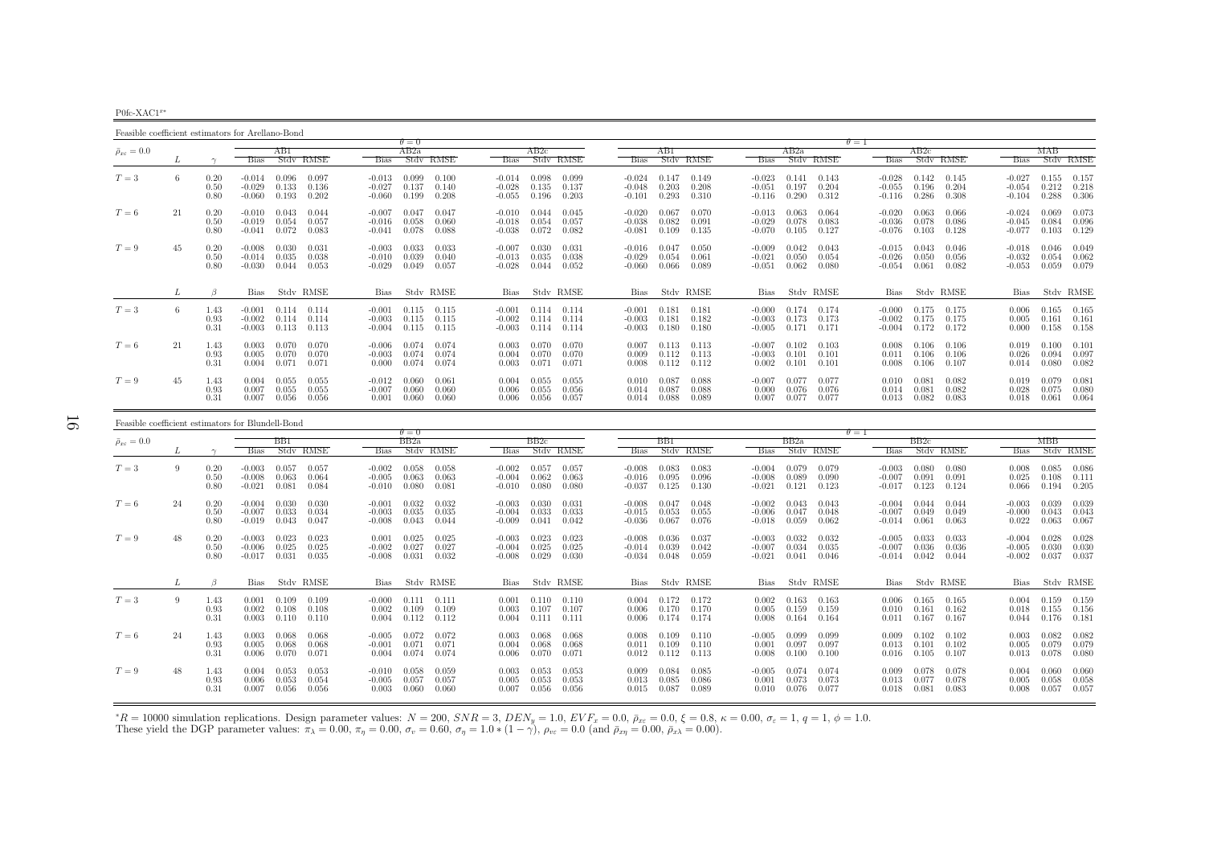P0fc-XAC1[*]

Feasible coefficient estimators for Arellano-Bond

| $\bar{\rho}_{x\varepsilon}=0.0$ | | | $\theta=0$ | | | | | | | | | $\theta=1$ | | | | | | | | | | | |
|---|---|---|---|---|---|---|---|---|---|---|---|---|---|---|---|---|---|---|---|---|---|---|---|
| | | | AB1 | | | AB2a | | | AB2c | | | AB1 | | | AB2a | | | AB2c | | | MAB | | |
| | $L$ | $\gamma$ | Bias | Stdv | RMSE | Bias | Stdv | RMSE | Bias | Stdv | RMSE | Bias | Stdv | RMSE | Bias | Stdv | RMSE | Bias | Stdv | RMSE | Bias | Stdv | RMSE |
| $T=3$ | 6 | 0.20 | -0.014 | 0.096 | 0.097 | -0.013 | 0.099 | 0.100 | -0.014 | 0.098 | 0.099 | -0.024 | 0.147 | 0.149 | -0.023 | 0.141 | 0.143 | -0.028 | 0.142 | 0.145 | -0.027 | 0.155 | 0.157 |
| | | 0.50 | -0.029 | 0.133 | 0.136 | -0.027 | 0.137 | 0.140 | -0.028 | 0.135 | 0.137 | -0.048 | 0.203 | 0.208 | -0.051 | 0.197 | 0.204 | -0.055 | 0.196 | 0.204 | -0.054 | 0.212 | 0.218 |
| | | 0.80 | -0.060 | 0.193 | 0.202 | -0.060 | 0.199 | 0.208 | -0.055 | 0.196 | 0.203 | -0.101 | 0.293 | 0.310 | -0.116 | 0.290 | 0.312 | -0.116 | 0.286 | 0.308 | -0.104 | 0.288 | 0.306 |
| $T=6$ | 21 | 0.20 | -0.010 | 0.043 | 0.044 | -0.007 | 0.047 | 0.047 | -0.010 | 0.044 | 0.045 | -0.020 | 0.067 | 0.070 | -0.013 | 0.063 | 0.064 | -0.020 | 0.063 | 0.066 | -0.024 | 0.069 | 0.073 |
| | | 0.50 | -0.019 | 0.054 | 0.057 | -0.016 | 0.058 | 0.060 | -0.018 | 0.054 | 0.057 | -0.038 | 0.082 | 0.091 | -0.029 | 0.078 | 0.083 | -0.036 | 0.078 | 0.086 | -0.045 | 0.084 | 0.096 |
| | | 0.80 | -0.041 | 0.072 | 0.083 | -0.041 | 0.078 | 0.088 | -0.038 | 0.072 | 0.082 | -0.081 | 0.109 | 0.135 | -0.070 | 0.105 | 0.127 | -0.076 | 0.103 | 0.128 | -0.077 | 0.103 | 0.129 |
| $T=9$ | 45 | 0.20 | -0.008 | 0.030 | 0.031 | -0.003 | 0.033 | 0.033 | -0.007 | 0.030 | 0.031 | -0.016 | 0.047 | 0.050 | -0.009 | 0.042 | 0.043 | -0.015 | 0.043 | 0.046 | -0.018 | 0.046 | 0.049 |
| | | 0.50 | -0.014 | 0.035 | 0.038 | -0.010 | 0.039 | 0.040 | -0.013 | 0.035 | 0.038 | -0.029 | 0.054 | 0.061 | -0.021 | 0.050 | 0.054 | -0.026 | 0.050 | 0.056 | -0.032 | 0.054 | 0.062 |
| | | 0.80 | -0.030 | 0.044 | 0.053 | -0.029 | 0.049 | 0.057 | -0.028 | 0.044 | 0.052 | -0.060 | 0.066 | 0.089 | -0.051 | 0.062 | 0.080 | -0.054 | 0.061 | 0.082 | -0.053 | 0.059 | 0.079 |
| | $L$ | $\beta$ | Bias | Stdv | RMSE | Bias | Stdv | RMSE | Bias | Stdv | RMSE | Bias | Stdv | RMSE | Bias | Stdv | RMSE | Bias | Stdv | RMSE | Bias | Stdv | RMSE |
| $T=3$ | 6 | 1.43 | -0.001 | 0.114 | 0.114 | -0.001 | 0.115 | 0.115 | -0.001 | 0.114 | 0.114 | -0.001 | 0.181 | 0.181 | -0.000 | 0.174 | 0.174 | -0.000 | 0.175 | 0.175 | 0.006 | 0.165 | 0.165 |
| | | 0.93 | -0.002 | 0.114 | 0.114 | -0.003 | 0.115 | 0.115 | -0.002 | 0.114 | 0.114 | -0.003 | 0.181 | 0.182 | -0.003 | 0.173 | 0.173 | -0.002 | 0.175 | 0.175 | 0.005 | 0.161 | 0.161 |
| | | 0.31 | -0.003 | 0.113 | 0.113 | -0.004 | 0.115 | 0.115 | -0.003 | 0.114 | 0.114 | -0.003 | 0.180 | 0.180 | -0.005 | 0.171 | 0.171 | -0.004 | 0.172 | 0.172 | 0.000 | 0.158 | 0.158 |
| $T=6$ | 21 | 1.43 | 0.003 | 0.070 | 0.070 | -0.006 | 0.074 | 0.074 | 0.003 | 0.070 | 0.070 | 0.007 | 0.113 | 0.113 | -0.007 | 0.102 | 0.103 | 0.008 | 0.106 | 0.106 | 0.019 | 0.100 | 0.101 |
| | | 0.93 | 0.005 | 0.070 | 0.070 | -0.003 | 0.074 | 0.074 | 0.004 | 0.070 | 0.070 | 0.009 | 0.112 | 0.113 | -0.003 | 0.101 | 0.101 | 0.011 | 0.106 | 0.106 | 0.026 | 0.094 | 0.097 |
| | | 0.31 | 0.004 | 0.071 | 0.071 | 0.000 | 0.074 | 0.074 | 0.003 | 0.071 | 0.071 | 0.008 | 0.112 | 0.112 | 0.002 | 0.101 | 0.101 | 0.008 | 0.106 | 0.107 | 0.014 | 0.080 | 0.082 |
| $T=9$ | 45 | 1.43 | 0.004 | 0.055 | 0.055 | -0.012 | 0.060 | 0.061 | 0.004 | 0.055 | 0.055 | 0.010 | 0.087 | 0.088 | -0.007 | 0.077 | 0.077 | 0.010 | 0.081 | 0.082 | 0.019 | 0.079 | 0.081 |
| | | 0.93 | 0.007 | 0.055 | 0.055 | -0.007 | 0.060 | 0.060 | 0.006 | 0.055 | 0.056 | 0.014 | 0.087 | 0.088 | 0.000 | 0.076 | 0.076 | 0.014 | 0.081 | 0.082 | 0.028 | 0.075 | 0.080 |
| | | 0.31 | 0.007 | 0.056 | 0.056 | 0.001 | 0.060 | 0.060 | 0.006 | 0.056 | 0.057 | 0.014 | 0.088 | 0.089 | 0.007 | 0.077 | 0.077 | 0.013 | 0.082 | 0.083 | 0.018 | 0.061 | 0.064 |

Feasible coefficient estimators for Blundell-Bond

| $\bar{\rho}_{x\varepsilon}=0.0$ | | | $\theta=0$ | | | | | | | | | $\theta=1$ | | | | | | | | | | | |
|---|---|---|---|---|---|---|---|---|---|---|---|---|---|---|---|---|---|---|---|---|---|---|---|
| | | | BB1 | | | BB2a | | | BB2c | | | BB1 | | | BB2a | | | BB2c | | | MBB | | |
| | $L$ | $\gamma$ | Bias | Stdv | RMSE | Bias | Stdv | RMSE | Bias | Stdv | RMSE | Bias | Stdv | RMSE | Bias | Stdv | RMSE | Bias | Stdv | RMSE | Bias | Stdv | RMSE |
| $T=3$ | 9 | 0.20 | -0.003 | 0.057 | 0.057 | -0.002 | 0.058 | 0.058 | -0.002 | 0.057 | 0.057 | -0.008 | 0.083 | 0.083 | -0.004 | 0.079 | 0.079 | -0.003 | 0.080 | 0.080 | 0.008 | 0.085 | 0.086 |
| | | 0.50 | -0.008 | 0.063 | 0.064 | -0.005 | 0.063 | 0.063 | -0.004 | 0.062 | 0.063 | -0.016 | 0.095 | 0.096 | -0.008 | 0.089 | 0.090 | -0.007 | 0.091 | 0.091 | 0.025 | 0.108 | 0.111 |
| | | 0.80 | -0.021 | 0.081 | 0.084 | -0.010 | 0.080 | 0.081 | -0.010 | 0.080 | 0.080 | -0.037 | 0.125 | 0.130 | -0.021 | 0.121 | 0.123 | -0.017 | 0.123 | 0.124 | 0.066 | 0.194 | 0.205 |
| $T=6$ | 24 | 0.20 | -0.004 | 0.030 | 0.030 | -0.001 | 0.032 | 0.032 | -0.003 | 0.030 | 0.031 | -0.008 | 0.047 | 0.048 | -0.002 | 0.043 | 0.043 | -0.004 | 0.044 | 0.044 | -0.003 | 0.039 | 0.039 |
| | | 0.50 | -0.007 | 0.033 | 0.034 | -0.003 | 0.035 | 0.035 | -0.004 | 0.033 | 0.033 | -0.015 | 0.053 | 0.055 | -0.006 | 0.047 | 0.048 | -0.007 | 0.049 | 0.049 | -0.000 | 0.043 | 0.043 |
| | | 0.80 | -0.019 | 0.043 | 0.047 | -0.008 | 0.043 | 0.044 | -0.009 | 0.041 | 0.042 | -0.036 | 0.067 | 0.076 | -0.018 | 0.059 | 0.062 | -0.014 | 0.061 | 0.063 | 0.022 | 0.063 | 0.067 |
| $T=9$ | 48 | 0.20 | -0.003 | 0.023 | 0.023 | 0.001 | 0.025 | 0.025 | -0.003 | 0.023 | 0.023 | -0.008 | 0.036 | 0.037 | -0.003 | 0.032 | 0.032 | -0.005 | 0.033 | 0.033 | -0.004 | 0.028 | 0.028 |
| | | 0.50 | -0.006 | 0.025 | 0.025 | -0.002 | 0.027 | 0.027 | -0.004 | 0.025 | 0.025 | -0.014 | 0.039 | 0.042 | -0.007 | 0.034 | 0.035 | -0.007 | 0.036 | 0.036 | -0.005 | 0.030 | 0.030 |
| | | 0.80 | -0.017 | 0.031 | 0.035 | -0.008 | 0.031 | 0.032 | -0.008 | 0.029 | 0.030 | -0.034 | 0.048 | 0.059 | -0.021 | 0.041 | 0.046 | -0.014 | 0.042 | 0.044 | -0.002 | 0.037 | 0.037 |
| | $L$ | $\beta$ | Bias | Stdv | RMSE | Bias | Stdv | RMSE | Bias | Stdv | RMSE | Bias | Stdv | RMSE | Bias | Stdv | RMSE | Bias | Stdv | RMSE | Bias | Stdv | RMSE |
| $T=3$ | 9 | 1.43 | 0.001 | 0.109 | 0.109 | -0.000 | 0.111 | 0.111 | 0.001 | 0.110 | 0.110 | 0.004 | 0.172 | 0.172 | 0.002 | 0.163 | 0.163 | 0.006 | 0.165 | 0.165 | 0.004 | 0.159 | 0.159 |
| | | 0.93 | 0.002 | 0.108 | 0.108 | 0.002 | 0.109 | 0.109 | 0.003 | 0.107 | 0.107 | 0.006 | 0.170 | 0.170 | 0.005 | 0.159 | 0.159 | 0.010 | 0.161 | 0.162 | 0.018 | 0.155 | 0.156 |
| | | 0.31 | 0.003 | 0.110 | 0.110 | 0.004 | 0.112 | 0.112 | 0.004 | 0.111 | 0.111 | 0.006 | 0.174 | 0.174 | 0.008 | 0.164 | 0.164 | 0.011 | 0.167 | 0.167 | 0.044 | 0.176 | 0.181 |
| $T=6$ | 24 | 1.43 | 0.003 | 0.068 | 0.068 | -0.005 | 0.072 | 0.072 | 0.003 | 0.068 | 0.068 | 0.008 | 0.109 | 0.110 | -0.005 | 0.099 | 0.099 | 0.009 | 0.102 | 0.102 | 0.003 | 0.082 | 0.082 |
| | | 0.93 | 0.005 | 0.068 | 0.068 | -0.001 | 0.071 | 0.071 | 0.004 | 0.068 | 0.068 | 0.011 | 0.109 | 0.110 | 0.001 | 0.097 | 0.097 | 0.013 | 0.101 | 0.102 | 0.005 | 0.079 | 0.079 |
| | | 0.31 | 0.006 | 0.070 | 0.071 | 0.004 | 0.074 | 0.074 | 0.006 | 0.070 | 0.071 | 0.012 | 0.112 | 0.113 | 0.008 | 0.100 | 0.100 | 0.016 | 0.105 | 0.107 | 0.013 | 0.078 | 0.080 |
| $T=9$ | 48 | 1.43 | 0.004 | 0.053 | 0.053 | -0.010 | 0.058 | 0.059 | 0.003 | 0.053 | 0.053 | 0.009 | 0.084 | 0.085 | -0.005 | 0.074 | 0.074 | 0.009 | 0.078 | 0.078 | 0.004 | 0.060 | 0.060 |
| | | 0.93 | 0.006 | 0.053 | 0.054 | -0.005 | 0.057 | 0.057 | 0.005 | 0.053 | 0.053 | 0.013 | 0.085 | 0.086 | 0.001 | 0.073 | 0.073 | 0.013 | 0.077 | 0.078 | 0.005 | 0.058 | 0.058 |
| | | 0.31 | 0.007 | 0.056 | 0.056 | 0.003 | 0.060 | 0.060 | 0.007 | 0.056 | 0.056 | 0.015 | 0.087 | 0.089 | 0.010 | 0.076 | 0.077 | 0.018 | 0.081 | 0.083 | 0.008 | 0.057 | 0.057 |

[*]$R=10000$ simulation replications. Design parameter values: $N=200$, $SNR=3$, $DEN_y=1.0$, $EVF_x=0.0$, $\bar{\rho}_{x\varepsilon}=0.0$, $\xi=0.8$, $\kappa=0.00$, $\sigma_\varepsilon=1$, $q=1$, $\phi=1.0$.
These yield the DGP parameter values: $\pi_\lambda=0.00$, $\pi_\eta=0.00$, $\sigma_v=0.60$, $\sigma_\eta=1.0*(1-\gamma)$, $\rho_{v\varepsilon}=0.0$ (and $\bar{\rho}_{x\eta}=0.00$, $\bar{\rho}_{x\lambda}=0.00$).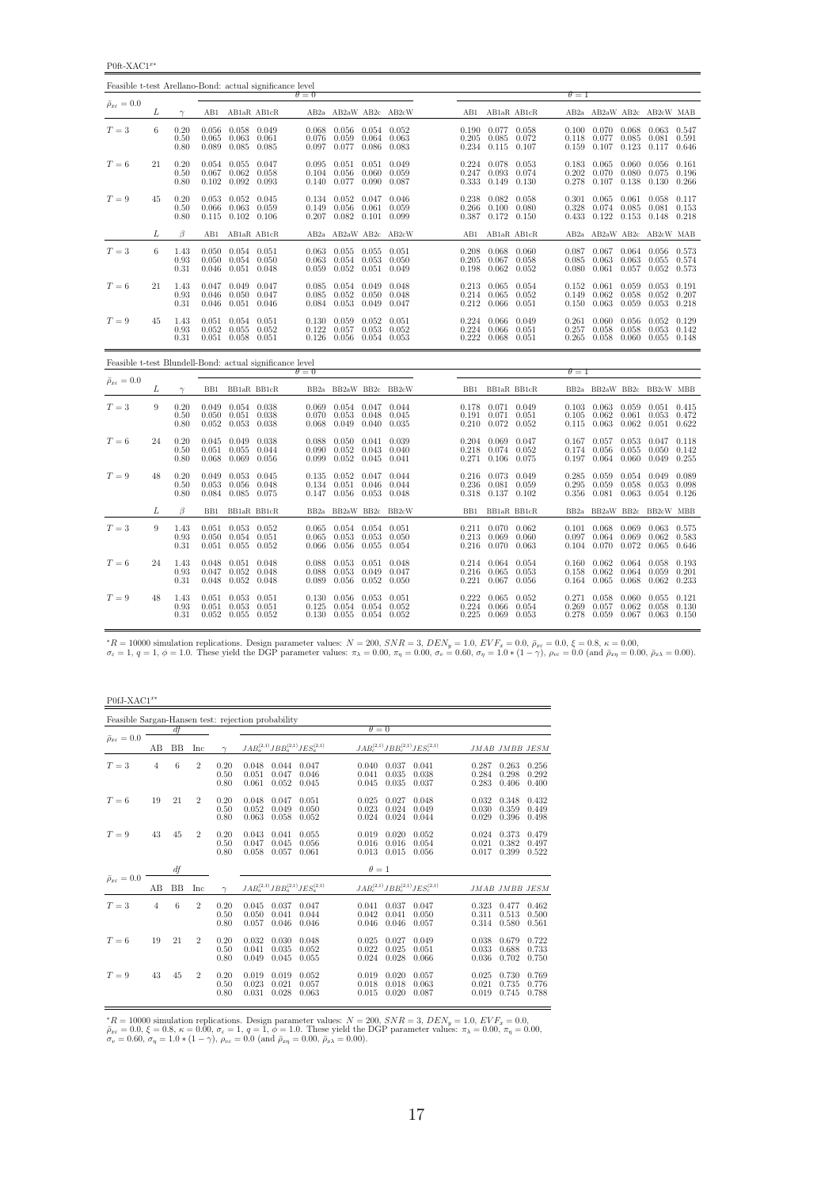P0ft-XAC1$^{z*}$

Feasible t-test Arellano-Bond: actual significance level

| $\bar{\rho}_{x\varepsilon}=0.0$ | $L$ | $\gamma$ | AB1 | AB1aR | AB1cR | AB2a | AB2aW | AB2c | AB2cW | AB1 | AB1aR | AB1cR | AB2a | AB2aW | AB2c | AB2cW | MAB |
|---|---|---|---|---|---|---|---|---|---|---|---|---|---|---|---|---|---|
| | | | | | | $\theta=0$ | | | | | | | $\theta=1$ | | | | |
| $T=3$ | 6 | 0.20 | 0.056 | 0.058 | 0.049 | 0.068 | 0.056 | 0.054 | 0.052 | 0.190 | 0.077 | 0.058 | 0.100 | 0.070 | 0.068 | 0.063 | 0.547 |
| | | 0.50 | 0.065 | 0.063 | 0.061 | 0.076 | 0.059 | 0.064 | 0.063 | 0.205 | 0.085 | 0.072 | 0.118 | 0.077 | 0.085 | 0.081 | 0.591 |
| | | 0.80 | 0.089 | 0.085 | 0.085 | 0.097 | 0.077 | 0.086 | 0.083 | 0.234 | 0.115 | 0.107 | 0.159 | 0.107 | 0.123 | 0.117 | 0.646 |
| $T=6$ | 21 | 0.20 | 0.054 | 0.055 | 0.047 | 0.095 | 0.051 | 0.051 | 0.049 | 0.224 | 0.078 | 0.053 | 0.183 | 0.065 | 0.060 | 0.056 | 0.161 |
| | | 0.50 | 0.067 | 0.062 | 0.058 | 0.104 | 0.056 | 0.060 | 0.059 | 0.247 | 0.093 | 0.074 | 0.202 | 0.070 | 0.080 | 0.075 | 0.196 |
| | | 0.80 | 0.102 | 0.092 | 0.093 | 0.140 | 0.077 | 0.090 | 0.087 | 0.333 | 0.149 | 0.130 | 0.278 | 0.107 | 0.138 | 0.130 | 0.266 |
| $T=9$ | 45 | 0.20 | 0.053 | 0.052 | 0.045 | 0.134 | 0.052 | 0.047 | 0.046 | 0.238 | 0.082 | 0.058 | 0.301 | 0.065 | 0.061 | 0.058 | 0.117 |
| | | 0.50 | 0.066 | 0.063 | 0.059 | 0.149 | 0.056 | 0.061 | 0.059 | 0.266 | 0.100 | 0.080 | 0.328 | 0.074 | 0.085 | 0.081 | 0.153 |
| | | 0.80 | 0.115 | 0.102 | 0.106 | 0.207 | 0.082 | 0.101 | 0.099 | 0.387 | 0.172 | 0.150 | 0.433 | 0.122 | 0.153 | 0.148 | 0.218 |
| | $L$ | $\beta$ | AB1 | AB1aR | AB1cR | AB2a | AB2aW | AB2c | AB2cW | AB1 | AB1aR | AB1cR | AB2a | AB2aW | AB2c | AB2cW | MAB |
| $T=3$ | 6 | 1.43 | 0.050 | 0.054 | 0.051 | 0.063 | 0.055 | 0.055 | 0.051 | 0.208 | 0.068 | 0.060 | 0.087 | 0.067 | 0.064 | 0.056 | 0.573 |
| | | 0.93 | 0.050 | 0.054 | 0.050 | 0.063 | 0.054 | 0.053 | 0.050 | 0.205 | 0.067 | 0.058 | 0.085 | 0.063 | 0.063 | 0.055 | 0.574 |
| | | 0.31 | 0.046 | 0.051 | 0.048 | 0.059 | 0.052 | 0.051 | 0.049 | 0.198 | 0.062 | 0.052 | 0.080 | 0.061 | 0.057 | 0.052 | 0.573 |
| $T=6$ | 21 | 1.43 | 0.047 | 0.049 | 0.047 | 0.085 | 0.054 | 0.049 | 0.048 | 0.213 | 0.065 | 0.054 | 0.152 | 0.061 | 0.059 | 0.053 | 0.191 |
| | | 0.93 | 0.046 | 0.050 | 0.047 | 0.085 | 0.052 | 0.050 | 0.048 | 0.214 | 0.065 | 0.052 | 0.149 | 0.062 | 0.058 | 0.052 | 0.207 |
| | | 0.31 | 0.046 | 0.051 | 0.046 | 0.084 | 0.053 | 0.049 | 0.047 | 0.212 | 0.066 | 0.051 | 0.150 | 0.063 | 0.059 | 0.053 | 0.218 |
| $T=9$ | 45 | 1.43 | 0.051 | 0.054 | 0.051 | 0.130 | 0.059 | 0.052 | 0.051 | 0.224 | 0.066 | 0.049 | 0.261 | 0.060 | 0.056 | 0.052 | 0.129 |
| | | 0.93 | 0.052 | 0.055 | 0.052 | 0.122 | 0.057 | 0.053 | 0.052 | 0.224 | 0.066 | 0.051 | 0.257 | 0.058 | 0.058 | 0.053 | 0.142 |
| | | 0.31 | 0.051 | 0.058 | 0.051 | 0.126 | 0.056 | 0.054 | 0.053 | 0.222 | 0.068 | 0.051 | 0.265 | 0.058 | 0.060 | 0.055 | 0.148 |

Feasible t-test Blundell-Bond: actual significance level

| $\bar{\rho}_{x\varepsilon}=0.0$ | $L$ | $\gamma$ | BB1 | BB1aR | BB1cR | BB2a | BB2aW | BB2c | BB2cW | BB1 | BB1aR | BB1cR | BB2a | BB2aW | BB2c | BB2cW | MBB |
|---|---|---|---|---|---|---|---|---|---|---|---|---|---|---|---|---|---|
| | | | | | | $\theta=0$ | | | | | | | $\theta=1$ | | | | |
| $T=3$ | 9 | 0.20 | 0.049 | 0.054 | 0.038 | 0.069 | 0.054 | 0.047 | 0.044 | 0.178 | 0.071 | 0.049 | 0.103 | 0.063 | 0.059 | 0.051 | 0.415 |
| | | 0.50 | 0.050 | 0.051 | 0.038 | 0.070 | 0.053 | 0.048 | 0.045 | 0.191 | 0.071 | 0.051 | 0.105 | 0.062 | 0.061 | 0.053 | 0.472 |
| | | 0.80 | 0.052 | 0.053 | 0.038 | 0.068 | 0.049 | 0.040 | 0.035 | 0.210 | 0.072 | 0.052 | 0.115 | 0.063 | 0.062 | 0.051 | 0.622 |
| $T=6$ | 24 | 0.20 | 0.045 | 0.049 | 0.038 | 0.088 | 0.050 | 0.041 | 0.039 | 0.204 | 0.069 | 0.047 | 0.167 | 0.057 | 0.053 | 0.047 | 0.118 |
| | | 0.50 | 0.051 | 0.055 | 0.044 | 0.090 | 0.052 | 0.043 | 0.040 | 0.218 | 0.074 | 0.052 | 0.174 | 0.056 | 0.055 | 0.050 | 0.142 |
| | | 0.80 | 0.068 | 0.069 | 0.056 | 0.099 | 0.052 | 0.045 | 0.041 | 0.271 | 0.106 | 0.075 | 0.197 | 0.064 | 0.060 | 0.049 | 0.255 |
| $T=9$ | 48 | 0.20 | 0.049 | 0.053 | 0.045 | 0.135 | 0.052 | 0.047 | 0.044 | 0.216 | 0.073 | 0.049 | 0.285 | 0.059 | 0.054 | 0.049 | 0.089 |
| | | 0.50 | 0.053 | 0.056 | 0.048 | 0.134 | 0.051 | 0.046 | 0.044 | 0.236 | 0.081 | 0.059 | 0.295 | 0.059 | 0.058 | 0.053 | 0.098 |
| | | 0.80 | 0.084 | 0.085 | 0.075 | 0.147 | 0.056 | 0.053 | 0.048 | 0.318 | 0.137 | 0.102 | 0.356 | 0.081 | 0.063 | 0.054 | 0.126 |
| | $L$ | $\beta$ | BB1 | BB1aR | BB1cR | BB2a | BB2aW | BB2c | BB2cW | BB1 | BB1aR | BB1cR | BB2a | BB2aW | BB2c | BB2cW | MBB |
| $T=3$ | 9 | 1.43 | 0.051 | 0.053 | 0.052 | 0.065 | 0.054 | 0.054 | 0.051 | 0.211 | 0.070 | 0.062 | 0.101 | 0.068 | 0.069 | 0.063 | 0.575 |
| | | 0.93 | 0.050 | 0.054 | 0.051 | 0.065 | 0.053 | 0.053 | 0.050 | 0.213 | 0.069 | 0.060 | 0.097 | 0.064 | 0.069 | 0.062 | 0.583 |
| | | 0.31 | 0.051 | 0.055 | 0.052 | 0.066 | 0.056 | 0.055 | 0.054 | 0.216 | 0.070 | 0.063 | 0.104 | 0.070 | 0.072 | 0.065 | 0.646 |
| $T=6$ | 24 | 1.43 | 0.048 | 0.051 | 0.048 | 0.088 | 0.053 | 0.051 | 0.048 | 0.214 | 0.064 | 0.054 | 0.160 | 0.062 | 0.064 | 0.058 | 0.193 |
| | | 0.93 | 0.047 | 0.052 | 0.048 | 0.088 | 0.053 | 0.049 | 0.047 | 0.216 | 0.065 | 0.053 | 0.158 | 0.062 | 0.064 | 0.059 | 0.201 |
| | | 0.31 | 0.048 | 0.052 | 0.048 | 0.089 | 0.056 | 0.052 | 0.050 | 0.221 | 0.067 | 0.056 | 0.164 | 0.065 | 0.068 | 0.062 | 0.233 |
| $T=9$ | 48 | 1.43 | 0.051 | 0.053 | 0.051 | 0.130 | 0.056 | 0.053 | 0.051 | 0.222 | 0.065 | 0.052 | 0.271 | 0.058 | 0.060 | 0.055 | 0.121 |
| | | 0.93 | 0.051 | 0.053 | 0.051 | 0.125 | 0.054 | 0.054 | 0.052 | 0.224 | 0.066 | 0.054 | 0.269 | 0.057 | 0.062 | 0.058 | 0.130 |
| | | 0.31 | 0.052 | 0.055 | 0.052 | 0.130 | 0.055 | 0.054 | 0.052 | 0.225 | 0.069 | 0.053 | 0.278 | 0.059 | 0.067 | 0.063 | 0.150 |

$^*R=10000$ simulation replications. Design parameter values: $N=200$, $SNR=3$, $DEN_y=1.0$, $EVF_x=0.0$, $\bar{\rho}_{x\varepsilon}=0.0$, $\xi=0.8$, $\kappa=0.00$, $\sigma_\varepsilon=1$, $q=1$, $\phi=1.0$. These yield the DGP parameter values: $\pi_\lambda=0.00$, $\pi_\eta=0.00$, $\sigma_v=0.60$, $\sigma_\eta=1.0*(1-\gamma)$, $\rho_{v\varepsilon}=0.0$ (and $\bar{\rho}_{x\eta}=0.00$, $\bar{\rho}_{x\lambda}=0.00$).

P0fJ-XAC1$^{z*}$

Feasible Sargan-Hansen test: rejection probability

| $\bar{\rho}_{x\varepsilon}=0.0$ | AB | BB | Inc | $\gamma$ | $JAB_a^{(2,1)}$ | $JBB_a^{(2,1)}$ | $JES_a^{(2,1)}$ | $JAB_c^{(2,1)}$ | $JBB_c^{(2,1)}$ | $JES_c^{(2,1)}$ | JMAB | JMBB | JESM |
|---|---|---|---|---|---|---|---|---|---|---|---|---|---|
| | df | | | | | | $\theta=0$ | | | | | | |
| $T=3$ | 4 | 6 | 2 | 0.20 | 0.048 | 0.044 | 0.047 | 0.040 | 0.037 | 0.041 | 0.287 | 0.263 | 0.256 |
| | | | | 0.50 | 0.051 | 0.047 | 0.046 | 0.041 | 0.035 | 0.038 | 0.284 | 0.298 | 0.292 |
| | | | | 0.80 | 0.061 | 0.052 | 0.045 | 0.045 | 0.035 | 0.037 | 0.283 | 0.406 | 0.400 |
| $T=6$ | 19 | 21 | 2 | 0.20 | 0.048 | 0.047 | 0.051 | 0.025 | 0.027 | 0.048 | 0.032 | 0.348 | 0.432 |
| | | | | 0.50 | 0.052 | 0.049 | 0.050 | 0.023 | 0.024 | 0.049 | 0.030 | 0.359 | 0.449 |
| | | | | 0.80 | 0.063 | 0.058 | 0.052 | 0.024 | 0.024 | 0.044 | 0.029 | 0.396 | 0.498 |
| $T=9$ | 43 | 45 | 2 | 0.20 | 0.043 | 0.041 | 0.055 | 0.019 | 0.020 | 0.052 | 0.024 | 0.373 | 0.479 |
| | | | | 0.50 | 0.047 | 0.045 | 0.056 | 0.016 | 0.016 | 0.054 | 0.021 | 0.382 | 0.497 |
| | | | | 0.80 | 0.058 | 0.057 | 0.061 | 0.013 | 0.015 | 0.056 | 0.017 | 0.399 | 0.522 |
| | df | | | | | | $\theta=1$ | | | | | | |
| $\bar{\rho}_{x\varepsilon}=0.0$ | AB | BB | Inc | $\gamma$ | $JAB_a^{(2,1)}$ | $JBB_a^{(2,1)}$ | $JES_a^{(2,1)}$ | $JAB_c^{(2,1)}$ | $JBB_c^{(2,1)}$ | $JES_c^{(2,1)}$ | JMAB | JMBB | JESM |
| $T=3$ | 4 | 6 | 2 | 0.20 | 0.045 | 0.037 | 0.047 | 0.041 | 0.037 | 0.047 | 0.323 | 0.477 | 0.462 |
| | | | | 0.50 | 0.050 | 0.041 | 0.044 | 0.042 | 0.041 | 0.050 | 0.311 | 0.513 | 0.500 |
| | | | | 0.80 | 0.057 | 0.046 | 0.046 | 0.046 | 0.046 | 0.057 | 0.314 | 0.580 | 0.561 |
| $T=6$ | 19 | 21 | 2 | 0.20 | 0.032 | 0.030 | 0.048 | 0.025 | 0.027 | 0.049 | 0.038 | 0.679 | 0.722 |
| | | | | 0.50 | 0.041 | 0.035 | 0.052 | 0.022 | 0.025 | 0.051 | 0.033 | 0.688 | 0.733 |
| | | | | 0.80 | 0.049 | 0.045 | 0.055 | 0.024 | 0.028 | 0.066 | 0.036 | 0.702 | 0.750 |
| $T=9$ | 43 | 45 | 2 | 0.20 | 0.019 | 0.019 | 0.052 | 0.019 | 0.020 | 0.057 | 0.025 | 0.730 | 0.769 |
| | | | | 0.50 | 0.023 | 0.021 | 0.057 | 0.018 | 0.018 | 0.063 | 0.021 | 0.735 | 0.776 |
| | | | | 0.80 | 0.031 | 0.028 | 0.063 | 0.015 | 0.020 | 0.087 | 0.019 | 0.745 | 0.788 |

$^*R=10000$ simulation replications. Design parameter values: $N=200$, $SNR=3$, $DEN_y=1.0$, $EVF_x=0.0$, $\bar{\rho}_{x\varepsilon}=0.0$, $\xi=0.8$, $\kappa=0.00$, $\sigma_\varepsilon=1$, $q=1$, $\phi=1.0$. These yield the DGP parameter values: $\pi_\lambda=0.00$, $\pi_\eta=0.00$, $\sigma_v=0.60$, $\sigma_\eta=1.0*(1-\gamma)$, $\rho_{v\varepsilon}=0.0$ (and $\bar{\rho}_{x\eta}=0.00$, $\bar{\rho}_{x\lambda}=0.00$).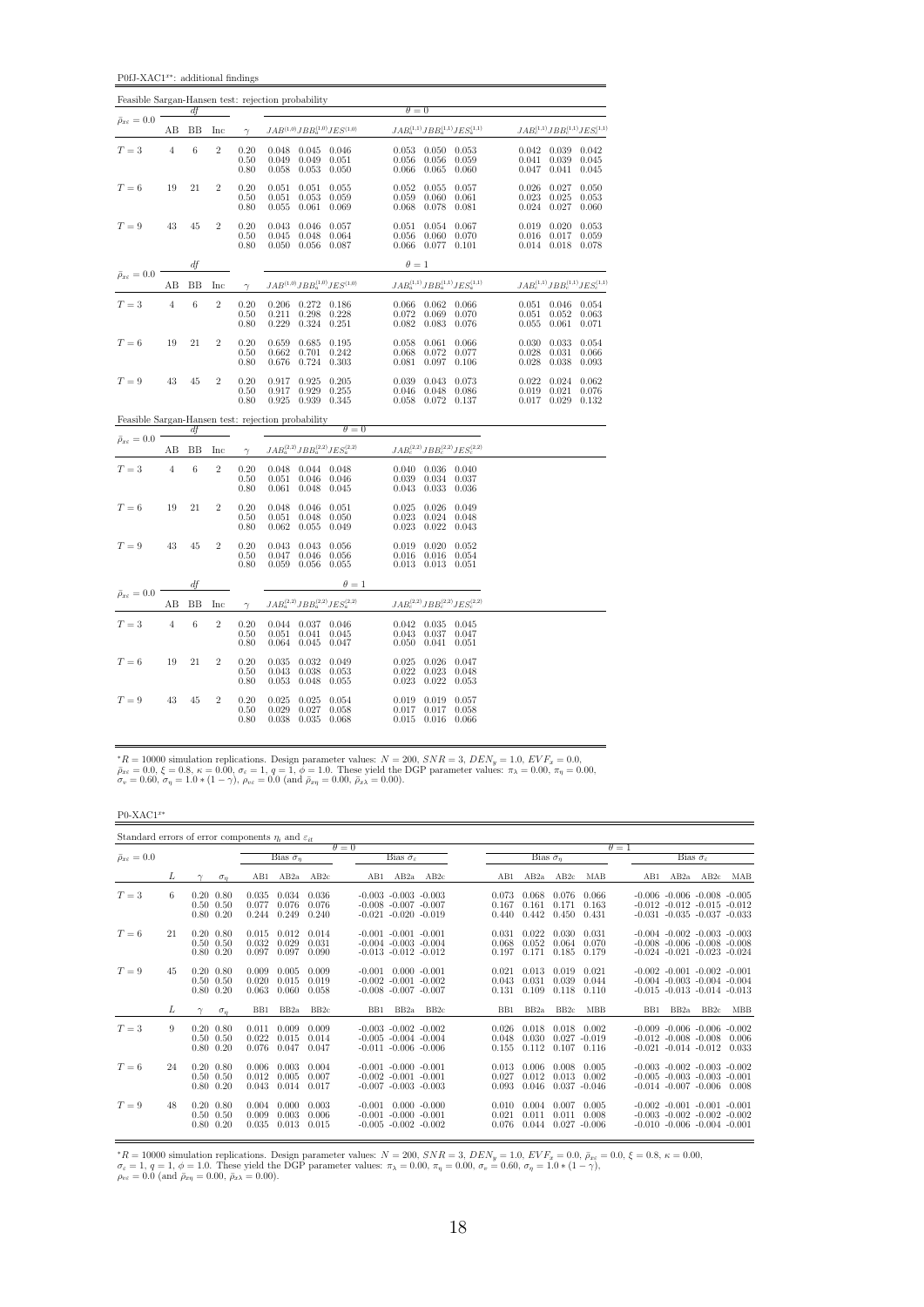P0fJ-XAC1$^{s*}$: additional findings

Feasible Sargan-Hansen test: rejection probability

| $\bar{\rho}_{x\varepsilon}=0.0$ | df | | | | $\theta=0$ | | | | | | | | |
|---|---|---|---|---|---|---|---|---|---|---|---|---|---|
| | AB | BB | Inc | $\gamma$ | $JAB^{(1,0)}$ | $JBB^{(1,0)}_a$ | $JES^{(1,0)}$ | $JAB^{(1,1)}_a$ | $JBB^{(1,1)}_a$ | $JES^{(1,1)}_a$ | $JAB^{(1,1)}_c$ | $JBB^{(1,1)}_c$ | $JES^{(1,1)}_c$ |
| $T=3$ | 4 | 6 | 2 | 0.20 | 0.048 | 0.045 | 0.046 | 0.053 | 0.050 | 0.053 | 0.042 | 0.039 | 0.042 |
| | | | | 0.50 | 0.049 | 0.049 | 0.051 | 0.056 | 0.056 | 0.059 | 0.041 | 0.039 | 0.045 |
| | | | | 0.80 | 0.058 | 0.053 | 0.050 | 0.066 | 0.065 | 0.060 | 0.047 | 0.041 | 0.045 |
| $T=6$ | 19 | 21 | 2 | 0.20 | 0.051 | 0.051 | 0.055 | 0.052 | 0.055 | 0.057 | 0.026 | 0.027 | 0.050 |
| | | | | 0.50 | 0.051 | 0.053 | 0.059 | 0.059 | 0.060 | 0.061 | 0.023 | 0.025 | 0.053 |
| | | | | 0.80 | 0.055 | 0.061 | 0.069 | 0.068 | 0.078 | 0.081 | 0.024 | 0.027 | 0.060 |
| $T=9$ | 43 | 45 | 2 | 0.20 | 0.043 | 0.046 | 0.057 | 0.051 | 0.054 | 0.067 | 0.019 | 0.020 | 0.053 |
| | | | | 0.50 | 0.045 | 0.048 | 0.064 | 0.056 | 0.060 | 0.070 | 0.016 | 0.017 | 0.059 |
| | | | | 0.80 | 0.050 | 0.056 | 0.087 | 0.066 | 0.077 | 0.101 | 0.014 | 0.018 | 0.078 |
| $\bar{\rho}_{x\varepsilon}=0.0$ | df | | | | $\theta=1$ | | | | | | | | |
| | AB | BB | Inc | $\gamma$ | $JAB^{(1,0)}$ | $JBB^{(1,0)}_a$ | $JES^{(1,0)}$ | $JAB^{(1,1)}_a$ | $JBB^{(1,1)}_a$ | $JES^{(1,1)}_a$ | $JAB^{(1,1)}_c$ | $JBB^{(1,1)}_c$ | $JES^{(1,1)}_c$ |
| $T=3$ | 4 | 6 | 2 | 0.20 | 0.206 | 0.272 | 0.186 | 0.066 | 0.062 | 0.066 | 0.051 | 0.046 | 0.054 |
| | | | | 0.50 | 0.211 | 0.298 | 0.228 | 0.072 | 0.069 | 0.070 | 0.051 | 0.052 | 0.063 |
| | | | | 0.80 | 0.229 | 0.324 | 0.251 | 0.082 | 0.083 | 0.076 | 0.055 | 0.061 | 0.071 |
| $T=6$ | 19 | 21 | 2 | 0.20 | 0.659 | 0.685 | 0.195 | 0.058 | 0.061 | 0.066 | 0.030 | 0.033 | 0.054 |
| | | | | 0.50 | 0.662 | 0.701 | 0.242 | 0.068 | 0.072 | 0.077 | 0.028 | 0.031 | 0.066 |
| | | | | 0.80 | 0.676 | 0.724 | 0.303 | 0.081 | 0.097 | 0.106 | 0.028 | 0.038 | 0.093 |
| $T=9$ | 43 | 45 | 2 | 0.20 | 0.917 | 0.925 | 0.205 | 0.039 | 0.043 | 0.073 | 0.022 | 0.024 | 0.062 |
| | | | | 0.50 | 0.917 | 0.929 | 0.255 | 0.046 | 0.048 | 0.086 | 0.019 | 0.021 | 0.076 |
| | | | | 0.80 | 0.925 | 0.939 | 0.345 | 0.058 | 0.072 | 0.137 | 0.017 | 0.029 | 0.132 |

Feasible Sargan-Hansen test: rejection probability

| $\bar{\rho}_{x\varepsilon}=0.0$ | df | | | | $\theta=0$ | | | | | |
|---|---|---|---|---|---|---|---|---|---|---|
| | AB | BB | Inc | $\gamma$ | $JAB^{(2,2)}_a$ | $JBB^{(2,2)}_a$ | $JES^{(2,2)}_a$ | $JAB^{(2,2)}_c$ | $JBB^{(2,2)}_c$ | $JES^{(2,2)}_c$ |
| $T=3$ | 4 | 6 | 2 | 0.20 | 0.048 | 0.044 | 0.048 | 0.040 | 0.036 | 0.040 |
| | | | | 0.50 | 0.051 | 0.046 | 0.046 | 0.039 | 0.034 | 0.037 |
| | | | | 0.80 | 0.061 | 0.048 | 0.045 | 0.043 | 0.033 | 0.036 |
| $T=6$ | 19 | 21 | 2 | 0.20 | 0.048 | 0.046 | 0.051 | 0.025 | 0.026 | 0.049 |
| | | | | 0.50 | 0.051 | 0.048 | 0.050 | 0.023 | 0.024 | 0.048 |
| | | | | 0.80 | 0.062 | 0.055 | 0.049 | 0.023 | 0.022 | 0.043 |
| $T=9$ | 43 | 45 | 2 | 0.20 | 0.043 | 0.043 | 0.056 | 0.019 | 0.020 | 0.052 |
| | | | | 0.50 | 0.047 | 0.046 | 0.056 | 0.016 | 0.016 | 0.054 |
| | | | | 0.80 | 0.059 | 0.056 | 0.055 | 0.013 | 0.013 | 0.051 |
| $\bar{\rho}_{x\varepsilon}=0.0$ | df | | | | $\theta=1$ | | | | | |
| | AB | BB | Inc | $\gamma$ | $JAB^{(2,2)}_a$ | $JBB^{(2,2)}_a$ | $JES^{(2,2)}_a$ | $JAB^{(2,2)}_c$ | $JBB^{(2,2)}_c$ | $JES^{(2,2)}_c$ |
| $T=3$ | 4 | 6 | 2 | 0.20 | 0.044 | 0.037 | 0.046 | 0.042 | 0.035 | 0.045 |
| | | | | 0.50 | 0.051 | 0.041 | 0.045 | 0.043 | 0.037 | 0.047 |
| | | | | 0.80 | 0.064 | 0.045 | 0.047 | 0.050 | 0.041 | 0.051 |
| $T=6$ | 19 | 21 | 2 | 0.20 | 0.035 | 0.032 | 0.049 | 0.025 | 0.026 | 0.047 |
| | | | | 0.50 | 0.043 | 0.038 | 0.053 | 0.022 | 0.023 | 0.048 |
| | | | | 0.80 | 0.053 | 0.048 | 0.055 | 0.023 | 0.022 | 0.053 |
| $T=9$ | 43 | 45 | 2 | 0.20 | 0.025 | 0.025 | 0.054 | 0.019 | 0.019 | 0.057 |
| | | | | 0.50 | 0.029 | 0.027 | 0.058 | 0.017 | 0.017 | 0.058 |
| | | | | 0.80 | 0.038 | 0.035 | 0.068 | 0.015 | 0.016 | 0.066 |

$^*R=10000$ simulation replications. Design parameter values: $N=200$, $SNR=3$, $DEN_y=1.0$, $EVF_x=0.0$, $\bar{\rho}_{x\varepsilon}=0.0$, $\xi=0.8$, $\kappa=0.00$, $\sigma_\varepsilon=1$, $q=1$, $\phi=1.0$. These yield the DGP parameter values: $\pi_\lambda=0.00$, $\pi_\eta=0.00$, $\sigma_v=0.60$, $\sigma_\eta=1.0*(1-\gamma)$, $\rho_{v\varepsilon}=0.0$ (and $\bar{\rho}_{x\eta}=0.00$, $\bar{\rho}_{x\lambda}=0.00$).

P0-XAC1$^{s*}$

Standard errors of error components $\eta_i$ and $\varepsilon_{it}$

| $\bar{\rho}_{x\varepsilon}=0.0$ | | | | $\theta=0$ | | | | | | $\theta=1$ | | | | | | | |
|---|---|---|---|---|---|---|---|---|---|---|---|---|---|---|---|---|---|
| | | | | Bias $\hat{\sigma}_\eta$ | | | Bias $\hat{\sigma}_\varepsilon$ | | | Bias $\hat{\sigma}_\eta$ | | | | Bias $\hat{\sigma}_\varepsilon$ | | | |
| | $L$ | $\gamma$ | $\sigma_\eta$ | AB1 | AB2a | AB2c | AB1 | AB2a | AB2c | AB1 | AB2a | AB2c | MAB | AB1 | AB2a | AB2c | MAB |
| $T=3$ | 6 | 0.20 | 0.80 | 0.035 | 0.034 | 0.036 | -0.003 | -0.003 | -0.003 | 0.073 | 0.068 | 0.076 | 0.066 | -0.006 | -0.006 | -0.008 | -0.005 |
| | | 0.50 | 0.50 | 0.077 | 0.076 | 0.076 | -0.008 | -0.007 | -0.007 | 0.167 | 0.161 | 0.171 | 0.163 | -0.012 | -0.012 | -0.015 | -0.012 |
| | | 0.80 | 0.20 | 0.244 | 0.249 | 0.240 | -0.021 | -0.020 | -0.019 | 0.440 | 0.442 | 0.450 | 0.431 | -0.031 | -0.035 | -0.037 | -0.033 |
| $T=6$ | 21 | 0.20 | 0.80 | 0.015 | 0.012 | 0.014 | -0.001 | -0.001 | -0.001 | 0.031 | 0.022 | 0.030 | 0.031 | -0.004 | -0.002 | -0.003 | -0.003 |
| | | 0.50 | 0.50 | 0.032 | 0.029 | 0.031 | -0.004 | -0.003 | -0.004 | 0.068 | 0.052 | 0.064 | 0.070 | -0.008 | -0.006 | -0.008 | -0.008 |
| | | 0.80 | 0.20 | 0.097 | 0.097 | 0.090 | -0.013 | -0.012 | -0.012 | 0.197 | 0.171 | 0.185 | 0.179 | -0.024 | -0.021 | -0.023 | -0.024 |
| $T=9$ | 45 | 0.20 | 0.80 | 0.009 | 0.005 | 0.009 | -0.001 | 0.000 | -0.001 | 0.021 | 0.013 | 0.019 | 0.021 | -0.002 | -0.001 | -0.002 | -0.001 |
| | | 0.50 | 0.50 | 0.020 | 0.015 | 0.019 | -0.002 | -0.001 | -0.002 | 0.043 | 0.031 | 0.039 | 0.044 | -0.004 | -0.003 | -0.004 | -0.004 |
| | | 0.80 | 0.20 | 0.063 | 0.060 | 0.058 | -0.008 | -0.007 | -0.007 | 0.131 | 0.109 | 0.118 | 0.110 | -0.015 | -0.013 | -0.014 | -0.013 |
| | $L$ | $\gamma$ | $\sigma_\eta$ | BB1 | BB2a | BB2c | BB1 | BB2a | BB2c | BB1 | BB2a | BB2c | MBB | BB1 | BB2a | BB2c | MBB |
| $T=3$ | 9 | 0.20 | 0.80 | 0.011 | 0.009 | 0.009 | -0.003 | -0.002 | -0.002 | 0.026 | 0.018 | 0.018 | 0.002 | -0.009 | -0.006 | -0.006 | -0.002 |
| | | 0.50 | 0.50 | 0.022 | 0.015 | 0.014 | -0.005 | -0.004 | -0.004 | 0.048 | 0.030 | 0.027 | -0.019 | -0.012 | -0.008 | -0.008 | 0.006 |
| | | 0.80 | 0.20 | 0.076 | 0.047 | 0.047 | -0.011 | -0.006 | -0.006 | 0.155 | 0.112 | 0.107 | 0.116 | -0.021 | -0.014 | -0.012 | 0.033 |
| $T=6$ | 24 | 0.20 | 0.80 | 0.006 | 0.003 | 0.004 | -0.001 | -0.000 | -0.001 | 0.013 | 0.006 | 0.008 | 0.005 | -0.003 | -0.002 | -0.003 | -0.002 |
| | | 0.50 | 0.50 | 0.012 | 0.005 | 0.007 | -0.002 | -0.001 | -0.001 | 0.027 | 0.012 | 0.013 | 0.002 | -0.005 | -0.003 | -0.003 | -0.001 |
| | | 0.80 | 0.20 | 0.043 | 0.014 | 0.017 | -0.007 | -0.003 | -0.003 | 0.093 | 0.046 | 0.037 | -0.046 | -0.014 | -0.007 | -0.006 | 0.008 |
| $T=9$ | 48 | 0.20 | 0.80 | 0.004 | 0.000 | 0.003 | -0.001 | 0.000 | -0.000 | 0.010 | 0.004 | 0.007 | 0.005 | -0.002 | -0.001 | -0.001 | -0.001 |
| | | 0.50 | 0.50 | 0.009 | 0.003 | 0.006 | -0.001 | -0.000 | -0.001 | 0.021 | 0.011 | 0.011 | 0.008 | -0.003 | -0.002 | -0.002 | -0.002 |
| | | 0.80 | 0.20 | 0.035 | 0.013 | 0.015 | -0.005 | -0.002 | -0.002 | 0.076 | 0.044 | 0.027 | -0.006 | -0.010 | -0.006 | -0.004 | -0.001 |

$^*R=10000$ simulation replications. Design parameter values: $N=200$, $SNR=3$, $DEN_y=1.0$, $EVF_x=0.0$, $\bar{\rho}_{x\varepsilon}=0.0$, $\xi=0.8$, $\kappa=0.00$, $\sigma_\varepsilon=1$, $q=1$, $\phi=1.0$. These yield the DGP parameter values: $\pi_\lambda=0.00$, $\pi_\eta=0.00$, $\sigma_v=0.60$, $\sigma_\eta=1.0*(1-\gamma)$, $\rho_{v\varepsilon}=0.0$ (and $\bar{\rho}_{x\eta}=0.00$, $\bar{\rho}_{x\lambda}=0.00$).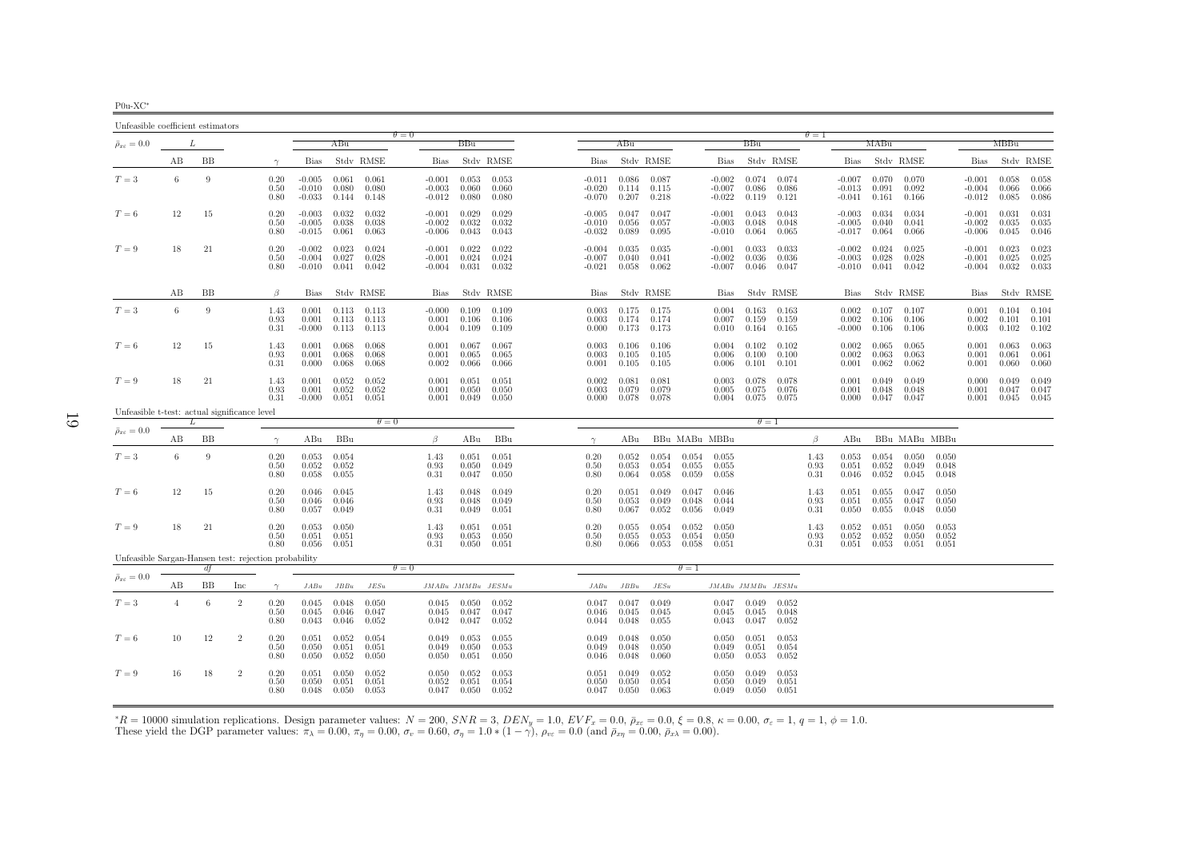P0u-XC*

Unfeasible coefficient estimators

| $\bar{\rho}_{x\varepsilon}=0.0$ | L | | | $\theta=0$ | | | | | | | $\theta=1$ | | | | | | | | | | | | |
|---|---|---|---|---|---|---|---|---|---|---|---|---|---|---|---|---|---|---|---|---|---|---|---|
| | | | | ABu | | | BBu | | | | ABu | | | BBu | | | MABu | | | MBBu | | | |
| | AB | BB | $\gamma$ | Bias | Stdv | RMSE | Bias | Stdv | RMSE | | Bias | Stdv | RMSE | Bias | Stdv | RMSE | Bias | Stdv | RMSE | Bias | Stdv | RMSE | |
| $T=3$ | 6 | 9 | 0.20 | -0.005 | 0.061 | 0.061 | -0.001 | 0.053 | 0.053 | | -0.011 | 0.086 | 0.087 | -0.002 | 0.074 | 0.074 | -0.007 | 0.070 | 0.070 | -0.001 | 0.058 | 0.058 | |
| | | | 0.50 | -0.010 | 0.080 | 0.080 | -0.003 | 0.060 | 0.060 | | -0.020 | 0.114 | 0.115 | -0.007 | 0.086 | 0.086 | -0.013 | 0.091 | 0.092 | -0.004 | 0.066 | 0.066 | |
| | | | 0.80 | -0.033 | 0.144 | 0.148 | -0.012 | 0.080 | 0.080 | | -0.070 | 0.207 | 0.218 | -0.022 | 0.119 | 0.121 | -0.041 | 0.161 | 0.166 | -0.012 | 0.085 | 0.086 | |
| $T=6$ | 12 | 15 | 0.20 | -0.003 | 0.032 | 0.032 | -0.001 | 0.029 | 0.029 | | -0.005 | 0.047 | 0.047 | -0.001 | 0.043 | 0.043 | -0.003 | 0.034 | 0.034 | -0.001 | 0.031 | 0.031 | |
| | | | 0.50 | -0.005 | 0.038 | 0.038 | -0.002 | 0.032 | 0.032 | | -0.010 | 0.056 | 0.057 | -0.003 | 0.048 | 0.048 | -0.005 | 0.040 | 0.041 | -0.002 | 0.035 | 0.035 | |
| | | | 0.80 | -0.015 | 0.061 | 0.063 | -0.006 | 0.043 | 0.043 | | -0.032 | 0.089 | 0.095 | -0.010 | 0.064 | 0.065 | -0.017 | 0.064 | 0.066 | -0.006 | 0.045 | 0.046 | |
| $T=9$ | 18 | 21 | 0.20 | -0.002 | 0.023 | 0.024 | -0.001 | 0.022 | 0.022 | | -0.004 | 0.035 | 0.035 | -0.001 | 0.033 | 0.033 | -0.002 | 0.024 | 0.025 | -0.001 | 0.023 | 0.023 | |
| | | | 0.50 | -0.004 | 0.027 | 0.028 | -0.001 | 0.024 | 0.024 | | -0.007 | 0.040 | 0.041 | -0.002 | 0.036 | 0.036 | -0.003 | 0.028 | 0.028 | -0.001 | 0.025 | 0.025 | |
| | | | 0.80 | -0.010 | 0.041 | 0.042 | -0.004 | 0.031 | 0.032 | | -0.021 | 0.058 | 0.062 | -0.007 | 0.046 | 0.047 | -0.010 | 0.041 | 0.042 | -0.004 | 0.032 | 0.033 | |
| | AB | BB | $\beta$ | Bias | Stdv | RMSE | Bias | Stdv | RMSE | | Bias | Stdv | RMSE | Bias | Stdv | RMSE | Bias | Stdv | RMSE | Bias | Stdv | RMSE | |
| $T=3$ | 6 | 9 | 1.43 | 0.001 | 0.113 | 0.113 | -0.000 | 0.109 | 0.109 | | 0.003 | 0.175 | 0.175 | 0.004 | 0.163 | 0.163 | 0.002 | 0.107 | 0.107 | 0.001 | 0.104 | 0.104 | |
| | | | 0.93 | 0.001 | 0.113 | 0.113 | 0.001 | 0.106 | 0.106 | | 0.003 | 0.174 | 0.174 | 0.007 | 0.159 | 0.159 | 0.002 | 0.106 | 0.106 | 0.002 | 0.101 | 0.101 | |
| | | | 0.31 | -0.000 | 0.113 | 0.113 | 0.004 | 0.109 | 0.109 | | 0.000 | 0.173 | 0.173 | 0.010 | 0.164 | 0.165 | -0.000 | 0.106 | 0.106 | 0.003 | 0.102 | 0.102 | |
| $T=6$ | 12 | 15 | 1.43 | 0.001 | 0.068 | 0.068 | 0.001 | 0.067 | 0.067 | | 0.003 | 0.106 | 0.106 | 0.004 | 0.102 | 0.102 | 0.002 | 0.065 | 0.065 | 0.001 | 0.063 | 0.063 | |
| | | | 0.93 | 0.001 | 0.068 | 0.068 | 0.001 | 0.065 | 0.065 | | 0.003 | 0.105 | 0.105 | 0.006 | 0.100 | 0.100 | 0.002 | 0.063 | 0.063 | 0.001 | 0.061 | 0.061 | |
| | | | 0.31 | 0.000 | 0.068 | 0.068 | 0.002 | 0.066 | 0.066 | | 0.001 | 0.105 | 0.105 | 0.006 | 0.101 | 0.101 | 0.001 | 0.062 | 0.062 | 0.001 | 0.060 | 0.060 | |
| $T=9$ | 18 | 21 | 1.43 | 0.001 | 0.052 | 0.052 | 0.001 | 0.051 | 0.051 | | 0.002 | 0.081 | 0.081 | 0.003 | 0.078 | 0.078 | 0.001 | 0.049 | 0.049 | 0.000 | 0.049 | 0.049 | |
| | | | 0.93 | 0.001 | 0.052 | 0.052 | 0.001 | 0.050 | 0.050 | | 0.003 | 0.079 | 0.079 | 0.005 | 0.075 | 0.076 | 0.001 | 0.048 | 0.048 | 0.001 | 0.047 | 0.047 | |
| | | | 0.31 | -0.000 | 0.051 | 0.051 | 0.001 | 0.049 | 0.050 | | 0.000 | 0.078 | 0.078 | 0.004 | 0.075 | 0.075 | 0.000 | 0.047 | 0.047 | 0.001 | 0.045 | 0.045 | |

Unfeasible t-test: actual significance level

| $\bar{\rho}_{x\varepsilon}=0.0$ | L | | $\theta=0$ | | | | | | $\theta=1$ | | | | | | | | | | |
|---|---|---|---|---|---|---|---|---|---|---|---|---|---|---|---|---|---|---|---|
| | AB | BB | $\gamma$ | ABu | BBu | $\beta$ | ABu | BBu | $\gamma$ | ABu | BBu | MABu | MBBu | $\beta$ | ABu | BBu | MABu | MBBu |
| $T=3$ | 6 | 9 | 0.20 | 0.053 | 0.054 | 1.43 | 0.051 | 0.051 | 0.20 | 0.052 | 0.054 | 0.054 | 0.055 | 1.43 | 0.053 | 0.054 | 0.050 | 0.050 |
| | | | 0.50 | 0.052 | 0.052 | 0.93 | 0.050 | 0.049 | 0.50 | 0.053 | 0.054 | 0.055 | 0.055 | 0.93 | 0.051 | 0.052 | 0.049 | 0.048 |
| | | | 0.80 | 0.058 | 0.055 | 0.31 | 0.047 | 0.050 | 0.80 | 0.064 | 0.058 | 0.059 | 0.058 | 0.31 | 0.046 | 0.052 | 0.045 | 0.048 |
| $T=6$ | 12 | 15 | 0.20 | 0.046 | 0.045 | 1.43 | 0.048 | 0.049 | 0.20 | 0.051 | 0.049 | 0.047 | 0.046 | 1.43 | 0.051 | 0.055 | 0.047 | 0.050 |
| | | | 0.50 | 0.046 | 0.046 | 0.93 | 0.048 | 0.049 | 0.50 | 0.053 | 0.049 | 0.048 | 0.044 | 0.93 | 0.051 | 0.055 | 0.047 | 0.050 |
| | | | 0.80 | 0.057 | 0.049 | 0.31 | 0.049 | 0.051 | 0.80 | 0.067 | 0.052 | 0.056 | 0.049 | 0.31 | 0.050 | 0.055 | 0.048 | 0.050 |
| $T=9$ | 18 | 21 | 0.20 | 0.053 | 0.050 | 1.43 | 0.051 | 0.051 | 0.20 | 0.055 | 0.054 | 0.052 | 0.050 | 1.43 | 0.052 | 0.051 | 0.050 | 0.053 |
| | | | 0.50 | 0.051 | 0.051 | 0.93 | 0.053 | 0.050 | 0.50 | 0.055 | 0.053 | 0.054 | 0.050 | 0.93 | 0.052 | 0.052 | 0.050 | 0.052 |
| | | | 0.80 | 0.056 | 0.051 | 0.31 | 0.050 | 0.051 | 0.80 | 0.066 | 0.053 | 0.058 | 0.051 | 0.31 | 0.051 | 0.053 | 0.051 | 0.051 |

Unfeasible Sargan-Hansen test: rejection probability

| $\bar{\rho}_{x\varepsilon}=0.0$ | df | | | $\theta=0$ | | | | | | | $\theta=1$ | | | | | |
|---|---|---|---|---|---|---|---|---|---|---|---|---|---|---|---|---|
| | AB | BB | Inc | $\gamma$ | JABu | JBBu | JESu | JMABu | JMMBu | JESMu | JABu | JBBu | JESu | JMABu | JMMBu | JESMu |
| $T=3$ | 4 | 6 | 2 | 0.20 | 0.045 | 0.048 | 0.050 | 0.045 | 0.050 | 0.052 | 0.047 | 0.047 | 0.049 | 0.047 | 0.049 | 0.052 |
| | | | | 0.50 | 0.045 | 0.046 | 0.047 | 0.045 | 0.047 | 0.047 | 0.046 | 0.045 | 0.045 | 0.045 | 0.045 | 0.048 |
| | | | | 0.80 | 0.043 | 0.046 | 0.052 | 0.042 | 0.047 | 0.052 | 0.044 | 0.048 | 0.055 | 0.043 | 0.047 | 0.052 |
| $T=6$ | 10 | 12 | 2 | 0.20 | 0.051 | 0.052 | 0.054 | 0.049 | 0.053 | 0.055 | 0.049 | 0.048 | 0.050 | 0.050 | 0.051 | 0.053 |
| | | | | 0.50 | 0.050 | 0.051 | 0.051 | 0.049 | 0.050 | 0.053 | 0.049 | 0.048 | 0.050 | 0.049 | 0.051 | 0.054 |
| | | | | 0.80 | 0.050 | 0.052 | 0.050 | 0.050 | 0.051 | 0.050 | 0.046 | 0.048 | 0.060 | 0.050 | 0.053 | 0.052 |
| $T=9$ | 16 | 18 | 2 | 0.20 | 0.051 | 0.050 | 0.052 | 0.050 | 0.052 | 0.053 | 0.051 | 0.049 | 0.052 | 0.050 | 0.049 | 0.053 |
| | | | | 0.50 | 0.050 | 0.051 | 0.051 | 0.052 | 0.051 | 0.054 | 0.050 | 0.050 | 0.054 | 0.050 | 0.049 | 0.051 |
| | | | | 0.80 | 0.048 | 0.050 | 0.053 | 0.047 | 0.050 | 0.052 | 0.047 | 0.050 | 0.063 | 0.049 | 0.050 | 0.051 |

*$R = 10000$ simulation replications. Design parameter values: $N = 200$, $SNR = 3$, $DEN_y = 1.0$, $EVF_x = 0.0$, $\bar{\rho}_{x\varepsilon} = 0.0$, $\xi = 0.8$, $\kappa = 0.00$, $\sigma_\varepsilon = 1$, $q = 1$, $\phi = 1.0$.
These yield the DGP parameter values: $\pi_\lambda = 0.00$, $\pi_\eta = 0.00$, $\sigma_v = 0.60$, $\sigma_\eta = 1.0 * (1 - \gamma)$, $\rho_{v\varepsilon} = 0.0$ (and $\bar{\rho}_{x\eta} = 0.00$, $\bar{\rho}_{x\lambda} = 0.00$).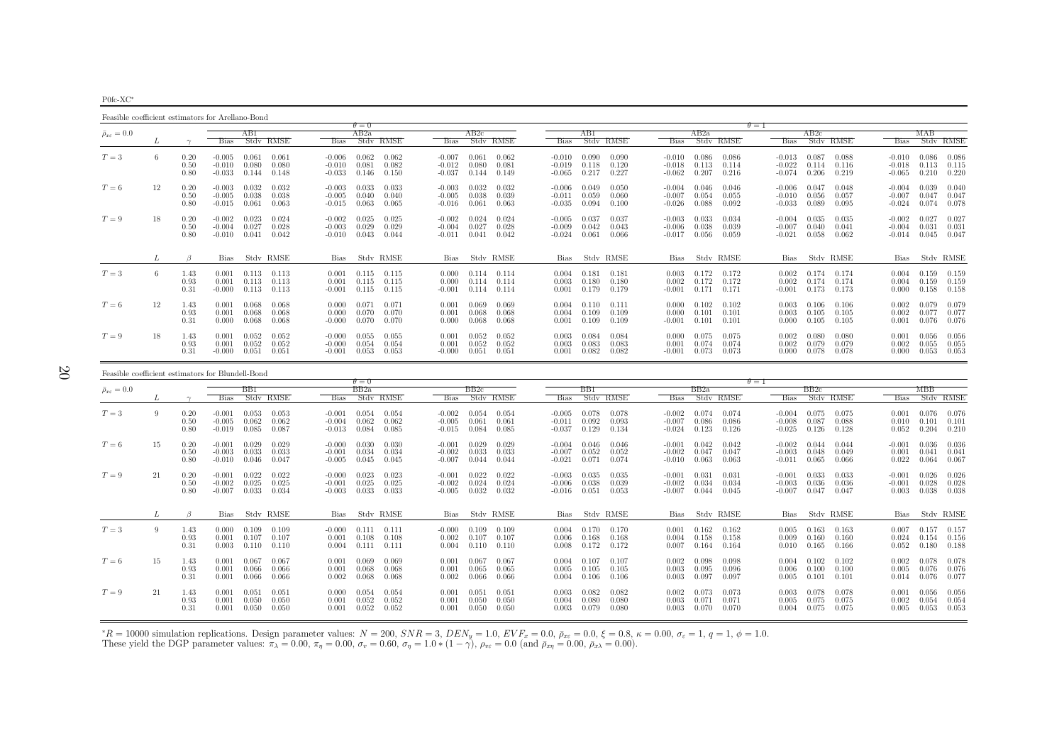P0fc-XC*

Feasible coefficient estimators for Arellano-Bond

| $\bar{\rho}_{x\varepsilon}=0.0$ | | | $\theta=0$ | | | | | | | | | $\theta=1$ | | | | | | | | | | | |
|---|---|---|---|---|---|---|---|---|---|---|---|---|---|---|---|---|---|---|---|---|---|---|---|
| | | | AB1 | | | AB2a | | | AB2c | | | AB1 | | | AB2a | | | AB2c | | | MAB | | |
| | $L$ | $\gamma$ | Bias | Stdv | RMSE | Bias | Stdv | RMSE | Bias | Stdv | RMSE | Bias | Stdv | RMSE | Bias | Stdv | RMSE | Bias | Stdv | RMSE | Bias | Stdv | RMSE |
| $T=3$ | 6 | 0.20 | -0.005 | 0.061 | 0.061 | -0.006 | 0.062 | 0.062 | -0.007 | 0.061 | 0.062 | -0.010 | 0.090 | 0.090 | -0.010 | 0.086 | 0.086 | -0.013 | 0.087 | 0.088 | -0.010 | 0.086 | 0.086 |
| | | 0.50 | -0.010 | 0.080 | 0.080 | -0.010 | 0.081 | 0.082 | -0.012 | 0.080 | 0.081 | -0.019 | 0.118 | 0.120 | -0.018 | 0.113 | 0.114 | -0.022 | 0.114 | 0.116 | -0.018 | 0.113 | 0.115 |
| | | 0.80 | -0.033 | 0.144 | 0.148 | -0.033 | 0.146 | 0.150 | -0.037 | 0.144 | 0.149 | -0.065 | 0.217 | 0.227 | -0.062 | 0.207 | 0.216 | -0.074 | 0.206 | 0.219 | -0.065 | 0.210 | 0.220 |
| $T=6$ | 12 | 0.20 | -0.003 | 0.032 | 0.032 | -0.003 | 0.033 | 0.033 | -0.003 | 0.032 | 0.032 | -0.006 | 0.049 | 0.050 | -0.004 | 0.046 | 0.046 | -0.006 | 0.047 | 0.048 | -0.004 | 0.039 | 0.040 |
| | | 0.50 | -0.005 | 0.038 | 0.038 | -0.005 | 0.040 | 0.040 | -0.005 | 0.038 | 0.039 | -0.011 | 0.059 | 0.060 | -0.007 | 0.054 | 0.055 | -0.010 | 0.056 | 0.057 | -0.007 | 0.047 | 0.047 |
| | | 0.80 | -0.015 | 0.061 | 0.063 | -0.015 | 0.063 | 0.065 | -0.016 | 0.061 | 0.063 | -0.035 | 0.094 | 0.100 | -0.026 | 0.088 | 0.092 | -0.033 | 0.089 | 0.095 | -0.024 | 0.074 | 0.078 |
| $T=9$ | 18 | 0.20 | -0.002 | 0.023 | 0.024 | -0.002 | 0.025 | 0.025 | -0.002 | 0.024 | 0.024 | -0.005 | 0.037 | 0.037 | -0.003 | 0.033 | 0.034 | -0.004 | 0.035 | 0.035 | -0.002 | 0.027 | 0.027 |
| | | 0.50 | -0.004 | 0.027 | 0.028 | -0.003 | 0.029 | 0.029 | -0.004 | 0.027 | 0.028 | -0.009 | 0.042 | 0.043 | -0.006 | 0.038 | 0.039 | -0.007 | 0.040 | 0.041 | -0.004 | 0.031 | 0.031 |
| | | 0.80 | -0.010 | 0.041 | 0.042 | -0.010 | 0.043 | 0.044 | -0.011 | 0.041 | 0.042 | -0.024 | 0.061 | 0.066 | -0.017 | 0.056 | 0.059 | -0.021 | 0.058 | 0.062 | -0.014 | 0.045 | 0.047 |
| | $L$ | $\beta$ | Bias | Stdv | RMSE | Bias | Stdv | RMSE | Bias | Stdv | RMSE | Bias | Stdv | RMSE | Bias | Stdv | RMSE | Bias | Stdv | RMSE | Bias | Stdv | RMSE |
| $T=3$ | 6 | 1.43 | 0.001 | 0.113 | 0.113 | 0.001 | 0.115 | 0.115 | 0.000 | 0.114 | 0.114 | 0.004 | 0.181 | 0.181 | 0.003 | 0.172 | 0.172 | 0.002 | 0.174 | 0.174 | 0.004 | 0.159 | 0.159 |
| | | 0.93 | 0.001 | 0.113 | 0.113 | 0.001 | 0.115 | 0.115 | 0.000 | 0.114 | 0.114 | 0.003 | 0.180 | 0.180 | 0.002 | 0.172 | 0.172 | 0.002 | 0.174 | 0.174 | 0.004 | 0.159 | 0.159 |
| | | 0.31 | -0.000 | 0.113 | 0.113 | -0.001 | 0.115 | 0.115 | -0.001 | 0.114 | 0.114 | 0.001 | 0.179 | 0.179 | -0.001 | 0.171 | 0.171 | -0.001 | 0.173 | 0.173 | 0.000 | 0.158 | 0.158 |
| $T=6$ | 12 | 1.43 | 0.001 | 0.068 | 0.068 | 0.000 | 0.071 | 0.071 | 0.001 | 0.069 | 0.069 | 0.004 | 0.110 | 0.111 | 0.000 | 0.102 | 0.102 | 0.003 | 0.106 | 0.106 | 0.002 | 0.079 | 0.079 |
| | | 0.93 | 0.001 | 0.068 | 0.068 | 0.000 | 0.070 | 0.070 | 0.001 | 0.068 | 0.068 | 0.004 | 0.109 | 0.109 | 0.000 | 0.101 | 0.101 | 0.003 | 0.105 | 0.105 | 0.002 | 0.077 | 0.077 |
| | | 0.31 | 0.000 | 0.068 | 0.068 | -0.000 | 0.070 | 0.070 | 0.000 | 0.068 | 0.068 | 0.001 | 0.109 | 0.109 | -0.001 | 0.101 | 0.101 | 0.000 | 0.105 | 0.105 | 0.001 | 0.076 | 0.076 |
| $T=9$ | 18 | 1.43 | 0.001 | 0.052 | 0.052 | -0.000 | 0.055 | 0.055 | 0.001 | 0.052 | 0.052 | 0.003 | 0.084 | 0.084 | 0.000 | 0.075 | 0.075 | 0.002 | 0.080 | 0.080 | 0.001 | 0.056 | 0.056 |
| | | 0.93 | 0.001 | 0.052 | 0.052 | -0.000 | 0.054 | 0.054 | 0.001 | 0.052 | 0.052 | 0.003 | 0.083 | 0.083 | 0.001 | 0.074 | 0.074 | 0.002 | 0.079 | 0.079 | 0.002 | 0.055 | 0.055 |
| | | 0.31 | -0.000 | 0.051 | 0.051 | -0.001 | 0.053 | 0.053 | -0.000 | 0.051 | 0.051 | 0.001 | 0.082 | 0.082 | -0.001 | 0.073 | 0.073 | 0.000 | 0.078 | 0.078 | 0.000 | 0.053 | 0.053 |

Feasible coefficient estimators for Blundell-Bond

| $\bar{\rho}_{x\varepsilon}=0.0$ | | | $\theta=0$ | | | | | | | | | $\theta=1$ | | | | | | | | | | | |
|---|---|---|---|---|---|---|---|---|---|---|---|---|---|---|---|---|---|---|---|---|---|---|---|
| | | | BB1 | | | BB2a | | | BB2c | | | BB1 | | | BB2a | | | BB2c | | | MBB | | |
| | $L$ | $\gamma$ | Bias | Stdv | RMSE | Bias | Stdv | RMSE | Bias | Stdv | RMSE | Bias | Stdv | RMSE | Bias | Stdv | RMSE | Bias | Stdv | RMSE | Bias | Stdv | RMSE |
| $T=3$ | 9 | 0.20 | -0.001 | 0.053 | 0.053 | -0.001 | 0.054 | 0.054 | -0.002 | 0.054 | 0.054 | -0.005 | 0.078 | 0.078 | -0.002 | 0.074 | 0.074 | -0.004 | 0.075 | 0.075 | 0.001 | 0.076 | 0.076 |
| | | 0.50 | -0.005 | 0.062 | 0.062 | -0.004 | 0.062 | 0.062 | -0.005 | 0.061 | 0.061 | -0.011 | 0.092 | 0.093 | -0.007 | 0.086 | 0.086 | -0.008 | 0.087 | 0.088 | 0.010 | 0.101 | 0.101 |
| | | 0.80 | -0.019 | 0.085 | 0.087 | -0.013 | 0.084 | 0.085 | -0.015 | 0.084 | 0.085 | -0.037 | 0.129 | 0.134 | -0.024 | 0.123 | 0.126 | -0.025 | 0.126 | 0.128 | 0.052 | 0.204 | 0.210 |
| $T=6$ | 15 | 0.20 | -0.001 | 0.029 | 0.029 | -0.000 | 0.030 | 0.030 | -0.001 | 0.029 | 0.029 | -0.004 | 0.046 | 0.046 | -0.001 | 0.042 | 0.042 | -0.002 | 0.044 | 0.044 | -0.001 | 0.036 | 0.036 |
| | | 0.50 | -0.003 | 0.033 | 0.033 | -0.001 | 0.034 | 0.034 | -0.002 | 0.033 | 0.033 | -0.007 | 0.052 | 0.052 | -0.002 | 0.047 | 0.047 | -0.003 | 0.048 | 0.049 | 0.001 | 0.041 | 0.041 |
| | | 0.80 | -0.010 | 0.046 | 0.047 | -0.005 | 0.045 | 0.045 | -0.007 | 0.044 | 0.044 | -0.021 | 0.071 | 0.074 | -0.010 | 0.063 | 0.063 | -0.011 | 0.065 | 0.066 | 0.022 | 0.064 | 0.067 |
| $T=9$ | 21 | 0.20 | -0.001 | 0.022 | 0.022 | -0.000 | 0.023 | 0.023 | -0.001 | 0.022 | 0.022 | -0.003 | 0.035 | 0.035 | -0.001 | 0.031 | 0.031 | -0.001 | 0.033 | 0.033 | -0.001 | 0.026 | 0.026 |
| | | 0.50 | -0.002 | 0.025 | 0.025 | -0.001 | 0.025 | 0.025 | -0.002 | 0.024 | 0.024 | -0.006 | 0.038 | 0.039 | -0.002 | 0.034 | 0.034 | -0.003 | 0.036 | 0.036 | -0.001 | 0.028 | 0.028 |
| | | 0.80 | -0.007 | 0.033 | 0.034 | -0.003 | 0.033 | 0.033 | -0.005 | 0.032 | 0.032 | -0.016 | 0.051 | 0.053 | -0.007 | 0.044 | 0.045 | -0.007 | 0.047 | 0.047 | 0.003 | 0.038 | 0.038 |
| | $L$ | $\beta$ | Bias | Stdv | RMSE | Bias | Stdv | RMSE | Bias | Stdv | RMSE | Bias | Stdv | RMSE | Bias | Stdv | RMSE | Bias | Stdv | RMSE | Bias | Stdv | RMSE |
| $T=3$ | 9 | 1.43 | 0.000 | 0.109 | 0.109 | -0.000 | 0.111 | 0.111 | -0.000 | 0.109 | 0.109 | 0.004 | 0.170 | 0.170 | 0.001 | 0.162 | 0.162 | 0.005 | 0.163 | 0.163 | 0.007 | 0.157 | 0.157 |
| | | 0.93 | 0.001 | 0.107 | 0.107 | 0.001 | 0.108 | 0.108 | 0.002 | 0.107 | 0.107 | 0.006 | 0.168 | 0.168 | 0.004 | 0.158 | 0.158 | 0.009 | 0.160 | 0.160 | 0.024 | 0.154 | 0.156 |
| | | 0.31 | 0.003 | 0.110 | 0.110 | 0.004 | 0.111 | 0.111 | 0.004 | 0.110 | 0.110 | 0.008 | 0.172 | 0.172 | 0.007 | 0.164 | 0.164 | 0.010 | 0.165 | 0.166 | 0.052 | 0.180 | 0.188 |
| $T=6$ | 15 | 1.43 | 0.001 | 0.067 | 0.067 | 0.001 | 0.069 | 0.069 | 0.001 | 0.067 | 0.067 | 0.004 | 0.107 | 0.107 | 0.002 | 0.098 | 0.098 | 0.004 | 0.102 | 0.102 | 0.002 | 0.078 | 0.078 |
| | | 0.93 | 0.001 | 0.066 | 0.066 | 0.001 | 0.068 | 0.068 | 0.001 | 0.065 | 0.065 | 0.005 | 0.105 | 0.105 | 0.003 | 0.095 | 0.096 | 0.006 | 0.100 | 0.100 | 0.005 | 0.076 | 0.076 |
| | | 0.31 | 0.001 | 0.066 | 0.066 | 0.002 | 0.068 | 0.068 | 0.002 | 0.066 | 0.066 | 0.004 | 0.106 | 0.106 | 0.003 | 0.097 | 0.097 | 0.005 | 0.101 | 0.101 | 0.014 | 0.076 | 0.077 |
| $T=9$ | 21 | 1.43 | 0.001 | 0.051 | 0.051 | 0.000 | 0.054 | 0.054 | 0.001 | 0.051 | 0.051 | 0.003 | 0.082 | 0.082 | 0.002 | 0.073 | 0.073 | 0.003 | 0.078 | 0.078 | 0.001 | 0.056 | 0.056 |
| | | 0.93 | 0.001 | 0.050 | 0.050 | 0.001 | 0.052 | 0.052 | 0.001 | 0.050 | 0.050 | 0.004 | 0.080 | 0.080 | 0.003 | 0.071 | 0.071 | 0.005 | 0.075 | 0.075 | 0.002 | 0.054 | 0.054 |
| | | 0.31 | 0.001 | 0.050 | 0.050 | 0.001 | 0.052 | 0.052 | 0.001 | 0.050 | 0.050 | 0.003 | 0.079 | 0.080 | 0.003 | 0.070 | 0.070 | 0.004 | 0.075 | 0.075 | 0.005 | 0.053 | 0.053 |

*$R=10000$ simulation replications. Design parameter values: $N=200$, $SNR=3$, $DEN_y=1.0$, $EVF_x=0.0$, $\bar{\rho}_{x\varepsilon}=0.0$, $\xi=0.8$, $\kappa=0.00$, $\sigma_\varepsilon=1$, $q=1$, $\phi=1.0$.
These yield the DGP parameter values: $\pi_\lambda=0.00$, $\pi_\eta=0.00$, $\sigma_v=0.60$, $\sigma_\eta=1.0*(1-\gamma)$, $\rho_{v\varepsilon}=0.0$ (and $\bar{\rho}_{x\eta}=0.00$, $\bar{\rho}_{x\lambda}=0.00$).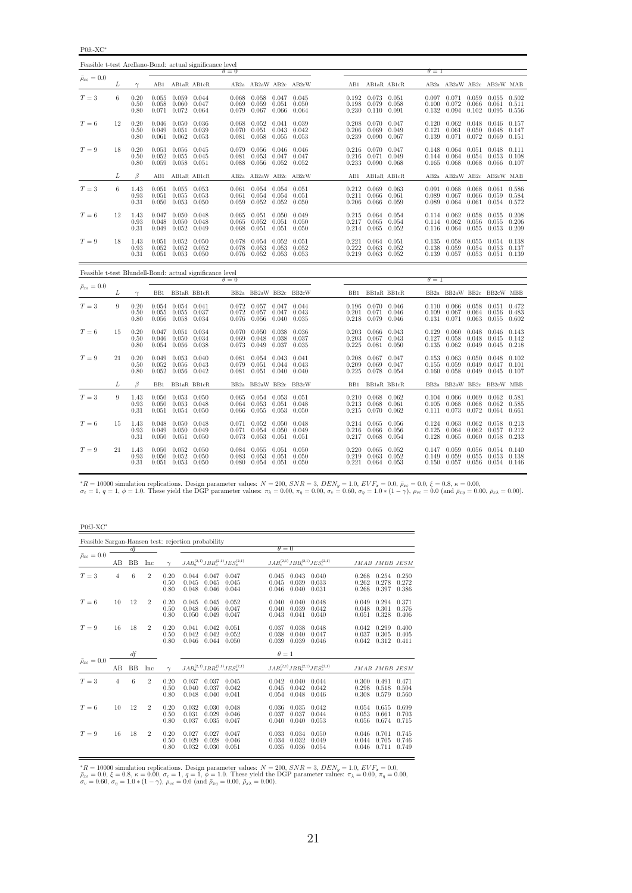P0ft-XC*

Feasible t-test Arellano-Bond: actual significance level

| $\bar{\rho}_{x\varepsilon}=0.0$ | $L$ | $\gamma$ | AB1 | AB1aR | AB1cR | AB2a | AB2aW | AB2c | AB2cW | AB1 | AB1aR | AB1cR | AB2a | AB2aW | AB2c | AB2cW | MAB |
|---|---|---|---|---|---|---|---|---|---|---|---|---|---|---|---|---|---|
| | | | | | | $\theta=0$ | | | | | | | $\theta=1$ | | | | |
| $T=3$ | 6 | 0.20 | 0.055 | 0.059 | 0.044 | 0.068 | 0.058 | 0.047 | 0.045 | 0.192 | 0.073 | 0.051 | 0.097 | 0.071 | 0.059 | 0.055 | 0.502 |
| | | 0.50 | 0.058 | 0.060 | 0.047 | 0.069 | 0.059 | 0.051 | 0.050 | 0.198 | 0.079 | 0.058 | 0.100 | 0.072 | 0.066 | 0.061 | 0.511 |
| | | 0.80 | 0.071 | 0.072 | 0.064 | 0.079 | 0.067 | 0.066 | 0.064 | 0.230 | 0.110 | 0.091 | 0.132 | 0.094 | 0.102 | 0.095 | 0.556 |
| $T=6$ | 12 | 0.20 | 0.046 | 0.050 | 0.036 | 0.068 | 0.052 | 0.041 | 0.039 | 0.208 | 0.070 | 0.047 | 0.120 | 0.062 | 0.048 | 0.046 | 0.157 |
| | | 0.50 | 0.049 | 0.051 | 0.039 | 0.070 | 0.051 | 0.043 | 0.042 | 0.206 | 0.069 | 0.049 | 0.121 | 0.061 | 0.050 | 0.048 | 0.147 |
| | | 0.80 | 0.061 | 0.062 | 0.053 | 0.081 | 0.058 | 0.055 | 0.053 | 0.239 | 0.090 | 0.067 | 0.139 | 0.071 | 0.072 | 0.069 | 0.151 |
| $T=9$ | 18 | 0.20 | 0.053 | 0.056 | 0.045 | 0.079 | 0.056 | 0.046 | 0.046 | 0.216 | 0.070 | 0.047 | 0.148 | 0.064 | 0.051 | 0.048 | 0.111 |
| | | 0.50 | 0.052 | 0.055 | 0.045 | 0.081 | 0.053 | 0.047 | 0.047 | 0.216 | 0.071 | 0.049 | 0.144 | 0.064 | 0.054 | 0.053 | 0.108 |
| | | 0.80 | 0.059 | 0.058 | 0.051 | 0.088 | 0.056 | 0.052 | 0.052 | 0.233 | 0.090 | 0.068 | 0.165 | 0.068 | 0.068 | 0.066 | 0.107 |
| | $L$ | $\beta$ | AB1 | AB1aR | AB1cR | AB2a | AB2aW | AB2c | AB2cW | AB1 | AB1aR | AB1cR | AB2a | AB2aW | AB2c | AB2cW | MAB |
| $T=3$ | 6 | 1.43 | 0.051 | 0.055 | 0.053 | 0.061 | 0.054 | 0.054 | 0.051 | 0.212 | 0.069 | 0.063 | 0.091 | 0.068 | 0.068 | 0.061 | 0.586 |
| | | 0.93 | 0.051 | 0.055 | 0.053 | 0.061 | 0.054 | 0.054 | 0.051 | 0.211 | 0.066 | 0.061 | 0.089 | 0.067 | 0.066 | 0.059 | 0.584 |
| | | 0.31 | 0.050 | 0.053 | 0.050 | 0.059 | 0.052 | 0.052 | 0.050 | 0.206 | 0.066 | 0.059 | 0.089 | 0.064 | 0.061 | 0.054 | 0.572 |
| $T=6$ | 12 | 1.43 | 0.047 | 0.050 | 0.048 | 0.065 | 0.051 | 0.050 | 0.049 | 0.215 | 0.064 | 0.054 | 0.114 | 0.062 | 0.058 | 0.055 | 0.208 |
| | | 0.93 | 0.048 | 0.050 | 0.048 | 0.065 | 0.052 | 0.051 | 0.050 | 0.217 | 0.065 | 0.054 | 0.114 | 0.062 | 0.056 | 0.055 | 0.206 |
| | | 0.31 | 0.049 | 0.052 | 0.049 | 0.068 | 0.051 | 0.051 | 0.050 | 0.214 | 0.065 | 0.052 | 0.116 | 0.064 | 0.055 | 0.053 | 0.209 |
| $T=9$ | 18 | 1.43 | 0.051 | 0.052 | 0.050 | 0.078 | 0.054 | 0.052 | 0.051 | 0.221 | 0.064 | 0.051 | 0.135 | 0.058 | 0.055 | 0.054 | 0.138 |
| | | 0.93 | 0.052 | 0.052 | 0.052 | 0.078 | 0.053 | 0.053 | 0.052 | 0.222 | 0.063 | 0.052 | 0.138 | 0.059 | 0.054 | 0.053 | 0.137 |
| | | 0.31 | 0.051 | 0.053 | 0.050 | 0.076 | 0.052 | 0.053 | 0.053 | 0.219 | 0.063 | 0.052 | 0.139 | 0.057 | 0.053 | 0.051 | 0.139 |

Feasible t-test Blundell-Bond: actual significance level

| $\bar{\rho}_{x\varepsilon}=0.0$ | $L$ | $\gamma$ | BB1 | BB1aR | BB1cR | BB2a | BB2aW | BB2c | BB2cW | BB1 | BB1aR | BB1cR | BB2a | BB2aW | BB2c | BB2cW | MBB |
|---|---|---|---|---|---|---|---|---|---|---|---|---|---|---|---|---|---|
| | | | | | | $\theta=0$ | | | | | | | $\theta=1$ | | | | |
| $T=3$ | 9 | 0.20 | 0.054 | 0.054 | 0.041 | 0.072 | 0.057 | 0.047 | 0.044 | 0.196 | 0.070 | 0.046 | 0.110 | 0.066 | 0.058 | 0.051 | 0.472 |
| | | 0.50 | 0.055 | 0.055 | 0.037 | 0.072 | 0.057 | 0.047 | 0.043 | 0.201 | 0.071 | 0.046 | 0.109 | 0.067 | 0.064 | 0.056 | 0.483 |
| | | 0.80 | 0.056 | 0.058 | 0.034 | 0.076 | 0.056 | 0.040 | 0.035 | 0.218 | 0.079 | 0.046 | 0.131 | 0.071 | 0.063 | 0.055 | 0.602 |
| $T=6$ | 15 | 0.20 | 0.047 | 0.051 | 0.034 | 0.070 | 0.050 | 0.038 | 0.036 | 0.203 | 0.066 | 0.043 | 0.129 | 0.060 | 0.048 | 0.046 | 0.143 |
| | | 0.50 | 0.046 | 0.050 | 0.034 | 0.069 | 0.048 | 0.038 | 0.037 | 0.203 | 0.067 | 0.043 | 0.127 | 0.058 | 0.048 | 0.045 | 0.142 |
| | | 0.80 | 0.054 | 0.056 | 0.038 | 0.073 | 0.049 | 0.037 | 0.035 | 0.225 | 0.081 | 0.050 | 0.135 | 0.062 | 0.049 | 0.045 | 0.218 |
| $T=9$ | 21 | 0.20 | 0.049 | 0.053 | 0.040 | 0.081 | 0.054 | 0.043 | 0.041 | 0.208 | 0.067 | 0.047 | 0.153 | 0.063 | 0.050 | 0.048 | 0.102 |
| | | 0.50 | 0.052 | 0.056 | 0.043 | 0.079 | 0.051 | 0.044 | 0.043 | 0.209 | 0.069 | 0.047 | 0.155 | 0.059 | 0.049 | 0.047 | 0.101 |
| | | 0.80 | 0.052 | 0.056 | 0.042 | 0.081 | 0.051 | 0.040 | 0.040 | 0.225 | 0.078 | 0.054 | 0.160 | 0.058 | 0.049 | 0.045 | 0.107 |
| | $L$ | $\beta$ | BB1 | BB1aR | BB1cR | BB2a | BB2aW | BB2c | BB2cW | BB1 | BB1aR | BB1cR | BB2a | BB2aW | BB2c | BB2cW | MBB |
| $T=3$ | 9 | 1.43 | 0.050 | 0.053 | 0.050 | 0.065 | 0.054 | 0.053 | 0.051 | 0.210 | 0.068 | 0.062 | 0.104 | 0.066 | 0.069 | 0.062 | 0.581 |
| | | 0.93 | 0.050 | 0.053 | 0.048 | 0.064 | 0.053 | 0.051 | 0.048 | 0.213 | 0.068 | 0.061 | 0.105 | 0.068 | 0.068 | 0.062 | 0.585 |
| | | 0.31 | 0.051 | 0.054 | 0.050 | 0.066 | 0.055 | 0.053 | 0.050 | 0.215 | 0.070 | 0.062 | 0.111 | 0.073 | 0.072 | 0.064 | 0.661 |
| $T=6$ | 15 | 1.43 | 0.048 | 0.050 | 0.048 | 0.071 | 0.052 | 0.050 | 0.048 | 0.214 | 0.065 | 0.056 | 0.124 | 0.063 | 0.062 | 0.058 | 0.213 |
| | | 0.93 | 0.049 | 0.050 | 0.049 | 0.071 | 0.054 | 0.050 | 0.049 | 0.216 | 0.066 | 0.056 | 0.125 | 0.064 | 0.062 | 0.057 | 0.212 |
| | | 0.31 | 0.050 | 0.051 | 0.050 | 0.073 | 0.053 | 0.051 | 0.051 | 0.217 | 0.068 | 0.054 | 0.128 | 0.065 | 0.060 | 0.058 | 0.233 |
| $T=9$ | 21 | 1.43 | 0.050 | 0.052 | 0.050 | 0.084 | 0.055 | 0.051 | 0.050 | 0.220 | 0.065 | 0.052 | 0.147 | 0.059 | 0.056 | 0.054 | 0.140 |
| | | 0.93 | 0.050 | 0.052 | 0.050 | 0.083 | 0.053 | 0.051 | 0.050 | 0.219 | 0.063 | 0.052 | 0.149 | 0.059 | 0.055 | 0.053 | 0.138 |
| | | 0.31 | 0.051 | 0.053 | 0.050 | 0.080 | 0.054 | 0.051 | 0.050 | 0.221 | 0.064 | 0.053 | 0.150 | 0.057 | 0.056 | 0.054 | 0.146 |

$^*R = 10000$ simulation replications. Design parameter values: $N = 200$, $SNR = 3$, $DEN_y = 1.0$, $EVF_x = 0.0$, $\bar{\rho}_{x\varepsilon} = 0.0$, $\xi = 0.8$, $\kappa = 0.00$, $\sigma_\varepsilon = 1$, $q = 1$, $\phi = 1.0$. These yield the DGP parameter values: $\pi_\lambda = 0.00$, $\pi_\eta = 0.00$, $\sigma_v = 0.60$, $\sigma_\eta = 1.0 * (1-\gamma)$, $\rho_{v\varepsilon} = 0.0$ (and $\bar{\rho}_{x\eta} = 0.00$, $\bar{\rho}_{x\lambda} = 0.00$).

P0fJ-XC*

Feasible Sargan-Hansen test: rejection probability

| $\bar{\rho}_{x\varepsilon}=0.0$ | AB | BB | Inc | $\gamma$ | $JAB_a^{(2,1)}$ | $JBB_a^{(2,1)}$ | $JES_a^{(2,1)}$ | $JAB_c^{(2,1)}$ | $JBB_c^{(2,1)}$ | $JES_c^{(2,1)}$ | $JMAB$ | $JMBB$ | $JESM$ |
|---|---|---|---|---|---|---|---|---|---|---|---|---|---|
| | $df$ | | | | | | $\theta=0$ | | | | | | |
| $T=3$ | 4 | 6 | 2 | 0.20 | 0.044 | 0.047 | 0.047 | 0.045 | 0.043 | 0.040 | 0.268 | 0.254 | 0.250 |
| | | | | 0.50 | 0.045 | 0.045 | 0.045 | 0.045 | 0.039 | 0.033 | 0.262 | 0.278 | 0.272 |
| | | | | 0.80 | 0.048 | 0.046 | 0.044 | 0.046 | 0.040 | 0.031 | 0.268 | 0.397 | 0.386 |
| $T=6$ | 10 | 12 | 2 | 0.20 | 0.045 | 0.045 | 0.052 | 0.040 | 0.040 | 0.048 | 0.049 | 0.294 | 0.371 |
| | | | | 0.50 | 0.048 | 0.046 | 0.047 | 0.040 | 0.039 | 0.042 | 0.048 | 0.301 | 0.376 |
| | | | | 0.80 | 0.050 | 0.049 | 0.047 | 0.043 | 0.041 | 0.040 | 0.051 | 0.328 | 0.406 |
| $T=9$ | 16 | 18 | 2 | 0.20 | 0.041 | 0.042 | 0.051 | 0.037 | 0.038 | 0.048 | 0.042 | 0.299 | 0.400 |
| | | | | 0.50 | 0.042 | 0.042 | 0.052 | 0.038 | 0.040 | 0.047 | 0.037 | 0.305 | 0.405 |
| | | | | 0.80 | 0.046 | 0.044 | 0.050 | 0.039 | 0.039 | 0.046 | 0.042 | 0.312 | 0.411 |
| | $df$ | | | | | | $\theta=1$ | | | | | | |
| | AB | BB | Inc | $\gamma$ | $JAB_a^{(2,1)}$ | $JBB_a^{(2,1)}$ | $JES_a^{(2,1)}$ | $JAB_c^{(2,1)}$ | $JBB_c^{(2,1)}$ | $JES_c^{(2,1)}$ | $JMAB$ | $JMBB$ | $JESM$ |
| $T=3$ | 4 | 6 | 2 | 0.20 | 0.037 | 0.037 | 0.045 | 0.042 | 0.040 | 0.044 | 0.300 | 0.491 | 0.471 |
| | | | | 0.50 | 0.040 | 0.037 | 0.042 | 0.045 | 0.042 | 0.042 | 0.298 | 0.518 | 0.504 |
| | | | | 0.80 | 0.048 | 0.040 | 0.041 | 0.054 | 0.048 | 0.046 | 0.308 | 0.579 | 0.560 |
| $T=6$ | 10 | 12 | 2 | 0.20 | 0.032 | 0.030 | 0.048 | 0.036 | 0.035 | 0.042 | 0.054 | 0.655 | 0.699 |
| | | | | 0.50 | 0.031 | 0.029 | 0.046 | 0.037 | 0.037 | 0.044 | 0.053 | 0.661 | 0.703 |
| | | | | 0.80 | 0.037 | 0.035 | 0.047 | 0.040 | 0.040 | 0.053 | 0.056 | 0.674 | 0.715 |
| $T=9$ | 16 | 18 | 2 | 0.20 | 0.027 | 0.027 | 0.047 | 0.033 | 0.034 | 0.050 | 0.046 | 0.701 | 0.745 |
| | | | | 0.50 | 0.029 | 0.028 | 0.046 | 0.034 | 0.032 | 0.049 | 0.044 | 0.705 | 0.746 |
| | | | | 0.80 | 0.032 | 0.030 | 0.051 | 0.035 | 0.036 | 0.054 | 0.046 | 0.711 | 0.749 |

$^*R = 10000$ simulation replications. Design parameter values: $N = 200$, $SNR = 3$, $DEN_y = 1.0$, $EVF_x = 0.0$, $\bar{\rho}_{x\varepsilon} = 0.0$, $\xi = 0.8$, $\kappa = 0.00$, $\sigma_\varepsilon = 1$, $q = 1$, $\phi = 1.0$. These yield the DGP parameter values: $\pi_\lambda = 0.00$, $\pi_\eta = 0.00$, $\sigma_v = 0.60$, $\sigma_\eta = 1.0 * (1-\gamma)$, $\rho_{v\varepsilon} = 0.0$ (and $\bar{\rho}_{x\eta} = 0.00$, $\bar{\rho}_{x\lambda} = 0.00$).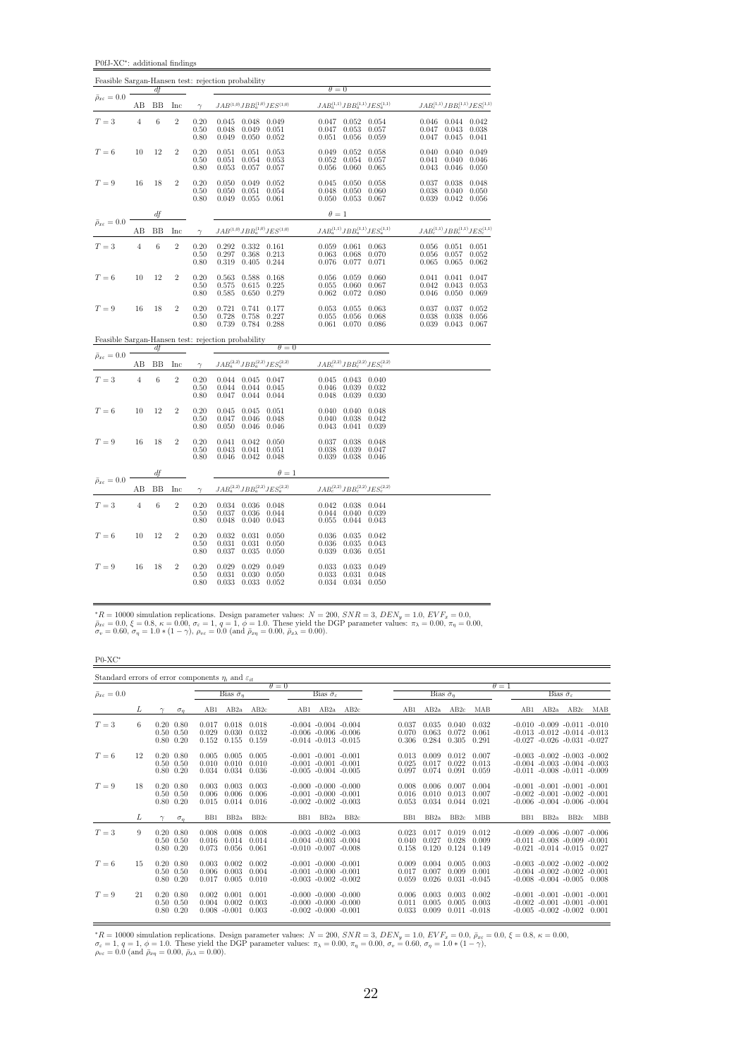P0fJ-XC*: additional findings

Feasible Sargan-Hansen test: rejection probability

| $\bar{\rho}_{x\varepsilon}=0.0$ | df | | | | $\theta=0$ | | | | | | | | |
|---|---|---|---|---|---|---|---|---|---|---|---|---|---|
| | AB | BB | Inc | $\gamma$ | $JAB^{(1,0)}$ | $JBB^{(1,0)}_a$ | $JES^{(1,0)}$ | $JAB^{(1,1)}_a$ | $JBB^{(1,1)}_a$ | $JES^{(1,1)}_a$ | $JAB^{(1,1)}_c$ | $JBB^{(1,1)}_c$ | $JES^{(1,1)}_c$ |
| $T=3$ | 4 | 6 | 2 | 0.20 | 0.045 | 0.048 | 0.049 | 0.047 | 0.052 | 0.054 | 0.046 | 0.044 | 0.042 |
| | | | | 0.50 | 0.048 | 0.049 | 0.051 | 0.047 | 0.053 | 0.057 | 0.047 | 0.043 | 0.038 |
| | | | | 0.80 | 0.049 | 0.050 | 0.052 | 0.051 | 0.056 | 0.059 | 0.047 | 0.045 | 0.041 |
| $T=6$ | 10 | 12 | 2 | 0.20 | 0.051 | 0.051 | 0.053 | 0.049 | 0.052 | 0.058 | 0.040 | 0.040 | 0.049 |
| | | | | 0.50 | 0.051 | 0.054 | 0.053 | 0.052 | 0.054 | 0.057 | 0.041 | 0.040 | 0.046 |
| | | | | 0.80 | 0.053 | 0.057 | 0.057 | 0.056 | 0.060 | 0.065 | 0.043 | 0.046 | 0.050 |
| $T=9$ | 16 | 18 | 2 | 0.20 | 0.050 | 0.049 | 0.052 | 0.045 | 0.050 | 0.058 | 0.037 | 0.038 | 0.048 |
| | | | | 0.50 | 0.050 | 0.051 | 0.054 | 0.048 | 0.050 | 0.060 | 0.038 | 0.040 | 0.050 |
| | | | | 0.80 | 0.049 | 0.055 | 0.061 | 0.050 | 0.053 | 0.067 | 0.039 | 0.042 | 0.056 |

| $\bar{\rho}_{x\varepsilon}=0.0$ | df | | | | $\theta=1$ | | | | | | | | |
|---|---|---|---|---|---|---|---|---|---|---|---|---|---|
| | AB | BB | Inc | $\gamma$ | $JAB^{(1,0)}$ | $JBB^{(1,0)}_a$ | $JES^{(1,0)}$ | $JAB^{(1,1)}_a$ | $JBB^{(1,1)}_a$ | $JES^{(1,1)}_a$ | $JAB^{(1,1)}_c$ | $JBB^{(1,1)}_c$ | $JES^{(1,1)}_c$ |
| $T=3$ | 4 | 6 | 2 | 0.20 | 0.292 | 0.332 | 0.161 | 0.059 | 0.061 | 0.063 | 0.056 | 0.051 | 0.051 |
| | | | | 0.50 | 0.297 | 0.368 | 0.213 | 0.063 | 0.068 | 0.070 | 0.056 | 0.057 | 0.052 |
| | | | | 0.80 | 0.319 | 0.405 | 0.244 | 0.076 | 0.077 | 0.071 | 0.065 | 0.065 | 0.062 |
| $T=6$ | 10 | 12 | 2 | 0.20 | 0.563 | 0.588 | 0.168 | 0.056 | 0.059 | 0.060 | 0.041 | 0.041 | 0.047 |
| | | | | 0.50 | 0.575 | 0.615 | 0.225 | 0.055 | 0.060 | 0.067 | 0.042 | 0.043 | 0.053 |
| | | | | 0.80 | 0.585 | 0.650 | 0.279 | 0.062 | 0.072 | 0.080 | 0.046 | 0.050 | 0.069 |
| $T=9$ | 16 | 18 | 2 | 0.20 | 0.721 | 0.741 | 0.177 | 0.053 | 0.055 | 0.063 | 0.037 | 0.037 | 0.052 |
| | | | | 0.50 | 0.728 | 0.758 | 0.227 | 0.055 | 0.056 | 0.068 | 0.038 | 0.038 | 0.056 |
| | | | | 0.80 | 0.739 | 0.784 | 0.288 | 0.061 | 0.070 | 0.086 | 0.039 | 0.043 | 0.067 |

Feasible Sargan-Hansen test: rejection probability

| $\bar{\rho}_{x\varepsilon}=0.0$ | df | | | | $\theta=0$ | | | | | |
|---|---|---|---|---|---|---|---|---|---|---|
| | AB | BB | Inc | $\gamma$ | $JAB^{(2,2)}_a$ | $JBB^{(2,2)}_a$ | $JES^{(2,2)}_a$ | $JAB^{(2,2)}_c$ | $JBB^{(2,2)}_c$ | $JES^{(2,2)}_c$ |
| $T=3$ | 4 | 6 | 2 | 0.20 | 0.044 | 0.045 | 0.047 | 0.045 | 0.043 | 0.040 |
| | | | | 0.50 | 0.044 | 0.044 | 0.045 | 0.046 | 0.039 | 0.032 |
| | | | | 0.80 | 0.047 | 0.044 | 0.044 | 0.048 | 0.039 | 0.030 |
| $T=6$ | 10 | 12 | 2 | 0.20 | 0.045 | 0.045 | 0.051 | 0.040 | 0.040 | 0.048 |
| | | | | 0.50 | 0.047 | 0.046 | 0.048 | 0.040 | 0.038 | 0.042 |
| | | | | 0.80 | 0.050 | 0.046 | 0.046 | 0.043 | 0.041 | 0.039 |
| $T=9$ | 16 | 18 | 2 | 0.20 | 0.041 | 0.042 | 0.050 | 0.037 | 0.038 | 0.048 |
| | | | | 0.50 | 0.043 | 0.041 | 0.051 | 0.038 | 0.039 | 0.047 |
| | | | | 0.80 | 0.046 | 0.042 | 0.048 | 0.039 | 0.038 | 0.046 |

| $\bar{\rho}_{x\varepsilon}=0.0$ | df | | | | $\theta=1$ | | | | | |
|---|---|---|---|---|---|---|---|---|---|---|
| | AB | BB | Inc | $\gamma$ | $JAB^{(2,2)}_a$ | $JBB^{(2,2)}_a$ | $JES^{(2,2)}_a$ | $JAB^{(2,2)}_c$ | $JBB^{(2,2)}_c$ | $JES^{(2,2)}_c$ |
| $T=3$ | 4 | 6 | 2 | 0.20 | 0.034 | 0.036 | 0.048 | 0.042 | 0.038 | 0.044 |
| | | | | 0.50 | 0.037 | 0.036 | 0.044 | 0.044 | 0.040 | 0.039 |
| | | | | 0.80 | 0.048 | 0.040 | 0.043 | 0.055 | 0.044 | 0.043 |
| $T=6$ | 10 | 12 | 2 | 0.20 | 0.032 | 0.031 | 0.050 | 0.036 | 0.035 | 0.042 |
| | | | | 0.50 | 0.031 | 0.031 | 0.050 | 0.036 | 0.035 | 0.043 |
| | | | | 0.80 | 0.037 | 0.035 | 0.050 | 0.039 | 0.036 | 0.051 |
| $T=9$ | 16 | 18 | 2 | 0.20 | 0.029 | 0.029 | 0.049 | 0.033 | 0.033 | 0.049 |
| | | | | 0.50 | 0.031 | 0.030 | 0.050 | 0.033 | 0.031 | 0.048 |
| | | | | 0.80 | 0.033 | 0.033 | 0.052 | 0.034 | 0.034 | 0.050 |

$^*R=10000$ simulation replications. Design parameter values: $N=200$, $SNR=3$, $DEN_y=1.0$, $EVF_x=0.0$, $\bar{\rho}_{x\varepsilon}=0.0$, $\xi=0.8$, $\kappa=0.00$, $\sigma_\varepsilon=1$, $q=1$, $\phi=1.0$. These yield the DGP parameter values: $\pi_\lambda=0.00$, $\pi_\eta=0.00$, $\sigma_v=0.60$, $\sigma_\eta=1.0*(1-\gamma)$, $\rho_{v\varepsilon}=0.0$ (and $\bar{\rho}_{x\eta}=0.00$, $\bar{\rho}_{x\lambda}=0.00$).

P0-XC*

Standard errors of error components $\eta_i$ and $\varepsilon_{it}$

| $\bar{\rho}_{x\varepsilon}=0.0$ | | | | $\theta=0$ | | | | | | $\theta=1$ | | | | | | | |
|---|---|---|---|---|---|---|---|---|---|---|---|---|---|---|---|---|---|
| | | | | Bias $\hat{\sigma}_\eta$ | | | Bias $\hat{\sigma}_\varepsilon$ | | | Bias $\hat{\sigma}_\eta$ | | | | Bias $\hat{\sigma}_\varepsilon$ | | | |
| | $L$ | $\gamma$ | $\sigma_\eta$ | AB1 | AB2a | AB2c | AB1 | AB2a | AB2c | AB1 | AB2a | AB2c | MAB | AB1 | AB2a | AB2c | MAB |
| $T=3$ | 6 | 0.20 | 0.80 | 0.017 | 0.018 | 0.018 | -0.004 | -0.004 | -0.004 | 0.037 | 0.035 | 0.040 | 0.032 | -0.010 | -0.009 | -0.011 | -0.010 |
| | | 0.50 | 0.50 | 0.029 | 0.030 | 0.032 | -0.006 | -0.006 | -0.006 | 0.070 | 0.063 | 0.072 | 0.061 | -0.013 | -0.012 | -0.014 | -0.013 |
| | | 0.80 | 0.20 | 0.152 | 0.155 | 0.159 | -0.014 | -0.013 | -0.015 | 0.306 | 0.284 | 0.305 | 0.291 | -0.027 | -0.026 | -0.031 | -0.027 |
| $T=6$ | 12 | 0.20 | 0.80 | 0.005 | 0.005 | 0.005 | -0.001 | -0.001 | -0.001 | 0.013 | 0.009 | 0.012 | 0.007 | -0.003 | -0.002 | -0.003 | -0.002 |
| | | 0.50 | 0.50 | 0.010 | 0.010 | 0.010 | -0.001 | -0.001 | -0.001 | 0.025 | 0.017 | 0.022 | 0.013 | -0.004 | -0.003 | -0.004 | -0.003 |
| | | 0.80 | 0.20 | 0.034 | 0.034 | 0.036 | -0.005 | -0.004 | -0.005 | 0.097 | 0.074 | 0.091 | 0.059 | -0.011 | -0.008 | -0.011 | -0.009 |
| $T=9$ | 18 | 0.20 | 0.80 | 0.003 | 0.003 | 0.003 | -0.000 | -0.000 | -0.000 | 0.008 | 0.006 | 0.007 | 0.004 | -0.001 | -0.001 | -0.001 | -0.001 |
| | | 0.50 | 0.50 | 0.006 | 0.006 | 0.006 | -0.001 | -0.000 | -0.001 | 0.016 | 0.010 | 0.013 | 0.007 | -0.002 | -0.001 | -0.002 | -0.001 |
| | | 0.80 | 0.20 | 0.015 | 0.014 | 0.016 | -0.002 | -0.002 | -0.003 | 0.053 | 0.034 | 0.044 | 0.021 | -0.006 | -0.004 | -0.006 | -0.004 |
| | $L$ | $\gamma$ | $\sigma_\eta$ | BB1 | BB2a | BB2c | BB1 | BB2a | BB2c | BB1 | BB2a | BB2c | MBB | BB1 | BB2a | BB2c | MBB |
| $T=3$ | 9 | 0.20 | 0.80 | 0.008 | 0.008 | 0.008 | -0.003 | -0.002 | -0.003 | 0.023 | 0.017 | 0.019 | 0.012 | -0.009 | -0.006 | -0.007 | -0.006 |
| | | 0.50 | 0.50 | 0.016 | 0.014 | 0.014 | -0.004 | -0.003 | -0.004 | 0.040 | 0.027 | 0.028 | 0.009 | -0.011 | -0.008 | -0.009 | -0.001 |
| | | 0.80 | 0.20 | 0.073 | 0.056 | 0.061 | -0.010 | -0.007 | -0.008 | 0.158 | 0.120 | 0.124 | 0.149 | -0.021 | -0.014 | -0.015 | 0.027 |
| $T=6$ | 15 | 0.20 | 0.80 | 0.003 | 0.002 | 0.002 | -0.001 | -0.000 | -0.001 | 0.009 | 0.004 | 0.005 | 0.003 | -0.003 | -0.002 | -0.002 | -0.002 |
| | | 0.50 | 0.50 | 0.006 | 0.003 | 0.004 | -0.001 | -0.000 | -0.001 | 0.017 | 0.007 | 0.009 | 0.001 | -0.004 | -0.002 | -0.002 | -0.001 |
| | | 0.80 | 0.20 | 0.017 | 0.005 | 0.010 | -0.003 | -0.002 | -0.002 | 0.059 | 0.026 | 0.031 | -0.045 | -0.008 | -0.004 | -0.005 | 0.008 |
| $T=9$ | 21 | 0.20 | 0.80 | 0.002 | 0.001 | 0.001 | -0.000 | -0.000 | -0.000 | 0.006 | 0.003 | 0.003 | 0.002 | -0.001 | -0.001 | -0.001 | -0.001 |
| | | 0.50 | 0.50 | 0.004 | 0.002 | 0.003 | -0.000 | -0.000 | -0.000 | 0.011 | 0.005 | 0.005 | 0.003 | -0.002 | -0.001 | -0.001 | -0.001 |
| | | 0.80 | 0.20 | 0.008 | -0.001 | 0.003 | -0.002 | -0.000 | -0.001 | 0.033 | 0.009 | 0.011 | -0.018 | -0.005 | -0.002 | -0.002 | 0.001 |

$^*R=10000$ simulation replications. Design parameter values: $N=200$, $SNR=3$, $DEN_y=1.0$, $EVF_x=0.0$, $\bar{\rho}_{x\varepsilon}=0.0$, $\xi=0.8$, $\kappa=0.00$, $\sigma_\varepsilon=1$, $q=1$, $\phi=1.0$. These yield the DGP parameter values: $\pi_\lambda=0.00$, $\pi_\eta=0.00$, $\sigma_v=0.60$, $\sigma_\eta=1.0*(1-\gamma)$, $\rho_{v\varepsilon}=0.0$ (and $\bar{\rho}_{x\eta}=0.00$, $\bar{\rho}_{x\lambda}=0.00$).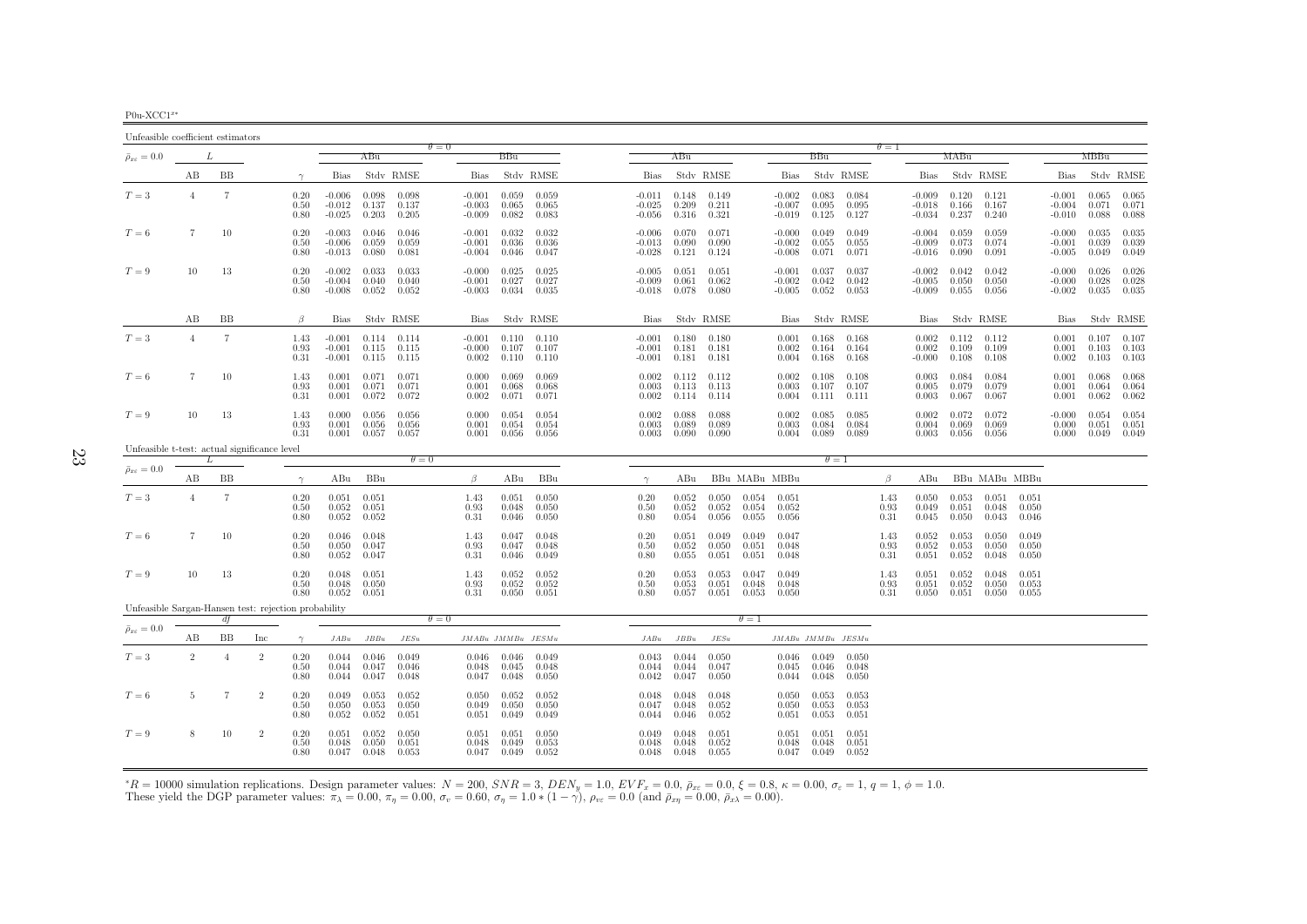P0u-XCC1[*]

Unfeasible coefficient estimators

| $\bar{\rho}_{x\varepsilon}=0.0$ | L | | | $\theta=0$ ABu | | | BBu | | | $\theta=1$ ABu | | | BBu | | | MABu | | | MBBu | | |
|---|---|---|---|---|---|---|---|---|---|---|---|---|---|---|---|---|---|---|---|---|---|
| | AB | BB | $\gamma$ | Bias | Stdv | RMSE | Bias | Stdv | RMSE | Bias | Stdv | RMSE | Bias | Stdv | RMSE | Bias | Stdv | RMSE | Bias | Stdv | RMSE |
| $T=3$ | 4 | 7 | 0.20 | -0.006 | 0.098 | 0.098 | -0.001 | 0.059 | 0.059 | -0.011 | 0.148 | 0.149 | -0.002 | 0.083 | 0.084 | -0.009 | 0.120 | 0.121 | -0.001 | 0.065 | 0.065 |
| | | | 0.50 | -0.012 | 0.137 | 0.137 | -0.003 | 0.065 | 0.065 | -0.025 | 0.209 | 0.211 | -0.007 | 0.095 | 0.095 | -0.018 | 0.166 | 0.167 | -0.004 | 0.071 | 0.071 |
| | | | 0.80 | -0.025 | 0.203 | 0.205 | -0.009 | 0.082 | 0.083 | -0.056 | 0.316 | 0.321 | -0.019 | 0.125 | 0.127 | -0.034 | 0.237 | 0.240 | -0.010 | 0.088 | 0.088 |
| $T=6$ | 7 | 10 | 0.20 | -0.003 | 0.046 | 0.046 | -0.001 | 0.032 | 0.032 | -0.006 | 0.070 | 0.071 | -0.000 | 0.049 | 0.049 | -0.004 | 0.059 | 0.059 | -0.000 | 0.035 | 0.035 |
| | | | 0.50 | -0.006 | 0.059 | 0.059 | -0.001 | 0.036 | 0.036 | -0.013 | 0.090 | 0.090 | -0.002 | 0.055 | 0.055 | -0.009 | 0.073 | 0.074 | -0.001 | 0.039 | 0.039 |
| | | | 0.80 | -0.013 | 0.080 | 0.081 | -0.004 | 0.046 | 0.047 | -0.028 | 0.121 | 0.124 | -0.008 | 0.071 | 0.071 | -0.016 | 0.090 | 0.091 | -0.005 | 0.049 | 0.049 |
| $T=9$ | 10 | 13 | 0.20 | -0.002 | 0.033 | 0.033 | -0.000 | 0.025 | 0.025 | -0.005 | 0.051 | 0.051 | -0.001 | 0.037 | 0.037 | -0.002 | 0.042 | 0.042 | -0.000 | 0.026 | 0.026 |
| | | | 0.50 | -0.004 | 0.040 | 0.040 | -0.001 | 0.027 | 0.027 | -0.009 | 0.061 | 0.062 | -0.002 | 0.042 | 0.042 | -0.005 | 0.050 | 0.050 | -0.000 | 0.028 | 0.028 |
| | | | 0.80 | -0.008 | 0.052 | 0.052 | -0.003 | 0.034 | 0.035 | -0.018 | 0.078 | 0.080 | -0.005 | 0.052 | 0.053 | -0.009 | 0.055 | 0.056 | -0.002 | 0.035 | 0.035 |
| | AB | BB | $\beta$ | Bias | Stdv | RMSE | Bias | Stdv | RMSE | Bias | Stdv | RMSE | Bias | Stdv | RMSE | Bias | Stdv | RMSE | Bias | Stdv | RMSE |
| $T=3$ | 4 | 7 | 1.43 | -0.001 | 0.114 | 0.114 | -0.001 | 0.110 | 0.110 | -0.001 | 0.180 | 0.180 | 0.001 | 0.168 | 0.168 | 0.002 | 0.112 | 0.112 | 0.001 | 0.107 | 0.107 |
| | | | 0.93 | -0.001 | 0.115 | 0.115 | -0.000 | 0.107 | 0.107 | -0.001 | 0.181 | 0.181 | 0.002 | 0.164 | 0.164 | 0.002 | 0.109 | 0.109 | 0.001 | 0.103 | 0.103 |
| | | | 0.31 | -0.001 | 0.115 | 0.115 | 0.002 | 0.110 | 0.110 | -0.001 | 0.181 | 0.181 | 0.004 | 0.168 | 0.168 | -0.000 | 0.108 | 0.108 | 0.002 | 0.103 | 0.103 |
| $T=6$ | 7 | 10 | 1.43 | 0.001 | 0.071 | 0.071 | 0.000 | 0.069 | 0.069 | 0.002 | 0.112 | 0.112 | 0.002 | 0.108 | 0.108 | 0.003 | 0.084 | 0.084 | 0.001 | 0.068 | 0.068 |
| | | | 0.93 | 0.001 | 0.071 | 0.071 | 0.001 | 0.068 | 0.068 | 0.003 | 0.113 | 0.113 | 0.003 | 0.107 | 0.107 | 0.005 | 0.079 | 0.079 | 0.001 | 0.064 | 0.064 |
| | | | 0.31 | 0.001 | 0.072 | 0.072 | 0.002 | 0.071 | 0.071 | 0.002 | 0.114 | 0.114 | 0.004 | 0.111 | 0.111 | 0.003 | 0.067 | 0.067 | 0.001 | 0.062 | 0.062 |
| $T=9$ | 10 | 13 | 1.43 | 0.000 | 0.056 | 0.056 | 0.000 | 0.054 | 0.054 | 0.002 | 0.088 | 0.088 | 0.002 | 0.085 | 0.085 | 0.002 | 0.072 | 0.072 | -0.000 | 0.054 | 0.054 |
| | | | 0.93 | 0.001 | 0.056 | 0.056 | 0.001 | 0.054 | 0.054 | 0.003 | 0.089 | 0.089 | 0.003 | 0.084 | 0.084 | 0.004 | 0.069 | 0.069 | 0.000 | 0.051 | 0.051 |
| | | | 0.31 | 0.001 | 0.057 | 0.057 | 0.001 | 0.056 | 0.056 | 0.003 | 0.090 | 0.090 | 0.004 | 0.089 | 0.089 | 0.003 | 0.056 | 0.056 | 0.000 | 0.049 | 0.049 |

Unfeasible t-test: actual significance level

| $\bar{\rho}_{x\varepsilon}=0.0$ | L | | $\theta=0$ | | | | | | $\theta=1$ | | | | | | | | | | |
|---|---|---|---|---|---|---|---|---|---|---|---|---|---|---|---|---|---|---|---|
| | AB | BB | $\gamma$ | ABu | BBu | $\beta$ | ABu | BBu | $\gamma$ | ABu | BBu | MABu | MBBu | $\beta$ | ABu | BBu | MABu | MBBu |
| $T=3$ | 4 | 7 | 0.20 | 0.051 | 0.051 | 1.43 | 0.051 | 0.050 | 0.20 | 0.052 | 0.050 | 0.054 | 0.051 | 1.43 | 0.050 | 0.053 | 0.051 | 0.051 |
| | | | 0.50 | 0.052 | 0.051 | 0.93 | 0.048 | 0.050 | 0.50 | 0.052 | 0.052 | 0.054 | 0.052 | 0.93 | 0.049 | 0.051 | 0.048 | 0.050 |
| | | | 0.80 | 0.052 | 0.052 | 0.31 | 0.046 | 0.050 | 0.80 | 0.054 | 0.056 | 0.055 | 0.056 | 0.31 | 0.045 | 0.050 | 0.043 | 0.046 |
| $T=6$ | 7 | 10 | 0.20 | 0.046 | 0.048 | 1.43 | 0.047 | 0.048 | 0.20 | 0.051 | 0.049 | 0.049 | 0.047 | 1.43 | 0.052 | 0.053 | 0.050 | 0.049 |
| | | | 0.50 | 0.050 | 0.047 | 0.93 | 0.047 | 0.048 | 0.50 | 0.052 | 0.050 | 0.051 | 0.048 | 0.93 | 0.052 | 0.053 | 0.050 | 0.050 |
| | | | 0.80 | 0.052 | 0.047 | 0.31 | 0.046 | 0.049 | 0.80 | 0.055 | 0.051 | 0.051 | 0.048 | 0.31 | 0.051 | 0.052 | 0.048 | 0.050 |
| $T=9$ | 10 | 13 | 0.20 | 0.048 | 0.051 | 1.43 | 0.052 | 0.052 | 0.20 | 0.053 | 0.053 | 0.047 | 0.049 | 1.43 | 0.051 | 0.052 | 0.048 | 0.051 |
| | | | 0.50 | 0.048 | 0.050 | 0.93 | 0.052 | 0.052 | 0.50 | 0.053 | 0.051 | 0.048 | 0.048 | 0.93 | 0.051 | 0.052 | 0.050 | 0.053 |
| | | | 0.80 | 0.052 | 0.051 | 0.31 | 0.050 | 0.051 | 0.80 | 0.057 | 0.051 | 0.053 | 0.050 | 0.31 | 0.050 | 0.051 | 0.050 | 0.055 |

Unfeasible Sargan-Hansen test: rejection probability

| $\bar{\rho}_{x\varepsilon}=0.0$ | df | | | $\theta=0$ | | | | | | | $\theta=1$ | | | | | |
|---|---|---|---|---|---|---|---|---|---|---|---|---|---|---|---|---|
| | AB | BB | Inc | $\gamma$ | JABu | JBBu | JESu | JMABu | JMMBu | JESMu | JABu | JBBu | JESu | JMABu | JMMBu | JESMu |
| $T=3$ | 2 | 4 | 2 | 0.20 | 0.044 | 0.046 | 0.049 | 0.046 | 0.046 | 0.049 | 0.043 | 0.044 | 0.050 | 0.046 | 0.049 | 0.050 |
| | | | | 0.50 | 0.044 | 0.047 | 0.046 | 0.048 | 0.045 | 0.048 | 0.044 | 0.044 | 0.047 | 0.045 | 0.046 | 0.048 |
| | | | | 0.80 | 0.044 | 0.047 | 0.048 | 0.047 | 0.048 | 0.050 | 0.042 | 0.047 | 0.050 | 0.044 | 0.048 | 0.050 |
| $T=6$ | 5 | 7 | 2 | 0.20 | 0.049 | 0.053 | 0.052 | 0.050 | 0.052 | 0.052 | 0.048 | 0.048 | 0.048 | 0.050 | 0.053 | 0.053 |
| | | | | 0.50 | 0.050 | 0.053 | 0.050 | 0.049 | 0.050 | 0.050 | 0.047 | 0.048 | 0.052 | 0.050 | 0.053 | 0.053 |
| | | | | 0.80 | 0.052 | 0.052 | 0.051 | 0.051 | 0.049 | 0.049 | 0.044 | 0.046 | 0.052 | 0.051 | 0.053 | 0.051 |
| $T=9$ | 8 | 10 | 2 | 0.20 | 0.051 | 0.052 | 0.050 | 0.051 | 0.051 | 0.050 | 0.049 | 0.048 | 0.051 | 0.051 | 0.051 | 0.051 |
| | | | | 0.50 | 0.048 | 0.050 | 0.051 | 0.048 | 0.049 | 0.053 | 0.048 | 0.048 | 0.052 | 0.048 | 0.048 | 0.051 |
| | | | | 0.80 | 0.047 | 0.048 | 0.053 | 0.047 | 0.049 | 0.052 | 0.048 | 0.048 | 0.055 | 0.047 | 0.049 | 0.052 |

[*]$R = 10000$ simulation replications. Design parameter values: $N = 200$, $SNR = 3$, $DEN_y = 1.0$, $EVF_x = 0.0$, $\bar{\rho}_{x\varepsilon} = 0.0$, $\xi = 0.8$, $\kappa = 0.00$, $\sigma_\varepsilon = 1$, $q = 1$, $\phi = 1.0$.
These yield the DGP parameter values: $\pi_\lambda = 0.00$, $\pi_\eta = 0.00$, $\sigma_v = 0.60$, $\sigma_\eta = 1.0 * (1-\gamma)$, $\rho_{v\varepsilon} = 0.0$ (and $\bar{\rho}_{x\eta} = 0.00$, $\bar{\rho}_{x\lambda} = 0.00$).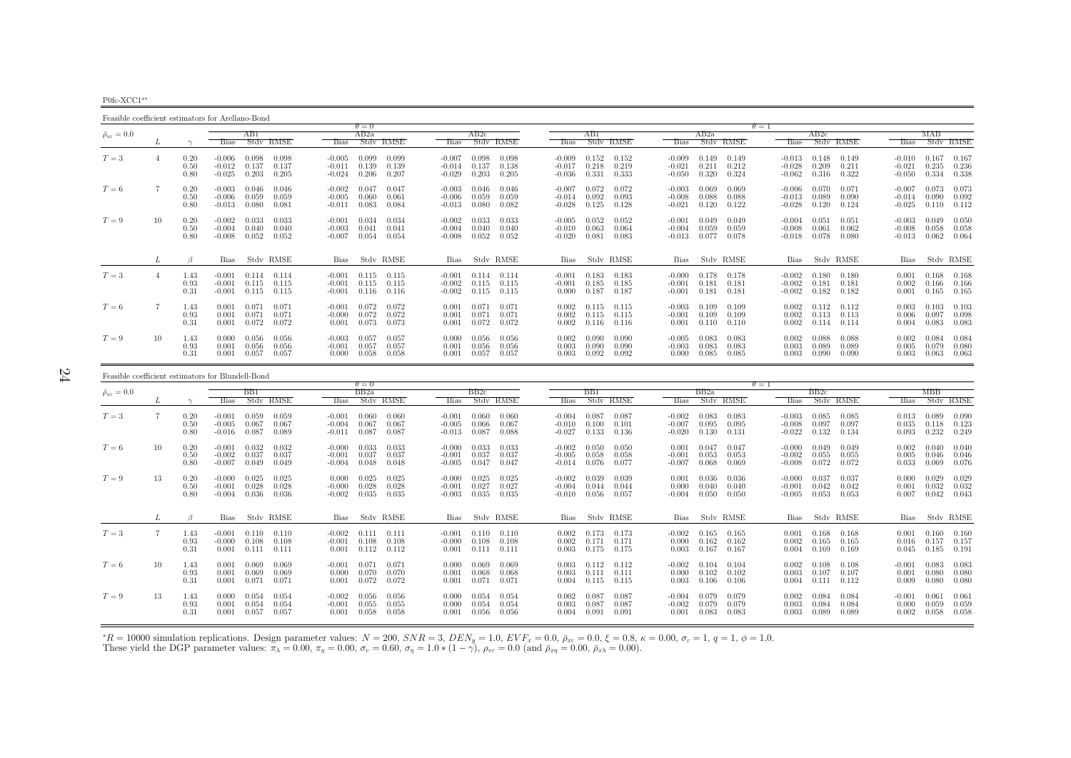P0fc-XCC1[*]

Feasible coefficient estimators for Arellano-Bond

| $\bar{\rho}_{x\varepsilon}=0.0$ | | | $\theta=0$ | | | | | | | | | $\theta=1$ | | | | | | | | | | | |
|---|---|---|---|---|---|---|---|---|---|---|---|---|---|---|---|---|---|---|---|---|---|---|---|
| | | | AB1 | | | AB2a | | | AB2c | | | AB1 | | | AB2a | | | AB2c | | | MAB | | |
| | $L$ | $\gamma$ | Bias | Stdv | RMSE | Bias | Stdv | RMSE | Bias | Stdv | RMSE | Bias | Stdv | RMSE | Bias | Stdv | RMSE | Bias | Stdv | RMSE | Bias | Stdv | RMSE |
| $T=3$ | 4 | 0.20 | -0.006 | 0.098 | 0.098 | -0.005 | 0.099 | 0.099 | -0.007 | 0.098 | 0.098 | -0.009 | 0.152 | 0.152 | -0.009 | 0.149 | 0.149 | -0.013 | 0.148 | 0.149 | -0.010 | 0.167 | 0.167 |
| | | 0.50 | -0.012 | 0.137 | 0.137 | -0.011 | 0.139 | 0.139 | -0.014 | 0.137 | 0.138 | -0.017 | 0.218 | 0.219 | -0.021 | 0.211 | 0.212 | -0.028 | 0.209 | 0.211 | -0.021 | 0.235 | 0.236 |
| | | 0.80 | -0.025 | 0.203 | 0.205 | -0.024 | 0.206 | 0.207 | -0.029 | 0.203 | 0.205 | -0.036 | 0.331 | 0.333 | -0.050 | 0.320 | 0.324 | -0.062 | 0.316 | 0.322 | -0.050 | 0.334 | 0.338 |
| $T=6$ | 7 | 0.20 | -0.003 | 0.046 | 0.046 | -0.002 | 0.047 | 0.047 | -0.003 | 0.046 | 0.046 | -0.007 | 0.072 | 0.072 | -0.003 | 0.069 | 0.069 | -0.006 | 0.070 | 0.071 | -0.007 | 0.073 | 0.073 |
| | | 0.50 | -0.006 | 0.059 | 0.059 | -0.005 | 0.060 | 0.061 | -0.006 | 0.059 | 0.059 | -0.014 | 0.092 | 0.093 | -0.008 | 0.088 | 0.088 | -0.013 | 0.089 | 0.090 | -0.014 | 0.090 | 0.092 |
| | | 0.80 | -0.013 | 0.080 | 0.081 | -0.011 | 0.083 | 0.084 | -0.013 | 0.080 | 0.082 | -0.028 | 0.125 | 0.128 | -0.021 | 0.120 | 0.122 | -0.028 | 0.120 | 0.124 | -0.025 | 0.110 | 0.112 |
| $T=9$ | 10 | 0.20 | -0.002 | 0.033 | 0.033 | -0.001 | 0.034 | 0.034 | -0.002 | 0.033 | 0.033 | -0.005 | 0.052 | 0.052 | -0.001 | 0.049 | 0.049 | -0.004 | 0.051 | 0.051 | -0.003 | 0.049 | 0.050 |
| | | 0.50 | -0.004 | 0.040 | 0.040 | -0.003 | 0.041 | 0.041 | -0.004 | 0.040 | 0.040 | -0.010 | 0.063 | 0.064 | -0.004 | 0.059 | 0.059 | -0.008 | 0.061 | 0.062 | -0.008 | 0.058 | 0.058 |
| | | 0.80 | -0.008 | 0.052 | 0.052 | -0.007 | 0.054 | 0.054 | -0.008 | 0.052 | 0.052 | -0.020 | 0.081 | 0.083 | -0.013 | 0.077 | 0.078 | -0.018 | 0.078 | 0.080 | -0.013 | 0.062 | 0.064 |
| | $L$ | $\beta$ | Bias | Stdv | RMSE | Bias | Stdv | RMSE | Bias | Stdv | RMSE | Bias | Stdv | RMSE | Bias | Stdv | RMSE | Bias | Stdv | RMSE | Bias | Stdv | RMSE |
| $T=3$ | 4 | 1.43 | -0.001 | 0.114 | 0.114 | -0.001 | 0.115 | 0.115 | -0.001 | 0.114 | 0.114 | -0.001 | 0.183 | 0.183 | -0.000 | 0.178 | 0.178 | -0.002 | 0.180 | 0.180 | 0.001 | 0.168 | 0.168 |
| | | 0.93 | -0.001 | 0.115 | 0.115 | -0.001 | 0.115 | 0.115 | -0.002 | 0.115 | 0.115 | -0.001 | 0.185 | 0.185 | -0.001 | 0.181 | 0.181 | -0.002 | 0.181 | 0.181 | 0.002 | 0.166 | 0.166 |
| | | 0.31 | -0.001 | 0.115 | 0.115 | -0.001 | 0.116 | 0.116 | -0.002 | 0.115 | 0.115 | 0.000 | 0.187 | 0.187 | -0.001 | 0.181 | 0.181 | -0.002 | 0.182 | 0.182 | 0.001 | 0.165 | 0.165 |
| $T=6$ | 7 | 1.43 | 0.001 | 0.071 | 0.071 | -0.001 | 0.072 | 0.072 | 0.001 | 0.071 | 0.071 | 0.002 | 0.115 | 0.115 | -0.003 | 0.109 | 0.109 | 0.002 | 0.112 | 0.112 | 0.003 | 0.103 | 0.103 |
| | | 0.93 | 0.001 | 0.071 | 0.071 | -0.000 | 0.072 | 0.072 | 0.001 | 0.071 | 0.071 | 0.002 | 0.115 | 0.115 | -0.001 | 0.109 | 0.109 | 0.002 | 0.113 | 0.113 | 0.006 | 0.097 | 0.098 |
| | | 0.31 | 0.001 | 0.072 | 0.072 | 0.001 | 0.073 | 0.073 | 0.001 | 0.072 | 0.072 | 0.002 | 0.116 | 0.116 | 0.001 | 0.110 | 0.110 | 0.002 | 0.114 | 0.114 | 0.004 | 0.083 | 0.083 |
| $T=9$ | 10 | 1.43 | 0.000 | 0.056 | 0.056 | -0.003 | 0.057 | 0.057 | 0.000 | 0.056 | 0.056 | 0.002 | 0.090 | 0.090 | -0.005 | 0.083 | 0.083 | 0.002 | 0.088 | 0.088 | 0.002 | 0.084 | 0.084 |
| | | 0.93 | 0.001 | 0.056 | 0.056 | -0.001 | 0.057 | 0.057 | 0.001 | 0.056 | 0.056 | 0.003 | 0.090 | 0.090 | -0.003 | 0.083 | 0.083 | 0.003 | 0.089 | 0.089 | 0.005 | 0.079 | 0.080 |
| | | 0.31 | 0.001 | 0.057 | 0.057 | 0.000 | 0.058 | 0.058 | 0.001 | 0.057 | 0.057 | 0.003 | 0.092 | 0.092 | 0.000 | 0.085 | 0.085 | 0.003 | 0.090 | 0.090 | 0.003 | 0.063 | 0.063 |

Feasible coefficient estimators for Blundell-Bond

| $\bar{\rho}_{x\varepsilon}=0.0$ | | | $\theta=0$ | | | | | | | | | $\theta=1$ | | | | | | | | | | | |
|---|---|---|---|---|---|---|---|---|---|---|---|---|---|---|---|---|---|---|---|---|---|---|---|
| | | | BB1 | | | BB2a | | | BB2c | | | BB1 | | | BB2a | | | BB2c | | | MBB | | |
| | $L$ | $\gamma$ | Bias | Stdv | RMSE | Bias | Stdv | RMSE | Bias | Stdv | RMSE | Bias | Stdv | RMSE | Bias | Stdv | RMSE | Bias | Stdv | RMSE | Bias | Stdv | RMSE |
| $T=3$ | 7 | 0.20 | -0.001 | 0.059 | 0.059 | -0.001 | 0.060 | 0.060 | -0.001 | 0.060 | 0.060 | -0.004 | 0.087 | 0.087 | -0.002 | 0.083 | 0.083 | -0.003 | 0.085 | 0.085 | 0.013 | 0.089 | 0.090 |
| | | 0.50 | -0.005 | 0.067 | 0.067 | -0.004 | 0.067 | 0.067 | -0.005 | 0.066 | 0.067 | -0.010 | 0.100 | 0.101 | -0.007 | 0.095 | 0.095 | -0.008 | 0.097 | 0.097 | 0.035 | 0.118 | 0.123 |
| | | 0.80 | -0.016 | 0.087 | 0.089 | -0.011 | 0.087 | 0.087 | -0.013 | 0.087 | 0.088 | -0.027 | 0.133 | 0.136 | -0.020 | 0.130 | 0.131 | -0.022 | 0.132 | 0.134 | 0.093 | 0.232 | 0.249 |
| $T=6$ | 10 | 0.20 | -0.001 | 0.032 | 0.032 | -0.000 | 0.033 | 0.033 | -0.000 | 0.033 | 0.033 | -0.002 | 0.050 | 0.050 | 0.001 | 0.047 | 0.047 | -0.000 | 0.049 | 0.049 | 0.002 | 0.040 | 0.040 |
| | | 0.50 | -0.002 | 0.037 | 0.037 | -0.001 | 0.037 | 0.037 | -0.001 | 0.037 | 0.037 | -0.005 | 0.058 | 0.058 | -0.001 | 0.053 | 0.053 | -0.002 | 0.055 | 0.055 | 0.005 | 0.046 | 0.046 |
| | | 0.80 | -0.007 | 0.049 | 0.049 | -0.004 | 0.048 | 0.048 | -0.005 | 0.047 | 0.047 | -0.014 | 0.076 | 0.077 | -0.007 | 0.068 | 0.069 | -0.008 | 0.072 | 0.072 | 0.033 | 0.069 | 0.076 |
| $T=9$ | 13 | 0.20 | -0.000 | 0.025 | 0.025 | 0.000 | 0.025 | 0.025 | -0.000 | 0.025 | 0.025 | -0.002 | 0.039 | 0.039 | 0.001 | 0.036 | 0.036 | -0.000 | 0.037 | 0.037 | 0.000 | 0.029 | 0.029 |
| | | 0.50 | -0.001 | 0.028 | 0.028 | -0.000 | 0.028 | 0.028 | -0.001 | 0.027 | 0.027 | -0.004 | 0.044 | 0.044 | 0.000 | 0.040 | 0.040 | -0.001 | 0.042 | 0.042 | 0.001 | 0.032 | 0.032 |
| | | 0.80 | -0.004 | 0.036 | 0.036 | -0.002 | 0.035 | 0.035 | -0.003 | 0.035 | 0.035 | -0.010 | 0.056 | 0.057 | -0.004 | 0.050 | 0.050 | -0.005 | 0.053 | 0.053 | 0.007 | 0.042 | 0.043 |
| | $L$ | $\beta$ | Bias | Stdv | RMSE | Bias | Stdv | RMSE | Bias | Stdv | RMSE | Bias | Stdv | RMSE | Bias | Stdv | RMSE | Bias | Stdv | RMSE | Bias | Stdv | RMSE |
| $T=3$ | 7 | 1.43 | -0.001 | 0.110 | 0.110 | -0.002 | 0.111 | 0.111 | -0.001 | 0.110 | 0.110 | 0.002 | 0.173 | 0.173 | -0.002 | 0.165 | 0.165 | 0.001 | 0.168 | 0.168 | 0.001 | 0.160 | 0.160 |
| | | 0.93 | -0.000 | 0.108 | 0.108 | -0.001 | 0.108 | 0.108 | -0.000 | 0.108 | 0.108 | 0.002 | 0.171 | 0.171 | 0.000 | 0.162 | 0.162 | 0.002 | 0.165 | 0.165 | 0.016 | 0.157 | 0.157 |
| | | 0.31 | 0.001 | 0.111 | 0.111 | 0.001 | 0.112 | 0.112 | 0.001 | 0.111 | 0.111 | 0.003 | 0.175 | 0.175 | 0.003 | 0.167 | 0.167 | 0.004 | 0.169 | 0.169 | 0.045 | 0.185 | 0.191 |
| $T=6$ | 10 | 1.43 | 0.001 | 0.069 | 0.069 | -0.001 | 0.071 | 0.071 | 0.000 | 0.069 | 0.069 | 0.003 | 0.112 | 0.112 | -0.000 | 0.104 | 0.104 | 0.002 | 0.108 | 0.108 | -0.001 | 0.083 | 0.083 |
| | | 0.93 | 0.001 | 0.069 | 0.069 | 0.000 | 0.070 | 0.070 | 0.001 | 0.068 | 0.068 | 0.003 | 0.111 | 0.111 | 0.000 | 0.102 | 0.102 | 0.003 | 0.107 | 0.107 | 0.001 | 0.080 | 0.080 |
| | | 0.31 | 0.001 | 0.071 | 0.071 | 0.001 | 0.072 | 0.072 | 0.001 | 0.071 | 0.071 | 0.004 | 0.115 | 0.115 | 0.003 | 0.106 | 0.106 | 0.004 | 0.111 | 0.112 | 0.009 | 0.080 | 0.080 |
| $T=9$ | 13 | 1.43 | 0.000 | 0.054 | 0.054 | -0.002 | 0.056 | 0.056 | 0.000 | 0.054 | 0.054 | 0.002 | 0.087 | 0.087 | -0.004 | 0.079 | 0.079 | 0.002 | 0.084 | 0.084 | -0.001 | 0.061 | 0.061 |
| | | 0.93 | 0.001 | 0.054 | 0.054 | -0.001 | 0.055 | 0.055 | 0.000 | 0.054 | 0.054 | 0.003 | 0.087 | 0.087 | -0.002 | 0.079 | 0.079 | 0.003 | 0.084 | 0.084 | 0.000 | 0.059 | 0.059 |
| | | 0.31 | 0.001 | 0.057 | 0.057 | 0.001 | 0.058 | 0.058 | 0.001 | 0.056 | 0.056 | 0.004 | 0.091 | 0.091 | 0.001 | 0.083 | 0.083 | 0.003 | 0.089 | 0.089 | 0.002 | 0.058 | 0.058 |

[*]$R = 10000$ simulation replications. Design parameter values: $N = 200$, $SNR = 3$, $DEN_y = 1.0$, $EVF_x = 0.0$, $\bar{\rho}_{x\varepsilon} = 0.0$, $\xi = 0.8$, $\kappa = 0.00$, $\sigma_\varepsilon = 1$, $q = 1$, $\phi = 1.0$.
These yield the DGP parameter values: $\pi_\lambda = 0.00$, $\pi_\eta = 0.00$, $\sigma_v = 0.60$, $\sigma_\eta = 1.0 * (1-\gamma)$, $\rho_{v\varepsilon} = 0.0$ (and $\bar{\rho}_{x\eta} = 0.00$, $\bar{\rho}_{x\lambda} = 0.00$).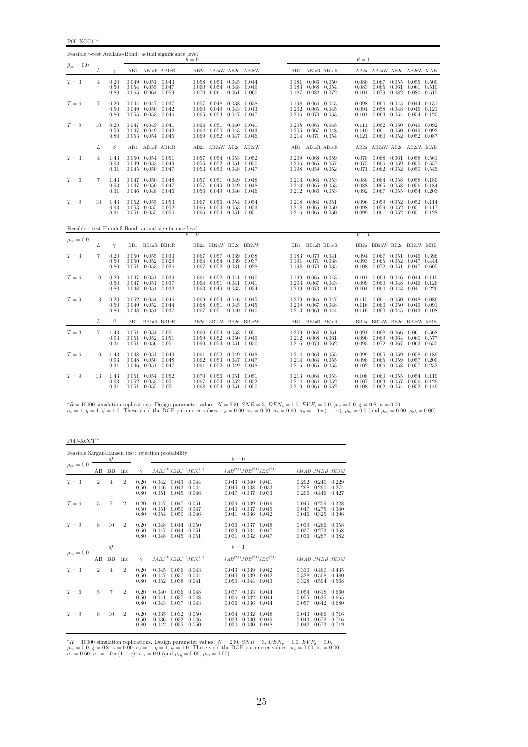P0ft-XCC1[z*]

Feasible t-test Arellano-Bond: actual significance level

| $\bar{\rho}_{x\varepsilon}=0.0$ | $L$ | $\gamma$ | AB1 | AB1aR | AB1cR | AB2a | AB2aW | AB2c | AB2cW | AB1 | AB1aR | AB1cR | AB2a | AB2aW | AB2c | AB2cW | MAB |
|---|---|---|---|---|---|---|---|---|---|---|---|---|---|---|---|---|---|
| | | | $\theta=0$ | | | | | | | $\theta=1$ | | | | | | | |
| $T=3$ | 4 | 0.20 | 0.049 | 0.051 | 0.043 | 0.058 | 0.053 | 0.045 | 0.044 | 0.181 | 0.066 | 0.050 | 0.080 | 0.067 | 0.055 | 0.055 | 0.500 |
| | | 0.50 | 0.054 | 0.055 | 0.047 | 0.060 | 0.054 | 0.048 | 0.049 | 0.183 | 0.068 | 0.054 | 0.083 | 0.065 | 0.061 | 0.061 | 0.510 |
| | | 0.80 | 0.065 | 0.064 | 0.059 | 0.070 | 0.061 | 0.061 | 0.060 | 0.187 | 0.082 | 0.072 | 0.101 | 0.079 | 0.082 | 0.080 | 0.515 |
| $T=6$ | 7 | 0.20 | 0.044 | 0.047 | 0.037 | 0.057 | 0.048 | 0.038 | 0.038 | 0.198 | 0.064 | 0.043 | 0.098 | 0.060 | 0.045 | 0.044 | 0.131 |
| | | 0.50 | 0.049 | 0.050 | 0.042 | 0.060 | 0.049 | 0.043 | 0.043 | 0.202 | 0.065 | 0.045 | 0.094 | 0.058 | 0.048 | 0.046 | 0.121 |
| | | 0.80 | 0.055 | 0.053 | 0.046 | 0.065 | 0.053 | 0.047 | 0.047 | 0.206 | 0.070 | 0.053 | 0.101 | 0.063 | 0.054 | 0.054 | 0.120 |
| $T=9$ | 10 | 0.20 | 0.047 | 0.049 | 0.041 | 0.064 | 0.051 | 0.040 | 0.041 | 0.208 | 0.066 | 0.048 | 0.111 | 0.062 | 0.050 | 0.049 | 0.092 |
| | | 0.50 | 0.047 | 0.049 | 0.042 | 0.064 | 0.050 | 0.043 | 0.043 | 0.205 | 0.067 | 0.048 | 0.110 | 0.061 | 0.050 | 0.049 | 0.092 |
| | | 0.80 | 0.053 | 0.054 | 0.045 | 0.069 | 0.052 | 0.047 | 0.046 | 0.214 | 0.071 | 0.054 | 0.121 | 0.060 | 0.052 | 0.052 | 0.087 |
| | $L$ | $\beta$ | AB1 | AB1aR | AB1cR | AB2a | AB2aW | AB2c | AB2cW | AB1 | AB1aR | AB1cR | AB2a | AB2aW | AB2c | AB2cW | MAB |
| $T=3$ | 4 | 1.43 | 0.050 | 0.054 | 0.051 | 0.057 | 0.054 | 0.053 | 0.052 | 0.209 | 0.068 | 0.059 | 0.078 | 0.068 | 0.061 | 0.058 | 0.561 |
| | | 0.93 | 0.049 | 0.053 | 0.049 | 0.055 | 0.052 | 0.051 | 0.050 | 0.206 | 0.065 | 0.057 | 0.075 | 0.066 | 0.059 | 0.055 | 0.557 |
| | | 0.31 | 0.045 | 0.050 | 0.047 | 0.053 | 0.050 | 0.048 | 0.047 | 0.198 | 0.059 | 0.052 | 0.071 | 0.062 | 0.052 | 0.050 | 0.545 |
| $T=6$ | 7 | 1.43 | 0.047 | 0.050 | 0.048 | 0.057 | 0.051 | 0.049 | 0.048 | 0.213 | 0.064 | 0.053 | 0.088 | 0.064 | 0.058 | 0.058 | 0.180 |
| | | 0.93 | 0.047 | 0.050 | 0.047 | 0.057 | 0.049 | 0.049 | 0.048 | 0.213 | 0.065 | 0.053 | 0.088 | 0.065 | 0.058 | 0.056 | 0.184 |
| | | 0.31 | 0.046 | 0.048 | 0.046 | 0.056 | 0.049 | 0.046 | 0.046 | 0.212 | 0.066 | 0.053 | 0.092 | 0.067 | 0.055 | 0.054 | 0.203 |
| $T=9$ | 10 | 1.43 | 0.052 | 0.055 | 0.053 | 0.067 | 0.056 | 0.054 | 0.054 | 0.218 | 0.064 | 0.051 | 0.096 | 0.059 | 0.052 | 0.052 | 0.114 |
| | | 0.93 | 0.053 | 0.055 | 0.052 | 0.066 | 0.054 | 0.053 | 0.053 | 0.218 | 0.065 | 0.050 | 0.098 | 0.059 | 0.052 | 0.051 | 0.117 |
| | | 0.31 | 0.051 | 0.055 | 0.050 | 0.066 | 0.054 | 0.051 | 0.051 | 0.216 | 0.066 | 0.050 | 0.099 | 0.061 | 0.052 | 0.051 | 0.128 |

Feasible t-test Blundell-Bond: actual significance level

| $\bar{\rho}_{x\varepsilon}=0.0$ | $L$ | $\gamma$ | BB1 | BB1aR | BB1cR | BB2a | BB2aW | BB2c | BB2cW | BB1 | BB1aR | BB1cR | BB2a | BB2aW | BB2c | BB2cW | MBB |
|---|---|---|---|---|---|---|---|---|---|---|---|---|---|---|---|---|---|
| | | | $\theta=0$ | | | | | | | $\theta=1$ | | | | | | | |
| $T=3$ | 7 | 0.20 | 0.050 | 0.055 | 0.033 | 0.067 | 0.057 | 0.039 | 0.038 | 0.183 | 0.070 | 0.041 | 0.094 | 0.067 | 0.051 | 0.046 | 0.396 |
| | | 0.50 | 0.050 | 0.052 | 0.029 | 0.064 | 0.054 | 0.039 | 0.037 | 0.191 | 0.071 | 0.038 | 0.093 | 0.065 | 0.052 | 0.047 | 0.444 |
| | | 0.80 | 0.051 | 0.053 | 0.026 | 0.067 | 0.052 | 0.031 | 0.028 | 0.198 | 0.070 | 0.035 | 0.108 | 0.072 | 0.051 | 0.047 | 0.605 |
| $T=6$ | 10 | 0.20 | 0.047 | 0.051 | 0.039 | 0.061 | 0.052 | 0.041 | 0.040 | 0.199 | 0.066 | 0.043 | 0.101 | 0.064 | 0.046 | 0.044 | 0.110 |
| | | 0.50 | 0.047 | 0.051 | 0.037 | 0.064 | 0.051 | 0.041 | 0.041 | 0.203 | 0.067 | 0.043 | 0.099 | 0.060 | 0.048 | 0.046 | 0.126 |
| | | 0.80 | 0.048 | 0.051 | 0.032 | 0.063 | 0.049 | 0.035 | 0.034 | 0.209 | 0.073 | 0.041 | 0.104 | 0.060 | 0.043 | 0.041 | 0.226 |
| $T=9$ | 13 | 0.20 | 0.052 | 0.054 | 0.046 | 0.069 | 0.054 | 0.046 | 0.045 | 0.209 | 0.066 | 0.047 | 0.115 | 0.061 | 0.050 | 0.048 | 0.086 |
| | | 0.50 | 0.049 | 0.052 | 0.044 | 0.068 | 0.051 | 0.045 | 0.045 | 0.209 | 0.067 | 0.048 | 0.116 | 0.060 | 0.050 | 0.049 | 0.091 |
| | | 0.80 | 0.048 | 0.051 | 0.037 | 0.067 | 0.051 | 0.040 | 0.040 | 0.213 | 0.069 | 0.044 | 0.116 | 0.060 | 0.045 | 0.043 | 0.108 |
| | $L$ | $\beta$ | BB1 | BB1aR | BB1cR | BB2a | BB2aW | BB2c | BB2cW | BB1 | BB1aR | BB1cR | BB2a | BB2aW | BB2c | BB2cW | MBB |
| $T=3$ | 7 | 1.43 | 0.051 | 0.054 | 0.051 | 0.060 | 0.054 | 0.053 | 0.051 | 0.209 | 0.068 | 0.061 | 0.091 | 0.068 | 0.066 | 0.061 | 0.568 |
| | | 0.93 | 0.051 | 0.052 | 0.051 | 0.059 | 0.052 | 0.050 | 0.049 | 0.212 | 0.068 | 0.061 | 0.090 | 0.069 | 0.064 | 0.060 | 0.577 |
| | | 0.31 | 0.051 | 0.056 | 0.051 | 0.060 | 0.054 | 0.051 | 0.050 | 0.216 | 0.070 | 0.062 | 0.093 | 0.072 | 0.067 | 0.063 | 0.655 |
| $T=6$ | 10 | 1.43 | 0.048 | 0.051 | 0.049 | 0.061 | 0.052 | 0.049 | 0.048 | 0.214 | 0.063 | 0.055 | 0.099 | 0.065 | 0.059 | 0.058 | 0.189 |
| | | 0.93 | 0.048 | 0.050 | 0.048 | 0.062 | 0.053 | 0.047 | 0.047 | 0.214 | 0.064 | 0.055 | 0.098 | 0.065 | 0.059 | 0.057 | 0.200 |
| | | 0.31 | 0.046 | 0.051 | 0.047 | 0.061 | 0.052 | 0.049 | 0.048 | 0.216 | 0.065 | 0.053 | 0.102 | 0.066 | 0.058 | 0.057 | 0.232 |
| $T=9$ | 13 | 1.43 | 0.051 | 0.054 | 0.052 | 0.070 | 0.056 | 0.051 | 0.051 | 0.213 | 0.064 | 0.053 | 0.108 | 0.060 | 0.055 | 0.054 | 0.119 |
| | | 0.93 | 0.052 | 0.053 | 0.051 | 0.067 | 0.054 | 0.052 | 0.052 | 0.214 | 0.064 | 0.052 | 0.107 | 0.063 | 0.057 | 0.056 | 0.129 |
| | | 0.31 | 0.051 | 0.055 | 0.051 | 0.068 | 0.054 | 0.051 | 0.050 | 0.219 | 0.066 | 0.052 | 0.108 | 0.062 | 0.054 | 0.052 | 0.149 |

$^*R = 10000$ simulation replications. Design parameter values: $N = 200$, $SNR = 3$, $DEN_y = 1.0$, $EVF_x = 0.0$, $\bar{\rho}_{x\varepsilon} = 0.0$, $\xi = 0.8$, $\kappa = 0.00$, $\sigma_\varepsilon = 1$, $q = 1$, $\phi = 1.0$. These yield the DGP parameter values: $\pi_\lambda = 0.00$, $\pi_\eta = 0.00$, $\sigma_v = 0.60$, $\sigma_\eta = 1.0 * (1-\gamma)$, $\rho_{v\varepsilon} = 0.0$ (and $\bar{\rho}_{x\eta} = 0.00$, $\bar{\rho}_{x\lambda} = 0.00$).

P0fJ-XCC1[z*]

Feasible Sargan-Hansen test: rejection probability

| $\bar{\rho}_{x\varepsilon}=0.0$ | AB | BB | Inc | $\gamma$ | $JAB_a^{(2,1)}$ | $JBB_a^{(2,1)}$ | $JES_a^{(2,1)}$ | $JAB_c^{(2,1)}$ | $JBB_c^{(2,1)}$ | $JES_c^{(2,1)}$ | $JMAB$ | $JMBB$ | $JESM$ |
|---|---|---|---|---|---|---|---|---|---|---|---|---|---|
| | $df$ | | | | $\theta=0$ | | | | | | | | |
| $T=3$ | 2 | 4 | 2 | 0.20 | 0.042 | 0.043 | 0.044 | 0.043 | 0.040 | 0.041 | 0.292 | 0.240 | 0.229 |
| | | | | 0.50 | 0.046 | 0.043 | 0.044 | 0.045 | 0.038 | 0.033 | 0.298 | 0.290 | 0.274 |
| | | | | 0.80 | 0.051 | 0.045 | 0.046 | 0.047 | 0.037 | 0.033 | 0.296 | 0.446 | 0.427 |
| $T=6$ | 5 | 7 | 2 | 0.20 | 0.047 | 0.047 | 0.051 | 0.039 | 0.039 | 0.049 | 0.045 | 0.259 | 0.328 |
| | | | | 0.50 | 0.051 | 0.050 | 0.047 | 0.040 | 0.037 | 0.045 | 0.047 | 0.275 | 0.340 |
| | | | | 0.80 | 0.054 | 0.050 | 0.046 | 0.041 | 0.036 | 0.042 | 0.046 | 0.325 | 0.396 |
| $T=9$ | 8 | 10 | 2 | 0.20 | 0.048 | 0.044 | 0.050 | 0.036 | 0.037 | 0.048 | 0.039 | 0.266 | 0.358 |
| | | | | 0.50 | 0.047 | 0.044 | 0.051 | 0.033 | 0.034 | 0.047 | 0.037 | 0.273 | 0.368 |
| | | | | 0.80 | 0.048 | 0.045 | 0.051 | 0.031 | 0.032 | 0.047 | 0.036 | 0.287 | 0.382 |
| | $df$ | | | | $\theta=1$ | | | | | | | | |
| | AB | BB | Inc | $\gamma$ | $JAB_a^{(2,1)}$ | $JBB_a^{(2,1)}$ | $JES_a^{(2,1)}$ | $JAB_c^{(2,1)}$ | $JBB_c^{(2,1)}$ | $JES_c^{(2,1)}$ | $JMAB$ | $JMBB$ | $JESM$ |
| $T=3$ | 2 | 4 | 2 | 0.20 | 0.045 | 0.036 | 0.043 | 0.043 | 0.039 | 0.042 | 0.330 | 0.460 | 0.435 |
| | | | | 0.50 | 0.047 | 0.037 | 0.044 | 0.045 | 0.039 | 0.042 | 0.328 | 0.508 | 0.480 |
| | | | | 0.80 | 0.052 | 0.038 | 0.041 | 0.050 | 0.044 | 0.043 | 0.328 | 0.594 | 0.568 |
| $T=6$ | 5 | 7 | 2 | 0.20 | 0.040 | 0.036 | 0.048 | 0.037 | 0.033 | 0.044 | 0.054 | 0.618 | 0.660 |
| | | | | 0.50 | 0.041 | 0.037 | 0.048 | 0.036 | 0.032 | 0.044 | 0.055 | 0.625 | 0.665 |
| | | | | 0.80 | 0.043 | 0.037 | 0.043 | 0.036 | 0.036 | 0.044 | 0.057 | 0.642 | 0.680 |
| $T=9$ | 8 | 10 | 2 | 0.20 | 0.035 | 0.032 | 0.050 | 0.034 | 0.032 | 0.048 | 0.043 | 0.666 | 0.716 |
| | | | | 0.50 | 0.036 | 0.032 | 0.046 | 0.033 | 0.030 | 0.049 | 0.043 | 0.672 | 0.716 |
| | | | | 0.80 | 0.042 | 0.035 | 0.050 | 0.030 | 0.030 | 0.048 | 0.042 | 0.673 | 0.719 |

$^*R = 10000$ simulation replications. Design parameter values: $N = 200$, $SNR = 3$, $DEN_y = 1.0$, $EVF_x = 0.0$, $\bar{\rho}_{x\varepsilon} = 0.0$, $\xi = 0.8$, $\kappa = 0.00$, $\sigma_\varepsilon = 1$, $q = 1$, $\phi = 1.0$. These yield the DGP parameter values: $\pi_\lambda = 0.00$, $\pi_\eta = 0.00$, $\sigma_v = 0.60$, $\sigma_\eta = 1.0 * (1-\gamma)$, $\rho_{v\varepsilon} = 0.0$ (and $\bar{\rho}_{x\eta} = 0.00$, $\bar{\rho}_{x\lambda} = 0.00$).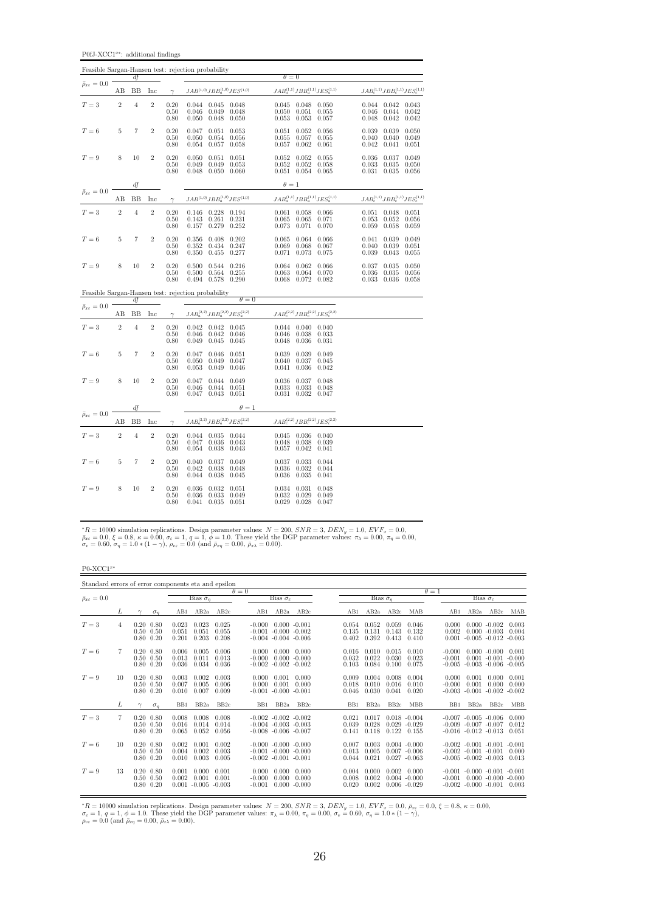P0fJ-XCC1$^{s*}$: additional findings

Feasible Sargan-Hansen test: rejection probability

| $\bar{\rho}_{x\varepsilon}=0.0$ | df | | | | $\theta=0$ | | | | | | | | |
|---|---|---|---|---|---|---|---|---|---|---|---|---|---|
| | AB | BB | Inc | $\gamma$ | $JAB^{(1,0)}$ | $JBB_a^{(1,0)}$ | $JES^{(1,0)}$ | $JAB_a^{(1,1)}$ | $JBB_a^{(1,1)}$ | $JES_a^{(1,1)}$ | $JAB_c^{(1,1)}$ | $JBB_c^{(1,1)}$ | $JES_c^{(1,1)}$ |
| $T=3$ | 2 | 4 | 2 | 0.20 | 0.044 | 0.045 | 0.048 | 0.045 | 0.048 | 0.050 | 0.044 | 0.042 | 0.043 |
| | | | | 0.50 | 0.046 | 0.049 | 0.048 | 0.050 | 0.051 | 0.055 | 0.046 | 0.044 | 0.042 |
| | | | | 0.80 | 0.050 | 0.048 | 0.050 | 0.053 | 0.053 | 0.057 | 0.048 | 0.042 | 0.042 |
| $T=6$ | 5 | 7 | 2 | 0.20 | 0.047 | 0.051 | 0.053 | 0.051 | 0.052 | 0.056 | 0.039 | 0.039 | 0.050 |
| | | | | 0.50 | 0.050 | 0.054 | 0.056 | 0.055 | 0.057 | 0.055 | 0.040 | 0.040 | 0.049 |
| | | | | 0.80 | 0.054 | 0.057 | 0.058 | 0.057 | 0.062 | 0.061 | 0.042 | 0.041 | 0.051 |
| $T=9$ | 8 | 10 | 2 | 0.20 | 0.050 | 0.051 | 0.051 | 0.052 | 0.052 | 0.055 | 0.036 | 0.037 | 0.049 |
| | | | | 0.50 | 0.049 | 0.049 | 0.053 | 0.052 | 0.052 | 0.058 | 0.033 | 0.035 | 0.050 |
| | | | | 0.80 | 0.048 | 0.050 | 0.060 | 0.051 | 0.054 | 0.065 | 0.031 | 0.035 | 0.056 |

| $\bar{\rho}_{x\varepsilon}=0.0$ | df | | | | $\theta=1$ | | | | | | | | |
|---|---|---|---|---|---|---|---|---|---|---|---|---|---|
| | AB | BB | Inc | $\gamma$ | $JAB^{(1,0)}$ | $JBB_a^{(1,0)}$ | $JES^{(1,0)}$ | $JAB_a^{(1,1)}$ | $JBB_a^{(1,1)}$ | $JES_a^{(1,1)}$ | $JAB_c^{(1,1)}$ | $JBB_c^{(1,1)}$ | $JES_c^{(1,1)}$ |
| $T=3$ | 2 | 4 | 2 | 0.20 | 0.146 | 0.228 | 0.194 | 0.061 | 0.058 | 0.066 | 0.051 | 0.048 | 0.051 |
| | | | | 0.50 | 0.143 | 0.261 | 0.231 | 0.065 | 0.065 | 0.071 | 0.053 | 0.052 | 0.056 |
| | | | | 0.80 | 0.157 | 0.279 | 0.252 | 0.073 | 0.071 | 0.070 | 0.059 | 0.058 | 0.059 |
| $T=6$ | 5 | 7 | 2 | 0.20 | 0.356 | 0.408 | 0.202 | 0.065 | 0.064 | 0.066 | 0.041 | 0.039 | 0.049 |
| | | | | 0.50 | 0.352 | 0.434 | 0.247 | 0.069 | 0.068 | 0.067 | 0.040 | 0.039 | 0.051 |
| | | | | 0.80 | 0.350 | 0.455 | 0.277 | 0.071 | 0.073 | 0.075 | 0.039 | 0.043 | 0.055 |
| $T=9$ | 8 | 10 | 2 | 0.20 | 0.500 | 0.544 | 0.216 | 0.064 | 0.062 | 0.066 | 0.037 | 0.035 | 0.050 |
| | | | | 0.50 | 0.500 | 0.564 | 0.255 | 0.063 | 0.064 | 0.070 | 0.036 | 0.035 | 0.056 |
| | | | | 0.80 | 0.494 | 0.578 | 0.290 | 0.068 | 0.072 | 0.082 | 0.033 | 0.036 | 0.058 |

Feasible Sargan-Hansen test: rejection probability

| $\bar{\rho}_{x\varepsilon}=0.0$ | df | | | | $\theta=0$ | | | | | |
|---|---|---|---|---|---|---|---|---|---|---|
| | AB | BB | Inc | $\gamma$ | $JAB_a^{(2,2)}$ | $JBB_a^{(2,2)}$ | $JES_a^{(2,2)}$ | $JAB_c^{(2,2)}$ | $JBB_c^{(2,2)}$ | $JES_c^{(2,2)}$ |
| $T=3$ | 2 | 4 | 2 | 0.20 | 0.042 | 0.042 | 0.045 | 0.044 | 0.040 | 0.040 |
| | | | | 0.50 | 0.046 | 0.042 | 0.046 | 0.046 | 0.038 | 0.033 |
| | | | | 0.80 | 0.049 | 0.045 | 0.045 | 0.048 | 0.036 | 0.031 |
| $T=6$ | 5 | 7 | 2 | 0.20 | 0.047 | 0.046 | 0.051 | 0.039 | 0.039 | 0.049 |
| | | | | 0.50 | 0.050 | 0.049 | 0.047 | 0.040 | 0.037 | 0.045 |
| | | | | 0.80 | 0.053 | 0.049 | 0.046 | 0.041 | 0.036 | 0.042 |
| $T=9$ | 8 | 10 | 2 | 0.20 | 0.047 | 0.044 | 0.049 | 0.036 | 0.037 | 0.048 |
| | | | | 0.50 | 0.046 | 0.044 | 0.051 | 0.033 | 0.033 | 0.048 |
| | | | | 0.80 | 0.047 | 0.043 | 0.051 | 0.031 | 0.032 | 0.047 |

| $\bar{\rho}_{x\varepsilon}=0.0$ | df | | | | $\theta=1$ | | | | | |
|---|---|---|---|---|---|---|---|---|---|---|
| | AB | BB | Inc | $\gamma$ | $JAB_a^{(2,2)}$ | $JBB_a^{(2,2)}$ | $JES_a^{(2,2)}$ | $JAB_c^{(2,2)}$ | $JBB_c^{(2,2)}$ | $JES_c^{(2,2)}$ |
| $T=3$ | 2 | 4 | 2 | 0.20 | 0.044 | 0.035 | 0.044 | 0.045 | 0.036 | 0.040 |
| | | | | 0.50 | 0.047 | 0.036 | 0.043 | 0.048 | 0.038 | 0.039 |
| | | | | 0.80 | 0.054 | 0.038 | 0.043 | 0.057 | 0.042 | 0.041 |
| $T=6$ | 5 | 7 | 2 | 0.20 | 0.040 | 0.037 | 0.049 | 0.037 | 0.033 | 0.044 |
| | | | | 0.50 | 0.042 | 0.038 | 0.048 | 0.036 | 0.032 | 0.044 |
| | | | | 0.80 | 0.044 | 0.038 | 0.045 | 0.036 | 0.035 | 0.041 |
| $T=9$ | 8 | 10 | 2 | 0.20 | 0.036 | 0.032 | 0.051 | 0.034 | 0.031 | 0.048 |
| | | | | 0.50 | 0.036 | 0.033 | 0.049 | 0.032 | 0.029 | 0.049 |
| | | | | 0.80 | 0.041 | 0.035 | 0.051 | 0.029 | 0.028 | 0.047 |

$^{*}R=10000$ simulation replications. Design parameter values: $N=200$, $SNR=3$, $DEN_y=1.0$, $EVF_x=0.0$, $\bar{\rho}_{x\varepsilon}=0.0$, $\xi=0.8$, $\kappa=0.00$, $\sigma_\varepsilon=1$, $q=1$, $\phi=1.0$. These yield the DGP parameter values: $\pi_\lambda=0.00$, $\pi_\eta=0.00$, $\sigma_v=0.60$, $\sigma_\eta=1.0*(1-\gamma)$, $\rho_{v\varepsilon}=0.0$ (and $\bar{\rho}_{x\eta}=0.00$, $\bar{\rho}_{x\lambda}=0.00$).

P0-XCC1$^{s*}$

Standard errors of error components eta and epsilon

| $\bar{\rho}_{x\varepsilon}=0.0$ | | | | $\theta=0$ | | | | | | $\theta=1$ | | | | | | | |
|---|---|---|---|---|---|---|---|---|---|---|---|---|---|---|---|---|---|
| | | | | Bias $\hat{\sigma}_\eta$ | | | Bias $\hat{\sigma}_\varepsilon$ | | | Bias $\hat{\sigma}_\eta$ | | | | Bias $\hat{\sigma}_\varepsilon$ | | | |
| | $L$ | $\gamma$ | $\sigma_\eta$ | AB1 | AB2a | AB2c | AB1 | AB2a | AB2c | AB1 | AB2a | AB2c | MAB | AB1 | AB2a | AB2c | MAB |
| $T=3$ | 4 | 0.20 | 0.80 | 0.023 | 0.023 | 0.025 | -0.000 | 0.000 | -0.001 | 0.054 | 0.052 | 0.059 | 0.046 | 0.000 | 0.000 | -0.002 | 0.003 |
| | | 0.50 | 0.50 | 0.051 | 0.051 | 0.055 | -0.001 | -0.000 | -0.002 | 0.135 | 0.131 | 0.143 | 0.132 | 0.002 | 0.000 | -0.003 | 0.004 |
| | | 0.80 | 0.20 | 0.201 | 0.203 | 0.208 | -0.004 | -0.004 | -0.006 | 0.402 | 0.392 | 0.413 | 0.410 | 0.001 | -0.005 | -0.012 | -0.003 |
| $T=6$ | 7 | 0.20 | 0.80 | 0.006 | 0.005 | 0.006 | 0.000 | 0.000 | 0.000 | 0.016 | 0.010 | 0.015 | 0.010 | -0.000 | 0.000 | -0.000 | 0.001 |
| | | 0.50 | 0.50 | 0.013 | 0.011 | 0.013 | -0.000 | 0.000 | -0.000 | 0.032 | 0.022 | 0.030 | 0.023 | -0.001 | 0.001 | -0.001 | -0.000 |
| | | 0.80 | 0.20 | 0.036 | 0.034 | 0.036 | -0.002 | -0.002 | -0.002 | 0.103 | 0.084 | 0.100 | 0.075 | -0.005 | -0.003 | -0.006 | -0.005 |
| $T=9$ | 10 | 0.20 | 0.80 | 0.003 | 0.002 | 0.003 | 0.000 | 0.001 | 0.000 | 0.009 | 0.004 | 0.008 | 0.004 | 0.000 | 0.001 | 0.000 | 0.001 |
| | | 0.50 | 0.50 | 0.007 | 0.005 | 0.006 | 0.000 | 0.001 | 0.000 | 0.018 | 0.010 | 0.016 | 0.010 | -0.000 | 0.001 | 0.000 | 0.000 |
| | | 0.80 | 0.20 | 0.010 | 0.007 | 0.009 | -0.001 | -0.000 | -0.001 | 0.046 | 0.030 | 0.041 | 0.020 | -0.003 | -0.001 | -0.002 | -0.002 |
| | $L$ | $\gamma$ | $\sigma_\eta$ | BB1 | BB2a | BB2c | BB1 | BB2a | BB2c | BB1 | BB2a | BB2c | MBB | BB1 | BB2a | BB2c | MBB |
| $T=3$ | 7 | 0.20 | 0.80 | 0.008 | 0.008 | 0.008 | -0.002 | -0.002 | -0.002 | 0.021 | 0.017 | 0.018 | -0.004 | -0.007 | -0.005 | -0.006 | 0.000 |
| | | 0.50 | 0.50 | 0.016 | 0.014 | 0.014 | -0.004 | -0.003 | -0.003 | 0.039 | 0.028 | 0.029 | -0.029 | -0.009 | -0.007 | -0.007 | 0.012 |
| | | 0.80 | 0.20 | 0.065 | 0.052 | 0.056 | -0.008 | -0.006 | -0.007 | 0.141 | 0.118 | 0.122 | 0.155 | -0.016 | -0.012 | -0.013 | 0.051 |
| $T=6$ | 10 | 0.20 | 0.80 | 0.002 | 0.001 | 0.002 | -0.000 | -0.000 | -0.000 | 0.007 | 0.003 | 0.004 | -0.000 | -0.002 | -0.001 | -0.001 | -0.001 |
| | | 0.50 | 0.50 | 0.004 | 0.002 | 0.003 | -0.001 | -0.000 | -0.000 | 0.013 | 0.005 | 0.007 | -0.006 | -0.002 | -0.001 | -0.001 | 0.000 |
| | | 0.80 | 0.20 | 0.010 | 0.003 | 0.005 | -0.002 | -0.001 | -0.001 | 0.044 | 0.021 | 0.027 | -0.063 | -0.005 | -0.002 | -0.003 | 0.013 |
| $T=9$ | 13 | 0.20 | 0.80 | 0.001 | 0.000 | 0.001 | 0.000 | 0.000 | 0.000 | 0.004 | 0.000 | 0.002 | 0.000 | -0.001 | -0.000 | -0.001 | -0.001 |
| | | 0.50 | 0.50 | 0.002 | 0.001 | 0.001 | -0.000 | 0.000 | 0.000 | 0.008 | 0.002 | 0.004 | -0.000 | -0.001 | 0.000 | -0.000 | -0.000 |
| | | 0.80 | 0.20 | 0.001 | -0.005 | -0.003 | -0.001 | 0.000 | -0.000 | 0.020 | 0.002 | 0.006 | -0.029 | -0.002 | -0.000 | -0.001 | 0.003 |

$^{*}R=10000$ simulation replications. Design parameter values: $N=200$, $SNR=3$, $DEN_y=1.0$, $EVF_x=0.0$, $\bar{\rho}_{x\varepsilon}=0.0$, $\xi=0.8$, $\kappa=0.00$, $\sigma_\varepsilon=1$, $q=1$, $\phi=1.0$. These yield the DGP parameter values: $\pi_\lambda=0.00$, $\pi_\eta=0.00$, $\sigma_v=0.60$, $\sigma_\eta=1.0*(1-\gamma)$, $\rho_{v\varepsilon}=0.0$ (and $\bar{\rho}_{x\eta}=0.00$, $\bar{\rho}_{x\lambda}=0.00$).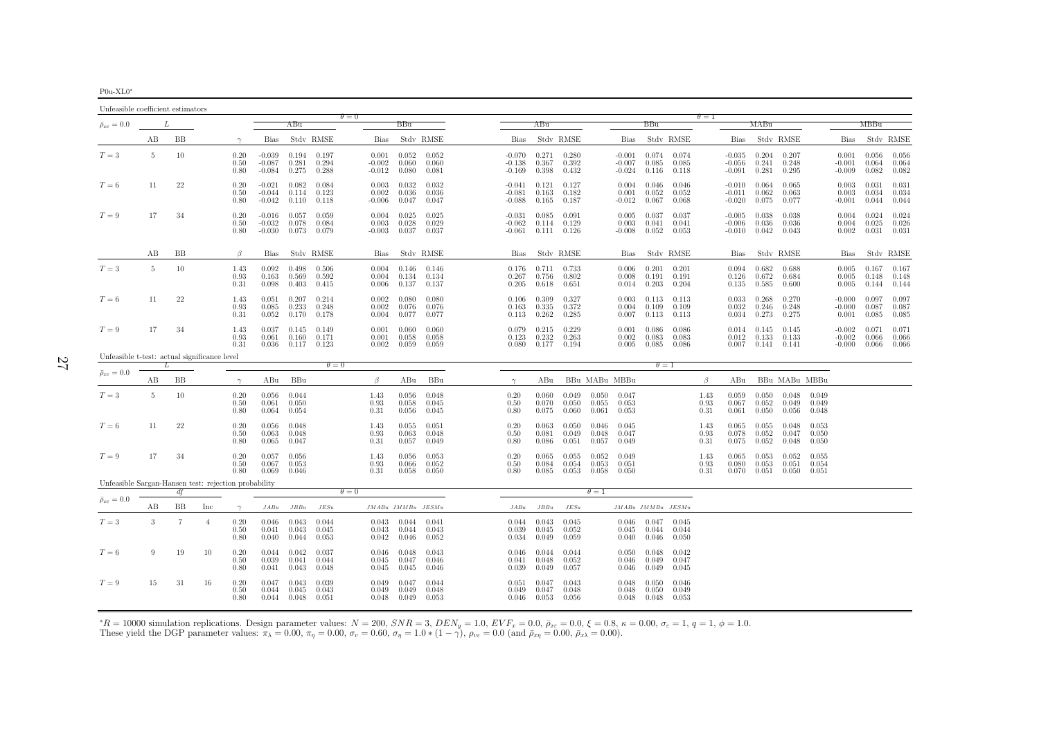P0u-XL0*

Unfeasible coefficient estimators

| $\bar{\rho}_{x\varepsilon}=0.0$ | L | | | θ = 0 ABu | | | BBu | | | θ = 1 ABu | | | BBu | | | MABu | | | MBBu | | |
|---|---|---|---|---|---|---|---|---|---|---|---|---|---|---|---|---|---|---|---|---|---|
| | AB | BB | $\gamma$ | Bias | Stdv | RMSE | Bias | Stdv | RMSE | Bias | Stdv | RMSE | Bias | Stdv | RMSE | Bias | Stdv | RMSE | Bias | Stdv | RMSE |
| $T=3$ | 5 | 10 | 0.20 | -0.039 | 0.194 | 0.197 | 0.001 | 0.052 | 0.052 | -0.070 | 0.271 | 0.280 | -0.001 | 0.074 | 0.074 | -0.035 | 0.204 | 0.207 | 0.001 | 0.056 | 0.056 |
| | | | 0.50 | -0.087 | 0.281 | 0.294 | -0.002 | 0.060 | 0.060 | -0.138 | 0.367 | 0.392 | -0.007 | 0.085 | 0.085 | -0.056 | 0.241 | 0.248 | -0.001 | 0.064 | 0.064 |
| | | | 0.80 | -0.084 | 0.275 | 0.288 | -0.012 | 0.080 | 0.081 | -0.169 | 0.398 | 0.432 | -0.024 | 0.116 | 0.118 | -0.091 | 0.281 | 0.295 | -0.009 | 0.082 | 0.082 |
| $T=6$ | 11 | 22 | 0.20 | -0.021 | 0.082 | 0.084 | 0.003 | 0.032 | 0.032 | -0.041 | 0.121 | 0.127 | 0.004 | 0.046 | 0.046 | -0.010 | 0.064 | 0.065 | 0.003 | 0.031 | 0.031 |
| | | | 0.50 | -0.044 | 0.114 | 0.123 | 0.002 | 0.036 | 0.036 | -0.081 | 0.163 | 0.182 | 0.001 | 0.052 | 0.052 | -0.011 | 0.062 | 0.063 | 0.003 | 0.034 | 0.034 |
| | | | 0.80 | -0.042 | 0.110 | 0.118 | -0.006 | 0.047 | 0.047 | -0.088 | 0.165 | 0.187 | -0.012 | 0.067 | 0.068 | -0.020 | 0.075 | 0.077 | -0.001 | 0.044 | 0.044 |
| $T=9$ | 17 | 34 | 0.20 | -0.016 | 0.057 | 0.059 | 0.004 | 0.025 | 0.025 | -0.031 | 0.085 | 0.091 | 0.005 | 0.037 | 0.037 | -0.005 | 0.038 | 0.038 | 0.004 | 0.024 | 0.024 |
| | | | 0.50 | -0.032 | 0.078 | 0.084 | 0.003 | 0.028 | 0.029 | -0.062 | 0.114 | 0.129 | 0.003 | 0.041 | 0.041 | -0.006 | 0.036 | 0.036 | 0.004 | 0.025 | 0.026 |
| | | | 0.80 | -0.030 | 0.073 | 0.079 | -0.003 | 0.037 | 0.037 | -0.061 | 0.111 | 0.126 | -0.008 | 0.052 | 0.053 | -0.010 | 0.042 | 0.043 | 0.002 | 0.031 | 0.031 |
| | AB | BB | $\beta$ | Bias | Stdv | RMSE | Bias | Stdv | RMSE | Bias | Stdv | RMSE | Bias | Stdv | RMSE | Bias | Stdv | RMSE | Bias | Stdv | RMSE |
| $T=3$ | 5 | 10 | 1.43 | 0.092 | 0.498 | 0.506 | 0.004 | 0.146 | 0.146 | 0.176 | 0.711 | 0.733 | 0.006 | 0.201 | 0.201 | 0.094 | 0.682 | 0.688 | 0.005 | 0.167 | 0.167 |
| | | | 0.93 | 0.163 | 0.569 | 0.592 | 0.004 | 0.134 | 0.134 | 0.267 | 0.756 | 0.802 | 0.008 | 0.191 | 0.191 | 0.126 | 0.672 | 0.684 | 0.005 | 0.148 | 0.148 |
| | | | 0.31 | 0.098 | 0.403 | 0.415 | 0.006 | 0.137 | 0.137 | 0.205 | 0.618 | 0.651 | 0.014 | 0.203 | 0.204 | 0.135 | 0.585 | 0.600 | 0.005 | 0.144 | 0.144 |
| $T=6$ | 11 | 22 | 1.43 | 0.051 | 0.207 | 0.214 | 0.002 | 0.080 | 0.080 | 0.106 | 0.309 | 0.327 | 0.003 | 0.113 | 0.113 | 0.033 | 0.268 | 0.270 | -0.000 | 0.097 | 0.097 |
| | | | 0.93 | 0.085 | 0.233 | 0.248 | 0.002 | 0.076 | 0.076 | 0.163 | 0.335 | 0.372 | 0.004 | 0.109 | 0.109 | 0.032 | 0.246 | 0.248 | -0.000 | 0.087 | 0.087 |
| | | | 0.31 | 0.052 | 0.170 | 0.178 | 0.004 | 0.077 | 0.077 | 0.113 | 0.262 | 0.285 | 0.007 | 0.113 | 0.113 | 0.034 | 0.273 | 0.275 | 0.001 | 0.085 | 0.085 |
| $T=9$ | 17 | 34 | 1.43 | 0.037 | 0.145 | 0.149 | 0.001 | 0.060 | 0.060 | 0.079 | 0.215 | 0.229 | 0.001 | 0.086 | 0.086 | 0.014 | 0.145 | 0.145 | -0.002 | 0.071 | 0.071 |
| | | | 0.93 | 0.061 | 0.160 | 0.171 | 0.001 | 0.058 | 0.058 | 0.123 | 0.232 | 0.263 | 0.002 | 0.083 | 0.083 | 0.012 | 0.133 | 0.133 | -0.002 | 0.066 | 0.066 |
| | | | 0.31 | 0.036 | 0.117 | 0.123 | 0.002 | 0.059 | 0.059 | 0.080 | 0.177 | 0.194 | 0.005 | 0.085 | 0.086 | 0.007 | 0.141 | 0.141 | -0.000 | 0.066 | 0.066 |

Unfeasible t-test: actual significance level

| $\bar{\rho}_{x\varepsilon}=0.0$ | L | | θ = 0 | | | | | | θ = 1 | | | | | | | | | |
|---|---|---|---|---|---|---|---|---|---|---|---|---|---|---|---|---|---|---|
| | AB | BB | $\gamma$ | ABu | BBu | $\beta$ | ABu | BBu | $\gamma$ | ABu | BBu | MABu | MBBu | $\beta$ | ABu | BBu | MABu | MBBu |
| $T=3$ | 5 | 10 | 0.20 | 0.056 | 0.044 | 1.43 | 0.056 | 0.048 | 0.20 | 0.060 | 0.049 | 0.050 | 0.047 | 1.43 | 0.059 | 0.050 | 0.048 | 0.049 |
| | | | 0.50 | 0.061 | 0.050 | 0.93 | 0.058 | 0.045 | 0.50 | 0.070 | 0.050 | 0.055 | 0.053 | 0.93 | 0.067 | 0.052 | 0.049 | 0.049 |
| | | | 0.80 | 0.064 | 0.054 | 0.31 | 0.056 | 0.045 | 0.80 | 0.075 | 0.060 | 0.061 | 0.053 | 0.31 | 0.061 | 0.050 | 0.056 | 0.048 |
| $T=6$ | 11 | 22 | 0.20 | 0.056 | 0.048 | 1.43 | 0.055 | 0.051 | 0.20 | 0.063 | 0.050 | 0.046 | 0.045 | 1.43 | 0.065 | 0.055 | 0.048 | 0.053 |
| | | | 0.50 | 0.063 | 0.048 | 0.93 | 0.063 | 0.048 | 0.50 | 0.081 | 0.049 | 0.048 | 0.047 | 0.93 | 0.078 | 0.052 | 0.047 | 0.050 |
| | | | 0.80 | 0.065 | 0.047 | 0.31 | 0.057 | 0.049 | 0.80 | 0.086 | 0.051 | 0.057 | 0.049 | 0.31 | 0.075 | 0.052 | 0.048 | 0.050 |
| $T=9$ | 17 | 34 | 0.20 | 0.057 | 0.056 | 1.43 | 0.056 | 0.053 | 0.20 | 0.065 | 0.055 | 0.052 | 0.049 | 1.43 | 0.065 | 0.053 | 0.052 | 0.055 |
| | | | 0.50 | 0.067 | 0.053 | 0.93 | 0.066 | 0.052 | 0.50 | 0.084 | 0.054 | 0.053 | 0.051 | 0.93 | 0.080 | 0.053 | 0.051 | 0.054 |
| | | | 0.80 | 0.069 | 0.046 | 0.31 | 0.058 | 0.050 | 0.80 | 0.085 | 0.053 | 0.058 | 0.050 | 0.31 | 0.070 | 0.051 | 0.050 | 0.051 |

Unfeasible Sargan-Hansen test: rejection probability

| $\bar{\rho}_{x\varepsilon}=0.0$ | df | | | | θ = 0 | | | | | | θ = 1 | | | | | |
|---|---|---|---|---|---|---|---|---|---|---|---|---|---|---|---|---|
| | AB | BB | Inc | $\gamma$ | JABu | JBBu | JESu | JMABu | JMMBu | JESMu | JABu | JBBu | JESu | JMABu | JMMBu | JESMu |
| $T=3$ | 3 | 7 | 4 | 0.20 | 0.046 | 0.043 | 0.044 | 0.043 | 0.044 | 0.041 | 0.044 | 0.043 | 0.045 | 0.046 | 0.047 | 0.045 |
| | | | | 0.50 | 0.041 | 0.043 | 0.045 | 0.043 | 0.044 | 0.043 | 0.039 | 0.045 | 0.052 | 0.045 | 0.044 | 0.044 |
| | | | | 0.80 | 0.040 | 0.044 | 0.053 | 0.042 | 0.046 | 0.052 | 0.034 | 0.049 | 0.059 | 0.040 | 0.046 | 0.050 |
| $T=6$ | 9 | 19 | 10 | 0.20 | 0.044 | 0.042 | 0.037 | 0.046 | 0.048 | 0.043 | 0.046 | 0.044 | 0.044 | 0.050 | 0.048 | 0.042 |
| | | | | 0.50 | 0.039 | 0.041 | 0.044 | 0.045 | 0.047 | 0.046 | 0.041 | 0.048 | 0.052 | 0.046 | 0.049 | 0.047 |
| | | | | 0.80 | 0.041 | 0.043 | 0.048 | 0.045 | 0.045 | 0.046 | 0.039 | 0.049 | 0.057 | 0.046 | 0.049 | 0.045 |
| $T=9$ | 15 | 31 | 16 | 0.20 | 0.047 | 0.043 | 0.039 | 0.049 | 0.047 | 0.044 | 0.051 | 0.047 | 0.043 | 0.048 | 0.050 | 0.046 |
| | | | | 0.50 | 0.044 | 0.045 | 0.043 | 0.049 | 0.049 | 0.048 | 0.049 | 0.047 | 0.048 | 0.048 | 0.050 | 0.049 |
| | | | | 0.80 | 0.044 | 0.048 | 0.051 | 0.048 | 0.049 | 0.053 | 0.046 | 0.053 | 0.056 | 0.048 | 0.048 | 0.053 |

*$R=10000$ simulation replications. Design parameter values: $N=200$, $SNR=3$, $DEN_y=1.0$, $EVF_x=0.0$, $\bar{\rho}_{x\varepsilon}=0.0$, $\xi=0.8$, $\kappa=0.00$, $\sigma_\varepsilon=1$, $q=1$, $\phi=1.0$.
These yield the DGP parameter values: $\pi_\lambda=0.00$, $\pi_\eta=0.00$, $\sigma_v=0.60$, $\sigma_\eta=1.0*(1-\gamma)$, $\rho_{v\varepsilon}=0.0$ (and $\bar{\rho}_{x\eta}=0.00$, $\bar{\rho}_{x\lambda}=0.00$).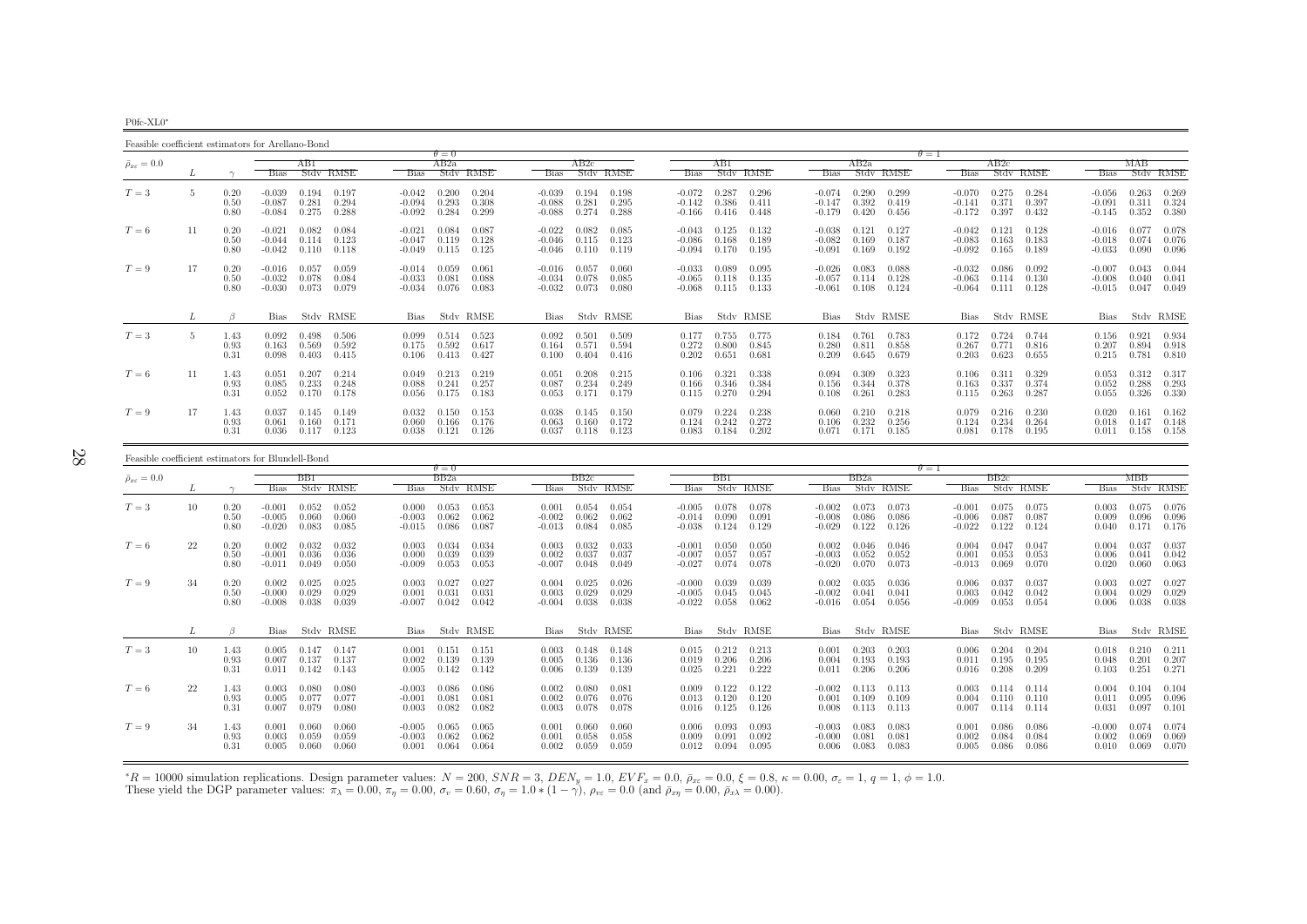P0fc-XL0*

Feasible coefficient estimators for Arellano-Bond

| $\bar{\rho}_{x\varepsilon}=0.0$ | | | $\theta=0$ | | | | | | | | | $\theta=1$ | | | | | | | | | | | |
|---|---|---|---|---|---|---|---|---|---|---|---|---|---|---|---|---|---|---|---|---|---|---|---|
| | | | AB1 | | | AB2a | | | AB2c | | | AB1 | | | AB2a | | | AB2c | | | MAB | | |
| | $L$ | $\gamma$ | Bias | Stdv | RMSE | Bias | Stdv | RMSE | Bias | Stdv | RMSE | Bias | Stdv | RMSE | Bias | Stdv | RMSE | Bias | Stdv | RMSE | Bias | Stdv | RMSE |
| $T=3$ | 5 | 0.20 | -0.039 | 0.194 | 0.197 | -0.042 | 0.200 | 0.204 | -0.039 | 0.194 | 0.198 | -0.072 | 0.287 | 0.296 | -0.074 | 0.290 | 0.299 | -0.070 | 0.275 | 0.284 | -0.056 | 0.263 | 0.269 |
| | | 0.50 | -0.087 | 0.281 | 0.294 | -0.094 | 0.293 | 0.308 | -0.088 | 0.281 | 0.295 | -0.142 | 0.386 | 0.411 | -0.147 | 0.392 | 0.419 | -0.141 | 0.371 | 0.397 | -0.091 | 0.311 | 0.324 |
| | | 0.80 | -0.084 | 0.275 | 0.288 | -0.092 | 0.284 | 0.299 | -0.088 | 0.274 | 0.288 | -0.166 | 0.416 | 0.448 | -0.179 | 0.420 | 0.456 | -0.172 | 0.397 | 0.432 | -0.145 | 0.352 | 0.380 |
| $T=6$ | 11 | 0.20 | -0.021 | 0.082 | 0.084 | -0.021 | 0.084 | 0.087 | -0.022 | 0.082 | 0.085 | -0.043 | 0.125 | 0.132 | -0.038 | 0.121 | 0.127 | -0.042 | 0.121 | 0.128 | -0.016 | 0.077 | 0.078 |
| | | 0.50 | -0.044 | 0.114 | 0.123 | -0.047 | 0.119 | 0.128 | -0.046 | 0.115 | 0.123 | -0.086 | 0.168 | 0.189 | -0.082 | 0.169 | 0.187 | -0.083 | 0.163 | 0.183 | -0.018 | 0.074 | 0.076 |
| | | 0.80 | -0.042 | 0.110 | 0.118 | -0.049 | 0.115 | 0.125 | -0.046 | 0.110 | 0.119 | -0.094 | 0.170 | 0.195 | -0.091 | 0.169 | 0.192 | -0.092 | 0.165 | 0.189 | -0.033 | 0.090 | 0.096 |
| $T=9$ | 17 | 0.20 | -0.016 | 0.057 | 0.059 | -0.014 | 0.059 | 0.061 | -0.016 | 0.057 | 0.060 | -0.033 | 0.089 | 0.095 | -0.026 | 0.083 | 0.088 | -0.032 | 0.086 | 0.092 | -0.007 | 0.043 | 0.044 |
| | | 0.50 | -0.032 | 0.078 | 0.084 | -0.033 | 0.081 | 0.088 | -0.034 | 0.078 | 0.085 | -0.065 | 0.118 | 0.135 | -0.057 | 0.114 | 0.128 | -0.063 | 0.114 | 0.130 | -0.008 | 0.040 | 0.041 |
| | | 0.80 | -0.030 | 0.073 | 0.079 | -0.034 | 0.076 | 0.083 | -0.032 | 0.073 | 0.080 | -0.068 | 0.115 | 0.133 | -0.061 | 0.108 | 0.124 | -0.064 | 0.111 | 0.128 | -0.015 | 0.047 | 0.049 |
| | $L$ | $\beta$ | Bias | Stdv | RMSE | Bias | Stdv | RMSE | Bias | Stdv | RMSE | Bias | Stdv | RMSE | Bias | Stdv | RMSE | Bias | Stdv | RMSE | Bias | Stdv | RMSE |
| $T=3$ | 5 | 1.43 | 0.092 | 0.498 | 0.506 | 0.099 | 0.514 | 0.523 | 0.092 | 0.501 | 0.509 | 0.177 | 0.755 | 0.775 | 0.184 | 0.761 | 0.783 | 0.172 | 0.724 | 0.744 | 0.156 | 0.921 | 0.934 |
| | | 0.93 | 0.163 | 0.569 | 0.592 | 0.175 | 0.592 | 0.617 | 0.164 | 0.571 | 0.594 | 0.272 | 0.800 | 0.845 | 0.280 | 0.811 | 0.858 | 0.267 | 0.771 | 0.816 | 0.207 | 0.894 | 0.918 |
| | | 0.31 | 0.098 | 0.403 | 0.415 | 0.106 | 0.413 | 0.427 | 0.100 | 0.404 | 0.416 | 0.202 | 0.651 | 0.681 | 0.209 | 0.645 | 0.679 | 0.203 | 0.623 | 0.655 | 0.215 | 0.781 | 0.810 |
| $T=6$ | 11 | 1.43 | 0.051 | 0.207 | 0.214 | 0.049 | 0.213 | 0.219 | 0.051 | 0.208 | 0.215 | 0.106 | 0.321 | 0.338 | 0.094 | 0.309 | 0.323 | 0.106 | 0.311 | 0.329 | 0.053 | 0.312 | 0.317 |
| | | 0.93 | 0.085 | 0.233 | 0.248 | 0.088 | 0.241 | 0.257 | 0.087 | 0.234 | 0.249 | 0.166 | 0.346 | 0.384 | 0.156 | 0.344 | 0.378 | 0.163 | 0.337 | 0.374 | 0.052 | 0.288 | 0.293 |
| | | 0.31 | 0.052 | 0.170 | 0.178 | 0.056 | 0.175 | 0.183 | 0.053 | 0.171 | 0.179 | 0.115 | 0.270 | 0.294 | 0.108 | 0.261 | 0.283 | 0.115 | 0.263 | 0.287 | 0.055 | 0.326 | 0.330 |
| $T=9$ | 17 | 1.43 | 0.037 | 0.145 | 0.149 | 0.032 | 0.150 | 0.153 | 0.038 | 0.145 | 0.150 | 0.079 | 0.224 | 0.238 | 0.060 | 0.210 | 0.218 | 0.079 | 0.216 | 0.230 | 0.020 | 0.161 | 0.162 |
| | | 0.93 | 0.061 | 0.160 | 0.171 | 0.060 | 0.166 | 0.176 | 0.063 | 0.160 | 0.172 | 0.124 | 0.242 | 0.272 | 0.106 | 0.232 | 0.256 | 0.124 | 0.234 | 0.264 | 0.018 | 0.147 | 0.148 |
| | | 0.31 | 0.036 | 0.117 | 0.123 | 0.038 | 0.121 | 0.126 | 0.037 | 0.118 | 0.123 | 0.083 | 0.184 | 0.202 | 0.071 | 0.171 | 0.185 | 0.081 | 0.178 | 0.195 | 0.011 | 0.158 | 0.158 |

Feasible coefficient estimators for Blundell-Bond

| $\bar{\rho}_{x\varepsilon}=0.0$ | | | $\theta=0$ | | | | | | | | | $\theta=1$ | | | | | | | | | | | |
|---|---|---|---|---|---|---|---|---|---|---|---|---|---|---|---|---|---|---|---|---|---|---|---|
| | | | BB1 | | | BB2a | | | BB2c | | | BB1 | | | BB2a | | | BB2c | | | MBB | | |
| | $L$ | $\gamma$ | Bias | Stdv | RMSE | Bias | Stdv | RMSE | Bias | Stdv | RMSE | Bias | Stdv | RMSE | Bias | Stdv | RMSE | Bias | Stdv | RMSE | Bias | Stdv | RMSE |
| $T=3$ | 10 | 0.20 | -0.001 | 0.052 | 0.052 | 0.000 | 0.053 | 0.053 | 0.001 | 0.054 | 0.054 | -0.005 | 0.078 | 0.078 | -0.002 | 0.073 | 0.073 | -0.001 | 0.075 | 0.075 | 0.003 | 0.075 | 0.076 |
| | | 0.50 | -0.005 | 0.060 | 0.060 | -0.003 | 0.062 | 0.062 | -0.002 | 0.062 | 0.062 | -0.014 | 0.090 | 0.091 | -0.008 | 0.086 | 0.086 | -0.006 | 0.087 | 0.087 | 0.009 | 0.096 | 0.096 |
| | | 0.80 | -0.020 | 0.083 | 0.085 | -0.015 | 0.086 | 0.087 | -0.013 | 0.084 | 0.085 | -0.038 | 0.124 | 0.129 | -0.029 | 0.122 | 0.126 | -0.022 | 0.122 | 0.124 | 0.040 | 0.171 | 0.176 |
| $T=6$ | 22 | 0.20 | 0.002 | 0.032 | 0.032 | 0.003 | 0.034 | 0.034 | 0.003 | 0.032 | 0.033 | -0.001 | 0.050 | 0.050 | 0.002 | 0.046 | 0.046 | 0.004 | 0.047 | 0.047 | 0.004 | 0.037 | 0.037 |
| | | 0.50 | -0.001 | 0.036 | 0.036 | 0.000 | 0.039 | 0.039 | 0.002 | 0.037 | 0.037 | -0.007 | 0.057 | 0.057 | -0.003 | 0.052 | 0.052 | 0.001 | 0.053 | 0.053 | 0.006 | 0.041 | 0.042 |
| | | 0.80 | -0.011 | 0.049 | 0.050 | -0.009 | 0.053 | 0.053 | -0.007 | 0.048 | 0.049 | -0.027 | 0.074 | 0.078 | -0.020 | 0.070 | 0.073 | -0.013 | 0.069 | 0.070 | 0.020 | 0.060 | 0.063 |
| $T=9$ | 34 | 0.20 | 0.002 | 0.025 | 0.025 | 0.003 | 0.027 | 0.027 | 0.004 | 0.025 | 0.026 | -0.000 | 0.039 | 0.039 | 0.002 | 0.035 | 0.036 | 0.006 | 0.037 | 0.037 | 0.003 | 0.027 | 0.027 |
| | | 0.50 | -0.000 | 0.029 | 0.029 | 0.001 | 0.031 | 0.031 | 0.003 | 0.029 | 0.029 | -0.005 | 0.045 | 0.045 | -0.002 | 0.041 | 0.041 | 0.003 | 0.042 | 0.042 | 0.004 | 0.029 | 0.029 |
| | | 0.80 | -0.008 | 0.038 | 0.039 | -0.007 | 0.042 | 0.042 | -0.004 | 0.038 | 0.038 | -0.022 | 0.058 | 0.062 | -0.016 | 0.054 | 0.056 | -0.009 | 0.053 | 0.054 | 0.006 | 0.038 | 0.038 |
| | $L$ | $\beta$ | Bias | Stdv | RMSE | Bias | Stdv | RMSE | Bias | Stdv | RMSE | Bias | Stdv | RMSE | Bias | Stdv | RMSE | Bias | Stdv | RMSE | Bias | Stdv | RMSE |
| $T=3$ | 10 | 1.43 | 0.005 | 0.147 | 0.147 | 0.001 | 0.151 | 0.151 | 0.003 | 0.148 | 0.148 | 0.015 | 0.212 | 0.213 | 0.001 | 0.203 | 0.203 | 0.006 | 0.204 | 0.204 | 0.018 | 0.210 | 0.211 |
| | | 0.93 | 0.007 | 0.137 | 0.137 | 0.002 | 0.139 | 0.139 | 0.005 | 0.136 | 0.136 | 0.019 | 0.206 | 0.206 | 0.004 | 0.193 | 0.193 | 0.011 | 0.195 | 0.195 | 0.048 | 0.201 | 0.207 |
| | | 0.31 | 0.011 | 0.142 | 0.143 | 0.005 | 0.142 | 0.142 | 0.006 | 0.139 | 0.139 | 0.025 | 0.221 | 0.222 | 0.011 | 0.206 | 0.206 | 0.016 | 0.208 | 0.209 | 0.103 | 0.251 | 0.271 |
| $T=6$ | 22 | 1.43 | 0.003 | 0.080 | 0.080 | -0.003 | 0.086 | 0.086 | 0.002 | 0.080 | 0.081 | 0.009 | 0.122 | 0.122 | -0.002 | 0.113 | 0.113 | 0.003 | 0.114 | 0.114 | 0.004 | 0.104 | 0.104 |
| | | 0.93 | 0.005 | 0.077 | 0.077 | -0.001 | 0.081 | 0.081 | 0.002 | 0.076 | 0.076 | 0.013 | 0.120 | 0.120 | 0.001 | 0.109 | 0.109 | 0.004 | 0.110 | 0.110 | 0.011 | 0.095 | 0.096 |
| | | 0.31 | 0.007 | 0.079 | 0.080 | 0.003 | 0.082 | 0.082 | 0.003 | 0.078 | 0.078 | 0.016 | 0.125 | 0.126 | 0.008 | 0.113 | 0.113 | 0.007 | 0.114 | 0.114 | 0.031 | 0.097 | 0.101 |
| $T=9$ | 34 | 1.43 | 0.001 | 0.060 | 0.060 | -0.005 | 0.065 | 0.065 | 0.001 | 0.060 | 0.060 | 0.006 | 0.093 | 0.093 | -0.003 | 0.083 | 0.083 | 0.001 | 0.086 | 0.086 | -0.000 | 0.074 | 0.074 |
| | | 0.93 | 0.003 | 0.059 | 0.059 | -0.003 | 0.062 | 0.062 | 0.001 | 0.058 | 0.058 | 0.009 | 0.091 | 0.092 | -0.000 | 0.081 | 0.081 | 0.002 | 0.084 | 0.084 | 0.002 | 0.069 | 0.069 |
| | | 0.31 | 0.005 | 0.060 | 0.060 | 0.001 | 0.064 | 0.064 | 0.002 | 0.059 | 0.059 | 0.012 | 0.094 | 0.095 | 0.006 | 0.083 | 0.083 | 0.005 | 0.086 | 0.086 | 0.010 | 0.069 | 0.070 |

*$R=10000$ simulation replications. Design parameter values: $N=200$, $SNR=3$, $DEN_y=1.0$, $EVF_x=0.0$, $\bar{\rho}_{x\varepsilon}=0.0$, $\xi=0.8$, $\kappa=0.00$, $\sigma_\varepsilon=1$, $q=1$, $\phi=1.0$.
These yield the DGP parameter values: $\pi_\lambda=0.00$, $\pi_\eta=0.00$, $\sigma_v=0.60$, $\sigma_\eta=1.0*(1-\gamma)$, $\rho_{v\varepsilon}=0.0$ (and $\bar{\rho}_{x\eta}=0.00$, $\bar{\rho}_{x\lambda}=0.00$).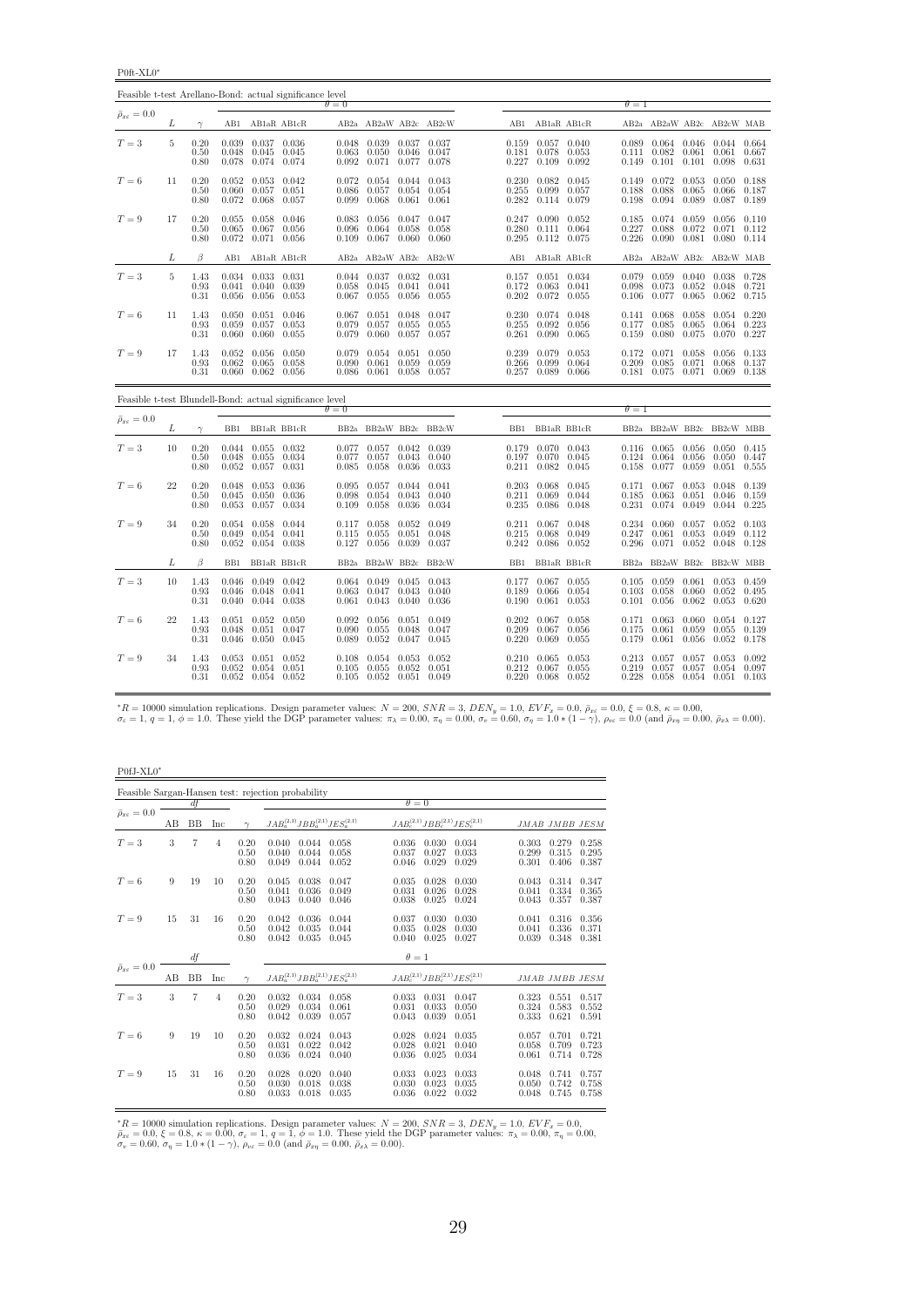P0ft-XL0*

Feasible t-test Arellano-Bond: actual significance level

| $\bar{\rho}_{x\varepsilon}=0.0$ | L | $\gamma$ | AB1 | AB1aR | AB1cR | AB2a | AB2aW | AB2c | AB2cW | AB1 | AB1aR | AB1cR | AB2a | AB2aW | AB2c | AB2cW | MAB |
|---|---|---|---|---|---|---|---|---|---|---|---|---|---|---|---|---|---|
| | | | $\theta=0$ | | | | | | | $\theta=1$ | | | | | | | |
| $T=3$ | 5 | 0.20 | 0.039 | 0.037 | 0.036 | 0.048 | 0.039 | 0.037 | 0.037 | 0.159 | 0.057 | 0.040 | 0.089 | 0.064 | 0.046 | 0.044 | 0.664 |
| | | 0.50 | 0.048 | 0.045 | 0.045 | 0.063 | 0.050 | 0.046 | 0.047 | 0.181 | 0.078 | 0.053 | 0.111 | 0.082 | 0.061 | 0.061 | 0.667 |
| | | 0.80 | 0.078 | 0.074 | 0.074 | 0.092 | 0.071 | 0.077 | 0.078 | 0.227 | 0.109 | 0.092 | 0.149 | 0.101 | 0.101 | 0.098 | 0.631 |
| $T=6$ | 11 | 0.20 | 0.052 | 0.053 | 0.042 | 0.072 | 0.054 | 0.044 | 0.043 | 0.230 | 0.082 | 0.045 | 0.149 | 0.072 | 0.053 | 0.050 | 0.188 |
| | | 0.50 | 0.060 | 0.057 | 0.051 | 0.086 | 0.057 | 0.054 | 0.054 | 0.255 | 0.099 | 0.057 | 0.188 | 0.088 | 0.065 | 0.066 | 0.187 |
| | | 0.80 | 0.072 | 0.068 | 0.057 | 0.099 | 0.068 | 0.061 | 0.061 | 0.282 | 0.114 | 0.079 | 0.198 | 0.094 | 0.089 | 0.087 | 0.189 |
| $T=9$ | 17 | 0.20 | 0.055 | 0.058 | 0.046 | 0.083 | 0.056 | 0.047 | 0.047 | 0.247 | 0.090 | 0.052 | 0.185 | 0.074 | 0.059 | 0.056 | 0.110 |
| | | 0.50 | 0.065 | 0.067 | 0.056 | 0.096 | 0.064 | 0.058 | 0.058 | 0.280 | 0.111 | 0.064 | 0.227 | 0.088 | 0.072 | 0.071 | 0.112 |
| | | 0.80 | 0.072 | 0.071 | 0.056 | 0.109 | 0.067 | 0.060 | 0.060 | 0.295 | 0.112 | 0.075 | 0.226 | 0.090 | 0.081 | 0.080 | 0.114 |
| | L | $\beta$ | AB1 | AB1aR | AB1cR | AB2a | AB2aW | AB2c | AB2cW | AB1 | AB1aR | AB1cR | AB2a | AB2aW | AB2c | AB2cW | MAB |
| $T=3$ | 5 | 1.43 | 0.034 | 0.033 | 0.031 | 0.044 | 0.037 | 0.032 | 0.031 | 0.157 | 0.051 | 0.034 | 0.079 | 0.059 | 0.040 | 0.038 | 0.728 |
| | | 0.93 | 0.041 | 0.040 | 0.039 | 0.058 | 0.045 | 0.041 | 0.041 | 0.172 | 0.063 | 0.041 | 0.098 | 0.073 | 0.052 | 0.048 | 0.721 |
| | | 0.31 | 0.056 | 0.056 | 0.053 | 0.067 | 0.055 | 0.056 | 0.055 | 0.202 | 0.072 | 0.055 | 0.106 | 0.077 | 0.065 | 0.062 | 0.715 |
| $T=6$ | 11 | 1.43 | 0.050 | 0.051 | 0.046 | 0.067 | 0.051 | 0.048 | 0.047 | 0.230 | 0.074 | 0.048 | 0.141 | 0.068 | 0.058 | 0.054 | 0.220 |
| | | 0.93 | 0.059 | 0.057 | 0.053 | 0.079 | 0.057 | 0.055 | 0.055 | 0.255 | 0.092 | 0.056 | 0.177 | 0.085 | 0.065 | 0.064 | 0.223 |
| | | 0.31 | 0.060 | 0.060 | 0.055 | 0.079 | 0.060 | 0.057 | 0.057 | 0.261 | 0.090 | 0.065 | 0.159 | 0.080 | 0.075 | 0.070 | 0.227 |
| $T=9$ | 17 | 1.43 | 0.052 | 0.056 | 0.050 | 0.079 | 0.054 | 0.051 | 0.050 | 0.239 | 0.079 | 0.053 | 0.172 | 0.071 | 0.058 | 0.056 | 0.133 |
| | | 0.93 | 0.062 | 0.065 | 0.058 | 0.090 | 0.061 | 0.059 | 0.059 | 0.266 | 0.099 | 0.064 | 0.209 | 0.085 | 0.071 | 0.068 | 0.137 |
| | | 0.31 | 0.060 | 0.062 | 0.056 | 0.086 | 0.061 | 0.058 | 0.057 | 0.257 | 0.089 | 0.066 | 0.181 | 0.075 | 0.071 | 0.069 | 0.138 |

Feasible t-test Blundell-Bond: actual significance level

| $\bar{\rho}_{x\varepsilon}=0.0$ | L | $\gamma$ | BB1 | BB1aR | BB1cR | BB2a | BB2aW | BB2c | BB2cW | BB1 | BB1aR | BB1cR | BB2a | BB2aW | BB2c | BB2cW | MBB |
|---|---|---|---|---|---|---|---|---|---|---|---|---|---|---|---|---|---|
| | | | $\theta=0$ | | | | | | | $\theta=1$ | | | | | | | |
| $T=3$ | 10 | 0.20 | 0.044 | 0.055 | 0.032 | 0.077 | 0.057 | 0.042 | 0.039 | 0.179 | 0.070 | 0.043 | 0.116 | 0.065 | 0.056 | 0.050 | 0.415 |
| | | 0.50 | 0.048 | 0.055 | 0.034 | 0.077 | 0.057 | 0.043 | 0.040 | 0.197 | 0.070 | 0.045 | 0.124 | 0.064 | 0.056 | 0.050 | 0.447 |
| | | 0.80 | 0.052 | 0.057 | 0.031 | 0.085 | 0.058 | 0.036 | 0.033 | 0.211 | 0.082 | 0.045 | 0.158 | 0.077 | 0.059 | 0.051 | 0.555 |
| $T=6$ | 22 | 0.20 | 0.048 | 0.053 | 0.036 | 0.095 | 0.057 | 0.044 | 0.041 | 0.203 | 0.068 | 0.045 | 0.171 | 0.067 | 0.053 | 0.048 | 0.139 |
| | | 0.50 | 0.045 | 0.050 | 0.036 | 0.098 | 0.054 | 0.043 | 0.040 | 0.211 | 0.069 | 0.044 | 0.185 | 0.063 | 0.051 | 0.046 | 0.159 |
| | | 0.80 | 0.053 | 0.057 | 0.034 | 0.109 | 0.058 | 0.036 | 0.034 | 0.235 | 0.086 | 0.048 | 0.231 | 0.074 | 0.049 | 0.044 | 0.225 |
| $T=9$ | 34 | 0.20 | 0.054 | 0.058 | 0.044 | 0.117 | 0.058 | 0.052 | 0.049 | 0.211 | 0.067 | 0.048 | 0.234 | 0.060 | 0.057 | 0.052 | 0.103 |
| | | 0.50 | 0.049 | 0.054 | 0.041 | 0.115 | 0.055 | 0.051 | 0.048 | 0.215 | 0.068 | 0.049 | 0.247 | 0.061 | 0.053 | 0.049 | 0.112 |
| | | 0.80 | 0.052 | 0.054 | 0.038 | 0.127 | 0.056 | 0.039 | 0.037 | 0.242 | 0.086 | 0.052 | 0.296 | 0.071 | 0.052 | 0.048 | 0.128 |
| | L | $\beta$ | BB1 | BB1aR | BB1cR | BB2a | BB2aW | BB2c | BB2cW | BB1 | BB1aR | BB1cR | BB2a | BB2aW | BB2c | BB2cW | MBB |
| $T=3$ | 10 | 1.43 | 0.046 | 0.049 | 0.042 | 0.064 | 0.049 | 0.045 | 0.043 | 0.177 | 0.067 | 0.055 | 0.105 | 0.059 | 0.061 | 0.053 | 0.459 |
| | | 0.93 | 0.046 | 0.048 | 0.041 | 0.063 | 0.047 | 0.043 | 0.040 | 0.189 | 0.066 | 0.054 | 0.103 | 0.058 | 0.060 | 0.052 | 0.495 |
| | | 0.31 | 0.040 | 0.044 | 0.038 | 0.061 | 0.043 | 0.040 | 0.036 | 0.190 | 0.061 | 0.053 | 0.101 | 0.056 | 0.062 | 0.053 | 0.620 |
| $T=6$ | 22 | 1.43 | 0.051 | 0.052 | 0.050 | 0.092 | 0.056 | 0.051 | 0.049 | 0.202 | 0.067 | 0.058 | 0.171 | 0.063 | 0.060 | 0.054 | 0.127 |
| | | 0.93 | 0.048 | 0.051 | 0.047 | 0.090 | 0.055 | 0.048 | 0.047 | 0.209 | 0.067 | 0.056 | 0.175 | 0.061 | 0.059 | 0.055 | 0.139 |
| | | 0.31 | 0.046 | 0.050 | 0.045 | 0.089 | 0.052 | 0.047 | 0.045 | 0.220 | 0.069 | 0.055 | 0.179 | 0.061 | 0.056 | 0.052 | 0.178 |
| $T=9$ | 34 | 1.43 | 0.053 | 0.051 | 0.052 | 0.108 | 0.054 | 0.053 | 0.052 | 0.210 | 0.065 | 0.053 | 0.213 | 0.057 | 0.057 | 0.053 | 0.092 |
| | | 0.93 | 0.052 | 0.054 | 0.051 | 0.105 | 0.055 | 0.052 | 0.051 | 0.212 | 0.067 | 0.055 | 0.219 | 0.057 | 0.057 | 0.054 | 0.097 |
| | | 0.31 | 0.052 | 0.054 | 0.052 | 0.105 | 0.052 | 0.051 | 0.049 | 0.220 | 0.068 | 0.052 | 0.228 | 0.058 | 0.054 | 0.051 | 0.103 |

$^*R = 10000$ simulation replications. Design parameter values: $N = 200$, $SNR = 3$, $DEN_y = 1.0$, $EVF_x = 0.0$, $\bar{\rho}_{x\varepsilon} = 0.0$, $\xi = 0.8$, $\kappa = 0.00$, $\sigma_\varepsilon = 1$, $q = 1$, $\phi = 1.0$. These yield the DGP parameter values: $\pi_\lambda = 0.00$, $\pi_\eta = 0.00$, $\sigma_v = 0.60$, $\sigma_\eta = 1.0*(1-\gamma)$, $\rho_{v\varepsilon} = 0.0$ (and $\bar{\rho}_{x\eta} = 0.00$, $\bar{\rho}_{x\lambda} = 0.00$).

P0fJ-XL0*

Feasible Sargan-Hansen test: rejection probability

| $\bar{\rho}_{x\varepsilon}=0.0$ | AB | BB | Inc | $\gamma$ | $JAB_a^{(2,1)}$ | $JBB_a^{(2,1)}$ | $JES_a^{(2,1)}$ | $JAB_c^{(2,1)}$ | $JBB_c^{(2,1)}$ | $JES_c^{(2,1)}$ | JMAB | JMBB | JESM |
|---|---|---|---|---|---|---|---|---|---|---|---|---|---|
| | df | | | | $\theta=0$ | | | | | | | | |
| $T=3$ | 3 | 7 | 4 | 0.20 | 0.040 | 0.044 | 0.058 | 0.036 | 0.030 | 0.034 | 0.303 | 0.279 | 0.258 |
| | | | | 0.50 | 0.040 | 0.044 | 0.058 | 0.037 | 0.027 | 0.033 | 0.299 | 0.315 | 0.295 |
| | | | | 0.80 | 0.049 | 0.044 | 0.052 | 0.046 | 0.029 | 0.029 | 0.301 | 0.406 | 0.387 |
| $T=6$ | 9 | 19 | 10 | 0.20 | 0.045 | 0.038 | 0.047 | 0.035 | 0.028 | 0.030 | 0.043 | 0.314 | 0.347 |
| | | | | 0.50 | 0.041 | 0.036 | 0.049 | 0.031 | 0.026 | 0.028 | 0.041 | 0.334 | 0.365 |
| | | | | 0.80 | 0.043 | 0.040 | 0.046 | 0.038 | 0.025 | 0.024 | 0.043 | 0.357 | 0.387 |
| $T=9$ | 15 | 31 | 16 | 0.20 | 0.042 | 0.036 | 0.044 | 0.037 | 0.030 | 0.030 | 0.041 | 0.316 | 0.356 |
| | | | | 0.50 | 0.042 | 0.035 | 0.044 | 0.035 | 0.028 | 0.030 | 0.041 | 0.336 | 0.371 |
| | | | | 0.80 | 0.042 | 0.035 | 0.045 | 0.040 | 0.025 | 0.027 | 0.039 | 0.348 | 0.381 |
| | df | | | | $\theta=1$ | | | | | | | | |
| | AB | BB | Inc | $\gamma$ | $JAB_a^{(2,1)}$ | $JBB_a^{(2,1)}$ | $JES_a^{(2,1)}$ | $JAB_c^{(2,1)}$ | $JBB_c^{(2,1)}$ | $JES_c^{(2,1)}$ | JMAB | JMBB | JESM |
| $T=3$ | 3 | 7 | 4 | 0.20 | 0.032 | 0.034 | 0.058 | 0.033 | 0.031 | 0.047 | 0.323 | 0.551 | 0.517 |
| | | | | 0.50 | 0.029 | 0.034 | 0.061 | 0.031 | 0.033 | 0.050 | 0.324 | 0.583 | 0.552 |
| | | | | 0.80 | 0.042 | 0.039 | 0.057 | 0.043 | 0.039 | 0.051 | 0.333 | 0.621 | 0.591 |
| $T=6$ | 9 | 19 | 10 | 0.20 | 0.032 | 0.024 | 0.043 | 0.028 | 0.024 | 0.035 | 0.057 | 0.701 | 0.721 |
| | | | | 0.50 | 0.031 | 0.022 | 0.042 | 0.028 | 0.021 | 0.040 | 0.058 | 0.709 | 0.723 |
| | | | | 0.80 | 0.036 | 0.024 | 0.040 | 0.036 | 0.025 | 0.034 | 0.061 | 0.714 | 0.728 |
| $T=9$ | 15 | 31 | 16 | 0.20 | 0.028 | 0.020 | 0.040 | 0.033 | 0.023 | 0.033 | 0.048 | 0.741 | 0.757 |
| | | | | 0.50 | 0.030 | 0.018 | 0.038 | 0.030 | 0.023 | 0.035 | 0.050 | 0.742 | 0.758 |
| | | | | 0.80 | 0.033 | 0.018 | 0.035 | 0.036 | 0.022 | 0.032 | 0.048 | 0.745 | 0.758 |

$^*R = 10000$ simulation replications. Design parameter values: $N = 200$, $SNR = 3$, $DEN_y = 1.0$, $EVF_x = 0.0$, $\bar{\rho}_{x\varepsilon} = 0.0$, $\xi = 0.8$, $\kappa = 0.00$, $\sigma_\varepsilon = 1$, $q = 1$, $\phi = 1.0$. These yield the DGP parameter values: $\pi_\lambda = 0.00$, $\pi_\eta = 0.00$, $\sigma_v = 0.60$, $\sigma_\eta = 1.0*(1-\gamma)$, $\rho_{v\varepsilon} = 0.0$ (and $\bar{\rho}_{x\eta} = 0.00$, $\bar{\rho}_{x\lambda} = 0.00$).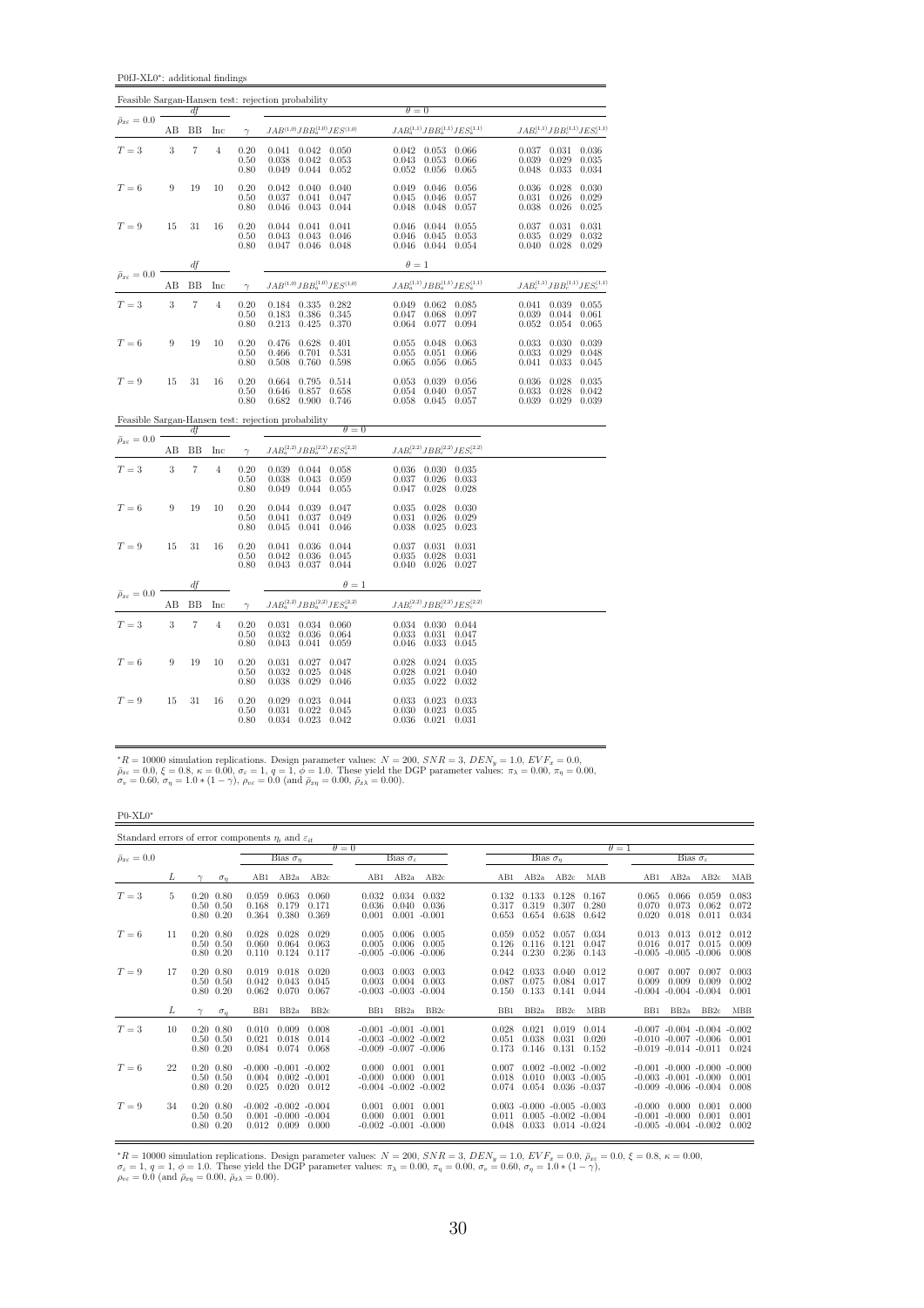P0fJ-XL0*: additional findings

Feasible Sargan-Hansen test: rejection probability

| $\bar{\rho}_{x\varepsilon}=0.0$ | df | | | | $\theta=0$ | | | | | | | | |
|---|---|---|---|---|---|---|---|---|---|---|---|---|---|
| | AB | BB | Inc | $\gamma$ | $JAB^{(1,0)}$ | $JBB_a^{(1,0)}$ | $JES^{(1,0)}$ | $JAB_a^{(1,1)}$ | $JBB_a^{(1,1)}$ | $JES_a^{(1,1)}$ | $JAB_c^{(1,1)}$ | $JBB_c^{(1,1)}$ | $JES_c^{(1,1)}$ |
| $T=3$ | 3 | 7 | 4 | 0.20 | 0.041 | 0.042 | 0.050 | 0.042 | 0.053 | 0.066 | 0.037 | 0.031 | 0.036 |
| | | | | 0.50 | 0.038 | 0.042 | 0.053 | 0.043 | 0.053 | 0.066 | 0.039 | 0.029 | 0.035 |
| | | | | 0.80 | 0.049 | 0.044 | 0.052 | 0.052 | 0.056 | 0.065 | 0.048 | 0.033 | 0.034 |
| $T=6$ | 9 | 19 | 10 | 0.20 | 0.042 | 0.040 | 0.040 | 0.049 | 0.046 | 0.056 | 0.036 | 0.028 | 0.030 |
| | | | | 0.50 | 0.037 | 0.041 | 0.047 | 0.045 | 0.046 | 0.057 | 0.031 | 0.026 | 0.029 |
| | | | | 0.80 | 0.046 | 0.043 | 0.044 | 0.048 | 0.048 | 0.057 | 0.038 | 0.026 | 0.025 |
| $T=9$ | 15 | 31 | 16 | 0.20 | 0.044 | 0.041 | 0.041 | 0.046 | 0.044 | 0.055 | 0.037 | 0.031 | 0.031 |
| | | | | 0.50 | 0.043 | 0.043 | 0.046 | 0.046 | 0.045 | 0.053 | 0.035 | 0.029 | 0.032 |
| | | | | 0.80 | 0.047 | 0.046 | 0.048 | 0.046 | 0.044 | 0.054 | 0.040 | 0.028 | 0.029 |

| $\bar{\rho}_{x\varepsilon}=0.0$ | df | | | | $\theta=1$ | | | | | | | | |
|---|---|---|---|---|---|---|---|---|---|---|---|---|---|
| | AB | BB | Inc | $\gamma$ | $JAB^{(1,0)}$ | $JBB_a^{(1,0)}$ | $JES^{(1,0)}$ | $JAB_a^{(1,1)}$ | $JBB_a^{(1,1)}$ | $JES_a^{(1,1)}$ | $JAB_c^{(1,1)}$ | $JBB_c^{(1,1)}$ | $JES_c^{(1,1)}$ |
| $T=3$ | 3 | 7 | 4 | 0.20 | 0.184 | 0.335 | 0.282 | 0.049 | 0.062 | 0.085 | 0.041 | 0.039 | 0.055 |
| | | | | 0.50 | 0.183 | 0.386 | 0.345 | 0.047 | 0.068 | 0.097 | 0.039 | 0.044 | 0.061 |
| | | | | 0.80 | 0.213 | 0.425 | 0.370 | 0.064 | 0.077 | 0.094 | 0.052 | 0.054 | 0.065 |
| $T=6$ | 9 | 19 | 10 | 0.20 | 0.476 | 0.628 | 0.401 | 0.055 | 0.048 | 0.063 | 0.033 | 0.030 | 0.039 |
| | | | | 0.50 | 0.466 | 0.701 | 0.531 | 0.055 | 0.051 | 0.066 | 0.033 | 0.029 | 0.048 |
| | | | | 0.80 | 0.508 | 0.760 | 0.598 | 0.065 | 0.056 | 0.065 | 0.041 | 0.033 | 0.045 |
| $T=9$ | 15 | 31 | 16 | 0.20 | 0.664 | 0.795 | 0.514 | 0.053 | 0.039 | 0.056 | 0.036 | 0.028 | 0.035 |
| | | | | 0.50 | 0.646 | 0.857 | 0.658 | 0.054 | 0.040 | 0.057 | 0.033 | 0.028 | 0.042 |
| | | | | 0.80 | 0.682 | 0.900 | 0.746 | 0.058 | 0.045 | 0.057 | 0.039 | 0.029 | 0.039 |

Feasible Sargan-Hansen test: rejection probability

| $\bar{\rho}_{x\varepsilon}=0.0$ | df | | | | $\theta=0$ | | | | | |
|---|---|---|---|---|---|---|---|---|---|---|
| | AB | BB | Inc | $\gamma$ | $JAB_a^{(2,2)}$ | $JBB_a^{(2,2)}$ | $JES_a^{(2,2)}$ | $JAB_c^{(2,2)}$ | $JBB_c^{(2,2)}$ | $JES_c^{(2,2)}$ |
| $T=3$ | 3 | 7 | 4 | 0.20 | 0.039 | 0.044 | 0.058 | 0.036 | 0.030 | 0.035 |
| | | | | 0.50 | 0.038 | 0.043 | 0.059 | 0.037 | 0.026 | 0.033 |
| | | | | 0.80 | 0.049 | 0.044 | 0.055 | 0.047 | 0.028 | 0.028 |
| $T=6$ | 9 | 19 | 10 | 0.20 | 0.044 | 0.039 | 0.047 | 0.035 | 0.028 | 0.030 |
| | | | | 0.50 | 0.041 | 0.037 | 0.049 | 0.031 | 0.026 | 0.029 |
| | | | | 0.80 | 0.045 | 0.041 | 0.046 | 0.038 | 0.025 | 0.023 |
| $T=9$ | 15 | 31 | 16 | 0.20 | 0.041 | 0.036 | 0.044 | 0.037 | 0.031 | 0.031 |
| | | | | 0.50 | 0.042 | 0.036 | 0.045 | 0.035 | 0.028 | 0.031 |
| | | | | 0.80 | 0.043 | 0.037 | 0.044 | 0.040 | 0.026 | 0.027 |

| $\bar{\rho}_{x\varepsilon}=0.0$ | df | | | | $\theta=1$ | | | | | |
|---|---|---|---|---|---|---|---|---|---|---|
| | AB | BB | Inc | $\gamma$ | $JAB_a^{(2,2)}$ | $JBB_a^{(2,2)}$ | $JES_a^{(2,2)}$ | $JAB_c^{(2,2)}$ | $JBB_c^{(2,2)}$ | $JES_c^{(2,2)}$ |
| $T=3$ | 3 | 7 | 4 | 0.20 | 0.031 | 0.034 | 0.060 | 0.034 | 0.030 | 0.044 |
| | | | | 0.50 | 0.032 | 0.036 | 0.064 | 0.033 | 0.031 | 0.047 |
| | | | | 0.80 | 0.043 | 0.041 | 0.059 | 0.046 | 0.033 | 0.045 |
| $T=6$ | 9 | 19 | 10 | 0.20 | 0.031 | 0.027 | 0.047 | 0.028 | 0.024 | 0.035 |
| | | | | 0.50 | 0.032 | 0.025 | 0.048 | 0.028 | 0.021 | 0.040 |
| | | | | 0.80 | 0.038 | 0.029 | 0.046 | 0.035 | 0.022 | 0.032 |
| $T=9$ | 15 | 31 | 16 | 0.20 | 0.029 | 0.023 | 0.044 | 0.033 | 0.023 | 0.033 |
| | | | | 0.50 | 0.031 | 0.022 | 0.045 | 0.030 | 0.023 | 0.035 |
| | | | | 0.80 | 0.034 | 0.023 | 0.042 | 0.036 | 0.021 | 0.031 |

$^*R=10000$ simulation replications. Design parameter values: $N=200$, $SNR=3$, $DEN_y=1.0$, $EVF_x=0.0$, $\bar{\rho}_{x\varepsilon}=0.0$, $\xi=0.8$, $\kappa=0.00$, $\sigma_\varepsilon=1$, $q=1$, $\phi=1.0$. These yield the DGP parameter values: $\pi_\lambda=0.00$, $\pi_\eta=0.00$, $\sigma_v=0.60$, $\sigma_\eta=1.0*(1-\gamma)$, $\rho_{v\varepsilon}=0.0$ (and $\bar{\rho}_{x\eta}=0.00$, $\bar{\rho}_{x\lambda}=0.00$).

P0-XL0*

Standard errors of error components $\eta_i$ and $\varepsilon_{it}$

| $\bar{\rho}_{x\varepsilon}=0.0$ | | | | $\theta=0$ | | | | | | $\theta=1$ | | | | | | | |
|---|---|---|---|---|---|---|---|---|---|---|---|---|---|---|---|---|---|
| | | | | Bias $\hat{\sigma}_\eta$ | | | Bias $\hat{\sigma}_\varepsilon$ | | | Bias $\hat{\sigma}_\eta$ | | | | Bias $\hat{\sigma}_\varepsilon$ | | | |
| | $L$ | $\gamma$ | $\sigma_\eta$ | AB1 | AB2a | AB2c | AB1 | AB2a | AB2c | AB1 | AB2a | AB2c | MAB | AB1 | AB2a | AB2c | MAB |
| $T=3$ | 5 | 0.20 | 0.80 | 0.059 | 0.063 | 0.060 | 0.032 | 0.034 | 0.032 | 0.132 | 0.133 | 0.128 | 0.167 | 0.065 | 0.066 | 0.059 | 0.083 |
| | | 0.50 | 0.50 | 0.168 | 0.179 | 0.171 | 0.036 | 0.040 | 0.036 | 0.317 | 0.319 | 0.307 | 0.280 | 0.070 | 0.073 | 0.062 | 0.072 |
| | | 0.80 | 0.20 | 0.364 | 0.380 | 0.369 | 0.001 | 0.001 | -0.001 | 0.653 | 0.654 | 0.638 | 0.642 | 0.020 | 0.018 | 0.011 | 0.034 |
| $T=6$ | 11 | 0.20 | 0.80 | 0.028 | 0.028 | 0.029 | 0.005 | 0.006 | 0.005 | 0.059 | 0.052 | 0.057 | 0.034 | 0.013 | 0.013 | 0.012 | 0.012 |
| | | 0.50 | 0.50 | 0.060 | 0.064 | 0.063 | 0.005 | 0.006 | 0.005 | 0.126 | 0.116 | 0.121 | 0.047 | 0.016 | 0.017 | 0.015 | 0.009 |
| | | 0.80 | 0.20 | 0.110 | 0.124 | 0.117 | -0.005 | -0.006 | -0.006 | 0.244 | 0.230 | 0.236 | 0.143 | -0.005 | -0.005 | -0.006 | 0.008 |
| $T=9$ | 17 | 0.20 | 0.80 | 0.019 | 0.018 | 0.020 | 0.003 | 0.003 | 0.003 | 0.042 | 0.033 | 0.040 | 0.012 | 0.007 | 0.007 | 0.007 | 0.003 |
| | | 0.50 | 0.50 | 0.042 | 0.043 | 0.045 | 0.003 | 0.004 | 0.003 | 0.087 | 0.075 | 0.084 | 0.017 | 0.009 | 0.009 | 0.009 | 0.002 |
| | | 0.80 | 0.20 | 0.062 | 0.070 | 0.067 | -0.003 | -0.003 | -0.004 | 0.150 | 0.133 | 0.141 | 0.044 | -0.004 | -0.004 | -0.004 | 0.001 |
| | $L$ | $\gamma$ | $\sigma_\eta$ | BB1 | BB2a | BB2c | BB1 | BB2a | BB2c | BB1 | BB2a | BB2c | MBB | BB1 | BB2a | BB2c | MBB |
| $T=3$ | 10 | 0.20 | 0.80 | 0.010 | 0.009 | 0.008 | -0.001 | -0.001 | -0.001 | 0.028 | 0.021 | 0.019 | 0.014 | -0.007 | -0.004 | -0.004 | -0.002 |
| | | 0.50 | 0.50 | 0.021 | 0.018 | 0.014 | -0.003 | -0.002 | -0.002 | 0.051 | 0.038 | 0.031 | 0.020 | -0.010 | -0.007 | -0.006 | 0.001 |
| | | 0.80 | 0.20 | 0.084 | 0.074 | 0.068 | -0.009 | -0.007 | -0.006 | 0.173 | 0.146 | 0.131 | 0.152 | -0.019 | -0.014 | -0.011 | 0.024 |
| $T=6$ | 22 | 0.20 | 0.80 | -0.000 | -0.001 | -0.002 | 0.000 | 0.001 | 0.001 | 0.007 | 0.002 | -0.002 | -0.002 | -0.001 | -0.000 | -0.000 | -0.000 |
| | | 0.50 | 0.50 | 0.004 | 0.002 | -0.001 | -0.000 | 0.000 | 0.001 | 0.018 | 0.010 | 0.003 | -0.005 | -0.003 | -0.001 | -0.000 | 0.001 |
| | | 0.80 | 0.20 | 0.025 | 0.020 | 0.012 | -0.004 | -0.002 | -0.002 | 0.074 | 0.054 | 0.036 | -0.037 | -0.009 | -0.006 | -0.004 | 0.008 |
| $T=9$ | 34 | 0.20 | 0.80 | -0.002 | -0.002 | -0.004 | 0.001 | 0.001 | 0.001 | 0.003 | -0.000 | -0.005 | -0.003 | -0.000 | 0.000 | 0.001 | 0.000 |
| | | 0.50 | 0.50 | 0.001 | -0.000 | -0.004 | 0.000 | 0.001 | 0.001 | 0.011 | 0.005 | -0.002 | -0.004 | -0.001 | -0.000 | 0.001 | 0.001 |
| | | 0.80 | 0.20 | 0.012 | 0.009 | 0.000 | -0.002 | -0.001 | -0.000 | 0.048 | 0.033 | 0.014 | -0.024 | -0.005 | -0.004 | -0.002 | 0.002 |

$^*R=10000$ simulation replications. Design parameter values: $N=200$, $SNR=3$, $DEN_y=1.0$, $EVF_x=0.0$, $\bar{\rho}_{x\varepsilon}=0.0$, $\xi=0.8$, $\kappa=0.00$, $\sigma_\varepsilon=1$, $q=1$, $\phi=1.0$. These yield the DGP parameter values: $\pi_\lambda=0.00$, $\pi_\eta=0.00$, $\sigma_v=0.60$, $\sigma_\eta=1.0*(1-\gamma)$, $\rho_{v\varepsilon}=0.0$ (and $\bar{\rho}_{x\eta}=0.00$, $\bar{\rho}_{x\lambda}=0.00$).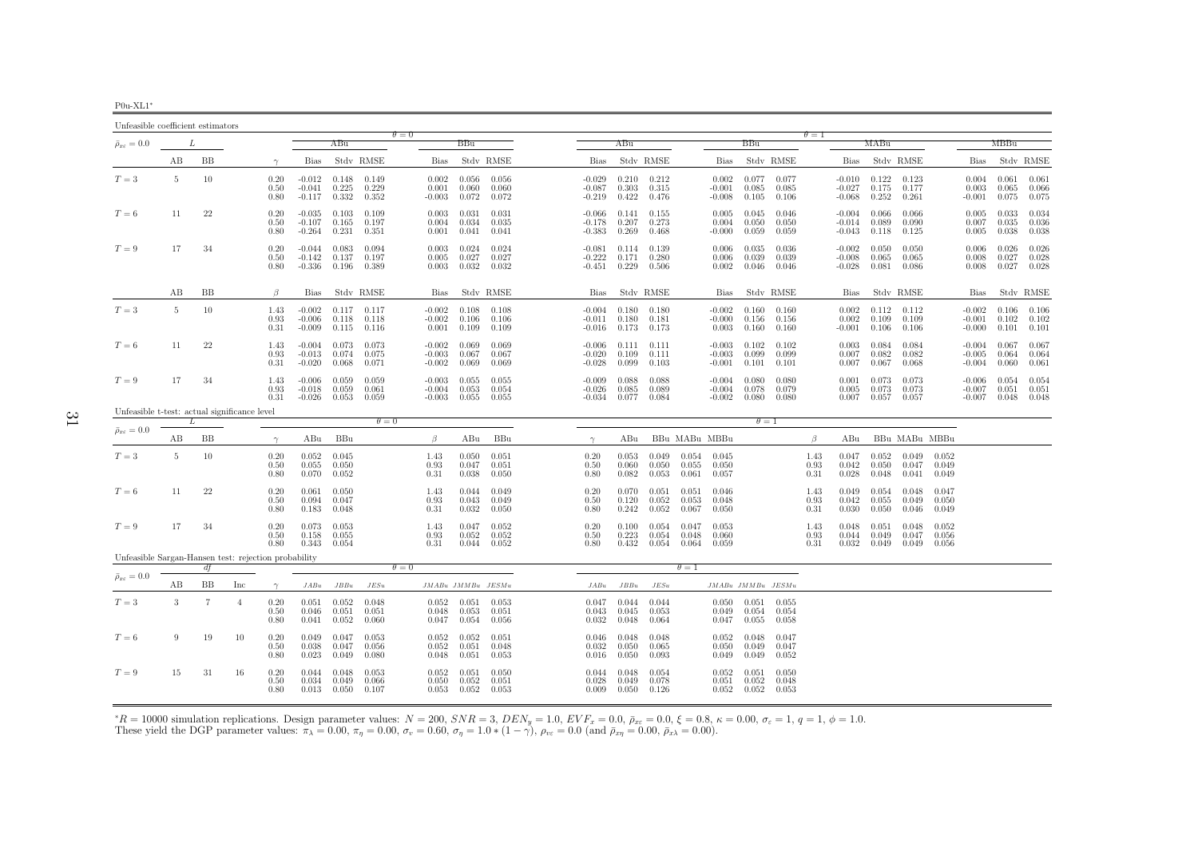P0u-XL1*

Unfeasible coefficient estimators

| $\bar{\rho}_{x\varepsilon}=0.0$ | L | | | $\theta=0$ | | | | | | | $\theta=1$ | | | | | | | | | | | |
|---|---|---|---|---|---|---|---|---|---|---|---|---|---|---|---|---|---|---|---|---|---|---|
| | | | | ABu | | | BBu | | | | ABu | | | BBu | | | MABu | | | MBBu | | |
| | AB | BB | $\gamma$ | Bias | Stdv | RMSE | Bias | Stdv | RMSE | | Bias | Stdv | RMSE | Bias | Stdv | RMSE | Bias | Stdv | RMSE | Bias | Stdv | RMSE |
| $T=3$ | 5 | 10 | 0.20 | -0.012 | 0.148 | 0.149 | 0.002 | 0.056 | 0.056 | | -0.029 | 0.210 | 0.212 | 0.002 | 0.077 | 0.077 | -0.010 | 0.122 | 0.123 | 0.004 | 0.061 | 0.061 |
| | | | 0.50 | -0.041 | 0.225 | 0.229 | 0.001 | 0.060 | 0.060 | | -0.087 | 0.303 | 0.315 | -0.001 | 0.085 | 0.085 | -0.027 | 0.175 | 0.177 | 0.003 | 0.065 | 0.066 |
| | | | 0.80 | -0.117 | 0.332 | 0.352 | -0.003 | 0.072 | 0.072 | | -0.219 | 0.422 | 0.476 | -0.008 | 0.105 | 0.106 | -0.068 | 0.252 | 0.261 | -0.001 | 0.075 | 0.075 |
| $T=6$ | 11 | 22 | 0.20 | -0.035 | 0.103 | 0.109 | 0.003 | 0.031 | 0.031 | | -0.066 | 0.141 | 0.155 | 0.005 | 0.045 | 0.046 | -0.004 | 0.066 | 0.066 | 0.005 | 0.033 | 0.034 |
| | | | 0.50 | -0.107 | 0.165 | 0.197 | 0.004 | 0.034 | 0.035 | | -0.178 | 0.207 | 0.273 | 0.004 | 0.050 | 0.050 | -0.014 | 0.089 | 0.090 | 0.007 | 0.035 | 0.036 |
| | | | 0.80 | -0.264 | 0.231 | 0.351 | 0.001 | 0.041 | 0.041 | | -0.383 | 0.269 | 0.468 | -0.000 | 0.059 | 0.059 | -0.043 | 0.118 | 0.125 | 0.005 | 0.038 | 0.038 |
| $T=9$ | 17 | 34 | 0.20 | -0.044 | 0.083 | 0.094 | 0.003 | 0.024 | 0.024 | | -0.081 | 0.114 | 0.139 | 0.006 | 0.035 | 0.036 | -0.002 | 0.050 | 0.050 | 0.006 | 0.026 | 0.026 |
| | | | 0.50 | -0.142 | 0.137 | 0.197 | 0.005 | 0.027 | 0.027 | | -0.222 | 0.171 | 0.280 | 0.006 | 0.039 | 0.039 | -0.008 | 0.065 | 0.065 | 0.008 | 0.027 | 0.028 |
| | | | 0.80 | -0.336 | 0.196 | 0.389 | 0.003 | 0.032 | 0.032 | | -0.451 | 0.229 | 0.506 | 0.002 | 0.046 | 0.046 | -0.028 | 0.081 | 0.086 | 0.008 | 0.027 | 0.028 |
| | AB | BB | $\beta$ | Bias | Stdv | RMSE | Bias | Stdv | RMSE | | Bias | Stdv | RMSE | Bias | Stdv | RMSE | Bias | Stdv | RMSE | Bias | Stdv | RMSE |
| $T=3$ | 5 | 10 | 1.43 | -0.002 | 0.117 | 0.117 | -0.002 | 0.108 | 0.108 | | -0.004 | 0.180 | 0.180 | -0.002 | 0.160 | 0.160 | 0.002 | 0.112 | 0.112 | -0.002 | 0.106 | 0.106 |
| | | | 0.93 | -0.006 | 0.118 | 0.118 | -0.002 | 0.106 | 0.106 | | -0.011 | 0.180 | 0.181 | -0.000 | 0.156 | 0.156 | 0.002 | 0.109 | 0.109 | -0.001 | 0.102 | 0.102 |
| | | | 0.31 | -0.009 | 0.115 | 0.116 | 0.001 | 0.109 | 0.109 | | -0.016 | 0.173 | 0.173 | 0.003 | 0.160 | 0.160 | -0.001 | 0.106 | 0.106 | -0.000 | 0.101 | 0.101 |
| $T=6$ | 11 | 22 | 1.43 | -0.004 | 0.073 | 0.073 | -0.002 | 0.069 | 0.069 | | -0.006 | 0.111 | 0.111 | -0.003 | 0.102 | 0.102 | 0.003 | 0.084 | 0.084 | -0.004 | 0.067 | 0.067 |
| | | | 0.93 | -0.013 | 0.074 | 0.075 | -0.003 | 0.067 | 0.067 | | -0.020 | 0.109 | 0.111 | -0.003 | 0.099 | 0.099 | 0.007 | 0.082 | 0.082 | -0.005 | 0.064 | 0.064 |
| | | | 0.31 | -0.020 | 0.068 | 0.071 | -0.002 | 0.069 | 0.069 | | -0.028 | 0.099 | 0.103 | -0.001 | 0.101 | 0.101 | 0.007 | 0.067 | 0.068 | -0.004 | 0.060 | 0.061 |
| $T=9$ | 17 | 34 | 1.43 | -0.006 | 0.059 | 0.059 | -0.003 | 0.055 | 0.055 | | -0.009 | 0.088 | 0.088 | -0.004 | 0.080 | 0.080 | 0.001 | 0.073 | 0.073 | -0.006 | 0.054 | 0.054 |
| | | | 0.93 | -0.018 | 0.059 | 0.061 | -0.004 | 0.053 | 0.054 | | -0.026 | 0.085 | 0.089 | -0.004 | 0.078 | 0.079 | 0.005 | 0.073 | 0.073 | -0.007 | 0.051 | 0.051 |
| | | | 0.31 | -0.026 | 0.053 | 0.059 | -0.003 | 0.055 | 0.055 | | -0.034 | 0.077 | 0.084 | -0.002 | 0.080 | 0.080 | 0.007 | 0.057 | 0.057 | -0.007 | 0.048 | 0.048 |

Unfeasible t-test: actual significance level

| $\bar{\rho}_{x\varepsilon}=0.0$ | L | | $\theta=0$ | | | | | | $\theta=1$ | | | | | | | | | | |
|---|---|---|---|---|---|---|---|---|---|---|---|---|---|---|---|---|---|---|---|
| | AB | BB | $\gamma$ | ABu | BBu | $\beta$ | ABu | BBu | $\gamma$ | ABu | BBu | MABu | MBBu | $\beta$ | ABu | BBu | MABu | MBBu |
| $T=3$ | 5 | 10 | 0.20 | 0.052 | 0.045 | 1.43 | 0.050 | 0.051 | 0.20 | 0.053 | 0.049 | 0.054 | 0.045 | 1.43 | 0.047 | 0.052 | 0.049 | 0.052 |
| | | | 0.50 | 0.055 | 0.050 | 0.93 | 0.047 | 0.051 | 0.50 | 0.060 | 0.050 | 0.055 | 0.050 | 0.93 | 0.042 | 0.050 | 0.047 | 0.049 |
| | | | 0.80 | 0.070 | 0.052 | 0.31 | 0.038 | 0.050 | 0.80 | 0.082 | 0.053 | 0.061 | 0.057 | 0.31 | 0.028 | 0.048 | 0.041 | 0.049 |
| $T=6$ | 11 | 22 | 0.20 | 0.061 | 0.050 | 1.43 | 0.044 | 0.049 | 0.20 | 0.070 | 0.051 | 0.051 | 0.046 | 1.43 | 0.049 | 0.054 | 0.048 | 0.047 |
| | | | 0.50 | 0.094 | 0.047 | 0.93 | 0.043 | 0.049 | 0.50 | 0.120 | 0.052 | 0.053 | 0.048 | 0.93 | 0.042 | 0.055 | 0.049 | 0.050 |
| | | | 0.80 | 0.183 | 0.048 | 0.31 | 0.032 | 0.050 | 0.80 | 0.242 | 0.052 | 0.067 | 0.050 | 0.31 | 0.030 | 0.050 | 0.046 | 0.049 |
| $T=9$ | 17 | 34 | 0.20 | 0.073 | 0.053 | 1.43 | 0.047 | 0.052 | 0.20 | 0.100 | 0.054 | 0.047 | 0.053 | 1.43 | 0.048 | 0.051 | 0.048 | 0.052 |
| | | | 0.50 | 0.158 | 0.055 | 0.93 | 0.052 | 0.052 | 0.50 | 0.223 | 0.054 | 0.048 | 0.060 | 0.93 | 0.044 | 0.049 | 0.047 | 0.056 |
| | | | 0.80 | 0.343 | 0.054 | 0.31 | 0.044 | 0.052 | 0.80 | 0.432 | 0.054 | 0.064 | 0.059 | 0.31 | 0.032 | 0.049 | 0.049 | 0.056 |

Unfeasible Sargan-Hansen test: rejection probability

| $\bar{\rho}_{x\varepsilon}=0.0$ | df | | | $\theta=0$ | | | | | | | $\theta=1$ | | | | | |
|---|---|---|---|---|---|---|---|---|---|---|---|---|---|---|---|---|
| | AB | BB | Inc | $\gamma$ | *JABu* | *JBBu* | *JESu* | *JMABu* | *JMMBu* | *JESMu* | *JABu* | *JBBu* | *JESu* | *JMABu* | *JMMBu* | *JESMu* |
| $T=3$ | 3 | 7 | 4 | 0.20 | 0.051 | 0.052 | 0.048 | 0.052 | 0.051 | 0.053 | 0.047 | 0.044 | 0.044 | 0.050 | 0.051 | 0.055 |
| | | | | 0.50 | 0.046 | 0.051 | 0.051 | 0.048 | 0.053 | 0.051 | 0.043 | 0.045 | 0.053 | 0.049 | 0.054 | 0.054 |
| | | | | 0.80 | 0.041 | 0.052 | 0.060 | 0.047 | 0.054 | 0.056 | 0.032 | 0.048 | 0.064 | 0.047 | 0.055 | 0.058 |
| $T=6$ | 9 | 19 | 10 | 0.20 | 0.049 | 0.047 | 0.053 | 0.052 | 0.052 | 0.051 | 0.046 | 0.048 | 0.048 | 0.052 | 0.048 | 0.047 |
| | | | | 0.50 | 0.038 | 0.047 | 0.056 | 0.052 | 0.051 | 0.048 | 0.032 | 0.050 | 0.065 | 0.050 | 0.049 | 0.047 |
| | | | | 0.80 | 0.023 | 0.049 | 0.080 | 0.048 | 0.051 | 0.053 | 0.016 | 0.050 | 0.093 | 0.049 | 0.049 | 0.052 |
| $T=9$ | 15 | 31 | 16 | 0.20 | 0.044 | 0.048 | 0.053 | 0.052 | 0.051 | 0.050 | 0.044 | 0.048 | 0.054 | 0.052 | 0.051 | 0.050 |
| | | | | 0.50 | 0.034 | 0.049 | 0.066 | 0.050 | 0.052 | 0.051 | 0.028 | 0.049 | 0.078 | 0.051 | 0.052 | 0.048 |
| | | | | 0.80 | 0.013 | 0.050 | 0.107 | 0.053 | 0.052 | 0.053 | 0.009 | 0.050 | 0.126 | 0.052 | 0.052 | 0.053 |

*$R=10000$ simulation replications. Design parameter values: $N=200$, $SNR=3$, $DEN_y=1.0$, $EVF_x=0.0$, $\bar{\rho}_{x\varepsilon}=0.0$, $\xi=0.8$, $\kappa=0.00$, $\sigma_\varepsilon=1$, $q=1$, $\phi=1.0$.
These yield the DGP parameter values: $\pi_\lambda=0.00$, $\pi_\eta=0.00$, $\sigma_v=0.60$, $\sigma_\eta=1.0*(1-\gamma)$, $\rho_{v\varepsilon}=0.0$ (and $\bar{\rho}_{x\eta}=0.00$, $\bar{\rho}_{x\lambda}=0.00$).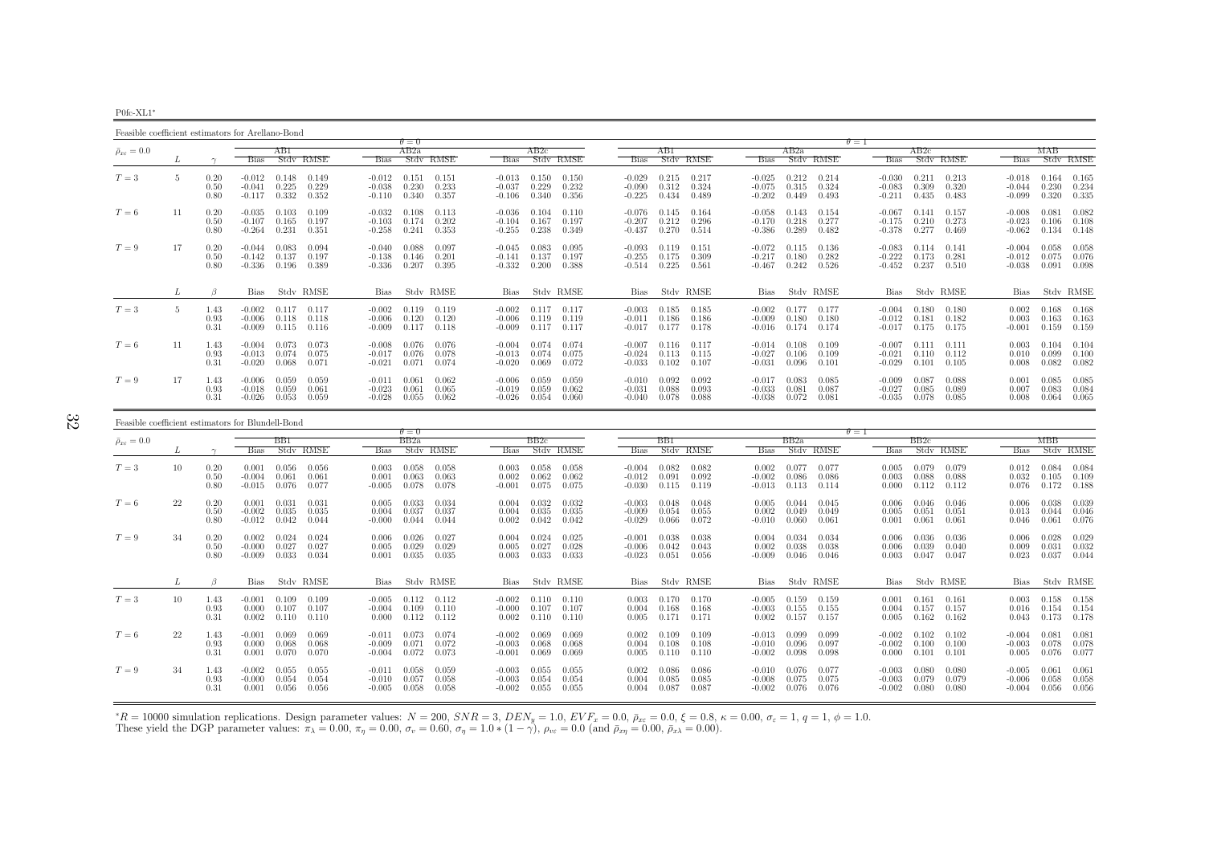P0fc-XL1*

Feasible coefficient estimators for Arellano-Bond

| $\bar{\rho}_{x\varepsilon}=0.0$ | | | $\theta=0$ | | | | | | | | | $\theta=1$ | | | | | | | | | | | |
|---|---|---|---|---|---|---|---|---|---|---|---|---|---|---|---|---|---|---|---|---|---|---|---|
| | | | AB1 | | | AB2a | | | AB2c | | | AB1 | | | AB2a | | | AB2c | | | MAB | | |
| | $L$ | $\gamma$ | Bias | Stdv | RMSE | Bias | Stdv | RMSE | Bias | Stdv | RMSE | Bias | Stdv | RMSE | Bias | Stdv | RMSE | Bias | Stdv | RMSE | Bias | Stdv | RMSE |
| $T=3$ | 5 | 0.20 | -0.012 | 0.148 | 0.149 | -0.012 | 0.151 | 0.151 | -0.013 | 0.150 | 0.150 | -0.029 | 0.215 | 0.217 | -0.025 | 0.212 | 0.214 | -0.030 | 0.211 | 0.213 | -0.018 | 0.164 | 0.165 |
| | | 0.50 | -0.041 | 0.225 | 0.229 | -0.038 | 0.230 | 0.233 | -0.037 | 0.229 | 0.232 | -0.090 | 0.312 | 0.324 | -0.075 | 0.315 | 0.324 | -0.083 | 0.309 | 0.320 | -0.044 | 0.230 | 0.234 |
| | | 0.80 | -0.117 | 0.332 | 0.352 | -0.110 | 0.340 | 0.357 | -0.106 | 0.340 | 0.356 | -0.225 | 0.434 | 0.489 | -0.202 | 0.449 | 0.493 | -0.211 | 0.435 | 0.483 | -0.099 | 0.320 | 0.335 |
| $T=6$ | 11 | 0.20 | -0.035 | 0.103 | 0.109 | -0.032 | 0.108 | 0.113 | -0.036 | 0.104 | 0.110 | -0.076 | 0.145 | 0.164 | -0.058 | 0.143 | 0.154 | -0.067 | 0.141 | 0.157 | -0.008 | 0.081 | 0.082 |
| | | 0.50 | -0.107 | 0.165 | 0.197 | -0.103 | 0.174 | 0.202 | -0.104 | 0.167 | 0.197 | -0.207 | 0.212 | 0.296 | -0.170 | 0.218 | 0.277 | -0.175 | 0.210 | 0.273 | -0.023 | 0.106 | 0.108 |
| | | 0.80 | -0.264 | 0.231 | 0.351 | -0.258 | 0.241 | 0.353 | -0.255 | 0.238 | 0.349 | -0.437 | 0.270 | 0.514 | -0.386 | 0.289 | 0.482 | -0.378 | 0.277 | 0.469 | -0.062 | 0.134 | 0.148 |
| $T=9$ | 17 | 0.20 | -0.044 | 0.083 | 0.094 | -0.040 | 0.088 | 0.097 | -0.045 | 0.083 | 0.095 | -0.093 | 0.119 | 0.151 | -0.072 | 0.115 | 0.136 | -0.083 | 0.114 | 0.141 | -0.004 | 0.058 | 0.058 |
| | | 0.50 | -0.142 | 0.137 | 0.197 | -0.138 | 0.146 | 0.201 | -0.141 | 0.137 | 0.197 | -0.255 | 0.175 | 0.309 | -0.217 | 0.180 | 0.282 | -0.222 | 0.173 | 0.281 | -0.012 | 0.075 | 0.076 |
| | | 0.80 | -0.336 | 0.196 | 0.389 | -0.336 | 0.207 | 0.395 | -0.332 | 0.200 | 0.388 | -0.514 | 0.225 | 0.561 | -0.467 | 0.242 | 0.526 | -0.452 | 0.237 | 0.510 | -0.038 | 0.091 | 0.098 |
| | $L$ | $\beta$ | Bias | Stdv | RMSE | Bias | Stdv | RMSE | Bias | Stdv | RMSE | Bias | Stdv | RMSE | Bias | Stdv | RMSE | Bias | Stdv | RMSE | Bias | Stdv | RMSE |
| $T=3$ | 5 | 1.43 | -0.002 | 0.117 | 0.117 | -0.002 | 0.119 | 0.119 | -0.002 | 0.117 | 0.117 | -0.003 | 0.185 | 0.185 | -0.002 | 0.177 | 0.177 | -0.004 | 0.180 | 0.180 | 0.002 | 0.168 | 0.168 |
| | | 0.93 | -0.006 | 0.118 | 0.118 | -0.006 | 0.120 | 0.120 | -0.006 | 0.119 | 0.119 | -0.011 | 0.186 | 0.186 | -0.009 | 0.180 | 0.180 | -0.012 | 0.181 | 0.182 | 0.003 | 0.163 | 0.163 |
| | | 0.31 | -0.009 | 0.115 | 0.116 | -0.009 | 0.117 | 0.118 | -0.009 | 0.117 | 0.117 | -0.017 | 0.177 | 0.178 | -0.016 | 0.174 | 0.174 | -0.017 | 0.175 | 0.175 | -0.001 | 0.159 | 0.159 |
| $T=6$ | 11 | 1.43 | -0.004 | 0.073 | 0.073 | -0.008 | 0.076 | 0.076 | -0.004 | 0.074 | 0.074 | -0.007 | 0.116 | 0.117 | -0.014 | 0.108 | 0.109 | -0.007 | 0.111 | 0.111 | 0.003 | 0.104 | 0.104 |
| | | 0.93 | -0.013 | 0.074 | 0.075 | -0.017 | 0.076 | 0.078 | -0.013 | 0.074 | 0.075 | -0.024 | 0.113 | 0.115 | -0.027 | 0.106 | 0.109 | -0.021 | 0.110 | 0.112 | 0.010 | 0.099 | 0.100 |
| | | 0.31 | -0.020 | 0.068 | 0.071 | -0.021 | 0.071 | 0.074 | -0.020 | 0.069 | 0.072 | -0.033 | 0.102 | 0.107 | -0.031 | 0.096 | 0.101 | -0.029 | 0.101 | 0.105 | 0.008 | 0.082 | 0.082 |
| $T=9$ | 17 | 1.43 | -0.006 | 0.059 | 0.059 | -0.011 | 0.061 | 0.062 | -0.006 | 0.059 | 0.059 | -0.010 | 0.092 | 0.092 | -0.017 | 0.083 | 0.085 | -0.009 | 0.087 | 0.088 | 0.001 | 0.085 | 0.085 |
| | | 0.93 | -0.018 | 0.059 | 0.061 | -0.023 | 0.061 | 0.065 | -0.019 | 0.059 | 0.062 | -0.031 | 0.088 | 0.093 | -0.033 | 0.081 | 0.087 | -0.027 | 0.085 | 0.089 | 0.007 | 0.083 | 0.084 |
| | | 0.31 | -0.026 | 0.053 | 0.059 | -0.028 | 0.055 | 0.062 | -0.026 | 0.054 | 0.060 | -0.040 | 0.078 | 0.088 | -0.038 | 0.072 | 0.081 | -0.035 | 0.078 | 0.085 | 0.008 | 0.064 | 0.065 |

Feasible coefficient estimators for Blundell-Bond

| $\bar{\rho}_{x\varepsilon}=0.0$ | | | $\theta=0$ | | | | | | | | | $\theta=1$ | | | | | | | | | | | |
|---|---|---|---|---|---|---|---|---|---|---|---|---|---|---|---|---|---|---|---|---|---|---|---|
| | | | BB1 | | | BB2a | | | BB2c | | | BB1 | | | BB2a | | | BB2c | | | MBB | | |
| | $L$ | $\gamma$ | Bias | Stdv | RMSE | Bias | Stdv | RMSE | Bias | Stdv | RMSE | Bias | Stdv | RMSE | Bias | Stdv | RMSE | Bias | Stdv | RMSE | Bias | Stdv | RMSE |
| $T=3$ | 10 | 0.20 | 0.001 | 0.056 | 0.056 | 0.003 | 0.058 | 0.058 | 0.003 | 0.058 | 0.058 | -0.004 | 0.082 | 0.082 | 0.002 | 0.077 | 0.077 | 0.005 | 0.079 | 0.079 | 0.012 | 0.084 | 0.084 |
| | | 0.50 | -0.004 | 0.061 | 0.061 | 0.001 | 0.063 | 0.063 | 0.002 | 0.062 | 0.062 | -0.012 | 0.091 | 0.092 | -0.002 | 0.086 | 0.086 | 0.003 | 0.088 | 0.088 | 0.032 | 0.105 | 0.109 |
| | | 0.80 | -0.015 | 0.076 | 0.077 | -0.005 | 0.078 | 0.078 | -0.001 | 0.075 | 0.075 | -0.030 | 0.115 | 0.119 | -0.013 | 0.113 | 0.114 | 0.000 | 0.112 | 0.112 | 0.076 | 0.172 | 0.188 |
| $T=6$ | 22 | 0.20 | 0.001 | 0.031 | 0.031 | 0.005 | 0.033 | 0.034 | 0.004 | 0.032 | 0.032 | -0.003 | 0.048 | 0.048 | 0.005 | 0.044 | 0.045 | 0.006 | 0.046 | 0.046 | 0.006 | 0.038 | 0.039 |
| | | 0.50 | -0.002 | 0.035 | 0.035 | 0.004 | 0.037 | 0.037 | 0.004 | 0.035 | 0.035 | -0.009 | 0.054 | 0.055 | 0.002 | 0.049 | 0.049 | 0.005 | 0.051 | 0.051 | 0.013 | 0.044 | 0.046 |
| | | 0.80 | -0.012 | 0.042 | 0.044 | -0.000 | 0.044 | 0.044 | 0.002 | 0.042 | 0.042 | -0.029 | 0.066 | 0.072 | -0.010 | 0.060 | 0.061 | 0.001 | 0.061 | 0.061 | 0.046 | 0.061 | 0.076 |
| $T=9$ | 34 | 0.20 | 0.002 | 0.024 | 0.024 | 0.006 | 0.026 | 0.027 | 0.004 | 0.024 | 0.025 | -0.001 | 0.038 | 0.038 | 0.004 | 0.034 | 0.034 | 0.006 | 0.036 | 0.036 | 0.006 | 0.028 | 0.029 |
| | | 0.50 | -0.000 | 0.027 | 0.027 | 0.005 | 0.029 | 0.029 | 0.005 | 0.027 | 0.028 | -0.006 | 0.042 | 0.043 | 0.002 | 0.038 | 0.038 | 0.006 | 0.039 | 0.040 | 0.009 | 0.031 | 0.032 |
| | | 0.80 | -0.009 | 0.033 | 0.034 | 0.001 | 0.035 | 0.035 | 0.003 | 0.033 | 0.033 | -0.023 | 0.051 | 0.056 | -0.009 | 0.046 | 0.046 | 0.003 | 0.047 | 0.047 | 0.023 | 0.037 | 0.044 |
| | $L$ | $\beta$ | Bias | Stdv | RMSE | Bias | Stdv | RMSE | Bias | Stdv | RMSE | Bias | Stdv | RMSE | Bias | Stdv | RMSE | Bias | Stdv | RMSE | Bias | Stdv | RMSE |
| $T=3$ | 10 | 1.43 | -0.001 | 0.109 | 0.109 | -0.005 | 0.112 | 0.112 | -0.002 | 0.110 | 0.110 | 0.003 | 0.170 | 0.170 | -0.005 | 0.159 | 0.159 | 0.001 | 0.161 | 0.161 | 0.003 | 0.158 | 0.158 |
| | | 0.93 | 0.000 | 0.107 | 0.107 | -0.004 | 0.109 | 0.110 | -0.000 | 0.107 | 0.107 | 0.004 | 0.168 | 0.168 | -0.003 | 0.155 | 0.155 | 0.004 | 0.157 | 0.157 | 0.016 | 0.154 | 0.154 |
| | | 0.31 | 0.002 | 0.110 | 0.110 | 0.000 | 0.112 | 0.112 | 0.002 | 0.110 | 0.110 | 0.005 | 0.171 | 0.171 | 0.002 | 0.157 | 0.157 | 0.005 | 0.162 | 0.162 | 0.043 | 0.173 | 0.178 |
| $T=6$ | 22 | 1.43 | -0.001 | 0.069 | 0.069 | -0.011 | 0.073 | 0.074 | -0.002 | 0.069 | 0.069 | 0.002 | 0.109 | 0.109 | -0.013 | 0.099 | 0.099 | -0.002 | 0.102 | 0.102 | -0.004 | 0.081 | 0.081 |
| | | 0.93 | 0.000 | 0.068 | 0.068 | -0.009 | 0.071 | 0.072 | -0.003 | 0.068 | 0.068 | 0.004 | 0.108 | 0.108 | -0.010 | 0.096 | 0.097 | -0.002 | 0.100 | 0.100 | -0.003 | 0.078 | 0.078 |
| | | 0.31 | 0.001 | 0.070 | 0.070 | -0.004 | 0.072 | 0.073 | -0.001 | 0.069 | 0.069 | 0.005 | 0.110 | 0.110 | -0.002 | 0.098 | 0.098 | 0.000 | 0.101 | 0.101 | 0.005 | 0.076 | 0.077 |
| $T=9$ | 34 | 1.43 | -0.002 | 0.055 | 0.055 | -0.011 | 0.058 | 0.059 | -0.003 | 0.055 | 0.055 | 0.002 | 0.086 | 0.086 | -0.010 | 0.076 | 0.077 | -0.003 | 0.080 | 0.080 | -0.005 | 0.061 | 0.061 |
| | | 0.93 | -0.000 | 0.054 | 0.054 | -0.010 | 0.057 | 0.058 | -0.003 | 0.054 | 0.054 | 0.004 | 0.085 | 0.085 | -0.008 | 0.075 | 0.075 | -0.003 | 0.079 | 0.079 | -0.006 | 0.058 | 0.058 |
| | | 0.31 | 0.001 | 0.056 | 0.056 | -0.005 | 0.058 | 0.058 | -0.002 | 0.055 | 0.055 | 0.004 | 0.087 | 0.087 | -0.002 | 0.076 | 0.076 | -0.002 | 0.080 | 0.080 | -0.004 | 0.056 | 0.056 |

*$R=10000$ simulation replications. Design parameter values: $N=200$, $SNR=3$, $DEN_y=1.0$, $EVF_x=0.0$, $\bar{\rho}_{x\varepsilon}=0.0$, $\xi=0.8$, $\kappa=0.00$, $\sigma_\varepsilon=1$, $q=1$, $\phi=1.0$.
These yield the DGP parameter values: $\pi_\lambda=0.00$, $\pi_\eta=0.00$, $\sigma_v=0.60$, $\sigma_\eta=1.0*(1-\gamma)$, $\rho_{v\varepsilon}=0.0$ (and $\bar{\rho}_{x\eta}=0.00$, $\bar{\rho}_{x\lambda}=0.00$).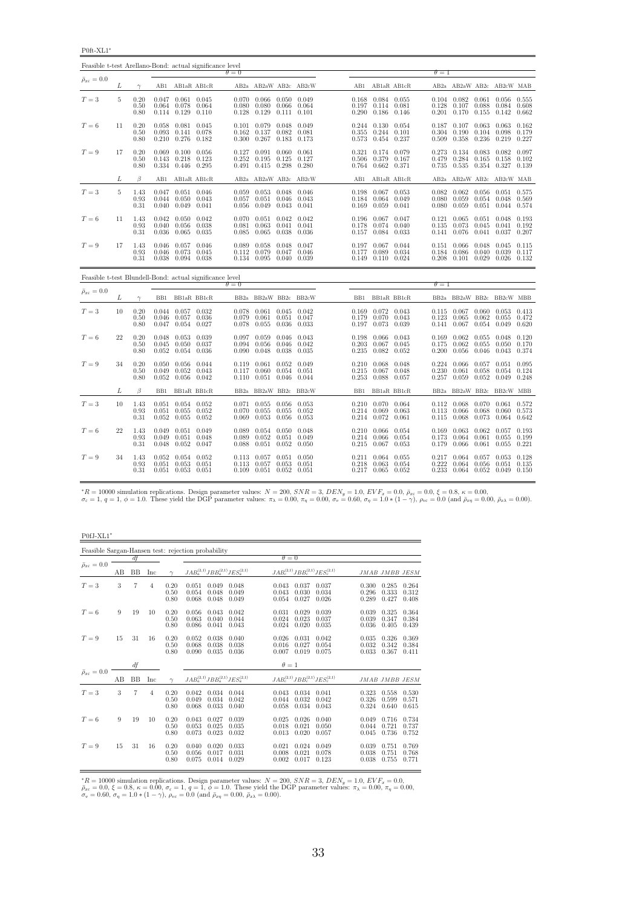P0ft-XL1*

Feasible t-test Arellano-Bond: actual significance level

| $\bar{\rho}_{x\varepsilon}=0.0$ | $L$ | $\gamma$ | AB1 | AB1aR | AB1cR | AB2a | AB2aW | AB2c | AB2cW | AB1 | AB1aR | AB1cR | AB2a | AB2aW | AB2c | AB2cW | MAB |
|---|---|---|---|---|---|---|---|---|---|---|---|---|---|---|---|---|---|
| | | | $\theta=0$ | | | | | | | $\theta=1$ | | | | | | | |
| $T=3$ | 5 | 0.20 | 0.047 | 0.061 | 0.045 | 0.070 | 0.066 | 0.050 | 0.049 | 0.168 | 0.084 | 0.055 | 0.104 | 0.082 | 0.061 | 0.056 | 0.555 |
| | | 0.50 | 0.064 | 0.078 | 0.064 | 0.080 | 0.080 | 0.066 | 0.064 | 0.197 | 0.114 | 0.081 | 0.128 | 0.107 | 0.088 | 0.084 | 0.608 |
| | | 0.80 | 0.114 | 0.129 | 0.110 | 0.128 | 0.129 | 0.111 | 0.101 | 0.290 | 0.186 | 0.146 | 0.201 | 0.170 | 0.155 | 0.142 | 0.662 |
| $T=6$ | 11 | 0.20 | 0.058 | 0.081 | 0.045 | 0.101 | 0.079 | 0.048 | 0.049 | 0.244 | 0.130 | 0.054 | 0.187 | 0.107 | 0.063 | 0.063 | 0.162 |
| | | 0.50 | 0.093 | 0.141 | 0.078 | 0.162 | 0.137 | 0.082 | 0.081 | 0.355 | 0.244 | 0.101 | 0.304 | 0.190 | 0.104 | 0.098 | 0.179 |
| | | 0.80 | 0.210 | 0.276 | 0.182 | 0.300 | 0.267 | 0.183 | 0.173 | 0.573 | 0.454 | 0.237 | 0.509 | 0.358 | 0.236 | 0.219 | 0.227 |
| $T=9$ | 17 | 0.20 | 0.069 | 0.100 | 0.056 | 0.127 | 0.091 | 0.060 | 0.061 | 0.321 | 0.174 | 0.079 | 0.273 | 0.134 | 0.083 | 0.082 | 0.097 |
| | | 0.50 | 0.143 | 0.218 | 0.123 | 0.252 | 0.195 | 0.125 | 0.127 | 0.506 | 0.379 | 0.167 | 0.479 | 0.284 | 0.165 | 0.158 | 0.102 |
| | | 0.80 | 0.334 | 0.446 | 0.295 | 0.491 | 0.415 | 0.298 | 0.280 | 0.764 | 0.662 | 0.371 | 0.735 | 0.535 | 0.354 | 0.327 | 0.139 |
| | $L$ | $\beta$ | AB1 | AB1aR | AB1cR | AB2a | AB2aW | AB2c | AB2cW | AB1 | AB1aR | AB1cR | AB2a | AB2aW | AB2c | AB2cW | MAB |
| $T=3$ | 5 | 1.43 | 0.047 | 0.051 | 0.046 | 0.059 | 0.053 | 0.048 | 0.046 | 0.198 | 0.067 | 0.053 | 0.082 | 0.062 | 0.056 | 0.051 | 0.575 |
| | | 0.93 | 0.044 | 0.050 | 0.043 | 0.057 | 0.051 | 0.046 | 0.043 | 0.184 | 0.064 | 0.049 | 0.080 | 0.059 | 0.054 | 0.048 | 0.569 |
| | | 0.31 | 0.040 | 0.049 | 0.041 | 0.056 | 0.049 | 0.043 | 0.041 | 0.169 | 0.059 | 0.041 | 0.080 | 0.059 | 0.051 | 0.044 | 0.574 |
| $T=6$ | 11 | 1.43 | 0.042 | 0.050 | 0.042 | 0.070 | 0.051 | 0.042 | 0.042 | 0.196 | 0.067 | 0.047 | 0.121 | 0.065 | 0.051 | 0.048 | 0.193 |
| | | 0.93 | 0.040 | 0.056 | 0.038 | 0.081 | 0.063 | 0.041 | 0.041 | 0.178 | 0.074 | 0.040 | 0.135 | 0.073 | 0.045 | 0.041 | 0.192 |
| | | 0.31 | 0.036 | 0.065 | 0.035 | 0.085 | 0.065 | 0.038 | 0.036 | 0.157 | 0.084 | 0.033 | 0.141 | 0.076 | 0.041 | 0.037 | 0.207 |
| $T=9$ | 17 | 1.43 | 0.046 | 0.057 | 0.046 | 0.089 | 0.058 | 0.048 | 0.047 | 0.197 | 0.067 | 0.044 | 0.151 | 0.066 | 0.048 | 0.045 | 0.115 |
| | | 0.93 | 0.046 | 0.073 | 0.045 | 0.112 | 0.079 | 0.047 | 0.046 | 0.177 | 0.089 | 0.034 | 0.184 | 0.086 | 0.040 | 0.039 | 0.117 |
| | | 0.31 | 0.038 | 0.094 | 0.038 | 0.134 | 0.095 | 0.040 | 0.039 | 0.149 | 0.110 | 0.024 | 0.208 | 0.101 | 0.029 | 0.026 | 0.132 |

Feasible t-test Blundell-Bond: actual significance level

| $\bar{\rho}_{x\varepsilon}=0.0$ | $L$ | $\gamma$ | BB1 | BB1aR | BB1cR | BB2a | BB2aW | BB2c | BB2cW | BB1 | BB1aR | BB1cR | BB2a | BB2aW | BB2c | BB2cW | MBB |
|---|---|---|---|---|---|---|---|---|---|---|---|---|---|---|---|---|---|
| | | | $\theta=0$ | | | | | | | $\theta=1$ | | | | | | | |
| $T=3$ | 10 | 0.20 | 0.044 | 0.057 | 0.032 | 0.078 | 0.061 | 0.045 | 0.042 | 0.169 | 0.072 | 0.043 | 0.115 | 0.067 | 0.060 | 0.053 | 0.413 |
| | | 0.50 | 0.046 | 0.057 | 0.036 | 0.079 | 0.061 | 0.051 | 0.047 | 0.179 | 0.070 | 0.043 | 0.123 | 0.065 | 0.062 | 0.055 | 0.472 |
| | | 0.80 | 0.047 | 0.054 | 0.027 | 0.078 | 0.055 | 0.036 | 0.033 | 0.197 | 0.073 | 0.039 | 0.141 | 0.067 | 0.054 | 0.049 | 0.620 |
| $T=6$ | 22 | 0.20 | 0.048 | 0.053 | 0.039 | 0.097 | 0.059 | 0.046 | 0.043 | 0.198 | 0.066 | 0.043 | 0.169 | 0.062 | 0.055 | 0.048 | 0.120 |
| | | 0.50 | 0.045 | 0.050 | 0.037 | 0.094 | 0.056 | 0.046 | 0.042 | 0.203 | 0.067 | 0.045 | 0.175 | 0.062 | 0.055 | 0.050 | 0.170 |
| | | 0.80 | 0.052 | 0.054 | 0.036 | 0.090 | 0.048 | 0.038 | 0.035 | 0.235 | 0.082 | 0.052 | 0.200 | 0.056 | 0.046 | 0.043 | 0.374 |
| $T=9$ | 34 | 0.20 | 0.050 | 0.056 | 0.044 | 0.119 | 0.061 | 0.052 | 0.049 | 0.210 | 0.068 | 0.048 | 0.224 | 0.066 | 0.057 | 0.051 | 0.095 |
| | | 0.50 | 0.049 | 0.052 | 0.043 | 0.117 | 0.060 | 0.054 | 0.051 | 0.215 | 0.067 | 0.048 | 0.230 | 0.061 | 0.058 | 0.054 | 0.124 |
| | | 0.80 | 0.052 | 0.056 | 0.042 | 0.110 | 0.051 | 0.046 | 0.044 | 0.253 | 0.088 | 0.057 | 0.257 | 0.059 | 0.052 | 0.049 | 0.248 |
| | $L$ | $\beta$ | BB1 | BB1aR | BB1cR | BB2a | BB2aW | BB2c | BB2cW | BB1 | BB1aR | BB1cR | BB2a | BB2aW | BB2c | BB2cW | MBB |
| $T=3$ | 10 | 1.43 | 0.051 | 0.054 | 0.052 | 0.071 | 0.055 | 0.056 | 0.053 | 0.210 | 0.070 | 0.064 | 0.112 | 0.068 | 0.070 | 0.061 | 0.572 |
| | | 0.93 | 0.051 | 0.055 | 0.052 | 0.070 | 0.055 | 0.055 | 0.052 | 0.214 | 0.069 | 0.063 | 0.113 | 0.066 | 0.068 | 0.060 | 0.573 |
| | | 0.31 | 0.052 | 0.055 | 0.052 | 0.069 | 0.053 | 0.056 | 0.053 | 0.214 | 0.072 | 0.061 | 0.115 | 0.068 | 0.073 | 0.064 | 0.642 |
| $T=6$ | 22 | 1.43 | 0.049 | 0.051 | 0.049 | 0.089 | 0.054 | 0.050 | 0.048 | 0.210 | 0.066 | 0.054 | 0.169 | 0.063 | 0.062 | 0.057 | 0.193 |
| | | 0.93 | 0.049 | 0.051 | 0.048 | 0.089 | 0.052 | 0.051 | 0.049 | 0.214 | 0.066 | 0.054 | 0.173 | 0.064 | 0.061 | 0.055 | 0.199 |
| | | 0.31 | 0.048 | 0.052 | 0.047 | 0.088 | 0.051 | 0.052 | 0.050 | 0.215 | 0.067 | 0.053 | 0.179 | 0.066 | 0.061 | 0.055 | 0.221 |
| $T=9$ | 34 | 1.43 | 0.052 | 0.054 | 0.052 | 0.113 | 0.057 | 0.051 | 0.050 | 0.211 | 0.064 | 0.055 | 0.217 | 0.064 | 0.057 | 0.053 | 0.128 |
| | | 0.93 | 0.051 | 0.053 | 0.051 | 0.113 | 0.057 | 0.053 | 0.051 | 0.218 | 0.063 | 0.054 | 0.222 | 0.064 | 0.056 | 0.051 | 0.135 |
| | | 0.31 | 0.051 | 0.053 | 0.051 | 0.109 | 0.051 | 0.052 | 0.051 | 0.217 | 0.065 | 0.052 | 0.233 | 0.064 | 0.052 | 0.049 | 0.150 |

*$R = 10000$ simulation replications. Design parameter values: $N = 200$, $SNR = 3$, $DEN_y = 1.0$, $EVF_x = 0.0$, $\bar{\rho}_{x\varepsilon} = 0.0$, $\xi = 0.8$, $\kappa = 0.00$, $\sigma_\varepsilon = 1$, $q = 1$, $\phi = 1.0$. These yield the DGP parameter values: $\pi_\lambda = 0.00$, $\pi_\eta = 0.00$, $\sigma_v = 0.60$, $\sigma_\eta = 1.0 * (1 - \gamma)$, $\rho_{v\varepsilon} = 0.0$ (and $\bar{\rho}_{x\eta} = 0.00$, $\bar{\rho}_{x\lambda} = 0.00$).

P0fJ-XL1*

Feasible Sargan-Hansen test: rejection probability

| $\bar{\rho}_{x\varepsilon}=0.0$ | AB | BB | Inc | $\gamma$ | $JAB_a^{(2,1)}$ | $JBB_a^{(2,1)}$ | $JES_a^{(2,1)}$ | $JAB_c^{(2,1)}$ | $JBB_c^{(2,1)}$ | $JES_c^{(2,1)}$ | JMAB | JMBB | JESM |
|---|---|---|---|---|---|---|---|---|---|---|---|---|---|
| | $df$ | | | | $\theta=0$ | | | | | | | | |
| $T=3$ | 3 | 7 | 4 | 0.20 | 0.051 | 0.049 | 0.048 | 0.043 | 0.037 | 0.037 | 0.300 | 0.285 | 0.264 |
| | | | | 0.50 | 0.054 | 0.048 | 0.049 | 0.043 | 0.030 | 0.034 | 0.296 | 0.333 | 0.312 |
| | | | | 0.80 | 0.068 | 0.048 | 0.049 | 0.054 | 0.027 | 0.026 | 0.289 | 0.427 | 0.408 |
| $T=6$ | 9 | 19 | 10 | 0.20 | 0.056 | 0.043 | 0.042 | 0.031 | 0.029 | 0.039 | 0.039 | 0.325 | 0.364 |
| | | | | 0.50 | 0.063 | 0.040 | 0.044 | 0.024 | 0.023 | 0.037 | 0.039 | 0.347 | 0.384 |
| | | | | 0.80 | 0.086 | 0.041 | 0.043 | 0.024 | 0.020 | 0.035 | 0.036 | 0.405 | 0.439 |
| $T=9$ | 15 | 31 | 16 | 0.20 | 0.052 | 0.038 | 0.040 | 0.026 | 0.031 | 0.042 | 0.035 | 0.326 | 0.369 |
| | | | | 0.50 | 0.068 | 0.038 | 0.038 | 0.016 | 0.027 | 0.054 | 0.032 | 0.342 | 0.384 |
| | | | | 0.80 | 0.090 | 0.035 | 0.036 | 0.007 | 0.019 | 0.075 | 0.033 | 0.367 | 0.411 |
| | $df$ | | | | $\theta=1$ | | | | | | | | |
| | AB | BB | Inc | $\gamma$ | $JAB_a^{(2,1)}$ | $JBB_a^{(2,1)}$ | $JES_a^{(2,1)}$ | $JAB_c^{(2,1)}$ | $JBB_c^{(2,1)}$ | $JES_c^{(2,1)}$ | JMAB | JMBB | JESM |
| $T=3$ | 3 | 7 | 4 | 0.20 | 0.042 | 0.034 | 0.044 | 0.043 | 0.034 | 0.041 | 0.323 | 0.558 | 0.530 |
| | | | | 0.50 | 0.049 | 0.034 | 0.042 | 0.044 | 0.032 | 0.042 | 0.326 | 0.599 | 0.571 |
| | | | | 0.80 | 0.068 | 0.033 | 0.040 | 0.058 | 0.034 | 0.043 | 0.324 | 0.640 | 0.615 |
| $T=6$ | 9 | 19 | 10 | 0.20 | 0.043 | 0.027 | 0.039 | 0.025 | 0.026 | 0.040 | 0.049 | 0.716 | 0.734 |
| | | | | 0.50 | 0.053 | 0.025 | 0.035 | 0.018 | 0.021 | 0.050 | 0.044 | 0.721 | 0.737 |
| | | | | 0.80 | 0.073 | 0.023 | 0.032 | 0.013 | 0.020 | 0.057 | 0.045 | 0.736 | 0.752 |
| $T=9$ | 15 | 31 | 16 | 0.20 | 0.040 | 0.020 | 0.033 | 0.021 | 0.024 | 0.049 | 0.039 | 0.751 | 0.769 |
| | | | | 0.50 | 0.056 | 0.017 | 0.031 | 0.008 | 0.021 | 0.078 | 0.038 | 0.751 | 0.768 |
| | | | | 0.80 | 0.075 | 0.014 | 0.029 | 0.002 | 0.017 | 0.123 | 0.038 | 0.755 | 0.771 |

*$R = 10000$ simulation replications. Design parameter values: $N = 200$, $SNR = 3$, $DEN_y = 1.0$, $EVF_x = 0.0$, $\bar{\rho}_{x\varepsilon} = 0.0$, $\xi = 0.8$, $\kappa = 0.00$, $\sigma_\varepsilon = 1$, $q = 1$, $\phi = 1.0$. These yield the DGP parameter values: $\pi_\lambda = 0.00$, $\pi_\eta = 0.00$, $\sigma_v = 0.60$, $\sigma_\eta = 1.0 * (1 - \gamma)$, $\rho_{v\varepsilon} = 0.0$ (and $\bar{\rho}_{x\eta} = 0.00$, $\bar{\rho}_{x\lambda} = 0.00$).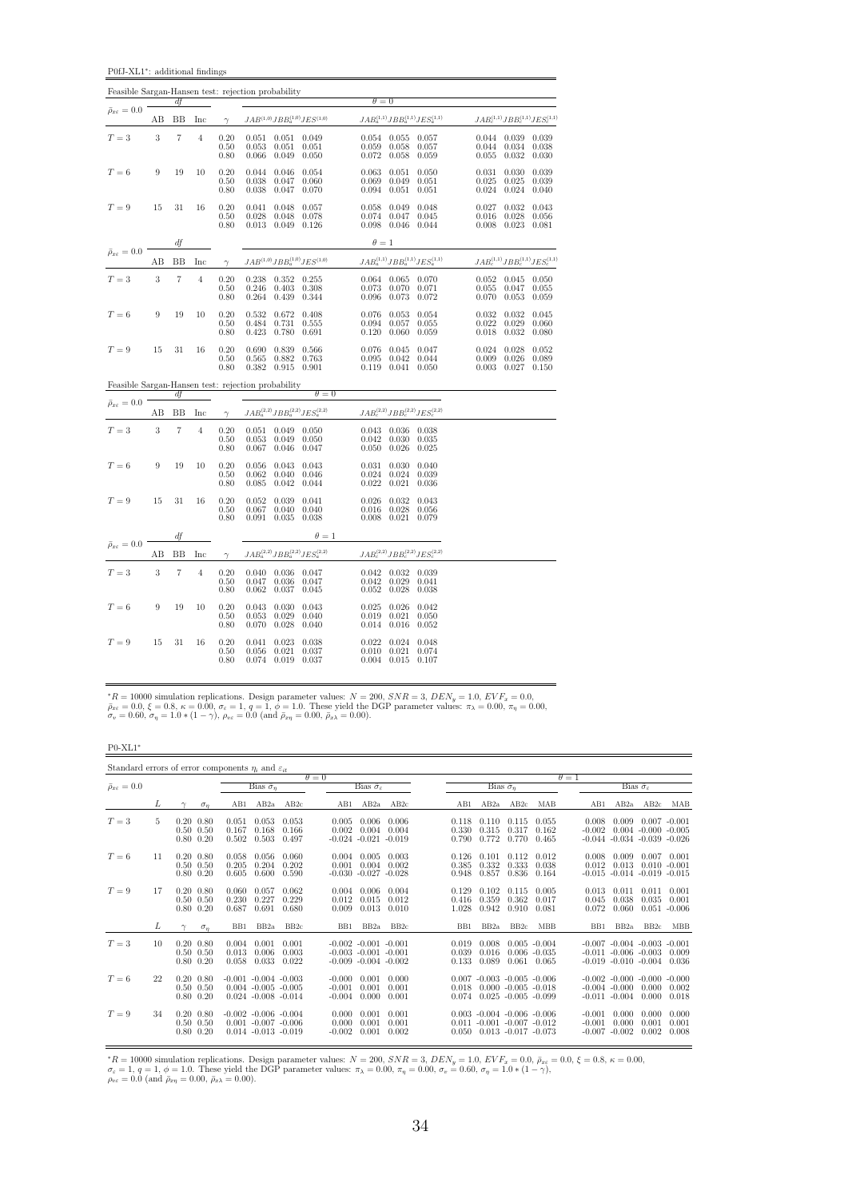P0fJ-XL1*: additional findings

Feasible Sargan-Hansen test: rejection probability

| $\bar{\rho}_{x\varepsilon}=0.0$ | df | | | | $\theta=0$ | | | | | | | | |
|---|---|---|---|---|---|---|---|---|---|---|---|---|---|
| | AB | BB | Inc | $\gamma$ | $JAB^{(1,0)}$ | $JBB^{(1,0)}_a$ | $JES^{(1,0)}$ | $JAB^{(1,1)}_a$ | $JBB^{(1,1)}_a$ | $JES^{(1,1)}_a$ | $JAB^{(1,1)}_c$ | $JBB^{(1,1)}_c$ | $JES^{(1,1)}_c$ |
| $T=3$ | 3 | 7 | 4 | 0.20 | 0.051 | 0.051 | 0.049 | 0.054 | 0.055 | 0.057 | 0.044 | 0.039 | 0.039 |
| | | | | 0.50 | 0.053 | 0.051 | 0.051 | 0.059 | 0.058 | 0.057 | 0.044 | 0.034 | 0.038 |
| | | | | 0.80 | 0.066 | 0.049 | 0.050 | 0.072 | 0.058 | 0.059 | 0.055 | 0.032 | 0.030 |
| $T=6$ | 9 | 19 | 10 | 0.20 | 0.044 | 0.046 | 0.054 | 0.063 | 0.051 | 0.050 | 0.031 | 0.030 | 0.039 |
| | | | | 0.50 | 0.038 | 0.047 | 0.060 | 0.069 | 0.049 | 0.051 | 0.025 | 0.025 | 0.039 |
| | | | | 0.80 | 0.038 | 0.047 | 0.070 | 0.094 | 0.051 | 0.051 | 0.024 | 0.024 | 0.040 |
| $T=9$ | 15 | 31 | 16 | 0.20 | 0.041 | 0.048 | 0.057 | 0.058 | 0.049 | 0.048 | 0.027 | 0.032 | 0.043 |
| | | | | 0.50 | 0.028 | 0.048 | 0.078 | 0.074 | 0.047 | 0.045 | 0.016 | 0.028 | 0.056 |
| | | | | 0.80 | 0.013 | 0.049 | 0.126 | 0.098 | 0.046 | 0.044 | 0.008 | 0.023 | 0.081 |

| $\bar{\rho}_{x\varepsilon}=0.0$ | df | | | | $\theta=1$ | | | | | | | | |
|---|---|---|---|---|---|---|---|---|---|---|---|---|---|
| | AB | BB | Inc | $\gamma$ | $JAB^{(1,0)}$ | $JBB^{(1,0)}_a$ | $JES^{(1,0)}$ | $JAB^{(1,1)}_a$ | $JBB^{(1,1)}_a$ | $JES^{(1,1)}_a$ | $JAB^{(1,1)}_c$ | $JBB^{(1,1)}_c$ | $JES^{(1,1)}_c$ |
| $T=3$ | 3 | 7 | 4 | 0.20 | 0.238 | 0.352 | 0.255 | 0.064 | 0.065 | 0.070 | 0.052 | 0.045 | 0.050 |
| | | | | 0.50 | 0.246 | 0.403 | 0.308 | 0.073 | 0.070 | 0.071 | 0.055 | 0.047 | 0.055 |
| | | | | 0.80 | 0.264 | 0.439 | 0.344 | 0.096 | 0.073 | 0.072 | 0.070 | 0.053 | 0.059 |
| $T=6$ | 9 | 19 | 10 | 0.20 | 0.532 | 0.672 | 0.408 | 0.076 | 0.053 | 0.054 | 0.032 | 0.032 | 0.045 |
| | | | | 0.50 | 0.484 | 0.731 | 0.555 | 0.094 | 0.057 | 0.055 | 0.022 | 0.029 | 0.060 |
| | | | | 0.80 | 0.423 | 0.780 | 0.691 | 0.120 | 0.060 | 0.059 | 0.018 | 0.032 | 0.080 |
| $T=9$ | 15 | 31 | 16 | 0.20 | 0.690 | 0.839 | 0.566 | 0.076 | 0.045 | 0.047 | 0.024 | 0.028 | 0.052 |
| | | | | 0.50 | 0.565 | 0.882 | 0.763 | 0.095 | 0.042 | 0.044 | 0.009 | 0.026 | 0.089 |
| | | | | 0.80 | 0.382 | 0.915 | 0.901 | 0.119 | 0.041 | 0.050 | 0.003 | 0.027 | 0.150 |

Feasible Sargan-Hansen test: rejection probability

| $\bar{\rho}_{x\varepsilon}=0.0$ | df | | | | $\theta=0$ | | | | | |
|---|---|---|---|---|---|---|---|---|---|---|
| | AB | BB | Inc | $\gamma$ | $JAB^{(2,2)}_a$ | $JBB^{(2,2)}_a$ | $JES^{(2,2)}_a$ | $JAB^{(2,2)}_c$ | $JBB^{(2,2)}_c$ | $JES^{(2,2)}_c$ |
| $T=3$ | 3 | 7 | 4 | 0.20 | 0.051 | 0.049 | 0.050 | 0.043 | 0.036 | 0.038 |
| | | | | 0.50 | 0.053 | 0.049 | 0.050 | 0.042 | 0.030 | 0.035 |
| | | | | 0.80 | 0.067 | 0.046 | 0.047 | 0.050 | 0.026 | 0.025 |
| $T=6$ | 9 | 19 | 10 | 0.20 | 0.056 | 0.043 | 0.043 | 0.031 | 0.030 | 0.040 |
| | | | | 0.50 | 0.062 | 0.040 | 0.046 | 0.024 | 0.024 | 0.039 |
| | | | | 0.80 | 0.085 | 0.042 | 0.044 | 0.022 | 0.021 | 0.036 |
| $T=9$ | 15 | 31 | 16 | 0.20 | 0.052 | 0.039 | 0.041 | 0.026 | 0.032 | 0.043 |
| | | | | 0.50 | 0.067 | 0.040 | 0.040 | 0.016 | 0.028 | 0.056 |
| | | | | 0.80 | 0.091 | 0.035 | 0.038 | 0.008 | 0.021 | 0.079 |

| $\bar{\rho}_{x\varepsilon}=0.0$ | df | | | | $\theta=1$ | | | | | |
|---|---|---|---|---|---|---|---|---|---|---|
| | AB | BB | Inc | $\gamma$ | $JAB^{(2,2)}_a$ | $JBB^{(2,2)}_a$ | $JES^{(2,2)}_a$ | $JAB^{(2,2)}_c$ | $JBB^{(2,2)}_c$ | $JES^{(2,2)}_c$ |
| $T=3$ | 3 | 7 | 4 | 0.20 | 0.040 | 0.036 | 0.047 | 0.042 | 0.032 | 0.039 |
| | | | | 0.50 | 0.047 | 0.036 | 0.047 | 0.042 | 0.029 | 0.041 |
| | | | | 0.80 | 0.062 | 0.037 | 0.045 | 0.052 | 0.028 | 0.038 |
| $T=6$ | 9 | 19 | 10 | 0.20 | 0.043 | 0.030 | 0.043 | 0.025 | 0.026 | 0.042 |
| | | | | 0.50 | 0.053 | 0.029 | 0.040 | 0.019 | 0.021 | 0.050 |
| | | | | 0.80 | 0.070 | 0.028 | 0.040 | 0.014 | 0.016 | 0.052 |
| $T=9$ | 15 | 31 | 16 | 0.20 | 0.041 | 0.023 | 0.038 | 0.022 | 0.024 | 0.048 |
| | | | | 0.50 | 0.056 | 0.021 | 0.037 | 0.010 | 0.021 | 0.074 |
| | | | | 0.80 | 0.074 | 0.019 | 0.037 | 0.004 | 0.015 | 0.107 |

*$R=10000$ simulation replications. Design parameter values: $N=200$, $SNR=3$, $DEN_y=1.0$, $EVF_x=0.0$, $\bar{\rho}_{x\varepsilon}=0.0$, $\xi=0.8$, $\kappa=0.00$, $\sigma_\varepsilon=1$, $q=1$, $\phi=1.0$. These yield the DGP parameter values: $\pi_\lambda=0.00$, $\pi_\eta=0.00$, $\sigma_v=0.60$, $\sigma_\eta=1.0*(1-\gamma)$, $\rho_{v\varepsilon}=0.0$ (and $\bar{\rho}_{x\eta}=0.00$, $\bar{\rho}_{x\lambda}=0.00$).

P0-XL1*

Standard errors of error components $\eta_i$ and $\varepsilon_{it}$

| $\bar{\rho}_{x\varepsilon}=0.0$ | | | | $\theta=0$ | | | | | | $\theta=1$ | | | | | | | |
|---|---|---|---|---|---|---|---|---|---|---|---|---|---|---|---|---|---|
| | | | | Bias $\hat{\sigma}_\eta$ | | | Bias $\hat{\sigma}_\varepsilon$ | | | Bias $\hat{\sigma}_\eta$ | | | | Bias $\hat{\sigma}_\varepsilon$ | | | |
| | $L$ | $\gamma$ | $\sigma_\eta$ | AB1 | AB2a | AB2c | AB1 | AB2a | AB2c | AB1 | AB2a | AB2c | MAB | AB1 | AB2a | AB2c | MAB |
| $T=3$ | 5 | 0.20 | 0.80 | 0.051 | 0.053 | 0.053 | 0.005 | 0.006 | 0.006 | 0.118 | 0.110 | 0.115 | 0.055 | 0.008 | 0.009 | 0.007 | -0.001 |
| | | 0.50 | 0.50 | 0.167 | 0.168 | 0.166 | 0.002 | 0.004 | 0.004 | 0.330 | 0.315 | 0.317 | 0.162 | -0.002 | 0.004 | -0.000 | -0.005 |
| | | 0.80 | 0.20 | 0.502 | 0.503 | 0.497 | -0.024 | -0.021 | -0.019 | 0.790 | 0.772 | 0.770 | 0.465 | -0.044 | -0.034 | -0.039 | -0.026 |
| $T=6$ | 11 | 0.20 | 0.80 | 0.058 | 0.056 | 0.060 | 0.004 | 0.005 | 0.003 | 0.126 | 0.101 | 0.112 | 0.012 | 0.008 | 0.009 | 0.007 | 0.001 |
| | | 0.50 | 0.50 | 0.205 | 0.204 | 0.202 | 0.001 | 0.004 | 0.002 | 0.385 | 0.332 | 0.333 | 0.038 | 0.012 | 0.013 | 0.010 | -0.001 |
| | | 0.80 | 0.20 | 0.605 | 0.600 | 0.590 | -0.030 | -0.027 | -0.028 | 0.948 | 0.857 | 0.836 | 0.164 | -0.015 | -0.014 | -0.019 | -0.015 |
| $T=9$ | 17 | 0.20 | 0.80 | 0.060 | 0.057 | 0.062 | 0.004 | 0.006 | 0.004 | 0.129 | 0.102 | 0.115 | 0.005 | 0.013 | 0.011 | 0.011 | 0.001 |
| | | 0.50 | 0.50 | 0.230 | 0.227 | 0.229 | 0.012 | 0.015 | 0.012 | 0.416 | 0.359 | 0.362 | 0.017 | 0.045 | 0.038 | 0.035 | 0.001 |
| | | 0.80 | 0.20 | 0.687 | 0.691 | 0.680 | 0.009 | 0.013 | 0.010 | 1.028 | 0.942 | 0.910 | 0.081 | 0.072 | 0.060 | 0.051 | -0.006 |
| | $L$ | $\gamma$ | $\sigma_\eta$ | BB1 | BB2a | BB2c | BB1 | BB2a | BB2c | BB1 | BB2a | BB2c | MBB | BB1 | BB2a | BB2c | MBB |
| $T=3$ | 10 | 0.20 | 0.80 | 0.004 | 0.001 | 0.001 | -0.002 | -0.001 | -0.001 | 0.019 | 0.008 | 0.005 | -0.004 | -0.007 | -0.004 | -0.003 | -0.001 |
| | | 0.50 | 0.50 | 0.013 | 0.006 | 0.003 | -0.003 | -0.001 | -0.001 | 0.039 | 0.016 | 0.006 | -0.035 | -0.011 | -0.006 | -0.003 | 0.009 |
| | | 0.80 | 0.20 | 0.058 | 0.033 | 0.022 | -0.009 | -0.004 | -0.002 | 0.133 | 0.089 | 0.061 | 0.065 | -0.019 | -0.010 | -0.004 | 0.036 |
| $T=6$ | 22 | 0.20 | 0.80 | -0.001 | -0.004 | -0.003 | -0.000 | 0.001 | 0.000 | 0.007 | -0.003 | -0.005 | -0.006 | -0.002 | -0.000 | -0.000 | -0.000 |
| | | 0.50 | 0.50 | 0.004 | -0.005 | -0.005 | -0.001 | 0.001 | 0.001 | 0.018 | 0.000 | -0.005 | -0.018 | -0.004 | -0.000 | 0.000 | 0.002 |
| | | 0.80 | 0.20 | 0.024 | -0.008 | -0.014 | -0.004 | 0.000 | 0.001 | 0.074 | 0.025 | -0.005 | -0.099 | -0.011 | -0.004 | 0.000 | 0.018 |
| $T=9$ | 34 | 0.20 | 0.80 | -0.002 | -0.006 | -0.004 | 0.000 | 0.001 | 0.001 | 0.003 | -0.004 | -0.006 | -0.006 | -0.001 | 0.000 | 0.000 | 0.000 |
| | | 0.50 | 0.50 | 0.001 | -0.007 | -0.006 | 0.000 | 0.001 | 0.001 | 0.011 | -0.001 | -0.007 | -0.012 | -0.001 | 0.000 | 0.001 | 0.001 |
| | | 0.80 | 0.20 | 0.014 | -0.013 | -0.019 | -0.002 | 0.001 | 0.002 | 0.050 | 0.013 | -0.017 | -0.073 | -0.007 | -0.002 | 0.002 | 0.008 |

*$R=10000$ simulation replications. Design parameter values: $N=200$, $SNR=3$, $DEN_y=1.0$, $EVF_x=0.0$, $\bar{\rho}_{x\varepsilon}=0.0$, $\xi=0.8$, $\kappa=0.00$, $\sigma_\varepsilon=1$, $q=1$, $\phi=1.0$. These yield the DGP parameter values: $\pi_\lambda=0.00$, $\pi_\eta=0.00$, $\sigma_v=0.60$, $\sigma_\eta=1.0*(1-\gamma)$, $\rho_{v\varepsilon}=0.0$ (and $\bar{\rho}_{x\eta}=0.00$, $\bar{\rho}_{x\lambda}=0.00$).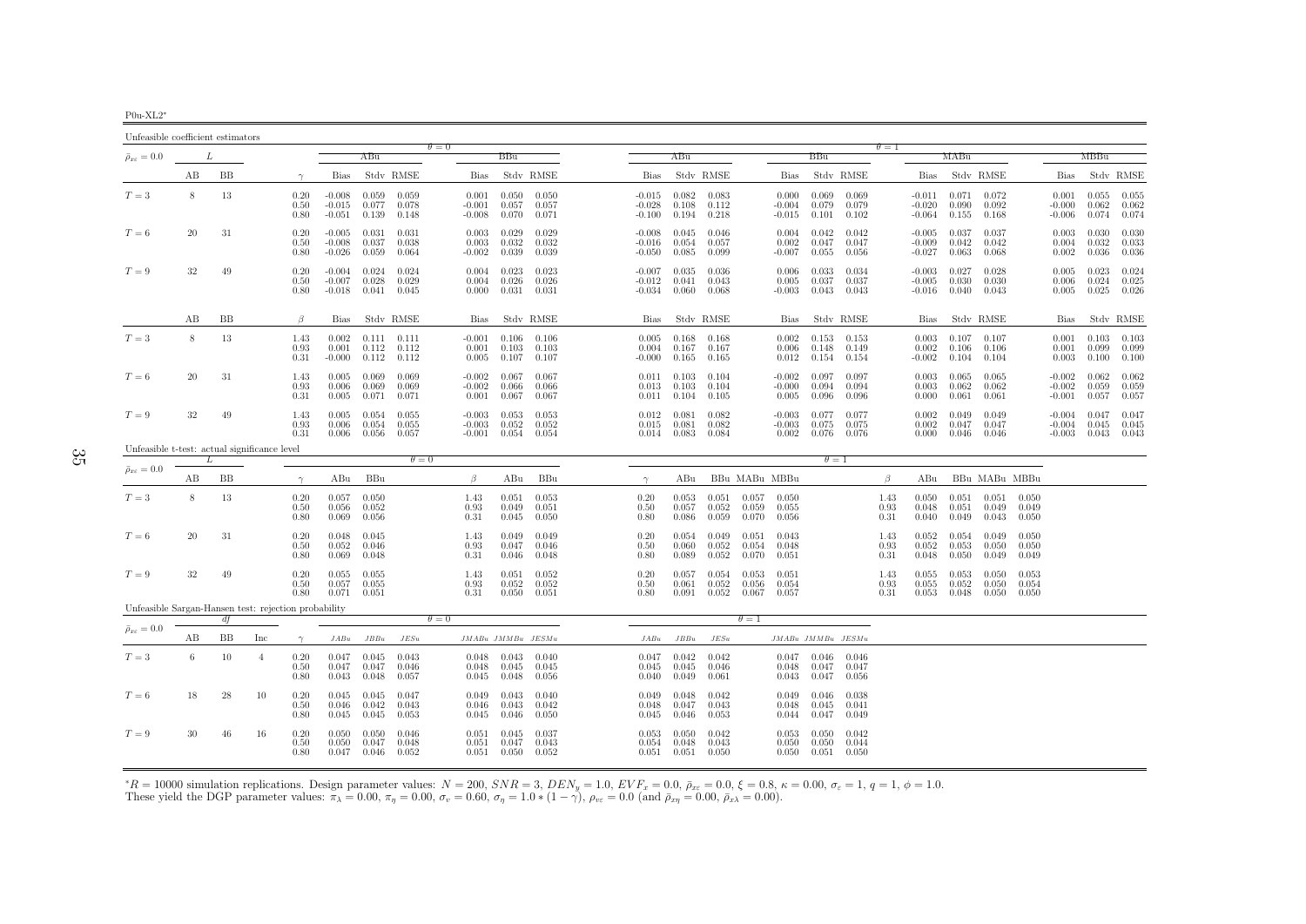P0u-XL2*

Unfeasible coefficient estimators

| $\bar{\rho}_{x\varepsilon}=0.0$ | $L$ | | | $\theta=0$ ABu | | | BBu | | | $\theta=1$ ABu | | | BBu | | | MABu | | | MBBu | | |
|---|---|---|---|---|---|---|---|---|---|---|---|---|---|---|---|---|---|---|---|---|---|
| | AB | BB | $\gamma$ | Bias | Stdv | RMSE | Bias | Stdv | RMSE | Bias | Stdv | RMSE | Bias | Stdv | RMSE | Bias | Stdv | RMSE | Bias | Stdv | RMSE |
| $T=3$ | 8 | 13 | 0.20 | -0.008 | 0.059 | 0.059 | 0.001 | 0.050 | 0.050 | -0.015 | 0.082 | 0.083 | 0.000 | 0.069 | 0.069 | -0.011 | 0.071 | 0.072 | 0.001 | 0.055 | 0.055 |
| | | | 0.50 | -0.015 | 0.077 | 0.078 | -0.001 | 0.057 | 0.057 | -0.028 | 0.108 | 0.112 | -0.004 | 0.079 | 0.079 | -0.020 | 0.090 | 0.092 | -0.000 | 0.062 | 0.062 |
| | | | 0.80 | -0.051 | 0.139 | 0.148 | -0.008 | 0.070 | 0.071 | -0.100 | 0.194 | 0.218 | -0.015 | 0.101 | 0.102 | -0.064 | 0.155 | 0.168 | -0.006 | 0.074 | 0.074 |
| $T=6$ | 20 | 31 | 0.20 | -0.005 | 0.031 | 0.031 | 0.003 | 0.029 | 0.029 | -0.008 | 0.045 | 0.046 | 0.004 | 0.042 | 0.042 | -0.005 | 0.037 | 0.037 | 0.003 | 0.030 | 0.030 |
| | | | 0.50 | -0.008 | 0.037 | 0.038 | 0.003 | 0.032 | 0.032 | -0.016 | 0.054 | 0.057 | 0.002 | 0.047 | 0.047 | -0.009 | 0.042 | 0.042 | 0.004 | 0.032 | 0.033 |
| | | | 0.80 | -0.026 | 0.059 | 0.064 | -0.002 | 0.039 | 0.039 | -0.050 | 0.085 | 0.099 | -0.007 | 0.055 | 0.056 | -0.027 | 0.063 | 0.068 | 0.002 | 0.036 | 0.036 |
| $T=9$ | 32 | 49 | 0.20 | -0.004 | 0.024 | 0.024 | 0.004 | 0.023 | 0.023 | -0.007 | 0.035 | 0.036 | 0.006 | 0.033 | 0.034 | -0.003 | 0.027 | 0.028 | 0.005 | 0.023 | 0.024 |
| | | | 0.50 | -0.007 | 0.028 | 0.029 | 0.004 | 0.026 | 0.026 | -0.012 | 0.041 | 0.043 | 0.005 | 0.037 | 0.037 | -0.005 | 0.030 | 0.030 | 0.006 | 0.024 | 0.025 |
| | | | 0.80 | -0.018 | 0.041 | 0.045 | 0.000 | 0.031 | 0.031 | -0.034 | 0.060 | 0.068 | -0.003 | 0.043 | 0.043 | -0.016 | 0.040 | 0.043 | 0.005 | 0.025 | 0.026 |
| | AB | BB | $\beta$ | Bias | Stdv | RMSE | Bias | Stdv | RMSE | Bias | Stdv | RMSE | Bias | Stdv | RMSE | Bias | Stdv | RMSE | Bias | Stdv | RMSE |
| $T=3$ | 8 | 13 | 1.43 | 0.002 | 0.111 | 0.111 | -0.001 | 0.106 | 0.106 | 0.005 | 0.168 | 0.168 | 0.002 | 0.153 | 0.153 | 0.003 | 0.107 | 0.107 | 0.001 | 0.103 | 0.103 |
| | | | 0.93 | 0.001 | 0.112 | 0.112 | 0.001 | 0.103 | 0.103 | 0.004 | 0.167 | 0.167 | 0.006 | 0.148 | 0.149 | 0.002 | 0.106 | 0.106 | 0.001 | 0.099 | 0.099 |
| | | | 0.31 | -0.000 | 0.112 | 0.112 | 0.005 | 0.107 | 0.107 | -0.000 | 0.165 | 0.165 | 0.012 | 0.154 | 0.154 | -0.002 | 0.104 | 0.104 | 0.003 | 0.100 | 0.100 |
| $T=6$ | 20 | 31 | 1.43 | 0.005 | 0.069 | 0.069 | -0.002 | 0.067 | 0.067 | 0.011 | 0.103 | 0.104 | -0.002 | 0.097 | 0.097 | 0.003 | 0.065 | 0.065 | -0.002 | 0.062 | 0.062 |
| | | | 0.93 | 0.006 | 0.069 | 0.069 | -0.002 | 0.066 | 0.066 | 0.013 | 0.103 | 0.104 | -0.000 | 0.094 | 0.094 | 0.003 | 0.062 | 0.062 | -0.002 | 0.059 | 0.059 |
| | | | 0.31 | 0.005 | 0.071 | 0.071 | 0.001 | 0.067 | 0.067 | 0.011 | 0.104 | 0.105 | 0.005 | 0.096 | 0.096 | 0.000 | 0.061 | 0.061 | -0.001 | 0.057 | 0.057 |
| $T=9$ | 32 | 49 | 1.43 | 0.005 | 0.054 | 0.055 | -0.003 | 0.053 | 0.053 | 0.012 | 0.081 | 0.082 | -0.003 | 0.077 | 0.077 | 0.002 | 0.049 | 0.049 | -0.004 | 0.047 | 0.047 |
| | | | 0.93 | 0.006 | 0.054 | 0.055 | -0.003 | 0.052 | 0.052 | 0.015 | 0.081 | 0.082 | -0.003 | 0.075 | 0.075 | 0.002 | 0.047 | 0.047 | -0.004 | 0.045 | 0.045 |
| | | | 0.31 | 0.006 | 0.056 | 0.057 | -0.001 | 0.054 | 0.054 | 0.014 | 0.083 | 0.084 | 0.002 | 0.076 | 0.076 | 0.000 | 0.046 | 0.046 | -0.003 | 0.043 | 0.043 |

Unfeasible t-test: actual significance level

| $\bar{\rho}_{x\varepsilon}=0.0$ | $L$ | | $\theta=0$ | | | | | | $\theta=1$ | | | | | | | | | | |
|---|---|---|---|---|---|---|---|---|---|---|---|---|---|---|---|---|---|---|---|
| | AB | BB | $\gamma$ | ABu | BBu | $\beta$ | ABu | BBu | $\gamma$ | ABu | BBu | MABu | MBBu | $\beta$ | ABu | BBu | MABu | MBBu |
| $T=3$ | 8 | 13 | 0.20 | 0.057 | 0.050 | 1.43 | 0.051 | 0.053 | 0.20 | 0.053 | 0.051 | 0.057 | 0.050 | 1.43 | 0.050 | 0.051 | 0.051 | 0.050 |
| | | | 0.50 | 0.056 | 0.052 | 0.93 | 0.049 | 0.051 | 0.50 | 0.057 | 0.052 | 0.059 | 0.055 | 0.93 | 0.048 | 0.051 | 0.049 | 0.049 |
| | | | 0.80 | 0.069 | 0.056 | 0.31 | 0.045 | 0.050 | 0.80 | 0.086 | 0.059 | 0.070 | 0.056 | 0.31 | 0.040 | 0.049 | 0.043 | 0.050 |
| $T=6$ | 20 | 31 | 0.20 | 0.048 | 0.045 | 1.43 | 0.049 | 0.049 | 0.20 | 0.054 | 0.049 | 0.051 | 0.043 | 1.43 | 0.052 | 0.054 | 0.049 | 0.050 |
| | | | 0.50 | 0.052 | 0.046 | 0.93 | 0.047 | 0.046 | 0.50 | 0.060 | 0.052 | 0.054 | 0.048 | 0.93 | 0.052 | 0.053 | 0.050 | 0.050 |
| | | | 0.80 | 0.069 | 0.048 | 0.31 | 0.046 | 0.048 | 0.80 | 0.089 | 0.052 | 0.070 | 0.051 | 0.31 | 0.048 | 0.050 | 0.049 | 0.049 |
| $T=9$ | 32 | 49 | 0.20 | 0.055 | 0.055 | 1.43 | 0.051 | 0.052 | 0.20 | 0.057 | 0.054 | 0.053 | 0.051 | 1.43 | 0.055 | 0.053 | 0.050 | 0.053 |
| | | | 0.50 | 0.057 | 0.055 | 0.93 | 0.052 | 0.052 | 0.50 | 0.061 | 0.052 | 0.056 | 0.054 | 0.93 | 0.055 | 0.052 | 0.050 | 0.054 |
| | | | 0.80 | 0.071 | 0.051 | 0.31 | 0.050 | 0.051 | 0.80 | 0.091 | 0.052 | 0.067 | 0.057 | 0.31 | 0.053 | 0.048 | 0.050 | 0.050 |

Unfeasible Sargan-Hansen test: rejection probability

| $\bar{\rho}_{x\varepsilon}=0.0$ | $df$ | | | $\theta=0$ | | | | | | $\theta=1$ | | | | | |
|---|---|---|---|---|---|---|---|---|---|---|---|---|---|---|---|
| | AB | BB | Inc | $\gamma$ | $JABu$ | $JBBu$ | $JESu$ | $JMABu$ | $JMMBu$ | $JESMu$ | $JABu$ | $JBBu$ | $JESu$ | $JMABu$ | $JMMBu$ | $JESMu$ |
| $T=3$ | 6 | 10 | 4 | 0.20 | 0.047 | 0.045 | 0.043 | 0.048 | 0.043 | 0.040 | 0.047 | 0.042 | 0.042 | 0.047 | 0.046 | 0.046 |
| | | | | 0.50 | 0.047 | 0.047 | 0.046 | 0.048 | 0.045 | 0.045 | 0.045 | 0.045 | 0.046 | 0.048 | 0.047 | 0.047 |
| | | | | 0.80 | 0.043 | 0.048 | 0.057 | 0.045 | 0.048 | 0.056 | 0.040 | 0.049 | 0.061 | 0.043 | 0.047 | 0.056 |
| $T=6$ | 18 | 28 | 10 | 0.20 | 0.045 | 0.045 | 0.047 | 0.049 | 0.043 | 0.040 | 0.049 | 0.048 | 0.042 | 0.049 | 0.046 | 0.038 |
| | | | | 0.50 | 0.046 | 0.042 | 0.043 | 0.046 | 0.043 | 0.042 | 0.048 | 0.047 | 0.043 | 0.048 | 0.045 | 0.041 |
| | | | | 0.80 | 0.045 | 0.045 | 0.053 | 0.045 | 0.046 | 0.050 | 0.045 | 0.046 | 0.053 | 0.044 | 0.047 | 0.049 |
| $T=9$ | 30 | 46 | 16 | 0.20 | 0.050 | 0.050 | 0.046 | 0.051 | 0.045 | 0.037 | 0.053 | 0.050 | 0.042 | 0.053 | 0.050 | 0.042 |
| | | | | 0.50 | 0.050 | 0.047 | 0.048 | 0.051 | 0.047 | 0.043 | 0.054 | 0.048 | 0.043 | 0.050 | 0.050 | 0.044 |
| | | | | 0.80 | 0.047 | 0.046 | 0.052 | 0.051 | 0.050 | 0.052 | 0.051 | 0.051 | 0.050 | 0.050 | 0.051 | 0.050 |

*$R=10000$ simulation replications. Design parameter values: $N=200$, $SNR=3$, $DEN_y=1.0$, $EVF_x=0.0$, $\bar{\rho}_{x\varepsilon}=0.0$, $\xi=0.8$, $\kappa=0.00$, $\sigma_\varepsilon=1$, $q=1$, $\phi=1.0$.
These yield the DGP parameter values: $\pi_\lambda=0.00$, $\pi_\eta=0.00$, $\sigma_v=0.60$, $\sigma_\eta=1.0*(1-\gamma)$, $\rho_{v\varepsilon}=0.0$ (and $\bar{\rho}_{x\eta}=0.00$, $\bar{\rho}_{x\lambda}=0.00$).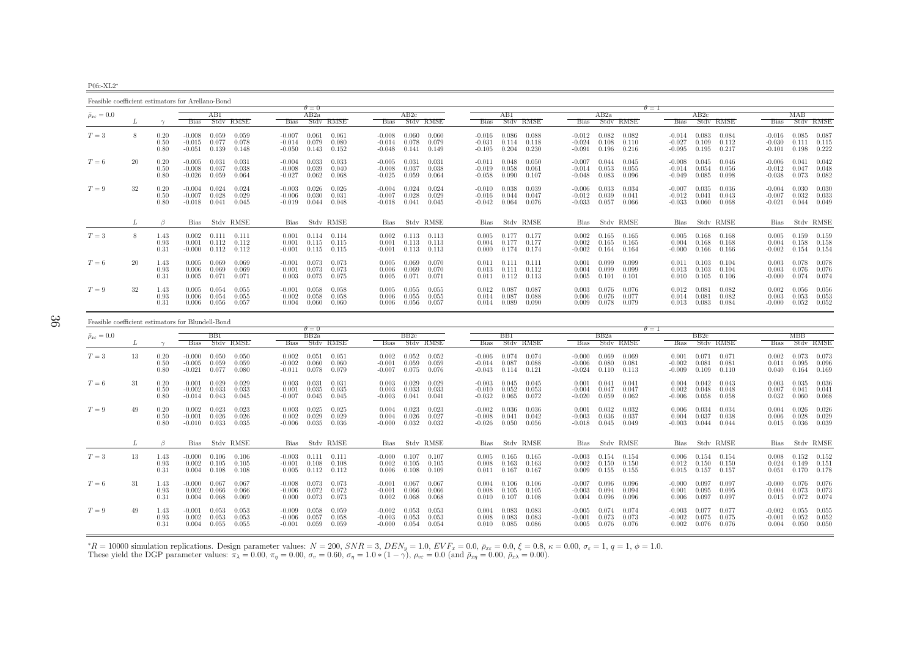P0fc-XL2*

Feasible coefficient estimators for Arellano-Bond

| $\bar{\rho}_{x\varepsilon}=0.0$ | | | $\theta=0$ | | | | | | | | | $\theta=1$ | | | | | | | | | | | |
|---|---|---|---|---|---|---|---|---|---|---|---|---|---|---|---|---|---|---|---|---|---|---|---|
| | | | AB1 | | | AB2a | | | AB2c | | | AB1 | | | AB2a | | | AB2c | | | MAB | | |
| | $L$ | $\gamma$ | Bias | Stdv | RMSE | Bias | Stdv | RMSE | Bias | Stdv | RMSE | Bias | Stdv | RMSE | Bias | Stdv | RMSE | Bias | Stdv | RMSE | Bias | Stdv | RMSE |
| $T=3$ | 8 | 0.20 | -0.008 | 0.059 | 0.059 | -0.007 | 0.061 | 0.061 | -0.008 | 0.060 | 0.060 | -0.016 | 0.086 | 0.088 | -0.012 | 0.082 | 0.082 | -0.014 | 0.083 | 0.084 | -0.016 | 0.085 | 0.087 |
| | | 0.50 | -0.015 | 0.077 | 0.078 | -0.014 | 0.079 | 0.080 | -0.014 | 0.078 | 0.079 | -0.031 | 0.114 | 0.118 | -0.024 | 0.108 | 0.110 | -0.027 | 0.109 | 0.112 | -0.030 | 0.111 | 0.115 |
| | | 0.80 | -0.051 | 0.139 | 0.148 | -0.050 | 0.143 | 0.152 | -0.048 | 0.141 | 0.149 | -0.105 | 0.204 | 0.230 | -0.091 | 0.196 | 0.216 | -0.095 | 0.195 | 0.217 | -0.101 | 0.198 | 0.222 |
| $T=6$ | 20 | 0.20 | -0.005 | 0.031 | 0.031 | -0.004 | 0.033 | 0.033 | -0.005 | 0.031 | 0.031 | -0.011 | 0.048 | 0.050 | -0.007 | 0.044 | 0.045 | -0.008 | 0.045 | 0.046 | -0.006 | 0.041 | 0.042 |
| | | 0.50 | -0.008 | 0.037 | 0.038 | -0.008 | 0.039 | 0.040 | -0.008 | 0.037 | 0.038 | -0.019 | 0.058 | 0.061 | -0.014 | 0.053 | 0.055 | -0.014 | 0.054 | 0.056 | -0.012 | 0.047 | 0.048 |
| | | 0.80 | -0.026 | 0.059 | 0.064 | -0.027 | 0.062 | 0.068 | -0.025 | 0.059 | 0.064 | -0.058 | 0.090 | 0.107 | -0.048 | 0.083 | 0.096 | -0.049 | 0.085 | 0.098 | -0.038 | 0.073 | 0.082 |
| $T=9$ | 32 | 0.20 | -0.004 | 0.024 | 0.024 | -0.003 | 0.026 | 0.026 | -0.004 | 0.024 | 0.024 | -0.010 | 0.038 | 0.039 | -0.006 | 0.033 | 0.034 | -0.007 | 0.035 | 0.036 | -0.004 | 0.030 | 0.030 |
| | | 0.50 | -0.007 | 0.028 | 0.029 | -0.006 | 0.030 | 0.031 | -0.007 | 0.028 | 0.029 | -0.016 | 0.044 | 0.047 | -0.012 | 0.039 | 0.041 | -0.012 | 0.041 | 0.043 | -0.007 | 0.032 | 0.033 |
| | | 0.80 | -0.018 | 0.041 | 0.045 | -0.019 | 0.044 | 0.048 | -0.018 | 0.041 | 0.045 | -0.042 | 0.064 | 0.076 | -0.033 | 0.057 | 0.066 | -0.033 | 0.060 | 0.068 | -0.021 | 0.044 | 0.049 |
| | $L$ | $\beta$ | Bias | Stdv | RMSE | Bias | Stdv | RMSE | Bias | Stdv | RMSE | Bias | Stdv | RMSE | Bias | Stdv | RMSE | Bias | Stdv | RMSE | Bias | Stdv | RMSE |
| $T=3$ | 8 | 1.43 | 0.002 | 0.111 | 0.111 | 0.001 | 0.114 | 0.114 | 0.002 | 0.113 | 0.113 | 0.005 | 0.177 | 0.177 | 0.002 | 0.165 | 0.165 | 0.005 | 0.168 | 0.168 | 0.005 | 0.159 | 0.159 |
| | | 0.93 | 0.001 | 0.112 | 0.112 | 0.001 | 0.115 | 0.115 | 0.001 | 0.113 | 0.113 | 0.004 | 0.177 | 0.177 | 0.002 | 0.165 | 0.165 | 0.004 | 0.168 | 0.168 | 0.004 | 0.158 | 0.158 |
| | | 0.31 | -0.000 | 0.112 | 0.112 | -0.001 | 0.115 | 0.115 | -0.001 | 0.113 | 0.113 | 0.000 | 0.174 | 0.174 | -0.002 | 0.164 | 0.164 | -0.000 | 0.166 | 0.166 | -0.002 | 0.154 | 0.154 |
| $T=6$ | 20 | 1.43 | 0.005 | 0.069 | 0.069 | -0.001 | 0.073 | 0.073 | 0.005 | 0.069 | 0.070 | 0.011 | 0.111 | 0.111 | 0.001 | 0.099 | 0.099 | 0.011 | 0.103 | 0.104 | 0.003 | 0.078 | 0.078 |
| | | 0.93 | 0.006 | 0.069 | 0.069 | 0.001 | 0.073 | 0.073 | 0.006 | 0.069 | 0.070 | 0.013 | 0.111 | 0.112 | 0.004 | 0.099 | 0.099 | 0.013 | 0.103 | 0.104 | 0.003 | 0.076 | 0.076 |
| | | 0.31 | 0.005 | 0.071 | 0.071 | 0.003 | 0.075 | 0.075 | 0.005 | 0.071 | 0.071 | 0.011 | 0.112 | 0.113 | 0.005 | 0.101 | 0.101 | 0.010 | 0.105 | 0.106 | -0.000 | 0.074 | 0.074 |
| $T=9$ | 32 | 1.43 | 0.005 | 0.054 | 0.055 | -0.001 | 0.058 | 0.058 | 0.005 | 0.055 | 0.055 | 0.012 | 0.087 | 0.087 | 0.003 | 0.076 | 0.076 | 0.012 | 0.081 | 0.082 | 0.002 | 0.056 | 0.056 |
| | | 0.93 | 0.006 | 0.054 | 0.055 | 0.002 | 0.058 | 0.058 | 0.006 | 0.055 | 0.055 | 0.014 | 0.087 | 0.088 | 0.006 | 0.076 | 0.077 | 0.014 | 0.081 | 0.082 | 0.003 | 0.053 | 0.053 |
| | | 0.31 | 0.006 | 0.056 | 0.057 | 0.004 | 0.060 | 0.060 | 0.006 | 0.056 | 0.057 | 0.014 | 0.089 | 0.090 | 0.009 | 0.078 | 0.079 | 0.013 | 0.083 | 0.084 | -0.000 | 0.052 | 0.052 |

Feasible coefficient estimators for Blundell-Bond

| $\bar{\rho}_{x\varepsilon}=0.0$ | | | $\theta=0$ | | | | | | | | | $\theta=1$ | | | | | | | | | | | |
|---|---|---|---|---|---|---|---|---|---|---|---|---|---|---|---|---|---|---|---|---|---|---|---|
| | | | BB1 | | | BB2a | | | BB2c | | | BB1 | | | BB2a | | | BB2c | | | MBB | | |
| | $L$ | $\gamma$ | Bias | Stdv | RMSE | Bias | Stdv | RMSE | Bias | Stdv | RMSE | Bias | Stdv | RMSE | Bias | Stdv | RMSE | Bias | Stdv | RMSE | Bias | Stdv | RMSE |
| $T=3$ | 13 | 0.20 | -0.000 | 0.050 | 0.050 | 0.002 | 0.051 | 0.051 | 0.002 | 0.052 | 0.052 | -0.006 | 0.074 | 0.074 | -0.000 | 0.069 | 0.069 | 0.001 | 0.071 | 0.071 | 0.002 | 0.073 | 0.073 |
| | | 0.50 | -0.005 | 0.059 | 0.059 | -0.002 | 0.060 | 0.060 | -0.001 | 0.059 | 0.059 | -0.014 | 0.087 | 0.088 | -0.006 | 0.080 | 0.081 | -0.002 | 0.081 | 0.081 | 0.011 | 0.095 | 0.096 |
| | | 0.80 | -0.021 | 0.077 | 0.080 | -0.011 | 0.078 | 0.079 | -0.007 | 0.075 | 0.076 | -0.043 | 0.114 | 0.121 | -0.024 | 0.110 | 0.113 | -0.009 | 0.109 | 0.110 | 0.040 | 0.164 | 0.169 |
| $T=6$ | 31 | 0.20 | 0.001 | 0.029 | 0.029 | 0.003 | 0.031 | 0.031 | 0.003 | 0.029 | 0.029 | -0.003 | 0.045 | 0.045 | 0.001 | 0.041 | 0.041 | 0.004 | 0.042 | 0.043 | 0.003 | 0.035 | 0.036 |
| | | 0.50 | -0.002 | 0.033 | 0.033 | 0.001 | 0.035 | 0.035 | 0.003 | 0.033 | 0.033 | -0.010 | 0.052 | 0.053 | -0.004 | 0.047 | 0.047 | 0.002 | 0.048 | 0.048 | 0.007 | 0.041 | 0.041 |
| | | 0.80 | -0.014 | 0.043 | 0.045 | -0.007 | 0.045 | 0.045 | -0.003 | 0.041 | 0.041 | -0.032 | 0.065 | 0.072 | -0.020 | 0.059 | 0.062 | -0.006 | 0.058 | 0.058 | 0.032 | 0.060 | 0.068 |
| $T=9$ | 49 | 0.20 | 0.002 | 0.023 | 0.023 | 0.003 | 0.025 | 0.025 | 0.004 | 0.023 | 0.023 | -0.002 | 0.036 | 0.036 | 0.001 | 0.032 | 0.032 | 0.006 | 0.034 | 0.034 | 0.004 | 0.026 | 0.026 |
| | | 0.50 | -0.001 | 0.026 | 0.026 | 0.002 | 0.029 | 0.029 | 0.004 | 0.026 | 0.027 | -0.008 | 0.041 | 0.042 | -0.003 | 0.036 | 0.037 | 0.004 | 0.037 | 0.038 | 0.006 | 0.028 | 0.029 |
| | | 0.80 | -0.010 | 0.033 | 0.035 | -0.006 | 0.035 | 0.036 | -0.000 | 0.032 | 0.032 | -0.026 | 0.050 | 0.056 | -0.018 | 0.045 | 0.049 | -0.003 | 0.044 | 0.044 | 0.015 | 0.036 | 0.039 |
| | $L$ | $\beta$ | Bias | Stdv | RMSE | Bias | Stdv | RMSE | Bias | Stdv | RMSE | Bias | Stdv | RMSE | Bias | Stdv | RMSE | Bias | Stdv | RMSE | Bias | Stdv | RMSE |
| $T=3$ | 13 | 1.43 | -0.000 | 0.106 | 0.106 | -0.003 | 0.111 | 0.111 | -0.000 | 0.107 | 0.107 | 0.005 | 0.165 | 0.165 | -0.003 | 0.154 | 0.154 | 0.006 | 0.154 | 0.154 | 0.008 | 0.152 | 0.152 |
| | | 0.93 | 0.002 | 0.105 | 0.105 | -0.001 | 0.108 | 0.108 | 0.002 | 0.105 | 0.105 | 0.008 | 0.163 | 0.163 | 0.002 | 0.150 | 0.150 | 0.012 | 0.150 | 0.150 | 0.024 | 0.149 | 0.151 |
| | | 0.31 | 0.004 | 0.108 | 0.108 | 0.005 | 0.112 | 0.112 | 0.006 | 0.108 | 0.109 | 0.011 | 0.167 | 0.167 | 0.009 | 0.155 | 0.155 | 0.015 | 0.157 | 0.157 | 0.051 | 0.170 | 0.178 |
| $T=6$ | 31 | 1.43 | -0.000 | 0.067 | 0.067 | -0.008 | 0.073 | 0.073 | -0.001 | 0.067 | 0.067 | 0.004 | 0.106 | 0.106 | -0.007 | 0.096 | 0.096 | -0.000 | 0.097 | 0.097 | -0.000 | 0.076 | 0.076 |
| | | 0.93 | 0.002 | 0.066 | 0.066 | -0.006 | 0.072 | 0.072 | -0.001 | 0.066 | 0.066 | 0.008 | 0.105 | 0.105 | -0.003 | 0.094 | 0.094 | 0.001 | 0.095 | 0.095 | 0.004 | 0.073 | 0.073 |
| | | 0.31 | 0.004 | 0.068 | 0.069 | 0.000 | 0.073 | 0.073 | 0.002 | 0.068 | 0.068 | 0.010 | 0.107 | 0.108 | 0.004 | 0.096 | 0.096 | 0.006 | 0.097 | 0.097 | 0.015 | 0.072 | 0.074 |
| $T=9$ | 49 | 1.43 | -0.001 | 0.053 | 0.053 | -0.009 | 0.058 | 0.059 | -0.002 | 0.053 | 0.053 | 0.004 | 0.083 | 0.083 | -0.005 | 0.074 | 0.074 | -0.003 | 0.077 | 0.077 | -0.002 | 0.055 | 0.055 |
| | | 0.93 | 0.002 | 0.053 | 0.053 | -0.006 | 0.057 | 0.058 | -0.003 | 0.053 | 0.053 | 0.008 | 0.083 | 0.083 | -0.001 | 0.073 | 0.073 | -0.002 | 0.075 | 0.075 | -0.001 | 0.052 | 0.052 |
| | | 0.31 | 0.004 | 0.055 | 0.055 | -0.001 | 0.059 | 0.059 | -0.000 | 0.054 | 0.054 | 0.010 | 0.085 | 0.086 | 0.005 | 0.076 | 0.076 | 0.002 | 0.076 | 0.076 | 0.004 | 0.050 | 0.050 |

$^*R = 10000$ simulation replications. Design parameter values: $N = 200$, $SNR = 3$, $DEN_y = 1.0$, $EVF_x = 0.0$, $\bar{\rho}_{x\varepsilon} = 0.0$, $\xi = 0.8$, $\kappa = 0.00$, $\sigma_\varepsilon = 1$, $q = 1$, $\phi = 1.0$.
These yield the DGP parameter values: $\pi_\lambda = 0.00$, $\pi_\eta = 0.00$, $\sigma_v = 0.60$, $\sigma_\eta = 1.0 * (1 - \gamma)$, $\rho_{v\varepsilon} = 0.0$ (and $\bar{\rho}_{x\eta} = 0.00$, $\bar{\rho}_{x\lambda} = 0.00$).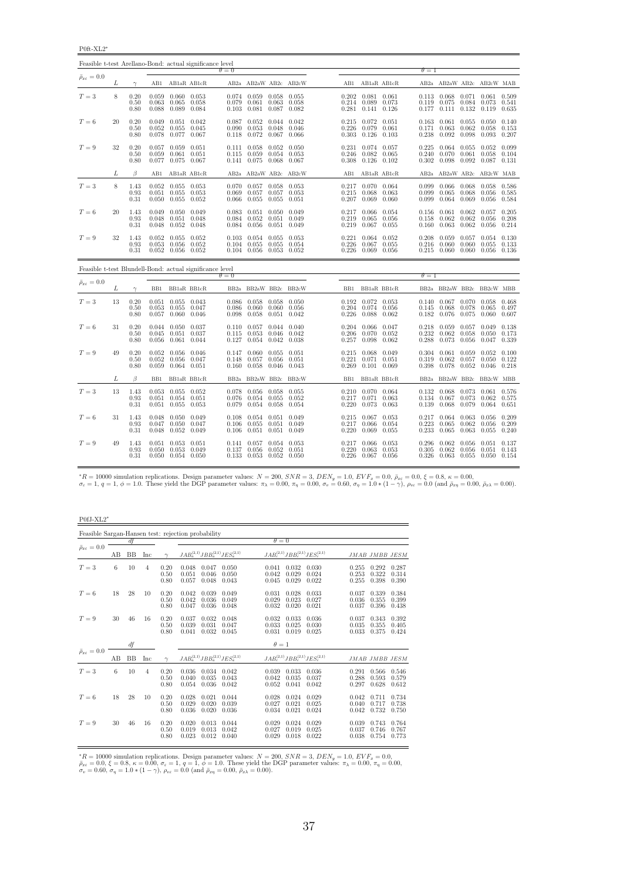P0ft-XL2*

Feasible t-test Arellano-Bond: actual significance level

| $\bar{\rho}_{x\varepsilon}=0.0$ | | | $\theta=0$ | | | | | | | | $\theta=1$ | | | | | | | | |
|---|---|---|---|---|---|---|---|---|---|---|---|---|---|---|---|---|---|---|---|
| | $L$ | $\gamma$ | AB1 | AB1aR | AB1cR | AB2a | AB2aW | AB2c | AB2cW | AB1 | AB1aR | AB1cR | AB2a | AB2aW | AB2c | AB2cW | MAB |
| $T=3$ | 8 | 0.20 | 0.059 | 0.060 | 0.053 | 0.074 | 0.059 | 0.058 | 0.055 | 0.202 | 0.081 | 0.061 | 0.113 | 0.068 | 0.071 | 0.061 | 0.509 |
| | | 0.50 | 0.063 | 0.065 | 0.058 | 0.079 | 0.061 | 0.063 | 0.058 | 0.214 | 0.089 | 0.073 | 0.119 | 0.075 | 0.084 | 0.073 | 0.541 |
| | | 0.80 | 0.088 | 0.089 | 0.084 | 0.103 | 0.081 | 0.087 | 0.082 | 0.281 | 0.141 | 0.126 | 0.177 | 0.111 | 0.132 | 0.119 | 0.635 |
| $T=6$ | 20 | 0.20 | 0.049 | 0.051 | 0.042 | 0.087 | 0.052 | 0.044 | 0.042 | 0.215 | 0.072 | 0.051 | 0.163 | 0.061 | 0.055 | 0.050 | 0.140 |
| | | 0.50 | 0.052 | 0.055 | 0.045 | 0.090 | 0.053 | 0.048 | 0.046 | 0.226 | 0.079 | 0.061 | 0.171 | 0.063 | 0.062 | 0.058 | 0.153 |
| | | 0.80 | 0.078 | 0.077 | 0.067 | 0.118 | 0.072 | 0.067 | 0.066 | 0.303 | 0.126 | 0.103 | 0.238 | 0.092 | 0.098 | 0.093 | 0.207 |
| $T=9$ | 32 | 0.20 | 0.057 | 0.059 | 0.051 | 0.111 | 0.058 | 0.052 | 0.050 | 0.231 | 0.074 | 0.057 | 0.225 | 0.064 | 0.055 | 0.052 | 0.099 |
| | | 0.50 | 0.059 | 0.061 | 0.051 | 0.115 | 0.059 | 0.054 | 0.053 | 0.246 | 0.082 | 0.065 | 0.240 | 0.070 | 0.061 | 0.058 | 0.104 |
| | | 0.80 | 0.077 | 0.075 | 0.067 | 0.141 | 0.075 | 0.068 | 0.067 | 0.308 | 0.126 | 0.102 | 0.302 | 0.098 | 0.092 | 0.087 | 0.131 |
| | $L$ | $\beta$ | AB1 | AB1aR | AB1cR | AB2a | AB2aW | AB2c | AB2cW | AB1 | AB1aR | AB1cR | AB2a | AB2aW | AB2c | AB2cW | MAB |
| $T=3$ | 8 | 1.43 | 0.052 | 0.055 | 0.053 | 0.070 | 0.057 | 0.058 | 0.053 | 0.217 | 0.070 | 0.064 | 0.099 | 0.066 | 0.068 | 0.058 | 0.586 |
| | | 0.93 | 0.051 | 0.055 | 0.053 | 0.069 | 0.057 | 0.057 | 0.053 | 0.215 | 0.068 | 0.063 | 0.099 | 0.065 | 0.068 | 0.056 | 0.585 |
| | | 0.31 | 0.050 | 0.055 | 0.052 | 0.066 | 0.055 | 0.055 | 0.051 | 0.207 | 0.069 | 0.060 | 0.099 | 0.064 | 0.069 | 0.056 | 0.584 |
| $T=6$ | 20 | 1.43 | 0.049 | 0.050 | 0.049 | 0.083 | 0.051 | 0.050 | 0.049 | 0.217 | 0.066 | 0.054 | 0.156 | 0.061 | 0.062 | 0.057 | 0.205 |
| | | 0.93 | 0.048 | 0.051 | 0.048 | 0.084 | 0.052 | 0.051 | 0.049 | 0.219 | 0.065 | 0.056 | 0.158 | 0.062 | 0.062 | 0.056 | 0.208 |
| | | 0.31 | 0.048 | 0.052 | 0.048 | 0.084 | 0.056 | 0.051 | 0.049 | 0.219 | 0.067 | 0.055 | 0.160 | 0.063 | 0.062 | 0.056 | 0.214 |
| $T=9$ | 32 | 1.43 | 0.052 | 0.055 | 0.052 | 0.103 | 0.054 | 0.055 | 0.053 | 0.221 | 0.064 | 0.052 | 0.208 | 0.059 | 0.057 | 0.054 | 0.130 |
| | | 0.93 | 0.053 | 0.056 | 0.052 | 0.104 | 0.055 | 0.055 | 0.054 | 0.226 | 0.067 | 0.055 | 0.216 | 0.060 | 0.060 | 0.055 | 0.133 |
| | | 0.31 | 0.052 | 0.056 | 0.052 | 0.104 | 0.056 | 0.053 | 0.052 | 0.226 | 0.069 | 0.056 | 0.215 | 0.060 | 0.060 | 0.056 | 0.136 |

Feasible t-test Blundell-Bond: actual significance level

| $\bar{\rho}_{x\varepsilon}=0.0$ | | | $\theta=0$ | | | | | | | | $\theta=1$ | | | | | | | | |
|---|---|---|---|---|---|---|---|---|---|---|---|---|---|---|---|---|---|---|---|
| | $L$ | $\gamma$ | BB1 | BB1aR | BB1cR | BB2a | BB2aW | BB2c | BB2cW | BB1 | BB1aR | BB1cR | BB2a | BB2aW | BB2c | BB2cW | MBB |
| $T=3$ | 13 | 0.20 | 0.051 | 0.055 | 0.043 | 0.086 | 0.058 | 0.058 | 0.050 | 0.192 | 0.072 | 0.053 | 0.140 | 0.067 | 0.070 | 0.058 | 0.468 |
| | | 0.50 | 0.053 | 0.055 | 0.047 | 0.086 | 0.060 | 0.060 | 0.056 | 0.204 | 0.074 | 0.056 | 0.145 | 0.068 | 0.078 | 0.065 | 0.497 |
| | | 0.80 | 0.057 | 0.060 | 0.046 | 0.098 | 0.058 | 0.051 | 0.042 | 0.226 | 0.088 | 0.062 | 0.182 | 0.076 | 0.075 | 0.060 | 0.607 |
| $T=6$ | 31 | 0.20 | 0.044 | 0.050 | 0.037 | 0.110 | 0.057 | 0.044 | 0.040 | 0.204 | 0.066 | 0.047 | 0.218 | 0.059 | 0.057 | 0.049 | 0.138 |
| | | 0.50 | 0.045 | 0.051 | 0.037 | 0.115 | 0.053 | 0.046 | 0.042 | 0.206 | 0.070 | 0.052 | 0.232 | 0.062 | 0.058 | 0.050 | 0.173 |
| | | 0.80 | 0.056 | 0.061 | 0.044 | 0.127 | 0.054 | 0.042 | 0.038 | 0.257 | 0.098 | 0.062 | 0.288 | 0.073 | 0.056 | 0.047 | 0.339 |
| $T=9$ | 49 | 0.20 | 0.052 | 0.056 | 0.046 | 0.147 | 0.060 | 0.055 | 0.051 | 0.215 | 0.068 | 0.049 | 0.304 | 0.061 | 0.059 | 0.052 | 0.100 |
| | | 0.50 | 0.052 | 0.056 | 0.047 | 0.148 | 0.057 | 0.056 | 0.051 | 0.221 | 0.071 | 0.051 | 0.319 | 0.062 | 0.057 | 0.050 | 0.122 |
| | | 0.80 | 0.059 | 0.064 | 0.051 | 0.160 | 0.058 | 0.046 | 0.043 | 0.269 | 0.101 | 0.069 | 0.398 | 0.078 | 0.052 | 0.046 | 0.218 |
| | $L$ | $\beta$ | BB1 | BB1aR | BB1cR | BB2a | BB2aW | BB2c | BB2cW | BB1 | BB1aR | BB1cR | BB2a | BB2aW | BB2c | BB2cW | MBB |
| $T=3$ | 13 | 1.43 | 0.053 | 0.055 | 0.052 | 0.078 | 0.056 | 0.058 | 0.055 | 0.210 | 0.070 | 0.064 | 0.132 | 0.068 | 0.073 | 0.061 | 0.576 |
| | | 0.93 | 0.051 | 0.054 | 0.051 | 0.076 | 0.054 | 0.055 | 0.052 | 0.217 | 0.071 | 0.063 | 0.134 | 0.067 | 0.073 | 0.062 | 0.575 |
| | | 0.31 | 0.051 | 0.055 | 0.053 | 0.079 | 0.054 | 0.058 | 0.054 | 0.220 | 0.073 | 0.063 | 0.139 | 0.068 | 0.079 | 0.064 | 0.651 |
| $T=6$ | 31 | 1.43 | 0.048 | 0.050 | 0.049 | 0.108 | 0.054 | 0.051 | 0.049 | 0.215 | 0.067 | 0.053 | 0.217 | 0.064 | 0.063 | 0.056 | 0.209 |
| | | 0.93 | 0.047 | 0.050 | 0.047 | 0.106 | 0.055 | 0.051 | 0.049 | 0.217 | 0.066 | 0.054 | 0.223 | 0.065 | 0.062 | 0.056 | 0.209 |
| | | 0.31 | 0.048 | 0.052 | 0.049 | 0.106 | 0.051 | 0.051 | 0.049 | 0.220 | 0.069 | 0.055 | 0.233 | 0.065 | 0.063 | 0.055 | 0.240 |
| $T=9$ | 49 | 1.43 | 0.051 | 0.053 | 0.051 | 0.141 | 0.057 | 0.054 | 0.053 | 0.217 | 0.066 | 0.053 | 0.296 | 0.062 | 0.056 | 0.051 | 0.137 |
| | | 0.93 | 0.050 | 0.053 | 0.049 | 0.137 | 0.056 | 0.052 | 0.051 | 0.220 | 0.063 | 0.053 | 0.305 | 0.062 | 0.056 | 0.051 | 0.143 |
| | | 0.31 | 0.050 | 0.054 | 0.050 | 0.133 | 0.053 | 0.052 | 0.050 | 0.226 | 0.067 | 0.056 | 0.326 | 0.063 | 0.055 | 0.050 | 0.154 |

$^*R = 10000$ simulation replications. Design parameter values: $N = 200$, $SNR = 3$, $DEN_y = 1.0$, $EVF_x = 0.0$, $\bar{\rho}_{x\varepsilon} = 0.0$, $\xi = 0.8$, $\kappa = 0.00$, $\sigma_\varepsilon = 1$, $q = 1$, $\phi = 1.0$. These yield the DGP parameter values: $\pi_\lambda = 0.00$, $\pi_\eta = 0.00$, $\sigma_v = 0.60$, $\sigma_\eta = 1.0 * (1-\gamma)$, $\rho_{v\varepsilon} = 0.0$ (and $\bar{\rho}_{x\eta} = 0.00$, $\bar{\rho}_{x\lambda} = 0.00$).

P0fJ-XL2*

Feasible Sargan-Hansen test: rejection probability

| $\bar{\rho}_{x\varepsilon}=0.0$ | df | | | | $\theta=0$ | | | | | | | | |
|---|---|---|---|---|---|---|---|---|---|---|---|---|---|
| | AB | BB | Inc | $\gamma$ | $JAB_a^{(2,1)}$ | $JBB_a^{(2,1)}$ | $JES_a^{(2,1)}$ | $JAB_c^{(2,1)}$ | $JBB_c^{(2,1)}$ | $JES_c^{(2,1)}$ | $JMAB$ | $JMBB$ | $JESM$ |
| $T=3$ | 6 | 10 | 4 | 0.20 | 0.048 | 0.047 | 0.050 | 0.041 | 0.032 | 0.030 | 0.255 | 0.292 | 0.287 |
| | | | | 0.50 | 0.051 | 0.046 | 0.050 | 0.042 | 0.029 | 0.024 | 0.253 | 0.322 | 0.314 |
| | | | | 0.80 | 0.057 | 0.048 | 0.043 | 0.045 | 0.029 | 0.022 | 0.255 | 0.398 | 0.390 |
| $T=6$ | 18 | 28 | 10 | 0.20 | 0.042 | 0.039 | 0.049 | 0.031 | 0.028 | 0.033 | 0.037 | 0.339 | 0.384 |
| | | | | 0.50 | 0.042 | 0.036 | 0.049 | 0.029 | 0.023 | 0.027 | 0.036 | 0.355 | 0.399 |
| | | | | 0.80 | 0.047 | 0.036 | 0.048 | 0.032 | 0.020 | 0.021 | 0.037 | 0.396 | 0.438 |
| $T=9$ | 30 | 46 | 16 | 0.20 | 0.037 | 0.032 | 0.048 | 0.032 | 0.033 | 0.036 | 0.037 | 0.343 | 0.392 |
| | | | | 0.50 | 0.039 | 0.031 | 0.047 | 0.033 | 0.025 | 0.030 | 0.035 | 0.355 | 0.405 |
| | | | | 0.80 | 0.041 | 0.032 | 0.045 | 0.031 | 0.019 | 0.025 | 0.033 | 0.375 | 0.424 |
| $\bar{\rho}_{x\varepsilon}=0.0$ | df | | | | $\theta=1$ | | | | | | | | |
| | AB | BB | Inc | $\gamma$ | $JAB_a^{(2,1)}$ | $JBB_a^{(2,1)}$ | $JES_a^{(2,1)}$ | $JAB_c^{(2,1)}$ | $JBB_c^{(2,1)}$ | $JES_c^{(2,1)}$ | $JMAB$ | $JMBB$ | $JESM$ |
| $T=3$ | 6 | 10 | 4 | 0.20 | 0.036 | 0.034 | 0.042 | 0.039 | 0.033 | 0.036 | 0.291 | 0.566 | 0.546 |
| | | | | 0.50 | 0.040 | 0.035 | 0.043 | 0.042 | 0.035 | 0.037 | 0.288 | 0.593 | 0.579 |
| | | | | 0.80 | 0.054 | 0.036 | 0.042 | 0.052 | 0.041 | 0.042 | 0.297 | 0.628 | 0.612 |
| $T=6$ | 18 | 28 | 10 | 0.20 | 0.028 | 0.021 | 0.044 | 0.028 | 0.024 | 0.029 | 0.042 | 0.711 | 0.734 |
| | | | | 0.50 | 0.029 | 0.020 | 0.039 | 0.027 | 0.021 | 0.025 | 0.040 | 0.717 | 0.738 |
| | | | | 0.80 | 0.036 | 0.020 | 0.036 | 0.034 | 0.021 | 0.024 | 0.042 | 0.732 | 0.750 |
| $T=9$ | 30 | 46 | 16 | 0.20 | 0.020 | 0.013 | 0.044 | 0.029 | 0.024 | 0.029 | 0.039 | 0.743 | 0.764 |
| | | | | 0.50 | 0.019 | 0.013 | 0.042 | 0.027 | 0.019 | 0.025 | 0.037 | 0.746 | 0.767 |
| | | | | 0.80 | 0.023 | 0.012 | 0.040 | 0.029 | 0.018 | 0.022 | 0.038 | 0.754 | 0.773 |

$^*R = 10000$ simulation replications. Design parameter values: $N = 200$, $SNR = 3$, $DEN_y = 1.0$, $EVF_x = 0.0$, $\bar{\rho}_{x\varepsilon} = 0.0$, $\xi = 0.8$, $\kappa = 0.00$, $\sigma_\varepsilon = 1$, $q = 1$, $\phi = 1.0$. These yield the DGP parameter values: $\pi_\lambda = 0.00$, $\pi_\eta = 0.00$, $\sigma_v = 0.60$, $\sigma_\eta = 1.0 * (1-\gamma)$, $\rho_{v\varepsilon} = 0.0$ (and $\bar{\rho}_{x\eta} = 0.00$, $\bar{\rho}_{x\lambda} = 0.00$).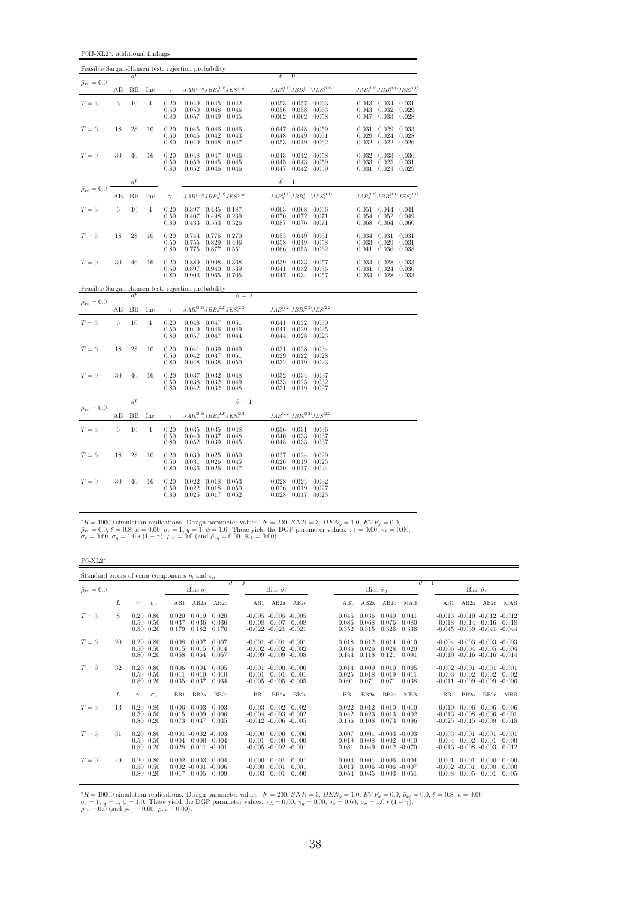P0fJ-XL2*: additional findings

Feasible Sargan-Hansen test: rejection probability

| $\bar{\rho}_{x\varepsilon}=0.0$ | df AB | BB | Inc | $\gamma$ | $\theta=0$ $JAB^{(1,0)}$ | $JBB_a^{(1,0)}$ | $JES^{(1,0)}$ | $JAB_a^{(1,1)}$ | $JBB_a^{(1,1)}$ | $JES_a^{(1,1)}$ | $JAB_c^{(1,1)}$ | $JBB_c^{(1,1)}$ | $JES_c^{(1,1)}$ |
|---|---|---|---|---|---|---|---|---|---|---|---|---|---|
| $T=3$ | 6 | 10 | 4 | 0.20 | 0.049 | 0.045 | 0.042 | 0.053 | 0.057 | 0.063 | 0.043 | 0.034 | 0.031 |
| | | | | 0.50 | 0.050 | 0.048 | 0.046 | 0.056 | 0.058 | 0.063 | 0.043 | 0.032 | 0.029 |
| | | | | 0.80 | 0.057 | 0.049 | 0.045 | 0.062 | 0.062 | 0.058 | 0.047 | 0.033 | 0.028 |
| $T=6$ | 18 | 28 | 10 | 0.20 | 0.045 | 0.046 | 0.046 | 0.047 | 0.048 | 0.059 | 0.031 | 0.029 | 0.033 |
| | | | | 0.50 | 0.045 | 0.042 | 0.043 | 0.048 | 0.049 | 0.061 | 0.029 | 0.024 | 0.028 |
| | | | | 0.80 | 0.049 | 0.048 | 0.047 | 0.053 | 0.049 | 0.062 | 0.032 | 0.022 | 0.026 |
| $T=9$ | 30 | 46 | 16 | 0.20 | 0.048 | 0.047 | 0.046 | 0.043 | 0.042 | 0.058 | 0.032 | 0.033 | 0.036 |
| | | | | 0.50 | 0.050 | 0.045 | 0.045 | 0.045 | 0.043 | 0.059 | 0.033 | 0.025 | 0.031 |
| | | | | 0.80 | 0.052 | 0.046 | 0.046 | 0.047 | 0.042 | 0.059 | 0.031 | 0.023 | 0.029 |

| $\bar{\rho}_{x\varepsilon}=0.0$ | df AB | BB | Inc | $\gamma$ | $\theta=1$ $JAB^{(1,0)}$ | $JBB_a^{(1,0)}$ | $JES^{(1,0)}$ | $JAB_a^{(1,1)}$ | $JBB_a^{(1,1)}$ | $JES_a^{(1,1)}$ | $JAB_c^{(1,1)}$ | $JBB_c^{(1,1)}$ | $JES_c^{(1,1)}$ |
|---|---|---|---|---|---|---|---|---|---|---|---|---|---|
| $T=3$ | 6 | 10 | 4 | 0.20 | 0.397 | 0.435 | 0.187 | 0.063 | 0.068 | 0.066 | 0.051 | 0.044 | 0.041 |
| | | | | 0.50 | 0.407 | 0.498 | 0.269 | 0.070 | 0.072 | 0.071 | 0.054 | 0.052 | 0.049 |
| | | | | 0.80 | 0.433 | 0.553 | 0.326 | 0.087 | 0.076 | 0.071 | 0.068 | 0.064 | 0.060 |
| $T=6$ | 18 | 28 | 10 | 0.20 | 0.744 | 0.776 | 0.270 | 0.053 | 0.049 | 0.061 | 0.034 | 0.031 | 0.031 |
| | | | | 0.50 | 0.755 | 0.829 | 0.406 | 0.058 | 0.049 | 0.058 | 0.033 | 0.029 | 0.031 |
| | | | | 0.80 | 0.775 | 0.877 | 0.551 | 0.066 | 0.055 | 0.062 | 0.041 | 0.036 | 0.038 |
| $T=9$ | 30 | 46 | 16 | 0.20 | 0.889 | 0.908 | 0.368 | 0.039 | 0.033 | 0.057 | 0.034 | 0.028 | 0.033 |
| | | | | 0.50 | 0.897 | 0.940 | 0.539 | 0.041 | 0.032 | 0.056 | 0.031 | 0.024 | 0.030 |
| | | | | 0.80 | 0.903 | 0.965 | 0.705 | 0.047 | 0.034 | 0.057 | 0.034 | 0.028 | 0.033 |

Feasible Sargan-Hansen test: rejection probability

| $\bar{\rho}_{x\varepsilon}=0.0$ | df AB | BB | Inc | $\gamma$ | $\theta=0$ $JAB_a^{(2,2)}$ | $JBB_a^{(2,2)}$ | $JES_a^{(2,2)}$ | $JAB_c^{(2,2)}$ | $JBB_c^{(2,2)}$ | $JES_c^{(2,2)}$ |
|---|---|---|---|---|---|---|---|---|---|---|
| $T=3$ | 6 | 10 | 4 | 0.20 | 0.048 | 0.047 | 0.051 | 0.041 | 0.032 | 0.030 |
| | | | | 0.50 | 0.049 | 0.046 | 0.049 | 0.041 | 0.029 | 0.025 |
| | | | | 0.80 | 0.057 | 0.047 | 0.044 | 0.044 | 0.028 | 0.023 |
| $T=6$ | 18 | 28 | 10 | 0.20 | 0.041 | 0.039 | 0.049 | 0.031 | 0.028 | 0.034 |
| | | | | 0.50 | 0.042 | 0.037 | 0.051 | 0.029 | 0.022 | 0.028 |
| | | | | 0.80 | 0.048 | 0.038 | 0.050 | 0.032 | 0.019 | 0.023 |
| $T=9$ | 30 | 46 | 16 | 0.20 | 0.037 | 0.032 | 0.048 | 0.032 | 0.034 | 0.037 |
| | | | | 0.50 | 0.038 | 0.032 | 0.049 | 0.033 | 0.025 | 0.032 |
| | | | | 0.80 | 0.042 | 0.032 | 0.048 | 0.031 | 0.019 | 0.027 |

| $\bar{\rho}_{x\varepsilon}=0.0$ | df AB | BB | Inc | $\gamma$ | $\theta=1$ $JAB_a^{(2,2)}$ | $JBB_a^{(2,2)}$ | $JES_a^{(2,2)}$ | $JAB_c^{(2,2)}$ | $JBB_c^{(2,2)}$ | $JES_c^{(2,2)}$ |
|---|---|---|---|---|---|---|---|---|---|---|
| $T=3$ | 6 | 10 | 4 | 0.20 | 0.035 | 0.035 | 0.048 | 0.036 | 0.031 | 0.036 |
| | | | | 0.50 | 0.040 | 0.037 | 0.048 | 0.040 | 0.033 | 0.037 |
| | | | | 0.80 | 0.052 | 0.039 | 0.045 | 0.048 | 0.033 | 0.037 |
| $T=6$ | 18 | 28 | 10 | 0.20 | 0.030 | 0.025 | 0.050 | 0.027 | 0.024 | 0.029 |
| | | | | 0.50 | 0.031 | 0.026 | 0.045 | 0.026 | 0.019 | 0.025 |
| | | | | 0.80 | 0.036 | 0.026 | 0.047 | 0.030 | 0.017 | 0.024 |
| $T=9$ | 30 | 46 | 16 | 0.20 | 0.022 | 0.018 | 0.053 | 0.028 | 0.024 | 0.032 |
| | | | | 0.50 | 0.022 | 0.018 | 0.050 | 0.026 | 0.019 | 0.027 |
| | | | | 0.80 | 0.025 | 0.017 | 0.052 | 0.028 | 0.017 | 0.023 |

$^*R = 10000$ simulation replications. Design parameter values: $N = 200$, $SNR = 3$, $DEN_y = 1.0$, $EVF_x = 0.0$, $\bar{\rho}_{x\varepsilon} = 0.0$, $\xi = 0.8$, $\kappa = 0.00$, $\sigma_\varepsilon = 1$, $q = 1$, $\phi = 1.0$. These yield the DGP parameter values: $\pi_\lambda = 0.00$, $\pi_\eta = 0.00$, $\sigma_v = 0.60$, $\sigma_\eta = 1.0 * (1 - \gamma)$, $\rho_{v\varepsilon} = 0.0$ (and $\bar{\rho}_{x\eta} = 0.00$, $\bar{\rho}_{x\lambda} = 0.00$).

P0-XL2*

Standard errors of error components $\eta_i$ and $\varepsilon_{it}$

| $\bar{\rho}_{x\varepsilon}=0.0$ | $L$ | $\gamma$ | $\sigma_\eta$ | $\theta=0$ Bias $\hat{\sigma}_\eta$ AB1 | AB2a | AB2c | Bias $\hat{\sigma}_\varepsilon$ AB1 | AB2a | AB2c | $\theta=1$ Bias $\hat{\sigma}_\eta$ AB1 | AB2a | AB2c | MAB | Bias $\hat{\sigma}_\varepsilon$ AB1 | AB2a | AB2c | MAB |
|---|---|---|---|---|---|---|---|---|---|---|---|---|---|---|---|---|---|
| $T=3$ | 8 | 0.20 | 0.80 | 0.020 | 0.019 | 0.020 | -0.005 | -0.005 | -0.005 | 0.045 | 0.036 | 0.040 | 0.041 | -0.013 | -0.010 | -0.012 | -0.012 |
| | | 0.50 | 0.50 | 0.037 | 0.036 | 0.036 | -0.008 | -0.007 | -0.008 | 0.086 | 0.068 | 0.076 | 0.080 | -0.018 | -0.014 | -0.016 | -0.018 |
| | | 0.80 | 0.20 | 0.179 | 0.182 | 0.176 | -0.022 | -0.021 | -0.021 | 0.352 | 0.315 | 0.326 | 0.336 | -0.045 | -0.039 | -0.041 | -0.044 |
| $T=6$ | 20 | 0.20 | 0.80 | 0.008 | 0.007 | 0.007 | -0.001 | -0.001 | -0.001 | 0.018 | 0.012 | 0.014 | 0.010 | -0.004 | -0.003 | -0.003 | -0.003 |
| | | 0.50 | 0.50 | 0.015 | 0.015 | 0.014 | -0.002 | -0.002 | -0.002 | 0.036 | 0.026 | 0.028 | 0.020 | -0.006 | -0.004 | -0.005 | -0.004 |
| | | 0.80 | 0.20 | 0.058 | 0.064 | 0.057 | -0.009 | -0.009 | -0.008 | 0.144 | 0.118 | 0.121 | 0.091 | -0.019 | -0.016 | -0.016 | -0.014 |
| $T=9$ | 32 | 0.20 | 0.80 | 0.006 | 0.004 | 0.005 | -0.001 | -0.000 | -0.000 | 0.014 | 0.009 | 0.010 | 0.005 | -0.002 | -0.001 | -0.001 | -0.001 |
| | | 0.50 | 0.50 | 0.011 | 0.010 | 0.010 | -0.001 | -0.001 | -0.001 | 0.025 | 0.018 | 0.019 | 0.011 | -0.003 | -0.002 | -0.002 | -0.002 |
| | | 0.80 | 0.20 | 0.035 | 0.037 | 0.034 | -0.005 | -0.005 | -0.005 | 0.091 | 0.071 | 0.071 | 0.038 | -0.011 | -0.009 | -0.009 | -0.006 |
| | $L$ | $\gamma$ | $\sigma_\eta$ | BB1 | BB2a | BB2c | BB1 | BB2a | BB2c | BB1 | BB2a | BB2c | MBB | BB1 | BB2a | BB2c | MBB |
| $T=3$ | 13 | 0.20 | 0.80 | 0.006 | 0.003 | 0.003 | -0.003 | -0.002 | -0.002 | 0.022 | 0.012 | 0.010 | 0.010 | -0.010 | -0.006 | -0.006 | -0.006 |
| | | 0.50 | 0.50 | 0.015 | 0.009 | 0.006 | -0.004 | -0.003 | -0.002 | 0.042 | 0.023 | 0.013 | 0.002 | -0.013 | -0.008 | -0.006 | -0.001 |
| | | 0.80 | 0.20 | 0.073 | 0.047 | 0.035 | -0.012 | -0.006 | -0.005 | 0.156 | 0.108 | 0.073 | 0.096 | -0.025 | -0.015 | -0.009 | 0.018 |
| $T=6$ | 31 | 0.20 | 0.80 | -0.001 | -0.002 | -0.003 | -0.000 | 0.000 | 0.000 | 0.007 | 0.001 | -0.003 | -0.003 | -0.003 | -0.001 | -0.001 | -0.001 |
| | | 0.50 | 0.50 | 0.004 | -0.000 | -0.004 | -0.001 | 0.000 | 0.000 | 0.019 | 0.008 | -0.002 | -0.010 | -0.004 | -0.002 | -0.001 | 0.000 |
| | | 0.80 | 0.20 | 0.028 | 0.011 | -0.001 | -0.005 | -0.002 | -0.001 | 0.081 | 0.049 | 0.012 | -0.070 | -0.013 | -0.008 | -0.003 | 0.012 |
| $T=9$ | 49 | 0.20 | 0.80 | -0.002 | -0.003 | -0.004 | 0.000 | 0.001 | 0.001 | 0.004 | 0.001 | -0.006 | -0.004 | -0.001 | -0.001 | 0.000 | -0.000 |
| | | 0.50 | 0.50 | 0.002 | -0.001 | -0.006 | -0.000 | 0.001 | 0.001 | 0.013 | 0.006 | -0.006 | -0.007 | -0.002 | -0.001 | 0.000 | 0.000 |
| | | 0.80 | 0.20 | 0.017 | 0.005 | -0.009 | -0.003 | -0.001 | 0.000 | 0.054 | 0.035 | -0.003 | -0.051 | -0.008 | -0.005 | -0.001 | 0.005 |

$^*R = 10000$ simulation replications. Design parameter values: $N = 200$, $SNR = 3$, $DEN_y = 1.0$, $EVF_x = 0.0$, $\bar{\rho}_{x\varepsilon} = 0.0$, $\xi = 0.8$, $\kappa = 0.00$, $\sigma_\varepsilon = 1$, $q = 1$, $\phi = 1.0$. These yield the DGP parameter values: $\pi_\lambda = 0.00$, $\pi_\eta = 0.00$, $\sigma_v = 0.60$, $\sigma_\eta = 1.0 * (1 - \gamma)$, $\rho_{v\varepsilon} = 0.0$ (and $\bar{\rho}_{x\eta} = 0.00$, $\bar{\rho}_{x\lambda} = 0.00$).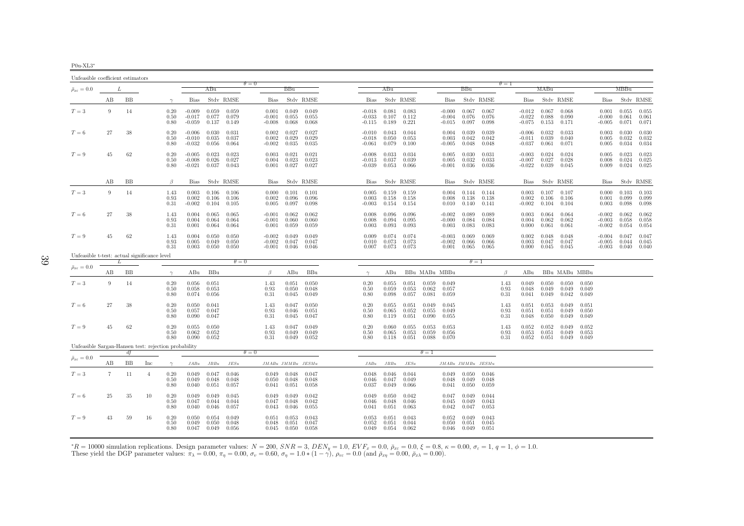P0u-XL3*

Unfeasible coefficient estimators

| $\bar{\rho}_{x\varepsilon}=0.0$ | L | | | $\theta=0$ ABu | | | BBu | | | $\theta=1$ ABu | | | BBu | | | MABu | | | MBBu | | |
|---|---|---|---|---|---|---|---|---|---|---|---|---|---|---|---|---|---|---|---|---|---|
| | AB | BB | $\gamma$ | Bias | Stdv | RMSE | Bias | Stdv | RMSE | Bias | Stdv | RMSE | Bias | Stdv | RMSE | Bias | Stdv | RMSE | Bias | Stdv | RMSE |
| $T=3$ | 9 | 14 | 0.20 | -0.009 | 0.059 | 0.059 | 0.001 | 0.049 | 0.049 | -0.018 | 0.081 | 0.083 | -0.000 | 0.067 | 0.067 | -0.012 | 0.067 | 0.068 | 0.001 | 0.055 | 0.055 |
| | | | 0.50 | -0.017 | 0.077 | 0.079 | -0.001 | 0.055 | 0.055 | -0.033 | 0.107 | 0.112 | -0.004 | 0.076 | 0.076 | -0.022 | 0.088 | 0.090 | -0.000 | 0.061 | 0.061 |
| | | | 0.80 | -0.059 | 0.137 | 0.149 | -0.008 | 0.068 | 0.068 | -0.115 | 0.189 | 0.221 | -0.015 | 0.097 | 0.098 | -0.075 | 0.153 | 0.171 | -0.005 | 0.071 | 0.071 |
| $T=6$ | 27 | 38 | 0.20 | -0.006 | 0.030 | 0.031 | 0.002 | 0.027 | 0.027 | -0.010 | 0.043 | 0.044 | 0.004 | 0.039 | 0.039 | -0.006 | 0.032 | 0.033 | 0.003 | 0.030 | 0.030 |
| | | | 0.50 | -0.010 | 0.035 | 0.037 | 0.002 | 0.029 | 0.029 | -0.018 | 0.050 | 0.053 | 0.003 | 0.042 | 0.042 | -0.011 | 0.039 | 0.040 | 0.005 | 0.032 | 0.032 |
| | | | 0.80 | -0.032 | 0.056 | 0.064 | -0.002 | 0.035 | 0.035 | -0.061 | 0.079 | 0.100 | -0.005 | 0.048 | 0.048 | -0.037 | 0.061 | 0.071 | 0.005 | 0.034 | 0.034 |
| $T=9$ | 45 | 62 | 0.20 | -0.005 | 0.023 | 0.023 | 0.003 | 0.021 | 0.021 | -0.008 | 0.033 | 0.034 | 0.005 | 0.030 | 0.031 | -0.003 | 0.024 | 0.024 | 0.005 | 0.023 | 0.023 |
| | | | 0.50 | -0.008 | 0.026 | 0.027 | 0.004 | 0.023 | 0.023 | -0.013 | 0.037 | 0.039 | 0.005 | 0.032 | 0.033 | -0.007 | 0.027 | 0.028 | 0.008 | 0.024 | 0.025 |
| | | | 0.80 | -0.021 | 0.037 | 0.043 | 0.001 | 0.027 | 0.027 | -0.039 | 0.053 | 0.066 | -0.001 | 0.036 | 0.036 | -0.022 | 0.039 | 0.045 | 0.009 | 0.024 | 0.025 |
| | AB | BB | $\beta$ | Bias | Stdv | RMSE | Bias | Stdv | RMSE | Bias | Stdv | RMSE | Bias | Stdv | RMSE | Bias | Stdv | RMSE | Bias | Stdv | RMSE |
| $T=3$ | 9 | 14 | 1.43 | 0.003 | 0.106 | 0.106 | 0.000 | 0.101 | 0.101 | 0.005 | 0.159 | 0.159 | 0.004 | 0.144 | 0.144 | 0.003 | 0.107 | 0.107 | 0.000 | 0.103 | 0.103 |
| | | | 0.93 | 0.002 | 0.106 | 0.106 | 0.002 | 0.096 | 0.096 | 0.003 | 0.158 | 0.158 | 0.008 | 0.138 | 0.138 | 0.002 | 0.106 | 0.106 | 0.001 | 0.099 | 0.099 |
| | | | 0.31 | -0.002 | 0.104 | 0.105 | 0.005 | 0.097 | 0.098 | -0.003 | 0.154 | 0.154 | 0.010 | 0.140 | 0.141 | -0.002 | 0.104 | 0.104 | 0.003 | 0.098 | 0.098 |
| $T=6$ | 27 | 38 | 1.43 | 0.004 | 0.065 | 0.065 | -0.001 | 0.062 | 0.062 | 0.008 | 0.096 | 0.096 | -0.002 | 0.089 | 0.089 | 0.003 | 0.064 | 0.064 | -0.002 | 0.062 | 0.062 |
| | | | 0.93 | 0.004 | 0.064 | 0.064 | -0.001 | 0.060 | 0.060 | 0.008 | 0.094 | 0.095 | -0.000 | 0.084 | 0.084 | 0.004 | 0.062 | 0.062 | -0.003 | 0.058 | 0.058 |
| | | | 0.31 | 0.001 | 0.064 | 0.064 | 0.001 | 0.059 | 0.059 | 0.003 | 0.093 | 0.093 | 0.003 | 0.083 | 0.083 | 0.000 | 0.061 | 0.061 | -0.002 | 0.054 | 0.054 |
| $T=9$ | 45 | 62 | 1.43 | 0.004 | 0.050 | 0.050 | -0.002 | 0.049 | 0.049 | 0.009 | 0.074 | 0.074 | -0.003 | 0.069 | 0.069 | 0.002 | 0.048 | 0.048 | -0.004 | 0.047 | 0.047 |
| | | | 0.93 | 0.005 | 0.049 | 0.050 | -0.002 | 0.047 | 0.047 | 0.010 | 0.073 | 0.073 | -0.002 | 0.066 | 0.066 | 0.003 | 0.047 | 0.047 | -0.005 | 0.044 | 0.045 |
| | | | 0.31 | 0.003 | 0.050 | 0.050 | -0.001 | 0.046 | 0.046 | 0.007 | 0.073 | 0.073 | 0.001 | 0.065 | 0.065 | 0.000 | 0.045 | 0.045 | -0.003 | 0.040 | 0.040 |

Unfeasible t-test: actual significance level

| $\bar{\rho}_{x\varepsilon}=0.0$ | L | | $\theta=0$ | | | | | | $\theta=1$ | | | | | | | | | |
|---|---|---|---|---|---|---|---|---|---|---|---|---|---|---|---|---|---|---|
| | AB | BB | $\gamma$ | ABu | BBu | $\beta$ | ABu | BBu | $\gamma$ | ABu | BBu | MABu | MBBu | $\beta$ | ABu | BBu | MABu | MBBu |
| $T=3$ | 9 | 14 | 0.20 | 0.056 | 0.051 | 1.43 | 0.051 | 0.050 | 0.20 | 0.055 | 0.051 | 0.059 | 0.049 | 1.43 | 0.049 | 0.050 | 0.050 | 0.050 |
| | | | 0.50 | 0.058 | 0.053 | 0.93 | 0.050 | 0.048 | 0.50 | 0.059 | 0.053 | 0.062 | 0.057 | 0.93 | 0.048 | 0.049 | 0.049 | 0.049 |
| | | | 0.80 | 0.074 | 0.056 | 0.31 | 0.045 | 0.049 | 0.80 | 0.098 | 0.057 | 0.081 | 0.059 | 0.31 | 0.041 | 0.049 | 0.042 | 0.049 |
| $T=6$ | 27 | 38 | 0.20 | 0.050 | 0.041 | 1.43 | 0.047 | 0.050 | 0.20 | 0.055 | 0.051 | 0.049 | 0.045 | 1.43 | 0.051 | 0.053 | 0.049 | 0.051 |
| | | | 0.50 | 0.057 | 0.047 | 0.93 | 0.046 | 0.051 | 0.50 | 0.065 | 0.052 | 0.055 | 0.049 | 0.93 | 0.051 | 0.051 | 0.049 | 0.050 |
| | | | 0.80 | 0.090 | 0.047 | 0.31 | 0.045 | 0.047 | 0.80 | 0.119 | 0.051 | 0.090 | 0.055 | 0.31 | 0.048 | 0.050 | 0.049 | 0.049 |
| $T=9$ | 45 | 62 | 0.20 | 0.055 | 0.050 | 1.43 | 0.047 | 0.049 | 0.20 | 0.060 | 0.055 | 0.053 | 0.053 | 1.43 | 0.052 | 0.052 | 0.049 | 0.052 |
| | | | 0.50 | 0.062 | 0.052 | 0.93 | 0.049 | 0.049 | 0.50 | 0.065 | 0.053 | 0.059 | 0.056 | 0.93 | 0.053 | 0.051 | 0.049 | 0.053 |
| | | | 0.80 | 0.090 | 0.052 | 0.31 | 0.049 | 0.052 | 0.80 | 0.118 | 0.051 | 0.088 | 0.070 | 0.31 | 0.052 | 0.051 | 0.049 | 0.049 |

Unfeasible Sargan-Hansen test: rejection probability

| $\bar{\rho}_{x\varepsilon}=0.0$ | df | | | | $\theta=0$ | | | | | | $\theta=1$ | | | | | |
|---|---|---|---|---|---|---|---|---|---|---|---|---|---|---|---|---|
| | AB | BB | Inc | $\gamma$ | $JABu$ | $JBBu$ | $JESu$ | $JMABu$ | $JMMBu$ | $JESMu$ | $JABu$ | $JBBu$ | $JESu$ | $JMABu$ | $JMMBu$ | $JESMu$ |
| $T=3$ | 7 | 11 | 4 | 0.20 | 0.049 | 0.047 | 0.046 | 0.049 | 0.048 | 0.047 | 0.048 | 0.046 | 0.044 | 0.049 | 0.050 | 0.046 |
| | | | | 0.50 | 0.049 | 0.048 | 0.048 | 0.050 | 0.048 | 0.048 | 0.046 | 0.047 | 0.049 | 0.048 | 0.049 | 0.048 |
| | | | | 0.80 | 0.040 | 0.051 | 0.057 | 0.041 | 0.051 | 0.058 | 0.037 | 0.049 | 0.066 | 0.041 | 0.050 | 0.059 |
| $T=6$ | 25 | 35 | 10 | 0.20 | 0.049 | 0.049 | 0.045 | 0.049 | 0.049 | 0.042 | 0.049 | 0.050 | 0.042 | 0.047 | 0.049 | 0.044 |
| | | | | 0.50 | 0.047 | 0.044 | 0.044 | 0.047 | 0.048 | 0.042 | 0.046 | 0.048 | 0.046 | 0.045 | 0.049 | 0.043 |
| | | | | 0.80 | 0.040 | 0.046 | 0.057 | 0.043 | 0.046 | 0.055 | 0.041 | 0.051 | 0.063 | 0.042 | 0.047 | 0.053 |
| $T=9$ | 43 | 59 | 16 | 0.20 | 0.050 | 0.054 | 0.049 | 0.051 | 0.053 | 0.043 | 0.053 | 0.051 | 0.043 | 0.052 | 0.049 | 0.043 |
| | | | | 0.50 | 0.049 | 0.050 | 0.048 | 0.048 | 0.051 | 0.047 | 0.052 | 0.051 | 0.044 | 0.050 | 0.051 | 0.045 |
| | | | | 0.80 | 0.047 | 0.049 | 0.056 | 0.045 | 0.050 | 0.058 | 0.049 | 0.054 | 0.062 | 0.046 | 0.049 | 0.051 |

*$R=10000$ simulation replications. Design parameter values: $N=200$, $SNR=3$, $DEN_y=1.0$, $EVF_x=0.0$, $\bar{\rho}_{x\varepsilon}=0.0$, $\xi=0.8$, $\kappa=0.00$, $\sigma_\varepsilon=1$, $q=1$, $\phi=1.0$.
These yield the DGP parameter values: $\pi_\lambda=0.00$, $\pi_\eta=0.00$, $\sigma_v=0.60$, $\sigma_\eta=1.0*(1-\gamma)$, $\rho_{v\varepsilon}=0.0$ (and $\bar{\rho}_{x\eta}=0.00$, $\bar{\rho}_{x\lambda}=0.00$).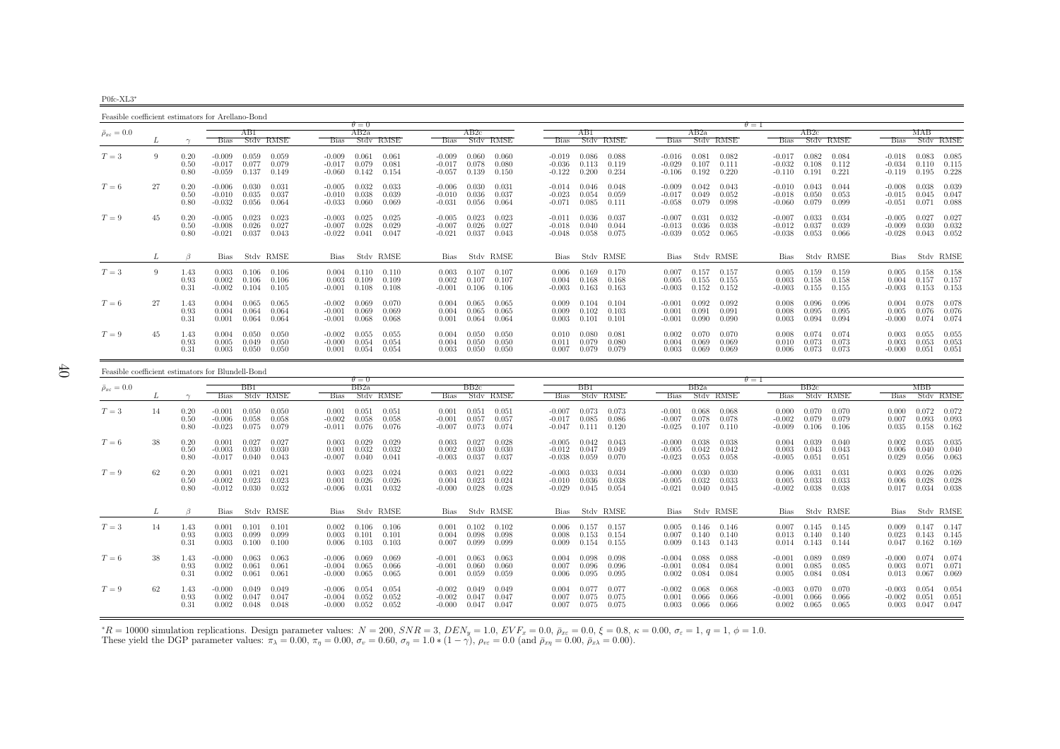P0fc-XL3*

Feasible coefficient estimators for Arellano-Bond

| $\bar{\rho}_{x\varepsilon}=0.0$ | | | $\theta=0$ | | | | | | | | | $\theta=1$ | | | | | | | | | | | |
|---|---|---|---|---|---|---|---|---|---|---|---|---|---|---|---|---|---|---|---|---|---|---|---|
| | | | AB1 | | | AB2a | | | AB2c | | | AB1 | | | AB2a | | | AB2c | | | MAB | | |
| | $L$ | $\gamma$ | Bias | Stdv | RMSE | Bias | Stdv | RMSE | Bias | Stdv | RMSE | Bias | Stdv | RMSE | Bias | Stdv | RMSE | Bias | Stdv | RMSE | Bias | Stdv | RMSE |
| $T=3$ | 9 | 0.20 | -0.009 | 0.059 | 0.059 | -0.009 | 0.061 | 0.061 | -0.009 | 0.060 | 0.060 | -0.019 | 0.086 | 0.088 | -0.016 | 0.081 | 0.082 | -0.017 | 0.082 | 0.084 | -0.018 | 0.083 | 0.085 |
| | | 0.50 | -0.017 | 0.077 | 0.079 | -0.017 | 0.079 | 0.081 | -0.017 | 0.078 | 0.080 | -0.036 | 0.113 | 0.119 | -0.029 | 0.107 | 0.111 | -0.032 | 0.108 | 0.112 | -0.034 | 0.110 | 0.115 |
| | | 0.80 | -0.059 | 0.137 | 0.149 | -0.060 | 0.142 | 0.154 | -0.057 | 0.139 | 0.150 | -0.122 | 0.200 | 0.234 | -0.106 | 0.192 | 0.220 | -0.110 | 0.191 | 0.221 | -0.119 | 0.195 | 0.228 |
| $T=6$ | 27 | 0.20 | -0.006 | 0.030 | 0.031 | -0.005 | 0.032 | 0.033 | -0.006 | 0.030 | 0.031 | -0.014 | 0.046 | 0.048 | -0.009 | 0.042 | 0.043 | -0.010 | 0.043 | 0.044 | -0.008 | 0.038 | 0.039 |
| | | 0.50 | -0.010 | 0.035 | 0.037 | -0.010 | 0.038 | 0.039 | -0.010 | 0.036 | 0.037 | -0.023 | 0.054 | 0.059 | -0.017 | 0.049 | 0.052 | -0.018 | 0.050 | 0.053 | -0.015 | 0.045 | 0.047 |
| | | 0.80 | -0.032 | 0.056 | 0.064 | -0.033 | 0.060 | 0.069 | -0.031 | 0.056 | 0.064 | -0.071 | 0.085 | 0.111 | -0.058 | 0.079 | 0.098 | -0.060 | 0.079 | 0.099 | -0.051 | 0.071 | 0.088 |
| $T=9$ | 45 | 0.20 | -0.005 | 0.023 | 0.023 | -0.003 | 0.025 | 0.025 | -0.005 | 0.023 | 0.023 | -0.011 | 0.036 | 0.037 | -0.007 | 0.031 | 0.032 | -0.007 | 0.033 | 0.034 | -0.005 | 0.027 | 0.027 |
| | | 0.50 | -0.008 | 0.026 | 0.027 | -0.007 | 0.028 | 0.029 | -0.007 | 0.026 | 0.027 | -0.018 | 0.040 | 0.044 | -0.013 | 0.036 | 0.038 | -0.012 | 0.037 | 0.039 | -0.009 | 0.030 | 0.032 |
| | | 0.80 | -0.021 | 0.037 | 0.043 | -0.022 | 0.041 | 0.047 | -0.021 | 0.037 | 0.043 | -0.048 | 0.058 | 0.075 | -0.039 | 0.052 | 0.065 | -0.038 | 0.053 | 0.066 | -0.028 | 0.043 | 0.052 |
| | $L$ | $\beta$ | Bias | Stdv | RMSE | Bias | Stdv | RMSE | Bias | Stdv | RMSE | Bias | Stdv | RMSE | Bias | Stdv | RMSE | Bias | Stdv | RMSE | Bias | Stdv | RMSE |
| $T=3$ | 9 | 1.43 | 0.003 | 0.106 | 0.106 | 0.004 | 0.110 | 0.110 | 0.003 | 0.107 | 0.107 | 0.006 | 0.169 | 0.170 | 0.007 | 0.157 | 0.157 | 0.005 | 0.159 | 0.159 | 0.005 | 0.158 | 0.158 |
| | | 0.93 | 0.002 | 0.106 | 0.106 | 0.003 | 0.109 | 0.109 | 0.002 | 0.107 | 0.107 | 0.004 | 0.168 | 0.168 | 0.005 | 0.155 | 0.155 | 0.003 | 0.158 | 0.158 | 0.004 | 0.157 | 0.157 |
| | | 0.31 | -0.002 | 0.104 | 0.105 | -0.001 | 0.108 | 0.108 | -0.001 | 0.106 | 0.106 | -0.003 | 0.163 | 0.163 | -0.003 | 0.152 | 0.152 | -0.003 | 0.155 | 0.155 | -0.003 | 0.153 | 0.153 |
| $T=6$ | 27 | 1.43 | 0.004 | 0.065 | 0.065 | -0.002 | 0.069 | 0.070 | 0.004 | 0.065 | 0.065 | 0.009 | 0.104 | 0.104 | -0.001 | 0.092 | 0.092 | 0.008 | 0.096 | 0.096 | 0.004 | 0.078 | 0.078 |
| | | 0.93 | 0.004 | 0.064 | 0.064 | -0.001 | 0.069 | 0.069 | 0.004 | 0.065 | 0.065 | 0.009 | 0.102 | 0.103 | 0.001 | 0.091 | 0.091 | 0.008 | 0.095 | 0.095 | 0.005 | 0.076 | 0.076 |
| | | 0.31 | 0.001 | 0.064 | 0.064 | -0.001 | 0.068 | 0.068 | 0.001 | 0.064 | 0.064 | 0.003 | 0.101 | 0.101 | -0.001 | 0.090 | 0.090 | 0.003 | 0.094 | 0.094 | -0.000 | 0.074 | 0.074 |
| $T=9$ | 45 | 1.43 | 0.004 | 0.050 | 0.050 | -0.002 | 0.055 | 0.055 | 0.004 | 0.050 | 0.050 | 0.010 | 0.080 | 0.081 | 0.002 | 0.070 | 0.070 | 0.008 | 0.074 | 0.074 | 0.003 | 0.055 | 0.055 |
| | | 0.93 | 0.005 | 0.049 | 0.050 | -0.000 | 0.054 | 0.054 | 0.004 | 0.050 | 0.050 | 0.011 | 0.079 | 0.080 | 0.004 | 0.069 | 0.069 | 0.010 | 0.073 | 0.073 | 0.003 | 0.053 | 0.053 |
| | | 0.31 | 0.003 | 0.050 | 0.050 | 0.001 | 0.054 | 0.054 | 0.003 | 0.050 | 0.050 | 0.007 | 0.079 | 0.079 | 0.003 | 0.069 | 0.069 | 0.006 | 0.073 | 0.073 | -0.000 | 0.051 | 0.051 |

Feasible coefficient estimators for Blundell-Bond

| $\bar{\rho}_{x\varepsilon}=0.0$ | | | $\theta=0$ | | | | | | | | | $\theta=1$ | | | | | | | | | | | |
|---|---|---|---|---|---|---|---|---|---|---|---|---|---|---|---|---|---|---|---|---|---|---|---|
| | | | BB1 | | | BB2a | | | BB2c | | | BB1 | | | BB2a | | | BB2c | | | MBB | | |
| | $L$ | $\gamma$ | Bias | Stdv | RMSE | Bias | Stdv | RMSE | Bias | Stdv | RMSE | Bias | Stdv | RMSE | Bias | Stdv | RMSE | Bias | Stdv | RMSE | Bias | Stdv | RMSE |
| $T=3$ | 14 | 0.20 | -0.001 | 0.050 | 0.050 | 0.001 | 0.051 | 0.051 | 0.001 | 0.051 | 0.051 | -0.007 | 0.073 | 0.073 | -0.001 | 0.068 | 0.068 | 0.000 | 0.070 | 0.070 | 0.000 | 0.072 | 0.072 |
| | | 0.50 | -0.006 | 0.058 | 0.058 | -0.002 | 0.058 | 0.058 | -0.001 | 0.057 | 0.057 | -0.017 | 0.085 | 0.086 | -0.007 | 0.078 | 0.078 | -0.002 | 0.079 | 0.079 | 0.007 | 0.093 | 0.093 |
| | | 0.80 | -0.023 | 0.075 | 0.079 | -0.011 | 0.076 | 0.076 | -0.007 | 0.073 | 0.074 | -0.047 | 0.111 | 0.120 | -0.025 | 0.107 | 0.110 | -0.009 | 0.106 | 0.106 | 0.035 | 0.158 | 0.162 |
| $T=6$ | 38 | 0.20 | 0.001 | 0.027 | 0.027 | 0.003 | 0.029 | 0.029 | 0.003 | 0.027 | 0.028 | -0.005 | 0.042 | 0.043 | -0.000 | 0.038 | 0.038 | 0.004 | 0.039 | 0.040 | 0.002 | 0.035 | 0.035 |
| | | 0.50 | -0.003 | 0.030 | 0.030 | 0.001 | 0.032 | 0.032 | 0.002 | 0.030 | 0.030 | -0.012 | 0.047 | 0.049 | -0.005 | 0.042 | 0.042 | 0.003 | 0.043 | 0.043 | 0.006 | 0.040 | 0.040 |
| | | 0.80 | -0.017 | 0.040 | 0.043 | -0.007 | 0.040 | 0.041 | -0.003 | 0.037 | 0.037 | -0.038 | 0.059 | 0.070 | -0.023 | 0.053 | 0.058 | -0.005 | 0.051 | 0.051 | 0.029 | 0.056 | 0.063 |
| $T=9$ | 62 | 0.20 | 0.001 | 0.021 | 0.021 | 0.003 | 0.023 | 0.024 | 0.003 | 0.021 | 0.022 | -0.003 | 0.033 | 0.034 | -0.000 | 0.030 | 0.030 | 0.006 | 0.031 | 0.031 | 0.003 | 0.026 | 0.026 |
| | | 0.50 | -0.002 | 0.023 | 0.023 | 0.001 | 0.026 | 0.026 | 0.004 | 0.023 | 0.024 | -0.010 | 0.036 | 0.038 | -0.005 | 0.032 | 0.033 | 0.005 | 0.033 | 0.033 | 0.006 | 0.028 | 0.028 |
| | | 0.80 | -0.012 | 0.030 | 0.032 | -0.006 | 0.031 | 0.032 | -0.000 | 0.028 | 0.028 | -0.029 | 0.045 | 0.054 | -0.021 | 0.040 | 0.045 | -0.002 | 0.038 | 0.038 | 0.017 | 0.034 | 0.038 |
| | $L$ | $\beta$ | Bias | Stdv | RMSE | Bias | Stdv | RMSE | Bias | Stdv | RMSE | Bias | Stdv | RMSE | Bias | Stdv | RMSE | Bias | Stdv | RMSE | Bias | Stdv | RMSE |
| $T=3$ | 14 | 1.43 | 0.001 | 0.101 | 0.101 | 0.002 | 0.106 | 0.106 | 0.001 | 0.102 | 0.102 | 0.006 | 0.157 | 0.157 | 0.005 | 0.146 | 0.146 | 0.007 | 0.145 | 0.145 | 0.009 | 0.147 | 0.147 |
| | | 0.93 | 0.003 | 0.099 | 0.099 | 0.003 | 0.101 | 0.101 | 0.004 | 0.098 | 0.098 | 0.008 | 0.153 | 0.154 | 0.007 | 0.140 | 0.140 | 0.013 | 0.140 | 0.140 | 0.023 | 0.143 | 0.145 |
| | | 0.31 | 0.003 | 0.100 | 0.100 | 0.006 | 0.103 | 0.103 | 0.007 | 0.099 | 0.099 | 0.009 | 0.154 | 0.155 | 0.009 | 0.143 | 0.143 | 0.014 | 0.143 | 0.144 | 0.047 | 0.162 | 0.169 |
| $T=6$ | 38 | 1.43 | -0.000 | 0.063 | 0.063 | -0.006 | 0.069 | 0.069 | -0.001 | 0.063 | 0.063 | 0.004 | 0.098 | 0.098 | -0.004 | 0.088 | 0.088 | -0.001 | 0.089 | 0.089 | -0.000 | 0.074 | 0.074 |
| | | 0.93 | 0.002 | 0.061 | 0.061 | -0.004 | 0.065 | 0.066 | -0.001 | 0.060 | 0.060 | 0.007 | 0.096 | 0.096 | -0.001 | 0.084 | 0.084 | 0.001 | 0.085 | 0.085 | 0.003 | 0.071 | 0.071 |
| | | 0.31 | 0.002 | 0.061 | 0.061 | -0.000 | 0.065 | 0.065 | 0.001 | 0.059 | 0.059 | 0.006 | 0.095 | 0.095 | 0.002 | 0.084 | 0.084 | 0.005 | 0.084 | 0.084 | 0.013 | 0.067 | 0.069 |
| $T=9$ | 62 | 1.43 | -0.000 | 0.049 | 0.049 | -0.006 | 0.054 | 0.054 | -0.002 | 0.049 | 0.049 | 0.004 | 0.077 | 0.077 | -0.002 | 0.068 | 0.068 | -0.003 | 0.070 | 0.070 | -0.003 | 0.054 | 0.054 |
| | | 0.93 | 0.002 | 0.047 | 0.047 | -0.004 | 0.052 | 0.052 | -0.002 | 0.047 | 0.047 | 0.007 | 0.075 | 0.075 | 0.001 | 0.066 | 0.066 | -0.001 | 0.066 | 0.066 | -0.002 | 0.051 | 0.051 |
| | | 0.31 | 0.002 | 0.048 | 0.048 | -0.000 | 0.052 | 0.052 | -0.000 | 0.047 | 0.047 | 0.007 | 0.075 | 0.075 | 0.003 | 0.066 | 0.066 | 0.002 | 0.065 | 0.065 | 0.003 | 0.047 | 0.047 |

*$R = 10000$ simulation replications. Design parameter values: $N = 200$, $SNR = 3$, $DEN_y = 1.0$, $EVF_x = 0.0$, $\bar{\rho}_{x\varepsilon} = 0.0$, $\xi = 0.8$, $\kappa = 0.00$, $\sigma_\varepsilon = 1$, $q = 1$, $\phi = 1.0$.
These yield the DGP parameter values: $\pi_\lambda = 0.00$, $\pi_\eta = 0.00$, $\sigma_v = 0.60$, $\sigma_\eta = 1.0 * (1-\gamma)$, $\rho_{v\varepsilon} = 0.0$ (and $\bar{\rho}_{x\eta} = 0.00$, $\bar{\rho}_{x\lambda} = 0.00$).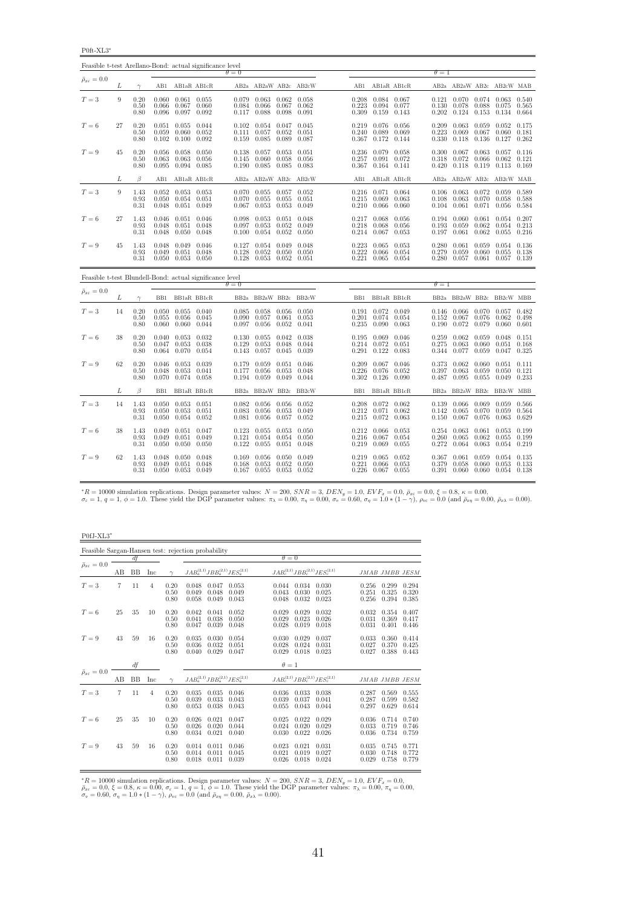P0ft-XL3*

Feasible t-test Arellano-Bond: actual significance level

| $\bar{\rho}_{x\varepsilon}=0.0$ | $L$ | $\gamma$ | AB1 | AB1aR | AB1cR | AB2a | AB2aW | AB2c | AB2cW | AB1 | AB1aR | AB1cR | AB2a | AB2aW | AB2c | AB2cW | MAB |
|---|---|---|---|---|---|---|---|---|---|---|---|---|---|---|---|---|---|
| | | | $\theta=0$ | | | | | | | $\theta=1$ | | | | | | | |
| $T=3$ | 9 | 0.20 | 0.060 | 0.061 | 0.055 | 0.079 | 0.063 | 0.062 | 0.058 | 0.208 | 0.084 | 0.067 | 0.121 | 0.070 | 0.074 | 0.063 | 0.540 |
| | | 0.50 | 0.066 | 0.067 | 0.060 | 0.084 | 0.066 | 0.067 | 0.062 | 0.223 | 0.094 | 0.077 | 0.130 | 0.078 | 0.088 | 0.075 | 0.565 |
| | | 0.80 | 0.096 | 0.097 | 0.092 | 0.117 | 0.088 | 0.098 | 0.091 | 0.309 | 0.159 | 0.143 | 0.202 | 0.124 | 0.153 | 0.134 | 0.664 |
| $T=6$ | 27 | 0.20 | 0.051 | 0.055 | 0.044 | 0.102 | 0.054 | 0.047 | 0.045 | 0.219 | 0.076 | 0.056 | 0.209 | 0.063 | 0.059 | 0.052 | 0.175 |
| | | 0.50 | 0.059 | 0.060 | 0.052 | 0.111 | 0.057 | 0.052 | 0.051 | 0.240 | 0.089 | 0.069 | 0.223 | 0.069 | 0.067 | 0.060 | 0.181 |
| | | 0.80 | 0.102 | 0.100 | 0.092 | 0.159 | 0.085 | 0.089 | 0.087 | 0.367 | 0.172 | 0.144 | 0.330 | 0.118 | 0.136 | 0.127 | 0.262 |
| $T=9$ | 45 | 0.20 | 0.056 | 0.058 | 0.050 | 0.138 | 0.057 | 0.053 | 0.051 | 0.236 | 0.079 | 0.058 | 0.300 | 0.067 | 0.063 | 0.057 | 0.116 |
| | | 0.50 | 0.063 | 0.063 | 0.056 | 0.145 | 0.060 | 0.058 | 0.056 | 0.257 | 0.091 | 0.072 | 0.318 | 0.072 | 0.066 | 0.062 | 0.121 |
| | | 0.80 | 0.095 | 0.094 | 0.085 | 0.190 | 0.085 | 0.085 | 0.083 | 0.367 | 0.164 | 0.141 | 0.420 | 0.118 | 0.119 | 0.113 | 0.169 |
| | $L$ | $\beta$ | AB1 | AB1aR | AB1cR | AB2a | AB2aW | AB2c | AB2cW | AB1 | AB1aR | AB1cR | AB2a | AB2aW | AB2c | AB2cW | MAB |
| $T=3$ | 9 | 1.43 | 0.052 | 0.053 | 0.053 | 0.070 | 0.055 | 0.057 | 0.052 | 0.216 | 0.071 | 0.064 | 0.106 | 0.063 | 0.072 | 0.059 | 0.589 |
| | | 0.93 | 0.050 | 0.054 | 0.051 | 0.070 | 0.055 | 0.055 | 0.051 | 0.215 | 0.069 | 0.063 | 0.108 | 0.063 | 0.070 | 0.058 | 0.588 |
| | | 0.31 | 0.048 | 0.051 | 0.049 | 0.067 | 0.053 | 0.053 | 0.049 | 0.210 | 0.066 | 0.060 | 0.104 | 0.061 | 0.071 | 0.056 | 0.584 |
| $T=6$ | 27 | 1.43 | 0.046 | 0.051 | 0.046 | 0.098 | 0.053 | 0.051 | 0.048 | 0.217 | 0.068 | 0.056 | 0.194 | 0.060 | 0.061 | 0.054 | 0.207 |
| | | 0.93 | 0.048 | 0.051 | 0.048 | 0.097 | 0.053 | 0.052 | 0.049 | 0.218 | 0.068 | 0.056 | 0.193 | 0.059 | 0.062 | 0.054 | 0.213 |
| | | 0.31 | 0.048 | 0.050 | 0.048 | 0.100 | 0.054 | 0.052 | 0.050 | 0.214 | 0.067 | 0.053 | 0.197 | 0.061 | 0.062 | 0.055 | 0.216 |
| $T=9$ | 45 | 1.43 | 0.048 | 0.049 | 0.046 | 0.127 | 0.054 | 0.049 | 0.048 | 0.223 | 0.065 | 0.053 | 0.280 | 0.061 | 0.059 | 0.054 | 0.136 |
| | | 0.93 | 0.049 | 0.051 | 0.048 | 0.128 | 0.052 | 0.050 | 0.050 | 0.222 | 0.066 | 0.054 | 0.279 | 0.059 | 0.060 | 0.055 | 0.138 |
| | | 0.31 | 0.050 | 0.053 | 0.050 | 0.128 | 0.053 | 0.052 | 0.051 | 0.221 | 0.065 | 0.054 | 0.280 | 0.057 | 0.061 | 0.057 | 0.139 |

Feasible t-test Blundell-Bond: actual significance level

| $\bar{\rho}_{x\varepsilon}=0.0$ | $L$ | $\gamma$ | BB1 | BB1aR | BB1cR | BB2a | BB2aW | BB2c | BB2cW | BB1 | BB1aR | BB1cR | BB2a | BB2aW | BB2c | BB2cW | MBB |
|---|---|---|---|---|---|---|---|---|---|---|---|---|---|---|---|---|---|
| | | | $\theta=0$ | | | | | | | $\theta=1$ | | | | | | | |
| $T=3$ | 14 | 0.20 | 0.050 | 0.055 | 0.040 | 0.085 | 0.058 | 0.056 | 0.050 | 0.191 | 0.072 | 0.049 | 0.146 | 0.066 | 0.070 | 0.057 | 0.482 |
| | | 0.50 | 0.055 | 0.056 | 0.045 | 0.090 | 0.057 | 0.061 | 0.053 | 0.201 | 0.074 | 0.054 | 0.152 | 0.067 | 0.076 | 0.062 | 0.498 |
| | | 0.80 | 0.060 | 0.060 | 0.044 | 0.097 | 0.056 | 0.052 | 0.041 | 0.235 | 0.090 | 0.063 | 0.190 | 0.072 | 0.079 | 0.060 | 0.601 |
| $T=6$ | 38 | 0.20 | 0.040 | 0.053 | 0.032 | 0.130 | 0.055 | 0.042 | 0.038 | 0.195 | 0.069 | 0.046 | 0.259 | 0.062 | 0.059 | 0.048 | 0.151 |
| | | 0.50 | 0.047 | 0.053 | 0.038 | 0.129 | 0.053 | 0.048 | 0.044 | 0.214 | 0.072 | 0.051 | 0.275 | 0.063 | 0.060 | 0.051 | 0.168 |
| | | 0.80 | 0.064 | 0.070 | 0.054 | 0.143 | 0.057 | 0.045 | 0.039 | 0.291 | 0.122 | 0.083 | 0.344 | 0.077 | 0.059 | 0.047 | 0.325 |
| $T=9$ | 62 | 0.20 | 0.046 | 0.053 | 0.039 | 0.179 | 0.059 | 0.051 | 0.046 | 0.209 | 0.067 | 0.046 | 0.373 | 0.062 | 0.060 | 0.051 | 0.111 |
| | | 0.50 | 0.048 | 0.053 | 0.041 | 0.177 | 0.056 | 0.053 | 0.048 | 0.226 | 0.076 | 0.052 | 0.397 | 0.063 | 0.059 | 0.050 | 0.121 |
| | | 0.80 | 0.070 | 0.074 | 0.058 | 0.194 | 0.059 | 0.049 | 0.044 | 0.302 | 0.126 | 0.090 | 0.487 | 0.095 | 0.055 | 0.049 | 0.233 |
| | $L$ | $\beta$ | BB1 | BB1aR | BB1cR | BB2a | BB2aW | BB2c | BB2cW | BB1 | BB1aR | BB1cR | BB2a | BB2aW | BB2c | BB2cW | MBB |
| $T=3$ | 14 | 1.43 | 0.050 | 0.053 | 0.051 | 0.082 | 0.056 | 0.056 | 0.052 | 0.208 | 0.072 | 0.062 | 0.139 | 0.066 | 0.069 | 0.059 | 0.566 |
| | | 0.93 | 0.050 | 0.053 | 0.051 | 0.083 | 0.056 | 0.053 | 0.049 | 0.212 | 0.071 | 0.062 | 0.142 | 0.065 | 0.070 | 0.059 | 0.564 |
| | | 0.31 | 0.050 | 0.054 | 0.052 | 0.081 | 0.056 | 0.057 | 0.052 | 0.215 | 0.072 | 0.063 | 0.150 | 0.067 | 0.076 | 0.063 | 0.629 |
| $T=6$ | 38 | 1.43 | 0.049 | 0.051 | 0.047 | 0.123 | 0.055 | 0.053 | 0.050 | 0.212 | 0.066 | 0.053 | 0.254 | 0.063 | 0.061 | 0.053 | 0.199 |
| | | 0.93 | 0.049 | 0.051 | 0.049 | 0.121 | 0.054 | 0.054 | 0.050 | 0.216 | 0.067 | 0.054 | 0.260 | 0.065 | 0.062 | 0.055 | 0.199 |
| | | 0.31 | 0.050 | 0.050 | 0.050 | 0.122 | 0.055 | 0.051 | 0.048 | 0.219 | 0.069 | 0.055 | 0.272 | 0.064 | 0.063 | 0.054 | 0.219 |
| $T=9$ | 62 | 1.43 | 0.048 | 0.050 | 0.048 | 0.169 | 0.056 | 0.050 | 0.049 | 0.219 | 0.065 | 0.052 | 0.367 | 0.061 | 0.059 | 0.054 | 0.135 |
| | | 0.93 | 0.049 | 0.051 | 0.048 | 0.168 | 0.053 | 0.052 | 0.050 | 0.221 | 0.066 | 0.053 | 0.379 | 0.058 | 0.060 | 0.053 | 0.133 |
| | | 0.31 | 0.050 | 0.053 | 0.049 | 0.167 | 0.055 | 0.053 | 0.052 | 0.226 | 0.067 | 0.055 | 0.391 | 0.060 | 0.060 | 0.054 | 0.138 |

*$R = 10000$ simulation replications. Design parameter values: $N = 200$, $SNR = 3$, $DEN_y = 1.0$, $EVF_x = 0.0$, $\bar{\rho}_{x\varepsilon} = 0.0$, $\xi = 0.8$, $\kappa = 0.00$, $\sigma_\varepsilon = 1$, $q = 1$, $\phi = 1.0$. These yield the DGP parameter values: $\pi_\lambda = 0.00$, $\pi_\eta = 0.00$, $\sigma_v = 0.60$, $\sigma_\eta = 1.0 * (1 - \gamma)$, $\rho_{v\varepsilon} = 0.0$ (and $\bar{\rho}_{x\eta} = 0.00$, $\bar{\rho}_{x\lambda} = 0.00$).

P0fJ-XL3*

Feasible Sargan-Hansen test: rejection probability

| $\bar{\rho}_{x\varepsilon}=0.0$ | AB | BB | Inc | $\gamma$ | $JAB_a^{(2,1)}$ | $JBB_a^{(2,1)}$ | $JES_a^{(2,1)}$ | $JAB_c^{(2,1)}$ | $JBB_c^{(2,1)}$ | $JES_c^{(2,1)}$ | $JMAB$ | $JMBB$ | $JESM$ |
|---|---|---|---|---|---|---|---|---|---|---|---|---|---|
| | $df$ | | | | $\theta=0$ | | | | | | | | |
| $T=3$ | 7 | 11 | 4 | 0.20 | 0.048 | 0.047 | 0.053 | 0.044 | 0.034 | 0.030 | 0.256 | 0.299 | 0.294 |
| | | | | 0.50 | 0.049 | 0.048 | 0.049 | 0.043 | 0.030 | 0.025 | 0.251 | 0.325 | 0.320 |
| | | | | 0.80 | 0.058 | 0.049 | 0.043 | 0.048 | 0.032 | 0.023 | 0.256 | 0.394 | 0.385 |
| $T=6$ | 25 | 35 | 10 | 0.20 | 0.042 | 0.041 | 0.052 | 0.029 | 0.029 | 0.032 | 0.032 | 0.354 | 0.407 |
| | | | | 0.50 | 0.041 | 0.038 | 0.050 | 0.029 | 0.023 | 0.026 | 0.031 | 0.369 | 0.417 |
| | | | | 0.80 | 0.047 | 0.039 | 0.048 | 0.028 | 0.019 | 0.018 | 0.031 | 0.401 | 0.446 |
| $T=9$ | 43 | 59 | 16 | 0.20 | 0.035 | 0.030 | 0.054 | 0.030 | 0.029 | 0.037 | 0.033 | 0.360 | 0.414 |
| | | | | 0.50 | 0.036 | 0.032 | 0.051 | 0.028 | 0.024 | 0.031 | 0.027 | 0.370 | 0.425 |
| | | | | 0.80 | 0.040 | 0.029 | 0.047 | 0.029 | 0.018 | 0.023 | 0.027 | 0.388 | 0.443 |
| | $df$ | | | | $\theta=1$ | | | | | | | | |
| $\bar{\rho}_{x\varepsilon}=0.0$ | AB | BB | Inc | $\gamma$ | $JAB_a^{(2,1)}$ | $JBB_a^{(2,1)}$ | $JES_a^{(2,1)}$ | $JAB_c^{(2,1)}$ | $JBB_c^{(2,1)}$ | $JES_c^{(2,1)}$ | $JMAB$ | $JMBB$ | $JESM$ |
| $T=3$ | 7 | 11 | 4 | 0.20 | 0.035 | 0.035 | 0.046 | 0.036 | 0.033 | 0.038 | 0.287 | 0.569 | 0.555 |
| | | | | 0.50 | 0.039 | 0.033 | 0.043 | 0.039 | 0.037 | 0.041 | 0.287 | 0.599 | 0.582 |
| | | | | 0.80 | 0.053 | 0.038 | 0.043 | 0.055 | 0.043 | 0.044 | 0.297 | 0.629 | 0.614 |
| $T=6$ | 25 | 35 | 10 | 0.20 | 0.026 | 0.021 | 0.047 | 0.025 | 0.022 | 0.029 | 0.036 | 0.714 | 0.740 |
| | | | | 0.50 | 0.026 | 0.020 | 0.044 | 0.024 | 0.020 | 0.029 | 0.033 | 0.719 | 0.746 |
| | | | | 0.80 | 0.034 | 0.021 | 0.040 | 0.030 | 0.022 | 0.026 | 0.036 | 0.734 | 0.759 |
| $T=9$ | 43 | 59 | 16 | 0.20 | 0.014 | 0.011 | 0.046 | 0.023 | 0.021 | 0.031 | 0.035 | 0.745 | 0.771 |
| | | | | 0.50 | 0.014 | 0.011 | 0.045 | 0.021 | 0.019 | 0.027 | 0.030 | 0.748 | 0.772 |
| | | | | 0.80 | 0.018 | 0.011 | 0.039 | 0.026 | 0.018 | 0.024 | 0.029 | 0.758 | 0.779 |

*$R = 10000$ simulation replications. Design parameter values: $N = 200$, $SNR = 3$, $DEN_y = 1.0$, $EVF_x = 0.0$, $\bar{\rho}_{x\varepsilon} = 0.0$, $\xi = 0.8$, $\kappa = 0.00$, $\sigma_\varepsilon = 1$, $q = 1$, $\phi = 1.0$. These yield the DGP parameter values: $\pi_\lambda = 0.00$, $\pi_\eta = 0.00$, $\sigma_v = 0.60$, $\sigma_\eta = 1.0 * (1 - \gamma)$, $\rho_{v\varepsilon} = 0.0$ (and $\bar{\rho}_{x\eta} = 0.00$, $\bar{\rho}_{x\lambda} = 0.00$).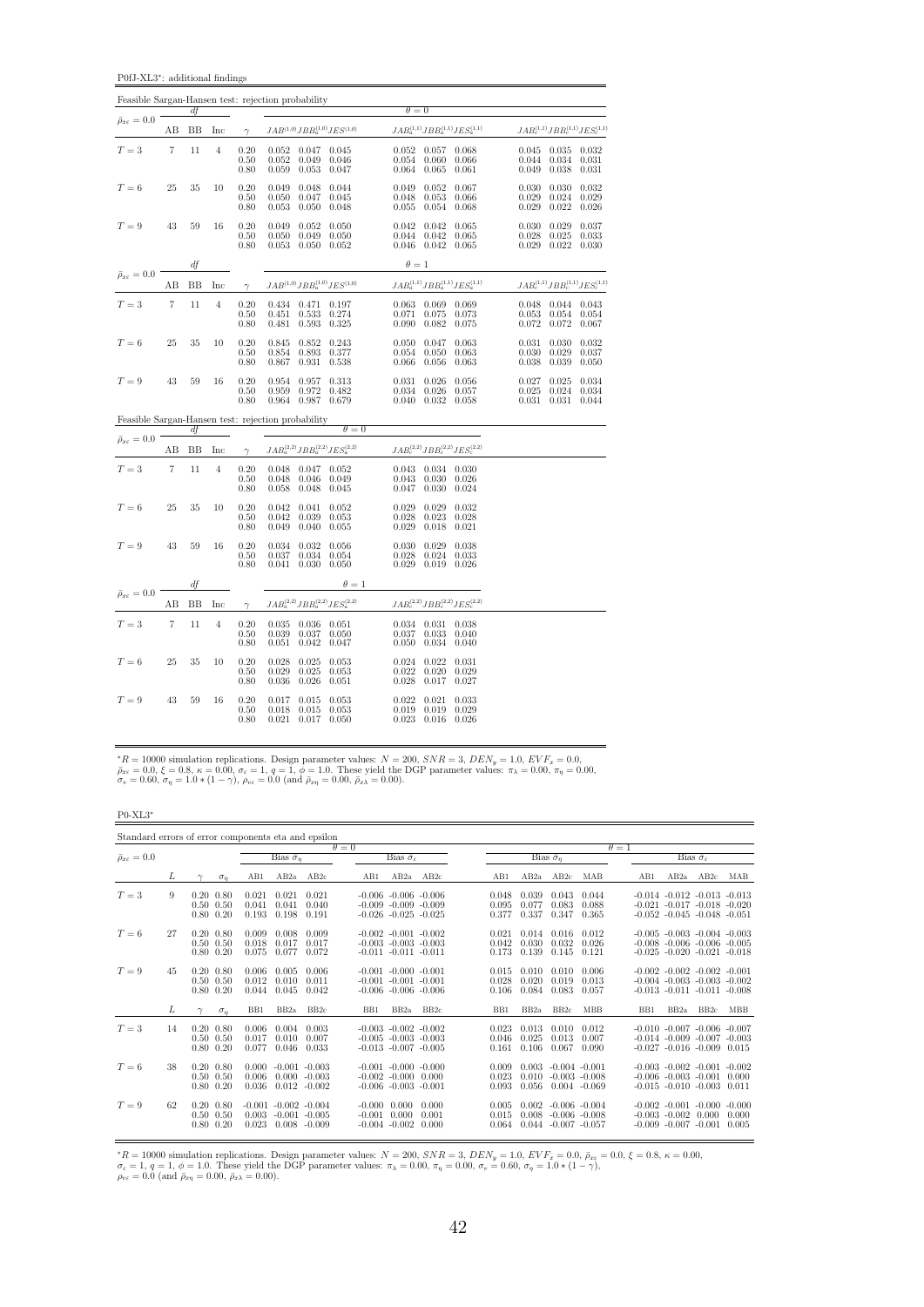P0fJ-XL3*: additional findings

Feasible Sargan-Hansen test: rejection probability

| $\bar{\rho}_{x\varepsilon}=0.0$ | df AB | BB | Inc | $\gamma$ | $\theta=0$ $JAB^{(1,0)}$ | $JBB_a^{(1,0)}$ | $JES^{(1,0)}$ | $JAB_a^{(1,1)}$ | $JBB_a^{(1,1)}$ | $JES_a^{(1,1)}$ | $JAB_c^{(1,1)}$ | $JBB_c^{(1,1)}$ | $JES_c^{(1,1)}$ |
|---|---|---|---|---|---|---|---|---|---|---|---|---|---|
| $T=3$ | 7 | 11 | 4 | 0.20 | 0.052 | 0.047 | 0.045 | 0.052 | 0.057 | 0.068 | 0.045 | 0.035 | 0.032 |
| | | | | 0.50 | 0.052 | 0.049 | 0.046 | 0.054 | 0.060 | 0.066 | 0.044 | 0.034 | 0.031 |
| | | | | 0.80 | 0.059 | 0.053 | 0.047 | 0.064 | 0.065 | 0.061 | 0.049 | 0.038 | 0.031 |
| $T=6$ | 25 | 35 | 10 | 0.20 | 0.049 | 0.048 | 0.044 | 0.049 | 0.052 | 0.067 | 0.030 | 0.030 | 0.032 |
| | | | | 0.50 | 0.050 | 0.047 | 0.045 | 0.048 | 0.053 | 0.066 | 0.029 | 0.024 | 0.029 |
| | | | | 0.80 | 0.053 | 0.050 | 0.048 | 0.055 | 0.054 | 0.068 | 0.029 | 0.022 | 0.026 |
| $T=9$ | 43 | 59 | 16 | 0.20 | 0.049 | 0.052 | 0.050 | 0.042 | 0.042 | 0.065 | 0.030 | 0.029 | 0.037 |
| | | | | 0.50 | 0.050 | 0.049 | 0.050 | 0.044 | 0.042 | 0.065 | 0.028 | 0.025 | 0.033 |
| | | | | 0.80 | 0.053 | 0.050 | 0.052 | 0.046 | 0.042 | 0.065 | 0.029 | 0.022 | 0.030 |

| $\bar{\rho}_{x\varepsilon}=0.0$ | df AB | BB | Inc | $\gamma$ | $\theta=1$ $JAB^{(1,0)}$ | $JBB_a^{(1,0)}$ | $JES^{(1,0)}$ | $JAB_a^{(1,1)}$ | $JBB_a^{(1,1)}$ | $JES_a^{(1,1)}$ | $JAB_c^{(1,1)}$ | $JBB_c^{(1,1)}$ | $JES_c^{(1,1)}$ |
|---|---|---|---|---|---|---|---|---|---|---|---|---|---|
| $T=3$ | 7 | 11 | 4 | 0.20 | 0.434 | 0.471 | 0.197 | 0.063 | 0.069 | 0.069 | 0.048 | 0.044 | 0.043 |
| | | | | 0.50 | 0.451 | 0.533 | 0.274 | 0.071 | 0.075 | 0.073 | 0.053 | 0.054 | 0.054 |
| | | | | 0.80 | 0.481 | 0.593 | 0.325 | 0.090 | 0.082 | 0.075 | 0.072 | 0.072 | 0.067 |
| $T=6$ | 25 | 35 | 10 | 0.20 | 0.845 | 0.852 | 0.243 | 0.050 | 0.047 | 0.063 | 0.031 | 0.030 | 0.032 |
| | | | | 0.50 | 0.854 | 0.893 | 0.377 | 0.054 | 0.050 | 0.063 | 0.030 | 0.029 | 0.037 |
| | | | | 0.80 | 0.867 | 0.931 | 0.538 | 0.066 | 0.056 | 0.063 | 0.038 | 0.039 | 0.050 |
| $T=9$ | 43 | 59 | 16 | 0.20 | 0.954 | 0.957 | 0.313 | 0.031 | 0.026 | 0.056 | 0.027 | 0.025 | 0.034 |
| | | | | 0.50 | 0.959 | 0.972 | 0.482 | 0.034 | 0.026 | 0.057 | 0.025 | 0.024 | 0.034 |
| | | | | 0.80 | 0.964 | 0.987 | 0.679 | 0.040 | 0.032 | 0.058 | 0.031 | 0.031 | 0.044 |

Feasible Sargan-Hansen test: rejection probability

| $\bar{\rho}_{x\varepsilon}=0.0$ | df AB | BB | Inc | $\gamma$ | $\theta=0$ $JAB_a^{(2,2)}$ | $JBB_a^{(2,2)}$ | $JES_a^{(2,2)}$ | $JAB_c^{(2,2)}$ | $JBB_c^{(2,2)}$ | $JES_c^{(2,2)}$ |
|---|---|---|---|---|---|---|---|---|---|---|
| $T=3$ | 7 | 11 | 4 | 0.20 | 0.048 | 0.047 | 0.052 | 0.043 | 0.034 | 0.030 |
| | | | | 0.50 | 0.048 | 0.046 | 0.049 | 0.043 | 0.030 | 0.026 |
| | | | | 0.80 | 0.058 | 0.048 | 0.045 | 0.047 | 0.030 | 0.024 |
| $T=6$ | 25 | 35 | 10 | 0.20 | 0.042 | 0.041 | 0.052 | 0.029 | 0.029 | 0.032 |
| | | | | 0.50 | 0.042 | 0.039 | 0.053 | 0.028 | 0.023 | 0.028 |
| | | | | 0.80 | 0.049 | 0.040 | 0.055 | 0.029 | 0.018 | 0.021 |
| $T=9$ | 43 | 59 | 16 | 0.20 | 0.034 | 0.032 | 0.056 | 0.030 | 0.029 | 0.038 |
| | | | | 0.50 | 0.037 | 0.034 | 0.054 | 0.028 | 0.024 | 0.033 |
| | | | | 0.80 | 0.041 | 0.030 | 0.050 | 0.029 | 0.019 | 0.026 |

| $\bar{\rho}_{x\varepsilon}=0.0$ | df AB | BB | Inc | $\gamma$ | $\theta=1$ $JAB_a^{(2,2)}$ | $JBB_a^{(2,2)}$ | $JES_a^{(2,2)}$ | $JAB_c^{(2,2)}$ | $JBB_c^{(2,2)}$ | $JES_c^{(2,2)}$ |
|---|---|---|---|---|---|---|---|---|---|---|
| $T=3$ | 7 | 11 | 4 | 0.20 | 0.035 | 0.036 | 0.051 | 0.034 | 0.031 | 0.038 |
| | | | | 0.50 | 0.039 | 0.037 | 0.050 | 0.037 | 0.033 | 0.040 |
| | | | | 0.80 | 0.051 | 0.042 | 0.047 | 0.050 | 0.034 | 0.040 |
| $T=6$ | 25 | 35 | 10 | 0.20 | 0.028 | 0.025 | 0.053 | 0.024 | 0.022 | 0.031 |
| | | | | 0.50 | 0.029 | 0.025 | 0.053 | 0.022 | 0.020 | 0.029 |
| | | | | 0.80 | 0.036 | 0.026 | 0.051 | 0.028 | 0.017 | 0.027 |
| $T=9$ | 43 | 59 | 16 | 0.20 | 0.017 | 0.015 | 0.053 | 0.022 | 0.021 | 0.033 |
| | | | | 0.50 | 0.018 | 0.015 | 0.053 | 0.019 | 0.019 | 0.029 |
| | | | | 0.80 | 0.021 | 0.017 | 0.050 | 0.023 | 0.016 | 0.026 |

*$R=10000$ simulation replications. Design parameter values: $N=200$, $SNR=3$, $DEN_y=1.0$, $EVF_x=0.0$, $\bar{\rho}_{x\varepsilon}=0.0$, $\xi=0.8$, $\kappa=0.00$, $\sigma_\varepsilon=1$, $q=1$, $\phi=1.0$. These yield the DGP parameter values: $\pi_\lambda=0.00$, $\pi_\eta=0.00$, $\sigma_v=0.60$, $\sigma_\eta=1.0*(1-\gamma)$, $\rho_{v\varepsilon}=0.0$ (and $\bar{\rho}_{x\eta}=0.00$, $\bar{\rho}_{x\lambda}=0.00$).

P0-XL3*

Standard errors of error components eta and epsilon

| $\bar{\rho}_{x\varepsilon}=0.0$ | $L$ | $\gamma$ | $\sigma_\eta$ | $\theta=0$ Bias $\hat{\sigma}_\eta$ AB1 | AB2a | AB2c | Bias $\hat{\sigma}_\varepsilon$ AB1 | AB2a | AB2c | $\theta=1$ Bias $\hat{\sigma}_\eta$ AB1 | AB2a | AB2c | MAB | Bias $\hat{\sigma}_\varepsilon$ AB1 | AB2a | AB2c | MAB |
|---|---|---|---|---|---|---|---|---|---|---|---|---|---|---|---|---|---|
| $T=3$ | 9 | 0.20 | 0.80 | 0.021 | 0.021 | 0.021 | -0.006 | -0.006 | -0.006 | 0.048 | 0.039 | 0.043 | 0.044 | -0.014 | -0.012 | -0.013 | -0.013 |
| | | 0.50 | 0.50 | 0.041 | 0.041 | 0.040 | -0.009 | -0.009 | -0.009 | 0.095 | 0.077 | 0.083 | 0.088 | -0.021 | -0.017 | -0.018 | -0.020 |
| | | 0.80 | 0.20 | 0.193 | 0.198 | 0.191 | -0.026 | -0.025 | -0.025 | 0.377 | 0.337 | 0.347 | 0.365 | -0.052 | -0.045 | -0.048 | -0.051 |
| $T=6$ | 27 | 0.20 | 0.80 | 0.009 | 0.008 | 0.009 | -0.002 | -0.001 | -0.002 | 0.021 | 0.014 | 0.016 | 0.012 | -0.005 | -0.003 | -0.004 | -0.003 |
| | | 0.50 | 0.50 | 0.018 | 0.017 | 0.017 | -0.003 | -0.003 | -0.003 | 0.042 | 0.030 | 0.032 | 0.026 | -0.008 | -0.006 | -0.006 | -0.005 |
| | | 0.80 | 0.20 | 0.075 | 0.077 | 0.072 | -0.011 | -0.011 | -0.011 | 0.173 | 0.139 | 0.145 | 0.121 | -0.025 | -0.020 | -0.021 | -0.018 |
| $T=9$ | 45 | 0.20 | 0.80 | 0.006 | 0.005 | 0.006 | -0.001 | -0.000 | -0.001 | 0.015 | 0.010 | 0.010 | 0.006 | -0.002 | -0.002 | -0.002 | -0.001 |
| | | 0.50 | 0.50 | 0.012 | 0.010 | 0.011 | -0.001 | -0.001 | -0.001 | 0.028 | 0.020 | 0.019 | 0.013 | -0.004 | -0.003 | -0.003 | -0.002 |
| | | 0.80 | 0.20 | 0.044 | 0.045 | 0.042 | -0.006 | -0.006 | -0.006 | 0.106 | 0.084 | 0.083 | 0.057 | -0.013 | -0.011 | -0.011 | -0.008 |
| | $L$ | $\gamma$ | $\sigma_\eta$ | BB1 | BB2a | BB2c | BB1 | BB2a | BB2c | BB1 | BB2a | BB2c | MBB | BB1 | BB2a | BB2c | MBB |
| $T=3$ | 14 | 0.20 | 0.80 | 0.006 | 0.004 | 0.003 | -0.003 | -0.002 | -0.002 | 0.023 | 0.013 | 0.010 | 0.012 | -0.010 | -0.007 | -0.006 | -0.007 |
| | | 0.50 | 0.50 | 0.017 | 0.010 | 0.007 | -0.005 | -0.003 | -0.003 | 0.046 | 0.025 | 0.013 | 0.007 | -0.014 | -0.009 | -0.007 | -0.003 |
| | | 0.80 | 0.20 | 0.077 | 0.046 | 0.033 | -0.013 | -0.007 | -0.005 | 0.161 | 0.106 | 0.067 | 0.090 | -0.027 | -0.016 | -0.009 | 0.015 |
| $T=6$ | 38 | 0.20 | 0.80 | 0.000 | -0.001 | -0.003 | -0.001 | -0.000 | -0.000 | 0.009 | 0.003 | -0.004 | -0.001 | -0.003 | -0.002 | -0.001 | -0.002 |
| | | 0.50 | 0.50 | 0.006 | 0.000 | -0.003 | -0.002 | -0.000 | 0.000 | 0.023 | 0.010 | -0.003 | -0.008 | -0.006 | -0.003 | -0.001 | 0.000 |
| | | 0.80 | 0.20 | 0.036 | 0.012 | -0.002 | -0.006 | -0.003 | -0.001 | 0.093 | 0.056 | 0.004 | -0.069 | -0.015 | -0.010 | -0.003 | 0.011 |
| $T=9$ | 62 | 0.20 | 0.80 | -0.001 | -0.002 | -0.004 | -0.000 | 0.000 | 0.000 | 0.005 | 0.002 | -0.006 | -0.004 | -0.002 | -0.001 | -0.000 | -0.000 |
| | | 0.50 | 0.50 | 0.003 | -0.001 | -0.005 | -0.001 | 0.000 | 0.001 | 0.015 | 0.008 | -0.006 | -0.008 | -0.003 | -0.002 | 0.000 | 0.000 |
| | | 0.80 | 0.20 | 0.023 | 0.008 | -0.009 | -0.004 | -0.002 | 0.000 | 0.064 | 0.044 | -0.007 | -0.057 | -0.009 | -0.007 | -0.001 | 0.005 |

*$R=10000$ simulation replications. Design parameter values: $N=200$, $SNR=3$, $DEN_y=1.0$, $EVF_x=0.0$, $\bar{\rho}_{x\varepsilon}=0.0$, $\xi=0.8$, $\kappa=0.00$, $\sigma_\varepsilon=1$, $q=1$, $\phi=1.0$. These yield the DGP parameter values: $\pi_\lambda=0.00$, $\pi_\eta=0.00$, $\sigma_v=0.60$, $\sigma_\eta=1.0*(1-\gamma)$, $\rho_{v\varepsilon}=0.0$ (and $\bar{\rho}_{x\eta}=0.00$, $\bar{\rho}_{x\lambda}=0.00$).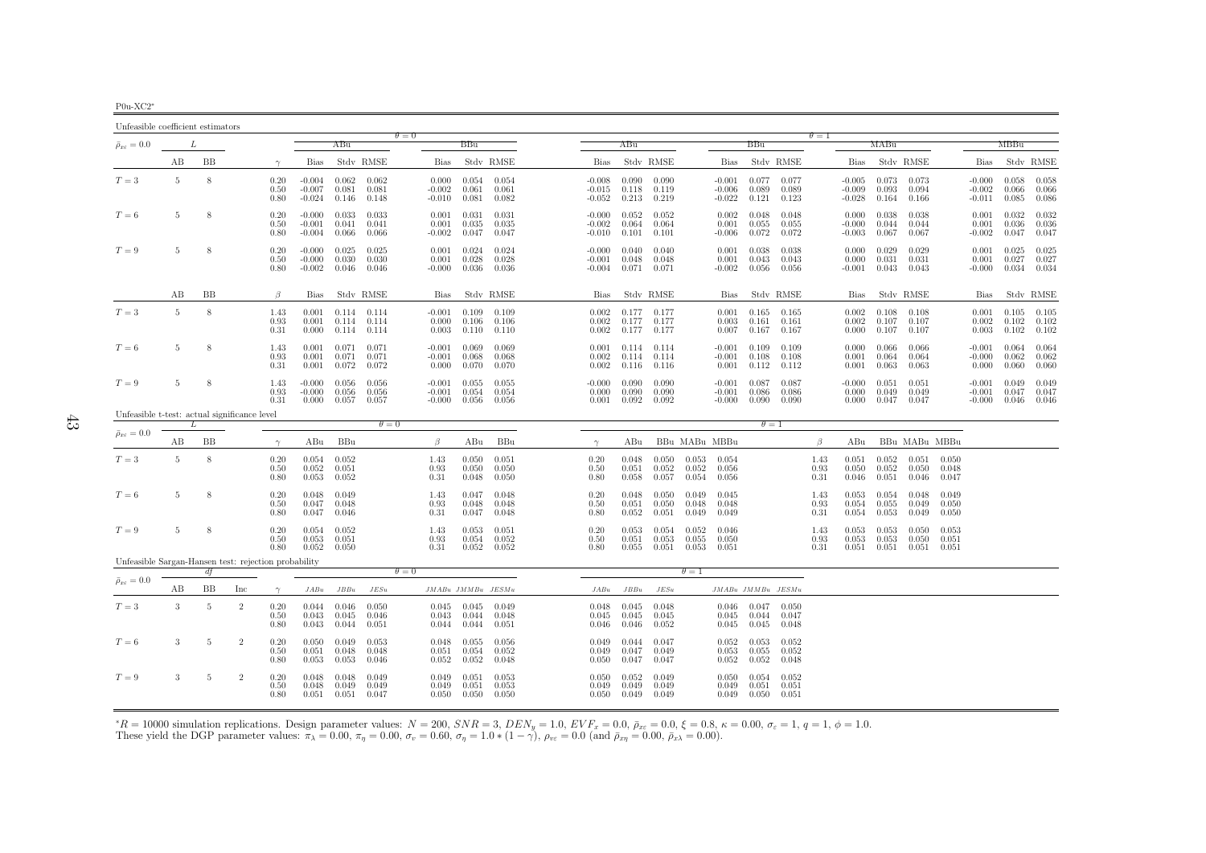P0u-XC2*

Unfeasible coefficient estimators

| $\bar{\rho}_{x\varepsilon}=0.0$ | L | | | $\theta=0$ ABu | | | BBu | | | $\theta=1$ ABu | | | BBu | | | MABu | | | MBBu | | |
|---|---|---|---|---|---|---|---|---|---|---|---|---|---|---|---|---|---|---|---|---|---|
| | AB | BB | $\gamma$ | Bias | Stdv | RMSE | Bias | Stdv | RMSE | Bias | Stdv | RMSE | Bias | Stdv | RMSE | Bias | Stdv | RMSE | Bias | Stdv | RMSE |
| $T=3$ | 5 | 8 | 0.20 | -0.004 | 0.062 | 0.062 | 0.000 | 0.054 | 0.054 | -0.008 | 0.090 | 0.090 | -0.001 | 0.077 | 0.077 | -0.005 | 0.073 | 0.073 | -0.000 | 0.058 | 0.058 |
| | | | 0.50 | -0.007 | 0.081 | 0.081 | -0.002 | 0.061 | 0.061 | -0.015 | 0.118 | 0.119 | -0.006 | 0.089 | 0.089 | -0.009 | 0.093 | 0.094 | -0.002 | 0.066 | 0.066 |
| | | | 0.80 | -0.024 | 0.146 | 0.148 | -0.010 | 0.081 | 0.082 | -0.052 | 0.213 | 0.219 | -0.022 | 0.121 | 0.123 | -0.028 | 0.164 | 0.166 | -0.011 | 0.085 | 0.086 |
| $T=6$ | 5 | 8 | 0.20 | -0.000 | 0.033 | 0.033 | 0.001 | 0.031 | 0.031 | -0.000 | 0.052 | 0.052 | 0.002 | 0.048 | 0.048 | 0.000 | 0.038 | 0.038 | 0.001 | 0.032 | 0.032 |
| | | | 0.50 | -0.001 | 0.041 | 0.041 | 0.001 | 0.035 | 0.035 | -0.002 | 0.064 | 0.064 | 0.001 | 0.055 | 0.055 | -0.000 | 0.044 | 0.044 | 0.001 | 0.036 | 0.036 |
| | | | 0.80 | -0.004 | 0.066 | 0.066 | -0.002 | 0.047 | 0.047 | -0.010 | 0.101 | 0.101 | -0.006 | 0.072 | 0.072 | -0.003 | 0.067 | 0.067 | -0.002 | 0.047 | 0.047 |
| $T=9$ | 5 | 8 | 0.20 | -0.000 | 0.025 | 0.025 | 0.001 | 0.024 | 0.024 | -0.000 | 0.040 | 0.040 | 0.001 | 0.038 | 0.038 | 0.000 | 0.029 | 0.029 | 0.001 | 0.025 | 0.025 |
| | | | 0.50 | -0.000 | 0.030 | 0.030 | 0.001 | 0.028 | 0.028 | -0.001 | 0.048 | 0.048 | 0.001 | 0.043 | 0.043 | 0.000 | 0.031 | 0.031 | 0.001 | 0.027 | 0.027 |
| | | | 0.80 | -0.002 | 0.046 | 0.046 | -0.000 | 0.036 | 0.036 | -0.004 | 0.071 | 0.071 | -0.002 | 0.056 | 0.056 | -0.001 | 0.043 | 0.043 | -0.000 | 0.034 | 0.034 |
| | AB | BB | $\beta$ | Bias | Stdv | RMSE | Bias | Stdv | RMSE | Bias | Stdv | RMSE | Bias | Stdv | RMSE | Bias | Stdv | RMSE | Bias | Stdv | RMSE |
| $T=3$ | 5 | 8 | 1.43 | 0.001 | 0.114 | 0.114 | -0.001 | 0.109 | 0.109 | 0.002 | 0.177 | 0.177 | 0.001 | 0.165 | 0.165 | 0.002 | 0.108 | 0.108 | 0.001 | 0.105 | 0.105 |
| | | | 0.93 | 0.001 | 0.114 | 0.114 | 0.000 | 0.106 | 0.106 | 0.002 | 0.177 | 0.177 | 0.003 | 0.161 | 0.161 | 0.002 | 0.107 | 0.107 | 0.002 | 0.102 | 0.102 |
| | | | 0.31 | 0.000 | 0.114 | 0.114 | 0.003 | 0.110 | 0.110 | 0.002 | 0.177 | 0.177 | 0.007 | 0.167 | 0.167 | 0.000 | 0.107 | 0.107 | 0.003 | 0.102 | 0.102 |
| $T=6$ | 5 | 8 | 1.43 | 0.001 | 0.071 | 0.071 | -0.001 | 0.069 | 0.069 | 0.001 | 0.114 | 0.114 | -0.001 | 0.109 | 0.109 | 0.000 | 0.066 | 0.066 | -0.001 | 0.064 | 0.064 |
| | | | 0.93 | 0.001 | 0.071 | 0.071 | -0.001 | 0.068 | 0.068 | 0.002 | 0.114 | 0.114 | -0.001 | 0.108 | 0.108 | 0.001 | 0.064 | 0.064 | -0.000 | 0.062 | 0.062 |
| | | | 0.31 | 0.001 | 0.072 | 0.072 | 0.000 | 0.070 | 0.070 | 0.002 | 0.116 | 0.116 | 0.001 | 0.112 | 0.112 | 0.001 | 0.063 | 0.063 | 0.000 | 0.060 | 0.060 |
| $T=9$ | 5 | 8 | 1.43 | -0.000 | 0.056 | 0.056 | -0.001 | 0.055 | 0.055 | -0.000 | 0.090 | 0.090 | -0.001 | 0.087 | 0.087 | -0.000 | 0.051 | 0.051 | -0.001 | 0.049 | 0.049 |
| | | | 0.93 | -0.000 | 0.056 | 0.056 | -0.001 | 0.054 | 0.054 | 0.000 | 0.090 | 0.090 | -0.001 | 0.086 | 0.086 | 0.000 | 0.049 | 0.049 | -0.001 | 0.047 | 0.047 |
| | | | 0.31 | 0.000 | 0.057 | 0.057 | -0.000 | 0.056 | 0.056 | 0.001 | 0.092 | 0.092 | -0.000 | 0.090 | 0.090 | 0.000 | 0.047 | 0.047 | -0.000 | 0.046 | 0.046 |

Unfeasible t-test: actual significance level

| $\bar{\rho}_{x\varepsilon}=0.0$ | L | | $\theta=0$ | | | | | | $\theta=1$ | | | | | | | | | | |
|---|---|---|---|---|---|---|---|---|---|---|---|---|---|---|---|---|---|---|---|
| | AB | BB | $\gamma$ | ABu | BBu | $\beta$ | ABu | BBu | $\gamma$ | ABu | BBu | MABu | MBBu | $\beta$ | ABu | BBu | MABu | MBBu |
| $T=3$ | 5 | 8 | 0.20 | 0.054 | 0.052 | 1.43 | 0.050 | 0.051 | 0.20 | 0.048 | 0.050 | 0.053 | 0.054 | 1.43 | 0.051 | 0.052 | 0.051 | 0.050 |
| | | | 0.50 | 0.052 | 0.051 | 0.93 | 0.050 | 0.050 | 0.50 | 0.051 | 0.052 | 0.052 | 0.056 | 0.93 | 0.050 | 0.052 | 0.050 | 0.048 |
| | | | 0.80 | 0.053 | 0.052 | 0.31 | 0.048 | 0.050 | 0.80 | 0.058 | 0.057 | 0.054 | 0.056 | 0.31 | 0.046 | 0.051 | 0.046 | 0.047 |
| $T=6$ | 5 | 8 | 0.20 | 0.048 | 0.049 | 1.43 | 0.047 | 0.048 | 0.20 | 0.048 | 0.050 | 0.049 | 0.045 | 1.43 | 0.053 | 0.054 | 0.048 | 0.049 |
| | | | 0.50 | 0.047 | 0.048 | 0.93 | 0.048 | 0.048 | 0.50 | 0.051 | 0.050 | 0.048 | 0.048 | 0.93 | 0.054 | 0.055 | 0.049 | 0.050 |
| | | | 0.80 | 0.047 | 0.046 | 0.31 | 0.047 | 0.048 | 0.80 | 0.052 | 0.051 | 0.049 | 0.049 | 0.31 | 0.054 | 0.053 | 0.049 | 0.050 |
| $T=9$ | 5 | 8 | 0.20 | 0.054 | 0.052 | 1.43 | 0.053 | 0.051 | 0.20 | 0.053 | 0.054 | 0.052 | 0.046 | 1.43 | 0.053 | 0.053 | 0.050 | 0.053 |
| | | | 0.50 | 0.053 | 0.051 | 0.93 | 0.054 | 0.052 | 0.50 | 0.051 | 0.053 | 0.055 | 0.050 | 0.93 | 0.053 | 0.053 | 0.050 | 0.051 |
| | | | 0.80 | 0.052 | 0.050 | 0.31 | 0.052 | 0.052 | 0.80 | 0.055 | 0.051 | 0.053 | 0.051 | 0.31 | 0.051 | 0.051 | 0.051 | 0.051 |

Unfeasible Sargan-Hansen test: rejection probability

| $\bar{\rho}_{x\varepsilon}=0.0$ | df | | | $\theta=0$ | | | | | | $\theta=1$ | | | | | |
|---|---|---|---|---|---|---|---|---|---|---|---|---|---|---|---|
| | AB | BB | Inc | $\gamma$ | JABu | JBBu | JESu | JMABu | JMMBu | JESMu | JABu | JBBu | JESu | JMABu | JMMBu | JESMu |
| $T=3$ | 3 | 5 | 2 | 0.20 | 0.044 | 0.046 | 0.050 | 0.045 | 0.045 | 0.049 | 0.048 | 0.045 | 0.048 | 0.046 | 0.047 | 0.050 |
| | | | | 0.50 | 0.043 | 0.045 | 0.046 | 0.043 | 0.044 | 0.048 | 0.045 | 0.045 | 0.045 | 0.045 | 0.044 | 0.047 |
| | | | | 0.80 | 0.043 | 0.044 | 0.051 | 0.044 | 0.044 | 0.051 | 0.046 | 0.046 | 0.052 | 0.045 | 0.045 | 0.048 |
| $T=6$ | 3 | 5 | 2 | 0.20 | 0.050 | 0.049 | 0.053 | 0.048 | 0.055 | 0.056 | 0.049 | 0.044 | 0.047 | 0.052 | 0.053 | 0.052 |
| | | | | 0.50 | 0.051 | 0.048 | 0.048 | 0.051 | 0.054 | 0.052 | 0.049 | 0.047 | 0.049 | 0.053 | 0.055 | 0.052 |
| | | | | 0.80 | 0.053 | 0.053 | 0.046 | 0.052 | 0.052 | 0.048 | 0.050 | 0.047 | 0.047 | 0.052 | 0.052 | 0.048 |
| $T=9$ | 3 | 5 | 2 | 0.20 | 0.048 | 0.048 | 0.049 | 0.049 | 0.051 | 0.053 | 0.050 | 0.052 | 0.049 | 0.050 | 0.054 | 0.052 |
| | | | | 0.50 | 0.048 | 0.049 | 0.049 | 0.049 | 0.051 | 0.053 | 0.049 | 0.049 | 0.049 | 0.049 | 0.051 | 0.051 |
| | | | | 0.80 | 0.051 | 0.051 | 0.047 | 0.050 | 0.050 | 0.050 | 0.050 | 0.049 | 0.049 | 0.049 | 0.050 | 0.051 |

*$R=10000$ simulation replications. Design parameter values: $N=200$, $SNR=3$, $DEN_y=1.0$, $EVF_x=0.0$, $\bar{\rho}_{x\varepsilon}=0.0$, $\xi=0.8$, $\kappa=0.00$, $\sigma_\varepsilon=1$, $q=1$, $\phi=1.0$.
These yield the DGP parameter values: $\pi_\lambda=0.00$, $\pi_\eta=0.00$, $\sigma_v=0.60$, $\sigma_\eta=1.0*(1-\gamma)$, $\rho_{v\varepsilon}=0.0$ (and $\bar{\rho}_{x\eta}=0.00$, $\bar{\rho}_{x\lambda}=0.00$).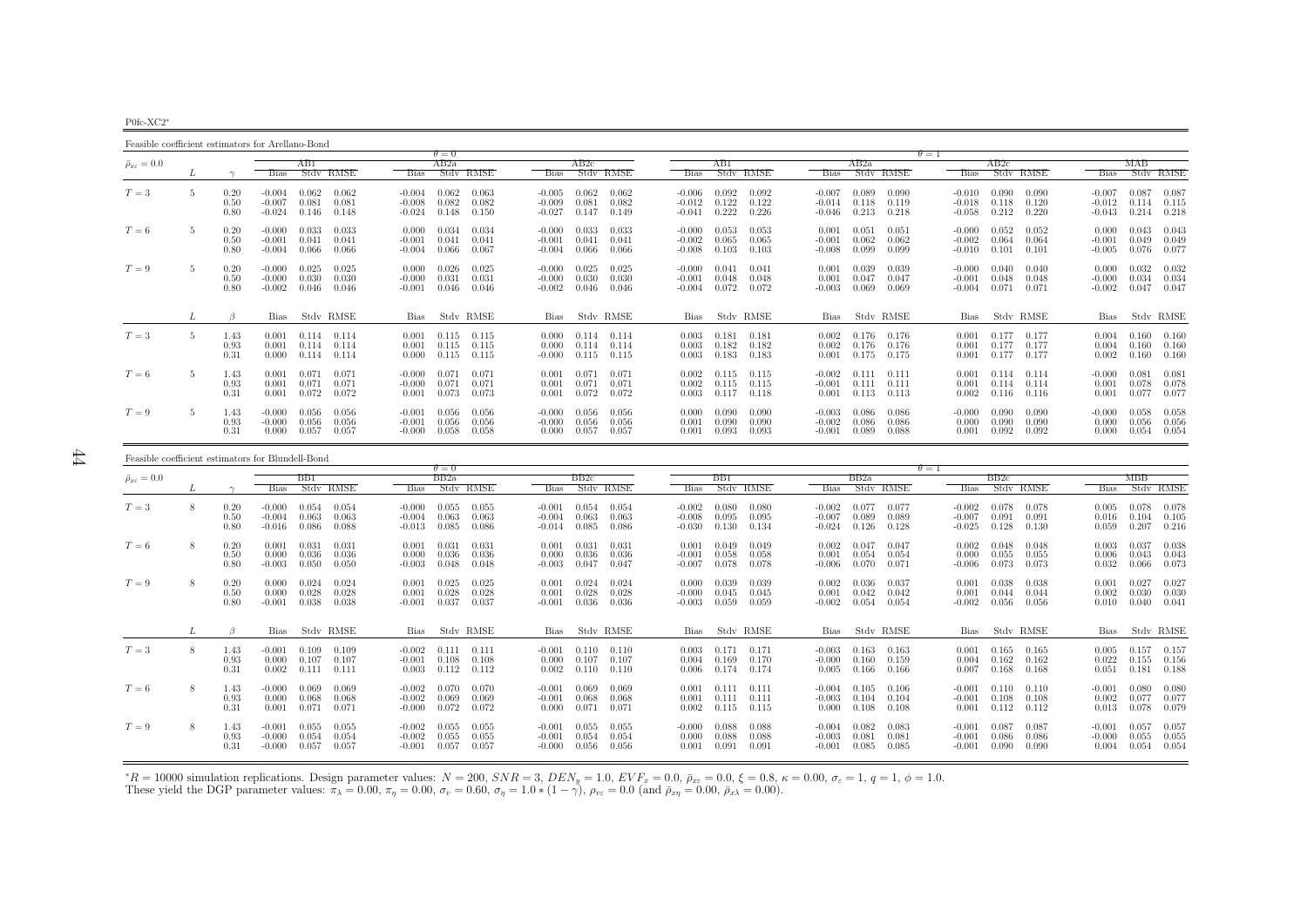P0fc-XC2*

Feasible coefficient estimators for Arellano-Bond

| $\bar{\rho}_{x\varepsilon}=0.0$ | | | θ = 0 | | | | | | | | | θ = 1 | | | | | | | | | | | |
|---|---|---|---|---|---|---|---|---|---|---|---|---|---|---|---|---|---|---|---|---|---|---|---|
| | | | AB1 | | | AB2a | | | AB2c | | | AB1 | | | AB2a | | | AB2c | | | MAB | | |
| | $L$ | $\gamma$ | Bias | Stdv | RMSE | Bias | Stdv | RMSE | Bias | Stdv | RMSE | Bias | Stdv | RMSE | Bias | Stdv | RMSE | Bias | Stdv | RMSE | Bias | Stdv | RMSE |
| $T=3$ | 5 | 0.20 | -0.004 | 0.062 | 0.062 | -0.004 | 0.062 | 0.063 | -0.005 | 0.062 | 0.062 | -0.006 | 0.092 | 0.092 | -0.007 | 0.089 | 0.090 | -0.010 | 0.090 | 0.090 | -0.007 | 0.087 | 0.087 |
| | | 0.50 | -0.007 | 0.081 | 0.081 | -0.008 | 0.082 | 0.082 | -0.009 | 0.081 | 0.082 | -0.012 | 0.122 | 0.122 | -0.014 | 0.118 | 0.119 | -0.018 | 0.118 | 0.120 | -0.012 | 0.114 | 0.115 |
| | | 0.80 | -0.024 | 0.146 | 0.148 | -0.024 | 0.148 | 0.150 | -0.027 | 0.147 | 0.149 | -0.041 | 0.222 | 0.226 | -0.046 | 0.213 | 0.218 | -0.058 | 0.212 | 0.220 | -0.043 | 0.214 | 0.218 |
| $T=6$ | 5 | 0.20 | -0.000 | 0.033 | 0.033 | 0.000 | 0.034 | 0.034 | -0.000 | 0.033 | 0.033 | -0.000 | 0.053 | 0.053 | 0.001 | 0.051 | 0.051 | -0.000 | 0.052 | 0.052 | 0.000 | 0.043 | 0.043 |
| | | 0.50 | -0.001 | 0.041 | 0.041 | -0.001 | 0.041 | 0.041 | -0.001 | 0.041 | 0.041 | -0.002 | 0.065 | 0.065 | -0.001 | 0.062 | 0.062 | -0.002 | 0.064 | 0.064 | -0.001 | 0.049 | 0.049 |
| | | 0.80 | -0.004 | 0.066 | 0.066 | -0.004 | 0.066 | 0.067 | -0.004 | 0.066 | 0.066 | -0.008 | 0.103 | 0.103 | -0.008 | 0.099 | 0.099 | -0.010 | 0.101 | 0.101 | -0.005 | 0.076 | 0.077 |
| $T=9$ | 5 | 0.20 | -0.000 | 0.025 | 0.025 | 0.000 | 0.026 | 0.025 | -0.000 | 0.025 | 0.025 | -0.000 | 0.041 | 0.041 | 0.001 | 0.039 | 0.039 | -0.000 | 0.040 | 0.040 | 0.000 | 0.032 | 0.032 |
| | | 0.50 | -0.000 | 0.030 | 0.030 | -0.000 | 0.031 | 0.031 | -0.000 | 0.030 | 0.030 | -0.001 | 0.048 | 0.048 | 0.001 | 0.047 | 0.047 | -0.001 | 0.048 | 0.048 | -0.000 | 0.034 | 0.034 |
| | | 0.80 | -0.002 | 0.046 | 0.046 | -0.001 | 0.046 | 0.046 | -0.002 | 0.046 | 0.046 | -0.004 | 0.072 | 0.072 | -0.003 | 0.069 | 0.069 | -0.004 | 0.071 | 0.071 | -0.002 | 0.047 | 0.047 |
| | $L$ | $\beta$ | Bias | Stdv | RMSE | Bias | Stdv | RMSE | Bias | Stdv | RMSE | Bias | Stdv | RMSE | Bias | Stdv | RMSE | Bias | Stdv | RMSE | Bias | Stdv | RMSE |
| $T=3$ | 5 | 1.43 | 0.001 | 0.114 | 0.114 | 0.001 | 0.115 | 0.115 | 0.000 | 0.114 | 0.114 | 0.003 | 0.181 | 0.181 | 0.002 | 0.176 | 0.176 | 0.001 | 0.177 | 0.177 | 0.004 | 0.160 | 0.160 |
| | | 0.93 | 0.001 | 0.114 | 0.114 | 0.001 | 0.115 | 0.115 | 0.000 | 0.114 | 0.114 | 0.003 | 0.182 | 0.182 | 0.002 | 0.176 | 0.176 | 0.001 | 0.177 | 0.177 | 0.004 | 0.160 | 0.160 |
| | | 0.31 | 0.000 | 0.114 | 0.114 | 0.000 | 0.115 | 0.115 | -0.000 | 0.115 | 0.115 | 0.003 | 0.183 | 0.183 | 0.001 | 0.175 | 0.175 | 0.001 | 0.177 | 0.177 | 0.002 | 0.160 | 0.160 |
| $T=6$ | 5 | 1.43 | 0.001 | 0.071 | 0.071 | -0.000 | 0.071 | 0.071 | 0.001 | 0.071 | 0.071 | 0.002 | 0.115 | 0.115 | -0.002 | 0.111 | 0.111 | 0.001 | 0.114 | 0.114 | -0.000 | 0.081 | 0.081 |
| | | 0.93 | 0.001 | 0.071 | 0.071 | -0.000 | 0.071 | 0.071 | 0.001 | 0.071 | 0.071 | 0.002 | 0.115 | 0.115 | -0.001 | 0.111 | 0.111 | 0.001 | 0.114 | 0.114 | 0.001 | 0.078 | 0.078 |
| | | 0.31 | 0.001 | 0.072 | 0.072 | 0.001 | 0.073 | 0.073 | 0.001 | 0.072 | 0.072 | 0.003 | 0.117 | 0.118 | 0.001 | 0.113 | 0.113 | 0.002 | 0.116 | 0.116 | 0.001 | 0.077 | 0.077 |
| $T=9$ | 5 | 1.43 | -0.000 | 0.056 | 0.056 | -0.001 | 0.056 | 0.056 | -0.000 | 0.056 | 0.056 | 0.000 | 0.090 | 0.090 | -0.003 | 0.086 | 0.086 | -0.000 | 0.090 | 0.090 | -0.000 | 0.058 | 0.058 |
| | | 0.93 | -0.000 | 0.056 | 0.056 | -0.001 | 0.056 | 0.056 | -0.000 | 0.056 | 0.056 | 0.001 | 0.090 | 0.090 | -0.002 | 0.086 | 0.086 | 0.000 | 0.090 | 0.090 | 0.000 | 0.056 | 0.056 |
| | | 0.31 | 0.000 | 0.057 | 0.057 | -0.000 | 0.058 | 0.058 | 0.000 | 0.057 | 0.057 | 0.001 | 0.093 | 0.093 | -0.001 | 0.089 | 0.088 | 0.001 | 0.092 | 0.092 | 0.000 | 0.054 | 0.054 |

Feasible coefficient estimators for Blundell-Bond

| $\bar{\rho}_{x\varepsilon}=0.0$ | | | θ = 0 | | | | | | | | | θ = 1 | | | | | | | | | | | |
|---|---|---|---|---|---|---|---|---|---|---|---|---|---|---|---|---|---|---|---|---|---|---|---|
| | | | BB1 | | | BB2a | | | BB2c | | | BB1 | | | BB2a | | | BB2c | | | MBB | | |
| | $L$ | $\gamma$ | Bias | Stdv | RMSE | Bias | Stdv | RMSE | Bias | Stdv | RMSE | Bias | Stdv | RMSE | Bias | Stdv | RMSE | Bias | Stdv | RMSE | Bias | Stdv | RMSE |
| $T=3$ | 8 | 0.20 | -0.000 | 0.054 | 0.054 | -0.000 | 0.055 | 0.055 | -0.001 | 0.054 | 0.054 | -0.002 | 0.080 | 0.080 | -0.002 | 0.077 | 0.077 | -0.002 | 0.078 | 0.078 | 0.005 | 0.078 | 0.078 |
| | | 0.50 | -0.004 | 0.063 | 0.063 | -0.004 | 0.063 | 0.063 | -0.004 | 0.063 | 0.063 | -0.008 | 0.095 | 0.095 | -0.007 | 0.089 | 0.089 | -0.007 | 0.091 | 0.091 | 0.016 | 0.104 | 0.105 |
| | | 0.80 | -0.016 | 0.086 | 0.088 | -0.013 | 0.085 | 0.086 | -0.014 | 0.085 | 0.086 | -0.030 | 0.130 | 0.134 | -0.024 | 0.126 | 0.128 | -0.025 | 0.128 | 0.130 | 0.059 | 0.207 | 0.216 |
| $T=6$ | 8 | 0.20 | 0.001 | 0.031 | 0.031 | 0.001 | 0.031 | 0.031 | 0.001 | 0.031 | 0.031 | 0.001 | 0.049 | 0.049 | 0.002 | 0.047 | 0.047 | 0.002 | 0.048 | 0.048 | 0.003 | 0.037 | 0.038 |
| | | 0.50 | 0.000 | 0.036 | 0.036 | 0.000 | 0.036 | 0.036 | 0.000 | 0.036 | 0.036 | -0.001 | 0.058 | 0.058 | 0.001 | 0.054 | 0.054 | 0.000 | 0.055 | 0.055 | 0.006 | 0.043 | 0.043 |
| | | 0.80 | -0.003 | 0.050 | 0.050 | -0.003 | 0.048 | 0.048 | -0.003 | 0.047 | 0.047 | -0.007 | 0.078 | 0.078 | -0.006 | 0.070 | 0.071 | -0.006 | 0.073 | 0.073 | 0.032 | 0.066 | 0.073 |
| $T=9$ | 8 | 0.20 | 0.000 | 0.024 | 0.024 | 0.001 | 0.025 | 0.025 | 0.001 | 0.024 | 0.024 | 0.000 | 0.039 | 0.039 | 0.002 | 0.036 | 0.037 | 0.001 | 0.038 | 0.038 | 0.001 | 0.027 | 0.027 |
| | | 0.50 | 0.000 | 0.028 | 0.028 | 0.001 | 0.028 | 0.028 | 0.001 | 0.028 | 0.028 | -0.000 | 0.045 | 0.045 | 0.001 | 0.042 | 0.042 | 0.001 | 0.044 | 0.044 | 0.002 | 0.030 | 0.030 |
| | | 0.80 | -0.001 | 0.038 | 0.038 | -0.001 | 0.037 | 0.037 | -0.001 | 0.036 | 0.036 | -0.003 | 0.059 | 0.059 | -0.002 | 0.054 | 0.054 | -0.002 | 0.056 | 0.056 | 0.010 | 0.040 | 0.041 |
| | $L$ | $\beta$ | Bias | Stdv | RMSE | Bias | Stdv | RMSE | Bias | Stdv | RMSE | Bias | Stdv | RMSE | Bias | Stdv | RMSE | Bias | Stdv | RMSE | Bias | Stdv | RMSE |
| $T=3$ | 8 | 1.43 | -0.001 | 0.109 | 0.109 | -0.002 | 0.111 | 0.111 | -0.001 | 0.110 | 0.110 | 0.003 | 0.171 | 0.171 | -0.003 | 0.163 | 0.163 | 0.001 | 0.165 | 0.165 | 0.005 | 0.157 | 0.157 |
| | | 0.93 | 0.000 | 0.107 | 0.107 | -0.001 | 0.108 | 0.108 | 0.000 | 0.107 | 0.107 | 0.004 | 0.169 | 0.170 | -0.000 | 0.160 | 0.159 | 0.004 | 0.162 | 0.162 | 0.022 | 0.155 | 0.156 |
| | | 0.31 | 0.002 | 0.111 | 0.111 | 0.003 | 0.112 | 0.112 | 0.002 | 0.110 | 0.110 | 0.006 | 0.174 | 0.174 | 0.005 | 0.166 | 0.166 | 0.007 | 0.168 | 0.168 | 0.051 | 0.181 | 0.188 |
| $T=6$ | 8 | 1.43 | -0.000 | 0.069 | 0.069 | -0.002 | 0.070 | 0.070 | -0.001 | 0.069 | 0.069 | 0.001 | 0.111 | 0.111 | -0.002 | 0.105 | 0.106 | -0.001 | 0.110 | 0.110 | -0.001 | 0.080 | 0.080 |
| | | 0.93 | 0.000 | 0.068 | 0.068 | -0.002 | 0.069 | 0.069 | -0.001 | 0.068 | 0.068 | 0.001 | 0.111 | 0.111 | -0.003 | 0.104 | 0.104 | -0.001 | 0.108 | 0.108 | 0.002 | 0.077 | 0.077 |
| | | 0.31 | 0.001 | 0.071 | 0.071 | -0.000 | 0.072 | 0.072 | 0.000 | 0.071 | 0.071 | 0.002 | 0.115 | 0.115 | 0.000 | 0.108 | 0.108 | 0.001 | 0.112 | 0.112 | 0.013 | 0.078 | 0.079 |
| $T=9$ | 8 | 1.43 | -0.001 | 0.055 | 0.055 | -0.002 | 0.055 | 0.055 | -0.001 | 0.055 | 0.055 | -0.000 | 0.088 | 0.088 | -0.004 | 0.082 | 0.083 | -0.001 | 0.087 | 0.087 | -0.001 | 0.057 | 0.057 |
| | | 0.93 | -0.000 | 0.054 | 0.054 | -0.002 | 0.055 | 0.055 | -0.001 | 0.054 | 0.054 | 0.000 | 0.088 | 0.088 | -0.003 | 0.081 | 0.081 | -0.001 | 0.086 | 0.086 | -0.000 | 0.055 | 0.055 |
| | | 0.31 | -0.000 | 0.057 | 0.057 | -0.001 | 0.057 | 0.057 | -0.000 | 0.056 | 0.056 | 0.001 | 0.091 | 0.091 | -0.001 | 0.085 | 0.085 | -0.001 | 0.090 | 0.090 | 0.004 | 0.054 | 0.054 |

*$R = 10000$ simulation replications. Design parameter values: $N = 200$, $SNR = 3$, $DEN_y = 1.0$, $EVF_x = 0.0$, $\bar{\rho}_{x\varepsilon} = 0.0$, $\xi = 0.8$, $\kappa = 0.00$, $\sigma_\varepsilon = 1$, $q = 1$, $\phi = 1.0$.
These yield the DGP parameter values: $\pi_\lambda = 0.00$, $\pi_\eta = 0.00$, $\sigma_v = 0.60$, $\sigma_\eta = 1.0 * (1 - \gamma)$, $\rho_{v\varepsilon} = 0.0$ (and $\bar{\rho}_{x\eta} = 0.00$, $\bar{\rho}_{x\lambda} = 0.00$).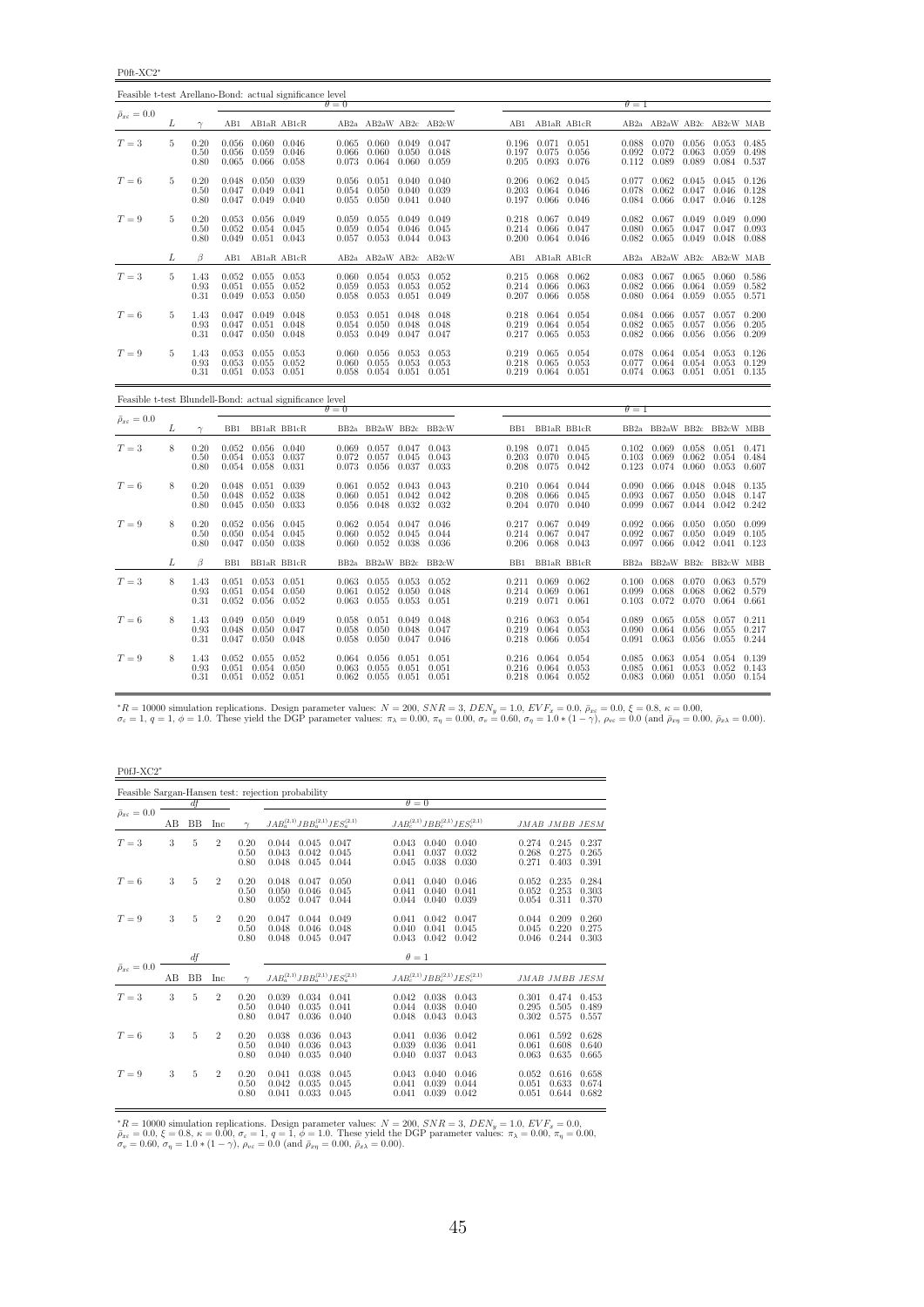P0ft-XC2*

Feasible t-test Arellano-Bond: actual significance level

| $\bar{\rho}_{x\varepsilon} = 0.0$ | $L$ | $\gamma$ | AB1 | AB1aR | AB1cR | AB2a | AB2aW | AB2c | AB2cW | AB1 | AB1aR | AB1cR | AB2a | AB2aW | AB2c | AB2cW | MAB |
|---|---|---|---|---|---|---|---|---|---|---|---|---|---|---|---|---|---|
| | | | $\theta = 0$ | | | | | | | $\theta = 1$ | | | | | | | |
| $T = 3$ | 5 | 0.20 | 0.056 | 0.060 | 0.046 | 0.065 | 0.060 | 0.049 | 0.047 | 0.196 | 0.071 | 0.051 | 0.088 | 0.070 | 0.056 | 0.053 | 0.485 |
| | | 0.50 | 0.056 | 0.059 | 0.046 | 0.066 | 0.060 | 0.050 | 0.048 | 0.197 | 0.075 | 0.056 | 0.092 | 0.072 | 0.063 | 0.059 | 0.498 |
| | | 0.80 | 0.065 | 0.066 | 0.058 | 0.073 | 0.064 | 0.060 | 0.059 | 0.205 | 0.093 | 0.076 | 0.112 | 0.089 | 0.089 | 0.084 | 0.537 |
| $T = 6$ | 5 | 0.20 | 0.048 | 0.050 | 0.039 | 0.056 | 0.051 | 0.040 | 0.040 | 0.206 | 0.062 | 0.045 | 0.077 | 0.062 | 0.045 | 0.045 | 0.126 |
| | | 0.50 | 0.047 | 0.049 | 0.041 | 0.054 | 0.050 | 0.040 | 0.039 | 0.203 | 0.064 | 0.046 | 0.078 | 0.062 | 0.047 | 0.046 | 0.128 |
| | | 0.80 | 0.047 | 0.049 | 0.040 | 0.055 | 0.050 | 0.041 | 0.040 | 0.197 | 0.066 | 0.046 | 0.084 | 0.066 | 0.047 | 0.046 | 0.128 |
| $T = 9$ | 5 | 0.20 | 0.053 | 0.056 | 0.049 | 0.059 | 0.055 | 0.049 | 0.049 | 0.218 | 0.067 | 0.049 | 0.082 | 0.067 | 0.049 | 0.049 | 0.090 |
| | | 0.50 | 0.052 | 0.054 | 0.045 | 0.059 | 0.054 | 0.046 | 0.045 | 0.214 | 0.066 | 0.047 | 0.080 | 0.065 | 0.047 | 0.047 | 0.093 |
| | | 0.80 | 0.049 | 0.051 | 0.043 | 0.057 | 0.053 | 0.044 | 0.043 | 0.200 | 0.064 | 0.046 | 0.082 | 0.065 | 0.049 | 0.048 | 0.088 |
| | $L$ | $\beta$ | AB1 | AB1aR | AB1cR | AB2a | AB2aW | AB2c | AB2cW | AB1 | AB1aR | AB1cR | AB2a | AB2aW | AB2c | AB2cW | MAB |
| $T = 3$ | 5 | 1.43 | 0.052 | 0.055 | 0.053 | 0.060 | 0.054 | 0.053 | 0.052 | 0.215 | 0.068 | 0.062 | 0.083 | 0.067 | 0.065 | 0.060 | 0.586 |
| | | 0.93 | 0.051 | 0.055 | 0.052 | 0.059 | 0.053 | 0.053 | 0.052 | 0.214 | 0.066 | 0.063 | 0.082 | 0.066 | 0.064 | 0.059 | 0.582 |
| | | 0.31 | 0.049 | 0.053 | 0.050 | 0.058 | 0.053 | 0.051 | 0.049 | 0.207 | 0.066 | 0.058 | 0.080 | 0.064 | 0.059 | 0.055 | 0.571 |
| $T = 6$ | 5 | 1.43 | 0.047 | 0.049 | 0.048 | 0.053 | 0.051 | 0.048 | 0.048 | 0.218 | 0.064 | 0.054 | 0.084 | 0.066 | 0.057 | 0.057 | 0.200 |
| | | 0.93 | 0.047 | 0.051 | 0.048 | 0.054 | 0.050 | 0.048 | 0.048 | 0.219 | 0.064 | 0.054 | 0.082 | 0.065 | 0.057 | 0.056 | 0.205 |
| | | 0.31 | 0.047 | 0.050 | 0.048 | 0.053 | 0.049 | 0.047 | 0.047 | 0.217 | 0.065 | 0.053 | 0.082 | 0.066 | 0.056 | 0.056 | 0.209 |
| $T = 9$ | 5 | 1.43 | 0.053 | 0.055 | 0.053 | 0.060 | 0.056 | 0.053 | 0.053 | 0.219 | 0.065 | 0.054 | 0.078 | 0.064 | 0.054 | 0.053 | 0.126 |
| | | 0.93 | 0.053 | 0.055 | 0.052 | 0.060 | 0.055 | 0.053 | 0.053 | 0.218 | 0.065 | 0.053 | 0.077 | 0.064 | 0.054 | 0.053 | 0.129 |
| | | 0.31 | 0.051 | 0.053 | 0.051 | 0.058 | 0.054 | 0.051 | 0.051 | 0.219 | 0.064 | 0.051 | 0.074 | 0.063 | 0.051 | 0.051 | 0.135 |

Feasible t-test Blundell-Bond: actual significance level

| $\bar{\rho}_{x\varepsilon} = 0.0$ | $L$ | $\gamma$ | BB1 | BB1aR | BB1cR | BB2a | BB2aW | BB2c | BB2cW | BB1 | BB1aR | BB1cR | BB2a | BB2aW | BB2c | BB2cW | MBB |
|---|---|---|---|---|---|---|---|---|---|---|---|---|---|---|---|---|---|
| | | | $\theta = 0$ | | | | | | | $\theta = 1$ | | | | | | | |
| $T = 3$ | 8 | 0.20 | 0.052 | 0.056 | 0.040 | 0.069 | 0.057 | 0.047 | 0.043 | 0.198 | 0.071 | 0.045 | 0.102 | 0.069 | 0.058 | 0.051 | 0.471 |
| | | 0.50 | 0.054 | 0.053 | 0.037 | 0.072 | 0.057 | 0.045 | 0.043 | 0.203 | 0.070 | 0.045 | 0.103 | 0.069 | 0.062 | 0.054 | 0.484 |
| | | 0.80 | 0.054 | 0.058 | 0.031 | 0.073 | 0.056 | 0.037 | 0.033 | 0.208 | 0.075 | 0.042 | 0.123 | 0.074 | 0.060 | 0.053 | 0.607 |
| $T = 6$ | 8 | 0.20 | 0.048 | 0.051 | 0.039 | 0.061 | 0.052 | 0.043 | 0.043 | 0.210 | 0.064 | 0.044 | 0.090 | 0.066 | 0.048 | 0.048 | 0.135 |
| | | 0.50 | 0.048 | 0.052 | 0.038 | 0.060 | 0.051 | 0.042 | 0.042 | 0.208 | 0.066 | 0.045 | 0.093 | 0.067 | 0.050 | 0.048 | 0.147 |
| | | 0.80 | 0.045 | 0.050 | 0.033 | 0.056 | 0.048 | 0.032 | 0.032 | 0.204 | 0.070 | 0.040 | 0.099 | 0.067 | 0.044 | 0.042 | 0.242 |
| $T = 9$ | 8 | 0.20 | 0.052 | 0.056 | 0.045 | 0.062 | 0.054 | 0.047 | 0.046 | 0.217 | 0.067 | 0.049 | 0.092 | 0.066 | 0.050 | 0.050 | 0.099 |
| | | 0.50 | 0.050 | 0.054 | 0.045 | 0.060 | 0.052 | 0.045 | 0.044 | 0.214 | 0.067 | 0.047 | 0.092 | 0.067 | 0.050 | 0.049 | 0.105 |
| | | 0.80 | 0.047 | 0.050 | 0.038 | 0.060 | 0.052 | 0.038 | 0.036 | 0.206 | 0.068 | 0.043 | 0.097 | 0.066 | 0.042 | 0.041 | 0.123 |
| | $L$ | $\beta$ | BB1 | BB1aR | BB1cR | BB2a | BB2aW | BB2c | BB2cW | BB1 | BB1aR | BB1cR | BB2a | BB2aW | BB2c | BB2cW | MBB |
| $T = 3$ | 8 | 1.43 | 0.051 | 0.053 | 0.051 | 0.063 | 0.055 | 0.053 | 0.052 | 0.211 | 0.069 | 0.062 | 0.100 | 0.068 | 0.070 | 0.063 | 0.579 |
| | | 0.93 | 0.051 | 0.054 | 0.050 | 0.061 | 0.052 | 0.050 | 0.048 | 0.214 | 0.069 | 0.061 | 0.099 | 0.068 | 0.068 | 0.062 | 0.579 |
| | | 0.31 | 0.052 | 0.056 | 0.052 | 0.063 | 0.055 | 0.053 | 0.051 | 0.219 | 0.071 | 0.061 | 0.103 | 0.072 | 0.070 | 0.064 | 0.661 |
| $T = 6$ | 8 | 1.43 | 0.049 | 0.050 | 0.049 | 0.058 | 0.051 | 0.049 | 0.048 | 0.216 | 0.063 | 0.054 | 0.089 | 0.065 | 0.058 | 0.057 | 0.211 |
| | | 0.93 | 0.048 | 0.050 | 0.047 | 0.058 | 0.050 | 0.048 | 0.047 | 0.219 | 0.064 | 0.053 | 0.090 | 0.064 | 0.056 | 0.055 | 0.217 |
| | | 0.31 | 0.047 | 0.050 | 0.048 | 0.058 | 0.050 | 0.047 | 0.046 | 0.218 | 0.066 | 0.054 | 0.091 | 0.063 | 0.056 | 0.055 | 0.244 |
| $T = 9$ | 8 | 1.43 | 0.052 | 0.055 | 0.052 | 0.064 | 0.056 | 0.051 | 0.051 | 0.216 | 0.064 | 0.054 | 0.085 | 0.063 | 0.054 | 0.054 | 0.139 |
| | | 0.93 | 0.051 | 0.054 | 0.050 | 0.063 | 0.055 | 0.051 | 0.051 | 0.216 | 0.064 | 0.053 | 0.085 | 0.061 | 0.053 | 0.052 | 0.143 |
| | | 0.31 | 0.051 | 0.052 | 0.051 | 0.062 | 0.055 | 0.051 | 0.051 | 0.218 | 0.064 | 0.052 | 0.083 | 0.060 | 0.051 | 0.050 | 0.154 |

$^*R = 10000$ simulation replications. Design parameter values: $N = 200$, $SNR = 3$, $DEN_y = 1.0$, $EVF_x = 0.0$, $\bar{\rho}_{x\varepsilon} = 0.0$, $\xi = 0.8$, $\kappa = 0.00$, $\sigma_\varepsilon = 1$, $q = 1$, $\phi = 1.0$. These yield the DGP parameter values: $\pi_\lambda = 0.00$, $\pi_\eta = 0.00$, $\sigma_v = 0.60$, $\sigma_\eta = 1.0 * (1 - \gamma)$, $\rho_{v\varepsilon} = 0.0$ (and $\bar{\rho}_{x\eta} = 0.00$, $\bar{\rho}_{x\lambda} = 0.00$).

P0fJ-XC2*

Feasible Sargan-Hansen test: rejection probability

| $\bar{\rho}_{x\varepsilon} = 0.0$ | AB | BB | Inc | $\gamma$ | $JAB_a^{(2,1)}$ | $JBB_a^{(2,1)}$ | $JES_a^{(2,1)}$ | $JAB_c^{(2,1)}$ | $JBB_c^{(2,1)}$ | $JES_c^{(2,1)}$ | $JMAB$ | $JMBB$ | $JESM$ |
|---|---|---|---|---|---|---|---|---|---|---|---|---|---|
| | $df$ | | | | $\theta = 0$ | | | | | | | | |
| $T = 3$ | 3 | 5 | 2 | 0.20 | 0.044 | 0.045 | 0.047 | 0.043 | 0.040 | 0.040 | 0.274 | 0.245 | 0.237 |
| | | | | 0.50 | 0.043 | 0.042 | 0.045 | 0.041 | 0.037 | 0.032 | 0.268 | 0.275 | 0.265 |
| | | | | 0.80 | 0.048 | 0.045 | 0.044 | 0.045 | 0.038 | 0.030 | 0.271 | 0.403 | 0.391 |
| $T = 6$ | 3 | 5 | 2 | 0.20 | 0.048 | 0.047 | 0.050 | 0.041 | 0.040 | 0.046 | 0.052 | 0.235 | 0.284 |
| | | | | 0.50 | 0.050 | 0.046 | 0.045 | 0.041 | 0.040 | 0.041 | 0.052 | 0.253 | 0.303 |
| | | | | 0.80 | 0.052 | 0.047 | 0.044 | 0.044 | 0.040 | 0.039 | 0.054 | 0.311 | 0.370 |
| $T = 9$ | 3 | 5 | 2 | 0.20 | 0.047 | 0.044 | 0.049 | 0.041 | 0.042 | 0.047 | 0.044 | 0.209 | 0.260 |
| | | | | 0.50 | 0.048 | 0.046 | 0.048 | 0.040 | 0.041 | 0.045 | 0.045 | 0.220 | 0.275 |
| | | | | 0.80 | 0.048 | 0.045 | 0.047 | 0.043 | 0.042 | 0.042 | 0.046 | 0.244 | 0.303 |
| | $df$ | | | | $\theta = 1$ | | | | | | | | |
| | AB | BB | Inc | $\gamma$ | $JAB_a^{(2,1)}$ | $JBB_a^{(2,1)}$ | $JES_a^{(2,1)}$ | $JAB_c^{(2,1)}$ | $JBB_c^{(2,1)}$ | $JES_c^{(2,1)}$ | $JMAB$ | $JMBB$ | $JESM$ |
| $T = 3$ | 3 | 5 | 2 | 0.20 | 0.039 | 0.034 | 0.041 | 0.042 | 0.038 | 0.043 | 0.301 | 0.474 | 0.453 |
| | | | | 0.50 | 0.040 | 0.035 | 0.041 | 0.044 | 0.038 | 0.040 | 0.295 | 0.505 | 0.489 |
| | | | | 0.80 | 0.047 | 0.036 | 0.040 | 0.048 | 0.043 | 0.043 | 0.302 | 0.575 | 0.557 |
| $T = 6$ | 3 | 5 | 2 | 0.20 | 0.038 | 0.036 | 0.043 | 0.041 | 0.036 | 0.042 | 0.061 | 0.592 | 0.628 |
| | | | | 0.50 | 0.040 | 0.036 | 0.043 | 0.039 | 0.036 | 0.041 | 0.061 | 0.608 | 0.640 |
| | | | | 0.80 | 0.040 | 0.035 | 0.040 | 0.040 | 0.037 | 0.043 | 0.063 | 0.635 | 0.665 |
| $T = 9$ | 3 | 5 | 2 | 0.20 | 0.041 | 0.038 | 0.045 | 0.043 | 0.040 | 0.046 | 0.052 | 0.616 | 0.658 |
| | | | | 0.50 | 0.042 | 0.035 | 0.045 | 0.041 | 0.039 | 0.044 | 0.051 | 0.633 | 0.674 |
| | | | | 0.80 | 0.041 | 0.033 | 0.045 | 0.041 | 0.039 | 0.042 | 0.051 | 0.644 | 0.682 |

$^*R = 10000$ simulation replications. Design parameter values: $N = 200$, $SNR = 3$, $DEN_y = 1.0$, $EVF_x = 0.0$, $\bar{\rho}_{x\varepsilon} = 0.0$, $\xi = 0.8$, $\kappa = 0.00$, $\sigma_\varepsilon = 1$, $q = 1$, $\phi = 1.0$. These yield the DGP parameter values: $\pi_\lambda = 0.00$, $\pi_\eta = 0.00$, $\sigma_v = 0.60$, $\sigma_\eta = 1.0 * (1 - \gamma)$, $\rho_{v\varepsilon} = 0.0$ (and $\bar{\rho}_{x\eta} = 0.00$, $\bar{\rho}_{x\lambda} = 0.00$).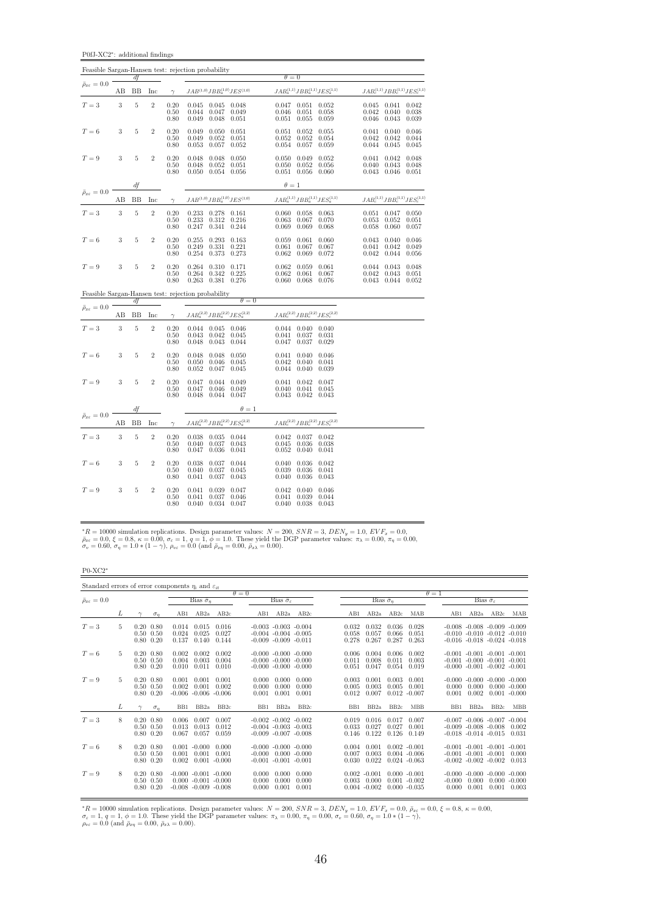P0fJ-XC2*: additional findings

Feasible Sargan-Hansen test: rejection probability

| $\bar{\rho}_{x\varepsilon}=0.0$ | df | | | | $\theta=0$ | | | | | | | | |
|---|---|---|---|---|---|---|---|---|---|---|---|---|---|
| | AB | BB | Inc | $\gamma$ | $JAB^{(1,0)}$ | $JBB_a^{(1,0)}$ | $JES^{(1,0)}$ | $JAB_a^{(1,1)}$ | $JBB_a^{(1,1)}$ | $JES_a^{(1,1)}$ | $JAB_c^{(1,1)}$ | $JBB_c^{(1,1)}$ | $JES_c^{(1,1)}$ |
| $T=3$ | 3 | 5 | 2 | 0.20 | 0.045 | 0.045 | 0.048 | 0.047 | 0.051 | 0.052 | 0.045 | 0.041 | 0.042 |
| | | | | 0.50 | 0.044 | 0.047 | 0.049 | 0.046 | 0.051 | 0.058 | 0.042 | 0.040 | 0.038 |
| | | | | 0.80 | 0.049 | 0.048 | 0.051 | 0.051 | 0.055 | 0.059 | 0.046 | 0.043 | 0.039 |
| $T=6$ | 3 | 5 | 2 | 0.20 | 0.049 | 0.050 | 0.051 | 0.051 | 0.052 | 0.055 | 0.041 | 0.040 | 0.046 |
| | | | | 0.50 | 0.049 | 0.052 | 0.051 | 0.052 | 0.052 | 0.054 | 0.042 | 0.042 | 0.044 |
| | | | | 0.80 | 0.053 | 0.057 | 0.052 | 0.054 | 0.057 | 0.059 | 0.044 | 0.045 | 0.045 |
| $T=9$ | 3 | 5 | 2 | 0.20 | 0.048 | 0.048 | 0.050 | 0.050 | 0.049 | 0.052 | 0.041 | 0.042 | 0.048 |
| | | | | 0.50 | 0.048 | 0.052 | 0.051 | 0.050 | 0.052 | 0.056 | 0.040 | 0.043 | 0.048 |
| | | | | 0.80 | 0.050 | 0.054 | 0.056 | 0.051 | 0.056 | 0.060 | 0.043 | 0.046 | 0.051 |

| $\bar{\rho}_{x\varepsilon}=0.0$ | df | | | | $\theta=1$ | | | | | | | | |
|---|---|---|---|---|---|---|---|---|---|---|---|---|---|
| | AB | BB | Inc | $\gamma$ | $JAB^{(1,0)}$ | $JBB_a^{(1,0)}$ | $JES^{(1,0)}$ | $JAB_a^{(1,1)}$ | $JBB_a^{(1,1)}$ | $JES_a^{(1,1)}$ | $JAB_c^{(1,1)}$ | $JBB_c^{(1,1)}$ | $JES_c^{(1,1)}$ |
| $T=3$ | 3 | 5 | 2 | 0.20 | 0.233 | 0.278 | 0.161 | 0.060 | 0.058 | 0.063 | 0.051 | 0.047 | 0.050 |
| | | | | 0.50 | 0.233 | 0.312 | 0.216 | 0.063 | 0.067 | 0.070 | 0.053 | 0.052 | 0.051 |
| | | | | 0.80 | 0.247 | 0.341 | 0.244 | 0.069 | 0.069 | 0.068 | 0.058 | 0.060 | 0.057 |
| $T=6$ | 3 | 5 | 2 | 0.20 | 0.255 | 0.293 | 0.163 | 0.059 | 0.061 | 0.060 | 0.043 | 0.040 | 0.046 |
| | | | | 0.50 | 0.249 | 0.331 | 0.221 | 0.061 | 0.067 | 0.067 | 0.041 | 0.042 | 0.049 |
| | | | | 0.80 | 0.254 | 0.373 | 0.273 | 0.062 | 0.069 | 0.072 | 0.042 | 0.044 | 0.056 |
| $T=9$ | 3 | 5 | 2 | 0.20 | 0.264 | 0.310 | 0.171 | 0.062 | 0.059 | 0.061 | 0.044 | 0.043 | 0.048 |
| | | | | 0.50 | 0.264 | 0.342 | 0.225 | 0.062 | 0.061 | 0.067 | 0.042 | 0.043 | 0.051 |
| | | | | 0.80 | 0.263 | 0.381 | 0.276 | 0.060 | 0.068 | 0.076 | 0.043 | 0.044 | 0.052 |

Feasible Sargan-Hansen test: rejection probability

| $\bar{\rho}_{x\varepsilon}=0.0$ | df | | | | $\theta=0$ | | | | | |
|---|---|---|---|---|---|---|---|---|---|---|
| | AB | BB | Inc | $\gamma$ | $JAB_a^{(2,2)}$ | $JBB_a^{(2,2)}$ | $JES_a^{(2,2)}$ | $JAB_c^{(2,2)}$ | $JBB_c^{(2,2)}$ | $JES_c^{(2,2)}$ |
| $T=3$ | 3 | 5 | 2 | 0.20 | 0.044 | 0.045 | 0.046 | 0.044 | 0.040 | 0.040 |
| | | | | 0.50 | 0.043 | 0.042 | 0.045 | 0.041 | 0.037 | 0.031 |
| | | | | 0.80 | 0.048 | 0.043 | 0.044 | 0.047 | 0.037 | 0.029 |
| $T=6$ | 3 | 5 | 2 | 0.20 | 0.048 | 0.048 | 0.050 | 0.041 | 0.040 | 0.046 |
| | | | | 0.50 | 0.050 | 0.046 | 0.045 | 0.042 | 0.040 | 0.041 |
| | | | | 0.80 | 0.052 | 0.047 | 0.045 | 0.044 | 0.040 | 0.039 |
| $T=9$ | 3 | 5 | 2 | 0.20 | 0.047 | 0.044 | 0.049 | 0.041 | 0.042 | 0.047 |
| | | | | 0.50 | 0.047 | 0.046 | 0.049 | 0.040 | 0.041 | 0.045 |
| | | | | 0.80 | 0.048 | 0.044 | 0.047 | 0.043 | 0.042 | 0.043 |

| $\bar{\rho}_{x\varepsilon}=0.0$ | df | | | | $\theta=1$ | | | | | |
|---|---|---|---|---|---|---|---|---|---|---|
| | AB | BB | Inc | $\gamma$ | $JAB_a^{(2,2)}$ | $JBB_a^{(2,2)}$ | $JES_a^{(2,2)}$ | $JAB_c^{(2,2)}$ | $JBB_c^{(2,2)}$ | $JES_c^{(2,2)}$ |
| $T=3$ | 3 | 5 | 2 | 0.20 | 0.038 | 0.035 | 0.044 | 0.042 | 0.037 | 0.042 |
| | | | | 0.50 | 0.040 | 0.037 | 0.043 | 0.045 | 0.036 | 0.038 |
| | | | | 0.80 | 0.047 | 0.036 | 0.041 | 0.052 | 0.040 | 0.041 |
| $T=6$ | 3 | 5 | 2 | 0.20 | 0.038 | 0.037 | 0.044 | 0.040 | 0.036 | 0.042 |
| | | | | 0.50 | 0.040 | 0.037 | 0.045 | 0.039 | 0.036 | 0.041 |
| | | | | 0.80 | 0.041 | 0.037 | 0.043 | 0.040 | 0.036 | 0.043 |
| $T=9$ | 3 | 5 | 2 | 0.20 | 0.041 | 0.039 | 0.047 | 0.042 | 0.040 | 0.046 |
| | | | | 0.50 | 0.041 | 0.037 | 0.046 | 0.041 | 0.039 | 0.044 |
| | | | | 0.80 | 0.040 | 0.034 | 0.047 | 0.040 | 0.038 | 0.043 |

$^*R = 10000$ simulation replications. Design parameter values: $N = 200$, $SNR = 3$, $DEN_y = 1.0$, $EVF_x = 0.0$, $\bar{\rho}_{x\varepsilon} = 0.0$, $\xi = 0.8$, $\kappa = 0.00$, $\sigma_\varepsilon = 1$, $q = 1$, $\phi = 1.0$. These yield the DGP parameter values: $\pi_\lambda = 0.00$, $\pi_\eta = 0.00$, $\sigma_v = 0.60$, $\sigma_\eta = 1.0 * (1-\gamma)$, $\rho_{v\varepsilon} = 0.0$ (and $\bar{\rho}_{x\eta} = 0.00$, $\bar{\rho}_{x\lambda} = 0.00$).

P0-XC2*

Standard errors of error components $\eta_i$ and $\varepsilon_{it}$

| $\bar{\rho}_{x\varepsilon}=0.0$ | | | | $\theta=0$ | | | | | | $\theta=1$ | | | | | | | |
|---|---|---|---|---|---|---|---|---|---|---|---|---|---|---|---|---|---|
| | | | | Bias $\hat{\sigma}_\eta$ | | | Bias $\hat{\sigma}_\varepsilon$ | | | Bias $\hat{\sigma}_\eta$ | | | | Bias $\hat{\sigma}_\varepsilon$ | | | |
| | $L$ | $\gamma$ | $\sigma_\eta$ | AB1 | AB2a | AB2c | AB1 | AB2a | AB2c | AB1 | AB2a | AB2c | MAB | AB1 | AB2a | AB2c | MAB |
| $T=3$ | 5 | 0.20 | 0.80 | 0.014 | 0.015 | 0.016 | -0.003 | -0.003 | -0.004 | 0.032 | 0.032 | 0.036 | 0.028 | -0.008 | -0.008 | -0.009 | -0.009 |
| | | 0.50 | 0.50 | 0.024 | 0.025 | 0.027 | -0.004 | -0.004 | -0.005 | 0.058 | 0.057 | 0.066 | 0.051 | -0.010 | -0.010 | -0.012 | -0.010 |
| | | 0.80 | 0.20 | 0.137 | 0.140 | 0.144 | -0.009 | -0.009 | -0.011 | 0.278 | 0.267 | 0.287 | 0.263 | -0.016 | -0.018 | -0.024 | -0.018 |
| $T=6$ | 5 | 0.20 | 0.80 | 0.002 | 0.002 | 0.002 | -0.000 | -0.000 | -0.000 | 0.006 | 0.004 | 0.006 | 0.002 | -0.001 | -0.001 | -0.001 | -0.001 |
| | | 0.50 | 0.50 | 0.004 | 0.003 | 0.004 | -0.000 | -0.000 | -0.000 | 0.011 | 0.008 | 0.011 | 0.003 | -0.001 | -0.000 | -0.001 | -0.001 |
| | | 0.80 | 0.20 | 0.010 | 0.011 | 0.010 | -0.000 | -0.000 | -0.000 | 0.051 | 0.047 | 0.054 | 0.019 | -0.000 | -0.001 | -0.002 | -0.001 |
| $T=9$ | 5 | 0.20 | 0.80 | 0.001 | 0.001 | 0.001 | 0.000 | 0.000 | 0.000 | 0.003 | 0.001 | 0.003 | 0.001 | -0.000 | -0.000 | -0.000 | -0.000 |
| | | 0.50 | 0.50 | 0.002 | 0.001 | 0.002 | 0.000 | 0.000 | 0.000 | 0.005 | 0.003 | 0.005 | 0.001 | 0.000 | 0.000 | 0.000 | -0.000 |
| | | 0.80 | 0.20 | -0.006 | -0.006 | -0.006 | 0.001 | 0.001 | 0.001 | 0.012 | 0.007 | 0.012 | -0.007 | 0.001 | 0.002 | 0.001 | -0.000 |
| | $L$ | $\gamma$ | $\sigma_\eta$ | BB1 | BB2a | BB2c | BB1 | BB2a | BB2c | BB1 | BB2a | BB2c | MBB | BB1 | BB2a | BB2c | MBB |
| $T=3$ | 8 | 0.20 | 0.80 | 0.006 | 0.007 | 0.007 | -0.002 | -0.002 | -0.002 | 0.019 | 0.016 | 0.017 | 0.007 | -0.007 | -0.006 | -0.007 | -0.004 |
| | | 0.50 | 0.50 | 0.013 | 0.013 | 0.012 | -0.004 | -0.003 | -0.003 | 0.033 | 0.027 | 0.027 | 0.001 | -0.009 | -0.008 | -0.008 | 0.002 |
| | | 0.80 | 0.20 | 0.067 | 0.057 | 0.059 | -0.009 | -0.007 | -0.008 | 0.146 | 0.122 | 0.126 | 0.149 | -0.018 | -0.014 | -0.015 | 0.031 |
| $T=6$ | 8 | 0.20 | 0.80 | 0.001 | -0.000 | 0.000 | -0.000 | -0.000 | -0.000 | 0.004 | 0.001 | 0.002 | -0.001 | -0.001 | -0.001 | -0.001 | -0.001 |
| | | 0.50 | 0.50 | 0.001 | 0.001 | 0.001 | -0.000 | 0.000 | -0.000 | 0.007 | 0.003 | 0.004 | -0.006 | -0.001 | -0.001 | -0.001 | 0.000 |
| | | 0.80 | 0.20 | 0.002 | 0.001 | -0.000 | -0.001 | -0.001 | -0.001 | 0.030 | 0.022 | 0.024 | -0.063 | -0.002 | -0.002 | -0.002 | 0.013 |
| $T=9$ | 8 | 0.20 | 0.80 | -0.000 | -0.001 | -0.000 | 0.000 | 0.000 | 0.000 | 0.002 | -0.001 | 0.000 | -0.001 | -0.000 | -0.000 | -0.000 | -0.000 |
| | | 0.50 | 0.50 | 0.000 | -0.001 | -0.000 | 0.000 | 0.000 | 0.000 | 0.003 | 0.000 | 0.001 | -0.002 | -0.000 | 0.000 | 0.000 | -0.000 |
| | | 0.80 | 0.20 | -0.008 | -0.009 | -0.008 | 0.000 | 0.001 | 0.001 | 0.004 | -0.002 | 0.000 | -0.035 | 0.000 | 0.001 | 0.001 | 0.003 |

$^*R = 10000$ simulation replications. Design parameter values: $N = 200$, $SNR = 3$, $DEN_y = 1.0$, $EVF_x = 0.0$, $\bar{\rho}_{x\varepsilon} = 0.0$, $\xi = 0.8$, $\kappa = 0.00$, $\sigma_\varepsilon = 1$, $q = 1$, $\phi = 1.0$. These yield the DGP parameter values: $\pi_\lambda = 0.00$, $\pi_\eta = 0.00$, $\sigma_v = 0.60$, $\sigma_\eta = 1.0 * (1-\gamma)$, $\rho_{v\varepsilon} = 0.0$ (and $\bar{\rho}_{x\eta} = 0.00$, $\bar{\rho}_{x\lambda} = 0.00$).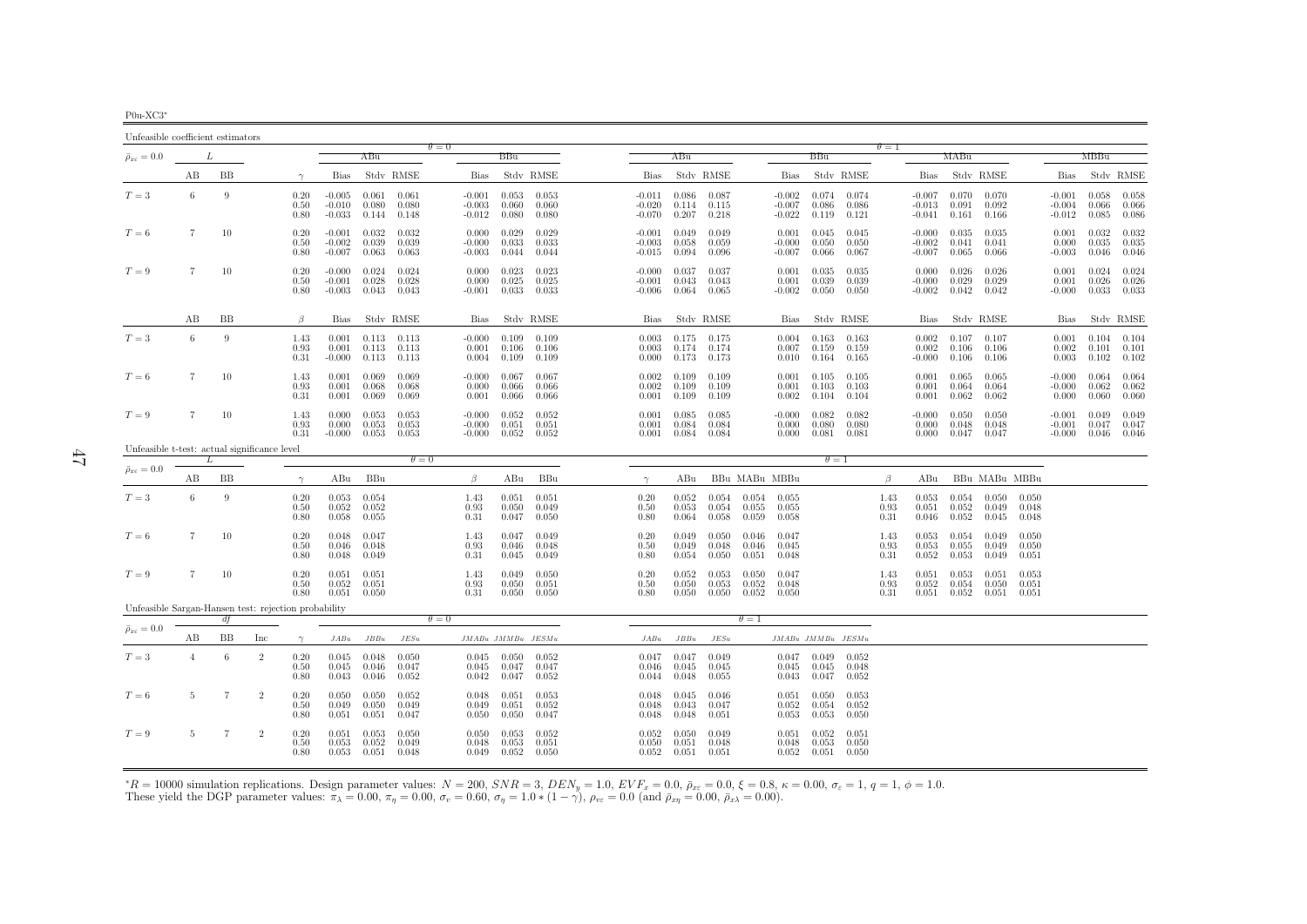P0u-XC3*

Unfeasible coefficient estimators

| $\bar{\rho}_{x\varepsilon}=0.0$ | L | | | $\theta=0$ ABu | | | BBu | | | $\theta=1$ ABu | | | BBu | | | MABu | | | MBBu | | |
|---|---|---|---|---|---|---|---|---|---|---|---|---|---|---|---|---|---|---|---|---|---|
| | AB | BB | $\gamma$ | Bias | Stdv | RMSE | Bias | Stdv | RMSE | Bias | Stdv | RMSE | Bias | Stdv | RMSE | Bias | Stdv | RMSE | Bias | Stdv | RMSE |
| $T=3$ | 6 | 9 | 0.20 | -0.005 | 0.061 | 0.061 | -0.001 | 0.053 | 0.053 | -0.011 | 0.086 | 0.087 | -0.002 | 0.074 | 0.074 | -0.007 | 0.070 | 0.070 | -0.001 | 0.058 | 0.058 |
| | | | 0.50 | -0.010 | 0.080 | 0.080 | -0.003 | 0.060 | 0.060 | -0.020 | 0.114 | 0.115 | -0.007 | 0.086 | 0.086 | -0.013 | 0.091 | 0.092 | -0.004 | 0.066 | 0.066 |
| | | | 0.80 | -0.033 | 0.144 | 0.148 | -0.012 | 0.080 | 0.080 | -0.070 | 0.207 | 0.218 | -0.022 | 0.119 | 0.121 | -0.041 | 0.161 | 0.166 | -0.012 | 0.085 | 0.086 |
| $T=6$ | 7 | 10 | 0.20 | -0.001 | 0.032 | 0.032 | 0.000 | 0.029 | 0.029 | -0.001 | 0.049 | 0.049 | 0.001 | 0.045 | 0.045 | -0.000 | 0.035 | 0.035 | 0.001 | 0.032 | 0.032 |
| | | | 0.50 | -0.002 | 0.039 | 0.039 | -0.000 | 0.033 | 0.033 | -0.003 | 0.058 | 0.059 | -0.000 | 0.050 | 0.050 | -0.002 | 0.041 | 0.041 | 0.000 | 0.035 | 0.035 |
| | | | 0.80 | -0.007 | 0.063 | 0.063 | -0.003 | 0.044 | 0.044 | -0.015 | 0.094 | 0.096 | -0.007 | 0.066 | 0.067 | -0.007 | 0.065 | 0.066 | -0.003 | 0.046 | 0.046 |
| $T=9$ | 7 | 10 | 0.20 | -0.000 | 0.024 | 0.024 | 0.000 | 0.023 | 0.023 | -0.000 | 0.037 | 0.037 | 0.001 | 0.035 | 0.035 | 0.000 | 0.026 | 0.026 | 0.001 | 0.024 | 0.024 |
| | | | 0.50 | -0.001 | 0.028 | 0.028 | 0.000 | 0.025 | 0.025 | -0.001 | 0.043 | 0.043 | 0.001 | 0.039 | 0.039 | -0.000 | 0.029 | 0.029 | 0.001 | 0.026 | 0.026 |
| | | | 0.80 | -0.003 | 0.043 | 0.043 | -0.001 | 0.033 | 0.033 | -0.006 | 0.064 | 0.065 | -0.002 | 0.050 | 0.050 | -0.002 | 0.042 | 0.042 | -0.000 | 0.033 | 0.033 |
| | AB | BB | $\beta$ | Bias | Stdv | RMSE | Bias | Stdv | RMSE | Bias | Stdv | RMSE | Bias | Stdv | RMSE | Bias | Stdv | RMSE | Bias | Stdv | RMSE |
| $T=3$ | 6 | 9 | 1.43 | 0.001 | 0.113 | 0.113 | -0.000 | 0.109 | 0.109 | 0.003 | 0.175 | 0.175 | 0.004 | 0.163 | 0.163 | 0.002 | 0.107 | 0.107 | 0.001 | 0.104 | 0.104 |
| | | | 0.93 | 0.001 | 0.113 | 0.113 | 0.001 | 0.106 | 0.106 | 0.003 | 0.174 | 0.174 | 0.007 | 0.159 | 0.159 | 0.002 | 0.106 | 0.106 | 0.002 | 0.101 | 0.101 |
| | | | 0.31 | -0.000 | 0.113 | 0.113 | 0.004 | 0.109 | 0.109 | 0.000 | 0.173 | 0.173 | 0.010 | 0.164 | 0.165 | -0.000 | 0.106 | 0.106 | 0.003 | 0.102 | 0.102 |
| $T=6$ | 7 | 10 | 1.43 | 0.001 | 0.069 | 0.069 | -0.000 | 0.067 | 0.067 | 0.002 | 0.109 | 0.109 | 0.001 | 0.105 | 0.105 | 0.001 | 0.065 | 0.065 | -0.000 | 0.064 | 0.064 |
| | | | 0.93 | 0.001 | 0.068 | 0.068 | 0.000 | 0.066 | 0.066 | 0.002 | 0.109 | 0.109 | 0.001 | 0.103 | 0.103 | 0.001 | 0.064 | 0.064 | -0.000 | 0.062 | 0.062 |
| | | | 0.31 | 0.001 | 0.069 | 0.069 | 0.001 | 0.066 | 0.066 | 0.001 | 0.109 | 0.109 | 0.002 | 0.104 | 0.104 | 0.001 | 0.062 | 0.062 | 0.000 | 0.060 | 0.060 |
| $T=9$ | 7 | 10 | 1.43 | 0.000 | 0.053 | 0.053 | -0.000 | 0.052 | 0.052 | 0.001 | 0.085 | 0.085 | -0.000 | 0.082 | 0.082 | -0.000 | 0.050 | 0.050 | -0.001 | 0.049 | 0.049 |
| | | | 0.93 | 0.000 | 0.053 | 0.053 | -0.000 | 0.051 | 0.051 | 0.001 | 0.084 | 0.084 | 0.000 | 0.080 | 0.080 | 0.000 | 0.048 | 0.048 | -0.001 | 0.047 | 0.047 |
| | | | 0.31 | -0.000 | 0.053 | 0.053 | -0.000 | 0.052 | 0.052 | 0.001 | 0.084 | 0.084 | 0.000 | 0.081 | 0.081 | 0.000 | 0.047 | 0.047 | -0.000 | 0.046 | 0.046 |

Unfeasible t-test: actual significance level

| $\bar{\rho}_{x\varepsilon}=0.0$ | L | | $\theta=0$ | | | | | | $\theta=1$ | | | | | | | | | |
|---|---|---|---|---|---|---|---|---|---|---|---|---|---|---|---|---|---|---|
| | AB | BB | $\gamma$ | ABu | BBu | $\beta$ | ABu | BBu | $\gamma$ | ABu | BBu | MABu | MBBu | $\beta$ | ABu | BBu | MABu | MBBu |
| $T=3$ | 6 | 9 | 0.20 | 0.053 | 0.054 | 1.43 | 0.051 | 0.051 | 0.20 | 0.052 | 0.054 | 0.054 | 0.055 | 1.43 | 0.053 | 0.054 | 0.050 | 0.050 |
| | | | 0.50 | 0.052 | 0.052 | 0.93 | 0.050 | 0.049 | 0.50 | 0.053 | 0.054 | 0.055 | 0.055 | 0.93 | 0.051 | 0.052 | 0.049 | 0.048 |
| | | | 0.80 | 0.058 | 0.055 | 0.31 | 0.047 | 0.050 | 0.80 | 0.064 | 0.058 | 0.059 | 0.058 | 0.31 | 0.046 | 0.052 | 0.045 | 0.048 |
| $T=6$ | 7 | 10 | 0.20 | 0.048 | 0.047 | 1.43 | 0.047 | 0.049 | 0.20 | 0.049 | 0.050 | 0.046 | 0.047 | 1.43 | 0.053 | 0.054 | 0.049 | 0.050 |
| | | | 0.50 | 0.046 | 0.048 | 0.93 | 0.046 | 0.048 | 0.50 | 0.049 | 0.048 | 0.046 | 0.045 | 0.93 | 0.053 | 0.055 | 0.049 | 0.050 |
| | | | 0.80 | 0.048 | 0.049 | 0.31 | 0.045 | 0.049 | 0.80 | 0.054 | 0.050 | 0.051 | 0.048 | 0.31 | 0.052 | 0.053 | 0.049 | 0.051 |
| $T=9$ | 7 | 10 | 0.20 | 0.051 | 0.051 | 1.43 | 0.049 | 0.050 | 0.20 | 0.052 | 0.053 | 0.050 | 0.047 | 1.43 | 0.051 | 0.053 | 0.051 | 0.053 |
| | | | 0.50 | 0.052 | 0.051 | 0.93 | 0.050 | 0.051 | 0.50 | 0.050 | 0.053 | 0.052 | 0.048 | 0.93 | 0.052 | 0.054 | 0.050 | 0.051 |
| | | | 0.80 | 0.051 | 0.050 | 0.31 | 0.050 | 0.050 | 0.80 | 0.050 | 0.050 | 0.052 | 0.050 | 0.31 | 0.051 | 0.052 | 0.051 | 0.051 |

Unfeasible Sargan-Hansen test: rejection probability

| $\bar{\rho}_{x\varepsilon}=0.0$ | df | | | $\theta=0$ | | | | | | $\theta=1$ | | | | | |
|---|---|---|---|---|---|---|---|---|---|---|---|---|---|---|---|
| | AB | BB | Inc | $\gamma$ | JABu | JBBu | JESu | JMABu | JMMBu | JESMu | JABu | JBBu | JESu | JMABu | JMMBu | JESMu |
| $T=3$ | 4 | 6 | 2 | 0.20 | 0.045 | 0.048 | 0.050 | 0.045 | 0.050 | 0.052 | 0.047 | 0.047 | 0.049 | 0.047 | 0.049 | 0.052 |
| | | | | 0.50 | 0.045 | 0.046 | 0.047 | 0.045 | 0.047 | 0.047 | 0.046 | 0.045 | 0.045 | 0.045 | 0.045 | 0.048 |
| | | | | 0.80 | 0.043 | 0.046 | 0.052 | 0.042 | 0.047 | 0.052 | 0.044 | 0.048 | 0.055 | 0.043 | 0.047 | 0.052 |
| $T=6$ | 5 | 7 | 2 | 0.20 | 0.050 | 0.050 | 0.052 | 0.048 | 0.051 | 0.053 | 0.048 | 0.045 | 0.046 | 0.051 | 0.050 | 0.053 |
| | | | | 0.50 | 0.049 | 0.050 | 0.049 | 0.049 | 0.051 | 0.052 | 0.048 | 0.043 | 0.047 | 0.052 | 0.054 | 0.052 |
| | | | | 0.80 | 0.051 | 0.051 | 0.047 | 0.050 | 0.050 | 0.047 | 0.048 | 0.048 | 0.051 | 0.053 | 0.053 | 0.050 |
| $T=9$ | 5 | 7 | 2 | 0.20 | 0.051 | 0.053 | 0.050 | 0.050 | 0.053 | 0.052 | 0.052 | 0.050 | 0.049 | 0.051 | 0.052 | 0.051 |
| | | | | 0.50 | 0.053 | 0.052 | 0.049 | 0.048 | 0.053 | 0.051 | 0.050 | 0.051 | 0.048 | 0.048 | 0.053 | 0.050 |
| | | | | 0.80 | 0.053 | 0.051 | 0.048 | 0.049 | 0.052 | 0.050 | 0.052 | 0.051 | 0.051 | 0.052 | 0.051 | 0.050 |

*$R = 10000$ simulation replications. Design parameter values: $N = 200$, $SNR = 3$, $DEN_y = 1.0$, $EVF_x = 0.0$, $\bar{\rho}_{x\varepsilon} = 0.0$, $\xi = 0.8$, $\kappa = 0.00$, $\sigma_\varepsilon = 1$, $q = 1$, $\phi = 1.0$.
These yield the DGP parameter values: $\pi_\lambda = 0.00$, $\pi_\eta = 0.00$, $\sigma_v = 0.60$, $\sigma_\eta = 1.0*(1-\gamma)$, $\rho_{v\varepsilon} = 0.0$ (and $\bar{\rho}_{x\eta} = 0.00$, $\bar{\rho}_{x\lambda} = 0.00$).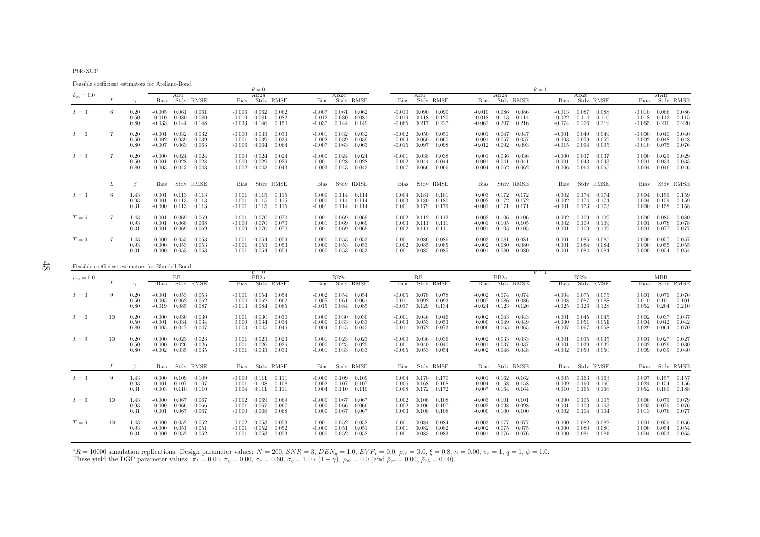P0fc-XC3*

Feasible coefficient estimators for Arellano-Bond

| $\bar{\rho}_{x\varepsilon}=0.0$ | | | $\theta=0$ | | | | | | | | | $\theta=1$ | | | | | | | | | | | |
|---|---|---|---|---|---|---|---|---|---|---|---|---|---|---|---|---|---|---|---|---|---|---|---|
| | | | AB1 | | | AB2a | | | AB2c | | | AB1 | | | AB2a | | | AB2c | | | MAB | | |
| | $L$ | $\gamma$ | Bias | Stdv | RMSE | Bias | Stdv | RMSE | Bias | Stdv | RMSE | Bias | Stdv | RMSE | Bias | Stdv | RMSE | Bias | Stdv | RMSE | Bias | Stdv | RMSE |
| $T=3$ | 6 | 0.20 | -0.005 | 0.061 | 0.061 | -0.006 | 0.062 | 0.062 | -0.007 | 0.061 | 0.062 | -0.010 | 0.090 | 0.090 | -0.010 | 0.086 | 0.086 | -0.013 | 0.087 | 0.088 | -0.010 | 0.086 | 0.086 |
| | | 0.50 | -0.010 | 0.080 | 0.080 | -0.010 | 0.081 | 0.082 | -0.012 | 0.080 | 0.081 | -0.019 | 0.118 | 0.120 | -0.018 | 0.113 | 0.114 | -0.022 | 0.114 | 0.116 | -0.018 | 0.113 | 0.115 |
| | | 0.80 | -0.033 | 0.144 | 0.148 | -0.033 | 0.146 | 0.150 | -0.037 | 0.144 | 0.149 | -0.065 | 0.217 | 0.227 | -0.062 | 0.207 | 0.216 | -0.074 | 0.206 | 0.219 | -0.065 | 0.210 | 0.220 |
| $T=6$ | 7 | 0.20 | -0.001 | 0.032 | 0.032 | -0.000 | 0.033 | 0.033 | -0.001 | 0.032 | 0.032 | -0.002 | 0.050 | 0.050 | 0.001 | 0.047 | 0.047 | -0.001 | 0.049 | 0.049 | -0.000 | 0.040 | 0.040 |
| | | 0.50 | -0.002 | 0.039 | 0.039 | -0.001 | 0.039 | 0.039 | -0.002 | 0.039 | 0.039 | -0.004 | 0.060 | 0.060 | -0.001 | 0.057 | 0.057 | -0.003 | 0.059 | 0.059 | -0.002 | 0.048 | 0.048 |
| | | 0.80 | -0.007 | 0.063 | 0.063 | -0.006 | 0.064 | 0.064 | -0.007 | 0.063 | 0.063 | -0.015 | 0.097 | 0.098 | -0.012 | 0.092 | 0.093 | -0.015 | 0.094 | 0.095 | -0.010 | 0.075 | 0.076 |
| $T=9$ | 7 | 0.20 | -0.000 | 0.024 | 0.024 | 0.000 | 0.024 | 0.024 | -0.000 | 0.024 | 0.024 | -0.001 | 0.038 | 0.038 | 0.001 | 0.036 | 0.036 | -0.000 | 0.037 | 0.037 | 0.000 | 0.029 | 0.029 |
| | | 0.50 | -0.001 | 0.028 | 0.028 | -0.000 | 0.029 | 0.029 | -0.001 | 0.028 | 0.028 | -0.002 | 0.044 | 0.044 | 0.001 | 0.041 | 0.041 | -0.001 | 0.043 | 0.043 | -0.001 | 0.033 | 0.033 |
| | | 0.80 | -0.003 | 0.043 | 0.043 | -0.002 | 0.043 | 0.043 | -0.003 | 0.043 | 0.043 | -0.007 | 0.066 | 0.066 | -0.004 | 0.062 | 0.062 | -0.006 | 0.064 | 0.065 | -0.004 | 0.046 | 0.046 |
| | $L$ | $\beta$ | Bias | Stdv | RMSE | Bias | Stdv | RMSE | Bias | Stdv | RMSE | Bias | Stdv | RMSE | Bias | Stdv | RMSE | Bias | Stdv | RMSE | Bias | Stdv | RMSE |
| $T=3$ | 6 | 1.43 | 0.001 | 0.113 | 0.113 | 0.001 | 0.115 | 0.115 | 0.000 | 0.114 | 0.114 | 0.004 | 0.181 | 0.181 | 0.003 | 0.172 | 0.172 | 0.002 | 0.174 | 0.174 | 0.004 | 0.159 | 0.159 |
| | | 0.93 | 0.001 | 0.113 | 0.113 | 0.001 | 0.115 | 0.115 | 0.000 | 0.114 | 0.114 | 0.003 | 0.180 | 0.180 | 0.002 | 0.172 | 0.172 | 0.002 | 0.174 | 0.174 | 0.004 | 0.159 | 0.159 |
| | | 0.31 | -0.000 | 0.113 | 0.113 | -0.001 | 0.115 | 0.115 | -0.001 | 0.114 | 0.114 | 0.001 | 0.179 | 0.179 | -0.001 | 0.171 | 0.171 | -0.001 | 0.173 | 0.173 | 0.000 | 0.158 | 0.158 |
| $T=6$ | 7 | 1.43 | 0.001 | 0.069 | 0.069 | -0.001 | 0.070 | 0.070 | 0.001 | 0.069 | 0.069 | 0.002 | 0.112 | 0.112 | -0.002 | 0.106 | 0.106 | 0.002 | 0.109 | 0.109 | 0.000 | 0.080 | 0.080 |
| | | 0.93 | 0.001 | 0.068 | 0.068 | -0.000 | 0.070 | 0.070 | 0.001 | 0.069 | 0.069 | 0.003 | 0.111 | 0.111 | -0.001 | 0.105 | 0.105 | 0.002 | 0.109 | 0.109 | 0.001 | 0.078 | 0.078 |
| | | 0.31 | 0.001 | 0.069 | 0.069 | -0.000 | 0.070 | 0.070 | 0.001 | 0.069 | 0.069 | 0.002 | 0.111 | 0.111 | -0.001 | 0.105 | 0.105 | 0.001 | 0.109 | 0.109 | 0.001 | 0.077 | 0.077 |
| $T=9$ | 7 | 1.43 | 0.000 | 0.053 | 0.053 | -0.001 | 0.054 | 0.054 | -0.000 | 0.053 | 0.053 | 0.001 | 0.086 | 0.086 | -0.003 | 0.081 | 0.081 | 0.001 | 0.085 | 0.085 | -0.000 | 0.057 | 0.057 |
| | | 0.93 | 0.000 | 0.053 | 0.053 | -0.001 | 0.053 | 0.053 | 0.000 | 0.053 | 0.053 | 0.002 | 0.085 | 0.085 | -0.002 | 0.080 | 0.080 | 0.001 | 0.084 | 0.084 | 0.000 | 0.055 | 0.055 |
| | | 0.31 | -0.000 | 0.053 | 0.053 | -0.001 | 0.054 | 0.054 | -0.000 | 0.053 | 0.053 | 0.001 | 0.085 | 0.085 | -0.001 | 0.080 | 0.080 | 0.001 | 0.084 | 0.084 | 0.000 | 0.054 | 0.054 |

Feasible coefficient estimators for Blundell-Bond

| $\bar{\rho}_{x\varepsilon}=0.0$ | | | $\theta=0$ | | | | | | | | | $\theta=1$ | | | | | | | | | | | |
|---|---|---|---|---|---|---|---|---|---|---|---|---|---|---|---|---|---|---|---|---|---|---|---|
| | | | BB1 | | | BB2a | | | BB2c | | | BB1 | | | BB2a | | | BB2c | | | MBB | | |
| | $L$ | $\gamma$ | Bias | Stdv | RMSE | Bias | Stdv | RMSE | Bias | Stdv | RMSE | Bias | Stdv | RMSE | Bias | Stdv | RMSE | Bias | Stdv | RMSE | Bias | Stdv | RMSE |
| $T=3$ | 9 | 0.20 | -0.001 | 0.053 | 0.053 | -0.001 | 0.054 | 0.054 | -0.002 | 0.054 | 0.054 | -0.005 | 0.078 | 0.078 | -0.002 | 0.074 | 0.074 | -0.004 | 0.075 | 0.075 | 0.001 | 0.076 | 0.076 |
| | | 0.50 | -0.005 | 0.062 | 0.062 | -0.004 | 0.062 | 0.062 | -0.005 | 0.061 | 0.061 | -0.011 | 0.092 | 0.093 | -0.007 | 0.086 | 0.086 | -0.008 | 0.087 | 0.088 | 0.010 | 0.101 | 0.101 |
| | | 0.80 | -0.019 | 0.085 | 0.087 | -0.013 | 0.084 | 0.085 | -0.015 | 0.084 | 0.085 | -0.037 | 0.129 | 0.134 | -0.024 | 0.123 | 0.126 | -0.025 | 0.126 | 0.128 | 0.052 | 0.204 | 0.210 |
| $T=6$ | 10 | 0.20 | 0.000 | 0.030 | 0.030 | 0.001 | 0.030 | 0.030 | 0.000 | 0.030 | 0.030 | -0.001 | 0.046 | 0.046 | 0.002 | 0.043 | 0.043 | 0.001 | 0.045 | 0.045 | 0.002 | 0.037 | 0.037 |
| | | 0.50 | -0.001 | 0.034 | 0.034 | 0.000 | 0.034 | 0.034 | -0.000 | 0.033 | 0.033 | -0.003 | 0.053 | 0.053 | 0.000 | 0.049 | 0.049 | -0.000 | 0.051 | 0.051 | 0.004 | 0.042 | 0.042 |
| | | 0.80 | -0.005 | 0.047 | 0.047 | -0.003 | 0.045 | 0.045 | -0.004 | 0.045 | 0.045 | -0.011 | 0.072 | 0.073 | -0.006 | 0.065 | 0.065 | -0.007 | 0.067 | 0.068 | 0.029 | 0.064 | 0.070 |
| $T=9$ | 10 | 0.20 | 0.000 | 0.023 | 0.023 | 0.001 | 0.023 | 0.023 | 0.001 | 0.023 | 0.023 | -0.000 | 0.036 | 0.036 | 0.002 | 0.033 | 0.033 | 0.001 | 0.035 | 0.035 | 0.001 | 0.027 | 0.027 |
| | | 0.50 | -0.000 | 0.026 | 0.026 | 0.001 | 0.026 | 0.026 | 0.000 | 0.025 | 0.025 | -0.001 | 0.040 | 0.040 | 0.001 | 0.037 | 0.037 | 0.001 | 0.039 | 0.039 | 0.002 | 0.029 | 0.030 |
| | | 0.80 | -0.002 | 0.035 | 0.035 | -0.001 | 0.033 | 0.033 | -0.001 | 0.033 | 0.033 | -0.005 | 0.053 | 0.054 | -0.002 | 0.048 | 0.048 | -0.002 | 0.050 | 0.050 | 0.009 | 0.039 | 0.040 |
| | $L$ | $\beta$ | Bias | Stdv | RMSE | Bias | Stdv | RMSE | Bias | Stdv | RMSE | Bias | Stdv | RMSE | Bias | Stdv | RMSE | Bias | Stdv | RMSE | Bias | Stdv | RMSE |
| $T=3$ | 9 | 1.43 | 0.000 | 0.109 | 0.109 | -0.000 | 0.111 | 0.111 | -0.000 | 0.109 | 0.109 | 0.004 | 0.170 | 0.170 | 0.001 | 0.162 | 0.162 | 0.005 | 0.163 | 0.163 | 0.007 | 0.157 | 0.157 |
| | | 0.93 | 0.001 | 0.107 | 0.107 | 0.001 | 0.108 | 0.108 | 0.002 | 0.107 | 0.107 | 0.006 | 0.168 | 0.168 | 0.004 | 0.158 | 0.158 | 0.009 | 0.160 | 0.160 | 0.024 | 0.154 | 0.156 |
| | | 0.31 | 0.003 | 0.110 | 0.110 | 0.004 | 0.111 | 0.111 | 0.004 | 0.110 | 0.110 | 0.008 | 0.172 | 0.172 | 0.007 | 0.164 | 0.164 | 0.010 | 0.165 | 0.166 | 0.052 | 0.180 | 0.188 |
| $T=6$ | 10 | 1.43 | -0.000 | 0.067 | 0.067 | -0.002 | 0.069 | 0.069 | -0.000 | 0.067 | 0.067 | 0.002 | 0.108 | 0.108 | -0.003 | 0.101 | 0.101 | 0.000 | 0.105 | 0.105 | 0.000 | 0.079 | 0.079 |
| | | 0.93 | 0.000 | 0.066 | 0.066 | -0.001 | 0.067 | 0.067 | -0.000 | 0.066 | 0.066 | 0.002 | 0.106 | 0.107 | -0.002 | 0.098 | 0.098 | 0.001 | 0.103 | 0.103 | 0.003 | 0.076 | 0.076 |
| | | 0.31 | 0.001 | 0.067 | 0.067 | -0.000 | 0.068 | 0.068 | 0.000 | 0.067 | 0.067 | 0.003 | 0.108 | 0.108 | -0.000 | 0.100 | 0.100 | 0.002 | 0.104 | 0.104 | 0.013 | 0.076 | 0.077 |
| $T=9$ | 10 | 1.43 | -0.000 | 0.052 | 0.052 | -0.002 | 0.053 | 0.053 | -0.001 | 0.052 | 0.052 | 0.001 | 0.084 | 0.084 | -0.003 | 0.077 | 0.077 | -0.000 | 0.082 | 0.082 | -0.001 | 0.056 | 0.056 |
| | | 0.93 | -0.000 | 0.051 | 0.051 | -0.001 | 0.052 | 0.052 | -0.000 | 0.051 | 0.051 | 0.001 | 0.082 | 0.082 | -0.002 | 0.075 | 0.075 | 0.000 | 0.080 | 0.080 | 0.000 | 0.054 | 0.054 |
| | | 0.31 | -0.000 | 0.052 | 0.052 | -0.001 | 0.053 | 0.053 | -0.000 | 0.052 | 0.052 | 0.001 | 0.083 | 0.083 | -0.001 | 0.076 | 0.076 | 0.000 | 0.081 | 0.081 | 0.004 | 0.053 | 0.053 |

*$R=10000$ simulation replications. Design parameter values: $N=200$, $SNR=3$, $DEN_y=1.0$, $EVF_x=0.0$, $\bar{\rho}_{x\varepsilon}=0.0$, $\xi=0.8$, $\kappa=0.00$, $\sigma_\varepsilon=1$, $q=1$, $\phi=1.0$.
These yield the DGP parameter values: $\pi_\lambda=0.00$, $\pi_\eta=0.00$, $\sigma_v=0.60$, $\sigma_\eta=1.0*(1-\gamma)$, $\rho_{v\varepsilon}=0.0$ (and $\bar{\rho}_{x\eta}=0.00$, $\bar{\rho}_{x\lambda}=0.00$).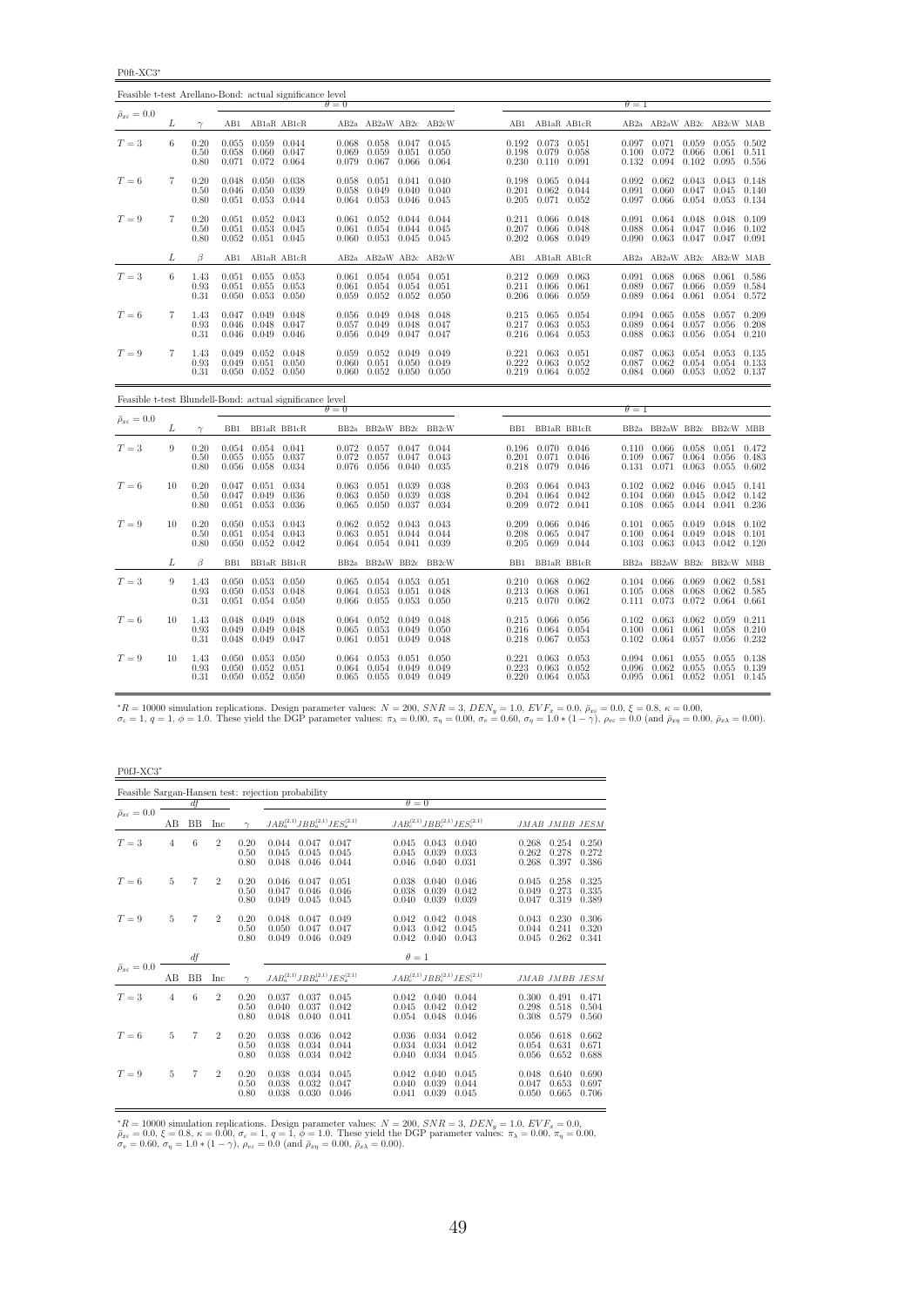P0ft-XC3*

Feasible t-test Arellano-Bond: actual significance level

| $\bar\rho_{x\varepsilon}=0.0$ | | | $\theta=0$ | | | | | | | | $\theta=1$ | | | | | | | | |
|---|---|---|---|---|---|---|---|---|---|---|---|---|---|---|---|---|---|---|---|
| | $L$ | $\gamma$ | AB1 | AB1aR | AB1cR | AB2a | AB2aW | AB2c | AB2cW | AB1 | AB1aR | AB1cR | AB2a | AB2aW | AB2c | AB2cW | MAB |
| $T=3$ | 6 | 0.20 | 0.055 | 0.059 | 0.044 | 0.068 | 0.058 | 0.047 | 0.045 | 0.192 | 0.073 | 0.051 | 0.097 | 0.071 | 0.059 | 0.055 | 0.502 |
| | | 0.50 | 0.058 | 0.060 | 0.047 | 0.069 | 0.059 | 0.051 | 0.050 | 0.198 | 0.079 | 0.058 | 0.100 | 0.072 | 0.066 | 0.061 | 0.511 |
| | | 0.80 | 0.071 | 0.072 | 0.064 | 0.079 | 0.067 | 0.066 | 0.064 | 0.230 | 0.110 | 0.091 | 0.132 | 0.094 | 0.102 | 0.095 | 0.556 |
| $T=6$ | 7 | 0.20 | 0.048 | 0.050 | 0.038 | 0.058 | 0.051 | 0.041 | 0.040 | 0.198 | 0.065 | 0.044 | 0.092 | 0.062 | 0.043 | 0.043 | 0.148 |
| | | 0.50 | 0.046 | 0.050 | 0.039 | 0.058 | 0.049 | 0.040 | 0.040 | 0.201 | 0.062 | 0.044 | 0.091 | 0.060 | 0.047 | 0.045 | 0.140 |
| | | 0.80 | 0.051 | 0.053 | 0.044 | 0.064 | 0.053 | 0.046 | 0.045 | 0.205 | 0.071 | 0.052 | 0.097 | 0.066 | 0.054 | 0.053 | 0.134 |
| $T=9$ | 7 | 0.20 | 0.051 | 0.052 | 0.043 | 0.061 | 0.052 | 0.044 | 0.044 | 0.211 | 0.066 | 0.048 | 0.091 | 0.064 | 0.048 | 0.048 | 0.109 |
| | | 0.50 | 0.051 | 0.053 | 0.045 | 0.061 | 0.054 | 0.044 | 0.045 | 0.207 | 0.066 | 0.048 | 0.088 | 0.064 | 0.047 | 0.046 | 0.102 |
| | | 0.80 | 0.052 | 0.051 | 0.045 | 0.060 | 0.053 | 0.045 | 0.045 | 0.202 | 0.068 | 0.049 | 0.090 | 0.063 | 0.047 | 0.047 | 0.091 |
| | $L$ | $\beta$ | AB1 | AB1aR | AB1cR | AB2a | AB2aW | AB2c | AB2cW | AB1 | AB1aR | AB1cR | AB2a | AB2aW | AB2c | AB2cW | MAB |
| $T=3$ | 6 | 1.43 | 0.051 | 0.055 | 0.053 | 0.061 | 0.054 | 0.054 | 0.051 | 0.212 | 0.069 | 0.063 | 0.091 | 0.068 | 0.068 | 0.061 | 0.586 |
| | | 0.93 | 0.051 | 0.055 | 0.053 | 0.061 | 0.054 | 0.054 | 0.051 | 0.211 | 0.066 | 0.061 | 0.089 | 0.067 | 0.066 | 0.059 | 0.584 |
| | | 0.31 | 0.050 | 0.053 | 0.050 | 0.059 | 0.052 | 0.052 | 0.050 | 0.206 | 0.066 | 0.059 | 0.089 | 0.064 | 0.061 | 0.054 | 0.572 |
| $T=6$ | 7 | 1.43 | 0.047 | 0.049 | 0.048 | 0.056 | 0.049 | 0.048 | 0.048 | 0.215 | 0.065 | 0.054 | 0.094 | 0.065 | 0.058 | 0.057 | 0.209 |
| | | 0.93 | 0.046 | 0.048 | 0.047 | 0.057 | 0.049 | 0.048 | 0.047 | 0.217 | 0.063 | 0.053 | 0.089 | 0.064 | 0.057 | 0.056 | 0.208 |
| | | 0.31 | 0.046 | 0.049 | 0.046 | 0.056 | 0.049 | 0.047 | 0.047 | 0.216 | 0.064 | 0.053 | 0.088 | 0.063 | 0.056 | 0.054 | 0.210 |
| $T=9$ | 7 | 1.43 | 0.049 | 0.052 | 0.048 | 0.059 | 0.052 | 0.049 | 0.049 | 0.221 | 0.063 | 0.051 | 0.087 | 0.063 | 0.054 | 0.053 | 0.135 |
| | | 0.93 | 0.049 | 0.051 | 0.050 | 0.060 | 0.051 | 0.050 | 0.049 | 0.222 | 0.063 | 0.052 | 0.087 | 0.062 | 0.054 | 0.054 | 0.133 |
| | | 0.31 | 0.050 | 0.052 | 0.050 | 0.060 | 0.052 | 0.050 | 0.050 | 0.219 | 0.064 | 0.052 | 0.084 | 0.060 | 0.053 | 0.052 | 0.137 |

Feasible t-test Blundell-Bond: actual significance level

| $\bar\rho_{x\varepsilon}=0.0$ | | | $\theta=0$ | | | | | | | | $\theta=1$ | | | | | | | | |
|---|---|---|---|---|---|---|---|---|---|---|---|---|---|---|---|---|---|---|---|
| | $L$ | $\gamma$ | BB1 | BB1aR | BB1cR | BB2a | BB2aW | BB2c | BB2cW | BB1 | BB1aR | BB1cR | BB2a | BB2aW | BB2c | BB2cW | MBB |
| $T=3$ | 9 | 0.20 | 0.054 | 0.054 | 0.041 | 0.072 | 0.057 | 0.047 | 0.044 | 0.196 | 0.070 | 0.046 | 0.110 | 0.066 | 0.058 | 0.051 | 0.472 |
| | | 0.50 | 0.055 | 0.055 | 0.037 | 0.072 | 0.057 | 0.047 | 0.043 | 0.201 | 0.071 | 0.046 | 0.109 | 0.067 | 0.064 | 0.056 | 0.483 |
| | | 0.80 | 0.056 | 0.058 | 0.034 | 0.076 | 0.056 | 0.040 | 0.035 | 0.218 | 0.079 | 0.046 | 0.131 | 0.071 | 0.063 | 0.055 | 0.602 |
| $T=6$ | 10 | 0.20 | 0.047 | 0.051 | 0.034 | 0.063 | 0.051 | 0.039 | 0.038 | 0.203 | 0.064 | 0.043 | 0.102 | 0.062 | 0.046 | 0.045 | 0.141 |
| | | 0.50 | 0.047 | 0.049 | 0.036 | 0.063 | 0.050 | 0.039 | 0.038 | 0.204 | 0.064 | 0.042 | 0.104 | 0.060 | 0.045 | 0.042 | 0.142 |
| | | 0.80 | 0.051 | 0.053 | 0.036 | 0.065 | 0.050 | 0.037 | 0.034 | 0.209 | 0.072 | 0.041 | 0.108 | 0.065 | 0.044 | 0.041 | 0.236 |
| $T=9$ | 10 | 0.20 | 0.050 | 0.053 | 0.043 | 0.062 | 0.052 | 0.043 | 0.043 | 0.209 | 0.066 | 0.046 | 0.101 | 0.065 | 0.049 | 0.048 | 0.102 |
| | | 0.50 | 0.051 | 0.054 | 0.043 | 0.063 | 0.051 | 0.044 | 0.044 | 0.208 | 0.065 | 0.047 | 0.100 | 0.064 | 0.049 | 0.048 | 0.101 |
| | | 0.80 | 0.050 | 0.052 | 0.042 | 0.064 | 0.054 | 0.041 | 0.039 | 0.205 | 0.069 | 0.044 | 0.103 | 0.063 | 0.043 | 0.042 | 0.120 |
| | $L$ | $\beta$ | BB1 | BB1aR | BB1cR | BB2a | BB2aW | BB2c | BB2cW | BB1 | BB1aR | BB1cR | BB2a | BB2aW | BB2c | BB2cW | MBB |
| $T=3$ | 9 | 1.43 | 0.050 | 0.053 | 0.050 | 0.065 | 0.054 | 0.053 | 0.051 | 0.210 | 0.068 | 0.062 | 0.104 | 0.066 | 0.069 | 0.062 | 0.581 |
| | | 0.93 | 0.050 | 0.053 | 0.048 | 0.064 | 0.053 | 0.051 | 0.048 | 0.213 | 0.068 | 0.061 | 0.105 | 0.068 | 0.068 | 0.062 | 0.585 |
| | | 0.31 | 0.051 | 0.054 | 0.050 | 0.066 | 0.055 | 0.053 | 0.050 | 0.215 | 0.070 | 0.062 | 0.111 | 0.073 | 0.072 | 0.064 | 0.661 |
| $T=6$ | 10 | 1.43 | 0.048 | 0.049 | 0.048 | 0.064 | 0.052 | 0.049 | 0.048 | 0.215 | 0.066 | 0.056 | 0.102 | 0.063 | 0.062 | 0.059 | 0.211 |
| | | 0.93 | 0.049 | 0.049 | 0.048 | 0.065 | 0.053 | 0.049 | 0.050 | 0.216 | 0.064 | 0.054 | 0.100 | 0.061 | 0.061 | 0.058 | 0.210 |
| | | 0.31 | 0.048 | 0.049 | 0.047 | 0.061 | 0.051 | 0.049 | 0.048 | 0.218 | 0.067 | 0.053 | 0.102 | 0.064 | 0.057 | 0.056 | 0.232 |
| $T=9$ | 10 | 1.43 | 0.050 | 0.053 | 0.050 | 0.064 | 0.053 | 0.051 | 0.050 | 0.221 | 0.063 | 0.053 | 0.094 | 0.061 | 0.055 | 0.055 | 0.138 |
| | | 0.93 | 0.050 | 0.052 | 0.051 | 0.064 | 0.054 | 0.049 | 0.049 | 0.223 | 0.063 | 0.052 | 0.096 | 0.062 | 0.055 | 0.055 | 0.139 |
| | | 0.31 | 0.050 | 0.052 | 0.050 | 0.065 | 0.055 | 0.049 | 0.049 | 0.220 | 0.064 | 0.053 | 0.095 | 0.061 | 0.052 | 0.051 | 0.145 |

*$R=10000$ simulation replications. Design parameter values: $N=200$, $SNR=3$, $DEN_y=1.0$, $EVF_x=0.0$, $\bar\rho_{x\varepsilon}=0.0$, $\xi=0.8$, $\kappa=0.00$, $\sigma_\varepsilon=1$, $q=1$, $\phi=1.0$. These yield the DGP parameter values: $\pi_\lambda=0.00$, $\pi_\eta=0.00$, $\sigma_v=0.60$, $\sigma_\eta=1.0*(1-\gamma)$, $\rho_{v\varepsilon}=0.0$ (and $\bar\rho_{x\eta}=0.00$, $\bar\rho_{x\lambda}=0.00$).

P0fJ-XC3*

Feasible Sargan-Hansen test: rejection probability

| $\bar\rho_{x\varepsilon}=0.0$ | df | | | | $\theta=0$ | | | | | | | | |
|---|---|---|---|---|---|---|---|---|---|---|---|---|---|
| | AB | BB | Inc | $\gamma$ | $JAB_a^{(2,1)}$ | $JBB_a^{(2,1)}$ | $JES_a^{(2,1)}$ | $JAB_c^{(2,1)}$ | $JBB_c^{(2,1)}$ | $JES_c^{(2,1)}$ | JMAB | JMBB | JESM |
| $T=3$ | 4 | 6 | 2 | 0.20 | 0.044 | 0.047 | 0.047 | 0.045 | 0.043 | 0.040 | 0.268 | 0.254 | 0.250 |
| | | | | 0.50 | 0.045 | 0.045 | 0.045 | 0.045 | 0.039 | 0.033 | 0.262 | 0.278 | 0.272 |
| | | | | 0.80 | 0.048 | 0.046 | 0.044 | 0.046 | 0.040 | 0.031 | 0.268 | 0.397 | 0.386 |
| $T=6$ | 5 | 7 | 2 | 0.20 | 0.046 | 0.047 | 0.051 | 0.038 | 0.040 | 0.046 | 0.045 | 0.258 | 0.325 |
| | | | | 0.50 | 0.047 | 0.046 | 0.046 | 0.038 | 0.039 | 0.042 | 0.049 | 0.273 | 0.335 |
| | | | | 0.80 | 0.049 | 0.045 | 0.045 | 0.040 | 0.039 | 0.039 | 0.047 | 0.319 | 0.389 |
| $T=9$ | 5 | 7 | 2 | 0.20 | 0.048 | 0.047 | 0.049 | 0.042 | 0.042 | 0.048 | 0.043 | 0.230 | 0.306 |
| | | | | 0.50 | 0.050 | 0.047 | 0.047 | 0.043 | 0.042 | 0.045 | 0.044 | 0.241 | 0.320 |
| | | | | 0.80 | 0.049 | 0.046 | 0.049 | 0.042 | 0.040 | 0.043 | 0.045 | 0.262 | 0.341 |
| | df | | | | $\theta=1$ | | | | | | | | |
| | AB | BB | Inc | $\gamma$ | $JAB_a^{(2,1)}$ | $JBB_a^{(2,1)}$ | $JES_a^{(2,1)}$ | $JAB_c^{(2,1)}$ | $JBB_c^{(2,1)}$ | $JES_c^{(2,1)}$ | JMAB | JMBB | JESM |
| $T=3$ | 4 | 6 | 2 | 0.20 | 0.037 | 0.037 | 0.045 | 0.042 | 0.040 | 0.044 | 0.300 | 0.491 | 0.471 |
| | | | | 0.50 | 0.040 | 0.037 | 0.042 | 0.045 | 0.042 | 0.042 | 0.298 | 0.518 | 0.504 |
| | | | | 0.80 | 0.048 | 0.040 | 0.041 | 0.054 | 0.048 | 0.046 | 0.308 | 0.579 | 0.560 |
| $T=6$ | 5 | 7 | 2 | 0.20 | 0.038 | 0.036 | 0.042 | 0.036 | 0.034 | 0.042 | 0.056 | 0.618 | 0.662 |
| | | | | 0.50 | 0.038 | 0.034 | 0.044 | 0.034 | 0.034 | 0.042 | 0.054 | 0.631 | 0.671 |
| | | | | 0.80 | 0.038 | 0.034 | 0.042 | 0.040 | 0.034 | 0.045 | 0.056 | 0.652 | 0.688 |
| $T=9$ | 5 | 7 | 2 | 0.20 | 0.038 | 0.034 | 0.045 | 0.042 | 0.040 | 0.045 | 0.048 | 0.640 | 0.690 |
| | | | | 0.50 | 0.038 | 0.032 | 0.047 | 0.040 | 0.039 | 0.044 | 0.047 | 0.653 | 0.697 |
| | | | | 0.80 | 0.038 | 0.030 | 0.046 | 0.041 | 0.039 | 0.045 | 0.050 | 0.665 | 0.706 |

*$R=10000$ simulation replications. Design parameter values: $N=200$, $SNR=3$, $DEN_y=1.0$, $EVF_x=0.0$, $\bar\rho_{x\varepsilon}=0.0$, $\xi=0.8$, $\kappa=0.00$, $\sigma_\varepsilon=1$, $q=1$, $\phi=1.0$. These yield the DGP parameter values: $\pi_\lambda=0.00$, $\pi_\eta=0.00$, $\sigma_v=0.60$, $\sigma_\eta=1.0*(1-\gamma)$, $\rho_{v\varepsilon}=0.0$ (and $\bar\rho_{x\eta}=0.00$, $\bar\rho_{x\lambda}=0.00$).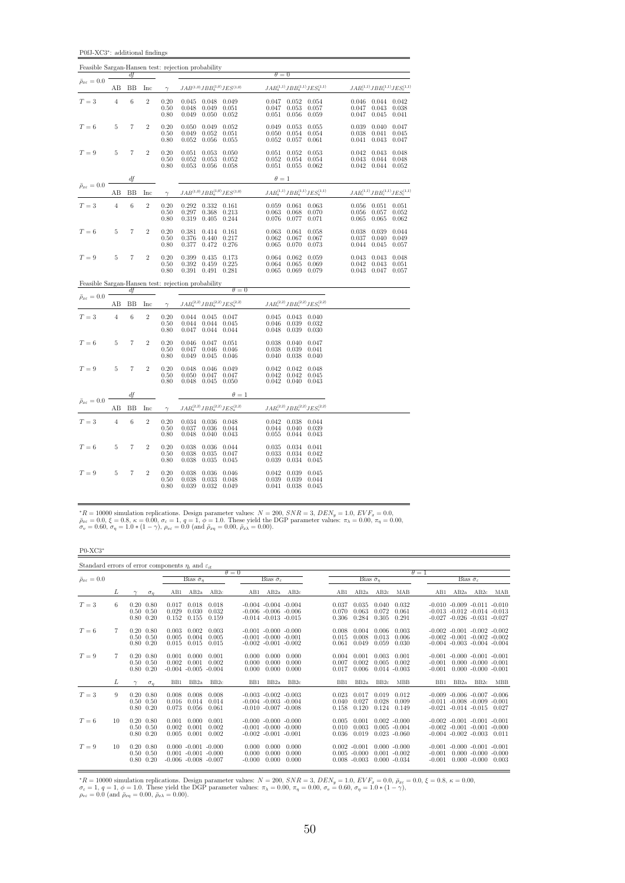P0fJ-XC3*: additional findings

Feasible Sargan-Hansen test: rejection probability

| $\bar{\rho}_{x\varepsilon}=0.0$ | AB | BB | Inc | $\gamma$ | $JAB^{(1,0)}$ | $JBB_a^{(1,0)}$ | $JES^{(1,0)}$ | $JAB_a^{(1,1)}$ | $JBB_a^{(1,1)}$ | $JES_a^{(1,1)}$ | $JAB_c^{(1,1)}$ | $JBB_c^{(1,1)}$ | $JES_c^{(1,1)}$ |
|---|---|---|---|---|---|---|---|---|---|---|---|---|---|
| | *df* | | | | $\theta=0$ | | | | | | | | |
| $T=3$ | 4 | 6 | 2 | 0.20 | 0.045 | 0.048 | 0.049 | 0.047 | 0.052 | 0.054 | 0.046 | 0.044 | 0.042 |
| | | | | 0.50 | 0.048 | 0.049 | 0.051 | 0.047 | 0.053 | 0.057 | 0.047 | 0.043 | 0.038 |
| | | | | 0.80 | 0.049 | 0.050 | 0.052 | 0.051 | 0.056 | 0.059 | 0.047 | 0.045 | 0.041 |
| $T=6$ | 5 | 7 | 2 | 0.20 | 0.050 | 0.049 | 0.052 | 0.049 | 0.053 | 0.055 | 0.039 | 0.040 | 0.047 |
| | | | | 0.50 | 0.049 | 0.052 | 0.051 | 0.050 | 0.054 | 0.054 | 0.038 | 0.041 | 0.045 |
| | | | | 0.80 | 0.052 | 0.056 | 0.055 | 0.052 | 0.057 | 0.061 | 0.041 | 0.043 | 0.047 |
| $T=9$ | 5 | 7 | 2 | 0.20 | 0.051 | 0.053 | 0.050 | 0.051 | 0.052 | 0.053 | 0.042 | 0.043 | 0.048 |
| | | | | 0.50 | 0.052 | 0.053 | 0.052 | 0.052 | 0.054 | 0.054 | 0.043 | 0.044 | 0.048 |
| | | | | 0.80 | 0.053 | 0.056 | 0.058 | 0.051 | 0.055 | 0.062 | 0.042 | 0.044 | 0.052 |
| | *df* | | | | $\theta=1$ | | | | | | | | |
| $T=3$ | 4 | 6 | 2 | 0.20 | 0.292 | 0.332 | 0.161 | 0.059 | 0.061 | 0.063 | 0.056 | 0.051 | 0.051 |
| | | | | 0.50 | 0.297 | 0.368 | 0.213 | 0.063 | 0.068 | 0.070 | 0.056 | 0.057 | 0.052 |
| | | | | 0.80 | 0.319 | 0.405 | 0.244 | 0.076 | 0.077 | 0.071 | 0.065 | 0.065 | 0.062 |
| $T=6$ | 5 | 7 | 2 | 0.20 | 0.381 | 0.414 | 0.161 | 0.063 | 0.061 | 0.058 | 0.038 | 0.039 | 0.044 |
| | | | | 0.50 | 0.376 | 0.440 | 0.217 | 0.062 | 0.067 | 0.067 | 0.037 | 0.040 | 0.049 |
| | | | | 0.80 | 0.377 | 0.472 | 0.276 | 0.065 | 0.070 | 0.073 | 0.044 | 0.045 | 0.057 |
| $T=9$ | 5 | 7 | 2 | 0.20 | 0.399 | 0.435 | 0.173 | 0.064 | 0.062 | 0.059 | 0.043 | 0.043 | 0.048 |
| | | | | 0.50 | 0.392 | 0.459 | 0.225 | 0.064 | 0.065 | 0.069 | 0.042 | 0.043 | 0.051 |
| | | | | 0.80 | 0.391 | 0.491 | 0.281 | 0.065 | 0.069 | 0.079 | 0.043 | 0.047 | 0.057 |

Feasible Sargan-Hansen test: rejection probability

| $\bar{\rho}_{x\varepsilon}=0.0$ | AB | BB | Inc | $\gamma$ | $JAB_a^{(2,2)}$ | $JBB_a^{(2,2)}$ | $JES_a^{(2,2)}$ | $JAB_c^{(2,2)}$ | $JBB_c^{(2,2)}$ | $JES_c^{(2,2)}$ |
|---|---|---|---|---|---|---|---|---|---|---|
| | *df* | | | | $\theta=0$ | | | | | |
| $T=3$ | 4 | 6 | 2 | 0.20 | 0.044 | 0.045 | 0.047 | 0.045 | 0.043 | 0.040 |
| | | | | 0.50 | 0.044 | 0.044 | 0.045 | 0.046 | 0.039 | 0.032 |
| | | | | 0.80 | 0.047 | 0.044 | 0.044 | 0.048 | 0.039 | 0.030 |
| $T=6$ | 5 | 7 | 2 | 0.20 | 0.046 | 0.047 | 0.051 | 0.038 | 0.040 | 0.047 |
| | | | | 0.50 | 0.047 | 0.046 | 0.046 | 0.038 | 0.039 | 0.041 |
| | | | | 0.80 | 0.049 | 0.045 | 0.046 | 0.040 | 0.038 | 0.040 |
| $T=9$ | 5 | 7 | 2 | 0.20 | 0.048 | 0.046 | 0.049 | 0.042 | 0.042 | 0.048 |
| | | | | 0.50 | 0.050 | 0.047 | 0.047 | 0.042 | 0.042 | 0.045 |
| | | | | 0.80 | 0.048 | 0.045 | 0.050 | 0.042 | 0.040 | 0.043 |
| | *df* | | | | $\theta=1$ | | | | | |
| $T=3$ | 4 | 6 | 2 | 0.20 | 0.034 | 0.036 | 0.048 | 0.042 | 0.038 | 0.044 |
| | | | | 0.50 | 0.037 | 0.036 | 0.044 | 0.044 | 0.040 | 0.039 |
| | | | | 0.80 | 0.048 | 0.040 | 0.043 | 0.055 | 0.044 | 0.043 |
| $T=6$ | 5 | 7 | 2 | 0.20 | 0.038 | 0.036 | 0.044 | 0.035 | 0.034 | 0.041 |
| | | | | 0.50 | 0.038 | 0.035 | 0.047 | 0.033 | 0.034 | 0.042 |
| | | | | 0.80 | 0.038 | 0.035 | 0.045 | 0.039 | 0.034 | 0.045 |
| $T=9$ | 5 | 7 | 2 | 0.20 | 0.038 | 0.036 | 0.046 | 0.042 | 0.039 | 0.045 |
| | | | | 0.50 | 0.038 | 0.033 | 0.048 | 0.039 | 0.039 | 0.044 |
| | | | | 0.80 | 0.039 | 0.032 | 0.049 | 0.041 | 0.038 | 0.045 |

$^*R = 10000$ simulation replications. Design parameter values: $N = 200$, $SNR = 3$, $DEN_y = 1.0$, $EVF_x = 0.0$, $\bar{\rho}_{x\varepsilon} = 0.0$, $\xi = 0.8$, $\kappa = 0.00$, $\sigma_\varepsilon = 1$, $q = 1$, $\phi = 1.0$. These yield the DGP parameter values: $\pi_\lambda = 0.00$, $\pi_\eta = 0.00$, $\sigma_v = 0.60$, $\sigma_\eta = 1.0 * (1 - \gamma)$, $\rho_{v\varepsilon} = 0.0$ (and $\bar{\rho}_{x\eta} = 0.00$, $\bar{\rho}_{x\lambda} = 0.00$).

P0-XC3*

Standard errors of error components $\eta_i$ and $\varepsilon_{it}$

| $\bar{\rho}_{x\varepsilon}=0.0$ | $L$ | $\gamma$ | $\sigma_\eta$ | AB1 | AB2a | AB2c | AB1 | AB2a | AB2c | AB1 | AB2a | AB2c | MAB | AB1 | AB2a | AB2c | MAB |
|---|---|---|---|---|---|---|---|---|---|---|---|---|---|---|---|---|---|
| | | | | $\theta=0$ Bias $\hat{\sigma}_\eta$ | | | Bias $\hat{\sigma}_\varepsilon$ | | | $\theta=1$ Bias $\hat{\sigma}_\eta$ | | | | Bias $\hat{\sigma}_\varepsilon$ | | | |
| $T=3$ | 6 | 0.20 | 0.80 | 0.017 | 0.018 | 0.018 | -0.004 | -0.004 | -0.004 | 0.037 | 0.035 | 0.040 | 0.032 | -0.010 | -0.009 | -0.011 | -0.010 |
| | | 0.50 | 0.50 | 0.029 | 0.030 | 0.032 | -0.006 | -0.006 | -0.006 | 0.070 | 0.063 | 0.072 | 0.061 | -0.013 | -0.012 | -0.014 | -0.013 |
| | | 0.80 | 0.20 | 0.152 | 0.155 | 0.159 | -0.014 | -0.013 | -0.015 | 0.306 | 0.284 | 0.305 | 0.291 | -0.027 | -0.026 | -0.031 | -0.027 |
| $T=6$ | 7 | 0.20 | 0.80 | 0.003 | 0.002 | 0.003 | -0.001 | -0.000 | -0.000 | 0.008 | 0.004 | 0.006 | 0.003 | -0.002 | -0.001 | -0.002 | -0.002 |
| | | 0.50 | 0.50 | 0.005 | 0.004 | 0.005 | -0.001 | -0.000 | -0.001 | 0.015 | 0.008 | 0.013 | 0.006 | -0.002 | -0.001 | -0.002 | -0.002 |
| | | 0.80 | 0.20 | 0.015 | 0.015 | 0.015 | -0.002 | -0.001 | -0.002 | 0.061 | 0.049 | 0.059 | 0.030 | -0.004 | -0.003 | -0.004 | -0.004 |
| $T=9$ | 7 | 0.20 | 0.80 | 0.001 | 0.000 | 0.001 | 0.000 | 0.000 | 0.000 | 0.004 | 0.001 | 0.003 | 0.001 | -0.001 | -0.000 | -0.001 | -0.001 |
| | | 0.50 | 0.50 | 0.002 | 0.001 | 0.002 | 0.000 | 0.000 | 0.000 | 0.007 | 0.002 | 0.005 | 0.002 | -0.001 | 0.000 | -0.000 | -0.001 |
| | | 0.80 | 0.20 | -0.004 | -0.005 | -0.004 | 0.000 | 0.000 | 0.000 | 0.017 | 0.006 | 0.014 | -0.003 | -0.001 | 0.000 | -0.000 | -0.001 |
| | $L$ | $\gamma$ | $\sigma_\eta$ | BB1 | BB2a | BB2c | BB1 | BB2a | BB2c | BB1 | BB2a | BB2c | MBB | BB1 | BB2a | BB2c | MBB |
| $T=3$ | 9 | 0.20 | 0.80 | 0.008 | 0.008 | 0.008 | -0.003 | -0.002 | -0.003 | 0.023 | 0.017 | 0.019 | 0.012 | -0.009 | -0.006 | -0.007 | -0.006 |
| | | 0.50 | 0.50 | 0.016 | 0.014 | 0.014 | -0.004 | -0.003 | -0.004 | 0.040 | 0.027 | 0.028 | 0.009 | -0.011 | -0.008 | -0.009 | -0.001 |
| | | 0.80 | 0.20 | 0.073 | 0.056 | 0.061 | -0.010 | -0.007 | -0.008 | 0.158 | 0.120 | 0.124 | 0.149 | -0.021 | -0.014 | -0.015 | 0.027 |
| $T=6$ | 10 | 0.20 | 0.80 | 0.001 | 0.000 | 0.001 | -0.000 | -0.000 | -0.000 | 0.005 | 0.001 | 0.002 | -0.000 | -0.002 | -0.001 | -0.001 | -0.001 |
| | | 0.50 | 0.50 | 0.002 | 0.001 | 0.002 | -0.001 | -0.000 | -0.000 | 0.010 | 0.003 | 0.005 | -0.004 | -0.002 | -0.001 | -0.001 | -0.000 |
| | | 0.80 | 0.20 | 0.005 | 0.001 | 0.002 | -0.002 | -0.001 | -0.001 | 0.036 | 0.019 | 0.023 | -0.060 | -0.004 | -0.002 | -0.003 | 0.011 |
| $T=9$ | 10 | 0.20 | 0.80 | 0.000 | -0.001 | -0.000 | 0.000 | 0.000 | 0.000 | 0.002 | -0.001 | 0.000 | -0.000 | -0.001 | -0.000 | -0.001 | -0.001 |
| | | 0.50 | 0.50 | 0.001 | -0.001 | -0.000 | 0.000 | 0.000 | 0.000 | 0.005 | -0.000 | 0.001 | -0.002 | -0.001 | 0.000 | -0.000 | -0.000 |
| | | 0.80 | 0.20 | -0.006 | -0.008 | -0.007 | -0.000 | 0.000 | 0.000 | 0.008 | -0.003 | 0.000 | -0.034 | -0.001 | 0.000 | -0.000 | 0.003 |

$^*R = 10000$ simulation replications. Design parameter values: $N = 200$, $SNR = 3$, $DEN_y = 1.0$, $EVF_x = 0.0$, $\bar{\rho}_{x\varepsilon} = 0.0$, $\xi = 0.8$, $\kappa = 0.00$, $\sigma_\varepsilon = 1$, $q = 1$, $\phi = 1.0$. These yield the DGP parameter values: $\pi_\lambda = 0.00$, $\pi_\eta = 0.00$, $\sigma_v = 0.60$, $\sigma_\eta = 1.0 * (1 - \gamma)$, $\rho_{v\varepsilon} = 0.0$ (and $\bar{\rho}_{x\eta} = 0.00$, $\bar{\rho}_{x\lambda} = 0.00$).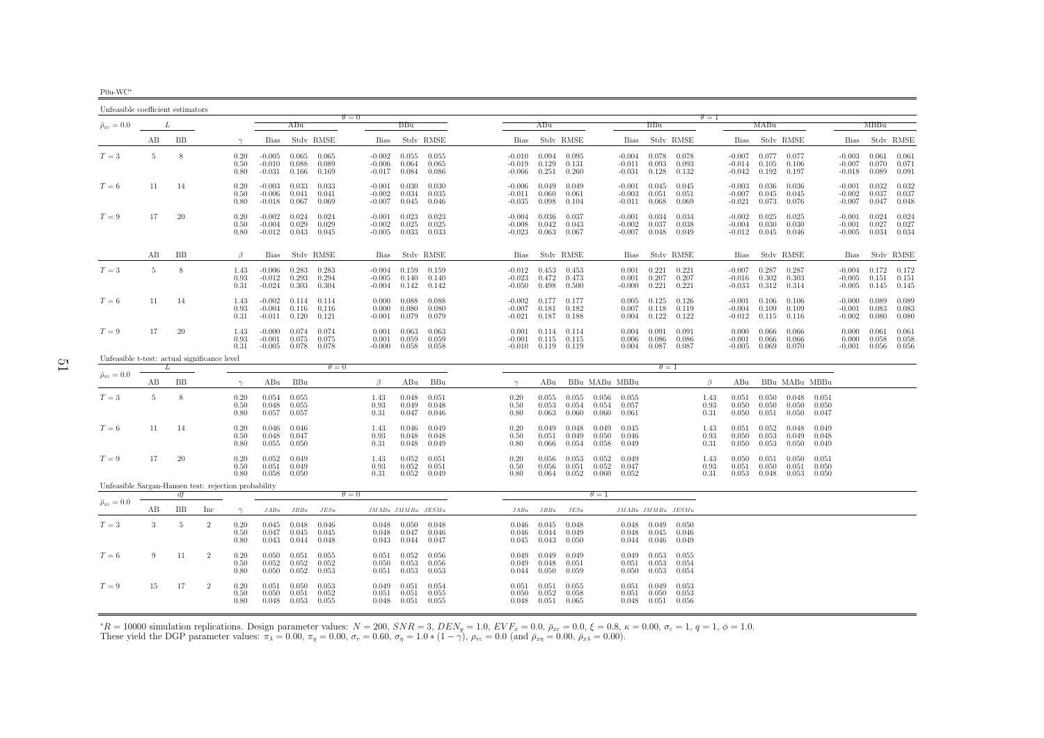P0u-WC*

Unfeasible coefficient estimators

| $\bar{\rho}_{x\varepsilon}=0.0$ | L | | | θ = 0 ABu | | | BBu | | | θ = 1 ABu | | | BBu | | | MABu | | | MBBu | | |
|---|---|---|---|---|---|---|---|---|---|---|---|---|---|---|---|---|---|---|---|---|---|
| | AB | BB | $\gamma$ | Bias | Stdv | RMSE | Bias | Stdv | RMSE | Bias | Stdv | RMSE | Bias | Stdv | RMSE | Bias | Stdv | RMSE | Bias | Stdv | RMSE |
| $T=3$ | 5 | 8 | 0.20 | -0.005 | 0.065 | 0.065 | -0.002 | 0.055 | 0.055 | -0.010 | 0.094 | 0.095 | -0.004 | 0.078 | 0.078 | -0.007 | 0.077 | 0.077 | -0.003 | 0.061 | 0.061 |
| | | | 0.50 | -0.010 | 0.088 | 0.089 | -0.006 | 0.064 | 0.065 | -0.019 | 0.129 | 0.131 | -0.011 | 0.093 | 0.093 | -0.014 | 0.105 | 0.106 | -0.007 | 0.070 | 0.071 |
| | | | 0.80 | -0.031 | 0.166 | 0.169 | -0.017 | 0.084 | 0.086 | -0.066 | 0.251 | 0.260 | -0.031 | 0.128 | 0.132 | -0.042 | 0.192 | 0.197 | -0.018 | 0.089 | 0.091 |
| $T=6$ | 11 | 14 | 0.20 | -0.003 | 0.033 | 0.033 | -0.001 | 0.030 | 0.030 | -0.006 | 0.049 | 0.049 | -0.001 | 0.045 | 0.045 | -0.003 | 0.036 | 0.036 | -0.001 | 0.032 | 0.032 |
| | | | 0.50 | -0.006 | 0.041 | 0.041 | -0.002 | 0.034 | 0.035 | -0.011 | 0.060 | 0.061 | -0.003 | 0.051 | 0.051 | -0.007 | 0.045 | 0.045 | -0.002 | 0.037 | 0.037 |
| | | | 0.80 | -0.018 | 0.067 | 0.069 | -0.007 | 0.045 | 0.046 | -0.035 | 0.098 | 0.104 | -0.011 | 0.068 | 0.069 | -0.021 | 0.073 | 0.076 | -0.007 | 0.047 | 0.048 |
| $T=9$ | 17 | 20 | 0.20 | -0.002 | 0.024 | 0.024 | -0.001 | 0.023 | 0.023 | -0.004 | 0.036 | 0.037 | -0.001 | 0.034 | 0.034 | -0.002 | 0.025 | 0.025 | -0.001 | 0.024 | 0.024 |
| | | | 0.50 | -0.004 | 0.029 | 0.029 | -0.002 | 0.025 | 0.025 | -0.008 | 0.042 | 0.043 | -0.002 | 0.037 | 0.038 | -0.004 | 0.030 | 0.030 | -0.001 | 0.027 | 0.027 |
| | | | 0.80 | -0.012 | 0.043 | 0.045 | -0.005 | 0.033 | 0.033 | -0.023 | 0.063 | 0.067 | -0.007 | 0.048 | 0.049 | -0.012 | 0.045 | 0.046 | -0.005 | 0.034 | 0.034 |
| | AB | BB | $\beta$ | Bias | Stdv | RMSE | Bias | Stdv | RMSE | Bias | Stdv | RMSE | Bias | Stdv | RMSE | Bias | Stdv | RMSE | Bias | Stdv | RMSE |
| $T=3$ | 5 | 8 | 1.43 | -0.006 | 0.283 | 0.283 | -0.004 | 0.159 | 0.159 | -0.012 | 0.453 | 0.453 | 0.001 | 0.221 | 0.221 | -0.007 | 0.287 | 0.287 | -0.004 | 0.172 | 0.172 |
| | | | 0.93 | -0.012 | 0.293 | 0.294 | -0.005 | 0.140 | 0.140 | -0.023 | 0.472 | 0.473 | 0.001 | 0.207 | 0.207 | -0.016 | 0.302 | 0.303 | -0.005 | 0.151 | 0.151 |
| | | | 0.31 | -0.024 | 0.303 | 0.304 | -0.004 | 0.142 | 0.142 | -0.050 | 0.498 | 0.500 | -0.000 | 0.221 | 0.221 | -0.033 | 0.312 | 0.314 | -0.005 | 0.145 | 0.145 |
| $T=6$ | 11 | 14 | 1.43 | -0.002 | 0.114 | 0.114 | 0.000 | 0.088 | 0.088 | -0.002 | 0.177 | 0.177 | 0.005 | 0.125 | 0.126 | -0.001 | 0.106 | 0.106 | -0.000 | 0.089 | 0.089 |
| | | | 0.93 | -0.004 | 0.116 | 0.116 | 0.000 | 0.080 | 0.080 | -0.007 | 0.181 | 0.182 | 0.007 | 0.118 | 0.119 | -0.004 | 0.109 | 0.109 | -0.001 | 0.083 | 0.083 |
| | | | 0.31 | -0.011 | 0.120 | 0.121 | -0.001 | 0.079 | 0.079 | -0.021 | 0.187 | 0.188 | 0.004 | 0.122 | 0.122 | -0.012 | 0.115 | 0.116 | -0.002 | 0.080 | 0.080 |
| $T=9$ | 17 | 20 | 1.43 | -0.000 | 0.074 | 0.074 | 0.001 | 0.063 | 0.063 | 0.001 | 0.114 | 0.114 | 0.004 | 0.091 | 0.091 | 0.000 | 0.066 | 0.066 | 0.000 | 0.061 | 0.061 |
| | | | 0.93 | -0.001 | 0.075 | 0.075 | 0.001 | 0.059 | 0.059 | -0.001 | 0.115 | 0.115 | 0.006 | 0.086 | 0.086 | -0.001 | 0.066 | 0.066 | 0.000 | 0.058 | 0.058 |
| | | | 0.31 | -0.005 | 0.078 | 0.078 | -0.000 | 0.058 | 0.058 | -0.010 | 0.119 | 0.119 | 0.004 | 0.087 | 0.087 | -0.005 | 0.069 | 0.070 | -0.001 | 0.056 | 0.056 |

Unfeasible t-test: actual significance level

| $\bar{\rho}_{x\varepsilon}=0.0$ | L | | θ = 0 | | | | | | θ = 1 | | | | | | | | | |
|---|---|---|---|---|---|---|---|---|---|---|---|---|---|---|---|---|---|---|
| | AB | BB | $\gamma$ | ABu | BBu | $\beta$ | ABu | BBu | $\gamma$ | ABu | BBu | MABu | MBBu | $\beta$ | ABu | BBu | MABu | MBBu |
| $T=3$ | 5 | 8 | 0.20 | 0.054 | 0.055 | 1.43 | 0.048 | 0.051 | 0.20 | 0.055 | 0.055 | 0.056 | 0.055 | 1.43 | 0.051 | 0.050 | 0.048 | 0.051 |
| | | | 0.50 | 0.048 | 0.055 | 0.93 | 0.049 | 0.048 | 0.50 | 0.053 | 0.054 | 0.054 | 0.057 | 0.93 | 0.050 | 0.050 | 0.050 | 0.050 |
| | | | 0.80 | 0.057 | 0.057 | 0.31 | 0.047 | 0.046 | 0.80 | 0.063 | 0.060 | 0.060 | 0.061 | 0.31 | 0.050 | 0.051 | 0.050 | 0.047 |
| $T=6$ | 11 | 14 | 0.20 | 0.046 | 0.046 | 1.43 | 0.046 | 0.049 | 0.20 | 0.049 | 0.048 | 0.049 | 0.045 | 1.43 | 0.051 | 0.052 | 0.048 | 0.049 |
| | | | 0.50 | 0.048 | 0.047 | 0.93 | 0.048 | 0.048 | 0.50 | 0.051 | 0.049 | 0.050 | 0.046 | 0.93 | 0.050 | 0.053 | 0.049 | 0.048 |
| | | | 0.80 | 0.055 | 0.050 | 0.31 | 0.048 | 0.049 | 0.80 | 0.066 | 0.054 | 0.058 | 0.049 | 0.31 | 0.050 | 0.053 | 0.050 | 0.049 |
| $T=9$ | 17 | 20 | 0.20 | 0.052 | 0.049 | 1.43 | 0.052 | 0.051 | 0.20 | 0.056 | 0.053 | 0.052 | 0.049 | 1.43 | 0.050 | 0.051 | 0.050 | 0.051 |
| | | | 0.50 | 0.051 | 0.049 | 0.93 | 0.052 | 0.051 | 0.50 | 0.056 | 0.051 | 0.052 | 0.047 | 0.93 | 0.051 | 0.050 | 0.051 | 0.050 |
| | | | 0.80 | 0.058 | 0.050 | 0.31 | 0.052 | 0.049 | 0.80 | 0.064 | 0.052 | 0.060 | 0.052 | 0.31 | 0.053 | 0.048 | 0.053 | 0.050 |

Unfeasible Sargan-Hansen test: rejection probability

| $\bar{\rho}_{x\varepsilon}=0.0$ | df | | | θ = 0 | | | | | | | θ = 1 | | | | | |
|---|---|---|---|---|---|---|---|---|---|---|---|---|---|---|---|---|
| | AB | BB | Inc | $\gamma$ | $JABu$ | $JBBu$ | $JESu$ | $JMABu$ | $JMMBu$ | $JESMu$ | $JABu$ | $JBBu$ | $JESu$ | $JMABu$ | $JMMBu$ | $JESMu$ |
| $T=3$ | 3 | 5 | 2 | 0.20 | 0.045 | 0.048 | 0.046 | 0.048 | 0.050 | 0.048 | 0.046 | 0.045 | 0.048 | 0.048 | 0.049 | 0.050 |
| | | | | 0.50 | 0.047 | 0.045 | 0.045 | 0.048 | 0.047 | 0.046 | 0.046 | 0.044 | 0.049 | 0.048 | 0.045 | 0.046 |
| | | | | 0.80 | 0.043 | 0.044 | 0.048 | 0.043 | 0.044 | 0.047 | 0.045 | 0.043 | 0.050 | 0.044 | 0.046 | 0.049 |
| $T=6$ | 9 | 11 | 2 | 0.20 | 0.050 | 0.051 | 0.055 | 0.051 | 0.052 | 0.056 | 0.049 | 0.049 | 0.049 | 0.049 | 0.053 | 0.055 |
| | | | | 0.50 | 0.052 | 0.052 | 0.052 | 0.050 | 0.053 | 0.056 | 0.049 | 0.048 | 0.051 | 0.051 | 0.053 | 0.054 |
| | | | | 0.80 | 0.050 | 0.052 | 0.053 | 0.051 | 0.053 | 0.053 | 0.044 | 0.050 | 0.059 | 0.050 | 0.053 | 0.054 |
| $T=9$ | 15 | 17 | 2 | 0.20 | 0.051 | 0.050 | 0.053 | 0.049 | 0.051 | 0.054 | 0.051 | 0.051 | 0.055 | 0.051 | 0.049 | 0.053 |
| | | | | 0.50 | 0.050 | 0.051 | 0.052 | 0.051 | 0.051 | 0.055 | 0.050 | 0.052 | 0.058 | 0.051 | 0.050 | 0.053 |
| | | | | 0.80 | 0.048 | 0.053 | 0.055 | 0.048 | 0.051 | 0.055 | 0.048 | 0.051 | 0.065 | 0.048 | 0.051 | 0.056 |

*$R = 10000$ simulation replications. Design parameter values: $N = 200$, $SNR = 3$, $DEN_y = 1.0$, $EVF_x = 0.0$, $\bar{\rho}_{x\varepsilon} = 0.0$, $\xi = 0.8$, $\kappa = 0.00$, $\sigma_\varepsilon = 1$, $q = 1$, $\phi = 1.0$.
These yield the DGP parameter values: $\pi_\lambda = 0.00$, $\pi_\eta = 0.00$, $\sigma_v = 0.60$, $\sigma_\eta = 1.0 * (1 - \gamma)$, $\rho_{v\varepsilon} = 0.0$ (and $\bar{\rho}_{x\eta} = 0.00$, $\bar{\rho}_{x\lambda} = 0.00$).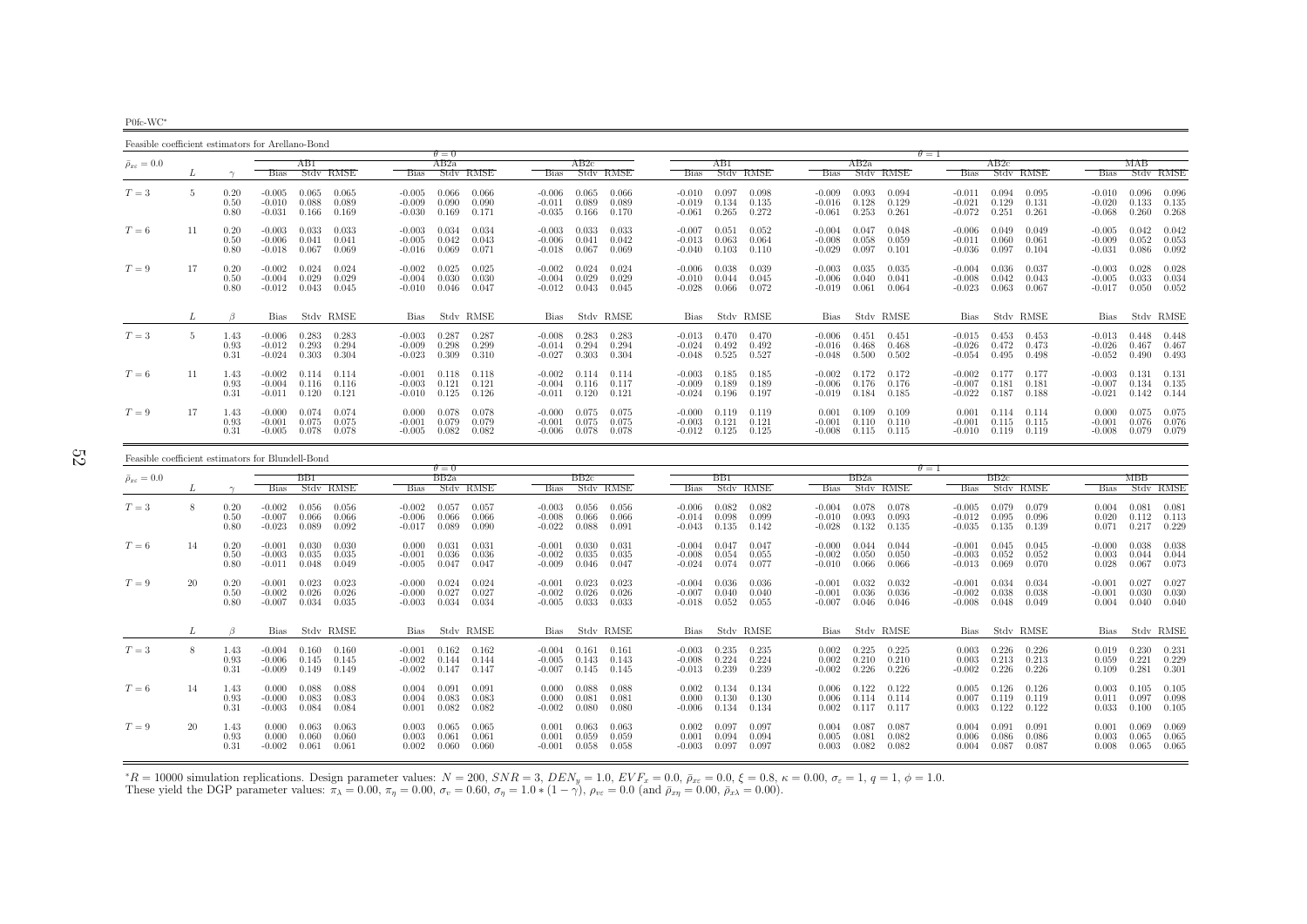P0fc-WC*

Feasible coefficient estimators for Arellano-Bond

| $\bar{\rho}_{x\varepsilon}=0.0$ | | | $\theta=0$ | | | | | | | | | $\theta=1$ | | | | | | | | | | | |
|---|---|---|---|---|---|---|---|---|---|---|---|---|---|---|---|---|---|---|---|---|---|---|---|
| | | | AB1 | | | AB2a | | | AB2c | | | AB1 | | | AB2a | | | AB2c | | | MAB | | |
| | $L$ | $\gamma$ | Bias | Stdv | RMSE | Bias | Stdv | RMSE | Bias | Stdv | RMSE | Bias | Stdv | RMSE | Bias | Stdv | RMSE | Bias | Stdv | RMSE | Bias | Stdv | RMSE |
| $T=3$ | 5 | 0.20 | -0.005 | 0.065 | 0.065 | -0.005 | 0.066 | 0.066 | -0.006 | 0.065 | 0.066 | -0.010 | 0.097 | 0.098 | -0.009 | 0.093 | 0.094 | -0.011 | 0.094 | 0.095 | -0.010 | 0.096 | 0.096 |
| | | 0.50 | -0.010 | 0.088 | 0.089 | -0.009 | 0.090 | 0.090 | -0.011 | 0.089 | 0.089 | -0.019 | 0.134 | 0.135 | -0.016 | 0.128 | 0.129 | -0.021 | 0.129 | 0.131 | -0.020 | 0.133 | 0.135 |
| | | 0.80 | -0.031 | 0.166 | 0.169 | -0.030 | 0.169 | 0.171 | -0.035 | 0.166 | 0.170 | -0.061 | 0.265 | 0.272 | -0.061 | 0.253 | 0.261 | -0.072 | 0.251 | 0.261 | -0.068 | 0.260 | 0.268 |
| $T=6$ | 11 | 0.20 | -0.003 | 0.033 | 0.033 | -0.003 | 0.034 | 0.034 | -0.003 | 0.033 | 0.033 | -0.007 | 0.051 | 0.052 | -0.004 | 0.047 | 0.048 | -0.006 | 0.049 | 0.049 | -0.005 | 0.042 | 0.042 |
| | | 0.50 | -0.006 | 0.041 | 0.041 | -0.005 | 0.042 | 0.043 | -0.006 | 0.041 | 0.042 | -0.013 | 0.063 | 0.064 | -0.008 | 0.058 | 0.059 | -0.011 | 0.060 | 0.061 | -0.009 | 0.052 | 0.053 |
| | | 0.80 | -0.018 | 0.067 | 0.069 | -0.016 | 0.069 | 0.071 | -0.018 | 0.067 | 0.069 | -0.040 | 0.103 | 0.110 | -0.029 | 0.097 | 0.101 | -0.036 | 0.097 | 0.104 | -0.031 | 0.086 | 0.092 |
| $T=9$ | 17 | 0.20 | -0.002 | 0.024 | 0.024 | -0.002 | 0.025 | 0.025 | -0.002 | 0.024 | 0.024 | -0.006 | 0.038 | 0.039 | -0.003 | 0.035 | 0.035 | -0.004 | 0.036 | 0.037 | -0.003 | 0.028 | 0.028 |
| | | 0.50 | -0.004 | 0.029 | 0.029 | -0.004 | 0.030 | 0.030 | -0.004 | 0.029 | 0.029 | -0.010 | 0.044 | 0.045 | -0.006 | 0.040 | 0.041 | -0.008 | 0.042 | 0.043 | -0.005 | 0.033 | 0.034 |
| | | 0.80 | -0.012 | 0.043 | 0.045 | -0.010 | 0.046 | 0.047 | -0.012 | 0.043 | 0.045 | -0.028 | 0.066 | 0.072 | -0.019 | 0.061 | 0.064 | -0.023 | 0.063 | 0.067 | -0.017 | 0.050 | 0.052 |
| | $L$ | $\beta$ | Bias | Stdv | RMSE | Bias | Stdv | RMSE | Bias | Stdv | RMSE | Bias | Stdv | RMSE | Bias | Stdv | RMSE | Bias | Stdv | RMSE | Bias | Stdv | RMSE |
| $T=3$ | 5 | 1.43 | -0.006 | 0.283 | 0.283 | -0.003 | 0.287 | 0.287 | -0.008 | 0.283 | 0.283 | -0.013 | 0.470 | 0.470 | -0.006 | 0.451 | 0.451 | -0.015 | 0.453 | 0.453 | -0.013 | 0.448 | 0.448 |
| | | 0.93 | -0.012 | 0.293 | 0.294 | -0.009 | 0.298 | 0.299 | -0.014 | 0.294 | 0.294 | -0.024 | 0.492 | 0.492 | -0.016 | 0.468 | 0.468 | -0.026 | 0.472 | 0.473 | -0.026 | 0.467 | 0.467 |
| | | 0.31 | -0.024 | 0.303 | 0.304 | -0.023 | 0.309 | 0.310 | -0.027 | 0.303 | 0.304 | -0.048 | 0.525 | 0.527 | -0.048 | 0.500 | 0.502 | -0.054 | 0.495 | 0.498 | -0.052 | 0.490 | 0.493 |
| $T=6$ | 11 | 1.43 | -0.002 | 0.114 | 0.114 | -0.001 | 0.118 | 0.118 | -0.002 | 0.114 | 0.114 | -0.003 | 0.185 | 0.185 | -0.002 | 0.172 | 0.172 | -0.002 | 0.177 | 0.177 | -0.003 | 0.131 | 0.131 |
| | | 0.93 | -0.004 | 0.116 | 0.116 | -0.003 | 0.121 | 0.121 | -0.004 | 0.116 | 0.117 | -0.009 | 0.189 | 0.189 | -0.006 | 0.176 | 0.176 | -0.007 | 0.181 | 0.181 | -0.007 | 0.134 | 0.135 |
| | | 0.31 | -0.011 | 0.120 | 0.121 | -0.010 | 0.125 | 0.126 | -0.011 | 0.120 | 0.121 | -0.024 | 0.196 | 0.197 | -0.019 | 0.184 | 0.185 | -0.022 | 0.187 | 0.188 | -0.021 | 0.142 | 0.144 |
| $T=9$ | 17 | 1.43 | -0.000 | 0.074 | 0.074 | 0.000 | 0.078 | 0.078 | -0.000 | 0.075 | 0.075 | -0.000 | 0.119 | 0.119 | 0.001 | 0.109 | 0.109 | 0.001 | 0.114 | 0.114 | 0.000 | 0.075 | 0.075 |
| | | 0.93 | -0.001 | 0.075 | 0.075 | -0.001 | 0.079 | 0.079 | -0.001 | 0.075 | 0.075 | -0.003 | 0.121 | 0.121 | -0.001 | 0.110 | 0.110 | -0.001 | 0.115 | 0.115 | -0.001 | 0.076 | 0.076 |
| | | 0.31 | -0.005 | 0.078 | 0.078 | -0.005 | 0.082 | 0.082 | -0.006 | 0.078 | 0.078 | -0.012 | 0.125 | 0.125 | -0.008 | 0.115 | 0.115 | -0.010 | 0.119 | 0.119 | -0.008 | 0.079 | 0.079 |

Feasible coefficient estimators for Blundell-Bond

| $\bar{\rho}_{x\varepsilon}=0.0$ | | | $\theta=0$ | | | | | | | | | $\theta=1$ | | | | | | | | | | | |
|---|---|---|---|---|---|---|---|---|---|---|---|---|---|---|---|---|---|---|---|---|---|---|---|
| | | | BB1 | | | BB2a | | | BB2c | | | BB1 | | | BB2a | | | BB2c | | | MBB | | |
| | $L$ | $\gamma$ | Bias | Stdv | RMSE | Bias | Stdv | RMSE | Bias | Stdv | RMSE | Bias | Stdv | RMSE | Bias | Stdv | RMSE | Bias | Stdv | RMSE | Bias | Stdv | RMSE |
| $T=3$ | 8 | 0.20 | -0.002 | 0.056 | 0.056 | -0.002 | 0.057 | 0.057 | -0.003 | 0.056 | 0.056 | -0.006 | 0.082 | 0.082 | -0.004 | 0.078 | 0.078 | -0.005 | 0.079 | 0.079 | 0.004 | 0.081 | 0.081 |
| | | 0.50 | -0.007 | 0.066 | 0.066 | -0.006 | 0.066 | 0.066 | -0.008 | 0.066 | 0.066 | -0.014 | 0.098 | 0.099 | -0.010 | 0.093 | 0.093 | -0.012 | 0.095 | 0.096 | 0.020 | 0.112 | 0.113 |
| | | 0.80 | -0.023 | 0.089 | 0.092 | -0.017 | 0.089 | 0.090 | -0.022 | 0.088 | 0.091 | -0.043 | 0.135 | 0.142 | -0.028 | 0.132 | 0.135 | -0.035 | 0.135 | 0.139 | 0.071 | 0.217 | 0.229 |
| $T=6$ | 14 | 0.20 | -0.001 | 0.030 | 0.030 | 0.000 | 0.031 | 0.031 | -0.001 | 0.030 | 0.031 | -0.004 | 0.047 | 0.047 | -0.000 | 0.044 | 0.044 | -0.001 | 0.045 | 0.045 | -0.000 | 0.038 | 0.038 |
| | | 0.50 | -0.003 | 0.035 | 0.035 | -0.001 | 0.036 | 0.036 | -0.002 | 0.035 | 0.035 | -0.008 | 0.054 | 0.055 | -0.002 | 0.050 | 0.050 | -0.003 | 0.052 | 0.052 | 0.003 | 0.044 | 0.044 |
| | | 0.80 | -0.011 | 0.048 | 0.049 | -0.005 | 0.047 | 0.047 | -0.009 | 0.046 | 0.047 | -0.024 | 0.074 | 0.077 | -0.010 | 0.066 | 0.066 | -0.013 | 0.069 | 0.070 | 0.028 | 0.067 | 0.073 |
| $T=9$ | 20 | 0.20 | -0.001 | 0.023 | 0.023 | -0.000 | 0.024 | 0.024 | -0.001 | 0.023 | 0.023 | -0.004 | 0.036 | 0.036 | -0.001 | 0.032 | 0.032 | -0.001 | 0.034 | 0.034 | -0.001 | 0.027 | 0.027 |
| | | 0.50 | -0.002 | 0.026 | 0.026 | -0.000 | 0.027 | 0.027 | -0.002 | 0.026 | 0.026 | -0.007 | 0.040 | 0.040 | -0.001 | 0.036 | 0.036 | -0.002 | 0.038 | 0.038 | -0.001 | 0.030 | 0.030 |
| | | 0.80 | -0.007 | 0.034 | 0.035 | -0.003 | 0.034 | 0.034 | -0.005 | 0.033 | 0.033 | -0.018 | 0.052 | 0.055 | -0.007 | 0.046 | 0.046 | -0.008 | 0.048 | 0.049 | 0.004 | 0.040 | 0.040 |
| | $L$ | $\beta$ | Bias | Stdv | RMSE | Bias | Stdv | RMSE | Bias | Stdv | RMSE | Bias | Stdv | RMSE | Bias | Stdv | RMSE | Bias | Stdv | RMSE | Bias | Stdv | RMSE |
| $T=3$ | 8 | 1.43 | -0.004 | 0.160 | 0.160 | -0.001 | 0.162 | 0.162 | -0.004 | 0.161 | 0.161 | -0.003 | 0.235 | 0.235 | 0.002 | 0.225 | 0.225 | 0.003 | 0.226 | 0.226 | 0.019 | 0.230 | 0.231 |
| | | 0.93 | -0.006 | 0.145 | 0.145 | -0.002 | 0.144 | 0.144 | -0.005 | 0.143 | 0.143 | -0.008 | 0.224 | 0.224 | 0.002 | 0.210 | 0.210 | 0.003 | 0.213 | 0.213 | 0.059 | 0.221 | 0.229 |
| | | 0.31 | -0.009 | 0.149 | 0.149 | -0.002 | 0.147 | 0.147 | -0.007 | 0.145 | 0.145 | -0.013 | 0.239 | 0.239 | -0.002 | 0.226 | 0.226 | -0.002 | 0.226 | 0.226 | 0.109 | 0.281 | 0.301 |
| $T=6$ | 14 | 1.43 | 0.000 | 0.088 | 0.088 | 0.004 | 0.091 | 0.091 | 0.000 | 0.088 | 0.088 | 0.002 | 0.134 | 0.134 | 0.006 | 0.122 | 0.122 | 0.005 | 0.126 | 0.126 | 0.003 | 0.105 | 0.105 |
| | | 0.93 | -0.000 | 0.083 | 0.083 | 0.004 | 0.083 | 0.083 | 0.000 | 0.081 | 0.081 | 0.000 | 0.130 | 0.130 | 0.006 | 0.114 | 0.114 | 0.007 | 0.119 | 0.119 | 0.011 | 0.097 | 0.098 |
| | | 0.31 | -0.003 | 0.084 | 0.084 | 0.001 | 0.082 | 0.082 | -0.002 | 0.080 | 0.080 | -0.006 | 0.134 | 0.134 | 0.002 | 0.117 | 0.117 | 0.003 | 0.122 | 0.122 | 0.033 | 0.100 | 0.105 |
| $T=9$ | 20 | 1.43 | 0.000 | 0.063 | 0.063 | 0.003 | 0.065 | 0.065 | 0.001 | 0.063 | 0.063 | 0.002 | 0.097 | 0.097 | 0.004 | 0.087 | 0.087 | 0.004 | 0.091 | 0.091 | 0.001 | 0.069 | 0.069 |
| | | 0.93 | 0.000 | 0.060 | 0.060 | 0.003 | 0.061 | 0.061 | 0.001 | 0.059 | 0.059 | 0.001 | 0.094 | 0.094 | 0.005 | 0.081 | 0.082 | 0.006 | 0.086 | 0.086 | 0.003 | 0.065 | 0.065 |
| | | 0.31 | -0.002 | 0.061 | 0.061 | 0.002 | 0.060 | 0.060 | -0.001 | 0.058 | 0.058 | -0.003 | 0.097 | 0.097 | 0.003 | 0.082 | 0.082 | 0.004 | 0.087 | 0.087 | 0.008 | 0.065 | 0.065 |

*$R = 10000$ simulation replications. Design parameter values: $N = 200$, $SNR = 3$, $DEN_y = 1.0$, $EVF_x = 0.0$, $\bar{\rho}_{x\varepsilon} = 0.0$, $\xi = 0.8$, $\kappa = 0.00$, $\sigma_\varepsilon = 1$, $q = 1$, $\phi = 1.0$.
These yield the DGP parameter values: $\pi_\lambda = 0.00$, $\pi_\eta = 0.00$, $\sigma_v = 0.60$, $\sigma_\eta = 1.0 * (1 - \gamma)$, $\rho_{v\varepsilon} = 0.0$ (and $\bar{\rho}_{x\eta} = 0.00$, $\bar{\rho}_{x\lambda} = 0.00$).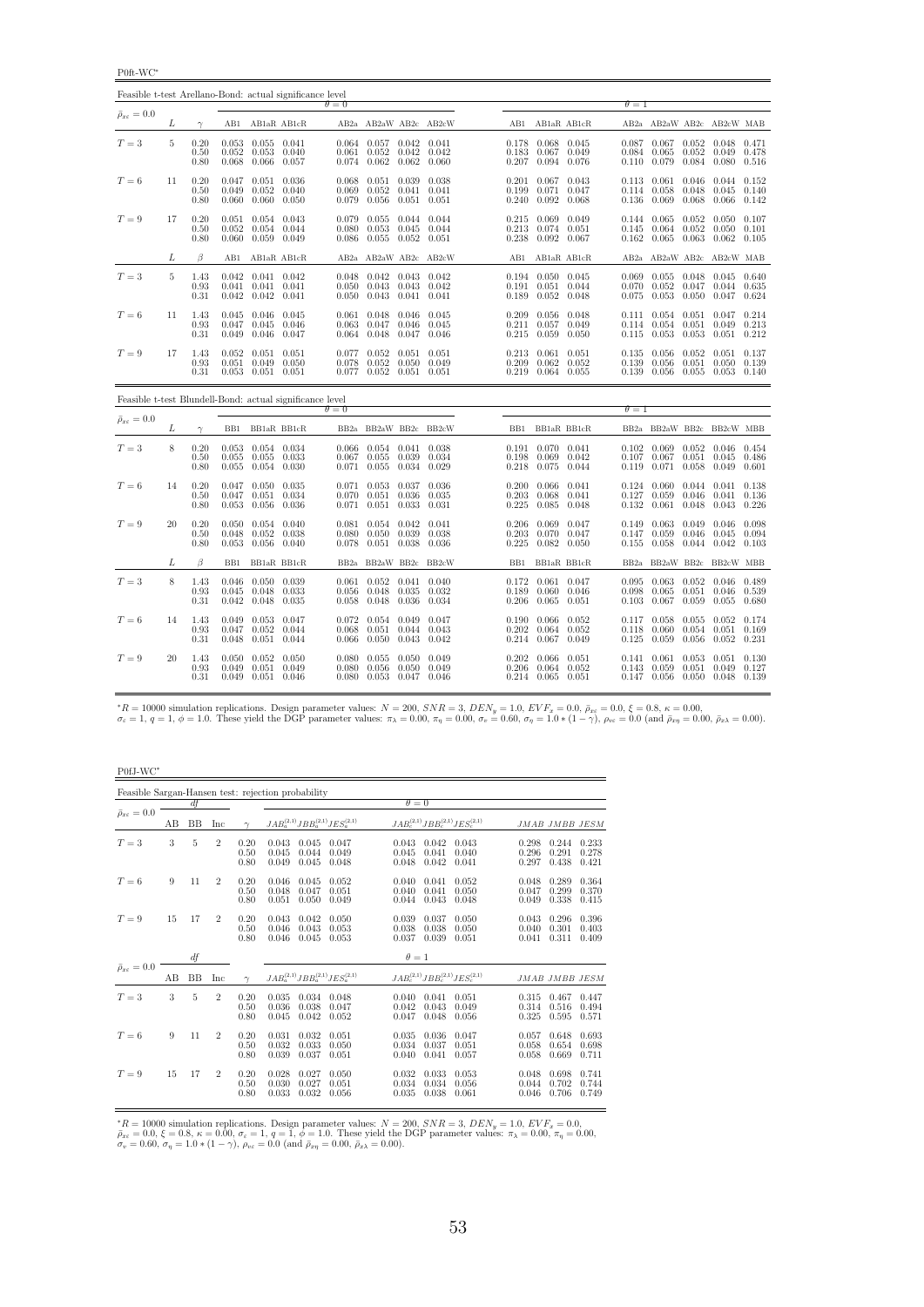P0ft-WC*

Feasible t-test Arellano-Bond: actual significance level

| $\bar{\rho}_{x\varepsilon}=0.0$ | $L$ | $\gamma$ | AB1 | AB1aR | AB1cR | AB2a | AB2aW | AB2c | AB2cW | AB1 | AB1aR | AB1cR | AB2a | AB2aW | AB2c | AB2cW | MAB |
|---|---|---|---|---|---|---|---|---|---|---|---|---|---|---|---|---|---|
| | | | $\theta=0$ | | | | | | | $\theta=1$ | | | | | | | |
| $T=3$ | 5 | 0.20 | 0.053 | 0.055 | 0.041 | 0.064 | 0.057 | 0.042 | 0.041 | 0.178 | 0.068 | 0.045 | 0.087 | 0.067 | 0.052 | 0.048 | 0.471 |
| | | 0.50 | 0.052 | 0.053 | 0.040 | 0.061 | 0.052 | 0.042 | 0.042 | 0.183 | 0.067 | 0.049 | 0.084 | 0.065 | 0.052 | 0.049 | 0.478 |
| | | 0.80 | 0.068 | 0.066 | 0.057 | 0.074 | 0.062 | 0.062 | 0.060 | 0.207 | 0.094 | 0.076 | 0.110 | 0.079 | 0.084 | 0.080 | 0.516 |
| $T=6$ | 11 | 0.20 | 0.047 | 0.051 | 0.036 | 0.068 | 0.051 | 0.039 | 0.038 | 0.201 | 0.067 | 0.043 | 0.113 | 0.061 | 0.046 | 0.044 | 0.152 |
| | | 0.50 | 0.049 | 0.052 | 0.040 | 0.069 | 0.052 | 0.041 | 0.041 | 0.199 | 0.071 | 0.047 | 0.114 | 0.058 | 0.048 | 0.045 | 0.140 |
| | | 0.80 | 0.060 | 0.060 | 0.050 | 0.079 | 0.056 | 0.051 | 0.051 | 0.240 | 0.092 | 0.068 | 0.136 | 0.069 | 0.068 | 0.066 | 0.142 |
| $T=9$ | 17 | 0.20 | 0.051 | 0.054 | 0.043 | 0.079 | 0.055 | 0.044 | 0.044 | 0.215 | 0.069 | 0.049 | 0.144 | 0.065 | 0.052 | 0.050 | 0.107 |
| | | 0.50 | 0.052 | 0.054 | 0.044 | 0.080 | 0.053 | 0.045 | 0.044 | 0.213 | 0.074 | 0.051 | 0.145 | 0.064 | 0.052 | 0.050 | 0.101 |
| | | 0.80 | 0.060 | 0.059 | 0.049 | 0.086 | 0.055 | 0.052 | 0.051 | 0.238 | 0.092 | 0.067 | 0.162 | 0.065 | 0.063 | 0.062 | 0.105 |
| | $L$ | $\beta$ | AB1 | AB1aR | AB1cR | AB2a | AB2aW | AB2c | AB2cW | AB1 | AB1aR | AB1cR | AB2a | AB2aW | AB2c | AB2cW | MAB |
| $T=3$ | 5 | 1.43 | 0.042 | 0.041 | 0.042 | 0.048 | 0.042 | 0.043 | 0.042 | 0.194 | 0.050 | 0.045 | 0.069 | 0.055 | 0.048 | 0.045 | 0.640 |
| | | 0.93 | 0.041 | 0.041 | 0.041 | 0.050 | 0.043 | 0.043 | 0.042 | 0.191 | 0.051 | 0.044 | 0.070 | 0.052 | 0.047 | 0.044 | 0.635 |
| | | 0.31 | 0.042 | 0.042 | 0.041 | 0.050 | 0.043 | 0.041 | 0.041 | 0.189 | 0.052 | 0.048 | 0.075 | 0.053 | 0.050 | 0.047 | 0.624 |
| $T=6$ | 11 | 1.43 | 0.045 | 0.046 | 0.045 | 0.061 | 0.048 | 0.046 | 0.045 | 0.209 | 0.056 | 0.048 | 0.111 | 0.054 | 0.051 | 0.047 | 0.214 |
| | | 0.93 | 0.047 | 0.045 | 0.046 | 0.063 | 0.047 | 0.046 | 0.045 | 0.211 | 0.057 | 0.049 | 0.114 | 0.054 | 0.051 | 0.049 | 0.213 |
| | | 0.31 | 0.049 | 0.046 | 0.047 | 0.064 | 0.048 | 0.047 | 0.046 | 0.215 | 0.059 | 0.050 | 0.115 | 0.053 | 0.053 | 0.051 | 0.212 |
| $T=9$ | 17 | 1.43 | 0.052 | 0.051 | 0.051 | 0.077 | 0.052 | 0.051 | 0.051 | 0.213 | 0.061 | 0.051 | 0.135 | 0.056 | 0.052 | 0.051 | 0.137 |
| | | 0.93 | 0.051 | 0.049 | 0.050 | 0.078 | 0.052 | 0.050 | 0.049 | 0.209 | 0.062 | 0.052 | 0.139 | 0.056 | 0.051 | 0.050 | 0.139 |
| | | 0.31 | 0.053 | 0.051 | 0.051 | 0.077 | 0.052 | 0.051 | 0.051 | 0.219 | 0.064 | 0.055 | 0.139 | 0.056 | 0.055 | 0.053 | 0.140 |

Feasible t-test Blundell-Bond: actual significance level

| $\bar{\rho}_{x\varepsilon}=0.0$ | $L$ | $\gamma$ | BB1 | BB1aR | BB1cR | BB2a | BB2aW | BB2c | BB2cW | BB1 | BB1aR | BB1cR | BB2a | BB2aW | BB2c | BB2cW | MBB |
|---|---|---|---|---|---|---|---|---|---|---|---|---|---|---|---|---|---|
| | | | $\theta=0$ | | | | | | | $\theta=1$ | | | | | | | |
| $T=3$ | 8 | 0.20 | 0.053 | 0.054 | 0.034 | 0.066 | 0.054 | 0.041 | 0.038 | 0.191 | 0.070 | 0.041 | 0.102 | 0.069 | 0.052 | 0.046 | 0.454 |
| | | 0.50 | 0.055 | 0.055 | 0.033 | 0.067 | 0.055 | 0.039 | 0.034 | 0.198 | 0.069 | 0.042 | 0.107 | 0.067 | 0.051 | 0.045 | 0.486 |
| | | 0.80 | 0.055 | 0.054 | 0.030 | 0.071 | 0.055 | 0.034 | 0.029 | 0.218 | 0.075 | 0.044 | 0.119 | 0.071 | 0.058 | 0.049 | 0.601 |
| $T=6$ | 14 | 0.20 | 0.047 | 0.050 | 0.035 | 0.071 | 0.053 | 0.037 | 0.036 | 0.200 | 0.066 | 0.041 | 0.124 | 0.060 | 0.044 | 0.041 | 0.138 |
| | | 0.50 | 0.047 | 0.051 | 0.034 | 0.070 | 0.051 | 0.036 | 0.035 | 0.203 | 0.068 | 0.041 | 0.127 | 0.059 | 0.046 | 0.041 | 0.136 |
| | | 0.80 | 0.053 | 0.056 | 0.036 | 0.071 | 0.051 | 0.033 | 0.031 | 0.225 | 0.085 | 0.048 | 0.132 | 0.061 | 0.048 | 0.043 | 0.226 |
| $T=9$ | 20 | 0.20 | 0.050 | 0.054 | 0.040 | 0.081 | 0.054 | 0.042 | 0.041 | 0.206 | 0.069 | 0.047 | 0.149 | 0.063 | 0.049 | 0.046 | 0.098 |
| | | 0.50 | 0.048 | 0.052 | 0.038 | 0.080 | 0.050 | 0.039 | 0.038 | 0.203 | 0.070 | 0.047 | 0.147 | 0.059 | 0.046 | 0.045 | 0.094 |
| | | 0.80 | 0.053 | 0.056 | 0.040 | 0.078 | 0.051 | 0.038 | 0.036 | 0.225 | 0.082 | 0.050 | 0.155 | 0.058 | 0.044 | 0.042 | 0.103 |
| | $L$ | $\beta$ | BB1 | BB1aR | BB1cR | BB2a | BB2aW | BB2c | BB2cW | BB1 | BB1aR | BB1cR | BB2a | BB2aW | BB2c | BB2cW | MBB |
| $T=3$ | 8 | 1.43 | 0.046 | 0.050 | 0.039 | 0.061 | 0.052 | 0.041 | 0.040 | 0.172 | 0.061 | 0.047 | 0.095 | 0.063 | 0.052 | 0.046 | 0.489 |
| | | 0.93 | 0.045 | 0.048 | 0.033 | 0.056 | 0.048 | 0.035 | 0.032 | 0.189 | 0.060 | 0.046 | 0.098 | 0.065 | 0.051 | 0.046 | 0.539 |
| | | 0.31 | 0.042 | 0.048 | 0.035 | 0.058 | 0.048 | 0.036 | 0.034 | 0.206 | 0.065 | 0.051 | 0.103 | 0.067 | 0.059 | 0.055 | 0.680 |
| $T=6$ | 14 | 1.43 | 0.049 | 0.053 | 0.047 | 0.072 | 0.054 | 0.049 | 0.047 | 0.190 | 0.066 | 0.052 | 0.117 | 0.058 | 0.055 | 0.052 | 0.174 |
| | | 0.93 | 0.047 | 0.052 | 0.044 | 0.068 | 0.051 | 0.044 | 0.043 | 0.202 | 0.064 | 0.052 | 0.118 | 0.060 | 0.054 | 0.051 | 0.169 |
| | | 0.31 | 0.048 | 0.051 | 0.044 | 0.066 | 0.050 | 0.043 | 0.042 | 0.214 | 0.067 | 0.049 | 0.125 | 0.059 | 0.056 | 0.052 | 0.231 |
| $T=9$ | 20 | 1.43 | 0.050 | 0.052 | 0.050 | 0.080 | 0.055 | 0.050 | 0.049 | 0.202 | 0.066 | 0.051 | 0.141 | 0.061 | 0.053 | 0.051 | 0.130 |
| | | 0.93 | 0.049 | 0.051 | 0.049 | 0.080 | 0.056 | 0.050 | 0.049 | 0.206 | 0.064 | 0.052 | 0.143 | 0.059 | 0.051 | 0.049 | 0.127 |
| | | 0.31 | 0.049 | 0.051 | 0.046 | 0.080 | 0.053 | 0.047 | 0.046 | 0.214 | 0.065 | 0.051 | 0.147 | 0.056 | 0.050 | 0.048 | 0.139 |

*$R = 10000$ simulation replications. Design parameter values: $N = 200$, $SNR = 3$, $DEN_y = 1.0$, $EVF_x = 0.0$, $\bar{\rho}_{x\varepsilon} = 0.0$, $\xi = 0.8$, $\kappa = 0.00$, $\sigma_\varepsilon = 1$, $q = 1$, $\phi = 1.0$. These yield the DGP parameter values: $\pi_\lambda = 0.00$, $\pi_\eta = 0.00$, $\sigma_v = 0.60$, $\sigma_\eta = 1.0*(1-\gamma)$, $\rho_{v\varepsilon} = 0.0$ (and $\bar{\rho}_{x\eta} = 0.00$, $\bar{\rho}_{x\lambda} = 0.00$).

P0fJ-WC*

Feasible Sargan-Hansen test: rejection probability

| $\bar{\rho}_{x\varepsilon}=0.0$ | AB | BB | Inc | $\gamma$ | $JAB_a^{(2,1)}$ | $JBB_a^{(2,1)}$ | $JES_a^{(2,1)}$ | $JAB_c^{(2,1)}$ | $JBB_c^{(2,1)}$ | $JES_c^{(2,1)}$ | $JMAB$ | $JMBB$ | $JESM$ |
|---|---|---|---|---|---|---|---|---|---|---|---|---|---|
| | $df$ | | | | $\theta=0$ | | | | | | | | |
| $T=3$ | 3 | 5 | 2 | 0.20 | 0.043 | 0.045 | 0.047 | 0.043 | 0.042 | 0.043 | 0.298 | 0.244 | 0.233 |
| | | | | 0.50 | 0.045 | 0.044 | 0.049 | 0.045 | 0.041 | 0.040 | 0.296 | 0.291 | 0.278 |
| | | | | 0.80 | 0.049 | 0.045 | 0.048 | 0.048 | 0.042 | 0.041 | 0.297 | 0.438 | 0.421 |
| $T=6$ | 9 | 11 | 2 | 0.20 | 0.046 | 0.045 | 0.052 | 0.040 | 0.041 | 0.052 | 0.048 | 0.289 | 0.364 |
| | | | | 0.50 | 0.048 | 0.047 | 0.051 | 0.040 | 0.041 | 0.050 | 0.047 | 0.299 | 0.370 |
| | | | | 0.80 | 0.051 | 0.050 | 0.049 | 0.044 | 0.043 | 0.048 | 0.049 | 0.338 | 0.415 |
| $T=9$ | 15 | 17 | 2 | 0.20 | 0.043 | 0.042 | 0.050 | 0.039 | 0.037 | 0.050 | 0.043 | 0.296 | 0.396 |
| | | | | 0.50 | 0.046 | 0.043 | 0.053 | 0.038 | 0.038 | 0.050 | 0.040 | 0.301 | 0.403 |
| | | | | 0.80 | 0.046 | 0.045 | 0.053 | 0.037 | 0.039 | 0.051 | 0.041 | 0.311 | 0.409 |
| | $df$ | | | | $\theta=1$ | | | | | | | | |
| $\bar{\rho}_{x\varepsilon}=0.0$ | AB | BB | Inc | $\gamma$ | $JAB_a^{(2,1)}$ | $JBB_a^{(2,1)}$ | $JES_a^{(2,1)}$ | $JAB_c^{(2,1)}$ | $JBB_c^{(2,1)}$ | $JES_c^{(2,1)}$ | $JMAB$ | $JMBB$ | $JESM$ |
| $T=3$ | 3 | 5 | 2 | 0.20 | 0.035 | 0.034 | 0.048 | 0.040 | 0.041 | 0.051 | 0.315 | 0.467 | 0.447 |
| | | | | 0.50 | 0.036 | 0.038 | 0.047 | 0.042 | 0.043 | 0.049 | 0.314 | 0.516 | 0.494 |
| | | | | 0.80 | 0.045 | 0.042 | 0.052 | 0.047 | 0.048 | 0.056 | 0.325 | 0.595 | 0.571 |
| $T=6$ | 9 | 11 | 2 | 0.20 | 0.031 | 0.032 | 0.051 | 0.035 | 0.036 | 0.047 | 0.057 | 0.648 | 0.693 |
| | | | | 0.50 | 0.032 | 0.033 | 0.050 | 0.034 | 0.037 | 0.051 | 0.058 | 0.654 | 0.698 |
| | | | | 0.80 | 0.039 | 0.037 | 0.051 | 0.040 | 0.041 | 0.057 | 0.058 | 0.669 | 0.711 |
| $T=9$ | 15 | 17 | 2 | 0.20 | 0.028 | 0.027 | 0.050 | 0.032 | 0.033 | 0.053 | 0.048 | 0.698 | 0.741 |
| | | | | 0.50 | 0.030 | 0.027 | 0.051 | 0.034 | 0.034 | 0.056 | 0.044 | 0.702 | 0.744 |
| | | | | 0.80 | 0.033 | 0.032 | 0.056 | 0.035 | 0.038 | 0.061 | 0.046 | 0.706 | 0.749 |

*$R = 10000$ simulation replications. Design parameter values: $N = 200$, $SNR = 3$, $DEN_y = 1.0$, $EVF_x = 0.0$, $\bar{\rho}_{x\varepsilon} = 0.0$, $\xi = 0.8$, $\kappa = 0.00$, $\sigma_\varepsilon = 1$, $q = 1$, $\phi = 1.0$. These yield the DGP parameter values: $\pi_\lambda = 0.00$, $\pi_\eta = 0.00$, $\sigma_v = 0.60$, $\sigma_\eta = 1.0*(1-\gamma)$, $\rho_{v\varepsilon} = 0.0$ (and $\bar{\rho}_{x\eta} = 0.00$, $\bar{\rho}_{x\lambda} = 0.00$).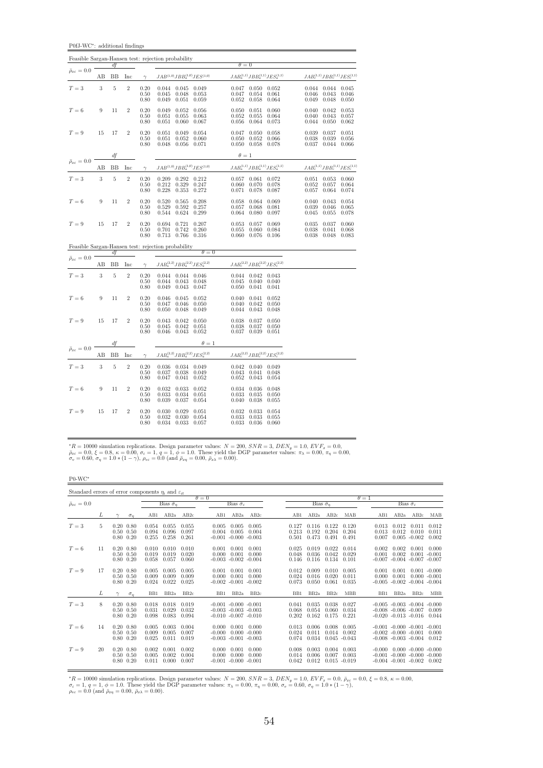P0fJ-WC*: additional findings

Feasible Sargan-Hansen test: rejection probability

| $\bar{\rho}_{x\varepsilon}=0.0$ | AB | BB | Inc | $\gamma$ | $JAB^{(1,0)}$ | $JBB_a^{(1,0)}$ | $JES^{(1,0)}$ | $JAB_a^{(1,1)}$ | $JBB_a^{(1,1)}$ | $JES_a^{(1,1)}$ | $JAB_c^{(1,1)}$ | $JBB_c^{(1,1)}$ | $JES_c^{(1,1)}$ |
|---|---|---|---|---|---|---|---|---|---|---|---|---|---|
| | df | | | | $\theta=0$ | | | | | | | | |
| $T=3$ | 3 | 5 | 2 | 0.20 | 0.044 | 0.045 | 0.049 | 0.047 | 0.050 | 0.052 | 0.044 | 0.044 | 0.045 |
| | | | | 0.50 | 0.045 | 0.048 | 0.053 | 0.047 | 0.054 | 0.061 | 0.046 | 0.043 | 0.046 |
| | | | | 0.80 | 0.049 | 0.051 | 0.059 | 0.052 | 0.058 | 0.064 | 0.049 | 0.048 | 0.050 |
| $T=6$ | 9 | 11 | 2 | 0.20 | 0.049 | 0.052 | 0.056 | 0.050 | 0.051 | 0.060 | 0.040 | 0.042 | 0.053 |
| | | | | 0.50 | 0.051 | 0.055 | 0.063 | 0.052 | 0.055 | 0.064 | 0.040 | 0.043 | 0.057 |
| | | | | 0.80 | 0.051 | 0.060 | 0.067 | 0.056 | 0.064 | 0.073 | 0.044 | 0.050 | 0.062 |
| $T=9$ | 15 | 17 | 2 | 0.20 | 0.051 | 0.049 | 0.054 | 0.047 | 0.050 | 0.058 | 0.039 | 0.037 | 0.051 |
| | | | | 0.50 | 0.051 | 0.052 | 0.060 | 0.050 | 0.052 | 0.066 | 0.038 | 0.039 | 0.056 |
| | | | | 0.80 | 0.048 | 0.056 | 0.071 | 0.050 | 0.058 | 0.078 | 0.037 | 0.044 | 0.066 |
| | df | | | | $\theta=1$ | | | | | | | | |
| $T=3$ | 3 | 5 | 2 | 0.20 | 0.209 | 0.292 | 0.212 | 0.057 | 0.061 | 0.072 | 0.051 | 0.053 | 0.060 |
| | | | | 0.50 | 0.212 | 0.329 | 0.247 | 0.060 | 0.070 | 0.078 | 0.052 | 0.057 | 0.064 |
| | | | | 0.80 | 0.228 | 0.353 | 0.272 | 0.071 | 0.078 | 0.087 | 0.057 | 0.064 | 0.074 |
| $T=6$ | 9 | 11 | 2 | 0.20 | 0.520 | 0.565 | 0.208 | 0.058 | 0.064 | 0.069 | 0.040 | 0.043 | 0.054 |
| | | | | 0.50 | 0.529 | 0.592 | 0.257 | 0.057 | 0.068 | 0.081 | 0.039 | 0.046 | 0.065 |
| | | | | 0.80 | 0.544 | 0.624 | 0.299 | 0.064 | 0.080 | 0.097 | 0.045 | 0.055 | 0.078 |
| $T=9$ | 15 | 17 | 2 | 0.20 | 0.694 | 0.721 | 0.207 | 0.053 | 0.057 | 0.069 | 0.035 | 0.037 | 0.060 |
| | | | | 0.50 | 0.701 | 0.742 | 0.260 | 0.055 | 0.060 | 0.084 | 0.038 | 0.041 | 0.068 |
| | | | | 0.80 | 0.713 | 0.766 | 0.316 | 0.060 | 0.076 | 0.106 | 0.038 | 0.048 | 0.083 |

Feasible Sargan-Hansen test: rejection probability

| $\bar{\rho}_{x\varepsilon}=0.0$ | AB | BB | Inc | $\gamma$ | $JAB_a^{(2,2)}$ | $JBB_a^{(2,2)}$ | $JES_a^{(2,2)}$ | $JAB_c^{(2,2)}$ | $JBB_c^{(2,2)}$ | $JES_c^{(2,2)}$ |
|---|---|---|---|---|---|---|---|---|---|---|
| | df | | | | $\theta=0$ | | | | | |
| $T=3$ | 3 | 5 | 2 | 0.20 | 0.044 | 0.044 | 0.046 | 0.044 | 0.042 | 0.043 |
| | | | | 0.50 | 0.044 | 0.043 | 0.048 | 0.045 | 0.040 | 0.040 |
| | | | | 0.80 | 0.049 | 0.043 | 0.047 | 0.050 | 0.041 | 0.041 |
| $T=6$ | 9 | 11 | 2 | 0.20 | 0.046 | 0.045 | 0.052 | 0.040 | 0.041 | 0.052 |
| | | | | 0.50 | 0.047 | 0.046 | 0.050 | 0.040 | 0.042 | 0.050 |
| | | | | 0.80 | 0.050 | 0.048 | 0.049 | 0.044 | 0.043 | 0.048 |
| $T=9$ | 15 | 17 | 2 | 0.20 | 0.043 | 0.042 | 0.050 | 0.038 | 0.037 | 0.050 |
| | | | | 0.50 | 0.045 | 0.042 | 0.051 | 0.038 | 0.037 | 0.050 |
| | | | | 0.80 | 0.046 | 0.043 | 0.052 | 0.037 | 0.039 | 0.051 |
| | df | | | | $\theta=1$ | | | | | |
| $T=3$ | 3 | 5 | 2 | 0.20 | 0.036 | 0.034 | 0.049 | 0.042 | 0.040 | 0.049 |
| | | | | 0.50 | 0.037 | 0.038 | 0.049 | 0.043 | 0.041 | 0.048 |
| | | | | 0.80 | 0.047 | 0.041 | 0.052 | 0.052 | 0.043 | 0.054 |
| $T=6$ | 9 | 11 | 2 | 0.20 | 0.032 | 0.033 | 0.052 | 0.034 | 0.036 | 0.048 |
| | | | | 0.50 | 0.033 | 0.034 | 0.051 | 0.033 | 0.035 | 0.050 |
| | | | | 0.80 | 0.039 | 0.037 | 0.054 | 0.040 | 0.038 | 0.055 |
| $T=9$ | 15 | 17 | 2 | 0.20 | 0.030 | 0.029 | 0.051 | 0.032 | 0.033 | 0.054 |
| | | | | 0.50 | 0.032 | 0.030 | 0.054 | 0.033 | 0.033 | 0.055 |
| | | | | 0.80 | 0.034 | 0.033 | 0.057 | 0.033 | 0.036 | 0.060 |

$^*R=10000$ simulation replications. Design parameter values: $N=200$, $SNR=3$, $DEN_y=1.0$, $EVF_x=0.0$, $\bar{\rho}_{x\varepsilon}=0.0$, $\xi=0.8$, $\kappa=0.00$, $\sigma_\varepsilon=1$, $q=1$, $\phi=1.0$. These yield the DGP parameter values: $\pi_\lambda=0.00$, $\pi_\eta=0.00$, $\sigma_v=0.60$, $\sigma_\eta=1.0*(1-\gamma)$, $\rho_{v\varepsilon}=0.0$ (and $\bar{\rho}_{x\eta}=0.00$, $\bar{\rho}_{x\lambda}=0.00$).

P0-WC*

Standard errors of error components $\eta_i$ and $\varepsilon_{it}$

| $\bar{\rho}_{x\varepsilon}=0.0$ | $L$ | $\gamma$ | $\sigma_\eta$ | $\theta=0$ Bias $\hat{\sigma}_\eta$ AB1 | AB2a | AB2c | Bias $\hat{\sigma}_\varepsilon$ AB1 | AB2a | AB2c | $\theta=1$ Bias $\hat{\sigma}_\eta$ AB1 | AB2a | AB2c | MAB | Bias $\hat{\sigma}_\varepsilon$ AB1 | AB2a | AB2c | MAB |
|---|---|---|---|---|---|---|---|---|---|---|---|---|---|---|---|---|---|
| $T=3$ | 5 | 0.20 | 0.80 | 0.054 | 0.055 | 0.055 | 0.005 | 0.005 | 0.005 | 0.127 | 0.116 | 0.122 | 0.120 | 0.013 | 0.012 | 0.011 | 0.012 |
| | | 0.50 | 0.50 | 0.094 | 0.096 | 0.097 | 0.004 | 0.005 | 0.004 | 0.213 | 0.192 | 0.204 | 0.204 | 0.013 | 0.012 | 0.010 | 0.011 |
| | | 0.80 | 0.20 | 0.255 | 0.258 | 0.261 | -0.001 | -0.000 | -0.003 | 0.501 | 0.473 | 0.491 | 0.491 | 0.007 | 0.005 | -0.002 | 0.002 |
| $T=6$ | 11 | 0.20 | 0.80 | 0.010 | 0.010 | 0.010 | 0.001 | 0.001 | 0.001 | 0.025 | 0.019 | 0.022 | 0.014 | 0.002 | 0.002 | 0.001 | 0.000 |
| | | 0.50 | 0.50 | 0.019 | 0.019 | 0.020 | 0.000 | 0.001 | 0.000 | 0.048 | 0.036 | 0.042 | 0.029 | 0.001 | 0.002 | 0.001 | -0.001 |
| | | 0.80 | 0.20 | 0.058 | 0.057 | 0.060 | -0.003 | -0.002 | -0.004 | 0.146 | 0.116 | 0.134 | 0.101 | -0.007 | -0.004 | -0.007 | -0.007 |
| $T=9$ | 17 | 0.20 | 0.80 | 0.005 | 0.005 | 0.005 | 0.001 | 0.001 | 0.001 | 0.012 | 0.009 | 0.010 | 0.005 | 0.001 | 0.001 | 0.001 | -0.000 |
| | | 0.50 | 0.50 | 0.009 | 0.009 | 0.009 | 0.000 | 0.001 | 0.000 | 0.024 | 0.016 | 0.020 | 0.011 | 0.000 | 0.001 | 0.000 | -0.001 |
| | | 0.80 | 0.20 | 0.024 | 0.022 | 0.025 | -0.002 | -0.001 | -0.002 | 0.073 | 0.050 | 0.061 | 0.035 | -0.005 | -0.002 | -0.004 | -0.004 |
| | $L$ | $\gamma$ | $\sigma_\eta$ | BB1 | BB2a | BB2c | BB1 | BB2a | BB2c | BB1 | BB2a | BB2c | MBB | BB1 | BB2a | BB2c | MBB |
| $T=3$ | 8 | 0.20 | 0.80 | 0.018 | 0.018 | 0.019 | -0.001 | -0.000 | -0.001 | 0.041 | 0.035 | 0.038 | 0.027 | -0.005 | -0.003 | -0.004 | -0.000 |
| | | 0.50 | 0.50 | 0.031 | 0.029 | 0.032 | -0.003 | -0.003 | -0.003 | 0.068 | 0.054 | 0.060 | 0.034 | -0.008 | -0.006 | -0.007 | 0.009 |
| | | 0.80 | 0.20 | 0.098 | 0.083 | 0.094 | -0.010 | -0.007 | -0.010 | 0.202 | 0.162 | 0.175 | 0.221 | -0.020 | -0.013 | -0.016 | 0.044 |
| $T=6$ | 14 | 0.20 | 0.80 | 0.005 | 0.003 | 0.004 | 0.000 | 0.001 | 0.000 | 0.013 | 0.006 | 0.008 | 0.005 | -0.001 | -0.000 | -0.001 | -0.001 |
| | | 0.50 | 0.50 | 0.009 | 0.005 | 0.007 | -0.000 | 0.000 | -0.000 | 0.024 | 0.011 | 0.014 | 0.002 | -0.002 | -0.000 | -0.001 | 0.000 |
| | | 0.80 | 0.20 | 0.025 | 0.011 | 0.019 | -0.003 | -0.001 | -0.003 | 0.074 | 0.034 | 0.045 | -0.043 | -0.008 | -0.003 | -0.004 | 0.012 |
| $T=9$ | 20 | 0.20 | 0.80 | 0.002 | 0.001 | 0.002 | 0.000 | 0.001 | 0.000 | 0.008 | 0.003 | 0.004 | 0.003 | -0.000 | 0.000 | -0.000 | -0.000 |
| | | 0.50 | 0.50 | 0.005 | 0.002 | 0.004 | 0.000 | 0.000 | 0.000 | 0.014 | 0.006 | 0.007 | 0.003 | -0.001 | -0.000 | -0.000 | -0.000 |
| | | 0.80 | 0.20 | 0.011 | 0.000 | 0.007 | -0.001 | -0.000 | -0.001 | 0.042 | 0.012 | 0.015 | -0.019 | -0.004 | -0.001 | -0.002 | 0.002 |

$^*R=10000$ simulation replications. Design parameter values: $N=200$, $SNR=3$, $DEN_y=1.0$, $EVF_x=0.0$, $\bar{\rho}_{x\varepsilon}=0.0$, $\xi=0.8$, $\kappa=0.00$, $\sigma_\varepsilon=1$, $q=1$, $\phi=1.0$. These yield the DGP parameter values: $\pi_\lambda=0.00$, $\pi_\eta=0.00$, $\sigma_v=0.60$, $\sigma_\eta=1.0*(1-\gamma)$, $\rho_{v\varepsilon}=0.0$ (and $\bar{\rho}_{x\eta}=0.00$, $\bar{\rho}_{x\lambda}=0.00$).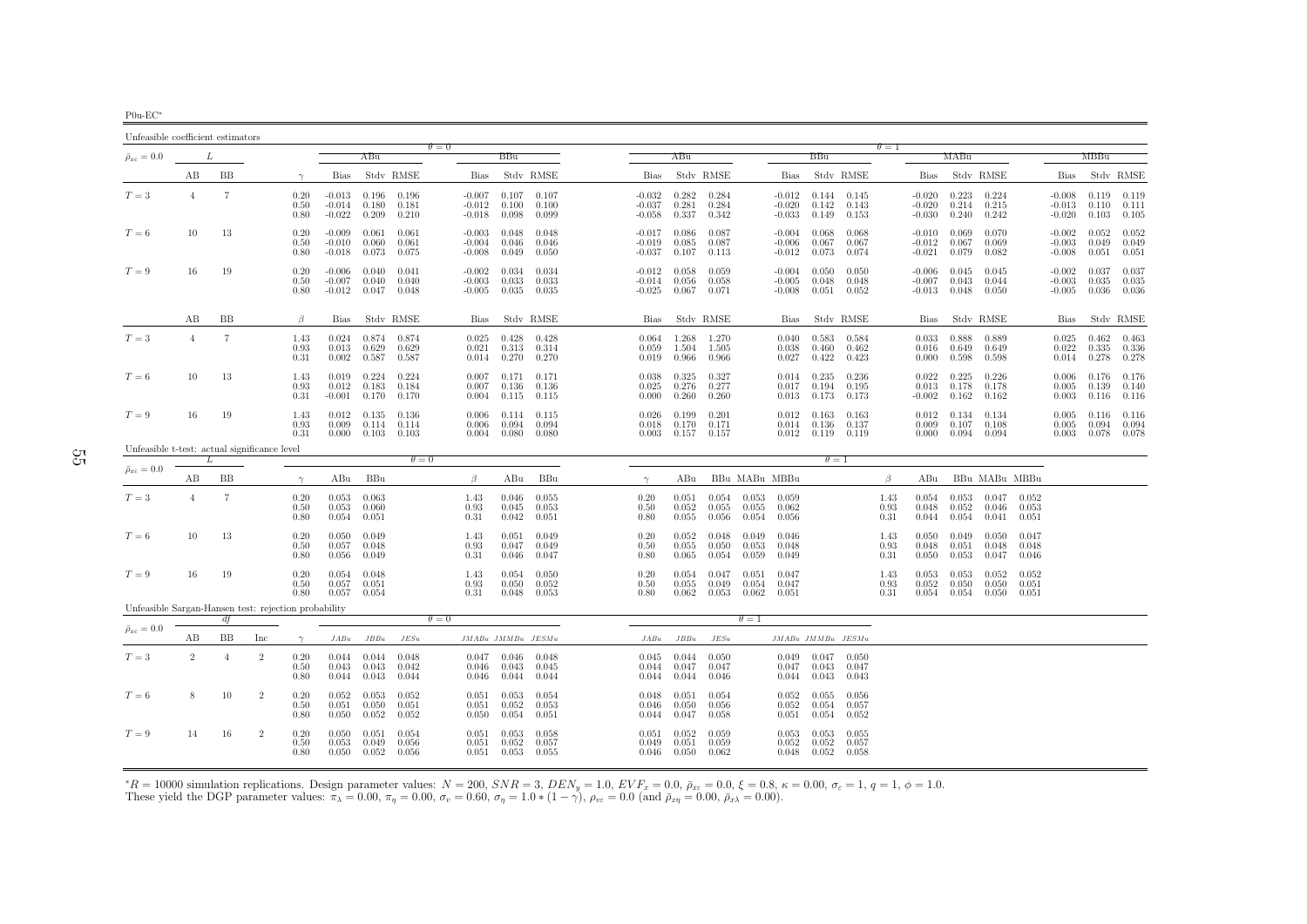P0u-EC*

Unfeasible coefficient estimators

| $\bar\rho_{x\varepsilon}=0.0$ | L | | | $\theta=0$ ABu | | | BBu | | | $\theta=1$ ABu | | | BBu | | | MABu | | | MBBu | | |
|---|---|---|---|---|---|---|---|---|---|---|---|---|---|---|---|---|---|---|---|---|---|
| | AB | BB | $\gamma$ | Bias | Stdv | RMSE | Bias | Stdv | RMSE | Bias | Stdv | RMSE | Bias | Stdv | RMSE | Bias | Stdv | RMSE | Bias | Stdv | RMSE |
| $T=3$ | 4 | 7 | 0.20 | -0.013 | 0.196 | 0.196 | -0.007 | 0.107 | 0.107 | -0.032 | 0.282 | 0.284 | -0.012 | 0.144 | 0.145 | -0.020 | 0.223 | 0.224 | -0.008 | 0.119 | 0.119 |
| | | | 0.50 | -0.014 | 0.180 | 0.181 | -0.012 | 0.100 | 0.100 | -0.037 | 0.281 | 0.284 | -0.020 | 0.142 | 0.143 | -0.020 | 0.214 | 0.215 | -0.013 | 0.110 | 0.111 |
| | | | 0.80 | -0.022 | 0.209 | 0.210 | -0.018 | 0.098 | 0.099 | -0.058 | 0.337 | 0.342 | -0.033 | 0.149 | 0.153 | -0.030 | 0.240 | 0.242 | -0.020 | 0.103 | 0.105 |
| $T=6$ | 10 | 13 | 0.20 | -0.009 | 0.061 | 0.061 | -0.003 | 0.048 | 0.048 | -0.017 | 0.086 | 0.087 | -0.004 | 0.068 | 0.068 | -0.010 | 0.069 | 0.070 | -0.002 | 0.052 | 0.052 |
| | | | 0.50 | -0.010 | 0.060 | 0.061 | -0.004 | 0.046 | 0.046 | -0.019 | 0.085 | 0.087 | -0.006 | 0.067 | 0.067 | -0.012 | 0.067 | 0.069 | -0.003 | 0.049 | 0.049 |
| | | | 0.80 | -0.018 | 0.073 | 0.075 | -0.008 | 0.049 | 0.050 | -0.037 | 0.107 | 0.113 | -0.012 | 0.073 | 0.074 | -0.021 | 0.079 | 0.082 | -0.008 | 0.051 | 0.051 |
| $T=9$ | 16 | 19 | 0.20 | -0.006 | 0.040 | 0.041 | -0.002 | 0.034 | 0.034 | -0.012 | 0.058 | 0.059 | -0.004 | 0.050 | 0.050 | -0.006 | 0.045 | 0.045 | -0.002 | 0.037 | 0.037 |
| | | | 0.50 | -0.007 | 0.040 | 0.040 | -0.003 | 0.033 | 0.033 | -0.014 | 0.056 | 0.058 | -0.005 | 0.048 | 0.048 | -0.007 | 0.043 | 0.044 | -0.003 | 0.035 | 0.035 |
| | | | 0.80 | -0.012 | 0.047 | 0.048 | -0.005 | 0.035 | 0.035 | -0.025 | 0.067 | 0.071 | -0.008 | 0.051 | 0.052 | -0.013 | 0.048 | 0.050 | -0.005 | 0.036 | 0.036 |
| | AB | BB | $\beta$ | Bias | Stdv | RMSE | Bias | Stdv | RMSE | Bias | Stdv | RMSE | Bias | Stdv | RMSE | Bias | Stdv | RMSE | Bias | Stdv | RMSE |
| $T=3$ | 4 | 7 | 1.43 | 0.024 | 0.874 | 0.874 | 0.025 | 0.428 | 0.428 | 0.064 | 1.268 | 1.270 | 0.040 | 0.583 | 0.584 | 0.033 | 0.888 | 0.889 | 0.025 | 0.462 | 0.463 |
| | | | 0.93 | 0.013 | 0.629 | 0.629 | 0.021 | 0.313 | 0.314 | 0.059 | 1.504 | 1.505 | 0.038 | 0.460 | 0.462 | 0.016 | 0.649 | 0.649 | 0.022 | 0.335 | 0.336 |
| | | | 0.31 | 0.002 | 0.587 | 0.587 | 0.014 | 0.270 | 0.270 | 0.019 | 0.966 | 0.966 | 0.027 | 0.422 | 0.423 | 0.000 | 0.598 | 0.598 | 0.014 | 0.278 | 0.278 |
| $T=6$ | 10 | 13 | 1.43 | 0.019 | 0.224 | 0.224 | 0.007 | 0.171 | 0.171 | 0.038 | 0.325 | 0.327 | 0.014 | 0.235 | 0.236 | 0.022 | 0.225 | 0.226 | 0.006 | 0.176 | 0.176 |
| | | | 0.93 | 0.012 | 0.183 | 0.184 | 0.007 | 0.136 | 0.136 | 0.025 | 0.276 | 0.277 | 0.017 | 0.194 | 0.195 | 0.013 | 0.178 | 0.178 | 0.005 | 0.139 | 0.140 |
| | | | 0.31 | -0.001 | 0.170 | 0.170 | 0.004 | 0.115 | 0.115 | 0.000 | 0.260 | 0.260 | 0.013 | 0.173 | 0.173 | -0.002 | 0.162 | 0.162 | 0.003 | 0.116 | 0.116 |
| $T=9$ | 16 | 19 | 1.43 | 0.012 | 0.135 | 0.136 | 0.006 | 0.114 | 0.115 | 0.026 | 0.199 | 0.201 | 0.012 | 0.163 | 0.163 | 0.012 | 0.134 | 0.134 | 0.005 | 0.116 | 0.116 |
| | | | 0.93 | 0.009 | 0.114 | 0.114 | 0.006 | 0.094 | 0.094 | 0.018 | 0.170 | 0.171 | 0.014 | 0.136 | 0.137 | 0.009 | 0.107 | 0.108 | 0.005 | 0.094 | 0.094 |
| | | | 0.31 | 0.000 | 0.103 | 0.103 | 0.004 | 0.080 | 0.080 | 0.003 | 0.157 | 0.157 | 0.012 | 0.119 | 0.119 | 0.000 | 0.094 | 0.094 | 0.003 | 0.078 | 0.078 |

Unfeasible t-test: actual significance level

| $\bar\rho_{x\varepsilon}=0.0$ | L | | $\theta=0$ | | | | | | $\theta=1$ | | | | | | | | | | |
|---|---|---|---|---|---|---|---|---|---|---|---|---|---|---|---|---|---|---|---|
| | AB | BB | $\gamma$ | ABu | BBu | $\beta$ | ABu | BBu | $\gamma$ | ABu | BBu | MABu | MBBu | $\beta$ | ABu | BBu | MABu | MBBu |
| $T=3$ | 4 | 7 | 0.20 | 0.053 | 0.063 | 1.43 | 0.046 | 0.055 | 0.20 | 0.051 | 0.054 | 0.053 | 0.059 | 1.43 | 0.054 | 0.053 | 0.047 | 0.052 |
| | | | 0.50 | 0.053 | 0.060 | 0.93 | 0.045 | 0.053 | 0.50 | 0.052 | 0.055 | 0.055 | 0.062 | 0.93 | 0.048 | 0.052 | 0.046 | 0.053 |
| | | | 0.80 | 0.054 | 0.051 | 0.31 | 0.042 | 0.051 | 0.80 | 0.055 | 0.056 | 0.054 | 0.056 | 0.31 | 0.044 | 0.054 | 0.041 | 0.051 |
| $T=6$ | 10 | 13 | 0.20 | 0.050 | 0.049 | 1.43 | 0.051 | 0.049 | 0.20 | 0.052 | 0.048 | 0.049 | 0.046 | 1.43 | 0.050 | 0.049 | 0.050 | 0.047 |
| | | | 0.50 | 0.057 | 0.048 | 0.93 | 0.047 | 0.049 | 0.50 | 0.055 | 0.050 | 0.053 | 0.048 | 0.93 | 0.048 | 0.051 | 0.048 | 0.048 |
| | | | 0.80 | 0.056 | 0.049 | 0.31 | 0.046 | 0.047 | 0.80 | 0.065 | 0.054 | 0.059 | 0.049 | 0.31 | 0.050 | 0.053 | 0.047 | 0.046 |
| $T=9$ | 16 | 19 | 0.20 | 0.054 | 0.048 | 1.43 | 0.054 | 0.050 | 0.20 | 0.054 | 0.047 | 0.051 | 0.047 | 1.43 | 0.053 | 0.053 | 0.052 | 0.052 |
| | | | 0.50 | 0.057 | 0.051 | 0.93 | 0.050 | 0.052 | 0.50 | 0.055 | 0.049 | 0.054 | 0.047 | 0.93 | 0.052 | 0.050 | 0.050 | 0.051 |
| | | | 0.80 | 0.057 | 0.054 | 0.31 | 0.048 | 0.053 | 0.80 | 0.062 | 0.053 | 0.062 | 0.051 | 0.31 | 0.054 | 0.054 | 0.050 | 0.051 |

Unfeasible Sargan-Hansen test: rejection probability

| $\bar\rho_{x\varepsilon}=0.0$ | df | | | $\theta=0$ | | | | | | | $\theta=1$ | | | | | |
|---|---|---|---|---|---|---|---|---|---|---|---|---|---|---|---|---|
| | AB | BB | Inc | $\gamma$ | JABu | JBBu | JESu | JMABu | JMMBu | JESMu | JABu | JBBu | JESu | JMABu | JMMBu | JESMu |
| $T=3$ | 2 | 4 | 2 | 0.20 | 0.044 | 0.044 | 0.048 | 0.047 | 0.046 | 0.048 | 0.045 | 0.044 | 0.050 | 0.049 | 0.047 | 0.050 |
| | | | | 0.50 | 0.043 | 0.043 | 0.042 | 0.046 | 0.043 | 0.045 | 0.044 | 0.047 | 0.047 | 0.047 | 0.043 | 0.047 |
| | | | | 0.80 | 0.044 | 0.043 | 0.044 | 0.046 | 0.044 | 0.044 | 0.044 | 0.044 | 0.046 | 0.044 | 0.043 | 0.043 |
| $T=6$ | 8 | 10 | 2 | 0.20 | 0.052 | 0.053 | 0.052 | 0.051 | 0.053 | 0.054 | 0.048 | 0.051 | 0.054 | 0.052 | 0.055 | 0.056 |
| | | | | 0.50 | 0.051 | 0.050 | 0.051 | 0.051 | 0.052 | 0.053 | 0.046 | 0.050 | 0.056 | 0.052 | 0.054 | 0.057 |
| | | | | 0.80 | 0.050 | 0.052 | 0.052 | 0.050 | 0.054 | 0.051 | 0.044 | 0.047 | 0.058 | 0.051 | 0.054 | 0.052 |
| $T=9$ | 14 | 16 | 2 | 0.20 | 0.050 | 0.051 | 0.054 | 0.051 | 0.053 | 0.058 | 0.051 | 0.052 | 0.059 | 0.053 | 0.053 | 0.055 |
| | | | | 0.50 | 0.053 | 0.049 | 0.056 | 0.051 | 0.052 | 0.057 | 0.049 | 0.051 | 0.059 | 0.052 | 0.052 | 0.057 |
| | | | | 0.80 | 0.050 | 0.052 | 0.056 | 0.051 | 0.053 | 0.055 | 0.046 | 0.050 | 0.062 | 0.048 | 0.052 | 0.058 |

*$R=10000$ simulation replications. Design parameter values: $N=200$, $SNR=3$, $DEN_y=1.0$, $EVF_x=0.0$, $\bar\rho_{x\varepsilon}=0.0$, $\xi=0.8$, $\kappa=0.00$, $\sigma_\varepsilon=1$, $q=1$, $\phi=1.0$.
These yield the DGP parameter values: $\pi_\lambda=0.00$, $\pi_\eta=0.00$, $\sigma_v=0.60$, $\sigma_\eta=1.0*(1-\gamma)$, $\rho_{v\varepsilon}=0.0$ (and $\bar\rho_{x\eta}=0.00$, $\bar\rho_{x\lambda}=0.00$).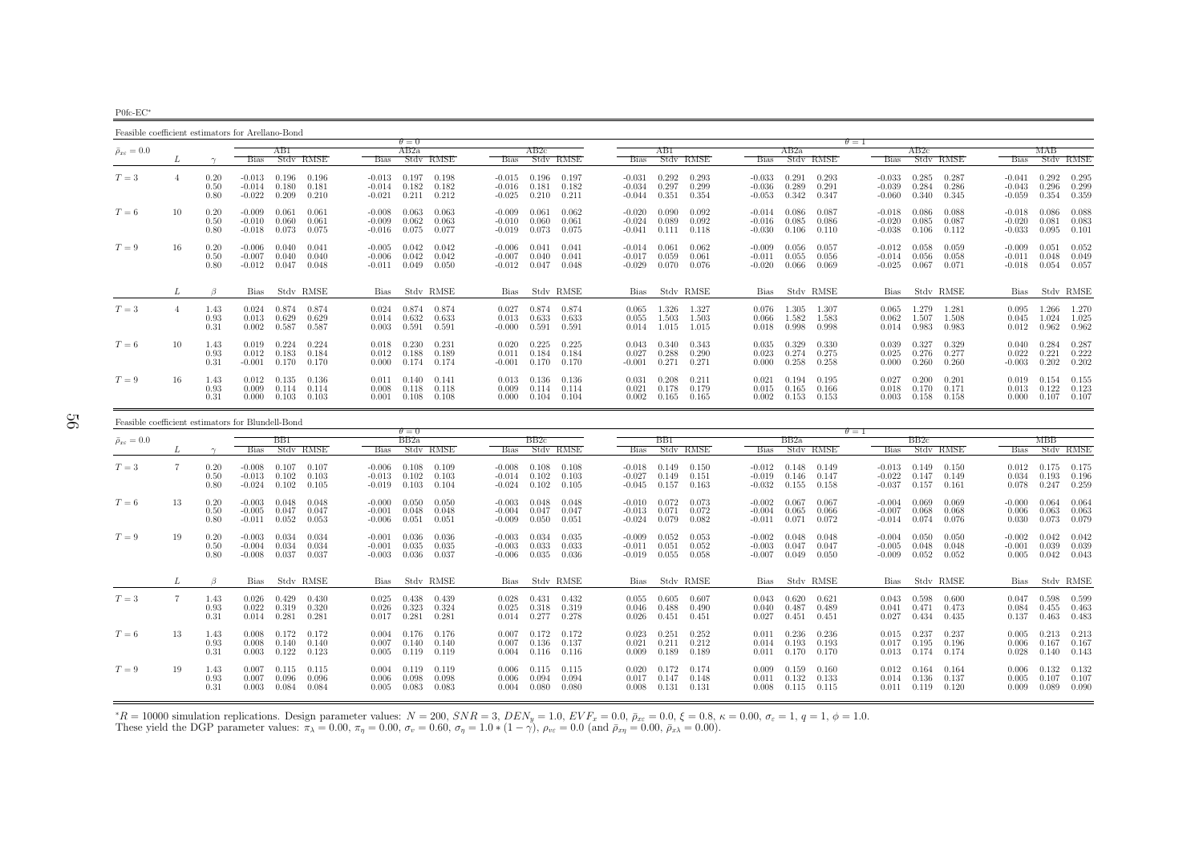P0fc-EC*

Feasible coefficient estimators for Arellano-Bond

| $\bar{\rho}_{x\varepsilon}=0.0$ | | | $\theta=0$ | | | | | | | | | $\theta=1$ | | | | | | | | | | | |
|---|---|---|---|---|---|---|---|---|---|---|---|---|---|---|---|---|---|---|---|---|---|---|---|
| | | | AB1 | | | AB2a | | | AB2c | | | AB1 | | | AB2a | | | AB2c | | | MAB | | |
| | $L$ | $\gamma$ | Bias | Stdv | RMSE | Bias | Stdv | RMSE | Bias | Stdv | RMSE | Bias | Stdv | RMSE | Bias | Stdv | RMSE | Bias | Stdv | RMSE | Bias | Stdv | RMSE |
| $T=3$ | 4 | 0.20 | -0.013 | 0.196 | 0.196 | -0.013 | 0.197 | 0.198 | -0.015 | 0.196 | 0.197 | -0.031 | 0.292 | 0.293 | -0.033 | 0.291 | 0.293 | -0.033 | 0.285 | 0.287 | -0.041 | 0.292 | 0.295 |
| | | 0.50 | -0.014 | 0.180 | 0.181 | -0.014 | 0.182 | 0.182 | -0.016 | 0.181 | 0.182 | -0.034 | 0.297 | 0.299 | -0.036 | 0.289 | 0.291 | -0.039 | 0.284 | 0.286 | -0.043 | 0.296 | 0.299 |
| | | 0.80 | -0.022 | 0.209 | 0.210 | -0.021 | 0.211 | 0.212 | -0.025 | 0.210 | 0.211 | -0.044 | 0.351 | 0.354 | -0.053 | 0.342 | 0.347 | -0.060 | 0.340 | 0.345 | -0.059 | 0.354 | 0.359 |
| $T=6$ | 10 | 0.20 | -0.009 | 0.061 | 0.061 | -0.008 | 0.063 | 0.063 | -0.009 | 0.061 | 0.062 | -0.020 | 0.090 | 0.092 | -0.014 | 0.086 | 0.087 | -0.018 | 0.086 | 0.088 | -0.018 | 0.086 | 0.088 |
| | | 0.50 | -0.010 | 0.060 | 0.061 | -0.009 | 0.062 | 0.063 | -0.010 | 0.060 | 0.061 | -0.024 | 0.089 | 0.092 | -0.016 | 0.085 | 0.086 | -0.020 | 0.085 | 0.087 | -0.020 | 0.081 | 0.083 |
| | | 0.80 | -0.018 | 0.073 | 0.075 | -0.016 | 0.075 | 0.077 | -0.019 | 0.073 | 0.075 | -0.041 | 0.111 | 0.118 | -0.030 | 0.106 | 0.110 | -0.038 | 0.106 | 0.112 | -0.033 | 0.095 | 0.101 |
| $T=9$ | 16 | 0.20 | -0.006 | 0.040 | 0.041 | -0.005 | 0.042 | 0.042 | -0.006 | 0.041 | 0.041 | -0.014 | 0.061 | 0.062 | -0.009 | 0.056 | 0.057 | -0.012 | 0.058 | 0.059 | -0.009 | 0.051 | 0.052 |
| | | 0.50 | -0.007 | 0.040 | 0.040 | -0.006 | 0.042 | 0.042 | -0.007 | 0.040 | 0.041 | -0.017 | 0.059 | 0.061 | -0.011 | 0.055 | 0.056 | -0.014 | 0.056 | 0.058 | -0.011 | 0.048 | 0.049 |
| | | 0.80 | -0.012 | 0.047 | 0.048 | -0.011 | 0.049 | 0.050 | -0.012 | 0.047 | 0.048 | -0.029 | 0.070 | 0.076 | -0.020 | 0.066 | 0.069 | -0.025 | 0.067 | 0.071 | -0.018 | 0.054 | 0.057 |
| | $L$ | $\beta$ | Bias | Stdv | RMSE | Bias | Stdv | RMSE | Bias | Stdv | RMSE | Bias | Stdv | RMSE | Bias | Stdv | RMSE | Bias | Stdv | RMSE | Bias | Stdv | RMSE |
| $T=3$ | 4 | 1.43 | 0.024 | 0.874 | 0.874 | 0.024 | 0.874 | 0.874 | 0.027 | 0.874 | 0.874 | 0.065 | 1.326 | 1.327 | 0.076 | 1.305 | 1.307 | 0.065 | 1.279 | 1.281 | 0.095 | 1.266 | 1.270 |
| | | 0.93 | 0.013 | 0.629 | 0.629 | 0.014 | 0.632 | 0.633 | 0.013 | 0.633 | 0.633 | 0.055 | 1.503 | 1.503 | 0.066 | 1.582 | 1.583 | 0.062 | 1.507 | 1.508 | 0.045 | 1.024 | 1.025 |
| | | 0.31 | 0.002 | 0.587 | 0.587 | 0.003 | 0.591 | 0.591 | -0.000 | 0.591 | 0.591 | 0.014 | 1.015 | 1.015 | 0.018 | 0.998 | 0.998 | 0.014 | 0.983 | 0.983 | 0.012 | 0.962 | 0.962 |
| $T=6$ | 10 | 1.43 | 0.019 | 0.224 | 0.224 | 0.018 | 0.230 | 0.231 | 0.020 | 0.225 | 0.225 | 0.043 | 0.340 | 0.343 | 0.035 | 0.329 | 0.330 | 0.039 | 0.327 | 0.329 | 0.040 | 0.284 | 0.287 |
| | | 0.93 | 0.012 | 0.183 | 0.184 | 0.012 | 0.188 | 0.189 | 0.011 | 0.184 | 0.184 | 0.027 | 0.288 | 0.290 | 0.023 | 0.274 | 0.275 | 0.025 | 0.276 | 0.277 | 0.022 | 0.221 | 0.222 |
| | | 0.31 | -0.001 | 0.170 | 0.170 | 0.000 | 0.174 | 0.174 | -0.001 | 0.170 | 0.170 | -0.001 | 0.271 | 0.271 | 0.000 | 0.258 | 0.258 | 0.000 | 0.260 | 0.260 | -0.003 | 0.202 | 0.202 |
| $T=9$ | 16 | 1.43 | 0.012 | 0.135 | 0.136 | 0.011 | 0.140 | 0.141 | 0.013 | 0.136 | 0.136 | 0.031 | 0.208 | 0.211 | 0.021 | 0.194 | 0.195 | 0.027 | 0.200 | 0.201 | 0.019 | 0.154 | 0.155 |
| | | 0.93 | 0.009 | 0.114 | 0.114 | 0.008 | 0.118 | 0.118 | 0.009 | 0.114 | 0.114 | 0.021 | 0.178 | 0.179 | 0.015 | 0.165 | 0.166 | 0.018 | 0.170 | 0.171 | 0.013 | 0.122 | 0.123 |
| | | 0.31 | 0.000 | 0.103 | 0.103 | 0.001 | 0.108 | 0.108 | 0.000 | 0.104 | 0.104 | 0.002 | 0.165 | 0.165 | 0.002 | 0.153 | 0.153 | 0.003 | 0.158 | 0.158 | 0.000 | 0.107 | 0.107 |

Feasible coefficient estimators for Blundell-Bond

| $\bar{\rho}_{x\varepsilon}=0.0$ | | | $\theta=0$ | | | | | | | | | $\theta=1$ | | | | | | | | | | | |
|---|---|---|---|---|---|---|---|---|---|---|---|---|---|---|---|---|---|---|---|---|---|---|---|
| | | | BB1 | | | BB2a | | | BB2c | | | BB1 | | | BB2a | | | BB2c | | | MBB | | |
| | $L$ | $\gamma$ | Bias | Stdv | RMSE | Bias | Stdv | RMSE | Bias | Stdv | RMSE | Bias | Stdv | RMSE | Bias | Stdv | RMSE | Bias | Stdv | RMSE | Bias | Stdv | RMSE |
| $T=3$ | 7 | 0.20 | -0.008 | 0.107 | 0.107 | -0.006 | 0.108 | 0.109 | -0.008 | 0.108 | 0.108 | -0.018 | 0.149 | 0.150 | -0.012 | 0.148 | 0.149 | -0.013 | 0.149 | 0.150 | 0.012 | 0.175 | 0.175 |
| | | 0.50 | -0.013 | 0.102 | 0.103 | -0.013 | 0.102 | 0.103 | -0.014 | 0.102 | 0.103 | -0.027 | 0.149 | 0.151 | -0.019 | 0.146 | 0.147 | -0.022 | 0.147 | 0.149 | 0.034 | 0.193 | 0.196 |
| | | 0.80 | -0.024 | 0.102 | 0.105 | -0.019 | 0.103 | 0.104 | -0.024 | 0.102 | 0.105 | -0.045 | 0.157 | 0.163 | -0.032 | 0.155 | 0.158 | -0.037 | 0.157 | 0.161 | 0.078 | 0.247 | 0.259 |
| $T=6$ | 13 | 0.20 | -0.003 | 0.048 | 0.048 | -0.000 | 0.050 | 0.050 | -0.003 | 0.048 | 0.048 | -0.010 | 0.072 | 0.073 | -0.002 | 0.067 | 0.067 | -0.004 | 0.069 | 0.069 | -0.000 | 0.064 | 0.064 |
| | | 0.50 | -0.005 | 0.047 | 0.047 | -0.001 | 0.048 | 0.048 | -0.004 | 0.047 | 0.047 | -0.013 | 0.071 | 0.072 | -0.004 | 0.065 | 0.066 | -0.007 | 0.068 | 0.068 | 0.006 | 0.063 | 0.063 |
| | | 0.80 | -0.011 | 0.052 | 0.053 | -0.006 | 0.051 | 0.051 | -0.009 | 0.050 | 0.051 | -0.024 | 0.079 | 0.082 | -0.011 | 0.071 | 0.072 | -0.014 | 0.074 | 0.076 | 0.030 | 0.073 | 0.079 |
| $T=9$ | 19 | 0.20 | -0.003 | 0.034 | 0.034 | -0.001 | 0.036 | 0.036 | -0.003 | 0.034 | 0.035 | -0.009 | 0.052 | 0.053 | -0.002 | 0.048 | 0.048 | -0.004 | 0.050 | 0.050 | -0.002 | 0.042 | 0.042 |
| | | 0.50 | -0.004 | 0.034 | 0.034 | -0.001 | 0.035 | 0.035 | -0.003 | 0.033 | 0.033 | -0.011 | 0.051 | 0.052 | -0.003 | 0.047 | 0.047 | -0.005 | 0.048 | 0.048 | -0.001 | 0.039 | 0.039 |
| | | 0.80 | -0.008 | 0.037 | 0.037 | -0.003 | 0.036 | 0.037 | -0.006 | 0.035 | 0.036 | -0.019 | 0.055 | 0.058 | -0.007 | 0.049 | 0.050 | -0.009 | 0.052 | 0.052 | 0.005 | 0.042 | 0.043 |
| | $L$ | $\beta$ | Bias | Stdv | RMSE | Bias | Stdv | RMSE | Bias | Stdv | RMSE | Bias | Stdv | RMSE | Bias | Stdv | RMSE | Bias | Stdv | RMSE | Bias | Stdv | RMSE |
| $T=3$ | 7 | 1.43 | 0.026 | 0.429 | 0.430 | 0.025 | 0.438 | 0.439 | 0.028 | 0.431 | 0.432 | 0.055 | 0.605 | 0.607 | 0.043 | 0.620 | 0.621 | 0.043 | 0.598 | 0.600 | 0.047 | 0.598 | 0.599 |
| | | 0.93 | 0.022 | 0.319 | 0.320 | 0.026 | 0.323 | 0.324 | 0.025 | 0.318 | 0.319 | 0.046 | 0.488 | 0.490 | 0.040 | 0.487 | 0.489 | 0.041 | 0.471 | 0.473 | 0.084 | 0.455 | 0.463 |
| | | 0.31 | 0.014 | 0.281 | 0.281 | 0.017 | 0.281 | 0.281 | 0.014 | 0.277 | 0.278 | 0.026 | 0.451 | 0.451 | 0.027 | 0.451 | 0.451 | 0.027 | 0.434 | 0.435 | 0.137 | 0.463 | 0.483 |
| $T=6$ | 13 | 1.43 | 0.008 | 0.172 | 0.172 | 0.004 | 0.176 | 0.176 | 0.007 | 0.172 | 0.172 | 0.023 | 0.251 | 0.252 | 0.011 | 0.236 | 0.236 | 0.015 | 0.237 | 0.237 | 0.005 | 0.213 | 0.213 |
| | | 0.93 | 0.008 | 0.140 | 0.140 | 0.007 | 0.140 | 0.140 | 0.007 | 0.136 | 0.137 | 0.021 | 0.211 | 0.212 | 0.014 | 0.193 | 0.193 | 0.017 | 0.195 | 0.196 | 0.006 | 0.167 | 0.167 |
| | | 0.31 | 0.003 | 0.122 | 0.123 | 0.005 | 0.119 | 0.119 | 0.004 | 0.116 | 0.116 | 0.009 | 0.189 | 0.189 | 0.011 | 0.170 | 0.170 | 0.013 | 0.174 | 0.174 | 0.028 | 0.140 | 0.143 |
| $T=9$ | 19 | 1.43 | 0.007 | 0.115 | 0.115 | 0.004 | 0.119 | 0.119 | 0.006 | 0.115 | 0.115 | 0.020 | 0.172 | 0.174 | 0.009 | 0.159 | 0.160 | 0.012 | 0.164 | 0.164 | 0.006 | 0.132 | 0.132 |
| | | 0.93 | 0.007 | 0.096 | 0.096 | 0.006 | 0.098 | 0.098 | 0.006 | 0.094 | 0.094 | 0.017 | 0.147 | 0.148 | 0.011 | 0.132 | 0.133 | 0.014 | 0.136 | 0.137 | 0.005 | 0.107 | 0.107 |
| | | 0.31 | 0.003 | 0.084 | 0.084 | 0.005 | 0.083 | 0.083 | 0.004 | 0.080 | 0.080 | 0.008 | 0.131 | 0.131 | 0.008 | 0.115 | 0.115 | 0.011 | 0.119 | 0.120 | 0.009 | 0.089 | 0.090 |

$^*R = 10000$ simulation replications. Design parameter values: $N = 200$, $SNR = 3$, $DEN_y = 1.0$, $EVF_x = 0.0$, $\bar{\rho}_{x\varepsilon} = 0.0$, $\xi = 0.8$, $\kappa = 0.00$, $\sigma_\varepsilon = 1$, $q = 1$, $\phi = 1.0$.
These yield the DGP parameter values: $\pi_\lambda = 0.00$, $\pi_\eta = 0.00$, $\sigma_v = 0.60$, $\sigma_\eta = 1.0 * (1 - \gamma)$, $\rho_{v\varepsilon} = 0.0$ (and $\bar{\rho}_{x\eta} = 0.00$, $\bar{\rho}_{x\lambda} = 0.00$).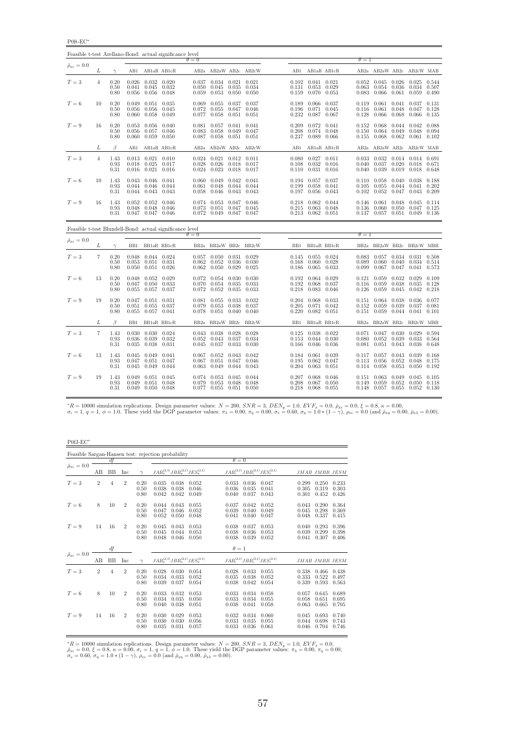P0ft-EC*

Feasible t-test Arellano-Bond: actual significance level

| $\bar{\rho}_{x\varepsilon}=0.0$ | | | $\theta=0$ | | | | | | | | $\theta=1$ | | | | | | | | |
|---|---|---|---|---|---|---|---|---|---|---|---|---|---|---|---|---|---|---|---|
| | $L$ | $\gamma$ | AB1 | AB1aR | AB1cR | AB2a | AB2aW | AB2c | AB2cW | AB1 | AB1aR | AB1cR | AB2a | AB2aW | AB2c | AB2cW | MAB |
| $T=3$ | 4 | 0.20 | 0.026 | 0.032 | 0.020 | 0.037 | 0.034 | 0.021 | 0.021 | 0.102 | 0.041 | 0.021 | 0.052 | 0.045 | 0.026 | 0.025 | 0.544 |
| | | 0.50 | 0.041 | 0.045 | 0.032 | 0.050 | 0.045 | 0.035 | 0.034 | 0.131 | 0.053 | 0.029 | 0.063 | 0.054 | 0.036 | 0.034 | 0.507 |
| | | 0.80 | 0.056 | 0.056 | 0.048 | 0.059 | 0.053 | 0.050 | 0.050 | 0.159 | 0.070 | 0.053 | 0.083 | 0.066 | 0.061 | 0.059 | 0.490 |
| $T=6$ | 10 | 0.20 | 0.049 | 0.051 | 0.035 | 0.069 | 0.055 | 0.037 | 0.037 | 0.189 | 0.066 | 0.037 | 0.119 | 0.061 | 0.041 | 0.037 | 0.131 |
| | | 0.50 | 0.056 | 0.056 | 0.045 | 0.072 | 0.055 | 0.047 | 0.046 | 0.196 | 0.071 | 0.045 | 0.116 | 0.061 | 0.048 | 0.047 | 0.128 |
| | | 0.80 | 0.060 | 0.058 | 0.049 | 0.077 | 0.058 | 0.051 | 0.051 | 0.232 | 0.087 | 0.067 | 0.128 | 0.066 | 0.068 | 0.066 | 0.135 |
| $T=9$ | 16 | 0.20 | 0.053 | 0.056 | 0.040 | 0.081 | 0.057 | 0.041 | 0.041 | 0.209 | 0.072 | 0.041 | 0.152 | 0.068 | 0.044 | 0.042 | 0.088 |
| | | 0.50 | 0.056 | 0.057 | 0.046 | 0.083 | 0.058 | 0.049 | 0.047 | 0.208 | 0.074 | 0.048 | 0.150 | 0.064 | 0.049 | 0.048 | 0.094 |
| | | 0.80 | 0.060 | 0.059 | 0.050 | 0.087 | 0.058 | 0.051 | 0.051 | 0.237 | 0.089 | 0.066 | 0.155 | 0.068 | 0.062 | 0.061 | 0.102 |
| | $L$ | $\beta$ | AB1 | AB1aR | AB1cR | AB2a | AB2aW | AB2c | AB2cW | AB1 | AB1aR | AB1cR | AB2a | AB2aW | AB2c | AB2cW | MAB |
| $T=3$ | 4 | 1.43 | 0.013 | 0.021 | 0.010 | 0.024 | 0.021 | 0.012 | 0.011 | 0.080 | 0.027 | 0.011 | 0.033 | 0.032 | 0.014 | 0.014 | 0.691 |
| | | 0.93 | 0.018 | 0.025 | 0.017 | 0.028 | 0.026 | 0.018 | 0.017 | 0.108 | 0.032 | 0.016 | 0.040 | 0.037 | 0.020 | 0.018 | 0.671 |
| | | 0.31 | 0.016 | 0.021 | 0.016 | 0.024 | 0.023 | 0.018 | 0.017 | 0.110 | 0.031 | 0.016 | 0.040 | 0.039 | 0.019 | 0.018 | 0.648 |
| $T=6$ | 10 | 1.43 | 0.043 | 0.046 | 0.041 | 0.060 | 0.049 | 0.042 | 0.041 | 0.194 | 0.057 | 0.037 | 0.110 | 0.058 | 0.040 | 0.038 | 0.188 |
| | | 0.93 | 0.044 | 0.046 | 0.044 | 0.061 | 0.048 | 0.044 | 0.044 | 0.199 | 0.058 | 0.041 | 0.105 | 0.055 | 0.044 | 0.041 | 0.202 |
| | | 0.31 | 0.044 | 0.043 | 0.043 | 0.058 | 0.046 | 0.043 | 0.043 | 0.197 | 0.056 | 0.043 | 0.102 | 0.052 | 0.047 | 0.043 | 0.209 |
| $T=9$ | 16 | 1.43 | 0.052 | 0.052 | 0.046 | 0.074 | 0.053 | 0.047 | 0.046 | 0.218 | 0.062 | 0.044 | 0.146 | 0.061 | 0.048 | 0.045 | 0.114 |
| | | 0.93 | 0.048 | 0.048 | 0.046 | 0.073 | 0.051 | 0.047 | 0.045 | 0.215 | 0.063 | 0.048 | 0.136 | 0.060 | 0.050 | 0.047 | 0.125 |
| | | 0.31 | 0.047 | 0.047 | 0.046 | 0.072 | 0.049 | 0.047 | 0.047 | 0.213 | 0.062 | 0.051 | 0.137 | 0.057 | 0.051 | 0.049 | 0.136 |

Feasible t-test Blundell-Bond: actual significance level

| $\bar{\rho}_{x\varepsilon}=0.0$ | | | $\theta=0$ | | | | | | | | $\theta=1$ | | | | | | | | |
|---|---|---|---|---|---|---|---|---|---|---|---|---|---|---|---|---|---|---|---|
| | $L$ | $\gamma$ | BB1 | BB1aR | BB1cR | BB2a | BB2aW | BB2c | BB2cW | BB1 | BB1aR | BB1cR | BB2a | BB2aW | BB2c | BB2cW | MBB |
| $T=3$ | 7 | 0.20 | 0.048 | 0.044 | 0.024 | 0.057 | 0.050 | 0.031 | 0.029 | 0.145 | 0.055 | 0.024 | 0.083 | 0.057 | 0.034 | 0.031 | 0.508 |
| | | 0.50 | 0.053 | 0.051 | 0.031 | 0.062 | 0.052 | 0.036 | 0.030 | 0.168 | 0.060 | 0.028 | 0.089 | 0.060 | 0.040 | 0.034 | 0.514 |
| | | 0.80 | 0.050 | 0.051 | 0.026 | 0.062 | 0.050 | 0.029 | 0.025 | 0.186 | 0.065 | 0.033 | 0.099 | 0.067 | 0.047 | 0.041 | 0.573 |
| $T=6$ | 13 | 0.20 | 0.048 | 0.052 | 0.029 | 0.072 | 0.054 | 0.030 | 0.030 | 0.192 | 0.064 | 0.029 | 0.121 | 0.059 | 0.032 | 0.029 | 0.109 |
| | | 0.50 | 0.047 | 0.050 | 0.033 | 0.070 | 0.054 | 0.035 | 0.033 | 0.192 | 0.068 | 0.037 | 0.116 | 0.059 | 0.038 | 0.035 | 0.128 |
| | | 0.80 | 0.055 | 0.057 | 0.037 | 0.072 | 0.052 | 0.035 | 0.033 | 0.218 | 0.083 | 0.046 | 0.126 | 0.059 | 0.045 | 0.042 | 0.218 |
| $T=9$ | 19 | 0.20 | 0.047 | 0.051 | 0.031 | 0.081 | 0.055 | 0.033 | 0.032 | 0.204 | 0.068 | 0.033 | 0.151 | 0.064 | 0.038 | 0.036 | 0.077 |
| | | 0.50 | 0.051 | 0.055 | 0.037 | 0.079 | 0.053 | 0.038 | 0.037 | 0.205 | 0.071 | 0.042 | 0.152 | 0.059 | 0.039 | 0.037 | 0.081 |
| | | 0.80 | 0.055 | 0.057 | 0.041 | 0.078 | 0.051 | 0.040 | 0.040 | 0.220 | 0.082 | 0.051 | 0.151 | 0.059 | 0.044 | 0.041 | 0.101 |
| | $L$ | $\beta$ | BB1 | BB1aR | BB1cR | BB2a | BB2aW | BB2c | BB2cW | BB1 | BB1aR | BB1cR | BB2a | BB2aW | BB2c | BB2cW | MBB |
| $T=3$ | 7 | 1.43 | 0.030 | 0.030 | 0.024 | 0.043 | 0.038 | 0.028 | 0.028 | 0.125 | 0.038 | 0.022 | 0.071 | 0.047 | 0.030 | 0.029 | 0.594 |
| | | 0.93 | 0.036 | 0.039 | 0.032 | 0.052 | 0.043 | 0.037 | 0.034 | 0.153 | 0.044 | 0.030 | 0.080 | 0.052 | 0.039 | 0.033 | 0.564 |
| | | 0.31 | 0.035 | 0.038 | 0.031 | 0.045 | 0.037 | 0.033 | 0.030 | 0.166 | 0.046 | 0.036 | 0.081 | 0.051 | 0.043 | 0.038 | 0.648 |
| $T=6$ | 13 | 1.43 | 0.045 | 0.049 | 0.041 | 0.067 | 0.052 | 0.043 | 0.042 | 0.184 | 0.061 | 0.039 | 0.117 | 0.057 | 0.043 | 0.039 | 0.168 |
| | | 0.93 | 0.047 | 0.051 | 0.047 | 0.067 | 0.051 | 0.047 | 0.046 | 0.195 | 0.062 | 0.047 | 0.113 | 0.056 | 0.052 | 0.048 | 0.175 |
| | | 0.31 | 0.045 | 0.049 | 0.044 | 0.063 | 0.049 | 0.044 | 0.043 | 0.204 | 0.063 | 0.051 | 0.114 | 0.058 | 0.053 | 0.050 | 0.192 |
| $T=9$ | 19 | 1.43 | 0.049 | 0.051 | 0.045 | 0.074 | 0.053 | 0.045 | 0.044 | 0.207 | 0.068 | 0.046 | 0.151 | 0.063 | 0.049 | 0.045 | 0.105 |
| | | 0.93 | 0.049 | 0.051 | 0.048 | 0.079 | 0.053 | 0.048 | 0.048 | 0.208 | 0.067 | 0.050 | 0.149 | 0.059 | 0.052 | 0.050 | 0.118 |
| | | 0.31 | 0.049 | 0.050 | 0.048 | 0.077 | 0.055 | 0.051 | 0.050 | 0.218 | 0.068 | 0.055 | 0.148 | 0.057 | 0.055 | 0.052 | 0.130 |

*$R=10000$ simulation replications. Design parameter values: $N=200$, $SNR=3$, $DEN_y=1.0$, $EVF_x=0.0$, $\bar{\rho}_{x\varepsilon}=0.0$, $\xi=0.8$, $\kappa=0.00$, $\sigma_\varepsilon=1$, $q=1$, $\phi=1.0$. These yield the DGP parameter values: $\pi_\lambda=0.00$, $\pi_\eta=0.00$, $\sigma_v=0.60$, $\sigma_\eta=1.0*(1-\gamma)$, $\rho_{v\varepsilon}=0.0$ (and $\bar{\rho}_{x\eta}=0.00$, $\bar{\rho}_{x\lambda}=0.00$).

P0fJ-EC*

Feasible Sargan-Hansen test: rejection probability

| $\bar{\rho}_{x\varepsilon}=0.0$ | $df$ | | | | $\theta=0$ | | | | | | | | |
|---|---|---|---|---|---|---|---|---|---|---|---|---|---|
| | AB | BB | Inc | $\gamma$ | $JAB_a^{(2,1)}$ | $JBB_a^{(2,1)}$ | $JES_a^{(2,1)}$ | $JAB_c^{(2,1)}$ | $JBB_c^{(2,1)}$ | $JES_c^{(2,1)}$ | $JMAB$ | $JMBB$ | $JESM$ |
| $T=3$ | 2 | 4 | 2 | 0.20 | 0.035 | 0.038 | 0.052 | 0.033 | 0.036 | 0.047 | 0.299 | 0.250 | 0.233 |
| | | | | 0.50 | 0.038 | 0.038 | 0.046 | 0.036 | 0.035 | 0.041 | 0.305 | 0.319 | 0.303 |
| | | | | 0.80 | 0.042 | 0.042 | 0.049 | 0.040 | 0.037 | 0.043 | 0.301 | 0.452 | 0.426 |
| $T=6$ | 8 | 10 | 2 | 0.20 | 0.044 | 0.043 | 0.055 | 0.037 | 0.042 | 0.052 | 0.043 | 0.290 | 0.364 |
| | | | | 0.50 | 0.047 | 0.046 | 0.052 | 0.039 | 0.040 | 0.049 | 0.045 | 0.298 | 0.369 |
| | | | | 0.80 | 0.052 | 0.050 | 0.048 | 0.041 | 0.040 | 0.047 | 0.048 | 0.337 | 0.415 |
| $T=9$ | 14 | 16 | 2 | 0.20 | 0.045 | 0.043 | 0.053 | 0.038 | 0.037 | 0.053 | 0.040 | 0.293 | 0.396 |
| | | | | 0.50 | 0.045 | 0.044 | 0.053 | 0.038 | 0.036 | 0.053 | 0.039 | 0.299 | 0.398 |
| | | | | 0.80 | 0.048 | 0.046 | 0.050 | 0.038 | 0.039 | 0.052 | 0.041 | 0.307 | 0.406 |
| $\bar{\rho}_{x\varepsilon}=0.0$ | $df$ | | | | $\theta=1$ | | | | | | | | |
| | AB | BB | Inc | $\gamma$ | $JAB_a^{(2,1)}$ | $JBB_a^{(2,1)}$ | $JES_a^{(2,1)}$ | $JAB_c^{(2,1)}$ | $JBB_c^{(2,1)}$ | $JES_c^{(2,1)}$ | $JMAB$ | $JMBB$ | $JESM$ |
| $T=3$ | 2 | 4 | 2 | 0.20 | 0.028 | 0.030 | 0.054 | 0.028 | 0.033 | 0.055 | 0.338 | 0.466 | 0.438 |
| | | | | 0.50 | 0.034 | 0.033 | 0.052 | 0.035 | 0.038 | 0.052 | 0.333 | 0.522 | 0.497 |
| | | | | 0.80 | 0.039 | 0.037 | 0.054 | 0.038 | 0.042 | 0.054 | 0.339 | 0.593 | 0.563 |
| $T=6$ | 8 | 10 | 2 | 0.20 | 0.033 | 0.032 | 0.053 | 0.033 | 0.034 | 0.058 | 0.057 | 0.645 | 0.689 |
| | | | | 0.50 | 0.034 | 0.035 | 0.050 | 0.033 | 0.034 | 0.055 | 0.058 | 0.651 | 0.695 |
| | | | | 0.80 | 0.040 | 0.038 | 0.051 | 0.038 | 0.041 | 0.058 | 0.063 | 0.665 | 0.705 |
| $T=9$ | 14 | 16 | 2 | 0.20 | 0.030 | 0.029 | 0.053 | 0.032 | 0.034 | 0.060 | 0.045 | 0.693 | 0.740 |
| | | | | 0.50 | 0.030 | 0.030 | 0.056 | 0.033 | 0.035 | 0.055 | 0.044 | 0.698 | 0.743 |
| | | | | 0.80 | 0.035 | 0.031 | 0.057 | 0.033 | 0.036 | 0.061 | 0.046 | 0.704 | 0.746 |

*$R=10000$ simulation replications. Design parameter values: $N=200$, $SNR=3$, $DEN_y=1.0$, $EVF_x=0.0$, $\bar{\rho}_{x\varepsilon}=0.0$, $\xi=0.8$, $\kappa=0.00$, $\sigma_\varepsilon=1$, $q=1$, $\phi=1.0$. These yield the DGP parameter values: $\pi_\lambda=0.00$, $\pi_\eta=0.00$, $\sigma_v=0.60$, $\sigma_\eta=1.0*(1-\gamma)$, $\rho_{v\varepsilon}=0.0$ (and $\bar{\rho}_{x\eta}=0.00$, $\bar{\rho}_{x\lambda}=0.00$).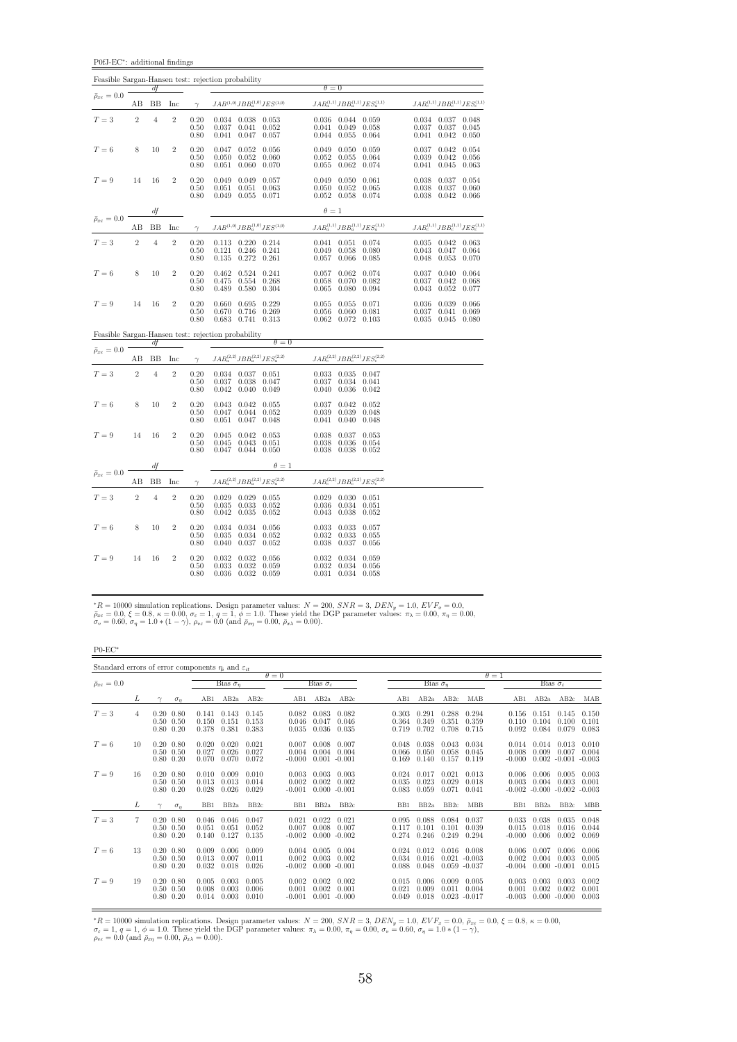P0fJ-EC*: additional findings

Feasible Sargan-Hansen test: rejection probability

| $\bar{\rho}_{x\varepsilon}=0.0$ | df AB | BB | Inc | $\gamma$ | $\theta=0$ $JAB^{(1,0)}$ | $JBB_a^{(1,0)}$ | $JES^{(1,0)}$ | $JAB_a^{(1,1)}$ | $JBB_a^{(1,1)}$ | $JES_a^{(1,1)}$ | $JAB_c^{(1,1)}$ | $JBB_c^{(1,1)}$ | $JES_c^{(1,1)}$ |
|---|---|---|---|---|---|---|---|---|---|---|---|---|---|
| $T=3$ | 2 | 4 | 2 | 0.20 | 0.034 | 0.038 | 0.053 | 0.036 | 0.044 | 0.059 | 0.034 | 0.037 | 0.048 |
| | | | | 0.50 | 0.037 | 0.041 | 0.052 | 0.041 | 0.049 | 0.058 | 0.037 | 0.037 | 0.045 |
| | | | | 0.80 | 0.041 | 0.047 | 0.057 | 0.044 | 0.055 | 0.064 | 0.041 | 0.042 | 0.050 |
| $T=6$ | 8 | 10 | 2 | 0.20 | 0.047 | 0.052 | 0.056 | 0.049 | 0.050 | 0.059 | 0.037 | 0.042 | 0.054 |
| | | | | 0.50 | 0.050 | 0.052 | 0.060 | 0.052 | 0.055 | 0.064 | 0.039 | 0.042 | 0.056 |
| | | | | 0.80 | 0.051 | 0.060 | 0.070 | 0.055 | 0.062 | 0.074 | 0.041 | 0.045 | 0.063 |
| $T=9$ | 14 | 16 | 2 | 0.20 | 0.049 | 0.049 | 0.057 | 0.049 | 0.050 | 0.061 | 0.038 | 0.037 | 0.054 |
| | | | | 0.50 | 0.051 | 0.051 | 0.063 | 0.050 | 0.052 | 0.065 | 0.038 | 0.037 | 0.060 |
| | | | | 0.80 | 0.049 | 0.055 | 0.071 | 0.052 | 0.058 | 0.074 | 0.038 | 0.042 | 0.066 |
| $\bar{\rho}_{x\varepsilon}=0.0$ | df AB | BB | Inc | $\gamma$ | $\theta=1$ $JAB^{(1,0)}$ | $JBB_a^{(1,0)}$ | $JES^{(1,0)}$ | $JAB_a^{(1,1)}$ | $JBB_a^{(1,1)}$ | $JES_a^{(1,1)}$ | $JAB_c^{(1,1)}$ | $JBB_c^{(1,1)}$ | $JES_c^{(1,1)}$ |
| $T=3$ | 2 | 4 | 2 | 0.20 | 0.113 | 0.220 | 0.214 | 0.041 | 0.051 | 0.074 | 0.035 | 0.042 | 0.063 |
| | | | | 0.50 | 0.121 | 0.246 | 0.241 | 0.049 | 0.058 | 0.080 | 0.043 | 0.047 | 0.064 |
| | | | | 0.80 | 0.135 | 0.272 | 0.261 | 0.057 | 0.066 | 0.085 | 0.048 | 0.053 | 0.070 |
| $T=6$ | 8 | 10 | 2 | 0.20 | 0.462 | 0.524 | 0.241 | 0.057 | 0.062 | 0.074 | 0.037 | 0.040 | 0.064 |
| | | | | 0.50 | 0.475 | 0.554 | 0.268 | 0.058 | 0.070 | 0.082 | 0.037 | 0.042 | 0.068 |
| | | | | 0.80 | 0.489 | 0.580 | 0.304 | 0.065 | 0.080 | 0.094 | 0.043 | 0.052 | 0.077 |
| $T=9$ | 14 | 16 | 2 | 0.20 | 0.660 | 0.695 | 0.229 | 0.055 | 0.055 | 0.071 | 0.036 | 0.039 | 0.066 |
| | | | | 0.50 | 0.670 | 0.716 | 0.269 | 0.056 | 0.060 | 0.081 | 0.037 | 0.041 | 0.069 |
| | | | | 0.80 | 0.683 | 0.741 | 0.313 | 0.062 | 0.072 | 0.103 | 0.035 | 0.045 | 0.080 |

Feasible Sargan-Hansen test: rejection probability

| $\bar{\rho}_{x\varepsilon}=0.0$ | df AB | BB | Inc | $\gamma$ | $\theta=0$ $JAB_a^{(2,2)}$ | $JBB_a^{(2,2)}$ | $JES_a^{(2,2)}$ | $JAB_c^{(2,2)}$ | $JBB_c^{(2,2)}$ | $JES_c^{(2,2)}$ |
|---|---|---|---|---|---|---|---|---|---|---|
| $T=3$ | 2 | 4 | 2 | 0.20 | 0.034 | 0.037 | 0.051 | 0.033 | 0.035 | 0.047 |
| | | | | 0.50 | 0.037 | 0.038 | 0.047 | 0.037 | 0.034 | 0.041 |
| | | | | 0.80 | 0.042 | 0.040 | 0.049 | 0.040 | 0.036 | 0.042 |
| $T=6$ | 8 | 10 | 2 | 0.20 | 0.043 | 0.042 | 0.055 | 0.037 | 0.042 | 0.052 |
| | | | | 0.50 | 0.047 | 0.044 | 0.052 | 0.039 | 0.039 | 0.048 |
| | | | | 0.80 | 0.051 | 0.047 | 0.048 | 0.041 | 0.040 | 0.048 |
| $T=9$ | 14 | 16 | 2 | 0.20 | 0.045 | 0.042 | 0.053 | 0.038 | 0.037 | 0.053 |
| | | | | 0.50 | 0.045 | 0.043 | 0.051 | 0.038 | 0.036 | 0.054 |
| | | | | 0.80 | 0.047 | 0.044 | 0.050 | 0.038 | 0.038 | 0.052 |
| $\bar{\rho}_{x\varepsilon}=0.0$ | df AB | BB | Inc | $\gamma$ | $\theta=1$ $JAB_a^{(2,2)}$ | $JBB_a^{(2,2)}$ | $JES_a^{(2,2)}$ | $JAB_c^{(2,2)}$ | $JBB_c^{(2,2)}$ | $JES_c^{(2,2)}$ |
| $T=3$ | 2 | 4 | 2 | 0.20 | 0.029 | 0.029 | 0.055 | 0.029 | 0.030 | 0.051 |
| | | | | 0.50 | 0.035 | 0.033 | 0.052 | 0.036 | 0.034 | 0.051 |
| | | | | 0.80 | 0.042 | 0.035 | 0.052 | 0.043 | 0.038 | 0.052 |
| $T=6$ | 8 | 10 | 2 | 0.20 | 0.034 | 0.034 | 0.056 | 0.033 | 0.033 | 0.057 |
| | | | | 0.50 | 0.035 | 0.034 | 0.052 | 0.032 | 0.033 | 0.055 |
| | | | | 0.80 | 0.040 | 0.037 | 0.052 | 0.038 | 0.037 | 0.056 |
| $T=9$ | 14 | 16 | 2 | 0.20 | 0.032 | 0.032 | 0.056 | 0.032 | 0.034 | 0.059 |
| | | | | 0.50 | 0.033 | 0.032 | 0.059 | 0.032 | 0.034 | 0.056 |
| | | | | 0.80 | 0.036 | 0.032 | 0.059 | 0.031 | 0.034 | 0.058 |

*$R=10000$ simulation replications. Design parameter values: $N=200$, $SNR=3$, $DEN_y=1.0$, $EVF_x=0.0$, $\bar{\rho}_{x\varepsilon}=0.0$, $\xi=0.8$, $\kappa=0.00$, $\sigma_\varepsilon=1$, $q=1$, $\phi=1.0$. These yield the DGP parameter values: $\pi_\lambda=0.00$, $\pi_\eta=0.00$, $\sigma_v=0.60$, $\sigma_\eta=1.0*(1-\gamma)$, $\rho_{v\varepsilon}=0.0$ (and $\bar{\rho}_{x\eta}=0.00$, $\bar{\rho}_{x\lambda}=0.00$).

P0-EC*

Standard errors of error components $\eta_i$ and $\varepsilon_{it}$

| $\bar{\rho}_{x\varepsilon}=0.0$ | $L$ | $\gamma$ | $\sigma_\eta$ | $\theta=0$ Bias $\hat{\sigma}_\eta$ AB1 | AB2a | AB2c | Bias $\hat{\sigma}_\varepsilon$ AB1 | AB2a | AB2c | $\theta=1$ Bias $\hat{\sigma}_\eta$ AB1 | AB2a | AB2c | MAB | Bias $\hat{\sigma}_\varepsilon$ AB1 | AB2a | AB2c | MAB |
|---|---|---|---|---|---|---|---|---|---|---|---|---|---|---|---|---|---|
| $T=3$ | 4 | 0.20 | 0.80 | 0.141 | 0.143 | 0.145 | 0.082 | 0.083 | 0.082 | 0.303 | 0.291 | 0.288 | 0.294 | 0.156 | 0.151 | 0.145 | 0.150 |
| | | 0.50 | 0.50 | 0.150 | 0.151 | 0.153 | 0.046 | 0.047 | 0.046 | 0.364 | 0.349 | 0.351 | 0.359 | 0.110 | 0.104 | 0.100 | 0.101 |
| | | 0.80 | 0.20 | 0.378 | 0.381 | 0.383 | 0.035 | 0.036 | 0.035 | 0.719 | 0.702 | 0.708 | 0.715 | 0.092 | 0.084 | 0.079 | 0.083 |
| $T=6$ | 10 | 0.20 | 0.80 | 0.020 | 0.020 | 0.021 | 0.007 | 0.008 | 0.007 | 0.048 | 0.038 | 0.043 | 0.034 | 0.014 | 0.014 | 0.013 | 0.010 |
| | | 0.50 | 0.50 | 0.027 | 0.026 | 0.027 | 0.004 | 0.004 | 0.004 | 0.066 | 0.050 | 0.058 | 0.045 | 0.008 | 0.009 | 0.007 | 0.004 |
| | | 0.80 | 0.20 | 0.070 | 0.070 | 0.072 | -0.000 | 0.001 | -0.001 | 0.169 | 0.140 | 0.157 | 0.119 | -0.000 | 0.002 | -0.001 | -0.003 |
| $T=9$ | 16 | 0.20 | 0.80 | 0.010 | 0.009 | 0.010 | 0.003 | 0.003 | 0.003 | 0.024 | 0.017 | 0.021 | 0.013 | 0.006 | 0.006 | 0.005 | 0.003 |
| | | 0.50 | 0.50 | 0.013 | 0.013 | 0.014 | 0.002 | 0.002 | 0.002 | 0.035 | 0.023 | 0.029 | 0.018 | 0.003 | 0.004 | 0.003 | 0.001 |
| | | 0.80 | 0.20 | 0.028 | 0.026 | 0.029 | -0.001 | 0.000 | -0.001 | 0.083 | 0.059 | 0.071 | 0.041 | -0.002 | -0.000 | -0.002 | -0.003 |
| | $L$ | $\gamma$ | $\sigma_\eta$ | BB1 | BB2a | BB2c | BB1 | BB2a | BB2c | BB1 | BB2a | BB2c | MBB | BB1 | BB2a | BB2c | MBB |
| $T=3$ | 7 | 0.20 | 0.80 | 0.046 | 0.046 | 0.047 | 0.021 | 0.022 | 0.021 | 0.095 | 0.088 | 0.084 | 0.037 | 0.033 | 0.038 | 0.035 | 0.048 |
| | | 0.50 | 0.50 | 0.051 | 0.051 | 0.052 | 0.007 | 0.008 | 0.007 | 0.117 | 0.101 | 0.101 | 0.039 | 0.015 | 0.018 | 0.016 | 0.044 |
| | | 0.80 | 0.20 | 0.140 | 0.127 | 0.135 | -0.002 | 0.000 | -0.002 | 0.274 | 0.246 | 0.249 | 0.294 | -0.000 | 0.006 | 0.002 | 0.069 |
| $T=6$ | 13 | 0.20 | 0.80 | 0.009 | 0.006 | 0.009 | 0.004 | 0.005 | 0.004 | 0.024 | 0.012 | 0.016 | 0.008 | 0.006 | 0.007 | 0.006 | 0.006 |
| | | 0.50 | 0.50 | 0.013 | 0.007 | 0.011 | 0.002 | 0.003 | 0.002 | 0.034 | 0.016 | 0.021 | -0.003 | 0.002 | 0.004 | 0.003 | 0.005 |
| | | 0.80 | 0.20 | 0.032 | 0.018 | 0.026 | -0.002 | 0.000 | -0.001 | 0.088 | 0.048 | 0.059 | -0.037 | -0.004 | 0.000 | -0.001 | 0.015 |
| $T=9$ | 19 | 0.20 | 0.80 | 0.005 | 0.003 | 0.005 | 0.002 | 0.002 | 0.002 | 0.015 | 0.006 | 0.009 | 0.005 | 0.003 | 0.003 | 0.003 | 0.002 |
| | | 0.50 | 0.50 | 0.008 | 0.003 | 0.006 | 0.001 | 0.002 | 0.001 | 0.021 | 0.009 | 0.011 | 0.004 | 0.001 | 0.002 | 0.002 | 0.001 |
| | | 0.80 | 0.20 | 0.014 | 0.003 | 0.010 | -0.001 | 0.001 | -0.000 | 0.049 | 0.018 | 0.023 | -0.017 | -0.003 | 0.000 | -0.000 | 0.003 |

*$R=10000$ simulation replications. Design parameter values: $N=200$, $SNR=3$, $DEN_y=1.0$, $EVF_x=0.0$, $\bar{\rho}_{x\varepsilon}=0.0$, $\xi=0.8$, $\kappa=0.00$, $\sigma_\varepsilon=1$, $q=1$, $\phi=1.0$. These yield the DGP parameter values: $\pi_\lambda=0.00$, $\pi_\eta=0.00$, $\sigma_v=0.60$, $\sigma_\eta=1.0*(1-\gamma)$, $\rho_{v\varepsilon}=0.0$ (and $\bar{\rho}_{x\eta}=0.00$, $\bar{\rho}_{x\lambda}=0.00$).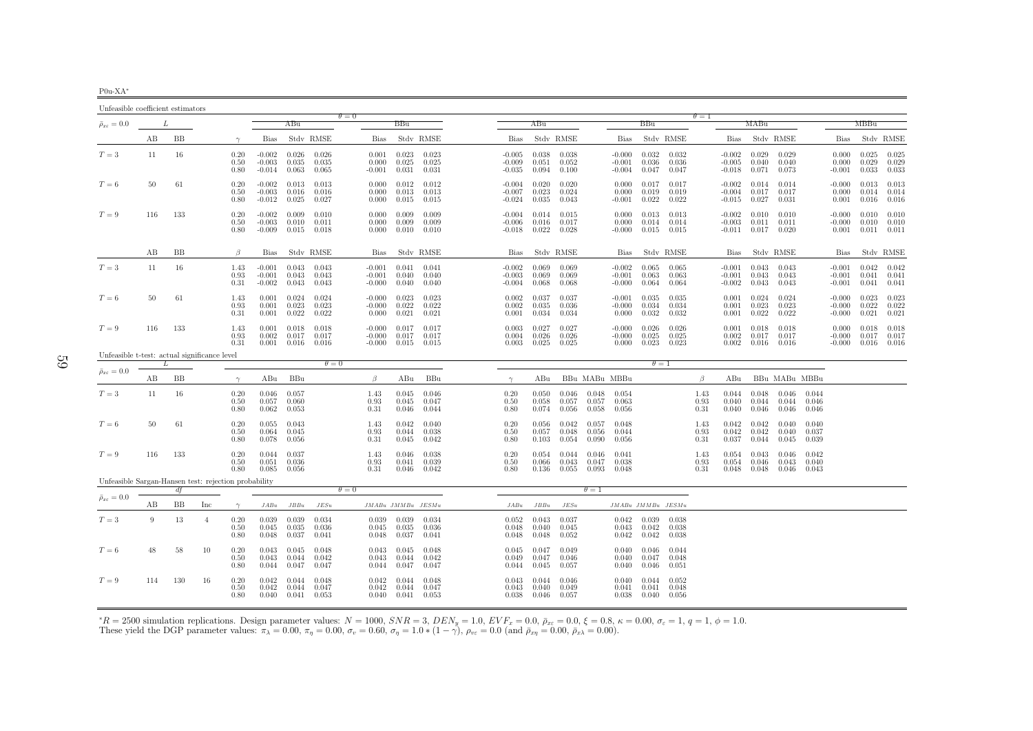P0u-XA*

Unfeasible coefficient estimators

| $\bar{\rho}_{x\varepsilon}=0.0$ | L | | | $\theta=0$ | | | | | | | $\theta=1$ | | | | | | | | | | | |
|---|---|---|---|---|---|---|---|---|---|---|---|---|---|---|---|---|---|---|---|---|---|---|
| | | | | ABu | | | BBu | | | ABu | | | BBu | | | MABu | | | MBBu | | | |
| | AB | BB | $\gamma$ | Bias | Stdv | RMSE | Bias | Stdv | RMSE | Bias | Stdv | RMSE | Bias | Stdv | RMSE | Bias | Stdv | RMSE | Bias | Stdv | RMSE | |
| $T=3$ | 11 | 16 | 0.20 | -0.002 | 0.026 | 0.026 | 0.001 | 0.023 | 0.023 | -0.005 | 0.038 | 0.038 | -0.000 | 0.032 | 0.032 | -0.002 | 0.029 | 0.029 | 0.000 | 0.025 | 0.025 | |
| | | | 0.50 | -0.003 | 0.035 | 0.035 | 0.000 | 0.025 | 0.025 | -0.009 | 0.051 | 0.052 | -0.001 | 0.036 | 0.036 | -0.005 | 0.040 | 0.040 | 0.000 | 0.029 | 0.029 | |
| | | | 0.80 | -0.014 | 0.063 | 0.065 | -0.001 | 0.031 | 0.031 | -0.035 | 0.094 | 0.100 | -0.004 | 0.047 | 0.047 | -0.018 | 0.071 | 0.073 | -0.001 | 0.033 | 0.033 | |
| $T=6$ | 50 | 61 | 0.20 | -0.002 | 0.013 | 0.013 | 0.000 | 0.012 | 0.012 | -0.004 | 0.020 | 0.020 | 0.000 | 0.017 | 0.017 | -0.002 | 0.014 | 0.014 | -0.000 | 0.013 | 0.013 | |
| | | | 0.50 | -0.003 | 0.016 | 0.016 | 0.000 | 0.013 | 0.013 | -0.007 | 0.023 | 0.024 | 0.000 | 0.019 | 0.019 | -0.004 | 0.017 | 0.017 | 0.000 | 0.014 | 0.014 | |
| | | | 0.80 | -0.012 | 0.025 | 0.027 | 0.000 | 0.015 | 0.015 | -0.024 | 0.035 | 0.043 | -0.001 | 0.022 | 0.022 | -0.015 | 0.027 | 0.031 | 0.001 | 0.016 | 0.016 | |
| $T=9$ | 116 | 133 | 0.20 | -0.002 | 0.009 | 0.010 | 0.000 | 0.009 | 0.009 | -0.004 | 0.014 | 0.015 | 0.000 | 0.013 | 0.013 | -0.002 | 0.010 | 0.010 | -0.000 | 0.010 | 0.010 | |
| | | | 0.50 | -0.003 | 0.010 | 0.011 | 0.000 | 0.009 | 0.009 | -0.006 | 0.016 | 0.017 | 0.000 | 0.014 | 0.014 | -0.003 | 0.011 | 0.011 | -0.000 | 0.010 | 0.010 | |
| | | | 0.80 | -0.009 | 0.015 | 0.018 | 0.000 | 0.010 | 0.010 | -0.018 | 0.022 | 0.028 | -0.000 | 0.015 | 0.015 | -0.011 | 0.017 | 0.020 | 0.001 | 0.011 | 0.011 | |
| | AB | BB | $\beta$ | Bias | Stdv | RMSE | Bias | Stdv | RMSE | Bias | Stdv | RMSE | Bias | Stdv | RMSE | Bias | Stdv | RMSE | Bias | Stdv | RMSE | |
| $T=3$ | 11 | 16 | 1.43 | -0.001 | 0.043 | 0.043 | -0.001 | 0.041 | 0.041 | -0.002 | 0.069 | 0.069 | -0.002 | 0.065 | 0.065 | -0.001 | 0.043 | 0.043 | -0.001 | 0.042 | 0.042 | |
| | | | 0.93 | -0.001 | 0.043 | 0.043 | -0.001 | 0.040 | 0.040 | -0.003 | 0.069 | 0.069 | -0.001 | 0.063 | 0.063 | -0.001 | 0.043 | 0.043 | -0.001 | 0.041 | 0.041 | |
| | | | 0.31 | -0.002 | 0.043 | 0.043 | -0.000 | 0.040 | 0.040 | -0.004 | 0.068 | 0.068 | -0.000 | 0.064 | 0.064 | -0.002 | 0.043 | 0.043 | -0.001 | 0.041 | 0.041 | |
| $T=6$ | 50 | 61 | 1.43 | 0.001 | 0.024 | 0.024 | -0.000 | 0.023 | 0.023 | 0.002 | 0.037 | 0.037 | -0.001 | 0.035 | 0.035 | 0.001 | 0.024 | 0.024 | -0.000 | 0.023 | 0.023 | |
| | | | 0.93 | 0.001 | 0.023 | 0.023 | -0.000 | 0.022 | 0.022 | 0.002 | 0.035 | 0.036 | -0.000 | 0.034 | 0.034 | 0.001 | 0.023 | 0.023 | -0.000 | 0.022 | 0.022 | |
| | | | 0.31 | 0.001 | 0.022 | 0.022 | 0.000 | 0.021 | 0.021 | 0.001 | 0.034 | 0.034 | 0.000 | 0.032 | 0.032 | 0.001 | 0.022 | 0.022 | -0.000 | 0.021 | 0.021 | |
| $T=9$ | 116 | 133 | 1.43 | 0.001 | 0.018 | 0.018 | -0.000 | 0.017 | 0.017 | 0.003 | 0.027 | 0.027 | -0.000 | 0.026 | 0.026 | 0.001 | 0.018 | 0.018 | 0.000 | 0.018 | 0.018 | |
| | | | 0.93 | 0.002 | 0.017 | 0.017 | -0.000 | 0.017 | 0.017 | 0.004 | 0.026 | 0.026 | -0.000 | 0.025 | 0.025 | 0.002 | 0.017 | 0.017 | -0.000 | 0.017 | 0.017 | |
| | | | 0.31 | 0.001 | 0.016 | 0.016 | -0.000 | 0.015 | 0.015 | 0.003 | 0.025 | 0.025 | 0.000 | 0.023 | 0.023 | 0.002 | 0.016 | 0.016 | -0.000 | 0.016 | 0.016 | |

Unfeasible t-test: actual significance level

| $\bar{\rho}_{x\varepsilon}=0.0$ | L | | $\theta=0$ | | | | | | $\theta=1$ | | | | | | | | | | |
|---|---|---|---|---|---|---|---|---|---|---|---|---|---|---|---|---|---|---|---|
| | AB | BB | $\gamma$ | ABu | BBu | $\beta$ | ABu | BBu | $\gamma$ | ABu | BBu | MABu | MBBu | $\beta$ | ABu | BBu | MABu | MBBu |
| $T=3$ | 11 | 16 | 0.20 | 0.046 | 0.057 | 1.43 | 0.045 | 0.046 | 0.20 | 0.050 | 0.046 | 0.048 | 0.054 | 1.43 | 0.044 | 0.048 | 0.046 | 0.044 |
| | | | 0.50 | 0.057 | 0.060 | 0.93 | 0.045 | 0.047 | 0.50 | 0.058 | 0.057 | 0.057 | 0.063 | 0.93 | 0.040 | 0.044 | 0.044 | 0.046 |
| | | | 0.80 | 0.062 | 0.053 | 0.31 | 0.046 | 0.044 | 0.80 | 0.074 | 0.056 | 0.058 | 0.056 | 0.31 | 0.040 | 0.046 | 0.046 | 0.046 |
| $T=6$ | 50 | 61 | 0.20 | 0.055 | 0.043 | 1.43 | 0.042 | 0.040 | 0.20 | 0.056 | 0.042 | 0.057 | 0.048 | 1.43 | 0.042 | 0.042 | 0.040 | 0.040 |
| | | | 0.50 | 0.064 | 0.045 | 0.93 | 0.044 | 0.038 | 0.50 | 0.057 | 0.048 | 0.056 | 0.044 | 0.93 | 0.042 | 0.042 | 0.040 | 0.037 |
| | | | 0.80 | 0.078 | 0.056 | 0.31 | 0.045 | 0.042 | 0.80 | 0.103 | 0.054 | 0.090 | 0.056 | 0.31 | 0.037 | 0.044 | 0.045 | 0.039 |
| $T=9$ | 116 | 133 | 0.20 | 0.044 | 0.037 | 1.43 | 0.046 | 0.038 | 0.20 | 0.054 | 0.044 | 0.046 | 0.041 | 1.43 | 0.054 | 0.043 | 0.046 | 0.042 |
| | | | 0.50 | 0.051 | 0.036 | 0.93 | 0.041 | 0.039 | 0.50 | 0.066 | 0.043 | 0.047 | 0.038 | 0.93 | 0.054 | 0.046 | 0.043 | 0.040 |
| | | | 0.80 | 0.085 | 0.056 | 0.31 | 0.046 | 0.042 | 0.80 | 0.136 | 0.055 | 0.093 | 0.048 | 0.31 | 0.048 | 0.048 | 0.046 | 0.043 |

Unfeasible Sargan-Hansen test: rejection probability

| $\bar{\rho}_{x\varepsilon}=0.0$ | df | | | $\theta=0$ | | | | | | | $\theta=1$ | | | | | | |
|---|---|---|---|---|---|---|---|---|---|---|---|---|---|---|---|---|---|
| | AB | BB | Inc | $\gamma$ | $JABu$ | $JBBu$ | $JESu$ | $JMABu$ | $JMMBu$ | $JESMu$ | $JABu$ | $JBBu$ | $JESu$ | $JMABu$ | $JMMBu$ | $JESMu$ |
| $T=3$ | 9 | 13 | 4 | 0.20 | 0.039 | 0.039 | 0.034 | 0.039 | 0.039 | 0.034 | 0.052 | 0.043 | 0.037 | 0.042 | 0.039 | 0.038 |
| | | | | 0.50 | 0.045 | 0.035 | 0.036 | 0.045 | 0.035 | 0.036 | 0.048 | 0.040 | 0.045 | 0.043 | 0.042 | 0.038 |
| | | | | 0.80 | 0.048 | 0.037 | 0.041 | 0.048 | 0.037 | 0.041 | 0.048 | 0.048 | 0.052 | 0.042 | 0.042 | 0.038 |
| $T=6$ | 48 | 58 | 10 | 0.20 | 0.043 | 0.045 | 0.048 | 0.043 | 0.045 | 0.048 | 0.045 | 0.047 | 0.049 | 0.040 | 0.046 | 0.044 |
| | | | | 0.50 | 0.043 | 0.044 | 0.042 | 0.043 | 0.044 | 0.042 | 0.049 | 0.047 | 0.046 | 0.040 | 0.047 | 0.048 |
| | | | | 0.80 | 0.044 | 0.047 | 0.047 | 0.044 | 0.047 | 0.047 | 0.044 | 0.045 | 0.057 | 0.040 | 0.046 | 0.051 |
| $T=9$ | 114 | 130 | 16 | 0.20 | 0.042 | 0.044 | 0.048 | 0.042 | 0.044 | 0.048 | 0.043 | 0.044 | 0.046 | 0.040 | 0.044 | 0.052 |
| | | | | 0.50 | 0.042 | 0.044 | 0.047 | 0.042 | 0.044 | 0.047 | 0.043 | 0.040 | 0.049 | 0.041 | 0.041 | 0.048 |
| | | | | 0.80 | 0.040 | 0.041 | 0.053 | 0.040 | 0.041 | 0.053 | 0.038 | 0.046 | 0.057 | 0.038 | 0.040 | 0.056 |

*$R = 2500$ simulation replications. Design parameter values: $N = 1000$, $SNR = 3$, $DEN_y = 1.0$, $EVF_x = 0.0$, $\bar{\rho}_{x\varepsilon} = 0.0$, $\xi = 0.8$, $\kappa = 0.00$, $\sigma_\varepsilon = 1$, $q = 1$, $\phi = 1.0$.
These yield the DGP parameter values: $\pi_\lambda = 0.00$, $\pi_\eta = 0.00$, $\sigma_v = 0.60$, $\sigma_\eta = 1.0 * (1 - \gamma)$, $\rho_{v\varepsilon} = 0.0$ (and $\bar{\rho}_{x\eta} = 0.00$, $\bar{\rho}_{x\lambda} = 0.00$).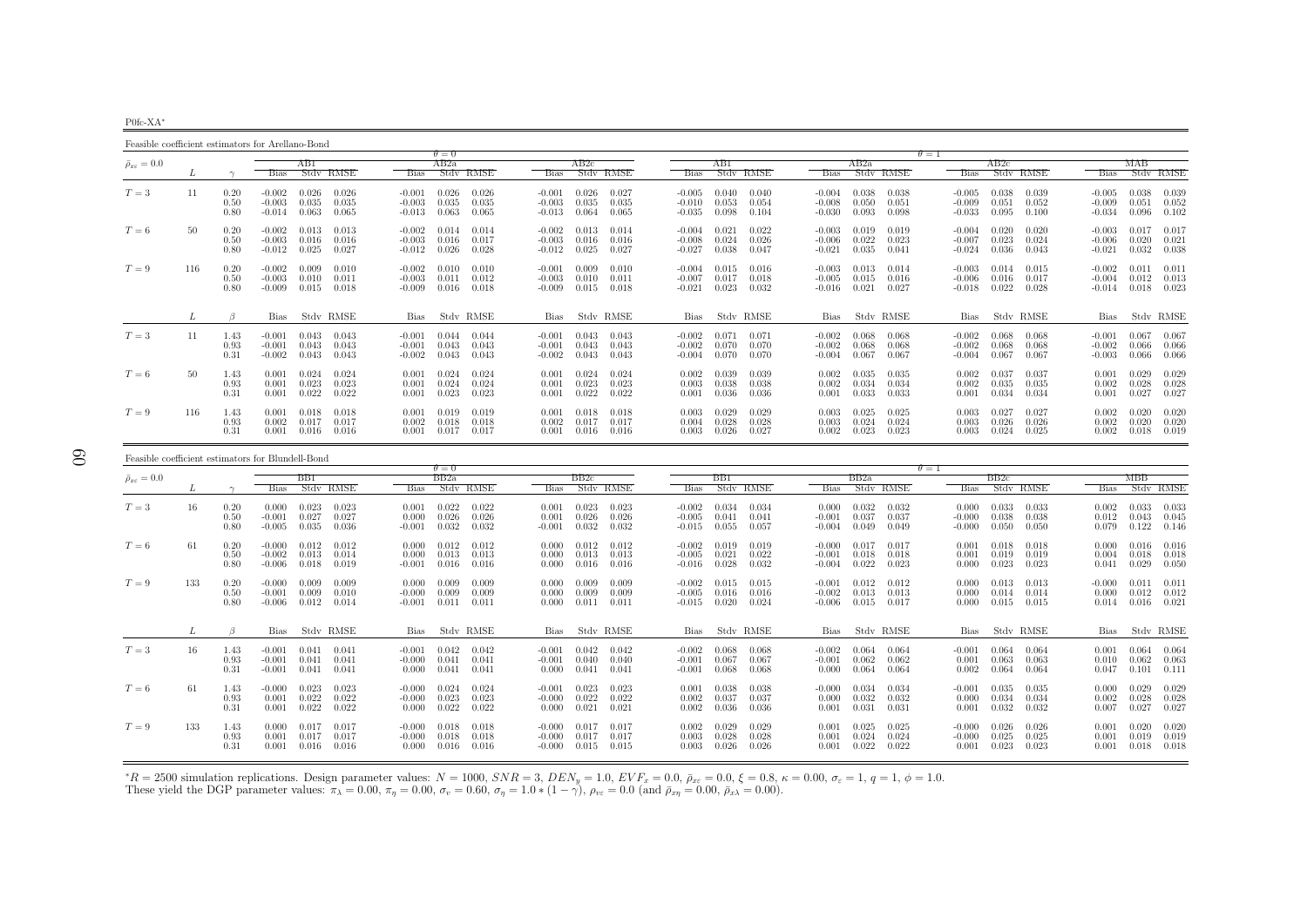P0fc-XA*

Feasible coefficient estimators for Arellano-Bond

| $\bar{\rho}_{x\varepsilon}=0.0$ | | | $\theta=0$ | | | | | | | | | $\theta=1$ | | | | | | | | | | | |
|---|---|---|---|---|---|---|---|---|---|---|---|---|---|---|---|---|---|---|---|---|---|---|---|
| | | | AB1 | | | AB2a | | | AB2c | | | AB1 | | | AB2a | | | AB2c | | | MAB | | |
| | $L$ | $\gamma$ | Bias | Stdv | RMSE | Bias | Stdv | RMSE | Bias | Stdv | RMSE | Bias | Stdv | RMSE | Bias | Stdv | RMSE | Bias | Stdv | RMSE | Bias | Stdv | RMSE |
| $T=3$ | 11 | 0.20 | -0.002 | 0.026 | 0.026 | -0.001 | 0.026 | 0.026 | -0.001 | 0.026 | 0.027 | -0.005 | 0.040 | 0.040 | -0.004 | 0.038 | 0.038 | -0.005 | 0.038 | 0.039 | -0.005 | 0.038 | 0.039 |
| | | 0.50 | -0.003 | 0.035 | 0.035 | -0.003 | 0.035 | 0.035 | -0.003 | 0.035 | 0.035 | -0.010 | 0.053 | 0.054 | -0.008 | 0.050 | 0.051 | -0.009 | 0.051 | 0.052 | -0.009 | 0.051 | 0.052 |
| | | 0.80 | -0.014 | 0.063 | 0.065 | -0.013 | 0.063 | 0.065 | -0.013 | 0.064 | 0.065 | -0.035 | 0.098 | 0.104 | -0.030 | 0.093 | 0.098 | -0.033 | 0.095 | 0.100 | -0.034 | 0.096 | 0.102 |
| $T=6$ | 50 | 0.20 | -0.002 | 0.013 | 0.013 | -0.002 | 0.014 | 0.014 | -0.002 | 0.013 | 0.014 | -0.004 | 0.021 | 0.022 | -0.003 | 0.019 | 0.019 | -0.004 | 0.020 | 0.020 | -0.003 | 0.017 | 0.017 |
| | | 0.50 | -0.003 | 0.016 | 0.016 | -0.003 | 0.016 | 0.017 | -0.003 | 0.016 | 0.016 | -0.008 | 0.024 | 0.026 | -0.006 | 0.022 | 0.023 | -0.007 | 0.023 | 0.024 | -0.006 | 0.020 | 0.021 |
| | | 0.80 | -0.012 | 0.025 | 0.027 | -0.012 | 0.026 | 0.028 | -0.012 | 0.025 | 0.027 | -0.027 | 0.038 | 0.047 | -0.021 | 0.035 | 0.041 | -0.024 | 0.036 | 0.043 | -0.021 | 0.032 | 0.038 |
| $T=9$ | 116 | 0.20 | -0.002 | 0.009 | 0.010 | -0.002 | 0.010 | 0.010 | -0.001 | 0.009 | 0.010 | -0.004 | 0.015 | 0.016 | -0.003 | 0.013 | 0.014 | -0.003 | 0.014 | 0.015 | -0.002 | 0.011 | 0.011 |
| | | 0.50 | -0.003 | 0.010 | 0.011 | -0.003 | 0.011 | 0.012 | -0.003 | 0.010 | 0.011 | -0.007 | 0.017 | 0.018 | -0.005 | 0.015 | 0.016 | -0.006 | 0.016 | 0.017 | -0.004 | 0.012 | 0.013 |
| | | 0.80 | -0.009 | 0.015 | 0.018 | -0.009 | 0.016 | 0.018 | -0.009 | 0.015 | 0.018 | -0.021 | 0.023 | 0.032 | -0.016 | 0.021 | 0.027 | -0.018 | 0.022 | 0.028 | -0.014 | 0.018 | 0.023 |
| | $L$ | $\beta$ | Bias | Stdv | RMSE | Bias | Stdv | RMSE | Bias | Stdv | RMSE | Bias | Stdv | RMSE | Bias | Stdv | RMSE | Bias | Stdv | RMSE | Bias | Stdv | RMSE |
| $T=3$ | 11 | 1.43 | -0.001 | 0.043 | 0.043 | -0.001 | 0.044 | 0.044 | -0.001 | 0.043 | 0.043 | -0.002 | 0.071 | 0.071 | -0.002 | 0.068 | 0.068 | -0.002 | 0.068 | 0.068 | -0.001 | 0.067 | 0.067 |
| | | 0.93 | -0.001 | 0.043 | 0.043 | -0.001 | 0.043 | 0.043 | -0.001 | 0.043 | 0.043 | -0.002 | 0.070 | 0.070 | -0.002 | 0.068 | 0.068 | -0.002 | 0.068 | 0.068 | -0.002 | 0.066 | 0.066 |
| | | 0.31 | -0.002 | 0.043 | 0.043 | -0.002 | 0.043 | 0.043 | -0.002 | 0.043 | 0.043 | -0.004 | 0.070 | 0.070 | -0.004 | 0.067 | 0.067 | -0.004 | 0.067 | 0.067 | -0.003 | 0.066 | 0.066 |
| $T=6$ | 50 | 1.43 | 0.001 | 0.024 | 0.024 | 0.001 | 0.024 | 0.024 | 0.001 | 0.024 | 0.024 | 0.002 | 0.039 | 0.039 | 0.002 | 0.035 | 0.035 | 0.002 | 0.037 | 0.037 | 0.001 | 0.029 | 0.029 |
| | | 0.93 | 0.001 | 0.023 | 0.023 | 0.001 | 0.024 | 0.024 | 0.001 | 0.023 | 0.023 | 0.003 | 0.038 | 0.038 | 0.002 | 0.034 | 0.034 | 0.002 | 0.035 | 0.035 | 0.002 | 0.028 | 0.028 |
| | | 0.31 | 0.001 | 0.022 | 0.022 | 0.001 | 0.023 | 0.023 | 0.001 | 0.022 | 0.022 | 0.001 | 0.036 | 0.036 | 0.001 | 0.033 | 0.033 | 0.001 | 0.034 | 0.034 | 0.001 | 0.027 | 0.027 |
| $T=9$ | 116 | 1.43 | 0.001 | 0.018 | 0.018 | 0.001 | 0.019 | 0.019 | 0.001 | 0.018 | 0.018 | 0.003 | 0.029 | 0.029 | 0.003 | 0.025 | 0.025 | 0.003 | 0.027 | 0.027 | 0.002 | 0.020 | 0.020 |
| | | 0.93 | 0.002 | 0.017 | 0.017 | 0.002 | 0.018 | 0.018 | 0.002 | 0.017 | 0.017 | 0.004 | 0.028 | 0.028 | 0.003 | 0.024 | 0.024 | 0.003 | 0.026 | 0.026 | 0.002 | 0.020 | 0.020 |
| | | 0.31 | 0.001 | 0.016 | 0.016 | 0.001 | 0.017 | 0.017 | 0.001 | 0.016 | 0.016 | 0.003 | 0.026 | 0.027 | 0.002 | 0.023 | 0.023 | 0.003 | 0.024 | 0.025 | 0.002 | 0.018 | 0.019 |

Feasible coefficient estimators for Blundell-Bond

| $\bar{\rho}_{x\varepsilon}=0.0$ | | | $\theta=0$ | | | | | | | | | $\theta=1$ | | | | | | | | | | | |
|---|---|---|---|---|---|---|---|---|---|---|---|---|---|---|---|---|---|---|---|---|---|---|---|
| | | | BB1 | | | BB2a | | | BB2c | | | BB1 | | | BB2a | | | BB2c | | | MBB | | |
| | $L$ | $\gamma$ | Bias | Stdv | RMSE | Bias | Stdv | RMSE | Bias | Stdv | RMSE | Bias | Stdv | RMSE | Bias | Stdv | RMSE | Bias | Stdv | RMSE | Bias | Stdv | RMSE |
| $T=3$ | 16 | 0.20 | 0.000 | 0.023 | 0.023 | 0.001 | 0.022 | 0.022 | 0.001 | 0.023 | 0.023 | -0.002 | 0.034 | 0.034 | 0.000 | 0.032 | 0.032 | 0.000 | 0.033 | 0.033 | 0.002 | 0.033 | 0.033 |
| | | 0.50 | -0.001 | 0.027 | 0.027 | 0.000 | 0.026 | 0.026 | 0.001 | 0.026 | 0.026 | -0.005 | 0.041 | 0.041 | -0.001 | 0.037 | 0.037 | -0.000 | 0.038 | 0.038 | 0.012 | 0.043 | 0.045 |
| | | 0.80 | -0.005 | 0.035 | 0.036 | -0.001 | 0.032 | 0.032 | -0.001 | 0.032 | 0.032 | -0.015 | 0.055 | 0.057 | -0.004 | 0.049 | 0.049 | -0.000 | 0.050 | 0.050 | 0.079 | 0.122 | 0.146 |
| $T=6$ | 61 | 0.20 | -0.000 | 0.012 | 0.012 | 0.000 | 0.012 | 0.012 | 0.000 | 0.012 | 0.012 | -0.002 | 0.019 | 0.019 | -0.000 | 0.017 | 0.017 | 0.001 | 0.018 | 0.018 | 0.000 | 0.016 | 0.016 |
| | | 0.50 | -0.002 | 0.013 | 0.014 | 0.000 | 0.013 | 0.013 | 0.000 | 0.013 | 0.013 | -0.005 | 0.021 | 0.022 | -0.001 | 0.018 | 0.018 | 0.001 | 0.019 | 0.019 | 0.004 | 0.018 | 0.018 |
| | | 0.80 | -0.006 | 0.018 | 0.019 | -0.001 | 0.016 | 0.016 | 0.000 | 0.016 | 0.016 | -0.016 | 0.028 | 0.032 | -0.004 | 0.022 | 0.023 | 0.000 | 0.023 | 0.023 | 0.041 | 0.029 | 0.050 |
| $T=9$ | 133 | 0.20 | -0.000 | 0.009 | 0.009 | 0.000 | 0.009 | 0.009 | 0.000 | 0.009 | 0.009 | -0.002 | 0.015 | 0.015 | -0.001 | 0.012 | 0.012 | 0.000 | 0.013 | 0.013 | -0.000 | 0.011 | 0.011 |
| | | 0.50 | -0.001 | 0.009 | 0.010 | -0.000 | 0.009 | 0.009 | 0.000 | 0.009 | 0.009 | -0.005 | 0.016 | 0.016 | -0.002 | 0.013 | 0.013 | 0.000 | 0.014 | 0.014 | 0.000 | 0.012 | 0.012 |
| | | 0.80 | -0.006 | 0.012 | 0.014 | -0.001 | 0.011 | 0.011 | 0.000 | 0.011 | 0.011 | -0.015 | 0.020 | 0.024 | -0.006 | 0.015 | 0.017 | 0.000 | 0.015 | 0.015 | 0.014 | 0.016 | 0.021 |
| | $L$ | $\beta$ | Bias | Stdv | RMSE | Bias | Stdv | RMSE | Bias | Stdv | RMSE | Bias | Stdv | RMSE | Bias | Stdv | RMSE | Bias | Stdv | RMSE | Bias | Stdv | RMSE |
| $T=3$ | 16 | 1.43 | -0.001 | 0.041 | 0.041 | -0.001 | 0.042 | 0.042 | -0.001 | 0.042 | 0.042 | -0.002 | 0.068 | 0.068 | -0.002 | 0.064 | 0.064 | -0.001 | 0.064 | 0.064 | 0.001 | 0.064 | 0.064 |
| | | 0.93 | -0.001 | 0.041 | 0.041 | -0.000 | 0.041 | 0.041 | -0.001 | 0.040 | 0.040 | -0.001 | 0.067 | 0.067 | -0.001 | 0.062 | 0.062 | 0.001 | 0.063 | 0.063 | 0.010 | 0.062 | 0.063 |
| | | 0.31 | -0.001 | 0.041 | 0.041 | 0.000 | 0.041 | 0.041 | 0.000 | 0.041 | 0.041 | -0.001 | 0.068 | 0.068 | 0.000 | 0.064 | 0.064 | 0.002 | 0.064 | 0.064 | 0.047 | 0.101 | 0.111 |
| $T=6$ | 61 | 1.43 | -0.000 | 0.023 | 0.023 | -0.000 | 0.024 | 0.024 | -0.001 | 0.023 | 0.023 | 0.001 | 0.038 | 0.038 | -0.000 | 0.034 | 0.034 | -0.001 | 0.035 | 0.035 | 0.000 | 0.029 | 0.029 |
| | | 0.93 | 0.001 | 0.022 | 0.022 | -0.000 | 0.023 | 0.023 | -0.000 | 0.022 | 0.022 | 0.002 | 0.037 | 0.037 | 0.000 | 0.032 | 0.032 | 0.000 | 0.034 | 0.034 | 0.002 | 0.028 | 0.028 |
| | | 0.31 | 0.001 | 0.022 | 0.022 | 0.000 | 0.022 | 0.022 | 0.000 | 0.021 | 0.021 | 0.002 | 0.036 | 0.036 | 0.001 | 0.031 | 0.031 | 0.001 | 0.032 | 0.032 | 0.007 | 0.027 | 0.027 |
| $T=9$ | 133 | 1.43 | 0.000 | 0.017 | 0.017 | -0.000 | 0.018 | 0.018 | -0.000 | 0.017 | 0.017 | 0.002 | 0.029 | 0.029 | 0.001 | 0.025 | 0.025 | -0.000 | 0.026 | 0.026 | 0.001 | 0.020 | 0.020 |
| | | 0.93 | 0.001 | 0.017 | 0.017 | -0.000 | 0.018 | 0.018 | -0.000 | 0.017 | 0.017 | 0.003 | 0.028 | 0.028 | 0.001 | 0.024 | 0.024 | -0.000 | 0.025 | 0.025 | 0.001 | 0.019 | 0.019 |
| | | 0.31 | 0.001 | 0.016 | 0.016 | 0.000 | 0.016 | 0.016 | -0.000 | 0.015 | 0.015 | 0.003 | 0.026 | 0.026 | 0.001 | 0.022 | 0.022 | 0.001 | 0.023 | 0.023 | 0.001 | 0.018 | 0.018 |

*$R=2500$ simulation replications. Design parameter values: $N=1000$, $SNR=3$, $DEN_y=1.0$, $EVF_x=0.0$, $\bar{\rho}_{x\varepsilon}=0.0$, $\xi=0.8$, $\kappa=0.00$, $\sigma_\varepsilon=1$, $q=1$, $\phi=1.0$.
These yield the DGP parameter values: $\pi_\lambda=0.00$, $\pi_\eta=0.00$, $\sigma_v=0.60$, $\sigma_\eta=1.0*(1-\gamma)$, $\rho_{v\varepsilon}=0.0$ (and $\bar{\rho}_{x\eta}=0.00$, $\bar{\rho}_{x\lambda}=0.00$).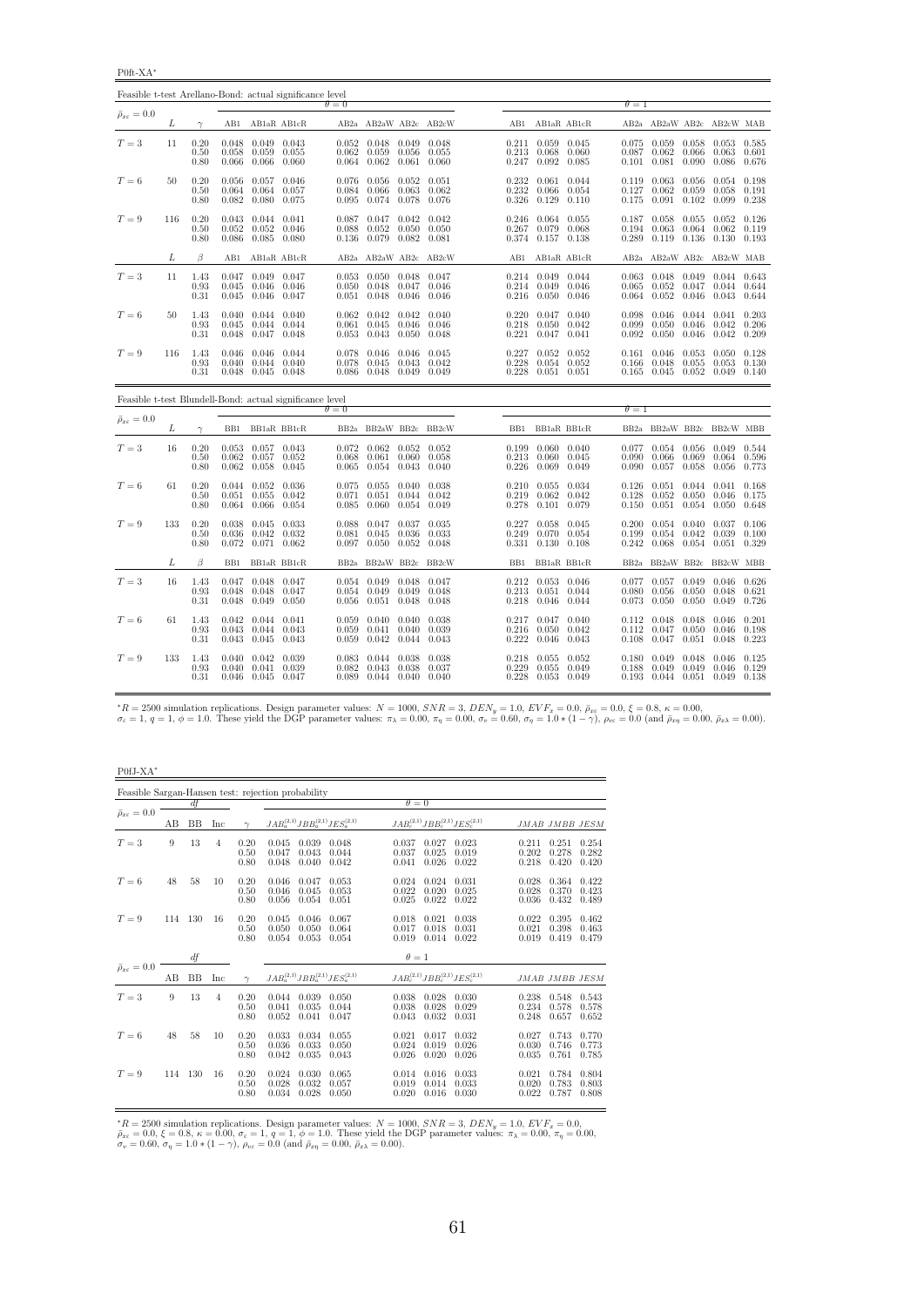P0ft-XA*

Feasible t-test Arellano-Bond: actual significance level

| $\bar{\rho}_{x\varepsilon}=0.0$ | L | $\gamma$ | AB1 | AB1aR | AB1cR | AB2a | AB2aW | AB2c | AB2cW | AB1 | AB1aR | AB1cR | AB2a | AB2aW | AB2c | AB2cW | MAB |
|---|---|---|---|---|---|---|---|---|---|---|---|---|---|---|---|---|---|
| | | | | | | $\theta=0$ | | | | | | | $\theta=1$ | | | | |
| $T=3$ | 11 | 0.20 | 0.048 | 0.049 | 0.043 | 0.052 | 0.048 | 0.049 | 0.048 | 0.211 | 0.059 | 0.045 | 0.075 | 0.059 | 0.058 | 0.053 | 0.585 |
| | | 0.50 | 0.058 | 0.059 | 0.055 | 0.062 | 0.059 | 0.056 | 0.055 | 0.213 | 0.068 | 0.060 | 0.087 | 0.062 | 0.066 | 0.063 | 0.601 |
| | | 0.80 | 0.066 | 0.066 | 0.060 | 0.064 | 0.062 | 0.061 | 0.060 | 0.247 | 0.092 | 0.085 | 0.101 | 0.081 | 0.090 | 0.086 | 0.676 |
| $T=6$ | 50 | 0.20 | 0.056 | 0.057 | 0.046 | 0.076 | 0.056 | 0.052 | 0.051 | 0.232 | 0.061 | 0.044 | 0.119 | 0.063 | 0.056 | 0.054 | 0.198 |
| | | 0.50 | 0.064 | 0.064 | 0.057 | 0.084 | 0.066 | 0.063 | 0.062 | 0.232 | 0.066 | 0.054 | 0.127 | 0.062 | 0.059 | 0.058 | 0.191 |
| | | 0.80 | 0.082 | 0.080 | 0.075 | 0.095 | 0.074 | 0.078 | 0.076 | 0.326 | 0.129 | 0.110 | 0.175 | 0.091 | 0.102 | 0.099 | 0.238 |
| $T=9$ | 116 | 0.20 | 0.043 | 0.044 | 0.041 | 0.087 | 0.047 | 0.042 | 0.042 | 0.246 | 0.064 | 0.055 | 0.187 | 0.058 | 0.055 | 0.052 | 0.126 |
| | | 0.50 | 0.052 | 0.052 | 0.046 | 0.088 | 0.052 | 0.050 | 0.050 | 0.267 | 0.079 | 0.068 | 0.194 | 0.063 | 0.064 | 0.062 | 0.119 |
| | | 0.80 | 0.086 | 0.085 | 0.080 | 0.136 | 0.079 | 0.082 | 0.081 | 0.374 | 0.157 | 0.138 | 0.289 | 0.119 | 0.136 | 0.130 | 0.193 |
| | L | $\beta$ | AB1 | AB1aR | AB1cR | AB2a | AB2aW | AB2c | AB2cW | AB1 | AB1aR | AB1cR | AB2a | AB2aW | AB2c | AB2cW | MAB |
| $T=3$ | 11 | 1.43 | 0.047 | 0.049 | 0.047 | 0.053 | 0.050 | 0.048 | 0.047 | 0.214 | 0.049 | 0.044 | 0.063 | 0.048 | 0.049 | 0.044 | 0.643 |
| | | 0.93 | 0.045 | 0.046 | 0.046 | 0.050 | 0.048 | 0.047 | 0.046 | 0.214 | 0.049 | 0.046 | 0.065 | 0.052 | 0.047 | 0.044 | 0.644 |
| | | 0.31 | 0.045 | 0.046 | 0.047 | 0.051 | 0.048 | 0.046 | 0.046 | 0.216 | 0.050 | 0.046 | 0.064 | 0.052 | 0.046 | 0.043 | 0.644 |
| $T=6$ | 50 | 1.43 | 0.040 | 0.044 | 0.040 | 0.062 | 0.042 | 0.042 | 0.040 | 0.220 | 0.047 | 0.040 | 0.098 | 0.046 | 0.044 | 0.041 | 0.203 |
| | | 0.93 | 0.045 | 0.044 | 0.044 | 0.061 | 0.045 | 0.046 | 0.046 | 0.218 | 0.050 | 0.042 | 0.099 | 0.050 | 0.046 | 0.042 | 0.206 |
| | | 0.31 | 0.048 | 0.047 | 0.048 | 0.053 | 0.043 | 0.050 | 0.048 | 0.221 | 0.047 | 0.041 | 0.092 | 0.050 | 0.046 | 0.042 | 0.209 |
| $T=9$ | 116 | 1.43 | 0.046 | 0.046 | 0.044 | 0.078 | 0.046 | 0.046 | 0.045 | 0.227 | 0.052 | 0.052 | 0.161 | 0.046 | 0.053 | 0.050 | 0.128 |
| | | 0.93 | 0.040 | 0.044 | 0.040 | 0.078 | 0.045 | 0.043 | 0.042 | 0.228 | 0.054 | 0.052 | 0.166 | 0.048 | 0.055 | 0.053 | 0.130 |
| | | 0.31 | 0.048 | 0.045 | 0.048 | 0.086 | 0.048 | 0.049 | 0.049 | 0.228 | 0.051 | 0.051 | 0.165 | 0.045 | 0.052 | 0.049 | 0.140 |

Feasible t-test Blundell-Bond: actual significance level

| $\bar{\rho}_{x\varepsilon}=0.0$ | L | $\gamma$ | BB1 | BB1aR | BB1cR | BB2a | BB2aW | BB2c | BB2cW | BB1 | BB1aR | BB1cR | BB2a | BB2aW | BB2c | BB2cW | MBB |
|---|---|---|---|---|---|---|---|---|---|---|---|---|---|---|---|---|---|
| | | | | | | $\theta=0$ | | | | | | | $\theta=1$ | | | | |
| $T=3$ | 16 | 0.20 | 0.053 | 0.057 | 0.043 | 0.072 | 0.062 | 0.052 | 0.052 | 0.199 | 0.060 | 0.040 | 0.077 | 0.054 | 0.056 | 0.049 | 0.544 |
| | | 0.50 | 0.062 | 0.057 | 0.052 | 0.068 | 0.061 | 0.060 | 0.058 | 0.213 | 0.060 | 0.045 | 0.090 | 0.066 | 0.069 | 0.064 | 0.596 |
| | | 0.80 | 0.062 | 0.058 | 0.045 | 0.065 | 0.054 | 0.043 | 0.040 | 0.226 | 0.069 | 0.049 | 0.090 | 0.057 | 0.058 | 0.056 | 0.773 |
| $T=6$ | 61 | 0.20 | 0.044 | 0.052 | 0.036 | 0.075 | 0.055 | 0.040 | 0.038 | 0.210 | 0.055 | 0.034 | 0.126 | 0.051 | 0.044 | 0.041 | 0.168 |
| | | 0.50 | 0.051 | 0.055 | 0.042 | 0.071 | 0.051 | 0.044 | 0.042 | 0.219 | 0.062 | 0.042 | 0.128 | 0.052 | 0.050 | 0.046 | 0.175 |
| | | 0.80 | 0.064 | 0.066 | 0.054 | 0.085 | 0.060 | 0.054 | 0.049 | 0.278 | 0.101 | 0.079 | 0.150 | 0.051 | 0.054 | 0.050 | 0.648 |
| $T=9$ | 133 | 0.20 | 0.038 | 0.045 | 0.033 | 0.088 | 0.047 | 0.037 | 0.035 | 0.227 | 0.058 | 0.045 | 0.200 | 0.054 | 0.040 | 0.037 | 0.106 |
| | | 0.50 | 0.036 | 0.042 | 0.032 | 0.081 | 0.045 | 0.036 | 0.033 | 0.249 | 0.070 | 0.054 | 0.199 | 0.054 | 0.042 | 0.039 | 0.100 |
| | | 0.80 | 0.072 | 0.071 | 0.062 | 0.097 | 0.050 | 0.052 | 0.048 | 0.331 | 0.130 | 0.108 | 0.242 | 0.068 | 0.054 | 0.051 | 0.329 |
| | L | $\beta$ | BB1 | BB1aR | BB1cR | BB2a | BB2aW | BB2c | BB2cW | BB1 | BB1aR | BB1cR | BB2a | BB2aW | BB2c | BB2cW | MBB |
| $T=3$ | 16 | 1.43 | 0.047 | 0.048 | 0.047 | 0.054 | 0.049 | 0.048 | 0.047 | 0.212 | 0.053 | 0.046 | 0.077 | 0.057 | 0.049 | 0.046 | 0.626 |
| | | 0.93 | 0.048 | 0.048 | 0.047 | 0.054 | 0.049 | 0.049 | 0.048 | 0.213 | 0.051 | 0.044 | 0.080 | 0.056 | 0.050 | 0.048 | 0.621 |
| | | 0.31 | 0.048 | 0.049 | 0.050 | 0.056 | 0.051 | 0.048 | 0.048 | 0.218 | 0.046 | 0.044 | 0.073 | 0.050 | 0.050 | 0.049 | 0.726 |
| $T=6$ | 61 | 1.43 | 0.042 | 0.044 | 0.041 | 0.059 | 0.040 | 0.040 | 0.038 | 0.217 | 0.047 | 0.040 | 0.112 | 0.048 | 0.048 | 0.046 | 0.201 |
| | | 0.93 | 0.043 | 0.044 | 0.043 | 0.059 | 0.041 | 0.040 | 0.039 | 0.216 | 0.050 | 0.042 | 0.112 | 0.047 | 0.050 | 0.046 | 0.198 |
| | | 0.31 | 0.043 | 0.045 | 0.043 | 0.059 | 0.042 | 0.044 | 0.043 | 0.222 | 0.046 | 0.043 | 0.108 | 0.047 | 0.051 | 0.048 | 0.223 |
| $T=9$ | 133 | 1.43 | 0.040 | 0.042 | 0.039 | 0.083 | 0.044 | 0.038 | 0.038 | 0.218 | 0.055 | 0.052 | 0.180 | 0.049 | 0.048 | 0.046 | 0.125 |
| | | 0.93 | 0.040 | 0.041 | 0.039 | 0.082 | 0.043 | 0.038 | 0.037 | 0.229 | 0.055 | 0.049 | 0.188 | 0.049 | 0.049 | 0.046 | 0.129 |
| | | 0.31 | 0.046 | 0.045 | 0.047 | 0.089 | 0.044 | 0.040 | 0.040 | 0.228 | 0.053 | 0.049 | 0.193 | 0.044 | 0.051 | 0.049 | 0.138 |

*$R=2500$ simulation replications. Design parameter values: $N=1000$, $SNR=3$, $DEN_y=1.0$, $EVF_x=0.0$, $\bar{\rho}_{x\varepsilon}=0.0$, $\xi=0.8$, $\kappa=0.00$, $\sigma_\varepsilon=1$, $q=1$, $\phi=1.0$. These yield the DGP parameter values: $\pi_\lambda=0.00$, $\pi_\eta=0.00$, $\sigma_v=0.60$, $\sigma_\eta=1.0*(1-\gamma)$, $\rho_{v\varepsilon}=0.0$ (and $\bar{\rho}_{x\eta}=0.00$, $\bar{\rho}_{x\lambda}=0.00$).

P0fJ-XA*

Feasible Sargan-Hansen test: rejection probability

| $\bar{\rho}_{x\varepsilon}=0.0$ | AB | BB | Inc | $\gamma$ | $JAB_a^{(2,1)}$ | $JBB_a^{(2,1)}$ | $JES_a^{(2,1)}$ | $JAB_c^{(2,1)}$ | $JBB_c^{(2,1)}$ | $JES_c^{(2,1)}$ | $JMAB$ | $JMBB$ | $JESM$ |
|---|---|---|---|---|---|---|---|---|---|---|---|---|---|
| | df | | | | | | | $\theta=0$ | | | | | |
| $T=3$ | 9 | 13 | 4 | 0.20 | 0.045 | 0.039 | 0.048 | 0.037 | 0.027 | 0.023 | 0.211 | 0.251 | 0.254 |
| | | | | 0.50 | 0.047 | 0.043 | 0.044 | 0.037 | 0.025 | 0.019 | 0.202 | 0.278 | 0.282 |
| | | | | 0.80 | 0.048 | 0.040 | 0.042 | 0.041 | 0.026 | 0.022 | 0.218 | 0.420 | 0.420 |
| $T=6$ | 48 | 58 | 10 | 0.20 | 0.046 | 0.047 | 0.053 | 0.024 | 0.024 | 0.031 | 0.028 | 0.364 | 0.422 |
| | | | | 0.50 | 0.046 | 0.045 | 0.053 | 0.022 | 0.020 | 0.025 | 0.028 | 0.370 | 0.423 |
| | | | | 0.80 | 0.056 | 0.054 | 0.051 | 0.025 | 0.022 | 0.022 | 0.036 | 0.432 | 0.489 |
| $T=9$ | 114 | 130 | 16 | 0.20 | 0.045 | 0.046 | 0.067 | 0.018 | 0.021 | 0.038 | 0.022 | 0.395 | 0.462 |
| | | | | 0.50 | 0.050 | 0.050 | 0.064 | 0.017 | 0.018 | 0.031 | 0.021 | 0.398 | 0.463 |
| | | | | 0.80 | 0.054 | 0.053 | 0.054 | 0.019 | 0.014 | 0.022 | 0.019 | 0.419 | 0.479 |
| | df | | | | | | | $\theta=1$ | | | | | |
| $\bar{\rho}_{x\varepsilon}=0.0$ | AB | BB | Inc | $\gamma$ | $JAB_a^{(2,1)}$ | $JBB_a^{(2,1)}$ | $JES_a^{(2,1)}$ | $JAB_c^{(2,1)}$ | $JBB_c^{(2,1)}$ | $JES_c^{(2,1)}$ | $JMAB$ | $JMBB$ | $JESM$ |
| $T=3$ | 9 | 13 | 4 | 0.20 | 0.044 | 0.039 | 0.050 | 0.038 | 0.028 | 0.030 | 0.238 | 0.548 | 0.543 |
| | | | | 0.50 | 0.041 | 0.035 | 0.044 | 0.038 | 0.028 | 0.029 | 0.234 | 0.578 | 0.578 |
| | | | | 0.80 | 0.052 | 0.041 | 0.047 | 0.043 | 0.032 | 0.031 | 0.248 | 0.657 | 0.652 |
| $T=6$ | 48 | 58 | 10 | 0.20 | 0.033 | 0.034 | 0.055 | 0.021 | 0.017 | 0.032 | 0.027 | 0.743 | 0.770 |
| | | | | 0.50 | 0.036 | 0.033 | 0.050 | 0.024 | 0.019 | 0.026 | 0.030 | 0.746 | 0.773 |
| | | | | 0.80 | 0.042 | 0.035 | 0.043 | 0.026 | 0.020 | 0.026 | 0.035 | 0.761 | 0.785 |
| $T=9$ | 114 | 130 | 16 | 0.20 | 0.024 | 0.030 | 0.065 | 0.014 | 0.016 | 0.033 | 0.021 | 0.784 | 0.804 |
| | | | | 0.50 | 0.028 | 0.032 | 0.057 | 0.019 | 0.014 | 0.033 | 0.020 | 0.783 | 0.803 |
| | | | | 0.80 | 0.034 | 0.028 | 0.050 | 0.020 | 0.016 | 0.030 | 0.022 | 0.787 | 0.808 |

*$R=2500$ simulation replications. Design parameter values: $N=1000$, $SNR=3$, $DEN_y=1.0$, $EVF_x=0.0$, $\bar{\rho}_{x\varepsilon}=0.0$, $\xi=0.8$, $\kappa=0.00$, $\sigma_\varepsilon=1$, $q=1$, $\phi=1.0$. These yield the DGP parameter values: $\pi_\lambda=0.00$, $\pi_\eta=0.00$, $\sigma_v=0.60$, $\sigma_\eta=1.0*(1-\gamma)$, $\rho_{v\varepsilon}=0.0$ (and $\bar{\rho}_{x\eta}=0.00$, $\bar{\rho}_{x\lambda}=0.00$).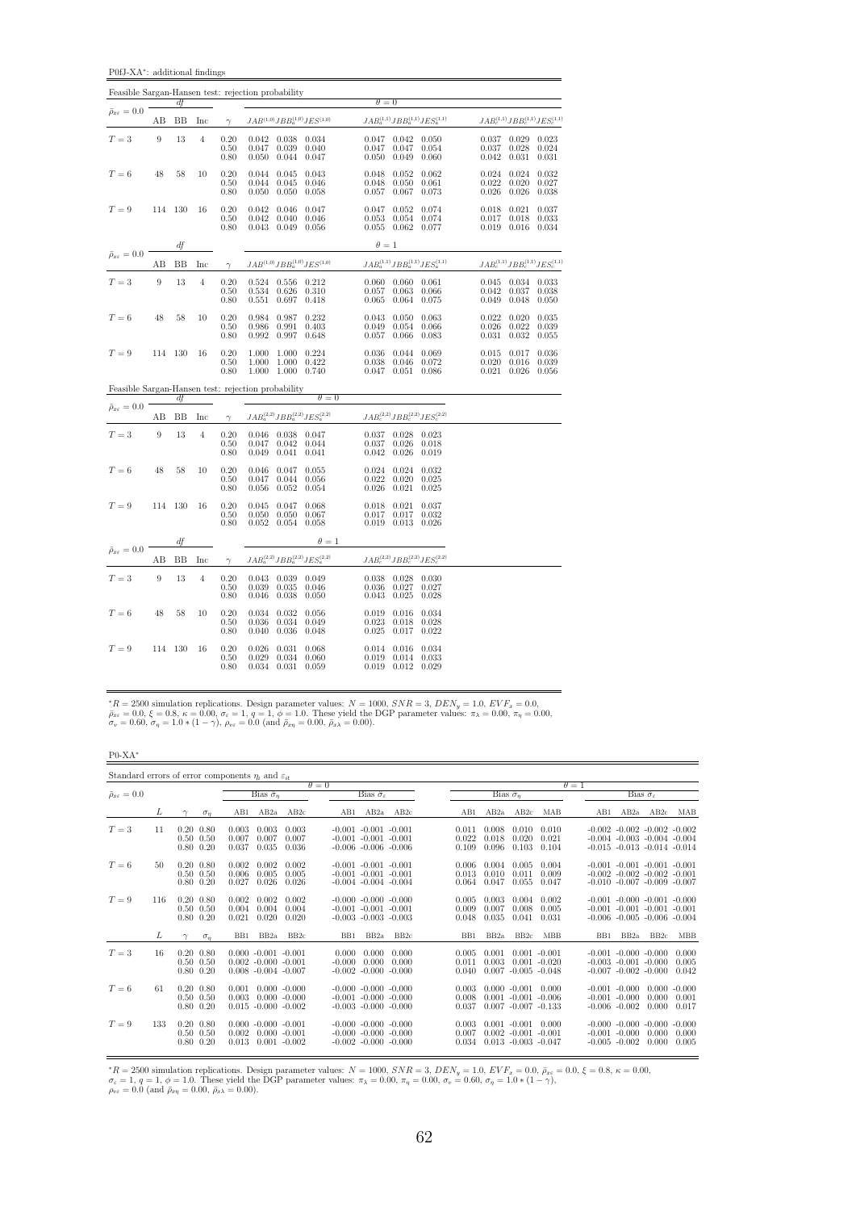P0fJ-XA*: additional findings

Feasible Sargan-Hansen test: rejection probability

| $\bar{\rho}_{x\varepsilon}=0.0$ | df | | | | $\theta=0$ | | | | | | | | |
|---|---|---|---|---|---|---|---|---|---|---|---|---|---|
| | AB | BB | Inc | $\gamma$ | $JAB^{(1,0)}$ | $JBB_a^{(1,0)}$ | $JES^{(1,0)}$ | $JAB_a^{(1,1)}$ | $JBB_a^{(1,1)}$ | $JES_a^{(1,1)}$ | $JAB_c^{(1,1)}$ | $JBB_c^{(1,1)}$ | $JES_c^{(1,1)}$ |
| $T=3$ | 9 | 13 | 4 | 0.20 | 0.042 | 0.038 | 0.034 | 0.047 | 0.042 | 0.050 | 0.037 | 0.029 | 0.023 |
| | | | | 0.50 | 0.047 | 0.039 | 0.040 | 0.047 | 0.047 | 0.054 | 0.037 | 0.028 | 0.024 |
| | | | | 0.80 | 0.050 | 0.044 | 0.047 | 0.050 | 0.049 | 0.060 | 0.042 | 0.031 | 0.031 |
| $T=6$ | 48 | 58 | 10 | 0.20 | 0.044 | 0.045 | 0.043 | 0.048 | 0.052 | 0.062 | 0.024 | 0.024 | 0.032 |
| | | | | 0.50 | 0.044 | 0.045 | 0.046 | 0.048 | 0.050 | 0.061 | 0.022 | 0.020 | 0.027 |
| | | | | 0.80 | 0.050 | 0.050 | 0.058 | 0.057 | 0.067 | 0.073 | 0.026 | 0.026 | 0.038 |
| $T=9$ | 114 | 130 | 16 | 0.20 | 0.042 | 0.046 | 0.047 | 0.047 | 0.052 | 0.074 | 0.018 | 0.021 | 0.037 |
| | | | | 0.50 | 0.042 | 0.040 | 0.046 | 0.053 | 0.054 | 0.074 | 0.017 | 0.018 | 0.033 |
| | | | | 0.80 | 0.043 | 0.049 | 0.056 | 0.055 | 0.062 | 0.077 | 0.019 | 0.016 | 0.034 |

| $\bar{\rho}_{x\varepsilon}=0.0$ | df | | | | $\theta=1$ | | | | | | | | |
|---|---|---|---|---|---|---|---|---|---|---|---|---|---|
| | AB | BB | Inc | $\gamma$ | $JAB^{(1,0)}$ | $JBB_a^{(1,0)}$ | $JES^{(1,0)}$ | $JAB_a^{(1,1)}$ | $JBB_a^{(1,1)}$ | $JES_a^{(1,1)}$ | $JAB_c^{(1,1)}$ | $JBB_c^{(1,1)}$ | $JES_c^{(1,1)}$ |
| $T=3$ | 9 | 13 | 4 | 0.20 | 0.524 | 0.556 | 0.212 | 0.060 | 0.060 | 0.061 | 0.045 | 0.034 | 0.033 |
| | | | | 0.50 | 0.534 | 0.626 | 0.310 | 0.057 | 0.063 | 0.066 | 0.042 | 0.037 | 0.038 |
| | | | | 0.80 | 0.551 | 0.697 | 0.418 | 0.065 | 0.064 | 0.075 | 0.049 | 0.048 | 0.050 |
| $T=6$ | 48 | 58 | 10 | 0.20 | 0.984 | 0.987 | 0.232 | 0.043 | 0.050 | 0.063 | 0.022 | 0.020 | 0.035 |
| | | | | 0.50 | 0.986 | 0.991 | 0.403 | 0.049 | 0.054 | 0.066 | 0.026 | 0.022 | 0.039 |
| | | | | 0.80 | 0.992 | 0.997 | 0.648 | 0.057 | 0.066 | 0.083 | 0.031 | 0.032 | 0.055 |
| $T=9$ | 114 | 130 | 16 | 0.20 | 1.000 | 1.000 | 0.224 | 0.036 | 0.044 | 0.069 | 0.015 | 0.017 | 0.036 |
| | | | | 0.50 | 1.000 | 1.000 | 0.422 | 0.038 | 0.046 | 0.072 | 0.020 | 0.016 | 0.039 |
| | | | | 0.80 | 1.000 | 1.000 | 0.740 | 0.047 | 0.051 | 0.086 | 0.021 | 0.026 | 0.056 |

Feasible Sargan-Hansen test: rejection probability

| $\bar{\rho}_{x\varepsilon}=0.0$ | df | | | | $\theta=0$ | | | | | |
|---|---|---|---|---|---|---|---|---|---|---|
| | AB | BB | Inc | $\gamma$ | $JAB_a^{(2,2)}$ | $JBB_a^{(2,2)}$ | $JES_a^{(2,2)}$ | $JAB_c^{(2,2)}$ | $JBB_c^{(2,2)}$ | $JES_c^{(2,2)}$ |
| $T=3$ | 9 | 13 | 4 | 0.20 | 0.046 | 0.038 | 0.047 | 0.037 | 0.028 | 0.023 |
| | | | | 0.50 | 0.047 | 0.042 | 0.044 | 0.037 | 0.026 | 0.018 |
| | | | | 0.80 | 0.049 | 0.041 | 0.041 | 0.042 | 0.026 | 0.019 |
| $T=6$ | 48 | 58 | 10 | 0.20 | 0.046 | 0.047 | 0.055 | 0.024 | 0.024 | 0.032 |
| | | | | 0.50 | 0.047 | 0.044 | 0.056 | 0.022 | 0.020 | 0.025 |
| | | | | 0.80 | 0.056 | 0.052 | 0.054 | 0.026 | 0.021 | 0.025 |
| $T=9$ | 114 | 130 | 16 | 0.20 | 0.045 | 0.047 | 0.068 | 0.018 | 0.021 | 0.037 |
| | | | | 0.50 | 0.050 | 0.050 | 0.067 | 0.017 | 0.017 | 0.032 |
| | | | | 0.80 | 0.052 | 0.054 | 0.058 | 0.019 | 0.013 | 0.026 |

| $\bar{\rho}_{x\varepsilon}=0.0$ | df | | | | $\theta=1$ | | | | | |
|---|---|---|---|---|---|---|---|---|---|---|
| | AB | BB | Inc | $\gamma$ | $JAB_a^{(2,2)}$ | $JBB_a^{(2,2)}$ | $JES_a^{(2,2)}$ | $JAB_c^{(2,2)}$ | $JBB_c^{(2,2)}$ | $JES_c^{(2,2)}$ |
| $T=3$ | 9 | 13 | 4 | 0.20 | 0.043 | 0.039 | 0.049 | 0.038 | 0.028 | 0.030 |
| | | | | 0.50 | 0.039 | 0.035 | 0.046 | 0.036 | 0.027 | 0.027 |
| | | | | 0.80 | 0.046 | 0.038 | 0.050 | 0.043 | 0.025 | 0.028 |
| $T=6$ | 48 | 58 | 10 | 0.20 | 0.034 | 0.032 | 0.056 | 0.019 | 0.016 | 0.034 |
| | | | | 0.50 | 0.036 | 0.034 | 0.049 | 0.023 | 0.018 | 0.028 |
| | | | | 0.80 | 0.040 | 0.036 | 0.048 | 0.025 | 0.017 | 0.022 |
| $T=9$ | 114 | 130 | 16 | 0.20 | 0.026 | 0.031 | 0.068 | 0.014 | 0.016 | 0.034 |
| | | | | 0.50 | 0.029 | 0.034 | 0.060 | 0.019 | 0.014 | 0.033 |
| | | | | 0.80 | 0.034 | 0.031 | 0.059 | 0.019 | 0.012 | 0.029 |

$^*R=2500$ simulation replications. Design parameter values: $N=1000$, $SNR=3$, $DEN_y=1.0$, $EVF_x=0.0$, $\bar{\rho}_{x\varepsilon}=0.0$, $\xi=0.8$, $\kappa=0.00$, $\sigma_\varepsilon=1$, $q=1$, $\phi=1.0$. These yield the DGP parameter values: $\pi_\lambda=0.00$, $\pi_\eta=0.00$, $\sigma_v=0.60$, $\sigma_\eta=1.0*(1-\gamma)$, $\rho_{v\varepsilon}=0.0$ (and $\bar{\rho}_{x\eta}=0.00$, $\bar{\rho}_{x\lambda}=0.00$).

P0-XA*

Standard errors of error components $\eta_i$ and $\varepsilon_{it}$

| $\bar{\rho}_{x\varepsilon}=0.0$ | | | | $\theta=0$ | | | | | | $\theta=1$ | | | | | | | |
|---|---|---|---|---|---|---|---|---|---|---|---|---|---|---|---|---|---|
| | | | | Bias $\hat{\sigma}_\eta$ | | | Bias $\hat{\sigma}_\varepsilon$ | | | Bias $\hat{\sigma}_\eta$ | | | | Bias $\hat{\sigma}_\varepsilon$ | | | |
| | $L$ | $\gamma$ | $\sigma_\eta$ | AB1 | AB2a | AB2c | AB1 | AB2a | AB2c | AB1 | AB2a | AB2c | MAB | AB1 | AB2a | AB2c | MAB |
| $T=3$ | 11 | 0.20 | 0.80 | 0.003 | 0.003 | 0.003 | -0.001 | -0.001 | -0.001 | 0.011 | 0.008 | 0.010 | 0.010 | -0.002 | -0.002 | -0.002 | -0.002 |
| | | 0.50 | 0.50 | 0.007 | 0.007 | 0.007 | -0.001 | -0.001 | -0.001 | 0.022 | 0.018 | 0.020 | 0.021 | -0.004 | -0.003 | -0.004 | -0.004 |
| | | 0.80 | 0.20 | 0.037 | 0.035 | 0.036 | -0.006 | -0.006 | -0.006 | 0.109 | 0.096 | 0.103 | 0.104 | -0.015 | -0.013 | -0.014 | -0.014 |
| $T=6$ | 50 | 0.20 | 0.80 | 0.002 | 0.002 | 0.002 | -0.001 | -0.001 | -0.001 | 0.006 | 0.004 | 0.005 | 0.004 | -0.001 | -0.001 | -0.001 | -0.001 |
| | | 0.50 | 0.50 | 0.006 | 0.005 | 0.005 | -0.001 | -0.001 | -0.001 | 0.013 | 0.010 | 0.011 | 0.009 | -0.002 | -0.002 | -0.002 | -0.001 |
| | | 0.80 | 0.20 | 0.027 | 0.026 | 0.026 | -0.004 | -0.004 | -0.004 | 0.064 | 0.047 | 0.055 | 0.047 | -0.010 | -0.007 | -0.009 | -0.007 |
| $T=9$ | 116 | 0.20 | 0.80 | 0.002 | 0.002 | 0.002 | -0.000 | -0.000 | -0.000 | 0.005 | 0.003 | 0.004 | 0.002 | -0.001 | -0.000 | -0.001 | -0.000 |
| | | 0.50 | 0.50 | 0.004 | 0.004 | 0.004 | -0.001 | -0.001 | -0.001 | 0.009 | 0.007 | 0.008 | 0.005 | -0.001 | -0.001 | -0.001 | -0.001 |
| | | 0.80 | 0.20 | 0.021 | 0.020 | 0.020 | -0.003 | -0.003 | -0.003 | 0.048 | 0.035 | 0.041 | 0.031 | -0.006 | -0.005 | -0.006 | -0.004 |
| | $L$ | $\gamma$ | $\sigma_\eta$ | BB1 | BB2a | BB2c | BB1 | BB2a | BB2c | BB1 | BB2a | BB2c | MBB | BB1 | BB2a | BB2c | MBB |
| $T=3$ | 16 | 0.20 | 0.80 | 0.000 | -0.001 | -0.001 | 0.000 | 0.000 | 0.000 | 0.005 | 0.001 | 0.001 | -0.001 | -0.001 | -0.000 | -0.000 | 0.000 |
| | | 0.50 | 0.50 | 0.002 | -0.000 | -0.001 | -0.000 | 0.000 | 0.000 | 0.011 | 0.003 | 0.001 | -0.020 | -0.003 | -0.001 | -0.000 | 0.005 |
| | | 0.80 | 0.20 | 0.008 | -0.004 | -0.007 | -0.002 | -0.000 | -0.000 | 0.040 | 0.007 | -0.005 | -0.048 | -0.007 | -0.002 | -0.000 | 0.042 |
| $T=6$ | 61 | 0.20 | 0.80 | 0.001 | 0.000 | -0.000 | -0.000 | -0.000 | -0.000 | 0.003 | 0.000 | -0.001 | 0.000 | -0.001 | -0.000 | 0.000 | -0.000 |
| | | 0.50 | 0.50 | 0.003 | 0.000 | -0.000 | -0.001 | -0.000 | -0.000 | 0.008 | 0.001 | -0.001 | -0.006 | -0.001 | -0.000 | 0.000 | 0.001 |
| | | 0.80 | 0.20 | 0.015 | -0.000 | -0.002 | -0.003 | -0.000 | -0.000 | 0.037 | 0.007 | -0.007 | -0.133 | -0.006 | -0.002 | 0.000 | 0.017 |
| $T=9$ | 133 | 0.20 | 0.80 | 0.000 | -0.000 | -0.001 | -0.000 | -0.000 | -0.000 | 0.003 | 0.001 | -0.001 | 0.000 | -0.000 | -0.000 | -0.000 | -0.000 |
| | | 0.50 | 0.50 | 0.002 | 0.000 | -0.001 | -0.000 | -0.000 | -0.000 | 0.007 | 0.002 | -0.001 | -0.001 | -0.001 | -0.000 | 0.000 | 0.000 |
| | | 0.80 | 0.20 | 0.013 | 0.001 | -0.002 | -0.002 | -0.000 | -0.000 | 0.034 | 0.013 | -0.003 | -0.047 | -0.005 | -0.002 | 0.000 | 0.005 |

$^*R=2500$ simulation replications. Design parameter values: $N=1000$, $SNR=3$, $DEN_y=1.0$, $EVF_x=0.0$, $\bar{\rho}_{x\varepsilon}=0.0$, $\xi=0.8$, $\kappa=0.00$, $\sigma_\varepsilon=1$, $q=1$, $\phi=1.0$. These yield the DGP parameter values: $\pi_\lambda=0.00$, $\pi_\eta=0.00$, $\sigma_v=0.60$, $\sigma_\eta=1.0*(1-\gamma)$, $\rho_{v\varepsilon}=0.0$ (and $\bar{\rho}_{x\eta}=0.00$, $\bar{\rho}_{x\lambda}=0.00$).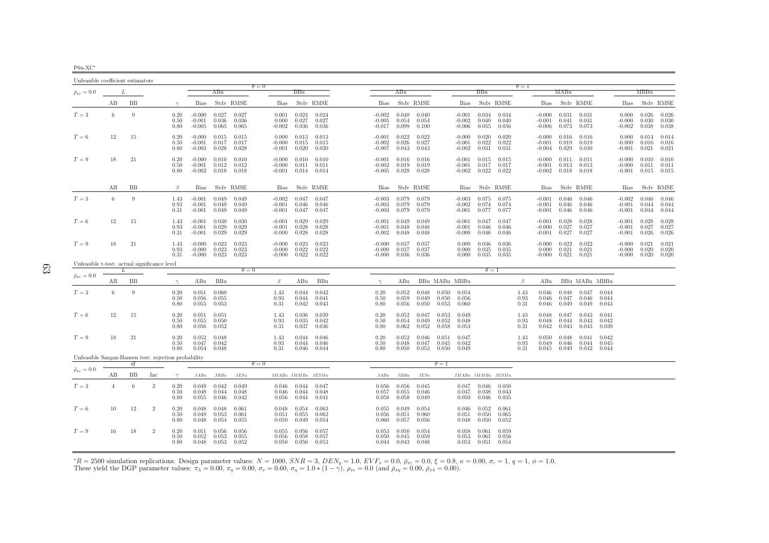P0u-XC*

Unfeasible coefficient estimators

| $\bar{\rho}_{x\varepsilon}=0.0$ | L AB | L BB | $\gamma$ | $\theta=0$ ABu Bias | ABu Stdv | ABu RMSE | BBu Bias | BBu Stdv | BBu RMSE | $\theta=1$ ABu Bias | ABu Stdv | ABu RMSE | BBu Bias | BBu Stdv | BBu RMSE | MABu Bias | MABu Stdv | MABu RMSE | MBBu Bias | MBBu Stdv | MBBu RMSE |
|---|---|---|---|---|---|---|---|---|---|---|---|---|---|---|---|---|---|---|---|---|---|
| $T=3$ | 6 | 9 | 0.20 | -0.000 | 0.027 | 0.027 | 0.001 | 0.024 | 0.024 | -0.002 | 0.040 | 0.040 | -0.001 | 0.034 | 0.034 | -0.000 | 0.031 | 0.031 | 0.000 | 0.026 | 0.026 |
| | | | 0.50 | -0.001 | 0.036 | 0.036 | 0.000 | 0.027 | 0.027 | -0.005 | 0.054 | 0.054 | -0.002 | 0.040 | 0.040 | -0.001 | 0.041 | 0.041 | -0.000 | 0.030 | 0.030 |
| | | | 0.80 | -0.005 | 0.065 | 0.065 | -0.002 | 0.036 | 0.036 | -0.017 | 0.099 | 0.100 | -0.006 | 0.055 | 0.056 | -0.006 | 0.073 | 0.073 | -0.002 | 0.038 | 0.038 |
| $T=6$ | 12 | 15 | 0.20 | -0.000 | 0.015 | 0.015 | 0.000 | 0.013 | 0.013 | -0.001 | 0.022 | 0.022 | -0.000 | 0.020 | 0.020 | -0.000 | 0.016 | 0.016 | 0.000 | 0.014 | 0.014 |
| | | | 0.50 | -0.001 | 0.017 | 0.017 | -0.000 | 0.015 | 0.015 | -0.002 | 0.026 | 0.027 | -0.001 | 0.022 | 0.022 | -0.001 | 0.019 | 0.019 | -0.000 | 0.016 | 0.016 |
| | | | 0.80 | -0.003 | 0.028 | 0.028 | -0.001 | 0.020 | 0.020 | -0.007 | 0.043 | 0.043 | -0.002 | 0.031 | 0.031 | -0.004 | 0.029 | 0.030 | -0.001 | 0.021 | 0.021 |
| $T=9$ | 18 | 21 | 0.20 | -0.000 | 0.010 | 0.010 | -0.000 | 0.010 | 0.010 | -0.001 | 0.016 | 0.016 | -0.001 | 0.015 | 0.015 | -0.000 | 0.011 | 0.011 | -0.000 | 0.010 | 0.010 |
| | | | 0.50 | -0.001 | 0.012 | 0.012 | -0.000 | 0.011 | 0.011 | -0.002 | 0.019 | 0.019 | -0.001 | 0.017 | 0.017 | -0.001 | 0.013 | 0.013 | -0.000 | 0.011 | 0.011 |
| | | | 0.80 | -0.002 | 0.018 | 0.018 | -0.001 | 0.014 | 0.014 | -0.005 | 0.028 | 0.028 | -0.002 | 0.022 | 0.022 | -0.002 | 0.018 | 0.018 | -0.001 | 0.015 | 0.015 |
| | AB | BB | $\beta$ | Bias | Stdv | RMSE | Bias | Stdv | RMSE | Bias | Stdv | RMSE | Bias | Stdv | RMSE | Bias | Stdv | RMSE | Bias | Stdv | RMSE |
| $T=3$ | 6 | 9 | 1.43 | -0.001 | 0.049 | 0.049 | -0.002 | 0.047 | 0.047 | -0.003 | 0.079 | 0.079 | -0.003 | 0.075 | 0.075 | -0.001 | 0.046 | 0.046 | -0.002 | 0.046 | 0.046 |
| | | | 0.93 | -0.001 | 0.049 | 0.049 | -0.001 | 0.046 | 0.046 | -0.003 | 0.079 | 0.079 | -0.002 | 0.074 | 0.074 | -0.001 | 0.046 | 0.046 | -0.001 | 0.044 | 0.044 |
| | | | 0.31 | -0.001 | 0.049 | 0.049 | -0.001 | 0.047 | 0.047 | -0.003 | 0.079 | 0.079 | -0.001 | 0.077 | 0.077 | -0.001 | 0.046 | 0.046 | -0.001 | 0.044 | 0.044 |
| $T=6$ | 12 | 15 | 1.43 | -0.001 | 0.030 | 0.030 | -0.001 | 0.029 | 0.029 | -0.001 | 0.049 | 0.049 | -0.001 | 0.047 | 0.047 | -0.001 | 0.028 | 0.028 | -0.001 | 0.028 | 0.028 |
| | | | 0.93 | -0.001 | 0.029 | 0.029 | -0.001 | 0.028 | 0.028 | -0.001 | 0.048 | 0.048 | -0.001 | 0.046 | 0.046 | -0.000 | 0.027 | 0.027 | -0.001 | 0.027 | 0.027 |
| | | | 0.31 | -0.001 | 0.029 | 0.029 | -0.000 | 0.028 | 0.028 | -0.002 | 0.048 | 0.048 | -0.000 | 0.046 | 0.046 | -0.001 | 0.027 | 0.027 | -0.001 | 0.026 | 0.026 |
| $T=9$ | 18 | 21 | 1.43 | -0.000 | 0.023 | 0.023 | -0.000 | 0.023 | 0.023 | -0.000 | 0.037 | 0.037 | 0.000 | 0.036 | 0.036 | -0.000 | 0.022 | 0.022 | -0.000 | 0.021 | 0.021 |
| | | | 0.93 | -0.000 | 0.023 | 0.023 | -0.000 | 0.022 | 0.022 | -0.000 | 0.037 | 0.037 | 0.000 | 0.035 | 0.035 | 0.000 | 0.021 | 0.021 | -0.000 | 0.020 | 0.020 |
| | | | 0.31 | -0.000 | 0.023 | 0.023 | -0.000 | 0.022 | 0.022 | -0.000 | 0.036 | 0.036 | 0.000 | 0.035 | 0.035 | -0.000 | 0.021 | 0.021 | -0.000 | 0.020 | 0.020 |

Unfeasible t-test: actual significance level

| $\bar{\rho}_{x\varepsilon}=0.0$ | L AB | L BB | $\gamma$ | $\theta=0$ ABu | BBu | $\beta$ | ABu | BBu | $\gamma$ | $\theta=1$ ABu | BBu | MABu | MBBu | $\beta$ | ABu | BBu | MABu | MBBu |
|---|---|---|---|---|---|---|---|---|---|---|---|---|---|---|---|---|---|---|
| $T=3$ | 6 | 9 | 0.20 | 0.051 | 0.060 | 1.43 | 0.044 | 0.042 | 0.20 | 0.052 | 0.048 | 0.050 | 0.054 | 1.43 | 0.046 | 0.048 | 0.047 | 0.044 |
| | | | 0.50 | 0.056 | 0.055 | 0.93 | 0.044 | 0.041 | 0.50 | 0.059 | 0.049 | 0.050 | 0.056 | 0.93 | 0.046 | 0.047 | 0.046 | 0.044 |
| | | | 0.80 | 0.055 | 0.053 | 0.31 | 0.042 | 0.043 | 0.80 | 0.056 | 0.050 | 0.053 | 0.060 | 0.31 | 0.046 | 0.049 | 0.049 | 0.043 |
| $T=6$ | 12 | 15 | 0.20 | 0.051 | 0.051 | 1.43 | 0.036 | 0.039 | 0.20 | 0.052 | 0.047 | 0.053 | 0.049 | 1.43 | 0.048 | 0.047 | 0.043 | 0.041 |
| | | | 0.50 | 0.055 | 0.050 | 0.93 | 0.035 | 0.042 | 0.50 | 0.054 | 0.049 | 0.052 | 0.048 | 0.93 | 0.048 | 0.044 | 0.043 | 0.042 |
| | | | 0.80 | 0.056 | 0.052 | 0.31 | 0.037 | 0.036 | 0.80 | 0.062 | 0.052 | 0.058 | 0.053 | 0.31 | 0.042 | 0.043 | 0.043 | 0.039 |
| $T=9$ | 18 | 21 | 0.20 | 0.052 | 0.048 | 1.43 | 0.044 | 0.046 | 0.20 | 0.052 | 0.046 | 0.051 | 0.047 | 1.43 | 0.050 | 0.048 | 0.041 | 0.042 |
| | | | 0.50 | 0.047 | 0.042 | 0.93 | 0.044 | 0.046 | 0.50 | 0.048 | 0.047 | 0.045 | 0.042 | 0.93 | 0.049 | 0.046 | 0.044 | 0.045 |
| | | | 0.80 | 0.054 | 0.048 | 0.31 | 0.046 | 0.044 | 0.80 | 0.050 | 0.053 | 0.050 | 0.049 | 0.31 | 0.045 | 0.049 | 0.042 | 0.044 |

Unfeasible Sargan-Hansen test: rejection probability

| $\bar{\rho}_{x\varepsilon}=0.0$ | df AB | df BB | Inc | $\gamma$ | $\theta=0$ $JABu$ | $JBBu$ | $JESu$ | $JMABu$ | $JMMBu$ | $JESMu$ | $\theta=1$ $JABu$ | $JBBu$ | $JESu$ | $JMABu$ | $JMMBu$ | $JESMu$ |
|---|---|---|---|---|---|---|---|---|---|---|---|---|---|---|---|---|
| $T=3$ | 4 | 6 | 2 | 0.20 | 0.049 | 0.042 | 0.049 | 0.046 | 0.044 | 0.047 | 0.056 | 0.056 | 0.045 | 0.047 | 0.046 | 0.050 |
| | | | | 0.50 | 0.048 | 0.044 | 0.048 | 0.046 | 0.044 | 0.048 | 0.057 | 0.055 | 0.046 | 0.047 | 0.038 | 0.043 |
| | | | | 0.80 | 0.055 | 0.046 | 0.042 | 0.056 | 0.044 | 0.041 | 0.058 | 0.058 | 0.049 | 0.050 | 0.046 | 0.035 |
| $T=6$ | 10 | 12 | 2 | 0.20 | 0.048 | 0.048 | 0.061 | 0.048 | 0.054 | 0.063 | 0.055 | 0.049 | 0.054 | 0.046 | 0.052 | 0.061 |
| | | | | 0.50 | 0.049 | 0.053 | 0.061 | 0.051 | 0.055 | 0.062 | 0.056 | 0.051 | 0.060 | 0.051 | 0.050 | 0.065 |
| | | | | 0.80 | 0.048 | 0.054 | 0.055 | 0.050 | 0.049 | 0.054 | 0.060 | 0.057 | 0.056 | 0.048 | 0.050 | 0.052 |
| $T=9$ | 16 | 18 | 2 | 0.20 | 0.051 | 0.056 | 0.056 | 0.055 | 0.056 | 0.057 | 0.053 | 0.050 | 0.054 | 0.058 | 0.061 | 0.059 |
| | | | | 0.50 | 0.052 | 0.053 | 0.055 | 0.056 | 0.058 | 0.057 | 0.050 | 0.045 | 0.059 | 0.053 | 0.061 | 0.056 |
| | | | | 0.80 | 0.048 | 0.053 | 0.052 | 0.050 | 0.056 | 0.053 | 0.044 | 0.043 | 0.048 | 0.053 | 0.051 | 0.054 |

*$R = 2500$ simulation replications. Design parameter values: $N = 1000$, $SNR = 3$, $DEN_y = 1.0$, $EVF_x = 0.0$, $\bar{\rho}_{x\varepsilon} = 0.0$, $\xi = 0.8$, $\kappa = 0.00$, $\sigma_\varepsilon = 1$, $q = 1$, $\phi = 1.0$.
These yield the DGP parameter values: $\pi_\lambda = 0.00$, $\pi_\eta = 0.00$, $\sigma_v = 0.60$, $\sigma_\eta = 1.0 * (1 - \gamma)$, $\rho_{v\varepsilon} = 0.0$ (and $\bar{\rho}_{x\eta} = 0.00$, $\bar{\rho}_{x\lambda} = 0.00$).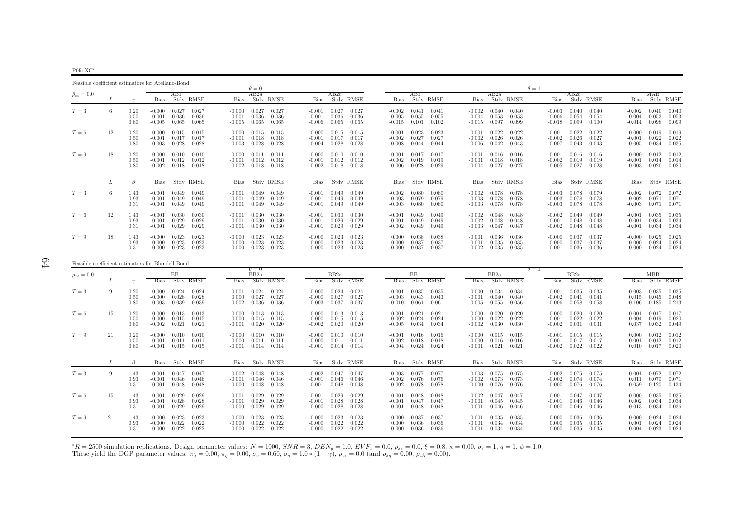P0fc-XC*

Feasible coefficient estimators for Arellano-Bond

| $\bar{\rho}_{x\varepsilon}=0.0$ | | | $\theta=0$ | | | | | | | | | $\theta=1$ | | | | | | | | | | | |
|---|---|---|---|---|---|---|---|---|---|---|---|---|---|---|---|---|---|---|---|---|---|---|---|
| | | | AB1 | | | AB2a | | | AB2c | | | AB1 | | | AB2a | | | AB2c | | | MAB | | |
| | $L$ | $\gamma$ | Bias | Stdv | RMSE | Bias | Stdv | RMSE | Bias | Stdv | RMSE | Bias | Stdv | RMSE | Bias | Stdv | RMSE | Bias | Stdv | RMSE | Bias | Stdv | RMSE |
| $T=3$ | 6 | 0.20 | -0.000 | 0.027 | 0.027 | -0.000 | 0.027 | 0.027 | -0.001 | 0.027 | 0.027 | -0.002 | 0.041 | 0.041 | -0.002 | 0.040 | 0.040 | -0.003 | 0.040 | 0.040 | -0.002 | 0.040 | 0.040 |
| | | 0.50 | -0.001 | 0.036 | 0.036 | -0.001 | 0.036 | 0.036 | -0.001 | 0.036 | 0.036 | -0.005 | 0.055 | 0.055 | -0.004 | 0.053 | 0.053 | -0.006 | 0.054 | 0.054 | -0.004 | 0.053 | 0.053 |
| | | 0.80 | -0.005 | 0.065 | 0.065 | -0.005 | 0.065 | 0.065 | -0.006 | 0.065 | 0.065 | -0.015 | 0.101 | 0.102 | -0.015 | 0.097 | 0.099 | -0.018 | 0.099 | 0.100 | -0.014 | 0.098 | 0.099 |
| $T=6$ | 12 | 0.20 | -0.000 | 0.015 | 0.015 | -0.000 | 0.015 | 0.015 | -0.000 | 0.015 | 0.015 | -0.001 | 0.023 | 0.023 | -0.001 | 0.022 | 0.022 | -0.001 | 0.022 | 0.022 | -0.000 | 0.019 | 0.019 |
| | | 0.50 | -0.001 | 0.017 | 0.017 | -0.001 | 0.018 | 0.018 | -0.001 | 0.017 | 0.017 | -0.002 | 0.027 | 0.027 | -0.002 | 0.026 | 0.026 | -0.002 | 0.026 | 0.027 | -0.001 | 0.022 | 0.022 |
| | | 0.80 | -0.003 | 0.028 | 0.028 | -0.003 | 0.028 | 0.028 | -0.004 | 0.028 | 0.028 | -0.008 | 0.044 | 0.044 | -0.006 | 0.042 | 0.043 | -0.007 | 0.043 | 0.043 | -0.005 | 0.034 | 0.035 |
| $T=9$ | 18 | 0.20 | -0.000 | 0.010 | 0.010 | -0.000 | 0.011 | 0.011 | -0.000 | 0.010 | 0.010 | -0.001 | 0.017 | 0.017 | -0.001 | 0.016 | 0.016 | -0.001 | 0.016 | 0.016 | -0.000 | 0.012 | 0.012 |
| | | 0.50 | -0.001 | 0.012 | 0.012 | -0.001 | 0.012 | 0.012 | -0.001 | 0.012 | 0.012 | -0.002 | 0.019 | 0.019 | -0.001 | 0.018 | 0.018 | -0.002 | 0.019 | 0.019 | -0.001 | 0.014 | 0.014 |
| | | 0.80 | -0.002 | 0.018 | 0.018 | -0.002 | 0.018 | 0.018 | -0.002 | 0.018 | 0.018 | -0.006 | 0.028 | 0.029 | -0.004 | 0.027 | 0.027 | -0.005 | 0.027 | 0.028 | -0.003 | 0.020 | 0.020 |
| | $L$ | $\beta$ | Bias | Stdv | RMSE | Bias | Stdv | RMSE | Bias | Stdv | RMSE | Bias | Stdv | RMSE | Bias | Stdv | RMSE | Bias | Stdv | RMSE | Bias | Stdv | RMSE |
| $T=3$ | 6 | 1.43 | -0.001 | 0.049 | 0.049 | -0.001 | 0.049 | 0.049 | -0.001 | 0.049 | 0.049 | -0.002 | 0.080 | 0.080 | -0.002 | 0.078 | 0.078 | -0.003 | 0.078 | 0.079 | -0.002 | 0.072 | 0.072 |
| | | 0.93 | -0.001 | 0.049 | 0.049 | -0.001 | 0.049 | 0.049 | -0.001 | 0.049 | 0.049 | -0.003 | 0.079 | 0.079 | -0.003 | 0.078 | 0.078 | -0.003 | 0.078 | 0.078 | -0.002 | 0.071 | 0.071 |
| | | 0.31 | -0.001 | 0.049 | 0.049 | -0.001 | 0.049 | 0.049 | -0.001 | 0.049 | 0.049 | -0.003 | 0.080 | 0.080 | -0.003 | 0.078 | 0.078 | -0.003 | 0.078 | 0.078 | -0.003 | 0.071 | 0.071 |
| $T=6$ | 12 | 1.43 | -0.001 | 0.030 | 0.030 | -0.001 | 0.030 | 0.030 | -0.001 | 0.030 | 0.030 | -0.001 | 0.049 | 0.049 | -0.002 | 0.048 | 0.048 | -0.002 | 0.049 | 0.049 | -0.001 | 0.035 | 0.035 |
| | | 0.93 | -0.001 | 0.029 | 0.029 | -0.001 | 0.030 | 0.030 | -0.001 | 0.029 | 0.029 | -0.001 | 0.049 | 0.049 | -0.002 | 0.048 | 0.048 | -0.001 | 0.048 | 0.048 | -0.001 | 0.034 | 0.034 |
| | | 0.31 | -0.001 | 0.029 | 0.029 | -0.001 | 0.030 | 0.030 | -0.001 | 0.029 | 0.029 | -0.002 | 0.049 | 0.049 | -0.003 | 0.047 | 0.047 | -0.002 | 0.048 | 0.048 | -0.001 | 0.034 | 0.034 |
| $T=9$ | 18 | 1.43 | -0.000 | 0.023 | 0.023 | -0.000 | 0.023 | 0.023 | -0.000 | 0.023 | 0.023 | 0.000 | 0.038 | 0.038 | -0.001 | 0.036 | 0.036 | -0.000 | 0.037 | 0.037 | -0.000 | 0.025 | 0.025 |
| | | 0.93 | -0.000 | 0.023 | 0.023 | -0.000 | 0.023 | 0.023 | -0.000 | 0.023 | 0.023 | 0.000 | 0.037 | 0.037 | -0.001 | 0.035 | 0.035 | -0.000 | 0.037 | 0.037 | 0.000 | 0.024 | 0.024 |
| | | 0.31 | -0.000 | 0.023 | 0.023 | -0.000 | 0.023 | 0.023 | -0.000 | 0.023 | 0.023 | -0.000 | 0.037 | 0.037 | -0.002 | 0.035 | 0.035 | -0.001 | 0.036 | 0.036 | -0.000 | 0.024 | 0.024 |

Feasible coefficient estimators for Blundell-Bond

| $\bar{\rho}_{x\varepsilon}=0.0$ | | | $\theta=0$ | | | | | | | | | $\theta=1$ | | | | | | | | | | | |
|---|---|---|---|---|---|---|---|---|---|---|---|---|---|---|---|---|---|---|---|---|---|---|---|
| | | | BB1 | | | BB2a | | | BB2c | | | BB1 | | | BB2a | | | BB2c | | | MBB | | |
| | $L$ | $\gamma$ | Bias | Stdv | RMSE | Bias | Stdv | RMSE | Bias | Stdv | RMSE | Bias | Stdv | RMSE | Bias | Stdv | RMSE | Bias | Stdv | RMSE | Bias | Stdv | RMSE |
| $T=3$ | 9 | 0.20 | 0.000 | 0.024 | 0.024 | 0.001 | 0.024 | 0.024 | 0.000 | 0.024 | 0.024 | -0.001 | 0.035 | 0.035 | -0.000 | 0.034 | 0.034 | -0.001 | 0.035 | 0.035 | 0.003 | 0.035 | 0.035 |
| | | 0.50 | -0.000 | 0.028 | 0.028 | 0.000 | 0.027 | 0.027 | -0.000 | 0.027 | 0.027 | -0.003 | 0.043 | 0.043 | -0.001 | 0.040 | 0.040 | -0.002 | 0.041 | 0.041 | 0.015 | 0.045 | 0.048 |
| | | 0.80 | -0.003 | 0.039 | 0.039 | -0.002 | 0.036 | 0.036 | -0.003 | 0.037 | 0.037 | -0.010 | 0.061 | 0.061 | -0.005 | 0.055 | 0.056 | -0.006 | 0.058 | 0.058 | 0.106 | 0.185 | 0.213 |
| $T=6$ | 15 | 0.20 | -0.000 | 0.013 | 0.013 | 0.000 | 0.013 | 0.013 | 0.000 | 0.013 | 0.013 | -0.001 | 0.021 | 0.021 | 0.000 | 0.020 | 0.020 | -0.000 | 0.020 | 0.020 | 0.001 | 0.017 | 0.017 |
| | | 0.50 | -0.000 | 0.015 | 0.015 | -0.000 | 0.015 | 0.015 | -0.000 | 0.015 | 0.015 | -0.002 | 0.024 | 0.024 | -0.000 | 0.022 | 0.022 | -0.001 | 0.022 | 0.022 | 0.004 | 0.019 | 0.020 |
| | | 0.80 | -0.002 | 0.021 | 0.021 | -0.001 | 0.020 | 0.020 | -0.002 | 0.020 | 0.020 | -0.005 | 0.034 | 0.034 | -0.002 | 0.030 | 0.030 | -0.002 | 0.031 | 0.031 | 0.037 | 0.032 | 0.049 |
| $T=9$ | 21 | 0.20 | -0.000 | 0.010 | 0.010 | -0.000 | 0.010 | 0.010 | -0.000 | 0.010 | 0.010 | -0.001 | 0.016 | 0.016 | -0.000 | 0.015 | 0.015 | -0.001 | 0.015 | 0.015 | 0.000 | 0.012 | 0.012 |
| | | 0.50 | -0.001 | 0.011 | 0.011 | -0.000 | 0.011 | 0.011 | -0.000 | 0.011 | 0.011 | -0.002 | 0.018 | 0.018 | -0.000 | 0.016 | 0.016 | -0.001 | 0.017 | 0.017 | 0.001 | 0.012 | 0.012 |
| | | 0.80 | -0.001 | 0.015 | 0.015 | -0.001 | 0.014 | 0.014 | -0.001 | 0.014 | 0.014 | -0.004 | 0.024 | 0.024 | -0.001 | 0.021 | 0.021 | -0.002 | 0.022 | 0.022 | 0.010 | 0.017 | 0.020 |
| | $L$ | $\beta$ | Bias | Stdv | RMSE | Bias | Stdv | RMSE | Bias | Stdv | RMSE | Bias | Stdv | RMSE | Bias | Stdv | RMSE | Bias | Stdv | RMSE | Bias | Stdv | RMSE |
| $T=3$ | 9 | 1.43 | -0.001 | 0.047 | 0.047 | -0.002 | 0.048 | 0.048 | -0.002 | 0.047 | 0.047 | -0.003 | 0.077 | 0.077 | -0.003 | 0.075 | 0.075 | -0.002 | 0.075 | 0.075 | 0.001 | 0.072 | 0.072 |
| | | 0.93 | -0.001 | 0.046 | 0.046 | -0.001 | 0.046 | 0.046 | -0.001 | 0.046 | 0.046 | -0.002 | 0.076 | 0.076 | -0.002 | 0.073 | 0.073 | -0.002 | 0.074 | 0.074 | 0.011 | 0.070 | 0.071 |
| | | 0.31 | -0.001 | 0.048 | 0.048 | -0.000 | 0.048 | 0.048 | -0.001 | 0.048 | 0.048 | -0.002 | 0.078 | 0.078 | -0.000 | 0.076 | 0.076 | -0.000 | 0.076 | 0.076 | 0.059 | 0.120 | 0.134 |
| $T=6$ | 15 | 1.43 | -0.001 | 0.029 | 0.029 | -0.001 | 0.029 | 0.029 | -0.001 | 0.029 | 0.029 | -0.001 | 0.048 | 0.048 | -0.001 | 0.047 | 0.047 | -0.001 | 0.047 | 0.047 | -0.000 | 0.035 | 0.035 |
| | | 0.93 | -0.001 | 0.028 | 0.028 | -0.001 | 0.029 | 0.029 | -0.001 | 0.028 | 0.028 | -0.001 | 0.047 | 0.047 | -0.001 | 0.045 | 0.045 | -0.001 | 0.046 | 0.046 | 0.002 | 0.034 | 0.034 |
| | | 0.31 | -0.001 | 0.029 | 0.029 | -0.000 | 0.029 | 0.029 | -0.000 | 0.028 | 0.028 | -0.001 | 0.048 | 0.048 | -0.001 | 0.046 | 0.046 | -0.000 | 0.046 | 0.046 | 0.013 | 0.034 | 0.036 |
| $T=9$ | 21 | 1.43 | -0.000 | 0.023 | 0.023 | -0.000 | 0.023 | 0.023 | -0.000 | 0.023 | 0.023 | 0.000 | 0.037 | 0.037 | -0.001 | 0.035 | 0.035 | 0.000 | 0.036 | 0.036 | -0.000 | 0.024 | 0.024 |
| | | 0.93 | -0.000 | 0.022 | 0.022 | -0.000 | 0.022 | 0.022 | -0.000 | 0.022 | 0.022 | 0.000 | 0.036 | 0.036 | -0.001 | 0.034 | 0.034 | 0.000 | 0.035 | 0.035 | 0.001 | 0.024 | 0.024 |
| | | 0.31 | -0.000 | 0.022 | 0.022 | -0.000 | 0.022 | 0.022 | -0.000 | 0.022 | 0.022 | -0.000 | 0.036 | 0.036 | -0.001 | 0.034 | 0.034 | 0.000 | 0.035 | 0.035 | 0.004 | 0.023 | 0.024 |

*$R=2500$ simulation replications. Design parameter values: $N=1000$, $SNR=3$, $DEN_y=1.0$, $EVF_x=0.0$, $\bar{\rho}_{x\varepsilon}=0.0$, $\xi=0.8$, $\kappa=0.00$, $\sigma_\varepsilon=1$, $q=1$, $\phi=1.0$.
These yield the DGP parameter values: $\pi_\lambda=0.00$, $\pi_\eta=0.00$, $\sigma_v=0.60$, $\sigma_\eta=1.0*(1-\gamma)$, $\rho_{v\varepsilon}=0.0$ (and $\bar{\rho}_{x\eta}=0.00$, $\bar{\rho}_{x\lambda}=0.00$).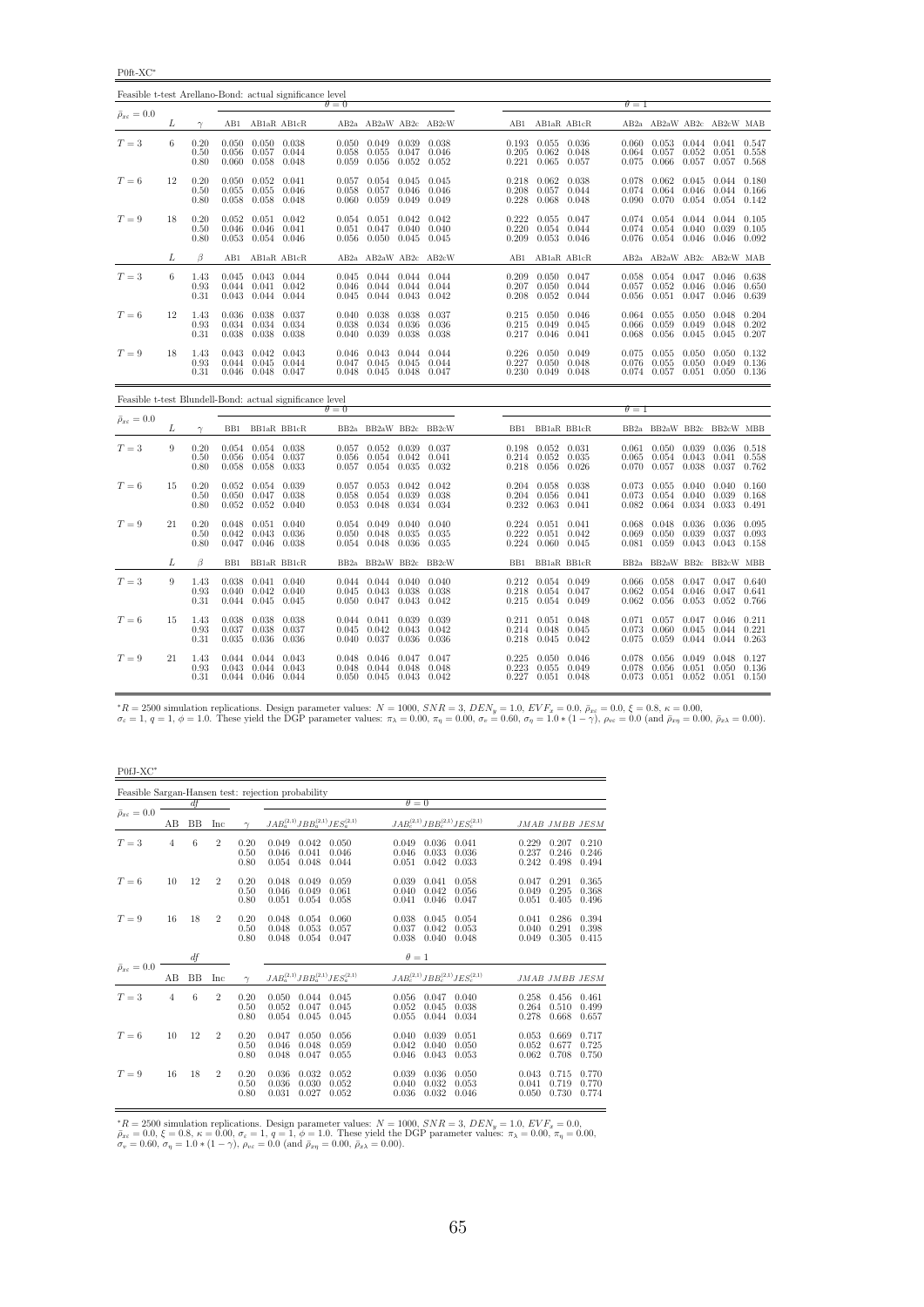P0ft-XC*

Feasible t-test Arellano-Bond: actual significance level

| $\bar{\rho}_{x\varepsilon} = 0.0$ | L | $\gamma$ | AB1 | AB1aR | AB1cR | AB2a | AB2aW | AB2c | AB2cW | AB1 | AB1aR | AB1cR | AB2a | AB2aW | AB2c | AB2cW | MAB |
|---|---|---|---|---|---|---|---|---|---|---|---|---|---|---|---|---|---|
| | | | $\theta = 0$ | | | | | | | $\theta = 1$ | | | | | | | |
| $T = 3$ | 6 | 0.20 | 0.050 | 0.050 | 0.038 | 0.050 | 0.049 | 0.039 | 0.038 | 0.193 | 0.055 | 0.036 | 0.060 | 0.053 | 0.044 | 0.041 | 0.547 |
| | | 0.50 | 0.056 | 0.057 | 0.044 | 0.058 | 0.055 | 0.047 | 0.046 | 0.205 | 0.062 | 0.048 | 0.064 | 0.057 | 0.052 | 0.051 | 0.558 |
| | | 0.80 | 0.060 | 0.058 | 0.048 | 0.059 | 0.056 | 0.052 | 0.052 | 0.221 | 0.065 | 0.057 | 0.075 | 0.066 | 0.057 | 0.057 | 0.568 |
| $T = 6$ | 12 | 0.20 | 0.050 | 0.052 | 0.041 | 0.057 | 0.054 | 0.045 | 0.045 | 0.218 | 0.062 | 0.038 | 0.078 | 0.062 | 0.045 | 0.044 | 0.180 |
| | | 0.50 | 0.055 | 0.055 | 0.046 | 0.058 | 0.057 | 0.046 | 0.046 | 0.208 | 0.057 | 0.044 | 0.074 | 0.064 | 0.046 | 0.044 | 0.166 |
| | | 0.80 | 0.058 | 0.058 | 0.048 | 0.060 | 0.059 | 0.049 | 0.049 | 0.228 | 0.068 | 0.048 | 0.090 | 0.070 | 0.054 | 0.054 | 0.142 |
| $T = 9$ | 18 | 0.20 | 0.052 | 0.051 | 0.042 | 0.054 | 0.051 | 0.042 | 0.042 | 0.222 | 0.055 | 0.047 | 0.074 | 0.054 | 0.044 | 0.044 | 0.105 |
| | | 0.50 | 0.046 | 0.046 | 0.041 | 0.051 | 0.047 | 0.040 | 0.040 | 0.220 | 0.054 | 0.044 | 0.074 | 0.054 | 0.040 | 0.039 | 0.105 |
| | | 0.80 | 0.053 | 0.054 | 0.046 | 0.056 | 0.050 | 0.045 | 0.045 | 0.209 | 0.053 | 0.046 | 0.076 | 0.054 | 0.046 | 0.046 | 0.092 |
| | L | $\beta$ | AB1 | AB1aR | AB1cR | AB2a | AB2aW | AB2c | AB2cW | AB1 | AB1aR | AB1cR | AB2a | AB2aW | AB2c | AB2cW | MAB |
| $T = 3$ | 6 | 1.43 | 0.045 | 0.043 | 0.044 | 0.045 | 0.044 | 0.044 | 0.044 | 0.209 | 0.050 | 0.047 | 0.058 | 0.054 | 0.047 | 0.046 | 0.638 |
| | | 0.93 | 0.044 | 0.041 | 0.042 | 0.046 | 0.044 | 0.044 | 0.044 | 0.207 | 0.050 | 0.044 | 0.057 | 0.052 | 0.046 | 0.046 | 0.650 |
| | | 0.31 | 0.043 | 0.044 | 0.044 | 0.045 | 0.044 | 0.043 | 0.042 | 0.208 | 0.052 | 0.044 | 0.056 | 0.051 | 0.047 | 0.046 | 0.639 |
| $T = 6$ | 12 | 1.43 | 0.036 | 0.038 | 0.037 | 0.040 | 0.038 | 0.038 | 0.037 | 0.215 | 0.050 | 0.046 | 0.064 | 0.055 | 0.050 | 0.048 | 0.204 |
| | | 0.93 | 0.034 | 0.034 | 0.034 | 0.038 | 0.034 | 0.036 | 0.036 | 0.215 | 0.049 | 0.045 | 0.066 | 0.059 | 0.049 | 0.048 | 0.202 |
| | | 0.31 | 0.038 | 0.038 | 0.038 | 0.040 | 0.039 | 0.038 | 0.038 | 0.217 | 0.046 | 0.041 | 0.068 | 0.056 | 0.045 | 0.045 | 0.207 |
| $T = 9$ | 18 | 1.43 | 0.043 | 0.042 | 0.043 | 0.046 | 0.043 | 0.044 | 0.044 | 0.226 | 0.050 | 0.049 | 0.075 | 0.055 | 0.050 | 0.050 | 0.132 |
| | | 0.93 | 0.044 | 0.045 | 0.044 | 0.047 | 0.045 | 0.045 | 0.044 | 0.227 | 0.050 | 0.048 | 0.076 | 0.055 | 0.050 | 0.049 | 0.136 |
| | | 0.31 | 0.046 | 0.048 | 0.047 | 0.048 | 0.045 | 0.048 | 0.047 | 0.230 | 0.049 | 0.048 | 0.074 | 0.057 | 0.051 | 0.050 | 0.136 |

Feasible t-test Blundell-Bond: actual significance level

| $\bar{\rho}_{x\varepsilon} = 0.0$ | L | $\gamma$ | BB1 | BB1aR | BB1cR | BB2a | BB2aW | BB2c | BB2cW | BB1 | BB1aR | BB1cR | BB2a | BB2aW | BB2c | BB2cW | MBB |
|---|---|---|---|---|---|---|---|---|---|---|---|---|---|---|---|---|---|
| | | | $\theta = 0$ | | | | | | | $\theta = 1$ | | | | | | | |
| $T = 3$ | 9 | 0.20 | 0.054 | 0.054 | 0.038 | 0.057 | 0.052 | 0.039 | 0.037 | 0.198 | 0.052 | 0.031 | 0.061 | 0.050 | 0.039 | 0.036 | 0.518 |
| | | 0.50 | 0.056 | 0.054 | 0.037 | 0.056 | 0.054 | 0.042 | 0.041 | 0.214 | 0.052 | 0.035 | 0.065 | 0.054 | 0.043 | 0.041 | 0.558 |
| | | 0.80 | 0.058 | 0.058 | 0.033 | 0.057 | 0.054 | 0.035 | 0.032 | 0.218 | 0.056 | 0.026 | 0.070 | 0.057 | 0.038 | 0.037 | 0.762 |
| $T = 6$ | 15 | 0.20 | 0.052 | 0.054 | 0.039 | 0.057 | 0.053 | 0.042 | 0.042 | 0.204 | 0.058 | 0.038 | 0.073 | 0.055 | 0.040 | 0.040 | 0.160 |
| | | 0.50 | 0.050 | 0.047 | 0.038 | 0.058 | 0.054 | 0.039 | 0.038 | 0.204 | 0.056 | 0.041 | 0.073 | 0.054 | 0.040 | 0.039 | 0.168 |
| | | 0.80 | 0.052 | 0.052 | 0.040 | 0.053 | 0.048 | 0.034 | 0.034 | 0.232 | 0.063 | 0.041 | 0.082 | 0.064 | 0.034 | 0.033 | 0.491 |
| $T = 9$ | 21 | 0.20 | 0.048 | 0.051 | 0.040 | 0.054 | 0.049 | 0.040 | 0.040 | 0.224 | 0.051 | 0.041 | 0.068 | 0.048 | 0.036 | 0.036 | 0.095 |
| | | 0.50 | 0.042 | 0.043 | 0.036 | 0.050 | 0.048 | 0.035 | 0.035 | 0.222 | 0.051 | 0.042 | 0.069 | 0.050 | 0.039 | 0.037 | 0.093 |
| | | 0.80 | 0.047 | 0.046 | 0.038 | 0.054 | 0.048 | 0.036 | 0.035 | 0.224 | 0.060 | 0.045 | 0.081 | 0.059 | 0.043 | 0.043 | 0.158 |
| | L | $\beta$ | BB1 | BB1aR | BB1cR | BB2a | BB2aW | BB2c | BB2cW | BB1 | BB1aR | BB1cR | BB2a | BB2aW | BB2c | BB2cW | MBB |
| $T = 3$ | 9 | 1.43 | 0.038 | 0.041 | 0.040 | 0.044 | 0.044 | 0.040 | 0.040 | 0.212 | 0.054 | 0.049 | 0.066 | 0.058 | 0.047 | 0.047 | 0.640 |
| | | 0.93 | 0.040 | 0.042 | 0.040 | 0.045 | 0.043 | 0.038 | 0.038 | 0.218 | 0.054 | 0.047 | 0.062 | 0.054 | 0.046 | 0.047 | 0.641 |
| | | 0.31 | 0.044 | 0.045 | 0.045 | 0.050 | 0.047 | 0.043 | 0.042 | 0.215 | 0.054 | 0.049 | 0.062 | 0.056 | 0.053 | 0.052 | 0.766 |
| $T = 6$ | 15 | 1.43 | 0.038 | 0.038 | 0.038 | 0.044 | 0.041 | 0.039 | 0.039 | 0.211 | 0.051 | 0.048 | 0.071 | 0.057 | 0.047 | 0.046 | 0.211 |
| | | 0.93 | 0.037 | 0.038 | 0.037 | 0.045 | 0.042 | 0.043 | 0.042 | 0.214 | 0.048 | 0.045 | 0.073 | 0.060 | 0.045 | 0.044 | 0.221 |
| | | 0.31 | 0.035 | 0.036 | 0.036 | 0.040 | 0.037 | 0.036 | 0.036 | 0.218 | 0.045 | 0.042 | 0.075 | 0.059 | 0.044 | 0.044 | 0.263 |
| $T = 9$ | 21 | 1.43 | 0.044 | 0.044 | 0.043 | 0.048 | 0.046 | 0.047 | 0.047 | 0.225 | 0.050 | 0.046 | 0.078 | 0.056 | 0.049 | 0.048 | 0.127 |
| | | 0.93 | 0.043 | 0.044 | 0.043 | 0.048 | 0.044 | 0.048 | 0.048 | 0.223 | 0.055 | 0.049 | 0.078 | 0.056 | 0.051 | 0.050 | 0.136 |
| | | 0.31 | 0.044 | 0.046 | 0.044 | 0.050 | 0.045 | 0.043 | 0.042 | 0.227 | 0.051 | 0.048 | 0.073 | 0.051 | 0.052 | 0.051 | 0.150 |

*$R = 2500$ simulation replications. Design parameter values: $N = 1000$, $SNR = 3$, $DEN_y = 1.0$, $EVF_x = 0.0$, $\bar{\rho}_{x\varepsilon} = 0.0$, $\xi = 0.8$, $\kappa = 0.00$, $\sigma_\varepsilon = 1$, $q = 1$, $\phi = 1.0$. These yield the DGP parameter values: $\pi_\lambda = 0.00$, $\pi_\eta = 0.00$, $\sigma_v = 0.60$, $\sigma_\eta = 1.0 * (1 - \gamma)$, $\rho_{v\varepsilon} = 0.0$ (and $\bar{\rho}_{x\eta} = 0.00$, $\bar{\rho}_{x\lambda} = 0.00$).

P0fJ-XC*

Feasible Sargan-Hansen test: rejection probability

| $\bar{\rho}_{x\varepsilon} = 0.0$ | AB | BB | Inc | $\gamma$ | $JAB_a^{(2,1)}$ | $JBB_a^{(2,1)}$ | $JES_a^{(2,1)}$ | $JAB_c^{(2,1)}$ | $JBB_c^{(2,1)}$ | $JES_c^{(2,1)}$ | JMAB | JMBB | JESM |
|---|---|---|---|---|---|---|---|---|---|---|---|---|---|
| | df | | | | $\theta = 0$ | | | | | | | | |
| $T = 3$ | 4 | 6 | 2 | 0.20 | 0.049 | 0.042 | 0.050 | 0.049 | 0.036 | 0.041 | 0.229 | 0.207 | 0.210 |
| | | | | 0.50 | 0.046 | 0.041 | 0.046 | 0.046 | 0.033 | 0.036 | 0.237 | 0.246 | 0.246 |
| | | | | 0.80 | 0.054 | 0.048 | 0.044 | 0.051 | 0.042 | 0.033 | 0.242 | 0.498 | 0.494 |
| $T = 6$ | 10 | 12 | 2 | 0.20 | 0.048 | 0.049 | 0.059 | 0.039 | 0.041 | 0.058 | 0.047 | 0.291 | 0.365 |
| | | | | 0.50 | 0.046 | 0.049 | 0.061 | 0.040 | 0.042 | 0.056 | 0.049 | 0.295 | 0.368 |
| | | | | 0.80 | 0.051 | 0.054 | 0.058 | 0.041 | 0.046 | 0.047 | 0.051 | 0.405 | 0.496 |
| $T = 9$ | 16 | 18 | 2 | 0.20 | 0.048 | 0.054 | 0.060 | 0.038 | 0.045 | 0.054 | 0.041 | 0.286 | 0.394 |
| | | | | 0.50 | 0.048 | 0.053 | 0.057 | 0.037 | 0.042 | 0.053 | 0.040 | 0.291 | 0.398 |
| | | | | 0.80 | 0.048 | 0.054 | 0.047 | 0.038 | 0.040 | 0.048 | 0.049 | 0.305 | 0.415 |
| | df | | | | $\theta = 1$ | | | | | | | | |
| | AB | BB | Inc | $\gamma$ | $JAB_a^{(2,1)}$ | $JBB_a^{(2,1)}$ | $JES_a^{(2,1)}$ | $JAB_c^{(2,1)}$ | $JBB_c^{(2,1)}$ | $JES_c^{(2,1)}$ | JMAB | JMBB | JESM |
| $T = 3$ | 4 | 6 | 2 | 0.20 | 0.050 | 0.044 | 0.045 | 0.056 | 0.047 | 0.040 | 0.258 | 0.456 | 0.461 |
| | | | | 0.50 | 0.052 | 0.047 | 0.045 | 0.052 | 0.045 | 0.038 | 0.264 | 0.510 | 0.499 |
| | | | | 0.80 | 0.054 | 0.045 | 0.045 | 0.055 | 0.044 | 0.034 | 0.278 | 0.668 | 0.657 |
| $T = 6$ | 10 | 12 | 2 | 0.20 | 0.047 | 0.050 | 0.056 | 0.040 | 0.039 | 0.051 | 0.053 | 0.669 | 0.717 |
| | | | | 0.50 | 0.046 | 0.048 | 0.059 | 0.042 | 0.040 | 0.050 | 0.052 | 0.677 | 0.725 |
| | | | | 0.80 | 0.048 | 0.047 | 0.055 | 0.046 | 0.043 | 0.053 | 0.062 | 0.708 | 0.750 |
| $T = 9$ | 16 | 18 | 2 | 0.20 | 0.036 | 0.032 | 0.052 | 0.039 | 0.036 | 0.050 | 0.043 | 0.715 | 0.770 |
| | | | | 0.50 | 0.036 | 0.030 | 0.052 | 0.040 | 0.032 | 0.053 | 0.041 | 0.719 | 0.770 |
| | | | | 0.80 | 0.031 | 0.027 | 0.052 | 0.036 | 0.032 | 0.046 | 0.050 | 0.730 | 0.774 |

*$R = 2500$ simulation replications. Design parameter values: $N = 1000$, $SNR = 3$, $DEN_y = 1.0$, $EVF_x = 0.0$, $\bar{\rho}_{x\varepsilon} = 0.0$, $\xi = 0.8$, $\kappa = 0.00$, $\sigma_\varepsilon = 1$, $q = 1$, $\phi = 1.0$. These yield the DGP parameter values: $\pi_\lambda = 0.00$, $\pi_\eta = 0.00$, $\sigma_v = 0.60$, $\sigma_\eta = 1.0 * (1 - \gamma)$, $\rho_{v\varepsilon} = 0.0$ (and $\bar{\rho}_{x\eta} = 0.00$, $\bar{\rho}_{x\lambda} = 0.00$).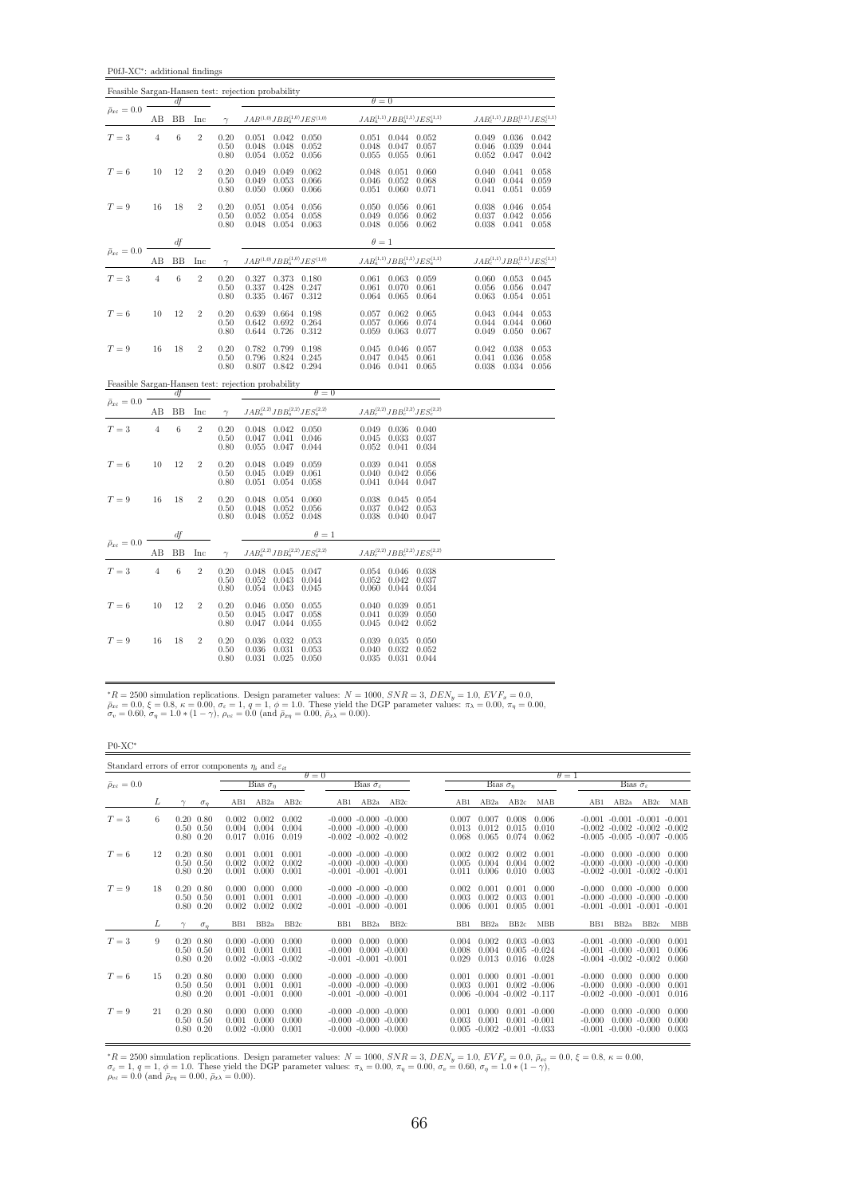P0fJ-XC*: additional findings

Feasible Sargan-Hansen test: rejection probability

| $\bar{\rho}_{x\varepsilon}=0.0$ | df | | | | $\theta=0$ | | | | | | | | |
|---|---|---|---|---|---|---|---|---|---|---|---|---|---|
| | AB | BB | Inc | $\gamma$ | $JAB^{(1,0)}$ | $JBB_a^{(1,0)}$ | $JES^{(1,0)}$ | $JAB_a^{(1,1)}$ | $JBB_a^{(1,1)}$ | $JES_a^{(1,1)}$ | $JAB_c^{(1,1)}$ | $JBB_c^{(1,1)}$ | $JES_c^{(1,1)}$ |
| $T=3$ | 4 | 6 | 2 | 0.20 | 0.051 | 0.042 | 0.050 | 0.051 | 0.044 | 0.052 | 0.049 | 0.036 | 0.042 |
| | | | | 0.50 | 0.048 | 0.048 | 0.052 | 0.048 | 0.047 | 0.057 | 0.046 | 0.039 | 0.044 |
| | | | | 0.80 | 0.054 | 0.052 | 0.056 | 0.055 | 0.055 | 0.061 | 0.052 | 0.047 | 0.042 |
| $T=6$ | 10 | 12 | 2 | 0.20 | 0.049 | 0.049 | 0.062 | 0.048 | 0.051 | 0.060 | 0.040 | 0.041 | 0.058 |
| | | | | 0.50 | 0.049 | 0.053 | 0.066 | 0.046 | 0.052 | 0.068 | 0.040 | 0.044 | 0.059 |
| | | | | 0.80 | 0.050 | 0.060 | 0.066 | 0.051 | 0.060 | 0.071 | 0.041 | 0.051 | 0.059 |
| $T=9$ | 16 | 18 | 2 | 0.20 | 0.051 | 0.054 | 0.056 | 0.050 | 0.056 | 0.061 | 0.038 | 0.046 | 0.054 |
| | | | | 0.50 | 0.052 | 0.054 | 0.058 | 0.049 | 0.056 | 0.062 | 0.037 | 0.042 | 0.056 |
| | | | | 0.80 | 0.048 | 0.054 | 0.063 | 0.048 | 0.056 | 0.062 | 0.038 | 0.041 | 0.058 |
| $\bar{\rho}_{x\varepsilon}=0.0$ | df | | | | $\theta=1$ | | | | | | | | |
| | AB | BB | Inc | $\gamma$ | $JAB^{(1,0)}$ | $JBB_a^{(1,0)}$ | $JES^{(1,0)}$ | $JAB_a^{(1,1)}$ | $JBB_a^{(1,1)}$ | $JES_a^{(1,1)}$ | $JAB_c^{(1,1)}$ | $JBB_c^{(1,1)}$ | $JES_c^{(1,1)}$ |
| $T=3$ | 4 | 6 | 2 | 0.20 | 0.327 | 0.373 | 0.180 | 0.061 | 0.063 | 0.059 | 0.060 | 0.053 | 0.045 |
| | | | | 0.50 | 0.337 | 0.428 | 0.247 | 0.061 | 0.070 | 0.061 | 0.056 | 0.056 | 0.047 |
| | | | | 0.80 | 0.335 | 0.467 | 0.312 | 0.064 | 0.065 | 0.064 | 0.063 | 0.054 | 0.051 |
| $T=6$ | 10 | 12 | 2 | 0.20 | 0.639 | 0.664 | 0.198 | 0.057 | 0.062 | 0.065 | 0.043 | 0.044 | 0.053 |
| | | | | 0.50 | 0.642 | 0.692 | 0.264 | 0.057 | 0.066 | 0.074 | 0.044 | 0.044 | 0.060 |
| | | | | 0.80 | 0.644 | 0.726 | 0.312 | 0.059 | 0.063 | 0.077 | 0.049 | 0.050 | 0.067 |
| $T=9$ | 16 | 18 | 2 | 0.20 | 0.782 | 0.799 | 0.198 | 0.045 | 0.046 | 0.057 | 0.042 | 0.038 | 0.053 |
| | | | | 0.50 | 0.796 | 0.824 | 0.245 | 0.047 | 0.045 | 0.061 | 0.041 | 0.036 | 0.058 |
| | | | | 0.80 | 0.807 | 0.842 | 0.294 | 0.046 | 0.041 | 0.065 | 0.038 | 0.034 | 0.056 |

Feasible Sargan-Hansen test: rejection probability

| $\bar{\rho}_{x\varepsilon}=0.0$ | df | | | | $\theta=0$ | | | | | |
|---|---|---|---|---|---|---|---|---|---|---|
| | AB | BB | Inc | $\gamma$ | $JAB_a^{(2,2)}$ | $JBB_a^{(2,2)}$ | $JES_a^{(2,2)}$ | $JAB_c^{(2,2)}$ | $JBB_c^{(2,2)}$ | $JES_c^{(2,2)}$ |
| $T=3$ | 4 | 6 | 2 | 0.20 | 0.048 | 0.042 | 0.050 | 0.049 | 0.036 | 0.040 |
| | | | | 0.50 | 0.047 | 0.041 | 0.046 | 0.045 | 0.033 | 0.037 |
| | | | | 0.80 | 0.055 | 0.047 | 0.044 | 0.052 | 0.041 | 0.034 |
| $T=6$ | 10 | 12 | 2 | 0.20 | 0.048 | 0.049 | 0.059 | 0.039 | 0.041 | 0.058 |
| | | | | 0.50 | 0.045 | 0.049 | 0.061 | 0.040 | 0.042 | 0.056 |
| | | | | 0.80 | 0.051 | 0.054 | 0.058 | 0.041 | 0.044 | 0.047 |
| $T=9$ | 16 | 18 | 2 | 0.20 | 0.048 | 0.054 | 0.060 | 0.038 | 0.045 | 0.054 |
| | | | | 0.50 | 0.048 | 0.052 | 0.056 | 0.037 | 0.042 | 0.053 |
| | | | | 0.80 | 0.048 | 0.052 | 0.048 | 0.038 | 0.040 | 0.047 |
| $\bar{\rho}_{x\varepsilon}=0.0$ | df | | | | $\theta=1$ | | | | | |
| | AB | BB | Inc | $\gamma$ | $JAB_a^{(2,2)}$ | $JBB_a^{(2,2)}$ | $JES_a^{(2,2)}$ | $JAB_c^{(2,2)}$ | $JBB_c^{(2,2)}$ | $JES_c^{(2,2)}$ |
| $T=3$ | 4 | 6 | 2 | 0.20 | 0.048 | 0.045 | 0.047 | 0.054 | 0.046 | 0.038 |
| | | | | 0.50 | 0.052 | 0.043 | 0.044 | 0.052 | 0.042 | 0.037 |
| | | | | 0.80 | 0.054 | 0.043 | 0.045 | 0.060 | 0.044 | 0.034 |
| $T=6$ | 10 | 12 | 2 | 0.20 | 0.046 | 0.050 | 0.055 | 0.040 | 0.039 | 0.051 |
| | | | | 0.50 | 0.045 | 0.047 | 0.058 | 0.041 | 0.039 | 0.050 |
| | | | | 0.80 | 0.047 | 0.044 | 0.055 | 0.045 | 0.042 | 0.052 |
| $T=9$ | 16 | 18 | 2 | 0.20 | 0.036 | 0.032 | 0.053 | 0.039 | 0.035 | 0.050 |
| | | | | 0.50 | 0.036 | 0.031 | 0.053 | 0.040 | 0.032 | 0.052 |
| | | | | 0.80 | 0.031 | 0.025 | 0.050 | 0.035 | 0.031 | 0.044 |

$^*R = 2500$ simulation replications. Design parameter values: $N = 1000$, $SNR = 3$, $DEN_y = 1.0$, $EVF_x = 0.0$, $\bar{\rho}_{x\varepsilon} = 0.0$, $\xi = 0.8$, $\kappa = 0.00$, $\sigma_\varepsilon = 1$, $q = 1$, $\phi = 1.0$. These yield the DGP parameter values: $\pi_\lambda = 0.00$, $\pi_\eta = 0.00$, $\sigma_v = 0.60$, $\sigma_\eta = 1.0 * (1-\gamma)$, $\rho_{v\varepsilon} = 0.0$ (and $\bar{\rho}_{x\eta} = 0.00$, $\bar{\rho}_{x\lambda} = 0.00$).

P0-XC*

Standard errors of error components $\eta_i$ and $\varepsilon_{it}$

| $\bar{\rho}_{x\varepsilon}=0.0$ | | | | $\theta=0$ | | | | | | $\theta=1$ | | | | | | | |
|---|---|---|---|---|---|---|---|---|---|---|---|---|---|---|---|---|---|
| | | | | Bias $\hat{\sigma}_\eta$ | | | Bias $\hat{\sigma}_\varepsilon$ | | | Bias $\hat{\sigma}_\eta$ | | | | Bias $\hat{\sigma}_\varepsilon$ | | | |
| | $L$ | $\gamma$ | $\sigma_\eta$ | AB1 | AB2a | AB2c | AB1 | AB2a | AB2c | AB1 | AB2a | AB2c | MAB | AB1 | AB2a | AB2c | MAB |
| $T=3$ | 6 | 0.20 | 0.80 | 0.002 | 0.002 | 0.002 | -0.000 | -0.000 | -0.000 | 0.007 | 0.007 | 0.008 | 0.006 | -0.001 | -0.001 | -0.001 | -0.001 |
| | | 0.50 | 0.50 | 0.004 | 0.004 | 0.004 | -0.000 | -0.000 | -0.000 | 0.013 | 0.012 | 0.015 | 0.010 | -0.002 | -0.002 | -0.002 | -0.002 |
| | | 0.80 | 0.20 | 0.017 | 0.016 | 0.019 | -0.002 | -0.002 | -0.002 | 0.068 | 0.065 | 0.074 | 0.062 | -0.005 | -0.005 | -0.007 | -0.005 |
| $T=6$ | 12 | 0.20 | 0.80 | 0.001 | 0.001 | 0.001 | -0.000 | -0.000 | -0.000 | 0.002 | 0.002 | 0.002 | 0.001 | -0.000 | 0.000 | -0.000 | 0.000 |
| | | 0.50 | 0.50 | 0.002 | 0.002 | 0.002 | -0.000 | -0.000 | -0.000 | 0.005 | 0.004 | 0.004 | 0.002 | -0.000 | -0.000 | -0.000 | -0.000 |
| | | 0.80 | 0.20 | 0.001 | 0.000 | 0.001 | -0.001 | -0.001 | -0.001 | 0.011 | 0.006 | 0.010 | 0.003 | -0.002 | -0.001 | -0.002 | -0.001 |
| $T=9$ | 18 | 0.20 | 0.80 | 0.000 | 0.000 | 0.000 | -0.000 | -0.000 | -0.000 | 0.002 | 0.001 | 0.001 | 0.000 | -0.000 | 0.000 | -0.000 | 0.000 |
| | | 0.50 | 0.50 | 0.001 | 0.001 | 0.001 | -0.000 | -0.000 | -0.000 | 0.003 | 0.002 | 0.003 | 0.001 | -0.000 | -0.000 | -0.000 | -0.000 |
| | | 0.80 | 0.20 | 0.002 | 0.002 | 0.002 | -0.001 | -0.000 | -0.001 | 0.006 | 0.001 | 0.005 | 0.001 | -0.001 | -0.001 | -0.001 | -0.001 |
| | $L$ | $\gamma$ | $\sigma_\eta$ | BB1 | BB2a | BB2c | BB1 | BB2a | BB2c | BB1 | BB2a | BB2c | MBB | BB1 | BB2a | BB2c | MBB |
| $T=3$ | 9 | 0.20 | 0.80 | 0.000 | -0.000 | 0.000 | 0.000 | 0.000 | 0.000 | 0.004 | 0.002 | 0.003 | -0.003 | -0.001 | -0.000 | -0.000 | 0.001 |
| | | 0.50 | 0.50 | 0.001 | 0.001 | 0.001 | -0.000 | 0.000 | -0.000 | 0.008 | 0.004 | 0.005 | -0.024 | -0.001 | -0.000 | -0.001 | 0.006 |
| | | 0.80 | 0.20 | 0.002 | -0.003 | -0.002 | -0.001 | -0.001 | -0.001 | 0.029 | 0.013 | 0.016 | 0.028 | -0.004 | -0.002 | -0.002 | 0.060 |
| $T=6$ | 15 | 0.20 | 0.80 | 0.000 | 0.000 | 0.000 | -0.000 | -0.000 | -0.000 | 0.001 | 0.000 | 0.001 | -0.001 | -0.000 | 0.000 | 0.000 | 0.000 |
| | | 0.50 | 0.50 | 0.001 | 0.001 | 0.001 | -0.000 | -0.000 | -0.000 | 0.003 | 0.001 | 0.002 | -0.006 | -0.000 | 0.000 | -0.000 | 0.001 |
| | | 0.80 | 0.20 | 0.001 | -0.001 | 0.000 | -0.001 | -0.000 | -0.001 | 0.006 | -0.004 | -0.002 | -0.117 | -0.002 | -0.000 | -0.001 | 0.016 |
| $T=9$ | 21 | 0.20 | 0.80 | 0.000 | 0.000 | 0.000 | -0.000 | -0.000 | -0.000 | 0.001 | 0.000 | 0.001 | -0.000 | -0.000 | 0.000 | -0.000 | 0.000 |
| | | 0.50 | 0.50 | 0.001 | 0.000 | 0.000 | -0.000 | -0.000 | -0.000 | 0.003 | 0.001 | 0.001 | -0.001 | -0.000 | 0.000 | -0.000 | 0.000 |
| | | 0.80 | 0.20 | 0.002 | -0.000 | 0.001 | -0.000 | -0.000 | -0.000 | 0.005 | -0.002 | -0.001 | -0.033 | -0.001 | -0.000 | -0.000 | 0.003 |

$^*R = 2500$ simulation replications. Design parameter values: $N = 1000$, $SNR = 3$, $DEN_y = 1.0$, $EVF_x = 0.0$, $\bar{\rho}_{x\varepsilon} = 0.0$, $\xi = 0.8$, $\kappa = 0.00$, $\sigma_\varepsilon = 1$, $q = 1$, $\phi = 1.0$. These yield the DGP parameter values: $\pi_\lambda = 0.00$, $\pi_\eta = 0.00$, $\sigma_v = 0.60$, $\sigma_\eta = 1.0 * (1-\gamma)$, $\rho_{v\varepsilon} = 0.0$ (and $\bar{\rho}_{x\eta} = 0.00$, $\bar{\rho}_{x\lambda} = 0.00$).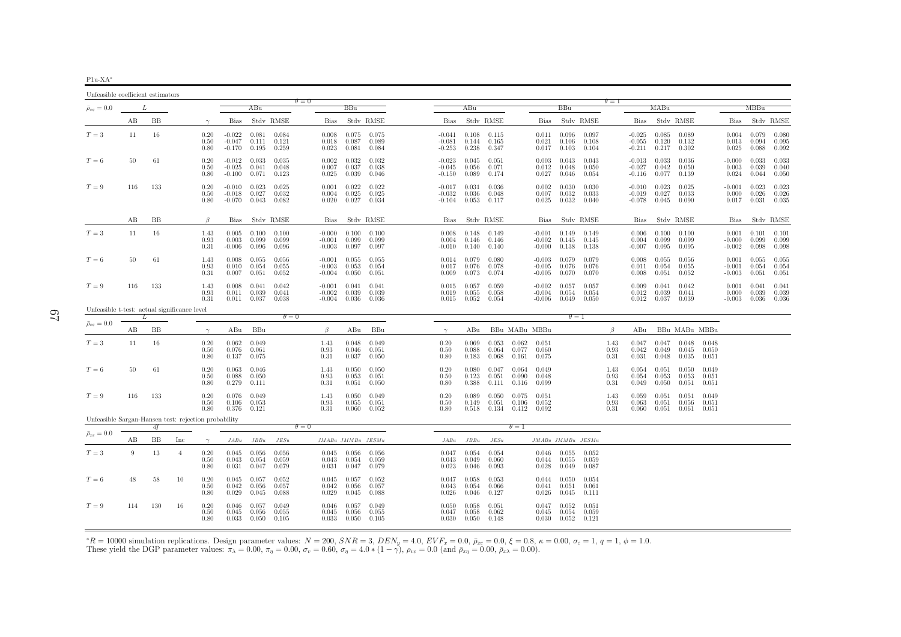P1u-XA*

Unfeasible coefficient estimators

| $\bar{\rho}_{x\varepsilon}=0.0$ | L | | | $\theta=0$ | | | | | | | $\theta=1$ | | | | | | | | | | | |
|---|---|---|---|---|---|---|---|---|---|---|---|---|---|---|---|---|---|---|---|---|---|---|
| | | | | ABu | | | BBu | | | ABu | | | BBu | | | MABu | | | MBBu | | | |
| | AB | BB | $\gamma$ | Bias | Stdv | RMSE | Bias | Stdv | RMSE | Bias | Stdv | RMSE | Bias | Stdv | RMSE | Bias | Stdv | RMSE | Bias | Stdv | RMSE | |
| $T=3$ | 11 | 16 | 0.20 | -0.022 | 0.081 | 0.084 | 0.008 | 0.075 | 0.075 | -0.041 | 0.108 | 0.115 | 0.011 | 0.096 | 0.097 | -0.025 | 0.085 | 0.089 | 0.004 | 0.079 | 0.080 | |
| | | | 0.50 | -0.047 | 0.111 | 0.121 | 0.018 | 0.087 | 0.089 | -0.081 | 0.144 | 0.165 | 0.021 | 0.106 | 0.108 | -0.055 | 0.120 | 0.132 | 0.013 | 0.094 | 0.095 | |
| | | | 0.80 | -0.170 | 0.195 | 0.259 | 0.023 | 0.081 | 0.084 | -0.253 | 0.238 | 0.347 | 0.017 | 0.103 | 0.104 | -0.211 | 0.217 | 0.302 | 0.025 | 0.088 | 0.092 | |
| $T=6$ | 50 | 61 | 0.20 | -0.012 | 0.033 | 0.035 | 0.002 | 0.032 | 0.032 | -0.023 | 0.045 | 0.051 | 0.003 | 0.043 | 0.043 | -0.013 | 0.033 | 0.036 | -0.000 | 0.033 | 0.033 | |
| | | | 0.50 | -0.025 | 0.041 | 0.048 | 0.007 | 0.037 | 0.038 | -0.045 | 0.056 | 0.071 | 0.012 | 0.048 | 0.050 | -0.027 | 0.042 | 0.050 | 0.003 | 0.039 | 0.040 | |
| | | | 0.80 | -0.100 | 0.071 | 0.123 | 0.025 | 0.039 | 0.046 | -0.150 | 0.089 | 0.174 | 0.027 | 0.046 | 0.054 | -0.116 | 0.077 | 0.139 | 0.024 | 0.044 | 0.050 | |
| $T=9$ | 116 | 133 | 0.20 | -0.010 | 0.023 | 0.025 | 0.001 | 0.022 | 0.022 | -0.017 | 0.031 | 0.036 | 0.002 | 0.030 | 0.030 | -0.010 | 0.023 | 0.025 | -0.001 | 0.023 | 0.023 | |
| | | | 0.50 | -0.018 | 0.027 | 0.032 | 0.004 | 0.025 | 0.025 | -0.032 | 0.036 | 0.048 | 0.007 | 0.032 | 0.033 | -0.019 | 0.027 | 0.033 | 0.000 | 0.026 | 0.026 | |
| | | | 0.80 | -0.070 | 0.043 | 0.082 | 0.020 | 0.027 | 0.034 | -0.104 | 0.053 | 0.117 | 0.025 | 0.032 | 0.040 | -0.078 | 0.045 | 0.090 | 0.017 | 0.031 | 0.035 | |
| | AB | BB | $\beta$ | Bias | Stdv | RMSE | Bias | Stdv | RMSE | Bias | Stdv | RMSE | Bias | Stdv | RMSE | Bias | Stdv | RMSE | Bias | Stdv | RMSE | |
| $T=3$ | 11 | 16 | 1.43 | 0.005 | 0.100 | 0.100 | -0.000 | 0.100 | 0.100 | 0.008 | 0.148 | 0.149 | -0.001 | 0.149 | 0.149 | 0.006 | 0.100 | 0.100 | 0.001 | 0.101 | 0.101 | |
| | | | 0.93 | 0.003 | 0.099 | 0.099 | -0.001 | 0.099 | 0.099 | 0.004 | 0.146 | 0.146 | -0.002 | 0.145 | 0.145 | 0.004 | 0.099 | 0.099 | -0.000 | 0.099 | 0.099 | |
| | | | 0.31 | -0.006 | 0.096 | 0.096 | -0.003 | 0.097 | 0.097 | -0.010 | 0.140 | 0.140 | -0.000 | 0.138 | 0.138 | -0.007 | 0.095 | 0.095 | -0.002 | 0.098 | 0.098 | |
| $T=6$ | 50 | 61 | 1.43 | 0.008 | 0.055 | 0.056 | -0.001 | 0.055 | 0.055 | 0.014 | 0.079 | 0.080 | -0.003 | 0.079 | 0.079 | 0.008 | 0.055 | 0.056 | 0.001 | 0.055 | 0.055 | |
| | | | 0.93 | 0.010 | 0.054 | 0.055 | -0.003 | 0.053 | 0.054 | 0.017 | 0.076 | 0.078 | -0.005 | 0.076 | 0.076 | 0.011 | 0.054 | 0.055 | -0.001 | 0.054 | 0.054 | |
| | | | 0.31 | 0.007 | 0.051 | 0.052 | -0.004 | 0.050 | 0.051 | 0.009 | 0.073 | 0.074 | -0.005 | 0.070 | 0.070 | 0.008 | 0.051 | 0.052 | -0.003 | 0.051 | 0.051 | |
| $T=9$ | 116 | 133 | 1.43 | 0.008 | 0.041 | 0.042 | -0.001 | 0.041 | 0.041 | 0.015 | 0.057 | 0.059 | -0.002 | 0.057 | 0.057 | 0.009 | 0.041 | 0.042 | 0.001 | 0.041 | 0.041 | |
| | | | 0.93 | 0.011 | 0.039 | 0.041 | -0.002 | 0.039 | 0.039 | 0.019 | 0.055 | 0.058 | -0.004 | 0.054 | 0.054 | 0.012 | 0.039 | 0.041 | 0.000 | 0.039 | 0.039 | |
| | | | 0.31 | 0.011 | 0.037 | 0.038 | -0.004 | 0.036 | 0.036 | 0.015 | 0.052 | 0.054 | -0.006 | 0.049 | 0.050 | 0.012 | 0.037 | 0.039 | -0.003 | 0.036 | 0.036 | |

Unfeasible t-test: actual significance level

| $\bar{\rho}_{x\varepsilon}=0.0$ | L | | $\theta=0$ | | | | | | $\theta=1$ | | | | | | | | | | |
|---|---|---|---|---|---|---|---|---|---|---|---|---|---|---|---|---|---|---|---|
| | AB | BB | $\gamma$ | ABu | BBu | $\beta$ | ABu | BBu | $\gamma$ | ABu | BBu | MABu | MBBu | $\beta$ | ABu | BBu | MABu | MBBu |
| $T=3$ | 11 | 16 | 0.20 | 0.062 | 0.049 | 1.43 | 0.048 | 0.049 | 0.20 | 0.069 | 0.053 | 0.062 | 0.051 | 1.43 | 0.047 | 0.047 | 0.048 | 0.048 |
| | | | 0.50 | 0.076 | 0.061 | 0.93 | 0.046 | 0.051 | 0.50 | 0.088 | 0.064 | 0.077 | 0.060 | 0.93 | 0.042 | 0.049 | 0.045 | 0.050 |
| | | | 0.80 | 0.137 | 0.075 | 0.31 | 0.037 | 0.050 | 0.80 | 0.183 | 0.068 | 0.161 | 0.075 | 0.31 | 0.031 | 0.048 | 0.035 | 0.051 |
| $T=6$ | 50 | 61 | 0.20 | 0.063 | 0.046 | 1.43 | 0.050 | 0.050 | 0.20 | 0.080 | 0.047 | 0.064 | 0.049 | 1.43 | 0.054 | 0.051 | 0.050 | 0.049 |
| | | | 0.50 | 0.088 | 0.050 | 0.93 | 0.053 | 0.051 | 0.50 | 0.123 | 0.051 | 0.090 | 0.048 | 0.93 | 0.054 | 0.053 | 0.053 | 0.051 |
| | | | 0.80 | 0.279 | 0.111 | 0.31 | 0.051 | 0.050 | 0.80 | 0.388 | 0.111 | 0.316 | 0.099 | 0.31 | 0.049 | 0.050 | 0.051 | 0.051 |
| $T=9$ | 116 | 133 | 0.20 | 0.076 | 0.049 | 1.43 | 0.050 | 0.049 | 0.20 | 0.089 | 0.050 | 0.075 | 0.051 | 1.43 | 0.059 | 0.051 | 0.051 | 0.049 |
| | | | 0.50 | 0.106 | 0.053 | 0.93 | 0.055 | 0.051 | 0.50 | 0.149 | 0.051 | 0.106 | 0.052 | 0.93 | 0.063 | 0.051 | 0.056 | 0.051 |
| | | | 0.80 | 0.376 | 0.121 | 0.31 | 0.060 | 0.052 | 0.80 | 0.518 | 0.134 | 0.412 | 0.092 | 0.31 | 0.060 | 0.051 | 0.061 | 0.051 |

Unfeasible Sargan-Hansen test: rejection probability

| $\bar{\rho}_{x\varepsilon}=0.0$ | df | | | $\theta=0$ | | | | | | | $\theta=1$ | | | | | |
|---|---|---|---|---|---|---|---|---|---|---|---|---|---|---|---|---|
| | AB | BB | Inc | $\gamma$ | JABu | JBBu | JESu | JMABu | JMMBu | JESMu | JABu | JBBu | JESu | JMABu | JMMBu | JESMu |
| $T=3$ | 9 | 13 | 4 | 0.20 | 0.045 | 0.056 | 0.056 | 0.045 | 0.056 | 0.056 | 0.047 | 0.054 | 0.054 | 0.046 | 0.055 | 0.052 |
| | | | | 0.50 | 0.043 | 0.054 | 0.059 | 0.043 | 0.054 | 0.059 | 0.043 | 0.049 | 0.060 | 0.044 | 0.055 | 0.059 |
| | | | | 0.80 | 0.031 | 0.047 | 0.079 | 0.031 | 0.047 | 0.079 | 0.023 | 0.046 | 0.093 | 0.028 | 0.049 | 0.087 |
| $T=6$ | 48 | 58 | 10 | 0.20 | 0.045 | 0.057 | 0.052 | 0.045 | 0.057 | 0.052 | 0.047 | 0.058 | 0.053 | 0.044 | 0.050 | 0.054 |
| | | | | 0.50 | 0.042 | 0.056 | 0.057 | 0.042 | 0.056 | 0.057 | 0.043 | 0.054 | 0.066 | 0.041 | 0.051 | 0.061 |
| | | | | 0.80 | 0.029 | 0.045 | 0.088 | 0.029 | 0.045 | 0.088 | 0.026 | 0.046 | 0.127 | 0.026 | 0.045 | 0.111 |
| $T=9$ | 114 | 130 | 16 | 0.20 | 0.046 | 0.057 | 0.049 | 0.046 | 0.057 | 0.049 | 0.050 | 0.058 | 0.051 | 0.047 | 0.052 | 0.051 |
| | | | | 0.50 | 0.045 | 0.056 | 0.055 | 0.045 | 0.056 | 0.055 | 0.047 | 0.058 | 0.062 | 0.045 | 0.054 | 0.059 |
| | | | | 0.80 | 0.033 | 0.050 | 0.105 | 0.033 | 0.050 | 0.105 | 0.030 | 0.050 | 0.148 | 0.030 | 0.052 | 0.121 |

*$R = 10000$ simulation replications. Design parameter values: $N = 200$, $SNR = 3$, $DEN_y = 4.0$, $EVF_x = 0.0$, $\bar{\rho}_{x\varepsilon} = 0.0$, $\xi = 0.8$, $\kappa = 0.00$, $\sigma_\varepsilon = 1$, $q = 1$, $\phi = 1.0$.
These yield the DGP parameter values: $\pi_\lambda = 0.00$, $\pi_\eta = 0.00$, $\sigma_v = 0.60$, $\sigma_\eta = 4.0 * (1 - \gamma)$, $\rho_{v\varepsilon} = 0.0$ (and $\bar{\rho}_{x\eta} = 0.00$, $\bar{\rho}_{x\lambda} = 0.00$).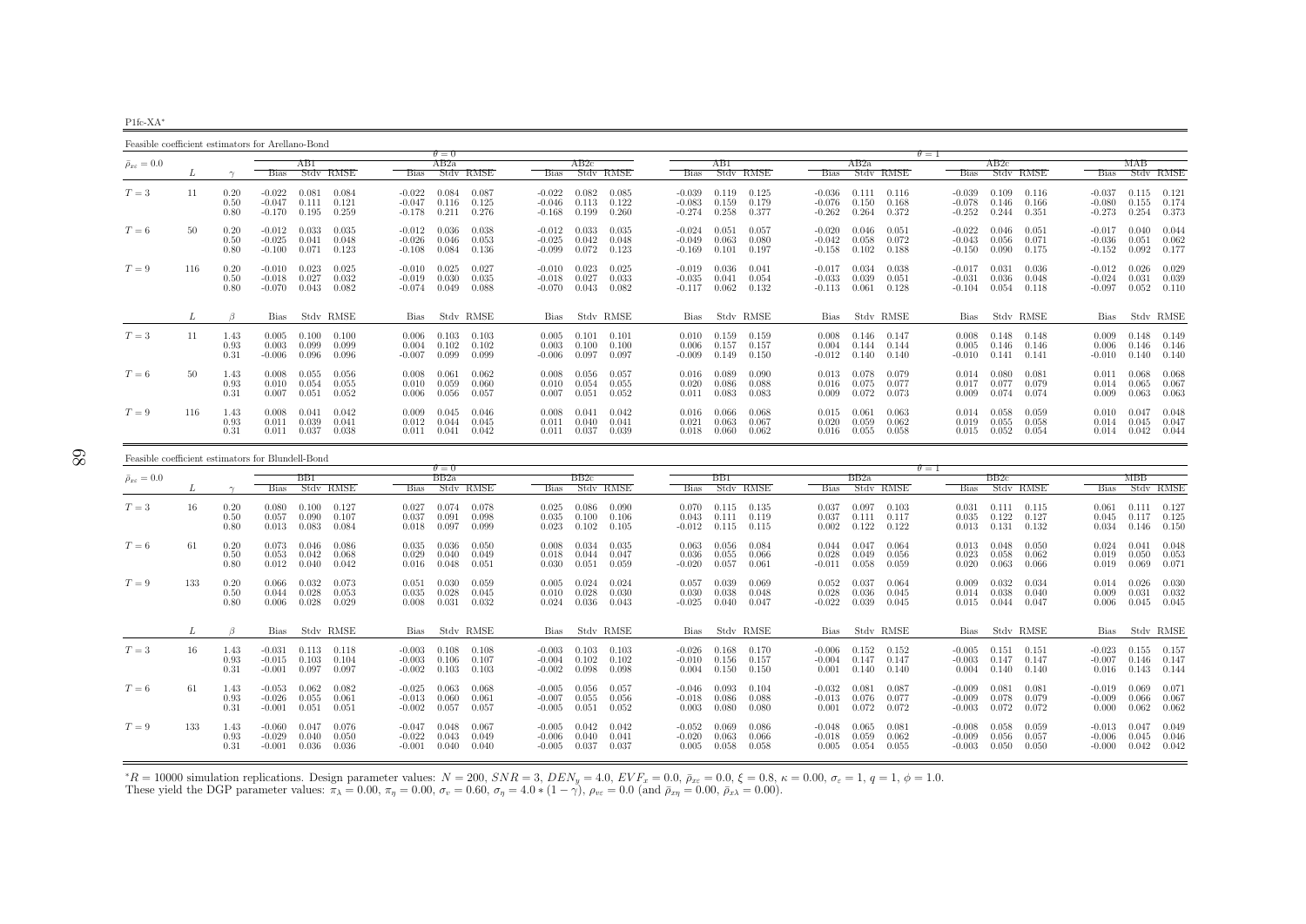P1fc-XA*

Feasible coefficient estimators for Arellano-Bond

| $\bar{\rho}_{x\varepsilon}=0.0$ | | | $\theta=0$ | | | | | | | | | $\theta=1$ | | | | | | | | | | | |
|---|---|---|---|---|---|---|---|---|---|---|---|---|---|---|---|---|---|---|---|---|---|---|---|
| | | | AB1 | | | AB2a | | | AB2c | | | AB1 | | | AB2a | | | AB2c | | | MAB | | |
| | $L$ | $\gamma$ | Bias | Stdv | RMSE | Bias | Stdv | RMSE | Bias | Stdv | RMSE | Bias | Stdv | RMSE | Bias | Stdv | RMSE | Bias | Stdv | RMSE | Bias | Stdv | RMSE |
| $T=3$ | 11 | 0.20 | -0.022 | 0.081 | 0.084 | -0.022 | 0.084 | 0.087 | -0.022 | 0.082 | 0.085 | -0.039 | 0.119 | 0.125 | -0.036 | 0.111 | 0.116 | -0.039 | 0.109 | 0.116 | -0.037 | 0.115 | 0.121 |
| | | 0.50 | -0.047 | 0.111 | 0.121 | -0.047 | 0.116 | 0.125 | -0.046 | 0.113 | 0.122 | -0.083 | 0.159 | 0.179 | -0.076 | 0.150 | 0.168 | -0.078 | 0.146 | 0.166 | -0.080 | 0.155 | 0.174 |
| | | 0.80 | -0.170 | 0.195 | 0.259 | -0.178 | 0.211 | 0.276 | -0.168 | 0.199 | 0.260 | -0.274 | 0.258 | 0.377 | -0.262 | 0.264 | 0.372 | -0.252 | 0.244 | 0.351 | -0.273 | 0.254 | 0.373 |
| $T=6$ | 50 | 0.20 | -0.012 | 0.033 | 0.035 | -0.012 | 0.036 | 0.038 | -0.012 | 0.033 | 0.035 | -0.024 | 0.051 | 0.057 | -0.020 | 0.046 | 0.051 | -0.022 | 0.046 | 0.051 | -0.017 | 0.040 | 0.044 |
| | | 0.50 | -0.025 | 0.041 | 0.048 | -0.026 | 0.046 | 0.053 | -0.025 | 0.042 | 0.048 | -0.049 | 0.063 | 0.080 | -0.042 | 0.058 | 0.072 | -0.043 | 0.056 | 0.071 | -0.036 | 0.051 | 0.062 |
| | | 0.80 | -0.100 | 0.071 | 0.123 | -0.108 | 0.084 | 0.136 | -0.099 | 0.072 | 0.123 | -0.169 | 0.101 | 0.197 | -0.158 | 0.102 | 0.188 | -0.150 | 0.090 | 0.175 | -0.152 | 0.092 | 0.177 |
| $T=9$ | 116 | 0.20 | -0.010 | 0.023 | 0.025 | -0.010 | 0.025 | 0.027 | -0.010 | 0.023 | 0.025 | -0.019 | 0.036 | 0.041 | -0.017 | 0.034 | 0.038 | -0.017 | 0.031 | 0.036 | -0.012 | 0.026 | 0.029 |
| | | 0.50 | -0.018 | 0.027 | 0.032 | -0.019 | 0.030 | 0.035 | -0.018 | 0.027 | 0.033 | -0.035 | 0.041 | 0.054 | -0.033 | 0.039 | 0.051 | -0.031 | 0.036 | 0.048 | -0.024 | 0.031 | 0.039 |
| | | 0.80 | -0.070 | 0.043 | 0.082 | -0.074 | 0.049 | 0.088 | -0.070 | 0.043 | 0.082 | -0.117 | 0.062 | 0.132 | -0.113 | 0.061 | 0.128 | -0.104 | 0.054 | 0.118 | -0.097 | 0.052 | 0.110 |
| | $L$ | $\beta$ | Bias | Stdv | RMSE | Bias | Stdv | RMSE | Bias | Stdv | RMSE | Bias | Stdv | RMSE | Bias | Stdv | RMSE | Bias | Stdv | RMSE | Bias | Stdv | RMSE |
| $T=3$ | 11 | 1.43 | 0.005 | 0.100 | 0.100 | 0.006 | 0.103 | 0.103 | 0.005 | 0.101 | 0.101 | 0.010 | 0.159 | 0.159 | 0.008 | 0.146 | 0.147 | 0.008 | 0.148 | 0.148 | 0.009 | 0.148 | 0.149 |
| | | 0.93 | 0.003 | 0.099 | 0.099 | 0.004 | 0.102 | 0.102 | 0.003 | 0.100 | 0.100 | 0.006 | 0.157 | 0.157 | 0.004 | 0.144 | 0.144 | 0.005 | 0.146 | 0.146 | 0.006 | 0.146 | 0.146 |
| | | 0.31 | -0.006 | 0.096 | 0.096 | -0.007 | 0.099 | 0.099 | -0.006 | 0.097 | 0.097 | -0.009 | 0.149 | 0.150 | -0.012 | 0.140 | 0.140 | -0.010 | 0.141 | 0.141 | -0.010 | 0.140 | 0.140 |
| $T=6$ | 50 | 1.43 | 0.008 | 0.055 | 0.056 | 0.008 | 0.061 | 0.062 | 0.008 | 0.056 | 0.057 | 0.016 | 0.089 | 0.090 | 0.013 | 0.078 | 0.079 | 0.014 | 0.080 | 0.081 | 0.011 | 0.068 | 0.068 |
| | | 0.93 | 0.010 | 0.054 | 0.055 | 0.010 | 0.059 | 0.060 | 0.010 | 0.054 | 0.055 | 0.020 | 0.086 | 0.088 | 0.016 | 0.075 | 0.077 | 0.017 | 0.077 | 0.079 | 0.014 | 0.065 | 0.067 |
| | | 0.31 | 0.007 | 0.051 | 0.052 | 0.006 | 0.056 | 0.057 | 0.007 | 0.051 | 0.052 | 0.011 | 0.083 | 0.083 | 0.009 | 0.072 | 0.073 | 0.009 | 0.074 | 0.074 | 0.009 | 0.063 | 0.063 |
| $T=9$ | 116 | 1.43 | 0.008 | 0.041 | 0.042 | 0.009 | 0.045 | 0.046 | 0.008 | 0.041 | 0.042 | 0.016 | 0.066 | 0.068 | 0.015 | 0.061 | 0.063 | 0.014 | 0.058 | 0.059 | 0.010 | 0.047 | 0.048 |
| | | 0.93 | 0.011 | 0.039 | 0.041 | 0.012 | 0.044 | 0.045 | 0.011 | 0.040 | 0.041 | 0.021 | 0.063 | 0.067 | 0.020 | 0.059 | 0.062 | 0.019 | 0.055 | 0.058 | 0.014 | 0.045 | 0.047 |
| | | 0.31 | 0.011 | 0.037 | 0.038 | 0.011 | 0.041 | 0.042 | 0.011 | 0.037 | 0.039 | 0.018 | 0.060 | 0.062 | 0.016 | 0.055 | 0.058 | 0.015 | 0.052 | 0.054 | 0.014 | 0.042 | 0.044 |

Feasible coefficient estimators for Blundell-Bond

| $\bar{\rho}_{x\varepsilon}=0.0$ | | | $\theta=0$ | | | | | | | | | $\theta=1$ | | | | | | | | | | | |
|---|---|---|---|---|---|---|---|---|---|---|---|---|---|---|---|---|---|---|---|---|---|---|---|
| | | | BB1 | | | BB2a | | | BB2c | | | BB1 | | | BB2a | | | BB2c | | | MBB | | |
| | $L$ | $\gamma$ | Bias | Stdv | RMSE | Bias | Stdv | RMSE | Bias | Stdv | RMSE | Bias | Stdv | RMSE | Bias | Stdv | RMSE | Bias | Stdv | RMSE | Bias | Stdv | RMSE |
| $T=3$ | 16 | 0.20 | 0.080 | 0.100 | 0.127 | 0.027 | 0.074 | 0.078 | 0.025 | 0.086 | 0.090 | 0.070 | 0.115 | 0.135 | 0.037 | 0.097 | 0.103 | 0.031 | 0.111 | 0.115 | 0.061 | 0.111 | 0.127 |
| | | 0.50 | 0.057 | 0.090 | 0.107 | 0.037 | 0.091 | 0.098 | 0.035 | 0.100 | 0.106 | 0.043 | 0.111 | 0.119 | 0.037 | 0.111 | 0.117 | 0.035 | 0.122 | 0.127 | 0.045 | 0.117 | 0.125 |
| | | 0.80 | 0.013 | 0.083 | 0.084 | 0.018 | 0.097 | 0.099 | 0.023 | 0.102 | 0.105 | -0.012 | 0.115 | 0.115 | 0.002 | 0.122 | 0.122 | 0.013 | 0.131 | 0.132 | 0.034 | 0.146 | 0.150 |
| $T=6$ | 61 | 0.20 | 0.073 | 0.046 | 0.086 | 0.035 | 0.036 | 0.050 | 0.008 | 0.034 | 0.035 | 0.063 | 0.056 | 0.084 | 0.044 | 0.047 | 0.064 | 0.013 | 0.048 | 0.050 | 0.024 | 0.041 | 0.048 |
| | | 0.50 | 0.053 | 0.042 | 0.068 | 0.029 | 0.040 | 0.049 | 0.018 | 0.044 | 0.047 | 0.036 | 0.055 | 0.066 | 0.028 | 0.049 | 0.056 | 0.023 | 0.058 | 0.062 | 0.019 | 0.050 | 0.053 |
| | | 0.80 | 0.012 | 0.040 | 0.042 | 0.016 | 0.048 | 0.051 | 0.030 | 0.051 | 0.059 | -0.020 | 0.057 | 0.061 | -0.011 | 0.058 | 0.059 | 0.020 | 0.063 | 0.066 | 0.019 | 0.069 | 0.071 |
| $T=9$ | 133 | 0.20 | 0.066 | 0.032 | 0.073 | 0.051 | 0.030 | 0.059 | 0.005 | 0.024 | 0.024 | 0.057 | 0.039 | 0.069 | 0.052 | 0.037 | 0.064 | 0.009 | 0.032 | 0.034 | 0.014 | 0.026 | 0.030 |
| | | 0.50 | 0.044 | 0.028 | 0.053 | 0.035 | 0.028 | 0.045 | 0.010 | 0.028 | 0.030 | 0.030 | 0.038 | 0.048 | 0.028 | 0.036 | 0.045 | 0.014 | 0.038 | 0.040 | 0.009 | 0.031 | 0.032 |
| | | 0.80 | 0.006 | 0.028 | 0.029 | 0.008 | 0.031 | 0.032 | 0.024 | 0.036 | 0.043 | -0.025 | 0.040 | 0.047 | -0.022 | 0.039 | 0.045 | 0.015 | 0.044 | 0.047 | 0.006 | 0.045 | 0.045 |
| | $L$ | $\beta$ | Bias | Stdv | RMSE | Bias | Stdv | RMSE | Bias | Stdv | RMSE | Bias | Stdv | RMSE | Bias | Stdv | RMSE | Bias | Stdv | RMSE | Bias | Stdv | RMSE |
| $T=3$ | 16 | 1.43 | -0.031 | 0.113 | 0.118 | -0.003 | 0.108 | 0.108 | -0.003 | 0.103 | 0.103 | -0.026 | 0.168 | 0.170 | -0.006 | 0.152 | 0.152 | -0.005 | 0.151 | 0.151 | -0.023 | 0.155 | 0.157 |
| | | 0.93 | -0.015 | 0.103 | 0.104 | -0.003 | 0.106 | 0.107 | -0.004 | 0.102 | 0.102 | -0.010 | 0.156 | 0.157 | -0.004 | 0.147 | 0.147 | -0.003 | 0.147 | 0.147 | -0.007 | 0.146 | 0.147 |
| | | 0.31 | -0.001 | 0.097 | 0.097 | -0.002 | 0.103 | 0.103 | -0.002 | 0.098 | 0.098 | 0.004 | 0.150 | 0.150 | 0.001 | 0.140 | 0.140 | 0.004 | 0.140 | 0.140 | 0.016 | 0.143 | 0.144 |
| $T=6$ | 61 | 1.43 | -0.053 | 0.062 | 0.082 | -0.025 | 0.063 | 0.068 | -0.005 | 0.056 | 0.057 | -0.046 | 0.093 | 0.104 | -0.032 | 0.081 | 0.087 | -0.009 | 0.081 | 0.081 | -0.019 | 0.069 | 0.071 |
| | | 0.93 | -0.026 | 0.055 | 0.061 | -0.013 | 0.060 | 0.061 | -0.007 | 0.055 | 0.056 | -0.018 | 0.086 | 0.088 | -0.013 | 0.076 | 0.077 | -0.009 | 0.078 | 0.079 | -0.009 | 0.066 | 0.067 |
| | | 0.31 | -0.001 | 0.051 | 0.051 | -0.002 | 0.057 | 0.057 | -0.005 | 0.051 | 0.052 | 0.003 | 0.080 | 0.080 | 0.001 | 0.072 | 0.072 | -0.003 | 0.072 | 0.072 | 0.000 | 0.062 | 0.062 |
| $T=9$ | 133 | 1.43 | -0.060 | 0.047 | 0.076 | -0.047 | 0.048 | 0.067 | -0.005 | 0.042 | 0.042 | -0.052 | 0.069 | 0.086 | -0.048 | 0.065 | 0.081 | -0.008 | 0.058 | 0.059 | -0.013 | 0.047 | 0.049 |
| | | 0.93 | -0.029 | 0.040 | 0.050 | -0.022 | 0.043 | 0.049 | -0.006 | 0.040 | 0.041 | -0.020 | 0.063 | 0.066 | -0.018 | 0.059 | 0.062 | -0.009 | 0.056 | 0.057 | -0.006 | 0.045 | 0.046 |
| | | 0.31 | -0.001 | 0.036 | 0.036 | -0.001 | 0.040 | 0.040 | -0.005 | 0.037 | 0.037 | 0.005 | 0.058 | 0.058 | 0.005 | 0.054 | 0.055 | -0.003 | 0.050 | 0.050 | -0.000 | 0.042 | 0.042 |

*$R=10000$ simulation replications. Design parameter values: $N=200$, $SNR=3$, $DEN_y=4.0$, $EVF_x=0.0$, $\bar{\rho}_{x\varepsilon}=0.0$, $\xi=0.8$, $\kappa=0.00$, $\sigma_\varepsilon=1$, $q=1$, $\phi=1.0$.
These yield the DGP parameter values: $\pi_\lambda=0.00$, $\pi_\eta=0.00$, $\sigma_v=0.60$, $\sigma_\eta=4.0*(1-\gamma)$, $\rho_{v\varepsilon}=0.0$ (and $\bar{\rho}_{x\eta}=0.00$, $\bar{\rho}_{x\lambda}=0.00$).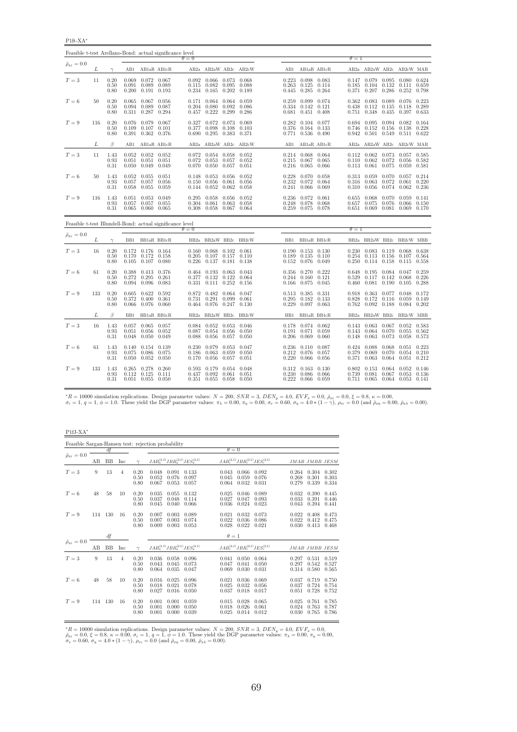P1ft-XA*

Feasible t-test Arellano-Bond: actual significance level

| $\bar{\rho}_{x\varepsilon}=0.0$ | $L$ | $\gamma$ | AB1 | AB1aR | AB1cR | AB2a | AB2aW | AB2c | AB2cW | AB1 | AB1aR | AB1cR | AB2a | AB2aW | AB2c | AB2cW | MAB |
|---|---|---|---|---|---|---|---|---|---|---|---|---|---|---|---|---|---|
| | | | | | | $\theta=0$ | | | | | | | $\theta=1$ | | | | |
| $T=3$ | 11 | 0.20 | 0.069 | 0.072 | 0.067 | 0.092 | 0.066 | 0.073 | 0.068 | 0.223 | 0.098 | 0.083 | 0.147 | 0.079 | 0.095 | 0.080 | 0.624 |
| | | 0.50 | 0.091 | 0.089 | 0.089 | 0.115 | 0.082 | 0.095 | 0.088 | 0.263 | 0.125 | 0.114 | 0.185 | 0.104 | 0.132 | 0.111 | 0.659 |
| | | 0.80 | 0.200 | 0.191 | 0.193 | 0.234 | 0.165 | 0.202 | 0.189 | 0.445 | 0.285 | 0.264 | 0.371 | 0.207 | 0.286 | 0.252 | 0.798 |
| $T=6$ | 50 | 0.20 | 0.065 | 0.067 | 0.056 | 0.171 | 0.064 | 0.064 | 0.059 | 0.259 | 0.099 | 0.074 | 0.362 | 0.083 | 0.089 | 0.076 | 0.223 |
| | | 0.50 | 0.094 | 0.089 | 0.087 | 0.204 | 0.080 | 0.092 | 0.086 | 0.334 | 0.142 | 0.121 | 0.438 | 0.112 | 0.135 | 0.118 | 0.289 |
| | | 0.80 | 0.311 | 0.287 | 0.294 | 0.457 | 0.222 | 0.299 | 0.286 | 0.681 | 0.451 | 0.408 | 0.751 | 0.348 | 0.435 | 0.397 | 0.633 |
| $T=9$ | 116 | 0.20 | 0.076 | 0.079 | 0.067 | 0.327 | 0.072 | 0.073 | 0.069 | 0.282 | 0.104 | 0.077 | 0.694 | 0.095 | 0.094 | 0.082 | 0.164 |
| | | 0.50 | 0.109 | 0.107 | 0.101 | 0.377 | 0.098 | 0.108 | 0.103 | 0.376 | 0.164 | 0.133 | 0.746 | 0.152 | 0.156 | 0.138 | 0.228 |
| | | 0.80 | 0.391 | 0.362 | 0.376 | 0.690 | 0.295 | 0.383 | 0.371 | 0.771 | 0.536 | 0.490 | 0.942 | 0.501 | 0.549 | 0.511 | 0.622 |
| | $L$ | $\beta$ | AB1 | AB1aR | AB1cR | AB2a | AB2aW | AB2c | AB2cW | AB1 | AB1aR | AB1cR | AB2a | AB2aW | AB2c | AB2cW | MAB |
| $T=3$ | 11 | 1.43 | 0.052 | 0.052 | 0.052 | 0.072 | 0.054 | 0.058 | 0.052 | 0.214 | 0.068 | 0.064 | 0.112 | 0.062 | 0.073 | 0.057 | 0.585 |
| | | 0.93 | 0.051 | 0.051 | 0.051 | 0.072 | 0.053 | 0.057 | 0.052 | 0.215 | 0.067 | 0.065 | 0.110 | 0.062 | 0.072 | 0.056 | 0.582 |
| | | 0.31 | 0.050 | 0.049 | 0.049 | 0.070 | 0.050 | 0.057 | 0.051 | 0.216 | 0.065 | 0.066 | 0.113 | 0.061 | 0.075 | 0.059 | 0.581 |
| $T=6$ | 50 | 1.43 | 0.052 | 0.055 | 0.051 | 0.148 | 0.053 | 0.056 | 0.052 | 0.228 | 0.070 | 0.058 | 0.313 | 0.059 | 0.070 | 0.057 | 0.214 |
| | | 0.93 | 0.057 | 0.057 | 0.056 | 0.150 | 0.056 | 0.061 | 0.056 | 0.232 | 0.072 | 0.064 | 0.316 | 0.063 | 0.072 | 0.061 | 0.220 |
| | | 0.31 | 0.058 | 0.055 | 0.059 | 0.144 | 0.052 | 0.062 | 0.058 | 0.241 | 0.066 | 0.069 | 0.310 | 0.056 | 0.074 | 0.062 | 0.236 |
| $T=9$ | 116 | 1.43 | 0.051 | 0.053 | 0.049 | 0.295 | 0.058 | 0.056 | 0.052 | 0.236 | 0.072 | 0.061 | 0.655 | 0.068 | 0.070 | 0.059 | 0.141 |
| | | 0.93 | 0.057 | 0.057 | 0.055 | 0.304 | 0.061 | 0.063 | 0.058 | 0.248 | 0.078 | 0.068 | 0.657 | 0.075 | 0.076 | 0.066 | 0.150 |
| | | 0.31 | 0.065 | 0.060 | 0.065 | 0.308 | 0.058 | 0.067 | 0.064 | 0.259 | 0.075 | 0.078 | 0.651 | 0.069 | 0.081 | 0.069 | 0.170 |

Feasible t-test Blundell-Bond: actual significance level

| $\bar{\rho}_{x\varepsilon}=0.0$ | $L$ | $\gamma$ | BB1 | BB1aR | BB1cR | BB2a | BB2aW | BB2c | BB2cW | BB1 | BB1aR | BB1cR | BB2a | BB2aW | BB2c | BB2cW | MBB |
|---|---|---|---|---|---|---|---|---|---|---|---|---|---|---|---|---|---|
| | | | | | | $\theta=0$ | | | | | | | $\theta=1$ | | | | |
| $T=3$ | 16 | 0.20 | 0.172 | 0.176 | 0.164 | 0.160 | 0.068 | 0.102 | 0.061 | 0.190 | 0.153 | 0.130 | 0.230 | 0.083 | 0.119 | 0.068 | 0.638 |
| | | 0.50 | 0.170 | 0.172 | 0.158 | 0.205 | 0.107 | 0.157 | 0.110 | 0.189 | 0.135 | 0.110 | 0.254 | 0.113 | 0.156 | 0.107 | 0.564 |
| | | 0.80 | 0.105 | 0.107 | 0.080 | 0.226 | 0.137 | 0.181 | 0.138 | 0.152 | 0.076 | 0.049 | 0.250 | 0.114 | 0.158 | 0.115 | 0.558 |
| $T=6$ | 61 | 0.20 | 0.388 | 0.413 | 0.376 | 0.464 | 0.193 | 0.063 | 0.043 | 0.356 | 0.270 | 0.222 | 0.648 | 0.195 | 0.084 | 0.047 | 0.259 |
| | | 0.50 | 0.272 | 0.295 | 0.261 | 0.377 | 0.132 | 0.122 | 0.064 | 0.244 | 0.160 | 0.121 | 0.529 | 0.117 | 0.142 | 0.068 | 0.226 |
| | | 0.80 | 0.094 | 0.096 | 0.083 | 0.331 | 0.111 | 0.252 | 0.156 | 0.166 | 0.075 | 0.045 | 0.460 | 0.081 | 0.190 | 0.105 | 0.288 |
| $T=9$ | 133 | 0.20 | 0.605 | 0.622 | 0.592 | 0.872 | 0.482 | 0.064 | 0.047 | 0.513 | 0.385 | 0.331 | 0.918 | 0.363 | 0.077 | 0.048 | 0.172 |
| | | 0.50 | 0.372 | 0.400 | 0.361 | 0.731 | 0.291 | 0.099 | 0.061 | 0.295 | 0.182 | 0.133 | 0.828 | 0.172 | 0.116 | 0.059 | 0.149 |
| | | 0.80 | 0.066 | 0.076 | 0.060 | 0.464 | 0.076 | 0.247 | 0.130 | 0.229 | 0.097 | 0.063 | 0.762 | 0.092 | 0.188 | 0.084 | 0.202 |
| | $L$ | $\beta$ | BB1 | BB1aR | BB1cR | BB2a | BB2aW | BB2c | BB2cW | BB1 | BB1aR | BB1cR | BB2a | BB2aW | BB2c | BB2cW | MBB |
| $T=3$ | 16 | 1.43 | 0.057 | 0.065 | 0.057 | 0.084 | 0.052 | 0.053 | 0.046 | 0.178 | 0.074 | 0.062 | 0.143 | 0.063 | 0.067 | 0.052 | 0.583 |
| | | 0.93 | 0.051 | 0.056 | 0.052 | 0.087 | 0.054 | 0.056 | 0.050 | 0.191 | 0.071 | 0.059 | 0.143 | 0.064 | 0.070 | 0.055 | 0.562 |
| | | 0.31 | 0.048 | 0.050 | 0.049 | 0.088 | 0.056 | 0.057 | 0.050 | 0.206 | 0.069 | 0.060 | 0.148 | 0.063 | 0.073 | 0.058 | 0.573 |
| $T=6$ | 61 | 1.43 | 0.140 | 0.154 | 0.139 | 0.230 | 0.079 | 0.053 | 0.047 | 0.236 | 0.110 | 0.087 | 0.424 | 0.088 | 0.068 | 0.051 | 0.223 |
| | | 0.93 | 0.075 | 0.086 | 0.075 | 0.186 | 0.063 | 0.059 | 0.050 | 0.212 | 0.076 | 0.057 | 0.379 | 0.069 | 0.070 | 0.054 | 0.210 |
| | | 0.31 | 0.050 | 0.052 | 0.050 | 0.170 | 0.056 | 0.057 | 0.051 | 0.220 | 0.066 | 0.056 | 0.371 | 0.063 | 0.064 | 0.051 | 0.212 |
| $T=9$ | 133 | 1.43 | 0.265 | 0.278 | 0.260 | 0.593 | 0.179 | 0.054 | 0.048 | 0.312 | 0.163 | 0.130 | 0.802 | 0.153 | 0.064 | 0.052 | 0.146 |
| | | 0.93 | 0.112 | 0.125 | 0.111 | 0.437 | 0.092 | 0.061 | 0.051 | 0.230 | 0.086 | 0.066 | 0.739 | 0.081 | 0.067 | 0.053 | 0.136 |
| | | 0.31 | 0.051 | 0.055 | 0.050 | 0.351 | 0.055 | 0.058 | 0.050 | 0.222 | 0.066 | 0.059 | 0.711 | 0.065 | 0.064 | 0.053 | 0.141 |

*$R=10000$ simulation replications. Design parameter values: $N=200$, $SNR=3$, $DEN_y=4.0$, $EVF_x=0.0$, $\bar{\rho}_{x\varepsilon}=0.0$, $\xi=0.8$, $\kappa=0.00$, $\sigma_\varepsilon=1$, $q=1$, $\phi=1.0$. These yield the DGP parameter values: $\pi_\lambda=0.00$, $\pi_\eta=0.00$, $\sigma_v=0.60$, $\sigma_\eta=4.0*(1-\gamma)$, $\rho_{v\varepsilon}=0.0$ (and $\bar{\rho}_{x\eta}=0.00$, $\bar{\rho}_{x\lambda}=0.00$).

P1fJ-XA*

Feasible Sargan-Hansen test: rejection probability

| $\bar{\rho}_{x\varepsilon}=0.0$ | AB | BB | Inc | $\gamma$ | $JAB_a^{(2,1)}$ | $JBB_a^{(2,1)}$ | $JES_a^{(2,1)}$ | $JAB_c^{(2,1)}$ | $JBB_c^{(2,1)}$ | $JES_c^{(2,1)}$ | $JMAB$ | $JMBB$ | $JESM$ |
|---|---|---|---|---|---|---|---|---|---|---|---|---|---|
| | $df$ | | | | | | $\theta=0$ | | | | | | |
| $T=3$ | 9 | 13 | 4 | 0.20 | 0.048 | 0.091 | 0.133 | 0.043 | 0.066 | 0.092 | 0.264 | 0.304 | 0.302 |
| | | | | 0.50 | 0.052 | 0.076 | 0.097 | 0.045 | 0.059 | 0.076 | 0.268 | 0.301 | 0.303 |
| | | | | 0.80 | 0.067 | 0.053 | 0.057 | 0.064 | 0.032 | 0.031 | 0.279 | 0.339 | 0.334 |
| $T=6$ | 48 | 58 | 10 | 0.20 | 0.035 | 0.055 | 0.132 | 0.025 | 0.046 | 0.089 | 0.032 | 0.390 | 0.445 |
| | | | | 0.50 | 0.037 | 0.048 | 0.114 | 0.027 | 0.047 | 0.093 | 0.033 | 0.391 | 0.446 |
| | | | | 0.80 | 0.045 | 0.040 | 0.066 | 0.036 | 0.024 | 0.023 | 0.043 | 0.394 | 0.441 |
| $T=9$ | 114 | 130 | 16 | 0.20 | 0.007 | 0.003 | 0.089 | 0.021 | 0.032 | 0.073 | 0.022 | 0.408 | 0.473 |
| | | | | 0.50 | 0.007 | 0.003 | 0.074 | 0.022 | 0.036 | 0.086 | 0.022 | 0.412 | 0.475 |
| | | | | 0.80 | 0.009 | 0.003 | 0.053 | 0.028 | 0.022 | 0.021 | 0.030 | 0.413 | 0.468 |
| | $df$ | | | | | | $\theta=1$ | | | | | | |
| $\bar{\rho}_{x\varepsilon}=0.0$ | AB | BB | Inc | $\gamma$ | $JAB_a^{(2,1)}$ | $JBB_a^{(2,1)}$ | $JES_a^{(2,1)}$ | $JAB_c^{(2,1)}$ | $JBB_c^{(2,1)}$ | $JES_c^{(2,1)}$ | $JMAB$ | $JMBB$ | $JESM$ |
| $T=3$ | 9 | 13 | 4 | 0.20 | 0.036 | 0.058 | 0.096 | 0.041 | 0.050 | 0.064 | 0.297 | 0.531 | 0.519 |
| | | | | 0.50 | 0.043 | 0.045 | 0.073 | 0.047 | 0.041 | 0.050 | 0.297 | 0.542 | 0.527 |
| | | | | 0.80 | 0.064 | 0.035 | 0.047 | 0.069 | 0.030 | 0.031 | 0.314 | 0.580 | 0.565 |
| $T=6$ | 48 | 58 | 10 | 0.20 | 0.016 | 0.025 | 0.096 | 0.021 | 0.036 | 0.069 | 0.037 | 0.719 | 0.750 |
| | | | | 0.50 | 0.018 | 0.021 | 0.078 | 0.025 | 0.032 | 0.056 | 0.037 | 0.724 | 0.754 |
| | | | | 0.80 | 0.027 | 0.016 | 0.050 | 0.037 | 0.018 | 0.017 | 0.051 | 0.728 | 0.752 |
| $T=9$ | 114 | 130 | 16 | 0.20 | 0.001 | 0.001 | 0.059 | 0.015 | 0.028 | 0.065 | 0.025 | 0.761 | 0.785 |
| | | | | 0.50 | 0.001 | 0.000 | 0.050 | 0.018 | 0.026 | 0.061 | 0.024 | 0.763 | 0.787 |
| | | | | 0.80 | 0.001 | 0.000 | 0.039 | 0.025 | 0.014 | 0.012 | 0.030 | 0.765 | 0.786 |

*$R=10000$ simulation replications. Design parameter values: $N=200$, $SNR=3$, $DEN_y=4.0$, $EVF_x=0.0$, $\bar{\rho}_{x\varepsilon}=0.0$, $\xi=0.8$, $\kappa=0.00$, $\sigma_\varepsilon=1$, $q=1$, $\phi=1.0$. These yield the DGP parameter values: $\pi_\lambda=0.00$, $\pi_\eta=0.00$, $\sigma_v=0.60$, $\sigma_\eta=4.0*(1-\gamma)$, $\rho_{v\varepsilon}=0.0$ (and $\bar{\rho}_{x\eta}=0.00$, $\bar{\rho}_{x\lambda}=0.00$).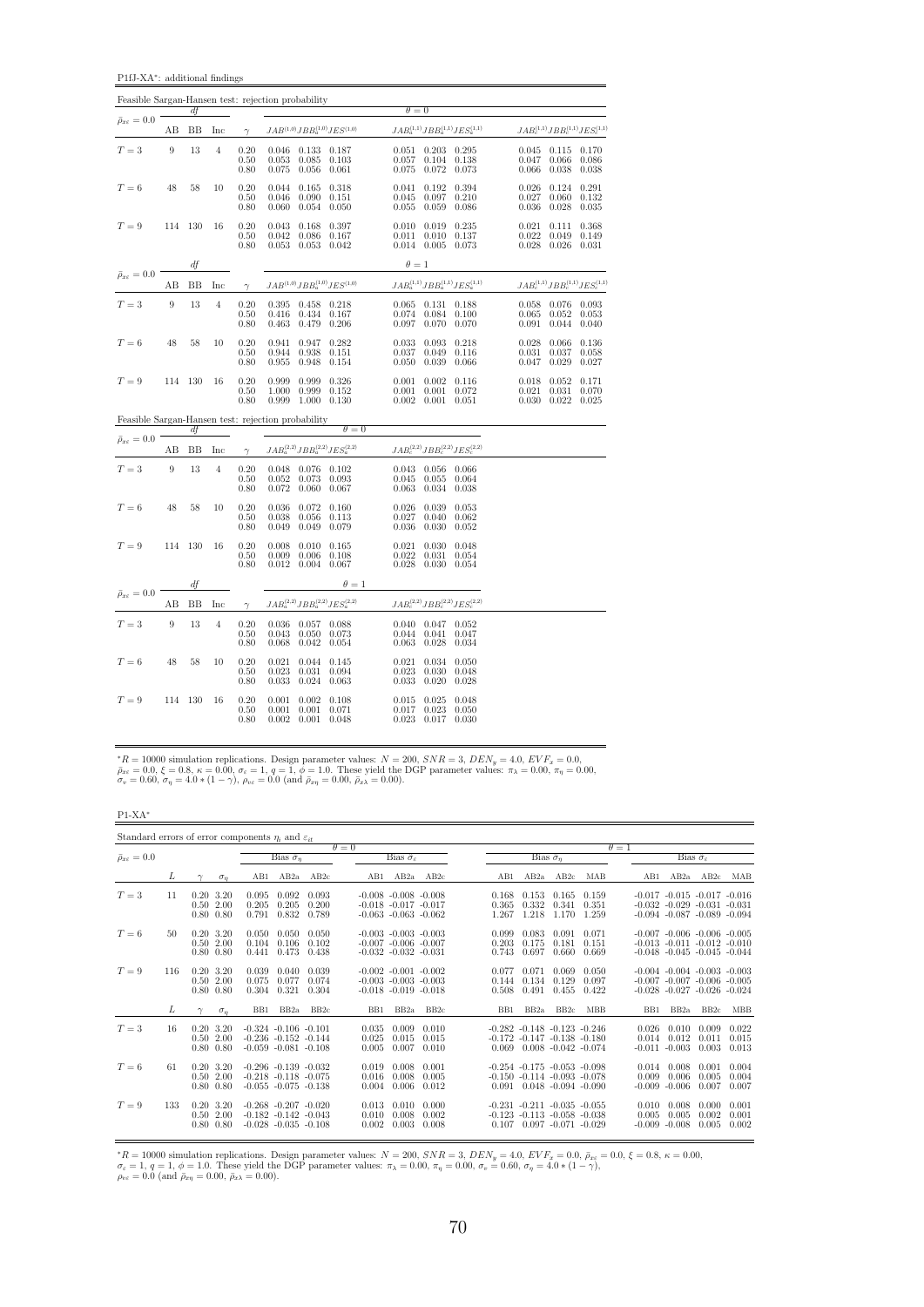P1fJ-XA*: additional findings

Feasible Sargan-Hansen test: rejection probability

| $\bar{\rho}_{x\varepsilon}=0.0$ | df AB | BB | Inc | $\gamma$ | $\theta=0$ $JAB^{(1,0)}$ | $JBB_a^{(1,0)}$ | $JES^{(1,0)}$ | $JAB_a^{(1,1)}$ | $JBB_a^{(1,1)}$ | $JES_a^{(1,1)}$ | $JAB_c^{(1,1)}$ | $JBB_c^{(1,1)}$ | $JES_c^{(1,1)}$ |
|---|---|---|---|---|---|---|---|---|---|---|---|---|---|
| $T=3$ | 9 | 13 | 4 | 0.20 | 0.046 | 0.133 | 0.187 | 0.051 | 0.203 | 0.295 | 0.045 | 0.115 | 0.170 |
| | | | | 0.50 | 0.053 | 0.085 | 0.103 | 0.057 | 0.104 | 0.138 | 0.047 | 0.066 | 0.086 |
| | | | | 0.80 | 0.075 | 0.056 | 0.061 | 0.075 | 0.072 | 0.073 | 0.066 | 0.038 | 0.038 |
| $T=6$ | 48 | 58 | 10 | 0.20 | 0.044 | 0.165 | 0.318 | 0.041 | 0.192 | 0.394 | 0.026 | 0.124 | 0.291 |
| | | | | 0.50 | 0.046 | 0.090 | 0.151 | 0.045 | 0.097 | 0.210 | 0.027 | 0.060 | 0.132 |
| | | | | 0.80 | 0.060 | 0.054 | 0.050 | 0.055 | 0.059 | 0.086 | 0.036 | 0.028 | 0.035 |
| $T=9$ | 114 | 130 | 16 | 0.20 | 0.043 | 0.168 | 0.397 | 0.010 | 0.019 | 0.235 | 0.021 | 0.111 | 0.368 |
| | | | | 0.50 | 0.042 | 0.086 | 0.167 | 0.011 | 0.010 | 0.137 | 0.022 | 0.049 | 0.149 |
| | | | | 0.80 | 0.053 | 0.053 | 0.042 | 0.014 | 0.005 | 0.073 | 0.028 | 0.026 | 0.031 |

| $\bar{\rho}_{x\varepsilon}=0.0$ | df AB | BB | Inc | $\gamma$ | $\theta=1$ $JAB^{(1,0)}$ | $JBB_a^{(1,0)}$ | $JES^{(1,0)}$ | $JAB_a^{(1,1)}$ | $JBB_a^{(1,1)}$ | $JES_a^{(1,1)}$ | $JAB_c^{(1,1)}$ | $JBB_c^{(1,1)}$ | $JES_c^{(1,1)}$ |
|---|---|---|---|---|---|---|---|---|---|---|---|---|---|
| $T=3$ | 9 | 13 | 4 | 0.20 | 0.395 | 0.458 | 0.218 | 0.065 | 0.131 | 0.188 | 0.058 | 0.076 | 0.093 |
| | | | | 0.50 | 0.416 | 0.434 | 0.167 | 0.074 | 0.084 | 0.100 | 0.065 | 0.052 | 0.053 |
| | | | | 0.80 | 0.463 | 0.479 | 0.206 | 0.097 | 0.070 | 0.070 | 0.091 | 0.044 | 0.040 |
| $T=6$ | 48 | 58 | 10 | 0.20 | 0.941 | 0.947 | 0.282 | 0.033 | 0.093 | 0.218 | 0.028 | 0.066 | 0.136 |
| | | | | 0.50 | 0.944 | 0.938 | 0.151 | 0.037 | 0.049 | 0.116 | 0.031 | 0.037 | 0.058 |
| | | | | 0.80 | 0.955 | 0.948 | 0.154 | 0.050 | 0.039 | 0.066 | 0.047 | 0.029 | 0.027 |
| $T=9$ | 114 | 130 | 16 | 0.20 | 0.999 | 0.999 | 0.326 | 0.001 | 0.002 | 0.116 | 0.018 | 0.052 | 0.171 |
| | | | | 0.50 | 1.000 | 0.999 | 0.152 | 0.001 | 0.001 | 0.072 | 0.021 | 0.031 | 0.070 |
| | | | | 0.80 | 0.999 | 1.000 | 0.130 | 0.002 | 0.001 | 0.051 | 0.030 | 0.022 | 0.025 |

Feasible Sargan-Hansen test: rejection probability

| $\bar{\rho}_{x\varepsilon}=0.0$ | df AB | BB | Inc | $\gamma$ | $\theta=0$ $JAB_a^{(2,2)}$ | $JBB_a^{(2,2)}$ | $JES_a^{(2,2)}$ | $JAB_c^{(2,2)}$ | $JBB_c^{(2,2)}$ | $JES_c^{(2,2)}$ |
|---|---|---|---|---|---|---|---|---|---|---|
| $T=3$ | 9 | 13 | 4 | 0.20 | 0.048 | 0.076 | 0.102 | 0.043 | 0.056 | 0.066 |
| | | | | 0.50 | 0.052 | 0.073 | 0.093 | 0.045 | 0.055 | 0.064 |
| | | | | 0.80 | 0.072 | 0.060 | 0.067 | 0.063 | 0.034 | 0.038 |
| $T=6$ | 48 | 58 | 10 | 0.20 | 0.036 | 0.072 | 0.160 | 0.026 | 0.039 | 0.053 |
| | | | | 0.50 | 0.038 | 0.056 | 0.113 | 0.027 | 0.040 | 0.062 |
| | | | | 0.80 | 0.049 | 0.049 | 0.079 | 0.036 | 0.030 | 0.052 |
| $T=9$ | 114 | 130 | 16 | 0.20 | 0.008 | 0.010 | 0.165 | 0.021 | 0.030 | 0.048 |
| | | | | 0.50 | 0.009 | 0.006 | 0.108 | 0.022 | 0.031 | 0.054 |
| | | | | 0.80 | 0.012 | 0.004 | 0.067 | 0.028 | 0.030 | 0.054 |

| $\bar{\rho}_{x\varepsilon}=0.0$ | df AB | BB | Inc | $\gamma$ | $\theta=1$ $JAB_a^{(2,2)}$ | $JBB_a^{(2,2)}$ | $JES_a^{(2,2)}$ | $JAB_c^{(2,2)}$ | $JBB_c^{(2,2)}$ | $JES_c^{(2,2)}$ |
|---|---|---|---|---|---|---|---|---|---|---|
| $T=3$ | 9 | 13 | 4 | 0.20 | 0.036 | 0.057 | 0.088 | 0.040 | 0.047 | 0.052 |
| | | | | 0.50 | 0.043 | 0.050 | 0.073 | 0.044 | 0.041 | 0.047 |
| | | | | 0.80 | 0.068 | 0.042 | 0.054 | 0.063 | 0.028 | 0.034 |
| $T=6$ | 48 | 58 | 10 | 0.20 | 0.021 | 0.044 | 0.145 | 0.021 | 0.034 | 0.050 |
| | | | | 0.50 | 0.023 | 0.031 | 0.094 | 0.023 | 0.030 | 0.048 |
| | | | | 0.80 | 0.033 | 0.024 | 0.063 | 0.033 | 0.020 | 0.028 |
| $T=9$ | 114 | 130 | 16 | 0.20 | 0.001 | 0.002 | 0.108 | 0.015 | 0.025 | 0.048 |
| | | | | 0.50 | 0.001 | 0.001 | 0.071 | 0.017 | 0.023 | 0.050 |
| | | | | 0.80 | 0.002 | 0.001 | 0.048 | 0.023 | 0.017 | 0.030 |

*$R=10000$ simulation replications. Design parameter values: $N=200$, $SNR=3$, $DEN_y=4.0$, $EVF_x=0.0$, $\bar{\rho}_{x\varepsilon}=0.0$, $\xi=0.8$, $\kappa=0.00$, $\sigma_\varepsilon=1$, $q=1$, $\phi=1.0$. These yield the DGP parameter values: $\pi_\lambda=0.00$, $\pi_\eta=0.00$, $\sigma_v=0.60$, $\sigma_\eta=4.0*(1-\gamma)$, $\rho_{v\varepsilon}=0.0$ (and $\bar{\rho}_{x\eta}=0.00$, $\bar{\rho}_{x\lambda}=0.00$).

P1-XA*

Standard errors of error components $\eta_i$ and $\varepsilon_{it}$

| $\bar{\rho}_{x\varepsilon}=0.0$ | $L$ | $\gamma$ | $\sigma_\eta$ | $\theta=0$ Bias $\hat{\sigma}_\eta$ AB1 | AB2a | AB2c | Bias $\hat{\sigma}_\varepsilon$ AB1 | AB2a | AB2c | $\theta=1$ Bias $\hat{\sigma}_\eta$ AB1 | AB2a | AB2c | MAB | Bias $\hat{\sigma}_\varepsilon$ AB1 | AB2a | AB2c | MAB |
|---|---|---|---|---|---|---|---|---|---|---|---|---|---|---|---|---|---|
| $T=3$ | 11 | 0.20 | 3.20 | 0.095 | 0.092 | 0.093 | -0.008 | -0.008 | -0.008 | 0.168 | 0.153 | 0.165 | 0.159 | -0.017 | -0.015 | -0.017 | -0.016 |
| | | 0.50 | 2.00 | 0.205 | 0.205 | 0.200 | -0.018 | -0.017 | -0.017 | 0.365 | 0.332 | 0.341 | 0.351 | -0.032 | -0.029 | -0.031 | -0.031 |
| | | 0.80 | 0.80 | 0.791 | 0.832 | 0.789 | -0.063 | -0.063 | -0.062 | 1.267 | 1.218 | 1.170 | 1.259 | -0.094 | -0.087 | -0.089 | -0.094 |
| $T=6$ | 50 | 0.20 | 3.20 | 0.050 | 0.050 | 0.050 | -0.003 | -0.003 | -0.003 | 0.099 | 0.083 | 0.091 | 0.071 | -0.007 | -0.006 | -0.006 | -0.005 |
| | | 0.50 | 2.00 | 0.104 | 0.106 | 0.102 | -0.007 | -0.006 | -0.007 | 0.203 | 0.175 | 0.181 | 0.151 | -0.013 | -0.011 | -0.012 | -0.010 |
| | | 0.80 | 0.80 | 0.441 | 0.473 | 0.438 | -0.032 | -0.032 | -0.031 | 0.743 | 0.697 | 0.660 | 0.669 | -0.048 | -0.045 | -0.045 | -0.044 |
| $T=9$ | 116 | 0.20 | 3.20 | 0.039 | 0.040 | 0.039 | -0.002 | -0.001 | -0.002 | 0.077 | 0.071 | 0.069 | 0.050 | -0.004 | -0.004 | -0.003 | -0.003 |
| | | 0.50 | 2.00 | 0.075 | 0.077 | 0.074 | -0.003 | -0.003 | -0.003 | 0.144 | 0.134 | 0.129 | 0.097 | -0.007 | -0.007 | -0.006 | -0.005 |
| | | 0.80 | 0.80 | 0.304 | 0.321 | 0.304 | -0.018 | -0.019 | -0.018 | 0.508 | 0.491 | 0.455 | 0.422 | -0.028 | -0.027 | -0.026 | -0.024 |
| | $L$ | $\gamma$ | $\sigma_\eta$ | BB1 | BB2a | BB2c | BB1 | BB2a | BB2c | BB1 | BB2a | BB2c | MBB | BB1 | BB2a | BB2c | MBB |
| $T=3$ | 16 | 0.20 | 3.20 | -0.324 | -0.106 | -0.101 | 0.035 | 0.009 | 0.010 | -0.282 | -0.148 | -0.123 | -0.246 | 0.026 | 0.010 | 0.009 | 0.022 |
| | | 0.50 | 2.00 | -0.236 | -0.152 | -0.144 | 0.025 | 0.015 | 0.015 | -0.172 | -0.147 | -0.138 | -0.180 | 0.014 | 0.012 | 0.011 | 0.015 |
| | | 0.80 | 0.80 | -0.059 | -0.081 | -0.108 | 0.005 | 0.007 | 0.010 | 0.069 | 0.008 | -0.042 | -0.074 | -0.011 | -0.003 | 0.003 | 0.013 |
| $T=6$ | 61 | 0.20 | 3.20 | -0.296 | -0.139 | -0.032 | 0.019 | 0.008 | 0.001 | -0.254 | -0.175 | -0.053 | -0.098 | 0.014 | 0.008 | 0.001 | 0.004 |
| | | 0.50 | 2.00 | -0.218 | -0.118 | -0.075 | 0.016 | 0.008 | 0.005 | -0.150 | -0.114 | -0.093 | -0.078 | 0.009 | 0.006 | 0.005 | 0.004 |
| | | 0.80 | 0.80 | -0.055 | -0.075 | -0.138 | 0.004 | 0.006 | 0.012 | 0.091 | 0.048 | -0.094 | -0.090 | -0.009 | -0.006 | 0.007 | 0.007 |
| $T=9$ | 133 | 0.20 | 3.20 | -0.268 | -0.207 | -0.020 | 0.013 | 0.010 | 0.000 | -0.231 | -0.211 | -0.035 | -0.055 | 0.010 | 0.008 | 0.000 | 0.001 |
| | | 0.50 | 2.00 | -0.182 | -0.142 | -0.043 | 0.010 | 0.008 | 0.002 | -0.123 | -0.113 | -0.058 | -0.038 | 0.005 | 0.005 | 0.002 | 0.001 |
| | | 0.80 | 0.80 | -0.028 | -0.035 | -0.108 | 0.002 | 0.003 | 0.008 | 0.107 | 0.097 | -0.071 | -0.029 | -0.009 | -0.008 | 0.005 | 0.002 |

*$R=10000$ simulation replications. Design parameter values: $N=200$, $SNR=3$, $DEN_y=4.0$, $EVF_x=0.0$, $\bar{\rho}_{x\varepsilon}=0.0$, $\xi=0.8$, $\kappa=0.00$, $\sigma_\varepsilon=1$, $q=1$, $\phi=1.0$. These yield the DGP parameter values: $\pi_\lambda=0.00$, $\pi_\eta=0.00$, $\sigma_v=0.60$, $\sigma_\eta=4.0*(1-\gamma)$, $\rho_{v\varepsilon}=0.0$ (and $\bar{\rho}_{x\eta}=0.00$, $\bar{\rho}_{x\lambda}=0.00$).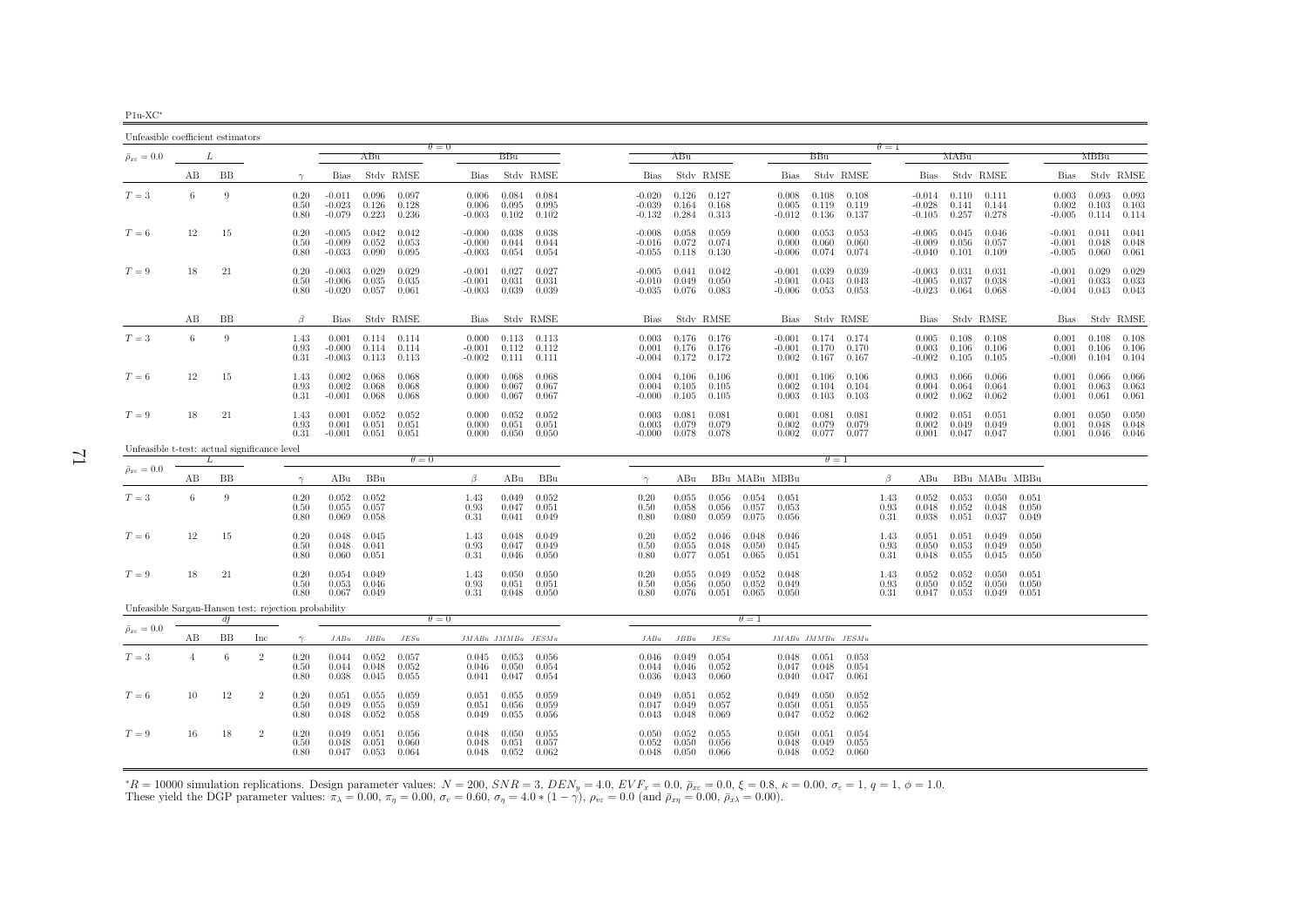P1u-XC*

Unfeasible coefficient estimators

| $\bar{\rho}_{x\varepsilon}=0.0$ | L AB | L BB | $\gamma$ | θ=0 ABu Bias | ABu Stdv | ABu RMSE | BBu Bias | BBu Stdv | BBu RMSE | θ=1 ABu Bias | ABu Stdv | ABu RMSE | BBu Bias | BBu Stdv | BBu RMSE | MABu Bias | MABu Stdv | MABu RMSE | MBBu Bias | MBBu Stdv | MBBu RMSE |
|---|---|---|---|---|---|---|---|---|---|---|---|---|---|---|---|---|---|---|---|---|---|
| $T=3$ | 6 | 9 | 0.20 | -0.011 | 0.096 | 0.097 | 0.006 | 0.084 | 0.084 | -0.020 | 0.126 | 0.127 | 0.008 | 0.108 | 0.108 | -0.014 | 0.110 | 0.111 | 0.003 | 0.093 | 0.093 |
| | | | 0.50 | -0.023 | 0.126 | 0.128 | 0.006 | 0.095 | 0.095 | -0.039 | 0.164 | 0.168 | 0.005 | 0.119 | 0.119 | -0.028 | 0.141 | 0.144 | 0.002 | 0.103 | 0.103 |
| | | | 0.80 | -0.079 | 0.223 | 0.236 | -0.003 | 0.102 | 0.102 | -0.132 | 0.284 | 0.313 | -0.012 | 0.136 | 0.137 | -0.105 | 0.257 | 0.278 | -0.005 | 0.114 | 0.114 |
| $T=6$ | 12 | 15 | 0.20 | -0.005 | 0.042 | 0.042 | -0.000 | 0.038 | 0.038 | -0.008 | 0.058 | 0.059 | 0.000 | 0.053 | 0.053 | -0.005 | 0.045 | 0.046 | -0.001 | 0.041 | 0.041 |
| | | | 0.50 | -0.009 | 0.052 | 0.053 | -0.000 | 0.044 | 0.044 | -0.016 | 0.072 | 0.074 | 0.000 | 0.060 | 0.060 | -0.009 | 0.056 | 0.057 | -0.001 | 0.048 | 0.048 |
| | | | 0.80 | -0.033 | 0.090 | 0.095 | -0.003 | 0.054 | 0.054 | -0.055 | 0.118 | 0.130 | -0.006 | 0.074 | 0.074 | -0.040 | 0.101 | 0.109 | -0.005 | 0.060 | 0.061 |
| $T=9$ | 18 | 21 | 0.20 | -0.003 | 0.029 | 0.029 | -0.001 | 0.027 | 0.027 | -0.005 | 0.041 | 0.042 | -0.001 | 0.039 | 0.039 | -0.003 | 0.031 | 0.031 | -0.001 | 0.029 | 0.029 |
| | | | 0.50 | -0.006 | 0.035 | 0.035 | -0.001 | 0.031 | 0.031 | -0.010 | 0.049 | 0.050 | -0.001 | 0.043 | 0.043 | -0.005 | 0.037 | 0.038 | -0.001 | 0.033 | 0.033 |
| | | | 0.80 | -0.020 | 0.057 | 0.061 | -0.003 | 0.039 | 0.039 | -0.035 | 0.076 | 0.083 | -0.006 | 0.053 | 0.053 | -0.023 | 0.064 | 0.068 | -0.004 | 0.043 | 0.043 |
| | AB | BB | $\beta$ | Bias | Stdv | RMSE | Bias | Stdv | RMSE | Bias | Stdv | RMSE | Bias | Stdv | RMSE | Bias | Stdv | RMSE | Bias | Stdv | RMSE |
| $T=3$ | 6 | 9 | 1.43 | 0.001 | 0.114 | 0.114 | 0.000 | 0.113 | 0.113 | 0.003 | 0.176 | 0.176 | -0.001 | 0.174 | 0.174 | 0.005 | 0.108 | 0.108 | 0.001 | 0.108 | 0.108 |
| | | | 0.93 | -0.000 | 0.114 | 0.114 | -0.001 | 0.112 | 0.112 | 0.001 | 0.176 | 0.176 | -0.001 | 0.170 | 0.170 | 0.003 | 0.106 | 0.106 | 0.001 | 0.106 | 0.106 |
| | | | 0.31 | -0.003 | 0.113 | 0.113 | -0.002 | 0.111 | 0.111 | -0.004 | 0.172 | 0.172 | 0.002 | 0.167 | 0.167 | -0.002 | 0.105 | 0.105 | -0.000 | 0.104 | 0.104 |
| $T=6$ | 12 | 15 | 1.43 | 0.002 | 0.068 | 0.068 | 0.000 | 0.068 | 0.068 | 0.004 | 0.106 | 0.106 | 0.001 | 0.106 | 0.106 | 0.003 | 0.066 | 0.066 | 0.001 | 0.066 | 0.066 |
| | | | 0.93 | 0.002 | 0.068 | 0.068 | 0.000 | 0.067 | 0.067 | 0.004 | 0.105 | 0.105 | 0.002 | 0.104 | 0.104 | 0.004 | 0.064 | 0.064 | 0.001 | 0.063 | 0.063 |
| | | | 0.31 | -0.001 | 0.068 | 0.068 | 0.000 | 0.067 | 0.067 | -0.000 | 0.105 | 0.105 | 0.003 | 0.103 | 0.103 | 0.002 | 0.062 | 0.062 | 0.001 | 0.061 | 0.061 |
| $T=9$ | 18 | 21 | 1.43 | 0.001 | 0.052 | 0.052 | 0.000 | 0.052 | 0.052 | 0.003 | 0.081 | 0.081 | 0.001 | 0.081 | 0.081 | 0.002 | 0.051 | 0.051 | 0.001 | 0.050 | 0.050 |
| | | | 0.93 | 0.001 | 0.051 | 0.051 | 0.000 | 0.051 | 0.051 | 0.003 | 0.079 | 0.079 | 0.002 | 0.079 | 0.079 | 0.002 | 0.049 | 0.049 | 0.001 | 0.048 | 0.048 |
| | | | 0.31 | -0.001 | 0.051 | 0.051 | 0.000 | 0.050 | 0.050 | -0.000 | 0.078 | 0.078 | 0.002 | 0.077 | 0.077 | 0.001 | 0.047 | 0.047 | 0.001 | 0.046 | 0.046 |

Unfeasible t-test: actual significance level

| $\bar{\rho}_{x\varepsilon}=0.0$ | L AB | L BB | $\gamma$ | θ=0 ABu | BBu | $\beta$ | ABu | BBu | $\gamma$ | θ=1 ABu | BBu | MABu | MBBu | $\beta$ | ABu | BBu | MABu | MBBu |
|---|---|---|---|---|---|---|---|---|---|---|---|---|---|---|---|---|---|---|
| $T=3$ | 6 | 9 | 0.20 | 0.052 | 0.052 | 1.43 | 0.049 | 0.052 | 0.20 | 0.055 | 0.056 | 0.054 | 0.051 | 1.43 | 0.052 | 0.053 | 0.050 | 0.051 |
| | | | 0.50 | 0.055 | 0.057 | 0.93 | 0.047 | 0.051 | 0.50 | 0.058 | 0.056 | 0.057 | 0.053 | 0.93 | 0.048 | 0.052 | 0.048 | 0.050 |
| | | | 0.80 | 0.069 | 0.058 | 0.31 | 0.041 | 0.049 | 0.80 | 0.080 | 0.059 | 0.075 | 0.056 | 0.31 | 0.038 | 0.051 | 0.037 | 0.049 |
| $T=6$ | 12 | 15 | 0.20 | 0.048 | 0.045 | 1.43 | 0.048 | 0.049 | 0.20 | 0.052 | 0.046 | 0.048 | 0.046 | 1.43 | 0.051 | 0.051 | 0.049 | 0.050 |
| | | | 0.50 | 0.048 | 0.041 | 0.93 | 0.047 | 0.049 | 0.50 | 0.055 | 0.048 | 0.050 | 0.045 | 0.93 | 0.050 | 0.053 | 0.049 | 0.050 |
| | | | 0.80 | 0.060 | 0.051 | 0.31 | 0.046 | 0.050 | 0.80 | 0.077 | 0.051 | 0.065 | 0.051 | 0.31 | 0.048 | 0.055 | 0.045 | 0.050 |
| $T=9$ | 18 | 21 | 0.20 | 0.054 | 0.049 | 1.43 | 0.050 | 0.050 | 0.20 | 0.055 | 0.049 | 0.052 | 0.048 | 1.43 | 0.052 | 0.052 | 0.050 | 0.051 |
| | | | 0.50 | 0.053 | 0.046 | 0.93 | 0.051 | 0.051 | 0.50 | 0.056 | 0.050 | 0.052 | 0.049 | 0.93 | 0.050 | 0.052 | 0.050 | 0.050 |
| | | | 0.80 | 0.067 | 0.049 | 0.31 | 0.048 | 0.050 | 0.80 | 0.076 | 0.051 | 0.065 | 0.050 | 0.31 | 0.047 | 0.053 | 0.049 | 0.051 |

Unfeasible Sargan-Hansen test: rejection probability

| $\bar{\rho}_{x\varepsilon}=0.0$ | df AB | df BB | Inc | $\gamma$ | θ=0 $JABu$ | $JBBu$ | $JESu$ | $JMABu$ | $JMMBu$ | $JESMu$ | θ=1 $JABu$ | $JBBu$ | $JESu$ | $JMABu$ | $JMMBu$ | $JESMu$ |
|---|---|---|---|---|---|---|---|---|---|---|---|---|---|---|---|---|
| $T=3$ | 4 | 6 | 2 | 0.20 | 0.044 | 0.052 | 0.057 | 0.045 | 0.053 | 0.056 | 0.046 | 0.049 | 0.054 | 0.048 | 0.051 | 0.053 |
| | | | | 0.50 | 0.044 | 0.048 | 0.052 | 0.046 | 0.050 | 0.054 | 0.044 | 0.046 | 0.052 | 0.047 | 0.048 | 0.054 |
| | | | | 0.80 | 0.038 | 0.045 | 0.055 | 0.041 | 0.047 | 0.054 | 0.036 | 0.043 | 0.060 | 0.040 | 0.047 | 0.061 |
| $T=6$ | 10 | 12 | 2 | 0.20 | 0.051 | 0.055 | 0.059 | 0.051 | 0.055 | 0.059 | 0.049 | 0.051 | 0.052 | 0.049 | 0.050 | 0.052 |
| | | | | 0.50 | 0.049 | 0.055 | 0.059 | 0.051 | 0.056 | 0.059 | 0.047 | 0.049 | 0.057 | 0.050 | 0.051 | 0.055 |
| | | | | 0.80 | 0.048 | 0.052 | 0.058 | 0.049 | 0.055 | 0.056 | 0.043 | 0.048 | 0.069 | 0.047 | 0.052 | 0.062 |
| $T=9$ | 16 | 18 | 2 | 0.20 | 0.049 | 0.051 | 0.056 | 0.048 | 0.050 | 0.055 | 0.050 | 0.052 | 0.055 | 0.050 | 0.051 | 0.054 |
| | | | | 0.50 | 0.048 | 0.051 | 0.060 | 0.048 | 0.051 | 0.057 | 0.052 | 0.050 | 0.056 | 0.048 | 0.049 | 0.055 |
| | | | | 0.80 | 0.047 | 0.053 | 0.064 | 0.048 | 0.052 | 0.062 | 0.048 | 0.050 | 0.066 | 0.048 | 0.052 | 0.060 |

*$R = 10000$ simulation replications. Design parameter values: $N = 200$, $SNR = 3$, $DEN_y = 4.0$, $EVF_x = 0.0$, $\bar{\rho}_{x\varepsilon} = 0.0$, $\xi = 0.8$, $\kappa = 0.00$, $\sigma_\varepsilon = 1$, $q = 1$, $\phi = 1.0$.
These yield the DGP parameter values: $\pi_\lambda = 0.00$, $\pi_\eta = 0.00$, $\sigma_v = 0.60$, $\sigma_\eta = 4.0 * (1 - \gamma)$, $\rho_{v\varepsilon} = 0.0$ (and $\bar{\rho}_{x\eta} = 0.00$, $\bar{\rho}_{x\lambda} = 0.00$).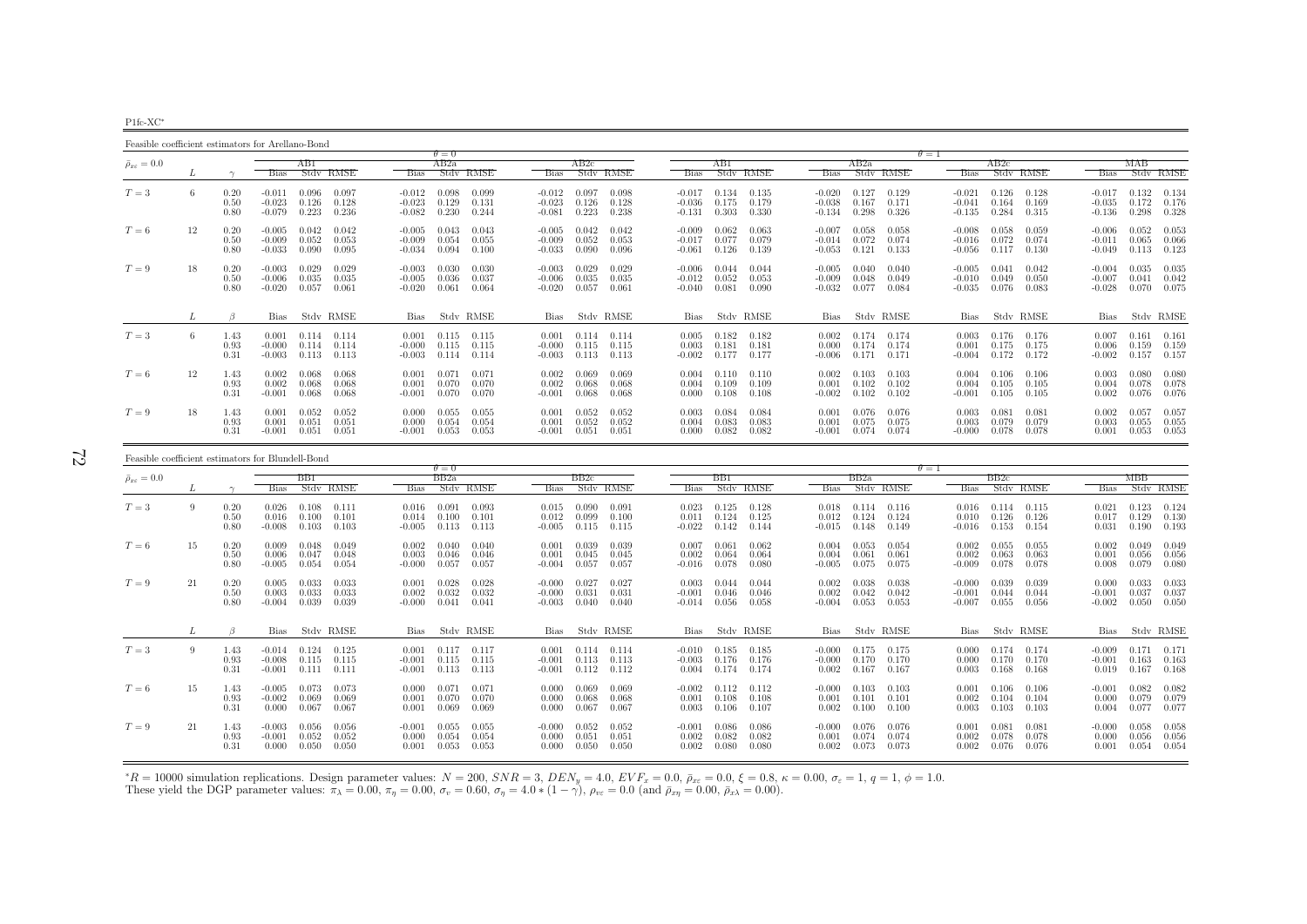P1fc-XC*

Feasible coefficient estimators for Arellano-Bond

| $\bar{\rho}_{x\varepsilon}=0.0$ | | | $\theta=0$ | | | | | | | | | $\theta=1$ | | | | | | | | | | | |
|---|---|---|---|---|---|---|---|---|---|---|---|---|---|---|---|---|---|---|---|---|---|---|---|
| | | | AB1 | | | AB2a | | | AB2c | | | AB1 | | | AB2a | | | AB2c | | | MAB | | |
| | $L$ | $\gamma$ | Bias | Stdv | RMSE | Bias | Stdv | RMSE | Bias | Stdv | RMSE | Bias | Stdv | RMSE | Bias | Stdv | RMSE | Bias | Stdv | RMSE | Bias | Stdv | RMSE |
| $T=3$ | 6 | 0.20 | -0.011 | 0.096 | 0.097 | -0.012 | 0.098 | 0.099 | -0.012 | 0.097 | 0.098 | -0.017 | 0.134 | 0.135 | -0.020 | 0.127 | 0.129 | -0.021 | 0.126 | 0.128 | -0.017 | 0.132 | 0.134 |
| | | 0.50 | -0.023 | 0.126 | 0.128 | -0.023 | 0.129 | 0.131 | -0.023 | 0.126 | 0.128 | -0.036 | 0.175 | 0.179 | -0.038 | 0.167 | 0.171 | -0.041 | 0.164 | 0.169 | -0.035 | 0.172 | 0.176 |
| | | 0.80 | -0.079 | 0.223 | 0.236 | -0.082 | 0.230 | 0.244 | -0.081 | 0.223 | 0.238 | -0.131 | 0.303 | 0.330 | -0.134 | 0.298 | 0.326 | -0.135 | 0.284 | 0.315 | -0.136 | 0.298 | 0.328 |
| $T=6$ | 12 | 0.20 | -0.005 | 0.042 | 0.042 | -0.005 | 0.043 | 0.043 | -0.005 | 0.042 | 0.042 | -0.009 | 0.062 | 0.063 | -0.007 | 0.058 | 0.058 | -0.008 | 0.058 | 0.059 | -0.006 | 0.052 | 0.053 |
| | | 0.50 | -0.009 | 0.052 | 0.053 | -0.009 | 0.054 | 0.055 | -0.009 | 0.052 | 0.053 | -0.017 | 0.077 | 0.079 | -0.014 | 0.072 | 0.074 | -0.016 | 0.072 | 0.074 | -0.011 | 0.065 | 0.066 |
| | | 0.80 | -0.033 | 0.090 | 0.095 | -0.034 | 0.094 | 0.100 | -0.033 | 0.090 | 0.096 | -0.061 | 0.126 | 0.139 | -0.053 | 0.121 | 0.133 | -0.056 | 0.117 | 0.130 | -0.049 | 0.113 | 0.123 |
| $T=9$ | 18 | 0.20 | -0.003 | 0.029 | 0.029 | -0.003 | 0.030 | 0.030 | -0.003 | 0.029 | 0.029 | -0.006 | 0.044 | 0.044 | -0.005 | 0.040 | 0.040 | -0.005 | 0.041 | 0.042 | -0.004 | 0.035 | 0.035 |
| | | 0.50 | -0.006 | 0.035 | 0.035 | -0.005 | 0.036 | 0.037 | -0.006 | 0.035 | 0.035 | -0.012 | 0.052 | 0.053 | -0.009 | 0.048 | 0.049 | -0.010 | 0.049 | 0.050 | -0.007 | 0.041 | 0.042 |
| | | 0.80 | -0.020 | 0.057 | 0.061 | -0.020 | 0.061 | 0.064 | -0.020 | 0.057 | 0.061 | -0.040 | 0.081 | 0.090 | -0.032 | 0.077 | 0.084 | -0.035 | 0.076 | 0.083 | -0.028 | 0.070 | 0.075 |
| | $L$ | $\beta$ | Bias | Stdv | RMSE | Bias | Stdv | RMSE | Bias | Stdv | RMSE | Bias | Stdv | RMSE | Bias | Stdv | RMSE | Bias | Stdv | RMSE | Bias | Stdv | RMSE |
| $T=3$ | 6 | 1.43 | 0.001 | 0.114 | 0.114 | 0.001 | 0.115 | 0.115 | 0.001 | 0.114 | 0.114 | 0.005 | 0.182 | 0.182 | 0.002 | 0.174 | 0.174 | 0.003 | 0.176 | 0.176 | 0.007 | 0.161 | 0.161 |
| | | 0.93 | -0.000 | 0.114 | 0.114 | -0.000 | 0.115 | 0.115 | -0.000 | 0.115 | 0.115 | 0.003 | 0.181 | 0.181 | 0.000 | 0.174 | 0.174 | 0.001 | 0.175 | 0.175 | 0.006 | 0.159 | 0.159 |
| | | 0.31 | -0.003 | 0.113 | 0.113 | -0.003 | 0.114 | 0.114 | -0.003 | 0.113 | 0.113 | -0.002 | 0.177 | 0.177 | -0.006 | 0.171 | 0.171 | -0.004 | 0.172 | 0.172 | -0.002 | 0.157 | 0.157 |
| $T=6$ | 12 | 1.43 | 0.002 | 0.068 | 0.068 | 0.001 | 0.071 | 0.071 | 0.002 | 0.069 | 0.069 | 0.004 | 0.110 | 0.110 | 0.002 | 0.103 | 0.103 | 0.004 | 0.106 | 0.106 | 0.003 | 0.080 | 0.080 |
| | | 0.93 | 0.002 | 0.068 | 0.068 | 0.001 | 0.070 | 0.070 | 0.002 | 0.068 | 0.068 | 0.004 | 0.109 | 0.109 | 0.001 | 0.102 | 0.102 | 0.004 | 0.105 | 0.105 | 0.004 | 0.078 | 0.078 |
| | | 0.31 | -0.001 | 0.068 | 0.068 | -0.001 | 0.070 | 0.070 | -0.001 | 0.068 | 0.068 | 0.000 | 0.108 | 0.108 | -0.002 | 0.102 | 0.102 | -0.001 | 0.105 | 0.105 | 0.002 | 0.076 | 0.076 |
| $T=9$ | 18 | 1.43 | 0.001 | 0.052 | 0.052 | 0.000 | 0.055 | 0.055 | 0.001 | 0.052 | 0.052 | 0.003 | 0.084 | 0.084 | 0.001 | 0.076 | 0.076 | 0.003 | 0.081 | 0.081 | 0.002 | 0.057 | 0.057 |
| | | 0.93 | 0.001 | 0.051 | 0.051 | 0.000 | 0.054 | 0.054 | 0.001 | 0.052 | 0.052 | 0.004 | 0.083 | 0.083 | 0.001 | 0.075 | 0.075 | 0.003 | 0.079 | 0.079 | 0.003 | 0.055 | 0.055 |
| | | 0.31 | -0.001 | 0.051 | 0.051 | -0.001 | 0.053 | 0.053 | -0.001 | 0.051 | 0.051 | 0.000 | 0.082 | 0.082 | -0.001 | 0.074 | 0.074 | -0.000 | 0.078 | 0.078 | 0.001 | 0.053 | 0.053 |

Feasible coefficient estimators for Blundell-Bond

| $\bar{\rho}_{x\varepsilon}=0.0$ | | | $\theta=0$ | | | | | | | | | $\theta=1$ | | | | | | | | | | | |
|---|---|---|---|---|---|---|---|---|---|---|---|---|---|---|---|---|---|---|---|---|---|---|---|
| | | | BB1 | | | BB2a | | | BB2c | | | BB1 | | | BB2a | | | BB2c | | | MBB | | |
| | $L$ | $\gamma$ | Bias | Stdv | RMSE | Bias | Stdv | RMSE | Bias | Stdv | RMSE | Bias | Stdv | RMSE | Bias | Stdv | RMSE | Bias | Stdv | RMSE | Bias | Stdv | RMSE |
| $T=3$ | 9 | 0.20 | 0.026 | 0.108 | 0.111 | 0.016 | 0.091 | 0.093 | 0.015 | 0.090 | 0.091 | 0.023 | 0.125 | 0.128 | 0.018 | 0.114 | 0.116 | 0.016 | 0.114 | 0.115 | 0.021 | 0.123 | 0.124 |
| | | 0.50 | 0.016 | 0.100 | 0.101 | 0.014 | 0.100 | 0.101 | 0.012 | 0.099 | 0.100 | 0.011 | 0.124 | 0.125 | 0.012 | 0.124 | 0.124 | 0.010 | 0.126 | 0.126 | 0.017 | 0.129 | 0.130 |
| | | 0.80 | -0.008 | 0.103 | 0.103 | -0.005 | 0.113 | 0.113 | -0.005 | 0.115 | 0.115 | -0.022 | 0.142 | 0.144 | -0.015 | 0.148 | 0.149 | -0.016 | 0.153 | 0.154 | 0.031 | 0.190 | 0.193 |
| $T=6$ | 15 | 0.20 | 0.009 | 0.048 | 0.049 | 0.002 | 0.040 | 0.040 | 0.001 | 0.039 | 0.039 | 0.007 | 0.061 | 0.062 | 0.004 | 0.053 | 0.054 | 0.002 | 0.055 | 0.055 | 0.002 | 0.049 | 0.049 |
| | | 0.50 | 0.006 | 0.047 | 0.048 | 0.003 | 0.046 | 0.046 | 0.001 | 0.045 | 0.045 | 0.002 | 0.064 | 0.064 | 0.004 | 0.061 | 0.061 | 0.002 | 0.063 | 0.063 | 0.001 | 0.056 | 0.056 |
| | | 0.80 | -0.005 | 0.054 | 0.054 | -0.000 | 0.057 | 0.057 | -0.004 | 0.057 | 0.057 | -0.016 | 0.078 | 0.080 | -0.005 | 0.075 | 0.075 | -0.009 | 0.078 | 0.078 | 0.008 | 0.079 | 0.080 |
| $T=9$ | 21 | 0.20 | 0.005 | 0.033 | 0.033 | 0.001 | 0.028 | 0.028 | -0.000 | 0.027 | 0.027 | 0.003 | 0.044 | 0.044 | 0.002 | 0.038 | 0.038 | -0.000 | 0.039 | 0.039 | 0.000 | 0.033 | 0.033 |
| | | 0.50 | 0.003 | 0.033 | 0.033 | 0.002 | 0.032 | 0.032 | -0.000 | 0.031 | 0.031 | -0.001 | 0.046 | 0.046 | 0.002 | 0.042 | 0.042 | -0.001 | 0.044 | 0.044 | -0.001 | 0.037 | 0.037 |
| | | 0.80 | -0.004 | 0.039 | 0.039 | -0.000 | 0.041 | 0.041 | -0.003 | 0.040 | 0.040 | -0.014 | 0.056 | 0.058 | -0.004 | 0.053 | 0.053 | -0.007 | 0.055 | 0.056 | -0.002 | 0.050 | 0.050 |
| | $L$ | $\beta$ | Bias | Stdv | RMSE | Bias | Stdv | RMSE | Bias | Stdv | RMSE | Bias | Stdv | RMSE | Bias | Stdv | RMSE | Bias | Stdv | RMSE | Bias | Stdv | RMSE |
| $T=3$ | 9 | 1.43 | -0.014 | 0.124 | 0.125 | 0.001 | 0.117 | 0.117 | 0.001 | 0.114 | 0.114 | -0.010 | 0.185 | 0.185 | -0.000 | 0.175 | 0.175 | 0.000 | 0.174 | 0.174 | -0.009 | 0.171 | 0.171 |
| | | 0.93 | -0.008 | 0.115 | 0.115 | -0.001 | 0.115 | 0.115 | -0.001 | 0.113 | 0.113 | -0.003 | 0.176 | 0.176 | -0.000 | 0.170 | 0.170 | 0.000 | 0.170 | 0.170 | -0.001 | 0.163 | 0.163 |
| | | 0.31 | -0.001 | 0.111 | 0.111 | -0.001 | 0.113 | 0.113 | -0.001 | 0.112 | 0.112 | 0.004 | 0.174 | 0.174 | 0.002 | 0.167 | 0.167 | 0.003 | 0.168 | 0.168 | 0.019 | 0.167 | 0.168 |
| $T=6$ | 15 | 1.43 | -0.005 | 0.073 | 0.073 | 0.000 | 0.071 | 0.071 | 0.000 | 0.069 | 0.069 | -0.002 | 0.112 | 0.112 | 0.001 | 0.103 | 0.103 | 0.001 | 0.106 | 0.106 | -0.001 | 0.082 | 0.082 |
| | | 0.93 | -0.002 | 0.069 | 0.069 | 0.001 | 0.070 | 0.070 | 0.000 | 0.068 | 0.068 | 0.001 | 0.108 | 0.108 | 0.001 | 0.101 | 0.101 | 0.002 | 0.104 | 0.104 | 0.000 | 0.079 | 0.079 |
| | | 0.31 | 0.000 | 0.067 | 0.067 | 0.001 | 0.069 | 0.069 | 0.000 | 0.067 | 0.067 | 0.003 | 0.106 | 0.107 | 0.002 | 0.100 | 0.100 | 0.003 | 0.103 | 0.103 | 0.004 | 0.077 | 0.077 |
| $T=9$ | 21 | 1.43 | -0.003 | 0.056 | 0.056 | -0.001 | 0.055 | 0.055 | -0.000 | 0.052 | 0.052 | -0.001 | 0.086 | 0.086 | -0.000 | 0.076 | 0.076 | 0.001 | 0.081 | 0.081 | -0.000 | 0.058 | 0.058 |
| | | 0.93 | -0.001 | 0.052 | 0.052 | 0.000 | 0.054 | 0.054 | 0.000 | 0.051 | 0.051 | 0.002 | 0.082 | 0.082 | 0.001 | 0.074 | 0.074 | 0.002 | 0.078 | 0.078 | 0.000 | 0.056 | 0.056 |
| | | 0.31 | 0.000 | 0.050 | 0.050 | 0.001 | 0.053 | 0.053 | 0.000 | 0.050 | 0.050 | 0.002 | 0.080 | 0.080 | 0.002 | 0.073 | 0.073 | 0.002 | 0.076 | 0.076 | 0.001 | 0.054 | 0.054 |

*$R = 10000$ simulation replications. Design parameter values: $N = 200$, $SNR = 3$, $DEN_y = 4.0$, $EVF_x = 0.0$, $\bar{\rho}_{x\varepsilon} = 0.0$, $\xi = 0.8$, $\kappa = 0.00$, $\sigma_\varepsilon = 1$, $q = 1$, $\phi = 1.0$.
These yield the DGP parameter values: $\pi_\lambda = 0.00$, $\pi_\eta = 0.00$, $\sigma_v = 0.60$, $\sigma_\eta = 4.0 * (1-\gamma)$, $\rho_{v\varepsilon} = 0.0$ (and $\bar{\rho}_{x\eta} = 0.00$, $\bar{\rho}_{x\lambda} = 0.00$).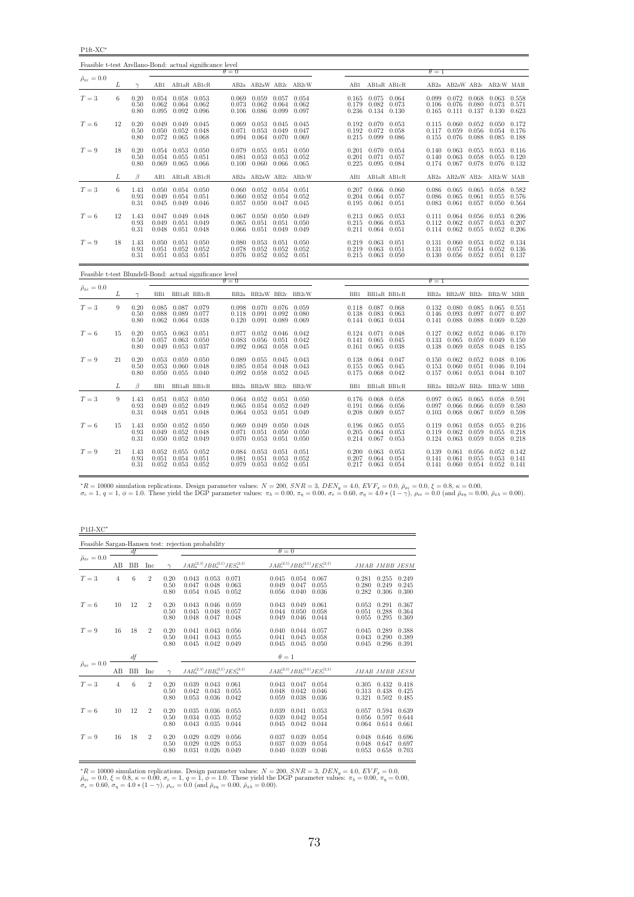P1ft-XC*

Feasible t-test Arellano-Bond: actual significance level

| $\bar{\rho}_{x\varepsilon}=0.0$ | $L$ | $\gamma$ | AB1 | AB1aR | AB1cR | AB2a | AB2aW | AB2c | AB2cW | AB1 | AB1aR | AB1cR | AB2a | AB2aW | AB2c | AB2cW | MAB |
|---|---|---|---|---|---|---|---|---|---|---|---|---|---|---|---|---|---|
| | | | $\theta=0$ | | | | | | | $\theta=1$ | | | | | | | |
| $T=3$ | 6 | 0.20 | 0.054 | 0.058 | 0.053 | 0.069 | 0.059 | 0.057 | 0.054 | 0.165 | 0.075 | 0.064 | 0.099 | 0.072 | 0.068 | 0.063 | 0.558 |
| | | 0.50 | 0.062 | 0.064 | 0.062 | 0.073 | 0.062 | 0.064 | 0.062 | 0.179 | 0.082 | 0.073 | 0.106 | 0.076 | 0.080 | 0.073 | 0.571 |
| | | 0.80 | 0.095 | 0.092 | 0.096 | 0.106 | 0.086 | 0.099 | 0.097 | 0.236 | 0.134 | 0.130 | 0.165 | 0.111 | 0.137 | 0.130 | 0.623 |
| $T=6$ | 12 | 0.20 | 0.049 | 0.049 | 0.045 | 0.069 | 0.053 | 0.045 | 0.045 | 0.192 | 0.070 | 0.053 | 0.115 | 0.060 | 0.052 | 0.050 | 0.172 |
| | | 0.50 | 0.050 | 0.052 | 0.048 | 0.071 | 0.053 | 0.049 | 0.047 | 0.192 | 0.072 | 0.058 | 0.117 | 0.059 | 0.056 | 0.054 | 0.176 |
| | | 0.80 | 0.072 | 0.065 | 0.068 | 0.094 | 0.064 | 0.070 | 0.069 | 0.215 | 0.099 | 0.086 | 0.155 | 0.076 | 0.088 | 0.085 | 0.188 |
| $T=9$ | 18 | 0.20 | 0.054 | 0.053 | 0.050 | 0.079 | 0.055 | 0.051 | 0.050 | 0.201 | 0.070 | 0.054 | 0.140 | 0.063 | 0.055 | 0.053 | 0.116 |
| | | 0.50 | 0.054 | 0.055 | 0.051 | 0.081 | 0.053 | 0.053 | 0.052 | 0.201 | 0.071 | 0.057 | 0.140 | 0.063 | 0.058 | 0.055 | 0.120 |
| | | 0.80 | 0.069 | 0.065 | 0.066 | 0.100 | 0.060 | 0.066 | 0.065 | 0.225 | 0.095 | 0.084 | 0.174 | 0.067 | 0.078 | 0.076 | 0.132 |
| | $L$ | $\beta$ | AB1 | AB1aR | AB1cR | AB2a | AB2aW | AB2c | AB2cW | AB1 | AB1aR | AB1cR | AB2a | AB2aW | AB2c | AB2cW | MAB |
| $T=3$ | 6 | 1.43 | 0.050 | 0.054 | 0.050 | 0.060 | 0.052 | 0.054 | 0.051 | 0.207 | 0.066 | 0.060 | 0.086 | 0.065 | 0.065 | 0.058 | 0.582 |
| | | 0.93 | 0.049 | 0.054 | 0.051 | 0.060 | 0.052 | 0.054 | 0.052 | 0.204 | 0.064 | 0.057 | 0.086 | 0.065 | 0.061 | 0.055 | 0.576 |
| | | 0.31 | 0.045 | 0.049 | 0.046 | 0.057 | 0.050 | 0.047 | 0.045 | 0.195 | 0.061 | 0.051 | 0.083 | 0.061 | 0.057 | 0.050 | 0.564 |
| $T=6$ | 12 | 1.43 | 0.047 | 0.049 | 0.048 | 0.067 | 0.050 | 0.050 | 0.049 | 0.213 | 0.065 | 0.053 | 0.111 | 0.064 | 0.056 | 0.053 | 0.206 |
| | | 0.93 | 0.049 | 0.051 | 0.049 | 0.065 | 0.051 | 0.051 | 0.050 | 0.215 | 0.066 | 0.053 | 0.112 | 0.062 | 0.057 | 0.053 | 0.207 |
| | | 0.31 | 0.048 | 0.051 | 0.048 | 0.066 | 0.051 | 0.049 | 0.049 | 0.211 | 0.064 | 0.051 | 0.114 | 0.062 | 0.055 | 0.052 | 0.206 |
| $T=9$ | 18 | 1.43 | 0.050 | 0.051 | 0.050 | 0.080 | 0.053 | 0.051 | 0.050 | 0.219 | 0.063 | 0.051 | 0.131 | 0.060 | 0.053 | 0.052 | 0.134 |
| | | 0.93 | 0.051 | 0.052 | 0.052 | 0.078 | 0.052 | 0.052 | 0.052 | 0.219 | 0.063 | 0.051 | 0.131 | 0.057 | 0.054 | 0.052 | 0.136 |
| | | 0.31 | 0.051 | 0.053 | 0.051 | 0.076 | 0.052 | 0.052 | 0.051 | 0.215 | 0.063 | 0.050 | 0.130 | 0.056 | 0.052 | 0.051 | 0.137 |

Feasible t-test Blundell-Bond: actual significance level

| $\bar{\rho}_{x\varepsilon}=0.0$ | $L$ | $\gamma$ | BB1 | BB1aR | BB1cR | BB2a | BB2aW | BB2c | BB2cW | BB1 | BB1aR | BB1cR | BB2a | BB2aW | BB2c | BB2cW | MBB |
|---|---|---|---|---|---|---|---|---|---|---|---|---|---|---|---|---|---|
| | | | $\theta=0$ | | | | | | | $\theta=1$ | | | | | | | |
| $T=3$ | 9 | 0.20 | 0.085 | 0.087 | 0.079 | 0.098 | 0.070 | 0.076 | 0.059 | 0.118 | 0.087 | 0.068 | 0.132 | 0.080 | 0.085 | 0.065 | 0.551 |
| | | 0.50 | 0.088 | 0.089 | 0.077 | 0.118 | 0.091 | 0.092 | 0.080 | 0.138 | 0.083 | 0.063 | 0.146 | 0.093 | 0.097 | 0.077 | 0.497 |
| | | 0.80 | 0.062 | 0.064 | 0.038 | 0.120 | 0.091 | 0.089 | 0.069 | 0.144 | 0.063 | 0.034 | 0.141 | 0.088 | 0.088 | 0.069 | 0.520 |
| $T=6$ | 15 | 0.20 | 0.055 | 0.063 | 0.051 | 0.077 | 0.052 | 0.046 | 0.042 | 0.124 | 0.071 | 0.048 | 0.127 | 0.062 | 0.052 | 0.046 | 0.170 |
| | | 0.50 | 0.057 | 0.063 | 0.050 | 0.083 | 0.056 | 0.051 | 0.042 | 0.141 | 0.065 | 0.045 | 0.133 | 0.065 | 0.059 | 0.049 | 0.150 |
| | | 0.80 | 0.049 | 0.053 | 0.037 | 0.092 | 0.063 | 0.058 | 0.045 | 0.161 | 0.065 | 0.038 | 0.138 | 0.069 | 0.058 | 0.048 | 0.185 |
| $T=9$ | 21 | 0.20 | 0.053 | 0.059 | 0.050 | 0.089 | 0.055 | 0.045 | 0.043 | 0.138 | 0.064 | 0.047 | 0.150 | 0.062 | 0.052 | 0.048 | 0.106 |
| | | 0.50 | 0.053 | 0.060 | 0.048 | 0.085 | 0.054 | 0.048 | 0.043 | 0.155 | 0.065 | 0.045 | 0.153 | 0.060 | 0.051 | 0.046 | 0.104 |
| | | 0.80 | 0.050 | 0.055 | 0.040 | 0.092 | 0.058 | 0.052 | 0.045 | 0.175 | 0.068 | 0.042 | 0.157 | 0.061 | 0.053 | 0.044 | 0.107 |
| | $L$ | $\beta$ | BB1 | BB1aR | BB1cR | BB2a | BB2aW | BB2c | BB2cW | BB1 | BB1aR | BB1cR | BB2a | BB2aW | BB2c | BB2cW | MBB |
| $T=3$ | 9 | 1.43 | 0.051 | 0.053 | 0.050 | 0.064 | 0.052 | 0.051 | 0.050 | 0.176 | 0.068 | 0.058 | 0.097 | 0.065 | 0.065 | 0.058 | 0.591 |
| | | 0.93 | 0.049 | 0.052 | 0.049 | 0.065 | 0.054 | 0.052 | 0.049 | 0.191 | 0.066 | 0.056 | 0.097 | 0.066 | 0.066 | 0.059 | 0.580 |
| | | 0.31 | 0.048 | 0.051 | 0.048 | 0.064 | 0.053 | 0.051 | 0.049 | 0.208 | 0.069 | 0.057 | 0.103 | 0.068 | 0.067 | 0.059 | 0.598 |
| $T=6$ | 15 | 1.43 | 0.050 | 0.052 | 0.050 | 0.069 | 0.049 | 0.050 | 0.048 | 0.196 | 0.065 | 0.055 | 0.119 | 0.061 | 0.058 | 0.055 | 0.216 |
| | | 0.93 | 0.049 | 0.052 | 0.048 | 0.071 | 0.051 | 0.050 | 0.050 | 0.205 | 0.064 | 0.053 | 0.119 | 0.062 | 0.059 | 0.055 | 0.218 |
| | | 0.31 | 0.050 | 0.052 | 0.049 | 0.070 | 0.053 | 0.051 | 0.050 | 0.214 | 0.067 | 0.053 | 0.124 | 0.063 | 0.059 | 0.058 | 0.218 |
| $T=9$ | 21 | 1.43 | 0.052 | 0.055 | 0.052 | 0.084 | 0.053 | 0.051 | 0.051 | 0.200 | 0.063 | 0.053 | 0.139 | 0.061 | 0.056 | 0.052 | 0.142 |
| | | 0.93 | 0.051 | 0.054 | 0.051 | 0.081 | 0.051 | 0.053 | 0.052 | 0.207 | 0.064 | 0.054 | 0.141 | 0.061 | 0.055 | 0.053 | 0.141 |
| | | 0.31 | 0.052 | 0.053 | 0.052 | 0.079 | 0.053 | 0.052 | 0.051 | 0.217 | 0.063 | 0.054 | 0.141 | 0.060 | 0.054 | 0.052 | 0.141 |

*$R=10000$ simulation replications. Design parameter values: $N=200$, $SNR=3$, $DEN_y=4.0$, $EVF_x=0.0$, $\bar{\rho}_{x\varepsilon}=0.0$, $\xi=0.8$, $\kappa=0.00$, $\sigma_\varepsilon=1$, $q=1$, $\phi=1.0$. These yield the DGP parameter values: $\pi_\lambda=0.00$, $\pi_\eta=0.00$, $\sigma_v=0.60$, $\sigma_\eta=4.0*(1-\gamma)$, $\rho_{v\varepsilon}=0.0$ (and $\bar{\rho}_{x\eta}=0.00$, $\bar{\rho}_{x\lambda}=0.00$).

P1fJ-XC*

Feasible Sargan-Hansen test: rejection probability

| $\bar{\rho}_{x\varepsilon}=0.0$ | AB ($df$) | BB ($df$) | Inc ($df$) | $\gamma$ | $JAB_a^{(2,1)}$ | $JBB_a^{(2,1)}$ | $JES_a^{(2,1)}$ | $JAB_c^{(2,1)}$ | $JBB_c^{(2,1)}$ | $JES_c^{(2,1)}$ | $JMAB$ | $JMBB$ | $JESM$ |
|---|---|---|---|---|---|---|---|---|---|---|---|---|---|
| | | | | | $\theta=0$ | | | | | | | | |
| $T=3$ | 4 | 6 | 2 | 0.20 | 0.043 | 0.053 | 0.071 | 0.045 | 0.054 | 0.067 | 0.281 | 0.255 | 0.249 |
| | | | | 0.50 | 0.047 | 0.048 | 0.063 | 0.049 | 0.047 | 0.055 | 0.280 | 0.249 | 0.245 |
| | | | | 0.80 | 0.054 | 0.045 | 0.052 | 0.056 | 0.040 | 0.036 | 0.282 | 0.306 | 0.300 |
| $T=6$ | 10 | 12 | 2 | 0.20 | 0.043 | 0.046 | 0.059 | 0.043 | 0.049 | 0.061 | 0.053 | 0.291 | 0.367 |
| | | | | 0.50 | 0.045 | 0.048 | 0.057 | 0.044 | 0.050 | 0.058 | 0.051 | 0.288 | 0.364 |
| | | | | 0.80 | 0.048 | 0.047 | 0.048 | 0.049 | 0.046 | 0.044 | 0.055 | 0.295 | 0.369 |
| $T=9$ | 16 | 18 | 2 | 0.20 | 0.041 | 0.043 | 0.056 | 0.040 | 0.044 | 0.057 | 0.045 | 0.289 | 0.388 |
| | | | | 0.50 | 0.041 | 0.043 | 0.055 | 0.041 | 0.045 | 0.058 | 0.043 | 0.290 | 0.389 |
| | | | | 0.80 | 0.045 | 0.042 | 0.049 | 0.045 | 0.045 | 0.050 | 0.045 | 0.296 | 0.391 |
| | | | | | $\theta=1$ | | | | | | | | |
| $T=3$ | 4 | 6 | 2 | 0.20 | 0.039 | 0.043 | 0.061 | 0.043 | 0.047 | 0.054 | 0.305 | 0.432 | 0.418 |
| | | | | 0.50 | 0.042 | 0.043 | 0.055 | 0.048 | 0.042 | 0.046 | 0.313 | 0.438 | 0.425 |
| | | | | 0.80 | 0.053 | 0.036 | 0.042 | 0.059 | 0.038 | 0.036 | 0.321 | 0.502 | 0.485 |
| $T=6$ | 10 | 12 | 2 | 0.20 | 0.035 | 0.036 | 0.055 | 0.039 | 0.041 | 0.053 | 0.057 | 0.594 | 0.639 |
| | | | | 0.50 | 0.034 | 0.035 | 0.052 | 0.039 | 0.042 | 0.054 | 0.056 | 0.597 | 0.644 |
| | | | | 0.80 | 0.043 | 0.035 | 0.044 | 0.045 | 0.042 | 0.044 | 0.064 | 0.614 | 0.661 |
| $T=9$ | 16 | 18 | 2 | 0.20 | 0.029 | 0.029 | 0.056 | 0.037 | 0.039 | 0.054 | 0.048 | 0.646 | 0.696 |
| | | | | 0.50 | 0.029 | 0.028 | 0.053 | 0.037 | 0.039 | 0.054 | 0.048 | 0.647 | 0.697 |
| | | | | 0.80 | 0.031 | 0.026 | 0.049 | 0.040 | 0.039 | 0.046 | 0.053 | 0.658 | 0.703 |

*$R=10000$ simulation replications. Design parameter values: $N=200$, $SNR=3$, $DEN_y=4.0$, $EVF_x=0.0$, $\bar{\rho}_{x\varepsilon}=0.0$, $\xi=0.8$, $\kappa=0.00$, $\sigma_\varepsilon=1$, $q=1$, $\phi=1.0$. These yield the DGP parameter values: $\pi_\lambda=0.00$, $\pi_\eta=0.00$, $\sigma_v=0.60$, $\sigma_\eta=4.0*(1-\gamma)$, $\rho_{v\varepsilon}=0.0$ (and $\bar{\rho}_{x\eta}=0.00$, $\bar{\rho}_{x\lambda}=0.00$).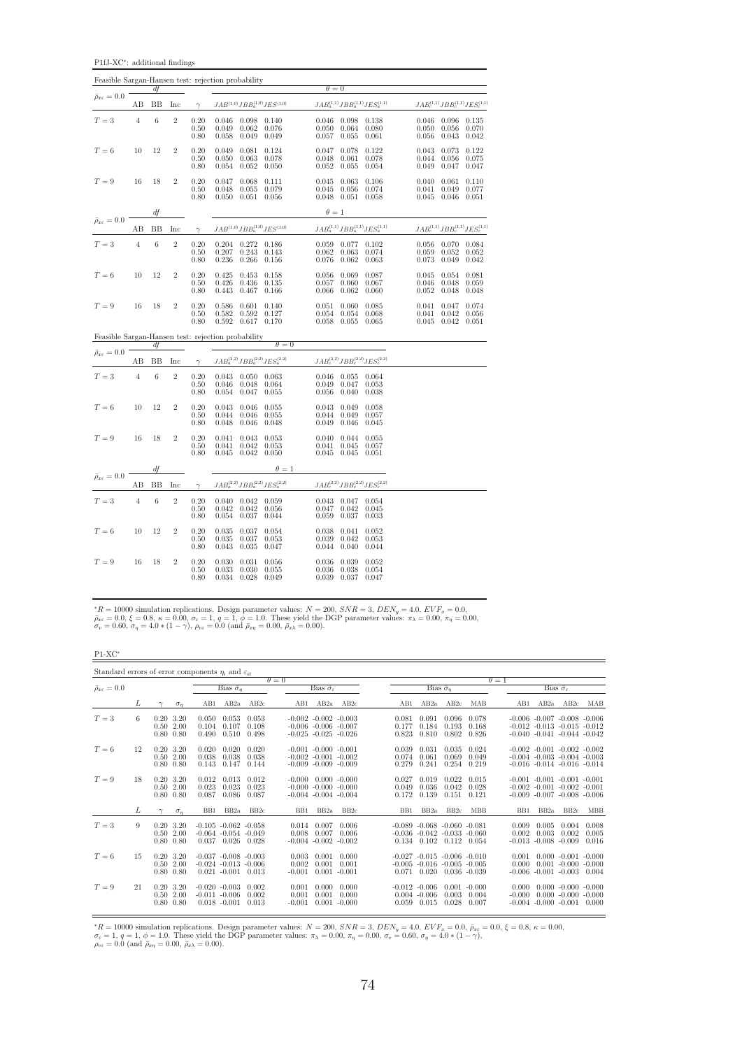P1fJ-XC*: additional findings

Feasible Sargan-Hansen test: rejection probability

| $\bar{\rho}_{x\varepsilon}=0.0$ | df | | | | $\theta=0$ | | | | | | | | |
|---|---|---|---|---|---|---|---|---|---|---|---|---|---|
| | AB | BB | Inc | $\gamma$ | $JAB^{(1,0)}$ | $JBB_a^{(1,0)}$ | $JES^{(1,0)}$ | $JAB_a^{(1,1)}$ | $JBB_a^{(1,1)}$ | $JES_a^{(1,1)}$ | $JAB_c^{(1,1)}$ | $JBB_c^{(1,1)}$ | $JES_c^{(1,1)}$ |
| $T=3$ | 4 | 6 | 2 | 0.20 | 0.046 | 0.098 | 0.140 | 0.046 | 0.098 | 0.138 | 0.046 | 0.096 | 0.135 |
| | | | | 0.50 | 0.049 | 0.062 | 0.076 | 0.050 | 0.064 | 0.080 | 0.050 | 0.056 | 0.070 |
| | | | | 0.80 | 0.058 | 0.049 | 0.049 | 0.057 | 0.055 | 0.061 | 0.056 | 0.043 | 0.042 |
| $T=6$ | 10 | 12 | 2 | 0.20 | 0.049 | 0.081 | 0.124 | 0.047 | 0.078 | 0.122 | 0.043 | 0.073 | 0.122 |
| | | | | 0.50 | 0.050 | 0.063 | 0.078 | 0.048 | 0.061 | 0.078 | 0.044 | 0.056 | 0.075 |
| | | | | 0.80 | 0.054 | 0.052 | 0.050 | 0.052 | 0.055 | 0.054 | 0.049 | 0.047 | 0.047 |
| $T=9$ | 16 | 18 | 2 | 0.20 | 0.047 | 0.068 | 0.111 | 0.045 | 0.063 | 0.106 | 0.040 | 0.061 | 0.110 |
| | | | | 0.50 | 0.048 | 0.055 | 0.079 | 0.045 | 0.056 | 0.074 | 0.041 | 0.049 | 0.077 |
| | | | | 0.80 | 0.050 | 0.051 | 0.056 | 0.048 | 0.051 | 0.058 | 0.045 | 0.046 | 0.051 |

| $\bar{\rho}_{x\varepsilon}=0.0$ | df | | | | $\theta=1$ | | | | | | | | |
|---|---|---|---|---|---|---|---|---|---|---|---|---|---|
| | AB | BB | Inc | $\gamma$ | $JAB^{(1,0)}$ | $JBB_a^{(1,0)}$ | $JES^{(1,0)}$ | $JAB_a^{(1,1)}$ | $JBB_a^{(1,1)}$ | $JES_a^{(1,1)}$ | $JAB_c^{(1,1)}$ | $JBB_c^{(1,1)}$ | $JES_c^{(1,1)}$ |
| $T=3$ | 4 | 6 | 2 | 0.20 | 0.204 | 0.272 | 0.186 | 0.059 | 0.077 | 0.102 | 0.056 | 0.070 | 0.084 |
| | | | | 0.50 | 0.207 | 0.243 | 0.143 | 0.062 | 0.063 | 0.074 | 0.059 | 0.052 | 0.052 |
| | | | | 0.80 | 0.236 | 0.266 | 0.156 | 0.076 | 0.062 | 0.063 | 0.073 | 0.049 | 0.042 |
| $T=6$ | 10 | 12 | 2 | 0.20 | 0.425 | 0.453 | 0.158 | 0.056 | 0.069 | 0.087 | 0.045 | 0.054 | 0.081 |
| | | | | 0.50 | 0.426 | 0.436 | 0.135 | 0.057 | 0.060 | 0.067 | 0.046 | 0.048 | 0.059 |
| | | | | 0.80 | 0.443 | 0.467 | 0.166 | 0.066 | 0.062 | 0.060 | 0.052 | 0.048 | 0.048 |
| $T=9$ | 16 | 18 | 2 | 0.20 | 0.586 | 0.601 | 0.140 | 0.051 | 0.060 | 0.085 | 0.041 | 0.047 | 0.074 |
| | | | | 0.50 | 0.582 | 0.592 | 0.127 | 0.054 | 0.054 | 0.068 | 0.041 | 0.042 | 0.056 |
| | | | | 0.80 | 0.592 | 0.617 | 0.170 | 0.058 | 0.055 | 0.065 | 0.045 | 0.042 | 0.051 |

Feasible Sargan-Hansen test: rejection probability

| $\bar{\rho}_{x\varepsilon}=0.0$ | df | | | | $\theta=0$ | | | | | |
|---|---|---|---|---|---|---|---|---|---|---|
| | AB | BB | Inc | $\gamma$ | $JAB_a^{(2,2)}$ | $JBB_a^{(2,2)}$ | $JES_a^{(2,2)}$ | $JAB_c^{(2,2)}$ | $JBB_c^{(2,2)}$ | $JES_c^{(2,2)}$ |
| $T=3$ | 4 | 6 | 2 | 0.20 | 0.043 | 0.050 | 0.063 | 0.046 | 0.055 | 0.064 |
| | | | | 0.50 | 0.046 | 0.048 | 0.064 | 0.049 | 0.047 | 0.053 |
| | | | | 0.80 | 0.054 | 0.047 | 0.055 | 0.056 | 0.040 | 0.038 |
| $T=6$ | 10 | 12 | 2 | 0.20 | 0.043 | 0.046 | 0.055 | 0.043 | 0.049 | 0.058 |
| | | | | 0.50 | 0.044 | 0.046 | 0.055 | 0.044 | 0.049 | 0.057 |
| | | | | 0.80 | 0.048 | 0.046 | 0.048 | 0.049 | 0.046 | 0.045 |
| $T=9$ | 16 | 18 | 2 | 0.20 | 0.041 | 0.043 | 0.053 | 0.040 | 0.044 | 0.055 |
| | | | | 0.50 | 0.041 | 0.042 | 0.053 | 0.041 | 0.045 | 0.057 |
| | | | | 0.80 | 0.045 | 0.042 | 0.050 | 0.045 | 0.045 | 0.051 |

| $\bar{\rho}_{x\varepsilon}=0.0$ | df | | | | $\theta=1$ | | | | | |
|---|---|---|---|---|---|---|---|---|---|---|
| | AB | BB | Inc | $\gamma$ | $JAB_a^{(2,2)}$ | $JBB_a^{(2,2)}$ | $JES_a^{(2,2)}$ | $JAB_c^{(2,2)}$ | $JBB_c^{(2,2)}$ | $JES_c^{(2,2)}$ |
| $T=3$ | 4 | 6 | 2 | 0.20 | 0.040 | 0.042 | 0.059 | 0.043 | 0.047 | 0.054 |
| | | | | 0.50 | 0.042 | 0.042 | 0.056 | 0.047 | 0.042 | 0.045 |
| | | | | 0.80 | 0.054 | 0.037 | 0.044 | 0.059 | 0.037 | 0.033 |
| $T=6$ | 10 | 12 | 2 | 0.20 | 0.035 | 0.037 | 0.054 | 0.038 | 0.041 | 0.052 |
| | | | | 0.50 | 0.035 | 0.037 | 0.053 | 0.039 | 0.042 | 0.053 |
| | | | | 0.80 | 0.043 | 0.035 | 0.047 | 0.044 | 0.040 | 0.044 |
| $T=9$ | 16 | 18 | 2 | 0.20 | 0.030 | 0.031 | 0.056 | 0.036 | 0.039 | 0.052 |
| | | | | 0.50 | 0.033 | 0.030 | 0.055 | 0.036 | 0.038 | 0.054 |
| | | | | 0.80 | 0.034 | 0.028 | 0.049 | 0.039 | 0.037 | 0.047 |

$^*R = 10000$ simulation replications. Design parameter values: $N = 200$, $SNR = 3$, $DEN_y = 4.0$, $EVF_x = 0.0$, $\bar{\rho}_{x\varepsilon} = 0.0$, $\xi = 0.8$, $\kappa = 0.00$, $\sigma_\varepsilon = 1$, $q = 1$, $\phi = 1.0$. These yield the DGP parameter values: $\pi_\lambda = 0.00$, $\pi_\eta = 0.00$, $\sigma_v = 0.60$, $\sigma_\eta = 4.0 * (1 - \gamma)$, $\rho_{v\varepsilon} = 0.0$ (and $\bar{\rho}_{x\eta} = 0.00$, $\bar{\rho}_{x\lambda} = 0.00$).

P1-XC*

Standard errors of error components $\eta_i$ and $\varepsilon_{it}$

| $\bar{\rho}_{x\varepsilon}=0.0$ | | | | $\theta=0$ | | | | | | $\theta=1$ | | | | | | | |
|---|---|---|---|---|---|---|---|---|---|---|---|---|---|---|---|---|---|
| | | | | Bias $\hat{\sigma}_\eta$ | | | Bias $\hat{\sigma}_\varepsilon$ | | | Bias $\hat{\sigma}_\eta$ | | | | Bias $\hat{\sigma}_\varepsilon$ | | | |
| | $L$ | $\gamma$ | $\sigma_\eta$ | AB1 | AB2a | AB2c | AB1 | AB2a | AB2c | AB1 | AB2a | AB2c | MAB | AB1 | AB2a | AB2c | MAB |
| $T=3$ | 6 | 0.20 | 3.20 | 0.050 | 0.053 | 0.053 | -0.002 | -0.002 | -0.003 | 0.081 | 0.091 | 0.096 | 0.078 | -0.006 | -0.007 | -0.008 | -0.006 |
| | | 0.50 | 2.00 | 0.104 | 0.107 | 0.108 | -0.006 | -0.006 | -0.007 | 0.177 | 0.184 | 0.193 | 0.168 | -0.012 | -0.013 | -0.015 | -0.012 |
| | | 0.80 | 0.80 | 0.490 | 0.510 | 0.498 | -0.025 | -0.025 | -0.026 | 0.823 | 0.810 | 0.802 | 0.826 | -0.040 | -0.041 | -0.044 | -0.042 |
| $T=6$ | 12 | 0.20 | 3.20 | 0.020 | 0.020 | 0.020 | -0.001 | -0.000 | -0.001 | 0.039 | 0.031 | 0.035 | 0.024 | -0.002 | -0.001 | -0.002 | -0.002 |
| | | 0.50 | 2.00 | 0.038 | 0.038 | 0.038 | -0.002 | -0.001 | -0.002 | 0.074 | 0.061 | 0.069 | 0.049 | -0.004 | -0.003 | -0.004 | -0.003 |
| | | 0.80 | 0.80 | 0.143 | 0.147 | 0.144 | -0.009 | -0.009 | -0.009 | 0.279 | 0.241 | 0.254 | 0.219 | -0.016 | -0.014 | -0.016 | -0.014 |
| $T=9$ | 18 | 0.20 | 3.20 | 0.012 | 0.013 | 0.012 | -0.000 | 0.000 | -0.000 | 0.027 | 0.019 | 0.022 | 0.015 | -0.001 | -0.001 | -0.001 | -0.001 |
| | | 0.50 | 2.00 | 0.023 | 0.023 | 0.023 | -0.000 | -0.000 | -0.000 | 0.049 | 0.036 | 0.042 | 0.028 | -0.002 | -0.001 | -0.002 | -0.001 |
| | | 0.80 | 0.80 | 0.087 | 0.086 | 0.087 | -0.004 | -0.004 | -0.004 | 0.172 | 0.139 | 0.151 | 0.121 | -0.009 | -0.007 | -0.008 | -0.006 |
| | $L$ | $\gamma$ | $\sigma_\eta$ | BB1 | BB2a | BB2c | BB1 | BB2a | BB2c | BB1 | BB2a | BB2c | MBB | BB1 | BB2a | BB2c | MBB |
| $T=3$ | 9 | 0.20 | 3.20 | -0.105 | -0.062 | -0.058 | 0.014 | 0.007 | 0.006 | -0.089 | -0.068 | -0.060 | -0.081 | 0.009 | 0.005 | 0.004 | 0.008 |
| | | 0.50 | 2.00 | -0.064 | -0.054 | -0.049 | 0.008 | 0.007 | 0.006 | -0.036 | -0.042 | -0.033 | -0.060 | 0.002 | 0.003 | 0.002 | 0.005 |
| | | 0.80 | 0.80 | 0.037 | 0.026 | 0.028 | -0.004 | -0.002 | -0.002 | 0.134 | 0.102 | 0.112 | 0.054 | -0.013 | -0.008 | -0.009 | 0.016 |
| $T=6$ | 15 | 0.20 | 3.20 | -0.037 | -0.008 | -0.003 | 0.003 | 0.001 | 0.000 | -0.027 | -0.015 | -0.006 | -0.010 | 0.001 | 0.000 | -0.001 | -0.000 |
| | | 0.50 | 2.00 | -0.024 | -0.013 | -0.006 | 0.002 | 0.001 | 0.001 | -0.005 | -0.016 | -0.005 | -0.005 | 0.000 | 0.001 | -0.000 | -0.000 |
| | | 0.80 | 0.80 | 0.021 | -0.001 | 0.013 | -0.001 | 0.001 | -0.001 | 0.071 | 0.020 | 0.036 | -0.039 | -0.006 | -0.001 | -0.003 | 0.004 |
| $T=9$ | 21 | 0.20 | 3.20 | -0.020 | -0.003 | 0.002 | 0.001 | 0.000 | 0.000 | -0.012 | -0.006 | 0.001 | -0.000 | 0.000 | 0.000 | -0.000 | -0.000 |
| | | 0.50 | 2.00 | -0.011 | -0.006 | 0.002 | 0.001 | 0.001 | 0.000 | 0.004 | -0.006 | 0.003 | 0.004 | -0.000 | 0.000 | -0.000 | -0.000 |
| | | 0.80 | 0.80 | 0.018 | -0.001 | 0.013 | -0.001 | 0.001 | -0.000 | 0.059 | 0.015 | 0.028 | 0.007 | -0.004 | -0.000 | -0.001 | 0.000 |

$^*R = 10000$ simulation replications. Design parameter values: $N = 200$, $SNR = 3$, $DEN_y = 4.0$, $EVF_x = 0.0$, $\bar{\rho}_{x\varepsilon} = 0.0$, $\xi = 0.8$, $\kappa = 0.00$, $\sigma_\varepsilon = 1$, $q = 1$, $\phi = 1.0$. These yield the DGP parameter values: $\pi_\lambda = 0.00$, $\pi_\eta = 0.00$, $\sigma_v = 0.60$, $\sigma_\eta = 4.0 * (1 - \gamma)$, $\rho_{v\varepsilon} = 0.0$ (and $\bar{\rho}_{x\eta} = 0.00$, $\bar{\rho}_{x\lambda} = 0.00$).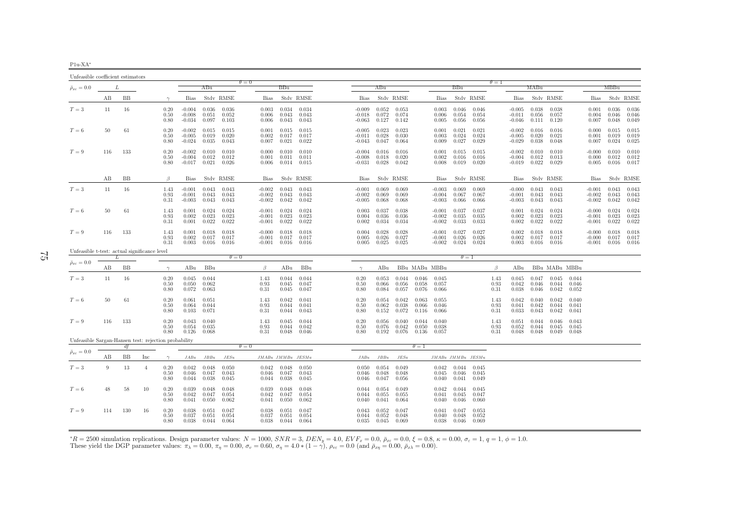P1u-XA*

Unfeasible coefficient estimators

| $\bar{\rho}_{x\varepsilon}=0.0$ | L | | | $\theta=0$ ABu | | | BBu | | | $\theta=1$ ABu | | | BBu | | | MABu | | | MBBu | | |
|---|---|---|---|---|---|---|---|---|---|---|---|---|---|---|---|---|---|---|---|---|---|
| | AB | BB | $\gamma$ | Bias | Stdv | RMSE | Bias | Stdv | RMSE | Bias | Stdv | RMSE | Bias | Stdv | RMSE | Bias | Stdv | RMSE | Bias | Stdv | RMSE |
| $T=3$ | 11 | 16 | 0.20 | -0.004 | 0.036 | 0.036 | 0.003 | 0.034 | 0.034 | -0.009 | 0.052 | 0.053 | 0.003 | 0.046 | 0.046 | -0.005 | 0.038 | 0.038 | 0.001 | 0.036 | 0.036 |
| | | | 0.50 | -0.008 | 0.051 | 0.052 | 0.006 | 0.043 | 0.043 | -0.018 | 0.072 | 0.074 | 0.006 | 0.054 | 0.054 | -0.011 | 0.056 | 0.057 | 0.004 | 0.046 | 0.046 |
| | | | 0.80 | -0.034 | 0.097 | 0.103 | 0.006 | 0.043 | 0.043 | -0.063 | 0.127 | 0.142 | 0.005 | 0.056 | 0.056 | -0.046 | 0.111 | 0.120 | 0.007 | 0.048 | 0.049 |
| $T=6$ | 50 | 61 | 0.20 | -0.002 | 0.015 | 0.015 | 0.001 | 0.015 | 0.015 | -0.005 | 0.023 | 0.023 | 0.001 | 0.021 | 0.021 | -0.002 | 0.016 | 0.016 | 0.000 | 0.015 | 0.015 |
| | | | 0.50 | -0.005 | 0.019 | 0.020 | 0.002 | 0.017 | 0.017 | -0.011 | 0.028 | 0.030 | 0.003 | 0.024 | 0.024 | -0.005 | 0.020 | 0.021 | 0.001 | 0.019 | 0.019 |
| | | | 0.80 | -0.024 | 0.035 | 0.043 | 0.007 | 0.021 | 0.022 | -0.043 | 0.047 | 0.064 | 0.009 | 0.027 | 0.029 | -0.029 | 0.038 | 0.048 | 0.007 | 0.024 | 0.025 |
| $T=9$ | 116 | 133 | 0.20 | -0.002 | 0.010 | 0.010 | 0.000 | 0.010 | 0.010 | -0.004 | 0.016 | 0.016 | 0.001 | 0.015 | 0.015 | -0.002 | 0.010 | 0.010 | -0.000 | 0.010 | 0.010 |
| | | | 0.50 | -0.004 | 0.012 | 0.012 | 0.001 | 0.011 | 0.011 | -0.008 | 0.018 | 0.020 | 0.002 | 0.016 | 0.016 | -0.004 | 0.012 | 0.013 | 0.000 | 0.012 | 0.012 |
| | | | 0.80 | -0.017 | 0.021 | 0.026 | 0.006 | 0.014 | 0.015 | -0.031 | 0.028 | 0.042 | 0.008 | 0.019 | 0.020 | -0.019 | 0.022 | 0.029 | 0.005 | 0.016 | 0.017 |
| | AB | BB | $\beta$ | Bias | Stdv | RMSE | Bias | Stdv | RMSE | Bias | Stdv | RMSE | Bias | Stdv | RMSE | Bias | Stdv | RMSE | Bias | Stdv | RMSE |
| $T=3$ | 11 | 16 | 1.43 | -0.001 | 0.043 | 0.043 | -0.002 | 0.043 | 0.043 | -0.001 | 0.069 | 0.069 | -0.003 | 0.069 | 0.069 | -0.000 | 0.043 | 0.043 | -0.001 | 0.043 | 0.043 |
| | | | 0.93 | -0.001 | 0.043 | 0.043 | -0.002 | 0.043 | 0.043 | -0.002 | 0.069 | 0.069 | -0.004 | 0.067 | 0.067 | -0.001 | 0.043 | 0.043 | -0.002 | 0.043 | 0.043 |
| | | | 0.31 | -0.003 | 0.043 | 0.043 | -0.002 | 0.042 | 0.042 | -0.005 | 0.068 | 0.068 | -0.003 | 0.066 | 0.066 | -0.003 | 0.043 | 0.043 | -0.002 | 0.042 | 0.042 |
| $T=6$ | 50 | 61 | 1.43 | 0.001 | 0.024 | 0.024 | -0.001 | 0.024 | 0.024 | 0.003 | 0.037 | 0.038 | -0.001 | 0.037 | 0.037 | 0.001 | 0.024 | 0.024 | -0.000 | 0.024 | 0.024 |
| | | | 0.93 | 0.002 | 0.023 | 0.023 | -0.001 | 0.023 | 0.023 | 0.004 | 0.036 | 0.036 | -0.002 | 0.035 | 0.035 | 0.002 | 0.023 | 0.023 | -0.001 | 0.023 | 0.023 |
| | | | 0.31 | 0.001 | 0.022 | 0.022 | -0.001 | 0.022 | 0.022 | 0.002 | 0.034 | 0.034 | -0.002 | 0.033 | 0.033 | 0.002 | 0.022 | 0.022 | -0.001 | 0.022 | 0.022 |
| $T=9$ | 116 | 133 | 1.43 | 0.001 | 0.018 | 0.018 | -0.000 | 0.018 | 0.018 | 0.004 | 0.028 | 0.028 | -0.001 | 0.027 | 0.027 | 0.002 | 0.018 | 0.018 | -0.000 | 0.018 | 0.018 |
| | | | 0.93 | 0.002 | 0.017 | 0.017 | -0.001 | 0.017 | 0.017 | 0.005 | 0.026 | 0.027 | -0.001 | 0.026 | 0.026 | 0.002 | 0.017 | 0.017 | -0.000 | 0.017 | 0.017 |
| | | | 0.31 | 0.003 | 0.016 | 0.016 | -0.001 | 0.016 | 0.016 | 0.005 | 0.025 | 0.025 | -0.002 | 0.024 | 0.024 | 0.003 | 0.016 | 0.016 | -0.001 | 0.016 | 0.017 |

Unfeasible t-test: actual significance level

| $\bar{\rho}_{x\varepsilon}=0.0$ | L | | $\theta=0$ $\gamma$ | ABu | BBu | $\beta$ | ABu | BBu | $\theta=1$ $\gamma$ | ABu | BBu | MABu | MBBu | $\beta$ | ABu | BBu | MABu | MBBu |
|---|---|---|---|---|---|---|---|---|---|---|---|---|---|---|---|---|---|---|
| | AB | BB | | | | | | | | | | | | | | | | |
| $T=3$ | 11 | 16 | 0.20 | 0.045 | 0.044 | 1.43 | 0.044 | 0.044 | 0.20 | 0.053 | 0.044 | 0.046 | 0.045 | 1.43 | 0.045 | 0.047 | 0.045 | 0.044 |
| | | | 0.50 | 0.050 | 0.062 | 0.93 | 0.045 | 0.047 | 0.50 | 0.066 | 0.056 | 0.058 | 0.057 | 0.93 | 0.042 | 0.046 | 0.044 | 0.046 |
| | | | 0.80 | 0.072 | 0.063 | 0.31 | 0.045 | 0.047 | 0.80 | 0.084 | 0.057 | 0.076 | 0.066 | 0.31 | 0.038 | 0.046 | 0.042 | 0.052 |
| $T=6$ | 50 | 61 | 0.20 | 0.061 | 0.051 | 1.43 | 0.042 | 0.041 | 0.20 | 0.054 | 0.042 | 0.063 | 0.055 | 1.43 | 0.042 | 0.040 | 0.042 | 0.040 |
| | | | 0.50 | 0.064 | 0.044 | 0.93 | 0.044 | 0.041 | 0.50 | 0.062 | 0.038 | 0.066 | 0.046 | 0.93 | 0.041 | 0.042 | 0.044 | 0.041 |
| | | | 0.80 | 0.103 | 0.071 | 0.31 | 0.044 | 0.043 | 0.80 | 0.152 | 0.072 | 0.116 | 0.066 | 0.31 | 0.033 | 0.043 | 0.042 | 0.041 |
| $T=9$ | 116 | 133 | 0.20 | 0.043 | 0.040 | 1.43 | 0.045 | 0.044 | 0.20 | 0.056 | 0.040 | 0.044 | 0.040 | 1.43 | 0.051 | 0.044 | 0.046 | 0.043 |
| | | | 0.50 | 0.054 | 0.035 | 0.93 | 0.044 | 0.042 | 0.50 | 0.076 | 0.042 | 0.050 | 0.038 | 0.93 | 0.052 | 0.044 | 0.045 | 0.045 |
| | | | 0.80 | 0.126 | 0.068 | 0.31 | 0.048 | 0.046 | 0.80 | 0.192 | 0.076 | 0.136 | 0.057 | 0.31 | 0.048 | 0.048 | 0.049 | 0.048 |

Unfeasible Sargan-Hansen test: rejection probability

| $\bar{\rho}_{x\varepsilon}=0.0$ | df | | | $\theta=0$ $\gamma$ | $JABu$ | $JBBu$ | $JESu$ | $JMABu$ | $JMMBu$ | $JESMu$ | $\theta=1$ $JABu$ | $JBBu$ | $JESu$ | $JMABu$ | $JMMBu$ | $JESMu$ |
|---|---|---|---|---|---|---|---|---|---|---|---|---|---|---|---|---|
| | AB | BB | Inc | | | | | | | | | | | | | |
| $T=3$ | 9 | 13 | 4 | 0.20 | 0.042 | 0.048 | 0.050 | 0.042 | 0.048 | 0.050 | 0.050 | 0.054 | 0.049 | 0.042 | 0.044 | 0.045 |
| | | | | 0.50 | 0.046 | 0.047 | 0.043 | 0.046 | 0.047 | 0.043 | 0.046 | 0.048 | 0.048 | 0.045 | 0.046 | 0.045 |
| | | | | 0.80 | 0.044 | 0.038 | 0.045 | 0.044 | 0.038 | 0.045 | 0.046 | 0.047 | 0.056 | 0.040 | 0.041 | 0.049 |
| $T=6$ | 48 | 58 | 10 | 0.20 | 0.039 | 0.048 | 0.048 | 0.039 | 0.048 | 0.048 | 0.044 | 0.054 | 0.049 | 0.042 | 0.044 | 0.045 |
| | | | | 0.50 | 0.042 | 0.047 | 0.054 | 0.042 | 0.047 | 0.054 | 0.044 | 0.055 | 0.055 | 0.041 | 0.045 | 0.047 |
| | | | | 0.80 | 0.041 | 0.050 | 0.062 | 0.041 | 0.050 | 0.062 | 0.040 | 0.041 | 0.064 | 0.040 | 0.046 | 0.060 |
| $T=9$ | 114 | 130 | 16 | 0.20 | 0.038 | 0.051 | 0.047 | 0.038 | 0.051 | 0.047 | 0.043 | 0.052 | 0.047 | 0.041 | 0.047 | 0.053 |
| | | | | 0.50 | 0.037 | 0.051 | 0.054 | 0.037 | 0.051 | 0.054 | 0.044 | 0.052 | 0.048 | 0.040 | 0.048 | 0.052 |
| | | | | 0.80 | 0.038 | 0.044 | 0.064 | 0.038 | 0.044 | 0.064 | 0.035 | 0.045 | 0.069 | 0.038 | 0.046 | 0.069 |

*$R=2500$ simulation replications. Design parameter values: $N=1000$, $SNR=3$, $DEN_y=4.0$, $EVF_x=0.0$, $\bar{\rho}_{x\varepsilon}=0.0$, $\xi=0.8$, $\kappa=0.00$, $\sigma_\varepsilon=1$, $q=1$, $\phi=1.0$.
These yield the DGP parameter values: $\pi_\lambda=0.00$, $\pi_\eta=0.00$, $\sigma_v=0.60$, $\sigma_\eta=4.0*(1-\gamma)$, $\rho_{v\varepsilon}=0.0$ (and $\bar{\rho}_{x\eta}=0.00$, $\bar{\rho}_{x\lambda}=0.00$).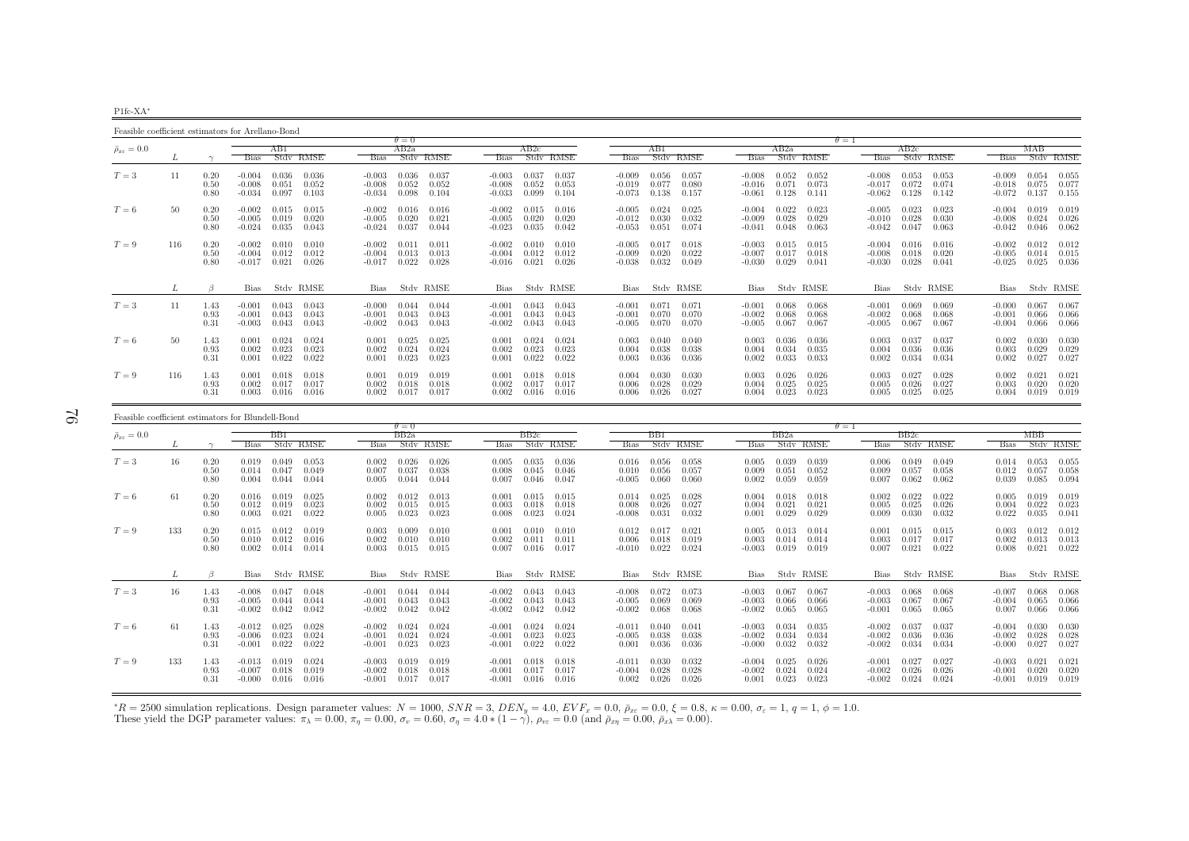P1fc-XA*

Feasible coefficient estimators for Arellano-Bond

| $\bar{\rho}_{x\varepsilon}=0.0$ | | | $\theta=0$ | | | | | | | | | $\theta=1$ | | | | | | | | | | | |
|---|---|---|---|---|---|---|---|---|---|---|---|---|---|---|---|---|---|---|---|---|---|---|---|
| | | | AB1 | | | AB2a | | | AB2c | | | AB1 | | | AB2a | | | AB2c | | | MAB | | |
| | $L$ | $\gamma$ | Bias | Stdv | RMSE | Bias | Stdv | RMSE | Bias | Stdv | RMSE | Bias | Stdv | RMSE | Bias | Stdv | RMSE | Bias | Stdv | RMSE | Bias | Stdv | RMSE |
| $T=3$ | 11 | 0.20 | -0.004 | 0.036 | 0.036 | -0.003 | 0.036 | 0.037 | -0.003 | 0.037 | 0.037 | -0.009 | 0.056 | 0.057 | -0.008 | 0.052 | 0.052 | -0.008 | 0.053 | 0.053 | -0.009 | 0.054 | 0.055 |
| | | 0.50 | -0.008 | 0.051 | 0.052 | -0.008 | 0.052 | 0.052 | -0.008 | 0.052 | 0.053 | -0.019 | 0.077 | 0.080 | -0.016 | 0.071 | 0.073 | -0.017 | 0.072 | 0.074 | -0.018 | 0.075 | 0.077 |
| | | 0.80 | -0.034 | 0.097 | 0.103 | -0.034 | 0.098 | 0.104 | -0.033 | 0.099 | 0.104 | -0.073 | 0.138 | 0.157 | -0.061 | 0.128 | 0.141 | -0.062 | 0.128 | 0.142 | -0.072 | 0.137 | 0.155 |
| $T=6$ | 50 | 0.20 | -0.002 | 0.015 | 0.015 | -0.002 | 0.016 | 0.016 | -0.002 | 0.015 | 0.016 | -0.005 | 0.024 | 0.025 | -0.004 | 0.022 | 0.023 | -0.005 | 0.023 | 0.023 | -0.004 | 0.019 | 0.019 |
| | | 0.50 | -0.005 | 0.019 | 0.020 | -0.005 | 0.020 | 0.021 | -0.005 | 0.020 | 0.020 | -0.012 | 0.030 | 0.032 | -0.009 | 0.028 | 0.029 | -0.010 | 0.028 | 0.030 | -0.008 | 0.024 | 0.026 |
| | | 0.80 | -0.024 | 0.035 | 0.043 | -0.024 | 0.037 | 0.044 | -0.023 | 0.035 | 0.042 | -0.053 | 0.051 | 0.074 | -0.041 | 0.048 | 0.063 | -0.042 | 0.047 | 0.063 | -0.042 | 0.046 | 0.062 |
| $T=9$ | 116 | 0.20 | -0.002 | 0.010 | 0.010 | -0.002 | 0.011 | 0.011 | -0.002 | 0.010 | 0.010 | -0.005 | 0.017 | 0.018 | -0.003 | 0.015 | 0.015 | -0.004 | 0.016 | 0.016 | -0.002 | 0.012 | 0.012 |
| | | 0.50 | -0.004 | 0.012 | 0.012 | -0.004 | 0.013 | 0.013 | -0.004 | 0.012 | 0.012 | -0.009 | 0.020 | 0.022 | -0.007 | 0.017 | 0.018 | -0.008 | 0.018 | 0.020 | -0.005 | 0.014 | 0.015 |
| | | 0.80 | -0.017 | 0.021 | 0.026 | -0.017 | 0.022 | 0.028 | -0.016 | 0.021 | 0.026 | -0.038 | 0.032 | 0.049 | -0.030 | 0.029 | 0.041 | -0.030 | 0.028 | 0.041 | -0.025 | 0.025 | 0.036 |
| | $L$ | $\beta$ | Bias | Stdv | RMSE | Bias | Stdv | RMSE | Bias | Stdv | RMSE | Bias | Stdv | RMSE | Bias | Stdv | RMSE | Bias | Stdv | RMSE | Bias | Stdv | RMSE |
| $T=3$ | 11 | 1.43 | -0.001 | 0.043 | 0.043 | -0.000 | 0.044 | 0.044 | -0.001 | 0.043 | 0.043 | -0.001 | 0.071 | 0.071 | -0.001 | 0.068 | 0.068 | -0.001 | 0.069 | 0.069 | -0.000 | 0.067 | 0.067 |
| | | 0.93 | -0.001 | 0.043 | 0.043 | -0.001 | 0.043 | 0.043 | -0.001 | 0.043 | 0.043 | -0.001 | 0.070 | 0.070 | -0.002 | 0.068 | 0.068 | -0.002 | 0.068 | 0.068 | -0.001 | 0.066 | 0.066 |
| | | 0.31 | -0.003 | 0.043 | 0.043 | -0.002 | 0.043 | 0.043 | -0.002 | 0.043 | 0.043 | -0.005 | 0.070 | 0.070 | -0.005 | 0.067 | 0.067 | -0.005 | 0.067 | 0.067 | -0.004 | 0.066 | 0.066 |
| $T=6$ | 50 | 1.43 | 0.001 | 0.024 | 0.024 | 0.001 | 0.025 | 0.025 | 0.001 | 0.024 | 0.024 | 0.003 | 0.040 | 0.040 | 0.003 | 0.036 | 0.036 | 0.003 | 0.037 | 0.037 | 0.002 | 0.030 | 0.030 |
| | | 0.93 | 0.002 | 0.023 | 0.023 | 0.002 | 0.024 | 0.024 | 0.002 | 0.023 | 0.023 | 0.004 | 0.038 | 0.038 | 0.004 | 0.034 | 0.035 | 0.004 | 0.036 | 0.036 | 0.003 | 0.029 | 0.029 |
| | | 0.31 | 0.001 | 0.022 | 0.022 | 0.001 | 0.023 | 0.023 | 0.001 | 0.022 | 0.022 | 0.003 | 0.036 | 0.036 | 0.002 | 0.033 | 0.033 | 0.002 | 0.034 | 0.034 | 0.002 | 0.027 | 0.027 |
| $T=9$ | 116 | 1.43 | 0.001 | 0.018 | 0.018 | 0.001 | 0.019 | 0.019 | 0.001 | 0.018 | 0.018 | 0.004 | 0.030 | 0.030 | 0.003 | 0.026 | 0.026 | 0.003 | 0.027 | 0.028 | 0.002 | 0.021 | 0.021 |
| | | 0.93 | 0.002 | 0.017 | 0.017 | 0.002 | 0.018 | 0.018 | 0.002 | 0.017 | 0.017 | 0.006 | 0.028 | 0.029 | 0.004 | 0.025 | 0.025 | 0.005 | 0.026 | 0.027 | 0.003 | 0.020 | 0.020 |
| | | 0.31 | 0.003 | 0.016 | 0.016 | 0.002 | 0.017 | 0.017 | 0.002 | 0.016 | 0.016 | 0.006 | 0.026 | 0.027 | 0.004 | 0.023 | 0.023 | 0.005 | 0.025 | 0.025 | 0.004 | 0.019 | 0.019 |

Feasible coefficient estimators for Blundell-Bond

| $\bar{\rho}_{x\varepsilon}=0.0$ | | | $\theta=0$ | | | | | | | | | $\theta=1$ | | | | | | | | | | | |
|---|---|---|---|---|---|---|---|---|---|---|---|---|---|---|---|---|---|---|---|---|---|---|---|
| | | | BB1 | | | BB2a | | | BB2c | | | BB1 | | | BB2a | | | BB2c | | | MBB | | |
| | $L$ | $\gamma$ | Bias | Stdv | RMSE | Bias | Stdv | RMSE | Bias | Stdv | RMSE | Bias | Stdv | RMSE | Bias | Stdv | RMSE | Bias | Stdv | RMSE | Bias | Stdv | RMSE |
| $T=3$ | 16 | 0.20 | 0.019 | 0.049 | 0.053 | 0.002 | 0.026 | 0.026 | 0.005 | 0.035 | 0.036 | 0.016 | 0.056 | 0.058 | 0.005 | 0.039 | 0.039 | 0.006 | 0.049 | 0.049 | 0.014 | 0.053 | 0.055 |
| | | 0.50 | 0.014 | 0.047 | 0.049 | 0.007 | 0.037 | 0.038 | 0.008 | 0.045 | 0.046 | 0.010 | 0.056 | 0.057 | 0.009 | 0.051 | 0.052 | 0.009 | 0.057 | 0.058 | 0.012 | 0.057 | 0.058 |
| | | 0.80 | 0.004 | 0.044 | 0.044 | 0.005 | 0.044 | 0.044 | 0.007 | 0.046 | 0.047 | -0.005 | 0.060 | 0.060 | 0.002 | 0.059 | 0.059 | 0.007 | 0.062 | 0.062 | 0.039 | 0.085 | 0.094 |
| $T=6$ | 61 | 0.20 | 0.016 | 0.019 | 0.025 | 0.002 | 0.012 | 0.013 | 0.001 | 0.015 | 0.015 | 0.014 | 0.025 | 0.028 | 0.004 | 0.018 | 0.018 | 0.002 | 0.022 | 0.022 | 0.005 | 0.019 | 0.019 |
| | | 0.50 | 0.012 | 0.019 | 0.023 | 0.002 | 0.015 | 0.015 | 0.003 | 0.018 | 0.018 | 0.008 | 0.026 | 0.027 | 0.004 | 0.021 | 0.021 | 0.005 | 0.025 | 0.026 | 0.004 | 0.022 | 0.023 |
| | | 0.80 | 0.003 | 0.021 | 0.022 | 0.005 | 0.023 | 0.023 | 0.008 | 0.023 | 0.024 | -0.008 | 0.031 | 0.032 | 0.001 | 0.029 | 0.029 | 0.009 | 0.030 | 0.032 | 0.022 | 0.035 | 0.041 |
| $T=9$ | 133 | 0.20 | 0.015 | 0.012 | 0.019 | 0.003 | 0.009 | 0.010 | 0.001 | 0.010 | 0.010 | 0.012 | 0.017 | 0.021 | 0.005 | 0.013 | 0.014 | 0.001 | 0.015 | 0.015 | 0.003 | 0.012 | 0.012 |
| | | 0.50 | 0.010 | 0.012 | 0.016 | 0.002 | 0.010 | 0.010 | 0.002 | 0.011 | 0.011 | 0.006 | 0.018 | 0.019 | 0.003 | 0.014 | 0.014 | 0.003 | 0.017 | 0.017 | 0.002 | 0.012 | 0.013 |
| | | 0.80 | 0.002 | 0.014 | 0.014 | 0.003 | 0.015 | 0.015 | 0.007 | 0.016 | 0.017 | -0.010 | 0.022 | 0.024 | -0.003 | 0.019 | 0.019 | 0.007 | 0.021 | 0.022 | 0.008 | 0.021 | 0.022 |
| | $L$ | $\beta$ | Bias | Stdv | RMSE | Bias | Stdv | RMSE | Bias | Stdv | RMSE | Bias | Stdv | RMSE | Bias | Stdv | RMSE | Bias | Stdv | RMSE | Bias | Stdv | RMSE |
| $T=3$ | 16 | 1.43 | -0.008 | 0.047 | 0.048 | -0.001 | 0.044 | 0.044 | -0.002 | 0.043 | 0.043 | -0.008 | 0.072 | 0.073 | -0.003 | 0.067 | 0.067 | -0.003 | 0.068 | 0.068 | -0.007 | 0.068 | 0.068 |
| | | 0.93 | -0.005 | 0.044 | 0.044 | -0.001 | 0.043 | 0.043 | -0.002 | 0.043 | 0.043 | -0.005 | 0.069 | 0.069 | -0.003 | 0.066 | 0.066 | -0.003 | 0.067 | 0.067 | -0.004 | 0.065 | 0.066 |
| | | 0.31 | -0.002 | 0.042 | 0.042 | -0.002 | 0.042 | 0.042 | -0.002 | 0.042 | 0.042 | -0.002 | 0.068 | 0.068 | -0.002 | 0.065 | 0.065 | -0.001 | 0.065 | 0.065 | 0.007 | 0.066 | 0.066 |
| $T=6$ | 61 | 1.43 | -0.012 | 0.025 | 0.028 | -0.002 | 0.024 | 0.024 | -0.001 | 0.024 | 0.024 | -0.011 | 0.040 | 0.041 | -0.003 | 0.034 | 0.035 | -0.002 | 0.037 | 0.037 | -0.004 | 0.030 | 0.030 |
| | | 0.93 | -0.006 | 0.023 | 0.024 | -0.001 | 0.024 | 0.024 | -0.001 | 0.023 | 0.023 | -0.005 | 0.038 | 0.038 | -0.002 | 0.034 | 0.034 | -0.002 | 0.036 | 0.036 | -0.002 | 0.028 | 0.028 |
| | | 0.31 | -0.001 | 0.022 | 0.022 | -0.001 | 0.023 | 0.023 | -0.001 | 0.022 | 0.022 | 0.001 | 0.036 | 0.036 | -0.000 | 0.032 | 0.032 | -0.002 | 0.034 | 0.034 | -0.000 | 0.027 | 0.027 |
| $T=9$ | 133 | 1.43 | -0.013 | 0.019 | 0.024 | -0.003 | 0.019 | 0.019 | -0.001 | 0.018 | 0.018 | -0.011 | 0.030 | 0.032 | -0.004 | 0.025 | 0.026 | -0.001 | 0.027 | 0.027 | -0.003 | 0.021 | 0.021 |
| | | 0.93 | -0.007 | 0.018 | 0.019 | -0.002 | 0.018 | 0.018 | -0.001 | 0.017 | 0.017 | -0.004 | 0.028 | 0.028 | -0.002 | 0.024 | 0.024 | -0.002 | 0.026 | 0.026 | -0.001 | 0.020 | 0.020 |
| | | 0.31 | -0.000 | 0.016 | 0.016 | -0.001 | 0.017 | 0.017 | -0.001 | 0.016 | 0.016 | 0.002 | 0.026 | 0.026 | 0.001 | 0.023 | 0.023 | -0.002 | 0.024 | 0.024 | -0.001 | 0.019 | 0.019 |

*$R=2500$ simulation replications. Design parameter values: $N=1000$, $SNR=3$, $DEN_y=4.0$, $EVF_x=0.0$, $\bar{\rho}_{x\varepsilon}=0.0$, $\xi=0.8$, $\kappa=0.00$, $\sigma_\varepsilon=1$, $q=1$, $\phi=1.0$.
These yield the DGP parameter values: $\pi_\lambda=0.00$, $\pi_\eta=0.00$, $\sigma_v=0.60$, $\sigma_\eta=4.0*(1-\gamma)$, $\rho_{v\varepsilon}=0.0$ (and $\bar{\rho}_{x\eta}=0.00$, $\bar{\rho}_{x\lambda}=0.00$).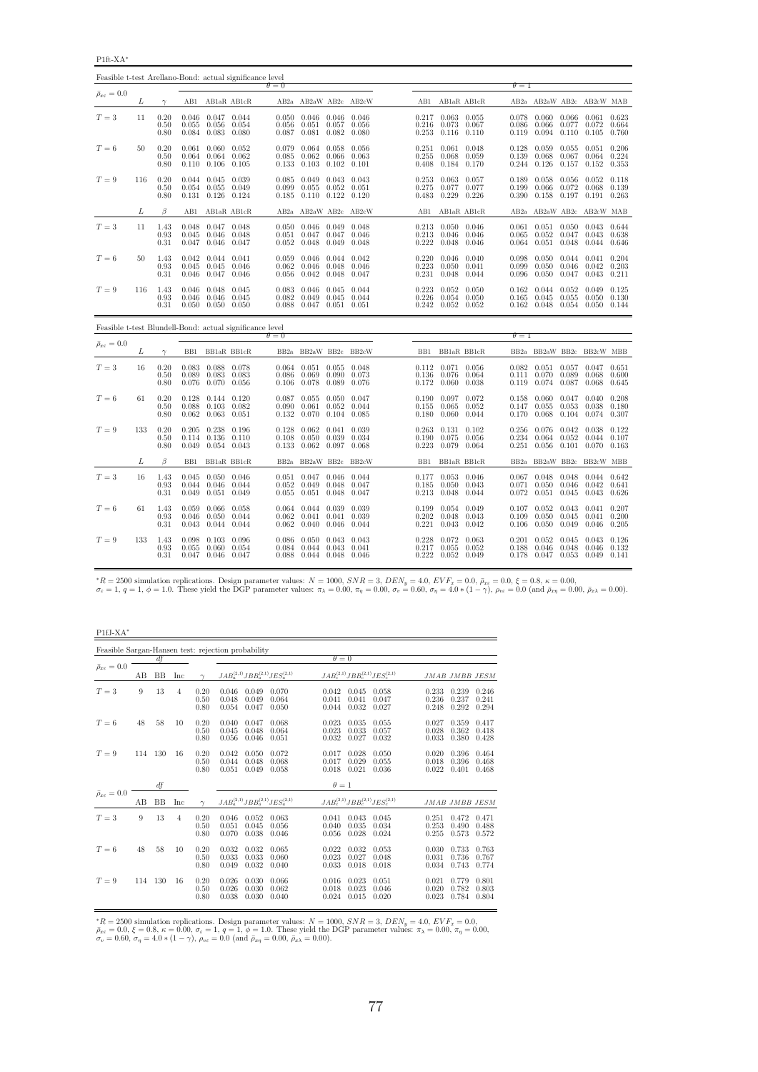P1ft-XA*

Feasible t-test Arellano-Bond: actual significance level

| $\bar{\rho}_{x\varepsilon}=0.0$ | $L$ | $\gamma$ | AB1 | AB1aR | AB1cR | AB2a | AB2aW | AB2c | AB2cW | AB1 | AB1aR | AB1cR | AB2a | AB2aW | AB2c | AB2cW | MAB |
|---|---|---|---|---|---|---|---|---|---|---|---|---|---|---|---|---|---|
| | | | $\theta=0$ | | | | | | | $\theta=1$ | | | | | | | |
| $T=3$ | 11 | 0.20 | 0.046 | 0.047 | 0.044 | 0.050 | 0.046 | 0.046 | 0.046 | 0.217 | 0.063 | 0.055 | 0.078 | 0.060 | 0.066 | 0.061 | 0.623 |
| | | 0.50 | 0.055 | 0.056 | 0.054 | 0.056 | 0.051 | 0.057 | 0.056 | 0.216 | 0.073 | 0.067 | 0.086 | 0.066 | 0.077 | 0.072 | 0.664 |
| | | 0.80 | 0.084 | 0.083 | 0.080 | 0.087 | 0.081 | 0.082 | 0.080 | 0.253 | 0.116 | 0.110 | 0.119 | 0.094 | 0.110 | 0.105 | 0.760 |
| $T=6$ | 50 | 0.20 | 0.061 | 0.060 | 0.052 | 0.079 | 0.064 | 0.058 | 0.056 | 0.251 | 0.061 | 0.048 | 0.128 | 0.059 | 0.055 | 0.051 | 0.206 |
| | | 0.50 | 0.064 | 0.064 | 0.062 | 0.085 | 0.062 | 0.066 | 0.063 | 0.255 | 0.068 | 0.059 | 0.139 | 0.068 | 0.067 | 0.064 | 0.224 |
| | | 0.80 | 0.110 | 0.106 | 0.105 | 0.133 | 0.103 | 0.102 | 0.101 | 0.408 | 0.184 | 0.170 | 0.244 | 0.126 | 0.157 | 0.152 | 0.353 |
| $T=9$ | 116 | 0.20 | 0.044 | 0.045 | 0.039 | 0.085 | 0.049 | 0.043 | 0.043 | 0.253 | 0.063 | 0.057 | 0.189 | 0.058 | 0.056 | 0.052 | 0.118 |
| | | 0.50 | 0.054 | 0.055 | 0.049 | 0.099 | 0.055 | 0.052 | 0.051 | 0.275 | 0.077 | 0.077 | 0.199 | 0.066 | 0.072 | 0.068 | 0.139 |
| | | 0.80 | 0.131 | 0.126 | 0.124 | 0.185 | 0.110 | 0.122 | 0.120 | 0.483 | 0.229 | 0.226 | 0.390 | 0.158 | 0.197 | 0.191 | 0.263 |
| | $L$ | $\beta$ | AB1 | AB1aR | AB1cR | AB2a | AB2aW | AB2c | AB2cW | AB1 | AB1aR | AB1cR | AB2a | AB2aW | AB2c | AB2cW | MAB |
| $T=3$ | 11 | 1.43 | 0.048 | 0.047 | 0.048 | 0.050 | 0.046 | 0.049 | 0.048 | 0.213 | 0.050 | 0.046 | 0.061 | 0.051 | 0.050 | 0.043 | 0.644 |
| | | 0.93 | 0.045 | 0.046 | 0.048 | 0.051 | 0.047 | 0.047 | 0.046 | 0.213 | 0.046 | 0.046 | 0.065 | 0.052 | 0.047 | 0.043 | 0.638 |
| | | 0.31 | 0.047 | 0.046 | 0.047 | 0.052 | 0.048 | 0.049 | 0.048 | 0.222 | 0.048 | 0.046 | 0.064 | 0.051 | 0.048 | 0.044 | 0.646 |
| $T=6$ | 50 | 1.43 | 0.042 | 0.044 | 0.041 | 0.059 | 0.046 | 0.044 | 0.042 | 0.220 | 0.046 | 0.040 | 0.098 | 0.050 | 0.044 | 0.041 | 0.204 |
| | | 0.93 | 0.045 | 0.045 | 0.046 | 0.062 | 0.046 | 0.048 | 0.046 | 0.223 | 0.050 | 0.041 | 0.099 | 0.050 | 0.046 | 0.042 | 0.203 |
| | | 0.31 | 0.046 | 0.047 | 0.046 | 0.056 | 0.042 | 0.048 | 0.047 | 0.231 | 0.048 | 0.044 | 0.096 | 0.050 | 0.047 | 0.043 | 0.211 |
| $T=9$ | 116 | 1.43 | 0.046 | 0.048 | 0.045 | 0.083 | 0.046 | 0.045 | 0.044 | 0.223 | 0.052 | 0.050 | 0.162 | 0.044 | 0.052 | 0.049 | 0.125 |
| | | 0.93 | 0.046 | 0.046 | 0.045 | 0.082 | 0.049 | 0.045 | 0.044 | 0.226 | 0.054 | 0.050 | 0.165 | 0.045 | 0.055 | 0.050 | 0.130 |
| | | 0.31 | 0.050 | 0.050 | 0.050 | 0.088 | 0.047 | 0.051 | 0.051 | 0.242 | 0.052 | 0.052 | 0.162 | 0.048 | 0.054 | 0.050 | 0.144 |

Feasible t-test Blundell-Bond: actual significance level

| $\bar{\rho}_{x\varepsilon}=0.0$ | $L$ | $\gamma$ | BB1 | BB1aR | BB1cR | BB2a | BB2aW | BB2c | BB2cW | BB1 | BB1aR | BB1cR | BB2a | BB2aW | BB2c | BB2cW | MBB |
|---|---|---|---|---|---|---|---|---|---|---|---|---|---|---|---|---|---|
| | | | $\theta=0$ | | | | | | | $\theta=1$ | | | | | | | |
| $T=3$ | 16 | 0.20 | 0.083 | 0.088 | 0.078 | 0.064 | 0.051 | 0.055 | 0.048 | 0.112 | 0.071 | 0.056 | 0.082 | 0.051 | 0.057 | 0.047 | 0.651 |
| | | 0.50 | 0.089 | 0.083 | 0.083 | 0.086 | 0.069 | 0.090 | 0.073 | 0.136 | 0.076 | 0.064 | 0.111 | 0.070 | 0.089 | 0.068 | 0.600 |
| | | 0.80 | 0.076 | 0.070 | 0.056 | 0.106 | 0.078 | 0.089 | 0.076 | 0.172 | 0.060 | 0.038 | 0.119 | 0.074 | 0.087 | 0.068 | 0.645 |
| $T=6$ | 61 | 0.20 | 0.128 | 0.144 | 0.120 | 0.087 | 0.055 | 0.050 | 0.047 | 0.190 | 0.097 | 0.072 | 0.158 | 0.060 | 0.047 | 0.040 | 0.208 |
| | | 0.50 | 0.088 | 0.103 | 0.082 | 0.090 | 0.061 | 0.052 | 0.044 | 0.155 | 0.065 | 0.052 | 0.147 | 0.055 | 0.053 | 0.038 | 0.180 |
| | | 0.80 | 0.062 | 0.063 | 0.051 | 0.132 | 0.070 | 0.104 | 0.085 | 0.180 | 0.060 | 0.044 | 0.170 | 0.068 | 0.104 | 0.074 | 0.307 |
| $T=9$ | 133 | 0.20 | 0.205 | 0.238 | 0.196 | 0.128 | 0.062 | 0.041 | 0.039 | 0.263 | 0.131 | 0.102 | 0.256 | 0.076 | 0.042 | 0.038 | 0.122 |
| | | 0.50 | 0.114 | 0.136 | 0.110 | 0.108 | 0.050 | 0.039 | 0.034 | 0.190 | 0.075 | 0.056 | 0.234 | 0.064 | 0.052 | 0.044 | 0.107 |
| | | 0.80 | 0.049 | 0.054 | 0.043 | 0.133 | 0.062 | 0.097 | 0.068 | 0.223 | 0.079 | 0.064 | 0.251 | 0.056 | 0.101 | 0.070 | 0.163 |
| | $L$ | $\beta$ | BB1 | BB1aR | BB1cR | BB2a | BB2aW | BB2c | BB2cW | BB1 | BB1aR | BB1cR | BB2a | BB2aW | BB2c | BB2cW | MBB |
| $T=3$ | 16 | 1.43 | 0.045 | 0.050 | 0.046 | 0.051 | 0.047 | 0.046 | 0.044 | 0.177 | 0.053 | 0.046 | 0.067 | 0.048 | 0.048 | 0.044 | 0.642 |
| | | 0.93 | 0.044 | 0.046 | 0.044 | 0.052 | 0.049 | 0.048 | 0.047 | 0.185 | 0.050 | 0.043 | 0.071 | 0.050 | 0.046 | 0.042 | 0.641 |
| | | 0.31 | 0.049 | 0.051 | 0.049 | 0.055 | 0.051 | 0.048 | 0.047 | 0.213 | 0.048 | 0.044 | 0.072 | 0.051 | 0.045 | 0.043 | 0.626 |
| $T=6$ | 61 | 1.43 | 0.059 | 0.066 | 0.058 | 0.064 | 0.044 | 0.039 | 0.039 | 0.199 | 0.054 | 0.049 | 0.107 | 0.052 | 0.043 | 0.041 | 0.207 |
| | | 0.93 | 0.046 | 0.050 | 0.044 | 0.062 | 0.041 | 0.041 | 0.039 | 0.202 | 0.048 | 0.043 | 0.109 | 0.050 | 0.045 | 0.041 | 0.200 |
| | | 0.31 | 0.043 | 0.044 | 0.044 | 0.062 | 0.040 | 0.046 | 0.044 | 0.221 | 0.043 | 0.042 | 0.106 | 0.050 | 0.049 | 0.046 | 0.205 |
| $T=9$ | 133 | 1.43 | 0.098 | 0.103 | 0.096 | 0.086 | 0.050 | 0.043 | 0.043 | 0.228 | 0.072 | 0.063 | 0.201 | 0.052 | 0.045 | 0.043 | 0.126 |
| | | 0.93 | 0.055 | 0.060 | 0.054 | 0.084 | 0.044 | 0.043 | 0.041 | 0.217 | 0.055 | 0.052 | 0.188 | 0.046 | 0.048 | 0.046 | 0.132 |
| | | 0.31 | 0.047 | 0.046 | 0.047 | 0.088 | 0.044 | 0.048 | 0.046 | 0.222 | 0.052 | 0.049 | 0.178 | 0.047 | 0.053 | 0.049 | 0.141 |

$^*R = 2500$ simulation replications. Design parameter values: $N = 1000$, $SNR = 3$, $DEN_y = 4.0$, $EVF_x = 0.0$, $\bar{\rho}_{x\varepsilon} = 0.0$, $\xi = 0.8$, $\kappa = 0.00$, $\sigma_\varepsilon = 1$, $q = 1$, $\phi = 1.0$. These yield the DGP parameter values: $\pi_\lambda = 0.00$, $\pi_\eta = 0.00$, $\sigma_v = 0.60$, $\sigma_\eta = 4.0 * (1 - \gamma)$, $\rho_{v\varepsilon} = 0.0$ (and $\bar{\rho}_{x\eta} = 0.00$, $\bar{\rho}_{x\lambda} = 0.00$).

P1fJ-XA*

Feasible Sargan-Hansen test: rejection probability

| $\bar{\rho}_{x\varepsilon}=0.0$ | AB | BB | Inc | $\gamma$ | $JAB_a^{(2,1)}$ | $JBB_a^{(2,1)}$ | $JES_a^{(2,1)}$ | $JAB_c^{(2,1)}$ | $JBB_c^{(2,1)}$ | $JES_c^{(2,1)}$ | JMAB | JMBB | JESM |
|---|---|---|---|---|---|---|---|---|---|---|---|---|---|
| | df | | | | $\theta=0$ | | | | | | | | |
| $T=3$ | 9 | 13 | 4 | 0.20 | 0.046 | 0.049 | 0.070 | 0.042 | 0.045 | 0.058 | 0.233 | 0.239 | 0.246 |
| | | | | 0.50 | 0.048 | 0.049 | 0.064 | 0.041 | 0.041 | 0.047 | 0.236 | 0.237 | 0.241 |
| | | | | 0.80 | 0.054 | 0.047 | 0.050 | 0.044 | 0.032 | 0.027 | 0.248 | 0.292 | 0.294 |
| $T=6$ | 48 | 58 | 10 | 0.20 | 0.040 | 0.047 | 0.068 | 0.023 | 0.035 | 0.055 | 0.027 | 0.359 | 0.417 |
| | | | | 0.50 | 0.045 | 0.048 | 0.064 | 0.023 | 0.033 | 0.057 | 0.028 | 0.362 | 0.418 |
| | | | | 0.80 | 0.056 | 0.046 | 0.051 | 0.032 | 0.027 | 0.032 | 0.033 | 0.380 | 0.428 |
| $T=9$ | 114 | 130 | 16 | 0.20 | 0.042 | 0.050 | 0.072 | 0.017 | 0.028 | 0.050 | 0.020 | 0.396 | 0.464 |
| | | | | 0.50 | 0.044 | 0.048 | 0.068 | 0.017 | 0.029 | 0.055 | 0.018 | 0.396 | 0.468 |
| | | | | 0.80 | 0.051 | 0.049 | 0.058 | 0.018 | 0.021 | 0.036 | 0.022 | 0.401 | 0.468 |
| | df | | | | $\theta=1$ | | | | | | | | |
| $\bar{\rho}_{x\varepsilon}=0.0$ | AB | BB | Inc | $\gamma$ | $JAB_a^{(2,1)}$ | $JBB_a^{(2,1)}$ | $JES_a^{(2,1)}$ | $JAB_c^{(2,1)}$ | $JBB_c^{(2,1)}$ | $JES_c^{(2,1)}$ | JMAB | JMBB | JESM |
| $T=3$ | 9 | 13 | 4 | 0.20 | 0.046 | 0.052 | 0.063 | 0.041 | 0.043 | 0.045 | 0.251 | 0.472 | 0.471 |
| | | | | 0.50 | 0.051 | 0.045 | 0.056 | 0.040 | 0.035 | 0.034 | 0.253 | 0.490 | 0.488 |
| | | | | 0.80 | 0.070 | 0.038 | 0.046 | 0.056 | 0.028 | 0.024 | 0.255 | 0.573 | 0.572 |
| $T=6$ | 48 | 58 | 10 | 0.20 | 0.032 | 0.032 | 0.065 | 0.022 | 0.032 | 0.053 | 0.030 | 0.733 | 0.763 |
| | | | | 0.50 | 0.033 | 0.033 | 0.060 | 0.023 | 0.027 | 0.048 | 0.031 | 0.736 | 0.767 |
| | | | | 0.80 | 0.049 | 0.032 | 0.040 | 0.033 | 0.018 | 0.018 | 0.034 | 0.743 | 0.774 |
| $T=9$ | 114 | 130 | 16 | 0.20 | 0.026 | 0.030 | 0.066 | 0.016 | 0.023 | 0.051 | 0.021 | 0.779 | 0.801 |
| | | | | 0.50 | 0.026 | 0.030 | 0.062 | 0.018 | 0.023 | 0.046 | 0.020 | 0.782 | 0.803 |
| | | | | 0.80 | 0.038 | 0.030 | 0.040 | 0.024 | 0.015 | 0.020 | 0.023 | 0.784 | 0.804 |

$^*R = 2500$ simulation replications. Design parameter values: $N = 1000$, $SNR = 3$, $DEN_y = 4.0$, $EVF_x = 0.0$, $\bar{\rho}_{x\varepsilon} = 0.0$, $\xi = 0.8$, $\kappa = 0.00$, $\sigma_\varepsilon = 1$, $q = 1$, $\phi = 1.0$. These yield the DGP parameter values: $\pi_\lambda = 0.00$, $\pi_\eta = 0.00$, $\sigma_v = 0.60$, $\sigma_\eta = 4.0 * (1 - \gamma)$, $\rho_{v\varepsilon} = 0.0$ (and $\bar{\rho}_{x\eta} = 0.00$, $\bar{\rho}_{x\lambda} = 0.00$).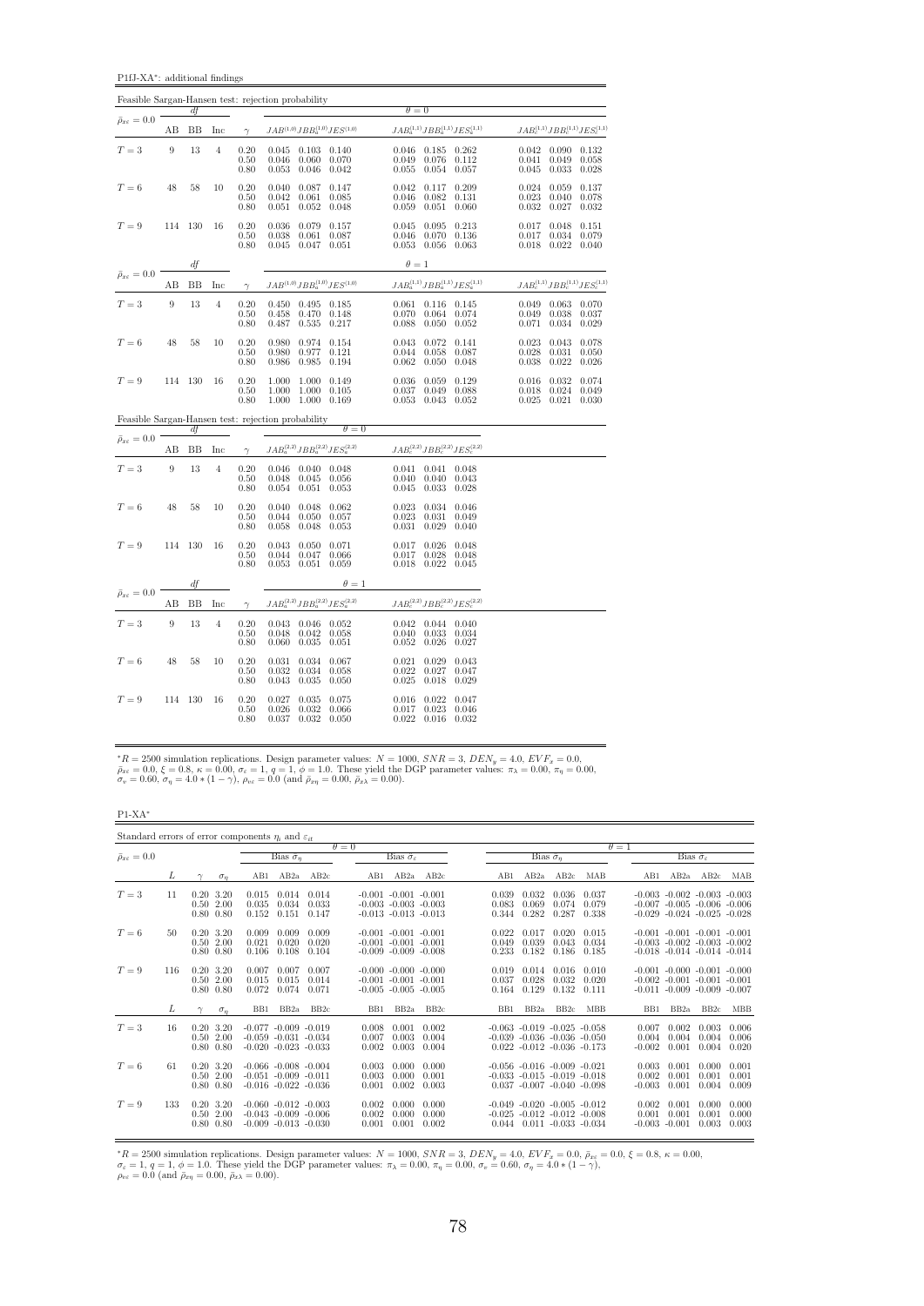P1fJ-XA*: additional findings

Feasible Sargan-Hansen test: rejection probability

| $\bar{\rho}_{x\varepsilon}=0.0$ | df AB | BB | Inc | $\gamma$ | $\theta=0$ $JAB^{(1,0)}$ | $JBB_a^{(1,0)}$ | $JES^{(1,0)}$ | $JAB_a^{(1,1)}$ | $JBB_a^{(1,1)}$ | $JES_a^{(1,1)}$ | $JAB_c^{(1,1)}$ | $JBB_c^{(1,1)}$ | $JES_c^{(1,1)}$ |
|---|---|---|---|---|---|---|---|---|---|---|---|---|---|
| $T=3$ | 9 | 13 | 4 | 0.20 | 0.045 | 0.103 | 0.140 | 0.046 | 0.185 | 0.262 | 0.042 | 0.090 | 0.132 |
| | | | | 0.50 | 0.046 | 0.060 | 0.070 | 0.049 | 0.076 | 0.112 | 0.041 | 0.049 | 0.058 |
| | | | | 0.80 | 0.053 | 0.046 | 0.042 | 0.055 | 0.054 | 0.057 | 0.045 | 0.033 | 0.028 |
| $T=6$ | 48 | 58 | 10 | 0.20 | 0.040 | 0.087 | 0.147 | 0.042 | 0.117 | 0.209 | 0.024 | 0.059 | 0.137 |
| | | | | 0.50 | 0.042 | 0.061 | 0.085 | 0.046 | 0.082 | 0.131 | 0.023 | 0.040 | 0.078 |
| | | | | 0.80 | 0.051 | 0.052 | 0.048 | 0.059 | 0.051 | 0.060 | 0.032 | 0.027 | 0.032 |
| $T=9$ | 114 | 130 | 16 | 0.20 | 0.036 | 0.079 | 0.157 | 0.045 | 0.095 | 0.213 | 0.017 | 0.048 | 0.151 |
| | | | | 0.50 | 0.038 | 0.061 | 0.087 | 0.046 | 0.070 | 0.136 | 0.017 | 0.034 | 0.079 |
| | | | | 0.80 | 0.045 | 0.047 | 0.051 | 0.053 | 0.056 | 0.063 | 0.018 | 0.022 | 0.040 |

| $\bar{\rho}_{x\varepsilon}=0.0$ | df AB | BB | Inc | $\gamma$ | $\theta=1$ $JAB^{(1,0)}$ | $JBB_a^{(1,0)}$ | $JES^{(1,0)}$ | $JAB_a^{(1,1)}$ | $JBB_a^{(1,1)}$ | $JES_a^{(1,1)}$ | $JAB_c^{(1,1)}$ | $JBB_c^{(1,1)}$ | $JES_c^{(1,1)}$ |
|---|---|---|---|---|---|---|---|---|---|---|---|---|---|
| $T=3$ | 9 | 13 | 4 | 0.20 | 0.450 | 0.495 | 0.185 | 0.061 | 0.116 | 0.145 | 0.049 | 0.063 | 0.070 |
| | | | | 0.50 | 0.458 | 0.470 | 0.148 | 0.070 | 0.064 | 0.074 | 0.049 | 0.038 | 0.037 |
| | | | | 0.80 | 0.487 | 0.535 | 0.217 | 0.088 | 0.050 | 0.052 | 0.071 | 0.034 | 0.029 |
| $T=6$ | 48 | 58 | 10 | 0.20 | 0.980 | 0.974 | 0.154 | 0.043 | 0.072 | 0.141 | 0.023 | 0.043 | 0.078 |
| | | | | 0.50 | 0.980 | 0.977 | 0.121 | 0.044 | 0.058 | 0.087 | 0.028 | 0.031 | 0.050 |
| | | | | 0.80 | 0.986 | 0.985 | 0.194 | 0.062 | 0.050 | 0.048 | 0.038 | 0.022 | 0.026 |
| $T=9$ | 114 | 130 | 16 | 0.20 | 1.000 | 1.000 | 0.149 | 0.036 | 0.059 | 0.129 | 0.016 | 0.032 | 0.074 |
| | | | | 0.50 | 1.000 | 1.000 | 0.105 | 0.037 | 0.049 | 0.088 | 0.018 | 0.024 | 0.049 |
| | | | | 0.80 | 1.000 | 1.000 | 0.169 | 0.053 | 0.043 | 0.052 | 0.025 | 0.021 | 0.030 |

Feasible Sargan-Hansen test: rejection probability

| $\bar{\rho}_{x\varepsilon}=0.0$ | df AB | BB | Inc | $\gamma$ | $\theta=0$ $JAB_a^{(2,2)}$ | $JBB_a^{(2,2)}$ | $JES_a^{(2,2)}$ | $JAB_c^{(2,2)}$ | $JBB_c^{(2,2)}$ | $JES_c^{(2,2)}$ |
|---|---|---|---|---|---|---|---|---|---|---|
| $T=3$ | 9 | 13 | 4 | 0.20 | 0.046 | 0.040 | 0.048 | 0.041 | 0.041 | 0.048 |
| | | | | 0.50 | 0.048 | 0.045 | 0.056 | 0.040 | 0.040 | 0.043 |
| | | | | 0.80 | 0.054 | 0.051 | 0.053 | 0.045 | 0.033 | 0.028 |
| $T=6$ | 48 | 58 | 10 | 0.20 | 0.040 | 0.048 | 0.062 | 0.023 | 0.034 | 0.046 |
| | | | | 0.50 | 0.044 | 0.050 | 0.057 | 0.023 | 0.031 | 0.049 |
| | | | | 0.80 | 0.058 | 0.048 | 0.053 | 0.031 | 0.029 | 0.040 |
| $T=9$ | 114 | 130 | 16 | 0.20 | 0.043 | 0.050 | 0.071 | 0.017 | 0.026 | 0.048 |
| | | | | 0.50 | 0.044 | 0.047 | 0.066 | 0.017 | 0.028 | 0.048 |
| | | | | 0.80 | 0.053 | 0.051 | 0.059 | 0.018 | 0.022 | 0.045 |

| $\bar{\rho}_{x\varepsilon}=0.0$ | df AB | BB | Inc | $\gamma$ | $\theta=1$ $JAB_a^{(2,2)}$ | $JBB_a^{(2,2)}$ | $JES_a^{(2,2)}$ | $JAB_c^{(2,2)}$ | $JBB_c^{(2,2)}$ | $JES_c^{(2,2)}$ |
|---|---|---|---|---|---|---|---|---|---|---|
| $T=3$ | 9 | 13 | 4 | 0.20 | 0.043 | 0.046 | 0.052 | 0.042 | 0.044 | 0.040 |
| | | | | 0.50 | 0.048 | 0.042 | 0.058 | 0.040 | 0.033 | 0.034 |
| | | | | 0.80 | 0.060 | 0.035 | 0.051 | 0.052 | 0.026 | 0.027 |
| $T=6$ | 48 | 58 | 10 | 0.20 | 0.031 | 0.034 | 0.067 | 0.021 | 0.029 | 0.043 |
| | | | | 0.50 | 0.032 | 0.034 | 0.058 | 0.022 | 0.027 | 0.047 |
| | | | | 0.80 | 0.043 | 0.035 | 0.050 | 0.025 | 0.018 | 0.029 |
| $T=9$ | 114 | 130 | 16 | 0.20 | 0.027 | 0.035 | 0.075 | 0.016 | 0.022 | 0.047 |
| | | | | 0.50 | 0.026 | 0.032 | 0.066 | 0.017 | 0.023 | 0.046 |
| | | | | 0.80 | 0.037 | 0.032 | 0.050 | 0.022 | 0.016 | 0.032 |

$^*R=2500$ simulation replications. Design parameter values: $N=1000$, $SNR=3$, $DEN_y=4.0$, $EVF_x=0.0$, $\bar{\rho}_{x\varepsilon}=0.0$, $\xi=0.8$, $\kappa=0.00$, $\sigma_\varepsilon=1$, $q=1$, $\phi=1.0$. These yield the DGP parameter values: $\pi_\lambda=0.00$, $\pi_\eta=0.00$, $\sigma_v=0.60$, $\sigma_\eta=4.0*(1-\gamma)$, $\rho_{v\varepsilon}=0.0$ (and $\bar{\rho}_{x\eta}=0.00$, $\bar{\rho}_{x\lambda}=0.00$).

P1-XA*

Standard errors of error components $\eta_i$ and $\varepsilon_{it}$

| $\bar{\rho}_{x\varepsilon}=0.0$ | $L$ | $\gamma$ | $\sigma_\eta$ | $\theta=0$ Bias $\hat{\sigma}_\eta$ AB1 | AB2a | AB2c | Bias $\hat{\sigma}_\varepsilon$ AB1 | AB2a | AB2c | $\theta=1$ Bias $\hat{\sigma}_\eta$ AB1 | AB2a | AB2c | MAB | Bias $\hat{\sigma}_\varepsilon$ AB1 | AB2a | AB2c | MAB |
|---|---|---|---|---|---|---|---|---|---|---|---|---|---|---|---|---|---|
| $T=3$ | 11 | 0.20 | 3.20 | 0.015 | 0.014 | 0.014 | -0.001 | -0.001 | -0.001 | 0.039 | 0.032 | 0.036 | 0.037 | -0.003 | -0.002 | -0.003 | -0.003 |
| | | 0.50 | 2.00 | 0.035 | 0.034 | 0.033 | -0.003 | -0.003 | -0.003 | 0.083 | 0.069 | 0.074 | 0.079 | -0.007 | -0.005 | -0.006 | -0.006 |
| | | 0.80 | 0.80 | 0.152 | 0.151 | 0.147 | -0.013 | -0.013 | -0.013 | 0.344 | 0.282 | 0.287 | 0.338 | -0.029 | -0.024 | -0.025 | -0.028 |
| $T=6$ | 50 | 0.20 | 3.20 | 0.009 | 0.009 | 0.009 | -0.001 | -0.001 | -0.001 | 0.022 | 0.017 | 0.020 | 0.015 | -0.001 | -0.001 | -0.001 | -0.001 |
| | | 0.50 | 2.00 | 0.021 | 0.020 | 0.020 | -0.001 | -0.001 | -0.001 | 0.049 | 0.039 | 0.043 | 0.034 | -0.003 | -0.002 | -0.003 | -0.002 |
| | | 0.80 | 0.80 | 0.106 | 0.108 | 0.104 | -0.009 | -0.009 | -0.008 | 0.233 | 0.182 | 0.186 | 0.185 | -0.018 | -0.014 | -0.014 | -0.014 |
| $T=9$ | 116 | 0.20 | 3.20 | 0.007 | 0.007 | 0.007 | -0.000 | -0.000 | -0.000 | 0.019 | 0.014 | 0.016 | 0.010 | -0.001 | -0.000 | -0.001 | -0.000 |
| | | 0.50 | 2.00 | 0.015 | 0.015 | 0.014 | -0.001 | -0.001 | -0.001 | 0.037 | 0.028 | 0.032 | 0.020 | -0.002 | -0.001 | -0.001 | -0.001 |
| | | 0.80 | 0.80 | 0.072 | 0.074 | 0.071 | -0.005 | -0.005 | -0.005 | 0.164 | 0.129 | 0.132 | 0.111 | -0.011 | -0.009 | -0.009 | -0.007 |
| | $L$ | $\gamma$ | $\sigma_\eta$ | BB1 | BB2a | BB2c | BB1 | BB2a | BB2c | BB1 | BB2a | BB2c | MBB | BB1 | BB2a | BB2c | MBB |
| $T=3$ | 16 | 0.20 | 3.20 | -0.077 | -0.009 | -0.019 | 0.008 | 0.001 | 0.002 | -0.063 | -0.019 | -0.025 | -0.058 | 0.007 | 0.002 | 0.003 | 0.006 |
| | | 0.50 | 2.00 | -0.059 | -0.031 | -0.034 | 0.007 | 0.003 | 0.004 | -0.039 | -0.036 | -0.036 | -0.050 | 0.004 | 0.004 | 0.004 | 0.006 |
| | | 0.80 | 0.80 | -0.020 | -0.023 | -0.033 | 0.002 | 0.003 | 0.004 | 0.022 | -0.012 | -0.036 | -0.173 | -0.002 | 0.001 | 0.004 | 0.020 |
| $T=6$ | 61 | 0.20 | 3.20 | -0.066 | -0.008 | -0.004 | 0.003 | 0.000 | 0.000 | -0.056 | -0.016 | -0.009 | -0.021 | 0.003 | 0.001 | 0.000 | 0.001 |
| | | 0.50 | 2.00 | -0.051 | -0.009 | -0.011 | 0.003 | 0.000 | 0.001 | -0.033 | -0.015 | -0.019 | -0.018 | 0.002 | 0.001 | 0.001 | 0.001 |
| | | 0.80 | 0.80 | -0.016 | -0.022 | -0.036 | 0.001 | 0.002 | 0.003 | 0.037 | -0.007 | -0.040 | -0.098 | -0.003 | 0.001 | 0.004 | 0.009 |
| $T=9$ | 133 | 0.20 | 3.20 | -0.060 | -0.012 | -0.003 | 0.002 | 0.000 | 0.000 | -0.049 | -0.020 | -0.005 | -0.012 | 0.002 | 0.001 | 0.000 | 0.000 |
| | | 0.50 | 2.00 | -0.043 | -0.009 | -0.006 | 0.002 | 0.000 | 0.000 | -0.025 | -0.012 | -0.012 | -0.008 | 0.001 | 0.001 | 0.001 | 0.000 |
| | | 0.80 | 0.80 | -0.009 | -0.013 | -0.030 | 0.001 | 0.001 | 0.002 | 0.044 | 0.011 | -0.033 | -0.034 | -0.003 | -0.001 | 0.003 | 0.003 |

$^*R=2500$ simulation replications. Design parameter values: $N=1000$, $SNR=3$, $DEN_y=4.0$, $EVF_x=0.0$, $\bar{\rho}_{x\varepsilon}=0.0$, $\xi=0.8$, $\kappa=0.00$, $\sigma_\varepsilon=1$, $q=1$, $\phi=1.0$. These yield the DGP parameter values: $\pi_\lambda=0.00$, $\pi_\eta=0.00$, $\sigma_v=0.60$, $\sigma_\eta=4.0*(1-\gamma)$, $\rho_{v\varepsilon}=0.0$ (and $\bar{\rho}_{x\eta}=0.00$, $\bar{\rho}_{x\lambda}=0.00$).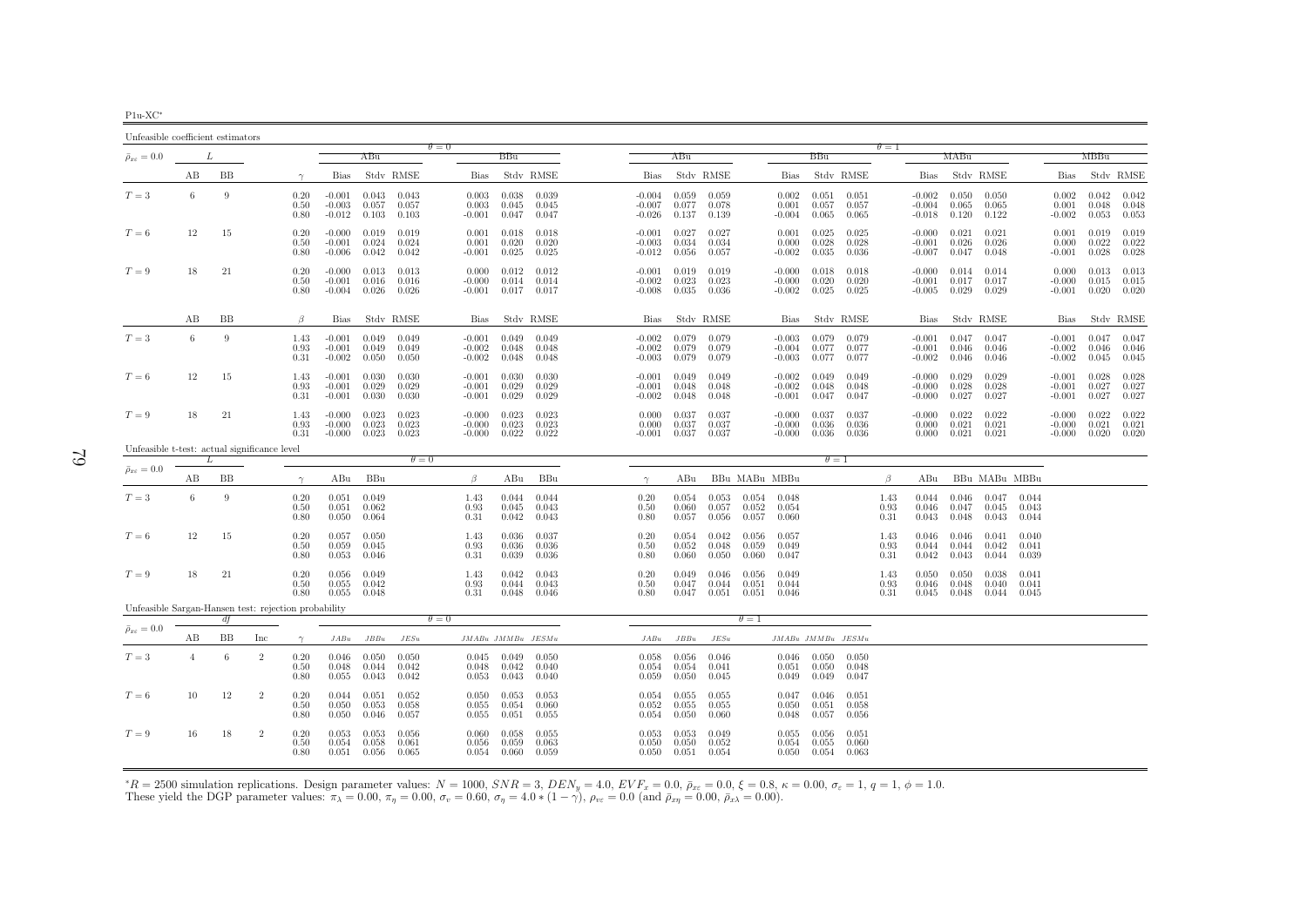P1u-XC*

Unfeasible coefficient estimators

| $\bar{\rho}_{x\varepsilon}=0.0$ | L | | | θ = 0 ABu | | | BBu | | | θ = 1 ABu | | | BBu | | | MABu | | | MBBu | | |
|---|---|---|---|---|---|---|---|---|---|---|---|---|---|---|---|---|---|---|---|---|---|
| | AB | BB | $\gamma$ | Bias | Stdv | RMSE | Bias | Stdv | RMSE | Bias | Stdv | RMSE | Bias | Stdv | RMSE | Bias | Stdv | RMSE | Bias | Stdv | RMSE |
| $T=3$ | 6 | 9 | 0.20 | -0.001 | 0.043 | 0.043 | 0.003 | 0.038 | 0.039 | -0.004 | 0.059 | 0.059 | 0.002 | 0.051 | 0.051 | -0.002 | 0.050 | 0.050 | 0.002 | 0.042 | 0.042 |
| | | | 0.50 | -0.003 | 0.057 | 0.057 | 0.003 | 0.045 | 0.045 | -0.007 | 0.077 | 0.078 | 0.001 | 0.057 | 0.057 | -0.004 | 0.065 | 0.065 | 0.001 | 0.048 | 0.048 |
| | | | 0.80 | -0.012 | 0.103 | 0.103 | -0.001 | 0.047 | 0.047 | -0.026 | 0.137 | 0.139 | -0.004 | 0.065 | 0.065 | -0.018 | 0.120 | 0.122 | -0.002 | 0.053 | 0.053 |
| $T=6$ | 12 | 15 | 0.20 | -0.000 | 0.019 | 0.019 | 0.001 | 0.018 | 0.018 | -0.001 | 0.027 | 0.027 | 0.001 | 0.025 | 0.025 | -0.000 | 0.021 | 0.021 | 0.001 | 0.019 | 0.019 |
| | | | 0.50 | -0.001 | 0.024 | 0.024 | 0.001 | 0.020 | 0.020 | -0.003 | 0.034 | 0.034 | 0.000 | 0.028 | 0.028 | -0.001 | 0.026 | 0.026 | 0.000 | 0.022 | 0.022 |
| | | | 0.80 | -0.006 | 0.042 | 0.042 | -0.001 | 0.025 | 0.025 | -0.012 | 0.056 | 0.057 | -0.002 | 0.035 | 0.036 | -0.007 | 0.047 | 0.048 | -0.001 | 0.028 | 0.028 |
| $T=9$ | 18 | 21 | 0.20 | -0.000 | 0.013 | 0.013 | 0.000 | 0.012 | 0.012 | -0.001 | 0.019 | 0.019 | -0.000 | 0.018 | 0.018 | -0.000 | 0.014 | 0.014 | 0.000 | 0.013 | 0.013 |
| | | | 0.50 | -0.001 | 0.016 | 0.016 | -0.000 | 0.014 | 0.014 | -0.002 | 0.023 | 0.023 | -0.000 | 0.020 | 0.020 | -0.001 | 0.017 | 0.017 | -0.000 | 0.015 | 0.015 |
| | | | 0.80 | -0.004 | 0.026 | 0.026 | -0.001 | 0.017 | 0.017 | -0.008 | 0.035 | 0.036 | -0.002 | 0.025 | 0.025 | -0.005 | 0.029 | 0.029 | -0.001 | 0.020 | 0.020 |
| | AB | BB | $\beta$ | Bias | Stdv | RMSE | Bias | Stdv | RMSE | Bias | Stdv | RMSE | Bias | Stdv | RMSE | Bias | Stdv | RMSE | Bias | Stdv | RMSE |
| $T=3$ | 6 | 9 | 1.43 | -0.001 | 0.049 | 0.049 | -0.001 | 0.049 | 0.049 | -0.002 | 0.079 | 0.079 | -0.003 | 0.079 | 0.079 | -0.001 | 0.047 | 0.047 | -0.001 | 0.047 | 0.047 |
| | | | 0.93 | -0.001 | 0.049 | 0.049 | -0.002 | 0.048 | 0.048 | -0.002 | 0.079 | 0.079 | -0.004 | 0.077 | 0.077 | -0.001 | 0.046 | 0.046 | -0.002 | 0.046 | 0.046 |
| | | | 0.31 | -0.002 | 0.050 | 0.050 | -0.002 | 0.048 | 0.048 | -0.003 | 0.079 | 0.079 | -0.003 | 0.077 | 0.077 | -0.002 | 0.046 | 0.046 | -0.002 | 0.045 | 0.045 |
| $T=6$ | 12 | 15 | 1.43 | -0.001 | 0.030 | 0.030 | -0.001 | 0.030 | 0.030 | -0.001 | 0.049 | 0.049 | -0.002 | 0.049 | 0.049 | -0.000 | 0.029 | 0.029 | -0.001 | 0.028 | 0.028 |
| | | | 0.93 | -0.001 | 0.029 | 0.029 | -0.001 | 0.029 | 0.029 | -0.001 | 0.048 | 0.048 | -0.002 | 0.048 | 0.048 | -0.000 | 0.028 | 0.028 | -0.001 | 0.027 | 0.027 |
| | | | 0.31 | -0.001 | 0.030 | 0.030 | -0.001 | 0.029 | 0.029 | -0.002 | 0.048 | 0.048 | -0.001 | 0.047 | 0.047 | -0.000 | 0.027 | 0.027 | -0.001 | 0.027 | 0.027 |
| $T=9$ | 18 | 21 | 1.43 | -0.000 | 0.023 | 0.023 | -0.000 | 0.023 | 0.023 | 0.000 | 0.037 | 0.037 | -0.000 | 0.037 | 0.037 | -0.000 | 0.022 | 0.022 | -0.000 | 0.022 | 0.022 |
| | | | 0.93 | -0.000 | 0.023 | 0.023 | -0.000 | 0.023 | 0.023 | 0.000 | 0.037 | 0.037 | -0.000 | 0.036 | 0.036 | 0.000 | 0.021 | 0.021 | -0.000 | 0.021 | 0.021 |
| | | | 0.31 | -0.000 | 0.023 | 0.023 | -0.000 | 0.022 | 0.022 | -0.001 | 0.037 | 0.037 | -0.000 | 0.036 | 0.036 | 0.000 | 0.021 | 0.021 | -0.001 | 0.020 | 0.020 |

Unfeasible t-test: actual significance level

| $\bar{\rho}_{x\varepsilon}=0.0$ | L | | θ = 0 | | | | | | θ = 1 | | | | | | | | | |
|---|---|---|---|---|---|---|---|---|---|---|---|---|---|---|---|---|---|---|
| | AB | BB | $\gamma$ | ABu | BBu | $\beta$ | ABu | BBu | $\gamma$ | ABu | BBu | MABu | MBBu | $\beta$ | ABu | BBu | MABu | MBBu |
| $T=3$ | 6 | 9 | 0.20 | 0.051 | 0.049 | 1.43 | 0.044 | 0.044 | 0.20 | 0.054 | 0.053 | 0.054 | 0.048 | 1.43 | 0.044 | 0.046 | 0.047 | 0.044 |
| | | | 0.50 | 0.051 | 0.062 | 0.93 | 0.045 | 0.043 | 0.50 | 0.060 | 0.057 | 0.052 | 0.054 | 0.93 | 0.046 | 0.047 | 0.045 | 0.043 |
| | | | 0.80 | 0.050 | 0.064 | 0.31 | 0.042 | 0.043 | 0.80 | 0.057 | 0.056 | 0.057 | 0.060 | 0.31 | 0.043 | 0.048 | 0.043 | 0.044 |
| $T=6$ | 12 | 15 | 0.20 | 0.057 | 0.050 | 1.43 | 0.036 | 0.037 | 0.20 | 0.054 | 0.042 | 0.056 | 0.057 | 1.43 | 0.046 | 0.046 | 0.041 | 0.040 |
| | | | 0.50 | 0.059 | 0.045 | 0.93 | 0.036 | 0.036 | 0.50 | 0.052 | 0.048 | 0.059 | 0.049 | 0.93 | 0.044 | 0.044 | 0.042 | 0.041 |
| | | | 0.80 | 0.053 | 0.046 | 0.31 | 0.039 | 0.036 | 0.80 | 0.060 | 0.050 | 0.060 | 0.047 | 0.31 | 0.042 | 0.043 | 0.044 | 0.039 |
| $T=9$ | 18 | 21 | 0.20 | 0.056 | 0.049 | 1.43 | 0.042 | 0.043 | 0.20 | 0.049 | 0.046 | 0.056 | 0.049 | 1.43 | 0.050 | 0.050 | 0.038 | 0.041 |
| | | | 0.50 | 0.055 | 0.042 | 0.93 | 0.044 | 0.043 | 0.50 | 0.047 | 0.044 | 0.051 | 0.044 | 0.93 | 0.046 | 0.048 | 0.040 | 0.041 |
| | | | 0.80 | 0.055 | 0.048 | 0.31 | 0.048 | 0.046 | 0.80 | 0.047 | 0.051 | 0.051 | 0.046 | 0.31 | 0.045 | 0.048 | 0.044 | 0.045 |

Unfeasible Sargan-Hansen test: rejection probability

| $\bar{\rho}_{x\varepsilon}=0.0$ | df | | | θ = 0 | | | | | | | θ = 1 | | | | | |
|---|---|---|---|---|---|---|---|---|---|---|---|---|---|---|---|---|
| | AB | BB | Inc | $\gamma$ | JABu | JBBu | JESu | JMABu | JMMBu | JESMu | JABu | JBBu | JESu | JMABu | JMMBu | JESMu |
| $T=3$ | 4 | 6 | 2 | 0.20 | 0.046 | 0.050 | 0.050 | 0.045 | 0.049 | 0.050 | 0.058 | 0.056 | 0.046 | 0.046 | 0.050 | 0.050 |
| | | | | 0.50 | 0.048 | 0.044 | 0.042 | 0.048 | 0.042 | 0.040 | 0.054 | 0.054 | 0.041 | 0.051 | 0.050 | 0.048 |
| | | | | 0.80 | 0.055 | 0.043 | 0.042 | 0.053 | 0.043 | 0.040 | 0.059 | 0.050 | 0.045 | 0.049 | 0.049 | 0.047 |
| $T=6$ | 10 | 12 | 2 | 0.20 | 0.044 | 0.051 | 0.052 | 0.050 | 0.053 | 0.053 | 0.054 | 0.055 | 0.055 | 0.047 | 0.046 | 0.051 |
| | | | | 0.50 | 0.050 | 0.053 | 0.058 | 0.055 | 0.054 | 0.060 | 0.052 | 0.055 | 0.055 | 0.050 | 0.051 | 0.058 |
| | | | | 0.80 | 0.050 | 0.046 | 0.057 | 0.055 | 0.051 | 0.055 | 0.054 | 0.050 | 0.060 | 0.048 | 0.057 | 0.056 |
| $T=9$ | 16 | 18 | 2 | 0.20 | 0.053 | 0.053 | 0.056 | 0.060 | 0.058 | 0.055 | 0.053 | 0.053 | 0.049 | 0.055 | 0.056 | 0.051 |
| | | | | 0.50 | 0.054 | 0.058 | 0.061 | 0.056 | 0.059 | 0.063 | 0.050 | 0.050 | 0.052 | 0.054 | 0.055 | 0.060 |
| | | | | 0.80 | 0.051 | 0.056 | 0.065 | 0.054 | 0.060 | 0.059 | 0.050 | 0.051 | 0.054 | 0.050 | 0.054 | 0.063 |

*$R = 2500$ simulation replications. Design parameter values: $N = 1000$, $SNR = 3$, $DEN_y = 4.0$, $EVF_x = 0.0$, $\bar{\rho}_{x\varepsilon} = 0.0$, $\xi = 0.8$, $\kappa = 0.00$, $\sigma_\varepsilon = 1$, $q = 1$, $\phi = 1.0$.
These yield the DGP parameter values: $\pi_\lambda = 0.00$, $\pi_\eta = 0.00$, $\sigma_v = 0.60$, $\sigma_\eta = 4.0 * (1 - \gamma)$, $\rho_{v\varepsilon} = 0.0$ (and $\bar{\rho}_{x\eta} = 0.00$, $\bar{\rho}_{x\lambda} = 0.00$).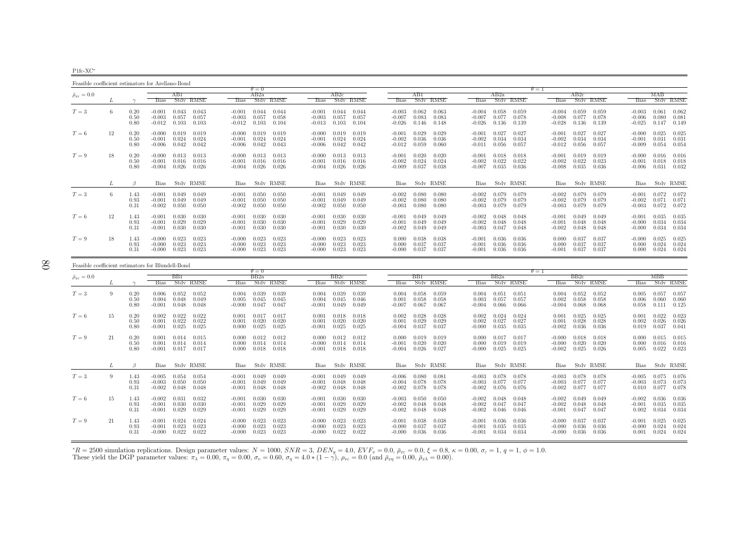P1fc-XC*

Feasible coefficient estimators for Arellano-Bond

| $\bar{\rho}_{x\varepsilon}=0.0$ | | | $\theta=0$ | | | | | | | | | $\theta=1$ | | | | | | | | | | | |
|---|---|---|---|---|---|---|---|---|---|---|---|---|---|---|---|---|---|---|---|---|---|---|---|
| | | | AB1 | | | AB2a | | | AB2c | | | AB1 | | | AB2a | | | AB2c | | | MAB | | |
| | $L$ | $\gamma$ | Bias | Stdv | RMSE | Bias | Stdv | RMSE | Bias | Stdv | RMSE | Bias | Stdv | RMSE | Bias | Stdv | RMSE | Bias | Stdv | RMSE | Bias | Stdv | RMSE |
| $T=3$ | 6 | 0.20 | -0.001 | 0.043 | 0.043 | -0.001 | 0.044 | 0.044 | -0.001 | 0.044 | 0.044 | -0.003 | 0.062 | 0.063 | -0.004 | 0.058 | 0.059 | -0.004 | 0.059 | 0.059 | -0.003 | 0.061 | 0.062 |
| | | 0.50 | -0.003 | 0.057 | 0.057 | -0.003 | 0.057 | 0.058 | -0.003 | 0.057 | 0.057 | -0.007 | 0.083 | 0.083 | -0.007 | 0.077 | 0.078 | -0.008 | 0.077 | 0.078 | -0.006 | 0.080 | 0.081 |
| | | 0.80 | -0.012 | 0.103 | 0.103 | -0.012 | 0.103 | 0.104 | -0.013 | 0.103 | 0.104 | -0.026 | 0.146 | 0.148 | -0.026 | 0.136 | 0.139 | -0.028 | 0.136 | 0.139 | -0.025 | 0.147 | 0.149 |
| $T=6$ | 12 | 0.20 | -0.000 | 0.019 | 0.019 | -0.000 | 0.019 | 0.019 | -0.000 | 0.019 | 0.019 | -0.001 | 0.029 | 0.029 | -0.001 | 0.027 | 0.027 | -0.001 | 0.027 | 0.027 | -0.000 | 0.025 | 0.025 |
| | | 0.50 | -0.001 | 0.024 | 0.024 | -0.001 | 0.024 | 0.024 | -0.001 | 0.024 | 0.024 | -0.002 | 0.036 | 0.036 | -0.002 | 0.034 | 0.034 | -0.002 | 0.034 | 0.034 | -0.001 | 0.031 | 0.031 |
| | | 0.80 | -0.006 | 0.042 | 0.042 | -0.006 | 0.042 | 0.043 | -0.006 | 0.042 | 0.042 | -0.012 | 0.059 | 0.060 | -0.011 | 0.056 | 0.057 | -0.012 | 0.056 | 0.057 | -0.009 | 0.054 | 0.054 |
| $T=9$ | 18 | 0.20 | -0.000 | 0.013 | 0.013 | -0.000 | 0.013 | 0.013 | -0.000 | 0.013 | 0.013 | -0.001 | 0.020 | 0.020 | -0.001 | 0.018 | 0.018 | -0.001 | 0.019 | 0.019 | -0.000 | 0.016 | 0.016 |
| | | 0.50 | -0.001 | 0.016 | 0.016 | -0.001 | 0.016 | 0.016 | -0.001 | 0.016 | 0.016 | -0.002 | 0.024 | 0.024 | -0.002 | 0.022 | 0.022 | -0.002 | 0.022 | 0.023 | -0.001 | 0.018 | 0.018 |
| | | 0.80 | -0.004 | 0.026 | 0.026 | -0.004 | 0.026 | 0.026 | -0.004 | 0.026 | 0.026 | -0.009 | 0.037 | 0.038 | -0.007 | 0.035 | 0.036 | -0.008 | 0.035 | 0.036 | -0.006 | 0.031 | 0.032 |
| | $L$ | $\beta$ | Bias | Stdv | RMSE | Bias | Stdv | RMSE | Bias | Stdv | RMSE | Bias | Stdv | RMSE | Bias | Stdv | RMSE | Bias | Stdv | RMSE | Bias | Stdv | RMSE |
| $T=3$ | 6 | 1.43 | -0.001 | 0.049 | 0.049 | -0.001 | 0.050 | 0.050 | -0.001 | 0.049 | 0.049 | -0.002 | 0.080 | 0.080 | -0.002 | 0.079 | 0.079 | -0.002 | 0.079 | 0.079 | -0.001 | 0.072 | 0.072 |
| | | 0.93 | -0.001 | 0.049 | 0.049 | -0.001 | 0.050 | 0.050 | -0.001 | 0.049 | 0.049 | -0.002 | 0.080 | 0.080 | -0.002 | 0.079 | 0.079 | -0.002 | 0.079 | 0.079 | -0.002 | 0.071 | 0.071 |
| | | 0.31 | -0.002 | 0.050 | 0.050 | -0.002 | 0.050 | 0.050 | -0.002 | 0.050 | 0.050 | -0.003 | 0.080 | 0.080 | -0.003 | 0.079 | 0.079 | -0.003 | 0.079 | 0.079 | -0.003 | 0.072 | 0.072 |
| $T=6$ | 12 | 1.43 | -0.001 | 0.030 | 0.030 | -0.001 | 0.030 | 0.030 | -0.001 | 0.030 | 0.030 | -0.001 | 0.049 | 0.049 | -0.002 | 0.048 | 0.048 | -0.001 | 0.049 | 0.049 | -0.001 | 0.035 | 0.035 |
| | | 0.93 | -0.001 | 0.029 | 0.029 | -0.001 | 0.030 | 0.030 | -0.001 | 0.029 | 0.029 | -0.001 | 0.049 | 0.049 | -0.002 | 0.048 | 0.048 | -0.001 | 0.048 | 0.048 | -0.000 | 0.034 | 0.034 |
| | | 0.31 | -0.001 | 0.030 | 0.030 | -0.001 | 0.030 | 0.030 | -0.001 | 0.030 | 0.030 | -0.002 | 0.049 | 0.049 | -0.003 | 0.047 | 0.048 | -0.002 | 0.048 | 0.048 | -0.000 | 0.034 | 0.034 |
| $T=9$ | 18 | 1.43 | -0.000 | 0.023 | 0.023 | -0.000 | 0.023 | 0.023 | -0.000 | 0.023 | 0.023 | 0.000 | 0.038 | 0.038 | -0.001 | 0.036 | 0.036 | 0.000 | 0.037 | 0.037 | -0.000 | 0.025 | 0.025 |
| | | 0.93 | -0.000 | 0.023 | 0.023 | -0.000 | 0.023 | 0.023 | -0.000 | 0.023 | 0.023 | 0.000 | 0.037 | 0.037 | -0.001 | 0.036 | 0.036 | 0.000 | 0.037 | 0.037 | 0.000 | 0.024 | 0.024 |
| | | 0.31 | -0.000 | 0.023 | 0.023 | -0.000 | 0.023 | 0.023 | -0.000 | 0.023 | 0.023 | -0.000 | 0.037 | 0.037 | -0.001 | 0.036 | 0.036 | -0.001 | 0.037 | 0.037 | 0.000 | 0.024 | 0.024 |

Feasible coefficient estimators for Blundell-Bond

| $\bar{\rho}_{x\varepsilon}=0.0$ | | | $\theta=0$ | | | | | | | | | $\theta=1$ | | | | | | | | | | | |
|---|---|---|---|---|---|---|---|---|---|---|---|---|---|---|---|---|---|---|---|---|---|---|---|
| | | | BB1 | | | BB2a | | | BB2c | | | BB1 | | | BB2a | | | BB2c | | | MBB | | |
| | $L$ | $\gamma$ | Bias | Stdv | RMSE | Bias | Stdv | RMSE | Bias | Stdv | RMSE | Bias | Stdv | RMSE | Bias | Stdv | RMSE | Bias | Stdv | RMSE | Bias | Stdv | RMSE |
| $T=3$ | 9 | 0.20 | 0.006 | 0.052 | 0.052 | 0.004 | 0.039 | 0.039 | 0.004 | 0.039 | 0.039 | 0.004 | 0.058 | 0.059 | 0.004 | 0.051 | 0.051 | 0.004 | 0.052 | 0.052 | 0.005 | 0.057 | 0.057 |
| | | 0.50 | 0.004 | 0.048 | 0.049 | 0.005 | 0.045 | 0.045 | 0.004 | 0.045 | 0.046 | 0.001 | 0.058 | 0.058 | 0.003 | 0.057 | 0.057 | 0.002 | 0.058 | 0.058 | 0.006 | 0.060 | 0.060 |
| | | 0.80 | -0.001 | 0.048 | 0.048 | -0.000 | 0.047 | 0.047 | -0.001 | 0.049 | 0.049 | -0.007 | 0.067 | 0.067 | -0.004 | 0.066 | 0.066 | -0.004 | 0.068 | 0.068 | 0.058 | 0.111 | 0.125 |
| $T=6$ | 15 | 0.20 | 0.002 | 0.022 | 0.022 | 0.001 | 0.017 | 0.017 | 0.001 | 0.018 | 0.018 | 0.002 | 0.028 | 0.028 | 0.002 | 0.024 | 0.024 | 0.001 | 0.025 | 0.025 | 0.001 | 0.022 | 0.023 |
| | | 0.50 | 0.001 | 0.022 | 0.022 | 0.001 | 0.020 | 0.020 | 0.001 | 0.020 | 0.020 | 0.001 | 0.029 | 0.029 | 0.002 | 0.027 | 0.027 | 0.001 | 0.028 | 0.028 | 0.002 | 0.026 | 0.026 |
| | | 0.80 | -0.001 | 0.025 | 0.025 | 0.000 | 0.025 | 0.025 | -0.001 | 0.025 | 0.025 | -0.004 | 0.037 | 0.037 | -0.000 | 0.035 | 0.035 | -0.002 | 0.036 | 0.036 | 0.019 | 0.037 | 0.041 |
| $T=9$ | 21 | 0.20 | 0.001 | 0.014 | 0.015 | 0.000 | 0.012 | 0.012 | 0.000 | 0.012 | 0.012 | 0.000 | 0.019 | 0.019 | 0.000 | 0.017 | 0.017 | -0.000 | 0.018 | 0.018 | 0.000 | 0.015 | 0.015 |
| | | 0.50 | 0.001 | 0.014 | 0.014 | 0.000 | 0.014 | 0.014 | -0.000 | 0.014 | 0.014 | -0.001 | 0.020 | 0.020 | 0.000 | 0.019 | 0.019 | -0.000 | 0.020 | 0.020 | 0.000 | 0.016 | 0.016 |
| | | 0.80 | -0.001 | 0.017 | 0.017 | 0.000 | 0.018 | 0.018 | -0.001 | 0.018 | 0.018 | -0.004 | 0.026 | 0.027 | -0.000 | 0.025 | 0.025 | -0.002 | 0.025 | 0.026 | 0.005 | 0.022 | 0.023 |
| | $L$ | $\beta$ | Bias | Stdv | RMSE | Bias | Stdv | RMSE | Bias | Stdv | RMSE | Bias | Stdv | RMSE | Bias | Stdv | RMSE | Bias | Stdv | RMSE | Bias | Stdv | RMSE |
| $T=3$ | 9 | 1.43 | -0.005 | 0.054 | 0.054 | -0.001 | 0.049 | 0.049 | -0.001 | 0.049 | 0.049 | -0.006 | 0.080 | 0.081 | -0.003 | 0.078 | 0.078 | -0.003 | 0.078 | 0.078 | -0.005 | 0.075 | 0.076 |
| | | 0.93 | -0.003 | 0.050 | 0.050 | -0.001 | 0.049 | 0.049 | -0.001 | 0.048 | 0.048 | -0.004 | 0.078 | 0.078 | -0.003 | 0.077 | 0.077 | -0.003 | 0.077 | 0.077 | -0.003 | 0.073 | 0.073 |
| | | 0.31 | -0.002 | 0.048 | 0.048 | -0.001 | 0.048 | 0.048 | -0.002 | 0.048 | 0.048 | -0.002 | 0.078 | 0.078 | -0.002 | 0.076 | 0.076 | -0.002 | 0.077 | 0.077 | 0.010 | 0.077 | 0.078 |
| $T=6$ | 15 | 1.43 | -0.002 | 0.031 | 0.032 | -0.001 | 0.030 | 0.030 | -0.001 | 0.030 | 0.030 | -0.003 | 0.050 | 0.050 | -0.002 | 0.048 | 0.048 | -0.002 | 0.049 | 0.049 | -0.002 | 0.036 | 0.036 |
| | | 0.93 | -0.001 | 0.030 | 0.030 | -0.001 | 0.029 | 0.029 | -0.001 | 0.029 | 0.029 | -0.002 | 0.048 | 0.048 | -0.002 | 0.047 | 0.047 | -0.002 | 0.048 | 0.048 | -0.001 | 0.035 | 0.035 |
| | | 0.31 | -0.001 | 0.029 | 0.029 | -0.001 | 0.029 | 0.029 | -0.001 | 0.029 | 0.029 | -0.002 | 0.048 | 0.048 | -0.002 | 0.046 | 0.046 | -0.001 | 0.047 | 0.047 | 0.002 | 0.034 | 0.034 |
| $T=9$ | 21 | 1.43 | -0.001 | 0.024 | 0.024 | -0.000 | 0.023 | 0.023 | -0.000 | 0.023 | 0.023 | -0.001 | 0.038 | 0.038 | -0.001 | 0.036 | 0.036 | -0.000 | 0.037 | 0.037 | -0.001 | 0.025 | 0.025 |
| | | 0.93 | -0.001 | 0.023 | 0.023 | -0.000 | 0.023 | 0.023 | -0.000 | 0.023 | 0.023 | -0.000 | 0.037 | 0.037 | -0.001 | 0.035 | 0.035 | -0.000 | 0.036 | 0.036 | -0.000 | 0.024 | 0.024 |
| | | 0.31 | -0.000 | 0.022 | 0.022 | -0.000 | 0.023 | 0.023 | -0.000 | 0.022 | 0.022 | -0.000 | 0.036 | 0.036 | -0.001 | 0.034 | 0.034 | -0.000 | 0.036 | 0.036 | 0.001 | 0.024 | 0.024 |

*$R=2500$ simulation replications. Design parameter values: $N=1000$, $SNR=3$, $DEN_y=4.0$, $EVF_x=0.0$, $\bar{\rho}_{x\varepsilon}=0.0$, $\xi=0.8$, $\kappa=0.00$, $\sigma_\varepsilon=1$, $q=1$, $\phi=1.0$.
These yield the DGP parameter values: $\pi_\lambda=0.00$, $\pi_\eta=0.00$, $\sigma_v=0.60$, $\sigma_\eta=4.0*(1-\gamma)$, $\rho_{v\varepsilon}=0.0$ (and $\bar{\rho}_{x\eta}=0.00$, $\bar{\rho}_{x\lambda}=0.00$).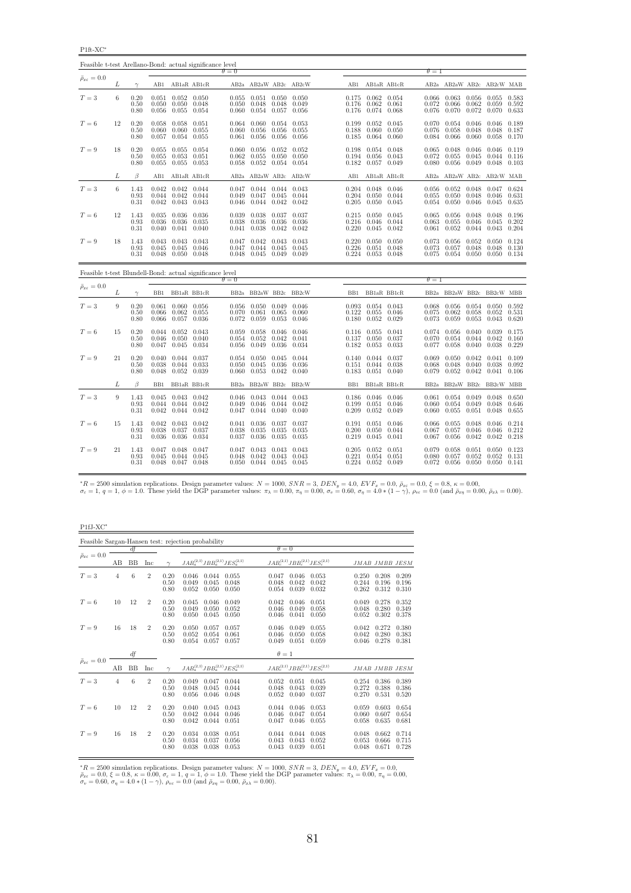P1ft-XC*

Feasible t-test Arellano-Bond: actual significance level

| $\bar{\rho}_{x\varepsilon}=0.0$ | $L$ | $\gamma$ | AB1 | AB1aR | AB1cR | AB2a | AB2aW | AB2c | AB2cW | AB1 | AB1aR | AB1cR | AB2a | AB2aW | AB2c | AB2cW | MAB |
|---|---|---|---|---|---|---|---|---|---|---|---|---|---|---|---|---|---|
| | | | $\theta=0$ | | | | | | | $\theta=1$ | | | | | | | |
| $T=3$ | 6 | 0.20 | 0.051 | 0.052 | 0.050 | 0.055 | 0.051 | 0.050 | 0.050 | 0.175 | 0.062 | 0.054 | 0.066 | 0.063 | 0.056 | 0.055 | 0.583 |
| | | 0.50 | 0.050 | 0.050 | 0.048 | 0.050 | 0.048 | 0.048 | 0.049 | 0.176 | 0.062 | 0.061 | 0.072 | 0.066 | 0.062 | 0.059 | 0.592 |
| | | 0.80 | 0.056 | 0.055 | 0.054 | 0.060 | 0.054 | 0.057 | 0.056 | 0.176 | 0.074 | 0.068 | 0.076 | 0.070 | 0.072 | 0.070 | 0.633 |
| $T=6$ | 12 | 0.20 | 0.058 | 0.058 | 0.051 | 0.064 | 0.060 | 0.054 | 0.053 | 0.199 | 0.052 | 0.045 | 0.070 | 0.054 | 0.046 | 0.046 | 0.189 |
| | | 0.50 | 0.060 | 0.060 | 0.055 | 0.060 | 0.056 | 0.056 | 0.055 | 0.188 | 0.060 | 0.050 | 0.076 | 0.058 | 0.048 | 0.048 | 0.187 |
| | | 0.80 | 0.057 | 0.054 | 0.055 | 0.061 | 0.056 | 0.056 | 0.056 | 0.185 | 0.064 | 0.060 | 0.084 | 0.066 | 0.060 | 0.058 | 0.170 |
| $T=9$ | 18 | 0.20 | 0.055 | 0.055 | 0.054 | 0.060 | 0.056 | 0.052 | 0.052 | 0.198 | 0.054 | 0.048 | 0.065 | 0.048 | 0.046 | 0.046 | 0.119 |
| | | 0.50 | 0.055 | 0.053 | 0.051 | 0.062 | 0.055 | 0.050 | 0.050 | 0.194 | 0.056 | 0.043 | 0.072 | 0.055 | 0.045 | 0.044 | 0.116 |
| | | 0.80 | 0.055 | 0.055 | 0.053 | 0.058 | 0.052 | 0.054 | 0.054 | 0.182 | 0.057 | 0.049 | 0.080 | 0.056 | 0.049 | 0.048 | 0.103 |
| | $L$ | $\beta$ | AB1 | AB1aR | AB1cR | AB2a | AB2aW | AB2c | AB2cW | AB1 | AB1aR | AB1cR | AB2a | AB2aW | AB2c | AB2cW | MAB |
| $T=3$ | 6 | 1.43 | 0.042 | 0.042 | 0.044 | 0.047 | 0.044 | 0.044 | 0.043 | 0.204 | 0.048 | 0.046 | 0.056 | 0.052 | 0.048 | 0.047 | 0.624 |
| | | 0.93 | 0.044 | 0.042 | 0.044 | 0.049 | 0.047 | 0.045 | 0.044 | 0.204 | 0.050 | 0.044 | 0.055 | 0.050 | 0.048 | 0.046 | 0.631 |
| | | 0.31 | 0.042 | 0.043 | 0.043 | 0.046 | 0.044 | 0.042 | 0.042 | 0.205 | 0.050 | 0.045 | 0.054 | 0.050 | 0.046 | 0.045 | 0.635 |
| $T=6$ | 12 | 1.43 | 0.035 | 0.036 | 0.036 | 0.039 | 0.038 | 0.037 | 0.037 | 0.215 | 0.050 | 0.045 | 0.065 | 0.056 | 0.048 | 0.048 | 0.196 |
| | | 0.93 | 0.036 | 0.036 | 0.035 | 0.038 | 0.036 | 0.036 | 0.036 | 0.216 | 0.046 | 0.044 | 0.063 | 0.055 | 0.046 | 0.045 | 0.202 |
| | | 0.31 | 0.040 | 0.041 | 0.040 | 0.041 | 0.038 | 0.042 | 0.042 | 0.220 | 0.045 | 0.042 | 0.061 | 0.052 | 0.044 | 0.043 | 0.204 |
| $T=9$ | 18 | 1.43 | 0.043 | 0.043 | 0.043 | 0.047 | 0.042 | 0.043 | 0.043 | 0.220 | 0.050 | 0.050 | 0.073 | 0.056 | 0.052 | 0.050 | 0.124 |
| | | 0.93 | 0.045 | 0.045 | 0.046 | 0.047 | 0.044 | 0.045 | 0.045 | 0.226 | 0.051 | 0.048 | 0.073 | 0.057 | 0.048 | 0.048 | 0.130 |
| | | 0.31 | 0.048 | 0.050 | 0.048 | 0.048 | 0.045 | 0.049 | 0.049 | 0.224 | 0.053 | 0.048 | 0.075 | 0.054 | 0.050 | 0.050 | 0.134 |

Feasible t-test Blundell-Bond: actual significance level

| $\bar{\rho}_{x\varepsilon}=0.0$ | $L$ | $\gamma$ | BB1 | BB1aR | BB1cR | BB2a | BB2aW | BB2c | BB2cW | BB1 | BB1aR | BB1cR | BB2a | BB2aW | BB2c | BB2cW | MBB |
|---|---|---|---|---|---|---|---|---|---|---|---|---|---|---|---|---|---|
| | | | $\theta=0$ | | | | | | | $\theta=1$ | | | | | | | |
| $T=3$ | 9 | 0.20 | 0.061 | 0.060 | 0.056 | 0.056 | 0.050 | 0.049 | 0.046 | 0.093 | 0.054 | 0.043 | 0.068 | 0.056 | 0.054 | 0.050 | 0.592 |
| | | 0.50 | 0.066 | 0.062 | 0.055 | 0.070 | 0.061 | 0.065 | 0.060 | 0.122 | 0.055 | 0.046 | 0.075 | 0.062 | 0.058 | 0.052 | 0.531 |
| | | 0.80 | 0.066 | 0.057 | 0.036 | 0.072 | 0.059 | 0.053 | 0.046 | 0.180 | 0.052 | 0.029 | 0.073 | 0.059 | 0.053 | 0.043 | 0.620 |
| $T=6$ | 15 | 0.20 | 0.044 | 0.052 | 0.043 | 0.059 | 0.058 | 0.046 | 0.046 | 0.116 | 0.055 | 0.041 | 0.074 | 0.056 | 0.040 | 0.039 | 0.175 |
| | | 0.50 | 0.046 | 0.050 | 0.040 | 0.054 | 0.052 | 0.042 | 0.041 | 0.137 | 0.050 | 0.037 | 0.070 | 0.054 | 0.044 | 0.042 | 0.160 |
| | | 0.80 | 0.047 | 0.045 | 0.034 | 0.056 | 0.049 | 0.036 | 0.034 | 0.182 | 0.053 | 0.033 | 0.077 | 0.058 | 0.040 | 0.038 | 0.229 |
| $T=9$ | 21 | 0.20 | 0.040 | 0.044 | 0.037 | 0.054 | 0.050 | 0.045 | 0.044 | 0.140 | 0.044 | 0.037 | 0.069 | 0.050 | 0.042 | 0.041 | 0.109 |
| | | 0.50 | 0.038 | 0.044 | 0.033 | 0.050 | 0.045 | 0.036 | 0.036 | 0.151 | 0.044 | 0.038 | 0.068 | 0.048 | 0.040 | 0.038 | 0.092 |
| | | 0.80 | 0.048 | 0.052 | 0.039 | 0.060 | 0.053 | 0.042 | 0.040 | 0.183 | 0.051 | 0.040 | 0.079 | 0.052 | 0.042 | 0.041 | 0.106 |
| | $L$ | $\beta$ | BB1 | BB1aR | BB1cR | BB2a | BB2aW | BB2c | BB2cW | BB1 | BB1aR | BB1cR | BB2a | BB2aW | BB2c | BB2cW | MBB |
| $T=3$ | 9 | 1.43 | 0.045 | 0.043 | 0.042 | 0.046 | 0.043 | 0.044 | 0.043 | 0.186 | 0.046 | 0.046 | 0.061 | 0.054 | 0.049 | 0.048 | 0.650 |
| | | 0.93 | 0.044 | 0.044 | 0.042 | 0.049 | 0.046 | 0.044 | 0.042 | 0.199 | 0.051 | 0.046 | 0.060 | 0.054 | 0.049 | 0.048 | 0.646 |
| | | 0.31 | 0.042 | 0.044 | 0.042 | 0.047 | 0.044 | 0.040 | 0.040 | 0.209 | 0.052 | 0.049 | 0.060 | 0.055 | 0.051 | 0.048 | 0.655 |
| $T=6$ | 15 | 1.43 | 0.042 | 0.043 | 0.042 | 0.041 | 0.036 | 0.037 | 0.037 | 0.191 | 0.051 | 0.046 | 0.066 | 0.055 | 0.048 | 0.046 | 0.214 |
| | | 0.93 | 0.038 | 0.037 | 0.037 | 0.038 | 0.035 | 0.035 | 0.035 | 0.200 | 0.050 | 0.044 | 0.067 | 0.057 | 0.046 | 0.046 | 0.212 |
| | | 0.31 | 0.036 | 0.036 | 0.034 | 0.037 | 0.036 | 0.035 | 0.035 | 0.219 | 0.045 | 0.041 | 0.067 | 0.056 | 0.042 | 0.042 | 0.218 |
| $T=9$ | 21 | 1.43 | 0.047 | 0.048 | 0.047 | 0.047 | 0.043 | 0.043 | 0.043 | 0.205 | 0.052 | 0.051 | 0.079 | 0.058 | 0.051 | 0.050 | 0.123 |
| | | 0.93 | 0.045 | 0.044 | 0.045 | 0.048 | 0.042 | 0.043 | 0.043 | 0.221 | 0.054 | 0.051 | 0.080 | 0.057 | 0.052 | 0.052 | 0.131 |
| | | 0.31 | 0.048 | 0.047 | 0.048 | 0.050 | 0.044 | 0.045 | 0.045 | 0.224 | 0.052 | 0.049 | 0.072 | 0.056 | 0.050 | 0.050 | 0.141 |

*$R=2500$ simulation replications. Design parameter values: $N=1000$, $SNR=3$, $DEN_y=4.0$, $EVF_x=0.0$, $\bar{\rho}_{x\varepsilon}=0.0$, $\xi=0.8$, $\kappa=0.00$, $\sigma_\varepsilon=1$, $q=1$, $\phi=1.0$. These yield the DGP parameter values: $\pi_\lambda=0.00$, $\pi_\eta=0.00$, $\sigma_v=0.60$, $\sigma_\eta=4.0*(1-\gamma)$, $\rho_{v\varepsilon}=0.0$ (and $\bar{\rho}_{x\eta}=0.00$, $\bar{\rho}_{x\lambda}=0.00$).

P1fJ-XC*

Feasible Sargan-Hansen test: rejection probability

| $\bar{\rho}_{x\varepsilon}=0.0$ | AB | BB | Inc | $\gamma$ | $JAB_a^{(2,1)}$ | $JBB_a^{(2,1)}$ | $JES_a^{(2,1)}$ | $JAB_c^{(2,1)}$ | $JBB_c^{(2,1)}$ | $JES_c^{(2,1)}$ | $JMAB$ | $JMBB$ | $JESM$ |
|---|---|---|---|---|---|---|---|---|---|---|---|---|---|
| | $df$ | | | | $\theta=0$ | | | | | | | | |
| $T=3$ | 4 | 6 | 2 | 0.20 | 0.046 | 0.044 | 0.055 | 0.047 | 0.046 | 0.053 | 0.250 | 0.208 | 0.209 |
| | | | | 0.50 | 0.049 | 0.045 | 0.048 | 0.048 | 0.042 | 0.042 | 0.244 | 0.196 | 0.196 |
| | | | | 0.80 | 0.052 | 0.050 | 0.050 | 0.054 | 0.039 | 0.032 | 0.262 | 0.312 | 0.310 |
| $T=6$ | 10 | 12 | 2 | 0.20 | 0.045 | 0.046 | 0.049 | 0.042 | 0.046 | 0.051 | 0.049 | 0.278 | 0.352 |
| | | | | 0.50 | 0.049 | 0.050 | 0.052 | 0.046 | 0.049 | 0.058 | 0.048 | 0.280 | 0.349 |
| | | | | 0.80 | 0.050 | 0.045 | 0.050 | 0.046 | 0.041 | 0.050 | 0.052 | 0.302 | 0.378 |
| $T=9$ | 16 | 18 | 2 | 0.20 | 0.050 | 0.057 | 0.057 | 0.046 | 0.049 | 0.055 | 0.042 | 0.272 | 0.380 |
| | | | | 0.50 | 0.052 | 0.054 | 0.061 | 0.046 | 0.050 | 0.058 | 0.042 | 0.280 | 0.383 |
| | | | | 0.80 | 0.054 | 0.057 | 0.057 | 0.049 | 0.051 | 0.059 | 0.046 | 0.278 | 0.381 |
| | $df$ | | | | $\theta=1$ | | | | | | | | |
| $\bar{\rho}_{x\varepsilon}=0.0$ | AB | BB | Inc | $\gamma$ | $JAB_a^{(2,1)}$ | $JBB_a^{(2,1)}$ | $JES_a^{(2,1)}$ | $JAB_c^{(2,1)}$ | $JBB_c^{(2,1)}$ | $JES_c^{(2,1)}$ | $JMAB$ | $JMBB$ | $JESM$ |
| $T=3$ | 4 | 6 | 2 | 0.20 | 0.049 | 0.047 | 0.044 | 0.052 | 0.051 | 0.045 | 0.254 | 0.386 | 0.389 |
| | | | | 0.50 | 0.048 | 0.045 | 0.044 | 0.048 | 0.043 | 0.039 | 0.272 | 0.388 | 0.386 |
| | | | | 0.80 | 0.056 | 0.046 | 0.048 | 0.052 | 0.040 | 0.037 | 0.270 | 0.531 | 0.520 |
| $T=6$ | 10 | 12 | 2 | 0.20 | 0.040 | 0.045 | 0.043 | 0.044 | 0.046 | 0.053 | 0.059 | 0.603 | 0.654 |
| | | | | 0.50 | 0.042 | 0.044 | 0.046 | 0.046 | 0.047 | 0.054 | 0.060 | 0.607 | 0.654 |
| | | | | 0.80 | 0.042 | 0.044 | 0.051 | 0.047 | 0.046 | 0.055 | 0.058 | 0.635 | 0.681 |
| $T=9$ | 16 | 18 | 2 | 0.20 | 0.034 | 0.038 | 0.051 | 0.044 | 0.044 | 0.048 | 0.048 | 0.662 | 0.714 |
| | | | | 0.50 | 0.034 | 0.037 | 0.056 | 0.043 | 0.043 | 0.052 | 0.053 | 0.666 | 0.715 |
| | | | | 0.80 | 0.038 | 0.038 | 0.053 | 0.043 | 0.039 | 0.051 | 0.048 | 0.671 | 0.728 |

*$R=2500$ simulation replications. Design parameter values: $N=1000$, $SNR=3$, $DEN_y=4.0$, $EVF_x=0.0$, $\bar{\rho}_{x\varepsilon}=0.0$, $\xi=0.8$, $\kappa=0.00$, $\sigma_\varepsilon=1$, $q=1$, $\phi=1.0$. These yield the DGP parameter values: $\pi_\lambda=0.00$, $\pi_\eta=0.00$, $\sigma_v=0.60$, $\sigma_\eta=4.0*(1-\gamma)$, $\rho_{v\varepsilon}=0.0$ (and $\bar{\rho}_{x\eta}=0.00$, $\bar{\rho}_{x\lambda}=0.00$).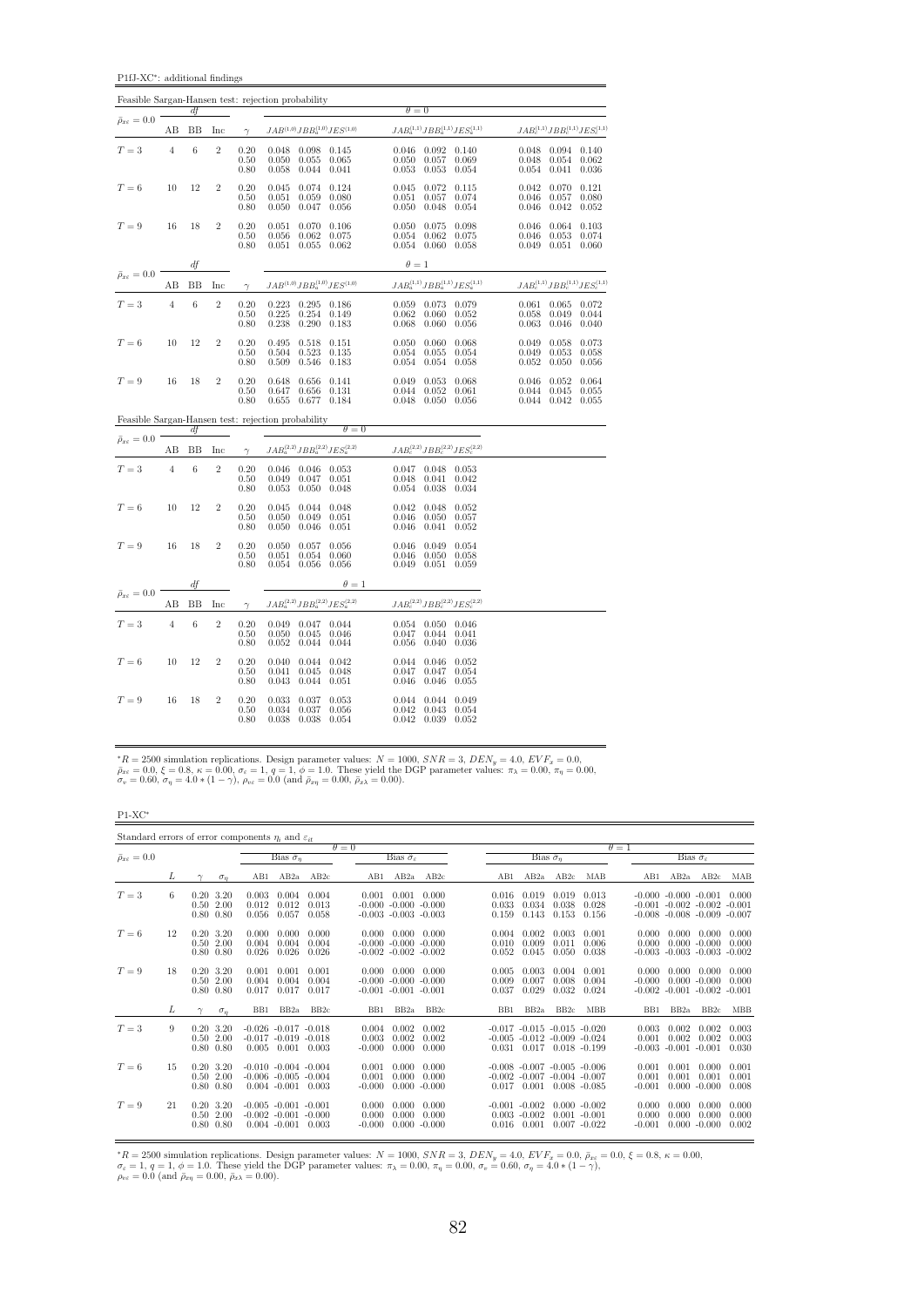P1fJ-XC*: additional findings

Feasible Sargan-Hansen test: rejection probability

| $\bar{\rho}_{x\varepsilon}=0.0$ | df | | | | $\theta=0$ | | | | | | | | |
|---|---|---|---|---|---|---|---|---|---|---|---|---|---|
| | AB | BB | Inc | $\gamma$ | $JAB^{(1,0)}$ | $JBB_a^{(1,0)}$ | $JES^{(1,0)}$ | $JAB_a^{(1,1)}$ | $JBB_a^{(1,1)}$ | $JES_a^{(1,1)}$ | $JAB_c^{(1,1)}$ | $JBB_c^{(1,1)}$ | $JES_c^{(1,1)}$ |
| $T=3$ | 4 | 6 | 2 | 0.20 | 0.048 | 0.098 | 0.145 | 0.046 | 0.092 | 0.140 | 0.048 | 0.094 | 0.140 |
| | | | | 0.50 | 0.050 | 0.055 | 0.065 | 0.050 | 0.057 | 0.069 | 0.048 | 0.054 | 0.062 |
| | | | | 0.80 | 0.058 | 0.044 | 0.041 | 0.053 | 0.053 | 0.054 | 0.054 | 0.041 | 0.036 |
| $T=6$ | 10 | 12 | 2 | 0.20 | 0.045 | 0.074 | 0.124 | 0.045 | 0.072 | 0.115 | 0.042 | 0.070 | 0.121 |
| | | | | 0.50 | 0.051 | 0.059 | 0.080 | 0.051 | 0.057 | 0.074 | 0.046 | 0.057 | 0.080 |
| | | | | 0.80 | 0.050 | 0.047 | 0.056 | 0.050 | 0.048 | 0.054 | 0.046 | 0.042 | 0.052 |
| $T=9$ | 16 | 18 | 2 | 0.20 | 0.051 | 0.070 | 0.106 | 0.050 | 0.075 | 0.098 | 0.046 | 0.064 | 0.103 |
| | | | | 0.50 | 0.056 | 0.062 | 0.075 | 0.054 | 0.062 | 0.075 | 0.046 | 0.053 | 0.074 |
| | | | | 0.80 | 0.051 | 0.055 | 0.062 | 0.054 | 0.060 | 0.058 | 0.049 | 0.051 | 0.060 |
| $\bar{\rho}_{x\varepsilon}=0.0$ | df | | | | $\theta=1$ | | | | | | | | |
| | AB | BB | Inc | $\gamma$ | $JAB^{(1,0)}$ | $JBB_a^{(1,0)}$ | $JES^{(1,0)}$ | $JAB_a^{(1,1)}$ | $JBB_a^{(1,1)}$ | $JES_a^{(1,1)}$ | $JAB_c^{(1,1)}$ | $JBB_c^{(1,1)}$ | $JES_c^{(1,1)}$ |
| $T=3$ | 4 | 6 | 2 | 0.20 | 0.223 | 0.295 | 0.186 | 0.059 | 0.073 | 0.079 | 0.061 | 0.065 | 0.072 |
| | | | | 0.50 | 0.225 | 0.254 | 0.149 | 0.062 | 0.060 | 0.052 | 0.058 | 0.049 | 0.044 |
| | | | | 0.80 | 0.238 | 0.290 | 0.183 | 0.068 | 0.060 | 0.056 | 0.063 | 0.046 | 0.040 |
| $T=6$ | 10 | 12 | 2 | 0.20 | 0.495 | 0.518 | 0.151 | 0.050 | 0.060 | 0.068 | 0.049 | 0.058 | 0.073 |
| | | | | 0.50 | 0.504 | 0.523 | 0.135 | 0.054 | 0.055 | 0.054 | 0.049 | 0.053 | 0.058 |
| | | | | 0.80 | 0.509 | 0.546 | 0.183 | 0.054 | 0.054 | 0.058 | 0.052 | 0.050 | 0.056 |
| $T=9$ | 16 | 18 | 2 | 0.20 | 0.648 | 0.656 | 0.141 | 0.049 | 0.053 | 0.068 | 0.046 | 0.052 | 0.064 |
| | | | | 0.50 | 0.647 | 0.656 | 0.131 | 0.044 | 0.052 | 0.061 | 0.044 | 0.045 | 0.055 |
| | | | | 0.80 | 0.655 | 0.677 | 0.184 | 0.048 | 0.050 | 0.056 | 0.044 | 0.042 | 0.055 |

Feasible Sargan-Hansen test: rejection probability

| $\bar{\rho}_{x\varepsilon}=0.0$ | df | | | | $\theta=0$ | | | | | |
|---|---|---|---|---|---|---|---|---|---|---|
| | AB | BB | Inc | $\gamma$ | $JAB_a^{(2,2)}$ | $JBB_a^{(2,2)}$ | $JES_a^{(2,2)}$ | $JAB_c^{(2,2)}$ | $JBB_c^{(2,2)}$ | $JES_c^{(2,2)}$ |
| $T=3$ | 4 | 6 | 2 | 0.20 | 0.046 | 0.046 | 0.053 | 0.047 | 0.048 | 0.053 |
| | | | | 0.50 | 0.049 | 0.047 | 0.051 | 0.048 | 0.041 | 0.042 |
| | | | | 0.80 | 0.053 | 0.050 | 0.048 | 0.054 | 0.038 | 0.034 |
| $T=6$ | 10 | 12 | 2 | 0.20 | 0.045 | 0.044 | 0.048 | 0.042 | 0.048 | 0.052 |
| | | | | 0.50 | 0.050 | 0.049 | 0.051 | 0.046 | 0.050 | 0.057 |
| | | | | 0.80 | 0.050 | 0.046 | 0.051 | 0.046 | 0.041 | 0.052 |
| $T=9$ | 16 | 18 | 2 | 0.20 | 0.050 | 0.057 | 0.056 | 0.046 | 0.049 | 0.054 |
| | | | | 0.50 | 0.051 | 0.054 | 0.060 | 0.046 | 0.050 | 0.058 |
| | | | | 0.80 | 0.054 | 0.056 | 0.056 | 0.049 | 0.051 | 0.059 |
| $\bar{\rho}_{x\varepsilon}=0.0$ | df | | | | $\theta=1$ | | | | | |
| | AB | BB | Inc | $\gamma$ | $JAB_a^{(2,2)}$ | $JBB_a^{(2,2)}$ | $JES_a^{(2,2)}$ | $JAB_c^{(2,2)}$ | $JBB_c^{(2,2)}$ | $JES_c^{(2,2)}$ |
| $T=3$ | 4 | 6 | 2 | 0.20 | 0.049 | 0.047 | 0.044 | 0.054 | 0.050 | 0.046 |
| | | | | 0.50 | 0.050 | 0.045 | 0.046 | 0.047 | 0.044 | 0.041 |
| | | | | 0.80 | 0.052 | 0.044 | 0.044 | 0.056 | 0.040 | 0.036 |
| $T=6$ | 10 | 12 | 2 | 0.20 | 0.040 | 0.044 | 0.042 | 0.044 | 0.046 | 0.052 |
| | | | | 0.50 | 0.041 | 0.045 | 0.048 | 0.047 | 0.047 | 0.054 |
| | | | | 0.80 | 0.043 | 0.044 | 0.051 | 0.046 | 0.046 | 0.055 |
| $T=9$ | 16 | 18 | 2 | 0.20 | 0.033 | 0.037 | 0.053 | 0.044 | 0.044 | 0.049 |
| | | | | 0.50 | 0.034 | 0.037 | 0.056 | 0.042 | 0.043 | 0.054 |
| | | | | 0.80 | 0.038 | 0.038 | 0.054 | 0.042 | 0.039 | 0.052 |

$^*R=2500$ simulation replications. Design parameter values: $N=1000$, $SNR=3$, $DEN_y=4.0$, $EVF_x=0.0$, $\bar{\rho}_{x\varepsilon}=0.0$, $\xi=0.8$, $\kappa=0.00$, $\sigma_\varepsilon=1$, $q=1$, $\phi=1.0$. These yield the DGP parameter values: $\pi_\lambda=0.00$, $\pi_\eta=0.00$, $\sigma_v=0.60$, $\sigma_\eta=4.0*(1-\gamma)$, $\rho_{v\varepsilon}=0.0$ (and $\bar{\rho}_{x\eta}=0.00$, $\bar{\rho}_{x\lambda}=0.00$).

P1-XC*

Standard errors of error components $\eta_i$ and $\varepsilon_{it}$

| $\bar{\rho}_{x\varepsilon}=0.0$ | | | | $\theta=0$ | | | | | | $\theta=1$ | | | | | | | |
|---|---|---|---|---|---|---|---|---|---|---|---|---|---|---|---|---|---|
| | | | | Bias $\hat{\sigma}_\eta$ | | | Bias $\hat{\sigma}_\varepsilon$ | | | Bias $\hat{\sigma}_\eta$ | | | | Bias $\hat{\sigma}_\varepsilon$ | | | |
| | $L$ | $\gamma$ | $\sigma_\eta$ | AB1 | AB2a | AB2c | AB1 | AB2a | AB2c | AB1 | AB2a | AB2c | MAB | AB1 | AB2a | AB2c | MAB |
| $T=3$ | 6 | 0.20 | 3.20 | 0.003 | 0.004 | 0.004 | 0.001 | 0.001 | 0.000 | 0.016 | 0.019 | 0.019 | 0.013 | -0.000 | -0.000 | -0.001 | 0.000 |
| | | 0.50 | 2.00 | 0.012 | 0.012 | 0.013 | -0.000 | -0.000 | -0.000 | 0.033 | 0.034 | 0.038 | 0.028 | -0.001 | -0.002 | -0.002 | -0.001 |
| | | 0.80 | 0.80 | 0.056 | 0.057 | 0.058 | -0.003 | -0.003 | -0.003 | 0.159 | 0.143 | 0.153 | 0.156 | -0.008 | -0.008 | -0.009 | -0.007 |
| $T=6$ | 12 | 0.20 | 3.20 | 0.000 | 0.000 | 0.000 | 0.000 | 0.000 | 0.000 | 0.004 | 0.002 | 0.003 | 0.001 | 0.000 | 0.000 | 0.000 | 0.000 |
| | | 0.50 | 2.00 | 0.004 | 0.004 | 0.004 | -0.000 | -0.000 | -0.000 | 0.010 | 0.009 | 0.011 | 0.006 | 0.000 | 0.000 | -0.000 | 0.000 |
| | | 0.80 | 0.80 | 0.026 | 0.026 | 0.026 | -0.002 | -0.002 | -0.002 | 0.052 | 0.045 | 0.050 | 0.038 | -0.003 | -0.003 | -0.003 | -0.002 |
| $T=9$ | 18 | 0.20 | 3.20 | 0.001 | 0.001 | 0.001 | 0.000 | 0.000 | 0.000 | 0.005 | 0.003 | 0.004 | 0.001 | 0.000 | 0.000 | 0.000 | 0.000 |
| | | 0.50 | 2.00 | 0.004 | 0.004 | 0.004 | -0.000 | -0.000 | -0.000 | 0.009 | 0.007 | 0.008 | 0.004 | -0.000 | 0.000 | -0.000 | 0.000 |
| | | 0.80 | 0.80 | 0.017 | 0.017 | 0.017 | -0.001 | -0.001 | -0.001 | 0.037 | 0.029 | 0.032 | 0.024 | -0.002 | -0.001 | -0.002 | -0.001 |
| | $L$ | $\gamma$ | $\sigma_\eta$ | BB1 | BB2a | BB2c | BB1 | BB2a | BB2c | BB1 | BB2a | BB2c | MBB | BB1 | BB2a | BB2c | MBB |
| $T=3$ | 9 | 0.20 | 3.20 | -0.026 | -0.017 | -0.018 | 0.004 | 0.002 | 0.002 | -0.017 | -0.015 | -0.015 | -0.020 | 0.003 | 0.002 | 0.002 | 0.003 |
| | | 0.50 | 2.00 | -0.017 | -0.019 | -0.018 | 0.003 | 0.002 | 0.002 | -0.005 | -0.012 | -0.009 | -0.024 | 0.001 | 0.002 | 0.002 | 0.003 |
| | | 0.80 | 0.80 | 0.005 | 0.001 | 0.003 | -0.000 | 0.000 | 0.000 | 0.031 | 0.017 | 0.018 | -0.199 | -0.003 | -0.001 | -0.001 | 0.030 |
| $T=6$ | 15 | 0.20 | 3.20 | -0.010 | -0.004 | -0.004 | 0.001 | 0.000 | 0.000 | -0.008 | -0.007 | -0.005 | -0.006 | 0.001 | 0.001 | 0.000 | 0.001 |
| | | 0.50 | 2.00 | -0.006 | -0.005 | -0.004 | 0.001 | 0.000 | 0.000 | -0.002 | -0.007 | -0.004 | -0.007 | 0.001 | 0.001 | 0.001 | 0.001 |
| | | 0.80 | 0.80 | 0.004 | -0.001 | 0.003 | -0.000 | 0.000 | -0.000 | 0.017 | 0.001 | 0.008 | -0.085 | -0.001 | 0.000 | -0.000 | 0.008 |
| $T=9$ | 21 | 0.20 | 3.20 | -0.005 | -0.001 | -0.001 | 0.000 | 0.000 | 0.000 | -0.001 | -0.002 | 0.000 | -0.002 | 0.000 | 0.000 | 0.000 | 0.000 |
| | | 0.50 | 2.00 | -0.002 | -0.001 | -0.000 | 0.000 | 0.000 | 0.000 | 0.003 | -0.002 | 0.001 | -0.001 | 0.000 | 0.000 | 0.000 | 0.000 |
| | | 0.80 | 0.80 | 0.004 | -0.001 | 0.003 | -0.000 | 0.000 | -0.000 | 0.016 | 0.001 | 0.007 | -0.022 | -0.001 | 0.000 | -0.000 | 0.002 |

$^*R=2500$ simulation replications. Design parameter values: $N=1000$, $SNR=3$, $DEN_y=4.0$, $EVF_x=0.0$, $\bar{\rho}_{x\varepsilon}=0.0$, $\xi=0.8$, $\kappa=0.00$, $\sigma_\varepsilon=1$, $q=1$, $\phi=1.0$. These yield the DGP parameter values: $\pi_\lambda=0.00$, $\pi_\eta=0.00$, $\sigma_v=0.60$, $\sigma_\eta=4.0*(1-\gamma)$, $\rho_{v\varepsilon}=0.0$ (and $\bar{\rho}_{x\eta}=0.00$, $\bar{\rho}_{x\lambda}=0.00$).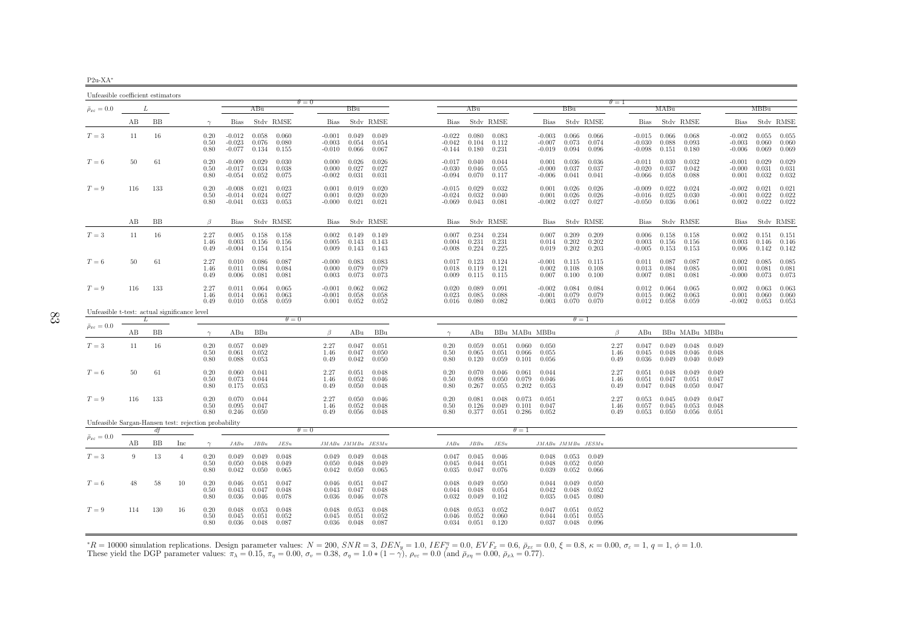P2u-XA*

Unfeasible coefficient estimators

| $\bar{\rho}_{x\varepsilon}=0.0$ | L | | | ABu $\theta=0$ | | | BBu | | | ABu $\theta=1$ | | | BBu | | | MABu | | | MBBu | | |
|---|---|---|---|---|---|---|---|---|---|---|---|---|---|---|---|---|---|---|---|---|---|
| | AB | BB | $\gamma$ | Bias | Stdv | RMSE | Bias | Stdv | RMSE | Bias | Stdv | RMSE | Bias | Stdv | RMSE | Bias | Stdv | RMSE | Bias | Stdv | RMSE |
| $T=3$ | 11 | 16 | 0.20 | -0.012 | 0.058 | 0.060 | -0.001 | 0.049 | 0.049 | -0.022 | 0.080 | 0.083 | -0.003 | 0.066 | 0.066 | -0.015 | 0.066 | 0.068 | -0.002 | 0.055 | 0.055 |
| | | | 0.50 | -0.023 | 0.076 | 0.080 | -0.003 | 0.054 | 0.054 | -0.042 | 0.104 | 0.112 | -0.007 | 0.073 | 0.074 | -0.030 | 0.088 | 0.093 | -0.003 | 0.060 | 0.060 |
| | | | 0.80 | -0.077 | 0.134 | 0.155 | -0.010 | 0.066 | 0.067 | -0.144 | 0.180 | 0.231 | -0.019 | 0.094 | 0.096 | -0.098 | 0.151 | 0.180 | -0.006 | 0.069 | 0.069 |
| $T=6$ | 50 | 61 | 0.20 | -0.009 | 0.029 | 0.030 | 0.000 | 0.026 | 0.026 | -0.017 | 0.040 | 0.044 | 0.001 | 0.036 | 0.036 | -0.011 | 0.030 | 0.032 | -0.001 | 0.029 | 0.029 |
| | | | 0.50 | -0.017 | 0.034 | 0.038 | 0.000 | 0.027 | 0.027 | -0.030 | 0.046 | 0.055 | -0.000 | 0.037 | 0.037 | -0.020 | 0.037 | 0.042 | -0.000 | 0.031 | 0.031 |
| | | | 0.80 | -0.054 | 0.052 | 0.075 | -0.002 | 0.031 | 0.031 | -0.094 | 0.070 | 0.117 | -0.006 | 0.041 | 0.041 | -0.066 | 0.058 | 0.088 | 0.001 | 0.032 | 0.032 |
| $T=9$ | 116 | 133 | 0.20 | -0.008 | 0.021 | 0.023 | 0.001 | 0.019 | 0.020 | -0.015 | 0.029 | 0.032 | 0.001 | 0.026 | 0.026 | -0.009 | 0.022 | 0.024 | -0.002 | 0.021 | 0.021 |
| | | | 0.50 | -0.014 | 0.024 | 0.027 | 0.001 | 0.020 | 0.020 | -0.024 | 0.032 | 0.040 | 0.001 | 0.026 | 0.026 | -0.016 | 0.025 | 0.030 | -0.001 | 0.022 | 0.022 |
| | | | 0.80 | -0.041 | 0.033 | 0.053 | -0.000 | 0.021 | 0.021 | -0.069 | 0.043 | 0.081 | -0.002 | 0.027 | 0.027 | -0.050 | 0.036 | 0.061 | 0.002 | 0.022 | 0.022 |
| | AB | BB | $\beta$ | Bias | Stdv | RMSE | Bias | Stdv | RMSE | Bias | Stdv | RMSE | Bias | Stdv | RMSE | Bias | Stdv | RMSE | Bias | Stdv | RMSE |
| $T=3$ | 11 | 16 | 2.27 | 0.005 | 0.158 | 0.158 | 0.002 | 0.149 | 0.149 | 0.007 | 0.234 | 0.234 | 0.007 | 0.209 | 0.209 | 0.006 | 0.158 | 0.158 | 0.002 | 0.151 | 0.151 |
| | | | 1.46 | 0.003 | 0.156 | 0.156 | 0.005 | 0.143 | 0.143 | 0.004 | 0.231 | 0.231 | 0.014 | 0.202 | 0.202 | 0.003 | 0.156 | 0.156 | 0.003 | 0.146 | 0.146 |
| | | | 0.49 | -0.004 | 0.154 | 0.154 | 0.009 | 0.143 | 0.143 | -0.008 | 0.224 | 0.225 | 0.019 | 0.202 | 0.203 | -0.005 | 0.153 | 0.153 | 0.006 | 0.142 | 0.142 |
| $T=6$ | 50 | 61 | 2.27 | 0.010 | 0.086 | 0.087 | -0.000 | 0.083 | 0.083 | 0.017 | 0.123 | 0.124 | -0.001 | 0.115 | 0.115 | 0.011 | 0.087 | 0.087 | 0.002 | 0.085 | 0.085 |
| | | | 1.46 | 0.011 | 0.084 | 0.084 | 0.000 | 0.079 | 0.079 | 0.018 | 0.119 | 0.121 | 0.002 | 0.108 | 0.108 | 0.013 | 0.084 | 0.085 | 0.001 | 0.081 | 0.081 |
| | | | 0.49 | 0.006 | 0.081 | 0.081 | 0.003 | 0.073 | 0.073 | 0.009 | 0.115 | 0.115 | 0.007 | 0.100 | 0.100 | 0.007 | 0.081 | 0.081 | -0.000 | 0.073 | 0.073 |
| $T=9$ | 116 | 133 | 2.27 | 0.011 | 0.064 | 0.065 | -0.001 | 0.062 | 0.062 | 0.020 | 0.089 | 0.091 | -0.002 | 0.084 | 0.084 | 0.012 | 0.064 | 0.065 | 0.002 | 0.063 | 0.063 |
| | | | 1.46 | 0.014 | 0.061 | 0.063 | -0.001 | 0.058 | 0.058 | 0.023 | 0.085 | 0.088 | -0.001 | 0.079 | 0.079 | 0.015 | 0.062 | 0.063 | 0.001 | 0.060 | 0.060 |
| | | | 0.49 | 0.010 | 0.058 | 0.059 | 0.001 | 0.052 | 0.052 | 0.016 | 0.080 | 0.082 | 0.003 | 0.070 | 0.070 | 0.012 | 0.058 | 0.059 | -0.002 | 0.053 | 0.053 |

Unfeasible t-test: actual significance level

| $\bar{\rho}_{x\varepsilon}=0.0$ | L | | $\theta=0$ | | | | | | $\theta=1$ | | | | | | | | | | |
|---|---|---|---|---|---|---|---|---|---|---|---|---|---|---|---|---|---|---|---|
| | AB | BB | $\gamma$ | ABu | BBu | $\beta$ | ABu | BBu | $\gamma$ | ABu | BBu | MABu | MBBu | $\beta$ | ABu | BBu | MABu | MBBu |
| $T=3$ | 11 | 16 | 0.20 | 0.057 | 0.049 | 2.27 | 0.047 | 0.051 | 0.20 | 0.059 | 0.051 | 0.060 | 0.050 | 2.27 | 0.047 | 0.049 | 0.048 | 0.049 |
| | | | 0.50 | 0.061 | 0.052 | 1.46 | 0.047 | 0.050 | 0.50 | 0.065 | 0.051 | 0.066 | 0.055 | 1.46 | 0.045 | 0.048 | 0.046 | 0.048 |
| | | | 0.80 | 0.088 | 0.053 | 0.49 | 0.042 | 0.050 | 0.80 | 0.120 | 0.059 | 0.101 | 0.056 | 0.49 | 0.036 | 0.049 | 0.040 | 0.049 |
| $T=6$ | 50 | 61 | 0.20 | 0.060 | 0.041 | 2.27 | 0.051 | 0.048 | 0.20 | 0.070 | 0.046 | 0.061 | 0.044 | 2.27 | 0.051 | 0.048 | 0.049 | 0.049 |
| | | | 0.50 | 0.073 | 0.044 | 1.46 | 0.052 | 0.046 | 0.50 | 0.098 | 0.050 | 0.079 | 0.046 | 1.46 | 0.051 | 0.047 | 0.051 | 0.047 |
| | | | 0.80 | 0.175 | 0.053 | 0.49 | 0.050 | 0.048 | 0.80 | 0.267 | 0.055 | 0.202 | 0.053 | 0.49 | 0.047 | 0.048 | 0.050 | 0.047 |
| $T=9$ | 116 | 133 | 0.20 | 0.070 | 0.044 | 2.27 | 0.050 | 0.046 | 0.20 | 0.081 | 0.048 | 0.073 | 0.051 | 2.27 | 0.053 | 0.045 | 0.049 | 0.047 |
| | | | 0.50 | 0.095 | 0.047 | 1.46 | 0.052 | 0.048 | 0.50 | 0.126 | 0.049 | 0.101 | 0.047 | 1.46 | 0.057 | 0.045 | 0.053 | 0.048 |
| | | | 0.80 | 0.246 | 0.050 | 0.49 | 0.056 | 0.048 | 0.80 | 0.377 | 0.051 | 0.286 | 0.052 | 0.49 | 0.053 | 0.050 | 0.056 | 0.051 |

Unfeasible Sargan-Hansen test: rejection probability

| $\bar{\rho}_{x\varepsilon}=0.0$ | df | | | $\theta=0$ | | | | | | $\theta=1$ | | | | | |
|---|---|---|---|---|---|---|---|---|---|---|---|---|---|---|---|
| | AB | BB | Inc | $\gamma$ | JABu | JBBu | JESu | JMABu | JMMBu | JESMu | JABu | JBBu | JESu | JMABu | JMMBu | JESMu |
| $T=3$ | 9 | 13 | 4 | 0.20 | 0.049 | 0.049 | 0.048 | 0.049 | 0.049 | 0.048 | 0.047 | 0.045 | 0.046 | 0.048 | 0.053 | 0.049 |
| | | | | 0.50 | 0.050 | 0.048 | 0.049 | 0.050 | 0.048 | 0.049 | 0.045 | 0.044 | 0.051 | 0.048 | 0.052 | 0.050 |
| | | | | 0.80 | 0.042 | 0.050 | 0.065 | 0.042 | 0.050 | 0.065 | 0.035 | 0.047 | 0.076 | 0.039 | 0.052 | 0.066 |
| $T=6$ | 48 | 58 | 10 | 0.20 | 0.046 | 0.051 | 0.047 | 0.046 | 0.051 | 0.047 | 0.048 | 0.049 | 0.050 | 0.044 | 0.049 | 0.050 |
| | | | | 0.50 | 0.043 | 0.047 | 0.048 | 0.043 | 0.047 | 0.048 | 0.044 | 0.048 | 0.054 | 0.042 | 0.048 | 0.052 |
| | | | | 0.80 | 0.036 | 0.046 | 0.078 | 0.036 | 0.046 | 0.078 | 0.032 | 0.049 | 0.102 | 0.035 | 0.045 | 0.080 |
| $T=9$ | 114 | 130 | 16 | 0.20 | 0.048 | 0.053 | 0.048 | 0.048 | 0.053 | 0.048 | 0.048 | 0.053 | 0.052 | 0.047 | 0.051 | 0.052 |
| | | | | 0.50 | 0.045 | 0.051 | 0.052 | 0.045 | 0.051 | 0.052 | 0.046 | 0.052 | 0.060 | 0.044 | 0.051 | 0.055 |
| | | | | 0.80 | 0.036 | 0.048 | 0.087 | 0.036 | 0.048 | 0.087 | 0.034 | 0.051 | 0.120 | 0.037 | 0.048 | 0.096 |

*$R=10000$ simulation replications. Design parameter values: $N=200$, $SNR=3$, $DEN_y=1.0$, $IEF_x^{\eta}=0.0$, $EVF_x=0.6$, $\bar{\rho}_{x\varepsilon}=0.0$, $\xi=0.8$, $\kappa=0.00$, $\sigma_\varepsilon=1$, $q=1$, $\phi=1.0$.
These yield the DGP parameter values: $\pi_\lambda=0.15$, $\pi_\eta=0.00$, $\sigma_v=0.38$, $\sigma_\eta=1.0*(1-\gamma)$, $\rho_{v\varepsilon}=0.0$ (and $\bar{\rho}_{x\eta}=0.00$, $\bar{\rho}_{x\lambda}=0.77$).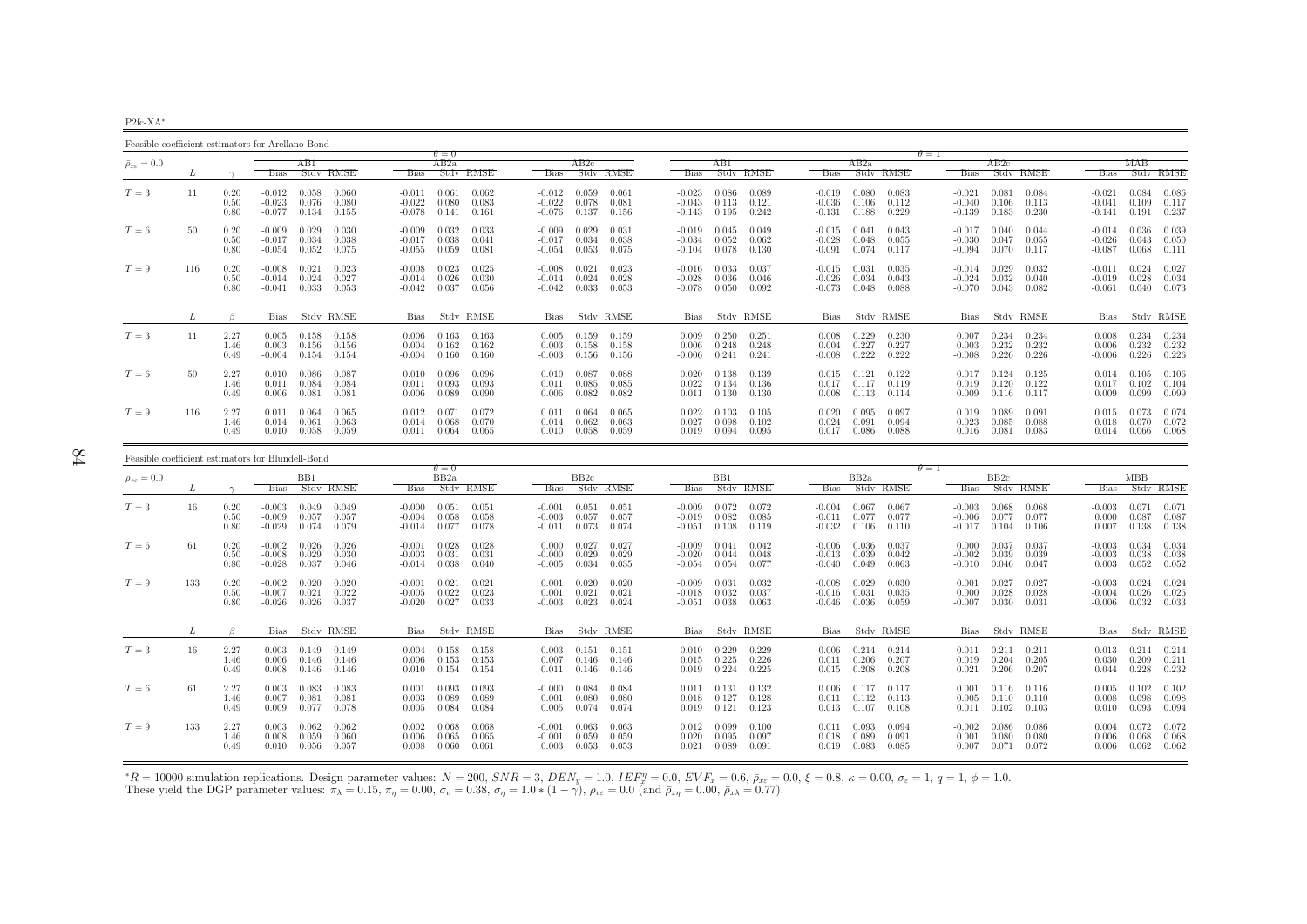P2fc-XA*

Feasible coefficient estimators for Arellano-Bond

| $\bar{\rho}_{x\varepsilon} = 0.0$ | | | $\theta = 0$ | | | | | | | | | $\theta = 1$ | | | | | | | | | | | |
|---|---|---|---|---|---|---|---|---|---|---|---|---|---|---|---|---|---|---|---|---|---|---|---|
| | | | AB1 | | | AB2a | | | AB2c | | | AB1 | | | AB2a | | | AB2c | | | MAB | | |
| | $L$ | $\gamma$ | Bias | Stdv | RMSE | Bias | Stdv | RMSE | Bias | Stdv | RMSE | Bias | Stdv | RMSE | Bias | Stdv | RMSE | Bias | Stdv | RMSE | Bias | Stdv | RMSE |
| $T=3$ | 11 | 0.20 | -0.012 | 0.058 | 0.060 | -0.011 | 0.061 | 0.062 | -0.012 | 0.059 | 0.061 | -0.023 | 0.086 | 0.089 | -0.019 | 0.080 | 0.083 | -0.021 | 0.081 | 0.084 | -0.021 | 0.084 | 0.086 |
| | | 0.50 | -0.023 | 0.076 | 0.080 | -0.022 | 0.080 | 0.083 | -0.022 | 0.078 | 0.081 | -0.043 | 0.113 | 0.121 | -0.036 | 0.106 | 0.112 | -0.040 | 0.106 | 0.113 | -0.041 | 0.109 | 0.117 |
| | | 0.80 | -0.077 | 0.134 | 0.155 | -0.078 | 0.141 | 0.161 | -0.076 | 0.137 | 0.156 | -0.143 | 0.195 | 0.242 | -0.131 | 0.188 | 0.229 | -0.139 | 0.183 | 0.230 | -0.141 | 0.191 | 0.237 |
| $T=6$ | 50 | 0.20 | -0.009 | 0.029 | 0.030 | -0.009 | 0.032 | 0.033 | -0.009 | 0.029 | 0.031 | -0.019 | 0.045 | 0.049 | -0.015 | 0.041 | 0.043 | -0.017 | 0.040 | 0.044 | -0.014 | 0.036 | 0.039 |
| | | 0.50 | -0.017 | 0.034 | 0.038 | -0.017 | 0.038 | 0.041 | -0.017 | 0.034 | 0.038 | -0.034 | 0.052 | 0.062 | -0.028 | 0.048 | 0.055 | -0.030 | 0.047 | 0.055 | -0.026 | 0.043 | 0.050 |
| | | 0.80 | -0.054 | 0.052 | 0.075 | -0.055 | 0.059 | 0.081 | -0.054 | 0.053 | 0.075 | -0.104 | 0.078 | 0.130 | -0.091 | 0.074 | 0.117 | -0.094 | 0.070 | 0.117 | -0.087 | 0.068 | 0.111 |
| $T=9$ | 116 | 0.20 | -0.008 | 0.021 | 0.023 | -0.008 | 0.023 | 0.025 | -0.008 | 0.021 | 0.023 | -0.016 | 0.033 | 0.037 | -0.015 | 0.031 | 0.035 | -0.014 | 0.029 | 0.032 | -0.011 | 0.024 | 0.027 |
| | | 0.50 | -0.014 | 0.024 | 0.027 | -0.014 | 0.026 | 0.030 | -0.014 | 0.024 | 0.028 | -0.028 | 0.036 | 0.046 | -0.026 | 0.034 | 0.043 | -0.024 | 0.032 | 0.040 | -0.019 | 0.028 | 0.034 |
| | | 0.80 | -0.041 | 0.033 | 0.053 | -0.042 | 0.037 | 0.056 | -0.042 | 0.033 | 0.053 | -0.078 | 0.050 | 0.092 | -0.073 | 0.048 | 0.088 | -0.070 | 0.043 | 0.082 | -0.061 | 0.040 | 0.073 |
| | $L$ | $\beta$ | Bias | Stdv | RMSE | Bias | Stdv | RMSE | Bias | Stdv | RMSE | Bias | Stdv | RMSE | Bias | Stdv | RMSE | Bias | Stdv | RMSE | Bias | Stdv | RMSE |
| $T=3$ | 11 | 2.27 | 0.005 | 0.158 | 0.158 | 0.006 | 0.163 | 0.163 | 0.005 | 0.159 | 0.159 | 0.009 | 0.250 | 0.251 | 0.008 | 0.229 | 0.230 | 0.007 | 0.234 | 0.234 | 0.008 | 0.234 | 0.234 |
| | | 1.46 | 0.003 | 0.156 | 0.156 | 0.004 | 0.162 | 0.162 | 0.003 | 0.158 | 0.158 | 0.006 | 0.248 | 0.248 | 0.004 | 0.227 | 0.227 | 0.003 | 0.232 | 0.232 | 0.006 | 0.232 | 0.232 |
| | | 0.49 | -0.004 | 0.154 | 0.154 | -0.004 | 0.160 | 0.160 | -0.003 | 0.156 | 0.156 | -0.006 | 0.241 | 0.241 | -0.008 | 0.222 | 0.222 | -0.008 | 0.226 | 0.226 | -0.006 | 0.226 | 0.226 |
| $T=6$ | 50 | 2.27 | 0.010 | 0.086 | 0.087 | 0.010 | 0.096 | 0.096 | 0.010 | 0.087 | 0.088 | 0.020 | 0.138 | 0.139 | 0.015 | 0.121 | 0.122 | 0.017 | 0.124 | 0.125 | 0.014 | 0.105 | 0.106 |
| | | 1.46 | 0.011 | 0.084 | 0.084 | 0.011 | 0.093 | 0.093 | 0.011 | 0.085 | 0.085 | 0.022 | 0.134 | 0.136 | 0.017 | 0.117 | 0.119 | 0.019 | 0.120 | 0.122 | 0.017 | 0.102 | 0.104 |
| | | 0.49 | 0.006 | 0.081 | 0.081 | 0.006 | 0.089 | 0.090 | 0.006 | 0.082 | 0.082 | 0.011 | 0.130 | 0.130 | 0.008 | 0.113 | 0.114 | 0.009 | 0.116 | 0.117 | 0.009 | 0.099 | 0.099 |
| $T=9$ | 116 | 2.27 | 0.011 | 0.064 | 0.065 | 0.012 | 0.071 | 0.072 | 0.011 | 0.064 | 0.065 | 0.022 | 0.103 | 0.105 | 0.020 | 0.095 | 0.097 | 0.019 | 0.089 | 0.091 | 0.015 | 0.073 | 0.074 |
| | | 1.46 | 0.014 | 0.061 | 0.063 | 0.014 | 0.068 | 0.070 | 0.014 | 0.062 | 0.063 | 0.027 | 0.098 | 0.102 | 0.024 | 0.091 | 0.094 | 0.023 | 0.085 | 0.088 | 0.018 | 0.070 | 0.072 |
| | | 0.49 | 0.010 | 0.058 | 0.059 | 0.011 | 0.064 | 0.065 | 0.010 | 0.058 | 0.059 | 0.019 | 0.094 | 0.095 | 0.017 | 0.086 | 0.088 | 0.016 | 0.081 | 0.083 | 0.014 | 0.066 | 0.068 |

Feasible coefficient estimators for Blundell-Bond

| $\bar{\rho}_{x\varepsilon} = 0.0$ | | | $\theta = 0$ | | | | | | | | | $\theta = 1$ | | | | | | | | | | | |
|---|---|---|---|---|---|---|---|---|---|---|---|---|---|---|---|---|---|---|---|---|---|---|---|
| | | | BB1 | | | BB2a | | | BB2c | | | BB1 | | | BB2a | | | BB2c | | | MBB | | |
| | $L$ | $\gamma$ | Bias | Stdv | RMSE | Bias | Stdv | RMSE | Bias | Stdv | RMSE | Bias | Stdv | RMSE | Bias | Stdv | RMSE | Bias | Stdv | RMSE | Bias | Stdv | RMSE |
| $T=3$ | 16 | 0.20 | -0.003 | 0.049 | 0.049 | -0.000 | 0.051 | 0.051 | -0.001 | 0.051 | 0.051 | -0.009 | 0.072 | 0.072 | -0.004 | 0.067 | 0.067 | -0.003 | 0.068 | 0.068 | -0.003 | 0.071 | 0.071 |
| | | 0.50 | -0.009 | 0.057 | 0.057 | -0.004 | 0.058 | 0.058 | -0.003 | 0.057 | 0.057 | -0.019 | 0.082 | 0.085 | -0.011 | 0.077 | 0.077 | -0.006 | 0.077 | 0.077 | 0.000 | 0.087 | 0.087 |
| | | 0.80 | -0.029 | 0.074 | 0.079 | -0.014 | 0.077 | 0.078 | -0.011 | 0.073 | 0.074 | -0.051 | 0.108 | 0.119 | -0.032 | 0.106 | 0.110 | -0.017 | 0.104 | 0.106 | 0.007 | 0.138 | 0.138 |
| $T=6$ | 61 | 0.20 | -0.002 | 0.026 | 0.026 | -0.001 | 0.028 | 0.028 | 0.000 | 0.027 | 0.027 | -0.009 | 0.041 | 0.042 | -0.006 | 0.036 | 0.037 | 0.000 | 0.037 | 0.037 | -0.003 | 0.034 | 0.034 |
| | | 0.50 | -0.008 | 0.029 | 0.030 | -0.003 | 0.031 | 0.031 | -0.000 | 0.029 | 0.029 | -0.020 | 0.044 | 0.048 | -0.013 | 0.039 | 0.042 | -0.002 | 0.039 | 0.039 | -0.003 | 0.038 | 0.038 |
| | | 0.80 | -0.028 | 0.037 | 0.046 | -0.014 | 0.038 | 0.040 | -0.005 | 0.034 | 0.035 | -0.054 | 0.054 | 0.077 | -0.040 | 0.049 | 0.063 | -0.010 | 0.046 | 0.047 | 0.003 | 0.052 | 0.052 |
| $T=9$ | 133 | 0.20 | -0.002 | 0.020 | 0.020 | -0.001 | 0.021 | 0.021 | 0.001 | 0.020 | 0.020 | -0.009 | 0.031 | 0.032 | -0.008 | 0.029 | 0.030 | 0.001 | 0.027 | 0.027 | -0.003 | 0.024 | 0.024 |
| | | 0.50 | -0.007 | 0.021 | 0.022 | -0.005 | 0.022 | 0.023 | 0.001 | 0.021 | 0.021 | -0.018 | 0.032 | 0.037 | -0.016 | 0.031 | 0.035 | 0.000 | 0.028 | 0.028 | -0.004 | 0.026 | 0.026 |
| | | 0.80 | -0.026 | 0.026 | 0.037 | -0.020 | 0.027 | 0.033 | -0.003 | 0.023 | 0.024 | -0.051 | 0.038 | 0.063 | -0.046 | 0.036 | 0.059 | -0.007 | 0.030 | 0.031 | -0.006 | 0.032 | 0.033 |
| | $L$ | $\beta$ | Bias | Stdv | RMSE | Bias | Stdv | RMSE | Bias | Stdv | RMSE | Bias | Stdv | RMSE | Bias | Stdv | RMSE | Bias | Stdv | RMSE | Bias | Stdv | RMSE |
| $T=3$ | 16 | 2.27 | 0.003 | 0.149 | 0.149 | 0.004 | 0.158 | 0.158 | 0.003 | 0.151 | 0.151 | 0.010 | 0.229 | 0.229 | 0.006 | 0.214 | 0.214 | 0.011 | 0.211 | 0.211 | 0.013 | 0.214 | 0.214 |
| | | 1.46 | 0.006 | 0.146 | 0.146 | 0.006 | 0.153 | 0.153 | 0.007 | 0.146 | 0.146 | 0.015 | 0.225 | 0.226 | 0.011 | 0.206 | 0.207 | 0.019 | 0.204 | 0.205 | 0.030 | 0.209 | 0.211 |
| | | 0.49 | 0.008 | 0.146 | 0.146 | 0.010 | 0.154 | 0.154 | 0.011 | 0.146 | 0.146 | 0.019 | 0.224 | 0.225 | 0.015 | 0.208 | 0.208 | 0.021 | 0.206 | 0.207 | 0.044 | 0.228 | 0.232 |
| $T=6$ | 61 | 2.27 | 0.003 | 0.083 | 0.083 | 0.001 | 0.093 | 0.093 | -0.000 | 0.084 | 0.084 | 0.011 | 0.131 | 0.132 | 0.006 | 0.117 | 0.117 | 0.001 | 0.116 | 0.116 | 0.005 | 0.102 | 0.102 |
| | | 1.46 | 0.007 | 0.081 | 0.081 | 0.003 | 0.089 | 0.089 | 0.001 | 0.080 | 0.080 | 0.018 | 0.127 | 0.128 | 0.011 | 0.112 | 0.113 | 0.005 | 0.110 | 0.110 | 0.008 | 0.098 | 0.098 |
| | | 0.49 | 0.009 | 0.077 | 0.078 | 0.005 | 0.084 | 0.084 | 0.005 | 0.074 | 0.074 | 0.019 | 0.121 | 0.123 | 0.013 | 0.107 | 0.108 | 0.011 | 0.102 | 0.103 | 0.010 | 0.093 | 0.094 |
| $T=9$ | 133 | 2.27 | 0.003 | 0.062 | 0.062 | 0.002 | 0.068 | 0.068 | -0.001 | 0.063 | 0.063 | 0.012 | 0.099 | 0.100 | 0.011 | 0.093 | 0.094 | -0.002 | 0.086 | 0.086 | 0.004 | 0.072 | 0.072 |
| | | 1.46 | 0.008 | 0.059 | 0.060 | 0.006 | 0.065 | 0.065 | -0.001 | 0.059 | 0.059 | 0.020 | 0.095 | 0.097 | 0.018 | 0.089 | 0.091 | 0.001 | 0.080 | 0.080 | 0.006 | 0.068 | 0.068 |
| | | 0.49 | 0.010 | 0.056 | 0.057 | 0.008 | 0.060 | 0.061 | 0.003 | 0.053 | 0.053 | 0.021 | 0.089 | 0.091 | 0.019 | 0.083 | 0.085 | 0.007 | 0.071 | 0.072 | 0.006 | 0.062 | 0.062 |

*$R = 10000$ simulation replications. Design parameter values: $N = 200$, $SNR = 3$, $DEN_y = 1.0$, $IEF^{\eta}_x = 0.0$, $EVF_x = 0.6$, $\bar{\rho}_{x\varepsilon} = 0.0$, $\xi = 0.8$, $\kappa = 0.00$, $\sigma_\varepsilon = 1$, $q = 1$, $\phi = 1.0$.
These yield the DGP parameter values: $\pi_\lambda = 0.15$, $\pi_\eta = 0.00$, $\sigma_v = 0.38$, $\sigma_\eta = 1.0 * (1-\gamma)$, $\rho_{v\varepsilon} = 0.0$ (and $\bar{\rho}_{x\eta} = 0.00$, $\bar{\rho}_{x\lambda} = 0.77$).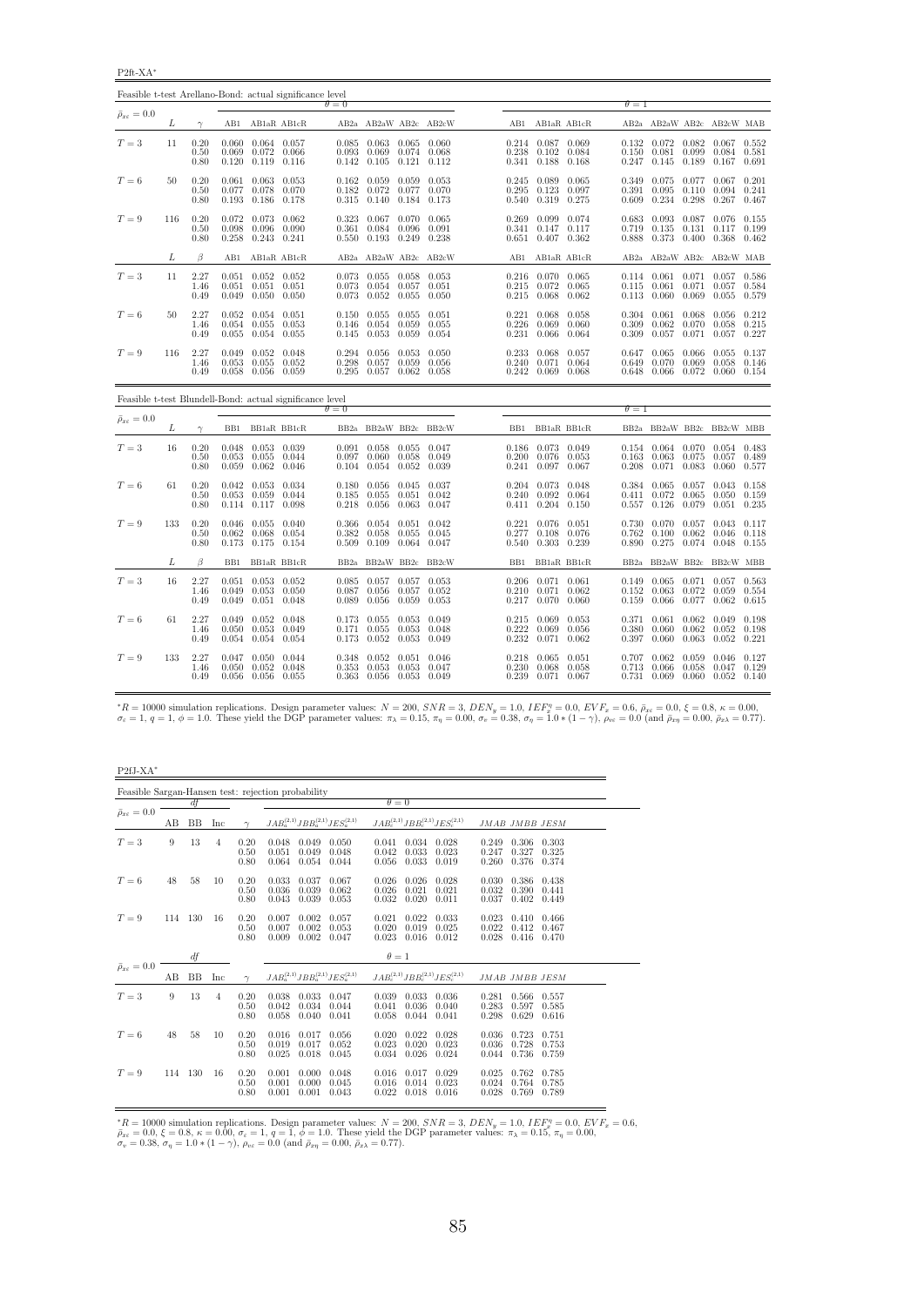P2ft-XA*

Feasible t-test Arellano-Bond: actual significance level

| $\bar{\rho}_{x\varepsilon}=0.0$ | $L$ | $\gamma$ | AB1 | AB1aR | AB1cR | AB2a | AB2aW | AB2c | AB2cW | AB1 | AB1aR | AB1cR | AB2a | AB2aW | AB2c | AB2cW | MAB |
|---|---|---|---|---|---|---|---|---|---|---|---|---|---|---|---|---|---|
| | | | $\theta=0$ | | | | | | | $\theta=1$ | | | | | | | |
| $T=3$ | 11 | 0.20 | 0.060 | 0.064 | 0.057 | 0.085 | 0.063 | 0.065 | 0.060 | 0.214 | 0.087 | 0.069 | 0.132 | 0.072 | 0.082 | 0.067 | 0.552 |
| | | 0.50 | 0.069 | 0.072 | 0.066 | 0.093 | 0.069 | 0.074 | 0.068 | 0.238 | 0.102 | 0.084 | 0.150 | 0.081 | 0.099 | 0.084 | 0.581 |
| | | 0.80 | 0.120 | 0.119 | 0.116 | 0.142 | 0.105 | 0.121 | 0.112 | 0.341 | 0.188 | 0.168 | 0.247 | 0.145 | 0.189 | 0.167 | 0.691 |
| $T=6$ | 50 | 0.20 | 0.061 | 0.063 | 0.053 | 0.162 | 0.059 | 0.059 | 0.053 | 0.245 | 0.089 | 0.065 | 0.349 | 0.075 | 0.077 | 0.067 | 0.201 |
| | | 0.50 | 0.077 | 0.078 | 0.070 | 0.182 | 0.072 | 0.077 | 0.070 | 0.295 | 0.123 | 0.097 | 0.391 | 0.095 | 0.110 | 0.094 | 0.241 |
| | | 0.80 | 0.193 | 0.186 | 0.178 | 0.315 | 0.140 | 0.184 | 0.173 | 0.540 | 0.319 | 0.275 | 0.609 | 0.234 | 0.298 | 0.267 | 0.467 |
| $T=9$ | 116 | 0.20 | 0.072 | 0.073 | 0.062 | 0.323 | 0.067 | 0.070 | 0.065 | 0.269 | 0.099 | 0.074 | 0.683 | 0.093 | 0.087 | 0.076 | 0.155 |
| | | 0.50 | 0.098 | 0.096 | 0.090 | 0.361 | 0.084 | 0.096 | 0.091 | 0.341 | 0.147 | 0.117 | 0.719 | 0.135 | 0.131 | 0.117 | 0.199 |
| | | 0.80 | 0.258 | 0.243 | 0.241 | 0.550 | 0.193 | 0.249 | 0.238 | 0.651 | 0.407 | 0.362 | 0.888 | 0.373 | 0.400 | 0.368 | 0.462 |
| | $L$ | $\beta$ | AB1 | AB1aR | AB1cR | AB2a | AB2aW | AB2c | AB2cW | AB1 | AB1aR | AB1cR | AB2a | AB2aW | AB2c | AB2cW | MAB |
| $T=3$ | 11 | 2.27 | 0.051 | 0.052 | 0.052 | 0.073 | 0.055 | 0.058 | 0.053 | 0.216 | 0.070 | 0.065 | 0.114 | 0.061 | 0.071 | 0.057 | 0.586 |
| | | 1.46 | 0.051 | 0.051 | 0.051 | 0.073 | 0.054 | 0.057 | 0.051 | 0.215 | 0.072 | 0.065 | 0.115 | 0.061 | 0.071 | 0.057 | 0.584 |
| | | 0.49 | 0.049 | 0.050 | 0.050 | 0.073 | 0.052 | 0.055 | 0.050 | 0.215 | 0.068 | 0.062 | 0.113 | 0.060 | 0.069 | 0.055 | 0.579 |
| $T=6$ | 50 | 2.27 | 0.052 | 0.054 | 0.051 | 0.150 | 0.055 | 0.055 | 0.051 | 0.221 | 0.068 | 0.058 | 0.304 | 0.061 | 0.068 | 0.056 | 0.212 |
| | | 1.46 | 0.054 | 0.055 | 0.053 | 0.146 | 0.054 | 0.059 | 0.055 | 0.226 | 0.069 | 0.060 | 0.309 | 0.062 | 0.070 | 0.058 | 0.215 |
| | | 0.49 | 0.055 | 0.054 | 0.055 | 0.145 | 0.053 | 0.059 | 0.054 | 0.231 | 0.066 | 0.064 | 0.309 | 0.057 | 0.071 | 0.057 | 0.227 |
| $T=9$ | 116 | 2.27 | 0.049 | 0.052 | 0.048 | 0.294 | 0.056 | 0.053 | 0.050 | 0.233 | 0.068 | 0.057 | 0.647 | 0.065 | 0.066 | 0.055 | 0.137 |
| | | 1.46 | 0.053 | 0.055 | 0.052 | 0.298 | 0.057 | 0.059 | 0.056 | 0.240 | 0.071 | 0.064 | 0.649 | 0.070 | 0.069 | 0.058 | 0.146 |
| | | 0.49 | 0.058 | 0.056 | 0.059 | 0.295 | 0.057 | 0.062 | 0.058 | 0.242 | 0.069 | 0.068 | 0.648 | 0.066 | 0.072 | 0.060 | 0.154 |

Feasible t-test Blundell-Bond: actual significance level

| $\bar{\rho}_{x\varepsilon}=0.0$ | $L$ | $\gamma$ | BB1 | BB1aR | BB1cR | BB2a | BB2aW | BB2c | BB2cW | BB1 | BB1aR | BB1cR | BB2a | BB2aW | BB2c | BB2cW | MBB |
|---|---|---|---|---|---|---|---|---|---|---|---|---|---|---|---|---|---|
| | | | $\theta=0$ | | | | | | | $\theta=1$ | | | | | | | |
| $T=3$ | 16 | 0.20 | 0.048 | 0.053 | 0.039 | 0.091 | 0.058 | 0.055 | 0.047 | 0.186 | 0.073 | 0.049 | 0.154 | 0.064 | 0.070 | 0.054 | 0.483 |
| | | 0.50 | 0.053 | 0.055 | 0.044 | 0.097 | 0.060 | 0.058 | 0.049 | 0.200 | 0.076 | 0.053 | 0.163 | 0.063 | 0.075 | 0.057 | 0.489 |
| | | 0.80 | 0.059 | 0.062 | 0.046 | 0.104 | 0.054 | 0.052 | 0.039 | 0.241 | 0.097 | 0.067 | 0.208 | 0.071 | 0.083 | 0.060 | 0.577 |
| $T=6$ | 61 | 0.20 | 0.042 | 0.053 | 0.034 | 0.180 | 0.056 | 0.045 | 0.037 | 0.204 | 0.073 | 0.048 | 0.384 | 0.065 | 0.057 | 0.043 | 0.158 |
| | | 0.50 | 0.053 | 0.059 | 0.044 | 0.185 | 0.055 | 0.051 | 0.042 | 0.240 | 0.092 | 0.064 | 0.411 | 0.072 | 0.065 | 0.050 | 0.159 |
| | | 0.80 | 0.114 | 0.117 | 0.098 | 0.218 | 0.056 | 0.063 | 0.047 | 0.411 | 0.204 | 0.150 | 0.557 | 0.126 | 0.079 | 0.051 | 0.235 |
| $T=9$ | 133 | 0.20 | 0.046 | 0.055 | 0.040 | 0.366 | 0.054 | 0.051 | 0.042 | 0.221 | 0.076 | 0.051 | 0.730 | 0.070 | 0.057 | 0.043 | 0.117 |
| | | 0.50 | 0.062 | 0.068 | 0.054 | 0.382 | 0.058 | 0.055 | 0.045 | 0.277 | 0.108 | 0.076 | 0.762 | 0.100 | 0.062 | 0.046 | 0.118 |
| | | 0.80 | 0.173 | 0.175 | 0.154 | 0.509 | 0.109 | 0.064 | 0.047 | 0.540 | 0.303 | 0.239 | 0.890 | 0.275 | 0.074 | 0.048 | 0.155 |
| | $L$ | $\beta$ | BB1 | BB1aR | BB1cR | BB2a | BB2aW | BB2c | BB2cW | BB1 | BB1aR | BB1cR | BB2a | BB2aW | BB2c | BB2cW | MBB |
| $T=3$ | 16 | 2.27 | 0.051 | 0.053 | 0.052 | 0.085 | 0.057 | 0.057 | 0.053 | 0.206 | 0.071 | 0.061 | 0.149 | 0.065 | 0.071 | 0.057 | 0.563 |
| | | 1.46 | 0.049 | 0.053 | 0.050 | 0.087 | 0.056 | 0.057 | 0.052 | 0.210 | 0.071 | 0.062 | 0.152 | 0.063 | 0.072 | 0.059 | 0.554 |
| | | 0.49 | 0.049 | 0.051 | 0.048 | 0.089 | 0.056 | 0.059 | 0.053 | 0.217 | 0.070 | 0.060 | 0.159 | 0.066 | 0.077 | 0.062 | 0.615 |
| $T=6$ | 61 | 2.27 | 0.049 | 0.052 | 0.048 | 0.173 | 0.055 | 0.053 | 0.049 | 0.215 | 0.069 | 0.053 | 0.371 | 0.061 | 0.062 | 0.049 | 0.198 |
| | | 1.46 | 0.050 | 0.053 | 0.049 | 0.171 | 0.055 | 0.053 | 0.048 | 0.222 | 0.069 | 0.056 | 0.380 | 0.060 | 0.062 | 0.052 | 0.198 |
| | | 0.49 | 0.054 | 0.054 | 0.054 | 0.173 | 0.052 | 0.053 | 0.049 | 0.232 | 0.071 | 0.062 | 0.397 | 0.060 | 0.063 | 0.052 | 0.221 |
| $T=9$ | 133 | 2.27 | 0.047 | 0.050 | 0.044 | 0.348 | 0.052 | 0.051 | 0.046 | 0.218 | 0.065 | 0.051 | 0.707 | 0.062 | 0.059 | 0.046 | 0.127 |
| | | 1.46 | 0.050 | 0.052 | 0.048 | 0.353 | 0.053 | 0.053 | 0.047 | 0.230 | 0.068 | 0.058 | 0.713 | 0.066 | 0.058 | 0.047 | 0.129 |
| | | 0.49 | 0.056 | 0.056 | 0.055 | 0.363 | 0.056 | 0.053 | 0.049 | 0.239 | 0.071 | 0.067 | 0.731 | 0.069 | 0.060 | 0.052 | 0.140 |

$^*R = 10000$ simulation replications. Design parameter values: $N = 200$, $SNR = 3$, $DEN_y = 1.0$, $IEF_z^\eta = 0.0$, $EVF_x = 0.6$, $\bar{\rho}_{x\varepsilon} = 0.0$, $\xi = 0.8$, $\kappa = 0.00$, $\sigma_\varepsilon = 1$, $q = 1$, $\phi = 1.0$. These yield the DGP parameter values: $\pi_\lambda = 0.15$, $\pi_\eta = 0.00$, $\sigma_v = 0.38$, $\sigma_\eta = 1.0 * (1 - \gamma)$, $\rho_{v\varepsilon} = 0.0$ (and $\bar{\rho}_{x\eta} = 0.00$, $\bar{\rho}_{x\lambda} = 0.77$).

P2fJ-XA*

Feasible Sargan-Hansen test: rejection probability

| $\bar{\rho}_{x\varepsilon}=0.0$ | AB ($df$) | BB ($df$) | Inc ($df$) | $\gamma$ | $JAB_a^{(2,1)}$ | $JBB_a^{(2,1)}$ | $JES_a^{(2,1)}$ | $JAB_c^{(2,1)}$ | $JBB_c^{(2,1)}$ | $JES_c^{(2,1)}$ | $JMAB$ | $JMBB$ | $JESM$ |
|---|---|---|---|---|---|---|---|---|---|---|---|---|---|
| | | | | | $\theta=0$ | | | | | | | | |
| $T=3$ | 9 | 13 | 4 | 0.20 | 0.048 | 0.049 | 0.050 | 0.041 | 0.034 | 0.028 | 0.249 | 0.306 | 0.303 |
| | | | | 0.50 | 0.051 | 0.049 | 0.048 | 0.042 | 0.033 | 0.023 | 0.247 | 0.327 | 0.325 |
| | | | | 0.80 | 0.064 | 0.054 | 0.044 | 0.056 | 0.033 | 0.019 | 0.260 | 0.376 | 0.374 |
| $T=6$ | 48 | 58 | 10 | 0.20 | 0.033 | 0.037 | 0.067 | 0.026 | 0.026 | 0.028 | 0.030 | 0.386 | 0.438 |
| | | | | 0.50 | 0.036 | 0.039 | 0.062 | 0.026 | 0.021 | 0.021 | 0.032 | 0.390 | 0.441 |
| | | | | 0.80 | 0.043 | 0.039 | 0.053 | 0.032 | 0.020 | 0.011 | 0.037 | 0.402 | 0.449 |
| $T=9$ | 114 | 130 | 16 | 0.20 | 0.007 | 0.002 | 0.057 | 0.021 | 0.022 | 0.033 | 0.023 | 0.410 | 0.466 |
| | | | | 0.50 | 0.007 | 0.002 | 0.053 | 0.020 | 0.019 | 0.025 | 0.022 | 0.412 | 0.467 |
| | | | | 0.80 | 0.009 | 0.002 | 0.047 | 0.023 | 0.016 | 0.012 | 0.028 | 0.416 | 0.470 |
| | | | | | $\theta=1$ | | | | | | | | |
| $T=3$ | 9 | 13 | 4 | 0.20 | 0.038 | 0.033 | 0.047 | 0.039 | 0.033 | 0.036 | 0.281 | 0.566 | 0.557 |
| | | | | 0.50 | 0.042 | 0.034 | 0.044 | 0.041 | 0.036 | 0.040 | 0.283 | 0.597 | 0.585 |
| | | | | 0.80 | 0.058 | 0.040 | 0.041 | 0.058 | 0.044 | 0.041 | 0.298 | 0.629 | 0.616 |
| $T=6$ | 48 | 58 | 10 | 0.20 | 0.016 | 0.017 | 0.056 | 0.020 | 0.022 | 0.028 | 0.036 | 0.723 | 0.751 |
| | | | | 0.50 | 0.019 | 0.017 | 0.052 | 0.023 | 0.020 | 0.023 | 0.036 | 0.728 | 0.753 |
| | | | | 0.80 | 0.025 | 0.018 | 0.045 | 0.034 | 0.026 | 0.024 | 0.044 | 0.736 | 0.759 |
| $T=9$ | 114 | 130 | 16 | 0.20 | 0.001 | 0.000 | 0.048 | 0.016 | 0.017 | 0.029 | 0.025 | 0.762 | 0.785 |
| | | | | 0.50 | 0.001 | 0.000 | 0.045 | 0.016 | 0.014 | 0.023 | 0.024 | 0.764 | 0.785 |
| | | | | 0.80 | 0.001 | 0.001 | 0.043 | 0.022 | 0.018 | 0.016 | 0.028 | 0.769 | 0.789 |

$^*R = 10000$ simulation replications. Design parameter values: $N = 200$, $SNR = 3$, $DEN_y = 1.0$, $IEF_z^\eta = 0.0$, $EVF_x = 0.6$, $\bar{\rho}_{x\varepsilon} = 0.0$, $\xi = 0.8$, $\kappa = 0.00$, $\sigma_\varepsilon = 1$, $q = 1$, $\phi = 1.0$. These yield the DGP parameter values: $\pi_\lambda = 0.15$, $\pi_\eta = 0.00$, $\sigma_v = 0.38$, $\sigma_\eta = 1.0 * (1 - \gamma)$, $\rho_{v\varepsilon} = 0.0$ (and $\bar{\rho}_{x\eta} = 0.00$, $\bar{\rho}_{x\lambda} = 0.77$).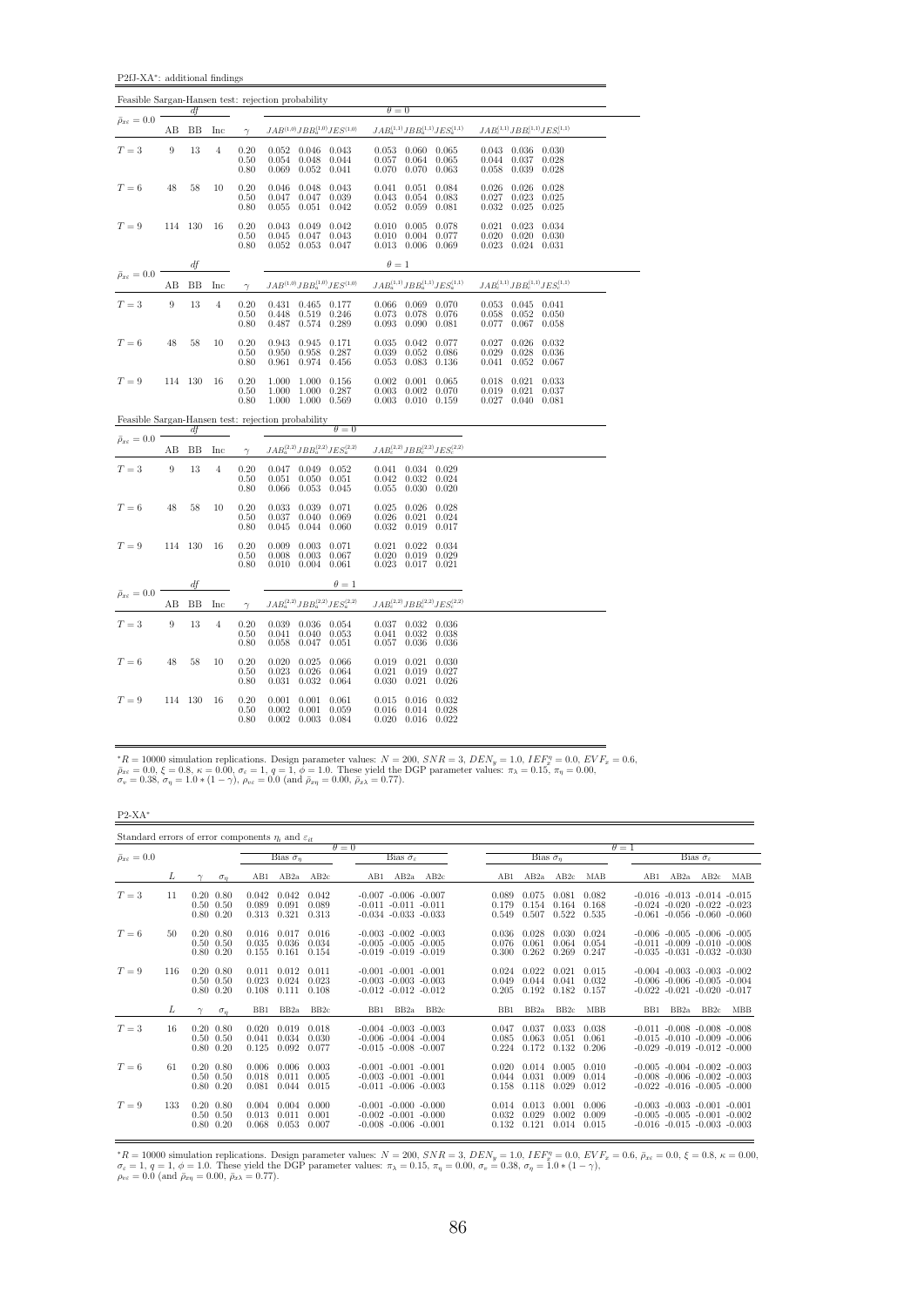P2fJ-XA*: additional findings

Feasible Sargan-Hansen test: rejection probability

| $\bar{\rho}_{x\varepsilon}=0.0$ | df AB | BB | Inc | $\gamma$ | $\theta=0$ $JAB^{(1,0)}$ | $JBB_a^{(1,0)}$ | $JES^{(1,0)}$ | $JAB_a^{(1,1)}$ | $JBB_a^{(1,1)}$ | $JES_a^{(1,1)}$ | $JAB_c^{(1,1)}$ | $JBB_c^{(1,1)}$ | $JES_c^{(1,1)}$ |
|---|---|---|---|---|---|---|---|---|---|---|---|---|---|
| $T=3$ | 9 | 13 | 4 | 0.20 | 0.052 | 0.046 | 0.043 | 0.053 | 0.060 | 0.065 | 0.043 | 0.036 | 0.030 |
| | | | | 0.50 | 0.054 | 0.048 | 0.044 | 0.057 | 0.064 | 0.065 | 0.044 | 0.037 | 0.028 |
| | | | | 0.80 | 0.069 | 0.052 | 0.041 | 0.070 | 0.070 | 0.063 | 0.058 | 0.039 | 0.028 |
| $T=6$ | 48 | 58 | 10 | 0.20 | 0.046 | 0.048 | 0.043 | 0.041 | 0.051 | 0.084 | 0.026 | 0.026 | 0.028 |
| | | | | 0.50 | 0.047 | 0.047 | 0.039 | 0.043 | 0.054 | 0.083 | 0.027 | 0.023 | 0.025 |
| | | | | 0.80 | 0.055 | 0.051 | 0.042 | 0.052 | 0.059 | 0.081 | 0.032 | 0.025 | 0.025 |
| $T=9$ | 114 | 130 | 16 | 0.20 | 0.043 | 0.049 | 0.042 | 0.010 | 0.005 | 0.078 | 0.021 | 0.023 | 0.034 |
| | | | | 0.50 | 0.045 | 0.047 | 0.043 | 0.010 | 0.004 | 0.077 | 0.020 | 0.020 | 0.030 |
| | | | | 0.80 | 0.052 | 0.053 | 0.047 | 0.013 | 0.006 | 0.069 | 0.023 | 0.024 | 0.031 |
| $\bar{\rho}_{x\varepsilon}=0.0$ | df AB | BB | Inc | $\gamma$ | $\theta=1$ $JAB^{(1,0)}$ | $JBB_a^{(1,0)}$ | $JES^{(1,0)}$ | $JAB_a^{(1,1)}$ | $JBB_a^{(1,1)}$ | $JES_a^{(1,1)}$ | $JAB_c^{(1,1)}$ | $JBB_c^{(1,1)}$ | $JES_c^{(1,1)}$ |
| $T=3$ | 9 | 13 | 4 | 0.20 | 0.431 | 0.465 | 0.177 | 0.066 | 0.069 | 0.070 | 0.053 | 0.045 | 0.041 |
| | | | | 0.50 | 0.448 | 0.519 | 0.246 | 0.073 | 0.078 | 0.076 | 0.058 | 0.052 | 0.050 |
| | | | | 0.80 | 0.487 | 0.574 | 0.289 | 0.093 | 0.090 | 0.081 | 0.077 | 0.067 | 0.058 |
| $T=6$ | 48 | 58 | 10 | 0.20 | 0.943 | 0.945 | 0.171 | 0.035 | 0.042 | 0.077 | 0.027 | 0.026 | 0.032 |
| | | | | 0.50 | 0.950 | 0.958 | 0.287 | 0.039 | 0.052 | 0.086 | 0.029 | 0.028 | 0.036 |
| | | | | 0.80 | 0.961 | 0.974 | 0.456 | 0.053 | 0.083 | 0.136 | 0.041 | 0.052 | 0.067 |
| $T=9$ | 114 | 130 | 16 | 0.20 | 1.000 | 1.000 | 0.156 | 0.002 | 0.001 | 0.065 | 0.018 | 0.021 | 0.033 |
| | | | | 0.50 | 1.000 | 1.000 | 0.287 | 0.003 | 0.002 | 0.070 | 0.019 | 0.021 | 0.037 |
| | | | | 0.80 | 1.000 | 1.000 | 0.569 | 0.003 | 0.010 | 0.159 | 0.027 | 0.040 | 0.081 |

Feasible Sargan-Hansen test: rejection probability

| $\bar{\rho}_{x\varepsilon}=0.0$ | df AB | BB | Inc | $\gamma$ | $\theta=0$ $JAB_a^{(2,2)}$ | $JBB_a^{(2,2)}$ | $JES_a^{(2,2)}$ | $JAB_c^{(2,2)}$ | $JBB_c^{(2,2)}$ | $JES_c^{(2,2)}$ |
|---|---|---|---|---|---|---|---|---|---|---|
| $T=3$ | 9 | 13 | 4 | 0.20 | 0.047 | 0.049 | 0.052 | 0.041 | 0.034 | 0.029 |
| | | | | 0.50 | 0.051 | 0.050 | 0.051 | 0.042 | 0.032 | 0.024 |
| | | | | 0.80 | 0.066 | 0.053 | 0.045 | 0.055 | 0.030 | 0.020 |
| $T=6$ | 48 | 58 | 10 | 0.20 | 0.033 | 0.039 | 0.071 | 0.025 | 0.026 | 0.028 |
| | | | | 0.50 | 0.037 | 0.040 | 0.069 | 0.026 | 0.021 | 0.024 |
| | | | | 0.80 | 0.045 | 0.044 | 0.060 | 0.032 | 0.019 | 0.017 |
| $T=9$ | 114 | 130 | 16 | 0.20 | 0.009 | 0.003 | 0.071 | 0.021 | 0.022 | 0.034 |
| | | | | 0.50 | 0.008 | 0.003 | 0.067 | 0.020 | 0.019 | 0.029 |
| | | | | 0.80 | 0.010 | 0.004 | 0.061 | 0.023 | 0.017 | 0.021 |
| $\bar{\rho}_{x\varepsilon}=0.0$ | df AB | BB | Inc | $\gamma$ | $\theta=1$ $JAB_a^{(2,2)}$ | $JBB_a^{(2,2)}$ | $JES_a^{(2,2)}$ | $JAB_c^{(2,2)}$ | $JBB_c^{(2,2)}$ | $JES_c^{(2,2)}$ |
| $T=3$ | 9 | 13 | 4 | 0.20 | 0.039 | 0.036 | 0.054 | 0.037 | 0.032 | 0.036 |
| | | | | 0.50 | 0.041 | 0.040 | 0.053 | 0.041 | 0.032 | 0.038 |
| | | | | 0.80 | 0.058 | 0.047 | 0.051 | 0.057 | 0.036 | 0.036 |
| $T=6$ | 48 | 58 | 10 | 0.20 | 0.020 | 0.025 | 0.066 | 0.019 | 0.021 | 0.030 |
| | | | | 0.50 | 0.023 | 0.026 | 0.064 | 0.021 | 0.019 | 0.027 |
| | | | | 0.80 | 0.031 | 0.032 | 0.064 | 0.030 | 0.021 | 0.026 |
| $T=9$ | 114 | 130 | 16 | 0.20 | 0.001 | 0.001 | 0.061 | 0.015 | 0.016 | 0.032 |
| | | | | 0.50 | 0.002 | 0.001 | 0.059 | 0.016 | 0.014 | 0.028 |
| | | | | 0.80 | 0.002 | 0.003 | 0.084 | 0.020 | 0.016 | 0.022 |

*$R=10000$ simulation replications. Design parameter values: $N=200$, $SNR=3$, $DEN_y=1.0$, $IEF_x^{\eta}=0.0$, $EVF_x=0.6$, $\bar{\rho}_{x\varepsilon}=0.0$, $\xi=0.8$, $\kappa=0.00$, $\sigma_\varepsilon=1$, $q=1$, $\phi=1.0$. These yield the DGP parameter values: $\pi_\lambda=0.15$, $\pi_\eta=0.00$, $\sigma_v=0.38$, $\sigma_\eta=1.0*(1-\gamma)$, $\rho_{v\varepsilon}=0.0$ (and $\bar{\rho}_{x\eta}=0.00$, $\bar{\rho}_{x\lambda}=0.77$).

P2-XA*

Standard errors of error components $\eta_i$ and $\varepsilon_{it}$

| $\bar{\rho}_{x\varepsilon}=0.0$ | $L$ | $\gamma$ | $\sigma_\eta$ | $\theta=0$ Bias $\hat{\sigma}_\eta$ AB1 | AB2a | AB2c | Bias $\hat{\sigma}_\varepsilon$ AB1 | AB2a | AB2c | $\theta=1$ Bias $\hat{\sigma}_\eta$ AB1 | AB2a | AB2c | MAB | Bias $\hat{\sigma}_\varepsilon$ AB1 | AB2a | AB2c | MAB |
|---|---|---|---|---|---|---|---|---|---|---|---|---|---|---|---|---|---|
| $T=3$ | 11 | 0.20 | 0.80 | 0.042 | 0.042 | 0.042 | -0.007 | -0.006 | -0.007 | 0.089 | 0.075 | 0.081 | 0.082 | -0.016 | -0.013 | -0.014 | -0.015 |
| | | 0.50 | 0.50 | 0.089 | 0.091 | 0.089 | -0.011 | -0.011 | -0.011 | 0.179 | 0.154 | 0.164 | 0.168 | -0.024 | -0.020 | -0.022 | -0.023 |
| | | 0.80 | 0.20 | 0.313 | 0.321 | 0.313 | -0.034 | -0.033 | -0.033 | 0.549 | 0.507 | 0.522 | 0.535 | -0.061 | -0.056 | -0.060 | -0.060 |
| $T=6$ | 50 | 0.20 | 0.80 | 0.016 | 0.017 | 0.016 | -0.003 | -0.002 | -0.003 | 0.036 | 0.028 | 0.030 | 0.024 | -0.006 | -0.005 | -0.006 | -0.005 |
| | | 0.50 | 0.50 | 0.035 | 0.036 | 0.034 | -0.005 | -0.005 | -0.005 | 0.076 | 0.061 | 0.064 | 0.054 | -0.011 | -0.009 | -0.010 | -0.008 |
| | | 0.80 | 0.20 | 0.155 | 0.161 | 0.154 | -0.019 | -0.019 | -0.019 | 0.300 | 0.262 | 0.269 | 0.247 | -0.035 | -0.031 | -0.032 | -0.030 |
| $T=9$ | 116 | 0.20 | 0.80 | 0.011 | 0.012 | 0.011 | -0.001 | -0.001 | -0.001 | 0.024 | 0.022 | 0.021 | 0.015 | -0.004 | -0.003 | -0.003 | -0.002 |
| | | 0.50 | 0.50 | 0.023 | 0.024 | 0.023 | -0.003 | -0.003 | -0.003 | 0.049 | 0.044 | 0.041 | 0.032 | -0.006 | -0.006 | -0.005 | -0.004 |
| | | 0.80 | 0.20 | 0.108 | 0.111 | 0.108 | -0.012 | -0.012 | -0.012 | 0.205 | 0.192 | 0.182 | 0.157 | -0.022 | -0.021 | -0.020 | -0.017 |
| | $L$ | $\gamma$ | $\sigma_\eta$ | BB1 | BB2a | BB2c | BB1 | BB2a | BB2c | BB1 | BB2a | BB2c | MBB | BB1 | BB2a | BB2c | MBB |
| $T=3$ | 16 | 0.20 | 0.80 | 0.020 | 0.019 | 0.018 | -0.004 | -0.003 | -0.003 | 0.047 | 0.037 | 0.033 | 0.038 | -0.011 | -0.008 | -0.008 | -0.008 |
| | | 0.50 | 0.50 | 0.041 | 0.034 | 0.030 | -0.006 | -0.004 | -0.004 | 0.085 | 0.063 | 0.051 | 0.061 | -0.015 | -0.010 | -0.009 | -0.006 |
| | | 0.80 | 0.20 | 0.125 | 0.092 | 0.077 | -0.015 | -0.008 | -0.007 | 0.224 | 0.172 | 0.132 | 0.206 | -0.029 | -0.019 | -0.012 | -0.000 |
| $T=6$ | 61 | 0.20 | 0.80 | 0.006 | 0.006 | 0.003 | -0.001 | -0.001 | -0.001 | 0.020 | 0.014 | 0.005 | 0.010 | -0.005 | -0.004 | -0.002 | -0.003 |
| | | 0.50 | 0.50 | 0.018 | 0.011 | 0.005 | -0.003 | -0.001 | -0.001 | 0.044 | 0.031 | 0.009 | 0.014 | -0.008 | -0.006 | -0.002 | -0.003 |
| | | 0.80 | 0.20 | 0.081 | 0.044 | 0.015 | -0.011 | -0.006 | -0.003 | 0.158 | 0.118 | 0.029 | 0.012 | -0.022 | -0.016 | -0.005 | -0.000 |
| $T=9$ | 133 | 0.20 | 0.80 | 0.004 | 0.004 | 0.000 | -0.001 | -0.000 | -0.000 | 0.014 | 0.013 | 0.001 | 0.006 | -0.003 | -0.003 | -0.001 | -0.001 |
| | | 0.50 | 0.50 | 0.013 | 0.011 | 0.001 | -0.002 | -0.001 | -0.000 | 0.032 | 0.029 | 0.002 | 0.009 | -0.005 | -0.005 | -0.001 | -0.002 |
| | | 0.80 | 0.20 | 0.068 | 0.053 | 0.007 | -0.008 | -0.006 | -0.001 | 0.132 | 0.121 | 0.014 | 0.015 | -0.016 | -0.015 | -0.003 | -0.003 |

*$R=10000$ simulation replications. Design parameter values: $N=200$, $SNR=3$, $DEN_y=1.0$, $IEF_x^{\eta}=0.0$, $EVF_x=0.6$, $\bar{\rho}_{x\varepsilon}=0.0$, $\xi=0.8$, $\kappa=0.00$, $\sigma_\varepsilon=1$, $q=1$, $\phi=1.0$. These yield the DGP parameter values: $\pi_\lambda=0.15$, $\pi_\eta=0.00$, $\sigma_v=0.38$, $\sigma_\eta=1.0*(1-\gamma)$, $\rho_{v\varepsilon}=0.0$ (and $\bar{\rho}_{x\eta}=0.00$, $\bar{\rho}_{x\lambda}=0.77$).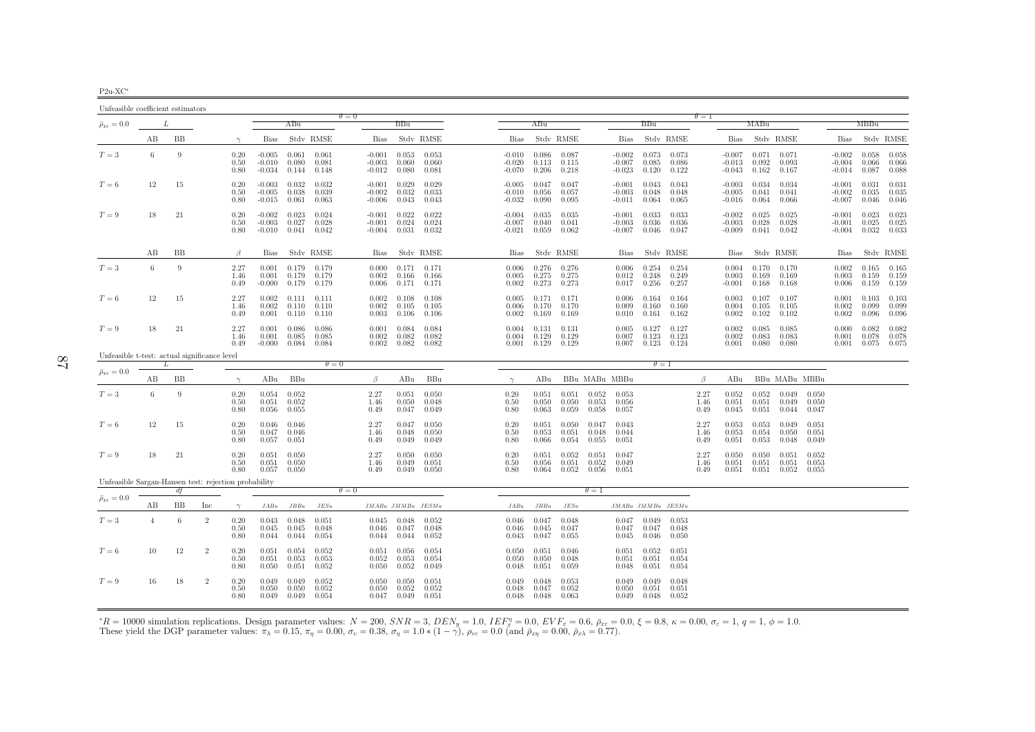P2u-XC*

Unfeasible coefficient estimators

| $\bar{\rho}_{x\varepsilon}=0.0$ | L | | | θ = 0 ABu | | | BBu | | | θ = 1 ABu | | | BBu | | | MABu | | | MBBu | | |
|---|---|---|---|---|---|---|---|---|---|---|---|---|---|---|---|---|---|---|---|---|---|
| | AB | BB | $\gamma$ | Bias | Stdv | RMSE | Bias | Stdv | RMSE | Bias | Stdv | RMSE | Bias | Stdv | RMSE | Bias | Stdv | RMSE | Bias | Stdv | RMSE |
| $T=3$ | 6 | 9 | 0.20 | -0.005 | 0.061 | 0.061 | -0.001 | 0.053 | 0.053 | -0.010 | 0.086 | 0.087 | -0.002 | 0.073 | 0.073 | -0.007 | 0.071 | 0.071 | -0.002 | 0.058 | 0.058 |
| | | | 0.50 | -0.010 | 0.080 | 0.081 | -0.003 | 0.060 | 0.060 | -0.020 | 0.113 | 0.115 | -0.007 | 0.085 | 0.086 | -0.013 | 0.092 | 0.093 | -0.004 | 0.066 | 0.066 |
| | | | 0.80 | -0.034 | 0.144 | 0.148 | -0.012 | 0.080 | 0.081 | -0.070 | 0.206 | 0.218 | -0.023 | 0.120 | 0.122 | -0.043 | 0.162 | 0.167 | -0.014 | 0.087 | 0.088 |
| $T=6$ | 12 | 15 | 0.20 | -0.003 | 0.032 | 0.032 | -0.001 | 0.029 | 0.029 | -0.005 | 0.047 | 0.047 | -0.001 | 0.043 | 0.043 | -0.003 | 0.034 | 0.034 | -0.001 | 0.031 | 0.031 |
| | | | 0.50 | -0.005 | 0.038 | 0.039 | -0.002 | 0.032 | 0.033 | -0.010 | 0.056 | 0.057 | -0.003 | 0.048 | 0.048 | -0.005 | 0.041 | 0.041 | -0.002 | 0.035 | 0.035 |
| | | | 0.80 | -0.015 | 0.061 | 0.063 | -0.006 | 0.043 | 0.043 | -0.032 | 0.090 | 0.095 | -0.011 | 0.064 | 0.065 | -0.016 | 0.064 | 0.066 | -0.007 | 0.046 | 0.046 |
| $T=9$ | 18 | 21 | 0.20 | -0.002 | 0.023 | 0.024 | -0.001 | 0.022 | 0.022 | -0.004 | 0.035 | 0.035 | -0.001 | 0.033 | 0.033 | -0.002 | 0.025 | 0.025 | -0.001 | 0.023 | 0.023 |
| | | | 0.50 | -0.003 | 0.027 | 0.028 | -0.001 | 0.024 | 0.024 | -0.007 | 0.040 | 0.041 | -0.003 | 0.036 | 0.036 | -0.003 | 0.028 | 0.028 | -0.001 | 0.025 | 0.025 |
| | | | 0.80 | -0.010 | 0.041 | 0.042 | -0.004 | 0.031 | 0.032 | -0.021 | 0.059 | 0.062 | -0.007 | 0.046 | 0.047 | -0.009 | 0.041 | 0.042 | -0.004 | 0.032 | 0.033 |
| | AB | BB | $\beta$ | Bias | Stdv | RMSE | Bias | Stdv | RMSE | Bias | Stdv | RMSE | Bias | Stdv | RMSE | Bias | Stdv | RMSE | Bias | Stdv | RMSE |
| $T=3$ | 6 | 9 | 2.27 | 0.001 | 0.179 | 0.179 | 0.000 | 0.171 | 0.171 | 0.006 | 0.276 | 0.276 | 0.006 | 0.254 | 0.254 | 0.004 | 0.170 | 0.170 | 0.002 | 0.165 | 0.165 |
| | | | 1.46 | 0.001 | 0.179 | 0.179 | 0.002 | 0.166 | 0.166 | 0.005 | 0.275 | 0.275 | 0.012 | 0.248 | 0.249 | 0.003 | 0.169 | 0.169 | 0.003 | 0.159 | 0.159 |
| | | | 0.49 | -0.000 | 0.179 | 0.179 | 0.006 | 0.171 | 0.171 | 0.002 | 0.273 | 0.273 | 0.017 | 0.256 | 0.257 | -0.001 | 0.168 | 0.168 | 0.006 | 0.159 | 0.159 |
| $T=6$ | 12 | 15 | 2.27 | 0.002 | 0.111 | 0.111 | 0.002 | 0.108 | 0.108 | 0.005 | 0.171 | 0.171 | 0.006 | 0.164 | 0.164 | 0.003 | 0.107 | 0.107 | 0.001 | 0.103 | 0.103 |
| | | | 1.46 | 0.002 | 0.110 | 0.110 | 0.002 | 0.105 | 0.105 | 0.006 | 0.170 | 0.170 | 0.009 | 0.160 | 0.160 | 0.004 | 0.105 | 0.105 | 0.002 | 0.099 | 0.099 |
| | | | 0.49 | 0.001 | 0.110 | 0.110 | 0.003 | 0.106 | 0.106 | 0.002 | 0.169 | 0.169 | 0.010 | 0.161 | 0.162 | 0.002 | 0.102 | 0.102 | 0.002 | 0.096 | 0.096 |
| $T=9$ | 18 | 21 | 2.27 | 0.001 | 0.086 | 0.086 | 0.001 | 0.084 | 0.084 | 0.004 | 0.131 | 0.131 | 0.005 | 0.127 | 0.127 | 0.002 | 0.085 | 0.085 | 0.000 | 0.082 | 0.082 |
| | | | 1.46 | 0.001 | 0.085 | 0.085 | 0.002 | 0.082 | 0.082 | 0.004 | 0.129 | 0.129 | 0.007 | 0.123 | 0.123 | 0.002 | 0.083 | 0.083 | 0.001 | 0.078 | 0.078 |
| | | | 0.49 | -0.000 | 0.084 | 0.084 | 0.002 | 0.082 | 0.082 | 0.001 | 0.129 | 0.129 | 0.007 | 0.123 | 0.124 | 0.001 | 0.080 | 0.080 | 0.001 | 0.075 | 0.075 |

Unfeasible t-test: actual significance level

| $\bar{\rho}_{x\varepsilon}=0.0$ | L | | θ = 0 | | | | | | θ = 1 | | | | | | | | | | |
|---|---|---|---|---|---|---|---|---|---|---|---|---|---|---|---|---|---|---|---|
| | AB | BB | $\gamma$ | ABu | BBu | $\beta$ | ABu | BBu | $\gamma$ | ABu | BBu | MABu | MBBu | $\beta$ | ABu | BBu | MABu | MBBu |
| $T=3$ | 6 | 9 | 0.20 | 0.054 | 0.052 | 2.27 | 0.051 | 0.050 | 0.20 | 0.051 | 0.051 | 0.052 | 0.053 | 2.27 | 0.052 | 0.052 | 0.049 | 0.050 |
| | | | 0.50 | 0.051 | 0.052 | 1.46 | 0.050 | 0.048 | 0.50 | 0.050 | 0.050 | 0.053 | 0.056 | 1.46 | 0.051 | 0.051 | 0.049 | 0.050 |
| | | | 0.80 | 0.056 | 0.055 | 0.49 | 0.047 | 0.049 | 0.80 | 0.063 | 0.059 | 0.058 | 0.057 | 0.49 | 0.045 | 0.051 | 0.044 | 0.047 |
| $T=6$ | 12 | 15 | 0.20 | 0.046 | 0.046 | 2.27 | 0.047 | 0.050 | 0.20 | 0.051 | 0.050 | 0.047 | 0.043 | 2.27 | 0.053 | 0.053 | 0.049 | 0.051 |
| | | | 0.50 | 0.047 | 0.046 | 1.46 | 0.048 | 0.050 | 0.50 | 0.053 | 0.051 | 0.048 | 0.044 | 1.46 | 0.053 | 0.054 | 0.050 | 0.051 |
| | | | 0.80 | 0.057 | 0.051 | 0.49 | 0.049 | 0.049 | 0.80 | 0.066 | 0.054 | 0.055 | 0.051 | 0.49 | 0.051 | 0.053 | 0.048 | 0.049 |
| $T=9$ | 18 | 21 | 0.20 | 0.051 | 0.050 | 2.27 | 0.050 | 0.050 | 0.20 | 0.051 | 0.052 | 0.051 | 0.047 | 2.27 | 0.050 | 0.050 | 0.051 | 0.052 |
| | | | 0.50 | 0.051 | 0.050 | 1.46 | 0.049 | 0.051 | 0.50 | 0.056 | 0.051 | 0.052 | 0.049 | 1.46 | 0.051 | 0.051 | 0.051 | 0.053 |
| | | | 0.80 | 0.057 | 0.050 | 0.49 | 0.049 | 0.050 | 0.80 | 0.064 | 0.052 | 0.056 | 0.051 | 0.49 | 0.051 | 0.051 | 0.052 | 0.055 |

Unfeasible Sargan-Hansen test: rejection probability

| $\bar{\rho}_{x\varepsilon}=0.0$ | df | | | θ = 0 | | | | | | θ = 1 | | | | | |
|---|---|---|---|---|---|---|---|---|---|---|---|---|---|---|---|
| | AB | BB | Inc | $\gamma$ | JABu | JBBu | JESu | JMABu | JMMBu | JESMu | JABu | JBBu | JESu | JMABu | JMMBu | JESMu |
| $T=3$ | 4 | 6 | 2 | 0.20 | 0.043 | 0.048 | 0.051 | 0.045 | 0.048 | 0.052 | 0.046 | 0.047 | 0.048 | 0.047 | 0.049 | 0.053 |
| | | | | 0.50 | 0.045 | 0.045 | 0.048 | 0.046 | 0.047 | 0.048 | 0.046 | 0.045 | 0.047 | 0.047 | 0.047 | 0.048 |
| | | | | 0.80 | 0.044 | 0.044 | 0.054 | 0.044 | 0.044 | 0.052 | 0.043 | 0.047 | 0.055 | 0.045 | 0.046 | 0.050 |
| $T=6$ | 10 | 12 | 2 | 0.20 | 0.051 | 0.054 | 0.052 | 0.051 | 0.056 | 0.054 | 0.050 | 0.051 | 0.046 | 0.051 | 0.052 | 0.051 |
| | | | | 0.50 | 0.051 | 0.053 | 0.053 | 0.052 | 0.053 | 0.054 | 0.050 | 0.050 | 0.048 | 0.051 | 0.051 | 0.054 |
| | | | | 0.80 | 0.050 | 0.051 | 0.052 | 0.050 | 0.052 | 0.049 | 0.048 | 0.051 | 0.059 | 0.048 | 0.051 | 0.054 |
| $T=9$ | 16 | 18 | 2 | 0.20 | 0.049 | 0.049 | 0.052 | 0.050 | 0.050 | 0.051 | 0.049 | 0.048 | 0.053 | 0.049 | 0.049 | 0.048 |
| | | | | 0.50 | 0.050 | 0.050 | 0.052 | 0.050 | 0.052 | 0.052 | 0.048 | 0.047 | 0.052 | 0.050 | 0.051 | 0.051 |
| | | | | 0.80 | 0.049 | 0.049 | 0.054 | 0.047 | 0.049 | 0.051 | 0.048 | 0.048 | 0.063 | 0.049 | 0.048 | 0.052 |

*$R = 10000$ simulation replications. Design parameter values: $N = 200$, $SNR = 3$, $DEN_y = 1.0$, $IEF_x^\eta = 0.0$, $EVF_x = 0.6$, $\bar{\rho}_{x\varepsilon} = 0.0$, $\xi = 0.8$, $\kappa = 0.00$, $\sigma_\varepsilon = 1$, $q = 1$, $\phi = 1.0$. These yield the DGP parameter values: $\pi_\lambda = 0.15$, $\pi_\eta = 0.00$, $\sigma_v = 0.38$, $\sigma_\eta = 1.0 * (1 - \gamma)$, $\rho_{v\varepsilon} = 0.0$ (and $\bar{\rho}_{x\eta} = 0.00$, $\bar{\rho}_{x\lambda} = 0.77$).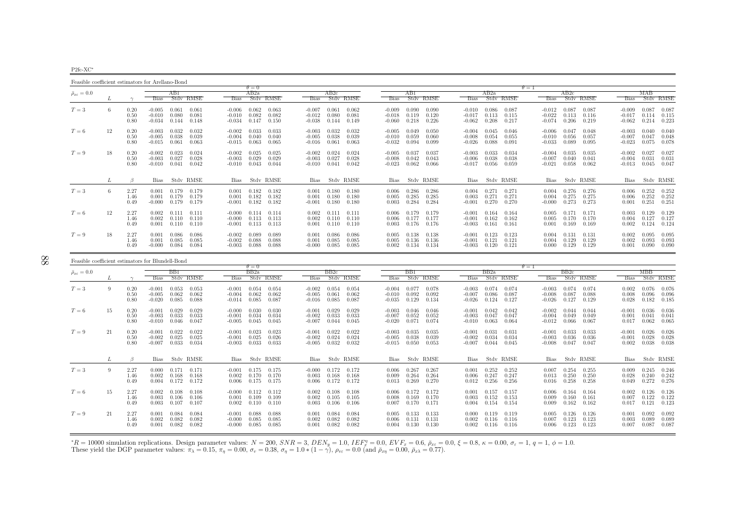P2fc-XC*

Feasible coefficient estimators for Arellano-Bond

| $\bar{\rho}_{x\varepsilon}=0.0$ | | | $\theta=0$ | | | | | | | | | $\theta=1$ | | | | | | | | | | | |
|---|---|---|---|---|---|---|---|---|---|---|---|---|---|---|---|---|---|---|---|---|---|---|---|
| | | | AB1 | | | AB2a | | | AB2c | | | AB1 | | | AB2a | | | AB2c | | | MAB | | |
| | $L$ | $\gamma$ | Bias | Stdv | RMSE | Bias | Stdv | RMSE | Bias | Stdv | RMSE | Bias | Stdv | RMSE | Bias | Stdv | RMSE | Bias | Stdv | RMSE | Bias | Stdv | RMSE |
| $T=3$ | 6 | 0.20 | -0.005 | 0.061 | 0.061 | -0.006 | 0.062 | 0.063 | -0.007 | 0.061 | 0.062 | -0.009 | 0.090 | 0.090 | -0.010 | 0.086 | 0.087 | -0.012 | 0.087 | 0.087 | -0.009 | 0.087 | 0.087 |
| | | 0.50 | -0.010 | 0.080 | 0.081 | -0.010 | 0.082 | 0.082 | -0.012 | 0.080 | 0.081 | -0.018 | 0.119 | 0.120 | -0.017 | 0.113 | 0.115 | -0.022 | 0.113 | 0.116 | -0.017 | 0.114 | 0.115 |
| | | 0.80 | -0.034 | 0.144 | 0.148 | -0.034 | 0.147 | 0.150 | -0.038 | 0.144 | 0.149 | -0.060 | 0.218 | 0.226 | -0.062 | 0.208 | 0.217 | -0.074 | 0.206 | 0.219 | -0.062 | 0.214 | 0.223 |
| $T=6$ | 12 | 0.20 | -0.003 | 0.032 | 0.032 | -0.002 | 0.033 | 0.033 | -0.003 | 0.032 | 0.032 | -0.005 | 0.049 | 0.050 | -0.004 | 0.045 | 0.046 | -0.006 | 0.047 | 0.048 | -0.003 | 0.040 | 0.040 |
| | | 0.50 | -0.005 | 0.038 | 0.039 | -0.004 | 0.040 | 0.040 | -0.005 | 0.038 | 0.039 | -0.010 | 0.059 | 0.060 | -0.008 | 0.054 | 0.055 | -0.010 | 0.056 | 0.057 | -0.007 | 0.047 | 0.048 |
| | | 0.80 | -0.015 | 0.061 | 0.063 | -0.015 | 0.063 | 0.065 | -0.016 | 0.061 | 0.063 | -0.032 | 0.094 | 0.099 | -0.026 | 0.088 | 0.091 | -0.033 | 0.089 | 0.095 | -0.023 | 0.075 | 0.078 |
| $T=9$ | 18 | 0.20 | -0.002 | 0.023 | 0.024 | -0.002 | 0.025 | 0.025 | -0.002 | 0.024 | 0.024 | -0.005 | 0.037 | 0.037 | -0.003 | 0.033 | 0.034 | -0.004 | 0.035 | 0.035 | -0.002 | 0.027 | 0.027 |
| | | 0.50 | -0.003 | 0.027 | 0.028 | -0.003 | 0.029 | 0.029 | -0.003 | 0.027 | 0.028 | -0.008 | 0.042 | 0.043 | -0.006 | 0.038 | 0.038 | -0.007 | 0.040 | 0.041 | -0.004 | 0.031 | 0.031 |
| | | 0.80 | -0.010 | 0.041 | 0.042 | -0.010 | 0.043 | 0.044 | -0.010 | 0.041 | 0.042 | -0.023 | 0.062 | 0.066 | -0.017 | 0.056 | 0.059 | -0.021 | 0.058 | 0.062 | -0.013 | 0.045 | 0.047 |
| | $L$ | $\beta$ | Bias | Stdv | RMSE | Bias | Stdv | RMSE | Bias | Stdv | RMSE | Bias | Stdv | RMSE | Bias | Stdv | RMSE | Bias | Stdv | RMSE | Bias | Stdv | RMSE |
| $T=3$ | 6 | 2.27 | 0.001 | 0.179 | 0.179 | 0.001 | 0.182 | 0.182 | 0.001 | 0.180 | 0.180 | 0.006 | 0.286 | 0.286 | 0.004 | 0.271 | 0.271 | 0.004 | 0.276 | 0.276 | 0.006 | 0.252 | 0.252 |
| | | 1.46 | 0.001 | 0.179 | 0.179 | 0.001 | 0.182 | 0.182 | 0.001 | 0.180 | 0.180 | 0.005 | 0.285 | 0.285 | 0.003 | 0.271 | 0.271 | 0.004 | 0.275 | 0.275 | 0.006 | 0.252 | 0.252 |
| | | 0.49 | -0.000 | 0.179 | 0.179 | -0.001 | 0.182 | 0.182 | -0.001 | 0.180 | 0.180 | 0.003 | 0.284 | 0.284 | -0.001 | 0.270 | 0.270 | -0.000 | 0.273 | 0.273 | 0.001 | 0.251 | 0.251 |
| $T=6$ | 12 | 2.27 | 0.002 | 0.111 | 0.111 | -0.000 | 0.114 | 0.114 | 0.002 | 0.111 | 0.111 | 0.006 | 0.179 | 0.179 | -0.001 | 0.164 | 0.164 | 0.005 | 0.171 | 0.171 | 0.003 | 0.129 | 0.129 |
| | | 1.46 | 0.002 | 0.110 | 0.110 | -0.000 | 0.113 | 0.113 | 0.002 | 0.110 | 0.110 | 0.006 | 0.177 | 0.177 | -0.001 | 0.162 | 0.162 | 0.005 | 0.170 | 0.170 | 0.004 | 0.127 | 0.127 |
| | | 0.49 | 0.001 | 0.110 | 0.110 | -0.001 | 0.113 | 0.113 | 0.001 | 0.110 | 0.110 | 0.003 | 0.176 | 0.176 | -0.003 | 0.161 | 0.161 | 0.001 | 0.169 | 0.169 | 0.002 | 0.124 | 0.124 |
| $T=9$ | 18 | 2.27 | 0.001 | 0.086 | 0.086 | -0.002 | 0.089 | 0.089 | 0.001 | 0.086 | 0.086 | 0.005 | 0.138 | 0.138 | -0.001 | 0.123 | 0.123 | 0.004 | 0.131 | 0.131 | 0.002 | 0.095 | 0.095 |
| | | 1.46 | 0.001 | 0.085 | 0.085 | -0.002 | 0.088 | 0.088 | 0.001 | 0.085 | 0.085 | 0.005 | 0.136 | 0.136 | -0.001 | 0.121 | 0.121 | 0.004 | 0.129 | 0.129 | 0.002 | 0.093 | 0.093 |
| | | 0.49 | -0.000 | 0.084 | 0.084 | -0.003 | 0.088 | 0.088 | -0.000 | 0.085 | 0.085 | 0.002 | 0.134 | 0.134 | -0.003 | 0.120 | 0.121 | 0.000 | 0.129 | 0.129 | 0.001 | 0.090 | 0.090 |

Feasible coefficient estimators for Blundell-Bond

| $\bar{\rho}_{x\varepsilon}=0.0$ | | | $\theta=0$ | | | | | | | | | $\theta=1$ | | | | | | | | | | | |
|---|---|---|---|---|---|---|---|---|---|---|---|---|---|---|---|---|---|---|---|---|---|---|---|
| | | | BB1 | | | BB2a | | | BB2c | | | BB1 | | | BB2a | | | BB2c | | | MBB | | |
| | $L$ | $\gamma$ | Bias | Stdv | RMSE | Bias | Stdv | RMSE | Bias | Stdv | RMSE | Bias | Stdv | RMSE | Bias | Stdv | RMSE | Bias | Stdv | RMSE | Bias | Stdv | RMSE |
| $T=3$ | 9 | 0.20 | -0.001 | 0.053 | 0.053 | -0.001 | 0.054 | 0.054 | -0.002 | 0.054 | 0.054 | -0.004 | 0.077 | 0.078 | -0.003 | 0.074 | 0.074 | -0.003 | 0.074 | 0.074 | 0.002 | 0.076 | 0.076 |
| | | 0.50 | -0.005 | 0.062 | 0.062 | -0.004 | 0.062 | 0.062 | -0.005 | 0.061 | 0.062 | -0.010 | 0.092 | 0.092 | -0.007 | 0.086 | 0.087 | -0.008 | 0.087 | 0.088 | 0.008 | 0.096 | 0.096 |
| | | 0.80 | -0.020 | 0.085 | 0.088 | -0.014 | 0.085 | 0.087 | -0.016 | 0.085 | 0.087 | -0.035 | 0.129 | 0.134 | -0.026 | 0.124 | 0.127 | -0.026 | 0.127 | 0.129 | 0.028 | 0.182 | 0.185 |
| $T=6$ | 15 | 0.20 | -0.001 | 0.029 | 0.029 | -0.000 | 0.030 | 0.030 | -0.001 | 0.029 | 0.029 | -0.003 | 0.046 | 0.046 | -0.001 | 0.042 | 0.042 | -0.002 | 0.044 | 0.044 | -0.001 | 0.036 | 0.036 |
| | | 0.50 | -0.003 | 0.033 | 0.033 | -0.001 | 0.034 | 0.034 | -0.002 | 0.033 | 0.033 | -0.007 | 0.052 | 0.052 | -0.003 | 0.047 | 0.047 | -0.004 | 0.049 | 0.049 | 0.001 | 0.041 | 0.041 |
| | | 0.80 | -0.010 | 0.046 | 0.047 | -0.005 | 0.045 | 0.045 | -0.007 | 0.044 | 0.045 | -0.020 | 0.071 | 0.074 | -0.010 | 0.063 | 0.064 | -0.012 | 0.066 | 0.067 | 0.017 | 0.062 | 0.065 |
| $T=9$ | 21 | 0.20 | -0.001 | 0.022 | 0.022 | -0.001 | 0.023 | 0.023 | -0.001 | 0.022 | 0.022 | -0.003 | 0.035 | 0.035 | -0.001 | 0.031 | 0.031 | -0.001 | 0.033 | 0.033 | -0.001 | 0.026 | 0.026 |
| | | 0.50 | -0.002 | 0.025 | 0.025 | -0.001 | 0.025 | 0.026 | -0.002 | 0.024 | 0.024 | -0.005 | 0.038 | 0.039 | -0.002 | 0.034 | 0.034 | -0.003 | 0.036 | 0.036 | -0.001 | 0.028 | 0.028 |
| | | 0.80 | -0.007 | 0.033 | 0.034 | -0.003 | 0.033 | 0.033 | -0.005 | 0.032 | 0.032 | -0.015 | 0.050 | 0.053 | -0.007 | 0.044 | 0.045 | -0.008 | 0.047 | 0.047 | 0.002 | 0.038 | 0.038 |
| | $L$ | $\beta$ | Bias | Stdv | RMSE | Bias | Stdv | RMSE | Bias | Stdv | RMSE | Bias | Stdv | RMSE | Bias | Stdv | RMSE | Bias | Stdv | RMSE | Bias | Stdv | RMSE |
| $T=3$ | 9 | 2.27 | 0.000 | 0.171 | 0.171 | -0.001 | 0.175 | 0.175 | -0.000 | 0.172 | 0.172 | 0.006 | 0.267 | 0.267 | 0.001 | 0.252 | 0.252 | 0.007 | 0.254 | 0.255 | 0.009 | 0.245 | 0.246 |
| | | 1.46 | 0.002 | 0.168 | 0.168 | 0.002 | 0.170 | 0.170 | 0.003 | 0.168 | 0.168 | 0.009 | 0.264 | 0.264 | 0.006 | 0.247 | 0.247 | 0.013 | 0.250 | 0.250 | 0.028 | 0.240 | 0.242 |
| | | 0.49 | 0.004 | 0.172 | 0.172 | 0.006 | 0.175 | 0.175 | 0.006 | 0.172 | 0.172 | 0.013 | 0.269 | 0.270 | 0.012 | 0.256 | 0.256 | 0.016 | 0.258 | 0.258 | 0.049 | 0.272 | 0.276 |
| $T=6$ | 15 | 2.27 | 0.002 | 0.108 | 0.108 | -0.000 | 0.112 | 0.112 | 0.002 | 0.108 | 0.108 | 0.006 | 0.172 | 0.172 | 0.001 | 0.157 | 0.157 | 0.006 | 0.164 | 0.164 | 0.002 | 0.126 | 0.126 |
| | | 1.46 | 0.003 | 0.106 | 0.106 | 0.001 | 0.109 | 0.109 | 0.002 | 0.105 | 0.105 | 0.008 | 0.169 | 0.170 | 0.003 | 0.152 | 0.153 | 0.009 | 0.160 | 0.161 | 0.007 | 0.122 | 0.122 |
| | | 0.49 | 0.003 | 0.107 | 0.107 | 0.002 | 0.110 | 0.110 | 0.003 | 0.106 | 0.106 | 0.007 | 0.170 | 0.171 | 0.004 | 0.154 | 0.154 | 0.009 | 0.162 | 0.162 | 0.017 | 0.121 | 0.123 |
| $T=9$ | 21 | 2.27 | 0.001 | 0.084 | 0.084 | -0.001 | 0.088 | 0.088 | 0.001 | 0.084 | 0.084 | 0.005 | 0.133 | 0.133 | 0.000 | 0.119 | 0.119 | 0.005 | 0.126 | 0.126 | 0.001 | 0.092 | 0.092 |
| | | 1.46 | 0.002 | 0.082 | 0.082 | -0.000 | 0.085 | 0.085 | 0.002 | 0.082 | 0.082 | 0.006 | 0.131 | 0.131 | 0.002 | 0.116 | 0.116 | 0.007 | 0.123 | 0.123 | 0.003 | 0.089 | 0.089 |
| | | 0.49 | 0.001 | 0.082 | 0.082 | -0.000 | 0.085 | 0.085 | 0.001 | 0.082 | 0.082 | 0.004 | 0.130 | 0.130 | 0.002 | 0.116 | 0.116 | 0.006 | 0.123 | 0.123 | 0.007 | 0.087 | 0.087 |

*$R=10000$ simulation replications. Design parameter values: $N=200$, $SNR=3$, $DEN_y=1.0$, $IEF_r^\eta=0.0$, $EVF_x=0.6$, $\bar{\rho}_{x\varepsilon}=0.0$, $\xi=0.8$, $\kappa=0.00$, $\sigma_\varepsilon=1$, $q=1$, $\phi=1.0$.
These yield the DGP parameter values: $\pi_\lambda=0.15$, $\pi_\eta=0.00$, $\sigma_v=0.38$, $\sigma_\eta=1.0*(1-\gamma)$, $\rho_{v\varepsilon}=0.0$ (and $\bar{\rho}_{x\eta}=0.00$, $\bar{\rho}_{x\lambda}=0.77$).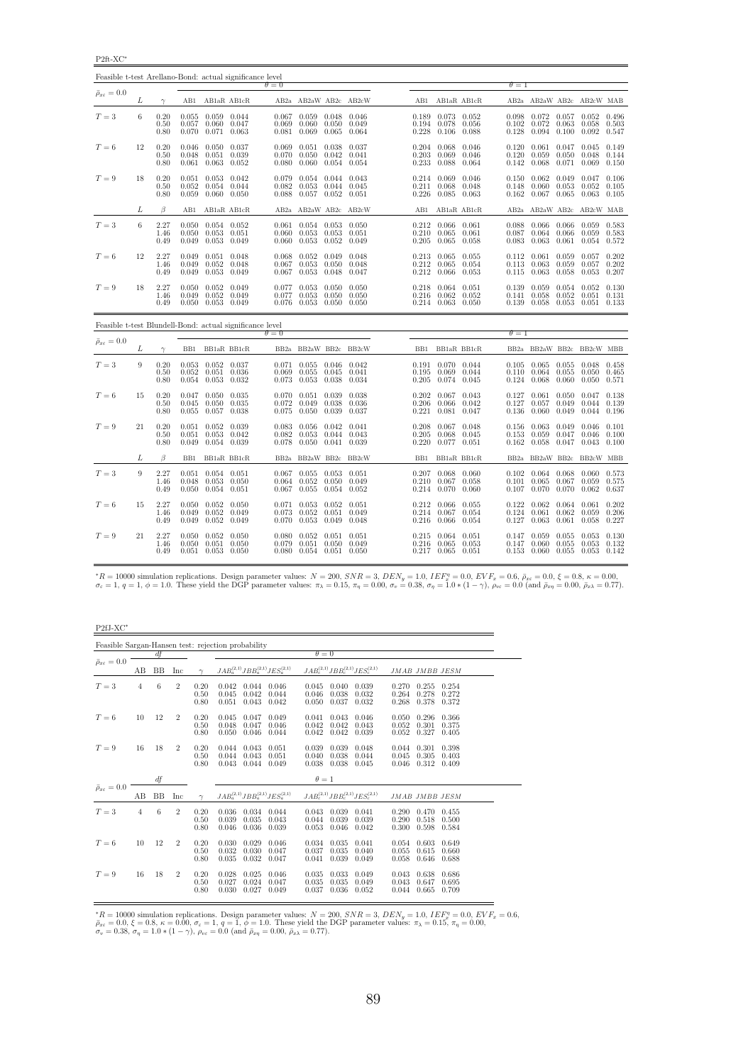P2ft-XC*

Feasible t-test Arellano-Bond: actual significance level

| $\bar{\rho}_{x\varepsilon}=0.0$ | $L$ | $\gamma$ | AB1 | AB1aR | AB1cR | AB2a | AB2aW | AB2c | AB2cW | AB1 | AB1aR | AB1cR | AB2a | AB2aW | AB2c | AB2cW | MAB |
|---|---|---|---|---|---|---|---|---|---|---|---|---|---|---|---|---|---|
| | | | | | | $\theta=0$ | | | | | | | $\theta=1$ | | | | |
| $T=3$ | 6 | 0.20 | 0.055 | 0.059 | 0.044 | 0.067 | 0.059 | 0.048 | 0.046 | 0.189 | 0.073 | 0.052 | 0.098 | 0.072 | 0.057 | 0.052 | 0.496 |
| | | 0.50 | 0.057 | 0.060 | 0.047 | 0.069 | 0.060 | 0.050 | 0.049 | 0.194 | 0.078 | 0.056 | 0.102 | 0.072 | 0.063 | 0.058 | 0.503 |
| | | 0.80 | 0.070 | 0.071 | 0.063 | 0.081 | 0.069 | 0.065 | 0.064 | 0.228 | 0.106 | 0.088 | 0.128 | 0.094 | 0.100 | 0.092 | 0.547 |
| $T=6$ | 12 | 0.20 | 0.046 | 0.050 | 0.037 | 0.069 | 0.051 | 0.038 | 0.037 | 0.204 | 0.068 | 0.046 | 0.120 | 0.061 | 0.047 | 0.045 | 0.149 |
| | | 0.50 | 0.048 | 0.051 | 0.039 | 0.070 | 0.050 | 0.042 | 0.041 | 0.203 | 0.069 | 0.046 | 0.120 | 0.059 | 0.050 | 0.048 | 0.144 |
| | | 0.80 | 0.061 | 0.063 | 0.052 | 0.080 | 0.060 | 0.054 | 0.054 | 0.233 | 0.088 | 0.064 | 0.142 | 0.068 | 0.071 | 0.069 | 0.150 |
| $T=9$ | 18 | 0.20 | 0.051 | 0.053 | 0.042 | 0.079 | 0.054 | 0.044 | 0.043 | 0.214 | 0.069 | 0.046 | 0.150 | 0.062 | 0.049 | 0.047 | 0.106 |
| | | 0.50 | 0.052 | 0.054 | 0.044 | 0.082 | 0.053 | 0.044 | 0.045 | 0.211 | 0.068 | 0.048 | 0.148 | 0.060 | 0.053 | 0.052 | 0.105 |
| | | 0.80 | 0.059 | 0.060 | 0.050 | 0.088 | 0.057 | 0.052 | 0.051 | 0.226 | 0.085 | 0.063 | 0.162 | 0.067 | 0.065 | 0.063 | 0.105 |
| | $L$ | $\beta$ | AB1 | AB1aR | AB1cR | AB2a | AB2aW | AB2c | AB2cW | AB1 | AB1aR | AB1cR | AB2a | AB2aW | AB2c | AB2cW | MAB |
| $T=3$ | 6 | 2.27 | 0.050 | 0.054 | 0.052 | 0.061 | 0.054 | 0.053 | 0.050 | 0.212 | 0.066 | 0.061 | 0.088 | 0.066 | 0.066 | 0.059 | 0.583 |
| | | 1.46 | 0.050 | 0.053 | 0.051 | 0.060 | 0.053 | 0.053 | 0.051 | 0.210 | 0.065 | 0.061 | 0.087 | 0.064 | 0.066 | 0.059 | 0.583 |
| | | 0.49 | 0.049 | 0.053 | 0.049 | 0.060 | 0.053 | 0.052 | 0.049 | 0.205 | 0.065 | 0.058 | 0.083 | 0.063 | 0.061 | 0.054 | 0.572 |
| $T=6$ | 12 | 2.27 | 0.049 | 0.051 | 0.048 | 0.068 | 0.052 | 0.049 | 0.048 | 0.213 | 0.065 | 0.055 | 0.112 | 0.061 | 0.059 | 0.057 | 0.202 |
| | | 1.46 | 0.049 | 0.052 | 0.048 | 0.067 | 0.053 | 0.050 | 0.048 | 0.212 | 0.065 | 0.054 | 0.113 | 0.063 | 0.059 | 0.057 | 0.202 |
| | | 0.49 | 0.049 | 0.053 | 0.049 | 0.067 | 0.053 | 0.048 | 0.047 | 0.212 | 0.066 | 0.053 | 0.115 | 0.063 | 0.058 | 0.053 | 0.207 |
| $T=9$ | 18 | 2.27 | 0.050 | 0.052 | 0.049 | 0.077 | 0.053 | 0.050 | 0.050 | 0.218 | 0.064 | 0.051 | 0.139 | 0.059 | 0.054 | 0.052 | 0.130 |
| | | 1.46 | 0.049 | 0.052 | 0.049 | 0.077 | 0.053 | 0.050 | 0.050 | 0.216 | 0.062 | 0.052 | 0.141 | 0.058 | 0.052 | 0.051 | 0.131 |
| | | 0.49 | 0.050 | 0.053 | 0.049 | 0.076 | 0.053 | 0.050 | 0.050 | 0.214 | 0.063 | 0.050 | 0.139 | 0.058 | 0.053 | 0.051 | 0.133 |

Feasible t-test Blundell-Bond: actual significance level

| $\bar{\rho}_{x\varepsilon}=0.0$ | $L$ | $\gamma$ | BB1 | BB1aR | BB1cR | BB2a | BB2aW | BB2c | BB2cW | BB1 | BB1aR | BB1cR | BB2a | BB2aW | BB2c | BB2cW | MBB |
|---|---|---|---|---|---|---|---|---|---|---|---|---|---|---|---|---|---|
| | | | | | | $\theta=0$ | | | | | | | $\theta=1$ | | | | |
| $T=3$ | 9 | 0.20 | 0.053 | 0.052 | 0.037 | 0.071 | 0.055 | 0.046 | 0.042 | 0.191 | 0.070 | 0.044 | 0.105 | 0.065 | 0.055 | 0.048 | 0.458 |
| | | 0.50 | 0.052 | 0.051 | 0.036 | 0.069 | 0.055 | 0.045 | 0.041 | 0.195 | 0.069 | 0.044 | 0.110 | 0.064 | 0.055 | 0.050 | 0.465 |
| | | 0.80 | 0.054 | 0.053 | 0.032 | 0.073 | 0.053 | 0.038 | 0.034 | 0.205 | 0.074 | 0.045 | 0.124 | 0.068 | 0.060 | 0.050 | 0.571 |
| $T=6$ | 15 | 0.20 | 0.047 | 0.050 | 0.035 | 0.070 | 0.051 | 0.039 | 0.038 | 0.202 | 0.067 | 0.043 | 0.127 | 0.061 | 0.050 | 0.047 | 0.138 |
| | | 0.50 | 0.045 | 0.050 | 0.035 | 0.072 | 0.049 | 0.038 | 0.036 | 0.206 | 0.066 | 0.042 | 0.127 | 0.057 | 0.049 | 0.044 | 0.139 |
| | | 0.80 | 0.055 | 0.057 | 0.038 | 0.075 | 0.050 | 0.039 | 0.037 | 0.221 | 0.081 | 0.047 | 0.136 | 0.060 | 0.049 | 0.044 | 0.196 |
| $T=9$ | 21 | 0.20 | 0.051 | 0.052 | 0.039 | 0.083 | 0.056 | 0.042 | 0.041 | 0.208 | 0.067 | 0.048 | 0.156 | 0.063 | 0.049 | 0.046 | 0.101 |
| | | 0.50 | 0.051 | 0.053 | 0.042 | 0.082 | 0.053 | 0.044 | 0.043 | 0.205 | 0.068 | 0.045 | 0.153 | 0.059 | 0.047 | 0.046 | 0.100 |
| | | 0.80 | 0.049 | 0.054 | 0.039 | 0.078 | 0.050 | 0.041 | 0.039 | 0.220 | 0.077 | 0.051 | 0.162 | 0.058 | 0.047 | 0.043 | 0.100 |
| | $L$ | $\beta$ | BB1 | BB1aR | BB1cR | BB2a | BB2aW | BB2c | BB2cW | BB1 | BB1aR | BB1cR | BB2a | BB2aW | BB2c | BB2cW | MBB |
| $T=3$ | 9 | 2.27 | 0.051 | 0.054 | 0.051 | 0.067 | 0.055 | 0.053 | 0.051 | 0.207 | 0.068 | 0.060 | 0.102 | 0.064 | 0.068 | 0.060 | 0.573 |
| | | 1.46 | 0.048 | 0.053 | 0.050 | 0.064 | 0.052 | 0.050 | 0.049 | 0.210 | 0.067 | 0.058 | 0.101 | 0.065 | 0.067 | 0.059 | 0.575 |
| | | 0.49 | 0.050 | 0.054 | 0.051 | 0.067 | 0.055 | 0.054 | 0.052 | 0.214 | 0.070 | 0.060 | 0.107 | 0.070 | 0.070 | 0.062 | 0.637 |
| $T=6$ | 15 | 2.27 | 0.050 | 0.052 | 0.050 | 0.071 | 0.053 | 0.052 | 0.051 | 0.212 | 0.066 | 0.055 | 0.122 | 0.062 | 0.064 | 0.061 | 0.202 |
| | | 1.46 | 0.049 | 0.052 | 0.049 | 0.073 | 0.052 | 0.051 | 0.049 | 0.214 | 0.067 | 0.054 | 0.124 | 0.061 | 0.062 | 0.059 | 0.206 |
| | | 0.49 | 0.049 | 0.052 | 0.049 | 0.070 | 0.053 | 0.049 | 0.048 | 0.216 | 0.066 | 0.054 | 0.127 | 0.063 | 0.061 | 0.058 | 0.227 |
| $T=9$ | 21 | 2.27 | 0.050 | 0.052 | 0.050 | 0.080 | 0.052 | 0.051 | 0.051 | 0.215 | 0.064 | 0.051 | 0.147 | 0.059 | 0.055 | 0.053 | 0.130 |
| | | 1.46 | 0.050 | 0.051 | 0.050 | 0.079 | 0.051 | 0.050 | 0.049 | 0.216 | 0.065 | 0.053 | 0.147 | 0.060 | 0.055 | 0.053 | 0.132 |
| | | 0.49 | 0.051 | 0.053 | 0.050 | 0.080 | 0.054 | 0.051 | 0.050 | 0.217 | 0.065 | 0.051 | 0.153 | 0.060 | 0.055 | 0.053 | 0.142 |

$^{*}R = 10000$ simulation replications. Design parameter values: $N = 200$, $SNR = 3$, $DEN_y = 1.0$, $IEF_x^{\eta} = 0.0$, $EVF_x = 0.6$, $\bar{\rho}_{x\varepsilon} = 0.0$, $\xi = 0.8$, $\kappa = 0.00$, $\sigma_\varepsilon = 1$, $q = 1$, $\phi = 1.0$. These yield the DGP parameter values: $\pi_\lambda = 0.15$, $\pi_\eta = 0.00$, $\sigma_v = 0.38$, $\sigma_\eta = 1.0 * (1 - \gamma)$, $\rho_{v\varepsilon} = 0.0$ (and $\bar{\rho}_{x\eta} = 0.00$, $\bar{\rho}_{x\lambda} = 0.77$).

P2fJ-XC*

Feasible Sargan-Hansen test: rejection probability

| $\bar{\rho}_{x\varepsilon}=0.0$ | AB | BB | Inc | $\gamma$ | $JAB_a^{(2,1)}$ | $JBB_a^{(2,1)}$ | $JES_a^{(2,1)}$ | $JAB_c^{(2,1)}$ | $JBB_c^{(2,1)}$ | $JES_c^{(2,1)}$ | $JMAB$ | $JMBB$ | $JESM$ |
|---|---|---|---|---|---|---|---|---|---|---|---|---|---|
| | $df$ | | | | $\theta=0$ | | | | | | | | |
| $T=3$ | 4 | 6 | 2 | 0.20 | 0.042 | 0.044 | 0.046 | 0.045 | 0.040 | 0.039 | 0.270 | 0.255 | 0.254 |
| | | | | 0.50 | 0.045 | 0.042 | 0.044 | 0.046 | 0.038 | 0.032 | 0.264 | 0.278 | 0.272 |
| | | | | 0.80 | 0.051 | 0.043 | 0.042 | 0.050 | 0.037 | 0.032 | 0.268 | 0.378 | 0.372 |
| $T=6$ | 10 | 12 | 2 | 0.20 | 0.045 | 0.047 | 0.049 | 0.041 | 0.043 | 0.046 | 0.050 | 0.296 | 0.366 |
| | | | | 0.50 | 0.048 | 0.047 | 0.046 | 0.042 | 0.042 | 0.043 | 0.052 | 0.301 | 0.375 |
| | | | | 0.80 | 0.050 | 0.046 | 0.044 | 0.042 | 0.042 | 0.039 | 0.052 | 0.327 | 0.405 |
| $T=9$ | 16 | 18 | 2 | 0.20 | 0.044 | 0.043 | 0.051 | 0.039 | 0.039 | 0.048 | 0.044 | 0.301 | 0.398 |
| | | | | 0.50 | 0.044 | 0.043 | 0.051 | 0.040 | 0.038 | 0.044 | 0.045 | 0.305 | 0.403 |
| | | | | 0.80 | 0.043 | 0.044 | 0.049 | 0.038 | 0.038 | 0.045 | 0.046 | 0.312 | 0.409 |
| | $df$ | | | | $\theta=1$ | | | | | | | | |
| $\bar{\rho}_{x\varepsilon}=0.0$ | AB | BB | Inc | $\gamma$ | $JAB_a^{(2,1)}$ | $JBB_a^{(2,1)}$ | $JES_a^{(2,1)}$ | $JAB_c^{(2,1)}$ | $JBB_c^{(2,1)}$ | $JES_c^{(2,1)}$ | $JMAB$ | $JMBB$ | $JESM$ |
| $T=3$ | 4 | 6 | 2 | 0.20 | 0.036 | 0.034 | 0.044 | 0.043 | 0.039 | 0.041 | 0.290 | 0.470 | 0.455 |
| | | | | 0.50 | 0.039 | 0.035 | 0.043 | 0.044 | 0.039 | 0.039 | 0.290 | 0.518 | 0.500 |
| | | | | 0.80 | 0.046 | 0.036 | 0.039 | 0.053 | 0.046 | 0.042 | 0.300 | 0.598 | 0.584 |
| $T=6$ | 10 | 12 | 2 | 0.20 | 0.030 | 0.029 | 0.046 | 0.034 | 0.035 | 0.041 | 0.054 | 0.603 | 0.649 |
| | | | | 0.50 | 0.032 | 0.030 | 0.047 | 0.037 | 0.035 | 0.040 | 0.055 | 0.615 | 0.660 |
| | | | | 0.80 | 0.035 | 0.032 | 0.047 | 0.041 | 0.039 | 0.049 | 0.058 | 0.646 | 0.688 |
| $T=9$ | 16 | 18 | 2 | 0.20 | 0.028 | 0.025 | 0.046 | 0.035 | 0.033 | 0.049 | 0.043 | 0.638 | 0.686 |
| | | | | 0.50 | 0.027 | 0.024 | 0.047 | 0.035 | 0.035 | 0.049 | 0.043 | 0.647 | 0.695 |
| | | | | 0.80 | 0.030 | 0.027 | 0.049 | 0.037 | 0.036 | 0.052 | 0.044 | 0.665 | 0.709 |

$^{*}R = 10000$ simulation replications. Design parameter values: $N = 200$, $SNR = 3$, $DEN_y = 1.0$, $IEF_x^{\eta} = 0.0$, $EVF_x = 0.6$, $\bar{\rho}_{x\varepsilon} = 0.0$, $\xi = 0.8$, $\kappa = 0.00$, $\sigma_\varepsilon = 1$, $q = 1$, $\phi = 1.0$. These yield the DGP parameter values: $\pi_\lambda = 0.15$, $\pi_\eta = 0.00$, $\sigma_v = 0.38$, $\sigma_\eta = 1.0 * (1 - \gamma)$, $\rho_{v\varepsilon} = 0.0$ (and $\bar{\rho}_{x\eta} = 0.00$, $\bar{\rho}_{x\lambda} = 0.77$).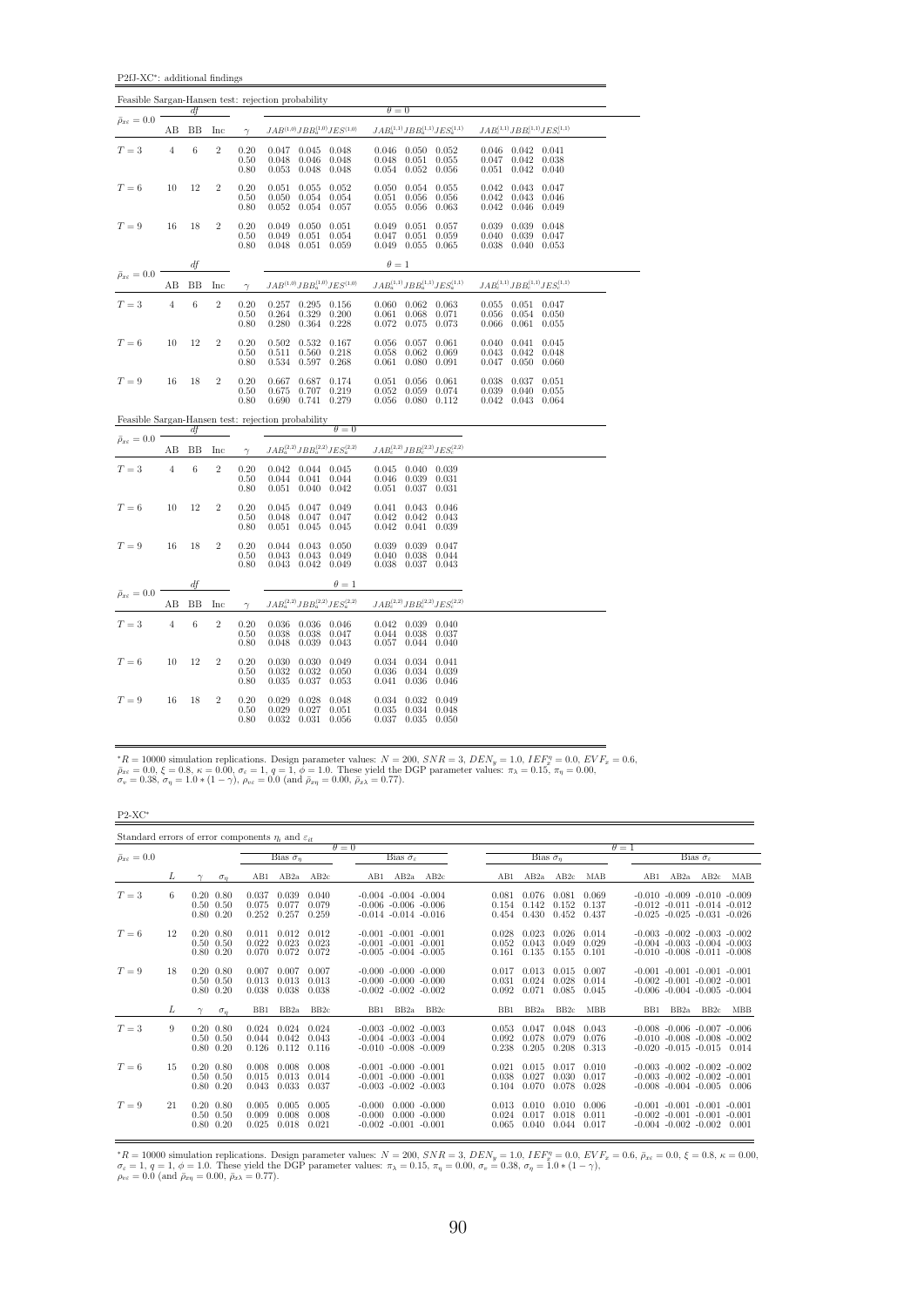P2fJ-XC*: additional findings

Feasible Sargan-Hansen test: rejection probability

| $\bar{\rho}_{x\varepsilon} = 0.0$ | df AB | BB | Inc | $\gamma$ | $\theta = 0$ $JAB^{(1,0)}$ | $JBB_a^{(1,0)}$ | $JES^{(1,0)}$ | $JAB_a^{(1,1)}$ | $JBB_a^{(1,1)}$ | $JES_a^{(1,1)}$ | $JAB_c^{(1,1)}$ | $JBB_c^{(1,1)}$ | $JES_c^{(1,1)}$ |
|---|---|---|---|---|---|---|---|---|---|---|---|---|---|
| $T=3$ | 4 | 6 | 2 | 0.20 | 0.047 | 0.045 | 0.048 | 0.046 | 0.050 | 0.052 | 0.046 | 0.042 | 0.041 |
| | | | | 0.50 | 0.048 | 0.046 | 0.048 | 0.048 | 0.051 | 0.055 | 0.047 | 0.042 | 0.038 |
| | | | | 0.80 | 0.053 | 0.048 | 0.048 | 0.054 | 0.052 | 0.056 | 0.051 | 0.042 | 0.040 |
| $T=6$ | 10 | 12 | 2 | 0.20 | 0.051 | 0.055 | 0.052 | 0.050 | 0.054 | 0.055 | 0.042 | 0.043 | 0.047 |
| | | | | 0.50 | 0.050 | 0.054 | 0.054 | 0.051 | 0.056 | 0.056 | 0.042 | 0.043 | 0.046 |
| | | | | 0.80 | 0.052 | 0.054 | 0.057 | 0.055 | 0.056 | 0.063 | 0.042 | 0.046 | 0.049 |
| $T=9$ | 16 | 18 | 2 | 0.20 | 0.049 | 0.050 | 0.051 | 0.049 | 0.051 | 0.057 | 0.039 | 0.039 | 0.048 |
| | | | | 0.50 | 0.049 | 0.051 | 0.054 | 0.047 | 0.051 | 0.059 | 0.040 | 0.039 | 0.047 |
| | | | | 0.80 | 0.048 | 0.051 | 0.059 | 0.049 | 0.055 | 0.065 | 0.038 | 0.040 | 0.053 |

| $\bar{\rho}_{x\varepsilon} = 0.0$ | df AB | BB | Inc | $\gamma$ | $\theta = 1$ $JAB^{(1,0)}$ | $JBB_a^{(1,0)}$ | $JES^{(1,0)}$ | $JAB_a^{(1,1)}$ | $JBB_a^{(1,1)}$ | $JES_a^{(1,1)}$ | $JAB_c^{(1,1)}$ | $JBB_c^{(1,1)}$ | $JES_c^{(1,1)}$ |
|---|---|---|---|---|---|---|---|---|---|---|---|---|---|
| $T=3$ | 4 | 6 | 2 | 0.20 | 0.257 | 0.295 | 0.156 | 0.060 | 0.062 | 0.063 | 0.055 | 0.051 | 0.047 |
| | | | | 0.50 | 0.264 | 0.329 | 0.200 | 0.061 | 0.068 | 0.071 | 0.056 | 0.054 | 0.050 |
| | | | | 0.80 | 0.280 | 0.364 | 0.228 | 0.072 | 0.075 | 0.073 | 0.066 | 0.061 | 0.055 |
| $T=6$ | 10 | 12 | 2 | 0.20 | 0.502 | 0.532 | 0.167 | 0.056 | 0.057 | 0.061 | 0.040 | 0.041 | 0.045 |
| | | | | 0.50 | 0.511 | 0.560 | 0.218 | 0.058 | 0.062 | 0.069 | 0.043 | 0.042 | 0.048 |
| | | | | 0.80 | 0.534 | 0.597 | 0.268 | 0.061 | 0.080 | 0.091 | 0.047 | 0.050 | 0.060 |
| $T=9$ | 16 | 18 | 2 | 0.20 | 0.667 | 0.687 | 0.174 | 0.051 | 0.056 | 0.061 | 0.038 | 0.037 | 0.051 |
| | | | | 0.50 | 0.675 | 0.707 | 0.219 | 0.052 | 0.059 | 0.074 | 0.039 | 0.040 | 0.055 |
| | | | | 0.80 | 0.690 | 0.741 | 0.279 | 0.056 | 0.080 | 0.112 | 0.042 | 0.043 | 0.064 |

Feasible Sargan-Hansen test: rejection probability

| $\bar{\rho}_{x\varepsilon} = 0.0$ | df AB | BB | Inc | $\gamma$ | $\theta = 0$ $JAB_a^{(2,2)}$ | $JBB_a^{(2,2)}$ | $JES_a^{(2,2)}$ | $JAB_c^{(2,2)}$ | $JBB_c^{(2,2)}$ | $JES_c^{(2,2)}$ |
|---|---|---|---|---|---|---|---|---|---|---|
| $T=3$ | 4 | 6 | 2 | 0.20 | 0.042 | 0.044 | 0.045 | 0.045 | 0.040 | 0.039 |
| | | | | 0.50 | 0.044 | 0.041 | 0.044 | 0.046 | 0.039 | 0.031 |
| | | | | 0.80 | 0.051 | 0.040 | 0.042 | 0.051 | 0.037 | 0.031 |
| $T=6$ | 10 | 12 | 2 | 0.20 | 0.045 | 0.047 | 0.049 | 0.041 | 0.043 | 0.046 |
| | | | | 0.50 | 0.048 | 0.047 | 0.047 | 0.042 | 0.042 | 0.043 |
| | | | | 0.80 | 0.051 | 0.045 | 0.045 | 0.042 | 0.041 | 0.039 |
| $T=9$ | 16 | 18 | 2 | 0.20 | 0.044 | 0.043 | 0.050 | 0.039 | 0.039 | 0.047 |
| | | | | 0.50 | 0.043 | 0.043 | 0.049 | 0.040 | 0.038 | 0.044 |
| | | | | 0.80 | 0.043 | 0.042 | 0.049 | 0.038 | 0.037 | 0.043 |

| $\bar{\rho}_{x\varepsilon} = 0.0$ | df AB | BB | Inc | $\gamma$ | $\theta = 1$ $JAB_a^{(2,2)}$ | $JBB_a^{(2,2)}$ | $JES_a^{(2,2)}$ | $JAB_c^{(2,2)}$ | $JBB_c^{(2,2)}$ | $JES_c^{(2,2)}$ |
|---|---|---|---|---|---|---|---|---|---|---|
| $T=3$ | 4 | 6 | 2 | 0.20 | 0.036 | 0.036 | 0.046 | 0.042 | 0.039 | 0.040 |
| | | | | 0.50 | 0.038 | 0.038 | 0.047 | 0.044 | 0.038 | 0.037 |
| | | | | 0.80 | 0.048 | 0.039 | 0.043 | 0.057 | 0.044 | 0.040 |
| $T=6$ | 10 | 12 | 2 | 0.20 | 0.030 | 0.030 | 0.049 | 0.034 | 0.034 | 0.041 |
| | | | | 0.50 | 0.032 | 0.032 | 0.050 | 0.036 | 0.034 | 0.039 |
| | | | | 0.80 | 0.035 | 0.037 | 0.053 | 0.041 | 0.036 | 0.046 |
| $T=9$ | 16 | 18 | 2 | 0.20 | 0.029 | 0.028 | 0.048 | 0.034 | 0.032 | 0.049 |
| | | | | 0.50 | 0.029 | 0.027 | 0.051 | 0.035 | 0.034 | 0.048 |
| | | | | 0.80 | 0.032 | 0.031 | 0.056 | 0.037 | 0.035 | 0.050 |

*$R = 10000$ simulation replications. Design parameter values: $N = 200$, $SNR = 3$, $DEN_y = 1.0$, $IEF_x^\eta = 0.0$, $EVF_x = 0.6$, $\bar{\rho}_{x\varepsilon} = 0.0$, $\xi = 0.8$, $\kappa = 0.00$, $\sigma_\varepsilon = 1$, $q = 1$, $\phi = 1.0$. These yield the DGP parameter values: $\pi_\lambda = 0.15$, $\pi_\eta = 0.00$, $\sigma_v = 0.38$, $\sigma_\eta = 1.0 * (1 - \gamma)$, $\rho_{v\varepsilon} = 0.0$ (and $\bar{\rho}_{x\eta} = 0.00$, $\bar{\rho}_{x\lambda} = 0.77$).

P2-XC*

Standard errors of error components $\eta_i$ and $\varepsilon_{it}$

| $\bar{\rho}_{x\varepsilon} = 0.0$ | $L$ | $\gamma$ | $\sigma_\eta$ | $\theta=0$ Bias $\hat{\sigma}_\eta$ AB1 | AB2a | AB2c | Bias $\hat{\sigma}_\varepsilon$ AB1 | AB2a | AB2c | $\theta=1$ Bias $\hat{\sigma}_\eta$ AB1 | AB2a | AB2c | MAB | Bias $\hat{\sigma}_\varepsilon$ AB1 | AB2a | AB2c | MAB |
|---|---|---|---|---|---|---|---|---|---|---|---|---|---|---|---|---|---|
| $T=3$ | 6 | 0.20 | 0.80 | 0.037 | 0.039 | 0.040 | -0.004 | -0.004 | -0.004 | 0.081 | 0.076 | 0.081 | 0.069 | -0.010 | -0.009 | -0.010 | -0.009 |
| | | 0.50 | 0.50 | 0.075 | 0.077 | 0.079 | -0.006 | -0.006 | -0.006 | 0.154 | 0.142 | 0.152 | 0.137 | -0.012 | -0.011 | -0.014 | -0.012 |
| | | 0.80 | 0.20 | 0.252 | 0.257 | 0.259 | -0.014 | -0.014 | -0.016 | 0.454 | 0.430 | 0.452 | 0.437 | -0.025 | -0.025 | -0.031 | -0.026 |
| $T=6$ | 12 | 0.20 | 0.80 | 0.011 | 0.012 | 0.012 | -0.001 | -0.001 | -0.001 | 0.028 | 0.023 | 0.026 | 0.014 | -0.003 | -0.002 | -0.003 | -0.002 |
| | | 0.50 | 0.50 | 0.022 | 0.023 | 0.023 | -0.001 | -0.001 | -0.001 | 0.052 | 0.043 | 0.049 | 0.029 | -0.004 | -0.003 | -0.004 | -0.003 |
| | | 0.80 | 0.20 | 0.070 | 0.072 | 0.072 | -0.005 | -0.004 | -0.005 | 0.161 | 0.135 | 0.155 | 0.101 | -0.010 | -0.008 | -0.011 | -0.008 |
| $T=9$ | 18 | 0.20 | 0.80 | 0.007 | 0.007 | 0.007 | -0.000 | -0.000 | -0.000 | 0.017 | 0.013 | 0.015 | 0.007 | -0.001 | -0.001 | -0.001 | -0.001 |
| | | 0.50 | 0.50 | 0.013 | 0.013 | 0.013 | -0.000 | -0.000 | -0.000 | 0.031 | 0.024 | 0.028 | 0.014 | -0.002 | -0.001 | -0.002 | -0.001 |
| | | 0.80 | 0.20 | 0.038 | 0.038 | 0.038 | -0.002 | -0.002 | -0.002 | 0.092 | 0.071 | 0.085 | 0.045 | -0.006 | -0.004 | -0.005 | -0.004 |
| | $L$ | $\gamma$ | $\sigma_\eta$ | BB1 | BB2a | BB2c | BB1 | BB2a | BB2c | BB1 | BB2a | BB2c | MBB | BB1 | BB2a | BB2c | MBB |
| $T=3$ | 9 | 0.20 | 0.80 | 0.024 | 0.024 | 0.024 | -0.003 | -0.002 | -0.003 | 0.053 | 0.047 | 0.048 | 0.043 | -0.008 | -0.006 | -0.007 | -0.006 |
| | | 0.50 | 0.50 | 0.044 | 0.042 | 0.043 | -0.004 | -0.003 | -0.004 | 0.092 | 0.078 | 0.079 | 0.076 | -0.010 | -0.008 | -0.008 | -0.002 |
| | | 0.80 | 0.20 | 0.126 | 0.112 | 0.116 | -0.010 | -0.008 | -0.009 | 0.238 | 0.205 | 0.208 | 0.313 | -0.020 | -0.015 | -0.015 | 0.014 |
| $T=6$ | 15 | 0.20 | 0.80 | 0.008 | 0.008 | 0.008 | -0.001 | -0.000 | -0.001 | 0.021 | 0.015 | 0.017 | 0.010 | -0.003 | -0.002 | -0.002 | -0.002 |
| | | 0.50 | 0.50 | 0.015 | 0.013 | 0.014 | -0.001 | -0.000 | -0.001 | 0.038 | 0.027 | 0.030 | 0.017 | -0.003 | -0.002 | -0.002 | -0.001 |
| | | 0.80 | 0.20 | 0.043 | 0.033 | 0.037 | -0.003 | -0.002 | -0.003 | 0.104 | 0.070 | 0.078 | 0.028 | -0.008 | -0.004 | -0.005 | 0.006 |
| $T=9$ | 21 | 0.20 | 0.80 | 0.005 | 0.005 | 0.005 | -0.000 | 0.000 | -0.000 | 0.013 | 0.010 | 0.010 | 0.006 | -0.001 | -0.001 | -0.001 | -0.001 |
| | | 0.50 | 0.50 | 0.009 | 0.008 | 0.008 | -0.000 | 0.000 | -0.000 | 0.024 | 0.017 | 0.018 | 0.011 | -0.002 | -0.001 | -0.001 | -0.001 |
| | | 0.80 | 0.20 | 0.025 | 0.018 | 0.021 | -0.002 | -0.001 | -0.001 | 0.065 | 0.040 | 0.044 | 0.017 | -0.004 | -0.002 | -0.002 | 0.001 |

*$R = 10000$ simulation replications. Design parameter values: $N = 200$, $SNR = 3$, $DEN_y = 1.0$, $IEF_x^\eta = 0.0$, $EVF_x = 0.6$, $\bar{\rho}_{x\varepsilon} = 0.0$, $\xi = 0.8$, $\kappa = 0.00$, $\sigma_\varepsilon = 1$, $q = 1$, $\phi = 1.0$. These yield the DGP parameter values: $\pi_\lambda = 0.15$, $\pi_\eta = 0.00$, $\sigma_v = 0.38$, $\sigma_\eta = 1.0 * (1 - \gamma)$, $\rho_{v\varepsilon} = 0.0$ (and $\bar{\rho}_{x\eta} = 0.00$, $\bar{\rho}_{x\lambda} = 0.77$).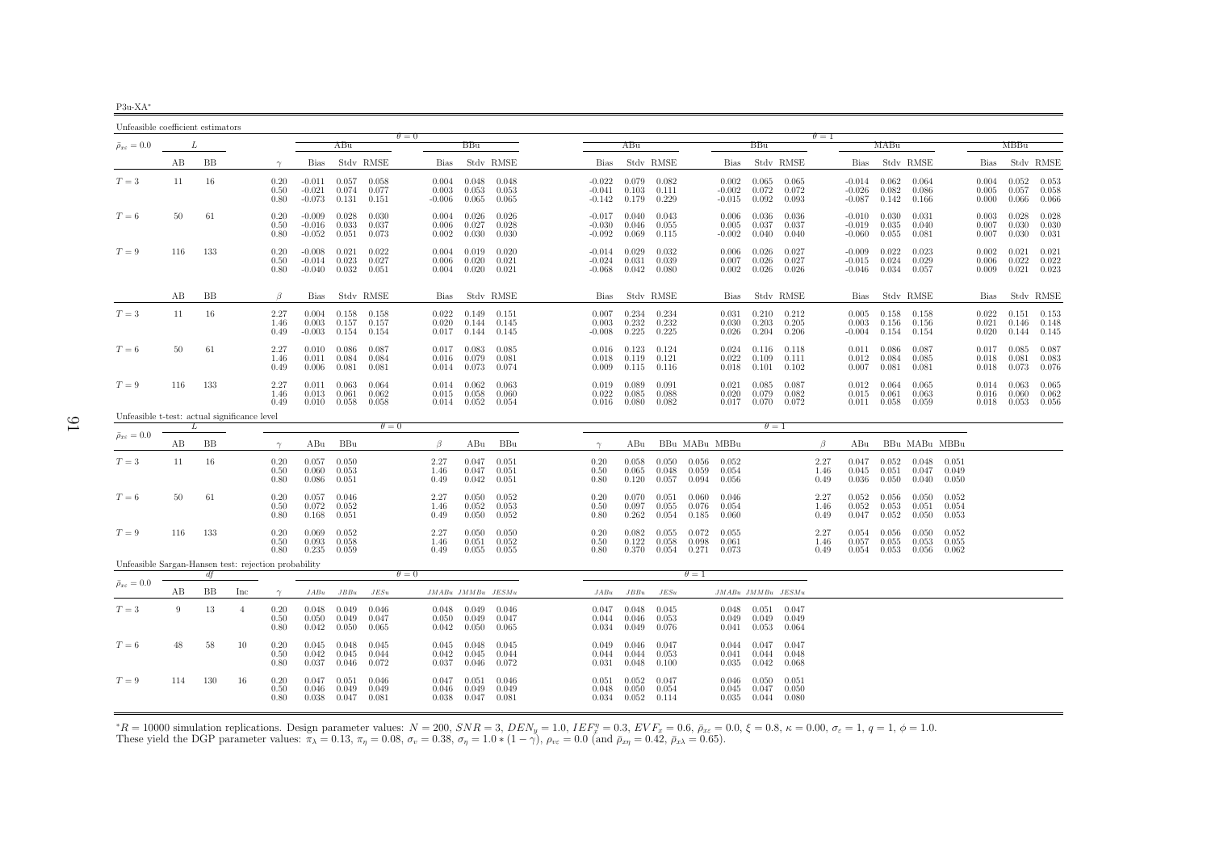P3u-XA*

Unfeasible coefficient estimators

| $\bar{\rho}_{x\varepsilon}=0.0$ | L AB | L BB | $\gamma$ | $\theta=0$ ABu Bias | ABu Stdv | ABu RMSE | BBu Bias | BBu Stdv | BBu RMSE | $\theta=1$ ABu Bias | ABu Stdv | ABu RMSE | BBu Bias | BBu Stdv | BBu RMSE | MABu Bias | MABu Stdv | MABu RMSE | MBBu Bias | MBBu Stdv | MBBu RMSE |
|---|---|---|---|---|---|---|---|---|---|---|---|---|---|---|---|---|---|---|---|---|---|
| $T=3$ | 11 | 16 | 0.20 | -0.011 | 0.057 | 0.058 | 0.004 | 0.048 | 0.048 | -0.022 | 0.079 | 0.082 | 0.002 | 0.065 | 0.065 | -0.014 | 0.062 | 0.064 | 0.004 | 0.052 | 0.053 |
| | | | 0.50 | -0.021 | 0.074 | 0.077 | 0.003 | 0.053 | 0.053 | -0.041 | 0.103 | 0.111 | -0.002 | 0.072 | 0.072 | -0.026 | 0.082 | 0.086 | 0.005 | 0.057 | 0.058 |
| | | | 0.80 | -0.073 | 0.131 | 0.151 | -0.006 | 0.065 | 0.065 | -0.142 | 0.179 | 0.229 | -0.015 | 0.092 | 0.093 | -0.087 | 0.142 | 0.166 | 0.000 | 0.066 | 0.066 |
| $T=6$ | 50 | 61 | 0.20 | -0.009 | 0.028 | 0.030 | 0.004 | 0.026 | 0.026 | -0.017 | 0.040 | 0.043 | 0.006 | 0.036 | 0.036 | -0.010 | 0.030 | 0.031 | 0.003 | 0.028 | 0.028 |
| | | | 0.50 | -0.016 | 0.033 | 0.037 | 0.006 | 0.027 | 0.028 | -0.030 | 0.046 | 0.055 | 0.005 | 0.037 | 0.037 | -0.019 | 0.035 | 0.040 | 0.007 | 0.030 | 0.030 |
| | | | 0.80 | -0.052 | 0.051 | 0.073 | 0.002 | 0.030 | 0.030 | -0.092 | 0.069 | 0.115 | -0.002 | 0.040 | 0.040 | -0.060 | 0.055 | 0.081 | 0.007 | 0.030 | 0.031 |
| $T=9$ | 116 | 133 | 0.20 | -0.008 | 0.021 | 0.022 | 0.004 | 0.019 | 0.020 | -0.014 | 0.029 | 0.032 | 0.006 | 0.026 | 0.027 | -0.009 | 0.022 | 0.023 | 0.002 | 0.021 | 0.021 |
| | | | 0.50 | -0.014 | 0.023 | 0.027 | 0.006 | 0.020 | 0.021 | -0.024 | 0.031 | 0.039 | 0.007 | 0.026 | 0.027 | -0.015 | 0.024 | 0.029 | 0.006 | 0.022 | 0.022 |
| | | | 0.80 | -0.040 | 0.032 | 0.051 | 0.004 | 0.020 | 0.021 | -0.068 | 0.042 | 0.080 | 0.002 | 0.026 | 0.026 | -0.046 | 0.034 | 0.057 | 0.009 | 0.021 | 0.023 |
| | AB | BB | $\beta$ | Bias | Stdv | RMSE | Bias | Stdv | RMSE | Bias | Stdv | RMSE | Bias | Stdv | RMSE | Bias | Stdv | RMSE | Bias | Stdv | RMSE |
| $T=3$ | 11 | 16 | 2.27 | 0.004 | 0.158 | 0.158 | 0.022 | 0.149 | 0.151 | 0.007 | 0.234 | 0.234 | 0.031 | 0.210 | 0.212 | 0.005 | 0.158 | 0.158 | 0.022 | 0.151 | 0.153 |
| | | | 1.46 | 0.003 | 0.157 | 0.157 | 0.020 | 0.144 | 0.145 | 0.003 | 0.232 | 0.232 | 0.030 | 0.203 | 0.205 | 0.003 | 0.156 | 0.156 | 0.021 | 0.146 | 0.148 |
| | | | 0.49 | -0.003 | 0.154 | 0.154 | 0.017 | 0.144 | 0.145 | -0.008 | 0.225 | 0.225 | 0.026 | 0.204 | 0.206 | -0.004 | 0.154 | 0.154 | 0.020 | 0.144 | 0.145 |
| $T=6$ | 50 | 61 | 2.27 | 0.010 | 0.086 | 0.087 | 0.017 | 0.083 | 0.085 | 0.016 | 0.123 | 0.124 | 0.024 | 0.116 | 0.118 | 0.011 | 0.086 | 0.087 | 0.017 | 0.085 | 0.087 |
| | | | 1.46 | 0.011 | 0.084 | 0.084 | 0.016 | 0.079 | 0.081 | 0.018 | 0.119 | 0.121 | 0.022 | 0.109 | 0.111 | 0.012 | 0.084 | 0.085 | 0.018 | 0.081 | 0.083 |
| | | | 0.49 | 0.006 | 0.081 | 0.081 | 0.014 | 0.073 | 0.074 | 0.009 | 0.115 | 0.116 | 0.018 | 0.101 | 0.102 | 0.007 | 0.081 | 0.081 | 0.018 | 0.073 | 0.076 |
| $T=9$ | 116 | 133 | 2.27 | 0.011 | 0.063 | 0.064 | 0.014 | 0.062 | 0.063 | 0.019 | 0.089 | 0.091 | 0.021 | 0.085 | 0.087 | 0.012 | 0.064 | 0.065 | 0.014 | 0.063 | 0.065 |
| | | | 1.46 | 0.013 | 0.061 | 0.062 | 0.015 | 0.058 | 0.060 | 0.022 | 0.085 | 0.088 | 0.020 | 0.079 | 0.082 | 0.015 | 0.061 | 0.063 | 0.016 | 0.060 | 0.062 |
| | | | 0.49 | 0.010 | 0.058 | 0.058 | 0.014 | 0.052 | 0.054 | 0.016 | 0.080 | 0.082 | 0.017 | 0.070 | 0.072 | 0.011 | 0.058 | 0.059 | 0.018 | 0.053 | 0.056 |

Unfeasible t-test: actual significance level

| $\bar{\rho}_{x\varepsilon}=0.0$ | L AB | L BB | $\gamma$ | $\theta=0$ ABu | BBu | $\beta$ | ABu | BBu | $\gamma$ | $\theta=1$ ABu | BBu | MABu | MBBu | $\beta$ | ABu | BBu | MABu | MBBu |
|---|---|---|---|---|---|---|---|---|---|---|---|---|---|---|---|---|---|---|
| $T=3$ | 11 | 16 | 0.20 | 0.057 | 0.050 | 2.27 | 0.047 | 0.051 | 0.20 | 0.058 | 0.050 | 0.056 | 0.052 | 2.27 | 0.047 | 0.052 | 0.048 | 0.051 |
| | | | 0.50 | 0.060 | 0.053 | 1.46 | 0.047 | 0.051 | 0.50 | 0.065 | 0.048 | 0.059 | 0.054 | 1.46 | 0.045 | 0.051 | 0.047 | 0.049 |
| | | | 0.80 | 0.086 | 0.051 | 0.49 | 0.042 | 0.051 | 0.80 | 0.120 | 0.057 | 0.094 | 0.056 | 0.49 | 0.036 | 0.050 | 0.040 | 0.050 |
| $T=6$ | 50 | 61 | 0.20 | 0.057 | 0.046 | 2.27 | 0.050 | 0.052 | 0.20 | 0.070 | 0.051 | 0.060 | 0.046 | 2.27 | 0.052 | 0.056 | 0.050 | 0.052 |
| | | | 0.50 | 0.072 | 0.052 | 1.46 | 0.052 | 0.053 | 0.50 | 0.097 | 0.055 | 0.076 | 0.054 | 1.46 | 0.052 | 0.053 | 0.051 | 0.054 |
| | | | 0.80 | 0.168 | 0.051 | 0.49 | 0.050 | 0.052 | 0.80 | 0.262 | 0.054 | 0.185 | 0.060 | 0.49 | 0.047 | 0.052 | 0.050 | 0.053 |
| $T=9$ | 116 | 133 | 0.20 | 0.069 | 0.052 | 2.27 | 0.050 | 0.050 | 0.20 | 0.082 | 0.055 | 0.072 | 0.055 | 2.27 | 0.054 | 0.056 | 0.050 | 0.052 |
| | | | 0.50 | 0.093 | 0.058 | 1.46 | 0.051 | 0.052 | 0.50 | 0.122 | 0.058 | 0.098 | 0.061 | 1.46 | 0.057 | 0.055 | 0.053 | 0.055 |
| | | | 0.80 | 0.235 | 0.059 | 0.49 | 0.055 | 0.055 | 0.80 | 0.370 | 0.054 | 0.271 | 0.073 | 0.49 | 0.054 | 0.053 | 0.056 | 0.062 |

Unfeasible Sargan-Hansen test: rejection probability

| $\bar{\rho}_{x\varepsilon}=0.0$ | df AB | df BB | Inc | $\gamma$ | $\theta=0$ JABu | JBBu | JESu | JMABu | JMMBu | JESMu | $\theta=1$ JABu | JBBu | JESu | JMABu | JMMBu | JESMu |
|---|---|---|---|---|---|---|---|---|---|---|---|---|---|---|---|---|
| $T=3$ | 9 | 13 | 4 | 0.20 | 0.048 | 0.049 | 0.046 | 0.048 | 0.049 | 0.046 | 0.047 | 0.048 | 0.045 | 0.048 | 0.051 | 0.047 |
| | | | | 0.50 | 0.050 | 0.049 | 0.047 | 0.050 | 0.049 | 0.047 | 0.044 | 0.046 | 0.053 | 0.049 | 0.049 | 0.049 |
| | | | | 0.80 | 0.042 | 0.050 | 0.065 | 0.042 | 0.050 | 0.065 | 0.034 | 0.049 | 0.076 | 0.041 | 0.053 | 0.064 |
| $T=6$ | 48 | 58 | 10 | 0.20 | 0.045 | 0.048 | 0.045 | 0.045 | 0.048 | 0.045 | 0.049 | 0.046 | 0.047 | 0.044 | 0.047 | 0.047 |
| | | | | 0.50 | 0.042 | 0.045 | 0.044 | 0.042 | 0.045 | 0.044 | 0.044 | 0.044 | 0.053 | 0.041 | 0.044 | 0.048 |
| | | | | 0.80 | 0.037 | 0.046 | 0.072 | 0.037 | 0.046 | 0.072 | 0.031 | 0.048 | 0.100 | 0.035 | 0.042 | 0.068 |
| $T=9$ | 114 | 130 | 16 | 0.20 | 0.047 | 0.051 | 0.046 | 0.047 | 0.051 | 0.046 | 0.051 | 0.052 | 0.047 | 0.046 | 0.050 | 0.051 |
| | | | | 0.50 | 0.046 | 0.049 | 0.049 | 0.046 | 0.049 | 0.049 | 0.048 | 0.050 | 0.054 | 0.045 | 0.047 | 0.050 |
| | | | | 0.80 | 0.038 | 0.047 | 0.081 | 0.038 | 0.047 | 0.081 | 0.034 | 0.052 | 0.114 | 0.035 | 0.044 | 0.080 |

*$R=10000$ simulation replications. Design parameter values: $N=200$, $SNR=3$, $DEN_y=1.0$, $IEF_x^{\eta}=0.3$, $EVF_x=0.6$, $\bar{\rho}_{x\varepsilon}=0.0$, $\xi=0.8$, $\kappa=0.00$, $\sigma_\varepsilon=1$, $q=1$, $\phi=1.0$.
These yield the DGP parameter values: $\pi_\lambda=0.13$, $\pi_\eta=0.08$, $\sigma_v=0.38$, $\sigma_\eta=1.0*(1-\gamma)$, $\rho_{v\varepsilon}=0.0$ (and $\bar{\rho}_{x\eta}=0.42$, $\bar{\rho}_{x\lambda}=0.65$).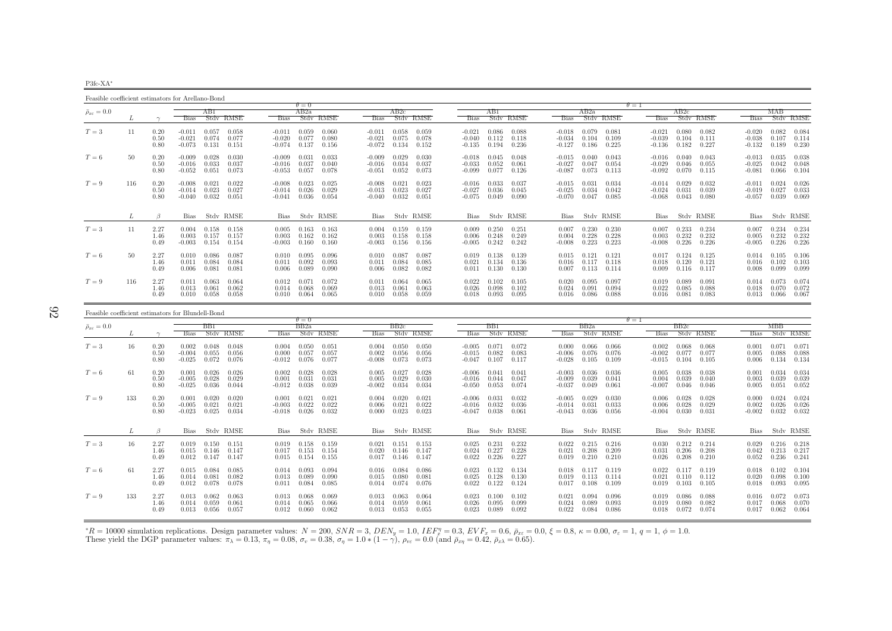P3fc-XA*

Feasible coefficient estimators for Arellano-Bond

| $\bar{\rho}_{x\varepsilon}=0.0$ | | | $\theta=0$ | | | | | | | | | $\theta=1$ | | | | | | | | | | | |
|---|---|---|---|---|---|---|---|---|---|---|---|---|---|---|---|---|---|---|---|---|---|---|---|
| | | | AB1 | | | AB2a | | | AB2c | | | AB1 | | | AB2a | | | AB2c | | | MAB | | |
| | $L$ | $\gamma$ | Bias | Stdv | RMSE | Bias | Stdv | RMSE | Bias | Stdv | RMSE | Bias | Stdv | RMSE | Bias | Stdv | RMSE | Bias | Stdv | RMSE | Bias | Stdv | RMSE |
| $T=3$ | 11 | 0.20 | -0.011 | 0.057 | 0.058 | -0.011 | 0.059 | 0.060 | -0.011 | 0.058 | 0.059 | -0.021 | 0.086 | 0.088 | -0.018 | 0.079 | 0.081 | -0.021 | 0.080 | 0.082 | -0.020 | 0.082 | 0.084 |
| | | 0.50 | -0.021 | 0.074 | 0.077 | -0.020 | 0.077 | 0.080 | -0.021 | 0.075 | 0.078 | -0.040 | 0.112 | 0.118 | -0.034 | 0.104 | 0.109 | -0.039 | 0.104 | 0.111 | -0.038 | 0.107 | 0.114 |
| | | 0.80 | -0.073 | 0.131 | 0.151 | -0.074 | 0.137 | 0.156 | -0.072 | 0.134 | 0.152 | -0.135 | 0.194 | 0.236 | -0.127 | 0.186 | 0.225 | -0.136 | 0.182 | 0.227 | -0.132 | 0.189 | 0.230 |
| $T=6$ | 50 | 0.20 | -0.009 | 0.028 | 0.030 | -0.009 | 0.031 | 0.033 | -0.009 | 0.029 | 0.030 | -0.018 | 0.045 | 0.048 | -0.015 | 0.040 | 0.043 | -0.016 | 0.040 | 0.043 | -0.013 | 0.035 | 0.038 |
| | | 0.50 | -0.016 | 0.033 | 0.037 | -0.016 | 0.037 | 0.040 | -0.016 | 0.034 | 0.037 | -0.033 | 0.052 | 0.061 | -0.027 | 0.047 | 0.054 | -0.029 | 0.046 | 0.055 | -0.025 | 0.042 | 0.048 |
| | | 0.80 | -0.052 | 0.051 | 0.073 | -0.053 | 0.057 | 0.078 | -0.051 | 0.052 | 0.073 | -0.099 | 0.077 | 0.126 | -0.087 | 0.073 | 0.113 | -0.092 | 0.070 | 0.115 | -0.081 | 0.066 | 0.104 |
| $T=9$ | 116 | 0.20 | -0.008 | 0.021 | 0.022 | -0.008 | 0.023 | 0.025 | -0.008 | 0.021 | 0.023 | -0.016 | 0.033 | 0.037 | -0.015 | 0.031 | 0.034 | -0.014 | 0.029 | 0.032 | -0.011 | 0.024 | 0.026 |
| | | 0.50 | -0.014 | 0.023 | 0.027 | -0.014 | 0.026 | 0.029 | -0.013 | 0.023 | 0.027 | -0.027 | 0.036 | 0.045 | -0.025 | 0.034 | 0.042 | -0.024 | 0.031 | 0.039 | -0.019 | 0.027 | 0.033 |
| | | 0.80 | -0.040 | 0.032 | 0.051 | -0.041 | 0.036 | 0.054 | -0.040 | 0.032 | 0.051 | -0.075 | 0.049 | 0.090 | -0.070 | 0.047 | 0.085 | -0.068 | 0.043 | 0.080 | -0.057 | 0.039 | 0.069 |
| | $L$ | $\beta$ | Bias | Stdv | RMSE | Bias | Stdv | RMSE | Bias | Stdv | RMSE | Bias | Stdv | RMSE | Bias | Stdv | RMSE | Bias | Stdv | RMSE | Bias | Stdv | RMSE |
| $T=3$ | 11 | 2.27 | 0.004 | 0.158 | 0.158 | 0.005 | 0.163 | 0.163 | 0.004 | 0.159 | 0.159 | 0.009 | 0.250 | 0.251 | 0.007 | 0.230 | 0.230 | 0.007 | 0.233 | 0.234 | 0.007 | 0.234 | 0.234 |
| | | 1.46 | 0.003 | 0.157 | 0.157 | 0.003 | 0.162 | 0.162 | 0.003 | 0.158 | 0.158 | 0.006 | 0.248 | 0.249 | 0.004 | 0.228 | 0.228 | 0.003 | 0.232 | 0.232 | 0.005 | 0.232 | 0.232 |
| | | 0.49 | -0.003 | 0.154 | 0.154 | -0.003 | 0.160 | 0.160 | -0.003 | 0.156 | 0.156 | -0.005 | 0.242 | 0.242 | -0.008 | 0.223 | 0.223 | -0.008 | 0.226 | 0.226 | -0.005 | 0.226 | 0.226 |
| $T=6$ | 50 | 2.27 | 0.010 | 0.086 | 0.087 | 0.010 | 0.095 | 0.096 | 0.010 | 0.087 | 0.087 | 0.019 | 0.138 | 0.139 | 0.015 | 0.121 | 0.121 | 0.017 | 0.124 | 0.125 | 0.014 | 0.105 | 0.106 |
| | | 1.46 | 0.011 | 0.084 | 0.084 | 0.011 | 0.092 | 0.093 | 0.011 | 0.084 | 0.085 | 0.021 | 0.134 | 0.136 | 0.016 | 0.117 | 0.118 | 0.018 | 0.120 | 0.121 | 0.016 | 0.102 | 0.103 |
| | | 0.49 | 0.006 | 0.081 | 0.081 | 0.006 | 0.089 | 0.090 | 0.006 | 0.082 | 0.082 | 0.011 | 0.130 | 0.130 | 0.007 | 0.113 | 0.114 | 0.009 | 0.116 | 0.117 | 0.008 | 0.099 | 0.099 |
| $T=9$ | 116 | 2.27 | 0.011 | 0.063 | 0.064 | 0.012 | 0.071 | 0.072 | 0.011 | 0.064 | 0.065 | 0.022 | 0.102 | 0.105 | 0.020 | 0.095 | 0.097 | 0.019 | 0.089 | 0.091 | 0.014 | 0.073 | 0.074 |
| | | 1.46 | 0.013 | 0.061 | 0.062 | 0.014 | 0.068 | 0.069 | 0.013 | 0.061 | 0.063 | 0.026 | 0.098 | 0.102 | 0.024 | 0.091 | 0.094 | 0.022 | 0.085 | 0.088 | 0.018 | 0.070 | 0.072 |
| | | 0.49 | 0.010 | 0.058 | 0.058 | 0.010 | 0.064 | 0.065 | 0.010 | 0.058 | 0.059 | 0.018 | 0.093 | 0.095 | 0.016 | 0.086 | 0.088 | 0.016 | 0.081 | 0.083 | 0.013 | 0.066 | 0.067 |

Feasible coefficient estimators for Blundell-Bond

| $\bar{\rho}_{x\varepsilon}=0.0$ | | | $\theta=0$ | | | | | | | | | $\theta=1$ | | | | | | | | | | | |
|---|---|---|---|---|---|---|---|---|---|---|---|---|---|---|---|---|---|---|---|---|---|---|---|
| | | | BB1 | | | BB2a | | | BB2c | | | BB1 | | | BB2a | | | BB2c | | | MBB | | |
| | $L$ | $\gamma$ | Bias | Stdv | RMSE | Bias | Stdv | RMSE | Bias | Stdv | RMSE | Bias | Stdv | RMSE | Bias | Stdv | RMSE | Bias | Stdv | RMSE | Bias | Stdv | RMSE |
| $T=3$ | 16 | 0.20 | 0.002 | 0.048 | 0.048 | 0.004 | 0.050 | 0.051 | 0.004 | 0.050 | 0.050 | -0.005 | 0.071 | 0.072 | 0.000 | 0.066 | 0.066 | 0.002 | 0.068 | 0.068 | 0.001 | 0.071 | 0.071 |
| | | 0.50 | -0.004 | 0.055 | 0.056 | 0.000 | 0.057 | 0.057 | 0.002 | 0.056 | 0.056 | -0.015 | 0.082 | 0.083 | -0.006 | 0.076 | 0.076 | -0.002 | 0.077 | 0.077 | 0.005 | 0.088 | 0.088 |
| | | 0.80 | -0.025 | 0.072 | 0.076 | -0.012 | 0.076 | 0.077 | -0.008 | 0.073 | 0.073 | -0.047 | 0.107 | 0.117 | -0.028 | 0.105 | 0.109 | -0.015 | 0.104 | 0.105 | 0.006 | 0.134 | 0.134 |
| $T=6$ | 61 | 0.20 | 0.001 | 0.026 | 0.026 | 0.002 | 0.028 | 0.028 | 0.005 | 0.027 | 0.028 | -0.006 | 0.041 | 0.041 | -0.003 | 0.036 | 0.036 | 0.005 | 0.038 | 0.038 | 0.001 | 0.034 | 0.034 |
| | | 0.50 | -0.005 | 0.028 | 0.029 | 0.001 | 0.031 | 0.031 | 0.005 | 0.029 | 0.030 | -0.016 | 0.044 | 0.047 | -0.009 | 0.039 | 0.041 | 0.004 | 0.039 | 0.040 | 0.003 | 0.039 | 0.039 |
| | | 0.80 | -0.025 | 0.036 | 0.044 | -0.012 | 0.038 | 0.039 | -0.002 | 0.034 | 0.034 | -0.050 | 0.053 | 0.074 | -0.037 | 0.049 | 0.061 | -0.007 | 0.046 | 0.046 | 0.005 | 0.051 | 0.052 |
| $T=9$ | 133 | 0.20 | 0.001 | 0.020 | 0.020 | 0.001 | 0.021 | 0.021 | 0.004 | 0.020 | 0.021 | -0.006 | 0.031 | 0.032 | -0.005 | 0.029 | 0.030 | 0.006 | 0.028 | 0.028 | 0.000 | 0.024 | 0.024 |
| | | 0.50 | -0.005 | 0.021 | 0.021 | -0.003 | 0.022 | 0.022 | 0.006 | 0.021 | 0.022 | -0.016 | 0.032 | 0.036 | -0.014 | 0.031 | 0.033 | 0.006 | 0.028 | 0.029 | 0.002 | 0.026 | 0.026 |
| | | 0.80 | -0.023 | 0.025 | 0.034 | -0.018 | 0.026 | 0.032 | 0.000 | 0.023 | 0.023 | -0.047 | 0.038 | 0.061 | -0.043 | 0.036 | 0.056 | -0.004 | 0.030 | 0.031 | -0.002 | 0.032 | 0.032 |
| | $L$ | $\beta$ | Bias | Stdv | RMSE | Bias | Stdv | RMSE | Bias | Stdv | RMSE | Bias | Stdv | RMSE | Bias | Stdv | RMSE | Bias | Stdv | RMSE | Bias | Stdv | RMSE |
| $T=3$ | 16 | 2.27 | 0.019 | 0.150 | 0.151 | 0.019 | 0.158 | 0.159 | 0.021 | 0.151 | 0.153 | 0.025 | 0.231 | 0.232 | 0.022 | 0.215 | 0.216 | 0.030 | 0.212 | 0.214 | 0.029 | 0.216 | 0.218 |
| | | 1.46 | 0.015 | 0.146 | 0.147 | 0.017 | 0.153 | 0.154 | 0.020 | 0.146 | 0.147 | 0.024 | 0.227 | 0.228 | 0.021 | 0.208 | 0.209 | 0.031 | 0.206 | 0.208 | 0.042 | 0.213 | 0.217 |
| | | 0.49 | 0.012 | 0.147 | 0.147 | 0.015 | 0.154 | 0.155 | 0.017 | 0.146 | 0.147 | 0.022 | 0.226 | 0.227 | 0.019 | 0.210 | 0.210 | 0.026 | 0.208 | 0.210 | 0.052 | 0.236 | 0.241 |
| $T=6$ | 61 | 2.27 | 0.015 | 0.084 | 0.085 | 0.014 | 0.093 | 0.094 | 0.016 | 0.084 | 0.086 | 0.023 | 0.132 | 0.134 | 0.018 | 0.117 | 0.119 | 0.022 | 0.117 | 0.119 | 0.018 | 0.102 | 0.104 |
| | | 1.46 | 0.014 | 0.081 | 0.082 | 0.013 | 0.089 | 0.090 | 0.015 | 0.080 | 0.081 | 0.025 | 0.128 | 0.130 | 0.019 | 0.113 | 0.114 | 0.021 | 0.110 | 0.112 | 0.020 | 0.098 | 0.100 |
| | | 0.49 | 0.012 | 0.078 | 0.078 | 0.011 | 0.084 | 0.085 | 0.014 | 0.074 | 0.076 | 0.022 | 0.122 | 0.124 | 0.017 | 0.108 | 0.109 | 0.019 | 0.103 | 0.105 | 0.018 | 0.093 | 0.095 |
| $T=9$ | 133 | 2.27 | 0.013 | 0.062 | 0.063 | 0.013 | 0.068 | 0.069 | 0.013 | 0.063 | 0.064 | 0.023 | 0.100 | 0.102 | 0.021 | 0.094 | 0.096 | 0.019 | 0.086 | 0.088 | 0.016 | 0.072 | 0.073 |
| | | 1.46 | 0.014 | 0.059 | 0.061 | 0.014 | 0.065 | 0.066 | 0.014 | 0.059 | 0.061 | 0.026 | 0.095 | 0.099 | 0.024 | 0.089 | 0.093 | 0.019 | 0.080 | 0.082 | 0.017 | 0.068 | 0.070 |
| | | 0.49 | 0.013 | 0.056 | 0.057 | 0.012 | 0.060 | 0.062 | 0.013 | 0.053 | 0.055 | 0.023 | 0.089 | 0.092 | 0.022 | 0.084 | 0.086 | 0.018 | 0.072 | 0.074 | 0.017 | 0.062 | 0.064 |

*$R=10000$ simulation replications. Design parameter values: $N=200$, $SNR=3$, $DEN_y=1.0$, $IEF_\xi^\eta=0.3$, $EVF_x=0.6$, $\bar{\rho}_{x\varepsilon}=0.0$, $\xi=0.8$, $\kappa=0.00$, $\sigma_\varepsilon=1$, $q=1$, $\phi=1.0$.
These yield the DGP parameter values: $\pi_\lambda=0.13$, $\pi_\eta=0.08$, $\sigma_v=0.38$, $\sigma_\eta=1.0*(1-\gamma)$, $\rho_{v\varepsilon}=0.0$ (and $\bar{\rho}_{x\eta}=0.42$, $\bar{\rho}_{x\lambda}=0.65$).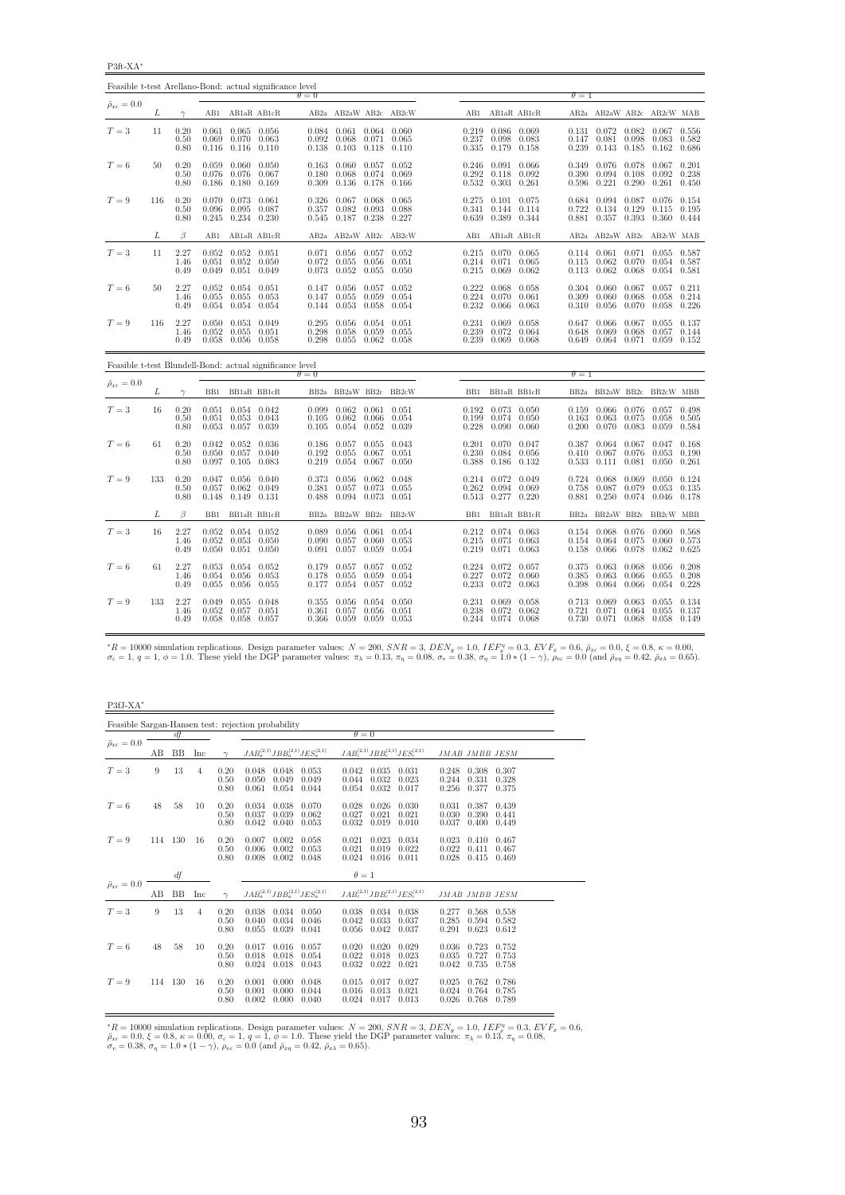P3ft-XA*

Feasible t-test Arellano-Bond: actual significance level

| $\bar{\rho}_{x\varepsilon}=0.0$ | $L$ | $\gamma$ | AB1 | AB1aR | AB1cR | AB2a | AB2aW | AB2c | AB2cW | AB1 | AB1aR | AB1cR | AB2a | AB2aW | AB2c | AB2cW | MAB |
|---|---|---|---|---|---|---|---|---|---|---|---|---|---|---|---|---|---|
| | | | $\theta=0$ | | | | | | | $\theta=1$ | | | | | | | |
| $T=3$ | 11 | 0.20 | 0.061 | 0.065 | 0.056 | 0.084 | 0.061 | 0.064 | 0.060 | 0.219 | 0.086 | 0.069 | 0.131 | 0.072 | 0.082 | 0.067 | 0.556 |
| | | 0.50 | 0.069 | 0.070 | 0.063 | 0.092 | 0.068 | 0.071 | 0.065 | 0.237 | 0.098 | 0.083 | 0.147 | 0.081 | 0.098 | 0.083 | 0.582 |
| | | 0.80 | 0.116 | 0.116 | 0.110 | 0.138 | 0.103 | 0.118 | 0.110 | 0.335 | 0.179 | 0.158 | 0.239 | 0.143 | 0.185 | 0.162 | 0.686 |
| $T=6$ | 50 | 0.20 | 0.059 | 0.060 | 0.050 | 0.163 | 0.060 | 0.057 | 0.052 | 0.246 | 0.091 | 0.066 | 0.349 | 0.076 | 0.078 | 0.067 | 0.201 |
| | | 0.50 | 0.076 | 0.076 | 0.067 | 0.180 | 0.068 | 0.074 | 0.069 | 0.292 | 0.118 | 0.092 | 0.390 | 0.094 | 0.108 | 0.092 | 0.238 |
| | | 0.80 | 0.186 | 0.180 | 0.169 | 0.309 | 0.136 | 0.178 | 0.166 | 0.532 | 0.303 | 0.261 | 0.596 | 0.221 | 0.290 | 0.261 | 0.450 |
| $T=9$ | 116 | 0.20 | 0.070 | 0.073 | 0.061 | 0.326 | 0.067 | 0.068 | 0.065 | 0.275 | 0.101 | 0.075 | 0.684 | 0.094 | 0.087 | 0.076 | 0.154 |
| | | 0.50 | 0.096 | 0.095 | 0.087 | 0.357 | 0.082 | 0.093 | 0.088 | 0.341 | 0.144 | 0.114 | 0.722 | 0.134 | 0.129 | 0.115 | 0.195 |
| | | 0.80 | 0.245 | 0.234 | 0.230 | 0.545 | 0.187 | 0.238 | 0.227 | 0.639 | 0.389 | 0.344 | 0.881 | 0.357 | 0.393 | 0.360 | 0.444 |
| | $L$ | $\beta$ | AB1 | AB1aR | AB1cR | AB2a | AB2aW | AB2c | AB2cW | AB1 | AB1aR | AB1cR | AB2a | AB2aW | AB2c | AB2cW | MAB |
| $T=3$ | 11 | 2.27 | 0.052 | 0.052 | 0.051 | 0.071 | 0.056 | 0.057 | 0.052 | 0.215 | 0.070 | 0.065 | 0.114 | 0.061 | 0.071 | 0.055 | 0.587 |
| | | 1.46 | 0.051 | 0.052 | 0.050 | 0.072 | 0.055 | 0.056 | 0.051 | 0.214 | 0.071 | 0.065 | 0.115 | 0.062 | 0.070 | 0.054 | 0.587 |
| | | 0.49 | 0.049 | 0.051 | 0.049 | 0.073 | 0.052 | 0.055 | 0.050 | 0.215 | 0.069 | 0.062 | 0.113 | 0.062 | 0.068 | 0.054 | 0.581 |
| $T=6$ | 50 | 2.27 | 0.052 | 0.054 | 0.051 | 0.147 | 0.056 | 0.057 | 0.052 | 0.222 | 0.068 | 0.058 | 0.304 | 0.060 | 0.067 | 0.057 | 0.211 |
| | | 1.46 | 0.055 | 0.055 | 0.053 | 0.147 | 0.055 | 0.059 | 0.054 | 0.224 | 0.070 | 0.061 | 0.309 | 0.060 | 0.068 | 0.058 | 0.214 |
| | | 0.49 | 0.054 | 0.054 | 0.054 | 0.144 | 0.053 | 0.058 | 0.054 | 0.232 | 0.066 | 0.063 | 0.310 | 0.056 | 0.070 | 0.058 | 0.226 |
| $T=9$ | 116 | 2.27 | 0.050 | 0.053 | 0.049 | 0.295 | 0.056 | 0.054 | 0.051 | 0.231 | 0.069 | 0.058 | 0.647 | 0.066 | 0.067 | 0.055 | 0.137 |
| | | 1.46 | 0.052 | 0.055 | 0.051 | 0.298 | 0.058 | 0.059 | 0.055 | 0.239 | 0.072 | 0.064 | 0.648 | 0.069 | 0.068 | 0.057 | 0.144 |
| | | 0.49 | 0.058 | 0.056 | 0.058 | 0.298 | 0.055 | 0.062 | 0.058 | 0.239 | 0.069 | 0.068 | 0.649 | 0.064 | 0.071 | 0.059 | 0.152 |

Feasible t-test Blundell-Bond: actual significance level

| $\bar{\rho}_{x\varepsilon}=0.0$ | $L$ | $\gamma$ | BB1 | BB1aR | BB1cR | BB2a | BB2aW | BB2c | BB2cW | BB1 | BB1aR | BB1cR | BB2a | BB2aW | BB2c | BB2cW | MBB |
|---|---|---|---|---|---|---|---|---|---|---|---|---|---|---|---|---|---|
| | | | $\theta=0$ | | | | | | | $\theta=1$ | | | | | | | |
| $T=3$ | 16 | 0.20 | 0.051 | 0.054 | 0.042 | 0.099 | 0.062 | 0.061 | 0.051 | 0.192 | 0.073 | 0.050 | 0.159 | 0.066 | 0.076 | 0.057 | 0.498 |
| | | 0.50 | 0.051 | 0.053 | 0.043 | 0.105 | 0.062 | 0.066 | 0.054 | 0.199 | 0.074 | 0.050 | 0.163 | 0.063 | 0.075 | 0.058 | 0.505 |
| | | 0.80 | 0.053 | 0.057 | 0.039 | 0.105 | 0.054 | 0.052 | 0.039 | 0.228 | 0.090 | 0.060 | 0.200 | 0.070 | 0.083 | 0.059 | 0.584 |
| $T=6$ | 61 | 0.20 | 0.042 | 0.052 | 0.036 | 0.186 | 0.057 | 0.055 | 0.043 | 0.201 | 0.070 | 0.047 | 0.387 | 0.064 | 0.067 | 0.047 | 0.168 |
| | | 0.50 | 0.050 | 0.057 | 0.040 | 0.192 | 0.055 | 0.067 | 0.051 | 0.230 | 0.084 | 0.056 | 0.410 | 0.067 | 0.076 | 0.053 | 0.190 |
| | | 0.80 | 0.097 | 0.105 | 0.083 | 0.219 | 0.054 | 0.067 | 0.050 | 0.388 | 0.186 | 0.132 | 0.533 | 0.111 | 0.081 | 0.050 | 0.261 |
| $T=9$ | 133 | 0.20 | 0.047 | 0.056 | 0.040 | 0.373 | 0.056 | 0.062 | 0.048 | 0.214 | 0.072 | 0.049 | 0.724 | 0.068 | 0.069 | 0.050 | 0.124 |
| | | 0.50 | 0.057 | 0.062 | 0.049 | 0.381 | 0.057 | 0.073 | 0.055 | 0.262 | 0.094 | 0.069 | 0.758 | 0.087 | 0.079 | 0.053 | 0.135 |
| | | 0.80 | 0.148 | 0.149 | 0.131 | 0.488 | 0.094 | 0.073 | 0.051 | 0.513 | 0.277 | 0.220 | 0.881 | 0.250 | 0.074 | 0.046 | 0.178 |
| | $L$ | $\beta$ | BB1 | BB1aR | BB1cR | BB2a | BB2aW | BB2c | BB2cW | BB1 | BB1aR | BB1cR | BB2a | BB2aW | BB2c | BB2cW | MBB |
| $T=3$ | 16 | 2.27 | 0.052 | 0.054 | 0.052 | 0.089 | 0.056 | 0.061 | 0.054 | 0.212 | 0.074 | 0.063 | 0.154 | 0.068 | 0.076 | 0.060 | 0.568 |
| | | 1.46 | 0.052 | 0.053 | 0.050 | 0.090 | 0.057 | 0.060 | 0.053 | 0.215 | 0.073 | 0.063 | 0.154 | 0.064 | 0.075 | 0.060 | 0.573 |
| | | 0.49 | 0.050 | 0.051 | 0.050 | 0.091 | 0.057 | 0.059 | 0.054 | 0.219 | 0.071 | 0.063 | 0.158 | 0.066 | 0.078 | 0.062 | 0.625 |
| $T=6$ | 61 | 2.27 | 0.053 | 0.054 | 0.052 | 0.179 | 0.057 | 0.057 | 0.052 | 0.224 | 0.072 | 0.057 | 0.375 | 0.063 | 0.068 | 0.056 | 0.208 |
| | | 1.46 | 0.054 | 0.056 | 0.053 | 0.178 | 0.055 | 0.059 | 0.054 | 0.227 | 0.072 | 0.060 | 0.385 | 0.063 | 0.066 | 0.055 | 0.208 |
| | | 0.49 | 0.055 | 0.056 | 0.055 | 0.177 | 0.054 | 0.057 | 0.052 | 0.233 | 0.072 | 0.063 | 0.398 | 0.064 | 0.066 | 0.054 | 0.228 |
| $T=9$ | 133 | 2.27 | 0.049 | 0.055 | 0.048 | 0.355 | 0.056 | 0.054 | 0.050 | 0.231 | 0.069 | 0.058 | 0.713 | 0.069 | 0.063 | 0.055 | 0.134 |
| | | 1.46 | 0.052 | 0.057 | 0.051 | 0.361 | 0.057 | 0.056 | 0.051 | 0.238 | 0.072 | 0.062 | 0.721 | 0.071 | 0.064 | 0.055 | 0.137 |
| | | 0.49 | 0.058 | 0.058 | 0.057 | 0.366 | 0.059 | 0.059 | 0.053 | 0.244 | 0.074 | 0.068 | 0.730 | 0.071 | 0.068 | 0.058 | 0.149 |

*$R = 10000$ simulation replications. Design parameter values: $N = 200$, $SNR = 3$, $DEN_y = 1.0$, $IEF_x^\eta = 0.3$, $EVF_x = 0.6$, $\bar{\rho}_{x\varepsilon} = 0.0$, $\xi = 0.8$, $\kappa = 0.00$, $\sigma_\varepsilon = 1$, $q = 1$, $\phi = 1.0$. These yield the DGP parameter values: $\pi_\lambda = 0.13$, $\pi_\eta = 0.08$, $\sigma_v = 0.38$, $\sigma_\eta = 1.0 * (1-\gamma)$, $\rho_{v\varepsilon} = 0.0$ (and $\bar{\rho}_{x\eta} = 0.42$, $\bar{\rho}_{x\lambda} = 0.65$).

P3fJ-XA*

Feasible Sargan-Hansen test: rejection probability

| $\bar{\rho}_{x\varepsilon}=0.0$ | AB | BB | Inc | $\gamma$ | $JAB_a^{(2,1)}$ | $JBB_a^{(2,1)}$ | $JES_a^{(2,1)}$ | $JAB_c^{(2,1)}$ | $JBB_c^{(2,1)}$ | $JES_c^{(2,1)}$ | JMAB | JMBB | JESM |
|---|---|---|---|---|---|---|---|---|---|---|---|---|---|
| | $df$ | | | | $\theta=0$ | | | | | | | | |
| $T=3$ | 9 | 13 | 4 | 0.20 | 0.048 | 0.048 | 0.053 | 0.042 | 0.035 | 0.031 | 0.248 | 0.308 | 0.307 |
| | | | | 0.50 | 0.050 | 0.049 | 0.049 | 0.044 | 0.032 | 0.023 | 0.244 | 0.331 | 0.328 |
| | | | | 0.80 | 0.061 | 0.054 | 0.044 | 0.054 | 0.032 | 0.017 | 0.256 | 0.377 | 0.375 |
| $T=6$ | 48 | 58 | 10 | 0.20 | 0.034 | 0.038 | 0.070 | 0.028 | 0.026 | 0.030 | 0.031 | 0.387 | 0.439 |
| | | | | 0.50 | 0.037 | 0.039 | 0.062 | 0.027 | 0.021 | 0.021 | 0.030 | 0.390 | 0.441 |
| | | | | 0.80 | 0.042 | 0.040 | 0.053 | 0.032 | 0.019 | 0.010 | 0.037 | 0.400 | 0.449 |
| $T=9$ | 114 | 130 | 16 | 0.20 | 0.007 | 0.002 | 0.058 | 0.021 | 0.023 | 0.034 | 0.023 | 0.410 | 0.467 |
| | | | | 0.50 | 0.006 | 0.002 | 0.053 | 0.021 | 0.019 | 0.022 | 0.022 | 0.411 | 0.467 |
| | | | | 0.80 | 0.008 | 0.002 | 0.048 | 0.024 | 0.016 | 0.011 | 0.028 | 0.415 | 0.469 |
| | $df$ | | | | $\theta=1$ | | | | | | | | |
| | AB | BB | Inc | $\gamma$ | $JAB_a^{(2,1)}$ | $JBB_a^{(2,1)}$ | $JES_a^{(2,1)}$ | $JAB_c^{(2,1)}$ | $JBB_c^{(2,1)}$ | $JES_c^{(2,1)}$ | JMAB | JMBB | JESM |
| $T=3$ | 9 | 13 | 4 | 0.20 | 0.038 | 0.034 | 0.050 | 0.038 | 0.034 | 0.038 | 0.277 | 0.568 | 0.558 |
| | | | | 0.50 | 0.040 | 0.034 | 0.046 | 0.042 | 0.033 | 0.037 | 0.285 | 0.594 | 0.582 |
| | | | | 0.80 | 0.055 | 0.039 | 0.041 | 0.056 | 0.042 | 0.037 | 0.291 | 0.623 | 0.612 |
| $T=6$ | 48 | 58 | 10 | 0.20 | 0.017 | 0.016 | 0.057 | 0.020 | 0.020 | 0.029 | 0.036 | 0.723 | 0.752 |
| | | | | 0.50 | 0.018 | 0.018 | 0.054 | 0.022 | 0.018 | 0.023 | 0.035 | 0.727 | 0.753 |
| | | | | 0.80 | 0.024 | 0.018 | 0.043 | 0.032 | 0.022 | 0.021 | 0.042 | 0.735 | 0.758 |
| $T=9$ | 114 | 130 | 16 | 0.20 | 0.001 | 0.000 | 0.048 | 0.015 | 0.017 | 0.027 | 0.025 | 0.762 | 0.786 |
| | | | | 0.50 | 0.001 | 0.000 | 0.044 | 0.016 | 0.013 | 0.021 | 0.024 | 0.764 | 0.785 |
| | | | | 0.80 | 0.002 | 0.000 | 0.040 | 0.024 | 0.017 | 0.013 | 0.026 | 0.768 | 0.789 |

*$R = 10000$ simulation replications. Design parameter values: $N = 200$, $SNR = 3$, $DEN_y = 1.0$, $IEF_x^\eta = 0.3$, $EVF_x = 0.6$, $\bar{\rho}_{x\varepsilon} = 0.0$, $\xi = 0.8$, $\kappa = 0.00$, $\sigma_\varepsilon = 1$, $q = 1$, $\phi = 1.0$. These yield the DGP parameter values: $\pi_\lambda = 0.13$, $\pi_\eta = 0.08$, $\sigma_v = 0.38$, $\sigma_\eta = 1.0 * (1-\gamma)$, $\rho_{v\varepsilon} = 0.0$ (and $\bar{\rho}_{x\eta} = 0.42$, $\bar{\rho}_{x\lambda} = 0.65$).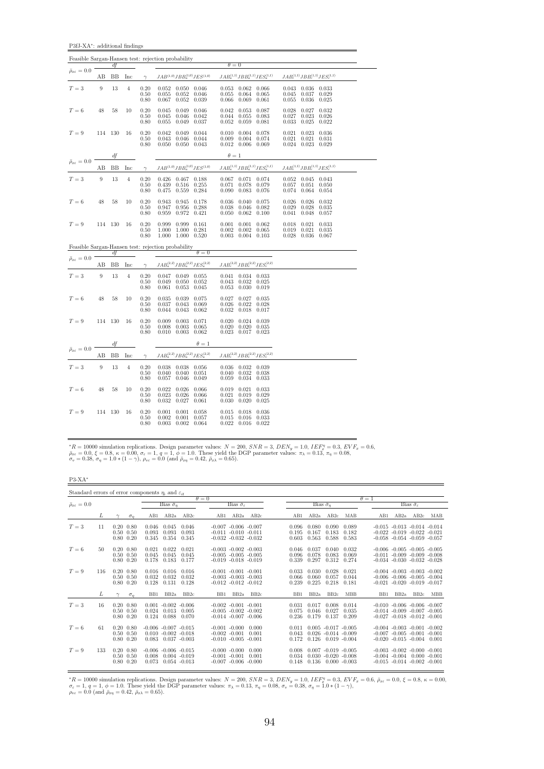P3fJ-XA*: additional findings

Feasible Sargan-Hansen test: rejection probability

| $\bar{\rho}_{x\varepsilon}=0.0$ | df AB | BB | Inc | $\gamma$ | $\theta=0$ $JAB^{(1,0)}$ | $JBB_a^{(1,0)}$ | $JES^{(1,0)}$ | $JAB_a^{(1,1)}$ | $JBB_a^{(1,1)}$ | $JES_a^{(1,1)}$ | $JAB_c^{(1,1)}$ | $JBB_c^{(1,1)}$ | $JES_c^{(1,1)}$ |
|---|---|---|---|---|---|---|---|---|---|---|---|---|---|
| $T=3$ | 9 | 13 | 4 | 0.20 | 0.052 | 0.050 | 0.046 | 0.053 | 0.062 | 0.066 | 0.043 | 0.036 | 0.033 |
| | | | | 0.50 | 0.055 | 0.052 | 0.046 | 0.055 | 0.064 | 0.065 | 0.045 | 0.037 | 0.029 |
| | | | | 0.80 | 0.067 | 0.052 | 0.039 | 0.066 | 0.069 | 0.061 | 0.055 | 0.036 | 0.025 |
| $T=6$ | 48 | 58 | 10 | 0.20 | 0.045 | 0.049 | 0.046 | 0.042 | 0.053 | 0.087 | 0.028 | 0.027 | 0.032 |
| | | | | 0.50 | 0.045 | 0.046 | 0.042 | 0.044 | 0.055 | 0.083 | 0.027 | 0.023 | 0.026 |
| | | | | 0.80 | 0.055 | 0.049 | 0.037 | 0.052 | 0.059 | 0.081 | 0.033 | 0.025 | 0.022 |
| $T=9$ | 114 | 130 | 16 | 0.20 | 0.042 | 0.049 | 0.044 | 0.010 | 0.004 | 0.078 | 0.021 | 0.023 | 0.036 |
| | | | | 0.50 | 0.043 | 0.046 | 0.044 | 0.009 | 0.004 | 0.074 | 0.021 | 0.021 | 0.031 |
| | | | | 0.80 | 0.050 | 0.050 | 0.043 | 0.012 | 0.006 | 0.069 | 0.024 | 0.023 | 0.029 |

| $\bar{\rho}_{x\varepsilon}=0.0$ | df AB | BB | Inc | $\gamma$ | $\theta=1$ $JAB^{(1,0)}$ | $JBB_a^{(1,0)}$ | $JES^{(1,0)}$ | $JAB_a^{(1,1)}$ | $JBB_a^{(1,1)}$ | $JES_a^{(1,1)}$ | $JAB_c^{(1,1)}$ | $JBB_c^{(1,1)}$ | $JES_c^{(1,1)}$ |
|---|---|---|---|---|---|---|---|---|---|---|---|---|---|
| $T=3$ | 9 | 13 | 4 | 0.20 | 0.426 | 0.467 | 0.188 | 0.067 | 0.071 | 0.074 | 0.052 | 0.045 | 0.043 |
| | | | | 0.50 | 0.439 | 0.516 | 0.255 | 0.071 | 0.078 | 0.079 | 0.057 | 0.051 | 0.050 |
| | | | | 0.80 | 0.475 | 0.559 | 0.284 | 0.090 | 0.083 | 0.076 | 0.074 | 0.064 | 0.054 |
| $T=6$ | 48 | 58 | 10 | 0.20 | 0.943 | 0.945 | 0.178 | 0.036 | 0.040 | 0.075 | 0.026 | 0.026 | 0.032 |
| | | | | 0.50 | 0.947 | 0.956 | 0.288 | 0.038 | 0.046 | 0.082 | 0.029 | 0.028 | 0.035 |
| | | | | 0.80 | 0.959 | 0.972 | 0.421 | 0.050 | 0.062 | 0.100 | 0.041 | 0.048 | 0.057 |
| $T=9$ | 114 | 130 | 16 | 0.20 | 0.999 | 0.999 | 0.161 | 0.001 | 0.001 | 0.062 | 0.018 | 0.021 | 0.033 |
| | | | | 0.50 | 1.000 | 1.000 | 0.281 | 0.002 | 0.002 | 0.065 | 0.019 | 0.021 | 0.035 |
| | | | | 0.80 | 1.000 | 1.000 | 0.520 | 0.003 | 0.004 | 0.103 | 0.028 | 0.036 | 0.067 |

Feasible Sargan-Hansen test: rejection probability

| $\bar{\rho}_{x\varepsilon}=0.0$ | df AB | BB | Inc | $\gamma$ | $\theta=0$ $JAB_a^{(2,2)}$ | $JBB_a^{(2,2)}$ | $JES_a^{(2,2)}$ | $JAB_c^{(2,2)}$ | $JBB_c^{(2,2)}$ | $JES_c^{(2,2)}$ |
|---|---|---|---|---|---|---|---|---|---|---|
| $T=3$ | 9 | 13 | 4 | 0.20 | 0.047 | 0.049 | 0.055 | 0.041 | 0.034 | 0.033 |
| | | | | 0.50 | 0.049 | 0.050 | 0.052 | 0.043 | 0.032 | 0.025 |
| | | | | 0.80 | 0.061 | 0.053 | 0.045 | 0.053 | 0.030 | 0.019 |
| $T=6$ | 48 | 58 | 10 | 0.20 | 0.035 | 0.039 | 0.075 | 0.027 | 0.027 | 0.035 |
| | | | | 0.50 | 0.037 | 0.043 | 0.069 | 0.026 | 0.022 | 0.028 |
| | | | | 0.80 | 0.044 | 0.043 | 0.062 | 0.032 | 0.018 | 0.017 |
| $T=9$ | 114 | 130 | 16 | 0.20 | 0.009 | 0.003 | 0.071 | 0.020 | 0.024 | 0.039 |
| | | | | 0.50 | 0.008 | 0.003 | 0.065 | 0.020 | 0.020 | 0.035 |
| | | | | 0.80 | 0.010 | 0.003 | 0.062 | 0.023 | 0.017 | 0.023 |

| $\bar{\rho}_{x\varepsilon}=0.0$ | df AB | BB | Inc | $\gamma$ | $\theta=1$ $JAB_a^{(2,2)}$ | $JBB_a^{(2,2)}$ | $JES_a^{(2,2)}$ | $JAB_c^{(2,2)}$ | $JBB_c^{(2,2)}$ | $JES_c^{(2,2)}$ |
|---|---|---|---|---|---|---|---|---|---|---|
| $T=3$ | 9 | 13 | 4 | 0.20 | 0.038 | 0.038 | 0.056 | 0.036 | 0.032 | 0.039 |
| | | | | 0.50 | 0.040 | 0.040 | 0.051 | 0.040 | 0.032 | 0.038 |
| | | | | 0.80 | 0.057 | 0.046 | 0.049 | 0.059 | 0.034 | 0.033 |
| $T=6$ | 48 | 58 | 10 | 0.20 | 0.022 | 0.026 | 0.066 | 0.019 | 0.021 | 0.033 |
| | | | | 0.50 | 0.023 | 0.026 | 0.066 | 0.021 | 0.019 | 0.029 |
| | | | | 0.80 | 0.032 | 0.027 | 0.061 | 0.030 | 0.020 | 0.025 |
| $T=9$ | 114 | 130 | 16 | 0.20 | 0.001 | 0.001 | 0.058 | 0.015 | 0.018 | 0.036 |
| | | | | 0.50 | 0.002 | 0.001 | 0.057 | 0.015 | 0.016 | 0.033 |
| | | | | 0.80 | 0.003 | 0.002 | 0.064 | 0.022 | 0.016 | 0.022 |

*$R=10000$ simulation replications. Design parameter values: $N=200$, $SNR=3$, $DEN_y=1.0$, $IEF_x^\eta=0.3$, $EVF_x=0.6$, $\bar{\rho}_{x\varepsilon}=0.0$, $\xi=0.8$, $\kappa=0.00$, $\sigma_\varepsilon=1$, $q=1$, $\phi=1.0$. These yield the DGP parameter values: $\pi_\lambda=0.13$, $\pi_\eta=0.08$, $\sigma_v=0.38$, $\sigma_\eta=1.0*(1-\gamma)$, $\rho_{v\varepsilon}=0.0$ (and $\bar{\rho}_{x\eta}=0.42$, $\bar{\rho}_{x\lambda}=0.65$).

P3-XA*

Standard errors of error components $\eta_i$ and $\varepsilon_{it}$

| $\bar{\rho}_{x\varepsilon}=0.0$ | $L$ | $\gamma$ | $\sigma_\eta$ | $\theta=0$ Bias $\hat{\sigma}_\eta$ AB1 | AB2a | AB2c | Bias $\hat{\sigma}_\varepsilon$ AB1 | AB2a | AB2c | $\theta=1$ Bias $\hat{\sigma}_\eta$ AB1 | AB2a | AB2c | MAB | Bias $\hat{\sigma}_\varepsilon$ AB1 | AB2a | AB2c | MAB |
|---|---|---|---|---|---|---|---|---|---|---|---|---|---|---|---|---|---|
| $T=3$ | 11 | 0.20 | 0.80 | 0.046 | 0.045 | 0.046 | -0.007 | -0.006 | -0.007 | 0.096 | 0.080 | 0.090 | 0.089 | -0.015 | -0.013 | -0.014 | -0.014 |
| | | 0.50 | 0.50 | 0.093 | 0.093 | 0.093 | -0.011 | -0.010 | -0.011 | 0.195 | 0.167 | 0.183 | 0.182 | -0.022 | -0.019 | -0.022 | -0.021 |
| | | 0.80 | 0.20 | 0.345 | 0.354 | 0.345 | -0.032 | -0.032 | -0.032 | 0.603 | 0.563 | 0.588 | 0.583 | -0.058 | -0.054 | -0.059 | -0.057 |
| $T=6$ | 50 | 0.20 | 0.80 | 0.021 | 0.022 | 0.021 | -0.003 | -0.002 | -0.003 | 0.046 | 0.037 | 0.040 | 0.032 | -0.006 | -0.005 | -0.005 | -0.005 |
| | | 0.50 | 0.50 | 0.045 | 0.045 | 0.045 | -0.005 | -0.005 | -0.005 | 0.096 | 0.078 | 0.083 | 0.069 | -0.011 | -0.009 | -0.009 | -0.008 |
| | | 0.80 | 0.20 | 0.178 | 0.183 | 0.177 | -0.019 | -0.018 | -0.019 | 0.339 | 0.297 | 0.312 | 0.274 | -0.034 | -0.030 | -0.032 | -0.028 |
| $T=9$ | 116 | 0.20 | 0.80 | 0.016 | 0.016 | 0.016 | -0.001 | -0.001 | -0.001 | 0.033 | 0.030 | 0.028 | 0.021 | -0.004 | -0.003 | -0.003 | -0.002 |
| | | 0.50 | 0.50 | 0.032 | 0.032 | 0.032 | -0.003 | -0.003 | -0.003 | 0.066 | 0.060 | 0.057 | 0.044 | -0.006 | -0.006 | -0.005 | -0.004 |
| | | 0.80 | 0.20 | 0.128 | 0.131 | 0.128 | -0.012 | -0.012 | -0.012 | 0.239 | 0.225 | 0.218 | 0.181 | -0.021 | -0.020 | -0.019 | -0.017 |
| | $L$ | $\gamma$ | $\sigma_\eta$ | BB1 | BB2a | BB2c | BB1 | BB2a | BB2c | BB1 | BB2a | BB2c | MBB | BB1 | BB2a | BB2c | MBB |
| $T=3$ | 16 | 0.20 | 0.80 | 0.001 | -0.002 | -0.006 | -0.002 | -0.001 | -0.001 | 0.031 | 0.017 | 0.008 | 0.014 | -0.010 | -0.006 | -0.006 | -0.007 |
| | | 0.50 | 0.50 | 0.024 | 0.013 | 0.005 | -0.005 | -0.002 | -0.002 | 0.075 | 0.046 | 0.027 | 0.035 | -0.014 | -0.009 | -0.007 | -0.005 |
| | | 0.80 | 0.20 | 0.124 | 0.088 | 0.070 | -0.014 | -0.007 | -0.006 | 0.236 | 0.179 | 0.137 | 0.209 | -0.027 | -0.018 | -0.012 | -0.001 |
| $T=6$ | 61 | 0.20 | 0.80 | -0.006 | -0.007 | -0.015 | -0.001 | -0.000 | 0.000 | 0.011 | 0.005 | -0.017 | -0.005 | -0.004 | -0.003 | -0.001 | -0.002 |
| | | 0.50 | 0.50 | 0.010 | -0.002 | -0.018 | -0.002 | -0.001 | 0.001 | 0.043 | 0.026 | -0.014 | -0.009 | -0.007 | -0.005 | -0.001 | -0.001 |
| | | 0.80 | 0.20 | 0.083 | 0.037 | -0.003 | -0.010 | -0.005 | -0.001 | 0.172 | 0.126 | 0.019 | -0.004 | -0.020 | -0.015 | -0.004 | 0.001 |
| $T=9$ | 133 | 0.20 | 0.80 | -0.006 | -0.006 | -0.015 | -0.000 | -0.000 | 0.000 | 0.008 | 0.007 | -0.019 | -0.005 | -0.003 | -0.002 | -0.000 | -0.001 |
| | | 0.50 | 0.50 | 0.008 | 0.004 | -0.019 | -0.001 | -0.001 | 0.001 | 0.034 | 0.030 | -0.020 | -0.008 | -0.004 | -0.004 | 0.000 | -0.001 |
| | | 0.80 | 0.20 | 0.073 | 0.054 | -0.013 | -0.007 | -0.006 | -0.000 | 0.148 | 0.136 | 0.000 | -0.003 | -0.015 | -0.014 | -0.002 | -0.001 |

*$R=10000$ simulation replications. Design parameter values: $N=200$, $SNR=3$, $DEN_y=1.0$, $IEF_x^\eta=0.3$, $EVF_x=0.6$, $\bar{\rho}_{x\varepsilon}=0.0$, $\xi=0.8$, $\kappa=0.00$, $\sigma_\varepsilon=1$, $q=1$, $\phi=1.0$. These yield the DGP parameter values: $\pi_\lambda=0.13$, $\pi_\eta=0.08$, $\sigma_v=0.38$, $\sigma_\eta=1.0*(1-\gamma)$, $\rho_{v\varepsilon}=0.0$ (and $\bar{\rho}_{x\eta}=0.42$, $\bar{\rho}_{x\lambda}=0.65$).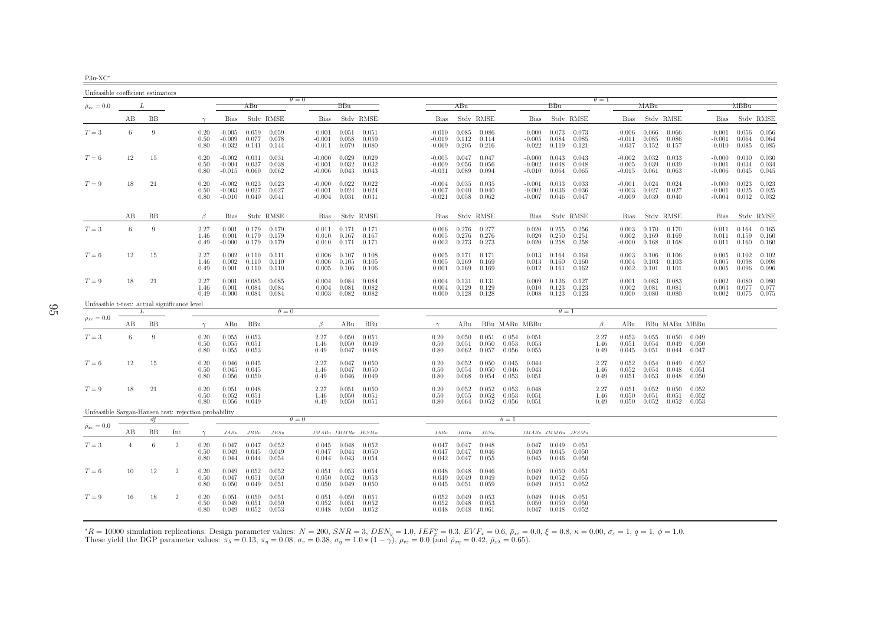P3u-XC*

Unfeasible coefficient estimators

| $\bar{\rho}_{x\varepsilon}=0.0$ | L | | | $\theta=0$ ABu | | | | BBu | | | $\theta=1$ ABu | | | BBu | | | MABu | | | MBBu | | |
|---|---|---|---|---|---|---|---|---|---|---|---|---|---|---|---|---|---|---|---|---|---|---|
| | AB | BB | $\gamma$ | Bias | Stdv | RMSE | | Bias | Stdv | RMSE | Bias | Stdv | RMSE | Bias | Stdv | RMSE | Bias | Stdv | RMSE | Bias | Stdv | RMSE |
| $T=3$ | 6 | 9 | 0.20 | -0.005 | 0.059 | 0.059 | | 0.001 | 0.051 | 0.051 | -0.010 | 0.085 | 0.086 | 0.000 | 0.073 | 0.073 | -0.006 | 0.066 | 0.066 | 0.001 | 0.056 | 0.056 |
| | | | 0.50 | -0.009 | 0.077 | 0.078 | | -0.001 | 0.058 | 0.059 | -0.019 | 0.112 | 0.114 | -0.005 | 0.084 | 0.085 | -0.011 | 0.085 | 0.086 | -0.001 | 0.064 | 0.064 |
| | | | 0.80 | -0.032 | 0.141 | 0.144 | | -0.011 | 0.079 | 0.080 | -0.069 | 0.205 | 0.216 | -0.022 | 0.119 | 0.121 | -0.037 | 0.152 | 0.157 | -0.010 | 0.085 | 0.085 |
| $T=6$ | 12 | 15 | 0.20 | -0.002 | 0.031 | 0.031 | | -0.000 | 0.029 | 0.029 | -0.005 | 0.047 | 0.047 | -0.000 | 0.043 | 0.043 | -0.002 | 0.032 | 0.033 | -0.000 | 0.030 | 0.030 |
| | | | 0.50 | -0.004 | 0.037 | 0.038 | | -0.001 | 0.032 | 0.032 | -0.009 | 0.056 | 0.056 | -0.002 | 0.048 | 0.048 | -0.005 | 0.039 | 0.039 | -0.001 | 0.034 | 0.034 |
| | | | 0.80 | -0.015 | 0.060 | 0.062 | | -0.006 | 0.043 | 0.043 | -0.031 | 0.089 | 0.094 | -0.010 | 0.064 | 0.065 | -0.015 | 0.061 | 0.063 | -0.006 | 0.045 | 0.045 |
| $T=9$ | 18 | 21 | 0.20 | -0.002 | 0.023 | 0.023 | | -0.000 | 0.022 | 0.022 | -0.004 | 0.035 | 0.035 | -0.001 | 0.033 | 0.033 | -0.001 | 0.024 | 0.024 | -0.000 | 0.023 | 0.023 |
| | | | 0.50 | -0.003 | 0.027 | 0.027 | | -0.001 | 0.024 | 0.024 | -0.007 | 0.040 | 0.040 | -0.002 | 0.036 | 0.036 | -0.003 | 0.027 | 0.027 | -0.001 | 0.025 | 0.025 |
| | | | 0.80 | -0.010 | 0.040 | 0.041 | | -0.004 | 0.031 | 0.031 | -0.021 | 0.058 | 0.062 | -0.007 | 0.046 | 0.047 | -0.009 | 0.039 | 0.040 | -0.004 | 0.032 | 0.032 |
| | AB | BB | $\beta$ | Bias | Stdv | RMSE | | Bias | Stdv | RMSE | Bias | Stdv | RMSE | Bias | Stdv | RMSE | Bias | Stdv | RMSE | Bias | Stdv | RMSE |
| $T=3$ | 6 | 9 | 2.27 | 0.001 | 0.179 | 0.179 | | 0.011 | 0.171 | 0.171 | 0.006 | 0.276 | 0.277 | 0.020 | 0.255 | 0.256 | 0.003 | 0.170 | 0.170 | 0.011 | 0.164 | 0.165 |
| | | | 1.46 | 0.001 | 0.179 | 0.179 | | 0.010 | 0.167 | 0.167 | 0.005 | 0.276 | 0.276 | 0.020 | 0.250 | 0.251 | 0.002 | 0.169 | 0.169 | 0.011 | 0.159 | 0.160 |
| | | | 0.49 | -0.000 | 0.179 | 0.179 | | 0.010 | 0.171 | 0.171 | 0.002 | 0.273 | 0.273 | 0.020 | 0.258 | 0.258 | -0.000 | 0.168 | 0.168 | 0.011 | 0.160 | 0.160 |
| $T=6$ | 12 | 15 | 2.27 | 0.002 | 0.110 | 0.111 | | 0.006 | 0.107 | 0.108 | 0.005 | 0.171 | 0.171 | 0.013 | 0.164 | 0.164 | 0.003 | 0.106 | 0.106 | 0.005 | 0.102 | 0.102 |
| | | | 1.46 | 0.002 | 0.110 | 0.110 | | 0.006 | 0.105 | 0.105 | 0.005 | 0.169 | 0.169 | 0.013 | 0.160 | 0.160 | 0.004 | 0.103 | 0.103 | 0.005 | 0.098 | 0.098 |
| | | | 0.49 | 0.001 | 0.110 | 0.110 | | 0.005 | 0.106 | 0.106 | 0.001 | 0.169 | 0.169 | 0.012 | 0.161 | 0.162 | 0.002 | 0.101 | 0.101 | 0.005 | 0.096 | 0.096 |
| $T=9$ | 18 | 21 | 2.27 | 0.001 | 0.085 | 0.085 | | 0.004 | 0.084 | 0.084 | 0.004 | 0.131 | 0.131 | 0.009 | 0.126 | 0.127 | 0.001 | 0.083 | 0.083 | 0.002 | 0.080 | 0.080 |
| | | | 1.46 | 0.001 | 0.084 | 0.084 | | 0.004 | 0.081 | 0.082 | 0.004 | 0.129 | 0.129 | 0.010 | 0.123 | 0.123 | 0.002 | 0.081 | 0.081 | 0.003 | 0.077 | 0.077 |
| | | | 0.49 | -0.000 | 0.084 | 0.084 | | 0.003 | 0.082 | 0.082 | 0.000 | 0.128 | 0.128 | 0.008 | 0.123 | 0.123 | 0.000 | 0.080 | 0.080 | 0.002 | 0.075 | 0.075 |

Unfeasible t-test: actual significance level

| $\bar{\rho}_{x\varepsilon}=0.0$ | L | | $\theta=0$ | | | | | | $\theta=1$ | | | | | | | | | | |
|---|---|---|---|---|---|---|---|---|---|---|---|---|---|---|---|---|---|---|---|
| | AB | BB | $\gamma$ | ABu | BBu | $\beta$ | ABu | BBu | $\gamma$ | ABu | BBu | MABu | MBBu | $\beta$ | ABu | BBu | MABu | MBBu |
| $T=3$ | 6 | 9 | 0.20 | 0.055 | 0.053 | 2.27 | 0.050 | 0.051 | 0.20 | 0.050 | 0.051 | 0.054 | 0.051 | 2.27 | 0.053 | 0.055 | 0.050 | 0.049 |
| | | | 0.50 | 0.055 | 0.051 | 1.46 | 0.050 | 0.049 | 0.50 | 0.051 | 0.050 | 0.053 | 0.053 | 1.46 | 0.051 | 0.054 | 0.049 | 0.050 |
| | | | 0.80 | 0.055 | 0.053 | 0.49 | 0.047 | 0.048 | 0.80 | 0.062 | 0.057 | 0.056 | 0.055 | 0.49 | 0.045 | 0.051 | 0.044 | 0.047 |
| $T=6$ | 12 | 15 | 0.20 | 0.046 | 0.045 | 2.27 | 0.047 | 0.050 | 0.20 | 0.052 | 0.050 | 0.045 | 0.044 | 2.27 | 0.052 | 0.054 | 0.049 | 0.052 |
| | | | 0.50 | 0.045 | 0.045 | 1.46 | 0.047 | 0.050 | 0.50 | 0.054 | 0.050 | 0.046 | 0.043 | 1.46 | 0.052 | 0.054 | 0.048 | 0.051 |
| | | | 0.80 | 0.056 | 0.050 | 0.49 | 0.046 | 0.049 | 0.80 | 0.068 | 0.054 | 0.053 | 0.051 | 0.49 | 0.051 | 0.053 | 0.048 | 0.050 |
| $T=9$ | 18 | 21 | 0.20 | 0.051 | 0.048 | 2.27 | 0.051 | 0.050 | 0.20 | 0.052 | 0.052 | 0.053 | 0.048 | 2.27 | 0.051 | 0.052 | 0.050 | 0.052 |
| | | | 0.50 | 0.052 | 0.051 | 1.46 | 0.050 | 0.051 | 0.50 | 0.055 | 0.052 | 0.053 | 0.051 | 1.46 | 0.050 | 0.051 | 0.051 | 0.052 |
| | | | 0.80 | 0.056 | 0.049 | 0.49 | 0.050 | 0.051 | 0.80 | 0.064 | 0.052 | 0.056 | 0.051 | 0.49 | 0.050 | 0.052 | 0.052 | 0.053 |

Unfeasible Sargan-Hansen test: rejection probability

| $\bar{\rho}_{x\varepsilon}=0.0$ | df | | | $\theta=0$ | | | | | | $\theta=1$ | | | | | |
|---|---|---|---|---|---|---|---|---|---|---|---|---|---|---|---|
| | AB | BB | Inc | $\gamma$ | $JABu$ | $JBBu$ | $JESu$ | $JMABu$ | $JMMBu$ | $JESMu$ | $JABu$ | $JBBu$ | $JESu$ | $JMABu$ | $JMMBu$ | $JESMu$ |
| $T=3$ | 4 | 6 | 2 | 0.20 | 0.047 | 0.047 | 0.052 | 0.045 | 0.048 | 0.052 | 0.047 | 0.047 | 0.048 | 0.047 | 0.049 | 0.051 |
| | | | | 0.50 | 0.049 | 0.045 | 0.049 | 0.047 | 0.044 | 0.050 | 0.047 | 0.047 | 0.046 | 0.049 | 0.045 | 0.050 |
| | | | | 0.80 | 0.044 | 0.044 | 0.054 | 0.044 | 0.043 | 0.054 | 0.042 | 0.047 | 0.055 | 0.045 | 0.046 | 0.050 |
| $T=6$ | 10 | 12 | 2 | 0.20 | 0.049 | 0.052 | 0.052 | 0.051 | 0.053 | 0.054 | 0.048 | 0.048 | 0.046 | 0.049 | 0.050 | 0.051 |
| | | | | 0.50 | 0.047 | 0.051 | 0.050 | 0.050 | 0.052 | 0.053 | 0.049 | 0.049 | 0.049 | 0.049 | 0.052 | 0.055 |
| | | | | 0.80 | 0.050 | 0.049 | 0.051 | 0.050 | 0.049 | 0.050 | 0.045 | 0.051 | 0.059 | 0.049 | 0.051 | 0.052 |
| $T=9$ | 16 | 18 | 2 | 0.20 | 0.051 | 0.050 | 0.051 | 0.051 | 0.050 | 0.051 | 0.052 | 0.049 | 0.053 | 0.049 | 0.048 | 0.051 |
| | | | | 0.50 | 0.049 | 0.051 | 0.050 | 0.052 | 0.051 | 0.052 | 0.052 | 0.048 | 0.053 | 0.050 | 0.050 | 0.050 |
| | | | | 0.80 | 0.049 | 0.052 | 0.053 | 0.048 | 0.050 | 0.052 | 0.048 | 0.048 | 0.061 | 0.047 | 0.048 | 0.052 |

*$R=10000$ simulation replications. Design parameter values: $N=200$, $SNR=3$, $DEN_y=1.0$, $IEF_x^\eta=0.3$, $EVF_x=0.6$, $\bar{\rho}_{x\varepsilon}=0.0$, $\xi=0.8$, $\kappa=0.00$, $\sigma_\varepsilon=1$, $q=1$, $\phi=1.0$.
These yield the DGP parameter values: $\pi_\lambda=0.13$, $\pi_\eta=0.08$, $\sigma_v=0.38$, $\sigma_\eta=1.0*(1-\gamma)$, $\rho_{v\varepsilon}=0.0$ (and $\bar{\rho}_{x\eta}=0.42$, $\bar{\rho}_{x\lambda}=0.65$).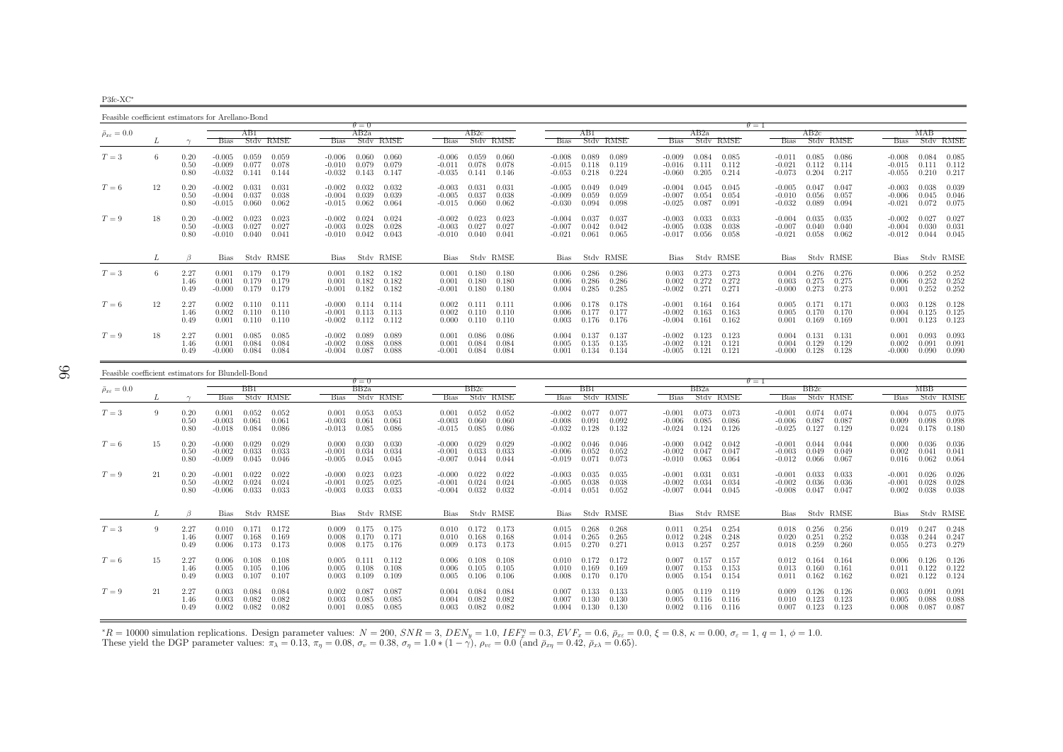P3fc-XC*

Feasible coefficient estimators for Arellano-Bond

| $\bar{\rho}_{x\varepsilon}=0.0$ | | | $\theta=0$ | | | | | | | | | | | | $\theta=1$ | | | | | | | | | | | | | | | |
|---|---|---|---|---|---|---|---|---|---|---|---|---|---|---|---|---|---|---|---|---|---|---|---|---|---|---|---|---|---|---|
| | | | AB1 | | | AB2a | | | AB2c | | | | | | AB1 | | | AB2a | | | AB2c | | | MAB | | | | | | |
| | $L$ | $\gamma$ | Bias | Stdv | RMSE | Bias | Stdv | RMSE | Bias | Stdv | RMSE | | | | Bias | Stdv | RMSE | Bias | Stdv | RMSE | Bias | Stdv | RMSE | Bias | Stdv | RMSE | | | | |
| $T=3$ | 6 | 0.20 | -0.005 | 0.059 | 0.059 | -0.006 | 0.060 | 0.060 | -0.006 | 0.059 | 0.060 | | | | -0.008 | 0.089 | 0.089 | -0.009 | 0.084 | 0.085 | -0.011 | 0.085 | 0.086 | -0.008 | 0.084 | 0.085 | | | | |
| | | 0.50 | -0.009 | 0.077 | 0.078 | -0.010 | 0.079 | 0.079 | -0.011 | 0.078 | 0.078 | | | | -0.015 | 0.118 | 0.119 | -0.016 | 0.111 | 0.112 | -0.021 | 0.112 | 0.114 | -0.015 | 0.111 | 0.112 | | | | |
| | | 0.80 | -0.032 | 0.141 | 0.144 | -0.032 | 0.143 | 0.147 | -0.035 | 0.141 | 0.146 | | | | -0.053 | 0.218 | 0.224 | -0.060 | 0.205 | 0.214 | -0.073 | 0.204 | 0.217 | -0.055 | 0.210 | 0.217 | | | | |
| $T=6$ | 12 | 0.20 | -0.002 | 0.031 | 0.031 | -0.002 | 0.032 | 0.032 | -0.003 | 0.031 | 0.031 | | | | -0.005 | 0.049 | 0.049 | -0.004 | 0.045 | 0.045 | -0.005 | 0.047 | 0.047 | -0.003 | 0.038 | 0.039 | | | | |
| | | 0.50 | -0.004 | 0.037 | 0.038 | -0.004 | 0.039 | 0.039 | -0.005 | 0.037 | 0.038 | | | | -0.009 | 0.059 | 0.059 | -0.007 | 0.054 | 0.054 | -0.010 | 0.056 | 0.057 | -0.006 | 0.045 | 0.046 | | | | |
| | | 0.80 | -0.015 | 0.060 | 0.062 | -0.015 | 0.062 | 0.064 | -0.015 | 0.060 | 0.062 | | | | -0.030 | 0.094 | 0.098 | -0.025 | 0.087 | 0.091 | -0.032 | 0.089 | 0.094 | -0.021 | 0.072 | 0.075 | | | | |
| $T=9$ | 18 | 0.20 | -0.002 | 0.023 | 0.023 | -0.002 | 0.024 | 0.024 | -0.002 | 0.023 | 0.023 | | | | -0.004 | 0.037 | 0.037 | -0.003 | 0.033 | 0.033 | -0.004 | 0.035 | 0.035 | -0.002 | 0.027 | 0.027 | | | | |
| | | 0.50 | -0.003 | 0.027 | 0.027 | -0.003 | 0.028 | 0.028 | -0.003 | 0.027 | 0.027 | | | | -0.007 | 0.042 | 0.042 | -0.005 | 0.038 | 0.038 | -0.007 | 0.040 | 0.040 | -0.004 | 0.030 | 0.031 | | | | |
| | | 0.80 | -0.010 | 0.040 | 0.041 | -0.010 | 0.042 | 0.043 | -0.010 | 0.040 | 0.041 | | | | -0.021 | 0.061 | 0.065 | -0.017 | 0.056 | 0.058 | -0.021 | 0.058 | 0.062 | -0.012 | 0.044 | 0.045 | | | | |
| | $L$ | $\beta$ | Bias | Stdv | RMSE | Bias | Stdv | RMSE | Bias | Stdv | RMSE | | | | Bias | Stdv | RMSE | Bias | Stdv | RMSE | Bias | Stdv | RMSE | Bias | Stdv | RMSE | | | | |
| $T=3$ | 6 | 2.27 | 0.001 | 0.179 | 0.179 | 0.001 | 0.182 | 0.182 | 0.001 | 0.180 | 0.180 | | | | 0.006 | 0.286 | 0.286 | 0.003 | 0.273 | 0.273 | 0.004 | 0.276 | 0.276 | 0.006 | 0.252 | 0.252 | | | | |
| | | 1.46 | 0.001 | 0.179 | 0.179 | 0.001 | 0.182 | 0.182 | 0.001 | 0.180 | 0.180 | | | | 0.006 | 0.286 | 0.286 | 0.002 | 0.272 | 0.272 | 0.003 | 0.275 | 0.275 | 0.006 | 0.252 | 0.252 | | | | |
| | | 0.49 | -0.000 | 0.179 | 0.179 | -0.001 | 0.182 | 0.182 | -0.001 | 0.180 | 0.180 | | | | 0.004 | 0.285 | 0.285 | -0.002 | 0.271 | 0.271 | -0.000 | 0.273 | 0.273 | 0.001 | 0.252 | 0.252 | | | | |
| $T=6$ | 12 | 2.27 | 0.002 | 0.110 | 0.111 | -0.000 | 0.114 | 0.114 | 0.002 | 0.111 | 0.111 | | | | 0.006 | 0.178 | 0.178 | -0.001 | 0.164 | 0.164 | 0.005 | 0.171 | 0.171 | 0.003 | 0.128 | 0.128 | | | | |
| | | 1.46 | 0.002 | 0.110 | 0.110 | -0.001 | 0.113 | 0.113 | 0.002 | 0.110 | 0.110 | | | | 0.006 | 0.177 | 0.177 | -0.002 | 0.163 | 0.163 | 0.005 | 0.170 | 0.170 | 0.004 | 0.125 | 0.125 | | | | |
| | | 0.49 | 0.001 | 0.110 | 0.110 | -0.002 | 0.112 | 0.112 | 0.000 | 0.110 | 0.110 | | | | 0.003 | 0.176 | 0.176 | -0.004 | 0.161 | 0.162 | 0.001 | 0.169 | 0.169 | 0.001 | 0.123 | 0.123 | | | | |
| $T=9$ | 18 | 2.27 | 0.001 | 0.085 | 0.085 | -0.002 | 0.089 | 0.089 | 0.001 | 0.086 | 0.086 | | | | 0.004 | 0.137 | 0.137 | -0.002 | 0.123 | 0.123 | 0.004 | 0.131 | 0.131 | 0.001 | 0.093 | 0.093 | | | | |
| | | 1.46 | 0.001 | 0.084 | 0.084 | -0.002 | 0.088 | 0.088 | 0.001 | 0.084 | 0.084 | | | | 0.005 | 0.135 | 0.135 | -0.002 | 0.121 | 0.121 | 0.004 | 0.129 | 0.129 | 0.002 | 0.091 | 0.091 | | | | |
| | | 0.49 | -0.000 | 0.084 | 0.084 | -0.004 | 0.087 | 0.088 | -0.001 | 0.084 | 0.084 | | | | 0.001 | 0.134 | 0.134 | -0.005 | 0.121 | 0.121 | -0.000 | 0.128 | 0.128 | -0.000 | 0.090 | 0.090 | | | | |

Feasible coefficient estimators for Blundell-Bond

| $\bar{\rho}_{x\varepsilon}=0.0$ | | | $\theta=0$ | | | | | | | | | $\theta=1$ | | | | | | | | | | | |
|---|---|---|---|---|---|---|---|---|---|---|---|---|---|---|---|---|---|---|---|---|---|---|---|
| | | | BB1 | | | BB2a | | | BB2c | | | BB1 | | | BB2a | | | BB2c | | | MBB | | |
| | $L$ | $\gamma$ | Bias | Stdv | RMSE | Bias | Stdv | RMSE | Bias | Stdv | RMSE | Bias | Stdv | RMSE | Bias | Stdv | RMSE | Bias | Stdv | RMSE | Bias | Stdv | RMSE |
| $T=3$ | 9 | 0.20 | 0.001 | 0.052 | 0.052 | 0.001 | 0.053 | 0.053 | 0.001 | 0.052 | 0.052 | -0.002 | 0.077 | 0.077 | -0.001 | 0.073 | 0.073 | -0.001 | 0.074 | 0.074 | 0.004 | 0.075 | 0.075 |
| | | 0.50 | -0.003 | 0.061 | 0.061 | -0.003 | 0.061 | 0.061 | -0.003 | 0.060 | 0.060 | -0.008 | 0.091 | 0.092 | -0.006 | 0.085 | 0.086 | -0.006 | 0.087 | 0.087 | 0.009 | 0.098 | 0.098 |
| | | 0.80 | -0.018 | 0.084 | 0.086 | -0.013 | 0.085 | 0.086 | -0.015 | 0.085 | 0.086 | -0.032 | 0.128 | 0.132 | -0.024 | 0.124 | 0.126 | -0.025 | 0.127 | 0.129 | 0.024 | 0.178 | 0.180 |
| $T=6$ | 15 | 0.20 | -0.000 | 0.029 | 0.029 | 0.000 | 0.030 | 0.030 | -0.000 | 0.029 | 0.029 | -0.002 | 0.046 | 0.046 | -0.000 | 0.042 | 0.042 | -0.001 | 0.044 | 0.044 | 0.000 | 0.036 | 0.036 |
| | | 0.50 | -0.002 | 0.033 | 0.033 | -0.001 | 0.034 | 0.034 | -0.001 | 0.033 | 0.033 | -0.006 | 0.052 | 0.052 | -0.002 | 0.047 | 0.047 | -0.003 | 0.049 | 0.049 | 0.002 | 0.041 | 0.041 |
| | | 0.80 | -0.009 | 0.045 | 0.046 | -0.005 | 0.045 | 0.045 | -0.007 | 0.044 | 0.044 | -0.019 | 0.071 | 0.073 | -0.010 | 0.063 | 0.064 | -0.012 | 0.066 | 0.067 | 0.016 | 0.062 | 0.064 |
| $T=9$ | 21 | 0.20 | -0.001 | 0.022 | 0.022 | -0.000 | 0.023 | 0.023 | -0.000 | 0.022 | 0.022 | -0.003 | 0.035 | 0.035 | -0.001 | 0.031 | 0.031 | -0.001 | 0.033 | 0.033 | -0.001 | 0.026 | 0.026 |
| | | 0.50 | -0.002 | 0.024 | 0.024 | -0.001 | 0.025 | 0.025 | -0.001 | 0.024 | 0.024 | -0.005 | 0.038 | 0.038 | -0.002 | 0.034 | 0.034 | -0.002 | 0.036 | 0.036 | -0.001 | 0.028 | 0.028 |
| | | 0.80 | -0.006 | 0.033 | 0.033 | -0.003 | 0.033 | 0.033 | -0.004 | 0.032 | 0.032 | -0.014 | 0.051 | 0.052 | -0.007 | 0.044 | 0.045 | -0.008 | 0.047 | 0.047 | 0.002 | 0.038 | 0.038 |
| | $L$ | $\beta$ | Bias | Stdv | RMSE | Bias | Stdv | RMSE | Bias | Stdv | RMSE | Bias | Stdv | RMSE | Bias | Stdv | RMSE | Bias | Stdv | RMSE | Bias | Stdv | RMSE |
| $T=3$ | 9 | 2.27 | 0.010 | 0.171 | 0.172 | 0.009 | 0.175 | 0.175 | 0.010 | 0.172 | 0.173 | 0.015 | 0.268 | 0.268 | 0.011 | 0.254 | 0.254 | 0.018 | 0.256 | 0.256 | 0.019 | 0.247 | 0.248 |
| | | 1.46 | 0.007 | 0.168 | 0.169 | 0.008 | 0.170 | 0.171 | 0.010 | 0.168 | 0.168 | 0.014 | 0.265 | 0.265 | 0.012 | 0.248 | 0.248 | 0.020 | 0.251 | 0.252 | 0.038 | 0.244 | 0.247 |
| | | 0.49 | 0.006 | 0.173 | 0.173 | 0.008 | 0.175 | 0.176 | 0.009 | 0.173 | 0.173 | 0.015 | 0.270 | 0.271 | 0.013 | 0.257 | 0.257 | 0.018 | 0.259 | 0.260 | 0.055 | 0.273 | 0.279 |
| $T=6$ | 15 | 2.27 | 0.006 | 0.108 | 0.108 | 0.005 | 0.111 | 0.112 | 0.006 | 0.108 | 0.108 | 0.010 | 0.172 | 0.172 | 0.007 | 0.157 | 0.157 | 0.012 | 0.164 | 0.164 | 0.006 | 0.126 | 0.126 |
| | | 1.46 | 0.005 | 0.105 | 0.106 | 0.005 | 0.108 | 0.108 | 0.006 | 0.105 | 0.105 | 0.010 | 0.169 | 0.169 | 0.007 | 0.153 | 0.153 | 0.013 | 0.160 | 0.161 | 0.011 | 0.122 | 0.122 |
| | | 0.49 | 0.003 | 0.107 | 0.107 | 0.003 | 0.109 | 0.109 | 0.005 | 0.106 | 0.106 | 0.008 | 0.170 | 0.170 | 0.005 | 0.154 | 0.154 | 0.011 | 0.162 | 0.162 | 0.021 | 0.122 | 0.124 |
| $T=9$ | 21 | 2.27 | 0.003 | 0.084 | 0.084 | 0.002 | 0.087 | 0.087 | 0.004 | 0.084 | 0.084 | 0.007 | 0.133 | 0.133 | 0.005 | 0.119 | 0.119 | 0.009 | 0.126 | 0.126 | 0.003 | 0.091 | 0.091 |
| | | 1.46 | 0.003 | 0.082 | 0.082 | 0.003 | 0.085 | 0.085 | 0.004 | 0.082 | 0.082 | 0.007 | 0.130 | 0.130 | 0.005 | 0.116 | 0.116 | 0.010 | 0.123 | 0.123 | 0.005 | 0.088 | 0.088 |
| | | 0.49 | 0.002 | 0.082 | 0.082 | 0.001 | 0.085 | 0.085 | 0.003 | 0.082 | 0.082 | 0.004 | 0.130 | 0.130 | 0.002 | 0.116 | 0.116 | 0.007 | 0.123 | 0.123 | 0.008 | 0.087 | 0.087 |

*$R=10000$ simulation replications. Design parameter values: $N=200$, $SNR=3$, $DEN_y=1.0$, $IEF_\varepsilon^\eta=0.3$, $EVF_x=0.6$, $\bar{\rho}_{x\varepsilon}=0.0$, $\xi=0.8$, $\kappa=0.00$, $\sigma_\varepsilon=1$, $q=1$, $\phi=1.0$.
These yield the DGP parameter values: $\pi_\lambda=0.13$, $\pi_\eta=0.08$, $\sigma_v=0.38$, $\sigma_\eta=1.0*(1-\gamma)$, $\rho_{v\varepsilon}=0.0$ (and $\bar{\rho}_{x\eta}=0.42$, $\bar{\rho}_{x\lambda}=0.65$).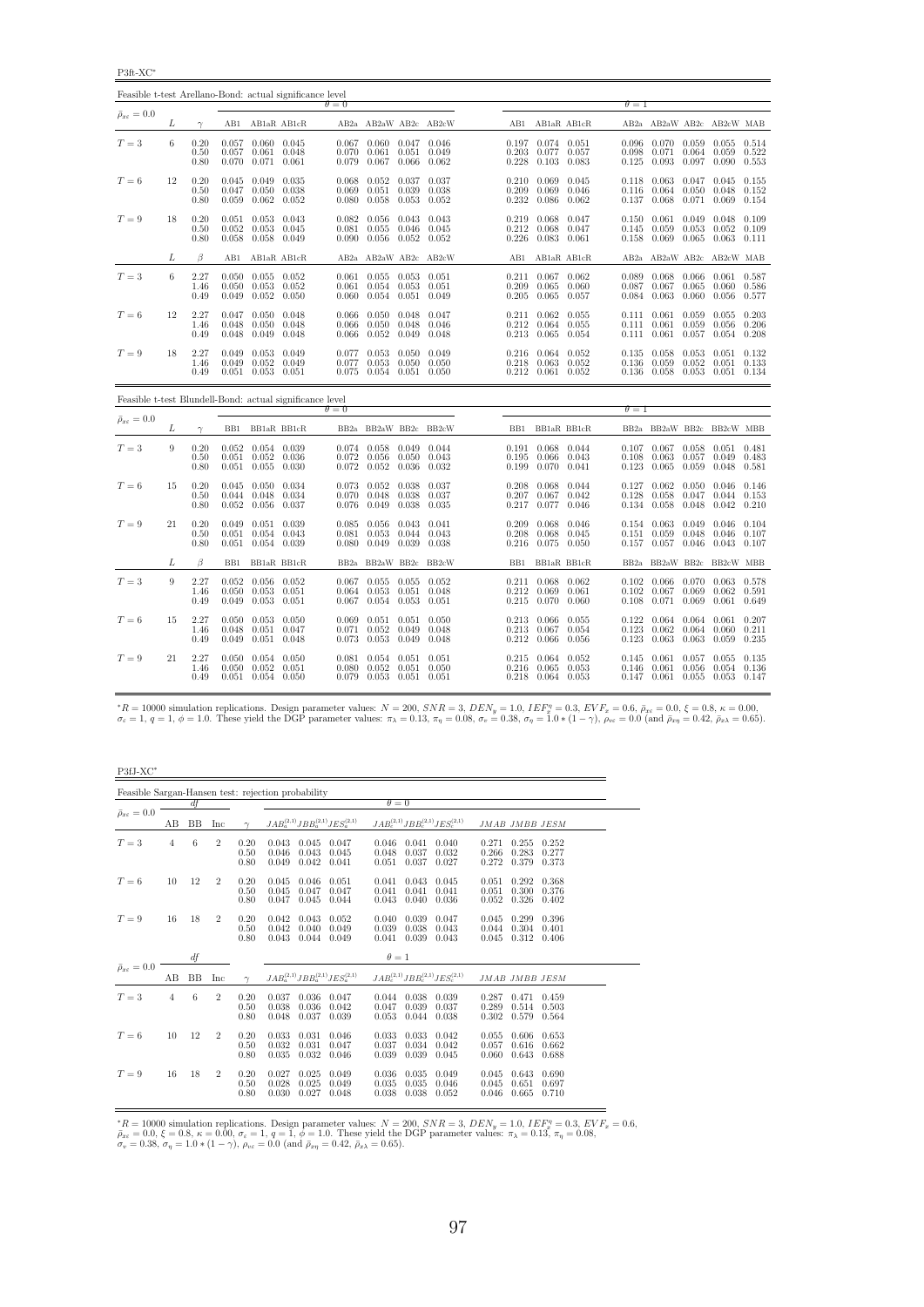P3ft-XC*

Feasible t-test Arellano-Bond: actual significance level

| $\bar{\rho}_{x\varepsilon}=0.0$ | $L$ | $\gamma$ | AB1 | AB1aR | AB1cR | AB2a | AB2aW | AB2c | AB2cW | AB1 | AB1aR | AB1cR | AB2a | AB2aW | AB2c | AB2cW | MAB |
|---|---|---|---|---|---|---|---|---|---|---|---|---|---|---|---|---|---|
| | | | $\theta=0$ | | | | | | | $\theta=1$ | | | | | | | |
| $T=3$ | 6 | 0.20 | 0.057 | 0.060 | 0.045 | 0.067 | 0.060 | 0.047 | 0.046 | 0.197 | 0.074 | 0.051 | 0.096 | 0.070 | 0.059 | 0.055 | 0.514 |
| | | 0.50 | 0.057 | 0.061 | 0.048 | 0.070 | 0.061 | 0.051 | 0.049 | 0.203 | 0.077 | 0.057 | 0.098 | 0.071 | 0.064 | 0.059 | 0.522 |
| | | 0.80 | 0.070 | 0.071 | 0.061 | 0.079 | 0.067 | 0.066 | 0.062 | 0.228 | 0.103 | 0.083 | 0.125 | 0.093 | 0.097 | 0.090 | 0.553 |
| $T=6$ | 12 | 0.20 | 0.045 | 0.049 | 0.035 | 0.068 | 0.052 | 0.037 | 0.037 | 0.210 | 0.069 | 0.045 | 0.118 | 0.063 | 0.047 | 0.045 | 0.155 |
| | | 0.50 | 0.047 | 0.050 | 0.038 | 0.069 | 0.051 | 0.039 | 0.038 | 0.209 | 0.069 | 0.046 | 0.116 | 0.064 | 0.050 | 0.048 | 0.152 |
| | | 0.80 | 0.059 | 0.062 | 0.052 | 0.080 | 0.058 | 0.053 | 0.052 | 0.232 | 0.086 | 0.062 | 0.137 | 0.068 | 0.071 | 0.069 | 0.154 |
| $T=9$ | 18 | 0.20 | 0.051 | 0.053 | 0.043 | 0.082 | 0.056 | 0.043 | 0.043 | 0.219 | 0.068 | 0.047 | 0.150 | 0.061 | 0.049 | 0.048 | 0.109 |
| | | 0.50 | 0.052 | 0.053 | 0.045 | 0.081 | 0.055 | 0.046 | 0.045 | 0.212 | 0.068 | 0.047 | 0.145 | 0.059 | 0.053 | 0.052 | 0.109 |
| | | 0.80 | 0.058 | 0.058 | 0.049 | 0.090 | 0.056 | 0.052 | 0.052 | 0.226 | 0.083 | 0.061 | 0.158 | 0.069 | 0.065 | 0.063 | 0.111 |
| | $L$ | $\beta$ | AB1 | AB1aR | AB1cR | AB2a | AB2aW | AB2c | AB2cW | AB1 | AB1aR | AB1cR | AB2a | AB2aW | AB2c | AB2cW | MAB |
| $T=3$ | 6 | 2.27 | 0.050 | 0.055 | 0.052 | 0.061 | 0.055 | 0.053 | 0.051 | 0.211 | 0.067 | 0.062 | 0.089 | 0.068 | 0.066 | 0.061 | 0.587 |
| | | 1.46 | 0.050 | 0.053 | 0.052 | 0.061 | 0.054 | 0.053 | 0.051 | 0.209 | 0.065 | 0.060 | 0.087 | 0.067 | 0.065 | 0.060 | 0.586 |
| | | 0.49 | 0.049 | 0.052 | 0.050 | 0.060 | 0.054 | 0.051 | 0.049 | 0.205 | 0.065 | 0.057 | 0.084 | 0.063 | 0.060 | 0.056 | 0.577 |
| $T=6$ | 12 | 2.27 | 0.047 | 0.050 | 0.048 | 0.066 | 0.050 | 0.048 | 0.047 | 0.211 | 0.062 | 0.055 | 0.111 | 0.061 | 0.059 | 0.055 | 0.203 |
| | | 1.46 | 0.048 | 0.050 | 0.048 | 0.066 | 0.050 | 0.048 | 0.046 | 0.212 | 0.064 | 0.055 | 0.111 | 0.061 | 0.059 | 0.056 | 0.206 |
| | | 0.49 | 0.048 | 0.049 | 0.048 | 0.066 | 0.052 | 0.049 | 0.048 | 0.213 | 0.065 | 0.054 | 0.111 | 0.061 | 0.057 | 0.054 | 0.208 |
| $T=9$ | 18 | 2.27 | 0.049 | 0.053 | 0.049 | 0.077 | 0.053 | 0.050 | 0.049 | 0.216 | 0.064 | 0.052 | 0.135 | 0.058 | 0.053 | 0.051 | 0.132 |
| | | 1.46 | 0.049 | 0.052 | 0.049 | 0.077 | 0.053 | 0.050 | 0.050 | 0.218 | 0.063 | 0.052 | 0.136 | 0.059 | 0.052 | 0.051 | 0.133 |
| | | 0.49 | 0.051 | 0.053 | 0.051 | 0.075 | 0.054 | 0.051 | 0.050 | 0.212 | 0.061 | 0.052 | 0.136 | 0.058 | 0.053 | 0.051 | 0.134 |

Feasible t-test Blundell-Bond: actual significance level

| $\bar{\rho}_{x\varepsilon}=0.0$ | $L$ | $\gamma$ | BB1 | BB1aR | BB1cR | BB2a | BB2aW | BB2c | BB2cW | BB1 | BB1aR | BB1cR | BB2a | BB2aW | BB2c | BB2cW | MBB |
|---|---|---|---|---|---|---|---|---|---|---|---|---|---|---|---|---|---|
| | | | $\theta=0$ | | | | | | | $\theta=1$ | | | | | | | |
| $T=3$ | 9 | 0.20 | 0.052 | 0.054 | 0.039 | 0.074 | 0.058 | 0.049 | 0.044 | 0.191 | 0.068 | 0.044 | 0.107 | 0.067 | 0.058 | 0.051 | 0.481 |
| | | 0.50 | 0.051 | 0.052 | 0.036 | 0.072 | 0.056 | 0.050 | 0.043 | 0.195 | 0.066 | 0.043 | 0.108 | 0.063 | 0.057 | 0.049 | 0.483 |
| | | 0.80 | 0.051 | 0.055 | 0.030 | 0.072 | 0.052 | 0.036 | 0.032 | 0.199 | 0.070 | 0.041 | 0.123 | 0.065 | 0.059 | 0.048 | 0.581 |
| $T=6$ | 15 | 0.20 | 0.045 | 0.050 | 0.034 | 0.073 | 0.052 | 0.038 | 0.037 | 0.208 | 0.068 | 0.044 | 0.127 | 0.062 | 0.050 | 0.046 | 0.146 |
| | | 0.50 | 0.044 | 0.048 | 0.034 | 0.070 | 0.048 | 0.038 | 0.037 | 0.207 | 0.067 | 0.042 | 0.128 | 0.058 | 0.047 | 0.044 | 0.153 |
| | | 0.80 | 0.052 | 0.056 | 0.037 | 0.076 | 0.049 | 0.038 | 0.035 | 0.217 | 0.077 | 0.046 | 0.134 | 0.058 | 0.048 | 0.042 | 0.210 |
| $T=9$ | 21 | 0.20 | 0.049 | 0.051 | 0.039 | 0.085 | 0.056 | 0.043 | 0.041 | 0.209 | 0.068 | 0.046 | 0.154 | 0.063 | 0.049 | 0.046 | 0.104 |
| | | 0.50 | 0.051 | 0.054 | 0.043 | 0.081 | 0.053 | 0.044 | 0.043 | 0.208 | 0.068 | 0.045 | 0.151 | 0.059 | 0.048 | 0.046 | 0.107 |
| | | 0.80 | 0.051 | 0.054 | 0.039 | 0.080 | 0.049 | 0.039 | 0.038 | 0.216 | 0.075 | 0.050 | 0.157 | 0.057 | 0.046 | 0.043 | 0.107 |
| | $L$ | $\beta$ | BB1 | BB1aR | BB1cR | BB2a | BB2aW | BB2c | BB2cW | BB1 | BB1aR | BB1cR | BB2a | BB2aW | BB2c | BB2cW | MBB |
| $T=3$ | 9 | 2.27 | 0.052 | 0.056 | 0.052 | 0.067 | 0.055 | 0.055 | 0.052 | 0.211 | 0.068 | 0.062 | 0.102 | 0.066 | 0.070 | 0.063 | 0.578 |
| | | 1.46 | 0.050 | 0.053 | 0.051 | 0.064 | 0.053 | 0.051 | 0.048 | 0.212 | 0.069 | 0.061 | 0.102 | 0.067 | 0.069 | 0.062 | 0.591 |
| | | 0.49 | 0.049 | 0.053 | 0.051 | 0.067 | 0.054 | 0.053 | 0.051 | 0.215 | 0.070 | 0.060 | 0.108 | 0.071 | 0.069 | 0.061 | 0.649 |
| $T=6$ | 15 | 2.27 | 0.050 | 0.053 | 0.050 | 0.069 | 0.051 | 0.051 | 0.050 | 0.213 | 0.066 | 0.055 | 0.122 | 0.064 | 0.064 | 0.061 | 0.207 |
| | | 1.46 | 0.048 | 0.051 | 0.047 | 0.071 | 0.052 | 0.049 | 0.048 | 0.213 | 0.067 | 0.054 | 0.123 | 0.062 | 0.064 | 0.060 | 0.211 |
| | | 0.49 | 0.049 | 0.051 | 0.048 | 0.073 | 0.053 | 0.049 | 0.048 | 0.212 | 0.066 | 0.056 | 0.123 | 0.063 | 0.063 | 0.059 | 0.235 |
| $T=9$ | 21 | 2.27 | 0.050 | 0.054 | 0.050 | 0.081 | 0.054 | 0.051 | 0.051 | 0.215 | 0.064 | 0.052 | 0.145 | 0.061 | 0.057 | 0.055 | 0.135 |
| | | 1.46 | 0.050 | 0.052 | 0.051 | 0.080 | 0.052 | 0.051 | 0.050 | 0.216 | 0.065 | 0.053 | 0.146 | 0.061 | 0.056 | 0.054 | 0.136 |
| | | 0.49 | 0.051 | 0.054 | 0.050 | 0.079 | 0.053 | 0.051 | 0.051 | 0.218 | 0.064 | 0.053 | 0.147 | 0.061 | 0.055 | 0.053 | 0.147 |

*$R=10000$ simulation replications. Design parameter values: $N=200$, $SNR=3$, $DEN_y=1.0$, $IEF_x^\eta=0.3$, $EVF_x=0.6$, $\bar{\rho}_{x\varepsilon}=0.0$, $\xi=0.8$, $\kappa=0.00$, $\sigma_\varepsilon=1$, $q=1$, $\phi=1.0$. These yield the DGP parameter values: $\pi_\lambda=0.13$, $\pi_\eta=0.08$, $\sigma_v=0.38$, $\sigma_\eta=1.0*(1-\gamma)$, $\rho_{v\varepsilon}=0.0$ (and $\bar{\rho}_{x\eta}=0.42$, $\bar{\rho}_{x\lambda}=0.65$).

P3fJ-XC*

Feasible Sargan-Hansen test: rejection probability

| $\bar{\rho}_{x\varepsilon}=0.0$ | AB | BB | Inc | $\gamma$ | $JAB_a^{(2,1)}$ | $JBB_a^{(2,1)}$ | $JES_a^{(2,1)}$ | $JAB_c^{(2,1)}$ | $JBB_c^{(2,1)}$ | $JES_c^{(2,1)}$ | $JMAB$ | $JMBB$ | $JESM$ |
|---|---|---|---|---|---|---|---|---|---|---|---|---|---|
| | df | | | | $\theta=0$ | | | | | | | | |
| $T=3$ | 4 | 6 | 2 | 0.20 | 0.043 | 0.045 | 0.047 | 0.046 | 0.041 | 0.040 | 0.271 | 0.255 | 0.252 |
| | | | | 0.50 | 0.046 | 0.043 | 0.045 | 0.048 | 0.037 | 0.032 | 0.266 | 0.283 | 0.277 |
| | | | | 0.80 | 0.049 | 0.042 | 0.041 | 0.051 | 0.037 | 0.027 | 0.272 | 0.379 | 0.373 |
| $T=6$ | 10 | 12 | 2 | 0.20 | 0.045 | 0.046 | 0.051 | 0.041 | 0.043 | 0.045 | 0.051 | 0.292 | 0.368 |
| | | | | 0.50 | 0.045 | 0.047 | 0.047 | 0.041 | 0.041 | 0.041 | 0.051 | 0.300 | 0.376 |
| | | | | 0.80 | 0.047 | 0.045 | 0.044 | 0.043 | 0.040 | 0.036 | 0.052 | 0.326 | 0.402 |
| $T=9$ | 16 | 18 | 2 | 0.20 | 0.042 | 0.043 | 0.052 | 0.040 | 0.039 | 0.047 | 0.045 | 0.299 | 0.396 |
| | | | | 0.50 | 0.042 | 0.040 | 0.049 | 0.039 | 0.038 | 0.043 | 0.044 | 0.304 | 0.401 |
| | | | | 0.80 | 0.043 | 0.044 | 0.049 | 0.041 | 0.039 | 0.043 | 0.045 | 0.312 | 0.406 |
| | df | | | | $\theta=1$ | | | | | | | | |
| | AB | BB | Inc | $\gamma$ | $JAB_a^{(2,1)}$ | $JBB_a^{(2,1)}$ | $JES_a^{(2,1)}$ | $JAB_c^{(2,1)}$ | $JBB_c^{(2,1)}$ | $JES_c^{(2,1)}$ | $JMAB$ | $JMBB$ | $JESM$ |
| $T=3$ | 4 | 6 | 2 | 0.20 | 0.037 | 0.036 | 0.047 | 0.044 | 0.038 | 0.039 | 0.287 | 0.471 | 0.459 |
| | | | | 0.50 | 0.038 | 0.036 | 0.042 | 0.047 | 0.039 | 0.037 | 0.289 | 0.514 | 0.503 |
| | | | | 0.80 | 0.048 | 0.037 | 0.039 | 0.053 | 0.044 | 0.038 | 0.302 | 0.579 | 0.564 |
| $T=6$ | 10 | 12 | 2 | 0.20 | 0.033 | 0.031 | 0.046 | 0.033 | 0.033 | 0.042 | 0.055 | 0.606 | 0.653 |
| | | | | 0.50 | 0.032 | 0.031 | 0.047 | 0.037 | 0.034 | 0.042 | 0.057 | 0.616 | 0.662 |
| | | | | 0.80 | 0.035 | 0.032 | 0.046 | 0.039 | 0.039 | 0.045 | 0.060 | 0.643 | 0.688 |
| $T=9$ | 16 | 18 | 2 | 0.20 | 0.027 | 0.025 | 0.049 | 0.036 | 0.035 | 0.049 | 0.045 | 0.643 | 0.690 |
| | | | | 0.50 | 0.028 | 0.025 | 0.049 | 0.035 | 0.035 | 0.046 | 0.045 | 0.651 | 0.697 |
| | | | | 0.80 | 0.030 | 0.027 | 0.048 | 0.038 | 0.038 | 0.052 | 0.046 | 0.665 | 0.710 |

*$R=10000$ simulation replications. Design parameter values: $N=200$, $SNR=3$, $DEN_y=1.0$, $IEF_x^\eta=0.3$, $EVF_x=0.6$, $\bar{\rho}_{x\varepsilon}=0.0$, $\xi=0.8$, $\kappa=0.00$, $\sigma_\varepsilon=1$, $q=1$, $\phi=1.0$. These yield the DGP parameter values: $\pi_\lambda=0.13$, $\pi_\eta=0.08$, $\sigma_v=0.38$, $\sigma_\eta=1.0*(1-\gamma)$, $\rho_{v\varepsilon}=0.0$ (and $\bar{\rho}_{x\eta}=0.42$, $\bar{\rho}_{x\lambda}=0.65$).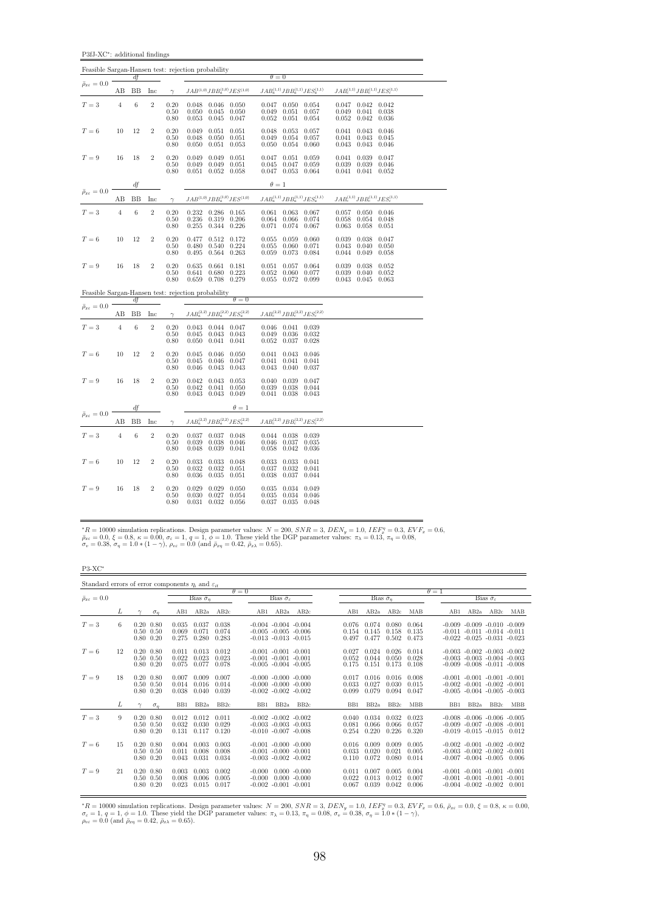P3fJ-XC*: additional findings

Feasible Sargan-Hansen test: rejection probability

| $\bar{\rho}_{x\varepsilon}=0.0$ | *df* AB | BB | Inc | $\gamma$ | $\theta=0$ $JAB^{(1,0)}$ | $JBB_a^{(1,0)}$ | $JES^{(1,0)}$ | $JAB_a^{(1,1)}$ | $JBB_a^{(1,1)}$ | $JES_a^{(1,1)}$ | $JAB_c^{(1,1)}$ | $JBB_c^{(1,1)}$ | $JES_c^{(1,1)}$ |
|---|---|---|---|---|---|---|---|---|---|---|---|---|---|
| $T=3$ | 4 | 6 | 2 | 0.20 | 0.048 | 0.046 | 0.050 | 0.047 | 0.050 | 0.054 | 0.047 | 0.042 | 0.042 |
| | | | | 0.50 | 0.050 | 0.045 | 0.050 | 0.049 | 0.051 | 0.057 | 0.049 | 0.041 | 0.038 |
| | | | | 0.80 | 0.053 | 0.045 | 0.047 | 0.052 | 0.051 | 0.054 | 0.052 | 0.042 | 0.036 |
| $T=6$ | 10 | 12 | 2 | 0.20 | 0.049 | 0.051 | 0.051 | 0.048 | 0.053 | 0.057 | 0.041 | 0.043 | 0.046 |
| | | | | 0.50 | 0.048 | 0.050 | 0.051 | 0.049 | 0.054 | 0.057 | 0.041 | 0.043 | 0.045 |
| | | | | 0.80 | 0.050 | 0.051 | 0.053 | 0.050 | 0.054 | 0.060 | 0.043 | 0.043 | 0.046 |
| $T=9$ | 16 | 18 | 2 | 0.20 | 0.049 | 0.049 | 0.051 | 0.047 | 0.051 | 0.059 | 0.041 | 0.039 | 0.047 |
| | | | | 0.50 | 0.049 | 0.049 | 0.051 | 0.045 | 0.047 | 0.059 | 0.039 | 0.039 | 0.046 |
| | | | | 0.80 | 0.051 | 0.052 | 0.058 | 0.047 | 0.053 | 0.064 | 0.041 | 0.041 | 0.052 |

| $\bar{\rho}_{x\varepsilon}=0.0$ | *df* AB | BB | Inc | $\gamma$ | $\theta=1$ $JAB^{(1,0)}$ | $JBB_a^{(1,0)}$ | $JES^{(1,0)}$ | $JAB_a^{(1,1)}$ | $JBB_a^{(1,1)}$ | $JES_a^{(1,1)}$ | $JAB_c^{(1,1)}$ | $JBB_c^{(1,1)}$ | $JES_c^{(1,1)}$ |
|---|---|---|---|---|---|---|---|---|---|---|---|---|---|
| $T=3$ | 4 | 6 | 2 | 0.20 | 0.232 | 0.286 | 0.165 | 0.061 | 0.063 | 0.067 | 0.057 | 0.050 | 0.046 |
| | | | | 0.50 | 0.236 | 0.319 | 0.206 | 0.064 | 0.066 | 0.074 | 0.058 | 0.054 | 0.048 |
| | | | | 0.80 | 0.255 | 0.344 | 0.226 | 0.071 | 0.074 | 0.067 | 0.063 | 0.058 | 0.051 |
| $T=6$ | 10 | 12 | 2 | 0.20 | 0.477 | 0.512 | 0.172 | 0.055 | 0.059 | 0.060 | 0.039 | 0.038 | 0.047 |
| | | | | 0.50 | 0.480 | 0.540 | 0.224 | 0.055 | 0.060 | 0.071 | 0.043 | 0.040 | 0.050 |
| | | | | 0.80 | 0.495 | 0.564 | 0.263 | 0.059 | 0.073 | 0.084 | 0.044 | 0.049 | 0.058 |
| $T=9$ | 16 | 18 | 2 | 0.20 | 0.635 | 0.661 | 0.181 | 0.051 | 0.057 | 0.064 | 0.039 | 0.038 | 0.052 |
| | | | | 0.50 | 0.641 | 0.680 | 0.223 | 0.052 | 0.060 | 0.077 | 0.039 | 0.040 | 0.052 |
| | | | | 0.80 | 0.659 | 0.708 | 0.279 | 0.055 | 0.072 | 0.099 | 0.043 | 0.045 | 0.063 |

Feasible Sargan-Hansen test: rejection probability

| $\bar{\rho}_{x\varepsilon}=0.0$ | *df* AB | BB | Inc | $\gamma$ | $\theta=0$ $JAB_a^{(2,2)}$ | $JBB_a^{(2,2)}$ | $JES_a^{(2,2)}$ | $JAB_c^{(2,2)}$ | $JBB_c^{(2,2)}$ | $JES_c^{(2,2)}$ |
|---|---|---|---|---|---|---|---|---|---|---|
| $T=3$ | 4 | 6 | 2 | 0.20 | 0.043 | 0.044 | 0.047 | 0.046 | 0.041 | 0.039 |
| | | | | 0.50 | 0.045 | 0.043 | 0.043 | 0.049 | 0.036 | 0.032 |
| | | | | 0.80 | 0.050 | 0.041 | 0.041 | 0.052 | 0.037 | 0.028 |
| $T=6$ | 10 | 12 | 2 | 0.20 | 0.045 | 0.046 | 0.050 | 0.041 | 0.043 | 0.046 |
| | | | | 0.50 | 0.045 | 0.046 | 0.047 | 0.041 | 0.041 | 0.041 |
| | | | | 0.80 | 0.046 | 0.043 | 0.043 | 0.043 | 0.040 | 0.037 |
| $T=9$ | 16 | 18 | 2 | 0.20 | 0.042 | 0.043 | 0.053 | 0.040 | 0.039 | 0.047 |
| | | | | 0.50 | 0.042 | 0.041 | 0.050 | 0.039 | 0.038 | 0.044 |
| | | | | 0.80 | 0.043 | 0.043 | 0.049 | 0.041 | 0.038 | 0.043 |

| $\bar{\rho}_{x\varepsilon}=0.0$ | *df* AB | BB | Inc | $\gamma$ | $\theta=1$ $JAB_a^{(2,2)}$ | $JBB_a^{(2,2)}$ | $JES_a^{(2,2)}$ | $JAB_c^{(2,2)}$ | $JBB_c^{(2,2)}$ | $JES_c^{(2,2)}$ |
|---|---|---|---|---|---|---|---|---|---|---|
| $T=3$ | 4 | 6 | 2 | 0.20 | 0.037 | 0.037 | 0.048 | 0.044 | 0.038 | 0.039 |
| | | | | 0.50 | 0.039 | 0.038 | 0.046 | 0.046 | 0.037 | 0.035 |
| | | | | 0.80 | 0.048 | 0.039 | 0.041 | 0.058 | 0.042 | 0.036 |
| $T=6$ | 10 | 12 | 2 | 0.20 | 0.033 | 0.033 | 0.048 | 0.033 | 0.033 | 0.041 |
| | | | | 0.50 | 0.032 | 0.032 | 0.051 | 0.037 | 0.032 | 0.041 |
| | | | | 0.80 | 0.036 | 0.035 | 0.051 | 0.038 | 0.037 | 0.044 |
| $T=9$ | 16 | 18 | 2 | 0.20 | 0.029 | 0.029 | 0.050 | 0.035 | 0.034 | 0.049 |
| | | | | 0.50 | 0.030 | 0.027 | 0.054 | 0.035 | 0.034 | 0.046 |
| | | | | 0.80 | 0.031 | 0.032 | 0.056 | 0.037 | 0.035 | 0.048 |

*$R=10000$ simulation replications. Design parameter values: $N=200$, $SNR=3$, $DEN_y=1.0$, $IEF_x^\eta=0.3$, $EVF_x=0.6$, $\bar{\rho}_{x\varepsilon}=0.0$, $\xi=0.8$, $\kappa=0.00$, $\sigma_\varepsilon=1$, $q=1$, $\phi=1.0$. These yield the DGP parameter values: $\pi_\lambda=0.13$, $\pi_\eta=0.08$, $\sigma_v=0.38$, $\sigma_\eta=1.0*(1-\gamma)$, $\rho_{v\varepsilon}=0.0$ (and $\bar{\rho}_{x\eta}=0.42$, $\bar{\rho}_{x\lambda}=0.65$).

P3-XC*

Standard errors of error components $\eta_i$ and $\varepsilon_{it}$

| $\bar{\rho}_{x\varepsilon}=0.0$ | $L$ | $\gamma$ | $\sigma_\eta$ | $\theta=0$ Bias $\hat{\sigma}_\eta$ AB1 | AB2a | AB2c | Bias $\hat{\sigma}_\varepsilon$ AB1 | AB2a | AB2c | $\theta=1$ Bias $\hat{\sigma}_\eta$ AB1 | AB2a | AB2c | MAB | Bias $\hat{\sigma}_\varepsilon$ AB1 | AB2a | AB2c | MAB |
|---|---|---|---|---|---|---|---|---|---|---|---|---|---|---|---|---|---|
| $T=3$ | 6 | 0.20 | 0.80 | 0.035 | 0.037 | 0.038 | -0.004 | -0.004 | -0.004 | 0.076 | 0.074 | 0.080 | 0.064 | -0.009 | -0.009 | -0.010 | -0.009 |
| | | 0.50 | 0.50 | 0.069 | 0.071 | 0.074 | -0.005 | -0.005 | -0.006 | 0.154 | 0.145 | 0.158 | 0.135 | -0.011 | -0.011 | -0.014 | -0.011 |
| | | 0.80 | 0.20 | 0.275 | 0.280 | 0.283 | -0.013 | -0.013 | -0.015 | 0.497 | 0.477 | 0.502 | 0.473 | -0.022 | -0.025 | -0.031 | -0.023 |
| $T=6$ | 12 | 0.20 | 0.80 | 0.011 | 0.013 | 0.012 | -0.001 | -0.001 | -0.001 | 0.027 | 0.024 | 0.026 | 0.014 | -0.003 | -0.002 | -0.003 | -0.002 |
| | | 0.50 | 0.50 | 0.022 | 0.023 | 0.023 | -0.001 | -0.001 | -0.001 | 0.052 | 0.044 | 0.050 | 0.028 | -0.003 | -0.003 | -0.004 | -0.003 |
| | | 0.80 | 0.20 | 0.075 | 0.077 | 0.078 | -0.005 | -0.004 | -0.005 | 0.175 | 0.151 | 0.173 | 0.108 | -0.009 | -0.008 | -0.011 | -0.008 |
| $T=9$ | 18 | 0.20 | 0.80 | 0.007 | 0.009 | 0.007 | -0.000 | -0.000 | -0.000 | 0.017 | 0.016 | 0.016 | 0.008 | -0.001 | -0.001 | -0.001 | -0.001 |
| | | 0.50 | 0.50 | 0.014 | 0.016 | 0.014 | -0.000 | -0.000 | -0.000 | 0.033 | 0.027 | 0.030 | 0.015 | -0.002 | -0.001 | -0.002 | -0.001 |
| | | 0.80 | 0.20 | 0.038 | 0.040 | 0.039 | -0.002 | -0.002 | -0.002 | 0.099 | 0.079 | 0.094 | 0.047 | -0.005 | -0.004 | -0.005 | -0.003 |
| | $L$ | $\gamma$ | $\sigma_\eta$ | BB1 | BB2a | BB2c | BB1 | BB2a | BB2c | BB1 | BB2a | BB2c | MBB | BB1 | BB2a | BB2c | MBB |
| $T=3$ | 9 | 0.20 | 0.80 | 0.012 | 0.012 | 0.011 | -0.002 | -0.002 | -0.002 | 0.040 | 0.034 | 0.032 | 0.023 | -0.008 | -0.006 | -0.006 | -0.005 |
| | | 0.50 | 0.50 | 0.032 | 0.030 | 0.029 | -0.003 | -0.003 | -0.003 | 0.081 | 0.066 | 0.066 | 0.057 | -0.009 | -0.007 | -0.008 | -0.001 |
| | | 0.80 | 0.20 | 0.131 | 0.117 | 0.120 | -0.010 | -0.007 | -0.008 | 0.254 | 0.220 | 0.226 | 0.320 | -0.019 | -0.015 | -0.015 | 0.012 |
| $T=6$ | 15 | 0.20 | 0.80 | 0.004 | 0.003 | 0.003 | -0.001 | -0.000 | -0.000 | 0.016 | 0.009 | 0.009 | 0.005 | -0.002 | -0.001 | -0.002 | -0.002 |
| | | 0.50 | 0.50 | 0.011 | 0.008 | 0.008 | -0.001 | -0.000 | -0.001 | 0.033 | 0.020 | 0.021 | 0.005 | -0.003 | -0.002 | -0.002 | -0.001 |
| | | 0.80 | 0.20 | 0.043 | 0.031 | 0.034 | -0.003 | -0.002 | -0.002 | 0.110 | 0.072 | 0.080 | 0.014 | -0.007 | -0.004 | -0.005 | 0.006 |
| $T=9$ | 21 | 0.20 | 0.80 | 0.003 | 0.003 | 0.002 | -0.000 | 0.000 | -0.000 | 0.011 | 0.007 | 0.005 | 0.004 | -0.001 | -0.001 | -0.001 | -0.001 |
| | | 0.50 | 0.50 | 0.008 | 0.006 | 0.005 | -0.000 | 0.000 | -0.000 | 0.022 | 0.013 | 0.012 | 0.007 | -0.001 | -0.001 | -0.001 | -0.001 |
| | | 0.80 | 0.20 | 0.023 | 0.015 | 0.017 | -0.002 | -0.001 | -0.001 | 0.067 | 0.039 | 0.042 | 0.006 | -0.004 | -0.002 | -0.002 | 0.001 |

*$R=10000$ simulation replications. Design parameter values: $N=200$, $SNR=3$, $DEN_y=1.0$, $IEF_x^\eta=0.3$, $EVF_x=0.6$, $\bar{\rho}_{x\varepsilon}=0.0$, $\xi=0.8$, $\kappa=0.00$, $\sigma_\varepsilon=1$, $q=1$, $\phi=1.0$. These yield the DGP parameter values: $\pi_\lambda=0.13$, $\pi_\eta=0.08$, $\sigma_v=0.38$, $\sigma_\eta=1.0*(1-\gamma)$, $\rho_{v\varepsilon}=0.0$ (and $\bar{\rho}_{x\eta}=0.42$, $\bar{\rho}_{x\lambda}=0.65$).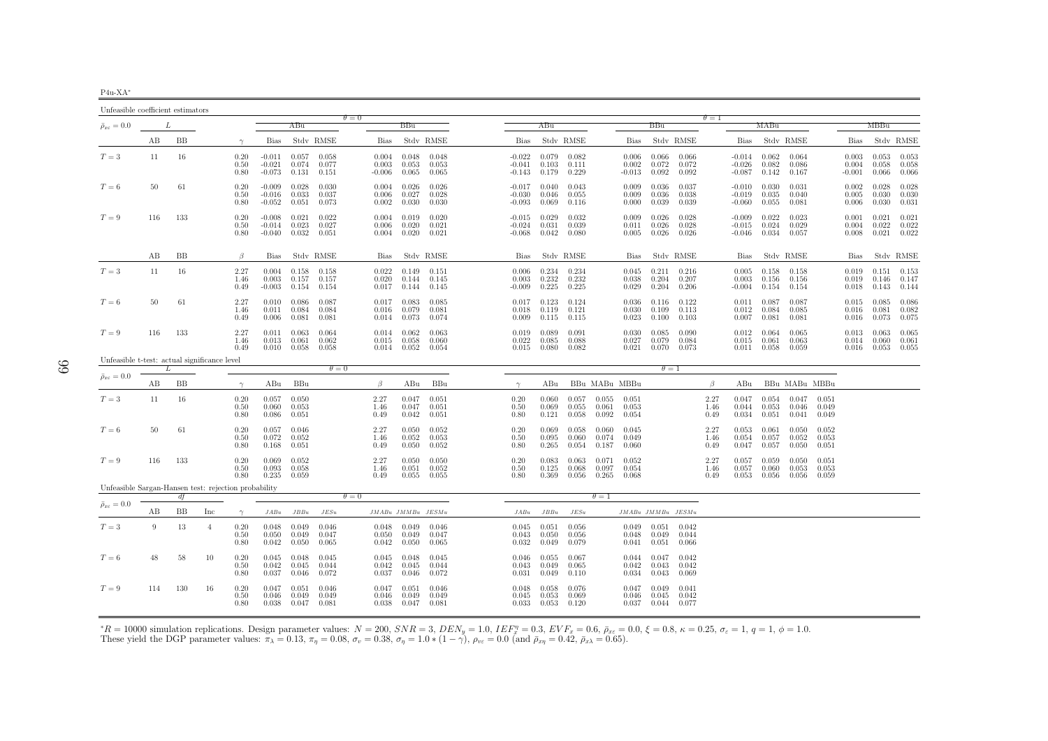P4u-XA*

Unfeasible coefficient estimators

| $\bar{\rho}_{x\varepsilon}=0.0$ | L | | | θ = 0 ABu | | | BBu | | | θ = 1 ABu | | | BBu | | | MABu | | | MBBu | | |
|---|---|---|---|---|---|---|---|---|---|---|---|---|---|---|---|---|---|---|---|---|---|
| | AB | BB | $\gamma$ | Bias | Stdv | RMSE | Bias | Stdv | RMSE | Bias | Stdv | RMSE | Bias | Stdv | RMSE | Bias | Stdv | RMSE | Bias | Stdv | RMSE |
| $T=3$ | 11 | 16 | 0.20 | -0.011 | 0.057 | 0.058 | 0.004 | 0.048 | 0.048 | -0.022 | 0.079 | 0.082 | 0.006 | 0.066 | 0.066 | -0.014 | 0.062 | 0.064 | 0.003 | 0.053 | 0.053 |
| | | | 0.50 | -0.021 | 0.074 | 0.077 | 0.003 | 0.053 | 0.053 | -0.041 | 0.103 | 0.111 | 0.002 | 0.072 | 0.072 | -0.026 | 0.082 | 0.086 | 0.004 | 0.058 | 0.058 |
| | | | 0.80 | -0.073 | 0.131 | 0.151 | -0.006 | 0.065 | 0.065 | -0.143 | 0.179 | 0.229 | -0.013 | 0.092 | 0.092 | -0.087 | 0.142 | 0.167 | -0.001 | 0.066 | 0.066 |
| $T=6$ | 50 | 61 | 0.20 | -0.009 | 0.028 | 0.030 | 0.004 | 0.026 | 0.026 | -0.017 | 0.040 | 0.043 | 0.009 | 0.036 | 0.037 | -0.010 | 0.030 | 0.031 | 0.002 | 0.028 | 0.028 |
| | | | 0.50 | -0.016 | 0.033 | 0.037 | 0.006 | 0.027 | 0.028 | -0.030 | 0.046 | 0.055 | 0.009 | 0.036 | 0.038 | -0.019 | 0.035 | 0.040 | 0.005 | 0.030 | 0.030 |
| | | | 0.80 | -0.052 | 0.051 | 0.073 | 0.002 | 0.030 | 0.030 | -0.093 | 0.069 | 0.116 | 0.000 | 0.039 | 0.039 | -0.060 | 0.055 | 0.081 | 0.006 | 0.030 | 0.031 |
| $T=9$ | 116 | 133 | 0.20 | -0.008 | 0.021 | 0.022 | 0.004 | 0.019 | 0.020 | -0.015 | 0.029 | 0.032 | 0.009 | 0.026 | 0.028 | -0.009 | 0.022 | 0.023 | 0.001 | 0.021 | 0.021 |
| | | | 0.50 | -0.014 | 0.023 | 0.027 | 0.006 | 0.020 | 0.021 | -0.024 | 0.031 | 0.039 | 0.011 | 0.026 | 0.028 | -0.015 | 0.024 | 0.029 | 0.004 | 0.022 | 0.022 |
| | | | 0.80 | -0.040 | 0.032 | 0.051 | 0.004 | 0.020 | 0.021 | -0.068 | 0.042 | 0.080 | 0.005 | 0.026 | 0.026 | -0.046 | 0.034 | 0.057 | 0.008 | 0.021 | 0.022 |
| | AB | BB | $\beta$ | Bias | Stdv | RMSE | Bias | Stdv | RMSE | Bias | Stdv | RMSE | Bias | Stdv | RMSE | Bias | Stdv | RMSE | Bias | Stdv | RMSE |
| $T=3$ | 11 | 16 | 2.27 | 0.004 | 0.158 | 0.158 | 0.022 | 0.149 | 0.151 | 0.006 | 0.234 | 0.234 | 0.045 | 0.211 | 0.216 | 0.005 | 0.158 | 0.158 | 0.019 | 0.151 | 0.153 |
| | | | 1.46 | 0.003 | 0.157 | 0.157 | 0.020 | 0.144 | 0.145 | 0.003 | 0.232 | 0.232 | 0.038 | 0.204 | 0.207 | 0.003 | 0.156 | 0.156 | 0.019 | 0.146 | 0.147 |
| | | | 0.49 | -0.003 | 0.154 | 0.154 | 0.017 | 0.144 | 0.145 | -0.009 | 0.225 | 0.225 | 0.029 | 0.204 | 0.206 | -0.004 | 0.154 | 0.154 | 0.018 | 0.143 | 0.144 |
| $T=6$ | 50 | 61 | 2.27 | 0.010 | 0.086 | 0.087 | 0.017 | 0.083 | 0.085 | 0.017 | 0.123 | 0.124 | 0.036 | 0.116 | 0.122 | 0.011 | 0.087 | 0.087 | 0.015 | 0.085 | 0.086 |
| | | | 1.46 | 0.011 | 0.084 | 0.084 | 0.016 | 0.079 | 0.081 | 0.018 | 0.119 | 0.121 | 0.030 | 0.109 | 0.113 | 0.012 | 0.084 | 0.085 | 0.016 | 0.081 | 0.082 |
| | | | 0.49 | 0.006 | 0.081 | 0.081 | 0.014 | 0.073 | 0.074 | 0.009 | 0.115 | 0.115 | 0.023 | 0.100 | 0.103 | 0.007 | 0.081 | 0.081 | 0.016 | 0.073 | 0.075 |
| $T=9$ | 116 | 133 | 2.27 | 0.011 | 0.063 | 0.064 | 0.014 | 0.062 | 0.063 | 0.019 | 0.089 | 0.091 | 0.030 | 0.085 | 0.090 | 0.012 | 0.064 | 0.065 | 0.013 | 0.063 | 0.065 |
| | | | 1.46 | 0.013 | 0.061 | 0.062 | 0.015 | 0.058 | 0.060 | 0.022 | 0.085 | 0.088 | 0.027 | 0.079 | 0.084 | 0.015 | 0.061 | 0.063 | 0.014 | 0.060 | 0.061 |
| | | | 0.49 | 0.010 | 0.058 | 0.058 | 0.014 | 0.052 | 0.054 | 0.015 | 0.080 | 0.082 | 0.021 | 0.070 | 0.073 | 0.011 | 0.058 | 0.059 | 0.016 | 0.053 | 0.055 |

Unfeasible t-test: actual significance level

| $\bar{\rho}_{x\varepsilon}=0.0$ | L | | θ = 0 | | | | | | θ = 1 | | | | | | | | | | |
|---|---|---|---|---|---|---|---|---|---|---|---|---|---|---|---|---|---|---|---|
| | AB | BB | $\gamma$ | ABu | BBu | $\beta$ | ABu | BBu | $\gamma$ | ABu | BBu | MABu | MBBu | $\beta$ | ABu | BBu | MABu | MBBu |
| $T=3$ | 11 | 16 | 0.20 | 0.057 | 0.050 | 2.27 | 0.047 | 0.051 | 0.20 | 0.060 | 0.057 | 0.055 | 0.051 | 2.27 | 0.047 | 0.054 | 0.047 | 0.051 |
| | | | 0.50 | 0.060 | 0.053 | 1.46 | 0.047 | 0.051 | 0.50 | 0.069 | 0.055 | 0.061 | 0.053 | 1.46 | 0.044 | 0.053 | 0.046 | 0.049 |
| | | | 0.80 | 0.086 | 0.051 | 0.49 | 0.042 | 0.051 | 0.80 | 0.121 | 0.058 | 0.092 | 0.054 | 0.49 | 0.034 | 0.051 | 0.041 | 0.049 |
| $T=6$ | 50 | 61 | 0.20 | 0.057 | 0.046 | 2.27 | 0.050 | 0.052 | 0.20 | 0.069 | 0.058 | 0.060 | 0.045 | 2.27 | 0.053 | 0.061 | 0.050 | 0.052 |
| | | | 0.50 | 0.072 | 0.052 | 1.46 | 0.052 | 0.053 | 0.50 | 0.095 | 0.060 | 0.074 | 0.049 | 1.46 | 0.054 | 0.057 | 0.052 | 0.053 |
| | | | 0.80 | 0.168 | 0.051 | 0.49 | 0.050 | 0.052 | 0.80 | 0.265 | 0.054 | 0.187 | 0.060 | 0.49 | 0.047 | 0.057 | 0.050 | 0.051 |
| $T=9$ | 116 | 133 | 0.20 | 0.069 | 0.052 | 2.27 | 0.050 | 0.050 | 0.20 | 0.083 | 0.063 | 0.071 | 0.052 | 2.27 | 0.057 | 0.059 | 0.050 | 0.051 |
| | | | 0.50 | 0.093 | 0.058 | 1.46 | 0.051 | 0.052 | 0.50 | 0.125 | 0.068 | 0.097 | 0.054 | 1.46 | 0.057 | 0.060 | 0.053 | 0.053 |
| | | | 0.80 | 0.235 | 0.059 | 0.49 | 0.055 | 0.055 | 0.80 | 0.369 | 0.056 | 0.265 | 0.068 | 0.49 | 0.053 | 0.056 | 0.056 | 0.059 |

Unfeasible Sargan-Hansen test: rejection probability

| $\bar{\rho}_{x\varepsilon}=0.0$ | df | | | θ = 0 | | | | | | | θ = 1 | | | | | |
|---|---|---|---|---|---|---|---|---|---|---|---|---|---|---|---|---|
| | AB | BB | Inc | $\gamma$ | $JABu$ | $JBBu$ | $JESu$ | $JMABu$ | $JMMBu$ | $JESMu$ | $JABu$ | $JBBu$ | $JESu$ | $JMABu$ | $JMMBu$ | $JESMu$ |
| $T=3$ | 9 | 13 | 4 | 0.20 | 0.048 | 0.049 | 0.046 | 0.048 | 0.049 | 0.046 | 0.045 | 0.051 | 0.056 | 0.049 | 0.051 | 0.042 |
| | | | | 0.50 | 0.050 | 0.049 | 0.047 | 0.050 | 0.049 | 0.047 | 0.043 | 0.050 | 0.056 | 0.048 | 0.049 | 0.044 |
| | | | | 0.80 | 0.042 | 0.050 | 0.065 | 0.042 | 0.050 | 0.065 | 0.032 | 0.049 | 0.079 | 0.041 | 0.051 | 0.066 |
| $T=6$ | 48 | 58 | 10 | 0.20 | 0.045 | 0.048 | 0.045 | 0.045 | 0.048 | 0.045 | 0.046 | 0.055 | 0.067 | 0.044 | 0.047 | 0.042 |
| | | | | 0.50 | 0.042 | 0.045 | 0.044 | 0.042 | 0.045 | 0.044 | 0.043 | 0.049 | 0.065 | 0.042 | 0.043 | 0.042 |
| | | | | 0.80 | 0.037 | 0.046 | 0.072 | 0.037 | 0.046 | 0.072 | 0.031 | 0.049 | 0.110 | 0.034 | 0.043 | 0.069 |
| $T=9$ | 114 | 130 | 16 | 0.20 | 0.047 | 0.051 | 0.046 | 0.047 | 0.051 | 0.046 | 0.048 | 0.058 | 0.076 | 0.047 | 0.049 | 0.041 |
| | | | | 0.50 | 0.046 | 0.049 | 0.049 | 0.046 | 0.049 | 0.049 | 0.045 | 0.053 | 0.069 | 0.046 | 0.045 | 0.042 |
| | | | | 0.80 | 0.038 | 0.047 | 0.081 | 0.038 | 0.047 | 0.081 | 0.033 | 0.053 | 0.120 | 0.037 | 0.044 | 0.077 |

*$R = 10000$ simulation replications. Design parameter values: $N = 200$, $SNR = 3$, $DEN_y = 1.0$, $IEF_x^{\eta} = 0.3$, $EVF_x = 0.6$, $\bar{\rho}_{x\varepsilon} = 0.0$, $\xi = 0.8$, $\kappa = 0.25$, $\sigma_\varepsilon = 1$, $q = 1$, $\phi = 1.0$.
These yield the DGP parameter values: $\pi_\lambda = 0.13$, $\pi_\eta = 0.08$, $\sigma_v = 0.38$, $\sigma_\eta = 1.0 * (1 - \gamma)$, $\rho_{v\varepsilon} = 0.0$ (and $\bar{\rho}_{x\eta} = 0.42$, $\bar{\rho}_{x\lambda} = 0.65$).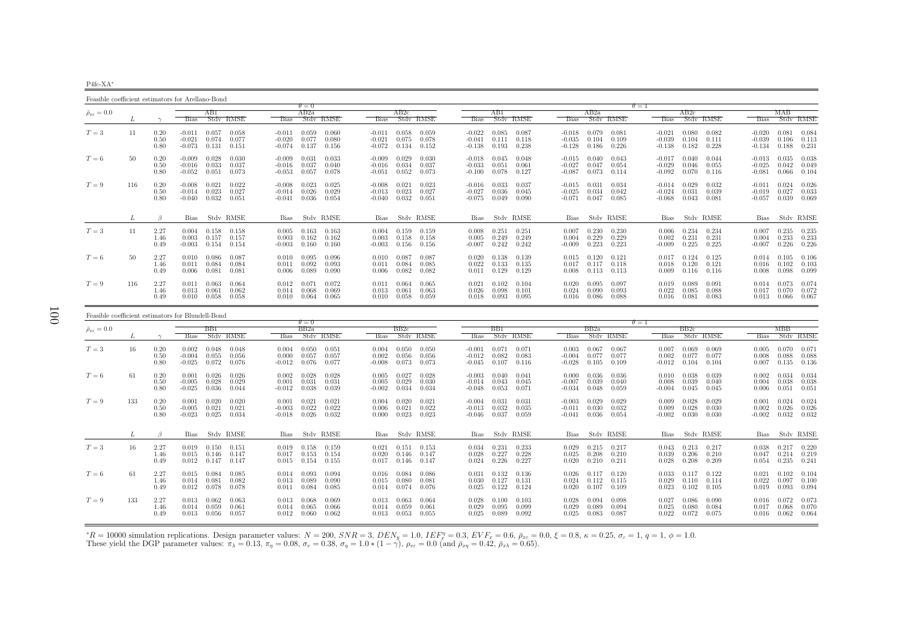P4fc-XA*

Feasible coefficient estimators for Arellano-Bond

| $\bar{\rho}_{x\varepsilon}=0.0$ | | | $\theta=0$ | | | | | | | | | $\theta=1$ | | | | | | | | | | | |
|---|---|---|---|---|---|---|---|---|---|---|---|---|---|---|---|---|---|---|---|---|---|---|---|
| | | | AB1 | | | AB2a | | | AB2c | | | AB1 | | | AB2a | | | AB2c | | | MAB | | |
| | $L$ | $\gamma$ | Bias | Stdv | RMSE | Bias | Stdv | RMSE | Bias | Stdv | RMSE | Bias | Stdv | RMSE | Bias | Stdv | RMSE | Bias | Stdv | RMSE | Bias | Stdv | RMSE |
| $T=3$ | 11 | 0.20 | -0.011 | 0.057 | 0.058 | -0.011 | 0.059 | 0.060 | -0.011 | 0.058 | 0.059 | -0.022 | 0.085 | 0.087 | -0.018 | 0.079 | 0.081 | -0.021 | 0.080 | 0.082 | -0.020 | 0.081 | 0.084 |
| | | 0.50 | -0.021 | 0.074 | 0.077 | -0.020 | 0.077 | 0.080 | -0.021 | 0.075 | 0.078 | -0.041 | 0.111 | 0.118 | -0.035 | 0.104 | 0.109 | -0.039 | 0.104 | 0.111 | -0.039 | 0.106 | 0.113 |
| | | 0.80 | -0.073 | 0.131 | 0.151 | -0.074 | 0.137 | 0.156 | -0.072 | 0.134 | 0.152 | -0.138 | 0.193 | 0.238 | -0.128 | 0.186 | 0.226 | -0.138 | 0.182 | 0.228 | -0.134 | 0.188 | 0.231 |
| $T=6$ | 50 | 0.20 | -0.009 | 0.028 | 0.030 | -0.009 | 0.031 | 0.033 | -0.009 | 0.029 | 0.030 | -0.018 | 0.045 | 0.048 | -0.015 | 0.040 | 0.043 | -0.017 | 0.040 | 0.044 | -0.013 | 0.035 | 0.038 |
| | | 0.50 | -0.016 | 0.033 | 0.037 | -0.016 | 0.037 | 0.040 | -0.016 | 0.034 | 0.037 | -0.033 | 0.051 | 0.061 | -0.027 | 0.047 | 0.054 | -0.029 | 0.046 | 0.055 | -0.025 | 0.042 | 0.049 |
| | | 0.80 | -0.052 | 0.051 | 0.073 | -0.053 | 0.057 | 0.078 | -0.051 | 0.052 | 0.073 | -0.100 | 0.078 | 0.127 | -0.087 | 0.073 | 0.114 | -0.092 | 0.070 | 0.116 | -0.081 | 0.066 | 0.104 |
| $T=9$ | 116 | 0.20 | -0.008 | 0.021 | 0.022 | -0.008 | 0.023 | 0.025 | -0.008 | 0.021 | 0.023 | -0.016 | 0.033 | 0.037 | -0.015 | 0.031 | 0.034 | -0.014 | 0.029 | 0.032 | -0.011 | 0.024 | 0.026 |
| | | 0.50 | -0.014 | 0.023 | 0.027 | -0.014 | 0.026 | 0.029 | -0.013 | 0.023 | 0.027 | -0.027 | 0.036 | 0.045 | -0.025 | 0.034 | 0.042 | -0.024 | 0.031 | 0.039 | -0.019 | 0.027 | 0.033 |
| | | 0.80 | -0.040 | 0.032 | 0.051 | -0.041 | 0.036 | 0.054 | -0.040 | 0.032 | 0.051 | -0.075 | 0.049 | 0.090 | -0.071 | 0.047 | 0.085 | -0.068 | 0.043 | 0.081 | -0.057 | 0.039 | 0.069 |
| | $L$ | $\beta$ | Bias | Stdv | RMSE | Bias | Stdv | RMSE | Bias | Stdv | RMSE | Bias | Stdv | RMSE | Bias | Stdv | RMSE | Bias | Stdv | RMSE | Bias | Stdv | RMSE |
| $T=3$ | 11 | 2.27 | 0.004 | 0.158 | 0.158 | 0.005 | 0.163 | 0.163 | 0.004 | 0.159 | 0.159 | 0.008 | 0.251 | 0.251 | 0.007 | 0.230 | 0.230 | 0.006 | 0.234 | 0.234 | 0.007 | 0.235 | 0.235 |
| | | 1.46 | 0.003 | 0.157 | 0.157 | 0.003 | 0.162 | 0.162 | 0.003 | 0.158 | 0.158 | 0.005 | 0.249 | 0.249 | 0.004 | 0.229 | 0.229 | 0.002 | 0.231 | 0.231 | 0.004 | 0.233 | 0.233 |
| | | 0.49 | -0.003 | 0.154 | 0.154 | -0.003 | 0.160 | 0.160 | -0.003 | 0.156 | 0.156 | -0.007 | 0.242 | 0.242 | -0.009 | 0.223 | 0.223 | -0.009 | 0.225 | 0.225 | -0.007 | 0.226 | 0.226 |
| $T=6$ | 50 | 2.27 | 0.010 | 0.086 | 0.087 | 0.010 | 0.095 | 0.096 | 0.010 | 0.087 | 0.087 | 0.020 | 0.138 | 0.139 | 0.015 | 0.120 | 0.121 | 0.017 | 0.124 | 0.125 | 0.014 | 0.105 | 0.106 |
| | | 1.46 | 0.011 | 0.084 | 0.084 | 0.011 | 0.092 | 0.093 | 0.011 | 0.084 | 0.085 | 0.022 | 0.133 | 0.135 | 0.017 | 0.117 | 0.118 | 0.018 | 0.120 | 0.121 | 0.016 | 0.102 | 0.103 |
| | | 0.49 | 0.006 | 0.081 | 0.081 | 0.006 | 0.089 | 0.090 | 0.006 | 0.082 | 0.082 | 0.011 | 0.129 | 0.129 | 0.008 | 0.113 | 0.113 | 0.009 | 0.116 | 0.116 | 0.008 | 0.098 | 0.099 |
| $T=9$ | 116 | 2.27 | 0.011 | 0.063 | 0.064 | 0.012 | 0.071 | 0.072 | 0.011 | 0.064 | 0.065 | 0.021 | 0.102 | 0.104 | 0.020 | 0.095 | 0.097 | 0.019 | 0.089 | 0.091 | 0.014 | 0.073 | 0.074 |
| | | 1.46 | 0.013 | 0.061 | 0.062 | 0.014 | 0.068 | 0.069 | 0.013 | 0.061 | 0.063 | 0.026 | 0.098 | 0.101 | 0.024 | 0.090 | 0.093 | 0.022 | 0.085 | 0.088 | 0.017 | 0.070 | 0.072 |
| | | 0.49 | 0.010 | 0.058 | 0.058 | 0.010 | 0.064 | 0.065 | 0.010 | 0.058 | 0.059 | 0.018 | 0.093 | 0.095 | 0.016 | 0.086 | 0.088 | 0.016 | 0.081 | 0.083 | 0.013 | 0.066 | 0.067 |

Feasible coefficient estimators for Blundell-Bond

| $\bar{\rho}_{x\varepsilon}=0.0$ | | | $\theta=0$ | | | | | | | | | $\theta=1$ | | | | | | | | | | | |
|---|---|---|---|---|---|---|---|---|---|---|---|---|---|---|---|---|---|---|---|---|---|---|---|
| | | | BB1 | | | BB2a | | | BB2c | | | BB1 | | | BB2a | | | BB2c | | | MBB | | |
| | $L$ | $\gamma$ | Bias | Stdv | RMSE | Bias | Stdv | RMSE | Bias | Stdv | RMSE | Bias | Stdv | RMSE | Bias | Stdv | RMSE | Bias | Stdv | RMSE | Bias | Stdv | RMSE |
| $T=3$ | 16 | 0.20 | 0.002 | 0.048 | 0.048 | 0.004 | 0.050 | 0.051 | 0.004 | 0.050 | 0.050 | -0.001 | 0.071 | 0.071 | 0.003 | 0.067 | 0.067 | 0.007 | 0.069 | 0.069 | 0.005 | 0.070 | 0.071 |
| | | 0.50 | -0.004 | 0.055 | 0.056 | 0.000 | 0.057 | 0.057 | 0.002 | 0.056 | 0.056 | -0.012 | 0.082 | 0.083 | -0.004 | 0.077 | 0.077 | 0.002 | 0.077 | 0.077 | 0.008 | 0.088 | 0.088 |
| | | 0.80 | -0.025 | 0.072 | 0.076 | -0.012 | 0.076 | 0.077 | -0.008 | 0.073 | 0.073 | -0.045 | 0.107 | 0.116 | -0.028 | 0.105 | 0.109 | -0.012 | 0.104 | 0.104 | 0.007 | 0.135 | 0.136 |
| $T=6$ | 61 | 0.20 | 0.001 | 0.026 | 0.026 | 0.002 | 0.028 | 0.028 | 0.005 | 0.027 | 0.028 | -0.003 | 0.040 | 0.041 | 0.000 | 0.036 | 0.036 | 0.010 | 0.038 | 0.039 | 0.002 | 0.034 | 0.034 |
| | | 0.50 | -0.005 | 0.028 | 0.029 | 0.001 | 0.031 | 0.031 | 0.005 | 0.029 | 0.030 | -0.014 | 0.043 | 0.045 | -0.007 | 0.039 | 0.040 | 0.008 | 0.039 | 0.040 | 0.004 | 0.038 | 0.038 |
| | | 0.80 | -0.025 | 0.036 | 0.044 | -0.012 | 0.038 | 0.039 | -0.002 | 0.034 | 0.034 | -0.048 | 0.053 | 0.071 | -0.034 | 0.048 | 0.059 | -0.004 | 0.045 | 0.045 | 0.006 | 0.051 | 0.051 |
| $T=9$ | 133 | 0.20 | 0.001 | 0.020 | 0.020 | 0.001 | 0.021 | 0.021 | 0.004 | 0.020 | 0.021 | -0.004 | 0.031 | 0.031 | -0.003 | 0.029 | 0.029 | 0.009 | 0.028 | 0.029 | 0.001 | 0.024 | 0.024 |
| | | 0.50 | -0.005 | 0.021 | 0.021 | -0.003 | 0.022 | 0.022 | 0.006 | 0.021 | 0.022 | -0.013 | 0.032 | 0.035 | -0.011 | 0.030 | 0.032 | 0.009 | 0.028 | 0.030 | 0.002 | 0.026 | 0.026 |
| | | 0.80 | -0.023 | 0.025 | 0.034 | -0.018 | 0.026 | 0.032 | 0.000 | 0.023 | 0.023 | -0.046 | 0.037 | 0.059 | -0.041 | 0.036 | 0.054 | -0.002 | 0.030 | 0.030 | -0.002 | 0.032 | 0.032 |
| | $L$ | $\beta$ | Bias | Stdv | RMSE | Bias | Stdv | RMSE | Bias | Stdv | RMSE | Bias | Stdv | RMSE | Bias | Stdv | RMSE | Bias | Stdv | RMSE | Bias | Stdv | RMSE |
| $T=3$ | 16 | 2.27 | 0.019 | 0.150 | 0.151 | 0.019 | 0.158 | 0.159 | 0.021 | 0.151 | 0.153 | 0.034 | 0.231 | 0.233 | 0.029 | 0.215 | 0.217 | 0.043 | 0.213 | 0.217 | 0.038 | 0.217 | 0.220 |
| | | 1.46 | 0.015 | 0.146 | 0.147 | 0.017 | 0.153 | 0.154 | 0.020 | 0.146 | 0.147 | 0.028 | 0.227 | 0.228 | 0.025 | 0.208 | 0.210 | 0.039 | 0.206 | 0.210 | 0.047 | 0.214 | 0.219 |
| | | 0.49 | 0.012 | 0.147 | 0.147 | 0.015 | 0.154 | 0.155 | 0.017 | 0.146 | 0.147 | 0.024 | 0.226 | 0.227 | 0.020 | 0.210 | 0.211 | 0.028 | 0.208 | 0.209 | 0.054 | 0.235 | 0.241 |
| $T=6$ | 61 | 2.27 | 0.015 | 0.084 | 0.085 | 0.014 | 0.093 | 0.094 | 0.016 | 0.084 | 0.086 | 0.031 | 0.132 | 0.136 | 0.026 | 0.117 | 0.120 | 0.033 | 0.117 | 0.122 | 0.021 | 0.102 | 0.104 |
| | | 1.46 | 0.014 | 0.081 | 0.082 | 0.013 | 0.089 | 0.090 | 0.015 | 0.080 | 0.081 | 0.030 | 0.127 | 0.131 | 0.024 | 0.112 | 0.115 | 0.029 | 0.110 | 0.114 | 0.022 | 0.097 | 0.100 |
| | | 0.49 | 0.012 | 0.078 | 0.078 | 0.011 | 0.084 | 0.085 | 0.014 | 0.074 | 0.076 | 0.025 | 0.122 | 0.124 | 0.020 | 0.107 | 0.109 | 0.023 | 0.102 | 0.105 | 0.019 | 0.093 | 0.094 |
| $T=9$ | 133 | 2.27 | 0.013 | 0.062 | 0.063 | 0.013 | 0.068 | 0.069 | 0.013 | 0.063 | 0.064 | 0.028 | 0.100 | 0.103 | 0.028 | 0.094 | 0.098 | 0.027 | 0.086 | 0.090 | 0.016 | 0.072 | 0.073 |
| | | 1.46 | 0.014 | 0.059 | 0.061 | 0.014 | 0.065 | 0.066 | 0.014 | 0.059 | 0.061 | 0.029 | 0.095 | 0.099 | 0.029 | 0.089 | 0.094 | 0.025 | 0.080 | 0.084 | 0.017 | 0.068 | 0.070 |
| | | 0.49 | 0.013 | 0.056 | 0.057 | 0.012 | 0.060 | 0.062 | 0.013 | 0.053 | 0.055 | 0.025 | 0.089 | 0.092 | 0.025 | 0.083 | 0.087 | 0.022 | 0.072 | 0.075 | 0.016 | 0.062 | 0.064 |

*$R=10000$ simulation replications. Design parameter values: $N=200$, $SNR=3$, $DEN_y=1.0$, $IEF^{\eta}_{\xi}=0.3$, $EVF_x=0.6$, $\bar{\rho}_{x\varepsilon}=0.0$, $\xi=0.8$, $\kappa=0.25$, $\sigma_\varepsilon=1$, $q=1$, $\phi=1.0$.
These yield the DGP parameter values: $\pi_\lambda=0.13$, $\pi_\eta=0.08$, $\sigma_v=0.38$, $\sigma_\eta=1.0*(1-\gamma)$, $\rho_{v\varepsilon}=0.0$ (and $\bar{\rho}_{x\eta}=0.42$, $\bar{\rho}_{x\lambda}=0.65$).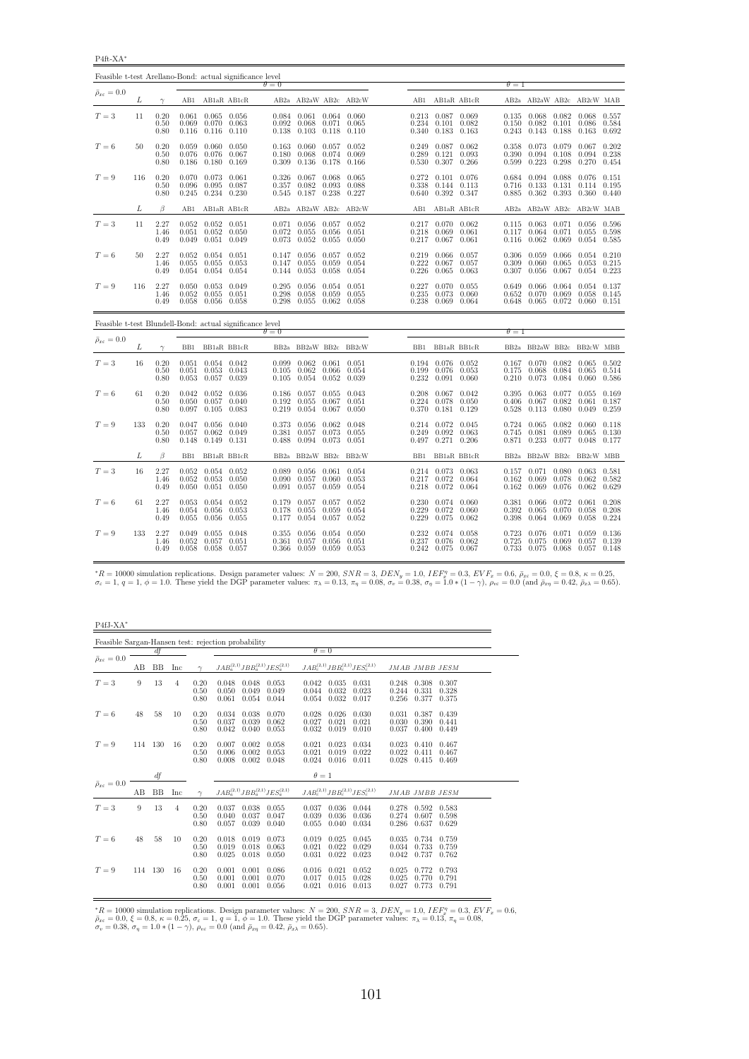P4ft-XA*

Feasible t-test Arellano-Bond: actual significance level

| $\bar{\rho}_{x\varepsilon} = 0.0$ | $L$ | $\gamma$ | AB1 | AB1aR | AB1cR | AB2a | AB2aW | AB2c | AB2cW | AB1 | AB1aR | AB1cR | AB2a | AB2aW | AB2c | AB2cW | MAB |
|---|---|---|---|---|---|---|---|---|---|---|---|---|---|---|---|---|---|
| | | | | | | $\theta = 0$ | | | | | | | $\theta = 1$ | | | | |
| $T = 3$ | 11 | 0.20 | 0.061 | 0.065 | 0.056 | 0.084 | 0.061 | 0.064 | 0.060 | 0.213 | 0.087 | 0.069 | 0.135 | 0.068 | 0.082 | 0.068 | 0.557 |
| | | 0.50 | 0.069 | 0.070 | 0.063 | 0.092 | 0.068 | 0.071 | 0.065 | 0.234 | 0.101 | 0.082 | 0.150 | 0.082 | 0.101 | 0.086 | 0.584 |
| | | 0.80 | 0.116 | 0.116 | 0.110 | 0.138 | 0.103 | 0.118 | 0.110 | 0.340 | 0.183 | 0.163 | 0.243 | 0.143 | 0.188 | 0.163 | 0.692 |
| $T = 6$ | 50 | 0.20 | 0.059 | 0.060 | 0.050 | 0.163 | 0.060 | 0.057 | 0.052 | 0.249 | 0.087 | 0.062 | 0.358 | 0.073 | 0.079 | 0.067 | 0.202 |
| | | 0.50 | 0.076 | 0.076 | 0.067 | 0.180 | 0.068 | 0.074 | 0.069 | 0.289 | 0.121 | 0.093 | 0.390 | 0.094 | 0.108 | 0.094 | 0.238 |
| | | 0.80 | 0.186 | 0.180 | 0.169 | 0.309 | 0.136 | 0.178 | 0.166 | 0.530 | 0.307 | 0.266 | 0.599 | 0.223 | 0.298 | 0.270 | 0.454 |
| $T = 9$ | 116 | 0.20 | 0.070 | 0.073 | 0.061 | 0.326 | 0.067 | 0.068 | 0.065 | 0.272 | 0.101 | 0.076 | 0.684 | 0.094 | 0.088 | 0.076 | 0.151 |
| | | 0.50 | 0.096 | 0.095 | 0.087 | 0.357 | 0.082 | 0.093 | 0.088 | 0.338 | 0.144 | 0.113 | 0.716 | 0.133 | 0.131 | 0.114 | 0.195 |
| | | 0.80 | 0.245 | 0.234 | 0.230 | 0.545 | 0.187 | 0.238 | 0.227 | 0.640 | 0.392 | 0.347 | 0.885 | 0.362 | 0.393 | 0.360 | 0.440 |
| | $L$ | $\beta$ | AB1 | AB1aR | AB1cR | AB2a | AB2aW | AB2c | AB2cW | AB1 | AB1aR | AB1cR | AB2a | AB2aW | AB2c | AB2cW | MAB |
| $T = 3$ | 11 | 2.27 | 0.052 | 0.052 | 0.051 | 0.071 | 0.056 | 0.057 | 0.052 | 0.217 | 0.070 | 0.062 | 0.115 | 0.063 | 0.071 | 0.056 | 0.596 |
| | | 1.46 | 0.051 | 0.052 | 0.050 | 0.072 | 0.055 | 0.056 | 0.051 | 0.218 | 0.069 | 0.061 | 0.117 | 0.064 | 0.071 | 0.055 | 0.598 |
| | | 0.49 | 0.049 | 0.051 | 0.049 | 0.073 | 0.052 | 0.055 | 0.050 | 0.217 | 0.067 | 0.061 | 0.116 | 0.062 | 0.069 | 0.054 | 0.585 |
| $T = 6$ | 50 | 2.27 | 0.052 | 0.054 | 0.051 | 0.147 | 0.056 | 0.057 | 0.052 | 0.219 | 0.066 | 0.057 | 0.306 | 0.059 | 0.066 | 0.054 | 0.210 |
| | | 1.46 | 0.055 | 0.055 | 0.053 | 0.147 | 0.055 | 0.059 | 0.054 | 0.222 | 0.067 | 0.057 | 0.309 | 0.060 | 0.065 | 0.053 | 0.215 |
| | | 0.49 | 0.054 | 0.054 | 0.054 | 0.144 | 0.053 | 0.058 | 0.054 | 0.226 | 0.065 | 0.063 | 0.307 | 0.056 | 0.067 | 0.054 | 0.223 |
| $T = 9$ | 116 | 2.27 | 0.050 | 0.053 | 0.049 | 0.295 | 0.056 | 0.054 | 0.051 | 0.227 | 0.070 | 0.055 | 0.649 | 0.066 | 0.064 | 0.054 | 0.137 |
| | | 1.46 | 0.052 | 0.055 | 0.051 | 0.298 | 0.058 | 0.059 | 0.055 | 0.235 | 0.073 | 0.060 | 0.652 | 0.070 | 0.069 | 0.058 | 0.145 |
| | | 0.49 | 0.058 | 0.056 | 0.058 | 0.298 | 0.055 | 0.062 | 0.058 | 0.238 | 0.069 | 0.064 | 0.648 | 0.065 | 0.072 | 0.060 | 0.151 |

Feasible t-test Blundell-Bond: actual significance level

| $\bar{\rho}_{x\varepsilon} = 0.0$ | $L$ | $\gamma$ | BB1 | BB1aR | BB1cR | BB2a | BB2aW | BB2c | BB2cW | BB1 | BB1aR | BB1cR | BB2a | BB2aW | BB2c | BB2cW | MBB |
|---|---|---|---|---|---|---|---|---|---|---|---|---|---|---|---|---|---|
| | | | | | | $\theta = 0$ | | | | | | | $\theta = 1$ | | | | |
| $T = 3$ | 16 | 0.20 | 0.051 | 0.054 | 0.042 | 0.099 | 0.062 | 0.061 | 0.051 | 0.194 | 0.076 | 0.052 | 0.167 | 0.070 | 0.082 | 0.065 | 0.502 |
| | | 0.50 | 0.051 | 0.053 | 0.043 | 0.105 | 0.062 | 0.066 | 0.054 | 0.199 | 0.076 | 0.053 | 0.175 | 0.068 | 0.084 | 0.065 | 0.514 |
| | | 0.80 | 0.053 | 0.057 | 0.039 | 0.105 | 0.054 | 0.052 | 0.039 | 0.232 | 0.091 | 0.060 | 0.210 | 0.073 | 0.084 | 0.060 | 0.586 |
| $T = 6$ | 61 | 0.20 | 0.042 | 0.052 | 0.036 | 0.186 | 0.057 | 0.055 | 0.043 | 0.208 | 0.067 | 0.042 | 0.395 | 0.063 | 0.077 | 0.055 | 0.169 |
| | | 0.50 | 0.050 | 0.057 | 0.040 | 0.192 | 0.055 | 0.067 | 0.051 | 0.224 | 0.078 | 0.050 | 0.406 | 0.067 | 0.082 | 0.061 | 0.187 |
| | | 0.80 | 0.097 | 0.105 | 0.083 | 0.219 | 0.054 | 0.067 | 0.050 | 0.370 | 0.181 | 0.129 | 0.528 | 0.113 | 0.080 | 0.049 | 0.259 |
| $T = 9$ | 133 | 0.20 | 0.047 | 0.056 | 0.040 | 0.373 | 0.056 | 0.062 | 0.048 | 0.214 | 0.072 | 0.045 | 0.724 | 0.065 | 0.082 | 0.060 | 0.118 |
| | | 0.50 | 0.057 | 0.062 | 0.049 | 0.381 | 0.057 | 0.073 | 0.055 | 0.249 | 0.092 | 0.063 | 0.745 | 0.081 | 0.089 | 0.065 | 0.130 |
| | | 0.80 | 0.148 | 0.149 | 0.131 | 0.488 | 0.094 | 0.073 | 0.051 | 0.497 | 0.271 | 0.206 | 0.871 | 0.233 | 0.077 | 0.048 | 0.177 |
| | $L$ | $\beta$ | BB1 | BB1aR | BB1cR | BB2a | BB2aW | BB2c | BB2cW | BB1 | BB1aR | BB1cR | BB2a | BB2aW | BB2c | BB2cW | MBB |
| $T = 3$ | 16 | 2.27 | 0.052 | 0.054 | 0.052 | 0.089 | 0.056 | 0.061 | 0.054 | 0.214 | 0.073 | 0.063 | 0.157 | 0.071 | 0.080 | 0.063 | 0.581 |
| | | 1.46 | 0.052 | 0.053 | 0.050 | 0.090 | 0.057 | 0.060 | 0.053 | 0.217 | 0.072 | 0.064 | 0.162 | 0.069 | 0.078 | 0.062 | 0.582 |
| | | 0.49 | 0.050 | 0.051 | 0.050 | 0.091 | 0.057 | 0.059 | 0.054 | 0.218 | 0.072 | 0.064 | 0.162 | 0.069 | 0.076 | 0.062 | 0.629 |
| $T = 6$ | 61 | 2.27 | 0.053 | 0.054 | 0.052 | 0.179 | 0.057 | 0.057 | 0.052 | 0.230 | 0.074 | 0.060 | 0.381 | 0.066 | 0.072 | 0.061 | 0.208 |
| | | 1.46 | 0.054 | 0.056 | 0.053 | 0.178 | 0.055 | 0.059 | 0.054 | 0.229 | 0.072 | 0.060 | 0.392 | 0.065 | 0.070 | 0.058 | 0.208 |
| | | 0.49 | 0.055 | 0.056 | 0.055 | 0.177 | 0.054 | 0.057 | 0.052 | 0.229 | 0.075 | 0.062 | 0.398 | 0.064 | 0.069 | 0.058 | 0.224 |
| $T = 9$ | 133 | 2.27 | 0.049 | 0.055 | 0.048 | 0.355 | 0.056 | 0.054 | 0.050 | 0.232 | 0.074 | 0.058 | 0.723 | 0.076 | 0.071 | 0.059 | 0.136 |
| | | 1.46 | 0.052 | 0.057 | 0.051 | 0.361 | 0.057 | 0.056 | 0.051 | 0.237 | 0.076 | 0.062 | 0.725 | 0.075 | 0.069 | 0.057 | 0.139 |
| | | 0.49 | 0.058 | 0.058 | 0.057 | 0.366 | 0.059 | 0.059 | 0.053 | 0.242 | 0.075 | 0.067 | 0.733 | 0.075 | 0.068 | 0.057 | 0.148 |

*$R = 10000$ simulation replications. Design parameter values: $N = 200$, $SNR = 3$, $DEN_y = 1.0$, $IEF^{\eta}_x = 0.3$, $EVF_x = 0.6$, $\bar{\rho}_{x\varepsilon} = 0.0$, $\xi = 0.8$, $\kappa = 0.25$, $\sigma_\varepsilon = 1$, $q = 1$, $\phi = 1.0$. These yield the DGP parameter values: $\pi_\lambda = 0.13$, $\pi_\eta = 0.08$, $\sigma_v = 0.38$, $\sigma_\eta = 1.0 * (1 - \gamma)$, $\rho_{v\varepsilon} = 0.0$ (and $\bar{\rho}_{x\eta} = 0.42$, $\bar{\rho}_{x\lambda} = 0.65$).

P4fJ-XA*

Feasible Sargan-Hansen test: rejection probability

| $\bar{\rho}_{x\varepsilon} = 0.0$ | AB | BB | Inc | $\gamma$ | $JAB^{(2,1)}_a$ | $JBB^{(2,1)}_a$ | $JES^{(2,1)}_a$ | $JAB^{(2,1)}_c$ | $JBB^{(2,1)}_c$ | $JES^{(2,1)}_c$ | $JMAB$ | $JMBB$ | $JESM$ |
|---|---|---|---|---|---|---|---|---|---|---|---|---|---|
| | df | | | | | | $\theta = 0$ | | | | | | |
| $T = 3$ | 9 | 13 | 4 | 0.20 | 0.048 | 0.048 | 0.053 | 0.042 | 0.035 | 0.031 | 0.248 | 0.308 | 0.307 |
| | | | | 0.50 | 0.050 | 0.049 | 0.049 | 0.044 | 0.032 | 0.023 | 0.244 | 0.331 | 0.328 |
| | | | | 0.80 | 0.061 | 0.054 | 0.044 | 0.054 | 0.032 | 0.017 | 0.256 | 0.377 | 0.375 |
| $T = 6$ | 48 | 58 | 10 | 0.20 | 0.034 | 0.038 | 0.070 | 0.028 | 0.026 | 0.030 | 0.031 | 0.387 | 0.439 |
| | | | | 0.50 | 0.037 | 0.039 | 0.062 | 0.027 | 0.021 | 0.021 | 0.030 | 0.390 | 0.441 |
| | | | | 0.80 | 0.042 | 0.040 | 0.053 | 0.032 | 0.019 | 0.010 | 0.037 | 0.400 | 0.449 |
| $T = 9$ | 114 | 130 | 16 | 0.20 | 0.007 | 0.002 | 0.058 | 0.021 | 0.023 | 0.034 | 0.023 | 0.410 | 0.467 |
| | | | | 0.50 | 0.006 | 0.002 | 0.053 | 0.021 | 0.019 | 0.022 | 0.022 | 0.411 | 0.467 |
| | | | | 0.80 | 0.008 | 0.002 | 0.048 | 0.024 | 0.016 | 0.011 | 0.028 | 0.415 | 0.469 |
| | df | | | | | | $\theta = 1$ | | | | | | |
| | AB | BB | Inc | $\gamma$ | $JAB^{(2,1)}_a$ | $JBB^{(2,1)}_a$ | $JES^{(2,1)}_a$ | $JAB^{(2,1)}_c$ | $JBB^{(2,1)}_c$ | $JES^{(2,1)}_c$ | $JMAB$ | $JMBB$ | $JESM$ |
| $T = 3$ | 9 | 13 | 4 | 0.20 | 0.037 | 0.038 | 0.055 | 0.037 | 0.036 | 0.044 | 0.278 | 0.592 | 0.583 |
| | | | | 0.50 | 0.040 | 0.037 | 0.047 | 0.039 | 0.036 | 0.036 | 0.274 | 0.607 | 0.598 |
| | | | | 0.80 | 0.057 | 0.039 | 0.040 | 0.055 | 0.040 | 0.034 | 0.286 | 0.637 | 0.629 |
| $T = 6$ | 48 | 58 | 10 | 0.20 | 0.018 | 0.019 | 0.073 | 0.019 | 0.025 | 0.045 | 0.035 | 0.734 | 0.759 |
| | | | | 0.50 | 0.019 | 0.018 | 0.063 | 0.021 | 0.022 | 0.029 | 0.034 | 0.733 | 0.759 |
| | | | | 0.80 | 0.025 | 0.018 | 0.050 | 0.031 | 0.022 | 0.023 | 0.042 | 0.737 | 0.762 |
| $T = 9$ | 114 | 130 | 16 | 0.20 | 0.001 | 0.001 | 0.086 | 0.016 | 0.021 | 0.052 | 0.025 | 0.772 | 0.793 |
| | | | | 0.50 | 0.001 | 0.001 | 0.070 | 0.017 | 0.015 | 0.028 | 0.025 | 0.770 | 0.791 |
| | | | | 0.80 | 0.001 | 0.001 | 0.056 | 0.021 | 0.016 | 0.013 | 0.027 | 0.773 | 0.791 |

*$R = 10000$ simulation replications. Design parameter values: $N = 200$, $SNR = 3$, $DEN_y = 1.0$, $IEF^{\eta}_x = 0.3$, $EVF_x = 0.6$, $\bar{\rho}_{x\varepsilon} = 0.0$, $\xi = 0.8$, $\kappa = 0.25$, $\sigma_\varepsilon = 1$, $q = 1$, $\phi = 1.0$. These yield the DGP parameter values: $\pi_\lambda = 0.13$, $\pi_\eta = 0.08$, $\sigma_v = 0.38$, $\sigma_\eta = 1.0 * (1 - \gamma)$, $\rho_{v\varepsilon} = 0.0$ (and $\bar{\rho}_{x\eta} = 0.42$, $\bar{\rho}_{x\lambda} = 0.65$).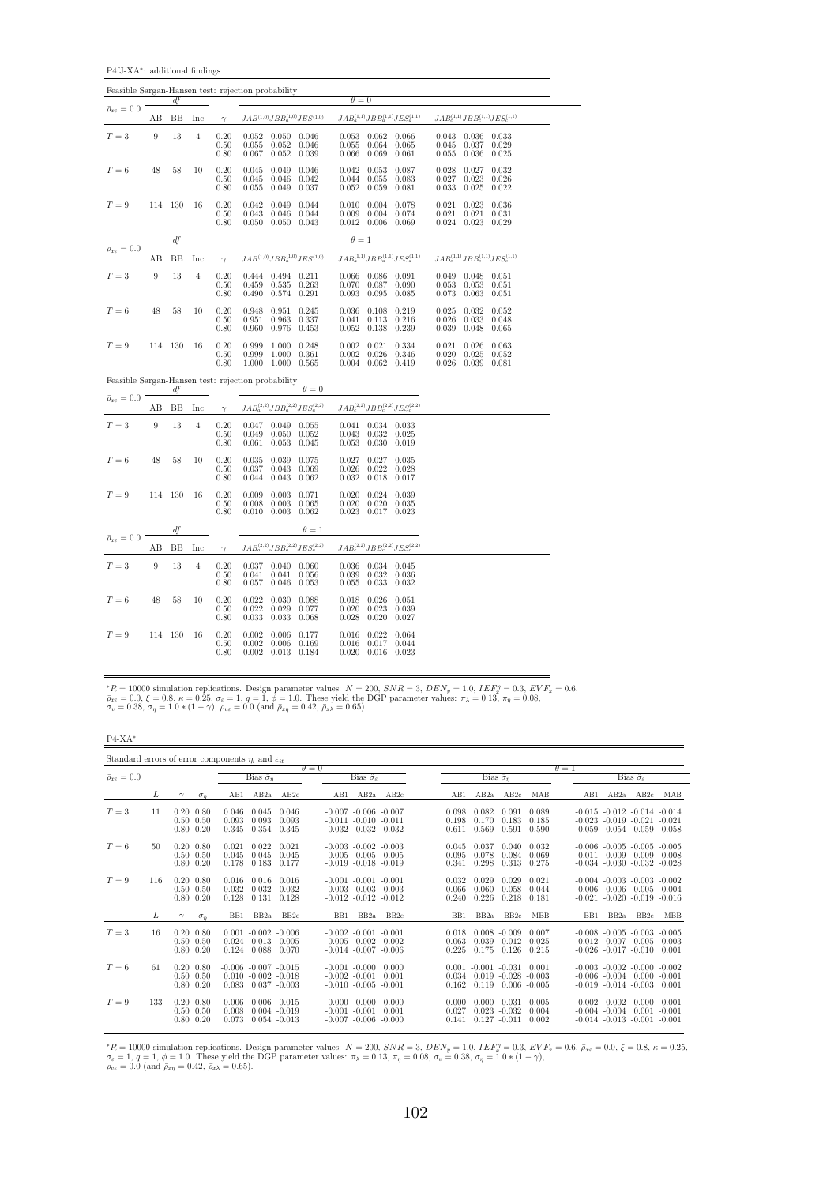P4fJ-XA*: additional findings

Feasible Sargan-Hansen test: rejection probability

| $\bar{\rho}_{x\varepsilon}=0.0$ | df AB | BB | Inc | $\gamma$ | $\theta=0$ $JAB^{(1,0)}$ | $JBB_a^{(1,0)}$ | $JES^{(1,0)}$ | $JAB_a^{(1,1)}$ | $JBB_a^{(1,1)}$ | $JES_a^{(1,1)}$ | $JAB_c^{(1,1)}$ | $JBB_c^{(1,1)}$ | $JES_c^{(1,1)}$ |
|---|---|---|---|---|---|---|---|---|---|---|---|---|---|
| $T=3$ | 9 | 13 | 4 | 0.20 | 0.052 | 0.050 | 0.046 | 0.053 | 0.062 | 0.066 | 0.043 | 0.036 | 0.033 |
| | | | | 0.50 | 0.055 | 0.052 | 0.046 | 0.055 | 0.064 | 0.065 | 0.045 | 0.037 | 0.029 |
| | | | | 0.80 | 0.067 | 0.052 | 0.039 | 0.066 | 0.069 | 0.061 | 0.055 | 0.036 | 0.025 |
| $T=6$ | 48 | 58 | 10 | 0.20 | 0.045 | 0.049 | 0.046 | 0.042 | 0.053 | 0.087 | 0.028 | 0.027 | 0.032 |
| | | | | 0.50 | 0.045 | 0.046 | 0.042 | 0.044 | 0.055 | 0.083 | 0.027 | 0.023 | 0.026 |
| | | | | 0.80 | 0.055 | 0.049 | 0.037 | 0.052 | 0.059 | 0.081 | 0.033 | 0.025 | 0.022 |
| $T=9$ | 114 | 130 | 16 | 0.20 | 0.042 | 0.049 | 0.044 | 0.010 | 0.004 | 0.078 | 0.021 | 0.023 | 0.036 |
| | | | | 0.50 | 0.043 | 0.046 | 0.044 | 0.009 | 0.004 | 0.074 | 0.021 | 0.021 | 0.031 |
| | | | | 0.80 | 0.050 | 0.050 | 0.043 | 0.012 | 0.006 | 0.069 | 0.024 | 0.023 | 0.029 |

| $\bar{\rho}_{x\varepsilon}=0.0$ | df AB | BB | Inc | $\gamma$ | $\theta=1$ $JAB^{(1,0)}$ | $JBB_a^{(1,0)}$ | $JES^{(1,0)}$ | $JAB_a^{(1,1)}$ | $JBB_a^{(1,1)}$ | $JES_a^{(1,1)}$ | $JAB_c^{(1,1)}$ | $JBB_c^{(1,1)}$ | $JES_c^{(1,1)}$ |
|---|---|---|---|---|---|---|---|---|---|---|---|---|---|
| $T=3$ | 9 | 13 | 4 | 0.20 | 0.444 | 0.494 | 0.211 | 0.066 | 0.086 | 0.091 | 0.049 | 0.048 | 0.051 |
| | | | | 0.50 | 0.459 | 0.535 | 0.263 | 0.070 | 0.087 | 0.090 | 0.053 | 0.053 | 0.051 |
| | | | | 0.80 | 0.490 | 0.574 | 0.291 | 0.093 | 0.095 | 0.085 | 0.073 | 0.063 | 0.051 |
| $T=6$ | 48 | 58 | 10 | 0.20 | 0.948 | 0.951 | 0.245 | 0.036 | 0.108 | 0.219 | 0.025 | 0.032 | 0.052 |
| | | | | 0.50 | 0.951 | 0.963 | 0.337 | 0.041 | 0.113 | 0.216 | 0.026 | 0.033 | 0.048 |
| | | | | 0.80 | 0.960 | 0.976 | 0.453 | 0.052 | 0.138 | 0.239 | 0.039 | 0.048 | 0.065 |
| $T=9$ | 114 | 130 | 16 | 0.20 | 0.999 | 1.000 | 0.248 | 0.002 | 0.021 | 0.334 | 0.021 | 0.026 | 0.063 |
| | | | | 0.50 | 0.999 | 1.000 | 0.361 | 0.002 | 0.026 | 0.346 | 0.020 | 0.025 | 0.052 |
| | | | | 0.80 | 1.000 | 1.000 | 0.565 | 0.004 | 0.062 | 0.419 | 0.026 | 0.039 | 0.081 |

Feasible Sargan-Hansen test: rejection probability

| $\bar{\rho}_{x\varepsilon}=0.0$ | df AB | BB | Inc | $\gamma$ | $\theta=0$ $JAB_a^{(2,2)}$ | $JBB_a^{(2,2)}$ | $JES_a^{(2,2)}$ | $JAB_c^{(2,2)}$ | $JBB_c^{(2,2)}$ | $JES_c^{(2,2)}$ |
|---|---|---|---|---|---|---|---|---|---|---|
| $T=3$ | 9 | 13 | 4 | 0.20 | 0.047 | 0.049 | 0.055 | 0.041 | 0.034 | 0.033 |
| | | | | 0.50 | 0.049 | 0.050 | 0.052 | 0.043 | 0.032 | 0.025 |
| | | | | 0.80 | 0.061 | 0.053 | 0.045 | 0.053 | 0.030 | 0.019 |
| $T=6$ | 48 | 58 | 10 | 0.20 | 0.035 | 0.039 | 0.075 | 0.027 | 0.027 | 0.035 |
| | | | | 0.50 | 0.037 | 0.043 | 0.069 | 0.026 | 0.022 | 0.028 |
| | | | | 0.80 | 0.044 | 0.043 | 0.062 | 0.032 | 0.018 | 0.017 |
| $T=9$ | 114 | 130 | 16 | 0.20 | 0.009 | 0.003 | 0.071 | 0.020 | 0.024 | 0.039 |
| | | | | 0.50 | 0.008 | 0.003 | 0.065 | 0.020 | 0.020 | 0.035 |
| | | | | 0.80 | 0.010 | 0.003 | 0.062 | 0.023 | 0.017 | 0.023 |

| $\bar{\rho}_{x\varepsilon}=0.0$ | df AB | BB | Inc | $\gamma$ | $\theta=1$ $JAB_a^{(2,2)}$ | $JBB_a^{(2,2)}$ | $JES_a^{(2,2)}$ | $JAB_c^{(2,2)}$ | $JBB_c^{(2,2)}$ | $JES_c^{(2,2)}$ |
|---|---|---|---|---|---|---|---|---|---|---|
| $T=3$ | 9 | 13 | 4 | 0.20 | 0.037 | 0.040 | 0.060 | 0.036 | 0.034 | 0.045 |
| | | | | 0.50 | 0.041 | 0.041 | 0.056 | 0.039 | 0.032 | 0.036 |
| | | | | 0.80 | 0.057 | 0.046 | 0.053 | 0.055 | 0.033 | 0.032 |
| $T=6$ | 48 | 58 | 10 | 0.20 | 0.022 | 0.030 | 0.088 | 0.018 | 0.026 | 0.051 |
| | | | | 0.50 | 0.022 | 0.029 | 0.077 | 0.020 | 0.023 | 0.039 |
| | | | | 0.80 | 0.033 | 0.033 | 0.068 | 0.028 | 0.020 | 0.027 |
| $T=9$ | 114 | 130 | 16 | 0.20 | 0.002 | 0.006 | 0.177 | 0.016 | 0.022 | 0.064 |
| | | | | 0.50 | 0.002 | 0.006 | 0.169 | 0.016 | 0.017 | 0.044 |
| | | | | 0.80 | 0.002 | 0.013 | 0.184 | 0.020 | 0.016 | 0.023 |

$^*R=10000$ simulation replications. Design parameter values: $N=200$, $SNR=3$, $DEN_y=1.0$, $IEF_x^\eta=0.3$, $EVF_x=0.6$, $\bar{\rho}_{x\varepsilon}=0.0$, $\xi=0.8$, $\kappa=0.25$, $\sigma_\varepsilon=1$, $q=1$, $\phi=1.0$. These yield the DGP parameter values: $\pi_\lambda=0.13$, $\pi_\eta=0.08$, $\sigma_v=0.38$, $\sigma_\eta=1.0*(1-\gamma)$, $\rho_{v\varepsilon}=0.0$ (and $\bar{\rho}_{x\eta}=0.42$, $\bar{\rho}_{x\lambda}=0.65$).

P4-XA*

Standard errors of error components $\eta_i$ and $\varepsilon_{it}$

| $\bar{\rho}_{x\varepsilon}=0.0$ | $L$ | $\gamma$ | $\sigma_\eta$ | $\theta=0$ Bias $\hat{\sigma}_\eta$ AB1 | AB2a | AB2c | Bias $\hat{\sigma}_\varepsilon$ AB1 | AB2a | AB2c | $\theta=1$ Bias $\hat{\sigma}_\eta$ AB1 | AB2a | AB2c | MAB | Bias $\hat{\sigma}_\varepsilon$ AB1 | AB2a | AB2c | MAB |
|---|---|---|---|---|---|---|---|---|---|---|---|---|---|---|---|---|---|
| $T=3$ | 11 | 0.20 | 0.80 | 0.046 | 0.045 | 0.046 | -0.007 | -0.006 | -0.007 | 0.098 | 0.082 | 0.091 | 0.089 | -0.015 | -0.012 | -0.014 | -0.014 |
| | | 0.50 | 0.50 | 0.093 | 0.093 | 0.093 | -0.011 | -0.010 | -0.011 | 0.198 | 0.170 | 0.183 | 0.185 | -0.023 | -0.019 | -0.021 | -0.021 |
| | | 0.80 | 0.20 | 0.345 | 0.354 | 0.345 | -0.032 | -0.032 | -0.032 | 0.611 | 0.569 | 0.591 | 0.590 | -0.059 | -0.054 | -0.059 | -0.058 |
| $T=6$ | 50 | 0.20 | 0.80 | 0.021 | 0.022 | 0.021 | -0.003 | -0.002 | -0.003 | 0.045 | 0.037 | 0.040 | 0.032 | -0.006 | -0.005 | -0.005 | -0.005 |
| | | 0.50 | 0.50 | 0.045 | 0.045 | 0.045 | -0.005 | -0.005 | -0.005 | 0.095 | 0.078 | 0.084 | 0.069 | -0.011 | -0.009 | -0.009 | -0.008 |
| | | 0.80 | 0.20 | 0.178 | 0.183 | 0.177 | -0.019 | -0.018 | -0.019 | 0.341 | 0.298 | 0.313 | 0.275 | -0.034 | -0.030 | -0.032 | -0.028 |
| $T=9$ | 116 | 0.20 | 0.80 | 0.016 | 0.016 | 0.016 | -0.001 | -0.001 | -0.001 | 0.032 | 0.029 | 0.029 | 0.021 | -0.004 | -0.003 | -0.003 | -0.002 |
| | | 0.50 | 0.50 | 0.032 | 0.032 | 0.032 | -0.003 | -0.003 | -0.003 | 0.066 | 0.060 | 0.058 | 0.044 | -0.006 | -0.006 | -0.005 | -0.004 |
| | | 0.80 | 0.20 | 0.128 | 0.131 | 0.128 | -0.012 | -0.012 | -0.012 | 0.240 | 0.226 | 0.218 | 0.181 | -0.021 | -0.020 | -0.019 | -0.016 |
| | $L$ | $\gamma$ | $\sigma_\eta$ | BB1 | BB2a | BB2c | BB1 | BB2a | BB2c | BB1 | BB2a | BB2c | MBB | BB1 | BB2a | BB2c | MBB |
| $T=3$ | 16 | 0.20 | 0.80 | 0.001 | -0.002 | -0.006 | -0.002 | -0.001 | -0.001 | 0.018 | 0.008 | -0.009 | 0.007 | -0.008 | -0.005 | -0.003 | -0.005 |
| | | 0.50 | 0.50 | 0.024 | 0.013 | 0.005 | -0.005 | -0.002 | -0.002 | 0.063 | 0.039 | 0.012 | 0.025 | -0.012 | -0.007 | -0.005 | -0.003 |
| | | 0.80 | 0.20 | 0.124 | 0.088 | 0.070 | -0.014 | -0.007 | -0.006 | 0.225 | 0.175 | 0.126 | 0.215 | -0.026 | -0.017 | -0.010 | 0.001 |
| $T=6$ | 61 | 0.20 | 0.80 | -0.006 | -0.007 | -0.015 | -0.001 | -0.000 | 0.000 | 0.001 | -0.001 | -0.031 | 0.001 | -0.003 | -0.002 | -0.000 | -0.002 |
| | | 0.50 | 0.50 | 0.010 | -0.002 | -0.018 | -0.002 | -0.001 | 0.001 | 0.034 | 0.019 | -0.028 | -0.003 | -0.006 | -0.004 | 0.000 | -0.001 |
| | | 0.80 | 0.20 | 0.083 | 0.037 | -0.003 | -0.010 | -0.005 | -0.001 | 0.162 | 0.119 | 0.006 | -0.005 | -0.019 | -0.014 | -0.003 | 0.001 |
| $T=9$ | 133 | 0.20 | 0.80 | -0.006 | -0.006 | -0.015 | -0.000 | -0.000 | 0.000 | 0.000 | 0.000 | -0.031 | 0.005 | -0.002 | -0.002 | 0.000 | -0.001 |
| | | 0.50 | 0.50 | 0.008 | 0.004 | -0.019 | -0.001 | -0.001 | 0.001 | 0.027 | 0.023 | -0.032 | 0.004 | -0.004 | -0.004 | 0.001 | -0.001 |
| | | 0.80 | 0.20 | 0.073 | 0.054 | -0.013 | -0.007 | -0.006 | -0.000 | 0.141 | 0.127 | -0.011 | 0.002 | -0.014 | -0.013 | -0.001 | -0.001 |

$^*R=10000$ simulation replications. Design parameter values: $N=200$, $SNR=3$, $DEN_y=1.0$, $IEF_x^\eta=0.3$, $EVF_x=0.6$, $\bar{\rho}_{x\varepsilon}=0.0$, $\xi=0.8$, $\kappa=0.25$, $\sigma_\varepsilon=1$, $q=1$, $\phi=1.0$. These yield the DGP parameter values: $\pi_\lambda=0.13$, $\pi_\eta=0.08$, $\sigma_v=0.38$, $\sigma_\eta=1.0*(1-\gamma)$, $\rho_{v\varepsilon}=0.0$ (and $\bar{\rho}_{x\eta}=0.42$, $\bar{\rho}_{x\lambda}=0.65$).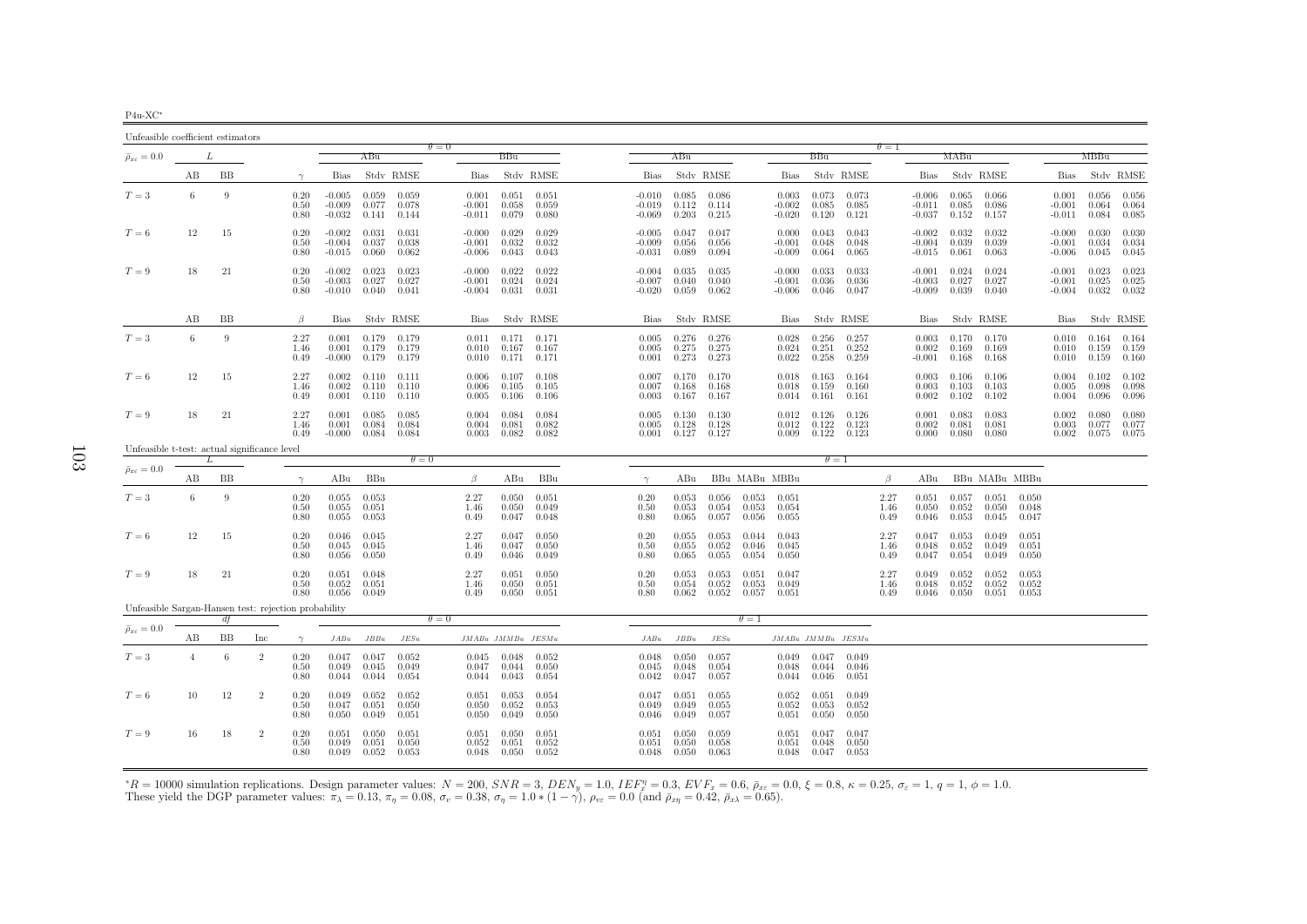P4u-XC*

Unfeasible coefficient estimators

| $\bar{\rho}_{x\varepsilon}=0.0$ | L AB | L BB | $\gamma$ | $\theta=0$ ABu Bias | ABu Stdv | ABu RMSE | BBu Bias | BBu Stdv | BBu RMSE | $\theta=1$ ABu Bias | ABu Stdv | ABu RMSE | BBu Bias | BBu Stdv | BBu RMSE | MABu Bias | MABu Stdv | MABu RMSE | MBBu Bias | MBBu Stdv | MBBu RMSE |
|---|---|---|---|---|---|---|---|---|---|---|---|---|---|---|---|---|---|---|---|---|---|
| $T=3$ | 6 | 9 | 0.20 | -0.005 | 0.059 | 0.059 | 0.001 | 0.051 | 0.051 | -0.010 | 0.085 | 0.086 | 0.003 | 0.073 | 0.073 | -0.006 | 0.065 | 0.066 | 0.001 | 0.056 | 0.056 |
| | | | 0.50 | -0.009 | 0.077 | 0.078 | -0.001 | 0.058 | 0.059 | -0.019 | 0.112 | 0.114 | -0.002 | 0.085 | 0.085 | -0.011 | 0.085 | 0.086 | -0.001 | 0.064 | 0.064 |
| | | | 0.80 | -0.032 | 0.141 | 0.144 | -0.011 | 0.079 | 0.080 | -0.069 | 0.203 | 0.215 | -0.020 | 0.120 | 0.121 | -0.037 | 0.152 | 0.157 | -0.011 | 0.084 | 0.085 |
| $T=6$ | 12 | 15 | 0.20 | -0.002 | 0.031 | 0.031 | -0.000 | 0.029 | 0.029 | -0.005 | 0.047 | 0.047 | 0.000 | 0.043 | 0.043 | -0.002 | 0.032 | 0.032 | -0.000 | 0.030 | 0.030 |
| | | | 0.50 | -0.004 | 0.037 | 0.038 | -0.001 | 0.032 | 0.032 | -0.009 | 0.056 | 0.056 | -0.001 | 0.048 | 0.048 | -0.004 | 0.039 | 0.039 | -0.001 | 0.034 | 0.034 |
| | | | 0.80 | -0.015 | 0.060 | 0.062 | -0.006 | 0.043 | 0.043 | -0.031 | 0.089 | 0.094 | -0.009 | 0.064 | 0.065 | -0.015 | 0.061 | 0.063 | -0.006 | 0.045 | 0.045 |
| $T=9$ | 18 | 21 | 0.20 | -0.002 | 0.023 | 0.023 | -0.000 | 0.022 | 0.022 | -0.004 | 0.035 | 0.035 | -0.000 | 0.033 | 0.033 | -0.001 | 0.024 | 0.024 | -0.001 | 0.023 | 0.023 |
| | | | 0.50 | -0.003 | 0.027 | 0.027 | -0.001 | 0.024 | 0.024 | -0.007 | 0.040 | 0.040 | -0.001 | 0.036 | 0.036 | -0.003 | 0.027 | 0.027 | -0.001 | 0.025 | 0.025 |
| | | | 0.80 | -0.010 | 0.040 | 0.041 | -0.004 | 0.031 | 0.031 | -0.020 | 0.059 | 0.062 | -0.006 | 0.046 | 0.047 | -0.009 | 0.039 | 0.040 | -0.004 | 0.032 | 0.032 |
| | AB | BB | $\beta$ | Bias | Stdv | RMSE | Bias | Stdv | RMSE | Bias | Stdv | RMSE | Bias | Stdv | RMSE | Bias | Stdv | RMSE | Bias | Stdv | RMSE |
| $T=3$ | 6 | 9 | 2.27 | 0.001 | 0.179 | 0.179 | 0.011 | 0.171 | 0.171 | 0.005 | 0.276 | 0.276 | 0.028 | 0.256 | 0.257 | 0.003 | 0.170 | 0.170 | 0.010 | 0.164 | 0.164 |
| | | | 1.46 | 0.001 | 0.179 | 0.179 | 0.010 | 0.167 | 0.167 | 0.005 | 0.275 | 0.275 | 0.024 | 0.251 | 0.252 | 0.002 | 0.169 | 0.169 | 0.010 | 0.159 | 0.159 |
| | | | 0.49 | -0.000 | 0.179 | 0.179 | 0.010 | 0.171 | 0.171 | 0.001 | 0.273 | 0.273 | 0.022 | 0.258 | 0.259 | -0.001 | 0.168 | 0.168 | 0.010 | 0.159 | 0.160 |
| $T=6$ | 12 | 15 | 2.27 | 0.002 | 0.110 | 0.111 | 0.006 | 0.107 | 0.108 | 0.007 | 0.170 | 0.170 | 0.018 | 0.163 | 0.164 | 0.003 | 0.106 | 0.106 | 0.004 | 0.102 | 0.102 |
| | | | 1.46 | 0.002 | 0.110 | 0.110 | 0.006 | 0.105 | 0.105 | 0.007 | 0.168 | 0.168 | 0.018 | 0.159 | 0.160 | 0.003 | 0.103 | 0.103 | 0.005 | 0.098 | 0.098 |
| | | | 0.49 | 0.001 | 0.110 | 0.110 | 0.005 | 0.106 | 0.106 | 0.003 | 0.167 | 0.167 | 0.014 | 0.161 | 0.161 | 0.002 | 0.102 | 0.102 | 0.004 | 0.096 | 0.096 |
| $T=9$ | 18 | 21 | 2.27 | 0.001 | 0.085 | 0.085 | 0.004 | 0.084 | 0.084 | 0.005 | 0.130 | 0.130 | 0.012 | 0.126 | 0.126 | 0.001 | 0.083 | 0.083 | 0.002 | 0.080 | 0.080 |
| | | | 1.46 | 0.001 | 0.084 | 0.084 | 0.004 | 0.081 | 0.082 | 0.005 | 0.128 | 0.128 | 0.012 | 0.122 | 0.123 | 0.002 | 0.081 | 0.081 | 0.003 | 0.077 | 0.077 |
| | | | 0.49 | -0.000 | 0.084 | 0.084 | 0.003 | 0.082 | 0.082 | 0.001 | 0.127 | 0.127 | 0.009 | 0.122 | 0.123 | 0.000 | 0.080 | 0.080 | 0.002 | 0.075 | 0.075 |

Unfeasible t-test: actual significance level

| $\bar{\rho}_{x\varepsilon}=0.0$ | L AB | L BB | $\gamma$ | $\theta=0$ ABu | BBu | $\beta$ | ABu | BBu | $\gamma$ | $\theta=1$ ABu | BBu | MABu | MBBu | $\beta$ | ABu | BBu | MABu | MBBu |
|---|---|---|---|---|---|---|---|---|---|---|---|---|---|---|---|---|---|---|
| $T=3$ | 6 | 9 | 0.20 | 0.055 | 0.053 | 2.27 | 0.050 | 0.051 | 0.20 | 0.053 | 0.056 | 0.053 | 0.051 | 2.27 | 0.051 | 0.057 | 0.051 | 0.050 |
| | | | 0.50 | 0.055 | 0.051 | 1.46 | 0.050 | 0.049 | 0.50 | 0.053 | 0.054 | 0.053 | 0.054 | 1.46 | 0.050 | 0.052 | 0.050 | 0.048 |
| | | | 0.80 | 0.055 | 0.053 | 0.49 | 0.047 | 0.048 | 0.80 | 0.065 | 0.057 | 0.056 | 0.055 | 0.49 | 0.046 | 0.053 | 0.045 | 0.047 |
| $T=6$ | 12 | 15 | 0.20 | 0.046 | 0.045 | 2.27 | 0.047 | 0.050 | 0.20 | 0.055 | 0.053 | 0.044 | 0.043 | 2.27 | 0.047 | 0.053 | 0.049 | 0.051 |
| | | | 0.50 | 0.045 | 0.045 | 1.46 | 0.047 | 0.050 | 0.50 | 0.055 | 0.052 | 0.046 | 0.045 | 1.46 | 0.048 | 0.052 | 0.049 | 0.051 |
| | | | 0.80 | 0.056 | 0.050 | 0.49 | 0.046 | 0.049 | 0.80 | 0.065 | 0.055 | 0.054 | 0.050 | 0.49 | 0.047 | 0.054 | 0.049 | 0.050 |
| $T=9$ | 18 | 21 | 0.20 | 0.051 | 0.048 | 2.27 | 0.051 | 0.050 | 0.20 | 0.053 | 0.053 | 0.051 | 0.047 | 2.27 | 0.049 | 0.052 | 0.052 | 0.053 |
| | | | 0.50 | 0.052 | 0.051 | 1.46 | 0.050 | 0.051 | 0.50 | 0.054 | 0.052 | 0.053 | 0.049 | 1.46 | 0.048 | 0.052 | 0.052 | 0.052 |
| | | | 0.80 | 0.056 | 0.049 | 0.49 | 0.050 | 0.051 | 0.80 | 0.062 | 0.052 | 0.057 | 0.051 | 0.49 | 0.046 | 0.050 | 0.051 | 0.053 |

Unfeasible Sargan-Hansen test: rejection probability

| $\bar{\rho}_{x\varepsilon}=0.0$ | df AB | df BB | Inc | $\gamma$ | $\theta=0$ JABu | JBBu | JESu | JMABu | JMMBu | JESMu | $\theta=1$ JABu | JBBu | JESu | JMABu | JMMBu | JESMu |
|---|---|---|---|---|---|---|---|---|---|---|---|---|---|---|---|---|
| $T=3$ | 4 | 6 | 2 | 0.20 | 0.047 | 0.047 | 0.052 | 0.045 | 0.048 | 0.052 | 0.048 | 0.050 | 0.057 | 0.049 | 0.047 | 0.049 |
| | | | | 0.50 | 0.049 | 0.045 | 0.049 | 0.047 | 0.044 | 0.050 | 0.045 | 0.048 | 0.054 | 0.048 | 0.044 | 0.046 |
| | | | | 0.80 | 0.044 | 0.044 | 0.054 | 0.044 | 0.043 | 0.054 | 0.042 | 0.047 | 0.057 | 0.044 | 0.046 | 0.051 |
| $T=6$ | 10 | 12 | 2 | 0.20 | 0.049 | 0.052 | 0.052 | 0.051 | 0.053 | 0.054 | 0.047 | 0.051 | 0.055 | 0.052 | 0.051 | 0.049 |
| | | | | 0.50 | 0.047 | 0.051 | 0.050 | 0.050 | 0.052 | 0.053 | 0.049 | 0.049 | 0.055 | 0.052 | 0.053 | 0.052 |
| | | | | 0.80 | 0.050 | 0.049 | 0.051 | 0.050 | 0.049 | 0.050 | 0.046 | 0.049 | 0.057 | 0.051 | 0.050 | 0.050 |
| $T=9$ | 16 | 18 | 2 | 0.20 | 0.051 | 0.050 | 0.051 | 0.051 | 0.050 | 0.051 | 0.051 | 0.050 | 0.059 | 0.051 | 0.047 | 0.047 |
| | | | | 0.50 | 0.049 | 0.051 | 0.050 | 0.052 | 0.051 | 0.052 | 0.051 | 0.050 | 0.058 | 0.051 | 0.048 | 0.050 |
| | | | | 0.80 | 0.049 | 0.052 | 0.053 | 0.048 | 0.050 | 0.052 | 0.048 | 0.050 | 0.063 | 0.048 | 0.047 | 0.053 |

*$R=10000$ simulation replications. Design parameter values: $N=200$, $SNR=3$, $DEN_y=1.0$, $IEF_x^\eta=0.3$, $EVF_x=0.6$, $\bar{\rho}_{x\varepsilon}=0.0$, $\xi=0.8$, $\kappa=0.25$, $\sigma_\varepsilon=1$, $q=1$, $\phi=1.0$.
These yield the DGP parameter values: $\pi_\lambda=0.13$, $\pi_\eta=0.08$, $\sigma_v=0.38$, $\sigma_\eta=1.0*(1-\gamma)$, $\rho_{v\varepsilon}=0.0$ (and $\bar{\rho}_{x\eta}=0.42$, $\bar{\rho}_{x\lambda}=0.65$).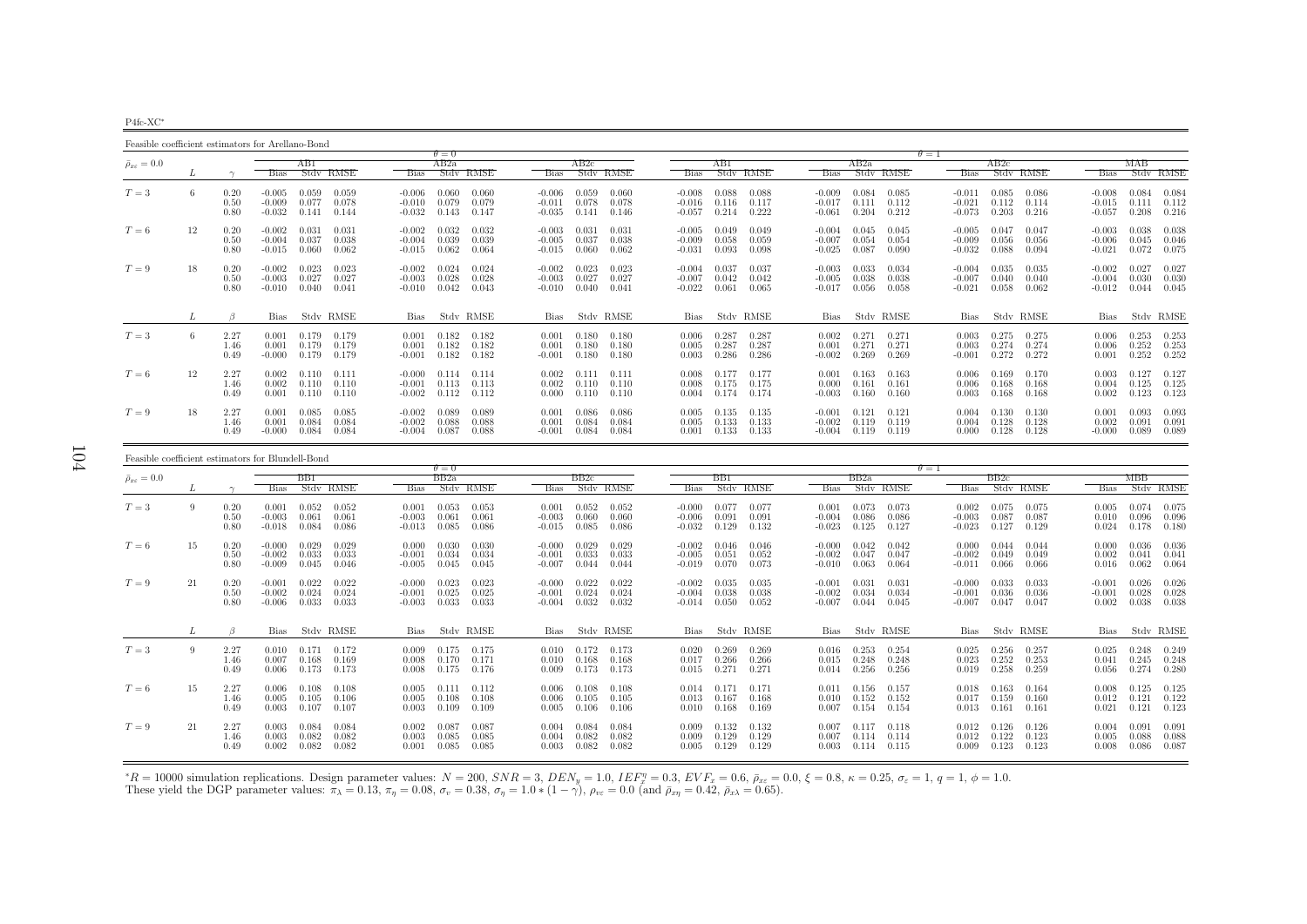P4fc-XC*

Feasible coefficient estimators for Arellano-Bond

| $\bar{\rho}_{x\varepsilon}=0.0$ | | | $\theta=0$ | | | | | | | | | $\theta=1$ | | | | | | | | | | | |
|---|---|---|---|---|---|---|---|---|---|---|---|---|---|---|---|---|---|---|---|---|---|---|---|
| | | | AB1 | | | AB2a | | | AB2c | | | AB1 | | | AB2a | | | AB2c | | | MAB | | |
| | $L$ | $\gamma$ | Bias | Stdv | RMSE | Bias | Stdv | RMSE | Bias | Stdv | RMSE | Bias | Stdv | RMSE | Bias | Stdv | RMSE | Bias | Stdv | RMSE | Bias | Stdv | RMSE |
| $T=3$ | 6 | 0.20 | -0.005 | 0.059 | 0.059 | -0.006 | 0.060 | 0.060 | -0.006 | 0.059 | 0.060 | -0.008 | 0.088 | 0.088 | -0.009 | 0.084 | 0.085 | -0.011 | 0.085 | 0.086 | -0.008 | 0.084 | 0.084 |
| | | 0.50 | -0.009 | 0.077 | 0.078 | -0.010 | 0.079 | 0.079 | -0.011 | 0.078 | 0.078 | -0.016 | 0.116 | 0.117 | -0.017 | 0.111 | 0.112 | -0.021 | 0.112 | 0.114 | -0.015 | 0.111 | 0.112 |
| | | 0.80 | -0.032 | 0.141 | 0.144 | -0.032 | 0.143 | 0.147 | -0.035 | 0.141 | 0.146 | -0.057 | 0.214 | 0.222 | -0.061 | 0.204 | 0.212 | -0.073 | 0.203 | 0.216 | -0.057 | 0.208 | 0.216 |
| $T=6$ | 12 | 0.20 | -0.002 | 0.031 | 0.031 | -0.002 | 0.032 | 0.032 | -0.003 | 0.031 | 0.031 | -0.005 | 0.049 | 0.049 | -0.004 | 0.045 | 0.045 | -0.005 | 0.047 | 0.047 | -0.003 | 0.038 | 0.038 |
| | | 0.50 | -0.004 | 0.037 | 0.038 | -0.004 | 0.039 | 0.039 | -0.005 | 0.037 | 0.038 | -0.009 | 0.058 | 0.059 | -0.007 | 0.054 | 0.054 | -0.009 | 0.056 | 0.056 | -0.006 | 0.045 | 0.046 |
| | | 0.80 | -0.015 | 0.060 | 0.062 | -0.015 | 0.062 | 0.064 | -0.015 | 0.060 | 0.062 | -0.031 | 0.093 | 0.098 | -0.025 | 0.087 | 0.090 | -0.032 | 0.088 | 0.094 | -0.021 | 0.072 | 0.075 |
| $T=9$ | 18 | 0.20 | -0.002 | 0.023 | 0.023 | -0.002 | 0.024 | 0.024 | -0.002 | 0.023 | 0.023 | -0.004 | 0.037 | 0.037 | -0.003 | 0.033 | 0.034 | -0.004 | 0.035 | 0.035 | -0.002 | 0.027 | 0.027 |
| | | 0.50 | -0.003 | 0.027 | 0.027 | -0.003 | 0.028 | 0.028 | -0.003 | 0.027 | 0.027 | -0.007 | 0.042 | 0.042 | -0.005 | 0.038 | 0.038 | -0.007 | 0.040 | 0.040 | -0.004 | 0.030 | 0.030 |
| | | 0.80 | -0.010 | 0.040 | 0.041 | -0.010 | 0.042 | 0.043 | -0.010 | 0.040 | 0.041 | -0.022 | 0.061 | 0.065 | -0.017 | 0.056 | 0.058 | -0.021 | 0.058 | 0.062 | -0.012 | 0.044 | 0.045 |
| | $L$ | $\beta$ | Bias | Stdv | RMSE | Bias | Stdv | RMSE | Bias | Stdv | RMSE | Bias | Stdv | RMSE | Bias | Stdv | RMSE | Bias | Stdv | RMSE | Bias | Stdv | RMSE |
| $T=3$ | 6 | 2.27 | 0.001 | 0.179 | 0.179 | 0.001 | 0.182 | 0.182 | 0.001 | 0.180 | 0.180 | 0.006 | 0.287 | 0.287 | 0.002 | 0.271 | 0.271 | 0.003 | 0.275 | 0.275 | 0.006 | 0.253 | 0.253 |
| | | 1.46 | 0.001 | 0.179 | 0.179 | 0.001 | 0.182 | 0.182 | 0.001 | 0.180 | 0.180 | 0.005 | 0.287 | 0.287 | 0.001 | 0.271 | 0.271 | 0.003 | 0.274 | 0.274 | 0.006 | 0.252 | 0.253 |
| | | 0.49 | -0.000 | 0.179 | 0.179 | -0.001 | 0.182 | 0.182 | -0.001 | 0.180 | 0.180 | 0.003 | 0.286 | 0.286 | -0.002 | 0.269 | 0.269 | -0.001 | 0.272 | 0.272 | 0.001 | 0.252 | 0.252 |
| $T=6$ | 12 | 2.27 | 0.002 | 0.110 | 0.111 | -0.000 | 0.114 | 0.114 | 0.002 | 0.111 | 0.111 | 0.008 | 0.177 | 0.177 | 0.001 | 0.163 | 0.163 | 0.006 | 0.169 | 0.170 | 0.003 | 0.127 | 0.127 |
| | | 1.46 | 0.002 | 0.110 | 0.110 | -0.001 | 0.113 | 0.113 | 0.002 | 0.110 | 0.110 | 0.008 | 0.175 | 0.175 | 0.000 | 0.161 | 0.161 | 0.006 | 0.168 | 0.168 | 0.004 | 0.125 | 0.125 |
| | | 0.49 | 0.001 | 0.110 | 0.110 | -0.002 | 0.112 | 0.112 | 0.000 | 0.110 | 0.110 | 0.004 | 0.174 | 0.174 | -0.003 | 0.160 | 0.160 | 0.003 | 0.168 | 0.168 | 0.002 | 0.123 | 0.123 |
| $T=9$ | 18 | 2.27 | 0.001 | 0.085 | 0.085 | -0.002 | 0.089 | 0.089 | 0.001 | 0.086 | 0.086 | 0.005 | 0.135 | 0.135 | -0.001 | 0.121 | 0.121 | 0.004 | 0.130 | 0.130 | 0.001 | 0.093 | 0.093 |
| | | 1.46 | 0.001 | 0.084 | 0.084 | -0.002 | 0.088 | 0.088 | 0.001 | 0.084 | 0.084 | 0.005 | 0.133 | 0.133 | -0.002 | 0.119 | 0.119 | 0.004 | 0.128 | 0.128 | 0.002 | 0.091 | 0.091 |
| | | 0.49 | -0.000 | 0.084 | 0.084 | -0.004 | 0.087 | 0.088 | -0.001 | 0.084 | 0.084 | 0.001 | 0.133 | 0.133 | -0.004 | 0.119 | 0.119 | 0.000 | 0.128 | 0.128 | -0.000 | 0.089 | 0.089 |

Feasible coefficient estimators for Blundell-Bond

| $\bar{\rho}_{x\varepsilon}=0.0$ | | | $\theta=0$ | | | | | | | | | $\theta=1$ | | | | | | | | | | | |
|---|---|---|---|---|---|---|---|---|---|---|---|---|---|---|---|---|---|---|---|---|---|---|---|
| | | | BB1 | | | BB2a | | | BB2c | | | BB1 | | | BB2a | | | BB2c | | | MBB | | |
| | $L$ | $\gamma$ | Bias | Stdv | RMSE | Bias | Stdv | RMSE | Bias | Stdv | RMSE | Bias | Stdv | RMSE | Bias | Stdv | RMSE | Bias | Stdv | RMSE | Bias | Stdv | RMSE |
| $T=3$ | 9 | 0.20 | 0.001 | 0.052 | 0.052 | 0.001 | 0.053 | 0.053 | 0.001 | 0.052 | 0.052 | -0.000 | 0.077 | 0.077 | 0.001 | 0.073 | 0.073 | 0.002 | 0.075 | 0.075 | 0.005 | 0.074 | 0.075 |
| | | 0.50 | -0.003 | 0.061 | 0.061 | -0.003 | 0.061 | 0.061 | -0.003 | 0.060 | 0.060 | -0.006 | 0.091 | 0.091 | -0.004 | 0.086 | 0.086 | -0.003 | 0.087 | 0.087 | 0.010 | 0.096 | 0.096 |
| | | 0.80 | -0.018 | 0.084 | 0.086 | -0.013 | 0.085 | 0.086 | -0.015 | 0.085 | 0.086 | -0.032 | 0.129 | 0.132 | -0.023 | 0.125 | 0.127 | -0.023 | 0.127 | 0.129 | 0.024 | 0.178 | 0.180 |
| $T=6$ | 15 | 0.20 | -0.000 | 0.029 | 0.029 | 0.000 | 0.030 | 0.030 | -0.000 | 0.029 | 0.029 | -0.002 | 0.046 | 0.046 | -0.000 | 0.042 | 0.042 | 0.000 | 0.044 | 0.044 | 0.000 | 0.036 | 0.036 |
| | | 0.50 | -0.002 | 0.033 | 0.033 | -0.001 | 0.034 | 0.034 | -0.001 | 0.033 | 0.033 | -0.005 | 0.051 | 0.052 | -0.002 | 0.047 | 0.047 | -0.002 | 0.049 | 0.049 | 0.002 | 0.041 | 0.041 |
| | | 0.80 | -0.009 | 0.045 | 0.046 | -0.005 | 0.045 | 0.045 | -0.007 | 0.044 | 0.044 | -0.019 | 0.070 | 0.073 | -0.010 | 0.063 | 0.064 | -0.011 | 0.066 | 0.066 | 0.016 | 0.062 | 0.064 |
| $T=9$ | 21 | 0.20 | -0.001 | 0.022 | 0.022 | -0.000 | 0.023 | 0.023 | -0.000 | 0.022 | 0.022 | -0.002 | 0.035 | 0.035 | -0.001 | 0.031 | 0.031 | -0.000 | 0.033 | 0.033 | -0.001 | 0.026 | 0.026 |
| | | 0.50 | -0.002 | 0.024 | 0.024 | -0.001 | 0.025 | 0.025 | -0.001 | 0.024 | 0.024 | -0.004 | 0.038 | 0.038 | -0.002 | 0.034 | 0.034 | -0.001 | 0.036 | 0.036 | -0.001 | 0.028 | 0.028 |
| | | 0.80 | -0.006 | 0.033 | 0.033 | -0.003 | 0.033 | 0.033 | -0.004 | 0.032 | 0.032 | -0.014 | 0.050 | 0.052 | -0.007 | 0.044 | 0.045 | -0.007 | 0.047 | 0.047 | 0.002 | 0.038 | 0.038 |
| | $L$ | $\beta$ | Bias | Stdv | RMSE | Bias | Stdv | RMSE | Bias | Stdv | RMSE | Bias | Stdv | RMSE | Bias | Stdv | RMSE | Bias | Stdv | RMSE | Bias | Stdv | RMSE |
| $T=3$ | 9 | 2.27 | 0.010 | 0.171 | 0.172 | 0.009 | 0.175 | 0.175 | 0.010 | 0.172 | 0.173 | 0.020 | 0.269 | 0.269 | 0.016 | 0.253 | 0.254 | 0.025 | 0.256 | 0.257 | 0.025 | 0.248 | 0.249 |
| | | 1.46 | 0.007 | 0.168 | 0.169 | 0.008 | 0.170 | 0.171 | 0.010 | 0.168 | 0.168 | 0.017 | 0.266 | 0.266 | 0.015 | 0.248 | 0.248 | 0.023 | 0.252 | 0.253 | 0.041 | 0.245 | 0.248 |
| | | 0.49 | 0.006 | 0.173 | 0.173 | 0.008 | 0.175 | 0.176 | 0.009 | 0.173 | 0.173 | 0.015 | 0.271 | 0.271 | 0.014 | 0.256 | 0.256 | 0.019 | 0.258 | 0.259 | 0.056 | 0.274 | 0.280 |
| $T=6$ | 15 | 2.27 | 0.006 | 0.108 | 0.108 | 0.005 | 0.111 | 0.112 | 0.006 | 0.108 | 0.108 | 0.014 | 0.171 | 0.171 | 0.011 | 0.156 | 0.157 | 0.018 | 0.163 | 0.164 | 0.008 | 0.125 | 0.125 |
| | | 1.46 | 0.005 | 0.105 | 0.106 | 0.005 | 0.108 | 0.108 | 0.006 | 0.105 | 0.105 | 0.013 | 0.167 | 0.168 | 0.010 | 0.152 | 0.152 | 0.017 | 0.159 | 0.160 | 0.012 | 0.121 | 0.122 |
| | | 0.49 | 0.003 | 0.107 | 0.107 | 0.003 | 0.109 | 0.109 | 0.005 | 0.106 | 0.106 | 0.010 | 0.168 | 0.169 | 0.007 | 0.154 | 0.154 | 0.013 | 0.161 | 0.161 | 0.021 | 0.121 | 0.123 |
| $T=9$ | 21 | 2.27 | 0.003 | 0.084 | 0.084 | 0.002 | 0.087 | 0.087 | 0.004 | 0.084 | 0.084 | 0.009 | 0.132 | 0.132 | 0.007 | 0.117 | 0.118 | 0.012 | 0.126 | 0.126 | 0.004 | 0.091 | 0.091 |
| | | 1.46 | 0.003 | 0.082 | 0.082 | 0.003 | 0.085 | 0.085 | 0.004 | 0.082 | 0.082 | 0.009 | 0.129 | 0.129 | 0.007 | 0.114 | 0.114 | 0.012 | 0.122 | 0.123 | 0.005 | 0.088 | 0.088 |
| | | 0.49 | 0.002 | 0.082 | 0.082 | 0.001 | 0.085 | 0.085 | 0.003 | 0.082 | 0.082 | 0.005 | 0.129 | 0.129 | 0.003 | 0.114 | 0.115 | 0.009 | 0.123 | 0.123 | 0.008 | 0.086 | 0.087 |

*$R=10000$ simulation replications. Design parameter values: $N=200$, $SNR=3$, $DEN_y=1.0$, $IEF^{\eta}_{\xi}=0.3$, $EVF_x=0.6$, $\bar{\rho}_{x\varepsilon}=0.0$, $\xi=0.8$, $\kappa=0.25$, $\sigma_{\varepsilon}=1$, $q=1$, $\phi=1.0$.
These yield the DGP parameter values: $\pi_{\lambda}=0.13$, $\pi_{\eta}=0.08$, $\sigma_v=0.38$, $\sigma_{\eta}=1.0*(1-\gamma)$, $\rho_{v\varepsilon}=0.0$ (and $\bar{\rho}_{x\eta}=0.42$, $\bar{\rho}_{x\lambda}=0.65$).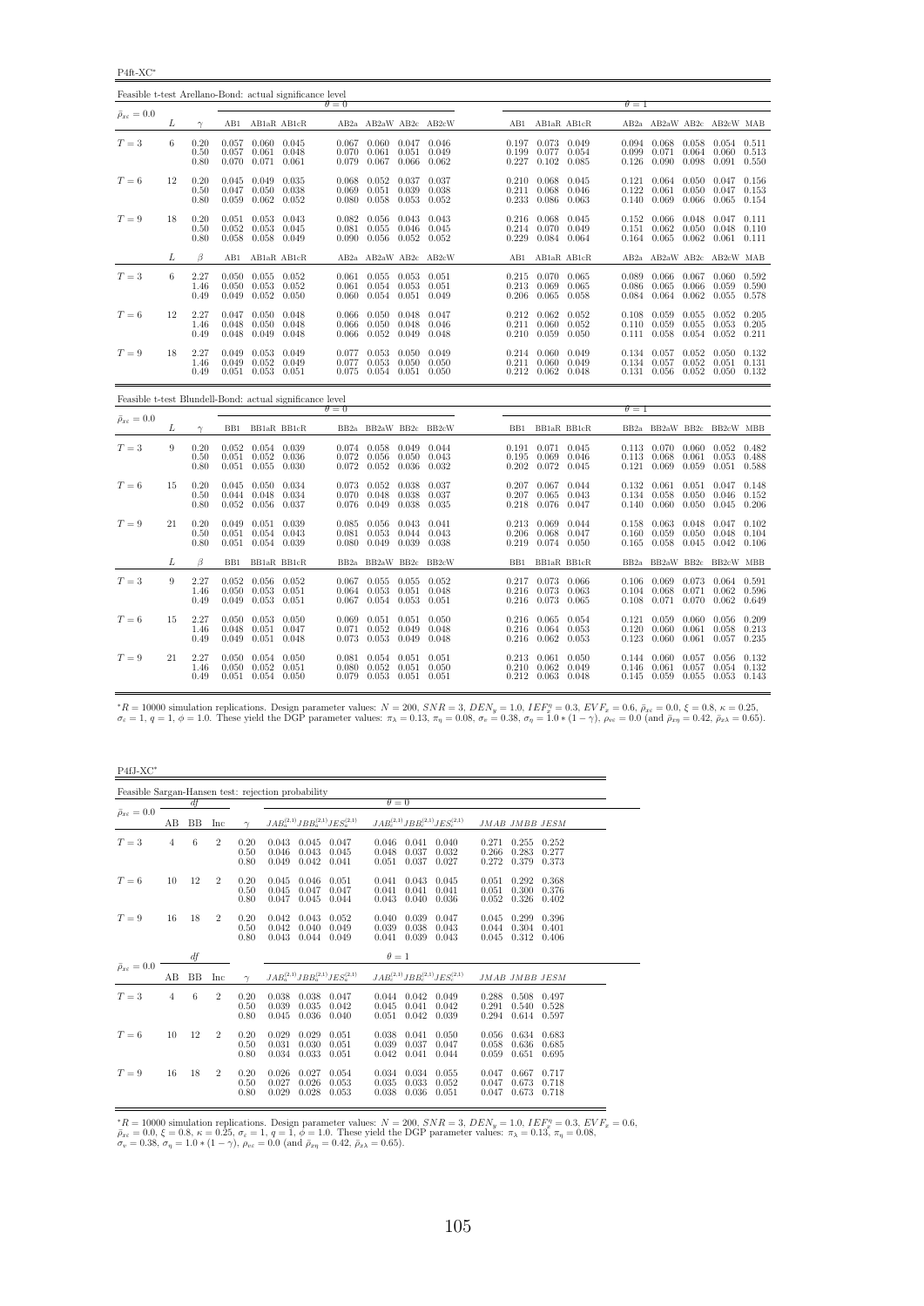P4ft-XC*

Feasible t-test Arellano-Bond: actual significance level

| $\bar{\rho}_{x\varepsilon}=0.0$ | L | $\gamma$ | AB1 | AB1aR | AB1cR | AB2a | AB2aW | AB2c | AB2cW | AB1 | AB1aR | AB1cR | AB2a | AB2aW | AB2c | AB2cW | MAB |
|---|---|---|---|---|---|---|---|---|---|---|---|---|---|---|---|---|---|
| | | | $\theta=0$ | | | | | | | $\theta=1$ | | | | | | | |
| $T=3$ | 6 | 0.20 | 0.057 | 0.060 | 0.045 | 0.067 | 0.060 | 0.047 | 0.046 | 0.197 | 0.073 | 0.049 | 0.094 | 0.068 | 0.058 | 0.054 | 0.511 |
| | | 0.50 | 0.057 | 0.061 | 0.048 | 0.070 | 0.061 | 0.051 | 0.049 | 0.199 | 0.077 | 0.054 | 0.099 | 0.071 | 0.064 | 0.060 | 0.513 |
| | | 0.80 | 0.070 | 0.071 | 0.061 | 0.079 | 0.067 | 0.066 | 0.062 | 0.227 | 0.102 | 0.085 | 0.126 | 0.090 | 0.098 | 0.091 | 0.550 |
| $T=6$ | 12 | 0.20 | 0.045 | 0.049 | 0.035 | 0.068 | 0.052 | 0.037 | 0.037 | 0.210 | 0.068 | 0.045 | 0.121 | 0.064 | 0.050 | 0.047 | 0.156 |
| | | 0.50 | 0.047 | 0.050 | 0.038 | 0.069 | 0.051 | 0.039 | 0.038 | 0.211 | 0.068 | 0.046 | 0.122 | 0.061 | 0.050 | 0.047 | 0.153 |
| | | 0.80 | 0.059 | 0.062 | 0.052 | 0.080 | 0.058 | 0.053 | 0.052 | 0.233 | 0.086 | 0.063 | 0.140 | 0.069 | 0.066 | 0.065 | 0.154 |
| $T=9$ | 18 | 0.20 | 0.051 | 0.053 | 0.043 | 0.082 | 0.056 | 0.043 | 0.043 | 0.216 | 0.068 | 0.045 | 0.152 | 0.066 | 0.048 | 0.047 | 0.111 |
| | | 0.50 | 0.052 | 0.053 | 0.045 | 0.081 | 0.055 | 0.046 | 0.045 | 0.214 | 0.070 | 0.049 | 0.151 | 0.062 | 0.050 | 0.048 | 0.110 |
| | | 0.80 | 0.058 | 0.058 | 0.049 | 0.090 | 0.056 | 0.052 | 0.052 | 0.229 | 0.084 | 0.064 | 0.164 | 0.065 | 0.062 | 0.061 | 0.111 |
| | L | $\beta$ | AB1 | AB1aR | AB1cR | AB2a | AB2aW | AB2c | AB2cW | AB1 | AB1aR | AB1cR | AB2a | AB2aW | AB2c | AB2cW | MAB |
| $T=3$ | 6 | 2.27 | 0.050 | 0.055 | 0.052 | 0.061 | 0.055 | 0.053 | 0.051 | 0.215 | 0.070 | 0.065 | 0.089 | 0.066 | 0.067 | 0.060 | 0.592 |
| | | 1.46 | 0.050 | 0.053 | 0.052 | 0.061 | 0.054 | 0.053 | 0.051 | 0.213 | 0.069 | 0.065 | 0.086 | 0.065 | 0.066 | 0.059 | 0.590 |
| | | 0.49 | 0.049 | 0.052 | 0.050 | 0.060 | 0.054 | 0.051 | 0.049 | 0.206 | 0.065 | 0.058 | 0.084 | 0.064 | 0.062 | 0.055 | 0.578 |
| $T=6$ | 12 | 2.27 | 0.047 | 0.050 | 0.048 | 0.066 | 0.050 | 0.048 | 0.047 | 0.212 | 0.062 | 0.052 | 0.108 | 0.059 | 0.055 | 0.052 | 0.205 |
| | | 1.46 | 0.048 | 0.050 | 0.048 | 0.066 | 0.050 | 0.048 | 0.046 | 0.211 | 0.060 | 0.052 | 0.110 | 0.059 | 0.055 | 0.053 | 0.205 |
| | | 0.49 | 0.048 | 0.049 | 0.048 | 0.066 | 0.052 | 0.049 | 0.048 | 0.210 | 0.059 | 0.050 | 0.111 | 0.058 | 0.054 | 0.052 | 0.211 |
| $T=9$ | 18 | 2.27 | 0.049 | 0.053 | 0.049 | 0.077 | 0.053 | 0.050 | 0.049 | 0.214 | 0.060 | 0.049 | 0.134 | 0.057 | 0.052 | 0.050 | 0.132 |
| | | 1.46 | 0.049 | 0.052 | 0.049 | 0.077 | 0.053 | 0.050 | 0.050 | 0.211 | 0.060 | 0.049 | 0.134 | 0.057 | 0.052 | 0.051 | 0.131 |
| | | 0.49 | 0.051 | 0.053 | 0.051 | 0.075 | 0.054 | 0.051 | 0.050 | 0.212 | 0.062 | 0.048 | 0.131 | 0.056 | 0.052 | 0.050 | 0.132 |

Feasible t-test Blundell-Bond: actual significance level

| $\bar{\rho}_{x\varepsilon}=0.0$ | L | $\gamma$ | BB1 | BB1aR | BB1cR | BB2a | BB2aW | BB2c | BB2cW | BB1 | BB1aR | BB1cR | BB2a | BB2aW | BB2c | BB2cW | MBB |
|---|---|---|---|---|---|---|---|---|---|---|---|---|---|---|---|---|---|
| | | | $\theta=0$ | | | | | | | $\theta=1$ | | | | | | | |
| $T=3$ | 9 | 0.20 | 0.052 | 0.054 | 0.039 | 0.074 | 0.058 | 0.049 | 0.044 | 0.191 | 0.071 | 0.045 | 0.113 | 0.070 | 0.060 | 0.052 | 0.482 |
| | | 0.50 | 0.051 | 0.052 | 0.036 | 0.072 | 0.056 | 0.050 | 0.043 | 0.195 | 0.069 | 0.046 | 0.113 | 0.068 | 0.061 | 0.053 | 0.488 |
| | | 0.80 | 0.051 | 0.055 | 0.030 | 0.072 | 0.052 | 0.036 | 0.032 | 0.202 | 0.072 | 0.045 | 0.121 | 0.069 | 0.059 | 0.051 | 0.588 |
| $T=6$ | 15 | 0.20 | 0.045 | 0.050 | 0.034 | 0.073 | 0.052 | 0.038 | 0.037 | 0.207 | 0.067 | 0.044 | 0.132 | 0.061 | 0.051 | 0.047 | 0.148 |
| | | 0.50 | 0.044 | 0.048 | 0.034 | 0.070 | 0.048 | 0.038 | 0.037 | 0.207 | 0.065 | 0.043 | 0.134 | 0.058 | 0.050 | 0.046 | 0.152 |
| | | 0.80 | 0.052 | 0.056 | 0.037 | 0.076 | 0.049 | 0.038 | 0.035 | 0.218 | 0.076 | 0.047 | 0.140 | 0.060 | 0.050 | 0.045 | 0.206 |
| $T=9$ | 21 | 0.20 | 0.049 | 0.051 | 0.039 | 0.085 | 0.056 | 0.043 | 0.041 | 0.213 | 0.069 | 0.044 | 0.158 | 0.063 | 0.048 | 0.047 | 0.102 |
| | | 0.50 | 0.051 | 0.054 | 0.043 | 0.081 | 0.053 | 0.044 | 0.043 | 0.206 | 0.068 | 0.047 | 0.160 | 0.059 | 0.050 | 0.048 | 0.104 |
| | | 0.80 | 0.051 | 0.054 | 0.039 | 0.080 | 0.049 | 0.039 | 0.038 | 0.219 | 0.074 | 0.050 | 0.165 | 0.058 | 0.045 | 0.042 | 0.106 |
| | L | $\beta$ | BB1 | BB1aR | BB1cR | BB2a | BB2aW | BB2c | BB2cW | BB1 | BB1aR | BB1cR | BB2a | BB2aW | BB2c | BB2cW | MBB |
| $T=3$ | 9 | 2.27 | 0.052 | 0.056 | 0.052 | 0.067 | 0.055 | 0.055 | 0.052 | 0.217 | 0.073 | 0.066 | 0.106 | 0.069 | 0.073 | 0.064 | 0.591 |
| | | 1.46 | 0.050 | 0.053 | 0.051 | 0.064 | 0.053 | 0.051 | 0.048 | 0.216 | 0.073 | 0.063 | 0.104 | 0.068 | 0.071 | 0.062 | 0.596 |
| | | 0.49 | 0.049 | 0.053 | 0.051 | 0.067 | 0.054 | 0.053 | 0.051 | 0.216 | 0.073 | 0.065 | 0.108 | 0.071 | 0.070 | 0.062 | 0.649 |
| $T=6$ | 15 | 2.27 | 0.050 | 0.053 | 0.050 | 0.069 | 0.051 | 0.051 | 0.050 | 0.216 | 0.065 | 0.054 | 0.121 | 0.059 | 0.060 | 0.056 | 0.209 |
| | | 1.46 | 0.048 | 0.051 | 0.047 | 0.071 | 0.052 | 0.049 | 0.048 | 0.216 | 0.064 | 0.053 | 0.120 | 0.060 | 0.061 | 0.058 | 0.213 |
| | | 0.49 | 0.049 | 0.051 | 0.048 | 0.073 | 0.053 | 0.049 | 0.048 | 0.216 | 0.062 | 0.053 | 0.123 | 0.060 | 0.061 | 0.057 | 0.235 |
| $T=9$ | 21 | 2.27 | 0.050 | 0.054 | 0.050 | 0.081 | 0.054 | 0.051 | 0.051 | 0.213 | 0.061 | 0.050 | 0.144 | 0.060 | 0.057 | 0.056 | 0.132 |
| | | 1.46 | 0.050 | 0.052 | 0.051 | 0.080 | 0.052 | 0.051 | 0.050 | 0.210 | 0.062 | 0.049 | 0.146 | 0.061 | 0.057 | 0.054 | 0.132 |
| | | 0.49 | 0.051 | 0.054 | 0.050 | 0.079 | 0.053 | 0.051 | 0.051 | 0.212 | 0.063 | 0.048 | 0.145 | 0.059 | 0.055 | 0.053 | 0.143 |

*$R = 10000$ simulation replications. Design parameter values: $N = 200$, $SNR = 3$, $DEN_y = 1.0$, $IEF_x^{\eta} = 0.3$, $EVF_x = 0.6$, $\bar{\rho}_{x\varepsilon} = 0.0$, $\xi = 0.8$, $\kappa = 0.25$, $\sigma_\varepsilon = 1$, $q = 1$, $\phi = 1.0$. These yield the DGP parameter values: $\pi_\lambda = 0.13$, $\pi_\eta = 0.08$, $\sigma_v = 0.38$, $\sigma_\eta = 1.0 * (1 - \gamma)$, $\rho_{v\varepsilon} = 0.0$ (and $\bar{\rho}_{x\eta} = 0.42$, $\bar{\rho}_{x\lambda} = 0.65$).

P4fJ-XC*

Feasible Sargan-Hansen test: rejection probability

| $\bar{\rho}_{x\varepsilon}=0.0$ | df AB | BB | Inc | $\gamma$ | $JAB_a^{(2,1)}$ | $JBB_a^{(2,1)}$ | $JES_a^{(2,1)}$ | $JAB_c^{(2,1)}$ | $JBB_c^{(2,1)}$ | $JES_c^{(2,1)}$ | JMAB | JMBB | JESM |
|---|---|---|---|---|---|---|---|---|---|---|---|---|---|
| | | | | | $\theta=0$ | | | | | | | | |
| $T=3$ | 4 | 6 | 2 | 0.20 | 0.043 | 0.045 | 0.047 | 0.046 | 0.041 | 0.040 | 0.271 | 0.255 | 0.252 |
| | | | | 0.50 | 0.046 | 0.043 | 0.045 | 0.048 | 0.037 | 0.032 | 0.266 | 0.283 | 0.277 |
| | | | | 0.80 | 0.049 | 0.042 | 0.041 | 0.051 | 0.037 | 0.027 | 0.272 | 0.379 | 0.373 |
| $T=6$ | 10 | 12 | 2 | 0.20 | 0.045 | 0.046 | 0.051 | 0.041 | 0.043 | 0.045 | 0.051 | 0.292 | 0.368 |
| | | | | 0.50 | 0.045 | 0.047 | 0.047 | 0.041 | 0.041 | 0.041 | 0.051 | 0.300 | 0.376 |
| | | | | 0.80 | 0.047 | 0.045 | 0.044 | 0.043 | 0.040 | 0.036 | 0.052 | 0.326 | 0.402 |
| $T=9$ | 16 | 18 | 2 | 0.20 | 0.042 | 0.043 | 0.052 | 0.040 | 0.039 | 0.047 | 0.045 | 0.299 | 0.396 |
| | | | | 0.50 | 0.042 | 0.040 | 0.049 | 0.039 | 0.038 | 0.043 | 0.044 | 0.304 | 0.401 |
| | | | | 0.80 | 0.043 | 0.044 | 0.049 | 0.041 | 0.039 | 0.043 | 0.045 | 0.312 | 0.406 |
| | | | | | $\theta=1$ | | | | | | | | |
| $T=3$ | 4 | 6 | 2 | 0.20 | 0.038 | 0.038 | 0.047 | 0.044 | 0.042 | 0.049 | 0.288 | 0.508 | 0.497 |
| | | | | 0.50 | 0.039 | 0.035 | 0.042 | 0.045 | 0.041 | 0.042 | 0.291 | 0.540 | 0.528 |
| | | | | 0.80 | 0.045 | 0.036 | 0.040 | 0.051 | 0.042 | 0.039 | 0.294 | 0.614 | 0.597 |
| $T=6$ | 10 | 12 | 2 | 0.20 | 0.029 | 0.029 | 0.051 | 0.038 | 0.041 | 0.050 | 0.056 | 0.634 | 0.683 |
| | | | | 0.50 | 0.031 | 0.030 | 0.051 | 0.039 | 0.037 | 0.047 | 0.058 | 0.636 | 0.685 |
| | | | | 0.80 | 0.034 | 0.033 | 0.051 | 0.042 | 0.041 | 0.044 | 0.059 | 0.651 | 0.695 |
| $T=9$ | 16 | 18 | 2 | 0.20 | 0.026 | 0.027 | 0.054 | 0.034 | 0.034 | 0.055 | 0.047 | 0.667 | 0.717 |
| | | | | 0.50 | 0.027 | 0.026 | 0.053 | 0.035 | 0.033 | 0.052 | 0.047 | 0.673 | 0.718 |
| | | | | 0.80 | 0.029 | 0.028 | 0.053 | 0.038 | 0.036 | 0.051 | 0.047 | 0.673 | 0.718 |

*$R = 10000$ simulation replications. Design parameter values: $N = 200$, $SNR = 3$, $DEN_y = 1.0$, $IEF_x^{\eta} = 0.3$, $EVF_x = 0.6$, $\bar{\rho}_{x\varepsilon} = 0.0$, $\xi = 0.8$, $\kappa = 0.25$, $\sigma_\varepsilon = 1$, $q = 1$, $\phi = 1.0$. These yield the DGP parameter values: $\pi_\lambda = 0.13$, $\pi_\eta = 0.08$, $\sigma_v = 0.38$, $\sigma_\eta = 1.0 * (1 - \gamma)$, $\rho_{v\varepsilon} = 0.0$ (and $\bar{\rho}_{x\eta} = 0.42$, $\bar{\rho}_{x\lambda} = 0.65$).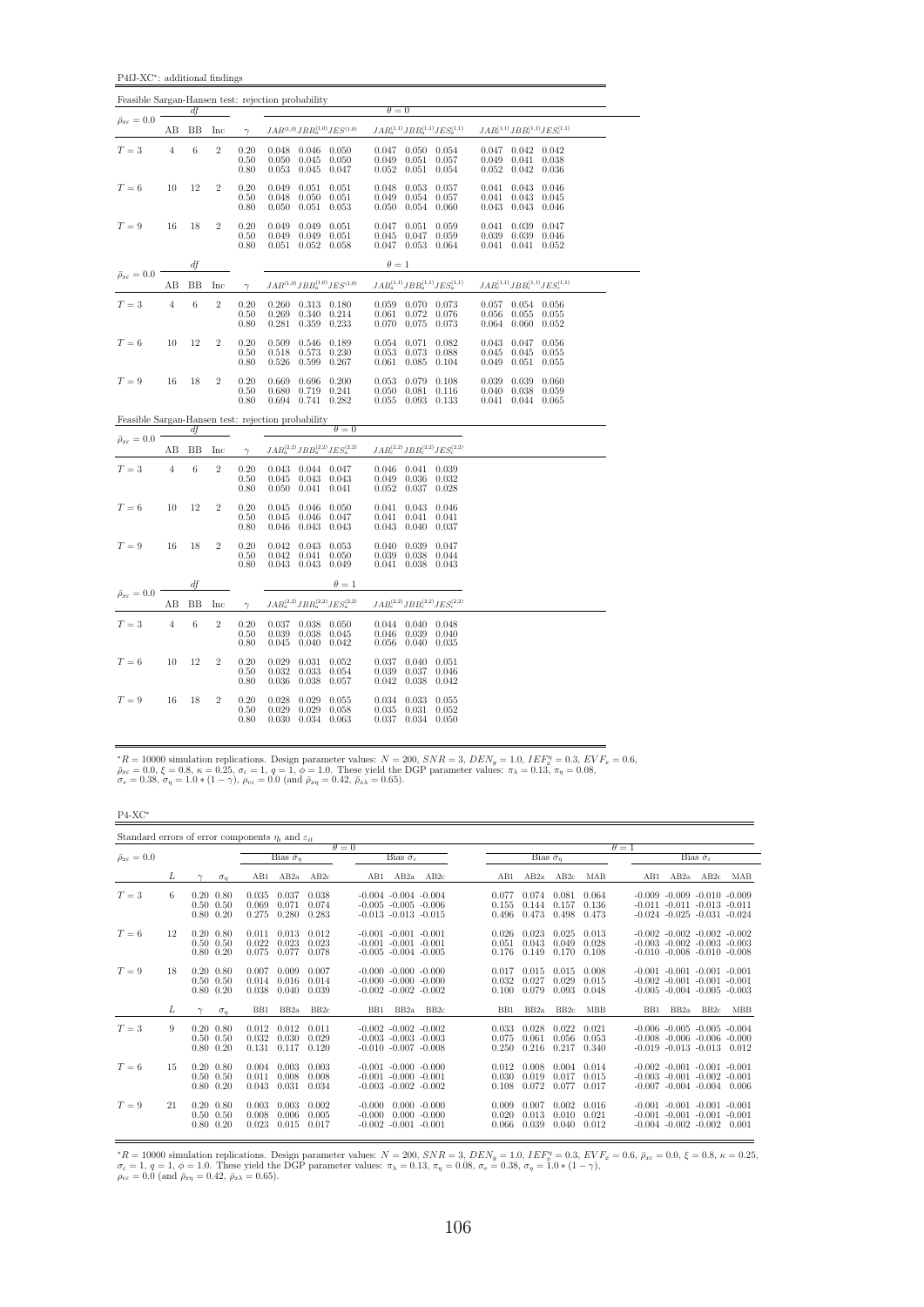P4fJ-XC*: additional findings

Feasible Sargan-Hansen test: rejection probability

| $\bar{\rho}_{x\varepsilon}=0.0$ | df AB | BB | Inc | $\gamma$ | $\theta=0$ $JAB^{(1,0)}$ | $JBB_a^{(1,0)}$ | $JES^{(1,0)}$ | $JAB_a^{(1,1)}$ | $JBB_a^{(1,1)}$ | $JES_a^{(1,1)}$ | $JAB_c^{(1,1)}$ | $JBB_c^{(1,1)}$ | $JES_c^{(1,1)}$ |
|---|---|---|---|---|---|---|---|---|---|---|---|---|---|
| $T=3$ | 4 | 6 | 2 | 0.20 | 0.048 | 0.046 | 0.050 | 0.047 | 0.050 | 0.054 | 0.047 | 0.042 | 0.042 |
| | | | | 0.50 | 0.050 | 0.045 | 0.050 | 0.049 | 0.051 | 0.057 | 0.049 | 0.041 | 0.038 |
| | | | | 0.80 | 0.053 | 0.045 | 0.047 | 0.052 | 0.051 | 0.054 | 0.052 | 0.042 | 0.036 |
| $T=6$ | 10 | 12 | 2 | 0.20 | 0.049 | 0.051 | 0.051 | 0.048 | 0.053 | 0.057 | 0.041 | 0.043 | 0.046 |
| | | | | 0.50 | 0.048 | 0.050 | 0.051 | 0.049 | 0.054 | 0.057 | 0.041 | 0.043 | 0.045 |
| | | | | 0.80 | 0.050 | 0.051 | 0.053 | 0.050 | 0.054 | 0.060 | 0.043 | 0.043 | 0.046 |
| $T=9$ | 16 | 18 | 2 | 0.20 | 0.049 | 0.049 | 0.051 | 0.047 | 0.051 | 0.059 | 0.041 | 0.039 | 0.047 |
| | | | | 0.50 | 0.049 | 0.049 | 0.051 | 0.045 | 0.047 | 0.059 | 0.039 | 0.039 | 0.046 |
| | | | | 0.80 | 0.051 | 0.052 | 0.058 | 0.047 | 0.053 | 0.064 | 0.041 | 0.041 | 0.052 |

| $\bar{\rho}_{x\varepsilon}=0.0$ | df AB | BB | Inc | $\gamma$ | $\theta=1$ $JAB^{(1,0)}$ | $JBB_a^{(1,0)}$ | $JES^{(1,0)}$ | $JAB_a^{(1,1)}$ | $JBB_a^{(1,1)}$ | $JES_a^{(1,1)}$ | $JAB_c^{(1,1)}$ | $JBB_c^{(1,1)}$ | $JES_c^{(1,1)}$ |
|---|---|---|---|---|---|---|---|---|---|---|---|---|---|
| $T=3$ | 4 | 6 | 2 | 0.20 | 0.260 | 0.313 | 0.180 | 0.059 | 0.070 | 0.073 | 0.057 | 0.054 | 0.056 |
| | | | | 0.50 | 0.269 | 0.340 | 0.214 | 0.061 | 0.072 | 0.076 | 0.056 | 0.055 | 0.055 |
| | | | | 0.80 | 0.281 | 0.359 | 0.233 | 0.070 | 0.075 | 0.073 | 0.064 | 0.060 | 0.052 |
| $T=6$ | 10 | 12 | 2 | 0.20 | 0.509 | 0.546 | 0.189 | 0.054 | 0.071 | 0.082 | 0.043 | 0.047 | 0.056 |
| | | | | 0.50 | 0.518 | 0.573 | 0.230 | 0.053 | 0.073 | 0.088 | 0.045 | 0.045 | 0.055 |
| | | | | 0.80 | 0.526 | 0.599 | 0.267 | 0.061 | 0.085 | 0.104 | 0.049 | 0.051 | 0.055 |
| $T=9$ | 16 | 18 | 2 | 0.20 | 0.669 | 0.696 | 0.200 | 0.053 | 0.079 | 0.108 | 0.039 | 0.039 | 0.060 |
| | | | | 0.50 | 0.680 | 0.719 | 0.241 | 0.050 | 0.081 | 0.116 | 0.040 | 0.038 | 0.059 |
| | | | | 0.80 | 0.694 | 0.741 | 0.282 | 0.055 | 0.093 | 0.133 | 0.041 | 0.044 | 0.065 |

Feasible Sargan-Hansen test: rejection probability

| $\bar{\rho}_{x\varepsilon}=0.0$ | df AB | BB | Inc | $\gamma$ | $\theta=0$ $JAB_a^{(2,2)}$ | $JBB_a^{(2,2)}$ | $JES_a^{(2,2)}$ | $JAB_c^{(2,2)}$ | $JBB_c^{(2,2)}$ | $JES_c^{(2,2)}$ |
|---|---|---|---|---|---|---|---|---|---|---|
| $T=3$ | 4 | 6 | 2 | 0.20 | 0.043 | 0.044 | 0.047 | 0.046 | 0.041 | 0.039 |
| | | | | 0.50 | 0.045 | 0.043 | 0.043 | 0.049 | 0.036 | 0.032 |
| | | | | 0.80 | 0.050 | 0.041 | 0.041 | 0.052 | 0.037 | 0.028 |
| $T=6$ | 10 | 12 | 2 | 0.20 | 0.045 | 0.046 | 0.050 | 0.041 | 0.043 | 0.046 |
| | | | | 0.50 | 0.045 | 0.046 | 0.047 | 0.041 | 0.041 | 0.041 |
| | | | | 0.80 | 0.046 | 0.043 | 0.043 | 0.043 | 0.040 | 0.037 |
| $T=9$ | 16 | 18 | 2 | 0.20 | 0.042 | 0.043 | 0.053 | 0.040 | 0.039 | 0.047 |
| | | | | 0.50 | 0.042 | 0.041 | 0.050 | 0.039 | 0.038 | 0.044 |
| | | | | 0.80 | 0.043 | 0.043 | 0.049 | 0.041 | 0.038 | 0.043 |

| $\bar{\rho}_{x\varepsilon}=0.0$ | df AB | BB | Inc | $\gamma$ | $\theta=1$ $JAB_a^{(2,2)}$ | $JBB_a^{(2,2)}$ | $JES_a^{(2,2)}$ | $JAB_c^{(2,2)}$ | $JBB_c^{(2,2)}$ | $JES_c^{(2,2)}$ |
|---|---|---|---|---|---|---|---|---|---|---|
| $T=3$ | 4 | 6 | 2 | 0.20 | 0.037 | 0.038 | 0.050 | 0.044 | 0.040 | 0.048 |
| | | | | 0.50 | 0.039 | 0.038 | 0.045 | 0.046 | 0.039 | 0.040 |
| | | | | 0.80 | 0.045 | 0.040 | 0.042 | 0.056 | 0.040 | 0.035 |
| $T=6$ | 10 | 12 | 2 | 0.20 | 0.029 | 0.031 | 0.052 | 0.037 | 0.040 | 0.051 |
| | | | | 0.50 | 0.032 | 0.033 | 0.054 | 0.039 | 0.037 | 0.046 |
| | | | | 0.80 | 0.036 | 0.038 | 0.057 | 0.042 | 0.038 | 0.042 |
| $T=9$ | 16 | 18 | 2 | 0.20 | 0.028 | 0.029 | 0.055 | 0.034 | 0.033 | 0.055 |
| | | | | 0.50 | 0.029 | 0.029 | 0.058 | 0.035 | 0.031 | 0.052 |
| | | | | 0.80 | 0.030 | 0.034 | 0.063 | 0.037 | 0.034 | 0.050 |

*R = 10000 simulation replications. Design parameter values: $N=200$, $SNR=3$, $DEN_y=1.0$, $IEF_x^\eta=0.3$, $EVF_x=0.6$, $\bar{\rho}_{x\varepsilon}=0.0$, $\xi=0.8$, $\kappa=0.25$, $\sigma_\varepsilon=1$, $q=1$, $\phi=1.0$. These yield the DGP parameter values: $\pi_\lambda=0.13$, $\pi_\eta=0.08$, $\sigma_v=0.38$, $\sigma_\eta=1.0*(1-\gamma)$, $\rho_{v\varepsilon}=0.0$ (and $\bar{\rho}_{x\eta}=0.42$, $\bar{\rho}_{x\lambda}=0.65$).

P4-XC*

Standard errors of error components $\eta_i$ and $\varepsilon_{it}$

| $\bar{\rho}_{x\varepsilon}=0.0$ | $L$ | $\gamma$ | $\sigma_\eta$ | $\theta=0$ Bias $\hat\sigma_\eta$ AB1 | AB2a | AB2c | Bias $\hat\sigma_\varepsilon$ AB1 | AB2a | AB2c | $\theta=1$ Bias $\hat\sigma_\eta$ AB1 | AB2a | AB2c | MAB | Bias $\hat\sigma_\varepsilon$ AB1 | AB2a | AB2c | MAB |
|---|---|---|---|---|---|---|---|---|---|---|---|---|---|---|---|---|---|
| $T=3$ | 6 | 0.20 | 0.80 | 0.035 | 0.037 | 0.038 | -0.004 | -0.004 | -0.004 | 0.077 | 0.074 | 0.081 | 0.064 | -0.009 | -0.009 | -0.010 | -0.009 |
| | | 0.50 | 0.50 | 0.069 | 0.071 | 0.074 | -0.005 | -0.005 | -0.006 | 0.155 | 0.144 | 0.157 | 0.136 | -0.011 | -0.011 | -0.013 | -0.011 |
| | | 0.80 | 0.20 | 0.275 | 0.280 | 0.283 | -0.013 | -0.013 | -0.015 | 0.496 | 0.473 | 0.498 | 0.473 | -0.024 | -0.025 | -0.031 | -0.024 |
| $T=6$ | 12 | 0.20 | 0.80 | 0.011 | 0.013 | 0.012 | -0.001 | -0.001 | -0.001 | 0.026 | 0.023 | 0.025 | 0.013 | -0.002 | -0.002 | -0.002 | -0.002 |
| | | 0.50 | 0.50 | 0.022 | 0.023 | 0.023 | -0.001 | -0.001 | -0.001 | 0.051 | 0.043 | 0.049 | 0.028 | -0.003 | -0.002 | -0.003 | -0.003 |
| | | 0.80 | 0.20 | 0.075 | 0.077 | 0.078 | -0.005 | -0.004 | -0.005 | 0.176 | 0.149 | 0.170 | 0.108 | -0.010 | -0.008 | -0.010 | -0.008 |
| $T=9$ | 18 | 0.20 | 0.80 | 0.007 | 0.009 | 0.007 | -0.000 | -0.000 | -0.000 | 0.017 | 0.015 | 0.015 | 0.008 | -0.001 | -0.001 | -0.001 | -0.001 |
| | | 0.50 | 0.50 | 0.014 | 0.016 | 0.014 | -0.000 | -0.000 | -0.000 | 0.032 | 0.027 | 0.029 | 0.015 | -0.002 | -0.001 | -0.001 | -0.001 |
| | | 0.80 | 0.20 | 0.038 | 0.040 | 0.039 | -0.002 | -0.002 | -0.002 | 0.100 | 0.079 | 0.093 | 0.048 | -0.005 | -0.004 | -0.005 | -0.003 |
| | $L$ | $\gamma$ | $\sigma_\eta$ | BB1 | BB2a | BB2c | BB1 | BB2a | BB2c | BB1 | BB2a | BB2c | MBB | BB1 | BB2a | BB2c | MBB |
| $T=3$ | 9 | 0.20 | 0.80 | 0.012 | 0.012 | 0.011 | -0.002 | -0.002 | -0.002 | 0.033 | 0.028 | 0.022 | 0.021 | -0.006 | -0.005 | -0.005 | -0.004 |
| | | 0.50 | 0.50 | 0.032 | 0.030 | 0.029 | -0.003 | -0.003 | -0.003 | 0.075 | 0.061 | 0.056 | 0.053 | -0.008 | -0.006 | -0.006 | -0.000 |
| | | 0.80 | 0.20 | 0.131 | 0.117 | 0.120 | -0.010 | -0.007 | -0.008 | 0.250 | 0.216 | 0.217 | 0.340 | -0.019 | -0.013 | -0.013 | 0.012 |
| $T=6$ | 15 | 0.20 | 0.80 | 0.004 | 0.003 | 0.003 | -0.001 | -0.000 | -0.000 | 0.012 | 0.008 | 0.004 | 0.014 | -0.002 | -0.001 | -0.001 | -0.001 |
| | | 0.50 | 0.50 | 0.011 | 0.008 | 0.008 | -0.001 | -0.000 | -0.001 | 0.030 | 0.019 | 0.017 | 0.015 | -0.003 | -0.001 | -0.002 | -0.001 |
| | | 0.80 | 0.20 | 0.043 | 0.031 | 0.034 | -0.003 | -0.002 | -0.002 | 0.108 | 0.072 | 0.077 | 0.017 | -0.007 | -0.004 | -0.004 | 0.006 |
| $T=9$ | 21 | 0.20 | 0.80 | 0.003 | 0.003 | 0.002 | -0.000 | 0.000 | -0.000 | 0.009 | 0.007 | 0.002 | 0.016 | -0.001 | -0.001 | -0.001 | -0.001 |
| | | 0.50 | 0.50 | 0.008 | 0.006 | 0.005 | -0.000 | 0.000 | -0.000 | 0.020 | 0.013 | 0.010 | 0.021 | -0.001 | -0.001 | -0.001 | -0.001 |
| | | 0.80 | 0.20 | 0.023 | 0.015 | 0.017 | -0.002 | -0.001 | -0.001 | 0.066 | 0.039 | 0.040 | 0.012 | -0.004 | -0.002 | -0.002 | 0.001 |

*R = 10000 simulation replications. Design parameter values: $N=200$, $SNR=3$, $DEN_y=1.0$, $IEF_x^\eta=0.3$, $EVF_x=0.6$, $\bar{\rho}_{x\varepsilon}=0.0$, $\xi=0.8$, $\kappa=0.25$, $\sigma_\varepsilon=1$, $q=1$, $\phi=1.0$. These yield the DGP parameter values: $\pi_\lambda=0.13$, $\pi_\eta=0.08$, $\sigma_v=0.38$, $\sigma_\eta=1.0*(1-\gamma)$, $\rho_{v\varepsilon}=0.0$ (and $\bar{\rho}_{x\eta}=0.42$, $\bar{\rho}_{x\lambda}=0.65$).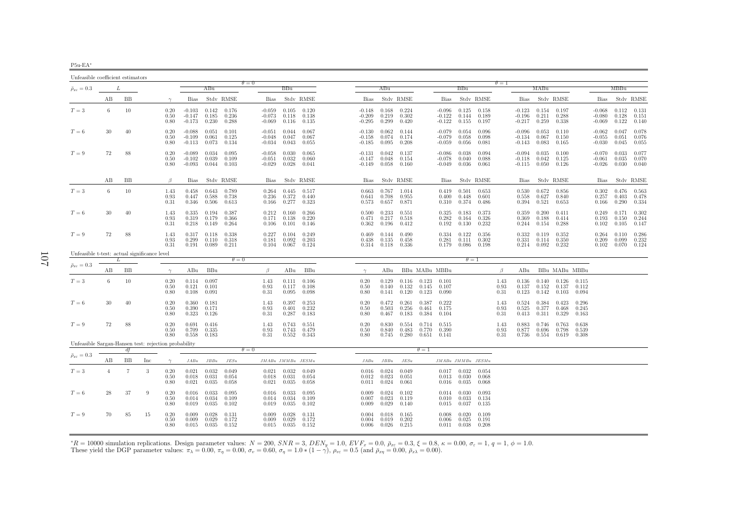P5u-EA*

Unfeasible coefficient estimators

| $\bar{\rho}_{x\varepsilon}=0.3$ | L | | | θ = 0 | | | | | | | θ = 1 | | | | | | | | | | | |
|---|---|---|---|---|---|---|---|---|---|---|---|---|---|---|---|---|---|---|---|---|---|---|
| | | | | ABu | | | BBu | | | | ABu | | | BBu | | | MABu | | | MBBu | | |
| | AB | BB | $\gamma$ | Bias | Stdv | RMSE | Bias | Stdv | RMSE | | Bias | Stdv | RMSE | Bias | Stdv | RMSE | Bias | Stdv | RMSE | Bias | Stdv | RMSE |
| $T=3$ | 6 | 10 | 0.20 | -0.103 | 0.142 | 0.176 | -0.059 | 0.105 | 0.120 | | -0.148 | 0.168 | 0.224 | -0.096 | 0.125 | 0.158 | -0.123 | 0.154 | 0.197 | -0.068 | 0.112 | 0.131 |
| | | | 0.50 | -0.147 | 0.185 | 0.236 | -0.073 | 0.118 | 0.138 | | -0.209 | 0.219 | 0.302 | -0.122 | 0.144 | 0.189 | -0.196 | 0.211 | 0.288 | -0.080 | 0.128 | 0.151 |
| | | | 0.80 | -0.173 | 0.230 | 0.288 | -0.069 | 0.116 | 0.135 | | -0.295 | 0.299 | 0.420 | -0.122 | 0.155 | 0.197 | -0.217 | 0.259 | 0.338 | -0.069 | 0.122 | 0.140 |
| $T=6$ | 30 | 40 | 0.20 | -0.088 | 0.051 | 0.101 | -0.051 | 0.044 | 0.067 | | -0.130 | 0.062 | 0.144 | -0.079 | 0.054 | 0.096 | -0.096 | 0.053 | 0.110 | -0.062 | 0.047 | 0.078 |
| | | | 0.50 | -0.109 | 0.061 | 0.125 | -0.048 | 0.047 | 0.067 | | -0.158 | 0.074 | 0.174 | -0.079 | 0.058 | 0.098 | -0.134 | 0.067 | 0.150 | -0.055 | 0.051 | 0.076 |
| | | | 0.80 | -0.113 | 0.073 | 0.134 | -0.034 | 0.043 | 0.055 | | -0.185 | 0.095 | 0.208 | -0.059 | 0.056 | 0.081 | -0.143 | 0.083 | 0.165 | -0.030 | 0.045 | 0.055 |
| $T=9$ | 72 | 88 | 0.20 | -0.089 | 0.034 | 0.095 | -0.058 | 0.030 | 0.065 | | -0.131 | 0.042 | 0.137 | -0.086 | 0.038 | 0.094 | -0.094 | 0.035 | 0.100 | -0.070 | 0.033 | 0.077 |
| | | | 0.50 | -0.102 | 0.039 | 0.109 | -0.051 | 0.032 | 0.060 | | -0.147 | 0.048 | 0.154 | -0.078 | 0.040 | 0.088 | -0.118 | 0.042 | 0.125 | -0.061 | 0.035 | 0.070 |
| | | | 0.80 | -0.093 | 0.044 | 0.103 | -0.029 | 0.028 | 0.041 | | -0.149 | 0.058 | 0.160 | -0.049 | 0.036 | 0.061 | -0.115 | 0.050 | 0.126 | -0.026 | 0.030 | 0.040 |
| | AB | BB | $\beta$ | Bias | Stdv | RMSE | Bias | Stdv | RMSE | | Bias | Stdv | RMSE | Bias | Stdv | RMSE | Bias | Stdv | RMSE | Bias | Stdv | RMSE |
| $T=3$ | 6 | 10 | 1.43 | 0.458 | 0.643 | 0.789 | 0.264 | 0.445 | 0.517 | | 0.663 | 0.767 | 1.014 | 0.419 | 0.501 | 0.653 | 0.530 | 0.672 | 0.856 | 0.302 | 0.476 | 0.563 |
| | | | 0.93 | 0.447 | 0.588 | 0.738 | 0.236 | 0.372 | 0.440 | | 0.641 | 0.708 | 0.955 | 0.400 | 0.448 | 0.601 | 0.558 | 0.627 | 0.840 | 0.257 | 0.403 | 0.478 |
| | | | 0.31 | 0.346 | 0.506 | 0.613 | 0.166 | 0.277 | 0.323 | | 0.573 | 0.657 | 0.871 | 0.310 | 0.374 | 0.486 | 0.394 | 0.521 | 0.653 | 0.166 | 0.290 | 0.334 |
| $T=6$ | 30 | 40 | 1.43 | 0.335 | 0.194 | 0.387 | 0.212 | 0.160 | 0.266 | | 0.500 | 0.233 | 0.551 | 0.325 | 0.183 | 0.373 | 0.359 | 0.200 | 0.411 | 0.249 | 0.171 | 0.302 |
| | | | 0.93 | 0.319 | 0.179 | 0.366 | 0.171 | 0.138 | 0.220 | | 0.471 | 0.217 | 0.518 | 0.282 | 0.164 | 0.326 | 0.369 | 0.188 | 0.414 | 0.193 | 0.150 | 0.244 |
| | | | 0.31 | 0.218 | 0.149 | 0.264 | 0.106 | 0.101 | 0.146 | | 0.362 | 0.196 | 0.412 | 0.192 | 0.130 | 0.232 | 0.244 | 0.154 | 0.288 | 0.102 | 0.105 | 0.147 |
| $T=9$ | 72 | 88 | 1.43 | 0.317 | 0.118 | 0.338 | 0.227 | 0.104 | 0.249 | | 0.469 | 0.144 | 0.490 | 0.334 | 0.122 | 0.356 | 0.332 | 0.119 | 0.352 | 0.264 | 0.110 | 0.286 |
| | | | 0.93 | 0.299 | 0.110 | 0.318 | 0.181 | 0.092 | 0.203 | | 0.438 | 0.135 | 0.458 | 0.281 | 0.111 | 0.302 | 0.331 | 0.114 | 0.350 | 0.209 | 0.099 | 0.232 |
| | | | 0.31 | 0.191 | 0.089 | 0.211 | 0.104 | 0.067 | 0.124 | | 0.314 | 0.118 | 0.336 | 0.179 | 0.086 | 0.198 | 0.214 | 0.092 | 0.232 | 0.102 | 0.070 | 0.124 |

Unfeasible t-test: actual significance level

| $\bar{\rho}_{x\varepsilon}=0.3$ | L | | θ = 0 | | | | | | θ = 1 | | | | | | | | | |
|---|---|---|---|---|---|---|---|---|---|---|---|---|---|---|---|---|---|---|
| | AB | BB | $\gamma$ | ABu | BBu | $\beta$ | ABu | BBu | $\gamma$ | ABu | BBu | MABu | MBBu | $\beta$ | ABu | BBu | MABu | MBBu |
| $T=3$ | 6 | 10 | 0.20 | 0.114 | 0.097 | 1.43 | 0.111 | 0.106 | 0.20 | 0.129 | 0.116 | 0.123 | 0.101 | 1.43 | 0.136 | 0.140 | 0.126 | 0.115 |
| | | | 0.50 | 0.121 | 0.101 | 0.93 | 0.117 | 0.108 | 0.50 | 0.140 | 0.132 | 0.145 | 0.107 | 0.93 | 0.137 | 0.152 | 0.137 | 0.112 |
| | | | 0.80 | 0.108 | 0.091 | 0.31 | 0.095 | 0.098 | 0.80 | 0.141 | 0.120 | 0.123 | 0.090 | 0.31 | 0.123 | 0.142 | 0.103 | 0.094 |
| $T=6$ | 30 | 40 | 0.20 | 0.360 | 0.181 | 1.43 | 0.397 | 0.253 | 0.20 | 0.472 | 0.261 | 0.387 | 0.222 | 1.43 | 0.524 | 0.384 | 0.423 | 0.296 |
| | | | 0.50 | 0.390 | 0.171 | 0.93 | 0.401 | 0.232 | 0.50 | 0.503 | 0.256 | 0.461 | 0.175 | 0.93 | 0.525 | 0.377 | 0.468 | 0.245 |
| | | | 0.80 | 0.323 | 0.126 | 0.31 | 0.287 | 0.183 | 0.80 | 0.467 | 0.183 | 0.384 | 0.104 | 0.31 | 0.413 | 0.311 | 0.329 | 0.163 |
| $T=9$ | 72 | 88 | 0.20 | 0.691 | 0.416 | 1.43 | 0.743 | 0.551 | 0.20 | 0.830 | 0.554 | 0.714 | 0.515 | 1.43 | 0.883 | 0.746 | 0.763 | 0.638 |
| | | | 0.50 | 0.709 | 0.335 | 0.93 | 0.743 | 0.479 | 0.50 | 0.840 | 0.483 | 0.770 | 0.390 | 0.93 | 0.877 | 0.696 | 0.798 | 0.539 |
| | | | 0.80 | 0.558 | 0.183 | 0.31 | 0.552 | 0.343 | 0.80 | 0.745 | 0.280 | 0.651 | 0.141 | 0.31 | 0.736 | 0.554 | 0.619 | 0.308 |

Unfeasible Sargan-Hansen test: rejection probability

| $\bar{\rho}_{x\varepsilon}=0.3$ | df | | | θ = 0 | | | | | | | θ = 1 | | | | | |
|---|---|---|---|---|---|---|---|---|---|---|---|---|---|---|---|---|
| | AB | BB | Inc | $\gamma$ | JABu | JBBu | JESu | JMABu | JMMBu | JESMu | JABu | JBBu | JESu | JMABu | JMMBu | JESMu |
| $T=3$ | 4 | 7 | 3 | 0.20 | 0.021 | 0.032 | 0.049 | 0.021 | 0.032 | 0.049 | 0.016 | 0.024 | 0.049 | 0.017 | 0.032 | 0.054 |
| | | | | 0.50 | 0.018 | 0.031 | 0.054 | 0.018 | 0.031 | 0.054 | 0.012 | 0.023 | 0.051 | 0.013 | 0.030 | 0.068 |
| | | | | 0.80 | 0.021 | 0.035 | 0.058 | 0.021 | 0.035 | 0.058 | 0.011 | 0.024 | 0.061 | 0.016 | 0.035 | 0.068 |
| $T=6$ | 28 | 37 | 9 | 0.20 | 0.016 | 0.033 | 0.095 | 0.016 | 0.033 | 0.095 | 0.009 | 0.024 | 0.102 | 0.014 | 0.030 | 0.093 |
| | | | | 0.50 | 0.014 | 0.034 | 0.109 | 0.014 | 0.034 | 0.109 | 0.007 | 0.023 | 0.119 | 0.010 | 0.033 | 0.134 |
| | | | | 0.80 | 0.019 | 0.035 | 0.102 | 0.019 | 0.035 | 0.102 | 0.009 | 0.029 | 0.140 | 0.015 | 0.037 | 0.135 |
| $T=9$ | 70 | 85 | 15 | 0.20 | 0.009 | 0.028 | 0.131 | 0.009 | 0.028 | 0.131 | 0.004 | 0.018 | 0.165 | 0.008 | 0.020 | 0.109 |
| | | | | 0.50 | 0.009 | 0.029 | 0.172 | 0.009 | 0.029 | 0.172 | 0.004 | 0.019 | 0.202 | 0.006 | 0.025 | 0.191 |
| | | | | 0.80 | 0.015 | 0.035 | 0.152 | 0.015 | 0.035 | 0.152 | 0.006 | 0.026 | 0.215 | 0.011 | 0.038 | 0.208 |

*$R=10000$ simulation replications. Design parameter values: $N=200$, $SNR=3$, $DEN_y=1.0$, $EVF_x=0.0$, $\bar{\rho}_{x\varepsilon}=0.3$, $\xi=0.8$, $\kappa=0.00$, $\sigma_\varepsilon=1$, $q=1$, $\phi=1.0$.
These yield the DGP parameter values: $\pi_\lambda=0.00$, $\pi_\eta=0.00$, $\sigma_v=0.60$, $\sigma_\eta=1.0*(1-\gamma)$, $\rho_{v\varepsilon}=0.5$ (and $\bar{\rho}_{x\eta}=0.00$, $\bar{\rho}_{x\lambda}=0.00$).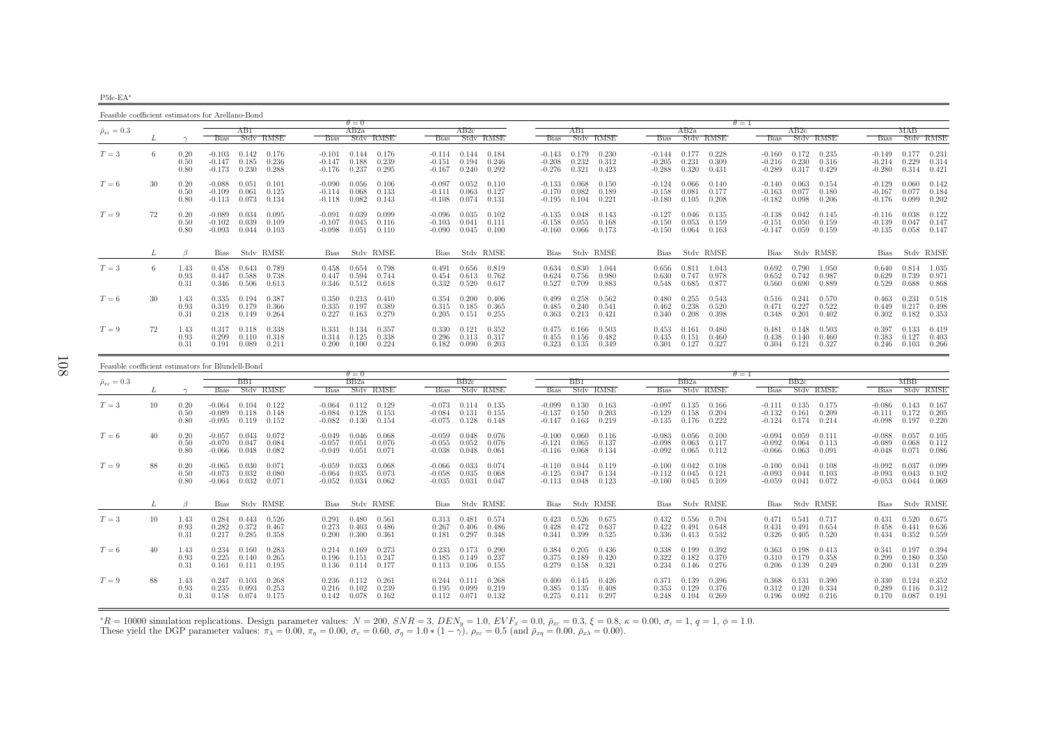P5fc-EA*

Feasible coefficient estimators for Arellano-Bond

| $\bar{\rho}_{x\varepsilon}=0.3$ | | | $\theta=0$ | | | | | | | | | $\theta=1$ | | | | | | | | | | | |
|---|---|---|---|---|---|---|---|---|---|---|---|---|---|---|---|---|---|---|---|---|---|---|---|
| | | | AB1 | | | AB2a | | | AB2c | | | AB1 | | | AB2a | | | AB2c | | | MAB | | |
| | $L$ | $\gamma$ | Bias | Stdv | RMSE | Bias | Stdv | RMSE | Bias | Stdv | RMSE | Bias | Stdv | RMSE | Bias | Stdv | RMSE | Bias | Stdv | RMSE | Bias | Stdv | RMSE |
| $T=3$ | 6 | 0.20 | -0.103 | 0.142 | 0.176 | -0.101 | 0.144 | 0.176 | -0.114 | 0.144 | 0.184 | -0.143 | 0.179 | 0.230 | -0.144 | 0.177 | 0.228 | -0.160 | 0.172 | 0.235 | -0.149 | 0.177 | 0.231 |
| | | 0.50 | -0.147 | 0.185 | 0.236 | -0.147 | 0.188 | 0.239 | -0.151 | 0.194 | 0.246 | -0.208 | 0.232 | 0.312 | -0.205 | 0.231 | 0.309 | -0.216 | 0.230 | 0.316 | -0.214 | 0.229 | 0.314 |
| | | 0.80 | -0.173 | 0.230 | 0.288 | -0.176 | 0.237 | 0.295 | -0.167 | 0.240 | 0.292 | -0.276 | 0.321 | 0.423 | -0.288 | 0.320 | 0.431 | -0.289 | 0.317 | 0.429 | -0.280 | 0.314 | 0.421 |
| $T=6$ | 30 | 0.20 | -0.088 | 0.051 | 0.101 | -0.090 | 0.056 | 0.106 | -0.097 | 0.052 | 0.110 | -0.133 | 0.068 | 0.150 | -0.124 | 0.066 | 0.140 | -0.140 | 0.063 | 0.154 | -0.129 | 0.060 | 0.142 |
| | | 0.50 | -0.109 | 0.061 | 0.125 | -0.114 | 0.068 | 0.133 | -0.111 | 0.063 | 0.127 | -0.170 | 0.082 | 0.189 | -0.158 | 0.081 | 0.177 | -0.163 | 0.077 | 0.180 | -0.167 | 0.077 | 0.184 |
| | | 0.80 | -0.113 | 0.073 | 0.134 | -0.118 | 0.082 | 0.143 | -0.108 | 0.074 | 0.131 | -0.195 | 0.104 | 0.221 | -0.180 | 0.105 | 0.208 | -0.182 | 0.098 | 0.206 | -0.176 | 0.099 | 0.202 |
| $T=9$ | 72 | 0.20 | -0.089 | 0.034 | 0.095 | -0.091 | 0.039 | 0.099 | -0.096 | 0.035 | 0.102 | -0.135 | 0.048 | 0.143 | -0.127 | 0.046 | 0.135 | -0.138 | 0.042 | 0.145 | -0.116 | 0.038 | 0.122 |
| | | 0.50 | -0.102 | 0.039 | 0.109 | -0.107 | 0.045 | 0.116 | -0.103 | 0.041 | 0.111 | -0.158 | 0.055 | 0.168 | -0.150 | 0.053 | 0.159 | -0.151 | 0.050 | 0.159 | -0.139 | 0.047 | 0.147 |
| | | 0.80 | -0.093 | 0.044 | 0.103 | -0.098 | 0.051 | 0.110 | -0.090 | 0.045 | 0.100 | -0.160 | 0.066 | 0.173 | -0.150 | 0.064 | 0.163 | -0.147 | 0.059 | 0.159 | -0.135 | 0.058 | 0.147 |
| | $L$ | $\beta$ | Bias | Stdv | RMSE | Bias | Stdv | RMSE | Bias | Stdv | RMSE | Bias | Stdv | RMSE | Bias | Stdv | RMSE | Bias | Stdv | RMSE | Bias | Stdv | RMSE |
| $T=3$ | 6 | 1.43 | 0.458 | 0.643 | 0.789 | 0.458 | 0.654 | 0.798 | 0.491 | 0.656 | 0.819 | 0.634 | 0.830 | 1.044 | 0.656 | 0.811 | 1.043 | 0.692 | 0.790 | 1.050 | 0.640 | 0.814 | 1.035 |
| | | 0.93 | 0.447 | 0.588 | 0.738 | 0.447 | 0.594 | 0.744 | 0.454 | 0.613 | 0.762 | 0.624 | 0.756 | 0.980 | 0.630 | 0.747 | 0.978 | 0.652 | 0.742 | 0.987 | 0.629 | 0.739 | 0.971 |
| | | 0.31 | 0.346 | 0.506 | 0.613 | 0.346 | 0.512 | 0.618 | 0.332 | 0.520 | 0.617 | 0.527 | 0.709 | 0.883 | 0.548 | 0.685 | 0.877 | 0.560 | 0.690 | 0.889 | 0.529 | 0.688 | 0.868 |
| $T=6$ | 30 | 1.43 | 0.335 | 0.194 | 0.387 | 0.350 | 0.213 | 0.410 | 0.354 | 0.200 | 0.406 | 0.499 | 0.258 | 0.562 | 0.480 | 0.255 | 0.543 | 0.516 | 0.241 | 0.570 | 0.463 | 0.231 | 0.518 |
| | | 0.93 | 0.319 | 0.179 | 0.366 | 0.335 | 0.197 | 0.389 | 0.315 | 0.185 | 0.365 | 0.485 | 0.240 | 0.541 | 0.462 | 0.238 | 0.520 | 0.471 | 0.227 | 0.522 | 0.449 | 0.217 | 0.498 |
| | | 0.31 | 0.218 | 0.149 | 0.264 | 0.227 | 0.163 | 0.279 | 0.205 | 0.151 | 0.255 | 0.363 | 0.213 | 0.421 | 0.340 | 0.208 | 0.398 | 0.348 | 0.201 | 0.402 | 0.302 | 0.182 | 0.353 |
| $T=9$ | 72 | 1.43 | 0.317 | 0.118 | 0.338 | 0.331 | 0.134 | 0.357 | 0.330 | 0.121 | 0.352 | 0.475 | 0.166 | 0.503 | 0.453 | 0.161 | 0.480 | 0.481 | 0.148 | 0.503 | 0.397 | 0.133 | 0.419 |
| | | 0.93 | 0.299 | 0.110 | 0.318 | 0.314 | 0.125 | 0.338 | 0.296 | 0.113 | 0.317 | 0.455 | 0.156 | 0.482 | 0.435 | 0.151 | 0.460 | 0.438 | 0.140 | 0.460 | 0.383 | 0.127 | 0.403 |
| | | 0.31 | 0.191 | 0.089 | 0.211 | 0.200 | 0.100 | 0.224 | 0.182 | 0.090 | 0.203 | 0.323 | 0.135 | 0.349 | 0.301 | 0.127 | 0.327 | 0.304 | 0.121 | 0.327 | 0.246 | 0.103 | 0.266 |

Feasible coefficient estimators for Blundell-Bond

| $\bar{\rho}_{x\varepsilon}=0.3$ | | | $\theta=0$ | | | | | | | | | $\theta=1$ | | | | | | | | | | | |
|---|---|---|---|---|---|---|---|---|---|---|---|---|---|---|---|---|---|---|---|---|---|---|---|
| | | | BB1 | | | BB2a | | | BB2c | | | BB1 | | | BB2a | | | BB2c | | | MBB | | |
| | $L$ | $\gamma$ | Bias | Stdv | RMSE | Bias | Stdv | RMSE | Bias | Stdv | RMSE | Bias | Stdv | RMSE | Bias | Stdv | RMSE | Bias | Stdv | RMSE | Bias | Stdv | RMSE |
| $T=3$ | 10 | 0.20 | -0.064 | 0.104 | 0.122 | -0.064 | 0.112 | 0.129 | -0.073 | 0.114 | 0.135 | -0.099 | 0.130 | 0.163 | -0.097 | 0.135 | 0.166 | -0.111 | 0.135 | 0.175 | -0.086 | 0.143 | 0.167 |
| | | 0.50 | -0.089 | 0.118 | 0.148 | -0.084 | 0.128 | 0.153 | -0.084 | 0.131 | 0.155 | -0.137 | 0.150 | 0.203 | -0.129 | 0.158 | 0.204 | -0.132 | 0.161 | 0.209 | -0.111 | 0.172 | 0.205 |
| | | 0.80 | -0.095 | 0.119 | 0.152 | -0.082 | 0.130 | 0.154 | -0.075 | 0.128 | 0.148 | -0.147 | 0.163 | 0.219 | -0.135 | 0.176 | 0.222 | -0.124 | 0.174 | 0.214 | -0.098 | 0.197 | 0.220 |
| $T=6$ | 40 | 0.20 | -0.057 | 0.043 | 0.072 | -0.049 | 0.046 | 0.068 | -0.059 | 0.048 | 0.076 | -0.100 | 0.060 | 0.116 | -0.083 | 0.056 | 0.100 | -0.094 | 0.059 | 0.111 | -0.088 | 0.057 | 0.105 |
| | | 0.50 | -0.070 | 0.047 | 0.084 | -0.057 | 0.051 | 0.076 | -0.055 | 0.052 | 0.076 | -0.121 | 0.065 | 0.137 | -0.098 | 0.063 | 0.117 | -0.092 | 0.064 | 0.113 | -0.089 | 0.068 | 0.112 |
| | | 0.80 | -0.066 | 0.048 | 0.082 | -0.049 | 0.051 | 0.071 | -0.038 | 0.048 | 0.061 | -0.116 | 0.068 | 0.134 | -0.092 | 0.065 | 0.112 | -0.066 | 0.063 | 0.091 | -0.048 | 0.071 | 0.086 |
| $T=9$ | 88 | 0.20 | -0.065 | 0.030 | 0.071 | -0.059 | 0.033 | 0.068 | -0.066 | 0.033 | 0.074 | -0.110 | 0.044 | 0.119 | -0.100 | 0.042 | 0.108 | -0.100 | 0.041 | 0.108 | -0.092 | 0.037 | 0.099 |
| | | 0.50 | -0.073 | 0.032 | 0.080 | -0.064 | 0.035 | 0.073 | -0.058 | 0.035 | 0.068 | -0.125 | 0.047 | 0.134 | -0.112 | 0.045 | 0.121 | -0.093 | 0.044 | 0.103 | -0.093 | 0.043 | 0.102 |
| | | 0.80 | -0.064 | 0.032 | 0.071 | -0.052 | 0.034 | 0.062 | -0.035 | 0.031 | 0.047 | -0.113 | 0.048 | 0.123 | -0.100 | 0.045 | 0.109 | -0.059 | 0.041 | 0.072 | -0.053 | 0.044 | 0.069 |
| | $L$ | $\beta$ | Bias | Stdv | RMSE | Bias | Stdv | RMSE | Bias | Stdv | RMSE | Bias | Stdv | RMSE | Bias | Stdv | RMSE | Bias | Stdv | RMSE | Bias | Stdv | RMSE |
| $T=3$ | 10 | 1.43 | 0.284 | 0.443 | 0.526 | 0.291 | 0.480 | 0.561 | 0.313 | 0.481 | 0.574 | 0.423 | 0.526 | 0.675 | 0.432 | 0.556 | 0.704 | 0.471 | 0.541 | 0.717 | 0.431 | 0.520 | 0.675 |
| | | 0.93 | 0.282 | 0.372 | 0.467 | 0.273 | 0.403 | 0.486 | 0.267 | 0.406 | 0.486 | 0.428 | 0.472 | 0.637 | 0.422 | 0.491 | 0.648 | 0.431 | 0.491 | 0.654 | 0.458 | 0.441 | 0.636 |
| | | 0.31 | 0.217 | 0.285 | 0.358 | 0.200 | 0.300 | 0.361 | 0.181 | 0.297 | 0.348 | 0.341 | 0.399 | 0.525 | 0.336 | 0.413 | 0.532 | 0.326 | 0.405 | 0.520 | 0.434 | 0.352 | 0.559 |
| $T=6$ | 40 | 1.43 | 0.234 | 0.160 | 0.283 | 0.214 | 0.169 | 0.273 | 0.233 | 0.173 | 0.290 | 0.384 | 0.205 | 0.436 | 0.338 | 0.199 | 0.392 | 0.363 | 0.198 | 0.413 | 0.341 | 0.197 | 0.394 |
| | | 0.93 | 0.225 | 0.140 | 0.265 | 0.196 | 0.151 | 0.247 | 0.185 | 0.149 | 0.237 | 0.375 | 0.189 | 0.420 | 0.322 | 0.182 | 0.370 | 0.310 | 0.179 | 0.358 | 0.299 | 0.180 | 0.350 |
| | | 0.31 | 0.161 | 0.111 | 0.195 | 0.136 | 0.114 | 0.177 | 0.113 | 0.106 | 0.155 | 0.279 | 0.158 | 0.321 | 0.234 | 0.146 | 0.276 | 0.206 | 0.139 | 0.249 | 0.200 | 0.131 | 0.239 |
| $T=9$ | 88 | 1.43 | 0.247 | 0.103 | 0.268 | 0.236 | 0.112 | 0.261 | 0.244 | 0.111 | 0.268 | 0.400 | 0.145 | 0.426 | 0.371 | 0.139 | 0.396 | 0.368 | 0.131 | 0.390 | 0.330 | 0.124 | 0.352 |
| | | 0.93 | 0.235 | 0.093 | 0.253 | 0.216 | 0.102 | 0.239 | 0.195 | 0.099 | 0.219 | 0.385 | 0.135 | 0.408 | 0.353 | 0.129 | 0.376 | 0.312 | 0.120 | 0.334 | 0.289 | 0.116 | 0.312 |
| | | 0.31 | 0.158 | 0.074 | 0.175 | 0.142 | 0.078 | 0.162 | 0.112 | 0.071 | 0.132 | 0.275 | 0.111 | 0.297 | 0.248 | 0.104 | 0.269 | 0.196 | 0.092 | 0.216 | 0.170 | 0.087 | 0.191 |

*$R=10000$ simulation replications. Design parameter values: $N=200$, $SNR=3$, $DEN_y=1.0$, $EVF_x=0.0$, $\bar{\rho}_{x\varepsilon}=0.3$, $\xi=0.8$, $\kappa=0.00$, $\sigma_\varepsilon=1$, $q=1$, $\phi=1.0$.
These yield the DGP parameter values: $\pi_\lambda=0.00$, $\pi_\eta=0.00$, $\sigma_v=0.60$, $\sigma_\eta=1.0*(1-\gamma)$, $\rho_{v\varepsilon}=0.5$ (and $\bar{\rho}_{x\eta}=0.00$, $\bar{\rho}_{x\lambda}=0.00$).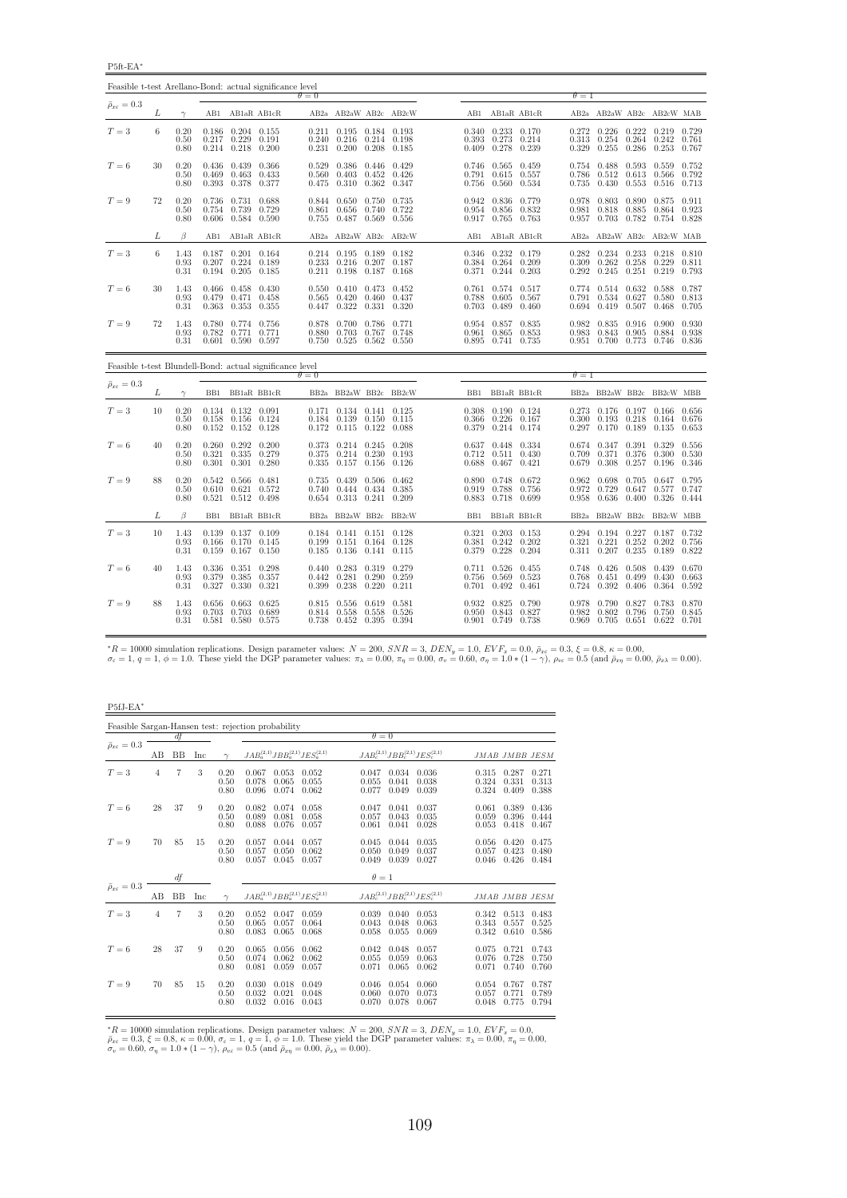P5ft-EA*

Feasible t-test Arellano-Bond: actual significance level

| $\bar{\rho}_{x\varepsilon}=0.3$ | $L$ | $\gamma$ | AB1 | AB1aR | AB1cR | AB2a | AB2aW | AB2c | AB2cW | AB1 | AB1aR | AB1cR | AB2a | AB2aW | AB2c | AB2cW | MAB |
|---|---|---|---|---|---|---|---|---|---|---|---|---|---|---|---|---|---|
| | | | $\theta=0$ | | | | | | | $\theta=1$ | | | | | | | |
| $T=3$ | 6 | 0.20 | 0.186 | 0.204 | 0.155 | 0.211 | 0.195 | 0.184 | 0.193 | 0.340 | 0.233 | 0.170 | 0.272 | 0.226 | 0.222 | 0.219 | 0.729 |
| | | 0.50 | 0.217 | 0.229 | 0.191 | 0.240 | 0.216 | 0.214 | 0.198 | 0.393 | 0.273 | 0.214 | 0.313 | 0.254 | 0.264 | 0.242 | 0.761 |
| | | 0.80 | 0.214 | 0.218 | 0.200 | 0.231 | 0.200 | 0.208 | 0.185 | 0.409 | 0.278 | 0.239 | 0.329 | 0.255 | 0.286 | 0.253 | 0.767 |
| $T=6$ | 30 | 0.20 | 0.436 | 0.439 | 0.366 | 0.529 | 0.386 | 0.446 | 0.429 | 0.746 | 0.565 | 0.459 | 0.754 | 0.488 | 0.593 | 0.559 | 0.752 |
| | | 0.50 | 0.469 | 0.463 | 0.433 | 0.560 | 0.403 | 0.452 | 0.426 | 0.791 | 0.615 | 0.557 | 0.786 | 0.512 | 0.613 | 0.566 | 0.792 |
| | | 0.80 | 0.393 | 0.378 | 0.377 | 0.475 | 0.310 | 0.362 | 0.347 | 0.756 | 0.560 | 0.534 | 0.735 | 0.430 | 0.553 | 0.516 | 0.713 |
| $T=9$ | 72 | 0.20 | 0.736 | 0.731 | 0.688 | 0.844 | 0.650 | 0.750 | 0.735 | 0.942 | 0.836 | 0.779 | 0.978 | 0.803 | 0.890 | 0.875 | 0.911 |
| | | 0.50 | 0.754 | 0.739 | 0.729 | 0.861 | 0.656 | 0.740 | 0.722 | 0.954 | 0.856 | 0.832 | 0.981 | 0.818 | 0.885 | 0.864 | 0.923 |
| | | 0.80 | 0.606 | 0.584 | 0.590 | 0.755 | 0.487 | 0.569 | 0.556 | 0.917 | 0.765 | 0.763 | 0.957 | 0.703 | 0.782 | 0.754 | 0.828 |
| | $L$ | $\beta$ | AB1 | AB1aR | AB1cR | AB2a | AB2aW | AB2c | AB2cW | AB1 | AB1aR | AB1cR | AB2a | AB2aW | AB2c | AB2cW | MAB |
| $T=3$ | 6 | 1.43 | 0.187 | 0.201 | 0.164 | 0.214 | 0.195 | 0.189 | 0.182 | 0.346 | 0.232 | 0.179 | 0.282 | 0.234 | 0.233 | 0.218 | 0.810 |
| | | 0.93 | 0.207 | 0.224 | 0.189 | 0.233 | 0.216 | 0.207 | 0.187 | 0.384 | 0.264 | 0.209 | 0.309 | 0.262 | 0.258 | 0.229 | 0.811 |
| | | 0.31 | 0.194 | 0.205 | 0.185 | 0.211 | 0.198 | 0.187 | 0.168 | 0.371 | 0.244 | 0.203 | 0.292 | 0.245 | 0.251 | 0.219 | 0.793 |
| $T=6$ | 30 | 1.43 | 0.466 | 0.458 | 0.430 | 0.550 | 0.410 | 0.473 | 0.452 | 0.761 | 0.574 | 0.517 | 0.774 | 0.514 | 0.632 | 0.588 | 0.787 |
| | | 0.93 | 0.479 | 0.471 | 0.458 | 0.565 | 0.420 | 0.460 | 0.437 | 0.788 | 0.605 | 0.567 | 0.791 | 0.534 | 0.627 | 0.580 | 0.813 |
| | | 0.31 | 0.363 | 0.353 | 0.355 | 0.447 | 0.322 | 0.331 | 0.320 | 0.703 | 0.489 | 0.460 | 0.694 | 0.419 | 0.507 | 0.468 | 0.705 |
| $T=9$ | 72 | 1.43 | 0.780 | 0.774 | 0.756 | 0.878 | 0.700 | 0.786 | 0.771 | 0.954 | 0.857 | 0.835 | 0.982 | 0.835 | 0.916 | 0.900 | 0.930 |
| | | 0.93 | 0.782 | 0.771 | 0.771 | 0.880 | 0.703 | 0.767 | 0.748 | 0.961 | 0.865 | 0.853 | 0.983 | 0.843 | 0.905 | 0.884 | 0.938 |
| | | 0.31 | 0.601 | 0.590 | 0.597 | 0.750 | 0.525 | 0.562 | 0.550 | 0.895 | 0.741 | 0.735 | 0.951 | 0.700 | 0.773 | 0.746 | 0.836 |

Feasible t-test Blundell-Bond: actual significance level

| $\bar{\rho}_{x\varepsilon}=0.3$ | $L$ | $\gamma$ | BB1 | BB1aR | BB1cR | BB2a | BB2aW | BB2c | BB2cW | BB1 | BB1aR | BB1cR | BB2a | BB2aW | BB2c | BB2cW | MBB |
|---|---|---|---|---|---|---|---|---|---|---|---|---|---|---|---|---|---|
| | | | $\theta=0$ | | | | | | | $\theta=1$ | | | | | | | |
| $T=3$ | 10 | 0.20 | 0.134 | 0.132 | 0.091 | 0.171 | 0.134 | 0.141 | 0.125 | 0.308 | 0.190 | 0.124 | 0.273 | 0.176 | 0.197 | 0.166 | 0.656 |
| | | 0.50 | 0.158 | 0.156 | 0.124 | 0.184 | 0.139 | 0.150 | 0.115 | 0.366 | 0.226 | 0.167 | 0.300 | 0.193 | 0.218 | 0.164 | 0.676 |
| | | 0.80 | 0.152 | 0.152 | 0.128 | 0.172 | 0.115 | 0.122 | 0.088 | 0.379 | 0.214 | 0.174 | 0.297 | 0.170 | 0.189 | 0.135 | 0.653 |
| $T=6$ | 40 | 0.20 | 0.260 | 0.292 | 0.200 | 0.373 | 0.214 | 0.245 | 0.208 | 0.637 | 0.448 | 0.334 | 0.674 | 0.347 | 0.391 | 0.329 | 0.556 |
| | | 0.50 | 0.321 | 0.335 | 0.279 | 0.375 | 0.214 | 0.230 | 0.193 | 0.712 | 0.511 | 0.430 | 0.709 | 0.371 | 0.376 | 0.300 | 0.530 |
| | | 0.80 | 0.301 | 0.301 | 0.280 | 0.335 | 0.157 | 0.156 | 0.126 | 0.688 | 0.467 | 0.421 | 0.679 | 0.308 | 0.257 | 0.196 | 0.346 |
| $T=9$ | 88 | 0.20 | 0.542 | 0.566 | 0.481 | 0.735 | 0.439 | 0.506 | 0.462 | 0.890 | 0.748 | 0.672 | 0.962 | 0.698 | 0.705 | 0.647 | 0.795 |
| | | 0.50 | 0.610 | 0.621 | 0.572 | 0.740 | 0.444 | 0.434 | 0.385 | 0.919 | 0.788 | 0.756 | 0.972 | 0.729 | 0.647 | 0.577 | 0.747 |
| | | 0.80 | 0.521 | 0.512 | 0.498 | 0.654 | 0.313 | 0.241 | 0.209 | 0.883 | 0.718 | 0.699 | 0.958 | 0.636 | 0.400 | 0.326 | 0.444 |
| | $L$ | $\beta$ | BB1 | BB1aR | BB1cR | BB2a | BB2aW | BB2c | BB2cW | BB1 | BB1aR | BB1cR | BB2a | BB2aW | BB2c | BB2cW | MBB |
| $T=3$ | 10 | 1.43 | 0.139 | 0.137 | 0.109 | 0.184 | 0.141 | 0.151 | 0.128 | 0.321 | 0.203 | 0.153 | 0.294 | 0.194 | 0.227 | 0.187 | 0.732 |
| | | 0.93 | 0.166 | 0.170 | 0.145 | 0.199 | 0.151 | 0.164 | 0.128 | 0.381 | 0.242 | 0.202 | 0.321 | 0.221 | 0.252 | 0.202 | 0.756 |
| | | 0.31 | 0.159 | 0.167 | 0.150 | 0.185 | 0.136 | 0.141 | 0.115 | 0.379 | 0.228 | 0.204 | 0.311 | 0.207 | 0.235 | 0.189 | 0.822 |
| $T=6$ | 40 | 1.43 | 0.336 | 0.351 | 0.298 | 0.440 | 0.283 | 0.319 | 0.279 | 0.711 | 0.526 | 0.455 | 0.748 | 0.426 | 0.508 | 0.439 | 0.670 |
| | | 0.93 | 0.379 | 0.385 | 0.357 | 0.442 | 0.281 | 0.290 | 0.259 | 0.756 | 0.569 | 0.523 | 0.768 | 0.451 | 0.499 | 0.430 | 0.663 |
| | | 0.31 | 0.327 | 0.330 | 0.321 | 0.399 | 0.238 | 0.220 | 0.211 | 0.701 | 0.492 | 0.461 | 0.724 | 0.392 | 0.406 | 0.364 | 0.592 |
| $T=9$ | 88 | 1.43 | 0.656 | 0.663 | 0.625 | 0.815 | 0.556 | 0.619 | 0.581 | 0.932 | 0.825 | 0.790 | 0.978 | 0.790 | 0.827 | 0.783 | 0.870 |
| | | 0.93 | 0.703 | 0.703 | 0.689 | 0.814 | 0.558 | 0.558 | 0.526 | 0.950 | 0.843 | 0.827 | 0.982 | 0.802 | 0.796 | 0.750 | 0.845 |
| | | 0.31 | 0.581 | 0.580 | 0.575 | 0.738 | 0.452 | 0.395 | 0.394 | 0.901 | 0.749 | 0.738 | 0.969 | 0.705 | 0.651 | 0.622 | 0.701 |

$^*R=10000$ simulation replications. Design parameter values: $N=200$, $SNR=3$, $DEN_y=1.0$, $EVF_x=0.0$, $\bar{\rho}_{x\varepsilon}=0.3$, $\xi=0.8$, $\kappa=0.00$, $\sigma_\varepsilon=1$, $q=1$, $\phi=1.0$. These yield the DGP parameter values: $\pi_\lambda=0.00$, $\pi_\eta=0.00$, $\sigma_v=0.60$, $\sigma_\eta=1.0*(1-\gamma)$, $\rho_{v\varepsilon}=0.5$ (and $\bar{\rho}_{x\eta}=0.00$, $\bar{\rho}_{x\lambda}=0.00$).

P5fJ-EA*

Feasible Sargan-Hansen test: rejection probability

| $\bar{\rho}_{x\varepsilon}=0.3$ | AB | BB | Inc | $\gamma$ | $JAB_a^{(2,1)}$ | $JBB_a^{(2,1)}$ | $JES_a^{(2,1)}$ | $JAB_c^{(2,1)}$ | $JBB_c^{(2,1)}$ | $JES_c^{(2,1)}$ | $JMAB$ | $JMBB$ | $JESM$ |
|---|---|---|---|---|---|---|---|---|---|---|---|---|---|
| | $df$ | | | | $\theta=0$ | | | | | | | | |
| $T=3$ | 4 | 7 | 3 | 0.20 | 0.067 | 0.053 | 0.052 | 0.047 | 0.034 | 0.036 | 0.315 | 0.287 | 0.271 |
| | | | | 0.50 | 0.078 | 0.065 | 0.055 | 0.055 | 0.041 | 0.038 | 0.324 | 0.331 | 0.313 |
| | | | | 0.80 | 0.096 | 0.074 | 0.062 | 0.077 | 0.049 | 0.039 | 0.324 | 0.409 | 0.388 |
| $T=6$ | 28 | 37 | 9 | 0.20 | 0.082 | 0.074 | 0.058 | 0.047 | 0.041 | 0.037 | 0.061 | 0.389 | 0.436 |
| | | | | 0.50 | 0.089 | 0.081 | 0.058 | 0.057 | 0.043 | 0.035 | 0.059 | 0.396 | 0.444 |
| | | | | 0.80 | 0.088 | 0.076 | 0.057 | 0.061 | 0.041 | 0.028 | 0.053 | 0.418 | 0.467 |
| $T=9$ | 70 | 85 | 15 | 0.20 | 0.057 | 0.044 | 0.057 | 0.045 | 0.044 | 0.035 | 0.056 | 0.420 | 0.475 |
| | | | | 0.50 | 0.057 | 0.050 | 0.062 | 0.050 | 0.049 | 0.037 | 0.057 | 0.423 | 0.480 |
| | | | | 0.80 | 0.057 | 0.045 | 0.057 | 0.049 | 0.039 | 0.027 | 0.046 | 0.426 | 0.484 |
| | $df$ | | | | $\theta=1$ | | | | | | | | |
| | AB | BB | Inc | $\gamma$ | $JAB_a^{(2,1)}$ | $JBB_a^{(2,1)}$ | $JES_a^{(2,1)}$ | $JAB_c^{(2,1)}$ | $JBB_c^{(2,1)}$ | $JES_c^{(2,1)}$ | $JMAB$ | $JMBB$ | $JESM$ |
| $T=3$ | 4 | 7 | 3 | 0.20 | 0.052 | 0.047 | 0.059 | 0.039 | 0.040 | 0.053 | 0.342 | 0.513 | 0.483 |
| | | | | 0.50 | 0.065 | 0.057 | 0.064 | 0.043 | 0.048 | 0.063 | 0.343 | 0.557 | 0.525 |
| | | | | 0.80 | 0.083 | 0.065 | 0.068 | 0.058 | 0.055 | 0.069 | 0.342 | 0.610 | 0.586 |
| $T=6$ | 28 | 37 | 9 | 0.20 | 0.065 | 0.056 | 0.062 | 0.042 | 0.048 | 0.057 | 0.075 | 0.721 | 0.743 |
| | | | | 0.50 | 0.074 | 0.062 | 0.062 | 0.055 | 0.059 | 0.063 | 0.076 | 0.728 | 0.750 |
| | | | | 0.80 | 0.081 | 0.059 | 0.057 | 0.071 | 0.065 | 0.062 | 0.071 | 0.740 | 0.760 |
| $T=9$ | 70 | 85 | 15 | 0.20 | 0.030 | 0.018 | 0.049 | 0.046 | 0.054 | 0.060 | 0.054 | 0.767 | 0.787 |
| | | | | 0.50 | 0.032 | 0.021 | 0.048 | 0.060 | 0.070 | 0.073 | 0.057 | 0.771 | 0.789 |
| | | | | 0.80 | 0.032 | 0.016 | 0.043 | 0.070 | 0.078 | 0.067 | 0.048 | 0.775 | 0.794 |

$^*R=10000$ simulation replications. Design parameter values: $N=200$, $SNR=3$, $DEN_y=1.0$, $EVF_x=0.0$, $\bar{\rho}_{x\varepsilon}=0.3$, $\xi=0.8$, $\kappa=0.00$, $\sigma_\varepsilon=1$, $q=1$, $\phi=1.0$. These yield the DGP parameter values: $\pi_\lambda=0.00$, $\pi_\eta=0.00$, $\sigma_v=0.60$, $\sigma_\eta=1.0*(1-\gamma)$, $\rho_{v\varepsilon}=0.5$ (and $\bar{\rho}_{x\eta}=0.00$, $\bar{\rho}_{x\lambda}=0.00$).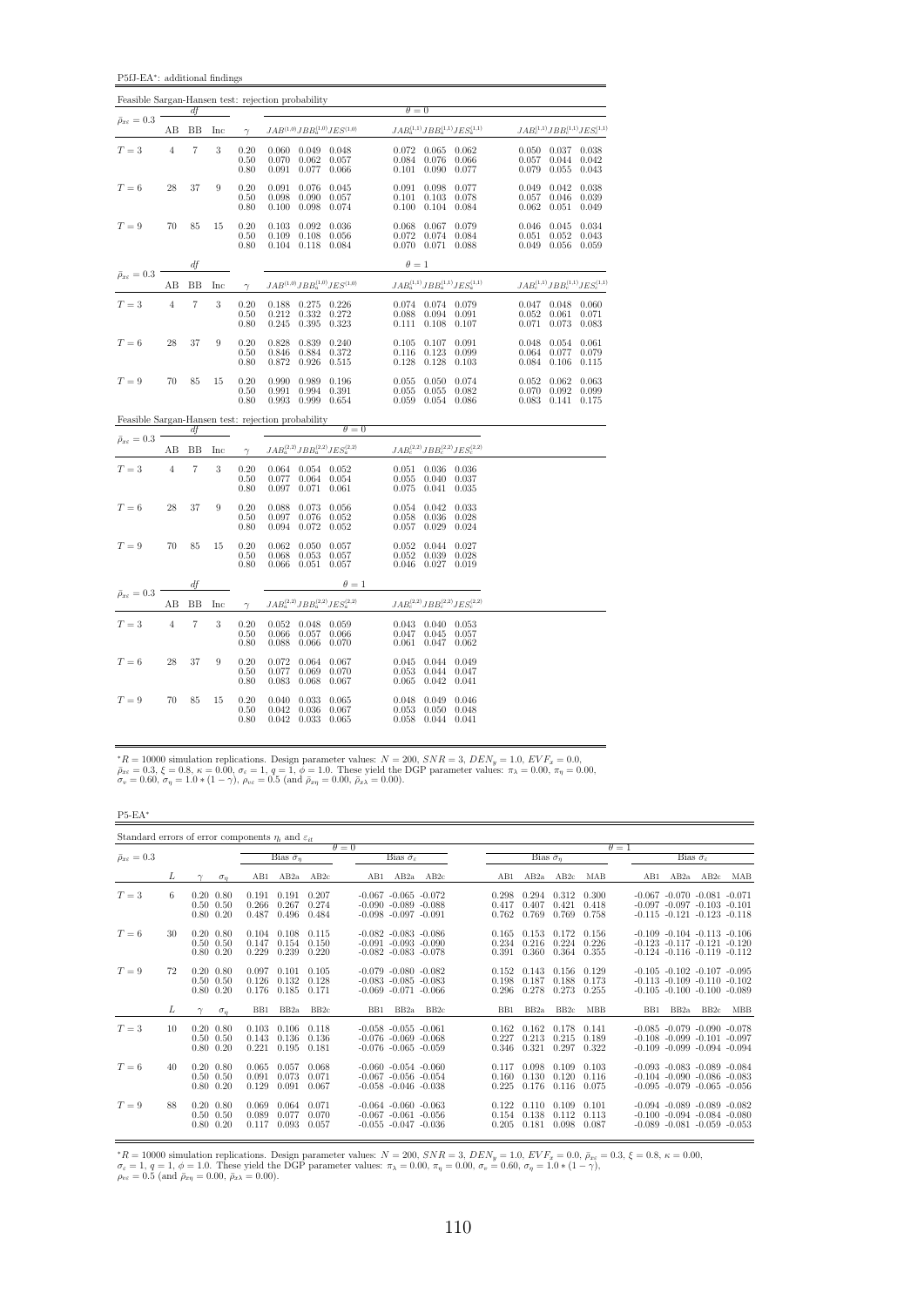P5fJ-EA*: additional findings

Feasible Sargan-Hansen test: rejection probability

| $\bar{\rho}_{x\varepsilon}=0.3$ | df | | | | $\theta=0$ | | | | | | | | |
|---|---|---|---|---|---|---|---|---|---|---|---|---|---|
| | AB | BB | Inc | $\gamma$ | $JAB^{(1,0)}$ | $JBB_a^{(1,0)}$ | $JES^{(1,0)}$ | $JAB_a^{(1,1)}$ | $JBB_a^{(1,1)}$ | $JES_a^{(1,1)}$ | $JAB_c^{(1,1)}$ | $JBB_c^{(1,1)}$ | $JES_c^{(1,1)}$ |
| $T=3$ | 4 | 7 | 3 | 0.20 | 0.060 | 0.049 | 0.048 | 0.072 | 0.065 | 0.062 | 0.050 | 0.037 | 0.038 |
| | | | | 0.50 | 0.070 | 0.062 | 0.057 | 0.084 | 0.076 | 0.066 | 0.057 | 0.044 | 0.042 |
| | | | | 0.80 | 0.091 | 0.077 | 0.066 | 0.101 | 0.090 | 0.077 | 0.079 | 0.055 | 0.043 |
| $T=6$ | 28 | 37 | 9 | 0.20 | 0.091 | 0.076 | 0.045 | 0.091 | 0.098 | 0.077 | 0.049 | 0.042 | 0.038 |
| | | | | 0.50 | 0.098 | 0.090 | 0.057 | 0.101 | 0.103 | 0.078 | 0.057 | 0.046 | 0.039 |
| | | | | 0.80 | 0.100 | 0.098 | 0.074 | 0.100 | 0.104 | 0.084 | 0.062 | 0.051 | 0.049 |
| $T=9$ | 70 | 85 | 15 | 0.20 | 0.103 | 0.092 | 0.036 | 0.068 | 0.067 | 0.079 | 0.046 | 0.045 | 0.034 |
| | | | | 0.50 | 0.109 | 0.108 | 0.056 | 0.072 | 0.074 | 0.084 | 0.051 | 0.052 | 0.043 |
| | | | | 0.80 | 0.104 | 0.118 | 0.084 | 0.070 | 0.071 | 0.088 | 0.049 | 0.056 | 0.059 |
| $\bar{\rho}_{x\varepsilon}=0.3$ | df | | | | $\theta=1$ | | | | | | | | |
| | AB | BB | Inc | $\gamma$ | $JAB^{(1,0)}$ | $JBB_a^{(1,0)}$ | $JES^{(1,0)}$ | $JAB_a^{(1,1)}$ | $JBB_a^{(1,1)}$ | $JES_a^{(1,1)}$ | $JAB_c^{(1,1)}$ | $JBB_c^{(1,1)}$ | $JES_c^{(1,1)}$ |
| $T=3$ | 4 | 7 | 3 | 0.20 | 0.188 | 0.275 | 0.226 | 0.074 | 0.074 | 0.079 | 0.047 | 0.048 | 0.060 |
| | | | | 0.50 | 0.212 | 0.332 | 0.272 | 0.088 | 0.094 | 0.091 | 0.052 | 0.061 | 0.071 |
| | | | | 0.80 | 0.245 | 0.395 | 0.323 | 0.111 | 0.108 | 0.107 | 0.071 | 0.073 | 0.083 |
| $T=6$ | 28 | 37 | 9 | 0.20 | 0.828 | 0.839 | 0.240 | 0.105 | 0.107 | 0.091 | 0.048 | 0.054 | 0.061 |
| | | | | 0.50 | 0.846 | 0.884 | 0.372 | 0.116 | 0.123 | 0.099 | 0.064 | 0.077 | 0.079 |
| | | | | 0.80 | 0.872 | 0.926 | 0.515 | 0.128 | 0.128 | 0.103 | 0.084 | 0.106 | 0.115 |
| $T=9$ | 70 | 85 | 15 | 0.20 | 0.990 | 0.989 | 0.196 | 0.055 | 0.050 | 0.074 | 0.052 | 0.062 | 0.063 |
| | | | | 0.50 | 0.991 | 0.994 | 0.391 | 0.055 | 0.055 | 0.082 | 0.070 | 0.092 | 0.099 |
| | | | | 0.80 | 0.993 | 0.999 | 0.654 | 0.059 | 0.054 | 0.086 | 0.083 | 0.141 | 0.175 |

Feasible Sargan-Hansen test: rejection probability

| $\bar{\rho}_{x\varepsilon}=0.3$ | df | | | | $\theta=0$ | | | | | |
|---|---|---|---|---|---|---|---|---|---|---|
| | AB | BB | Inc | $\gamma$ | $JAB_a^{(2,2)}$ | $JBB_a^{(2,2)}$ | $JES_a^{(2,2)}$ | $JAB_c^{(2,2)}$ | $JBB_c^{(2,2)}$ | $JES_c^{(2,2)}$ |
| $T=3$ | 4 | 7 | 3 | 0.20 | 0.064 | 0.054 | 0.052 | 0.051 | 0.036 | 0.036 |
| | | | | 0.50 | 0.077 | 0.064 | 0.054 | 0.055 | 0.040 | 0.037 |
| | | | | 0.80 | 0.097 | 0.071 | 0.061 | 0.075 | 0.041 | 0.035 |
| $T=6$ | 28 | 37 | 9 | 0.20 | 0.088 | 0.073 | 0.056 | 0.054 | 0.042 | 0.033 |
| | | | | 0.50 | 0.097 | 0.076 | 0.052 | 0.058 | 0.036 | 0.028 |
| | | | | 0.80 | 0.094 | 0.072 | 0.052 | 0.057 | 0.029 | 0.024 |
| $T=9$ | 70 | 85 | 15 | 0.20 | 0.062 | 0.050 | 0.057 | 0.052 | 0.044 | 0.027 |
| | | | | 0.50 | 0.068 | 0.053 | 0.057 | 0.052 | 0.039 | 0.028 |
| | | | | 0.80 | 0.066 | 0.051 | 0.057 | 0.046 | 0.027 | 0.019 |
| $\bar{\rho}_{x\varepsilon}=0.3$ | df | | | | $\theta=1$ | | | | | |
| | AB | BB | Inc | $\gamma$ | $JAB_a^{(2,2)}$ | $JBB_a^{(2,2)}$ | $JES_a^{(2,2)}$ | $JAB_c^{(2,2)}$ | $JBB_c^{(2,2)}$ | $JES_c^{(2,2)}$ |
| $T=3$ | 4 | 7 | 3 | 0.20 | 0.052 | 0.048 | 0.059 | 0.043 | 0.040 | 0.053 |
| | | | | 0.50 | 0.066 | 0.057 | 0.066 | 0.047 | 0.045 | 0.057 |
| | | | | 0.80 | 0.088 | 0.066 | 0.070 | 0.061 | 0.047 | 0.062 |
| $T=6$ | 28 | 37 | 9 | 0.20 | 0.072 | 0.064 | 0.067 | 0.045 | 0.044 | 0.049 |
| | | | | 0.50 | 0.077 | 0.069 | 0.070 | 0.053 | 0.044 | 0.047 |
| | | | | 0.80 | 0.083 | 0.068 | 0.067 | 0.065 | 0.042 | 0.041 |
| $T=9$ | 70 | 85 | 15 | 0.20 | 0.040 | 0.033 | 0.065 | 0.048 | 0.049 | 0.046 |
| | | | | 0.50 | 0.042 | 0.036 | 0.067 | 0.053 | 0.050 | 0.048 |
| | | | | 0.80 | 0.042 | 0.033 | 0.065 | 0.058 | 0.044 | 0.041 |

$^*R=10000$ simulation replications. Design parameter values: $N=200$, $SNR=3$, $DEN_y=1.0$, $EVF_x=0.0$, $\bar{\rho}_{x\varepsilon}=0.3$, $\xi=0.8$, $\kappa=0.00$, $\sigma_\varepsilon=1$, $q=1$, $\phi=1.0$. These yield the DGP parameter values: $\pi_\lambda=0.00$, $\pi_\eta=0.00$, $\sigma_v=0.60$, $\sigma_\eta=1.0*(1-\gamma)$, $\rho_{v\varepsilon}=0.5$ (and $\bar{\rho}_{x\eta}=0.00$, $\bar{\rho}_{x\lambda}=0.00$).

P5-EA*

Standard errors of error components $\eta_i$ and $\varepsilon_{it}$

| $\bar{\rho}_{x\varepsilon}=0.3$ | | | | $\theta=0$ | | | | | | $\theta=1$ | | | | | | | |
|---|---|---|---|---|---|---|---|---|---|---|---|---|---|---|---|---|---|
| | | | | Bias $\hat{\sigma}_\eta$ | | | Bias $\hat{\sigma}_\varepsilon$ | | | Bias $\hat{\sigma}_\eta$ | | | | Bias $\hat{\sigma}_\varepsilon$ | | | |
| | $L$ | $\gamma$ | $\sigma_\eta$ | AB1 | AB2a | AB2c | AB1 | AB2a | AB2c | AB1 | AB2a | AB2c | MAB | AB1 | AB2a | AB2c | MAB |
| $T=3$ | 6 | 0.20 | 0.80 | 0.191 | 0.191 | 0.207 | -0.067 | -0.065 | -0.072 | 0.298 | 0.294 | 0.312 | 0.300 | -0.067 | -0.070 | -0.081 | -0.071 |
| | | 0.50 | 0.50 | 0.266 | 0.267 | 0.274 | -0.090 | -0.089 | -0.088 | 0.417 | 0.407 | 0.421 | 0.418 | -0.097 | -0.097 | -0.103 | -0.101 |
| | | 0.80 | 0.20 | 0.487 | 0.496 | 0.484 | -0.098 | -0.097 | -0.091 | 0.762 | 0.769 | 0.769 | 0.758 | -0.115 | -0.121 | -0.123 | -0.118 |
| $T=6$ | 30 | 0.20 | 0.80 | 0.104 | 0.108 | 0.115 | -0.082 | -0.083 | -0.086 | 0.165 | 0.153 | 0.172 | 0.156 | -0.109 | -0.104 | -0.113 | -0.106 |
| | | 0.50 | 0.50 | 0.147 | 0.154 | 0.150 | -0.091 | -0.093 | -0.090 | 0.234 | 0.216 | 0.224 | 0.226 | -0.123 | -0.117 | -0.121 | -0.120 |
| | | 0.80 | 0.20 | 0.229 | 0.239 | 0.220 | -0.082 | -0.083 | -0.078 | 0.391 | 0.360 | 0.364 | 0.355 | -0.124 | -0.116 | -0.119 | -0.112 |
| $T=9$ | 72 | 0.20 | 0.80 | 0.097 | 0.101 | 0.105 | -0.079 | -0.080 | -0.082 | 0.152 | 0.143 | 0.156 | 0.129 | -0.105 | -0.102 | -0.107 | -0.095 |
| | | 0.50 | 0.50 | 0.126 | 0.132 | 0.128 | -0.083 | -0.085 | -0.083 | 0.198 | 0.187 | 0.188 | 0.173 | -0.113 | -0.109 | -0.110 | -0.102 |
| | | 0.80 | 0.20 | 0.176 | 0.185 | 0.171 | -0.069 | -0.071 | -0.066 | 0.296 | 0.278 | 0.273 | 0.255 | -0.105 | -0.100 | -0.100 | -0.089 |
| | $L$ | $\gamma$ | $\sigma_\eta$ | BB1 | BB2a | BB2c | BB1 | BB2a | BB2c | BB1 | BB2a | BB2c | MBB | BB1 | BB2a | BB2c | MBB |
| $T=3$ | 10 | 0.20 | 0.80 | 0.103 | 0.106 | 0.118 | -0.058 | -0.055 | -0.061 | 0.162 | 0.162 | 0.178 | 0.141 | -0.085 | -0.079 | -0.090 | -0.078 |
| | | 0.50 | 0.50 | 0.143 | 0.136 | 0.136 | -0.076 | -0.069 | -0.068 | 0.227 | 0.213 | 0.215 | 0.189 | -0.108 | -0.099 | -0.101 | -0.097 |
| | | 0.80 | 0.20 | 0.221 | 0.195 | 0.181 | -0.076 | -0.065 | -0.059 | 0.346 | 0.321 | 0.297 | 0.322 | -0.109 | -0.099 | -0.094 | -0.094 |
| $T=6$ | 40 | 0.20 | 0.80 | 0.065 | 0.057 | 0.068 | -0.060 | -0.054 | -0.060 | 0.117 | 0.098 | 0.109 | 0.103 | -0.093 | -0.083 | -0.089 | -0.084 |
| | | 0.50 | 0.50 | 0.091 | 0.073 | 0.071 | -0.067 | -0.056 | -0.054 | 0.160 | 0.130 | 0.120 | 0.116 | -0.104 | -0.090 | -0.086 | -0.083 |
| | | 0.80 | 0.20 | 0.129 | 0.091 | 0.067 | -0.058 | -0.046 | -0.038 | 0.225 | 0.176 | 0.116 | 0.075 | -0.095 | -0.079 | -0.065 | -0.056 |
| $T=9$ | 88 | 0.20 | 0.80 | 0.069 | 0.064 | 0.071 | -0.064 | -0.060 | -0.063 | 0.122 | 0.110 | 0.109 | 0.101 | -0.094 | -0.089 | -0.089 | -0.082 |
| | | 0.50 | 0.50 | 0.089 | 0.077 | 0.070 | -0.067 | -0.061 | -0.056 | 0.154 | 0.138 | 0.112 | 0.113 | -0.100 | -0.094 | -0.084 | -0.080 |
| | | 0.80 | 0.20 | 0.117 | 0.093 | 0.057 | -0.055 | -0.047 | -0.036 | 0.205 | 0.181 | 0.098 | 0.087 | -0.089 | -0.081 | -0.059 | -0.053 |

$^*R=10000$ simulation replications. Design parameter values: $N=200$, $SNR=3$, $DEN_y=1.0$, $EVF_x=0.0$, $\bar{\rho}_{x\varepsilon}=0.3$, $\xi=0.8$, $\kappa=0.00$, $\sigma_\varepsilon=1$, $q=1$, $\phi=1.0$. These yield the DGP parameter values: $\pi_\lambda=0.00$, $\pi_\eta=0.00$, $\sigma_v=0.60$, $\sigma_\eta=1.0*(1-\gamma)$, $\rho_{v\varepsilon}=0.5$ (and $\bar{\rho}_{x\eta}=0.00$, $\bar{\rho}_{x\lambda}=0.00$).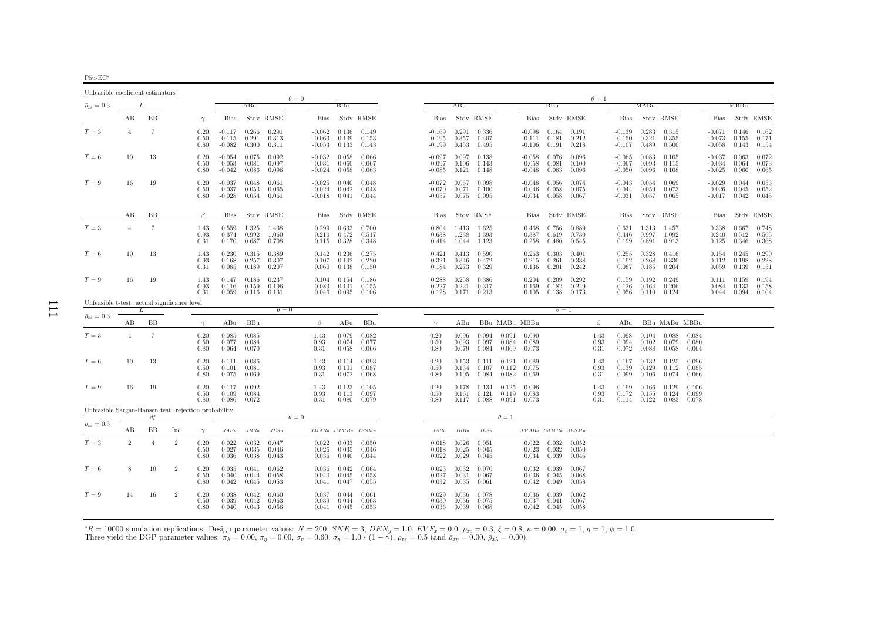P5u-EC*

Unfeasible coefficient estimators

| $\bar{\rho}_{x\varepsilon}=0.3$ | L | | | $\theta=0$ | | | | | | $\theta=1$ | | | | | | | | | | | |
|---|---|---|---|---|---|---|---|---|---|---|---|---|---|---|---|---|---|---|---|---|---|
| | | | | ABu | | | BBu | | | ABu | | | BBu | | | MABu | | | MBBu | | |
| | AB | BB | $\gamma$ | Bias | Stdv | RMSE | Bias | Stdv | RMSE | Bias | Stdv | RMSE | Bias | Stdv | RMSE | Bias | Stdv | RMSE | Bias | Stdv | RMSE |
| $T=3$ | 4 | 7 | 0.20 | -0.117 | 0.266 | 0.291 | -0.062 | 0.136 | 0.149 | -0.169 | 0.291 | 0.336 | -0.098 | 0.164 | 0.191 | -0.139 | 0.283 | 0.315 | -0.071 | 0.146 | 0.162 |
| | | | 0.50 | -0.115 | 0.291 | 0.313 | -0.063 | 0.139 | 0.153 | -0.195 | 0.357 | 0.407 | -0.111 | 0.181 | 0.212 | -0.150 | 0.321 | 0.355 | -0.073 | 0.155 | 0.171 |
| | | | 0.80 | -0.082 | 0.300 | 0.311 | -0.053 | 0.133 | 0.143 | -0.199 | 0.453 | 0.495 | -0.106 | 0.191 | 0.218 | -0.107 | 0.489 | 0.500 | -0.058 | 0.143 | 0.154 |
| $T=6$ | 10 | 13 | 0.20 | -0.054 | 0.075 | 0.092 | -0.032 | 0.058 | 0.066 | -0.097 | 0.097 | 0.138 | -0.058 | 0.076 | 0.096 | -0.065 | 0.083 | 0.105 | -0.037 | 0.063 | 0.072 |
| | | | 0.50 | -0.053 | 0.081 | 0.097 | -0.031 | 0.060 | 0.067 | -0.097 | 0.106 | 0.143 | -0.058 | 0.081 | 0.100 | -0.067 | 0.093 | 0.115 | -0.034 | 0.064 | 0.073 |
| | | | 0.80 | -0.042 | 0.086 | 0.096 | -0.024 | 0.058 | 0.063 | -0.085 | 0.121 | 0.148 | -0.048 | 0.083 | 0.096 | -0.050 | 0.096 | 0.108 | -0.025 | 0.060 | 0.065 |
| $T=9$ | 16 | 19 | 0.20 | -0.037 | 0.048 | 0.061 | -0.025 | 0.040 | 0.048 | -0.072 | 0.067 | 0.098 | -0.048 | 0.056 | 0.074 | -0.043 | 0.054 | 0.069 | -0.029 | 0.044 | 0.053 |
| | | | 0.50 | -0.037 | 0.053 | 0.065 | -0.024 | 0.042 | 0.048 | -0.070 | 0.071 | 0.100 | -0.046 | 0.058 | 0.075 | -0.044 | 0.059 | 0.073 | -0.026 | 0.045 | 0.052 |
| | | | 0.80 | -0.028 | 0.054 | 0.061 | -0.018 | 0.041 | 0.044 | -0.057 | 0.075 | 0.095 | -0.034 | 0.058 | 0.067 | -0.031 | 0.057 | 0.065 | -0.017 | 0.042 | 0.045 |
| | AB | BB | $\beta$ | Bias | Stdv | RMSE | Bias | Stdv | RMSE | Bias | Stdv | RMSE | Bias | Stdv | RMSE | Bias | Stdv | RMSE | Bias | Stdv | RMSE |
| $T=3$ | 4 | 7 | 1.43 | 0.559 | 1.325 | 1.438 | 0.299 | 0.633 | 0.700 | 0.804 | 1.413 | 1.625 | 0.468 | 0.756 | 0.889 | 0.631 | 1.313 | 1.457 | 0.338 | 0.667 | 0.748 |
| | | | 0.93 | 0.374 | 0.992 | 1.060 | 0.210 | 0.472 | 0.517 | 0.638 | 1.238 | 1.393 | 0.387 | 0.619 | 0.730 | 0.446 | 0.997 | 1.092 | 0.240 | 0.512 | 0.565 |
| | | | 0.31 | 0.170 | 0.687 | 0.708 | 0.115 | 0.328 | 0.348 | 0.414 | 1.044 | 1.123 | 0.258 | 0.480 | 0.545 | 0.199 | 0.891 | 0.913 | 0.125 | 0.346 | 0.368 |
| $T=6$ | 10 | 13 | 1.43 | 0.230 | 0.315 | 0.389 | 0.142 | 0.236 | 0.275 | 0.421 | 0.413 | 0.590 | 0.263 | 0.303 | 0.401 | 0.255 | 0.328 | 0.416 | 0.154 | 0.245 | 0.290 |
| | | | 0.93 | 0.168 | 0.257 | 0.307 | 0.107 | 0.192 | 0.220 | 0.321 | 0.346 | 0.472 | 0.215 | 0.261 | 0.338 | 0.192 | 0.268 | 0.330 | 0.112 | 0.198 | 0.228 |
| | | | 0.31 | 0.085 | 0.189 | 0.207 | 0.060 | 0.138 | 0.150 | 0.184 | 0.273 | 0.329 | 0.136 | 0.201 | 0.242 | 0.087 | 0.185 | 0.204 | 0.059 | 0.139 | 0.151 |
| $T=9$ | 16 | 19 | 1.43 | 0.147 | 0.186 | 0.237 | 0.104 | 0.154 | 0.186 | 0.288 | 0.258 | 0.386 | 0.204 | 0.209 | 0.292 | 0.159 | 0.192 | 0.249 | 0.111 | 0.159 | 0.194 |
| | | | 0.93 | 0.116 | 0.159 | 0.196 | 0.083 | 0.131 | 0.155 | 0.227 | 0.221 | 0.317 | 0.169 | 0.182 | 0.249 | 0.126 | 0.164 | 0.206 | 0.084 | 0.133 | 0.158 |
| | | | 0.31 | 0.059 | 0.116 | 0.131 | 0.046 | 0.095 | 0.106 | 0.128 | 0.171 | 0.213 | 0.105 | 0.138 | 0.173 | 0.056 | 0.110 | 0.124 | 0.044 | 0.094 | 0.104 |

Unfeasible t-test: actual significance level

| $\bar{\rho}_{x\varepsilon}=0.3$ | L | | $\theta=0$ | | | | | | $\theta=1$ | | | | | | | | | |
|---|---|---|---|---|---|---|---|---|---|---|---|---|---|---|---|---|---|---|
| | AB | BB | $\gamma$ | ABu | BBu | $\beta$ | ABu | BBu | $\gamma$ | ABu | BBu | MABu | MBBu | $\beta$ | ABu | BBu | MABu | MBBu |
| $T=3$ | 4 | 7 | 0.20 | 0.085 | 0.085 | 1.43 | 0.079 | 0.082 | 0.20 | 0.096 | 0.094 | 0.091 | 0.090 | 1.43 | 0.098 | 0.104 | 0.088 | 0.084 |
| | | | 0.50 | 0.077 | 0.084 | 0.93 | 0.074 | 0.077 | 0.50 | 0.093 | 0.097 | 0.084 | 0.089 | 0.93 | 0.094 | 0.102 | 0.079 | 0.080 |
| | | | 0.80 | 0.064 | 0.070 | 0.31 | 0.058 | 0.066 | 0.80 | 0.079 | 0.084 | 0.069 | 0.073 | 0.31 | 0.072 | 0.088 | 0.058 | 0.064 |
| $T=6$ | 10 | 13 | 0.20 | 0.111 | 0.086 | 1.43 | 0.114 | 0.093 | 0.20 | 0.153 | 0.111 | 0.121 | 0.089 | 1.43 | 0.167 | 0.132 | 0.125 | 0.096 |
| | | | 0.50 | 0.101 | 0.081 | 0.93 | 0.101 | 0.087 | 0.50 | 0.134 | 0.107 | 0.112 | 0.075 | 0.93 | 0.139 | 0.129 | 0.112 | 0.085 |
| | | | 0.80 | 0.075 | 0.069 | 0.31 | 0.072 | 0.068 | 0.80 | 0.105 | 0.084 | 0.082 | 0.069 | 0.31 | 0.099 | 0.106 | 0.074 | 0.066 |
| $T=9$ | 16 | 19 | 0.20 | 0.117 | 0.092 | 1.43 | 0.123 | 0.105 | 0.20 | 0.178 | 0.134 | 0.125 | 0.096 | 1.43 | 0.199 | 0.166 | 0.129 | 0.106 |
| | | | 0.50 | 0.109 | 0.084 | 0.93 | 0.113 | 0.097 | 0.50 | 0.161 | 0.121 | 0.119 | 0.083 | 0.93 | 0.172 | 0.155 | 0.124 | 0.099 |
| | | | 0.80 | 0.086 | 0.072 | 0.31 | 0.080 | 0.079 | 0.80 | 0.117 | 0.088 | 0.091 | 0.073 | 0.31 | 0.114 | 0.122 | 0.083 | 0.078 |

Unfeasible Sargan-Hansen test: rejection probability

| $\bar{\rho}_{x\varepsilon}=0.3$ | df | | | $\theta=0$ | | | | | | $\theta=1$ | | | | | | |
|---|---|---|---|---|---|---|---|---|---|---|---|---|---|---|---|---|
| | AB | BB | Inc | $\gamma$ | $JABu$ | $JBBu$ | $JESu$ | $JMABu$ | $JMMBu$ | $JESMu$ | $JABu$ | $JBBu$ | $JESu$ | $JMABu$ | $JMMBu$ | $JESMu$ |
| $T=3$ | 2 | 4 | 2 | 0.20 | 0.022 | 0.032 | 0.047 | 0.022 | 0.033 | 0.050 | 0.018 | 0.026 | 0.051 | 0.022 | 0.032 | 0.052 |
| | | | | 0.50 | 0.027 | 0.035 | 0.046 | 0.026 | 0.035 | 0.046 | 0.018 | 0.025 | 0.045 | 0.023 | 0.032 | 0.050 |
| | | | | 0.80 | 0.036 | 0.038 | 0.043 | 0.036 | 0.040 | 0.044 | 0.022 | 0.029 | 0.045 | 0.034 | 0.039 | 0.046 |
| $T=6$ | 8 | 10 | 2 | 0.20 | 0.035 | 0.041 | 0.062 | 0.036 | 0.042 | 0.064 | 0.023 | 0.032 | 0.070 | 0.032 | 0.039 | 0.067 |
| | | | | 0.50 | 0.040 | 0.044 | 0.058 | 0.040 | 0.045 | 0.058 | 0.027 | 0.031 | 0.067 | 0.036 | 0.045 | 0.068 |
| | | | | 0.80 | 0.042 | 0.045 | 0.053 | 0.041 | 0.047 | 0.055 | 0.032 | 0.035 | 0.061 | 0.042 | 0.049 | 0.058 |
| $T=9$ | 14 | 16 | 2 | 0.20 | 0.038 | 0.042 | 0.060 | 0.037 | 0.044 | 0.061 | 0.029 | 0.036 | 0.078 | 0.036 | 0.039 | 0.062 |
| | | | | 0.50 | 0.039 | 0.042 | 0.063 | 0.039 | 0.044 | 0.063 | 0.030 | 0.036 | 0.075 | 0.037 | 0.041 | 0.067 |
| | | | | 0.80 | 0.040 | 0.043 | 0.056 | 0.041 | 0.045 | 0.053 | 0.036 | 0.039 | 0.068 | 0.042 | 0.045 | 0.058 |

*$R = 10000$ simulation replications. Design parameter values: $N = 200$, $SNR = 3$, $DEN_y = 1.0$, $EVF_x = 0.0$, $\bar{\rho}_{x\varepsilon} = 0.3$, $\xi = 0.8$, $\kappa = 0.00$, $\sigma_\varepsilon = 1$, $q = 1$, $\phi = 1.0$.
These yield the DGP parameter values: $\pi_\lambda = 0.00$, $\pi_\eta = 0.00$, $\sigma_v = 0.60$, $\sigma_\eta = 1.0 * (1 - \gamma)$, $\rho_{v\varepsilon} = 0.5$ (and $\bar{\rho}_{x\eta} = 0.00$, $\bar{\rho}_{x\lambda} = 0.00$).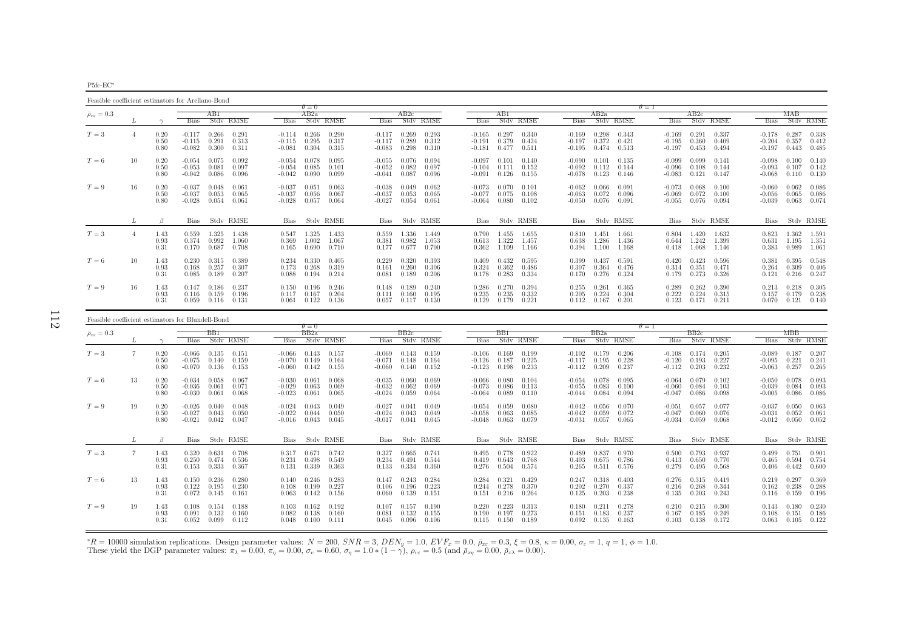P5fc-EC*

Feasible coefficient estimators for Arellano-Bond

| $\bar{\rho}_{x\varepsilon}=0.3$ | | | $\theta=0$ | | | | | | | | | $\theta=1$ | | | | | | | | | | | |
|---|---|---|---|---|---|---|---|---|---|---|---|---|---|---|---|---|---|---|---|---|---|---|---|
| | | | AB1 | | | AB2a | | | AB2c | | | AB1 | | | AB2a | | | AB2c | | | MAB | | |
| | $L$ | $\gamma$ | Bias | Stdv | RMSE | Bias | Stdv | RMSE | Bias | Stdv | RMSE | Bias | Stdv | RMSE | Bias | Stdv | RMSE | Bias | Stdv | RMSE | Bias | Stdv | RMSE |
| $T=3$ | 4 | 0.20 | -0.117 | 0.266 | 0.291 | -0.114 | 0.266 | 0.290 | -0.117 | 0.269 | 0.293 | -0.165 | 0.297 | 0.340 | -0.169 | 0.298 | 0.343 | -0.169 | 0.291 | 0.337 | -0.178 | 0.287 | 0.338 |
| | | 0.50 | -0.115 | 0.291 | 0.313 | -0.115 | 0.295 | 0.317 | -0.117 | 0.289 | 0.312 | -0.191 | 0.379 | 0.424 | -0.197 | 0.372 | 0.421 | -0.195 | 0.360 | 0.409 | -0.204 | 0.357 | 0.412 |
| | | 0.80 | -0.082 | 0.300 | 0.311 | -0.081 | 0.304 | 0.315 | -0.083 | 0.298 | 0.310 | -0.181 | 0.477 | 0.511 | -0.195 | 0.474 | 0.513 | -0.197 | 0.453 | 0.494 | -0.197 | 0.443 | 0.485 |
| $T=6$ | 10 | 0.20 | -0.054 | 0.075 | 0.092 | -0.054 | 0.078 | 0.095 | -0.055 | 0.076 | 0.094 | -0.097 | 0.101 | 0.140 | -0.090 | 0.101 | 0.135 | -0.099 | 0.099 | 0.141 | -0.098 | 0.100 | 0.140 |
| | | 0.50 | -0.053 | 0.081 | 0.097 | -0.054 | 0.085 | 0.101 | -0.052 | 0.082 | 0.097 | -0.104 | 0.111 | 0.152 | -0.092 | 0.112 | 0.144 | -0.096 | 0.108 | 0.144 | -0.093 | 0.107 | 0.142 |
| | | 0.80 | -0.042 | 0.086 | 0.096 | -0.042 | 0.090 | 0.099 | -0.041 | 0.087 | 0.096 | -0.091 | 0.126 | 0.155 | -0.078 | 0.123 | 0.146 | -0.083 | 0.121 | 0.147 | -0.068 | 0.110 | 0.130 |
| $T=9$ | 16 | 0.20 | -0.037 | 0.048 | 0.061 | -0.037 | 0.051 | 0.063 | -0.038 | 0.049 | 0.062 | -0.073 | 0.070 | 0.101 | -0.062 | 0.066 | 0.091 | -0.073 | 0.068 | 0.100 | -0.060 | 0.062 | 0.086 |
| | | 0.50 | -0.037 | 0.053 | 0.065 | -0.037 | 0.056 | 0.067 | -0.037 | 0.053 | 0.065 | -0.077 | 0.075 | 0.108 | -0.063 | 0.072 | 0.096 | -0.069 | 0.072 | 0.100 | -0.056 | 0.065 | 0.086 |
| | | 0.80 | -0.028 | 0.054 | 0.061 | -0.028 | 0.057 | 0.064 | -0.027 | 0.054 | 0.061 | -0.064 | 0.080 | 0.102 | -0.050 | 0.076 | 0.091 | -0.055 | 0.076 | 0.094 | -0.039 | 0.063 | 0.074 |
| | $L$ | $\beta$ | Bias | Stdv | RMSE | Bias | Stdv | RMSE | Bias | Stdv | RMSE | Bias | Stdv | RMSE | Bias | Stdv | RMSE | Bias | Stdv | RMSE | Bias | Stdv | RMSE |
| $T=3$ | 4 | 1.43 | 0.559 | 1.325 | 1.438 | 0.547 | 1.325 | 1.433 | 0.559 | 1.336 | 1.449 | 0.790 | 1.455 | 1.655 | 0.810 | 1.451 | 1.661 | 0.804 | 1.420 | 1.632 | 0.823 | 1.362 | 1.591 |
| | | 0.93 | 0.374 | 0.992 | 1.060 | 0.369 | 1.002 | 1.067 | 0.381 | 0.982 | 1.053 | 0.613 | 1.322 | 1.457 | 0.638 | 1.286 | 1.436 | 0.644 | 1.242 | 1.399 | 0.631 | 1.195 | 1.351 |
| | | 0.31 | 0.170 | 0.687 | 0.708 | 0.165 | 0.690 | 0.710 | 0.177 | 0.677 | 0.700 | 0.362 | 1.109 | 1.166 | 0.394 | 1.100 | 1.168 | 0.418 | 1.068 | 1.146 | 0.383 | 0.989 | 1.061 |
| $T=6$ | 10 | 1.43 | 0.230 | 0.315 | 0.389 | 0.234 | 0.330 | 0.405 | 0.229 | 0.320 | 0.393 | 0.409 | 0.432 | 0.595 | 0.399 | 0.437 | 0.591 | 0.420 | 0.423 | 0.596 | 0.381 | 0.395 | 0.548 |
| | | 0.93 | 0.168 | 0.257 | 0.307 | 0.173 | 0.268 | 0.319 | 0.161 | 0.260 | 0.306 | 0.324 | 0.362 | 0.486 | 0.307 | 0.364 | 0.476 | 0.314 | 0.351 | 0.471 | 0.264 | 0.309 | 0.406 |
| | | 0.31 | 0.085 | 0.189 | 0.207 | 0.088 | 0.194 | 0.214 | 0.081 | 0.189 | 0.206 | 0.178 | 0.283 | 0.334 | 0.170 | 0.276 | 0.324 | 0.179 | 0.273 | 0.326 | 0.121 | 0.216 | 0.247 |
| $T=9$ | 16 | 1.43 | 0.147 | 0.186 | 0.237 | 0.150 | 0.196 | 0.246 | 0.148 | 0.189 | 0.240 | 0.286 | 0.270 | 0.394 | 0.255 | 0.261 | 0.365 | 0.289 | 0.262 | 0.390 | 0.213 | 0.218 | 0.305 |
| | | 0.93 | 0.116 | 0.159 | 0.196 | 0.117 | 0.167 | 0.204 | 0.111 | 0.160 | 0.195 | 0.235 | 0.235 | 0.332 | 0.205 | 0.224 | 0.304 | 0.222 | 0.224 | 0.315 | 0.157 | 0.179 | 0.238 |
| | | 0.31 | 0.059 | 0.116 | 0.131 | 0.061 | 0.122 | 0.136 | 0.057 | 0.117 | 0.130 | 0.129 | 0.179 | 0.221 | 0.112 | 0.167 | 0.201 | 0.123 | 0.171 | 0.211 | 0.070 | 0.121 | 0.140 |

Feasible coefficient estimators for Blundell-Bond

| $\bar{\rho}_{x\varepsilon}=0.3$ | | | $\theta=0$ | | | | | | | | | $\theta=1$ | | | | | | | | | | | |
|---|---|---|---|---|---|---|---|---|---|---|---|---|---|---|---|---|---|---|---|---|---|---|---|
| | | | BB1 | | | BB2a | | | BB2c | | | BB1 | | | BB2a | | | BB2c | | | MBB | | |
| | $L$ | $\gamma$ | Bias | Stdv | RMSE | Bias | Stdv | RMSE | Bias | Stdv | RMSE | Bias | Stdv | RMSE | Bias | Stdv | RMSE | Bias | Stdv | RMSE | Bias | Stdv | RMSE |
| $T=3$ | 7 | 0.20 | -0.066 | 0.135 | 0.151 | -0.066 | 0.143 | 0.157 | -0.069 | 0.143 | 0.159 | -0.106 | 0.169 | 0.199 | -0.102 | 0.179 | 0.206 | -0.108 | 0.174 | 0.205 | -0.089 | 0.187 | 0.207 |
| | | 0.50 | -0.075 | 0.140 | 0.159 | -0.070 | 0.149 | 0.164 | -0.071 | 0.148 | 0.164 | -0.126 | 0.187 | 0.225 | -0.117 | 0.195 | 0.228 | -0.120 | 0.193 | 0.227 | -0.095 | 0.221 | 0.241 |
| | | 0.80 | -0.070 | 0.136 | 0.153 | -0.060 | 0.142 | 0.155 | -0.060 | 0.140 | 0.152 | -0.123 | 0.198 | 0.233 | -0.112 | 0.209 | 0.237 | -0.112 | 0.203 | 0.232 | -0.063 | 0.257 | 0.265 |
| $T=6$ | 13 | 0.20 | -0.034 | 0.058 | 0.067 | -0.030 | 0.061 | 0.068 | -0.035 | 0.060 | 0.069 | -0.066 | 0.080 | 0.104 | -0.054 | 0.078 | 0.095 | -0.064 | 0.079 | 0.102 | -0.050 | 0.078 | 0.093 |
| | | 0.50 | -0.036 | 0.061 | 0.071 | -0.029 | 0.063 | 0.069 | -0.032 | 0.062 | 0.069 | -0.073 | 0.086 | 0.113 | -0.055 | 0.083 | 0.100 | -0.060 | 0.084 | 0.103 | -0.039 | 0.084 | 0.093 |
| | | 0.80 | -0.030 | 0.061 | 0.068 | -0.023 | 0.061 | 0.065 | -0.024 | 0.059 | 0.064 | -0.064 | 0.089 | 0.110 | -0.044 | 0.084 | 0.094 | -0.047 | 0.086 | 0.098 | -0.005 | 0.086 | 0.086 |
| $T=9$ | 19 | 0.20 | -0.026 | 0.040 | 0.048 | -0.024 | 0.043 | 0.049 | -0.027 | 0.041 | 0.049 | -0.054 | 0.059 | 0.080 | -0.042 | 0.056 | 0.070 | -0.051 | 0.057 | 0.077 | -0.037 | 0.050 | 0.063 |
| | | 0.50 | -0.027 | 0.043 | 0.050 | -0.022 | 0.044 | 0.050 | -0.024 | 0.043 | 0.049 | -0.058 | 0.063 | 0.085 | -0.042 | 0.059 | 0.072 | -0.047 | 0.060 | 0.076 | -0.031 | 0.052 | 0.061 |
| | | 0.80 | -0.021 | 0.042 | 0.047 | -0.016 | 0.043 | 0.045 | -0.017 | 0.041 | 0.045 | -0.048 | 0.063 | 0.079 | -0.031 | 0.057 | 0.065 | -0.034 | 0.059 | 0.068 | -0.012 | 0.050 | 0.052 |
| | $L$ | $\beta$ | Bias | Stdv | RMSE | Bias | Stdv | RMSE | Bias | Stdv | RMSE | Bias | Stdv | RMSE | Bias | Stdv | RMSE | Bias | Stdv | RMSE | Bias | Stdv | RMSE |
| $T=3$ | 7 | 1.43 | 0.320 | 0.631 | 0.708 | 0.317 | 0.671 | 0.742 | 0.327 | 0.665 | 0.741 | 0.495 | 0.778 | 0.922 | 0.489 | 0.837 | 0.970 | 0.500 | 0.793 | 0.937 | 0.499 | 0.751 | 0.901 |
| | | 0.93 | 0.250 | 0.474 | 0.536 | 0.231 | 0.498 | 0.549 | 0.234 | 0.491 | 0.544 | 0.419 | 0.643 | 0.768 | 0.403 | 0.675 | 0.786 | 0.413 | 0.650 | 0.770 | 0.465 | 0.594 | 0.754 |
| | | 0.31 | 0.153 | 0.333 | 0.367 | 0.131 | 0.339 | 0.363 | 0.133 | 0.334 | 0.360 | 0.276 | 0.504 | 0.574 | 0.265 | 0.511 | 0.576 | 0.279 | 0.495 | 0.568 | 0.406 | 0.442 | 0.600 |
| $T=6$ | 13 | 1.43 | 0.150 | 0.236 | 0.280 | 0.140 | 0.246 | 0.283 | 0.147 | 0.243 | 0.284 | 0.284 | 0.321 | 0.429 | 0.247 | 0.318 | 0.403 | 0.276 | 0.315 | 0.419 | 0.219 | 0.297 | 0.369 |
| | | 0.93 | 0.122 | 0.195 | 0.230 | 0.108 | 0.199 | 0.227 | 0.106 | 0.196 | 0.223 | 0.244 | 0.278 | 0.370 | 0.202 | 0.270 | 0.337 | 0.216 | 0.268 | 0.344 | 0.162 | 0.238 | 0.288 |
| | | 0.31 | 0.072 | 0.145 | 0.161 | 0.063 | 0.142 | 0.156 | 0.060 | 0.139 | 0.151 | 0.151 | 0.216 | 0.264 | 0.125 | 0.203 | 0.238 | 0.135 | 0.203 | 0.243 | 0.116 | 0.159 | 0.196 |
| $T=9$ | 19 | 1.43 | 0.108 | 0.154 | 0.188 | 0.103 | 0.162 | 0.192 | 0.107 | 0.157 | 0.190 | 0.220 | 0.223 | 0.313 | 0.180 | 0.211 | 0.278 | 0.210 | 0.215 | 0.300 | 0.143 | 0.180 | 0.230 |
| | | 0.93 | 0.091 | 0.132 | 0.160 | 0.082 | 0.138 | 0.160 | 0.081 | 0.132 | 0.155 | 0.190 | 0.197 | 0.273 | 0.151 | 0.183 | 0.237 | 0.167 | 0.185 | 0.249 | 0.108 | 0.151 | 0.186 |
| | | 0.31 | 0.052 | 0.099 | 0.112 | 0.048 | 0.100 | 0.111 | 0.045 | 0.096 | 0.106 | 0.115 | 0.150 | 0.189 | 0.092 | 0.135 | 0.163 | 0.103 | 0.138 | 0.172 | 0.063 | 0.105 | 0.122 |

*$R=10000$ simulation replications. Design parameter values: $N=200$, $SNR=3$, $DEN_y=1.0$, $EVF_x=0.0$, $\bar{\rho}_{x\varepsilon}=0.3$, $\xi=0.8$, $\kappa=0.00$, $\sigma_\varepsilon=1$, $q=1$, $\phi=1.0$.
These yield the DGP parameter values: $\pi_\lambda=0.00$, $\pi_\eta=0.00$, $\sigma_v=0.60$, $\sigma_\eta=1.0*(1-\gamma)$, $\rho_{v\varepsilon}=0.5$ (and $\bar{\rho}_{x\eta}=0.00$, $\bar{\rho}_{x\lambda}=0.00$).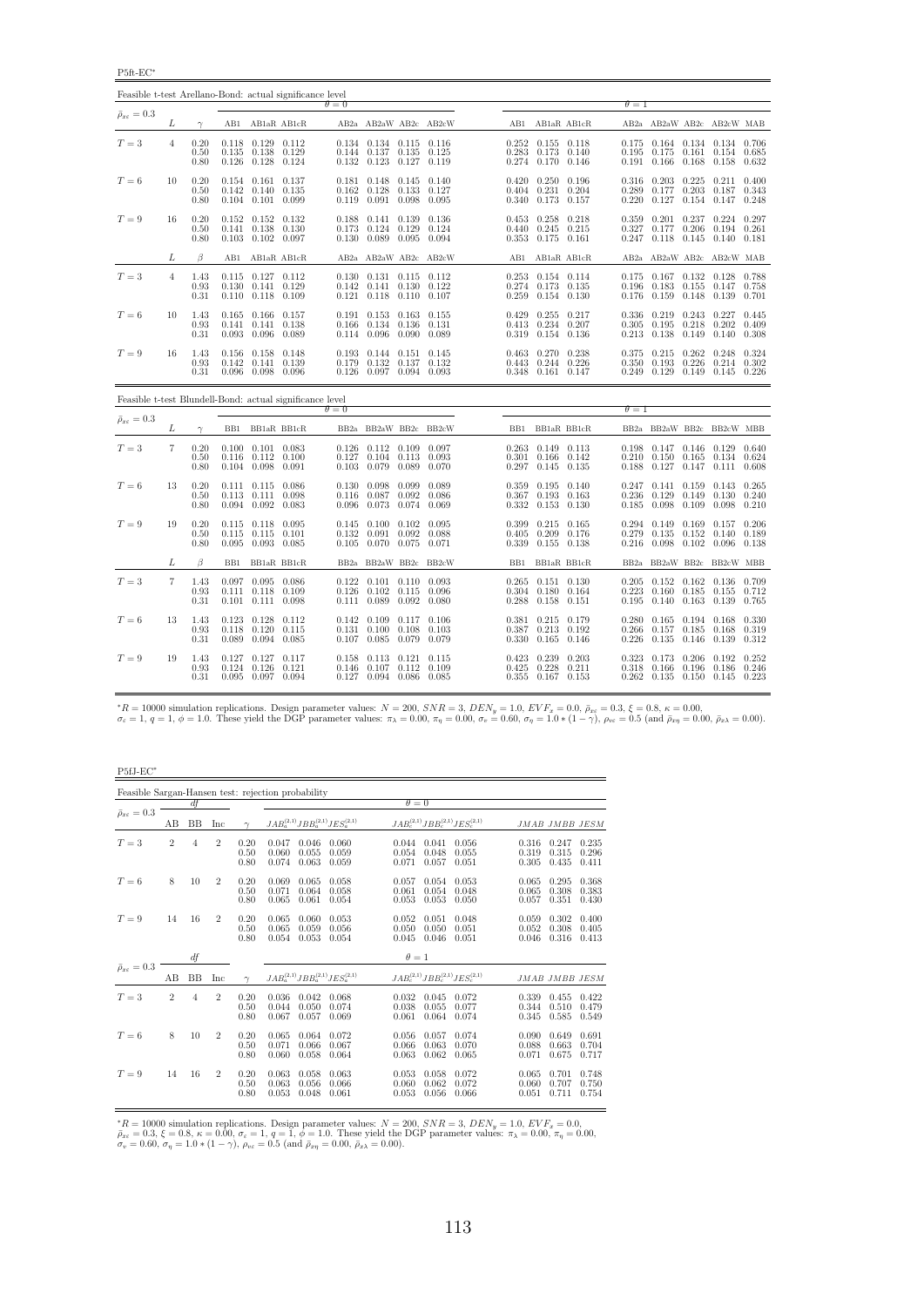P5ft-EC*

Feasible t-test Arellano-Bond: actual significance level

| $\bar{\rho}_{x\varepsilon}=0.3$ | L | $\gamma$ | AB1 | AB1aR | AB1cR | AB2a | AB2aW | AB2c | AB2cW | AB1 | AB1aR | AB1cR | AB2a | AB2aW | AB2c | AB2cW | MAB |
|---|---|---|---|---|---|---|---|---|---|---|---|---|---|---|---|---|---|
| | | | $\theta=0$ | | | | | | | $\theta=1$ | | | | | | | |
| $T=3$ | 4 | 0.20 | 0.118 | 0.129 | 0.112 | 0.134 | 0.134 | 0.115 | 0.116 | 0.252 | 0.155 | 0.118 | 0.175 | 0.164 | 0.134 | 0.134 | 0.706 |
| | | 0.50 | 0.135 | 0.138 | 0.129 | 0.144 | 0.137 | 0.135 | 0.125 | 0.283 | 0.173 | 0.140 | 0.195 | 0.175 | 0.161 | 0.154 | 0.685 |
| | | 0.80 | 0.126 | 0.128 | 0.124 | 0.132 | 0.123 | 0.127 | 0.119 | 0.274 | 0.170 | 0.146 | 0.191 | 0.166 | 0.168 | 0.158 | 0.632 |
| $T=6$ | 10 | 0.20 | 0.154 | 0.161 | 0.137 | 0.181 | 0.148 | 0.145 | 0.140 | 0.420 | 0.250 | 0.196 | 0.316 | 0.203 | 0.225 | 0.211 | 0.400 |
| | | 0.50 | 0.142 | 0.140 | 0.135 | 0.162 | 0.128 | 0.133 | 0.127 | 0.404 | 0.231 | 0.204 | 0.289 | 0.177 | 0.203 | 0.187 | 0.343 |
| | | 0.80 | 0.104 | 0.101 | 0.099 | 0.119 | 0.091 | 0.098 | 0.095 | 0.340 | 0.173 | 0.157 | 0.220 | 0.127 | 0.154 | 0.147 | 0.248 |
| $T=9$ | 16 | 0.20 | 0.152 | 0.152 | 0.132 | 0.188 | 0.141 | 0.139 | 0.136 | 0.453 | 0.258 | 0.218 | 0.359 | 0.201 | 0.237 | 0.224 | 0.297 |
| | | 0.50 | 0.141 | 0.138 | 0.130 | 0.173 | 0.124 | 0.129 | 0.124 | 0.440 | 0.245 | 0.215 | 0.327 | 0.177 | 0.206 | 0.194 | 0.261 |
| | | 0.80 | 0.103 | 0.102 | 0.097 | 0.130 | 0.089 | 0.095 | 0.094 | 0.353 | 0.175 | 0.161 | 0.247 | 0.118 | 0.145 | 0.140 | 0.181 |
| | L | $\beta$ | AB1 | AB1aR | AB1cR | AB2a | AB2aW | AB2c | AB2cW | AB1 | AB1aR | AB1cR | AB2a | AB2aW | AB2c | AB2cW | MAB |
| $T=3$ | 4 | 1.43 | 0.115 | 0.127 | 0.112 | 0.130 | 0.131 | 0.115 | 0.112 | 0.253 | 0.154 | 0.114 | 0.175 | 0.167 | 0.132 | 0.128 | 0.788 |
| | | 0.93 | 0.130 | 0.141 | 0.129 | 0.142 | 0.141 | 0.130 | 0.122 | 0.274 | 0.173 | 0.135 | 0.196 | 0.183 | 0.155 | 0.147 | 0.758 |
| | | 0.31 | 0.110 | 0.118 | 0.109 | 0.121 | 0.118 | 0.110 | 0.107 | 0.259 | 0.154 | 0.130 | 0.176 | 0.159 | 0.148 | 0.139 | 0.701 |
| $T=6$ | 10 | 1.43 | 0.165 | 0.166 | 0.157 | 0.191 | 0.153 | 0.163 | 0.155 | 0.429 | 0.255 | 0.217 | 0.336 | 0.219 | 0.243 | 0.227 | 0.445 |
| | | 0.93 | 0.141 | 0.141 | 0.138 | 0.166 | 0.134 | 0.136 | 0.131 | 0.413 | 0.234 | 0.207 | 0.305 | 0.195 | 0.218 | 0.202 | 0.409 |
| | | 0.31 | 0.093 | 0.096 | 0.089 | 0.114 | 0.096 | 0.090 | 0.089 | 0.319 | 0.154 | 0.136 | 0.213 | 0.138 | 0.149 | 0.140 | 0.308 |
| $T=9$ | 16 | 1.43 | 0.156 | 0.158 | 0.148 | 0.193 | 0.144 | 0.151 | 0.145 | 0.463 | 0.270 | 0.238 | 0.375 | 0.215 | 0.262 | 0.248 | 0.324 |
| | | 0.93 | 0.142 | 0.141 | 0.139 | 0.179 | 0.132 | 0.137 | 0.132 | 0.443 | 0.244 | 0.226 | 0.350 | 0.193 | 0.226 | 0.214 | 0.302 |
| | | 0.31 | 0.096 | 0.098 | 0.096 | 0.126 | 0.097 | 0.094 | 0.093 | 0.348 | 0.161 | 0.147 | 0.249 | 0.129 | 0.149 | 0.145 | 0.226 |

Feasible t-test Blundell-Bond: actual significance level

| $\bar{\rho}_{x\varepsilon}=0.3$ | L | $\gamma$ | BB1 | BB1aR | BB1cR | BB2a | BB2aW | BB2c | BB2cW | BB1 | BB1aR | BB1cR | BB2a | BB2aW | BB2c | BB2cW | MBB |
|---|---|---|---|---|---|---|---|---|---|---|---|---|---|---|---|---|---|
| | | | $\theta=0$ | | | | | | | $\theta=1$ | | | | | | | |
| $T=3$ | 7 | 0.20 | 0.100 | 0.101 | 0.083 | 0.126 | 0.112 | 0.109 | 0.097 | 0.263 | 0.149 | 0.113 | 0.198 | 0.147 | 0.146 | 0.129 | 0.640 |
| | | 0.50 | 0.116 | 0.112 | 0.100 | 0.127 | 0.104 | 0.113 | 0.093 | 0.301 | 0.166 | 0.142 | 0.210 | 0.150 | 0.165 | 0.134 | 0.624 |
| | | 0.80 | 0.104 | 0.098 | 0.091 | 0.103 | 0.079 | 0.089 | 0.070 | 0.297 | 0.145 | 0.135 | 0.188 | 0.127 | 0.147 | 0.111 | 0.608 |
| $T=6$ | 13 | 0.20 | 0.111 | 0.115 | 0.086 | 0.130 | 0.098 | 0.099 | 0.089 | 0.359 | 0.195 | 0.140 | 0.247 | 0.141 | 0.159 | 0.143 | 0.265 |
| | | 0.50 | 0.113 | 0.111 | 0.098 | 0.116 | 0.087 | 0.092 | 0.086 | 0.367 | 0.193 | 0.163 | 0.236 | 0.129 | 0.149 | 0.130 | 0.240 |
| | | 0.80 | 0.094 | 0.092 | 0.083 | 0.096 | 0.073 | 0.074 | 0.069 | 0.332 | 0.153 | 0.130 | 0.185 | 0.098 | 0.109 | 0.098 | 0.210 |
| $T=9$ | 19 | 0.20 | 0.115 | 0.118 | 0.095 | 0.145 | 0.100 | 0.102 | 0.095 | 0.399 | 0.215 | 0.165 | 0.294 | 0.149 | 0.169 | 0.157 | 0.206 |
| | | 0.50 | 0.115 | 0.115 | 0.101 | 0.132 | 0.091 | 0.092 | 0.088 | 0.405 | 0.209 | 0.176 | 0.279 | 0.135 | 0.152 | 0.140 | 0.189 |
| | | 0.80 | 0.095 | 0.093 | 0.085 | 0.105 | 0.070 | 0.075 | 0.071 | 0.339 | 0.155 | 0.138 | 0.216 | 0.098 | 0.102 | 0.096 | 0.138 |
| | L | $\beta$ | BB1 | BB1aR | BB1cR | BB2a | BB2aW | BB2c | BB2cW | BB1 | BB1aR | BB1cR | BB2a | BB2aW | BB2c | BB2cW | MBB |
| $T=3$ | 7 | 1.43 | 0.097 | 0.095 | 0.086 | 0.122 | 0.101 | 0.110 | 0.093 | 0.265 | 0.151 | 0.130 | 0.205 | 0.152 | 0.162 | 0.136 | 0.709 |
| | | 0.93 | 0.111 | 0.118 | 0.109 | 0.126 | 0.102 | 0.115 | 0.096 | 0.304 | 0.180 | 0.164 | 0.223 | 0.160 | 0.185 | 0.155 | 0.712 |
| | | 0.31 | 0.101 | 0.111 | 0.098 | 0.111 | 0.089 | 0.092 | 0.080 | 0.288 | 0.158 | 0.151 | 0.195 | 0.140 | 0.163 | 0.139 | 0.765 |
| $T=6$ | 13 | 1.43 | 0.123 | 0.128 | 0.112 | 0.142 | 0.109 | 0.117 | 0.106 | 0.381 | 0.215 | 0.179 | 0.280 | 0.165 | 0.194 | 0.168 | 0.330 |
| | | 0.93 | 0.118 | 0.120 | 0.115 | 0.131 | 0.100 | 0.108 | 0.103 | 0.387 | 0.213 | 0.192 | 0.266 | 0.157 | 0.185 | 0.168 | 0.319 |
| | | 0.31 | 0.089 | 0.094 | 0.085 | 0.107 | 0.085 | 0.079 | 0.079 | 0.330 | 0.165 | 0.146 | 0.226 | 0.135 | 0.146 | 0.139 | 0.312 |
| $T=9$ | 19 | 1.43 | 0.127 | 0.127 | 0.117 | 0.158 | 0.113 | 0.121 | 0.115 | 0.423 | 0.239 | 0.203 | 0.323 | 0.173 | 0.206 | 0.192 | 0.252 |
| | | 0.93 | 0.124 | 0.126 | 0.121 | 0.146 | 0.107 | 0.112 | 0.109 | 0.425 | 0.228 | 0.211 | 0.318 | 0.166 | 0.196 | 0.186 | 0.246 |
| | | 0.31 | 0.095 | 0.097 | 0.094 | 0.127 | 0.094 | 0.086 | 0.085 | 0.355 | 0.167 | 0.153 | 0.262 | 0.135 | 0.150 | 0.145 | 0.223 |

*$R = 10000$ simulation replications. Design parameter values: $N = 200$, $SNR = 3$, $DEN_y = 1.0$, $EVF_x = 0.0$, $\bar{\rho}_{x\varepsilon} = 0.3$, $\xi = 0.8$, $\kappa = 0.00$, $\sigma_\varepsilon = 1$, $q = 1$, $\phi = 1.0$. These yield the DGP parameter values: $\pi_\lambda = 0.00$, $\pi_\eta = 0.00$, $\sigma_v = 0.60$, $\sigma_\eta = 1.0 * (1 - \gamma)$, $\rho_{v\varepsilon} = 0.5$ (and $\bar{\rho}_{x\eta} = 0.00$, $\bar{\rho}_{x\lambda} = 0.00$).

P5fJ-EC*

Feasible Sargan-Hansen test: rejection probability

| $\bar{\rho}_{x\varepsilon}=0.3$ | AB | BB | Inc | $\gamma$ | $JAB_a^{(2,1)}$ | $JBB_a^{(2,1)}$ | $JES_a^{(2,1)}$ | $JAB_c^{(2,1)}$ | $JBB_c^{(2,1)}$ | $JES_c^{(2,1)}$ | JMAB | JMBB | JESM |
|---|---|---|---|---|---|---|---|---|---|---|---|---|---|
| | df | | | | $\theta=0$ | | | | | | | | |
| $T=3$ | 2 | 4 | 2 | 0.20 | 0.047 | 0.046 | 0.060 | 0.044 | 0.041 | 0.056 | 0.316 | 0.247 | 0.235 |
| | | | | 0.50 | 0.060 | 0.055 | 0.059 | 0.054 | 0.048 | 0.055 | 0.319 | 0.315 | 0.296 |
| | | | | 0.80 | 0.074 | 0.063 | 0.059 | 0.071 | 0.057 | 0.051 | 0.305 | 0.435 | 0.411 |
| $T=6$ | 8 | 10 | 2 | 0.20 | 0.069 | 0.065 | 0.058 | 0.057 | 0.054 | 0.053 | 0.065 | 0.295 | 0.368 |
| | | | | 0.50 | 0.071 | 0.064 | 0.058 | 0.061 | 0.054 | 0.048 | 0.065 | 0.308 | 0.383 |
| | | | | 0.80 | 0.065 | 0.061 | 0.054 | 0.053 | 0.053 | 0.050 | 0.057 | 0.351 | 0.430 |
| $T=9$ | 14 | 16 | 2 | 0.20 | 0.065 | 0.060 | 0.053 | 0.052 | 0.051 | 0.048 | 0.059 | 0.302 | 0.400 |
| | | | | 0.50 | 0.065 | 0.059 | 0.056 | 0.050 | 0.050 | 0.051 | 0.052 | 0.308 | 0.405 |
| | | | | 0.80 | 0.054 | 0.053 | 0.054 | 0.045 | 0.046 | 0.051 | 0.046 | 0.316 | 0.413 |
| | df | | | | $\theta=1$ | | | | | | | | |
| $T=3$ | 2 | 4 | 2 | 0.20 | 0.036 | 0.042 | 0.068 | 0.032 | 0.045 | 0.072 | 0.339 | 0.455 | 0.422 |
| | | | | 0.50 | 0.044 | 0.050 | 0.074 | 0.038 | 0.055 | 0.077 | 0.344 | 0.510 | 0.479 |
| | | | | 0.80 | 0.067 | 0.057 | 0.069 | 0.061 | 0.064 | 0.074 | 0.345 | 0.585 | 0.549 |
| $T=6$ | 8 | 10 | 2 | 0.20 | 0.065 | 0.064 | 0.072 | 0.056 | 0.057 | 0.074 | 0.090 | 0.649 | 0.691 |
| | | | | 0.50 | 0.071 | 0.066 | 0.067 | 0.066 | 0.063 | 0.070 | 0.088 | 0.663 | 0.704 |
| | | | | 0.80 | 0.060 | 0.058 | 0.064 | 0.063 | 0.062 | 0.065 | 0.071 | 0.675 | 0.717 |
| $T=9$ | 14 | 16 | 2 | 0.20 | 0.063 | 0.058 | 0.063 | 0.053 | 0.058 | 0.072 | 0.065 | 0.701 | 0.748 |
| | | | | 0.50 | 0.063 | 0.056 | 0.066 | 0.060 | 0.062 | 0.072 | 0.060 | 0.707 | 0.750 |
| | | | | 0.80 | 0.053 | 0.048 | 0.061 | 0.053 | 0.056 | 0.066 | 0.051 | 0.711 | 0.754 |

*$R = 10000$ simulation replications. Design parameter values: $N = 200$, $SNR = 3$, $DEN_y = 1.0$, $EVF_x = 0.0$, $\bar{\rho}_{x\varepsilon} = 0.3$, $\xi = 0.8$, $\kappa = 0.00$, $\sigma_\varepsilon = 1$, $q = 1$, $\phi = 1.0$. These yield the DGP parameter values: $\pi_\lambda = 0.00$, $\pi_\eta = 0.00$, $\sigma_v = 0.60$, $\sigma_\eta = 1.0 * (1 - \gamma)$, $\rho_{v\varepsilon} = 0.5$ (and $\bar{\rho}_{x\eta} = 0.00$, $\bar{\rho}_{x\lambda} = 0.00$).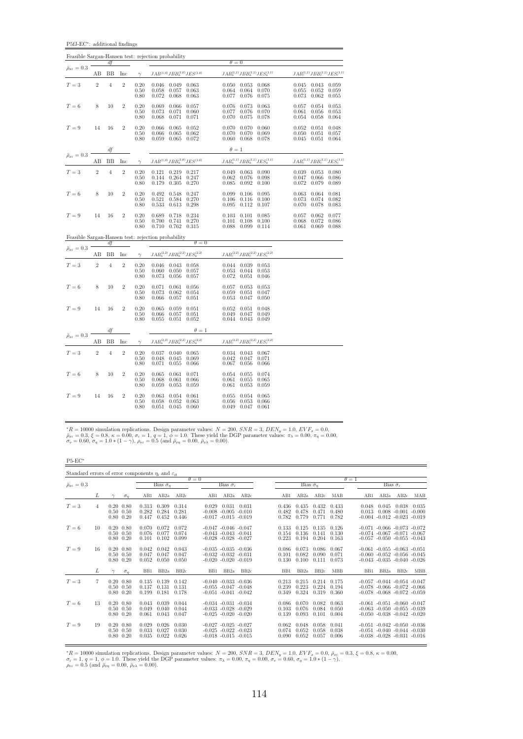P5fJ-EC*: additional findings

Feasible Sargan-Hansen test: rejection probability

| $\bar{\rho}_{x\varepsilon}=0.3$ | df AB | BB | Inc | $\gamma$ | $\theta=0$ $JAB^{(1,0)}$ | $JBB_a^{(1,0)}$ | $JES^{(1,0)}$ | $JAB_a^{(1,1)}$ | $JBB_a^{(1,1)}$ | $JES_a^{(1,1)}$ | $JAB_c^{(1,1)}$ | $JBB_c^{(1,1)}$ | $JES_c^{(1,1)}$ |
|---|---|---|---|---|---|---|---|---|---|---|---|---|---|
| $T=3$ | 2 | 4 | 2 | 0.20 | 0.046 | 0.049 | 0.063 | 0.050 | 0.053 | 0.068 | 0.045 | 0.043 | 0.059 |
| | | | | 0.50 | 0.058 | 0.057 | 0.063 | 0.064 | 0.064 | 0.070 | 0.055 | 0.052 | 0.059 |
| | | | | 0.80 | 0.072 | 0.068 | 0.063 | 0.077 | 0.076 | 0.075 | 0.073 | 0.062 | 0.055 |
| $T=6$ | 8 | 10 | 2 | 0.20 | 0.069 | 0.066 | 0.057 | 0.076 | 0.073 | 0.063 | 0.057 | 0.054 | 0.053 |
| | | | | 0.50 | 0.073 | 0.071 | 0.060 | 0.077 | 0.076 | 0.070 | 0.061 | 0.056 | 0.053 |
| | | | | 0.80 | 0.068 | 0.071 | 0.071 | 0.070 | 0.075 | 0.078 | 0.054 | 0.058 | 0.064 |
| $T=9$ | 14 | 16 | 2 | 0.20 | 0.066 | 0.065 | 0.052 | 0.070 | 0.070 | 0.060 | 0.052 | 0.051 | 0.048 |
| | | | | 0.50 | 0.066 | 0.065 | 0.062 | 0.070 | 0.070 | 0.069 | 0.050 | 0.051 | 0.057 |
| | | | | 0.80 | 0.059 | 0.065 | 0.072 | 0.060 | 0.068 | 0.078 | 0.045 | 0.051 | 0.064 |

| $\bar{\rho}_{x\varepsilon}=0.3$ | df AB | BB | Inc | $\gamma$ | $\theta=1$ $JAB^{(1,0)}$ | $JBB_a^{(1,0)}$ | $JES^{(1,0)}$ | $JAB_a^{(1,1)}$ | $JBB_a^{(1,1)}$ | $JES_a^{(1,1)}$ | $JAB_c^{(1,1)}$ | $JBB_c^{(1,1)}$ | $JES_c^{(1,1)}$ |
|---|---|---|---|---|---|---|---|---|---|---|---|---|---|
| $T=3$ | 2 | 4 | 2 | 0.20 | 0.121 | 0.219 | 0.217 | 0.049 | 0.063 | 0.090 | 0.039 | 0.053 | 0.080 |
| | | | | 0.50 | 0.144 | 0.264 | 0.247 | 0.062 | 0.076 | 0.098 | 0.047 | 0.066 | 0.086 |
| | | | | 0.80 | 0.179 | 0.305 | 0.270 | 0.085 | 0.092 | 0.100 | 0.072 | 0.079 | 0.089 |
| $T=6$ | 8 | 10 | 2 | 0.20 | 0.492 | 0.548 | 0.247 | 0.099 | 0.106 | 0.095 | 0.063 | 0.064 | 0.081 |
| | | | | 0.50 | 0.521 | 0.584 | 0.270 | 0.106 | 0.116 | 0.100 | 0.073 | 0.074 | 0.082 |
| | | | | 0.80 | 0.533 | 0.613 | 0.298 | 0.095 | 0.112 | 0.107 | 0.070 | 0.078 | 0.083 |
| $T=9$ | 14 | 16 | 2 | 0.20 | 0.689 | 0.718 | 0.234 | 0.103 | 0.101 | 0.085 | 0.057 | 0.062 | 0.077 |
| | | | | 0.50 | 0.700 | 0.741 | 0.270 | 0.101 | 0.108 | 0.100 | 0.068 | 0.072 | 0.086 |
| | | | | 0.80 | 0.710 | 0.762 | 0.315 | 0.088 | 0.099 | 0.114 | 0.061 | 0.069 | 0.088 |

Feasible Sargan-Hansen test: rejection probability

| $\bar{\rho}_{x\varepsilon}=0.3$ | df AB | BB | Inc | $\gamma$ | $\theta=0$ $JAB_a^{(2,2)}$ | $JBB_a^{(2,2)}$ | $JES_a^{(2,2)}$ | $JAB_c^{(2,2)}$ | $JBB_c^{(2,2)}$ | $JES_c^{(2,2)}$ |
|---|---|---|---|---|---|---|---|---|---|---|
| $T=3$ | 2 | 4 | 2 | 0.20 | 0.046 | 0.043 | 0.058 | 0.044 | 0.039 | 0.053 |
| | | | | 0.50 | 0.060 | 0.050 | 0.057 | 0.053 | 0.044 | 0.053 |
| | | | | 0.80 | 0.073 | 0.056 | 0.057 | 0.072 | 0.051 | 0.046 |
| $T=6$ | 8 | 10 | 2 | 0.20 | 0.071 | 0.061 | 0.056 | 0.057 | 0.053 | 0.053 |
| | | | | 0.50 | 0.073 | 0.062 | 0.054 | 0.059 | 0.051 | 0.047 |
| | | | | 0.80 | 0.066 | 0.057 | 0.051 | 0.053 | 0.047 | 0.050 |
| $T=9$ | 14 | 16 | 2 | 0.20 | 0.065 | 0.059 | 0.051 | 0.052 | 0.051 | 0.048 |
| | | | | 0.50 | 0.066 | 0.057 | 0.051 | 0.049 | 0.047 | 0.049 |
| | | | | 0.80 | 0.055 | 0.051 | 0.052 | 0.044 | 0.043 | 0.049 |

| $\bar{\rho}_{x\varepsilon}=0.3$ | df AB | BB | Inc | $\gamma$ | $\theta=1$ $JAB_a^{(2,2)}$ | $JBB_a^{(2,2)}$ | $JES_a^{(2,2)}$ | $JAB_c^{(2,2)}$ | $JBB_c^{(2,2)}$ | $JES_c^{(2,2)}$ |
|---|---|---|---|---|---|---|---|---|---|---|
| $T=3$ | 2 | 4 | 2 | 0.20 | 0.037 | 0.040 | 0.065 | 0.034 | 0.043 | 0.067 |
| | | | | 0.50 | 0.048 | 0.045 | 0.069 | 0.042 | 0.047 | 0.071 |
| | | | | 0.80 | 0.071 | 0.055 | 0.066 | 0.067 | 0.056 | 0.066 |
| $T=6$ | 8 | 10 | 2 | 0.20 | 0.065 | 0.061 | 0.071 | 0.054 | 0.055 | 0.074 |
| | | | | 0.50 | 0.068 | 0.061 | 0.066 | 0.061 | 0.055 | 0.065 |
| | | | | 0.80 | 0.059 | 0.053 | 0.059 | 0.061 | 0.053 | 0.059 |
| $T=9$ | 14 | 16 | 2 | 0.20 | 0.063 | 0.054 | 0.061 | 0.055 | 0.054 | 0.065 |
| | | | | 0.50 | 0.058 | 0.052 | 0.063 | 0.056 | 0.053 | 0.066 |
| | | | | 0.80 | 0.051 | 0.045 | 0.060 | 0.049 | 0.047 | 0.061 |

$^{*}R=10000$ simulation replications. Design parameter values: $N=200$, $SNR=3$, $DEN_y=1.0$, $EVF_x=0.0$, $\bar{\rho}_{x\varepsilon}=0.3$, $\xi=0.8$, $\kappa=0.00$, $\sigma_\varepsilon=1$, $q=1$, $\phi=1.0$. These yield the DGP parameter values: $\pi_\lambda=0.00$, $\pi_\eta=0.00$, $\sigma_v=0.60$, $\sigma_\eta=1.0*(1-\gamma)$, $\rho_{v\varepsilon}=0.5$ (and $\bar{\rho}_{x\eta}=0.00$, $\bar{\rho}_{x\lambda}=0.00$).

P5-EC*

Standard errors of error components $\eta_i$ and $\varepsilon_{it}$

| $\bar{\rho}_{x\varepsilon}=0.3$ | $L$ | $\gamma$ | $\sigma_\eta$ | $\theta=0$ Bias $\hat{\sigma}_\eta$ AB1 | AB2a | AB2c | Bias $\hat{\sigma}_\varepsilon$ AB1 | AB2a | AB2c | $\theta=1$ Bias $\hat{\sigma}_\eta$ AB1 | AB2a | AB2c | MAB | Bias $\hat{\sigma}_\varepsilon$ AB1 | AB2a | AB2c | MAB |
|---|---|---|---|---|---|---|---|---|---|---|---|---|---|---|---|---|---|
| $T=3$ | 4 | 0.20 | 0.80 | 0.313 | 0.309 | 0.314 | 0.029 | 0.031 | 0.031 | 0.436 | 0.435 | 0.432 | 0.433 | 0.048 | 0.045 | 0.038 | 0.035 |
| | | 0.50 | 0.50 | 0.282 | 0.284 | 0.281 | -0.008 | -0.005 | -0.010 | 0.482 | 0.478 | 0.471 | 0.480 | 0.013 | 0.008 | -0.001 | -0.000 |
| | | 0.80 | 0.20 | 0.447 | 0.452 | 0.446 | -0.017 | -0.015 | -0.019 | 0.782 | 0.779 | 0.771 | 0.782 | -0.004 | -0.012 | -0.023 | -0.019 |
| $T=6$ | 10 | 0.20 | 0.80 | 0.070 | 0.072 | 0.072 | -0.047 | -0.046 | -0.047 | 0.133 | 0.125 | 0.135 | 0.126 | -0.071 | -0.066 | -0.073 | -0.072 |
| | | 0.50 | 0.50 | 0.076 | 0.077 | 0.074 | -0.043 | -0.043 | -0.041 | 0.154 | 0.136 | 0.141 | 0.130 | -0.074 | -0.067 | -0.071 | -0.067 |
| | | 0.80 | 0.20 | 0.101 | 0.102 | 0.099 | -0.028 | -0.028 | -0.027 | 0.223 | 0.194 | 0.204 | 0.163 | -0.057 | -0.050 | -0.055 | -0.043 |
| $T=9$ | 16 | 0.20 | 0.80 | 0.042 | 0.042 | 0.043 | -0.035 | -0.035 | -0.036 | 0.086 | 0.073 | 0.086 | 0.067 | -0.061 | -0.055 | -0.063 | -0.051 |
| | | 0.50 | 0.50 | 0.047 | 0.047 | 0.047 | -0.032 | -0.032 | -0.031 | 0.101 | 0.082 | 0.090 | 0.071 | -0.060 | -0.052 | -0.056 | -0.045 |
| | | 0.80 | 0.20 | 0.052 | 0.050 | 0.050 | -0.020 | -0.020 | -0.019 | 0.130 | 0.100 | 0.111 | 0.073 | -0.043 | -0.035 | -0.040 | -0.026 |
| | $L$ | $\gamma$ | $\sigma_\eta$ | BB1 | BB2a | BB2c | BB1 | BB2a | BB2c | BB1 | BB2a | BB2c | MBB | BB1 | BB2a | BB2c | MBB |
| $T=3$ | 7 | 0.20 | 0.80 | 0.135 | 0.139 | 0.142 | -0.040 | -0.033 | -0.036 | 0.213 | 0.215 | 0.214 | 0.175 | -0.057 | -0.044 | -0.054 | -0.047 |
| | | 0.50 | 0.50 | 0.137 | 0.131 | 0.131 | -0.055 | -0.047 | -0.048 | 0.239 | 0.223 | 0.224 | 0.194 | -0.078 | -0.066 | -0.072 | -0.066 |
| | | 0.80 | 0.20 | 0.199 | 0.181 | 0.178 | -0.051 | -0.041 | -0.042 | 0.349 | 0.324 | 0.319 | 0.360 | -0.078 | -0.068 | -0.072 | -0.059 |
| $T=6$ | 13 | 0.20 | 0.80 | 0.043 | 0.039 | 0.044 | -0.034 | -0.031 | -0.034 | 0.086 | 0.070 | 0.082 | 0.063 | -0.061 | -0.051 | -0.060 | -0.047 |
| | | 0.50 | 0.50 | 0.049 | 0.040 | 0.044 | -0.033 | -0.028 | -0.029 | 0.103 | 0.076 | 0.084 | 0.050 | -0.063 | -0.050 | -0.055 | -0.039 |
| | | 0.80 | 0.20 | 0.061 | 0.043 | 0.047 | -0.025 | -0.020 | -0.020 | 0.139 | 0.093 | 0.101 | 0.004 | -0.050 | -0.038 | -0.042 | -0.020 |
| $T=9$ | 19 | 0.20 | 0.80 | 0.029 | 0.026 | 0.030 | -0.027 | -0.025 | -0.027 | 0.062 | 0.048 | 0.058 | 0.041 | -0.051 | -0.042 | -0.050 | -0.036 |
| | | 0.50 | 0.50 | 0.033 | 0.027 | 0.030 | -0.025 | -0.022 | -0.023 | 0.074 | 0.052 | 0.058 | 0.038 | -0.051 | -0.040 | -0.044 | -0.030 |
| | | 0.80 | 0.20 | 0.035 | 0.022 | 0.026 | -0.018 | -0.015 | -0.015 | 0.090 | 0.052 | 0.057 | 0.006 | -0.038 | -0.028 | -0.031 | -0.016 |

$^{*}R=10000$ simulation replications. Design parameter values: $N=200$, $SNR=3$, $DEN_y=1.0$, $EVF_x=0.0$, $\bar{\rho}_{x\varepsilon}=0.3$, $\xi=0.8$, $\kappa=0.00$, $\sigma_\varepsilon=1$, $q=1$, $\phi=1.0$. These yield the DGP parameter values: $\pi_\lambda=0.00$, $\pi_\eta=0.00$, $\sigma_v=0.60$, $\sigma_\eta=1.0*(1-\gamma)$, $\rho_{v\varepsilon}=0.5$ (and $\bar{\rho}_{x\eta}=0.00$, $\bar{\rho}_{x\lambda}=0.00$).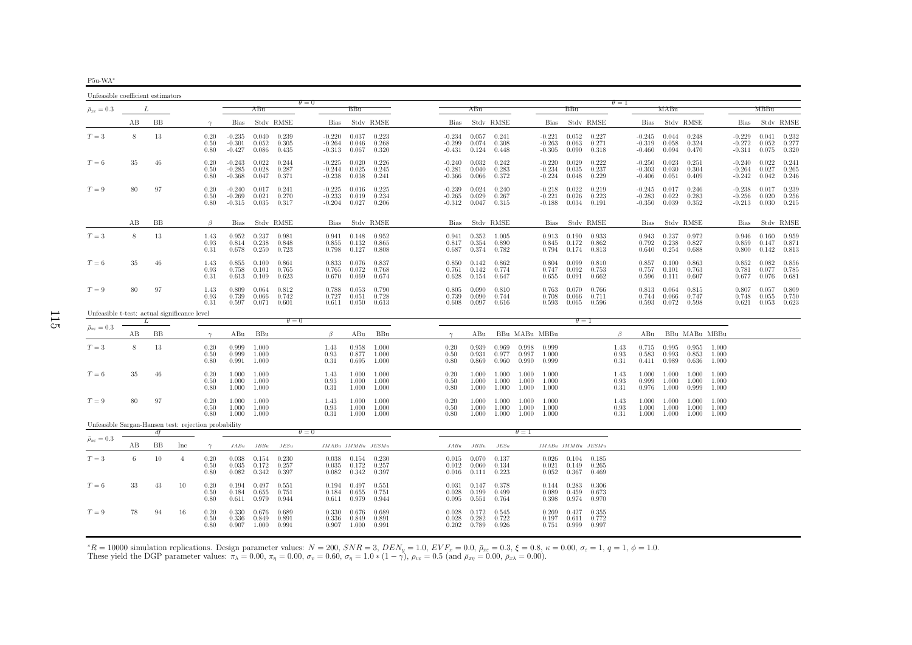P5u-WA*

Unfeasible coefficient estimators

| $\bar{\rho}_{x\varepsilon}=0.3$ | L | | | $\theta=0$ ABu | | | | BBu | | | $\theta=1$ ABu | | | BBu | | | MABu | | | MBBu | | |
|---|---|---|---|---|---|---|---|---|---|---|---|---|---|---|---|---|---|---|---|---|---|---|
| | AB | BB | $\gamma$ | Bias | Stdv | RMSE | | Bias | Stdv | RMSE | Bias | Stdv | RMSE | Bias | Stdv | RMSE | Bias | Stdv | RMSE | Bias | Stdv | RMSE |
| $T=3$ | 8 | 13 | 0.20 | -0.235 | 0.040 | 0.239 | | -0.220 | 0.037 | 0.223 | -0.234 | 0.057 | 0.241 | -0.221 | 0.052 | 0.227 | -0.245 | 0.044 | 0.248 | -0.229 | 0.041 | 0.232 |
| | | | 0.50 | -0.301 | 0.052 | 0.305 | | -0.264 | 0.046 | 0.268 | -0.299 | 0.074 | 0.308 | -0.263 | 0.063 | 0.271 | -0.319 | 0.058 | 0.324 | -0.272 | 0.052 | 0.277 |
| | | | 0.80 | -0.427 | 0.086 | 0.435 | | -0.313 | 0.067 | 0.320 | -0.431 | 0.124 | 0.448 | -0.305 | 0.090 | 0.318 | -0.460 | 0.094 | 0.470 | -0.311 | 0.075 | 0.320 |
| $T=6$ | 35 | 46 | 0.20 | -0.243 | 0.022 | 0.244 | | -0.225 | 0.020 | 0.226 | -0.240 | 0.032 | 0.242 | -0.220 | 0.029 | 0.222 | -0.250 | 0.023 | 0.251 | -0.240 | 0.022 | 0.241 |
| | | | 0.50 | -0.285 | 0.028 | 0.287 | | -0.244 | 0.025 | 0.245 | -0.281 | 0.040 | 0.283 | -0.234 | 0.035 | 0.237 | -0.303 | 0.030 | 0.304 | -0.264 | 0.027 | 0.265 |
| | | | 0.80 | -0.368 | 0.047 | 0.371 | | -0.238 | 0.038 | 0.241 | -0.366 | 0.066 | 0.372 | -0.224 | 0.048 | 0.229 | -0.406 | 0.051 | 0.409 | -0.242 | 0.042 | 0.246 |
| $T=9$ | 80 | 97 | 0.20 | -0.240 | 0.017 | 0.241 | | -0.225 | 0.016 | 0.225 | -0.239 | 0.024 | 0.240 | -0.218 | 0.022 | 0.219 | -0.245 | 0.017 | 0.246 | -0.238 | 0.017 | 0.239 |
| | | | 0.50 | -0.269 | 0.021 | 0.270 | | -0.233 | 0.019 | 0.234 | -0.265 | 0.029 | 0.267 | -0.221 | 0.026 | 0.223 | -0.283 | 0.022 | 0.283 | -0.256 | 0.020 | 0.256 |
| | | | 0.80 | -0.315 | 0.035 | 0.317 | | -0.204 | 0.027 | 0.206 | -0.312 | 0.047 | 0.315 | -0.188 | 0.034 | 0.191 | -0.350 | 0.039 | 0.352 | -0.213 | 0.030 | 0.215 |
| | AB | BB | $\beta$ | Bias | Stdv | RMSE | | Bias | Stdv | RMSE | Bias | Stdv | RMSE | Bias | Stdv | RMSE | Bias | Stdv | RMSE | Bias | Stdv | RMSE |
| $T=3$ | 8 | 13 | 1.43 | 0.952 | 0.237 | 0.981 | | 0.941 | 0.148 | 0.952 | 0.941 | 0.352 | 1.005 | 0.913 | 0.190 | 0.933 | 0.943 | 0.237 | 0.972 | 0.946 | 0.160 | 0.959 |
| | | | 0.93 | 0.814 | 0.238 | 0.848 | | 0.855 | 0.132 | 0.865 | 0.817 | 0.354 | 0.890 | 0.845 | 0.172 | 0.862 | 0.792 | 0.238 | 0.827 | 0.859 | 0.147 | 0.871 |
| | | | 0.31 | 0.678 | 0.250 | 0.723 | | 0.798 | 0.127 | 0.808 | 0.687 | 0.374 | 0.782 | 0.794 | 0.174 | 0.813 | 0.640 | 0.254 | 0.688 | 0.800 | 0.142 | 0.813 |
| $T=6$ | 35 | 46 | 1.43 | 0.855 | 0.100 | 0.861 | | 0.833 | 0.076 | 0.837 | 0.850 | 0.142 | 0.862 | 0.804 | 0.099 | 0.810 | 0.857 | 0.100 | 0.863 | 0.852 | 0.082 | 0.856 |
| | | | 0.93 | 0.758 | 0.101 | 0.765 | | 0.765 | 0.072 | 0.768 | 0.761 | 0.142 | 0.774 | 0.747 | 0.092 | 0.753 | 0.757 | 0.101 | 0.763 | 0.781 | 0.077 | 0.785 |
| | | | 0.31 | 0.613 | 0.109 | 0.623 | | 0.670 | 0.069 | 0.674 | 0.628 | 0.154 | 0.647 | 0.655 | 0.091 | 0.662 | 0.596 | 0.111 | 0.607 | 0.677 | 0.076 | 0.681 |
| $T=9$ | 80 | 97 | 1.43 | 0.809 | 0.064 | 0.812 | | 0.788 | 0.053 | 0.790 | 0.805 | 0.090 | 0.810 | 0.763 | 0.070 | 0.766 | 0.813 | 0.064 | 0.815 | 0.807 | 0.057 | 0.809 |
| | | | 0.93 | 0.739 | 0.066 | 0.742 | | 0.727 | 0.051 | 0.728 | 0.739 | 0.090 | 0.744 | 0.708 | 0.066 | 0.711 | 0.744 | 0.066 | 0.747 | 0.748 | 0.055 | 0.750 |
| | | | 0.31 | 0.597 | 0.071 | 0.601 | | 0.611 | 0.050 | 0.613 | 0.608 | 0.097 | 0.616 | 0.593 | 0.065 | 0.596 | 0.593 | 0.072 | 0.598 | 0.621 | 0.053 | 0.623 |

Unfeasible t-test: actual significance level

| $\bar{\rho}_{x\varepsilon}=0.3$ | L | | $\theta=0$ $\gamma$ | ABu | BBu | $\beta$ | ABu | BBu | $\theta=1$ $\gamma$ | ABu | BBu | MABu | MBBu | $\beta$ | ABu | BBu | MABu | MBBu |
|---|---|---|---|---|---|---|---|---|---|---|---|---|---|---|---|---|---|---|
| | AB | BB | | | | | | | | | | | | | | | | |
| $T=3$ | 8 | 13 | 0.20 | 0.999 | 1.000 | 1.43 | 0.958 | 1.000 | 0.20 | 0.939 | 0.969 | 0.998 | 0.999 | 1.43 | 0.715 | 0.995 | 0.955 | 1.000 |
| | | | 0.50 | 0.999 | 1.000 | 0.93 | 0.877 | 1.000 | 0.50 | 0.931 | 0.977 | 0.997 | 1.000 | 0.93 | 0.583 | 0.993 | 0.853 | 1.000 |
| | | | 0.80 | 0.991 | 1.000 | 0.31 | 0.695 | 1.000 | 0.80 | 0.869 | 0.960 | 0.990 | 0.999 | 0.31 | 0.411 | 0.989 | 0.636 | 1.000 |
| $T=6$ | 35 | 46 | 0.20 | 1.000 | 1.000 | 1.43 | 1.000 | 1.000 | 0.20 | 1.000 | 1.000 | 1.000 | 1.000 | 1.43 | 1.000 | 1.000 | 1.000 | 1.000 |
| | | | 0.50 | 1.000 | 1.000 | 0.93 | 1.000 | 1.000 | 0.50 | 1.000 | 1.000 | 1.000 | 1.000 | 0.93 | 0.999 | 1.000 | 1.000 | 1.000 |
| | | | 0.80 | 1.000 | 1.000 | 0.31 | 1.000 | 1.000 | 0.80 | 1.000 | 1.000 | 1.000 | 1.000 | 0.31 | 0.976 | 1.000 | 0.999 | 1.000 |
| $T=9$ | 80 | 97 | 0.20 | 1.000 | 1.000 | 1.43 | 1.000 | 1.000 | 0.20 | 1.000 | 1.000 | 1.000 | 1.000 | 1.43 | 1.000 | 1.000 | 1.000 | 1.000 |
| | | | 0.50 | 1.000 | 1.000 | 0.93 | 1.000 | 1.000 | 0.50 | 1.000 | 1.000 | 1.000 | 1.000 | 0.93 | 1.000 | 1.000 | 1.000 | 1.000 |
| | | | 0.80 | 1.000 | 1.000 | 0.31 | 1.000 | 1.000 | 0.80 | 1.000 | 1.000 | 1.000 | 1.000 | 0.31 | 1.000 | 1.000 | 1.000 | 1.000 |

Unfeasible Sargan-Hansen test: rejection probability

| $\bar{\rho}_{x\varepsilon}=0.3$ | df | | | $\theta=0$ $\gamma$ | JABu | JBBu | JESu | JMABu | JMMBu | JESMu | $\theta=1$ JABu | JBBu | JESu | JMABu | JMMBu | JESMu |
|---|---|---|---|---|---|---|---|---|---|---|---|---|---|---|---|---|
| | AB | BB | Inc | | | | | | | | | | | | | |
| $T=3$ | 6 | 10 | 4 | 0.20 | 0.038 | 0.154 | 0.230 | 0.038 | 0.154 | 0.230 | 0.015 | 0.070 | 0.137 | 0.026 | 0.104 | 0.185 |
| | | | | 0.50 | 0.035 | 0.172 | 0.257 | 0.035 | 0.172 | 0.257 | 0.012 | 0.060 | 0.134 | 0.021 | 0.149 | 0.265 |
| | | | | 0.80 | 0.082 | 0.342 | 0.397 | 0.082 | 0.342 | 0.397 | 0.016 | 0.111 | 0.223 | 0.052 | 0.367 | 0.469 |
| $T=6$ | 33 | 43 | 10 | 0.20 | 0.194 | 0.497 | 0.551 | 0.194 | 0.497 | 0.551 | 0.031 | 0.147 | 0.378 | 0.144 | 0.283 | 0.306 |
| | | | | 0.50 | 0.184 | 0.655 | 0.751 | 0.184 | 0.655 | 0.751 | 0.028 | 0.199 | 0.499 | 0.089 | 0.459 | 0.673 |
| | | | | 0.80 | 0.611 | 0.979 | 0.944 | 0.611 | 0.979 | 0.944 | 0.095 | 0.551 | 0.764 | 0.398 | 0.974 | 0.970 |
| $T=9$ | 78 | 94 | 16 | 0.20 | 0.330 | 0.676 | 0.689 | 0.330 | 0.676 | 0.689 | 0.028 | 0.172 | 0.545 | 0.269 | 0.427 | 0.355 |
| | | | | 0.50 | 0.336 | 0.849 | 0.891 | 0.336 | 0.849 | 0.891 | 0.028 | 0.282 | 0.722 | 0.197 | 0.611 | 0.772 |
| | | | | 0.80 | 0.907 | 1.000 | 0.991 | 0.907 | 1.000 | 0.991 | 0.202 | 0.789 | 0.926 | 0.751 | 0.999 | 0.997 |

*$R = 10000$ simulation replications. Design parameter values: $N = 200$, $SNR = 3$, $DEN_y = 1.0$, $EVF_x = 0.0$, $\bar{\rho}_{x\varepsilon} = 0.3$, $\xi = 0.8$, $\kappa = 0.00$, $\sigma_\varepsilon = 1$, $q = 1$, $\phi = 1.0$.
These yield the DGP parameter values: $\pi_\lambda = 0.00$, $\pi_\eta = 0.00$, $\sigma_v = 0.60$, $\sigma_\eta = 1.0 * (1 - \gamma)$, $\rho_{v\varepsilon} = 0.5$ (and $\bar{\rho}_{x\eta} = 0.00$, $\bar{\rho}_{x\lambda} = 0.00$).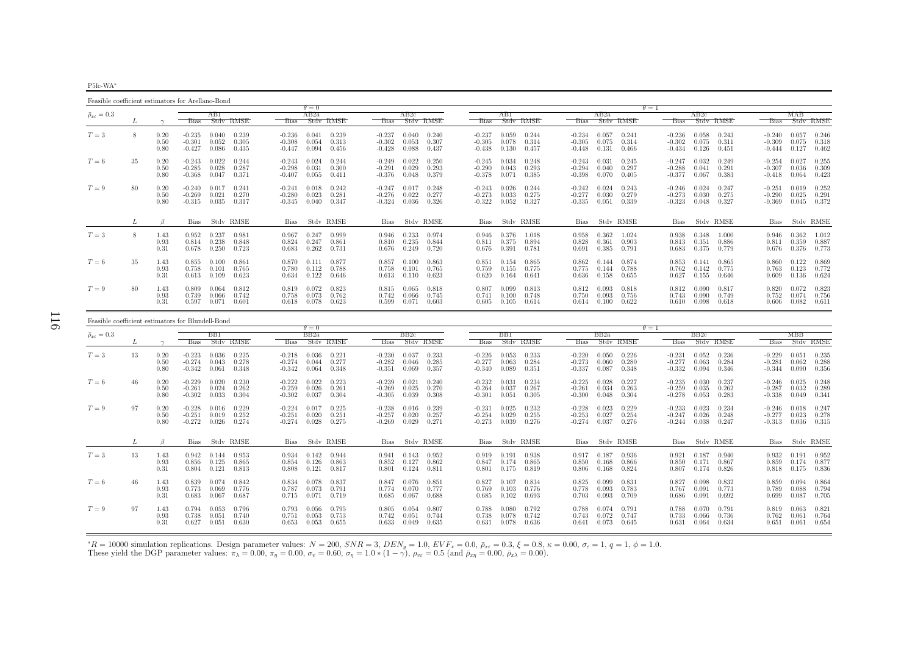P5fc-WA*

Feasible coefficient estimators for Arellano-Bond

| $\bar{\rho}_{x\varepsilon} = 0.3$ | | | $\theta = 0$ | | | | | | | | | $\theta = 1$ | | | | | | | | | | | |
|---|---|---|---|---|---|---|---|---|---|---|---|---|---|---|---|---|---|---|---|---|---|---|---|
| | | | AB1 | | | AB2a | | | AB2c | | | AB1 | | | AB2a | | | AB2c | | | MAB | | |
| | $L$ | $\gamma$ | Bias | Stdv | RMSE | Bias | Stdv | RMSE | Bias | Stdv | RMSE | Bias | Stdv | RMSE | Bias | Stdv | RMSE | Bias | Stdv | RMSE | Bias | Stdv | RMSE |
| $T=3$ | 8 | 0.20 | -0.235 | 0.040 | 0.239 | -0.236 | 0.041 | 0.239 | -0.237 | 0.040 | 0.240 | -0.237 | 0.059 | 0.244 | -0.234 | 0.057 | 0.241 | -0.236 | 0.058 | 0.243 | -0.240 | 0.057 | 0.246 |
| | | 0.50 | -0.301 | 0.052 | 0.305 | -0.308 | 0.054 | 0.313 | -0.302 | 0.053 | 0.307 | -0.305 | 0.078 | 0.314 | -0.305 | 0.075 | 0.314 | -0.302 | 0.075 | 0.311 | -0.309 | 0.075 | 0.318 |
| | | 0.80 | -0.427 | 0.086 | 0.435 | -0.447 | 0.094 | 0.456 | -0.428 | 0.088 | 0.437 | -0.438 | 0.130 | 0.457 | -0.448 | 0.131 | 0.466 | -0.434 | 0.126 | 0.451 | -0.444 | 0.127 | 0.462 |
| $T=6$ | 35 | 0.20 | -0.243 | 0.022 | 0.244 | -0.243 | 0.024 | 0.244 | -0.249 | 0.022 | 0.250 | -0.245 | 0.034 | 0.248 | -0.243 | 0.031 | 0.245 | -0.247 | 0.032 | 0.249 | -0.254 | 0.027 | 0.255 |
| | | 0.50 | -0.285 | 0.028 | 0.287 | -0.298 | 0.031 | 0.300 | -0.291 | 0.029 | 0.293 | -0.290 | 0.043 | 0.293 | -0.294 | 0.040 | 0.297 | -0.288 | 0.041 | 0.291 | -0.307 | 0.036 | 0.309 |
| | | 0.80 | -0.368 | 0.047 | 0.371 | -0.407 | 0.055 | 0.411 | -0.376 | 0.048 | 0.379 | -0.378 | 0.071 | 0.385 | -0.398 | 0.070 | 0.405 | -0.377 | 0.067 | 0.383 | -0.418 | 0.064 | 0.423 |
| $T=9$ | 80 | 0.20 | -0.240 | 0.017 | 0.241 | -0.241 | 0.018 | 0.242 | -0.247 | 0.017 | 0.248 | -0.243 | 0.026 | 0.244 | -0.242 | 0.024 | 0.243 | -0.246 | 0.024 | 0.247 | -0.251 | 0.019 | 0.252 |
| | | 0.50 | -0.269 | 0.021 | 0.270 | -0.280 | 0.023 | 0.281 | -0.276 | 0.022 | 0.277 | -0.273 | 0.033 | 0.275 | -0.277 | 0.030 | 0.279 | -0.273 | 0.030 | 0.275 | -0.290 | 0.025 | 0.291 |
| | | 0.80 | -0.315 | 0.035 | 0.317 | -0.345 | 0.040 | 0.347 | -0.324 | 0.036 | 0.326 | -0.322 | 0.052 | 0.327 | -0.335 | 0.051 | 0.339 | -0.323 | 0.048 | 0.327 | -0.369 | 0.045 | 0.372 |
| | $L$ | $\beta$ | Bias | Stdv | RMSE | Bias | Stdv | RMSE | Bias | Stdv | RMSE | Bias | Stdv | RMSE | Bias | Stdv | RMSE | Bias | Stdv | RMSE | Bias | Stdv | RMSE |
| $T=3$ | 8 | 1.43 | 0.952 | 0.237 | 0.981 | 0.967 | 0.247 | 0.999 | 0.946 | 0.233 | 0.974 | 0.946 | 0.376 | 1.018 | 0.958 | 0.362 | 1.024 | 0.938 | 0.348 | 1.000 | 0.946 | 0.362 | 1.012 |
| | | 0.93 | 0.814 | 0.238 | 0.848 | 0.824 | 0.247 | 0.861 | 0.810 | 0.235 | 0.844 | 0.811 | 0.375 | 0.894 | 0.828 | 0.361 | 0.903 | 0.813 | 0.351 | 0.886 | 0.811 | 0.359 | 0.887 |
| | | 0.31 | 0.678 | 0.250 | 0.723 | 0.683 | 0.262 | 0.731 | 0.676 | 0.249 | 0.720 | 0.676 | 0.391 | 0.781 | 0.691 | 0.385 | 0.791 | 0.683 | 0.375 | 0.779 | 0.676 | 0.376 | 0.773 |
| $T=6$ | 35 | 1.43 | 0.855 | 0.100 | 0.861 | 0.870 | 0.111 | 0.877 | 0.857 | 0.100 | 0.863 | 0.851 | 0.154 | 0.865 | 0.862 | 0.144 | 0.874 | 0.853 | 0.141 | 0.865 | 0.860 | 0.122 | 0.869 |
| | | 0.93 | 0.758 | 0.101 | 0.765 | 0.780 | 0.112 | 0.788 | 0.758 | 0.101 | 0.765 | 0.759 | 0.155 | 0.775 | 0.775 | 0.144 | 0.788 | 0.762 | 0.142 | 0.775 | 0.763 | 0.123 | 0.772 |
| | | 0.31 | 0.613 | 0.109 | 0.623 | 0.634 | 0.122 | 0.646 | 0.613 | 0.110 | 0.623 | 0.620 | 0.164 | 0.641 | 0.636 | 0.158 | 0.655 | 0.627 | 0.155 | 0.646 | 0.609 | 0.136 | 0.624 |
| $T=9$ | 80 | 1.43 | 0.809 | 0.064 | 0.812 | 0.819 | 0.072 | 0.823 | 0.815 | 0.065 | 0.818 | 0.807 | 0.099 | 0.813 | 0.812 | 0.093 | 0.818 | 0.812 | 0.090 | 0.817 | 0.820 | 0.072 | 0.823 |
| | | 0.93 | 0.739 | 0.066 | 0.742 | 0.758 | 0.073 | 0.762 | 0.742 | 0.066 | 0.745 | 0.741 | 0.100 | 0.748 | 0.750 | 0.093 | 0.756 | 0.743 | 0.090 | 0.749 | 0.752 | 0.074 | 0.756 |
| | | 0.31 | 0.597 | 0.071 | 0.601 | 0.618 | 0.078 | 0.623 | 0.599 | 0.071 | 0.603 | 0.605 | 0.105 | 0.614 | 0.614 | 0.100 | 0.622 | 0.610 | 0.098 | 0.618 | 0.606 | 0.082 | 0.611 |

Feasible coefficient estimators for Blundell-Bond

| $\bar{\rho}_{x\varepsilon} = 0.3$ | | | $\theta = 0$ | | | | | | | | | $\theta = 1$ | | | | | | | | | | | |
|---|---|---|---|---|---|---|---|---|---|---|---|---|---|---|---|---|---|---|---|---|---|---|---|
| | | | BB1 | | | BB2a | | | BB2c | | | BB1 | | | BB2a | | | BB2c | | | MBB | | |
| | $L$ | $\gamma$ | Bias | Stdv | RMSE | Bias | Stdv | RMSE | Bias | Stdv | RMSE | Bias | Stdv | RMSE | Bias | Stdv | RMSE | Bias | Stdv | RMSE | Bias | Stdv | RMSE |
| $T=3$ | 13 | 0.20 | -0.223 | 0.036 | 0.225 | -0.218 | 0.036 | 0.221 | -0.230 | 0.037 | 0.233 | -0.226 | 0.053 | 0.233 | -0.220 | 0.050 | 0.226 | -0.231 | 0.052 | 0.236 | -0.229 | 0.051 | 0.235 |
| | | 0.50 | -0.274 | 0.043 | 0.278 | -0.274 | 0.044 | 0.277 | -0.282 | 0.046 | 0.285 | -0.277 | 0.063 | 0.284 | -0.273 | 0.060 | 0.280 | -0.277 | 0.063 | 0.284 | -0.281 | 0.062 | 0.288 |
| | | 0.80 | -0.342 | 0.061 | 0.348 | -0.342 | 0.064 | 0.348 | -0.351 | 0.069 | 0.357 | -0.340 | 0.089 | 0.351 | -0.337 | 0.087 | 0.348 | -0.332 | 0.094 | 0.346 | -0.344 | 0.090 | 0.356 |
| $T=6$ | 46 | 0.20 | -0.229 | 0.020 | 0.230 | -0.222 | 0.022 | 0.223 | -0.239 | 0.021 | 0.240 | -0.232 | 0.031 | 0.234 | -0.225 | 0.028 | 0.227 | -0.235 | 0.030 | 0.237 | -0.246 | 0.025 | 0.248 |
| | | 0.50 | -0.261 | 0.024 | 0.262 | -0.259 | 0.026 | 0.261 | -0.269 | 0.025 | 0.270 | -0.264 | 0.037 | 0.267 | -0.261 | 0.034 | 0.263 | -0.259 | 0.035 | 0.262 | -0.287 | 0.032 | 0.289 |
| | | 0.80 | -0.302 | 0.033 | 0.304 | -0.302 | 0.037 | 0.304 | -0.305 | 0.039 | 0.308 | -0.301 | 0.051 | 0.305 | -0.300 | 0.048 | 0.304 | -0.278 | 0.053 | 0.283 | -0.338 | 0.049 | 0.341 |
| $T=9$ | 97 | 0.20 | -0.228 | 0.016 | 0.229 | -0.224 | 0.017 | 0.225 | -0.238 | 0.016 | 0.239 | -0.231 | 0.025 | 0.232 | -0.228 | 0.023 | 0.229 | -0.233 | 0.023 | 0.234 | -0.246 | 0.018 | 0.247 |
| | | 0.50 | -0.251 | 0.019 | 0.252 | -0.251 | 0.020 | 0.251 | -0.257 | 0.020 | 0.257 | -0.254 | 0.029 | 0.255 | -0.253 | 0.027 | 0.254 | -0.247 | 0.026 | 0.248 | -0.277 | 0.023 | 0.278 |
| | | 0.80 | -0.272 | 0.026 | 0.274 | -0.274 | 0.028 | 0.275 | -0.269 | 0.029 | 0.271 | -0.273 | 0.039 | 0.276 | -0.274 | 0.037 | 0.276 | -0.244 | 0.038 | 0.247 | -0.313 | 0.036 | 0.315 |
| | $L$ | $\beta$ | Bias | Stdv | RMSE | Bias | Stdv | RMSE | Bias | Stdv | RMSE | Bias | Stdv | RMSE | Bias | Stdv | RMSE | Bias | Stdv | RMSE | Bias | Stdv | RMSE |
| $T=3$ | 13 | 1.43 | 0.942 | 0.144 | 0.953 | 0.934 | 0.142 | 0.944 | 0.941 | 0.143 | 0.952 | 0.919 | 0.191 | 0.938 | 0.917 | 0.187 | 0.936 | 0.921 | 0.187 | 0.940 | 0.932 | 0.191 | 0.952 |
| | | 0.93 | 0.856 | 0.125 | 0.865 | 0.854 | 0.126 | 0.863 | 0.852 | 0.127 | 0.862 | 0.847 | 0.174 | 0.865 | 0.850 | 0.168 | 0.866 | 0.850 | 0.171 | 0.867 | 0.859 | 0.174 | 0.877 |
| | | 0.31 | 0.804 | 0.121 | 0.813 | 0.808 | 0.121 | 0.817 | 0.801 | 0.124 | 0.811 | 0.801 | 0.175 | 0.819 | 0.806 | 0.168 | 0.824 | 0.807 | 0.174 | 0.826 | 0.818 | 0.175 | 0.836 |
| $T=6$ | 46 | 1.43 | 0.839 | 0.074 | 0.842 | 0.834 | 0.078 | 0.837 | 0.847 | 0.076 | 0.851 | 0.827 | 0.107 | 0.834 | 0.825 | 0.099 | 0.831 | 0.827 | 0.098 | 0.832 | 0.859 | 0.094 | 0.864 |
| | | 0.93 | 0.773 | 0.069 | 0.776 | 0.787 | 0.073 | 0.791 | 0.774 | 0.070 | 0.777 | 0.769 | 0.103 | 0.776 | 0.778 | 0.093 | 0.783 | 0.767 | 0.091 | 0.773 | 0.789 | 0.088 | 0.794 |
| | | 0.31 | 0.683 | 0.067 | 0.687 | 0.715 | 0.071 | 0.719 | 0.685 | 0.067 | 0.688 | 0.685 | 0.102 | 0.693 | 0.703 | 0.093 | 0.709 | 0.686 | 0.091 | 0.692 | 0.699 | 0.087 | 0.705 |
| $T=9$ | 97 | 1.43 | 0.794 | 0.053 | 0.796 | 0.793 | 0.056 | 0.795 | 0.805 | 0.054 | 0.807 | 0.788 | 0.080 | 0.792 | 0.788 | 0.074 | 0.791 | 0.788 | 0.070 | 0.791 | 0.819 | 0.063 | 0.821 |
| | | 0.93 | 0.738 | 0.051 | 0.740 | 0.751 | 0.053 | 0.753 | 0.742 | 0.051 | 0.744 | 0.738 | 0.078 | 0.742 | 0.743 | 0.072 | 0.747 | 0.733 | 0.066 | 0.736 | 0.762 | 0.061 | 0.764 |
| | | 0.31 | 0.627 | 0.051 | 0.630 | 0.653 | 0.053 | 0.655 | 0.633 | 0.049 | 0.635 | 0.631 | 0.078 | 0.636 | 0.641 | 0.073 | 0.645 | 0.631 | 0.064 | 0.634 | 0.651 | 0.061 | 0.654 |

*$R = 10000$ simulation replications. Design parameter values: $N = 200$, $SNR = 3$, $DEN_y = 1.0$, $EVF_x = 0.0$, $\bar{\rho}_{x\varepsilon} = 0.3$, $\xi = 0.8$, $\kappa = 0.00$, $\sigma_\varepsilon = 1$, $q = 1$, $\phi = 1.0$.
These yield the DGP parameter values: $\pi_\lambda = 0.00$, $\pi_\eta = 0.00$, $\sigma_v = 0.60$, $\sigma_\eta = 1.0 * (1 - \gamma)$, $\rho_{v\varepsilon} = 0.5$ (and $\bar{\rho}_{x\eta} = 0.00$, $\bar{\rho}_{x\lambda} = 0.00$).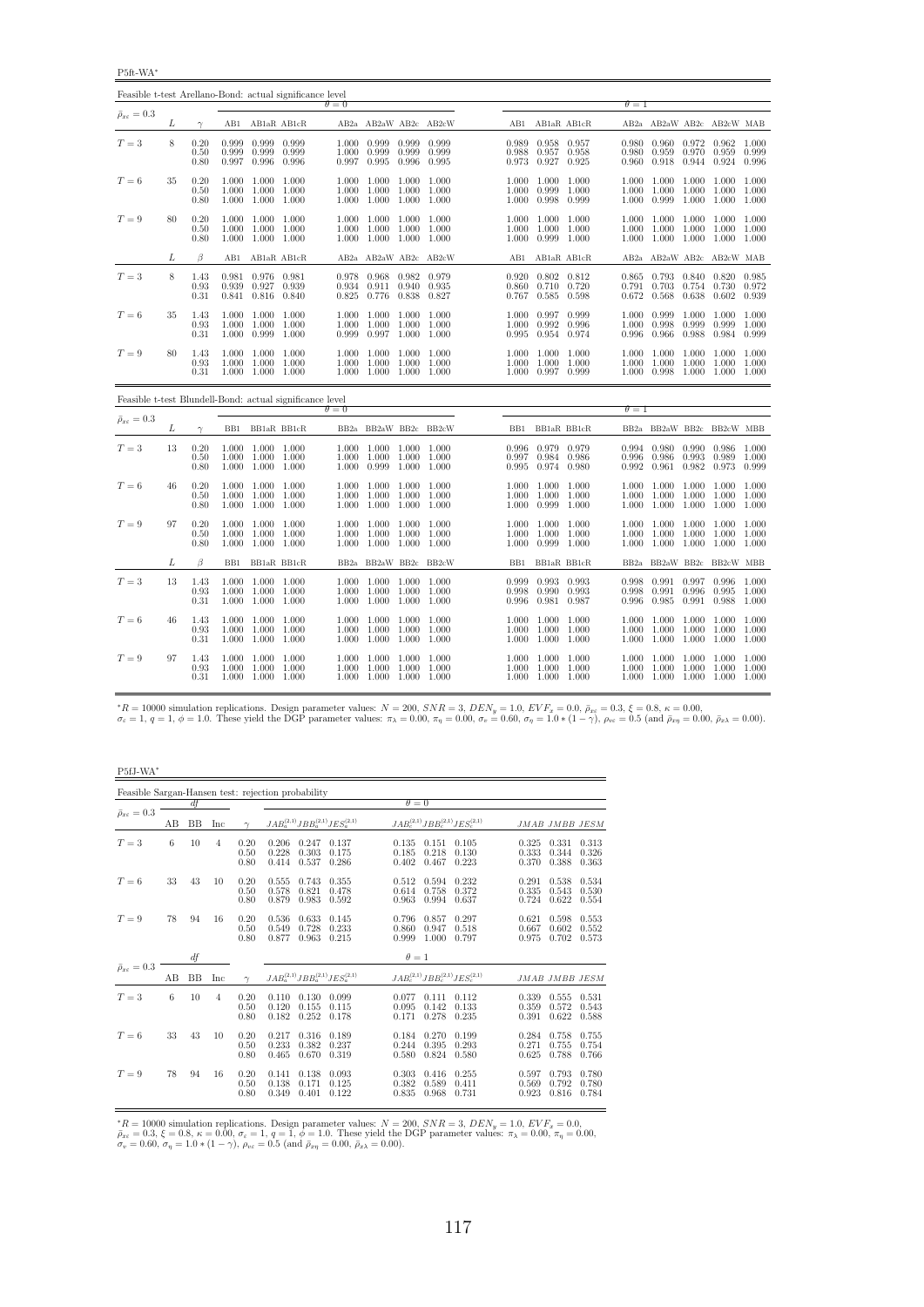P5ft-WA*

Feasible t-test Arellano-Bond: actual significance level

| $\bar{\rho}_{x\varepsilon}=0.3$ | | | $\theta=0$ | | | | | | | | $\theta=1$ | | | | | | | | |
|---|---|---|---|---|---|---|---|---|---|---|---|---|---|---|---|---|---|---|---|
| | $L$ | $\gamma$ | AB1 | AB1aR | AB1cR | AB2a | AB2aW | AB2c | AB2cW | AB1 | AB1aR | AB1cR | AB2a | AB2aW | AB2c | AB2cW | MAB |
| $T=3$ | 8 | 0.20 | 0.999 | 0.999 | 0.999 | 1.000 | 0.999 | 0.999 | 0.999 | 0.989 | 0.958 | 0.957 | 0.980 | 0.960 | 0.972 | 0.962 | 1.000 |
| | | 0.50 | 0.999 | 0.999 | 0.999 | 1.000 | 0.999 | 0.999 | 0.999 | 0.988 | 0.957 | 0.958 | 0.980 | 0.959 | 0.970 | 0.959 | 0.999 |
| | | 0.80 | 0.997 | 0.996 | 0.996 | 0.997 | 0.995 | 0.996 | 0.995 | 0.973 | 0.927 | 0.925 | 0.960 | 0.918 | 0.944 | 0.924 | 0.996 |
| $T=6$ | 35 | 0.20 | 1.000 | 1.000 | 1.000 | 1.000 | 1.000 | 1.000 | 1.000 | 1.000 | 1.000 | 1.000 | 1.000 | 1.000 | 1.000 | 1.000 | 1.000 |
| | | 0.50 | 1.000 | 1.000 | 1.000 | 1.000 | 1.000 | 1.000 | 1.000 | 1.000 | 0.999 | 1.000 | 1.000 | 1.000 | 1.000 | 1.000 | 1.000 |
| | | 0.80 | 1.000 | 1.000 | 1.000 | 1.000 | 1.000 | 1.000 | 1.000 | 1.000 | 0.998 | 0.999 | 1.000 | 0.999 | 1.000 | 1.000 | 1.000 |
| $T=9$ | 80 | 0.20 | 1.000 | 1.000 | 1.000 | 1.000 | 1.000 | 1.000 | 1.000 | 1.000 | 1.000 | 1.000 | 1.000 | 1.000 | 1.000 | 1.000 | 1.000 |
| | | 0.50 | 1.000 | 1.000 | 1.000 | 1.000 | 1.000 | 1.000 | 1.000 | 1.000 | 1.000 | 1.000 | 1.000 | 1.000 | 1.000 | 1.000 | 1.000 |
| | | 0.80 | 1.000 | 1.000 | 1.000 | 1.000 | 1.000 | 1.000 | 1.000 | 1.000 | 0.999 | 1.000 | 1.000 | 1.000 | 1.000 | 1.000 | 1.000 |
| | $L$ | $\beta$ | AB1 | AB1aR | AB1cR | AB2a | AB2aW | AB2c | AB2cW | AB1 | AB1aR | AB1cR | AB2a | AB2aW | AB2c | AB2cW | MAB |
| $T=3$ | 8 | 1.43 | 0.981 | 0.976 | 0.981 | 0.978 | 0.968 | 0.982 | 0.979 | 0.920 | 0.802 | 0.812 | 0.865 | 0.793 | 0.840 | 0.820 | 0.985 |
| | | 0.93 | 0.939 | 0.927 | 0.939 | 0.934 | 0.911 | 0.940 | 0.935 | 0.860 | 0.710 | 0.720 | 0.791 | 0.703 | 0.754 | 0.730 | 0.972 |
| | | 0.31 | 0.841 | 0.816 | 0.840 | 0.825 | 0.776 | 0.838 | 0.827 | 0.767 | 0.585 | 0.598 | 0.672 | 0.568 | 0.638 | 0.602 | 0.939 |
| $T=6$ | 35 | 1.43 | 1.000 | 1.000 | 1.000 | 1.000 | 1.000 | 1.000 | 1.000 | 1.000 | 0.997 | 0.999 | 1.000 | 0.999 | 1.000 | 1.000 | 1.000 |
| | | 0.93 | 1.000 | 1.000 | 1.000 | 1.000 | 1.000 | 1.000 | 1.000 | 1.000 | 0.992 | 0.996 | 1.000 | 0.998 | 0.999 | 0.999 | 1.000 |
| | | 0.31 | 1.000 | 0.999 | 1.000 | 0.999 | 0.997 | 1.000 | 1.000 | 0.995 | 0.954 | 0.974 | 0.996 | 0.966 | 0.988 | 0.984 | 0.999 |
| $T=9$ | 80 | 1.43 | 1.000 | 1.000 | 1.000 | 1.000 | 1.000 | 1.000 | 1.000 | 1.000 | 1.000 | 1.000 | 1.000 | 1.000 | 1.000 | 1.000 | 1.000 |
| | | 0.93 | 1.000 | 1.000 | 1.000 | 1.000 | 1.000 | 1.000 | 1.000 | 1.000 | 1.000 | 1.000 | 1.000 | 1.000 | 1.000 | 1.000 | 1.000 |
| | | 0.31 | 1.000 | 1.000 | 1.000 | 1.000 | 1.000 | 1.000 | 1.000 | 1.000 | 0.997 | 0.999 | 1.000 | 0.998 | 1.000 | 1.000 | 1.000 |

Feasible t-test Blundell-Bond: actual significance level

| $\bar{\rho}_{x\varepsilon}=0.3$ | | | $\theta=0$ | | | | | | | | $\theta=1$ | | | | | | | | |
|---|---|---|---|---|---|---|---|---|---|---|---|---|---|---|---|---|---|---|---|
| | $L$ | $\gamma$ | BB1 | BB1aR | BB1cR | BB2a | BB2aW | BB2c | BB2cW | BB1 | BB1aR | BB1cR | BB2a | BB2aW | BB2c | BB2cW | MBB |
| $T=3$ | 13 | 0.20 | 1.000 | 1.000 | 1.000 | 1.000 | 1.000 | 1.000 | 1.000 | 0.996 | 0.979 | 0.979 | 0.994 | 0.980 | 0.990 | 0.986 | 1.000 |
| | | 0.50 | 1.000 | 1.000 | 1.000 | 1.000 | 1.000 | 1.000 | 1.000 | 0.997 | 0.984 | 0.986 | 0.996 | 0.986 | 0.993 | 0.989 | 1.000 |
| | | 0.80 | 1.000 | 1.000 | 1.000 | 1.000 | 0.999 | 1.000 | 1.000 | 0.995 | 0.974 | 0.980 | 0.992 | 0.961 | 0.982 | 0.973 | 0.999 |
| $T=6$ | 46 | 0.20 | 1.000 | 1.000 | 1.000 | 1.000 | 1.000 | 1.000 | 1.000 | 1.000 | 1.000 | 1.000 | 1.000 | 1.000 | 1.000 | 1.000 | 1.000 |
| | | 0.50 | 1.000 | 1.000 | 1.000 | 1.000 | 1.000 | 1.000 | 1.000 | 1.000 | 1.000 | 1.000 | 1.000 | 1.000 | 1.000 | 1.000 | 1.000 |
| | | 0.80 | 1.000 | 1.000 | 1.000 | 1.000 | 1.000 | 1.000 | 1.000 | 1.000 | 0.999 | 1.000 | 1.000 | 1.000 | 1.000 | 1.000 | 1.000 |
| $T=9$ | 97 | 0.20 | 1.000 | 1.000 | 1.000 | 1.000 | 1.000 | 1.000 | 1.000 | 1.000 | 1.000 | 1.000 | 1.000 | 1.000 | 1.000 | 1.000 | 1.000 |
| | | 0.50 | 1.000 | 1.000 | 1.000 | 1.000 | 1.000 | 1.000 | 1.000 | 1.000 | 1.000 | 1.000 | 1.000 | 1.000 | 1.000 | 1.000 | 1.000 |
| | | 0.80 | 1.000 | 1.000 | 1.000 | 1.000 | 1.000 | 1.000 | 1.000 | 1.000 | 0.999 | 1.000 | 1.000 | 1.000 | 1.000 | 1.000 | 1.000 |
| | $L$ | $\beta$ | BB1 | BB1aR | BB1cR | BB2a | BB2aW | BB2c | BB2cW | BB1 | BB1aR | BB1cR | BB2a | BB2aW | BB2c | BB2cW | MBB |
| $T=3$ | 13 | 1.43 | 1.000 | 1.000 | 1.000 | 1.000 | 1.000 | 1.000 | 1.000 | 0.999 | 0.993 | 0.993 | 0.998 | 0.991 | 0.997 | 0.996 | 1.000 |
| | | 0.93 | 1.000 | 1.000 | 1.000 | 1.000 | 1.000 | 1.000 | 1.000 | 0.998 | 0.990 | 0.993 | 0.998 | 0.991 | 0.996 | 0.995 | 1.000 |
| | | 0.31 | 1.000 | 1.000 | 1.000 | 1.000 | 1.000 | 1.000 | 1.000 | 0.996 | 0.981 | 0.987 | 0.996 | 0.985 | 0.991 | 0.988 | 1.000 |
| $T=6$ | 46 | 1.43 | 1.000 | 1.000 | 1.000 | 1.000 | 1.000 | 1.000 | 1.000 | 1.000 | 1.000 | 1.000 | 1.000 | 1.000 | 1.000 | 1.000 | 1.000 |
| | | 0.93 | 1.000 | 1.000 | 1.000 | 1.000 | 1.000 | 1.000 | 1.000 | 1.000 | 1.000 | 1.000 | 1.000 | 1.000 | 1.000 | 1.000 | 1.000 |
| | | 0.31 | 1.000 | 1.000 | 1.000 | 1.000 | 1.000 | 1.000 | 1.000 | 1.000 | 1.000 | 1.000 | 1.000 | 1.000 | 1.000 | 1.000 | 1.000 |
| $T=9$ | 97 | 1.43 | 1.000 | 1.000 | 1.000 | 1.000 | 1.000 | 1.000 | 1.000 | 1.000 | 1.000 | 1.000 | 1.000 | 1.000 | 1.000 | 1.000 | 1.000 |
| | | 0.93 | 1.000 | 1.000 | 1.000 | 1.000 | 1.000 | 1.000 | 1.000 | 1.000 | 1.000 | 1.000 | 1.000 | 1.000 | 1.000 | 1.000 | 1.000 |
| | | 0.31 | 1.000 | 1.000 | 1.000 | 1.000 | 1.000 | 1.000 | 1.000 | 1.000 | 1.000 | 1.000 | 1.000 | 1.000 | 1.000 | 1.000 | 1.000 |

*$R=10000$ simulation replications. Design parameter values: $N=200$, $SNR=3$, $DEN_y=1.0$, $EVF_x=0.0$, $\bar{\rho}_{x\varepsilon}=0.3$, $\xi=0.8$, $\kappa=0.00$, $\sigma_\varepsilon=1$, $q=1$, $\phi=1.0$. These yield the DGP parameter values: $\pi_\lambda=0.00$, $\pi_\eta=0.00$, $\sigma_v=0.60$, $\sigma_\eta=1.0*(1-\gamma)$, $\rho_{v\varepsilon}=0.5$ (and $\bar{\rho}_{x\eta}=0.00$, $\bar{\rho}_{x\lambda}=0.00$).

P5fJ-WA*

Feasible Sargan-Hansen test: rejection probability

| $\bar{\rho}_{x\varepsilon}=0.3$ | $df$ | | | | $\theta=0$ | | | | | | | | |
|---|---|---|---|---|---|---|---|---|---|---|---|---|---|
| | AB | BB | Inc | $\gamma$ | $JAB_a^{(2,1)}$ | $JBB_a^{(2,1)}$ | $JES_a^{(2,1)}$ | $JAB_c^{(2,1)}$ | $JBB_c^{(2,1)}$ | $JES_c^{(2,1)}$ | $JMAB$ | $JMBB$ | $JESM$ |
| $T=3$ | 6 | 10 | 4 | 0.20 | 0.206 | 0.247 | 0.137 | 0.135 | 0.151 | 0.105 | 0.325 | 0.331 | 0.313 |
| | | | | 0.50 | 0.228 | 0.303 | 0.175 | 0.185 | 0.218 | 0.130 | 0.333 | 0.344 | 0.326 |
| | | | | 0.80 | 0.414 | 0.537 | 0.286 | 0.402 | 0.467 | 0.223 | 0.370 | 0.388 | 0.363 |
| $T=6$ | 33 | 43 | 10 | 0.20 | 0.555 | 0.743 | 0.355 | 0.512 | 0.594 | 0.232 | 0.291 | 0.538 | 0.534 |
| | | | | 0.50 | 0.578 | 0.821 | 0.478 | 0.614 | 0.758 | 0.372 | 0.335 | 0.543 | 0.530 |
| | | | | 0.80 | 0.879 | 0.983 | 0.592 | 0.963 | 0.994 | 0.637 | 0.724 | 0.622 | 0.554 |
| $T=9$ | 78 | 94 | 16 | 0.20 | 0.536 | 0.633 | 0.145 | 0.796 | 0.857 | 0.297 | 0.621 | 0.598 | 0.553 |
| | | | | 0.50 | 0.549 | 0.728 | 0.233 | 0.860 | 0.947 | 0.518 | 0.667 | 0.602 | 0.552 |
| | | | | 0.80 | 0.877 | 0.963 | 0.215 | 0.999 | 1.000 | 0.797 | 0.975 | 0.702 | 0.573 |
| $\bar{\rho}_{x\varepsilon}=0.3$ | $df$ | | | | $\theta=1$ | | | | | | | | |
| | AB | BB | Inc | $\gamma$ | $JAB_a^{(2,1)}$ | $JBB_a^{(2,1)}$ | $JES_a^{(2,1)}$ | $JAB_c^{(2,1)}$ | $JBB_c^{(2,1)}$ | $JES_c^{(2,1)}$ | $JMAB$ | $JMBB$ | $JESM$ |
| $T=3$ | 6 | 10 | 4 | 0.20 | 0.110 | 0.130 | 0.099 | 0.077 | 0.111 | 0.112 | 0.339 | 0.555 | 0.531 |
| | | | | 0.50 | 0.120 | 0.155 | 0.115 | 0.095 | 0.142 | 0.133 | 0.359 | 0.572 | 0.543 |
| | | | | 0.80 | 0.182 | 0.252 | 0.178 | 0.171 | 0.278 | 0.235 | 0.391 | 0.622 | 0.588 |
| $T=6$ | 33 | 43 | 10 | 0.20 | 0.217 | 0.316 | 0.189 | 0.184 | 0.270 | 0.199 | 0.284 | 0.758 | 0.755 |
| | | | | 0.50 | 0.233 | 0.382 | 0.237 | 0.244 | 0.395 | 0.293 | 0.271 | 0.755 | 0.754 |
| | | | | 0.80 | 0.465 | 0.670 | 0.319 | 0.580 | 0.824 | 0.580 | 0.625 | 0.788 | 0.766 |
| $T=9$ | 78 | 94 | 16 | 0.20 | 0.141 | 0.138 | 0.093 | 0.303 | 0.416 | 0.255 | 0.597 | 0.793 | 0.780 |
| | | | | 0.50 | 0.138 | 0.171 | 0.125 | 0.382 | 0.589 | 0.411 | 0.569 | 0.792 | 0.780 |
| | | | | 0.80 | 0.349 | 0.401 | 0.122 | 0.835 | 0.968 | 0.731 | 0.923 | 0.816 | 0.784 |

*$R=10000$ simulation replications. Design parameter values: $N=200$, $SNR=3$, $DEN_y=1.0$, $EVF_x=0.0$, $\bar{\rho}_{x\varepsilon}=0.3$, $\xi=0.8$, $\kappa=0.00$, $\sigma_\varepsilon=1$, $q=1$, $\phi=1.0$. These yield the DGP parameter values: $\pi_\lambda=0.00$, $\pi_\eta=0.00$, $\sigma_v=0.60$, $\sigma_\eta=1.0*(1-\gamma)$, $\rho_{v\varepsilon}=0.5$ (and $\bar{\rho}_{x\eta}=0.00$, $\bar{\rho}_{x\lambda}=0.00$).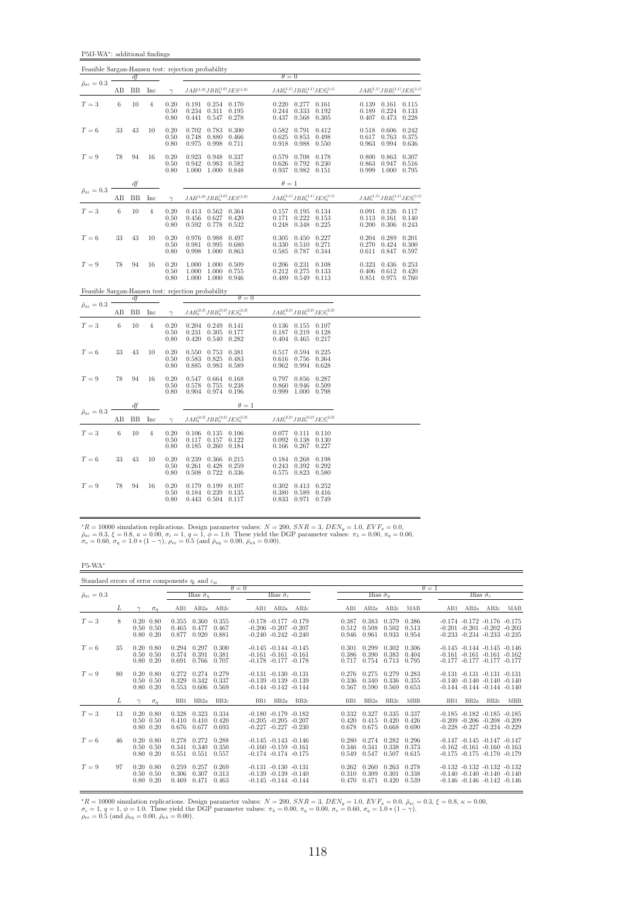P5fJ-WA*: additional findings

Feasible Sargan-Hansen test: rejection probability

| $\bar{\rho}_{x\varepsilon}=0.3$ | df | | | | $\theta=0$ | | | | | | | | |
|---|---|---|---|---|---|---|---|---|---|---|---|---|---|
| | AB | BB | Inc | $\gamma$ | $JAB^{(1,0)}$ | $JBB_a^{(1,0)}$ | $JES^{(1,0)}$ | $JAB_a^{(1,1)}$ | $JBB_a^{(1,1)}$ | $JES_a^{(1,1)}$ | $JAB_c^{(1,1)}$ | $JBB_c^{(1,1)}$ | $JES_c^{(1,1)}$ |
| $T=3$ | 6 | 10 | 4 | 0.20 | 0.191 | 0.254 | 0.170 | 0.220 | 0.277 | 0.161 | 0.139 | 0.161 | 0.115 |
| | | | | 0.50 | 0.234 | 0.311 | 0.195 | 0.244 | 0.333 | 0.192 | 0.189 | 0.224 | 0.133 |
| | | | | 0.80 | 0.441 | 0.547 | 0.278 | 0.437 | 0.568 | 0.305 | 0.407 | 0.473 | 0.228 |
| $T=6$ | 33 | 43 | 10 | 0.20 | 0.702 | 0.783 | 0.300 | 0.582 | 0.791 | 0.412 | 0.518 | 0.606 | 0.242 |
| | | | | 0.50 | 0.748 | 0.880 | 0.466 | 0.625 | 0.853 | 0.498 | 0.617 | 0.763 | 0.375 |
| | | | | 0.80 | 0.975 | 0.998 | 0.711 | 0.918 | 0.988 | 0.550 | 0.963 | 0.994 | 0.636 |
| $T=9$ | 78 | 94 | 16 | 0.20 | 0.923 | 0.948 | 0.337 | 0.579 | 0.708 | 0.178 | 0.800 | 0.863 | 0.307 |
| | | | | 0.50 | 0.942 | 0.983 | 0.582 | 0.626 | 0.792 | 0.230 | 0.863 | 0.947 | 0.516 |
| | | | | 0.80 | 1.000 | 1.000 | 0.848 | 0.937 | 0.982 | 0.151 | 0.999 | 1.000 | 0.795 |

| $\bar{\rho}_{x\varepsilon}=0.3$ | df | | | | $\theta=1$ | | | | | | | | |
|---|---|---|---|---|---|---|---|---|---|---|---|---|---|
| | AB | BB | Inc | $\gamma$ | $JAB^{(1,0)}$ | $JBB_a^{(1,0)}$ | $JES^{(1,0)}$ | $JAB_a^{(1,1)}$ | $JBB_a^{(1,1)}$ | $JES_a^{(1,1)}$ | $JAB_c^{(1,1)}$ | $JBB_c^{(1,1)}$ | $JES_c^{(1,1)}$ |
| $T=3$ | 6 | 10 | 4 | 0.20 | 0.413 | 0.562 | 0.364 | 0.157 | 0.195 | 0.134 | 0.091 | 0.126 | 0.117 |
| | | | | 0.50 | 0.456 | 0.627 | 0.420 | 0.171 | 0.222 | 0.153 | 0.113 | 0.161 | 0.140 |
| | | | | 0.80 | 0.592 | 0.778 | 0.532 | 0.248 | 0.348 | 0.225 | 0.200 | 0.306 | 0.243 |
| $T=6$ | 33 | 43 | 10 | 0.20 | 0.976 | 0.988 | 0.497 | 0.305 | 0.450 | 0.227 | 0.204 | 0.289 | 0.201 |
| | | | | 0.50 | 0.981 | 0.995 | 0.680 | 0.330 | 0.510 | 0.271 | 0.270 | 0.424 | 0.300 |
| | | | | 0.80 | 0.998 | 1.000 | 0.863 | 0.585 | 0.787 | 0.344 | 0.611 | 0.847 | 0.597 |
| $T=9$ | 78 | 94 | 16 | 0.20 | 1.000 | 1.000 | 0.509 | 0.206 | 0.231 | 0.108 | 0.323 | 0.436 | 0.253 |
| | | | | 0.50 | 1.000 | 1.000 | 0.755 | 0.212 | 0.275 | 0.133 | 0.406 | 0.612 | 0.420 |
| | | | | 0.80 | 1.000 | 1.000 | 0.946 | 0.489 | 0.549 | 0.113 | 0.851 | 0.975 | 0.760 |

Feasible Sargan-Hansen test: rejection probability

| $\bar{\rho}_{x\varepsilon}=0.3$ | df | | | | $\theta=0$ | | | | | |
|---|---|---|---|---|---|---|---|---|---|---|
| | AB | BB | Inc | $\gamma$ | $JAB_a^{(2,2)}$ | $JBB_a^{(2,2)}$ | $JES_a^{(2,2)}$ | $JAB_c^{(2,2)}$ | $JBB_c^{(2,2)}$ | $JES_c^{(2,2)}$ |
| $T=3$ | 6 | 10 | 4 | 0.20 | 0.204 | 0.249 | 0.141 | 0.136 | 0.155 | 0.107 |
| | | | | 0.50 | 0.231 | 0.305 | 0.177 | 0.187 | 0.219 | 0.128 |
| | | | | 0.80 | 0.420 | 0.540 | 0.282 | 0.404 | 0.465 | 0.217 |
| $T=6$ | 33 | 43 | 10 | 0.20 | 0.550 | 0.753 | 0.381 | 0.517 | 0.594 | 0.225 |
| | | | | 0.50 | 0.583 | 0.825 | 0.483 | 0.616 | 0.756 | 0.364 |
| | | | | 0.80 | 0.885 | 0.983 | 0.589 | 0.962 | 0.994 | 0.628 |
| $T=9$ | 78 | 94 | 16 | 0.20 | 0.547 | 0.664 | 0.168 | 0.797 | 0.856 | 0.287 |
| | | | | 0.50 | 0.578 | 0.755 | 0.238 | 0.860 | 0.946 | 0.509 |
| | | | | 0.80 | 0.904 | 0.974 | 0.196 | 0.999 | 1.000 | 0.798 |

| $\bar{\rho}_{x\varepsilon}=0.3$ | df | | | | $\theta=1$ | | | | | |
|---|---|---|---|---|---|---|---|---|---|---|
| | AB | BB | Inc | $\gamma$ | $JAB_a^{(2,2)}$ | $JBB_a^{(2,2)}$ | $JES_a^{(2,2)}$ | $JAB_c^{(2,2)}$ | $JBB_c^{(2,2)}$ | $JES_c^{(2,2)}$ |
| $T=3$ | 6 | 10 | 4 | 0.20 | 0.106 | 0.135 | 0.106 | 0.077 | 0.111 | 0.110 |
| | | | | 0.50 | 0.117 | 0.157 | 0.122 | 0.092 | 0.138 | 0.130 |
| | | | | 0.80 | 0.185 | 0.260 | 0.184 | 0.166 | 0.267 | 0.227 |
| $T=6$ | 33 | 43 | 10 | 0.20 | 0.239 | 0.366 | 0.215 | 0.184 | 0.268 | 0.198 |
| | | | | 0.50 | 0.261 | 0.428 | 0.259 | 0.243 | 0.392 | 0.292 |
| | | | | 0.80 | 0.508 | 0.722 | 0.336 | 0.575 | 0.823 | 0.580 |
| $T=9$ | 78 | 94 | 16 | 0.20 | 0.179 | 0.199 | 0.107 | 0.302 | 0.413 | 0.252 |
| | | | | 0.50 | 0.184 | 0.239 | 0.135 | 0.380 | 0.589 | 0.416 |
| | | | | 0.80 | 0.443 | 0.504 | 0.117 | 0.833 | 0.971 | 0.749 |

$^*R = 10000$ simulation replications. Design parameter values: $N = 200$, $SNR = 3$, $DEN_y = 1.0$, $EVF_x = 0.0$, $\bar{\rho}_{x\varepsilon} = 0.3$, $\xi = 0.8$, $\kappa = 0.00$, $\sigma_\varepsilon = 1$, $q = 1$, $\phi = 1.0$. These yield the DGP parameter values: $\pi_\lambda = 0.00$, $\pi_\eta = 0.00$, $\sigma_v = 0.60$, $\sigma_\eta = 1.0 * (1 - \gamma)$, $\rho_{v\varepsilon} = 0.5$ (and $\bar{\rho}_{x\eta} = 0.00$, $\bar{\rho}_{x\lambda} = 0.00$).

P5-WA*

Standard errors of error components $\eta_i$ and $\varepsilon_{it}$

| $\bar{\rho}_{x\varepsilon}=0.3$ | | | | $\theta=0$ | | | | | | $\theta=1$ | | | | | | | |
|---|---|---|---|---|---|---|---|---|---|---|---|---|---|---|---|---|---|
| | | | | Bias $\hat{\sigma}_\eta$ | | | Bias $\hat{\sigma}_\varepsilon$ | | | Bias $\hat{\sigma}_\eta$ | | | | Bias $\hat{\sigma}_\varepsilon$ | | | |
| | $L$ | $\gamma$ | $\sigma_\eta$ | AB1 | AB2a | AB2c | AB1 | AB2a | AB2c | AB1 | AB2a | AB2c | MAB | AB1 | AB2a | AB2c | MAB |
| $T=3$ | 8 | 0.20 | 0.80 | 0.355 | 0.360 | 0.355 | -0.178 | -0.177 | -0.179 | 0.387 | 0.383 | 0.379 | 0.386 | -0.174 | -0.172 | -0.176 | -0.175 |
| | | 0.50 | 0.50 | 0.465 | 0.477 | 0.467 | -0.206 | -0.207 | -0.207 | 0.512 | 0.508 | 0.502 | 0.513 | -0.201 | -0.201 | -0.202 | -0.203 |
| | | 0.80 | 0.20 | 0.877 | 0.920 | 0.881 | -0.240 | -0.242 | -0.240 | 0.946 | 0.961 | 0.933 | 0.954 | -0.233 | -0.234 | -0.233 | -0.235 |
| $T=6$ | 35 | 0.20 | 0.80 | 0.294 | 0.297 | 0.300 | -0.145 | -0.144 | -0.145 | 0.301 | 0.299 | 0.302 | 0.306 | -0.145 | -0.144 | -0.145 | -0.146 |
| | | 0.50 | 0.50 | 0.374 | 0.391 | 0.381 | -0.161 | -0.161 | -0.161 | 0.386 | 0.390 | 0.383 | 0.404 | -0.161 | -0.161 | -0.161 | -0.162 |
| | | 0.80 | 0.20 | 0.691 | 0.766 | 0.707 | -0.178 | -0.177 | -0.178 | 0.717 | 0.754 | 0.713 | 0.795 | -0.177 | -0.177 | -0.177 | -0.177 |
| $T=9$ | 80 | 0.20 | 0.80 | 0.272 | 0.274 | 0.279 | -0.131 | -0.130 | -0.131 | 0.276 | 0.275 | 0.279 | 0.283 | -0.131 | -0.131 | -0.131 | -0.131 |
| | | 0.50 | 0.50 | 0.329 | 0.342 | 0.337 | -0.139 | -0.139 | -0.139 | 0.336 | 0.340 | 0.336 | 0.355 | -0.140 | -0.140 | -0.140 | -0.140 |
| | | 0.80 | 0.20 | 0.553 | 0.606 | 0.569 | -0.144 | -0.142 | -0.144 | 0.567 | 0.590 | 0.569 | 0.653 | -0.144 | -0.144 | -0.144 | -0.140 |
| | $L$ | $\gamma$ | $\sigma_\eta$ | BB1 | BB2a | BB2c | BB1 | BB2a | BB2c | BB1 | BB2a | BB2c | MBB | BB1 | BB2a | BB2c | MBB |
| $T=3$ | 13 | 0.20 | 0.80 | 0.328 | 0.323 | 0.334 | -0.180 | -0.179 | -0.182 | 0.332 | 0.327 | 0.335 | 0.337 | -0.185 | -0.182 | -0.185 | -0.185 |
| | | 0.50 | 0.50 | 0.410 | 0.410 | 0.420 | -0.205 | -0.205 | -0.207 | 0.420 | 0.415 | 0.420 | 0.426 | -0.209 | -0.206 | -0.208 | -0.209 |
| | | 0.80 | 0.20 | 0.676 | 0.677 | 0.693 | -0.227 | -0.227 | -0.230 | 0.678 | 0.675 | 0.668 | 0.690 | -0.228 | -0.227 | -0.224 | -0.229 |
| $T=6$ | 46 | 0.20 | 0.80 | 0.278 | 0.272 | 0.288 | -0.145 | -0.143 | -0.146 | 0.280 | 0.274 | 0.282 | 0.296 | -0.147 | -0.145 | -0.147 | -0.147 |
| | | 0.50 | 0.50 | 0.341 | 0.340 | 0.350 | -0.160 | -0.159 | -0.161 | 0.346 | 0.341 | 0.338 | 0.373 | -0.162 | -0.161 | -0.160 | -0.163 |
| | | 0.80 | 0.20 | 0.551 | 0.551 | 0.557 | -0.174 | -0.174 | -0.175 | 0.549 | 0.547 | 0.507 | 0.615 | -0.175 | -0.175 | -0.170 | -0.179 |
| $T=9$ | 97 | 0.20 | 0.80 | 0.259 | 0.257 | 0.269 | -0.131 | -0.130 | -0.131 | 0.262 | 0.260 | 0.263 | 0.278 | -0.132 | -0.132 | -0.132 | -0.132 |
| | | 0.50 | 0.50 | 0.306 | 0.307 | 0.313 | -0.139 | -0.139 | -0.140 | 0.310 | 0.309 | 0.301 | 0.338 | -0.140 | -0.140 | -0.140 | -0.140 |
| | | 0.80 | 0.20 | 0.469 | 0.471 | 0.463 | -0.145 | -0.144 | -0.144 | 0.470 | 0.471 | 0.420 | 0.539 | -0.146 | -0.146 | -0.142 | -0.146 |

$^*R = 10000$ simulation replications. Design parameter values: $N = 200$, $SNR = 3$, $DEN_y = 1.0$, $EVF_x = 0.0$, $\bar{\rho}_{x\varepsilon} = 0.3$, $\xi = 0.8$, $\kappa = 0.00$, $\sigma_\varepsilon = 1$, $q = 1$, $\phi = 1.0$. These yield the DGP parameter values: $\pi_\lambda = 0.00$, $\pi_\eta = 0.00$, $\sigma_v = 0.60$, $\sigma_\eta = 1.0 * (1 - \gamma)$, $\rho_{v\varepsilon} = 0.5$ (and $\bar{\rho}_{x\eta} = 0.00$, $\bar{\rho}_{x\lambda} = 0.00$).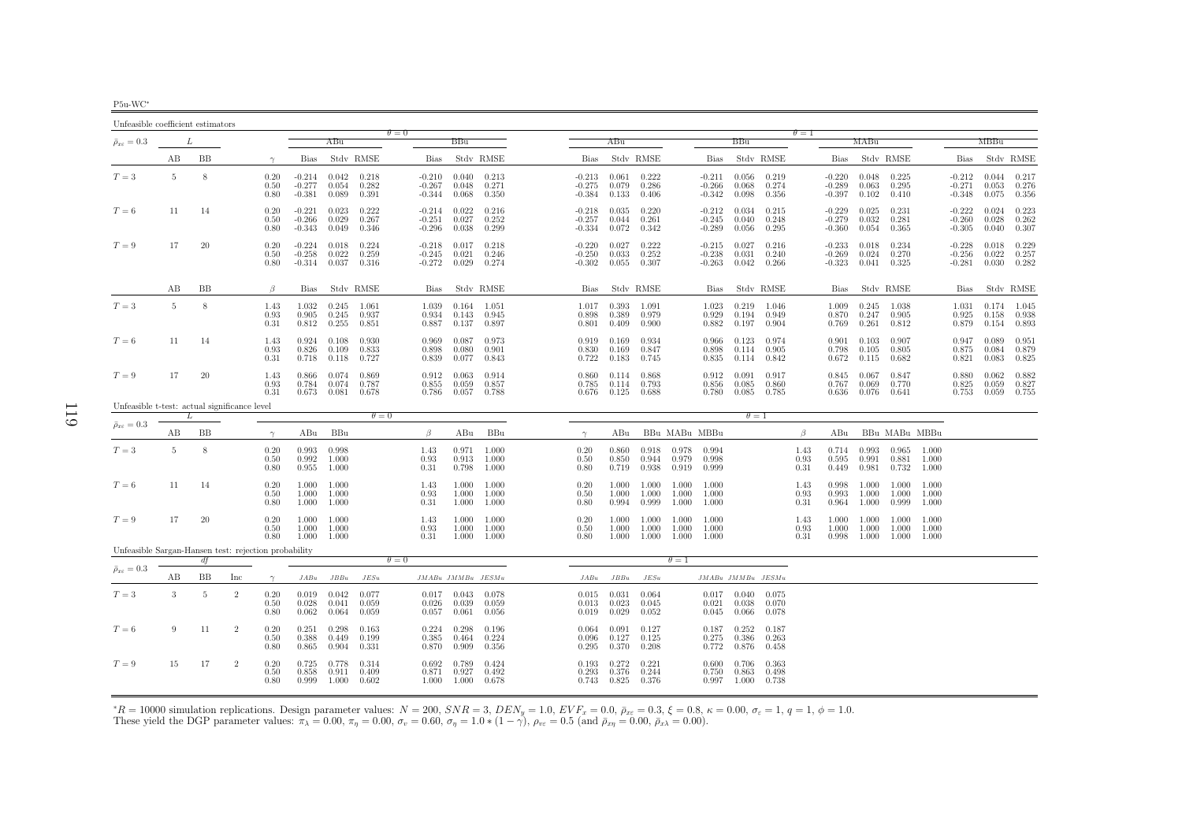P5u-WC*

Unfeasible coefficient estimators

| $\bar{\rho}_{x\varepsilon}=0.3$ | L | | | θ = 0 | | | | | | θ = 1 | | | | | | | | | | | |
|---|---|---|---|---|---|---|---|---|---|---|---|---|---|---|---|---|---|---|---|---|---|
| | | | | ABu | | | BBu | | | ABu | | | BBu | | | MABu | | | MBBu | | |
| | AB | BB | $\gamma$ | Bias | Stdv | RMSE | Bias | Stdv | RMSE | Bias | Stdv | RMSE | Bias | Stdv | RMSE | Bias | Stdv | RMSE | Bias | Stdv | RMSE |
| $T=3$ | 5 | 8 | 0.20 | -0.214 | 0.042 | 0.218 | -0.210 | 0.040 | 0.213 | -0.213 | 0.061 | 0.222 | -0.211 | 0.056 | 0.219 | -0.220 | 0.048 | 0.225 | -0.212 | 0.044 | 0.217 |
| | | | 0.50 | -0.277 | 0.054 | 0.282 | -0.267 | 0.048 | 0.271 | -0.275 | 0.079 | 0.286 | -0.266 | 0.068 | 0.274 | -0.289 | 0.063 | 0.295 | -0.271 | 0.053 | 0.276 |
| | | | 0.80 | -0.381 | 0.089 | 0.391 | -0.344 | 0.068 | 0.350 | -0.384 | 0.133 | 0.406 | -0.342 | 0.098 | 0.356 | -0.397 | 0.102 | 0.410 | -0.348 | 0.075 | 0.356 |
| $T=6$ | 11 | 14 | 0.20 | -0.221 | 0.023 | 0.222 | -0.214 | 0.022 | 0.216 | -0.218 | 0.035 | 0.220 | -0.212 | 0.034 | 0.215 | -0.229 | 0.025 | 0.231 | -0.222 | 0.024 | 0.223 |
| | | | 0.50 | -0.266 | 0.029 | 0.267 | -0.251 | 0.027 | 0.252 | -0.257 | 0.044 | 0.261 | -0.245 | 0.040 | 0.248 | -0.279 | 0.032 | 0.281 | -0.260 | 0.028 | 0.262 |
| | | | 0.80 | -0.343 | 0.049 | 0.346 | -0.296 | 0.038 | 0.299 | -0.334 | 0.072 | 0.342 | -0.289 | 0.056 | 0.295 | -0.360 | 0.054 | 0.365 | -0.305 | 0.040 | 0.307 |
| $T=9$ | 17 | 20 | 0.20 | -0.224 | 0.018 | 0.224 | -0.218 | 0.017 | 0.218 | -0.220 | 0.027 | 0.222 | -0.215 | 0.027 | 0.216 | -0.233 | 0.018 | 0.234 | -0.228 | 0.018 | 0.229 |
| | | | 0.50 | -0.258 | 0.022 | 0.259 | -0.245 | 0.021 | 0.246 | -0.250 | 0.033 | 0.252 | -0.238 | 0.031 | 0.240 | -0.269 | 0.024 | 0.270 | -0.256 | 0.022 | 0.257 |
| | | | 0.80 | -0.314 | 0.037 | 0.316 | -0.272 | 0.029 | 0.274 | -0.302 | 0.055 | 0.307 | -0.263 | 0.042 | 0.266 | -0.323 | 0.041 | 0.325 | -0.281 | 0.030 | 0.282 |
| | AB | BB | $\beta$ | Bias | Stdv | RMSE | Bias | Stdv | RMSE | Bias | Stdv | RMSE | Bias | Stdv | RMSE | Bias | Stdv | RMSE | Bias | Stdv | RMSE |
| $T=3$ | 5 | 8 | 1.43 | 1.032 | 0.245 | 1.061 | 1.039 | 0.164 | 1.051 | 1.017 | 0.393 | 1.091 | 1.023 | 0.219 | 1.046 | 1.009 | 0.245 | 1.038 | 1.031 | 0.174 | 1.045 |
| | | | 0.93 | 0.905 | 0.245 | 0.937 | 0.934 | 0.143 | 0.945 | 0.898 | 0.389 | 0.979 | 0.929 | 0.194 | 0.949 | 0.870 | 0.247 | 0.905 | 0.925 | 0.158 | 0.938 |
| | | | 0.31 | 0.812 | 0.255 | 0.851 | 0.887 | 0.137 | 0.897 | 0.801 | 0.409 | 0.900 | 0.882 | 0.197 | 0.904 | 0.769 | 0.261 | 0.812 | 0.879 | 0.154 | 0.893 |
| $T=6$ | 11 | 14 | 1.43 | 0.924 | 0.108 | 0.930 | 0.969 | 0.087 | 0.973 | 0.919 | 0.169 | 0.934 | 0.966 | 0.123 | 0.974 | 0.901 | 0.103 | 0.907 | 0.947 | 0.089 | 0.951 |
| | | | 0.93 | 0.826 | 0.109 | 0.833 | 0.898 | 0.080 | 0.901 | 0.830 | 0.169 | 0.847 | 0.898 | 0.114 | 0.905 | 0.798 | 0.105 | 0.805 | 0.875 | 0.084 | 0.879 |
| | | | 0.31 | 0.718 | 0.118 | 0.727 | 0.839 | 0.077 | 0.843 | 0.722 | 0.183 | 0.745 | 0.835 | 0.114 | 0.842 | 0.672 | 0.115 | 0.682 | 0.821 | 0.083 | 0.825 |
| $T=9$ | 17 | 20 | 1.43 | 0.866 | 0.074 | 0.869 | 0.912 | 0.063 | 0.914 | 0.860 | 0.114 | 0.868 | 0.912 | 0.091 | 0.917 | 0.845 | 0.067 | 0.847 | 0.880 | 0.062 | 0.882 |
| | | | 0.93 | 0.784 | 0.074 | 0.787 | 0.855 | 0.059 | 0.857 | 0.785 | 0.114 | 0.793 | 0.856 | 0.085 | 0.860 | 0.767 | 0.069 | 0.770 | 0.825 | 0.059 | 0.827 |
| | | | 0.31 | 0.673 | 0.081 | 0.678 | 0.786 | 0.057 | 0.788 | 0.676 | 0.125 | 0.688 | 0.780 | 0.085 | 0.785 | 0.636 | 0.076 | 0.641 | 0.753 | 0.059 | 0.755 |

Unfeasible t-test: actual significance level

| $\bar{\rho}_{x\varepsilon}=0.3$ | L | | θ = 0 | | | | | | θ = 1 | | | | | | | | | |
|---|---|---|---|---|---|---|---|---|---|---|---|---|---|---|---|---|---|---|
| | AB | BB | $\gamma$ | ABu | BBu | $\beta$ | ABu | BBu | $\gamma$ | ABu | BBu | MABu | MBBu | $\beta$ | ABu | BBu | MABu | MBBu |
| $T=3$ | 5 | 8 | 0.20 | 0.993 | 0.998 | 1.43 | 0.971 | 1.000 | 0.20 | 0.860 | 0.918 | 0.978 | 0.994 | 1.43 | 0.714 | 0.993 | 0.965 | 1.000 |
| | | | 0.50 | 0.992 | 1.000 | 0.93 | 0.913 | 1.000 | 0.50 | 0.850 | 0.944 | 0.979 | 0.998 | 0.93 | 0.595 | 0.991 | 0.881 | 1.000 |
| | | | 0.80 | 0.955 | 1.000 | 0.31 | 0.798 | 1.000 | 0.80 | 0.719 | 0.938 | 0.919 | 0.999 | 0.31 | 0.449 | 0.981 | 0.732 | 1.000 |
| $T=6$ | 11 | 14 | 0.20 | 1.000 | 1.000 | 1.43 | 1.000 | 1.000 | 0.20 | 1.000 | 1.000 | 1.000 | 1.000 | 1.43 | 0.998 | 1.000 | 1.000 | 1.000 |
| | | | 0.50 | 1.000 | 1.000 | 0.93 | 1.000 | 1.000 | 0.50 | 1.000 | 1.000 | 1.000 | 1.000 | 0.93 | 0.993 | 1.000 | 1.000 | 1.000 |
| | | | 0.80 | 1.000 | 1.000 | 0.31 | 1.000 | 1.000 | 0.80 | 0.994 | 0.999 | 1.000 | 1.000 | 0.31 | 0.964 | 1.000 | 0.999 | 1.000 |
| $T=9$ | 17 | 20 | 0.20 | 1.000 | 1.000 | 1.43 | 1.000 | 1.000 | 0.20 | 1.000 | 1.000 | 1.000 | 1.000 | 1.43 | 1.000 | 1.000 | 1.000 | 1.000 |
| | | | 0.50 | 1.000 | 1.000 | 0.93 | 1.000 | 1.000 | 0.50 | 1.000 | 1.000 | 1.000 | 1.000 | 0.93 | 1.000 | 1.000 | 1.000 | 1.000 |
| | | | 0.80 | 1.000 | 1.000 | 0.31 | 1.000 | 1.000 | 0.80 | 1.000 | 1.000 | 1.000 | 1.000 | 0.31 | 0.998 | 1.000 | 1.000 | 1.000 |

Unfeasible Sargan-Hansen test: rejection probability

| $\bar{\rho}_{x\varepsilon}=0.3$ | df | | | θ = 0 | | | | | | | θ = 1 | | | | | |
|---|---|---|---|---|---|---|---|---|---|---|---|---|---|---|---|---|
| | AB | BB | Inc | $\gamma$ | JABu | JBBu | JESu | JMABu | JMMBu | JESMu | JABu | JBBu | JESu | JMABu | JMMBu | JESMu |
| $T=3$ | 3 | 5 | 2 | 0.20 | 0.019 | 0.042 | 0.077 | 0.017 | 0.043 | 0.078 | 0.015 | 0.031 | 0.064 | 0.017 | 0.040 | 0.075 |
| | | | | 0.50 | 0.028 | 0.041 | 0.059 | 0.026 | 0.039 | 0.059 | 0.013 | 0.023 | 0.045 | 0.021 | 0.038 | 0.070 |
| | | | | 0.80 | 0.062 | 0.064 | 0.059 | 0.057 | 0.061 | 0.056 | 0.019 | 0.029 | 0.052 | 0.045 | 0.066 | 0.078 |
| $T=6$ | 9 | 11 | 2 | 0.20 | 0.251 | 0.298 | 0.163 | 0.224 | 0.298 | 0.196 | 0.064 | 0.091 | 0.127 | 0.187 | 0.252 | 0.187 |
| | | | | 0.50 | 0.388 | 0.449 | 0.199 | 0.385 | 0.464 | 0.224 | 0.096 | 0.127 | 0.125 | 0.275 | 0.386 | 0.263 |
| | | | | 0.80 | 0.865 | 0.904 | 0.331 | 0.870 | 0.909 | 0.356 | 0.295 | 0.370 | 0.208 | 0.772 | 0.876 | 0.458 |
| $T=9$ | 15 | 17 | 2 | 0.20 | 0.725 | 0.778 | 0.314 | 0.692 | 0.789 | 0.424 | 0.193 | 0.272 | 0.221 | 0.600 | 0.706 | 0.363 |
| | | | | 0.50 | 0.858 | 0.911 | 0.409 | 0.871 | 0.927 | 0.492 | 0.293 | 0.376 | 0.244 | 0.750 | 0.863 | 0.498 |
| | | | | 0.80 | 0.999 | 1.000 | 0.602 | 1.000 | 1.000 | 0.678 | 0.743 | 0.825 | 0.376 | 0.997 | 1.000 | 0.738 |

*$R = 10000$ simulation replications. Design parameter values: $N = 200$, $SNR = 3$, $DEN_y = 1.0$, $EVF_x = 0.0$, $\bar{\rho}_{x\varepsilon} = 0.3$, $\xi = 0.8$, $\kappa = 0.00$, $\sigma_\varepsilon = 1$, $q = 1$, $\phi = 1.0$.
These yield the DGP parameter values: $\pi_\lambda = 0.00$, $\pi_\eta = 0.00$, $\sigma_v = 0.60$, $\sigma_\eta = 1.0 * (1-\gamma)$, $\rho_{v\varepsilon} = 0.5$ (and $\bar{\rho}_{x\eta} = 0.00$, $\bar{\rho}_{x\lambda} = 0.00$).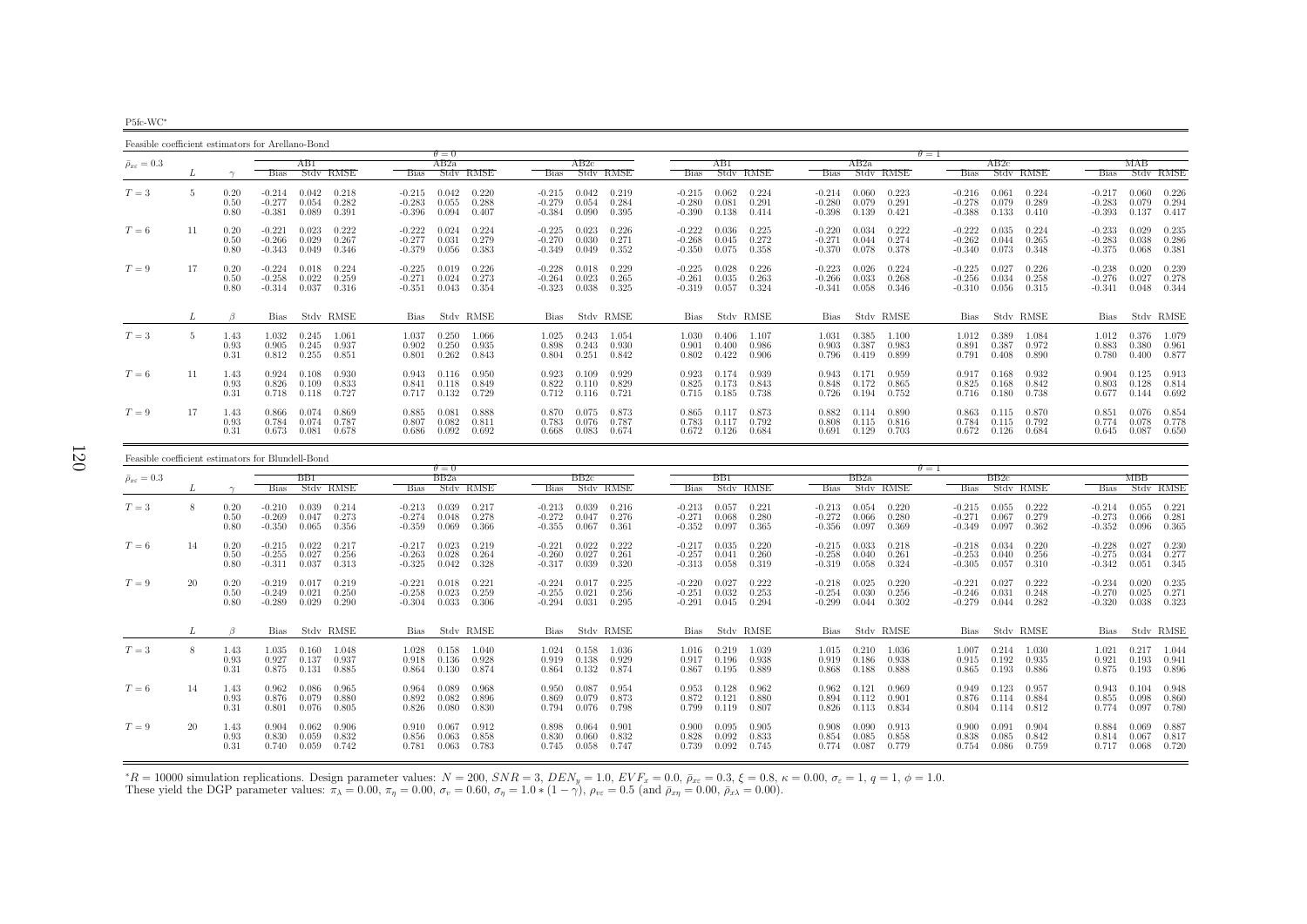P5fc-WC*

Feasible coefficient estimators for Arellano-Bond

| $\bar{\rho}_{x\varepsilon}=0.3$ | | | $\theta=0$ | | | | | | | | | $\theta=1$ | | | | | | | | | | | |
|---|---|---|---|---|---|---|---|---|---|---|---|---|---|---|---|---|---|---|---|---|---|---|---|
| | | | AB1 | | | AB2a | | | AB2c | | | AB1 | | | AB2a | | | AB2c | | | MAB | | |
| | $L$ | $\gamma$ | Bias | Stdv | RMSE | Bias | Stdv | RMSE | Bias | Stdv | RMSE | Bias | Stdv | RMSE | Bias | Stdv | RMSE | Bias | Stdv | RMSE | Bias | Stdv | RMSE |
| $T=3$ | 5 | 0.20 | -0.214 | 0.042 | 0.218 | -0.215 | 0.042 | 0.220 | -0.215 | 0.042 | 0.219 | -0.215 | 0.062 | 0.224 | -0.214 | 0.060 | 0.223 | -0.216 | 0.061 | 0.224 | -0.217 | 0.060 | 0.226 |
| | | 0.50 | -0.277 | 0.054 | 0.282 | -0.283 | 0.055 | 0.288 | -0.279 | 0.054 | 0.284 | -0.280 | 0.081 | 0.291 | -0.280 | 0.079 | 0.291 | -0.278 | 0.079 | 0.289 | -0.283 | 0.079 | 0.294 |
| | | 0.80 | -0.381 | 0.089 | 0.391 | -0.396 | 0.094 | 0.407 | -0.384 | 0.090 | 0.395 | -0.390 | 0.138 | 0.414 | -0.398 | 0.139 | 0.421 | -0.388 | 0.133 | 0.410 | -0.393 | 0.137 | 0.417 |
| $T=6$ | 11 | 0.20 | -0.221 | 0.023 | 0.222 | -0.222 | 0.024 | 0.224 | -0.225 | 0.023 | 0.226 | -0.222 | 0.036 | 0.225 | -0.220 | 0.034 | 0.222 | -0.222 | 0.035 | 0.224 | -0.233 | 0.029 | 0.235 |
| | | 0.50 | -0.266 | 0.029 | 0.267 | -0.277 | 0.031 | 0.279 | -0.270 | 0.030 | 0.271 | -0.268 | 0.045 | 0.272 | -0.271 | 0.044 | 0.274 | -0.262 | 0.044 | 0.265 | -0.283 | 0.038 | 0.286 |
| | | 0.80 | -0.343 | 0.049 | 0.346 | -0.379 | 0.056 | 0.383 | -0.349 | 0.049 | 0.352 | -0.350 | 0.075 | 0.358 | -0.370 | 0.078 | 0.378 | -0.340 | 0.073 | 0.348 | -0.375 | 0.068 | 0.381 |
| $T=9$ | 17 | 0.20 | -0.224 | 0.018 | 0.224 | -0.225 | 0.019 | 0.226 | -0.228 | 0.018 | 0.229 | -0.225 | 0.028 | 0.226 | -0.223 | 0.026 | 0.224 | -0.225 | 0.027 | 0.226 | -0.238 | 0.020 | 0.239 |
| | | 0.50 | -0.258 | 0.022 | 0.259 | -0.271 | 0.024 | 0.273 | -0.264 | 0.023 | 0.265 | -0.261 | 0.035 | 0.263 | -0.266 | 0.033 | 0.268 | -0.256 | 0.034 | 0.258 | -0.276 | 0.027 | 0.278 |
| | | 0.80 | -0.314 | 0.037 | 0.316 | -0.351 | 0.043 | 0.354 | -0.323 | 0.038 | 0.325 | -0.319 | 0.057 | 0.324 | -0.341 | 0.058 | 0.346 | -0.310 | 0.056 | 0.315 | -0.341 | 0.048 | 0.344 |
| | $L$ | $\beta$ | Bias | Stdv | RMSE | Bias | Stdv | RMSE | Bias | Stdv | RMSE | Bias | Stdv | RMSE | Bias | Stdv | RMSE | Bias | Stdv | RMSE | Bias | Stdv | RMSE |
| $T=3$ | 5 | 1.43 | 1.032 | 0.245 | 1.061 | 1.037 | 0.250 | 1.066 | 1.025 | 0.243 | 1.054 | 1.030 | 0.406 | 1.107 | 1.031 | 0.385 | 1.100 | 1.012 | 0.389 | 1.084 | 1.012 | 0.376 | 1.079 |
| | | 0.93 | 0.905 | 0.245 | 0.937 | 0.902 | 0.250 | 0.935 | 0.898 | 0.243 | 0.930 | 0.901 | 0.400 | 0.986 | 0.903 | 0.387 | 0.983 | 0.891 | 0.387 | 0.972 | 0.883 | 0.380 | 0.961 |
| | | 0.31 | 0.812 | 0.255 | 0.851 | 0.801 | 0.262 | 0.843 | 0.804 | 0.251 | 0.842 | 0.802 | 0.422 | 0.906 | 0.796 | 0.419 | 0.899 | 0.791 | 0.408 | 0.890 | 0.780 | 0.400 | 0.877 |
| $T=6$ | 11 | 1.43 | 0.924 | 0.108 | 0.930 | 0.943 | 0.116 | 0.950 | 0.923 | 0.109 | 0.929 | 0.923 | 0.174 | 0.939 | 0.943 | 0.171 | 0.959 | 0.917 | 0.168 | 0.932 | 0.904 | 0.125 | 0.913 |
| | | 0.93 | 0.826 | 0.109 | 0.833 | 0.841 | 0.118 | 0.849 | 0.822 | 0.110 | 0.829 | 0.825 | 0.173 | 0.843 | 0.848 | 0.172 | 0.865 | 0.825 | 0.168 | 0.842 | 0.803 | 0.128 | 0.814 |
| | | 0.31 | 0.718 | 0.118 | 0.727 | 0.717 | 0.132 | 0.729 | 0.712 | 0.116 | 0.721 | 0.715 | 0.185 | 0.738 | 0.726 | 0.194 | 0.752 | 0.716 | 0.180 | 0.738 | 0.677 | 0.144 | 0.692 |
| $T=9$ | 17 | 1.43 | 0.866 | 0.074 | 0.869 | 0.885 | 0.081 | 0.888 | 0.870 | 0.075 | 0.873 | 0.865 | 0.117 | 0.873 | 0.882 | 0.114 | 0.890 | 0.863 | 0.115 | 0.870 | 0.851 | 0.076 | 0.854 |
| | | 0.93 | 0.784 | 0.074 | 0.787 | 0.807 | 0.082 | 0.811 | 0.783 | 0.076 | 0.787 | 0.783 | 0.117 | 0.792 | 0.808 | 0.115 | 0.816 | 0.784 | 0.115 | 0.792 | 0.774 | 0.078 | 0.778 |
| | | 0.31 | 0.673 | 0.081 | 0.678 | 0.686 | 0.092 | 0.692 | 0.668 | 0.083 | 0.674 | 0.672 | 0.126 | 0.684 | 0.691 | 0.129 | 0.703 | 0.672 | 0.126 | 0.684 | 0.645 | 0.087 | 0.650 |

Feasible coefficient estimators for Blundell-Bond

| $\bar{\rho}_{x\varepsilon}=0.3$ | | | $\theta=0$ | | | | | | | | | $\theta=1$ | | | | | | | | | | | |
|---|---|---|---|---|---|---|---|---|---|---|---|---|---|---|---|---|---|---|---|---|---|---|---|
| | | | BB1 | | | BB2a | | | BB2c | | | BB1 | | | BB2a | | | BB2c | | | MBB | | |
| | $L$ | $\gamma$ | Bias | Stdv | RMSE | Bias | Stdv | RMSE | Bias | Stdv | RMSE | Bias | Stdv | RMSE | Bias | Stdv | RMSE | Bias | Stdv | RMSE | Bias | Stdv | RMSE |
| $T=3$ | 8 | 0.20 | -0.210 | 0.039 | 0.214 | -0.213 | 0.039 | 0.217 | -0.213 | 0.039 | 0.216 | -0.213 | 0.057 | 0.221 | -0.213 | 0.054 | 0.220 | -0.215 | 0.055 | 0.222 | -0.214 | 0.055 | 0.221 |
| | | 0.50 | -0.269 | 0.047 | 0.273 | -0.274 | 0.048 | 0.278 | -0.272 | 0.047 | 0.276 | -0.271 | 0.068 | 0.280 | -0.272 | 0.066 | 0.280 | -0.271 | 0.067 | 0.279 | -0.273 | 0.066 | 0.281 |
| | | 0.80 | -0.350 | 0.065 | 0.356 | -0.359 | 0.069 | 0.366 | -0.355 | 0.067 | 0.361 | -0.352 | 0.097 | 0.365 | -0.356 | 0.097 | 0.369 | -0.349 | 0.097 | 0.362 | -0.352 | 0.096 | 0.365 |
| $T=6$ | 14 | 0.20 | -0.215 | 0.022 | 0.217 | -0.217 | 0.023 | 0.219 | -0.221 | 0.022 | 0.222 | -0.217 | 0.035 | 0.220 | -0.215 | 0.033 | 0.218 | -0.218 | 0.034 | 0.220 | -0.228 | 0.027 | 0.230 |
| | | 0.50 | -0.255 | 0.027 | 0.256 | -0.263 | 0.028 | 0.264 | -0.260 | 0.027 | 0.261 | -0.257 | 0.041 | 0.260 | -0.258 | 0.040 | 0.261 | -0.253 | 0.040 | 0.256 | -0.275 | 0.034 | 0.277 |
| | | 0.80 | -0.311 | 0.037 | 0.313 | -0.325 | 0.042 | 0.328 | -0.317 | 0.039 | 0.320 | -0.313 | 0.058 | 0.319 | -0.319 | 0.058 | 0.324 | -0.305 | 0.057 | 0.310 | -0.342 | 0.051 | 0.345 |
| $T=9$ | 20 | 0.20 | -0.219 | 0.017 | 0.219 | -0.221 | 0.018 | 0.221 | -0.224 | 0.017 | 0.225 | -0.220 | 0.027 | 0.222 | -0.218 | 0.025 | 0.220 | -0.221 | 0.027 | 0.222 | -0.234 | 0.020 | 0.235 |
| | | 0.50 | -0.249 | 0.021 | 0.250 | -0.258 | 0.023 | 0.259 | -0.255 | 0.021 | 0.256 | -0.251 | 0.032 | 0.253 | -0.254 | 0.030 | 0.256 | -0.246 | 0.031 | 0.248 | -0.270 | 0.025 | 0.271 |
| | | 0.80 | -0.289 | 0.029 | 0.290 | -0.304 | 0.033 | 0.306 | -0.294 | 0.031 | 0.295 | -0.291 | 0.045 | 0.294 | -0.299 | 0.044 | 0.302 | -0.279 | 0.044 | 0.282 | -0.320 | 0.038 | 0.323 |
| | $L$ | $\beta$ | Bias | Stdv | RMSE | Bias | Stdv | RMSE | Bias | Stdv | RMSE | Bias | Stdv | RMSE | Bias | Stdv | RMSE | Bias | Stdv | RMSE | Bias | Stdv | RMSE |
| $T=3$ | 8 | 1.43 | 1.035 | 0.160 | 1.048 | 1.028 | 0.158 | 1.040 | 1.024 | 0.158 | 1.036 | 1.016 | 0.219 | 1.039 | 1.015 | 0.210 | 1.036 | 1.007 | 0.214 | 1.030 | 1.021 | 0.217 | 1.044 |
| | | 0.93 | 0.927 | 0.137 | 0.937 | 0.918 | 0.136 | 0.928 | 0.919 | 0.138 | 0.929 | 0.917 | 0.196 | 0.938 | 0.919 | 0.186 | 0.938 | 0.915 | 0.192 | 0.935 | 0.921 | 0.193 | 0.941 |
| | | 0.31 | 0.875 | 0.131 | 0.885 | 0.864 | 0.130 | 0.874 | 0.864 | 0.132 | 0.874 | 0.867 | 0.195 | 0.889 | 0.868 | 0.188 | 0.888 | 0.865 | 0.193 | 0.886 | 0.875 | 0.193 | 0.896 |
| $T=6$ | 14 | 1.43 | 0.962 | 0.086 | 0.965 | 0.964 | 0.089 | 0.968 | 0.950 | 0.087 | 0.954 | 0.953 | 0.128 | 0.962 | 0.962 | 0.121 | 0.969 | 0.949 | 0.123 | 0.957 | 0.943 | 0.104 | 0.948 |
| | | 0.93 | 0.876 | 0.079 | 0.880 | 0.892 | 0.082 | 0.896 | 0.869 | 0.079 | 0.873 | 0.872 | 0.121 | 0.880 | 0.894 | 0.112 | 0.901 | 0.876 | 0.114 | 0.884 | 0.855 | 0.098 | 0.860 |
| | | 0.31 | 0.801 | 0.076 | 0.805 | 0.826 | 0.080 | 0.830 | 0.794 | 0.076 | 0.798 | 0.799 | 0.119 | 0.807 | 0.826 | 0.113 | 0.834 | 0.804 | 0.114 | 0.812 | 0.774 | 0.097 | 0.780 |
| $T=9$ | 20 | 1.43 | 0.904 | 0.062 | 0.906 | 0.910 | 0.067 | 0.912 | 0.898 | 0.064 | 0.901 | 0.900 | 0.095 | 0.905 | 0.908 | 0.090 | 0.913 | 0.900 | 0.091 | 0.904 | 0.884 | 0.069 | 0.887 |
| | | 0.93 | 0.830 | 0.059 | 0.832 | 0.856 | 0.063 | 0.858 | 0.830 | 0.060 | 0.832 | 0.828 | 0.092 | 0.833 | 0.854 | 0.085 | 0.858 | 0.838 | 0.085 | 0.842 | 0.814 | 0.067 | 0.817 |
| | | 0.31 | 0.740 | 0.059 | 0.742 | 0.781 | 0.063 | 0.783 | 0.745 | 0.058 | 0.747 | 0.739 | 0.092 | 0.745 | 0.774 | 0.087 | 0.779 | 0.754 | 0.086 | 0.759 | 0.717 | 0.068 | 0.720 |

*$R=10000$ simulation replications. Design parameter values: $N=200$, $SNR=3$, $DEN_y=1.0$, $EVF_x=0.0$, $\bar{\rho}_{x\varepsilon}=0.3$, $\xi=0.8$, $\kappa=0.00$, $\sigma_\varepsilon=1$, $q=1$, $\phi=1.0$.
These yield the DGP parameter values: $\pi_\lambda=0.00$, $\pi_\eta=0.00$, $\sigma_v=0.60$, $\sigma_\eta=1.0*(1-\gamma)$, $\rho_{v\varepsilon}=0.5$ (and $\bar{\rho}_{x\eta}=0.00$, $\bar{\rho}_{x\lambda}=0.00$).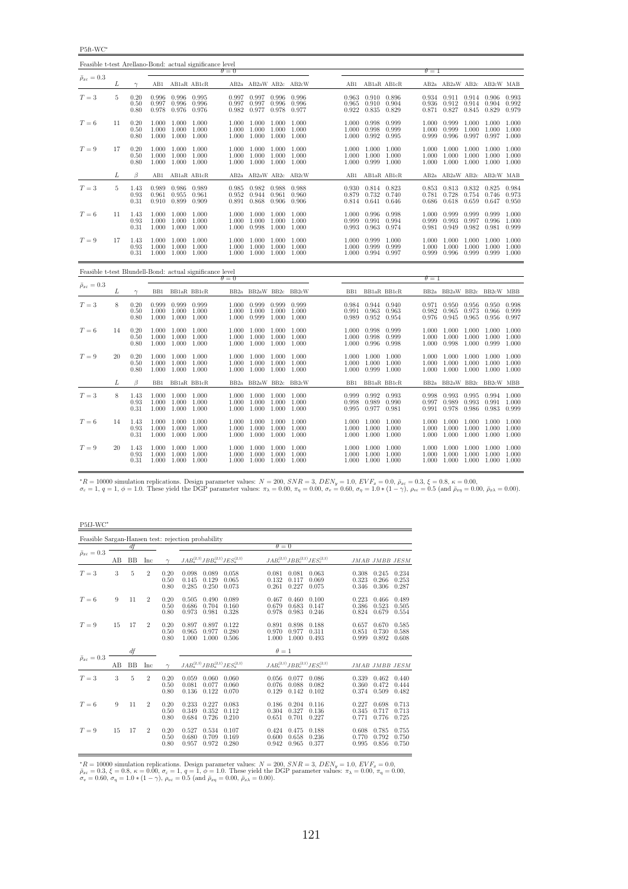P5ft-WC*

Feasible t-test Arellano-Bond: actual significance level

| $\bar{\rho}_{x\varepsilon}=0.3$ | | | $\theta=0$ | | | | | | | $\theta=1$ | | | | | | | | |
|---|---|---|---|---|---|---|---|---|---|---|---|---|---|---|---|---|---|---|
| | $L$ | $\gamma$ | AB1 | AB1aR | AB1cR | AB2a | AB2aW | AB2c | AB2cW | AB1 | AB1aR | AB1cR | AB2a | AB2aW | AB2c | AB2cW | MAB |
| $T=3$ | 5 | 0.20 | 0.996 | 0.996 | 0.995 | 0.997 | 0.997 | 0.996 | 0.996 | 0.963 | 0.910 | 0.896 | 0.934 | 0.911 | 0.914 | 0.906 | 0.993 |
| | | 0.50 | 0.997 | 0.996 | 0.996 | 0.997 | 0.997 | 0.996 | 0.996 | 0.965 | 0.910 | 0.904 | 0.936 | 0.912 | 0.914 | 0.904 | 0.992 |
| | | 0.80 | 0.978 | 0.976 | 0.976 | 0.982 | 0.977 | 0.978 | 0.977 | 0.922 | 0.835 | 0.829 | 0.871 | 0.827 | 0.845 | 0.829 | 0.979 |
| $T=6$ | 11 | 0.20 | 1.000 | 1.000 | 1.000 | 1.000 | 1.000 | 1.000 | 1.000 | 1.000 | 0.998 | 0.999 | 1.000 | 0.999 | 1.000 | 1.000 | 1.000 |
| | | 0.50 | 1.000 | 1.000 | 1.000 | 1.000 | 1.000 | 1.000 | 1.000 | 1.000 | 0.998 | 0.999 | 1.000 | 0.999 | 1.000 | 1.000 | 1.000 |
| | | 0.80 | 1.000 | 1.000 | 1.000 | 1.000 | 1.000 | 1.000 | 1.000 | 1.000 | 0.992 | 0.995 | 0.999 | 0.996 | 0.997 | 0.997 | 1.000 |
| $T=9$ | 17 | 0.20 | 1.000 | 1.000 | 1.000 | 1.000 | 1.000 | 1.000 | 1.000 | 1.000 | 1.000 | 1.000 | 1.000 | 1.000 | 1.000 | 1.000 | 1.000 |
| | | 0.50 | 1.000 | 1.000 | 1.000 | 1.000 | 1.000 | 1.000 | 1.000 | 1.000 | 1.000 | 1.000 | 1.000 | 1.000 | 1.000 | 1.000 | 1.000 |
| | | 0.80 | 1.000 | 1.000 | 1.000 | 1.000 | 1.000 | 1.000 | 1.000 | 1.000 | 0.999 | 1.000 | 1.000 | 1.000 | 1.000 | 1.000 | 1.000 |
| | $L$ | $\beta$ | AB1 | AB1aR | AB1cR | AB2a | AB2aW | AB2c | AB2cW | AB1 | AB1aR | AB1cR | AB2a | AB2aW | AB2c | AB2cW | MAB |
| $T=3$ | 5 | 1.43 | 0.989 | 0.986 | 0.989 | 0.985 | 0.982 | 0.988 | 0.988 | 0.930 | 0.814 | 0.823 | 0.853 | 0.813 | 0.832 | 0.825 | 0.984 |
| | | 0.93 | 0.961 | 0.955 | 0.961 | 0.952 | 0.944 | 0.961 | 0.960 | 0.879 | 0.732 | 0.740 | 0.781 | 0.728 | 0.754 | 0.746 | 0.973 |
| | | 0.31 | 0.910 | 0.899 | 0.909 | 0.891 | 0.868 | 0.906 | 0.906 | 0.814 | 0.641 | 0.646 | 0.686 | 0.618 | 0.659 | 0.647 | 0.950 |
| $T=6$ | 11 | 1.43 | 1.000 | 1.000 | 1.000 | 1.000 | 1.000 | 1.000 | 1.000 | 1.000 | 0.996 | 0.998 | 1.000 | 0.999 | 0.999 | 0.999 | 1.000 |
| | | 0.93 | 1.000 | 1.000 | 1.000 | 1.000 | 1.000 | 1.000 | 1.000 | 0.999 | 0.991 | 0.994 | 0.999 | 0.993 | 0.997 | 0.996 | 1.000 |
| | | 0.31 | 1.000 | 1.000 | 1.000 | 1.000 | 0.998 | 1.000 | 1.000 | 0.993 | 0.963 | 0.974 | 0.981 | 0.949 | 0.982 | 0.981 | 0.999 |
| $T=9$ | 17 | 1.43 | 1.000 | 1.000 | 1.000 | 1.000 | 1.000 | 1.000 | 1.000 | 1.000 | 0.999 | 1.000 | 1.000 | 1.000 | 1.000 | 1.000 | 1.000 |
| | | 0.93 | 1.000 | 1.000 | 1.000 | 1.000 | 1.000 | 1.000 | 1.000 | 1.000 | 0.999 | 0.999 | 1.000 | 1.000 | 1.000 | 1.000 | 1.000 |
| | | 0.31 | 1.000 | 1.000 | 1.000 | 1.000 | 1.000 | 1.000 | 1.000 | 1.000 | 0.994 | 0.997 | 0.999 | 0.996 | 0.999 | 0.999 | 1.000 |

Feasible t-test Blundell-Bond: actual significance level

| $\bar{\rho}_{x\varepsilon}=0.3$ | | | $\theta=0$ | | | | | | | $\theta=1$ | | | | | | | | |
|---|---|---|---|---|---|---|---|---|---|---|---|---|---|---|---|---|---|---|
| | $L$ | $\gamma$ | BB1 | BB1aR | BB1cR | BB2a | BB2aW | BB2c | BB2cW | BB1 | BB1aR | BB1cR | BB2a | BB2aW | BB2c | BB2cW | MBB |
| $T=3$ | 8 | 0.20 | 0.999 | 0.999 | 0.999 | 1.000 | 0.999 | 0.999 | 0.999 | 0.984 | 0.944 | 0.940 | 0.971 | 0.950 | 0.956 | 0.950 | 0.998 |
| | | 0.50 | 1.000 | 1.000 | 1.000 | 1.000 | 1.000 | 1.000 | 1.000 | 0.991 | 0.963 | 0.963 | 0.982 | 0.965 | 0.973 | 0.966 | 0.999 |
| | | 0.80 | 1.000 | 1.000 | 1.000 | 1.000 | 0.999 | 1.000 | 1.000 | 0.989 | 0.952 | 0.954 | 0.976 | 0.945 | 0.965 | 0.956 | 0.997 |
| $T=6$ | 14 | 0.20 | 1.000 | 1.000 | 1.000 | 1.000 | 1.000 | 1.000 | 1.000 | 1.000 | 0.998 | 0.999 | 1.000 | 1.000 | 1.000 | 1.000 | 1.000 |
| | | 0.50 | 1.000 | 1.000 | 1.000 | 1.000 | 1.000 | 1.000 | 1.000 | 1.000 | 0.998 | 0.999 | 1.000 | 1.000 | 1.000 | 1.000 | 1.000 |
| | | 0.80 | 1.000 | 1.000 | 1.000 | 1.000 | 1.000 | 1.000 | 1.000 | 1.000 | 0.996 | 0.998 | 1.000 | 0.998 | 1.000 | 0.999 | 1.000 |
| $T=9$ | 20 | 0.20 | 1.000 | 1.000 | 1.000 | 1.000 | 1.000 | 1.000 | 1.000 | 1.000 | 1.000 | 1.000 | 1.000 | 1.000 | 1.000 | 1.000 | 1.000 |
| | | 0.50 | 1.000 | 1.000 | 1.000 | 1.000 | 1.000 | 1.000 | 1.000 | 1.000 | 1.000 | 1.000 | 1.000 | 1.000 | 1.000 | 1.000 | 1.000 |
| | | 0.80 | 1.000 | 1.000 | 1.000 | 1.000 | 1.000 | 1.000 | 1.000 | 1.000 | 0.999 | 1.000 | 1.000 | 1.000 | 1.000 | 1.000 | 1.000 |
| | $L$ | $\beta$ | BB1 | BB1aR | BB1cR | BB2a | BB2aW | BB2c | BB2cW | BB1 | BB1aR | BB1cR | BB2a | BB2aW | BB2c | BB2cW | MBB |
| $T=3$ | 8 | 1.43 | 1.000 | 1.000 | 1.000 | 1.000 | 1.000 | 1.000 | 1.000 | 0.999 | 0.992 | 0.993 | 0.998 | 0.993 | 0.995 | 0.994 | 1.000 |
| | | 0.93 | 1.000 | 1.000 | 1.000 | 1.000 | 1.000 | 1.000 | 1.000 | 0.998 | 0.989 | 0.990 | 0.997 | 0.989 | 0.993 | 0.991 | 1.000 |
| | | 0.31 | 1.000 | 1.000 | 1.000 | 1.000 | 1.000 | 1.000 | 1.000 | 0.995 | 0.977 | 0.981 | 0.991 | 0.978 | 0.986 | 0.983 | 0.999 |
| $T=6$ | 14 | 1.43 | 1.000 | 1.000 | 1.000 | 1.000 | 1.000 | 1.000 | 1.000 | 1.000 | 1.000 | 1.000 | 1.000 | 1.000 | 1.000 | 1.000 | 1.000 |
| | | 0.93 | 1.000 | 1.000 | 1.000 | 1.000 | 1.000 | 1.000 | 1.000 | 1.000 | 1.000 | 1.000 | 1.000 | 1.000 | 1.000 | 1.000 | 1.000 |
| | | 0.31 | 1.000 | 1.000 | 1.000 | 1.000 | 1.000 | 1.000 | 1.000 | 1.000 | 1.000 | 1.000 | 1.000 | 1.000 | 1.000 | 1.000 | 1.000 |
| $T=9$ | 20 | 1.43 | 1.000 | 1.000 | 1.000 | 1.000 | 1.000 | 1.000 | 1.000 | 1.000 | 1.000 | 1.000 | 1.000 | 1.000 | 1.000 | 1.000 | 1.000 |
| | | 0.93 | 1.000 | 1.000 | 1.000 | 1.000 | 1.000 | 1.000 | 1.000 | 1.000 | 1.000 | 1.000 | 1.000 | 1.000 | 1.000 | 1.000 | 1.000 |
| | | 0.31 | 1.000 | 1.000 | 1.000 | 1.000 | 1.000 | 1.000 | 1.000 | 1.000 | 1.000 | 1.000 | 1.000 | 1.000 | 1.000 | 1.000 | 1.000 |

*$R = 10000$ simulation replications. Design parameter values: $N = 200$, $SNR = 3$, $DEN_y = 1.0$, $EVF_x = 0.0$, $\bar{\rho}_{x\varepsilon} = 0.3$, $\xi = 0.8$, $\kappa = 0.00$, $\sigma_\varepsilon = 1$, $q = 1$, $\phi = 1.0$. These yield the DGP parameter values: $\pi_\lambda = 0.00$, $\pi_\eta = 0.00$, $\sigma_v = 0.60$, $\sigma_\eta = 1.0 * (1-\gamma)$, $\rho_{v\varepsilon} = 0.5$ (and $\bar{\rho}_{x\eta} = 0.00$, $\bar{\rho}_{x\lambda} = 0.00$).

P5fJ-WC*

Feasible Sargan-Hansen test: rejection probability

| $\bar{\rho}_{x\varepsilon}=0.3$ | $df$ | | | | $\theta=0$ | | | | | | | | |
|---|---|---|---|---|---|---|---|---|---|---|---|---|---|
| | AB | BB | Inc | $\gamma$ | $JAB_a^{(2,1)}$ | $JBB_a^{(2,1)}$ | $JES_a^{(2,1)}$ | $JAB_c^{(2,1)}$ | $JBB_c^{(2,1)}$ | $JES_c^{(2,1)}$ | $JMAB$ | $JMBB$ | $JESM$ |
| $T=3$ | 3 | 5 | 2 | 0.20 | 0.098 | 0.089 | 0.058 | 0.081 | 0.081 | 0.063 | 0.308 | 0.245 | 0.234 |
| | | | | 0.50 | 0.145 | 0.129 | 0.065 | 0.132 | 0.117 | 0.069 | 0.323 | 0.266 | 0.253 |
| | | | | 0.80 | 0.285 | 0.250 | 0.073 | 0.261 | 0.227 | 0.075 | 0.346 | 0.306 | 0.287 |
| $T=6$ | 9 | 11 | 2 | 0.20 | 0.505 | 0.490 | 0.089 | 0.467 | 0.460 | 0.100 | 0.223 | 0.466 | 0.489 |
| | | | | 0.50 | 0.686 | 0.704 | 0.160 | 0.679 | 0.683 | 0.147 | 0.386 | 0.523 | 0.505 |
| | | | | 0.80 | 0.973 | 0.981 | 0.328 | 0.978 | 0.983 | 0.246 | 0.824 | 0.679 | 0.554 |
| $T=9$ | 15 | 17 | 2 | 0.20 | 0.897 | 0.897 | 0.122 | 0.891 | 0.898 | 0.188 | 0.657 | 0.670 | 0.585 |
| | | | | 0.50 | 0.965 | 0.977 | 0.280 | 0.970 | 0.977 | 0.311 | 0.851 | 0.730 | 0.588 |
| | | | | 0.80 | 1.000 | 1.000 | 0.506 | 1.000 | 1.000 | 0.493 | 0.999 | 0.892 | 0.608 |
| $\bar{\rho}_{x\varepsilon}=0.3$ | $df$ | | | | $\theta=1$ | | | | | | | | |
| | AB | BB | Inc | $\gamma$ | $JAB_a^{(2,1)}$ | $JBB_a^{(2,1)}$ | $JES_a^{(2,1)}$ | $JAB_c^{(2,1)}$ | $JBB_c^{(2,1)}$ | $JES_c^{(2,1)}$ | $JMAB$ | $JMBB$ | $JESM$ |
| $T=3$ | 3 | 5 | 2 | 0.20 | 0.059 | 0.060 | 0.060 | 0.056 | 0.077 | 0.086 | 0.339 | 0.462 | 0.440 |
| | | | | 0.50 | 0.081 | 0.077 | 0.060 | 0.076 | 0.088 | 0.082 | 0.360 | 0.472 | 0.444 |
| | | | | 0.80 | 0.136 | 0.122 | 0.070 | 0.129 | 0.142 | 0.102 | 0.374 | 0.509 | 0.482 |
| $T=6$ | 9 | 11 | 2 | 0.20 | 0.233 | 0.227 | 0.083 | 0.186 | 0.204 | 0.116 | 0.227 | 0.698 | 0.713 |
| | | | | 0.50 | 0.349 | 0.352 | 0.112 | 0.304 | 0.327 | 0.136 | 0.345 | 0.717 | 0.713 |
| | | | | 0.80 | 0.684 | 0.726 | 0.210 | 0.651 | 0.701 | 0.227 | 0.771 | 0.776 | 0.725 |
| $T=9$ | 15 | 17 | 2 | 0.20 | 0.527 | 0.534 | 0.107 | 0.424 | 0.475 | 0.188 | 0.608 | 0.785 | 0.755 |
| | | | | 0.50 | 0.680 | 0.709 | 0.169 | 0.600 | 0.658 | 0.236 | 0.770 | 0.792 | 0.750 |
| | | | | 0.80 | 0.957 | 0.972 | 0.280 | 0.942 | 0.965 | 0.377 | 0.995 | 0.856 | 0.750 |

*$R = 10000$ simulation replications. Design parameter values: $N = 200$, $SNR = 3$, $DEN_y = 1.0$, $EVF_x = 0.0$, $\bar{\rho}_{x\varepsilon} = 0.3$, $\xi = 0.8$, $\kappa = 0.00$, $\sigma_\varepsilon = 1$, $q = 1$, $\phi = 1.0$. These yield the DGP parameter values: $\pi_\lambda = 0.00$, $\pi_\eta = 0.00$, $\sigma_v = 0.60$, $\sigma_\eta = 1.0 * (1-\gamma)$, $\rho_{v\varepsilon} = 0.5$ (and $\bar{\rho}_{x\eta} = 0.00$, $\bar{\rho}_{x\lambda} = 0.00$).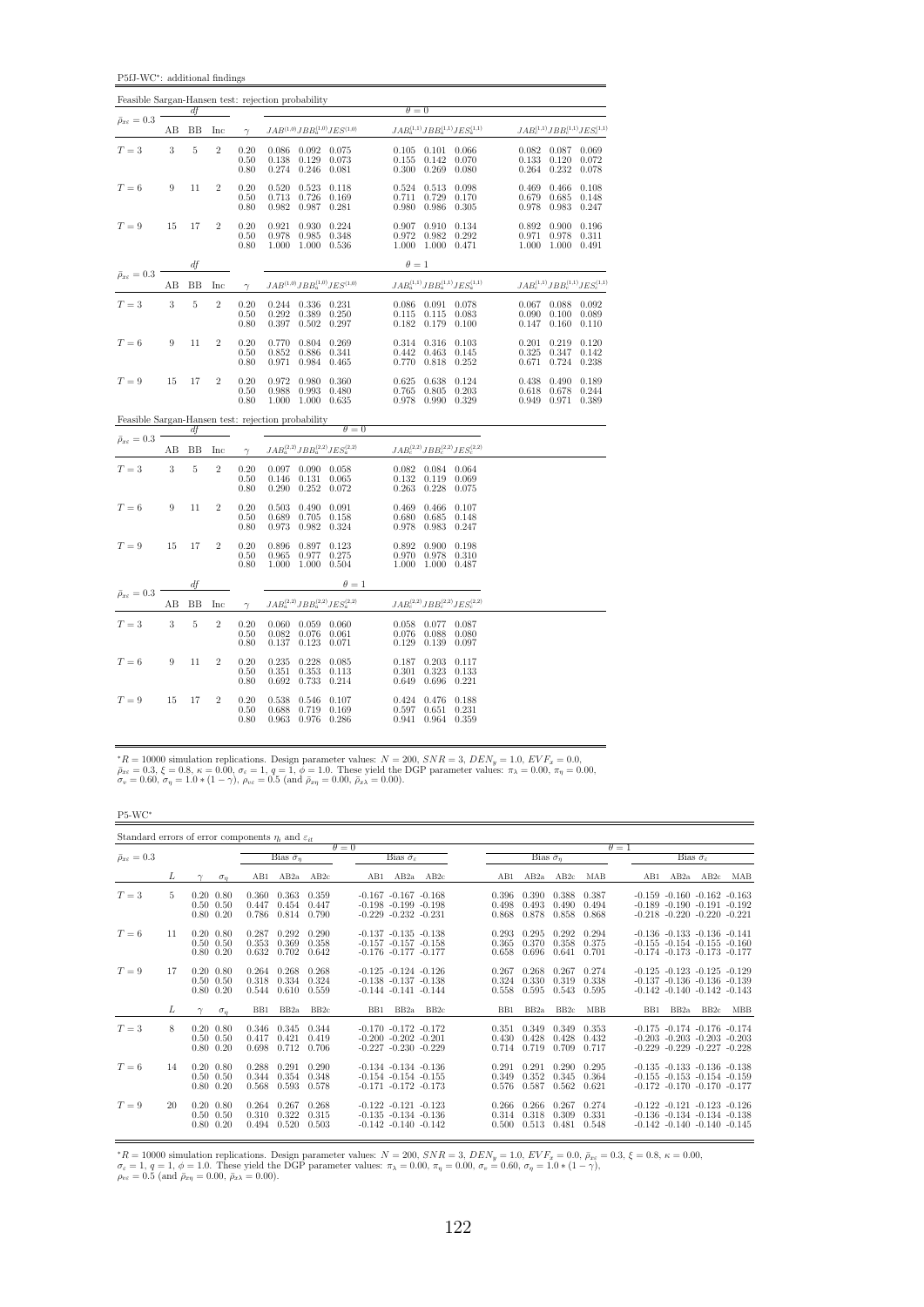P5fJ-WC*: additional findings

Feasible Sargan-Hansen test: rejection probability

| $\bar{\rho}_{x\varepsilon} = 0.3$ | df AB | BB | Inc | $\gamma$ | $\theta=0$ $JAB^{(1,0)}$ | $JBB_a^{(1,0)}$ | $JES^{(1,0)}$ | $JAB_a^{(1,1)}$ | $JBB_a^{(1,1)}$ | $JES_a^{(1,1)}$ | $JAB_c^{(1,1)}$ | $JBB_c^{(1,1)}$ | $JES_c^{(1,1)}$ |
|---|---|---|---|---|---|---|---|---|---|---|---|---|---|
| $T=3$ | 3 | 5 | 2 | 0.20 | 0.086 | 0.092 | 0.075 | 0.105 | 0.101 | 0.066 | 0.082 | 0.087 | 0.069 |
| | | | | 0.50 | 0.138 | 0.129 | 0.073 | 0.155 | 0.142 | 0.070 | 0.133 | 0.120 | 0.072 |
| | | | | 0.80 | 0.274 | 0.246 | 0.081 | 0.300 | 0.269 | 0.080 | 0.264 | 0.232 | 0.078 |
| $T=6$ | 9 | 11 | 2 | 0.20 | 0.520 | 0.523 | 0.118 | 0.524 | 0.513 | 0.098 | 0.469 | 0.466 | 0.108 |
| | | | | 0.50 | 0.713 | 0.726 | 0.169 | 0.711 | 0.729 | 0.170 | 0.679 | 0.685 | 0.148 |
| | | | | 0.80 | 0.982 | 0.987 | 0.281 | 0.980 | 0.986 | 0.305 | 0.978 | 0.983 | 0.247 |
| $T=9$ | 15 | 17 | 2 | 0.20 | 0.921 | 0.930 | 0.224 | 0.907 | 0.910 | 0.134 | 0.892 | 0.900 | 0.196 |
| | | | | 0.50 | 0.978 | 0.985 | 0.348 | 0.972 | 0.982 | 0.292 | 0.971 | 0.978 | 0.311 |
| | | | | 0.80 | 1.000 | 1.000 | 0.536 | 1.000 | 1.000 | 0.471 | 1.000 | 1.000 | 0.491 |

| $\bar{\rho}_{x\varepsilon} = 0.3$ | df AB | BB | Inc | $\gamma$ | $\theta=1$ $JAB^{(1,0)}$ | $JBB_a^{(1,0)}$ | $JES^{(1,0)}$ | $JAB_a^{(1,1)}$ | $JBB_a^{(1,1)}$ | $JES_a^{(1,1)}$ | $JAB_c^{(1,1)}$ | $JBB_c^{(1,1)}$ | $JES_c^{(1,1)}$ |
|---|---|---|---|---|---|---|---|---|---|---|---|---|---|
| $T=3$ | 3 | 5 | 2 | 0.20 | 0.244 | 0.336 | 0.231 | 0.086 | 0.091 | 0.078 | 0.067 | 0.088 | 0.092 |
| | | | | 0.50 | 0.292 | 0.389 | 0.250 | 0.115 | 0.115 | 0.083 | 0.090 | 0.100 | 0.089 |
| | | | | 0.80 | 0.397 | 0.502 | 0.297 | 0.182 | 0.179 | 0.100 | 0.147 | 0.160 | 0.110 |
| $T=6$ | 9 | 11 | 2 | 0.20 | 0.770 | 0.804 | 0.269 | 0.314 | 0.316 | 0.103 | 0.201 | 0.219 | 0.120 |
| | | | | 0.50 | 0.852 | 0.886 | 0.341 | 0.442 | 0.463 | 0.145 | 0.325 | 0.347 | 0.142 |
| | | | | 0.80 | 0.971 | 0.984 | 0.465 | 0.770 | 0.818 | 0.252 | 0.671 | 0.724 | 0.238 |
| $T=9$ | 15 | 17 | 2 | 0.20 | 0.972 | 0.980 | 0.360 | 0.625 | 0.638 | 0.124 | 0.438 | 0.490 | 0.189 |
| | | | | 0.50 | 0.988 | 0.993 | 0.480 | 0.765 | 0.805 | 0.203 | 0.618 | 0.678 | 0.244 |
| | | | | 0.80 | 1.000 | 1.000 | 0.635 | 0.978 | 0.990 | 0.329 | 0.949 | 0.971 | 0.389 |

Feasible Sargan-Hansen test: rejection probability

| $\bar{\rho}_{x\varepsilon} = 0.3$ | df AB | BB | Inc | $\gamma$ | $\theta=0$ $JAB_a^{(2,2)}$ | $JBB_a^{(2,2)}$ | $JES_a^{(2,2)}$ | $JAB_c^{(2,2)}$ | $JBB_c^{(2,2)}$ | $JES_c^{(2,2)}$ |
|---|---|---|---|---|---|---|---|---|---|---|
| $T=3$ | 3 | 5 | 2 | 0.20 | 0.097 | 0.090 | 0.058 | 0.082 | 0.084 | 0.064 |
| | | | | 0.50 | 0.146 | 0.131 | 0.065 | 0.132 | 0.119 | 0.069 |
| | | | | 0.80 | 0.290 | 0.252 | 0.072 | 0.263 | 0.228 | 0.075 |
| $T=6$ | 9 | 11 | 2 | 0.20 | 0.503 | 0.490 | 0.091 | 0.469 | 0.466 | 0.107 |
| | | | | 0.50 | 0.689 | 0.705 | 0.158 | 0.680 | 0.685 | 0.148 |
| | | | | 0.80 | 0.973 | 0.982 | 0.324 | 0.978 | 0.983 | 0.247 |
| $T=9$ | 15 | 17 | 2 | 0.20 | 0.896 | 0.897 | 0.123 | 0.892 | 0.900 | 0.198 |
| | | | | 0.50 | 0.965 | 0.977 | 0.275 | 0.970 | 0.978 | 0.310 |
| | | | | 0.80 | 1.000 | 1.000 | 0.504 | 1.000 | 1.000 | 0.487 |

| $\bar{\rho}_{x\varepsilon} = 0.3$ | df AB | BB | Inc | $\gamma$ | $\theta=1$ $JAB_a^{(2,2)}$ | $JBB_a^{(2,2)}$ | $JES_a^{(2,2)}$ | $JAB_c^{(2,2)}$ | $JBB_c^{(2,2)}$ | $JES_c^{(2,2)}$ |
|---|---|---|---|---|---|---|---|---|---|---|
| $T=3$ | 3 | 5 | 2 | 0.20 | 0.060 | 0.059 | 0.060 | 0.058 | 0.077 | 0.087 |
| | | | | 0.50 | 0.082 | 0.076 | 0.061 | 0.076 | 0.088 | 0.080 |
| | | | | 0.80 | 0.137 | 0.123 | 0.071 | 0.129 | 0.139 | 0.097 |
| $T=6$ | 9 | 11 | 2 | 0.20 | 0.235 | 0.228 | 0.085 | 0.187 | 0.203 | 0.117 |
| | | | | 0.50 | 0.351 | 0.353 | 0.113 | 0.301 | 0.323 | 0.133 |
| | | | | 0.80 | 0.692 | 0.733 | 0.214 | 0.649 | 0.696 | 0.221 |
| $T=9$ | 15 | 17 | 2 | 0.20 | 0.538 | 0.546 | 0.107 | 0.424 | 0.476 | 0.188 |
| | | | | 0.50 | 0.688 | 0.719 | 0.169 | 0.597 | 0.651 | 0.231 |
| | | | | 0.80 | 0.963 | 0.976 | 0.286 | 0.941 | 0.964 | 0.359 |

*$R = 10000$ simulation replications. Design parameter values: $N = 200$, $SNR = 3$, $DEN_y = 1.0$, $EVF_x = 0.0$, $\bar{\rho}_{x\varepsilon} = 0.3$, $\xi = 0.8$, $\kappa = 0.00$, $\sigma_\varepsilon = 1$, $q = 1$, $\phi = 1.0$. These yield the DGP parameter values: $\pi_\lambda = 0.00$, $\pi_\eta = 0.00$, $\sigma_v = 0.60$, $\sigma_\eta = 1.0 * (1 - \gamma)$, $\rho_{v\varepsilon} = 0.5$ (and $\bar{\rho}_{x\eta} = 0.00$, $\bar{\rho}_{x\lambda} = 0.00$).

P5-WC*

Standard errors of error components $\eta_i$ and $\varepsilon_{it}$

| $\bar{\rho}_{x\varepsilon} = 0.3$ | $L$ | $\gamma$ | $\sigma_\eta$ | $\theta=0$ Bias $\hat{\sigma}_\eta$ AB1 | AB2a | AB2c | Bias $\hat{\sigma}_\varepsilon$ AB1 | AB2a | AB2c | $\theta=1$ Bias $\hat{\sigma}_\eta$ AB1 | AB2a | AB2c | MAB | Bias $\hat{\sigma}_\varepsilon$ AB1 | AB2a | AB2c | MAB |
|---|---|---|---|---|---|---|---|---|---|---|---|---|---|---|---|---|---|
| $T=3$ | 5 | 0.20 | 0.80 | 0.360 | 0.363 | 0.359 | -0.167 | -0.167 | -0.168 | 0.396 | 0.390 | 0.388 | 0.387 | -0.159 | -0.160 | -0.162 | -0.163 |
| | | 0.50 | 0.50 | 0.447 | 0.454 | 0.447 | -0.198 | -0.199 | -0.198 | 0.498 | 0.493 | 0.490 | 0.494 | -0.189 | -0.190 | -0.191 | -0.192 |
| | | 0.80 | 0.20 | 0.786 | 0.814 | 0.790 | -0.229 | -0.232 | -0.231 | 0.868 | 0.878 | 0.858 | 0.868 | -0.218 | -0.220 | -0.220 | -0.221 |
| $T=6$ | 11 | 0.20 | 0.80 | 0.287 | 0.292 | 0.290 | -0.137 | -0.135 | -0.138 | 0.293 | 0.295 | 0.292 | 0.294 | -0.136 | -0.133 | -0.136 | -0.141 |
| | | 0.50 | 0.50 | 0.353 | 0.369 | 0.358 | -0.157 | -0.157 | -0.158 | 0.365 | 0.370 | 0.358 | 0.375 | -0.155 | -0.154 | -0.155 | -0.160 |
| | | 0.80 | 0.20 | 0.632 | 0.702 | 0.642 | -0.176 | -0.177 | -0.177 | 0.658 | 0.696 | 0.641 | 0.701 | -0.174 | -0.173 | -0.173 | -0.177 |
| $T=9$ | 17 | 0.20 | 0.80 | 0.264 | 0.268 | 0.268 | -0.125 | -0.124 | -0.126 | 0.267 | 0.268 | 0.267 | 0.274 | -0.125 | -0.123 | -0.125 | -0.129 |
| | | 0.50 | 0.50 | 0.318 | 0.334 | 0.324 | -0.138 | -0.137 | -0.138 | 0.324 | 0.330 | 0.319 | 0.338 | -0.137 | -0.136 | -0.136 | -0.139 |
| | | 0.80 | 0.20 | 0.544 | 0.610 | 0.559 | -0.144 | -0.141 | -0.144 | 0.558 | 0.595 | 0.543 | 0.595 | -0.142 | -0.140 | -0.142 | -0.143 |
| | $L$ | $\gamma$ | $\sigma_\eta$ | BB1 | BB2a | BB2c | BB1 | BB2a | BB2c | BB1 | BB2a | BB2c | MBB | BB1 | BB2a | BB2c | MBB |
| $T=3$ | 8 | 0.20 | 0.80 | 0.346 | 0.345 | 0.344 | -0.170 | -0.172 | -0.172 | 0.351 | 0.349 | 0.349 | 0.353 | -0.175 | -0.174 | -0.176 | -0.174 |
| | | 0.50 | 0.50 | 0.417 | 0.421 | 0.419 | -0.200 | -0.202 | -0.201 | 0.430 | 0.428 | 0.428 | 0.432 | -0.203 | -0.203 | -0.203 | -0.203 |
| | | 0.80 | 0.20 | 0.698 | 0.712 | 0.706 | -0.227 | -0.230 | -0.229 | 0.714 | 0.719 | 0.709 | 0.717 | -0.229 | -0.229 | -0.227 | -0.228 |
| $T=6$ | 14 | 0.20 | 0.80 | 0.288 | 0.291 | 0.290 | -0.134 | -0.134 | -0.136 | 0.291 | 0.291 | 0.290 | 0.295 | -0.135 | -0.133 | -0.136 | -0.138 |
| | | 0.50 | 0.50 | 0.344 | 0.354 | 0.348 | -0.154 | -0.154 | -0.155 | 0.349 | 0.352 | 0.345 | 0.364 | -0.155 | -0.153 | -0.154 | -0.159 |
| | | 0.80 | 0.20 | 0.568 | 0.593 | 0.578 | -0.171 | -0.172 | -0.173 | 0.576 | 0.587 | 0.562 | 0.621 | -0.172 | -0.170 | -0.170 | -0.177 |
| $T=9$ | 20 | 0.20 | 0.80 | 0.264 | 0.267 | 0.268 | -0.122 | -0.121 | -0.123 | 0.266 | 0.266 | 0.267 | 0.274 | -0.122 | -0.121 | -0.123 | -0.126 |
| | | 0.50 | 0.50 | 0.310 | 0.322 | 0.315 | -0.135 | -0.134 | -0.136 | 0.314 | 0.318 | 0.309 | 0.331 | -0.136 | -0.134 | -0.134 | -0.138 |
| | | 0.80 | 0.20 | 0.494 | 0.520 | 0.503 | -0.142 | -0.140 | -0.142 | 0.500 | 0.513 | 0.481 | 0.548 | -0.142 | -0.140 | -0.140 | -0.145 |

*$R = 10000$ simulation replications. Design parameter values: $N = 200$, $SNR = 3$, $DEN_y = 1.0$, $EVF_x = 0.0$, $\bar{\rho}_{x\varepsilon} = 0.3$, $\xi = 0.8$, $\kappa = 0.00$, $\sigma_\varepsilon = 1$, $q = 1$, $\phi = 1.0$. These yield the DGP parameter values: $\pi_\lambda = 0.00$, $\pi_\eta = 0.00$, $\sigma_v = 0.60$, $\sigma_\eta = 1.0 * (1 - \gamma)$, $\rho_{v\varepsilon} = 0.5$ (and $\bar{\rho}_{x\eta} = 0.00$, $\bar{\rho}_{x\lambda} = 0.00$).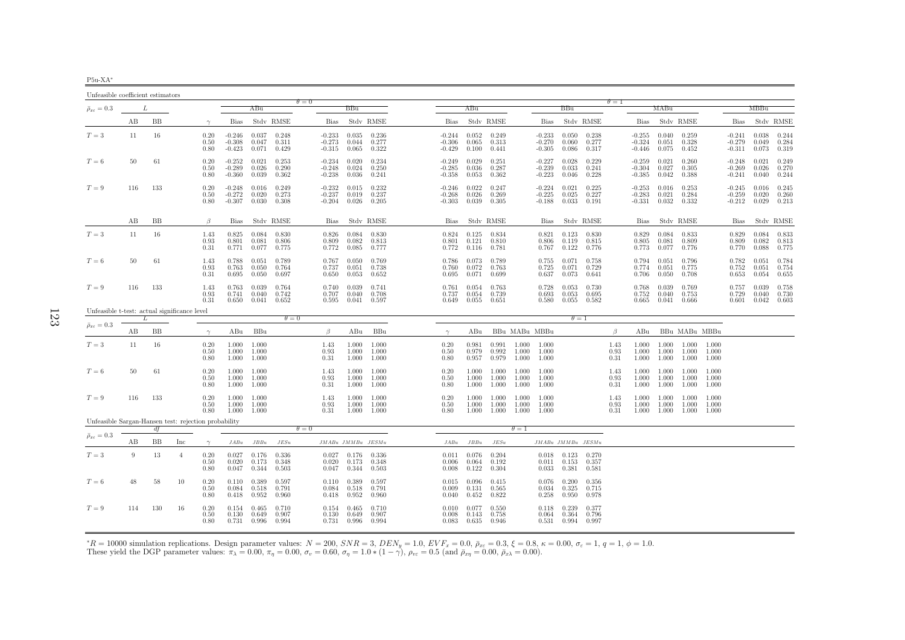P5u-XA*

Unfeasible coefficient estimators

| $\bar{\rho}_{x\varepsilon}=0.3$ | L | | $\theta=0$ | ABu | | | BBu | | | $\theta=1$ ABu | | | BBu | | | MABu | | | MBBu | | |
|---|---|---|---|---|---|---|---|---|---|---|---|---|---|---|---|---|---|---|---|---|---|
| | AB | BB | $\gamma$ | Bias | Stdv | RMSE | Bias | Stdv | RMSE | Bias | Stdv | RMSE | Bias | Stdv | RMSE | Bias | Stdv | RMSE | Bias | Stdv | RMSE |
| $T=3$ | 11 | 16 | 0.20 | -0.246 | 0.037 | 0.248 | -0.233 | 0.035 | 0.236 | -0.244 | 0.052 | 0.249 | -0.233 | 0.050 | 0.238 | -0.255 | 0.040 | 0.259 | -0.241 | 0.038 | 0.244 |
| | | | 0.50 | -0.308 | 0.047 | 0.311 | -0.273 | 0.044 | 0.277 | -0.306 | 0.065 | 0.313 | -0.270 | 0.060 | 0.277 | -0.324 | 0.051 | 0.328 | -0.279 | 0.049 | 0.284 |
| | | | 0.80 | -0.423 | 0.071 | 0.429 | -0.315 | 0.065 | 0.322 | -0.429 | 0.100 | 0.441 | -0.305 | 0.086 | 0.317 | -0.446 | 0.075 | 0.452 | -0.311 | 0.073 | 0.319 |
| $T=6$ | 50 | 61 | 0.20 | -0.252 | 0.021 | 0.253 | -0.234 | 0.020 | 0.234 | -0.249 | 0.029 | 0.251 | -0.227 | 0.028 | 0.229 | -0.259 | 0.021 | 0.260 | -0.248 | 0.021 | 0.249 |
| | | | 0.50 | -0.289 | 0.026 | 0.290 | -0.248 | 0.024 | 0.250 | -0.285 | 0.036 | 0.287 | -0.239 | 0.033 | 0.241 | -0.304 | 0.027 | 0.305 | -0.269 | 0.026 | 0.270 |
| | | | 0.80 | -0.360 | 0.039 | 0.362 | -0.238 | 0.036 | 0.241 | -0.358 | 0.053 | 0.362 | -0.223 | 0.046 | 0.228 | -0.385 | 0.042 | 0.388 | -0.241 | 0.040 | 0.244 |
| $T=9$ | 116 | 133 | 0.20 | -0.248 | 0.016 | 0.249 | -0.232 | 0.015 | 0.232 | -0.246 | 0.022 | 0.247 | -0.224 | 0.021 | 0.225 | -0.253 | 0.016 | 0.253 | -0.245 | 0.016 | 0.245 |
| | | | 0.50 | -0.272 | 0.020 | 0.273 | -0.237 | 0.019 | 0.237 | -0.268 | 0.026 | 0.269 | -0.225 | 0.025 | 0.227 | -0.283 | 0.021 | 0.284 | -0.259 | 0.020 | 0.260 |
| | | | 0.80 | -0.307 | 0.030 | 0.308 | -0.204 | 0.026 | 0.205 | -0.303 | 0.039 | 0.305 | -0.188 | 0.033 | 0.191 | -0.331 | 0.032 | 0.332 | -0.212 | 0.029 | 0.213 |
| | AB | BB | $\beta$ | Bias | Stdv | RMSE | Bias | Stdv | RMSE | Bias | Stdv | RMSE | Bias | Stdv | RMSE | Bias | Stdv | RMSE | Bias | Stdv | RMSE |
| $T=3$ | 11 | 16 | 1.43 | 0.825 | 0.084 | 0.830 | 0.826 | 0.084 | 0.830 | 0.824 | 0.125 | 0.834 | 0.821 | 0.123 | 0.830 | 0.829 | 0.084 | 0.833 | 0.829 | 0.084 | 0.833 |
| | | | 0.93 | 0.801 | 0.081 | 0.806 | 0.809 | 0.082 | 0.813 | 0.801 | 0.121 | 0.810 | 0.806 | 0.119 | 0.815 | 0.805 | 0.081 | 0.809 | 0.809 | 0.082 | 0.813 |
| | | | 0.31 | 0.771 | 0.077 | 0.775 | 0.772 | 0.085 | 0.777 | 0.772 | 0.116 | 0.781 | 0.767 | 0.122 | 0.776 | 0.773 | 0.077 | 0.776 | 0.770 | 0.088 | 0.775 |
| $T=6$ | 50 | 61 | 1.43 | 0.788 | 0.051 | 0.789 | 0.767 | 0.050 | 0.769 | 0.786 | 0.073 | 0.789 | 0.755 | 0.071 | 0.758 | 0.794 | 0.051 | 0.796 | 0.782 | 0.051 | 0.784 |
| | | | 0.93 | 0.763 | 0.050 | 0.764 | 0.737 | 0.051 | 0.738 | 0.760 | 0.072 | 0.763 | 0.725 | 0.071 | 0.729 | 0.774 | 0.051 | 0.775 | 0.752 | 0.051 | 0.754 |
| | | | 0.31 | 0.695 | 0.050 | 0.697 | 0.650 | 0.053 | 0.652 | 0.695 | 0.071 | 0.699 | 0.637 | 0.073 | 0.641 | 0.706 | 0.050 | 0.708 | 0.653 | 0.054 | 0.655 |
| $T=9$ | 116 | 133 | 1.43 | 0.763 | 0.039 | 0.764 | 0.740 | 0.039 | 0.741 | 0.761 | 0.054 | 0.763 | 0.728 | 0.053 | 0.730 | 0.768 | 0.039 | 0.769 | 0.757 | 0.039 | 0.758 |
| | | | 0.93 | 0.741 | 0.040 | 0.742 | 0.707 | 0.040 | 0.708 | 0.737 | 0.054 | 0.739 | 0.693 | 0.053 | 0.695 | 0.752 | 0.040 | 0.753 | 0.729 | 0.040 | 0.730 |
| | | | 0.31 | 0.650 | 0.041 | 0.652 | 0.595 | 0.041 | 0.597 | 0.649 | 0.055 | 0.651 | 0.580 | 0.055 | 0.582 | 0.665 | 0.041 | 0.666 | 0.601 | 0.042 | 0.603 |

Unfeasible t-test: actual significance level

| $\bar{\rho}_{x\varepsilon}=0.3$ | L | | $\theta=0$ | | | | | | $\theta=1$ | | | | | | | | | |
|---|---|---|---|---|---|---|---|---|---|---|---|---|---|---|---|---|---|---|
| | AB | BB | $\gamma$ | ABu | BBu | $\beta$ | ABu | BBu | $\gamma$ | ABu | BBu | MABu | MBBu | $\beta$ | ABu | BBu | MABu | MBBu |
| $T=3$ | 11 | 16 | 0.20 | 1.000 | 1.000 | 1.43 | 1.000 | 1.000 | 0.20 | 0.981 | 0.991 | 1.000 | 1.000 | 1.43 | 1.000 | 1.000 | 1.000 | 1.000 |
| | | | 0.50 | 1.000 | 1.000 | 0.93 | 1.000 | 1.000 | 0.50 | 0.979 | 0.992 | 1.000 | 1.000 | 0.93 | 1.000 | 1.000 | 1.000 | 1.000 |
| | | | 0.80 | 1.000 | 1.000 | 0.31 | 1.000 | 1.000 | 0.80 | 0.957 | 0.979 | 1.000 | 1.000 | 0.31 | 1.000 | 1.000 | 1.000 | 1.000 |
| $T=6$ | 50 | 61 | 0.20 | 1.000 | 1.000 | 1.43 | 1.000 | 1.000 | 0.20 | 1.000 | 1.000 | 1.000 | 1.000 | 1.43 | 1.000 | 1.000 | 1.000 | 1.000 |
| | | | 0.50 | 1.000 | 1.000 | 0.93 | 1.000 | 1.000 | 0.50 | 1.000 | 1.000 | 1.000 | 1.000 | 0.93 | 1.000 | 1.000 | 1.000 | 1.000 |
| | | | 0.80 | 1.000 | 1.000 | 0.31 | 1.000 | 1.000 | 0.80 | 1.000 | 1.000 | 1.000 | 1.000 | 0.31 | 1.000 | 1.000 | 1.000 | 1.000 |
| $T=9$ | 116 | 133 | 0.20 | 1.000 | 1.000 | 1.43 | 1.000 | 1.000 | 0.20 | 1.000 | 1.000 | 1.000 | 1.000 | 1.43 | 1.000 | 1.000 | 1.000 | 1.000 |
| | | | 0.50 | 1.000 | 1.000 | 0.93 | 1.000 | 1.000 | 0.50 | 1.000 | 1.000 | 1.000 | 1.000 | 0.93 | 1.000 | 1.000 | 1.000 | 1.000 |
| | | | 0.80 | 1.000 | 1.000 | 0.31 | 1.000 | 1.000 | 0.80 | 1.000 | 1.000 | 1.000 | 1.000 | 0.31 | 1.000 | 1.000 | 1.000 | 1.000 |

Unfeasible Sargan-Hansen test: rejection probability

| $\bar{\rho}_{x\varepsilon}=0.3$ | df | | | $\theta=0$ | | | | | | | $\theta=1$ | | | | | |
|---|---|---|---|---|---|---|---|---|---|---|---|---|---|---|---|---|
| | AB | BB | Inc | $\gamma$ | JABu | JBBu | JESu | JMABu | JMMBu | JESMu | JABu | JBBu | JESu | JMABu | JMMBu | JESMu |
| $T=3$ | 9 | 13 | 4 | 0.20 | 0.027 | 0.176 | 0.336 | 0.027 | 0.176 | 0.336 | 0.011 | 0.076 | 0.204 | 0.018 | 0.123 | 0.270 |
| | | | | 0.50 | 0.020 | 0.173 | 0.348 | 0.020 | 0.173 | 0.348 | 0.006 | 0.064 | 0.192 | 0.011 | 0.153 | 0.357 |
| | | | | 0.80 | 0.047 | 0.344 | 0.503 | 0.047 | 0.344 | 0.503 | 0.008 | 0.122 | 0.304 | 0.033 | 0.381 | 0.581 |
| $T=6$ | 48 | 58 | 10 | 0.20 | 0.110 | 0.389 | 0.597 | 0.110 | 0.389 | 0.597 | 0.015 | 0.096 | 0.415 | 0.076 | 0.200 | 0.356 |
| | | | | 0.50 | 0.084 | 0.518 | 0.791 | 0.084 | 0.518 | 0.791 | 0.009 | 0.131 | 0.565 | 0.034 | 0.325 | 0.715 |
| | | | | 0.80 | 0.418 | 0.952 | 0.960 | 0.418 | 0.952 | 0.960 | 0.040 | 0.452 | 0.822 | 0.258 | 0.950 | 0.978 |
| $T=9$ | 114 | 130 | 16 | 0.20 | 0.154 | 0.465 | 0.710 | 0.154 | 0.465 | 0.710 | 0.010 | 0.077 | 0.550 | 0.118 | 0.239 | 0.377 |
| | | | | 0.50 | 0.130 | 0.649 | 0.907 | 0.130 | 0.649 | 0.907 | 0.008 | 0.143 | 0.758 | 0.064 | 0.364 | 0.796 |
| | | | | 0.80 | 0.731 | 0.996 | 0.994 | 0.731 | 0.996 | 0.994 | 0.083 | 0.635 | 0.946 | 0.531 | 0.994 | 0.997 |

*$R=10000$ simulation replications. Design parameter values: $N=200$, $SNR=3$, $DEN_y=1.0$, $EVF_x=0.0$, $\bar{\rho}_{x\varepsilon}=0.3$, $\xi=0.8$, $\kappa=0.00$, $\sigma_\varepsilon=1$, $q=1$, $\phi=1.0$.
These yield the DGP parameter values: $\pi_\lambda=0.00$, $\pi_\eta=0.00$, $\sigma_v=0.60$, $\sigma_\eta=1.0*(1-\gamma)$, $\rho_{v\varepsilon}=0.5$ (and $\bar{\rho}_{x\eta}=0.00$, $\bar{\rho}_{x\lambda}=0.00$).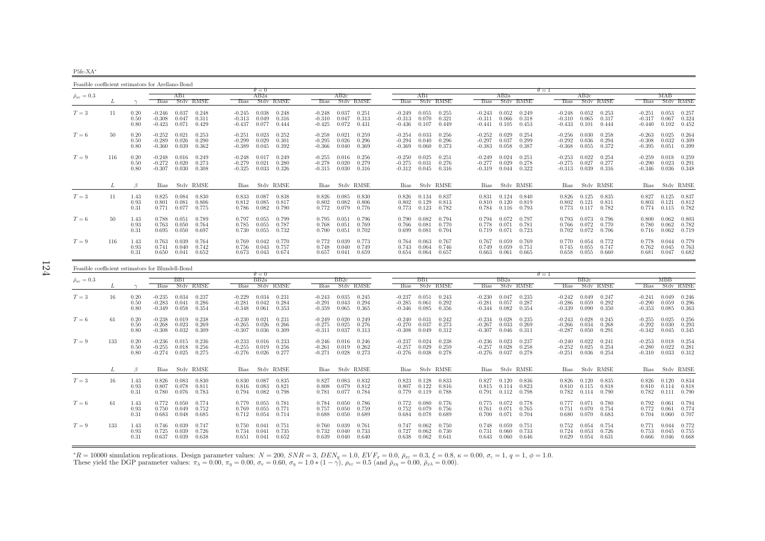P5fc-XA*

Feasible coefficient estimators for Arellano-Bond

| $\bar{\rho}_{x\varepsilon}=0.3$ | | | $\theta=0$ | | | | | | | | | $\theta=1$ | | | | | | | | | | | |
|---|---|---|---|---|---|---|---|---|---|---|---|---|---|---|---|---|---|---|---|---|---|---|---|
| | | | AB1 | | | AB2a | | | AB2c | | | AB1 | | | AB2a | | | AB2c | | | MAB | | |
| | $L$ | $\gamma$ | Bias | Stdv | RMSE | Bias | Stdv | RMSE | Bias | Stdv | RMSE | Bias | Stdv | RMSE | Bias | Stdv | RMSE | Bias | Stdv | RMSE | Bias | Stdv | RMSE |
| $T=3$ | 11 | 0.20 | -0.246 | 0.037 | 0.248 | -0.245 | 0.038 | 0.248 | -0.248 | 0.037 | 0.251 | -0.249 | 0.055 | 0.255 | -0.243 | 0.052 | 0.249 | -0.248 | 0.052 | 0.253 | -0.251 | 0.053 | 0.257 |
| | | 0.50 | -0.308 | 0.047 | 0.311 | -0.313 | 0.049 | 0.316 | -0.310 | 0.047 | 0.313 | -0.313 | 0.070 | 0.321 | -0.311 | 0.066 | 0.318 | -0.310 | 0.065 | 0.317 | -0.317 | 0.067 | 0.324 |
| | | 0.80 | -0.423 | 0.071 | 0.429 | -0.437 | 0.077 | 0.444 | -0.425 | 0.072 | 0.431 | -0.436 | 0.107 | 0.449 | -0.441 | 0.105 | 0.453 | -0.433 | 0.101 | 0.444 | -0.440 | 0.102 | 0.452 |
| $T=6$ | 50 | 0.20 | -0.252 | 0.021 | 0.253 | -0.251 | 0.023 | 0.252 | -0.258 | 0.021 | 0.259 | -0.254 | 0.033 | 0.256 | -0.252 | 0.029 | 0.254 | -0.256 | 0.030 | 0.258 | -0.263 | 0.025 | 0.264 |
| | | 0.50 | -0.289 | 0.026 | 0.290 | -0.299 | 0.029 | 0.301 | -0.295 | 0.026 | 0.296 | -0.294 | 0.040 | 0.296 | -0.297 | 0.037 | 0.299 | -0.292 | 0.036 | 0.294 | -0.308 | 0.032 | 0.309 |
| | | 0.80 | -0.360 | 0.039 | 0.362 | -0.389 | 0.045 | 0.392 | -0.366 | 0.040 | 0.369 | -0.369 | 0.060 | 0.373 | -0.383 | 0.058 | 0.387 | -0.368 | 0.055 | 0.372 | -0.395 | 0.051 | 0.399 |
| $T=9$ | 116 | 0.20 | -0.248 | 0.016 | 0.249 | -0.248 | 0.017 | 0.249 | -0.255 | 0.016 | 0.256 | -0.250 | 0.025 | 0.251 | -0.249 | 0.024 | 0.251 | -0.253 | 0.022 | 0.254 | -0.259 | 0.018 | 0.259 |
| | | 0.50 | -0.272 | 0.020 | 0.273 | -0.279 | 0.021 | 0.280 | -0.278 | 0.020 | 0.279 | -0.275 | 0.031 | 0.276 | -0.277 | 0.029 | 0.278 | -0.275 | 0.027 | 0.277 | -0.290 | 0.023 | 0.291 |
| | | 0.80 | -0.307 | 0.030 | 0.308 | -0.325 | 0.033 | 0.326 | -0.315 | 0.030 | 0.316 | -0.312 | 0.045 | 0.316 | -0.319 | 0.044 | 0.322 | -0.313 | 0.039 | 0.316 | -0.346 | 0.036 | 0.348 |
| | $L$ | $\beta$ | Bias | Stdv | RMSE | Bias | Stdv | RMSE | Bias | Stdv | RMSE | Bias | Stdv | RMSE | Bias | Stdv | RMSE | Bias | Stdv | RMSE | Bias | Stdv | RMSE |
| $T=3$ | 11 | 1.43 | 0.825 | 0.084 | 0.830 | 0.833 | 0.087 | 0.838 | 0.826 | 0.085 | 0.830 | 0.826 | 0.134 | 0.837 | 0.831 | 0.124 | 0.840 | 0.826 | 0.125 | 0.835 | 0.827 | 0.125 | 0.837 |
| | | 0.93 | 0.801 | 0.081 | 0.806 | 0.812 | 0.085 | 0.817 | 0.802 | 0.082 | 0.806 | 0.802 | 0.129 | 0.813 | 0.810 | 0.120 | 0.819 | 0.802 | 0.121 | 0.811 | 0.803 | 0.121 | 0.812 |
| | | 0.31 | 0.771 | 0.077 | 0.775 | 0.786 | 0.082 | 0.790 | 0.772 | 0.079 | 0.776 | 0.773 | 0.123 | 0.782 | 0.784 | 0.116 | 0.793 | 0.773 | 0.117 | 0.782 | 0.774 | 0.115 | 0.782 |
| $T=6$ | 50 | 1.43 | 0.788 | 0.051 | 0.789 | 0.797 | 0.055 | 0.799 | 0.795 | 0.051 | 0.796 | 0.790 | 0.082 | 0.794 | 0.794 | 0.072 | 0.797 | 0.793 | 0.073 | 0.796 | 0.800 | 0.062 | 0.803 |
| | | 0.93 | 0.763 | 0.050 | 0.764 | 0.785 | 0.055 | 0.787 | 0.768 | 0.051 | 0.769 | 0.766 | 0.081 | 0.770 | 0.778 | 0.071 | 0.781 | 0.766 | 0.072 | 0.770 | 0.780 | 0.062 | 0.782 |
| | | 0.31 | 0.695 | 0.050 | 0.697 | 0.730 | 0.055 | 0.732 | 0.700 | 0.051 | 0.702 | 0.699 | 0.081 | 0.704 | 0.719 | 0.071 | 0.723 | 0.702 | 0.072 | 0.706 | 0.716 | 0.062 | 0.719 |
| $T=9$ | 116 | 1.43 | 0.763 | 0.039 | 0.764 | 0.769 | 0.042 | 0.770 | 0.772 | 0.039 | 0.773 | 0.764 | 0.063 | 0.767 | 0.767 | 0.059 | 0.769 | 0.770 | 0.054 | 0.772 | 0.778 | 0.044 | 0.779 |
| | | 0.93 | 0.741 | 0.040 | 0.742 | 0.756 | 0.043 | 0.757 | 0.748 | 0.040 | 0.749 | 0.743 | 0.064 | 0.746 | 0.749 | 0.059 | 0.751 | 0.745 | 0.055 | 0.747 | 0.762 | 0.045 | 0.763 |
| | | 0.31 | 0.650 | 0.041 | 0.652 | 0.673 | 0.043 | 0.674 | 0.657 | 0.041 | 0.659 | 0.654 | 0.064 | 0.657 | 0.663 | 0.061 | 0.665 | 0.658 | 0.055 | 0.660 | 0.681 | 0.047 | 0.682 |

Feasible coefficient estimators for Blundell-Bond

| $\bar{\rho}_{x\varepsilon}=0.3$ | | | $\theta=0$ | | | | | | | | | $\theta=1$ | | | | | | | | | | | |
|---|---|---|---|---|---|---|---|---|---|---|---|---|---|---|---|---|---|---|---|---|---|---|---|
| | | | BB1 | | | BB2a | | | BB2c | | | BB1 | | | BB2a | | | BB2c | | | MBB | | |
| | $L$ | $\gamma$ | Bias | Stdv | RMSE | Bias | Stdv | RMSE | Bias | Stdv | RMSE | Bias | Stdv | RMSE | Bias | Stdv | RMSE | Bias | Stdv | RMSE | Bias | Stdv | RMSE |
| $T=3$ | 16 | 0.20 | -0.235 | 0.034 | 0.237 | -0.229 | 0.034 | 0.231 | -0.243 | 0.035 | 0.245 | -0.237 | 0.051 | 0.243 | -0.230 | 0.047 | 0.235 | -0.242 | 0.049 | 0.247 | -0.241 | 0.049 | 0.246 |
| | | 0.50 | -0.283 | 0.041 | 0.286 | -0.281 | 0.042 | 0.284 | -0.291 | 0.043 | 0.294 | -0.285 | 0.061 | 0.292 | -0.281 | 0.057 | 0.287 | -0.286 | 0.059 | 0.292 | -0.290 | 0.059 | 0.296 |
| | | 0.80 | -0.349 | 0.058 | 0.354 | -0.348 | 0.061 | 0.353 | -0.359 | 0.065 | 0.365 | -0.346 | 0.085 | 0.356 | -0.344 | 0.082 | 0.354 | -0.339 | 0.090 | 0.350 | -0.353 | 0.085 | 0.363 |
| $T=6$ | 61 | 0.20 | -0.238 | 0.019 | 0.238 | -0.230 | 0.021 | 0.231 | -0.249 | 0.020 | 0.249 | -0.240 | 0.031 | 0.242 | -0.234 | 0.028 | 0.235 | -0.243 | 0.028 | 0.245 | -0.255 | 0.025 | 0.256 |
| | | 0.50 | -0.268 | 0.023 | 0.269 | -0.265 | 0.026 | 0.266 | -0.275 | 0.025 | 0.276 | -0.270 | 0.037 | 0.273 | -0.267 | 0.033 | 0.269 | -0.266 | 0.034 | 0.268 | -0.292 | 0.030 | 0.293 |
| | | 0.80 | -0.308 | 0.032 | 0.309 | -0.307 | 0.036 | 0.309 | -0.311 | 0.037 | 0.313 | -0.308 | 0.049 | 0.312 | -0.307 | 0.046 | 0.311 | -0.287 | 0.050 | 0.291 | -0.342 | 0.045 | 0.345 |
| $T=9$ | 133 | 0.20 | -0.236 | 0.015 | 0.236 | -0.233 | 0.016 | 0.233 | -0.246 | 0.016 | 0.246 | -0.237 | 0.024 | 0.238 | -0.236 | 0.023 | 0.237 | -0.240 | 0.022 | 0.241 | -0.253 | 0.018 | 0.254 |
| | | 0.50 | -0.255 | 0.018 | 0.256 | -0.255 | 0.019 | 0.256 | -0.261 | 0.019 | 0.262 | -0.257 | 0.029 | 0.259 | -0.257 | 0.028 | 0.258 | -0.252 | 0.025 | 0.254 | -0.280 | 0.022 | 0.281 |
| | | 0.80 | -0.274 | 0.025 | 0.275 | -0.276 | 0.026 | 0.277 | -0.271 | 0.028 | 0.273 | -0.276 | 0.038 | 0.278 | -0.276 | 0.037 | 0.278 | -0.251 | 0.036 | 0.254 | -0.310 | 0.033 | 0.312 |
| | $L$ | $\beta$ | Bias | Stdv | RMSE | Bias | Stdv | RMSE | Bias | Stdv | RMSE | Bias | Stdv | RMSE | Bias | Stdv | RMSE | Bias | Stdv | RMSE | Bias | Stdv | RMSE |
| $T=3$ | 16 | 1.43 | 0.826 | 0.083 | 0.830 | 0.830 | 0.087 | 0.835 | 0.827 | 0.083 | 0.832 | 0.823 | 0.128 | 0.833 | 0.827 | 0.120 | 0.836 | 0.826 | 0.120 | 0.835 | 0.826 | 0.120 | 0.834 |
| | | 0.93 | 0.807 | 0.078 | 0.811 | 0.816 | 0.083 | 0.821 | 0.808 | 0.079 | 0.812 | 0.807 | 0.122 | 0.816 | 0.815 | 0.114 | 0.823 | 0.810 | 0.115 | 0.818 | 0.810 | 0.114 | 0.818 |
| | | 0.31 | 0.780 | 0.076 | 0.783 | 0.794 | 0.082 | 0.798 | 0.781 | 0.077 | 0.784 | 0.779 | 0.119 | 0.788 | 0.791 | 0.112 | 0.798 | 0.782 | 0.114 | 0.790 | 0.782 | 0.111 | 0.790 |
| $T=6$ | 61 | 1.43 | 0.772 | 0.050 | 0.774 | 0.779 | 0.055 | 0.781 | 0.784 | 0.050 | 0.786 | 0.772 | 0.080 | 0.776 | 0.775 | 0.072 | 0.778 | 0.777 | 0.071 | 0.780 | 0.792 | 0.061 | 0.794 |
| | | 0.93 | 0.750 | 0.049 | 0.752 | 0.769 | 0.055 | 0.771 | 0.757 | 0.050 | 0.759 | 0.752 | 0.079 | 0.756 | 0.761 | 0.071 | 0.765 | 0.751 | 0.070 | 0.754 | 0.772 | 0.061 | 0.774 |
| | | 0.31 | 0.683 | 0.048 | 0.685 | 0.712 | 0.054 | 0.714 | 0.688 | 0.050 | 0.689 | 0.684 | 0.078 | 0.689 | 0.700 | 0.071 | 0.704 | 0.680 | 0.070 | 0.683 | 0.704 | 0.060 | 0.707 |
| $T=9$ | 133 | 1.43 | 0.746 | 0.039 | 0.747 | 0.750 | 0.041 | 0.751 | 0.760 | 0.039 | 0.761 | 0.747 | 0.062 | 0.750 | 0.748 | 0.059 | 0.751 | 0.752 | 0.054 | 0.754 | 0.771 | 0.044 | 0.772 |
| | | 0.93 | 0.725 | 0.039 | 0.726 | 0.734 | 0.041 | 0.735 | 0.732 | 0.040 | 0.733 | 0.727 | 0.062 | 0.730 | 0.731 | 0.060 | 0.733 | 0.724 | 0.053 | 0.726 | 0.753 | 0.045 | 0.755 |
| | | 0.31 | 0.637 | 0.039 | 0.638 | 0.651 | 0.041 | 0.652 | 0.639 | 0.040 | 0.640 | 0.638 | 0.062 | 0.641 | 0.643 | 0.060 | 0.646 | 0.629 | 0.054 | 0.631 | 0.666 | 0.046 | 0.668 |

*$R = 10000$ simulation replications. Design parameter values: $N = 200$, $SNR = 3$, $DEN_y = 1.0$, $EVF_x = 0.0$, $\bar{\rho}_{x\varepsilon} = 0.3$, $\xi = 0.8$, $\kappa = 0.00$, $\sigma_\varepsilon = 1$, $q = 1$, $\phi = 1.0$.
These yield the DGP parameter values: $\pi_\lambda = 0.00$, $\pi_\eta = 0.00$, $\sigma_v = 0.60$, $\sigma_\eta = 1.0 * (1-\gamma)$, $\rho_{v\varepsilon} = 0.5$ (and $\bar{\rho}_{x\eta} = 0.00$, $\bar{\rho}_{x\lambda} = 0.00$).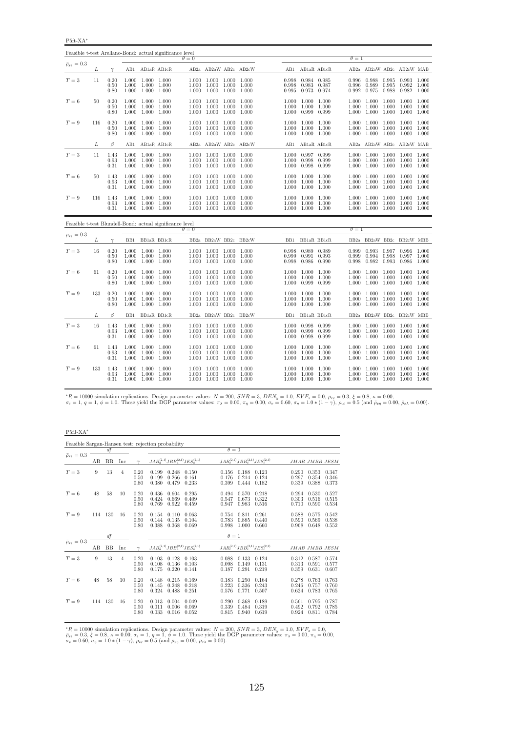P5ft-XA*

Feasible t-test Arellano-Bond: actual significance level

| $\bar{\rho}_{x\varepsilon}=0.3$ | $L$ | $\gamma$ | AB1 | AB1aR | AB1cR | AB2a | AB2aW | AB2c | AB2cW | AB1 | AB1aR | AB1cR | AB2a | AB2aW | AB2c | AB2cW | MAB |
|---|---|---|---|---|---|---|---|---|---|---|---|---|---|---|---|---|---|
| | | | $\theta=0$ | | | | | | | $\theta=1$ | | | | | | | |
| $T=3$ | 11 | 0.20 | 1.000 | 1.000 | 1.000 | 1.000 | 1.000 | 1.000 | 1.000 | 0.998 | 0.984 | 0.985 | 0.996 | 0.988 | 0.995 | 0.993 | 1.000 |
| | | 0.50 | 1.000 | 1.000 | 1.000 | 1.000 | 1.000 | 1.000 | 1.000 | 0.998 | 0.983 | 0.987 | 0.996 | 0.989 | 0.995 | 0.992 | 1.000 |
| | | 0.80 | 1.000 | 1.000 | 1.000 | 1.000 | 1.000 | 1.000 | 1.000 | 0.995 | 0.973 | 0.974 | 0.992 | 0.975 | 0.988 | 0.982 | 1.000 |
| $T=6$ | 50 | 0.20 | 1.000 | 1.000 | 1.000 | 1.000 | 1.000 | 1.000 | 1.000 | 1.000 | 1.000 | 1.000 | 1.000 | 1.000 | 1.000 | 1.000 | 1.000 |
| | | 0.50 | 1.000 | 1.000 | 1.000 | 1.000 | 1.000 | 1.000 | 1.000 | 1.000 | 1.000 | 1.000 | 1.000 | 1.000 | 1.000 | 1.000 | 1.000 |
| | | 0.80 | 1.000 | 1.000 | 1.000 | 1.000 | 1.000 | 1.000 | 1.000 | 1.000 | 0.999 | 0.999 | 1.000 | 1.000 | 1.000 | 1.000 | 1.000 |
| $T=9$ | 116 | 0.20 | 1.000 | 1.000 | 1.000 | 1.000 | 1.000 | 1.000 | 1.000 | 1.000 | 1.000 | 1.000 | 1.000 | 1.000 | 1.000 | 1.000 | 1.000 |
| | | 0.50 | 1.000 | 1.000 | 1.000 | 1.000 | 1.000 | 1.000 | 1.000 | 1.000 | 1.000 | 1.000 | 1.000 | 1.000 | 1.000 | 1.000 | 1.000 |
| | | 0.80 | 1.000 | 1.000 | 1.000 | 1.000 | 1.000 | 1.000 | 1.000 | 1.000 | 1.000 | 1.000 | 1.000 | 1.000 | 1.000 | 1.000 | 1.000 |
| | $L$ | $\beta$ | AB1 | AB1aR | AB1cR | AB2a | AB2aW | AB2c | AB2cW | AB1 | AB1aR | AB1cR | AB2a | AB2aW | AB2c | AB2cW | MAB |
| $T=3$ | 11 | 1.43 | 1.000 | 1.000 | 1.000 | 1.000 | 1.000 | 1.000 | 1.000 | 1.000 | 0.997 | 0.999 | 1.000 | 1.000 | 1.000 | 1.000 | 1.000 |
| | | 0.93 | 1.000 | 1.000 | 1.000 | 1.000 | 1.000 | 1.000 | 1.000 | 1.000 | 0.998 | 0.999 | 1.000 | 1.000 | 1.000 | 1.000 | 1.000 |
| | | 0.31 | 1.000 | 1.000 | 1.000 | 1.000 | 1.000 | 1.000 | 1.000 | 1.000 | 0.998 | 0.999 | 1.000 | 1.000 | 1.000 | 1.000 | 1.000 |
| $T=6$ | 50 | 1.43 | 1.000 | 1.000 | 1.000 | 1.000 | 1.000 | 1.000 | 1.000 | 1.000 | 1.000 | 1.000 | 1.000 | 1.000 | 1.000 | 1.000 | 1.000 |
| | | 0.93 | 1.000 | 1.000 | 1.000 | 1.000 | 1.000 | 1.000 | 1.000 | 1.000 | 1.000 | 1.000 | 1.000 | 1.000 | 1.000 | 1.000 | 1.000 |
| | | 0.31 | 1.000 | 1.000 | 1.000 | 1.000 | 1.000 | 1.000 | 1.000 | 1.000 | 1.000 | 1.000 | 1.000 | 1.000 | 1.000 | 1.000 | 1.000 |
| $T=9$ | 116 | 1.43 | 1.000 | 1.000 | 1.000 | 1.000 | 1.000 | 1.000 | 1.000 | 1.000 | 1.000 | 1.000 | 1.000 | 1.000 | 1.000 | 1.000 | 1.000 |
| | | 0.93 | 1.000 | 1.000 | 1.000 | 1.000 | 1.000 | 1.000 | 1.000 | 1.000 | 1.000 | 1.000 | 1.000 | 1.000 | 1.000 | 1.000 | 1.000 |
| | | 0.31 | 1.000 | 1.000 | 1.000 | 1.000 | 1.000 | 1.000 | 1.000 | 1.000 | 1.000 | 1.000 | 1.000 | 1.000 | 1.000 | 1.000 | 1.000 |

Feasible t-test Blundell-Bond: actual significance level

| $\bar{\rho}_{x\varepsilon}=0.3$ | $L$ | $\gamma$ | BB1 | BB1aR | BB1cR | BB2a | BB2aW | BB2c | BB2cW | BB1 | BB1aR | BB1cR | BB2a | BB2aW | BB2c | BB2cW | MBB |
|---|---|---|---|---|---|---|---|---|---|---|---|---|---|---|---|---|---|
| | | | $\theta=0$ | | | | | | | $\theta=1$ | | | | | | | |
| $T=3$ | 16 | 0.20 | 1.000 | 1.000 | 1.000 | 1.000 | 1.000 | 1.000 | 1.000 | 0.998 | 0.989 | 0.989 | 0.999 | 0.993 | 0.997 | 0.996 | 1.000 |
| | | 0.50 | 1.000 | 1.000 | 1.000 | 1.000 | 1.000 | 1.000 | 1.000 | 0.999 | 0.991 | 0.993 | 0.999 | 0.994 | 0.998 | 0.997 | 1.000 |
| | | 0.80 | 1.000 | 1.000 | 1.000 | 1.000 | 1.000 | 1.000 | 1.000 | 0.998 | 0.986 | 0.990 | 0.998 | 0.982 | 0.993 | 0.986 | 1.000 |
| $T=6$ | 61 | 0.20 | 1.000 | 1.000 | 1.000 | 1.000 | 1.000 | 1.000 | 1.000 | 1.000 | 1.000 | 1.000 | 1.000 | 1.000 | 1.000 | 1.000 | 1.000 |
| | | 0.50 | 1.000 | 1.000 | 1.000 | 1.000 | 1.000 | 1.000 | 1.000 | 1.000 | 1.000 | 1.000 | 1.000 | 1.000 | 1.000 | 1.000 | 1.000 |
| | | 0.80 | 1.000 | 1.000 | 1.000 | 1.000 | 1.000 | 1.000 | 1.000 | 1.000 | 0.999 | 0.999 | 1.000 | 1.000 | 1.000 | 1.000 | 1.000 |
| $T=9$ | 133 | 0.20 | 1.000 | 1.000 | 1.000 | 1.000 | 1.000 | 1.000 | 1.000 | 1.000 | 1.000 | 1.000 | 1.000 | 1.000 | 1.000 | 1.000 | 1.000 |
| | | 0.50 | 1.000 | 1.000 | 1.000 | 1.000 | 1.000 | 1.000 | 1.000 | 1.000 | 1.000 | 1.000 | 1.000 | 1.000 | 1.000 | 1.000 | 1.000 |
| | | 0.80 | 1.000 | 1.000 | 1.000 | 1.000 | 1.000 | 1.000 | 1.000 | 1.000 | 1.000 | 1.000 | 1.000 | 1.000 | 1.000 | 1.000 | 1.000 |
| | $L$ | $\beta$ | BB1 | BB1aR | BB1cR | BB2a | BB2aW | BB2c | BB2cW | BB1 | BB1aR | BB1cR | BB2a | BB2aW | BB2c | BB2cW | MBB |
| $T=3$ | 16 | 1.43 | 1.000 | 1.000 | 1.000 | 1.000 | 1.000 | 1.000 | 1.000 | 1.000 | 0.998 | 0.999 | 1.000 | 1.000 | 1.000 | 1.000 | 1.000 |
| | | 0.93 | 1.000 | 1.000 | 1.000 | 1.000 | 1.000 | 1.000 | 1.000 | 1.000 | 0.999 | 0.999 | 1.000 | 1.000 | 1.000 | 1.000 | 1.000 |
| | | 0.31 | 1.000 | 1.000 | 1.000 | 1.000 | 1.000 | 1.000 | 1.000 | 1.000 | 0.998 | 0.999 | 1.000 | 1.000 | 1.000 | 1.000 | 1.000 |
| $T=6$ | 61 | 1.43 | 1.000 | 1.000 | 1.000 | 1.000 | 1.000 | 1.000 | 1.000 | 1.000 | 1.000 | 1.000 | 1.000 | 1.000 | 1.000 | 1.000 | 1.000 |
| | | 0.93 | 1.000 | 1.000 | 1.000 | 1.000 | 1.000 | 1.000 | 1.000 | 1.000 | 1.000 | 1.000 | 1.000 | 1.000 | 1.000 | 1.000 | 1.000 |
| | | 0.31 | 1.000 | 1.000 | 1.000 | 1.000 | 1.000 | 1.000 | 1.000 | 1.000 | 1.000 | 1.000 | 1.000 | 1.000 | 1.000 | 1.000 | 1.000 |
| $T=9$ | 133 | 1.43 | 1.000 | 1.000 | 1.000 | 1.000 | 1.000 | 1.000 | 1.000 | 1.000 | 1.000 | 1.000 | 1.000 | 1.000 | 1.000 | 1.000 | 1.000 |
| | | 0.93 | 1.000 | 1.000 | 1.000 | 1.000 | 1.000 | 1.000 | 1.000 | 1.000 | 1.000 | 1.000 | 1.000 | 1.000 | 1.000 | 1.000 | 1.000 |
| | | 0.31 | 1.000 | 1.000 | 1.000 | 1.000 | 1.000 | 1.000 | 1.000 | 1.000 | 1.000 | 1.000 | 1.000 | 1.000 | 1.000 | 1.000 | 1.000 |

*$R=10000$ simulation replications. Design parameter values: $N=200$, $SNR=3$, $DEN_y=1.0$, $EVF_x=0.0$, $\bar{\rho}_{x\varepsilon}=0.3$, $\xi=0.8$, $\kappa=0.00$, $\sigma_\varepsilon=1$, $q=1$, $\phi=1.0$. These yield the DGP parameter values: $\pi_\lambda=0.00$, $\pi_\eta=0.00$, $\sigma_v=0.60$, $\sigma_\eta=1.0*(1-\gamma)$, $\rho_{v\varepsilon}=0.5$ (and $\bar{\rho}_{x\eta}=0.00$, $\bar{\rho}_{x\lambda}=0.00$).

P5fJ-XA*

Feasible Sargan-Hansen test: rejection probability

| $\bar{\rho}_{x\varepsilon}=0.3$ | AB | BB | Inc | $\gamma$ | $JAB_a^{(2,1)}$ | $JBB_a^{(2,1)}$ | $JES_a^{(2,1)}$ | $JAB_c^{(2,1)}$ | $JBB_c^{(2,1)}$ | $JES_c^{(2,1)}$ | $JMAB$ | $JMBB$ | $JESM$ |
|---|---|---|---|---|---|---|---|---|---|---|---|---|---|
| | df | | | | $\theta=0$ | | | | | | | | |
| $T=3$ | 9 | 13 | 4 | 0.20 | 0.199 | 0.248 | 0.150 | 0.156 | 0.188 | 0.123 | 0.290 | 0.353 | 0.347 |
| | | | | 0.50 | 0.199 | 0.266 | 0.161 | 0.176 | 0.214 | 0.124 | 0.297 | 0.354 | 0.346 |
| | | | | 0.80 | 0.380 | 0.479 | 0.233 | 0.399 | 0.444 | 0.182 | 0.339 | 0.388 | 0.373 |
| $T=6$ | 48 | 58 | 10 | 0.20 | 0.436 | 0.604 | 0.295 | 0.494 | 0.570 | 0.218 | 0.294 | 0.530 | 0.527 |
| | | | | 0.50 | 0.424 | 0.669 | 0.409 | 0.547 | 0.673 | 0.322 | 0.303 | 0.516 | 0.515 |
| | | | | 0.80 | 0.769 | 0.922 | 0.459 | 0.947 | 0.983 | 0.516 | 0.710 | 0.590 | 0.534 |
| $T=9$ | 114 | 130 | 16 | 0.20 | 0.154 | 0.110 | 0.063 | 0.754 | 0.811 | 0.261 | 0.588 | 0.575 | 0.542 |
| | | | | 0.50 | 0.144 | 0.135 | 0.104 | 0.783 | 0.885 | 0.440 | 0.590 | 0.569 | 0.538 |
| | | | | 0.80 | 0.388 | 0.368 | 0.069 | 0.998 | 1.000 | 0.660 | 0.968 | 0.648 | 0.552 |
| | df | | | | $\theta=1$ | | | | | | | | |
| $T=3$ | 9 | 13 | 4 | 0.20 | 0.103 | 0.128 | 0.103 | 0.088 | 0.133 | 0.124 | 0.312 | 0.587 | 0.574 |
| | | | | 0.50 | 0.108 | 0.136 | 0.103 | 0.098 | 0.149 | 0.131 | 0.313 | 0.591 | 0.577 |
| | | | | 0.80 | 0.175 | 0.220 | 0.141 | 0.187 | 0.291 | 0.219 | 0.359 | 0.631 | 0.607 |
| $T=6$ | 48 | 58 | 10 | 0.20 | 0.148 | 0.215 | 0.169 | 0.183 | 0.250 | 0.164 | 0.278 | 0.763 | 0.763 |
| | | | | 0.50 | 0.145 | 0.248 | 0.218 | 0.223 | 0.336 | 0.243 | 0.246 | 0.757 | 0.760 |
| | | | | 0.80 | 0.324 | 0.488 | 0.251 | 0.576 | 0.771 | 0.507 | 0.624 | 0.783 | 0.765 |
| $T=9$ | 114 | 130 | 16 | 0.20 | 0.013 | 0.004 | 0.049 | 0.290 | 0.368 | 0.189 | 0.561 | 0.795 | 0.787 |
| | | | | 0.50 | 0.011 | 0.006 | 0.069 | 0.339 | 0.484 | 0.319 | 0.492 | 0.792 | 0.785 |
| | | | | 0.80 | 0.033 | 0.016 | 0.052 | 0.815 | 0.940 | 0.619 | 0.924 | 0.811 | 0.784 |

*$R=10000$ simulation replications. Design parameter values: $N=200$, $SNR=3$, $DEN_y=1.0$, $EVF_x=0.0$, $\bar{\rho}_{x\varepsilon}=0.3$, $\xi=0.8$, $\kappa=0.00$, $\sigma_\varepsilon=1$, $q=1$, $\phi=1.0$. These yield the DGP parameter values: $\pi_\lambda=0.00$, $\pi_\eta=0.00$, $\sigma_v=0.60$, $\sigma_\eta=1.0*(1-\gamma)$, $\rho_{v\varepsilon}=0.5$ (and $\bar{\rho}_{x\eta}=0.00$, $\bar{\rho}_{x\lambda}=0.00$).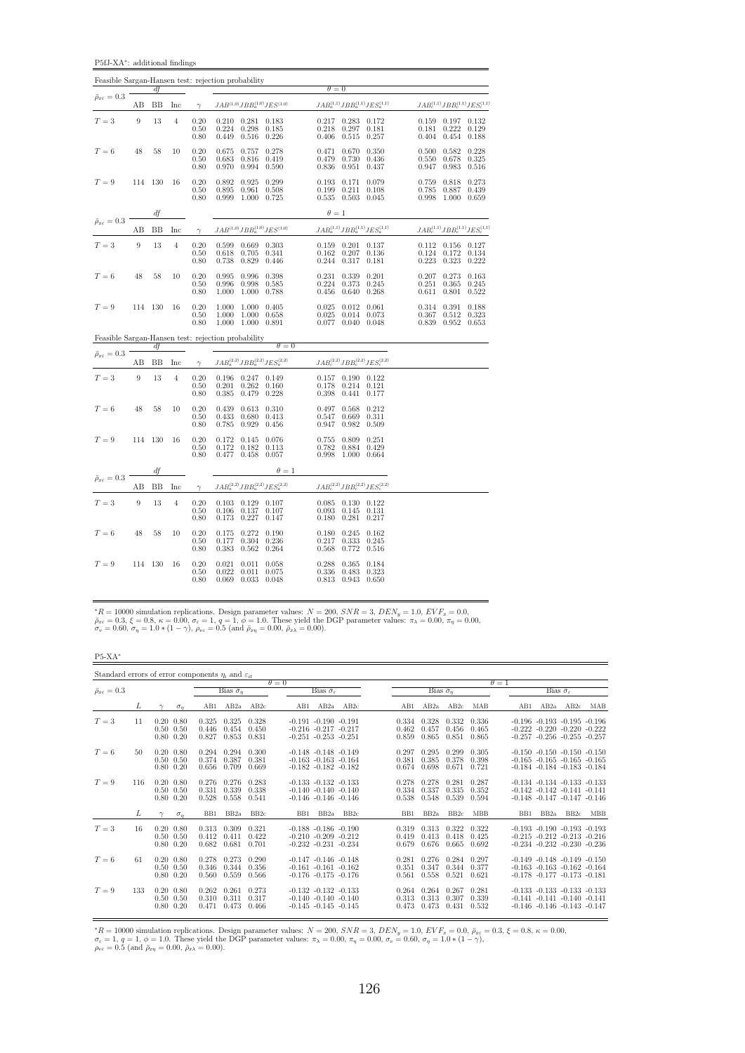P5fJ-XA*: additional findings

Feasible Sargan-Hansen test: rejection probability

| $\bar{\rho}_{x\varepsilon}=0.3$ | df AB | BB | Inc | $\gamma$ | $\theta=0$ $JAB^{(1,0)}$ | $JBB_a^{(1,0)}$ | $JES^{(1,0)}$ | $JAB_a^{(1,1)}$ | $JBB_a^{(1,1)}$ | $JES_a^{(1,1)}$ | $JAB_c^{(1,1)}$ | $JBB_c^{(1,1)}$ | $JES_c^{(1,1)}$ |
|---|---|---|---|---|---|---|---|---|---|---|---|---|---|
| $T=3$ | 9 | 13 | 4 | 0.20 | 0.210 | 0.281 | 0.183 | 0.217 | 0.283 | 0.172 | 0.159 | 0.197 | 0.132 |
| | | | | 0.50 | 0.224 | 0.298 | 0.185 | 0.218 | 0.297 | 0.181 | 0.181 | 0.222 | 0.129 |
| | | | | 0.80 | 0.449 | 0.516 | 0.226 | 0.406 | 0.515 | 0.257 | 0.404 | 0.454 | 0.188 |
| $T=6$ | 48 | 58 | 10 | 0.20 | 0.675 | 0.757 | 0.278 | 0.471 | 0.670 | 0.350 | 0.500 | 0.582 | 0.228 |
| | | | | 0.50 | 0.683 | 0.816 | 0.419 | 0.479 | 0.730 | 0.436 | 0.550 | 0.678 | 0.325 |
| | | | | 0.80 | 0.970 | 0.994 | 0.590 | 0.836 | 0.951 | 0.437 | 0.947 | 0.983 | 0.516 |
| $T=9$ | 114 | 130 | 16 | 0.20 | 0.892 | 0.925 | 0.299 | 0.193 | 0.171 | 0.079 | 0.759 | 0.818 | 0.273 |
| | | | | 0.50 | 0.895 | 0.961 | 0.508 | 0.199 | 0.211 | 0.108 | 0.785 | 0.887 | 0.439 |
| | | | | 0.80 | 0.999 | 1.000 | 0.725 | 0.535 | 0.503 | 0.045 | 0.998 | 1.000 | 0.659 |
| $\bar{\rho}_{x\varepsilon}=0.3$ | AB | BB | Inc | $\gamma$ | $\theta=1$ $JAB^{(1,0)}$ | $JBB_a^{(1,0)}$ | $JES^{(1,0)}$ | $JAB_a^{(1,1)}$ | $JBB_a^{(1,1)}$ | $JES_a^{(1,1)}$ | $JAB_c^{(1,1)}$ | $JBB_c^{(1,1)}$ | $JES_c^{(1,1)}$ |
| $T=3$ | 9 | 13 | 4 | 0.20 | 0.599 | 0.669 | 0.303 | 0.159 | 0.201 | 0.137 | 0.112 | 0.156 | 0.127 |
| | | | | 0.50 | 0.618 | 0.705 | 0.341 | 0.162 | 0.207 | 0.136 | 0.124 | 0.172 | 0.134 |
| | | | | 0.80 | 0.738 | 0.829 | 0.446 | 0.244 | 0.317 | 0.181 | 0.223 | 0.323 | 0.222 |
| $T=6$ | 48 | 58 | 10 | 0.20 | 0.995 | 0.996 | 0.398 | 0.231 | 0.339 | 0.201 | 0.207 | 0.273 | 0.163 |
| | | | | 0.50 | 0.996 | 0.998 | 0.585 | 0.224 | 0.373 | 0.245 | 0.251 | 0.365 | 0.245 |
| | | | | 0.80 | 1.000 | 1.000 | 0.788 | 0.456 | 0.640 | 0.268 | 0.611 | 0.801 | 0.522 |
| $T=9$ | 114 | 130 | 16 | 0.20 | 1.000 | 1.000 | 0.405 | 0.025 | 0.012 | 0.061 | 0.314 | 0.391 | 0.188 |
| | | | | 0.50 | 1.000 | 1.000 | 0.658 | 0.025 | 0.014 | 0.073 | 0.367 | 0.512 | 0.323 |
| | | | | 0.80 | 1.000 | 1.000 | 0.891 | 0.077 | 0.040 | 0.048 | 0.839 | 0.952 | 0.653 |

Feasible Sargan-Hansen test: rejection probability

| $\bar{\rho}_{x\varepsilon}=0.3$ | df AB | BB | Inc | $\gamma$ | $\theta=0$ $JAB_a^{(2,2)}$ | $JBB_a^{(2,2)}$ | $JES_a^{(2,2)}$ | $JAB_c^{(2,2)}$ | $JBB_c^{(2,2)}$ | $JES_c^{(2,2)}$ |
|---|---|---|---|---|---|---|---|---|---|---|
| $T=3$ | 9 | 13 | 4 | 0.20 | 0.196 | 0.247 | 0.149 | 0.157 | 0.190 | 0.122 |
| | | | | 0.50 | 0.201 | 0.262 | 0.160 | 0.178 | 0.214 | 0.121 |
| | | | | 0.80 | 0.385 | 0.479 | 0.228 | 0.398 | 0.441 | 0.177 |
| $T=6$ | 48 | 58 | 10 | 0.20 | 0.439 | 0.613 | 0.310 | 0.497 | 0.568 | 0.212 |
| | | | | 0.50 | 0.433 | 0.680 | 0.413 | 0.547 | 0.669 | 0.311 |
| | | | | 0.80 | 0.785 | 0.929 | 0.456 | 0.947 | 0.982 | 0.509 |
| $T=9$ | 114 | 130 | 16 | 0.20 | 0.172 | 0.145 | 0.076 | 0.755 | 0.809 | 0.251 |
| | | | | 0.50 | 0.172 | 0.182 | 0.113 | 0.782 | 0.884 | 0.429 |
| | | | | 0.80 | 0.477 | 0.458 | 0.057 | 0.998 | 1.000 | 0.664 |
| $\bar{\rho}_{x\varepsilon}=0.3$ | AB | BB | Inc | $\gamma$ | $\theta=1$ $JAB_a^{(2,2)}$ | $JBB_a^{(2,2)}$ | $JES_a^{(2,2)}$ | $JAB_c^{(2,2)}$ | $JBB_c^{(2,2)}$ | $JES_c^{(2,2)}$ |
| $T=3$ | 9 | 13 | 4 | 0.20 | 0.103 | 0.129 | 0.107 | 0.085 | 0.130 | 0.122 |
| | | | | 0.50 | 0.106 | 0.137 | 0.107 | 0.093 | 0.145 | 0.131 |
| | | | | 0.80 | 0.173 | 0.227 | 0.147 | 0.180 | 0.281 | 0.217 |
| $T=6$ | 48 | 58 | 10 | 0.20 | 0.175 | 0.272 | 0.190 | 0.180 | 0.245 | 0.162 |
| | | | | 0.50 | 0.177 | 0.304 | 0.236 | 0.217 | 0.333 | 0.245 |
| | | | | 0.80 | 0.383 | 0.562 | 0.264 | 0.568 | 0.772 | 0.516 |
| $T=9$ | 114 | 130 | 16 | 0.20 | 0.021 | 0.011 | 0.058 | 0.288 | 0.365 | 0.184 |
| | | | | 0.50 | 0.022 | 0.011 | 0.075 | 0.336 | 0.483 | 0.323 |
| | | | | 0.80 | 0.069 | 0.033 | 0.048 | 0.813 | 0.943 | 0.650 |

*$R=10000$ simulation replications. Design parameter values: $N=200$, $SNR=3$, $DEN_y=1.0$, $EVF_x=0.0$, $\bar{\rho}_{x\varepsilon}=0.3$, $\xi=0.8$, $\kappa=0.00$, $\sigma_\varepsilon=1$, $q=1$, $\phi=1.0$. These yield the DGP parameter values: $\pi_\lambda=0.00$, $\pi_\eta=0.00$, $\sigma_v=0.60$, $\sigma_\eta=1.0*(1-\gamma)$, $\rho_{v\varepsilon}=0.5$ (and $\bar{\rho}_{x\eta}=0.00$, $\bar{\rho}_{x\lambda}=0.00$).

P5-XA*

Standard errors of error components $\eta_i$ and $\varepsilon_{it}$

| $\bar{\rho}_{x\varepsilon}=0.3$ | $L$ | $\gamma$ | $\sigma_\eta$ | $\theta=0$ Bias $\hat{\sigma}_\eta$ AB1 | AB2a | AB2c | Bias $\hat{\sigma}_\varepsilon$ AB1 | AB2a | AB2c | $\theta=1$ Bias $\hat{\sigma}_\eta$ AB1 | AB2a | AB2c | MAB | Bias $\hat{\sigma}_\varepsilon$ AB1 | AB2a | AB2c | MAB |
|---|---|---|---|---|---|---|---|---|---|---|---|---|---|---|---|---|---|
| $T=3$ | 11 | 0.20 | 0.80 | 0.325 | 0.325 | 0.328 | -0.191 | -0.190 | -0.191 | 0.334 | 0.328 | 0.332 | 0.336 | -0.196 | -0.193 | -0.195 | -0.196 |
| | | 0.50 | 0.50 | 0.446 | 0.454 | 0.450 | -0.216 | -0.217 | -0.217 | 0.462 | 0.457 | 0.456 | 0.465 | -0.222 | -0.220 | -0.220 | -0.222 |
| | | 0.80 | 0.20 | 0.827 | 0.853 | 0.831 | -0.251 | -0.253 | -0.251 | 0.859 | 0.865 | 0.851 | 0.865 | -0.257 | -0.256 | -0.255 | -0.257 |
| $T=6$ | 50 | 0.20 | 0.80 | 0.294 | 0.294 | 0.300 | -0.148 | -0.148 | -0.149 | 0.297 | 0.295 | 0.299 | 0.305 | -0.150 | -0.150 | -0.150 | -0.150 |
| | | 0.50 | 0.50 | 0.374 | 0.387 | 0.381 | -0.163 | -0.163 | -0.164 | 0.381 | 0.385 | 0.378 | 0.398 | -0.165 | -0.165 | -0.165 | -0.165 |
| | | 0.80 | 0.20 | 0.656 | 0.709 | 0.669 | -0.182 | -0.182 | -0.182 | 0.674 | 0.698 | 0.671 | 0.721 | -0.184 | -0.184 | -0.183 | -0.184 |
| $T=9$ | 116 | 0.20 | 0.80 | 0.276 | 0.276 | 0.283 | -0.133 | -0.132 | -0.133 | 0.278 | 0.278 | 0.281 | 0.287 | -0.134 | -0.134 | -0.133 | -0.133 |
| | | 0.50 | 0.50 | 0.331 | 0.339 | 0.338 | -0.140 | -0.140 | -0.140 | 0.334 | 0.337 | 0.335 | 0.352 | -0.142 | -0.142 | -0.141 | -0.141 |
| | | 0.80 | 0.20 | 0.528 | 0.558 | 0.541 | -0.146 | -0.146 | -0.146 | 0.538 | 0.548 | 0.539 | 0.594 | -0.148 | -0.147 | -0.147 | -0.146 |
| | $L$ | $\gamma$ | $\sigma_\eta$ | BB1 | BB2a | BB2c | BB1 | BB2a | BB2c | BB1 | BB2a | BB2c | MBB | BB1 | BB2a | BB2c | MBB |
| $T=3$ | 16 | 0.20 | 0.80 | 0.313 | 0.309 | 0.321 | -0.188 | -0.186 | -0.190 | 0.319 | 0.313 | 0.322 | 0.322 | -0.193 | -0.190 | -0.193 | -0.193 |
| | | 0.50 | 0.50 | 0.412 | 0.411 | 0.422 | -0.210 | -0.209 | -0.212 | 0.419 | 0.413 | 0.418 | 0.425 | -0.215 | -0.212 | -0.213 | -0.216 |
| | | 0.80 | 0.20 | 0.682 | 0.681 | 0.701 | -0.232 | -0.231 | -0.234 | 0.679 | 0.676 | 0.665 | 0.692 | -0.234 | -0.232 | -0.230 | -0.236 |
| $T=6$ | 61 | 0.20 | 0.80 | 0.278 | 0.273 | 0.290 | -0.147 | -0.146 | -0.148 | 0.281 | 0.276 | 0.284 | 0.297 | -0.149 | -0.148 | -0.149 | -0.150 |
| | | 0.50 | 0.50 | 0.346 | 0.344 | 0.356 | -0.161 | -0.161 | -0.162 | 0.351 | 0.347 | 0.344 | 0.377 | -0.163 | -0.163 | -0.162 | -0.164 |
| | | 0.80 | 0.20 | 0.560 | 0.559 | 0.566 | -0.176 | -0.175 | -0.176 | 0.561 | 0.558 | 0.521 | 0.621 | -0.178 | -0.177 | -0.173 | -0.181 |
| $T=9$ | 133 | 0.20 | 0.80 | 0.262 | 0.261 | 0.273 | -0.132 | -0.132 | -0.133 | 0.264 | 0.264 | 0.267 | 0.281 | -0.133 | -0.133 | -0.133 | -0.133 |
| | | 0.50 | 0.50 | 0.310 | 0.311 | 0.317 | -0.140 | -0.140 | -0.140 | 0.313 | 0.313 | 0.307 | 0.339 | -0.141 | -0.141 | -0.140 | -0.141 |
| | | 0.80 | 0.20 | 0.471 | 0.473 | 0.466 | -0.145 | -0.145 | -0.145 | 0.473 | 0.473 | 0.431 | 0.532 | -0.146 | -0.146 | -0.143 | -0.147 |

*$R=10000$ simulation replications. Design parameter values: $N=200$, $SNR=3$, $DEN_y=1.0$, $EVF_x=0.0$, $\bar{\rho}_{x\varepsilon}=0.3$, $\xi=0.8$, $\kappa=0.00$, $\sigma_\varepsilon=1$, $q=1$, $\phi=1.0$. These yield the DGP parameter values: $\pi_\lambda=0.00$, $\pi_\eta=0.00$, $\sigma_v=0.60$, $\sigma_\eta=1.0*(1-\gamma)$, $\rho_{v\varepsilon}=0.5$ (and $\bar{\rho}_{x\eta}=0.00$, $\bar{\rho}_{x\lambda}=0.00$).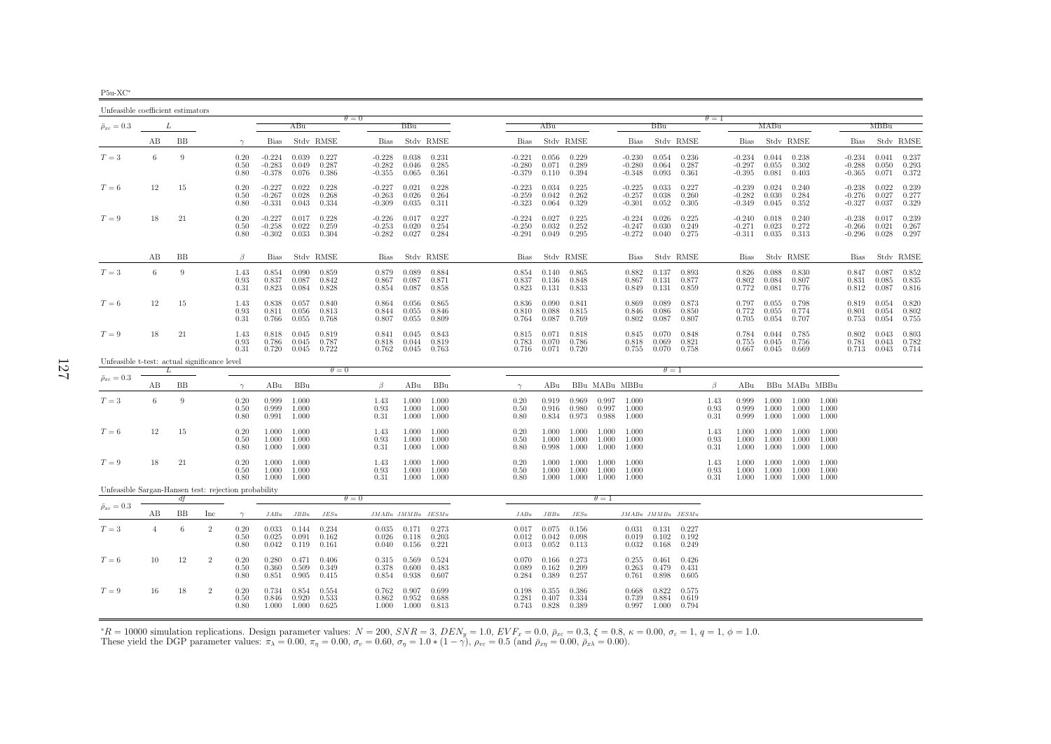P5u-XC*

Unfeasible coefficient estimators

| $\bar{\rho}_{x\varepsilon}=0.3$ | L | | | $\theta=0$ ABu | | | BBu | | | $\theta=1$ ABu | | | BBu | | | MABu | | | MBBu | | |
|---|---|---|---|---|---|---|---|---|---|---|---|---|---|---|---|---|---|---|---|---|---|
| | AB | BB | $\gamma$ | Bias | Stdv | RMSE | Bias | Stdv | RMSE | Bias | Stdv | RMSE | Bias | Stdv | RMSE | Bias | Stdv | RMSE | Bias | Stdv | RMSE |
| $T=3$ | 6 | 9 | 0.20 | -0.224 | 0.039 | 0.227 | -0.228 | 0.038 | 0.231 | -0.221 | 0.056 | 0.229 | -0.230 | 0.054 | 0.236 | -0.234 | 0.044 | 0.238 | -0.234 | 0.041 | 0.237 |
| | | | 0.50 | -0.283 | 0.049 | 0.287 | -0.282 | 0.046 | 0.285 | -0.280 | 0.071 | 0.289 | -0.280 | 0.064 | 0.287 | -0.297 | 0.055 | 0.302 | -0.288 | 0.050 | 0.293 |
| | | | 0.80 | -0.378 | 0.076 | 0.386 | -0.355 | 0.065 | 0.361 | -0.379 | 0.110 | 0.394 | -0.348 | 0.093 | 0.361 | -0.395 | 0.081 | 0.403 | -0.365 | 0.071 | 0.372 |
| $T=6$ | 12 | 15 | 0.20 | -0.227 | 0.022 | 0.228 | -0.227 | 0.021 | 0.228 | -0.223 | 0.034 | 0.225 | -0.225 | 0.033 | 0.227 | -0.239 | 0.024 | 0.240 | -0.238 | 0.022 | 0.239 |
| | | | 0.50 | -0.267 | 0.028 | 0.268 | -0.263 | 0.026 | 0.264 | -0.259 | 0.042 | 0.262 | -0.257 | 0.038 | 0.260 | -0.282 | 0.030 | 0.284 | -0.276 | 0.027 | 0.277 |
| | | | 0.80 | -0.331 | 0.043 | 0.334 | -0.309 | 0.035 | 0.311 | -0.323 | 0.064 | 0.329 | -0.301 | 0.052 | 0.305 | -0.349 | 0.045 | 0.352 | -0.327 | 0.037 | 0.329 |
| $T=9$ | 18 | 21 | 0.20 | -0.227 | 0.017 | 0.228 | -0.226 | 0.017 | 0.227 | -0.224 | 0.027 | 0.225 | -0.224 | 0.026 | 0.225 | -0.240 | 0.018 | 0.240 | -0.238 | 0.017 | 0.239 |
| | | | 0.50 | -0.258 | 0.022 | 0.259 | -0.253 | 0.020 | 0.254 | -0.250 | 0.032 | 0.252 | -0.247 | 0.030 | 0.249 | -0.271 | 0.023 | 0.272 | -0.266 | 0.021 | 0.267 |
| | | | 0.80 | -0.302 | 0.033 | 0.304 | -0.282 | 0.027 | 0.284 | -0.291 | 0.049 | 0.295 | -0.272 | 0.040 | 0.275 | -0.311 | 0.035 | 0.313 | -0.296 | 0.028 | 0.297 |
| | AB | BB | $\beta$ | Bias | Stdv | RMSE | Bias | Stdv | RMSE | Bias | Stdv | RMSE | Bias | Stdv | RMSE | Bias | Stdv | RMSE | Bias | Stdv | RMSE |
| $T=3$ | 6 | 9 | 1.43 | 0.854 | 0.090 | 0.859 | 0.879 | 0.089 | 0.884 | 0.854 | 0.140 | 0.865 | 0.882 | 0.137 | 0.893 | 0.826 | 0.088 | 0.830 | 0.847 | 0.087 | 0.852 |
| | | | 0.93 | 0.837 | 0.087 | 0.842 | 0.867 | 0.087 | 0.871 | 0.837 | 0.136 | 0.848 | 0.867 | 0.131 | 0.877 | 0.802 | 0.084 | 0.807 | 0.831 | 0.085 | 0.835 |
| | | | 0.31 | 0.823 | 0.084 | 0.828 | 0.854 | 0.087 | 0.858 | 0.823 | 0.131 | 0.833 | 0.849 | 0.131 | 0.859 | 0.772 | 0.081 | 0.776 | 0.812 | 0.087 | 0.816 |
| $T=6$ | 12 | 15 | 1.43 | 0.838 | 0.057 | 0.840 | 0.864 | 0.056 | 0.865 | 0.836 | 0.090 | 0.841 | 0.869 | 0.089 | 0.873 | 0.797 | 0.055 | 0.798 | 0.819 | 0.054 | 0.820 |
| | | | 0.93 | 0.811 | 0.056 | 0.813 | 0.844 | 0.055 | 0.846 | 0.810 | 0.088 | 0.815 | 0.846 | 0.086 | 0.850 | 0.772 | 0.055 | 0.774 | 0.801 | 0.054 | 0.802 |
| | | | 0.31 | 0.766 | 0.055 | 0.768 | 0.807 | 0.055 | 0.809 | 0.764 | 0.087 | 0.769 | 0.802 | 0.087 | 0.807 | 0.705 | 0.054 | 0.707 | 0.753 | 0.054 | 0.755 |
| $T=9$ | 18 | 21 | 1.43 | 0.818 | 0.045 | 0.819 | 0.841 | 0.045 | 0.843 | 0.815 | 0.071 | 0.818 | 0.845 | 0.070 | 0.848 | 0.784 | 0.044 | 0.785 | 0.802 | 0.043 | 0.803 |
| | | | 0.93 | 0.786 | 0.045 | 0.787 | 0.818 | 0.044 | 0.819 | 0.783 | 0.070 | 0.786 | 0.818 | 0.069 | 0.821 | 0.755 | 0.045 | 0.756 | 0.781 | 0.043 | 0.782 |
| | | | 0.31 | 0.720 | 0.045 | 0.722 | 0.762 | 0.045 | 0.763 | 0.716 | 0.071 | 0.720 | 0.755 | 0.070 | 0.758 | 0.667 | 0.045 | 0.669 | 0.713 | 0.043 | 0.714 |

Unfeasible t-test: actual significance level

| $\bar{\rho}_{x\varepsilon}=0.3$ | L | | $\theta=0$ | | | | | | $\theta=1$ | | | | | | | | | |
|---|---|---|---|---|---|---|---|---|---|---|---|---|---|---|---|---|---|---|
| | AB | BB | $\gamma$ | ABu | BBu | $\beta$ | ABu | BBu | $\gamma$ | ABu | BBu | MABu | MBBu | $\beta$ | ABu | BBu | MABu | MBBu |
| $T=3$ | 6 | 9 | 0.20 | 0.999 | 1.000 | 1.43 | 1.000 | 1.000 | 0.20 | 0.919 | 0.969 | 0.997 | 1.000 | 1.43 | 0.999 | 1.000 | 1.000 | 1.000 |
| | | | 0.50 | 0.999 | 1.000 | 0.93 | 1.000 | 1.000 | 0.50 | 0.916 | 0.980 | 0.997 | 1.000 | 0.93 | 0.999 | 1.000 | 1.000 | 1.000 |
| | | | 0.80 | 0.991 | 1.000 | 0.31 | 1.000 | 1.000 | 0.80 | 0.834 | 0.973 | 0.988 | 1.000 | 0.31 | 0.999 | 1.000 | 1.000 | 1.000 |
| $T=6$ | 12 | 15 | 0.20 | 1.000 | 1.000 | 1.43 | 1.000 | 1.000 | 0.20 | 1.000 | 1.000 | 1.000 | 1.000 | 1.43 | 1.000 | 1.000 | 1.000 | 1.000 |
| | | | 0.50 | 1.000 | 1.000 | 0.93 | 1.000 | 1.000 | 0.50 | 1.000 | 1.000 | 1.000 | 1.000 | 0.93 | 1.000 | 1.000 | 1.000 | 1.000 |
| | | | 0.80 | 1.000 | 1.000 | 0.31 | 1.000 | 1.000 | 0.80 | 0.998 | 1.000 | 1.000 | 1.000 | 0.31 | 1.000 | 1.000 | 1.000 | 1.000 |
| $T=9$ | 18 | 21 | 0.20 | 1.000 | 1.000 | 1.43 | 1.000 | 1.000 | 0.20 | 1.000 | 1.000 | 1.000 | 1.000 | 1.43 | 1.000 | 1.000 | 1.000 | 1.000 |
| | | | 0.50 | 1.000 | 1.000 | 0.93 | 1.000 | 1.000 | 0.50 | 1.000 | 1.000 | 1.000 | 1.000 | 0.93 | 1.000 | 1.000 | 1.000 | 1.000 |
| | | | 0.80 | 1.000 | 1.000 | 0.31 | 1.000 | 1.000 | 0.80 | 1.000 | 1.000 | 1.000 | 1.000 | 0.31 | 1.000 | 1.000 | 1.000 | 1.000 |

Unfeasible Sargan-Hansen test: rejection probability

| $\bar{\rho}_{x\varepsilon}=0.3$ | df | | | $\theta=0$ | | | | | | | $\theta=1$ | | | | | |
|---|---|---|---|---|---|---|---|---|---|---|---|---|---|---|---|---|
| | AB | BB | Inc | $\gamma$ | JABu | JBBu | JESu | JMABu | JMMBu | JESMu | JABu | JBBu | JESu | JMABu | JMMBu | JESMu |
| $T=3$ | 4 | 6 | 2 | 0.20 | 0.033 | 0.144 | 0.234 | 0.035 | 0.171 | 0.273 | 0.017 | 0.075 | 0.156 | 0.031 | 0.131 | 0.227 |
| | | | | 0.50 | 0.025 | 0.091 | 0.162 | 0.026 | 0.118 | 0.203 | 0.012 | 0.042 | 0.098 | 0.019 | 0.102 | 0.192 |
| | | | | 0.80 | 0.042 | 0.119 | 0.161 | 0.040 | 0.156 | 0.221 | 0.013 | 0.052 | 0.113 | 0.032 | 0.168 | 0.249 |
| $T=6$ | 10 | 12 | 2 | 0.20 | 0.280 | 0.471 | 0.406 | 0.315 | 0.569 | 0.524 | 0.070 | 0.166 | 0.273 | 0.255 | 0.461 | 0.426 |
| | | | | 0.50 | 0.360 | 0.509 | 0.349 | 0.378 | 0.600 | 0.483 | 0.089 | 0.162 | 0.209 | 0.263 | 0.479 | 0.431 |
| | | | | 0.80 | 0.851 | 0.905 | 0.415 | 0.854 | 0.938 | 0.607 | 0.284 | 0.389 | 0.257 | 0.761 | 0.898 | 0.605 |
| $T=9$ | 16 | 18 | 2 | 0.20 | 0.734 | 0.854 | 0.554 | 0.762 | 0.907 | 0.699 | 0.198 | 0.355 | 0.386 | 0.668 | 0.822 | 0.575 |
| | | | | 0.50 | 0.846 | 0.920 | 0.533 | 0.862 | 0.952 | 0.688 | 0.281 | 0.407 | 0.334 | 0.739 | 0.884 | 0.619 |
| | | | | 0.80 | 1.000 | 1.000 | 0.625 | 1.000 | 1.000 | 0.813 | 0.743 | 0.828 | 0.389 | 0.997 | 1.000 | 0.794 |

*$R=10000$ simulation replications. Design parameter values: $N=200$, $SNR=3$, $DEN_y=1.0$, $EVF_x=0.0$, $\bar{\rho}_{x\varepsilon}=0.3$, $\xi=0.8$, $\kappa=0.00$, $\sigma_\varepsilon=1$, $q=1$, $\phi=1.0$.
These yield the DGP parameter values: $\pi_\lambda=0.00$, $\pi_\eta=0.00$, $\sigma_v=0.60$, $\sigma_\eta=1.0*(1-\gamma)$, $\rho_{v\varepsilon}=0.5$ (and $\bar{\rho}_{x\eta}=0.00$, $\bar{\rho}_{x\lambda}=0.00$).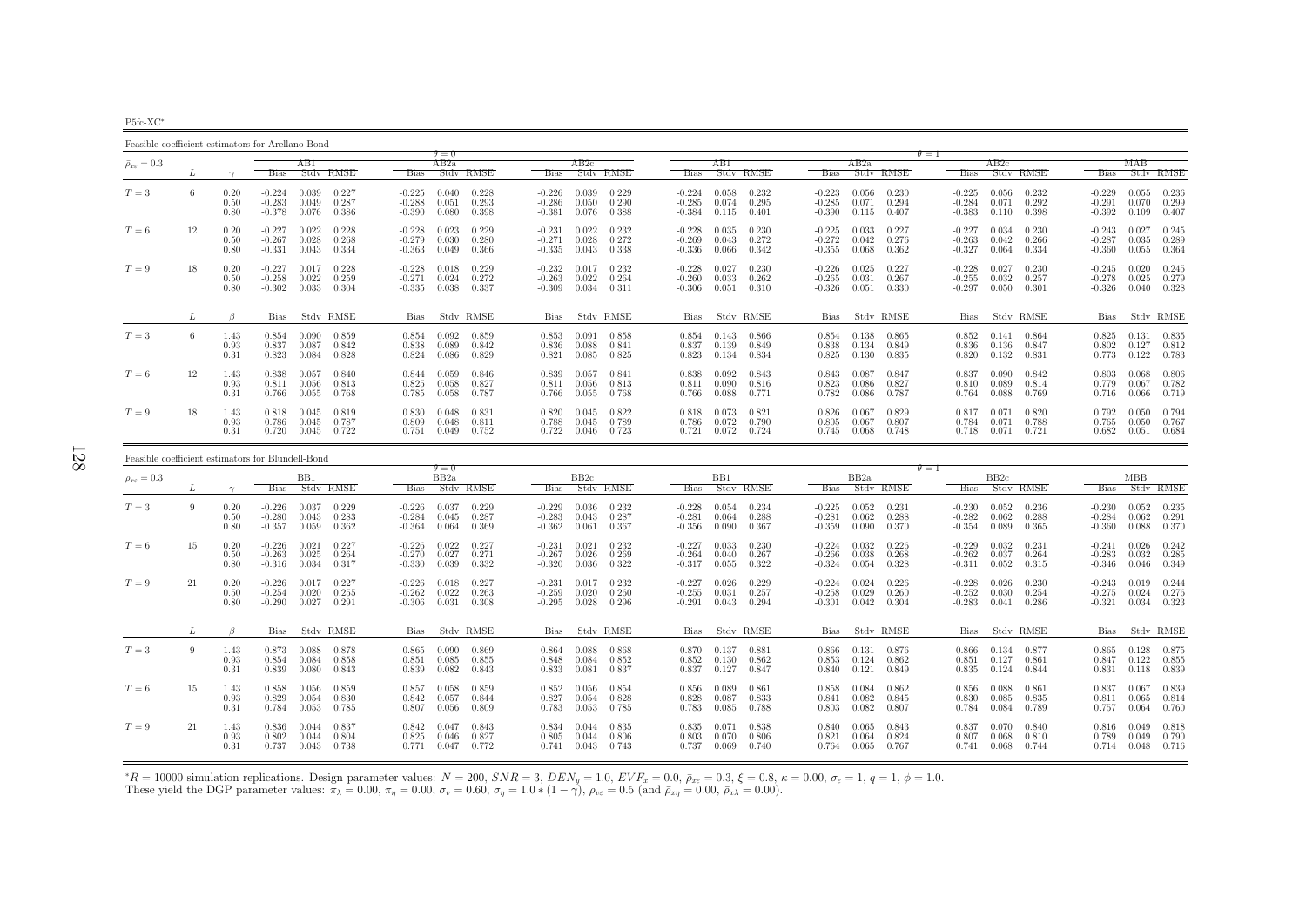P5fc-XC*

Feasible coefficient estimators for Arellano-Bond

| $\bar{\rho}_{x\varepsilon} = 0.3$ | | | $\theta = 0$ | | | | | | | | | $\theta = 1$ | | | | | | | | | | | |
|---|---|---|---|---|---|---|---|---|---|---|---|---|---|---|---|---|---|---|---|---|---|---|---|
| | | | AB1 | | | AB2a | | | AB2c | | | AB1 | | | AB2a | | | AB2c | | | MAB | | |
| | $L$ | $\gamma$ | Bias | Stdv | RMSE | Bias | Stdv | RMSE | Bias | Stdv | RMSE | Bias | Stdv | RMSE | Bias | Stdv | RMSE | Bias | Stdv | RMSE | Bias | Stdv | RMSE |
| $T=3$ | 6 | 0.20 | -0.224 | 0.039 | 0.227 | -0.225 | 0.040 | 0.228 | -0.226 | 0.039 | 0.229 | -0.224 | 0.058 | 0.232 | -0.223 | 0.056 | 0.230 | -0.225 | 0.056 | 0.232 | -0.229 | 0.055 | 0.236 |
| | | 0.50 | -0.283 | 0.049 | 0.287 | -0.288 | 0.051 | 0.293 | -0.286 | 0.050 | 0.290 | -0.285 | 0.074 | 0.295 | -0.285 | 0.071 | 0.294 | -0.284 | 0.071 | 0.292 | -0.291 | 0.070 | 0.299 |
| | | 0.80 | -0.378 | 0.076 | 0.386 | -0.390 | 0.080 | 0.398 | -0.381 | 0.076 | 0.388 | -0.384 | 0.115 | 0.401 | -0.390 | 0.115 | 0.407 | -0.383 | 0.110 | 0.398 | -0.392 | 0.109 | 0.407 |
| $T=6$ | 12 | 0.20 | -0.227 | 0.022 | 0.228 | -0.228 | 0.023 | 0.229 | -0.231 | 0.022 | 0.232 | -0.228 | 0.035 | 0.230 | -0.225 | 0.033 | 0.227 | -0.227 | 0.034 | 0.230 | -0.243 | 0.027 | 0.245 |
| | | 0.50 | -0.267 | 0.028 | 0.268 | -0.279 | 0.030 | 0.280 | -0.271 | 0.028 | 0.272 | -0.269 | 0.043 | 0.272 | -0.272 | 0.042 | 0.276 | -0.263 | 0.042 | 0.266 | -0.287 | 0.035 | 0.289 |
| | | 0.80 | -0.331 | 0.043 | 0.334 | -0.363 | 0.049 | 0.366 | -0.335 | 0.043 | 0.338 | -0.336 | 0.066 | 0.342 | -0.355 | 0.068 | 0.362 | -0.327 | 0.064 | 0.334 | -0.360 | 0.055 | 0.364 |
| $T=9$ | 18 | 0.20 | -0.227 | 0.017 | 0.228 | -0.228 | 0.018 | 0.229 | -0.232 | 0.017 | 0.232 | -0.228 | 0.027 | 0.230 | -0.226 | 0.025 | 0.227 | -0.228 | 0.027 | 0.230 | -0.245 | 0.020 | 0.245 |
| | | 0.50 | -0.258 | 0.022 | 0.259 | -0.271 | 0.024 | 0.272 | -0.263 | 0.022 | 0.264 | -0.260 | 0.033 | 0.262 | -0.265 | 0.031 | 0.267 | -0.255 | 0.032 | 0.257 | -0.278 | 0.025 | 0.279 |
| | | 0.80 | -0.302 | 0.033 | 0.304 | -0.335 | 0.038 | 0.337 | -0.309 | 0.034 | 0.311 | -0.306 | 0.051 | 0.310 | -0.326 | 0.051 | 0.330 | -0.297 | 0.050 | 0.301 | -0.326 | 0.040 | 0.328 |
| | $L$ | $\beta$ | Bias | Stdv | RMSE | Bias | Stdv | RMSE | Bias | Stdv | RMSE | Bias | Stdv | RMSE | Bias | Stdv | RMSE | Bias | Stdv | RMSE | Bias | Stdv | RMSE |
| $T=3$ | 6 | 1.43 | 0.854 | 0.090 | 0.859 | 0.854 | 0.092 | 0.859 | 0.853 | 0.091 | 0.858 | 0.854 | 0.143 | 0.866 | 0.854 | 0.138 | 0.865 | 0.852 | 0.141 | 0.864 | 0.825 | 0.131 | 0.835 |
| | | 0.93 | 0.837 | 0.087 | 0.842 | 0.838 | 0.089 | 0.842 | 0.836 | 0.088 | 0.841 | 0.837 | 0.139 | 0.849 | 0.838 | 0.134 | 0.849 | 0.836 | 0.136 | 0.847 | 0.802 | 0.127 | 0.812 |
| | | 0.31 | 0.823 | 0.084 | 0.828 | 0.824 | 0.086 | 0.829 | 0.821 | 0.085 | 0.825 | 0.823 | 0.134 | 0.834 | 0.825 | 0.130 | 0.835 | 0.820 | 0.132 | 0.831 | 0.773 | 0.122 | 0.783 |
| $T=6$ | 12 | 1.43 | 0.838 | 0.057 | 0.840 | 0.844 | 0.059 | 0.846 | 0.839 | 0.057 | 0.841 | 0.838 | 0.092 | 0.843 | 0.843 | 0.087 | 0.847 | 0.837 | 0.090 | 0.842 | 0.803 | 0.068 | 0.806 |
| | | 0.93 | 0.811 | 0.056 | 0.813 | 0.825 | 0.058 | 0.827 | 0.811 | 0.056 | 0.813 | 0.811 | 0.090 | 0.816 | 0.823 | 0.086 | 0.827 | 0.810 | 0.089 | 0.814 | 0.779 | 0.067 | 0.782 |
| | | 0.31 | 0.766 | 0.055 | 0.768 | 0.785 | 0.058 | 0.787 | 0.766 | 0.055 | 0.768 | 0.766 | 0.088 | 0.771 | 0.782 | 0.086 | 0.787 | 0.764 | 0.088 | 0.769 | 0.716 | 0.066 | 0.719 |
| $T=9$ | 18 | 1.43 | 0.818 | 0.045 | 0.819 | 0.830 | 0.048 | 0.831 | 0.820 | 0.045 | 0.822 | 0.818 | 0.073 | 0.821 | 0.826 | 0.067 | 0.829 | 0.817 | 0.071 | 0.820 | 0.792 | 0.050 | 0.794 |
| | | 0.93 | 0.786 | 0.045 | 0.787 | 0.809 | 0.048 | 0.811 | 0.788 | 0.045 | 0.789 | 0.786 | 0.072 | 0.790 | 0.805 | 0.067 | 0.807 | 0.784 | 0.071 | 0.788 | 0.765 | 0.050 | 0.767 |
| | | 0.31 | 0.720 | 0.045 | 0.722 | 0.751 | 0.049 | 0.752 | 0.722 | 0.046 | 0.723 | 0.721 | 0.072 | 0.724 | 0.745 | 0.068 | 0.748 | 0.718 | 0.071 | 0.721 | 0.682 | 0.051 | 0.684 |

Feasible coefficient estimators for Blundell-Bond

| $\bar{\rho}_{x\varepsilon} = 0.3$ | | | $\theta = 0$ | | | | | | | | | $\theta = 1$ | | | | | | | | | | | |
|---|---|---|---|---|---|---|---|---|---|---|---|---|---|---|---|---|---|---|---|---|---|---|---|
| | | | BB1 | | | BB2a | | | BB2c | | | BB1 | | | BB2a | | | BB2c | | | MBB | | |
| | $L$ | $\gamma$ | Bias | Stdv | RMSE | Bias | Stdv | RMSE | Bias | Stdv | RMSE | Bias | Stdv | RMSE | Bias | Stdv | RMSE | Bias | Stdv | RMSE | Bias | Stdv | RMSE |
| $T=3$ | 9 | 0.20 | -0.226 | 0.037 | 0.229 | -0.226 | 0.037 | 0.229 | -0.229 | 0.036 | 0.232 | -0.228 | 0.054 | 0.234 | -0.225 | 0.052 | 0.231 | -0.230 | 0.052 | 0.236 | -0.230 | 0.052 | 0.235 |
| | | 0.50 | -0.280 | 0.043 | 0.283 | -0.284 | 0.045 | 0.287 | -0.283 | 0.043 | 0.287 | -0.281 | 0.064 | 0.288 | -0.281 | 0.062 | 0.288 | -0.282 | 0.062 | 0.288 | -0.284 | 0.062 | 0.291 |
| | | 0.80 | -0.357 | 0.059 | 0.362 | -0.364 | 0.064 | 0.369 | -0.362 | 0.061 | 0.367 | -0.356 | 0.090 | 0.367 | -0.359 | 0.090 | 0.370 | -0.354 | 0.089 | 0.365 | -0.360 | 0.088 | 0.370 |
| $T=6$ | 15 | 0.20 | -0.226 | 0.021 | 0.227 | -0.226 | 0.022 | 0.227 | -0.231 | 0.021 | 0.232 | -0.227 | 0.033 | 0.230 | -0.224 | 0.032 | 0.226 | -0.229 | 0.032 | 0.231 | -0.241 | 0.026 | 0.242 |
| | | 0.50 | -0.263 | 0.025 | 0.264 | -0.270 | 0.027 | 0.271 | -0.267 | 0.026 | 0.269 | -0.264 | 0.040 | 0.267 | -0.266 | 0.038 | 0.268 | -0.262 | 0.037 | 0.264 | -0.283 | 0.032 | 0.285 |
| | | 0.80 | -0.316 | 0.034 | 0.317 | -0.330 | 0.039 | 0.332 | -0.320 | 0.036 | 0.322 | -0.317 | 0.055 | 0.322 | -0.324 | 0.054 | 0.328 | -0.311 | 0.052 | 0.315 | -0.346 | 0.046 | 0.349 |
| $T=9$ | 21 | 0.20 | -0.226 | 0.017 | 0.227 | -0.226 | 0.018 | 0.227 | -0.231 | 0.017 | 0.232 | -0.227 | 0.026 | 0.229 | -0.224 | 0.024 | 0.226 | -0.228 | 0.026 | 0.230 | -0.243 | 0.019 | 0.244 |
| | | 0.50 | -0.254 | 0.020 | 0.255 | -0.262 | 0.022 | 0.263 | -0.259 | 0.020 | 0.260 | -0.255 | 0.031 | 0.257 | -0.258 | 0.029 | 0.260 | -0.252 | 0.030 | 0.254 | -0.275 | 0.024 | 0.276 |
| | | 0.80 | -0.290 | 0.027 | 0.291 | -0.306 | 0.031 | 0.308 | -0.295 | 0.028 | 0.296 | -0.291 | 0.043 | 0.294 | -0.301 | 0.042 | 0.304 | -0.283 | 0.041 | 0.286 | -0.321 | 0.034 | 0.323 |
| | $L$ | $\beta$ | Bias | Stdv | RMSE | Bias | Stdv | RMSE | Bias | Stdv | RMSE | Bias | Stdv | RMSE | Bias | Stdv | RMSE | Bias | Stdv | RMSE | Bias | Stdv | RMSE |
| $T=3$ | 9 | 1.43 | 0.873 | 0.088 | 0.878 | 0.865 | 0.090 | 0.869 | 0.864 | 0.088 | 0.868 | 0.870 | 0.137 | 0.881 | 0.866 | 0.131 | 0.876 | 0.866 | 0.134 | 0.877 | 0.865 | 0.128 | 0.875 |
| | | 0.93 | 0.854 | 0.084 | 0.858 | 0.851 | 0.085 | 0.855 | 0.848 | 0.084 | 0.852 | 0.852 | 0.130 | 0.862 | 0.853 | 0.124 | 0.862 | 0.851 | 0.127 | 0.861 | 0.847 | 0.122 | 0.855 |
| | | 0.31 | 0.839 | 0.080 | 0.843 | 0.839 | 0.082 | 0.843 | 0.833 | 0.081 | 0.837 | 0.837 | 0.127 | 0.847 | 0.840 | 0.121 | 0.849 | 0.835 | 0.124 | 0.844 | 0.831 | 0.118 | 0.839 |
| $T=6$ | 15 | 1.43 | 0.858 | 0.056 | 0.859 | 0.857 | 0.058 | 0.859 | 0.852 | 0.056 | 0.854 | 0.856 | 0.089 | 0.861 | 0.858 | 0.084 | 0.862 | 0.856 | 0.088 | 0.861 | 0.837 | 0.067 | 0.839 |
| | | 0.93 | 0.829 | 0.054 | 0.830 | 0.842 | 0.057 | 0.844 | 0.827 | 0.054 | 0.828 | 0.828 | 0.087 | 0.833 | 0.841 | 0.082 | 0.845 | 0.830 | 0.085 | 0.835 | 0.811 | 0.065 | 0.814 |
| | | 0.31 | 0.784 | 0.053 | 0.785 | 0.807 | 0.056 | 0.809 | 0.783 | 0.053 | 0.785 | 0.783 | 0.085 | 0.788 | 0.803 | 0.082 | 0.807 | 0.784 | 0.084 | 0.789 | 0.757 | 0.064 | 0.760 |
| $T=9$ | 21 | 1.43 | 0.836 | 0.044 | 0.837 | 0.842 | 0.047 | 0.843 | 0.834 | 0.044 | 0.835 | 0.835 | 0.071 | 0.838 | 0.840 | 0.065 | 0.843 | 0.837 | 0.070 | 0.840 | 0.816 | 0.049 | 0.818 |
| | | 0.93 | 0.802 | 0.044 | 0.804 | 0.825 | 0.046 | 0.827 | 0.805 | 0.044 | 0.806 | 0.803 | 0.070 | 0.806 | 0.821 | 0.064 | 0.824 | 0.807 | 0.068 | 0.810 | 0.789 | 0.049 | 0.790 |
| | | 0.31 | 0.737 | 0.043 | 0.738 | 0.771 | 0.047 | 0.772 | 0.741 | 0.043 | 0.743 | 0.737 | 0.069 | 0.740 | 0.764 | 0.065 | 0.767 | 0.741 | 0.068 | 0.744 | 0.714 | 0.048 | 0.716 |

*$R = 10000$ simulation replications. Design parameter values: $N = 200$, $SNR = 3$, $DEN_y = 1.0$, $EVF_x = 0.0$, $\bar{\rho}_{x\varepsilon} = 0.3$, $\xi = 0.8$, $\kappa = 0.00$, $\sigma_\varepsilon = 1$, $q = 1$, $\phi = 1.0$.
These yield the DGP parameter values: $\pi_\lambda = 0.00$, $\pi_\eta = 0.00$, $\sigma_v = 0.60$, $\sigma_\eta = 1.0 * (1 - \gamma)$, $\rho_{v\varepsilon} = 0.5$ (and $\bar{\rho}_{x\eta} = 0.00$, $\bar{\rho}_{x\lambda} = 0.00$).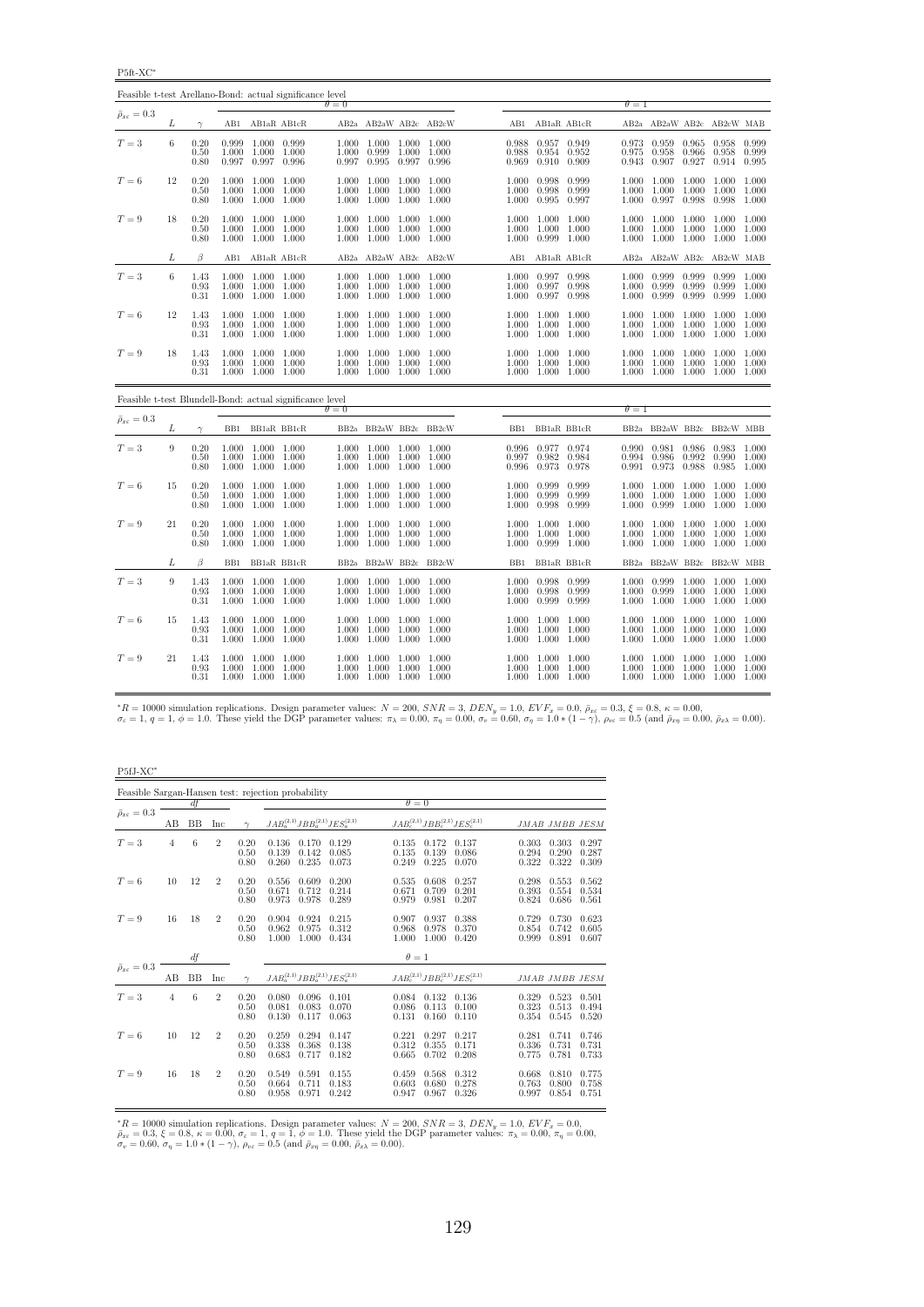P5ft-XC*

Feasible t-test Arellano-Bond: actual significance level

| $\bar{\rho}_{x\varepsilon}=0.3$ | $L$ | $\gamma$ | AB1 | AB1aR | AB1cR | AB2a | AB2aW | AB2c | AB2cW | AB1 | AB1aR | AB1cR | AB2a | AB2aW | AB2c | AB2cW | MAB |
|---|---|---|---|---|---|---|---|---|---|---|---|---|---|---|---|---|---|
| | | | | | | $\theta=0$ | | | | | | | $\theta=1$ | | | | |
| $T=3$ | 6 | 0.20 | 0.999 | 1.000 | 0.999 | 1.000 | 1.000 | 1.000 | 1.000 | 0.988 | 0.957 | 0.949 | 0.973 | 0.959 | 0.965 | 0.958 | 0.999 |
| | | 0.50 | 1.000 | 1.000 | 1.000 | 1.000 | 0.999 | 1.000 | 1.000 | 0.988 | 0.954 | 0.952 | 0.975 | 0.958 | 0.966 | 0.958 | 0.999 |
| | | 0.80 | 0.997 | 0.997 | 0.996 | 0.997 | 0.995 | 0.997 | 0.996 | 0.969 | 0.910 | 0.909 | 0.943 | 0.907 | 0.927 | 0.914 | 0.995 |
| $T=6$ | 12 | 0.20 | 1.000 | 1.000 | 1.000 | 1.000 | 1.000 | 1.000 | 1.000 | 1.000 | 0.998 | 0.999 | 1.000 | 1.000 | 1.000 | 1.000 | 1.000 |
| | | 0.50 | 1.000 | 1.000 | 1.000 | 1.000 | 1.000 | 1.000 | 1.000 | 1.000 | 0.998 | 0.999 | 1.000 | 1.000 | 1.000 | 1.000 | 1.000 |
| | | 0.80 | 1.000 | 1.000 | 1.000 | 1.000 | 1.000 | 1.000 | 1.000 | 1.000 | 0.995 | 0.997 | 1.000 | 0.997 | 0.998 | 0.998 | 1.000 |
| $T=9$ | 18 | 0.20 | 1.000 | 1.000 | 1.000 | 1.000 | 1.000 | 1.000 | 1.000 | 1.000 | 1.000 | 1.000 | 1.000 | 1.000 | 1.000 | 1.000 | 1.000 |
| | | 0.50 | 1.000 | 1.000 | 1.000 | 1.000 | 1.000 | 1.000 | 1.000 | 1.000 | 1.000 | 1.000 | 1.000 | 1.000 | 1.000 | 1.000 | 1.000 |
| | | 0.80 | 1.000 | 1.000 | 1.000 | 1.000 | 1.000 | 1.000 | 1.000 | 1.000 | 0.999 | 1.000 | 1.000 | 1.000 | 1.000 | 1.000 | 1.000 |
| | $L$ | $\beta$ | AB1 | AB1aR | AB1cR | AB2a | AB2aW | AB2c | AB2cW | AB1 | AB1aR | AB1cR | AB2a | AB2aW | AB2c | AB2cW | MAB |
| $T=3$ | 6 | 1.43 | 1.000 | 1.000 | 1.000 | 1.000 | 1.000 | 1.000 | 1.000 | 1.000 | 0.997 | 0.998 | 1.000 | 0.999 | 0.999 | 0.999 | 1.000 |
| | | 0.93 | 1.000 | 1.000 | 1.000 | 1.000 | 1.000 | 1.000 | 1.000 | 1.000 | 0.997 | 0.998 | 1.000 | 0.999 | 0.999 | 0.999 | 1.000 |
| | | 0.31 | 1.000 | 1.000 | 1.000 | 1.000 | 1.000 | 1.000 | 1.000 | 1.000 | 0.997 | 0.998 | 1.000 | 0.999 | 0.999 | 0.999 | 1.000 |
| $T=6$ | 12 | 1.43 | 1.000 | 1.000 | 1.000 | 1.000 | 1.000 | 1.000 | 1.000 | 1.000 | 1.000 | 1.000 | 1.000 | 1.000 | 1.000 | 1.000 | 1.000 |
| | | 0.93 | 1.000 | 1.000 | 1.000 | 1.000 | 1.000 | 1.000 | 1.000 | 1.000 | 1.000 | 1.000 | 1.000 | 1.000 | 1.000 | 1.000 | 1.000 |
| | | 0.31 | 1.000 | 1.000 | 1.000 | 1.000 | 1.000 | 1.000 | 1.000 | 1.000 | 1.000 | 1.000 | 1.000 | 1.000 | 1.000 | 1.000 | 1.000 |
| $T=9$ | 18 | 1.43 | 1.000 | 1.000 | 1.000 | 1.000 | 1.000 | 1.000 | 1.000 | 1.000 | 1.000 | 1.000 | 1.000 | 1.000 | 1.000 | 1.000 | 1.000 |
| | | 0.93 | 1.000 | 1.000 | 1.000 | 1.000 | 1.000 | 1.000 | 1.000 | 1.000 | 1.000 | 1.000 | 1.000 | 1.000 | 1.000 | 1.000 | 1.000 |
| | | 0.31 | 1.000 | 1.000 | 1.000 | 1.000 | 1.000 | 1.000 | 1.000 | 1.000 | 1.000 | 1.000 | 1.000 | 1.000 | 1.000 | 1.000 | 1.000 |

Feasible t-test Blundell-Bond: actual significance level

| $\bar{\rho}_{x\varepsilon}=0.3$ | $L$ | $\gamma$ | BB1 | BB1aR | BB1cR | BB2a | BB2aW | BB2c | BB2cW | BB1 | BB1aR | BB1cR | BB2a | BB2aW | BB2c | BB2cW | MBB |
|---|---|---|---|---|---|---|---|---|---|---|---|---|---|---|---|---|---|
| | | | | | | $\theta=0$ | | | | | | | $\theta=1$ | | | | |
| $T=3$ | 9 | 0.20 | 1.000 | 1.000 | 1.000 | 1.000 | 1.000 | 1.000 | 1.000 | 0.996 | 0.977 | 0.974 | 0.990 | 0.981 | 0.986 | 0.983 | 1.000 |
| | | 0.50 | 1.000 | 1.000 | 1.000 | 1.000 | 1.000 | 1.000 | 1.000 | 0.997 | 0.982 | 0.984 | 0.994 | 0.986 | 0.992 | 0.990 | 1.000 |
| | | 0.80 | 1.000 | 1.000 | 1.000 | 1.000 | 1.000 | 1.000 | 1.000 | 0.996 | 0.973 | 0.978 | 0.991 | 0.973 | 0.988 | 0.985 | 1.000 |
| $T=6$ | 15 | 0.20 | 1.000 | 1.000 | 1.000 | 1.000 | 1.000 | 1.000 | 1.000 | 1.000 | 0.999 | 0.999 | 1.000 | 1.000 | 1.000 | 1.000 | 1.000 |
| | | 0.50 | 1.000 | 1.000 | 1.000 | 1.000 | 1.000 | 1.000 | 1.000 | 1.000 | 0.999 | 0.999 | 1.000 | 1.000 | 1.000 | 1.000 | 1.000 |
| | | 0.80 | 1.000 | 1.000 | 1.000 | 1.000 | 1.000 | 1.000 | 1.000 | 1.000 | 0.998 | 0.999 | 1.000 | 0.999 | 1.000 | 1.000 | 1.000 |
| $T=9$ | 21 | 0.20 | 1.000 | 1.000 | 1.000 | 1.000 | 1.000 | 1.000 | 1.000 | 1.000 | 1.000 | 1.000 | 1.000 | 1.000 | 1.000 | 1.000 | 1.000 |
| | | 0.50 | 1.000 | 1.000 | 1.000 | 1.000 | 1.000 | 1.000 | 1.000 | 1.000 | 1.000 | 1.000 | 1.000 | 1.000 | 1.000 | 1.000 | 1.000 |
| | | 0.80 | 1.000 | 1.000 | 1.000 | 1.000 | 1.000 | 1.000 | 1.000 | 1.000 | 0.999 | 1.000 | 1.000 | 1.000 | 1.000 | 1.000 | 1.000 |
| | $L$ | $\beta$ | BB1 | BB1aR | BB1cR | BB2a | BB2aW | BB2c | BB2cW | BB1 | BB1aR | BB1cR | BB2a | BB2aW | BB2c | BB2cW | MBB |
| $T=3$ | 9 | 1.43 | 1.000 | 1.000 | 1.000 | 1.000 | 1.000 | 1.000 | 1.000 | 1.000 | 0.998 | 0.999 | 1.000 | 0.999 | 1.000 | 1.000 | 1.000 |
| | | 0.93 | 1.000 | 1.000 | 1.000 | 1.000 | 1.000 | 1.000 | 1.000 | 1.000 | 0.998 | 0.999 | 1.000 | 0.999 | 1.000 | 1.000 | 1.000 |
| | | 0.31 | 1.000 | 1.000 | 1.000 | 1.000 | 1.000 | 1.000 | 1.000 | 1.000 | 0.999 | 0.999 | 1.000 | 1.000 | 1.000 | 1.000 | 1.000 |
| $T=6$ | 15 | 1.43 | 1.000 | 1.000 | 1.000 | 1.000 | 1.000 | 1.000 | 1.000 | 1.000 | 1.000 | 1.000 | 1.000 | 1.000 | 1.000 | 1.000 | 1.000 |
| | | 0.93 | 1.000 | 1.000 | 1.000 | 1.000 | 1.000 | 1.000 | 1.000 | 1.000 | 1.000 | 1.000 | 1.000 | 1.000 | 1.000 | 1.000 | 1.000 |
| | | 0.31 | 1.000 | 1.000 | 1.000 | 1.000 | 1.000 | 1.000 | 1.000 | 1.000 | 1.000 | 1.000 | 1.000 | 1.000 | 1.000 | 1.000 | 1.000 |
| $T=9$ | 21 | 1.43 | 1.000 | 1.000 | 1.000 | 1.000 | 1.000 | 1.000 | 1.000 | 1.000 | 1.000 | 1.000 | 1.000 | 1.000 | 1.000 | 1.000 | 1.000 |
| | | 0.93 | 1.000 | 1.000 | 1.000 | 1.000 | 1.000 | 1.000 | 1.000 | 1.000 | 1.000 | 1.000 | 1.000 | 1.000 | 1.000 | 1.000 | 1.000 |
| | | 0.31 | 1.000 | 1.000 | 1.000 | 1.000 | 1.000 | 1.000 | 1.000 | 1.000 | 1.000 | 1.000 | 1.000 | 1.000 | 1.000 | 1.000 | 1.000 |

*$R=10000$ simulation replications. Design parameter values: $N=200$, $SNR=3$, $DEN_y=1.0$, $EVF_x=0.0$, $\bar{\rho}_{x\varepsilon}=0.3$, $\xi=0.8$, $\kappa=0.00$, $\sigma_\varepsilon=1$, $q=1$, $\phi=1.0$. These yield the DGP parameter values: $\pi_\lambda=0.00$, $\pi_\eta=0.00$, $\sigma_v=0.60$, $\sigma_\eta=1.0*(1-\gamma)$, $\rho_{v\varepsilon}=0.5$ (and $\bar{\rho}_{x\eta}=0.00$, $\bar{\rho}_{x\lambda}=0.00$).

P5fJ-XC*

Feasible Sargan-Hansen test: rejection probability

| $\bar{\rho}_{x\varepsilon}=0.3$ | AB | BB | Inc | $\gamma$ | $JAB_a^{(2,1)}$ | $JBB_a^{(2,1)}$ | $JES_a^{(2,1)}$ | $JAB_c^{(2,1)}$ | $JBB_c^{(2,1)}$ | $JES_c^{(2,1)}$ | $JMAB$ | $JMBB$ | $JESM$ |
|---|---|---|---|---|---|---|---|---|---|---|---|---|---|
| | df | | | | | | $\theta=0$ | | | | | | |
| $T=3$ | 4 | 6 | 2 | 0.20 | 0.136 | 0.170 | 0.129 | 0.135 | 0.172 | 0.137 | 0.303 | 0.303 | 0.297 |
| | | | | 0.50 | 0.139 | 0.142 | 0.085 | 0.135 | 0.139 | 0.086 | 0.294 | 0.290 | 0.287 |
| | | | | 0.80 | 0.260 | 0.235 | 0.073 | 0.249 | 0.225 | 0.070 | 0.322 | 0.322 | 0.309 |
| $T=6$ | 10 | 12 | 2 | 0.20 | 0.556 | 0.609 | 0.200 | 0.535 | 0.608 | 0.257 | 0.298 | 0.553 | 0.562 |
| | | | | 0.50 | 0.671 | 0.712 | 0.214 | 0.671 | 0.709 | 0.201 | 0.393 | 0.554 | 0.534 |
| | | | | 0.80 | 0.973 | 0.978 | 0.289 | 0.979 | 0.981 | 0.207 | 0.824 | 0.686 | 0.561 |
| $T=9$ | 16 | 18 | 2 | 0.20 | 0.904 | 0.924 | 0.215 | 0.907 | 0.937 | 0.388 | 0.729 | 0.730 | 0.623 |
| | | | | 0.50 | 0.962 | 0.975 | 0.312 | 0.968 | 0.978 | 0.370 | 0.854 | 0.742 | 0.605 |
| | | | | 0.80 | 1.000 | 1.000 | 0.434 | 1.000 | 1.000 | 0.420 | 0.999 | 0.891 | 0.607 |
| | df | | | | | | $\theta=1$ | | | | | | |
| $T=3$ | 4 | 6 | 2 | 0.20 | 0.080 | 0.096 | 0.101 | 0.084 | 0.132 | 0.136 | 0.329 | 0.523 | 0.501 |
| | | | | 0.50 | 0.081 | 0.083 | 0.070 | 0.086 | 0.113 | 0.100 | 0.323 | 0.513 | 0.494 |
| | | | | 0.80 | 0.130 | 0.117 | 0.063 | 0.131 | 0.160 | 0.110 | 0.354 | 0.545 | 0.520 |
| $T=6$ | 10 | 12 | 2 | 0.20 | 0.259 | 0.294 | 0.147 | 0.221 | 0.297 | 0.217 | 0.281 | 0.741 | 0.746 |
| | | | | 0.50 | 0.338 | 0.368 | 0.138 | 0.312 | 0.355 | 0.171 | 0.336 | 0.731 | 0.731 |
| | | | | 0.80 | 0.683 | 0.717 | 0.182 | 0.665 | 0.702 | 0.208 | 0.775 | 0.781 | 0.733 |
| $T=9$ | 16 | 18 | 2 | 0.20 | 0.549 | 0.591 | 0.155 | 0.459 | 0.568 | 0.312 | 0.668 | 0.810 | 0.775 |
| | | | | 0.50 | 0.664 | 0.711 | 0.183 | 0.603 | 0.680 | 0.278 | 0.763 | 0.800 | 0.758 |
| | | | | 0.80 | 0.958 | 0.971 | 0.242 | 0.947 | 0.967 | 0.326 | 0.997 | 0.854 | 0.751 |

*$R=10000$ simulation replications. Design parameter values: $N=200$, $SNR=3$, $DEN_y=1.0$, $EVF_x=0.0$, $\bar{\rho}_{x\varepsilon}=0.3$, $\xi=0.8$, $\kappa=0.00$, $\sigma_\varepsilon=1$, $q=1$, $\phi=1.0$. These yield the DGP parameter values: $\pi_\lambda=0.00$, $\pi_\eta=0.00$, $\sigma_v=0.60$, $\sigma_\eta=1.0*(1-\gamma)$, $\rho_{v\varepsilon}=0.5$ (and $\bar{\rho}_{x\eta}=0.00$, $\bar{\rho}_{x\lambda}=0.00$).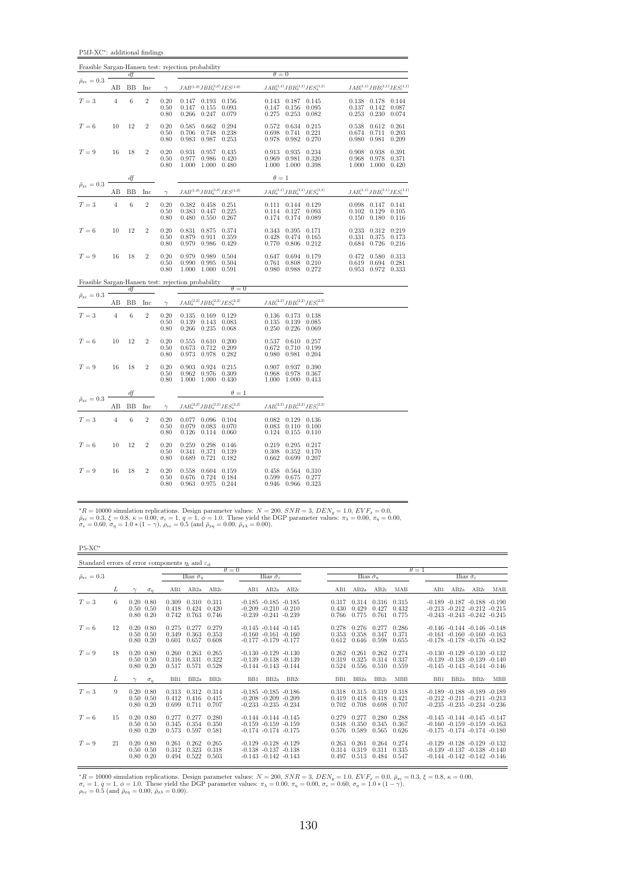P5fJ-XC*: additional findings

Feasible Sargan-Hansen test: rejection probability

| $\bar{\rho}_{x\varepsilon}=0.3$ | AB | BB | Inc | $\gamma$ | $JAB^{(1,0)}$ | $JBB_a^{(1,0)}$ | $JES^{(1,0)}$ | $JAB_a^{(1,1)}$ | $JBB_a^{(1,1)}$ | $JES_a^{(1,1)}$ | $JAB_c^{(1,1)}$ | $JBB_c^{(1,1)}$ | $JES_c^{(1,1)}$ |
|---|---|---|---|---|---|---|---|---|---|---|---|---|---|
| | *df* | | | | $\theta=0$ | | | | | | | | |
| $T=3$ | 4 | 6 | 2 | 0.20 | 0.147 | 0.193 | 0.156 | 0.143 | 0.187 | 0.145 | 0.138 | 0.178 | 0.144 |
| | | | | 0.50 | 0.147 | 0.155 | 0.093 | 0.147 | 0.156 | 0.095 | 0.137 | 0.142 | 0.087 |
| | | | | 0.80 | 0.266 | 0.247 | 0.079 | 0.275 | 0.253 | 0.082 | 0.253 | 0.230 | 0.074 |
| $T=6$ | 10 | 12 | 2 | 0.20 | 0.585 | 0.662 | 0.294 | 0.572 | 0.634 | 0.215 | 0.538 | 0.612 | 0.261 |
| | | | | 0.50 | 0.706 | 0.748 | 0.238 | 0.698 | 0.741 | 0.221 | 0.674 | 0.711 | 0.203 |
| | | | | 0.80 | 0.983 | 0.987 | 0.253 | 0.978 | 0.982 | 0.270 | 0.980 | 0.981 | 0.209 |
| $T=9$ | 16 | 18 | 2 | 0.20 | 0.931 | 0.957 | 0.435 | 0.913 | 0.935 | 0.234 | 0.908 | 0.938 | 0.391 |
| | | | | 0.50 | 0.977 | 0.986 | 0.420 | 0.969 | 0.981 | 0.320 | 0.968 | 0.978 | 0.371 |
| | | | | 0.80 | 1.000 | 1.000 | 0.480 | 1.000 | 1.000 | 0.398 | 1.000 | 1.000 | 0.420 |
| | *df* | | | | $\theta=1$ | | | | | | | | |
| $T=3$ | 4 | 6 | 2 | 0.20 | 0.382 | 0.458 | 0.251 | 0.111 | 0.144 | 0.129 | 0.098 | 0.147 | 0.141 |
| | | | | 0.50 | 0.383 | 0.447 | 0.225 | 0.114 | 0.127 | 0.093 | 0.102 | 0.129 | 0.105 |
| | | | | 0.80 | 0.480 | 0.550 | 0.267 | 0.174 | 0.174 | 0.089 | 0.150 | 0.180 | 0.116 |
| $T=6$ | 10 | 12 | 2 | 0.20 | 0.831 | 0.875 | 0.374 | 0.343 | 0.395 | 0.171 | 0.233 | 0.312 | 0.219 |
| | | | | 0.50 | 0.879 | 0.911 | 0.359 | 0.428 | 0.474 | 0.165 | 0.331 | 0.375 | 0.173 |
| | | | | 0.80 | 0.979 | 0.986 | 0.429 | 0.770 | 0.806 | 0.212 | 0.684 | 0.726 | 0.216 |
| $T=9$ | 16 | 18 | 2 | 0.20 | 0.979 | 0.989 | 0.504 | 0.647 | 0.694 | 0.179 | 0.472 | 0.580 | 0.313 |
| | | | | 0.50 | 0.990 | 0.995 | 0.504 | 0.761 | 0.808 | 0.210 | 0.619 | 0.694 | 0.281 |
| | | | | 0.80 | 1.000 | 1.000 | 0.591 | 0.980 | 0.988 | 0.272 | 0.953 | 0.972 | 0.333 |

Feasible Sargan-Hansen test: rejection probability

| $\bar{\rho}_{x\varepsilon}=0.3$ | AB | BB | Inc | $\gamma$ | $JAB_a^{(2,2)}$ | $JBB_a^{(2,2)}$ | $JES_a^{(2,2)}$ | $JAB_c^{(2,2)}$ | $JBB_c^{(2,2)}$ | $JES_c^{(2,2)}$ |
|---|---|---|---|---|---|---|---|---|---|---|
| | *df* | | | | $\theta=0$ | | | | | |
| $T=3$ | 4 | 6 | 2 | 0.20 | 0.135 | 0.169 | 0.129 | 0.136 | 0.173 | 0.138 |
| | | | | 0.50 | 0.139 | 0.143 | 0.083 | 0.135 | 0.139 | 0.085 |
| | | | | 0.80 | 0.266 | 0.235 | 0.068 | 0.250 | 0.226 | 0.069 |
| $T=6$ | 10 | 12 | 2 | 0.20 | 0.555 | 0.610 | 0.200 | 0.537 | 0.610 | 0.257 |
| | | | | 0.50 | 0.673 | 0.712 | 0.209 | 0.672 | 0.710 | 0.199 |
| | | | | 0.80 | 0.973 | 0.978 | 0.282 | 0.980 | 0.981 | 0.204 |
| $T=9$ | 16 | 18 | 2 | 0.20 | 0.903 | 0.924 | 0.215 | 0.907 | 0.937 | 0.390 |
| | | | | 0.50 | 0.962 | 0.976 | 0.309 | 0.968 | 0.978 | 0.367 |
| | | | | 0.80 | 1.000 | 1.000 | 0.430 | 1.000 | 1.000 | 0.413 |
| | *df* | | | | $\theta=1$ | | | | | |
| $T=3$ | 4 | 6 | 2 | 0.20 | 0.077 | 0.096 | 0.104 | 0.082 | 0.129 | 0.136 |
| | | | | 0.50 | 0.079 | 0.083 | 0.070 | 0.083 | 0.110 | 0.100 |
| | | | | 0.80 | 0.126 | 0.114 | 0.060 | 0.124 | 0.155 | 0.110 |
| $T=6$ | 10 | 12 | 2 | 0.20 | 0.259 | 0.298 | 0.146 | 0.219 | 0.295 | 0.217 |
| | | | | 0.50 | 0.341 | 0.371 | 0.139 | 0.308 | 0.352 | 0.170 |
| | | | | 0.80 | 0.689 | 0.721 | 0.182 | 0.662 | 0.699 | 0.207 |
| $T=9$ | 16 | 18 | 2 | 0.20 | 0.558 | 0.604 | 0.159 | 0.458 | 0.564 | 0.310 |
| | | | | 0.50 | 0.676 | 0.724 | 0.184 | 0.599 | 0.675 | 0.277 |
| | | | | 0.80 | 0.963 | 0.975 | 0.244 | 0.946 | 0.966 | 0.323 |

*$R=10000$ simulation replications. Design parameter values: $N=200$, $SNR=3$, $DEN_y=1.0$, $EVF_x=0.0$, $\bar{\rho}_{x\varepsilon}=0.3$, $\xi=0.8$, $\kappa=0.00$, $\sigma_\varepsilon=1$, $q=1$, $\phi=1.0$. These yield the DGP parameter values: $\pi_\lambda=0.00$, $\pi_\eta=0.00$, $\sigma_v=0.60$, $\sigma_\eta=1.0*(1-\gamma)$, $\rho_{v\varepsilon}=0.5$ (and $\bar{\rho}_{x\eta}=0.00$, $\bar{\rho}_{x\lambda}=0.00$).

P5-XC*

Standard errors of error components $\eta_i$ and $\varepsilon_{it}$

| $\bar{\rho}_{x\varepsilon}=0.3$ | $L$ | $\gamma$ | $\sigma_\eta$ | AB1 | AB2a | AB2c | AB1 | AB2a | AB2c | AB1 | AB2a | AB2c | MAB | AB1 | AB2a | AB2c | MAB |
|---|---|---|---|---|---|---|---|---|---|---|---|---|---|---|---|---|---|
| | | | | $\theta=0$ Bias $\hat{\sigma}_\eta$ | | | Bias $\hat{\sigma}_\varepsilon$ | | | $\theta=1$ Bias $\hat{\sigma}_\eta$ | | | | Bias $\hat{\sigma}_\varepsilon$ | | | |
| $T=3$ | 6 | 0.20 | 0.80 | 0.309 | 0.310 | 0.311 | -0.185 | -0.185 | -0.185 | 0.317 | 0.314 | 0.316 | 0.315 | -0.189 | -0.187 | -0.188 | -0.190 |
| | | 0.50 | 0.50 | 0.418 | 0.424 | 0.420 | -0.209 | -0.210 | -0.210 | 0.430 | 0.429 | 0.427 | 0.432 | -0.213 | -0.212 | -0.212 | -0.215 |
| | | 0.80 | 0.20 | 0.742 | 0.763 | 0.746 | -0.239 | -0.241 | -0.239 | 0.766 | 0.775 | 0.761 | 0.775 | -0.243 | -0.243 | -0.242 | -0.245 |
| $T=6$ | 12 | 0.20 | 0.80 | 0.275 | 0.277 | 0.279 | -0.145 | -0.144 | -0.145 | 0.278 | 0.276 | 0.277 | 0.286 | -0.146 | -0.144 | -0.146 | -0.148 |
| | | 0.50 | 0.50 | 0.349 | 0.363 | 0.353 | -0.160 | -0.161 | -0.160 | 0.353 | 0.358 | 0.347 | 0.371 | -0.161 | -0.160 | -0.160 | -0.163 |
| | | 0.80 | 0.20 | 0.601 | 0.657 | 0.608 | -0.177 | -0.179 | -0.177 | 0.612 | 0.646 | 0.598 | 0.655 | -0.178 | -0.178 | -0.176 | -0.182 |
| $T=9$ | 18 | 0.20 | 0.80 | 0.260 | 0.263 | 0.265 | -0.130 | -0.129 | -0.130 | 0.262 | 0.261 | 0.262 | 0.274 | -0.130 | -0.129 | -0.130 | -0.132 |
| | | 0.50 | 0.50 | 0.316 | 0.331 | 0.322 | -0.139 | -0.138 | -0.139 | 0.319 | 0.325 | 0.314 | 0.337 | -0.139 | -0.138 | -0.139 | -0.140 |
| | | 0.80 | 0.20 | 0.517 | 0.571 | 0.528 | -0.144 | -0.143 | -0.144 | 0.524 | 0.556 | 0.510 | 0.559 | -0.145 | -0.143 | -0.144 | -0.146 |
| | $L$ | $\gamma$ | $\sigma_\eta$ | BB1 | BB2a | BB2c | BB1 | BB2a | BB2c | BB1 | BB2a | BB2c | MBB | BB1 | BB2a | BB2c | MBB |
| $T=3$ | 9 | 0.20 | 0.80 | 0.313 | 0.312 | 0.314 | -0.185 | -0.185 | -0.186 | 0.318 | 0.315 | 0.319 | 0.318 | -0.189 | -0.188 | -0.189 | -0.189 |
| | | 0.50 | 0.50 | 0.412 | 0.416 | 0.415 | -0.208 | -0.209 | -0.209 | 0.419 | 0.418 | 0.418 | 0.421 | -0.212 | -0.211 | -0.211 | -0.213 |
| | | 0.80 | 0.20 | 0.699 | 0.711 | 0.707 | -0.233 | -0.235 | -0.234 | 0.702 | 0.708 | 0.698 | 0.707 | -0.235 | -0.235 | -0.234 | -0.236 |
| $T=6$ | 15 | 0.20 | 0.80 | 0.277 | 0.277 | 0.280 | -0.144 | -0.144 | -0.145 | 0.279 | 0.277 | 0.280 | 0.288 | -0.145 | -0.144 | -0.145 | -0.147 |
| | | 0.50 | 0.50 | 0.345 | 0.354 | 0.350 | -0.159 | -0.159 | -0.159 | 0.348 | 0.350 | 0.345 | 0.367 | -0.160 | -0.159 | -0.159 | -0.163 |
| | | 0.80 | 0.20 | 0.573 | 0.597 | 0.581 | -0.174 | -0.174 | -0.175 | 0.576 | 0.589 | 0.565 | 0.626 | -0.175 | -0.174 | -0.174 | -0.180 |
| $T=9$ | 21 | 0.20 | 0.80 | 0.261 | 0.262 | 0.265 | -0.129 | -0.128 | -0.129 | 0.263 | 0.261 | 0.264 | 0.274 | -0.129 | -0.128 | -0.129 | -0.132 |
| | | 0.50 | 0.50 | 0.312 | 0.323 | 0.318 | -0.138 | -0.137 | -0.138 | 0.314 | 0.319 | 0.311 | 0.335 | -0.139 | -0.137 | -0.138 | -0.140 |
| | | 0.80 | 0.20 | 0.494 | 0.522 | 0.503 | -0.143 | -0.142 | -0.143 | 0.497 | 0.513 | 0.484 | 0.547 | -0.144 | -0.142 | -0.142 | -0.146 |

*$R=10000$ simulation replications. Design parameter values: $N=200$, $SNR=3$, $DEN_y=1.0$, $EVF_x=0.0$, $\bar{\rho}_{x\varepsilon}=0.3$, $\xi=0.8$, $\kappa=0.00$, $\sigma_\varepsilon=1$, $q=1$, $\phi=1.0$. These yield the DGP parameter values: $\pi_\lambda=0.00$, $\pi_\eta=0.00$, $\sigma_v=0.60$, $\sigma_\eta=1.0*(1-\gamma)$, $\rho_{v\varepsilon}=0.5$ (and $\bar{\rho}_{x\eta}=0.00$, $\bar{\rho}_{x\lambda}=0.00$).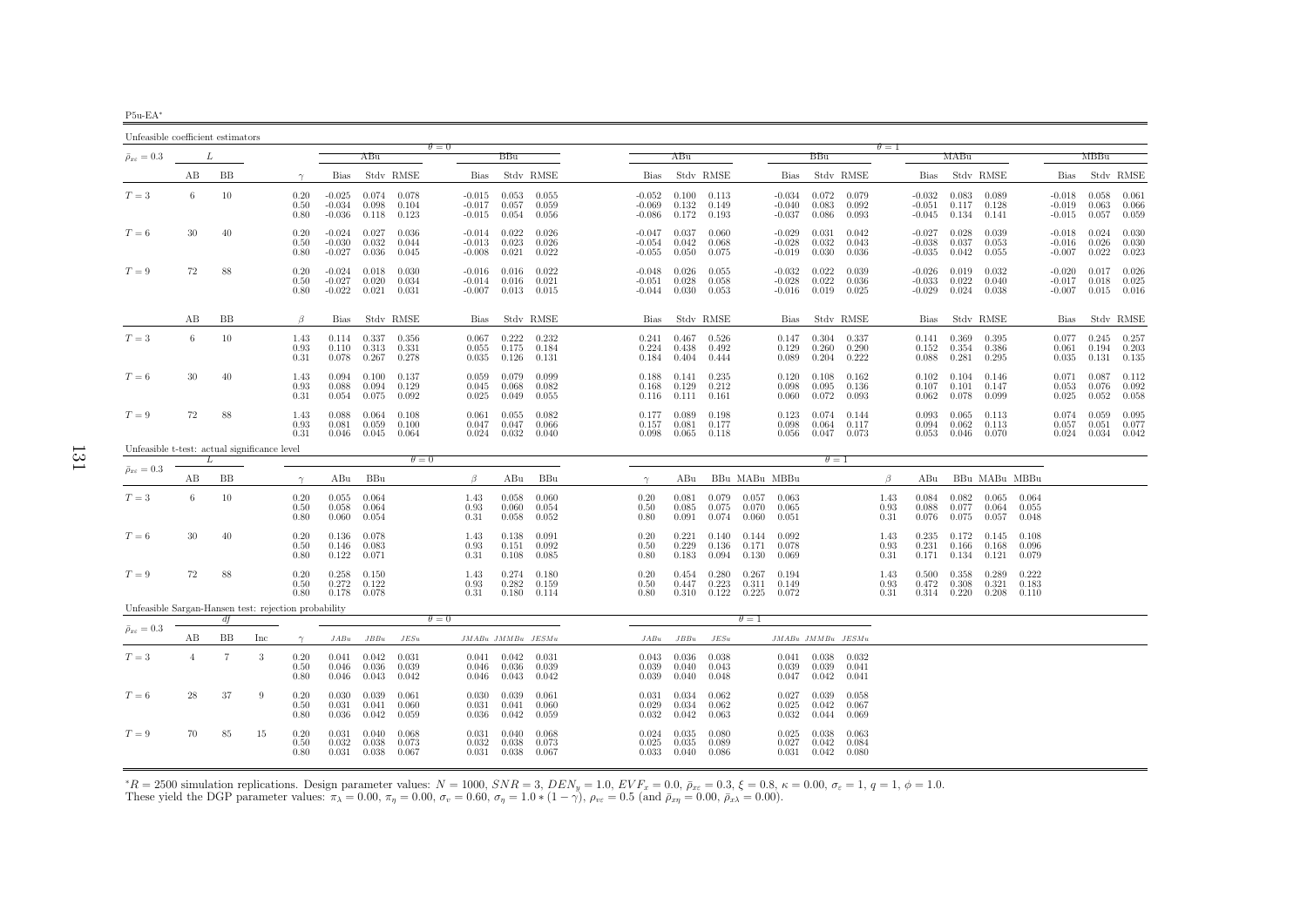P5u-EA*

Unfeasible coefficient estimators

| $\bar{\rho}_{x\varepsilon}=0.3$ | L AB | L BB | $\gamma$ | $\theta=0$ ABu Bias | ABu Stdv | ABu RMSE | BBu Bias | BBu Stdv | BBu RMSE | $\theta=1$ ABu Bias | ABu Stdv | ABu RMSE | BBu Bias | BBu Stdv | BBu RMSE | MABu Bias | MABu Stdv | MABu RMSE | MBBu Bias | MBBu Stdv | MBBu RMSE |
|---|---|---|---|---|---|---|---|---|---|---|---|---|---|---|---|---|---|---|---|---|---|
| $T=3$ | 6 | 10 | 0.20 | -0.025 | 0.074 | 0.078 | -0.015 | 0.053 | 0.055 | -0.052 | 0.100 | 0.113 | -0.034 | 0.072 | 0.079 | -0.032 | 0.083 | 0.089 | -0.018 | 0.058 | 0.061 |
| | | | 0.50 | -0.034 | 0.098 | 0.104 | -0.017 | 0.057 | 0.059 | -0.069 | 0.132 | 0.149 | -0.040 | 0.083 | 0.092 | -0.051 | 0.117 | 0.128 | -0.019 | 0.063 | 0.066 |
| | | | 0.80 | -0.036 | 0.118 | 0.123 | -0.015 | 0.054 | 0.056 | -0.086 | 0.172 | 0.193 | -0.037 | 0.086 | 0.093 | -0.045 | 0.134 | 0.141 | -0.015 | 0.057 | 0.059 |
| $T=6$ | 30 | 40 | 0.20 | -0.024 | 0.027 | 0.036 | -0.014 | 0.022 | 0.026 | -0.047 | 0.037 | 0.060 | -0.029 | 0.031 | 0.042 | -0.027 | 0.028 | 0.039 | -0.018 | 0.024 | 0.030 |
| | | | 0.50 | -0.030 | 0.032 | 0.044 | -0.013 | 0.023 | 0.026 | -0.054 | 0.042 | 0.068 | -0.028 | 0.032 | 0.043 | -0.038 | 0.037 | 0.053 | -0.016 | 0.026 | 0.030 |
| | | | 0.80 | -0.027 | 0.036 | 0.045 | -0.008 | 0.021 | 0.022 | -0.055 | 0.050 | 0.075 | -0.019 | 0.030 | 0.036 | -0.035 | 0.042 | 0.055 | -0.007 | 0.022 | 0.023 |
| $T=9$ | 72 | 88 | 0.20 | -0.024 | 0.018 | 0.030 | -0.016 | 0.016 | 0.022 | -0.048 | 0.026 | 0.055 | -0.032 | 0.022 | 0.039 | -0.026 | 0.019 | 0.032 | -0.020 | 0.017 | 0.026 |
| | | | 0.50 | -0.027 | 0.020 | 0.034 | -0.014 | 0.016 | 0.021 | -0.051 | 0.028 | 0.058 | -0.028 | 0.022 | 0.036 | -0.033 | 0.022 | 0.040 | -0.017 | 0.018 | 0.025 |
| | | | 0.80 | -0.022 | 0.021 | 0.031 | -0.007 | 0.013 | 0.015 | -0.044 | 0.030 | 0.053 | -0.016 | 0.019 | 0.025 | -0.029 | 0.024 | 0.038 | -0.007 | 0.015 | 0.016 |
| | AB | BB | $\beta$ | Bias | Stdv | RMSE | Bias | Stdv | RMSE | Bias | Stdv | RMSE | Bias | Stdv | RMSE | Bias | Stdv | RMSE | Bias | Stdv | RMSE |
| $T=3$ | 6 | 10 | 1.43 | 0.114 | 0.337 | 0.356 | 0.067 | 0.222 | 0.232 | 0.241 | 0.467 | 0.526 | 0.147 | 0.304 | 0.337 | 0.141 | 0.369 | 0.395 | 0.077 | 0.245 | 0.257 |
| | | | 0.93 | 0.110 | 0.313 | 0.331 | 0.055 | 0.175 | 0.184 | 0.224 | 0.438 | 0.492 | 0.129 | 0.260 | 0.290 | 0.152 | 0.354 | 0.386 | 0.061 | 0.194 | 0.203 |
| | | | 0.31 | 0.078 | 0.267 | 0.278 | 0.035 | 0.126 | 0.131 | 0.184 | 0.404 | 0.444 | 0.089 | 0.204 | 0.222 | 0.088 | 0.281 | 0.295 | 0.035 | 0.131 | 0.135 |
| $T=6$ | 30 | 40 | 1.43 | 0.094 | 0.100 | 0.137 | 0.059 | 0.079 | 0.099 | 0.188 | 0.141 | 0.235 | 0.120 | 0.108 | 0.162 | 0.102 | 0.104 | 0.146 | 0.071 | 0.087 | 0.112 |
| | | | 0.93 | 0.088 | 0.094 | 0.129 | 0.045 | 0.068 | 0.082 | 0.168 | 0.129 | 0.212 | 0.098 | 0.095 | 0.136 | 0.107 | 0.101 | 0.147 | 0.053 | 0.076 | 0.092 |
| | | | 0.31 | 0.054 | 0.075 | 0.092 | 0.025 | 0.049 | 0.055 | 0.116 | 0.111 | 0.161 | 0.060 | 0.072 | 0.093 | 0.062 | 0.078 | 0.099 | 0.025 | 0.052 | 0.058 |
| $T=9$ | 72 | 88 | 1.43 | 0.088 | 0.064 | 0.108 | 0.061 | 0.055 | 0.082 | 0.177 | 0.089 | 0.198 | 0.123 | 0.074 | 0.144 | 0.093 | 0.065 | 0.113 | 0.074 | 0.059 | 0.095 |
| | | | 0.93 | 0.081 | 0.059 | 0.100 | 0.047 | 0.047 | 0.066 | 0.157 | 0.081 | 0.177 | 0.098 | 0.064 | 0.117 | 0.094 | 0.062 | 0.113 | 0.057 | 0.051 | 0.077 |
| | | | 0.31 | 0.046 | 0.045 | 0.064 | 0.024 | 0.032 | 0.040 | 0.098 | 0.065 | 0.118 | 0.056 | 0.047 | 0.073 | 0.053 | 0.046 | 0.070 | 0.024 | 0.034 | 0.042 |

Unfeasible t-test: actual significance level

| $\bar{\rho}_{x\varepsilon}=0.3$ | L AB | L BB | $\gamma$ | $\theta=0$ ABu | BBu | $\beta$ | ABu | BBu | $\gamma$ | $\theta=1$ ABu | BBu | MABu | MBBu | $\beta$ | ABu | BBu | MABu | MBBu |
|---|---|---|---|---|---|---|---|---|---|---|---|---|---|---|---|---|---|---|
| $T=3$ | 6 | 10 | 0.20 | 0.055 | 0.064 | 1.43 | 0.058 | 0.060 | 0.20 | 0.081 | 0.079 | 0.057 | 0.063 | 1.43 | 0.084 | 0.082 | 0.065 | 0.064 |
| | | | 0.50 | 0.058 | 0.064 | 0.93 | 0.060 | 0.054 | 0.50 | 0.085 | 0.075 | 0.070 | 0.065 | 0.93 | 0.088 | 0.077 | 0.064 | 0.055 |
| | | | 0.80 | 0.060 | 0.054 | 0.31 | 0.058 | 0.052 | 0.80 | 0.091 | 0.074 | 0.060 | 0.051 | 0.31 | 0.076 | 0.075 | 0.057 | 0.048 |
| $T=6$ | 30 | 40 | 0.20 | 0.136 | 0.078 | 1.43 | 0.138 | 0.091 | 0.20 | 0.221 | 0.140 | 0.144 | 0.092 | 1.43 | 0.235 | 0.172 | 0.145 | 0.108 |
| | | | 0.50 | 0.146 | 0.083 | 0.93 | 0.151 | 0.092 | 0.50 | 0.229 | 0.136 | 0.171 | 0.078 | 0.93 | 0.231 | 0.166 | 0.168 | 0.096 |
| | | | 0.80 | 0.122 | 0.071 | 0.31 | 0.108 | 0.085 | 0.80 | 0.183 | 0.094 | 0.130 | 0.069 | 0.31 | 0.171 | 0.134 | 0.121 | 0.079 |
| $T=9$ | 72 | 88 | 0.20 | 0.258 | 0.150 | 1.43 | 0.274 | 0.180 | 0.20 | 0.454 | 0.280 | 0.267 | 0.194 | 1.43 | 0.500 | 0.358 | 0.289 | 0.222 |
| | | | 0.50 | 0.272 | 0.122 | 0.93 | 0.282 | 0.159 | 0.50 | 0.447 | 0.223 | 0.311 | 0.149 | 0.93 | 0.472 | 0.308 | 0.321 | 0.183 |
| | | | 0.80 | 0.178 | 0.078 | 0.31 | 0.180 | 0.114 | 0.80 | 0.310 | 0.122 | 0.225 | 0.072 | 0.31 | 0.314 | 0.220 | 0.208 | 0.110 |

Unfeasible Sargan-Hansen test: rejection probability

| $\bar{\rho}_{x\varepsilon}=0.3$ | df AB | df BB | Inc | $\gamma$ | $\theta=0$ JABu | JBBu | JESu | JMABu | JMMBu | JESMu | $\theta=1$ JABu | JBBu | JESu | JMABu | JMMBu | JESMu |
|---|---|---|---|---|---|---|---|---|---|---|---|---|---|---|---|---|
| $T=3$ | 4 | 7 | 3 | 0.20 | 0.041 | 0.042 | 0.031 | 0.041 | 0.042 | 0.031 | 0.043 | 0.036 | 0.038 | 0.041 | 0.038 | 0.032 |
| | | | | 0.50 | 0.046 | 0.036 | 0.039 | 0.046 | 0.036 | 0.039 | 0.039 | 0.040 | 0.043 | 0.039 | 0.039 | 0.041 |
| | | | | 0.80 | 0.046 | 0.043 | 0.042 | 0.046 | 0.043 | 0.042 | 0.039 | 0.040 | 0.048 | 0.047 | 0.042 | 0.041 |
| $T=6$ | 28 | 37 | 9 | 0.20 | 0.030 | 0.039 | 0.061 | 0.030 | 0.039 | 0.061 | 0.031 | 0.034 | 0.062 | 0.027 | 0.039 | 0.058 |
| | | | | 0.50 | 0.031 | 0.041 | 0.060 | 0.031 | 0.041 | 0.060 | 0.029 | 0.034 | 0.062 | 0.025 | 0.042 | 0.067 |
| | | | | 0.80 | 0.036 | 0.042 | 0.059 | 0.036 | 0.042 | 0.059 | 0.032 | 0.042 | 0.063 | 0.032 | 0.044 | 0.069 |
| $T=9$ | 70 | 85 | 15 | 0.20 | 0.031 | 0.040 | 0.068 | 0.031 | 0.040 | 0.068 | 0.024 | 0.035 | 0.080 | 0.025 | 0.038 | 0.063 |
| | | | | 0.50 | 0.032 | 0.038 | 0.073 | 0.032 | 0.038 | 0.073 | 0.025 | 0.035 | 0.089 | 0.027 | 0.042 | 0.084 |
| | | | | 0.80 | 0.031 | 0.038 | 0.067 | 0.031 | 0.038 | 0.067 | 0.033 | 0.040 | 0.086 | 0.031 | 0.042 | 0.080 |

*$R = 2500$ simulation replications. Design parameter values: $N = 1000$, $SNR = 3$, $DEN_y = 1.0$, $EVF_x = 0.0$, $\bar{\rho}_{x\varepsilon} = 0.3$, $\xi = 0.8$, $\kappa = 0.00$, $\sigma_\varepsilon = 1$, $q = 1$, $\phi = 1.0$.
These yield the DGP parameter values: $\pi_\lambda = 0.00$, $\pi_\eta = 0.00$, $\sigma_v = 0.60$, $\sigma_\eta = 1.0 * (1 - \gamma)$, $\rho_{v\varepsilon} = 0.5$ (and $\bar{\rho}_{x\eta} = 0.00$, $\bar{\rho}_{x\lambda} = 0.00$).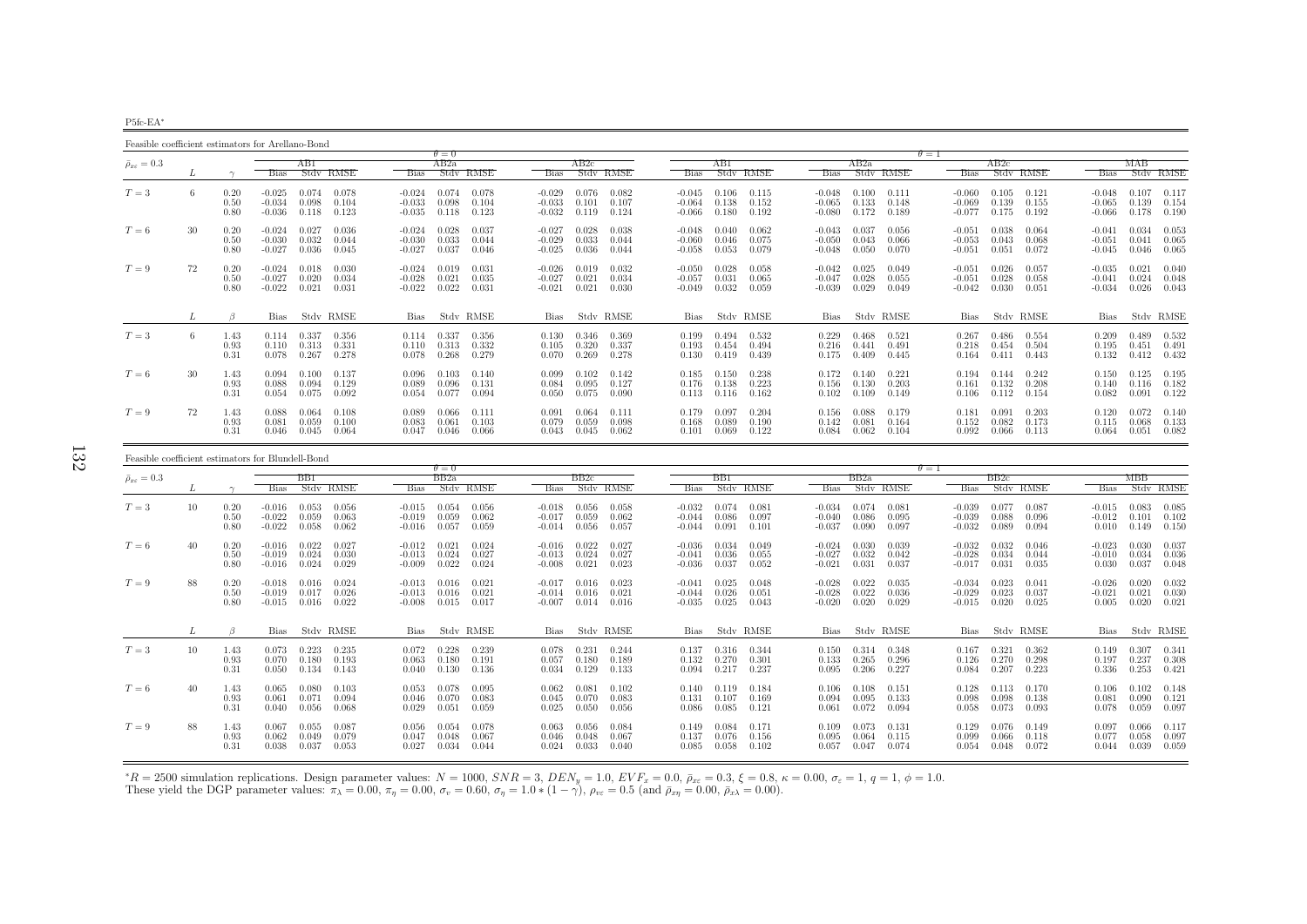P5fc-EA*

Feasible coefficient estimators for Arellano-Bond

| $\bar{\rho}_{x\varepsilon}=0.3$ | | | $\theta=0$ | | | | | | | | | $\theta=1$ | | | | | | | | | | | |
|---|---|---|---|---|---|---|---|---|---|---|---|---|---|---|---|---|---|---|---|---|---|---|---|
| | | | AB1 | | | AB2a | | | AB2c | | | AB1 | | | AB2a | | | AB2c | | | MAB | | |
| | $L$ | $\gamma$ | Bias | Stdv | RMSE | Bias | Stdv | RMSE | Bias | Stdv | RMSE | Bias | Stdv | RMSE | Bias | Stdv | RMSE | Bias | Stdv | RMSE | Bias | Stdv | RMSE |
| $T=3$ | 6 | 0.20 | -0.025 | 0.074 | 0.078 | -0.024 | 0.074 | 0.078 | -0.029 | 0.076 | 0.082 | -0.045 | 0.106 | 0.115 | -0.048 | 0.100 | 0.111 | -0.060 | 0.105 | 0.121 | -0.048 | 0.107 | 0.117 |
| | | 0.50 | -0.034 | 0.098 | 0.104 | -0.033 | 0.098 | 0.104 | -0.033 | 0.101 | 0.107 | -0.064 | 0.138 | 0.152 | -0.065 | 0.133 | 0.148 | -0.069 | 0.139 | 0.155 | -0.065 | 0.139 | 0.154 |
| | | 0.80 | -0.036 | 0.118 | 0.123 | -0.035 | 0.118 | 0.123 | -0.032 | 0.119 | 0.124 | -0.066 | 0.180 | 0.192 | -0.080 | 0.172 | 0.189 | -0.077 | 0.175 | 0.192 | -0.066 | 0.178 | 0.190 |
| $T=6$ | 30 | 0.20 | -0.024 | 0.027 | 0.036 | -0.024 | 0.028 | 0.037 | -0.027 | 0.028 | 0.038 | -0.048 | 0.040 | 0.062 | -0.043 | 0.037 | 0.056 | -0.051 | 0.038 | 0.064 | -0.041 | 0.034 | 0.053 |
| | | 0.50 | -0.030 | 0.032 | 0.044 | -0.030 | 0.033 | 0.044 | -0.029 | 0.033 | 0.044 | -0.060 | 0.046 | 0.075 | -0.050 | 0.043 | 0.066 | -0.053 | 0.043 | 0.068 | -0.051 | 0.041 | 0.065 |
| | | 0.80 | -0.027 | 0.036 | 0.045 | -0.027 | 0.037 | 0.046 | -0.025 | 0.036 | 0.044 | -0.058 | 0.053 | 0.079 | -0.048 | 0.050 | 0.070 | -0.051 | 0.051 | 0.072 | -0.045 | 0.046 | 0.065 |
| $T=9$ | 72 | 0.20 | -0.024 | 0.018 | 0.030 | -0.024 | 0.019 | 0.031 | -0.026 | 0.019 | 0.032 | -0.050 | 0.028 | 0.058 | -0.042 | 0.025 | 0.049 | -0.051 | 0.026 | 0.057 | -0.035 | 0.021 | 0.040 |
| | | 0.50 | -0.027 | 0.020 | 0.034 | -0.028 | 0.021 | 0.035 | -0.027 | 0.021 | 0.034 | -0.057 | 0.031 | 0.065 | -0.047 | 0.028 | 0.055 | -0.051 | 0.028 | 0.058 | -0.041 | 0.024 | 0.048 |
| | | 0.80 | -0.022 | 0.021 | 0.031 | -0.022 | 0.022 | 0.031 | -0.021 | 0.021 | 0.030 | -0.049 | 0.032 | 0.059 | -0.039 | 0.029 | 0.049 | -0.042 | 0.030 | 0.051 | -0.034 | 0.026 | 0.043 |
| | $L$ | $\beta$ | Bias | Stdv | RMSE | Bias | Stdv | RMSE | Bias | Stdv | RMSE | Bias | Stdv | RMSE | Bias | Stdv | RMSE | Bias | Stdv | RMSE | Bias | Stdv | RMSE |
| $T=3$ | 6 | 1.43 | 0.114 | 0.337 | 0.356 | 0.114 | 0.337 | 0.356 | 0.130 | 0.346 | 0.369 | 0.199 | 0.494 | 0.532 | 0.229 | 0.468 | 0.521 | 0.267 | 0.486 | 0.554 | 0.209 | 0.489 | 0.532 |
| | | 0.93 | 0.110 | 0.313 | 0.331 | 0.110 | 0.313 | 0.332 | 0.105 | 0.320 | 0.337 | 0.193 | 0.454 | 0.494 | 0.216 | 0.441 | 0.491 | 0.218 | 0.454 | 0.504 | 0.195 | 0.451 | 0.491 |
| | | 0.31 | 0.078 | 0.267 | 0.278 | 0.078 | 0.268 | 0.279 | 0.070 | 0.269 | 0.278 | 0.130 | 0.419 | 0.439 | 0.175 | 0.409 | 0.445 | 0.164 | 0.411 | 0.443 | 0.132 | 0.412 | 0.432 |
| $T=6$ | 30 | 1.43 | 0.094 | 0.100 | 0.137 | 0.096 | 0.103 | 0.140 | 0.099 | 0.102 | 0.142 | 0.185 | 0.150 | 0.238 | 0.172 | 0.140 | 0.221 | 0.194 | 0.144 | 0.242 | 0.150 | 0.125 | 0.195 |
| | | 0.93 | 0.088 | 0.094 | 0.129 | 0.089 | 0.096 | 0.131 | 0.084 | 0.095 | 0.127 | 0.176 | 0.138 | 0.223 | 0.156 | 0.130 | 0.203 | 0.161 | 0.132 | 0.208 | 0.140 | 0.116 | 0.182 |
| | | 0.31 | 0.054 | 0.075 | 0.092 | 0.054 | 0.077 | 0.094 | 0.050 | 0.075 | 0.090 | 0.113 | 0.116 | 0.162 | 0.102 | 0.109 | 0.149 | 0.106 | 0.112 | 0.154 | 0.082 | 0.091 | 0.122 |
| $T=9$ | 72 | 1.43 | 0.088 | 0.064 | 0.108 | 0.089 | 0.066 | 0.111 | 0.091 | 0.064 | 0.111 | 0.179 | 0.097 | 0.204 | 0.156 | 0.088 | 0.179 | 0.181 | 0.091 | 0.203 | 0.120 | 0.072 | 0.140 |
| | | 0.93 | 0.081 | 0.059 | 0.100 | 0.083 | 0.061 | 0.103 | 0.079 | 0.059 | 0.098 | 0.168 | 0.089 | 0.190 | 0.142 | 0.081 | 0.164 | 0.152 | 0.082 | 0.173 | 0.115 | 0.068 | 0.133 |
| | | 0.31 | 0.046 | 0.045 | 0.064 | 0.047 | 0.046 | 0.066 | 0.043 | 0.045 | 0.062 | 0.101 | 0.069 | 0.122 | 0.084 | 0.062 | 0.104 | 0.092 | 0.066 | 0.113 | 0.064 | 0.051 | 0.082 |

Feasible coefficient estimators for Blundell-Bond

| $\bar{\rho}_{x\varepsilon}=0.3$ | | | $\theta=0$ | | | | | | | | | $\theta=1$ | | | | | | | | | | | |
|---|---|---|---|---|---|---|---|---|---|---|---|---|---|---|---|---|---|---|---|---|---|---|---|
| | | | BB1 | | | BB2a | | | BB2c | | | BB1 | | | BB2a | | | BB2c | | | MBB | | |
| | $L$ | $\gamma$ | Bias | Stdv | RMSE | Bias | Stdv | RMSE | Bias | Stdv | RMSE | Bias | Stdv | RMSE | Bias | Stdv | RMSE | Bias | Stdv | RMSE | Bias | Stdv | RMSE |
| $T=3$ | 10 | 0.20 | -0.016 | 0.053 | 0.056 | -0.015 | 0.054 | 0.056 | -0.018 | 0.056 | 0.058 | -0.032 | 0.074 | 0.081 | -0.034 | 0.074 | 0.081 | -0.039 | 0.077 | 0.087 | -0.015 | 0.083 | 0.085 |
| | | 0.50 | -0.022 | 0.059 | 0.063 | -0.019 | 0.059 | 0.062 | -0.017 | 0.059 | 0.062 | -0.044 | 0.086 | 0.097 | -0.040 | 0.086 | 0.095 | -0.039 | 0.088 | 0.096 | -0.012 | 0.101 | 0.102 |
| | | 0.80 | -0.022 | 0.058 | 0.062 | -0.016 | 0.057 | 0.059 | -0.014 | 0.056 | 0.057 | -0.044 | 0.091 | 0.101 | -0.037 | 0.090 | 0.097 | -0.032 | 0.089 | 0.094 | 0.010 | 0.149 | 0.150 |
| $T=6$ | 40 | 0.20 | -0.016 | 0.022 | 0.027 | -0.012 | 0.021 | 0.024 | -0.016 | 0.022 | 0.027 | -0.036 | 0.034 | 0.049 | -0.024 | 0.030 | 0.039 | -0.032 | 0.032 | 0.046 | -0.023 | 0.030 | 0.037 |
| | | 0.50 | -0.019 | 0.024 | 0.030 | -0.013 | 0.024 | 0.027 | -0.013 | 0.024 | 0.027 | -0.041 | 0.036 | 0.055 | -0.027 | 0.032 | 0.042 | -0.028 | 0.034 | 0.044 | -0.010 | 0.034 | 0.036 |
| | | 0.80 | -0.016 | 0.024 | 0.029 | -0.009 | 0.022 | 0.024 | -0.008 | 0.021 | 0.023 | -0.036 | 0.037 | 0.052 | -0.021 | 0.031 | 0.037 | -0.017 | 0.031 | 0.035 | 0.030 | 0.037 | 0.048 |
| $T=9$ | 88 | 0.20 | -0.018 | 0.016 | 0.024 | -0.013 | 0.016 | 0.021 | -0.017 | 0.016 | 0.023 | -0.041 | 0.025 | 0.048 | -0.028 | 0.022 | 0.035 | -0.034 | 0.023 | 0.041 | -0.026 | 0.020 | 0.032 |
| | | 0.50 | -0.019 | 0.017 | 0.026 | -0.013 | 0.016 | 0.021 | -0.014 | 0.016 | 0.021 | -0.044 | 0.026 | 0.051 | -0.028 | 0.022 | 0.036 | -0.029 | 0.023 | 0.037 | -0.021 | 0.021 | 0.030 |
| | | 0.80 | -0.015 | 0.016 | 0.022 | -0.008 | 0.015 | 0.017 | -0.007 | 0.014 | 0.016 | -0.035 | 0.025 | 0.043 | -0.020 | 0.020 | 0.029 | -0.015 | 0.020 | 0.025 | 0.005 | 0.020 | 0.021 |
| | $L$ | $\beta$ | Bias | Stdv | RMSE | Bias | Stdv | RMSE | Bias | Stdv | RMSE | Bias | Stdv | RMSE | Bias | Stdv | RMSE | Bias | Stdv | RMSE | Bias | Stdv | RMSE |
| $T=3$ | 10 | 1.43 | 0.073 | 0.223 | 0.235 | 0.072 | 0.228 | 0.239 | 0.078 | 0.231 | 0.244 | 0.137 | 0.316 | 0.344 | 0.150 | 0.314 | 0.348 | 0.167 | 0.321 | 0.362 | 0.149 | 0.307 | 0.341 |
| | | 0.93 | 0.070 | 0.180 | 0.193 | 0.063 | 0.180 | 0.191 | 0.057 | 0.180 | 0.189 | 0.132 | 0.270 | 0.301 | 0.133 | 0.265 | 0.296 | 0.126 | 0.270 | 0.298 | 0.197 | 0.237 | 0.308 |
| | | 0.31 | 0.050 | 0.134 | 0.143 | 0.040 | 0.130 | 0.136 | 0.034 | 0.129 | 0.133 | 0.094 | 0.217 | 0.237 | 0.095 | 0.206 | 0.227 | 0.084 | 0.207 | 0.223 | 0.336 | 0.253 | 0.421 |
| $T=6$ | 40 | 1.43 | 0.065 | 0.080 | 0.103 | 0.053 | 0.078 | 0.095 | 0.062 | 0.081 | 0.102 | 0.140 | 0.119 | 0.184 | 0.106 | 0.108 | 0.151 | 0.128 | 0.113 | 0.170 | 0.106 | 0.102 | 0.148 |
| | | 0.93 | 0.061 | 0.071 | 0.094 | 0.046 | 0.070 | 0.083 | 0.045 | 0.070 | 0.083 | 0.131 | 0.107 | 0.169 | 0.094 | 0.095 | 0.133 | 0.098 | 0.098 | 0.138 | 0.081 | 0.090 | 0.121 |
| | | 0.31 | 0.040 | 0.056 | 0.068 | 0.029 | 0.051 | 0.059 | 0.025 | 0.050 | 0.056 | 0.086 | 0.085 | 0.121 | 0.061 | 0.072 | 0.094 | 0.058 | 0.073 | 0.093 | 0.078 | 0.059 | 0.097 |
| $T=9$ | 88 | 1.43 | 0.067 | 0.055 | 0.087 | 0.056 | 0.054 | 0.078 | 0.063 | 0.056 | 0.084 | 0.149 | 0.084 | 0.171 | 0.109 | 0.073 | 0.131 | 0.129 | 0.076 | 0.149 | 0.097 | 0.066 | 0.117 |
| | | 0.93 | 0.062 | 0.049 | 0.079 | 0.047 | 0.048 | 0.067 | 0.046 | 0.048 | 0.067 | 0.137 | 0.076 | 0.156 | 0.095 | 0.064 | 0.115 | 0.099 | 0.066 | 0.118 | 0.077 | 0.058 | 0.097 |
| | | 0.31 | 0.038 | 0.037 | 0.053 | 0.027 | 0.034 | 0.044 | 0.024 | 0.033 | 0.040 | 0.085 | 0.058 | 0.102 | 0.057 | 0.047 | 0.074 | 0.054 | 0.048 | 0.072 | 0.044 | 0.039 | 0.059 |

*$R=2500$ simulation replications. Design parameter values: $N=1000$, $SNR=3$, $DEN_y=1.0$, $EVF_x=0.0$, $\bar{\rho}_{x\varepsilon}=0.3$, $\xi=0.8$, $\kappa=0.00$, $\sigma_\varepsilon=1$, $q=1$, $\phi=1.0$.
These yield the DGP parameter values: $\pi_\lambda=0.00$, $\pi_\eta=0.00$, $\sigma_v=0.60$, $\sigma_\eta=1.0*(1-\gamma)$, $\rho_{v\varepsilon}=0.5$ (and $\bar{\rho}_{x\eta}=0.00$, $\bar{\rho}_{x\lambda}=0.00$).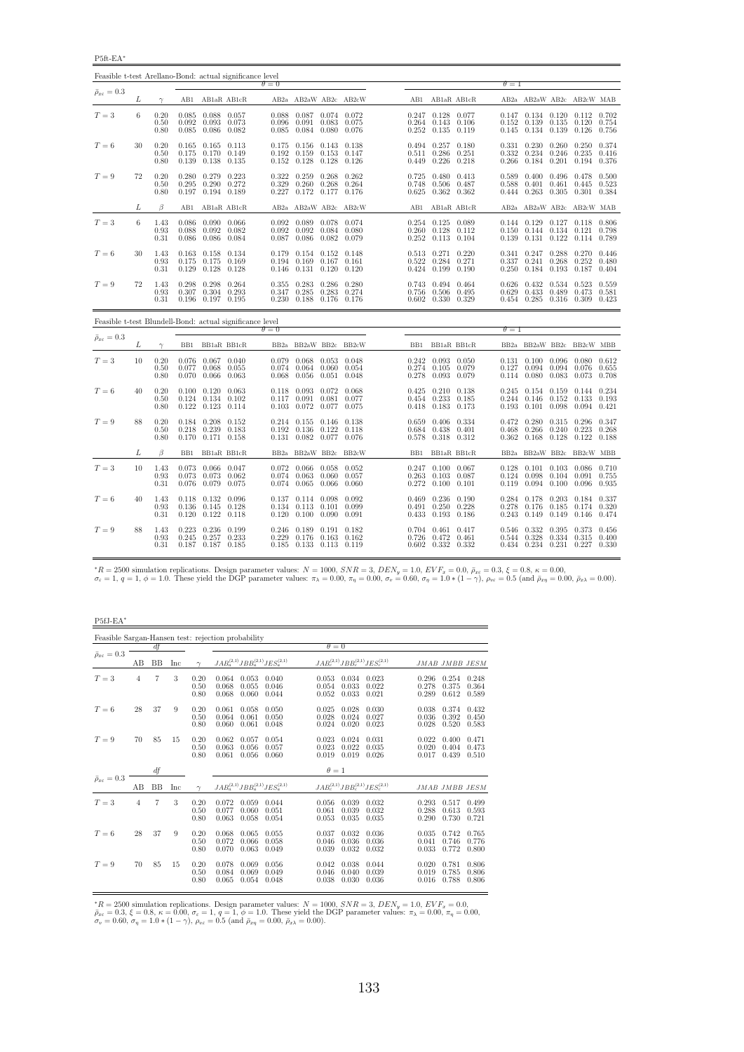P5ft-EA*

Feasible t-test Arellano-Bond: actual significance level

| $\bar{\rho}_{x\varepsilon}=0.3$ | $L$ | $\gamma$ | AB1 | AB1aR | AB1cR | AB2a | AB2aW | AB2c | AB2cW | AB1 | AB1aR | AB1cR | AB2a | AB2aW | AB2c | AB2cW | MAB |
|---|---|---|---|---|---|---|---|---|---|---|---|---|---|---|---|---|---|
| | | | $\theta=0$ | | | | | | | $\theta=1$ | | | | | | | |
| $T=3$ | 6 | 0.20 | 0.085 | 0.088 | 0.057 | 0.088 | 0.087 | 0.074 | 0.072 | 0.247 | 0.128 | 0.077 | 0.147 | 0.134 | 0.120 | 0.112 | 0.702 |
| | | 0.50 | 0.092 | 0.093 | 0.073 | 0.096 | 0.091 | 0.083 | 0.075 | 0.264 | 0.143 | 0.106 | 0.152 | 0.139 | 0.135 | 0.120 | 0.754 |
| | | 0.80 | 0.085 | 0.086 | 0.082 | 0.085 | 0.084 | 0.080 | 0.076 | 0.252 | 0.135 | 0.119 | 0.145 | 0.134 | 0.139 | 0.126 | 0.756 |
| $T=6$ | 30 | 0.20 | 0.165 | 0.165 | 0.113 | 0.175 | 0.156 | 0.143 | 0.138 | 0.494 | 0.257 | 0.180 | 0.331 | 0.230 | 0.260 | 0.250 | 0.374 |
| | | 0.50 | 0.175 | 0.170 | 0.149 | 0.192 | 0.159 | 0.153 | 0.147 | 0.511 | 0.286 | 0.251 | 0.332 | 0.234 | 0.246 | 0.235 | 0.416 |
| | | 0.80 | 0.139 | 0.138 | 0.135 | 0.152 | 0.128 | 0.128 | 0.126 | 0.449 | 0.226 | 0.218 | 0.266 | 0.184 | 0.201 | 0.194 | 0.376 |
| $T=9$ | 72 | 0.20 | 0.280 | 0.279 | 0.223 | 0.322 | 0.259 | 0.268 | 0.262 | 0.725 | 0.480 | 0.413 | 0.589 | 0.400 | 0.496 | 0.478 | 0.500 |
| | | 0.50 | 0.295 | 0.290 | 0.272 | 0.329 | 0.260 | 0.268 | 0.264 | 0.748 | 0.506 | 0.487 | 0.588 | 0.401 | 0.461 | 0.445 | 0.523 |
| | | 0.80 | 0.197 | 0.194 | 0.189 | 0.227 | 0.172 | 0.177 | 0.176 | 0.625 | 0.362 | 0.362 | 0.444 | 0.263 | 0.305 | 0.301 | 0.384 |
| | $L$ | $\beta$ | AB1 | AB1aR | AB1cR | AB2a | AB2aW | AB2c | AB2cW | AB1 | AB1aR | AB1cR | AB2a | AB2aW | AB2c | AB2cW | MAB |
| $T=3$ | 6 | 1.43 | 0.086 | 0.090 | 0.066 | 0.092 | 0.089 | 0.078 | 0.074 | 0.254 | 0.125 | 0.089 | 0.144 | 0.129 | 0.127 | 0.118 | 0.806 |
| | | 0.93 | 0.088 | 0.092 | 0.082 | 0.092 | 0.092 | 0.084 | 0.080 | 0.260 | 0.128 | 0.112 | 0.150 | 0.144 | 0.134 | 0.121 | 0.798 |
| | | 0.31 | 0.086 | 0.086 | 0.084 | 0.087 | 0.086 | 0.082 | 0.079 | 0.252 | 0.113 | 0.104 | 0.139 | 0.131 | 0.122 | 0.114 | 0.789 |
| $T=6$ | 30 | 1.43 | 0.163 | 0.158 | 0.134 | 0.179 | 0.154 | 0.152 | 0.148 | 0.513 | 0.271 | 0.220 | 0.341 | 0.247 | 0.288 | 0.270 | 0.446 |
| | | 0.93 | 0.175 | 0.175 | 0.169 | 0.194 | 0.169 | 0.167 | 0.161 | 0.522 | 0.284 | 0.271 | 0.337 | 0.241 | 0.268 | 0.252 | 0.480 |
| | | 0.31 | 0.129 | 0.128 | 0.128 | 0.146 | 0.131 | 0.120 | 0.120 | 0.424 | 0.199 | 0.190 | 0.250 | 0.184 | 0.193 | 0.187 | 0.404 |
| $T=9$ | 72 | 1.43 | 0.298 | 0.298 | 0.264 | 0.355 | 0.283 | 0.286 | 0.280 | 0.743 | 0.494 | 0.464 | 0.626 | 0.432 | 0.534 | 0.523 | 0.559 |
| | | 0.93 | 0.307 | 0.304 | 0.293 | 0.347 | 0.285 | 0.283 | 0.274 | 0.756 | 0.506 | 0.495 | 0.629 | 0.433 | 0.489 | 0.473 | 0.581 |
| | | 0.31 | 0.196 | 0.197 | 0.195 | 0.230 | 0.188 | 0.176 | 0.176 | 0.602 | 0.330 | 0.329 | 0.454 | 0.285 | 0.316 | 0.309 | 0.423 |

Feasible t-test Blundell-Bond: actual significance level

| $\bar{\rho}_{x\varepsilon}=0.3$ | $L$ | $\gamma$ | BB1 | BB1aR | BB1cR | BB2a | BB2aW | BB2c | BB2cW | BB1 | BB1aR | BB1cR | BB2a | BB2aW | BB2c | BB2cW | MBB |
|---|---|---|---|---|---|---|---|---|---|---|---|---|---|---|---|---|---|
| | | | $\theta=0$ | | | | | | | $\theta=1$ | | | | | | | |
| $T=3$ | 10 | 0.20 | 0.076 | 0.067 | 0.040 | 0.079 | 0.068 | 0.053 | 0.048 | 0.242 | 0.093 | 0.050 | 0.131 | 0.100 | 0.096 | 0.080 | 0.612 |
| | | 0.50 | 0.077 | 0.068 | 0.055 | 0.074 | 0.064 | 0.060 | 0.054 | 0.274 | 0.105 | 0.079 | 0.127 | 0.094 | 0.094 | 0.076 | 0.655 |
| | | 0.80 | 0.070 | 0.066 | 0.063 | 0.068 | 0.056 | 0.051 | 0.048 | 0.278 | 0.093 | 0.079 | 0.114 | 0.080 | 0.083 | 0.073 | 0.708 |
| $T=6$ | 40 | 0.20 | 0.100 | 0.120 | 0.063 | 0.118 | 0.093 | 0.072 | 0.068 | 0.425 | 0.210 | 0.138 | 0.245 | 0.154 | 0.159 | 0.144 | 0.234 |
| | | 0.50 | 0.124 | 0.134 | 0.102 | 0.117 | 0.091 | 0.081 | 0.077 | 0.454 | 0.233 | 0.185 | 0.244 | 0.146 | 0.152 | 0.133 | 0.193 |
| | | 0.80 | 0.122 | 0.123 | 0.114 | 0.103 | 0.072 | 0.077 | 0.075 | 0.418 | 0.183 | 0.173 | 0.193 | 0.101 | 0.098 | 0.094 | 0.421 |
| $T=9$ | 88 | 0.20 | 0.184 | 0.208 | 0.152 | 0.214 | 0.155 | 0.146 | 0.138 | 0.659 | 0.406 | 0.334 | 0.472 | 0.280 | 0.315 | 0.296 | 0.347 |
| | | 0.50 | 0.218 | 0.239 | 0.183 | 0.192 | 0.136 | 0.122 | 0.118 | 0.684 | 0.438 | 0.401 | 0.468 | 0.266 | 0.240 | 0.223 | 0.268 |
| | | 0.80 | 0.170 | 0.171 | 0.158 | 0.131 | 0.082 | 0.077 | 0.076 | 0.578 | 0.318 | 0.312 | 0.362 | 0.168 | 0.128 | 0.122 | 0.188 |
| | $L$ | $\beta$ | BB1 | BB1aR | BB1cR | BB2a | BB2aW | BB2c | BB2cW | BB1 | BB1aR | BB1cR | BB2a | BB2aW | BB2c | BB2cW | MBB |
| $T=3$ | 10 | 1.43 | 0.073 | 0.066 | 0.047 | 0.072 | 0.066 | 0.058 | 0.052 | 0.247 | 0.100 | 0.067 | 0.128 | 0.101 | 0.103 | 0.086 | 0.710 |
| | | 0.93 | 0.073 | 0.073 | 0.062 | 0.074 | 0.063 | 0.060 | 0.057 | 0.263 | 0.103 | 0.087 | 0.124 | 0.098 | 0.104 | 0.091 | 0.755 |
| | | 0.31 | 0.076 | 0.079 | 0.075 | 0.074 | 0.065 | 0.066 | 0.060 | 0.272 | 0.100 | 0.101 | 0.119 | 0.094 | 0.100 | 0.096 | 0.935 |
| $T=6$ | 40 | 1.43 | 0.118 | 0.132 | 0.096 | 0.137 | 0.114 | 0.098 | 0.092 | 0.469 | 0.236 | 0.190 | 0.284 | 0.178 | 0.203 | 0.184 | 0.337 |
| | | 0.93 | 0.136 | 0.145 | 0.128 | 0.134 | 0.113 | 0.101 | 0.099 | 0.491 | 0.250 | 0.228 | 0.278 | 0.176 | 0.185 | 0.174 | 0.320 |
| | | 0.31 | 0.120 | 0.122 | 0.118 | 0.120 | 0.100 | 0.090 | 0.091 | 0.433 | 0.193 | 0.186 | 0.243 | 0.149 | 0.149 | 0.146 | 0.474 |
| $T=9$ | 88 | 1.43 | 0.223 | 0.236 | 0.199 | 0.246 | 0.189 | 0.191 | 0.182 | 0.704 | 0.461 | 0.417 | 0.546 | 0.332 | 0.395 | 0.373 | 0.456 |
| | | 0.93 | 0.245 | 0.257 | 0.233 | 0.229 | 0.176 | 0.163 | 0.162 | 0.726 | 0.472 | 0.461 | 0.544 | 0.328 | 0.334 | 0.315 | 0.400 |
| | | 0.31 | 0.187 | 0.187 | 0.185 | 0.185 | 0.133 | 0.113 | 0.119 | 0.602 | 0.332 | 0.332 | 0.434 | 0.234 | 0.231 | 0.227 | 0.330 |

*$R=2500$ simulation replications. Design parameter values: $N=1000$, $SNR=3$, $DEN_y=1.0$, $EVF_x=0.0$, $\bar{\rho}_{x\varepsilon}=0.3$, $\xi=0.8$, $\kappa=0.00$, $\sigma_\varepsilon=1$, $q=1$, $\phi=1.0$. These yield the DGP parameter values: $\pi_\lambda=0.00$, $\pi_\eta=0.00$, $\sigma_v=0.60$, $\sigma_\eta=1.0*(1-\gamma)$, $\rho_{v\varepsilon}=0.5$ (and $\bar{\rho}_{x\eta}=0.00$, $\bar{\rho}_{x\lambda}=0.00$).

P5fJ-EA*

Feasible Sargan-Hansen test: rejection probability

| $\bar{\rho}_{x\varepsilon}=0.3$ | AB ($df$) | BB ($df$) | Inc ($df$) | $\gamma$ | $JAB_a^{(2,1)}$ | $JBB_a^{(2,1)}$ | $JES_a^{(2,1)}$ | $JAB_c^{(2,1)}$ | $JBB_c^{(2,1)}$ | $JES_c^{(2,1)}$ | $JMAB$ | $JMBB$ | $JESM$ |
|---|---|---|---|---|---|---|---|---|---|---|---|---|---|
| | | | | | $\theta=0$ | | | | | | | | |
| $T=3$ | 4 | 7 | 3 | 0.20 | 0.064 | 0.053 | 0.040 | 0.053 | 0.034 | 0.023 | 0.296 | 0.254 | 0.248 |
| | | | | 0.50 | 0.068 | 0.055 | 0.046 | 0.054 | 0.033 | 0.022 | 0.278 | 0.375 | 0.364 |
| | | | | 0.80 | 0.068 | 0.060 | 0.044 | 0.052 | 0.033 | 0.021 | 0.289 | 0.612 | 0.589 |
| $T=6$ | 28 | 37 | 9 | 0.20 | 0.061 | 0.058 | 0.050 | 0.025 | 0.028 | 0.030 | 0.038 | 0.374 | 0.432 |
| | | | | 0.50 | 0.064 | 0.061 | 0.050 | 0.028 | 0.024 | 0.027 | 0.036 | 0.392 | 0.450 |
| | | | | 0.80 | 0.060 | 0.061 | 0.048 | 0.024 | 0.020 | 0.023 | 0.028 | 0.520 | 0.583 |
| $T=9$ | 70 | 85 | 15 | 0.20 | 0.062 | 0.057 | 0.054 | 0.023 | 0.024 | 0.031 | 0.022 | 0.400 | 0.471 |
| | | | | 0.50 | 0.063 | 0.056 | 0.057 | 0.023 | 0.022 | 0.035 | 0.020 | 0.404 | 0.473 |
| | | | | 0.80 | 0.061 | 0.056 | 0.060 | 0.019 | 0.019 | 0.026 | 0.017 | 0.439 | 0.510 |
| | | | | | $\theta=1$ | | | | | | | | |
| $T=3$ | 4 | 7 | 3 | 0.20 | 0.072 | 0.059 | 0.044 | 0.056 | 0.039 | 0.032 | 0.293 | 0.517 | 0.499 |
| | | | | 0.50 | 0.077 | 0.060 | 0.051 | 0.061 | 0.039 | 0.032 | 0.288 | 0.613 | 0.593 |
| | | | | 0.80 | 0.063 | 0.058 | 0.054 | 0.053 | 0.035 | 0.035 | 0.290 | 0.730 | 0.721 |
| $T=6$ | 28 | 37 | 9 | 0.20 | 0.068 | 0.065 | 0.055 | 0.037 | 0.032 | 0.036 | 0.035 | 0.742 | 0.765 |
| | | | | 0.50 | 0.072 | 0.066 | 0.058 | 0.046 | 0.036 | 0.036 | 0.041 | 0.746 | 0.776 |
| | | | | 0.80 | 0.070 | 0.063 | 0.049 | 0.039 | 0.032 | 0.032 | 0.033 | 0.772 | 0.800 |
| $T=9$ | 70 | 85 | 15 | 0.20 | 0.078 | 0.069 | 0.056 | 0.042 | 0.038 | 0.044 | 0.020 | 0.781 | 0.806 |
| | | | | 0.50 | 0.084 | 0.069 | 0.049 | 0.046 | 0.040 | 0.039 | 0.019 | 0.785 | 0.806 |
| | | | | 0.80 | 0.065 | 0.054 | 0.048 | 0.038 | 0.030 | 0.036 | 0.016 | 0.788 | 0.806 |

*$R=2500$ simulation replications. Design parameter values: $N=1000$, $SNR=3$, $DEN_y=1.0$, $EVF_x=0.0$, $\bar{\rho}_{x\varepsilon}=0.3$, $\xi=0.8$, $\kappa=0.00$, $\sigma_\varepsilon=1$, $q=1$, $\phi=1.0$. These yield the DGP parameter values: $\pi_\lambda=0.00$, $\pi_\eta=0.00$, $\sigma_v=0.60$, $\sigma_\eta=1.0*(1-\gamma)$, $\rho_{v\varepsilon}=0.5$ (and $\bar{\rho}_{x\eta}=0.00$, $\bar{\rho}_{x\lambda}=0.00$).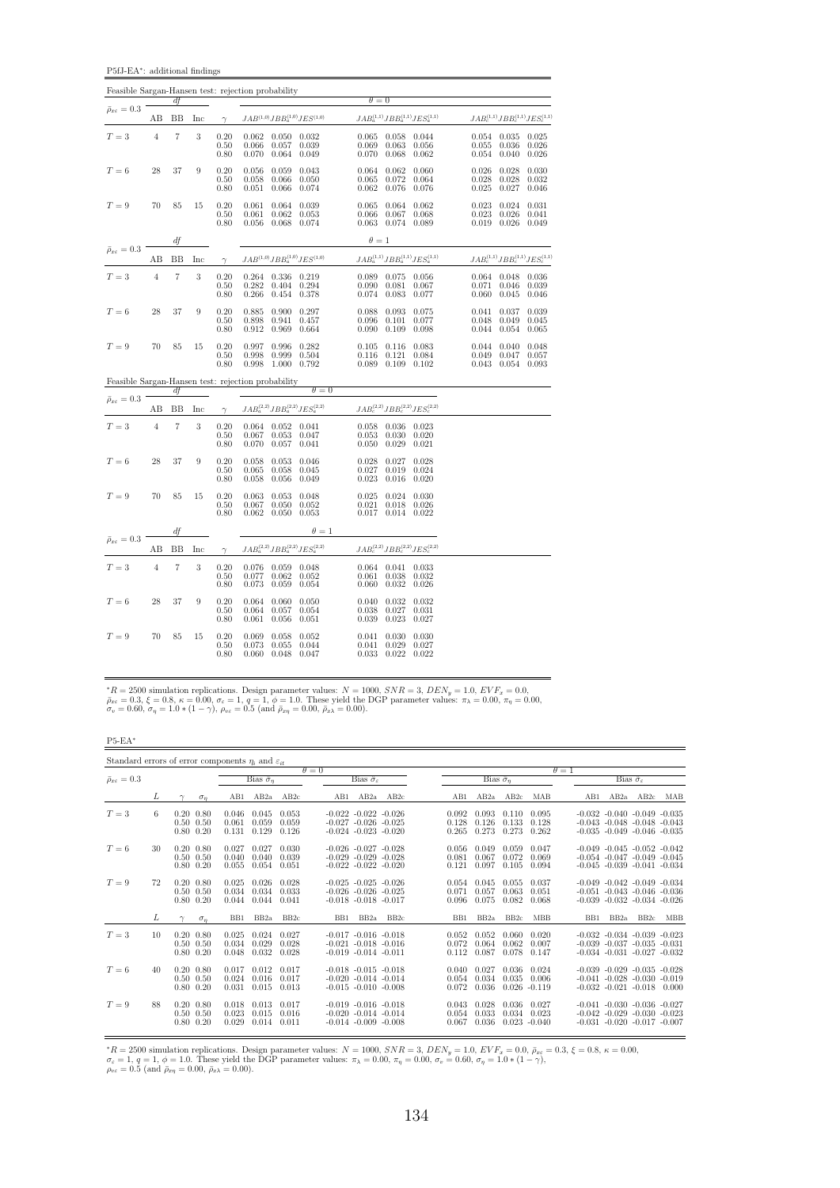P5fJ-EA*: additional findings

Feasible Sargan-Hansen test: rejection probability

| $\bar{\rho}_{x\varepsilon}=0.3$ | df | | | | $\theta=0$ | | | | | | | | |
|---|---|---|---|---|---|---|---|---|---|---|---|---|---|
| | AB | BB | Inc | $\gamma$ | $JAB^{(1,0)}$ | $JBB_a^{(1,0)}$ | $JES^{(1,0)}$ | $JAB_a^{(1,1)}$ | $JBB_a^{(1,1)}$ | $JES_a^{(1,1)}$ | $JAB_c^{(1,1)}$ | $JBB_c^{(1,1)}$ | $JES_c^{(1,1)}$ |
| $T=3$ | 4 | 7 | 3 | 0.20 | 0.062 | 0.050 | 0.032 | 0.065 | 0.058 | 0.044 | 0.054 | 0.035 | 0.025 |
| | | | | 0.50 | 0.066 | 0.057 | 0.039 | 0.069 | 0.063 | 0.056 | 0.055 | 0.036 | 0.026 |
| | | | | 0.80 | 0.070 | 0.064 | 0.049 | 0.070 | 0.068 | 0.062 | 0.054 | 0.040 | 0.026 |
| $T=6$ | 28 | 37 | 9 | 0.20 | 0.056 | 0.059 | 0.043 | 0.064 | 0.062 | 0.060 | 0.026 | 0.028 | 0.030 |
| | | | | 0.50 | 0.058 | 0.066 | 0.050 | 0.065 | 0.072 | 0.064 | 0.028 | 0.028 | 0.032 |
| | | | | 0.80 | 0.051 | 0.066 | 0.074 | 0.062 | 0.076 | 0.076 | 0.025 | 0.027 | 0.046 |
| $T=9$ | 70 | 85 | 15 | 0.20 | 0.061 | 0.064 | 0.039 | 0.065 | 0.064 | 0.062 | 0.023 | 0.024 | 0.031 |
| | | | | 0.50 | 0.061 | 0.062 | 0.053 | 0.066 | 0.067 | 0.068 | 0.023 | 0.026 | 0.041 |
| | | | | 0.80 | 0.056 | 0.068 | 0.074 | 0.063 | 0.074 | 0.089 | 0.019 | 0.026 | 0.049 |

| $\bar{\rho}_{x\varepsilon}=0.3$ | df | | | | $\theta=1$ | | | | | | | | |
|---|---|---|---|---|---|---|---|---|---|---|---|---|---|
| | AB | BB | Inc | $\gamma$ | $JAB^{(1,0)}$ | $JBB_a^{(1,0)}$ | $JES^{(1,0)}$ | $JAB_a^{(1,1)}$ | $JBB_a^{(1,1)}$ | $JES_a^{(1,1)}$ | $JAB_c^{(1,1)}$ | $JBB_c^{(1,1)}$ | $JES_c^{(1,1)}$ |
| $T=3$ | 4 | 7 | 3 | 0.20 | 0.264 | 0.336 | 0.219 | 0.089 | 0.075 | 0.056 | 0.064 | 0.048 | 0.036 |
| | | | | 0.50 | 0.282 | 0.404 | 0.294 | 0.090 | 0.081 | 0.067 | 0.071 | 0.046 | 0.039 |
| | | | | 0.80 | 0.266 | 0.454 | 0.378 | 0.074 | 0.083 | 0.077 | 0.060 | 0.045 | 0.046 |
| $T=6$ | 28 | 37 | 9 | 0.20 | 0.885 | 0.900 | 0.297 | 0.088 | 0.093 | 0.075 | 0.041 | 0.037 | 0.039 |
| | | | | 0.50 | 0.898 | 0.941 | 0.457 | 0.096 | 0.101 | 0.077 | 0.048 | 0.049 | 0.045 |
| | | | | 0.80 | 0.912 | 0.969 | 0.664 | 0.090 | 0.109 | 0.098 | 0.044 | 0.054 | 0.065 |
| $T=9$ | 70 | 85 | 15 | 0.20 | 0.997 | 0.996 | 0.282 | 0.105 | 0.116 | 0.083 | 0.044 | 0.040 | 0.048 |
| | | | | 0.50 | 0.998 | 0.999 | 0.504 | 0.116 | 0.121 | 0.084 | 0.049 | 0.047 | 0.057 |
| | | | | 0.80 | 0.998 | 1.000 | 0.792 | 0.089 | 0.109 | 0.102 | 0.043 | 0.054 | 0.093 |

Feasible Sargan-Hansen test: rejection probability

| $\bar{\rho}_{x\varepsilon}=0.3$ | df | | | | $\theta=0$ | | | | | |
|---|---|---|---|---|---|---|---|---|---|---|
| | AB | BB | Inc | $\gamma$ | $JAB_a^{(2,2)}$ | $JBB_a^{(2,2)}$ | $JES_a^{(2,2)}$ | $JAB_c^{(2,2)}$ | $JBB_c^{(2,2)}$ | $JES_c^{(2,2)}$ |
| $T=3$ | 4 | 7 | 3 | 0.20 | 0.064 | 0.052 | 0.041 | 0.058 | 0.036 | 0.023 |
| | | | | 0.50 | 0.067 | 0.053 | 0.047 | 0.053 | 0.030 | 0.020 |
| | | | | 0.80 | 0.070 | 0.057 | 0.041 | 0.050 | 0.029 | 0.021 |
| $T=6$ | 28 | 37 | 9 | 0.20 | 0.058 | 0.053 | 0.046 | 0.028 | 0.027 | 0.028 |
| | | | | 0.50 | 0.065 | 0.058 | 0.045 | 0.027 | 0.019 | 0.024 |
| | | | | 0.80 | 0.058 | 0.056 | 0.049 | 0.023 | 0.016 | 0.020 |
| $T=9$ | 70 | 85 | 15 | 0.20 | 0.063 | 0.053 | 0.048 | 0.025 | 0.024 | 0.030 |
| | | | | 0.50 | 0.067 | 0.050 | 0.052 | 0.021 | 0.018 | 0.026 |
| | | | | 0.80 | 0.062 | 0.050 | 0.053 | 0.017 | 0.014 | 0.022 |

| $\bar{\rho}_{x\varepsilon}=0.3$ | df | | | | $\theta=1$ | | | | | |
|---|---|---|---|---|---|---|---|---|---|---|
| | AB | BB | Inc | $\gamma$ | $JAB_a^{(2,2)}$ | $JBB_a^{(2,2)}$ | $JES_a^{(2,2)}$ | $JAB_c^{(2,2)}$ | $JBB_c^{(2,2)}$ | $JES_c^{(2,2)}$ |
| $T=3$ | 4 | 7 | 3 | 0.20 | 0.076 | 0.059 | 0.048 | 0.064 | 0.041 | 0.033 |
| | | | | 0.50 | 0.077 | 0.062 | 0.052 | 0.061 | 0.038 | 0.032 |
| | | | | 0.80 | 0.073 | 0.059 | 0.054 | 0.060 | 0.032 | 0.026 |
| $T=6$ | 28 | 37 | 9 | 0.20 | 0.064 | 0.060 | 0.050 | 0.040 | 0.032 | 0.032 |
| | | | | 0.50 | 0.064 | 0.057 | 0.054 | 0.038 | 0.027 | 0.031 |
| | | | | 0.80 | 0.061 | 0.056 | 0.051 | 0.039 | 0.023 | 0.027 |
| $T=9$ | 70 | 85 | 15 | 0.20 | 0.069 | 0.058 | 0.052 | 0.041 | 0.030 | 0.030 |
| | | | | 0.50 | 0.073 | 0.055 | 0.044 | 0.041 | 0.029 | 0.027 |
| | | | | 0.80 | 0.060 | 0.048 | 0.047 | 0.033 | 0.022 | 0.022 |

*$R=2500$ simulation replications. Design parameter values: $N=1000$, $SNR=3$, $DEN_y=1.0$, $EVF_x=0.0$, $\bar{\rho}_{x\varepsilon}=0.3$, $\xi=0.8$, $\kappa=0.00$, $\sigma_\varepsilon=1$, $q=1$, $\phi=1.0$. These yield the DGP parameter values: $\pi_\lambda=0.00$, $\pi_\eta=0.00$, $\sigma_v=0.60$, $\sigma_\eta=1.0*(1-\gamma)$, $\rho_{v\varepsilon}=0.5$ (and $\bar{\rho}_{x\eta}=0.00$, $\bar{\rho}_{x\lambda}=0.00$).

P5-EA*

Standard errors of error components $\eta_i$ and $\varepsilon_{it}$

| $\bar{\rho}_{x\varepsilon}=0.3$ | | | | $\theta=0$ | | | | | | $\theta=1$ | | | | | | | |
|---|---|---|---|---|---|---|---|---|---|---|---|---|---|---|---|---|---|
| | | | | Bias $\hat{\sigma}_\eta$ | | | Bias $\hat{\sigma}_\varepsilon$ | | | Bias $\hat{\sigma}_\eta$ | | | | Bias $\hat{\sigma}_\varepsilon$ | | | |
| | $L$ | $\gamma$ | $\sigma_\eta$ | AB1 | AB2a | AB2c | AB1 | AB2a | AB2c | AB1 | AB2a | AB2c | MAB | AB1 | AB2a | AB2c | MAB |
| $T=3$ | 6 | 0.20 | 0.80 | 0.046 | 0.045 | 0.053 | -0.022 | -0.022 | -0.026 | 0.092 | 0.093 | 0.110 | 0.095 | -0.032 | -0.040 | -0.049 | -0.035 |
| | | 0.50 | 0.50 | 0.061 | 0.059 | 0.059 | -0.027 | -0.026 | -0.025 | 0.128 | 0.126 | 0.133 | 0.128 | -0.043 | -0.048 | -0.048 | -0.043 |
| | | 0.80 | 0.20 | 0.131 | 0.129 | 0.126 | -0.024 | -0.023 | -0.020 | 0.265 | 0.273 | 0.273 | 0.262 | -0.035 | -0.049 | -0.046 | -0.035 |
| $T=6$ | 30 | 0.20 | 0.80 | 0.027 | 0.027 | 0.030 | -0.026 | -0.027 | -0.028 | 0.056 | 0.049 | 0.059 | 0.047 | -0.049 | -0.045 | -0.052 | -0.042 |
| | | 0.50 | 0.50 | 0.040 | 0.040 | 0.039 | -0.029 | -0.029 | -0.028 | 0.081 | 0.067 | 0.072 | 0.069 | -0.054 | -0.047 | -0.049 | -0.045 |
| | | 0.80 | 0.20 | 0.055 | 0.054 | 0.051 | -0.022 | -0.022 | -0.020 | 0.121 | 0.097 | 0.105 | 0.094 | -0.045 | -0.039 | -0.041 | -0.034 |
| $T=9$ | 72 | 0.20 | 0.80 | 0.025 | 0.026 | 0.028 | -0.025 | -0.025 | -0.026 | 0.054 | 0.045 | 0.055 | 0.037 | -0.049 | -0.042 | -0.049 | -0.034 |
| | | 0.50 | 0.50 | 0.034 | 0.034 | 0.033 | -0.026 | -0.026 | -0.025 | 0.071 | 0.057 | 0.063 | 0.051 | -0.051 | -0.043 | -0.046 | -0.036 |
| | | 0.80 | 0.20 | 0.044 | 0.044 | 0.041 | -0.018 | -0.018 | -0.017 | 0.096 | 0.075 | 0.082 | 0.068 | -0.039 | -0.032 | -0.034 | -0.026 |
| | $L$ | $\gamma$ | $\sigma_\eta$ | BB1 | BB2a | BB2c | BB1 | BB2a | BB2c | BB1 | BB2a | BB2c | MBB | BB1 | BB2a | BB2c | MBB |
| $T=3$ | 10 | 0.20 | 0.80 | 0.025 | 0.024 | 0.027 | -0.017 | -0.016 | -0.018 | 0.052 | 0.052 | 0.060 | 0.020 | -0.032 | -0.034 | -0.039 | -0.023 |
| | | 0.50 | 0.50 | 0.034 | 0.029 | 0.028 | -0.021 | -0.018 | -0.016 | 0.072 | 0.064 | 0.062 | 0.007 | -0.039 | -0.037 | -0.035 | -0.031 |
| | | 0.80 | 0.20 | 0.048 | 0.032 | 0.028 | -0.019 | -0.014 | -0.011 | 0.112 | 0.087 | 0.078 | 0.147 | -0.034 | -0.031 | -0.027 | -0.032 |
| $T=6$ | 40 | 0.20 | 0.80 | 0.017 | 0.012 | 0.017 | -0.018 | -0.015 | -0.018 | 0.040 | 0.027 | 0.036 | 0.024 | -0.039 | -0.029 | -0.035 | -0.028 |
| | | 0.50 | 0.50 | 0.024 | 0.016 | 0.017 | -0.020 | -0.014 | -0.014 | 0.054 | 0.034 | 0.035 | 0.006 | -0.041 | -0.028 | -0.030 | -0.019 |
| | | 0.80 | 0.20 | 0.031 | 0.015 | 0.013 | -0.015 | -0.010 | -0.008 | 0.072 | 0.036 | 0.026 | -0.119 | -0.032 | -0.021 | -0.018 | 0.000 |
| $T=9$ | 88 | 0.20 | 0.80 | 0.018 | 0.013 | 0.017 | -0.019 | -0.016 | -0.018 | 0.043 | 0.028 | 0.036 | 0.027 | -0.041 | -0.030 | -0.036 | -0.027 |
| | | 0.50 | 0.50 | 0.023 | 0.015 | 0.016 | -0.020 | -0.014 | -0.014 | 0.054 | 0.033 | 0.034 | 0.023 | -0.042 | -0.029 | -0.030 | -0.023 |
| | | 0.80 | 0.20 | 0.029 | 0.014 | 0.011 | -0.014 | -0.009 | -0.008 | 0.067 | 0.036 | 0.023 | -0.040 | -0.031 | -0.020 | -0.017 | -0.007 |

*$R=2500$ simulation replications. Design parameter values: $N=1000$, $SNR=3$, $DEN_y=1.0$, $EVF_x=0.0$, $\bar{\rho}_{x\varepsilon}=0.3$, $\xi=0.8$, $\kappa=0.00$, $\sigma_\varepsilon=1$, $q=1$, $\phi=1.0$. These yield the DGP parameter values: $\pi_\lambda=0.00$, $\pi_\eta=0.00$, $\sigma_v=0.60$, $\sigma_\eta=1.0*(1-\gamma)$, $\rho_{v\varepsilon}=0.5$ (and $\bar{\rho}_{x\eta}=0.00$, $\bar{\rho}_{x\lambda}=0.00$).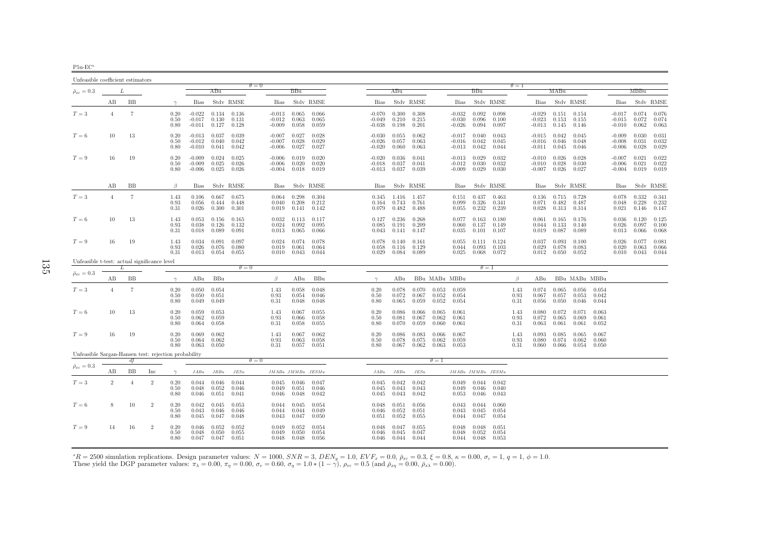P5u-EC*

Unfeasible coefficient estimators

| $\bar{\rho}_{x\varepsilon}=0.3$ | L | | | $\theta=0$ | | | | | | | $\theta=1$ | | | | | | | | | | | |
|---|---|---|---|---|---|---|---|---|---|---|---|---|---|---|---|---|---|---|---|---|---|---|
| | | | | ABu | | | BBu | | | ABu | | | BBu | | | MABu | | | MBBu | | | |
| | AB | BB | $\gamma$ | Bias | Stdv | RMSE | Bias | Stdv | RMSE | Bias | Stdv | RMSE | Bias | Stdv | RMSE | Bias | Stdv | RMSE | Bias | Stdv | RMSE | |
| $T=3$ | 4 | 7 | 0.20 | -0.022 | 0.134 | 0.136 | -0.013 | 0.065 | 0.066 | -0.070 | 0.300 | 0.308 | -0.032 | 0.092 | 0.098 | -0.029 | 0.151 | 0.154 | -0.017 | 0.074 | 0.076 | |
| | | | 0.50 | -0.017 | 0.130 | 0.131 | -0.012 | 0.063 | 0.065 | -0.049 | 0.210 | 0.215 | -0.030 | 0.096 | 0.100 | -0.023 | 0.153 | 0.155 | -0.015 | 0.072 | 0.074 | |
| | | | 0.80 | -0.011 | 0.127 | 0.128 | -0.009 | 0.058 | 0.059 | -0.038 | 0.198 | 0.201 | -0.026 | 0.094 | 0.097 | -0.013 | 0.145 | 0.146 | -0.010 | 0.062 | 0.063 | |
| $T=6$ | 10 | 13 | 0.20 | -0.013 | 0.037 | 0.039 | -0.007 | 0.027 | 0.028 | -0.030 | 0.055 | 0.062 | -0.017 | 0.040 | 0.043 | -0.015 | 0.042 | 0.045 | -0.009 | 0.030 | 0.031 | |
| | | | 0.50 | -0.012 | 0.040 | 0.042 | -0.007 | 0.028 | 0.029 | -0.026 | 0.057 | 0.063 | -0.016 | 0.042 | 0.045 | -0.016 | 0.046 | 0.048 | -0.008 | 0.031 | 0.032 | |
| | | | 0.80 | -0.010 | 0.041 | 0.042 | -0.006 | 0.027 | 0.027 | -0.020 | 0.060 | 0.063 | -0.013 | 0.042 | 0.044 | -0.011 | 0.045 | 0.046 | -0.006 | 0.028 | 0.029 | |
| $T=9$ | 16 | 19 | 0.20 | -0.009 | 0.024 | 0.025 | -0.006 | 0.019 | 0.020 | -0.020 | 0.036 | 0.041 | -0.013 | 0.029 | 0.032 | -0.010 | 0.026 | 0.028 | -0.007 | 0.021 | 0.022 | |
| | | | 0.50 | -0.009 | 0.025 | 0.026 | -0.006 | 0.020 | 0.020 | -0.018 | 0.037 | 0.041 | -0.012 | 0.030 | 0.032 | -0.010 | 0.028 | 0.030 | -0.006 | 0.021 | 0.022 | |
| | | | 0.80 | -0.006 | 0.025 | 0.026 | -0.004 | 0.018 | 0.019 | -0.013 | 0.037 | 0.039 | -0.009 | 0.029 | 0.030 | -0.007 | 0.026 | 0.027 | -0.004 | 0.019 | 0.019 | |
| | AB | BB | $\beta$ | Bias | Stdv | RMSE | Bias | Stdv | RMSE | Bias | Stdv | RMSE | Bias | Stdv | RMSE | Bias | Stdv | RMSE | Bias | Stdv | RMSE | |
| $T=3$ | 4 | 7 | 1.43 | 0.106 | 0.667 | 0.675 | 0.064 | 0.298 | 0.304 | 0.345 | 1.416 | 1.457 | 0.151 | 0.437 | 0.463 | 0.136 | 0.715 | 0.728 | 0.078 | 0.332 | 0.341 | |
| | | | 0.93 | 0.056 | 0.444 | 0.448 | 0.040 | 0.208 | 0.212 | 0.164 | 0.743 | 0.761 | 0.099 | 0.326 | 0.341 | 0.071 | 0.482 | 0.487 | 0.048 | 0.228 | 0.232 | |
| | | | 0.31 | 0.026 | 0.300 | 0.301 | 0.019 | 0.141 | 0.142 | 0.079 | 0.482 | 0.488 | 0.055 | 0.232 | 0.239 | 0.028 | 0.313 | 0.314 | 0.021 | 0.146 | 0.147 | |
| $T=6$ | 10 | 13 | 1.43 | 0.053 | 0.156 | 0.165 | 0.032 | 0.113 | 0.117 | 0.127 | 0.236 | 0.268 | 0.077 | 0.163 | 0.180 | 0.061 | 0.165 | 0.176 | 0.036 | 0.120 | 0.125 | |
| | | | 0.93 | 0.038 | 0.126 | 0.132 | 0.024 | 0.092 | 0.095 | 0.085 | 0.191 | 0.209 | 0.060 | 0.137 | 0.149 | 0.044 | 0.133 | 0.140 | 0.026 | 0.097 | 0.100 | |
| | | | 0.31 | 0.018 | 0.089 | 0.091 | 0.013 | 0.065 | 0.066 | 0.043 | 0.141 | 0.147 | 0.035 | 0.101 | 0.107 | 0.019 | 0.087 | 0.089 | 0.013 | 0.066 | 0.068 | |
| $T=9$ | 16 | 19 | 1.43 | 0.034 | 0.091 | 0.097 | 0.024 | 0.074 | 0.078 | 0.078 | 0.140 | 0.161 | 0.055 | 0.111 | 0.124 | 0.037 | 0.093 | 0.100 | 0.026 | 0.077 | 0.081 | |
| | | | 0.93 | 0.026 | 0.076 | 0.080 | 0.019 | 0.061 | 0.064 | 0.058 | 0.116 | 0.129 | 0.044 | 0.093 | 0.103 | 0.029 | 0.078 | 0.083 | 0.020 | 0.063 | 0.066 | |
| | | | 0.31 | 0.013 | 0.054 | 0.055 | 0.010 | 0.043 | 0.044 | 0.029 | 0.084 | 0.089 | 0.025 | 0.068 | 0.072 | 0.012 | 0.050 | 0.052 | 0.010 | 0.043 | 0.044 | |

Unfeasible t-test: actual significance level

| $\bar{\rho}_{x\varepsilon}=0.3$ | L | | $\theta=0$ | | | | | | $\theta=1$ | | | | | | | | | | |
|---|---|---|---|---|---|---|---|---|---|---|---|---|---|---|---|---|---|---|---|
| | AB | BB | $\gamma$ | ABu | BBu | $\beta$ | ABu | BBu | $\gamma$ | ABu | BBu | MABu | MBBu | $\beta$ | ABu | BBu | MABu | MBBu |
| $T=3$ | 4 | 7 | 0.20 | 0.050 | 0.054 | 1.43 | 0.058 | 0.048 | 0.20 | 0.078 | 0.070 | 0.053 | 0.059 | 1.43 | 0.074 | 0.065 | 0.056 | 0.054 |
| | | | 0.50 | 0.050 | 0.051 | 0.93 | 0.054 | 0.046 | 0.50 | 0.072 | 0.067 | 0.052 | 0.054 | 0.93 | 0.067 | 0.057 | 0.053 | 0.042 |
| | | | 0.80 | 0.049 | 0.049 | 0.31 | 0.048 | 0.048 | 0.80 | 0.065 | 0.059 | 0.052 | 0.054 | 0.31 | 0.056 | 0.050 | 0.046 | 0.044 |
| $T=6$ | 10 | 13 | 0.20 | 0.059 | 0.053 | 1.43 | 0.067 | 0.055 | 0.20 | 0.086 | 0.066 | 0.065 | 0.061 | 1.43 | 0.080 | 0.072 | 0.071 | 0.063 |
| | | | 0.50 | 0.062 | 0.059 | 0.93 | 0.066 | 0.058 | 0.50 | 0.081 | 0.067 | 0.062 | 0.061 | 0.93 | 0.072 | 0.065 | 0.069 | 0.061 |
| | | | 0.80 | 0.064 | 0.058 | 0.31 | 0.058 | 0.055 | 0.80 | 0.070 | 0.059 | 0.060 | 0.061 | 0.31 | 0.063 | 0.061 | 0.061 | 0.052 |
| $T=9$ | 16 | 19 | 0.20 | 0.069 | 0.062 | 1.43 | 0.067 | 0.062 | 0.20 | 0.086 | 0.083 | 0.066 | 0.067 | 1.43 | 0.093 | 0.085 | 0.065 | 0.067 |
| | | | 0.50 | 0.064 | 0.062 | 0.93 | 0.063 | 0.058 | 0.50 | 0.078 | 0.075 | 0.062 | 0.059 | 0.93 | 0.080 | 0.074 | 0.062 | 0.060 |
| | | | 0.80 | 0.063 | 0.050 | 0.31 | 0.057 | 0.051 | 0.80 | 0.067 | 0.062 | 0.063 | 0.053 | 0.31 | 0.060 | 0.066 | 0.054 | 0.050 |

Unfeasible Sargan-Hansen test: rejection probability

| $\bar{\rho}_{x\varepsilon}=0.3$ | df | | | $\theta=0$ | | | | | | $\theta=1$ | | | | | |
|---|---|---|---|---|---|---|---|---|---|---|---|---|---|---|---|
| | AB | BB | Inc | $\gamma$ | JABu | JBBu | JESu | JMABu | JMMBu | JESMu | JABu | JBBu | JESu | JMABu | JMMBu | JESMu |
| $T=3$ | 2 | 4 | 2 | 0.20 | 0.044 | 0.046 | 0.044 | 0.045 | 0.046 | 0.047 | 0.045 | 0.042 | 0.042 | 0.049 | 0.044 | 0.042 |
| | | | | 0.50 | 0.048 | 0.052 | 0.046 | 0.049 | 0.051 | 0.046 | 0.045 | 0.043 | 0.043 | 0.049 | 0.046 | 0.040 |
| | | | | 0.80 | 0.046 | 0.051 | 0.041 | 0.046 | 0.048 | 0.042 | 0.045 | 0.043 | 0.042 | 0.053 | 0.046 | 0.043 |
| $T=6$ | 8 | 10 | 2 | 0.20 | 0.042 | 0.045 | 0.053 | 0.044 | 0.045 | 0.054 | 0.048 | 0.051 | 0.056 | 0.043 | 0.044 | 0.060 |
| | | | | 0.50 | 0.043 | 0.046 | 0.046 | 0.044 | 0.044 | 0.049 | 0.046 | 0.052 | 0.051 | 0.043 | 0.045 | 0.054 |
| | | | | 0.80 | 0.045 | 0.047 | 0.048 | 0.043 | 0.047 | 0.050 | 0.051 | 0.052 | 0.055 | 0.044 | 0.047 | 0.054 |
| $T=9$ | 14 | 16 | 2 | 0.20 | 0.046 | 0.052 | 0.052 | 0.049 | 0.052 | 0.054 | 0.048 | 0.047 | 0.055 | 0.048 | 0.048 | 0.051 |
| | | | | 0.50 | 0.048 | 0.050 | 0.055 | 0.049 | 0.050 | 0.054 | 0.046 | 0.045 | 0.047 | 0.048 | 0.052 | 0.054 |
| | | | | 0.80 | 0.047 | 0.047 | 0.051 | 0.048 | 0.048 | 0.056 | 0.046 | 0.044 | 0.044 | 0.044 | 0.048 | 0.053 |

*$R = 2500$ simulation replications. Design parameter values: $N = 1000$, $SNR = 3$, $DEN_y = 1.0$, $EVF_x = 0.0$, $\bar{\rho}_{x\varepsilon} = 0.3$, $\xi = 0.8$, $\kappa = 0.00$, $\sigma_\varepsilon = 1$, $q = 1$, $\phi = 1.0$.
These yield the DGP parameter values: $\pi_\lambda = 0.00$, $\pi_\eta = 0.00$, $\sigma_v = 0.60$, $\sigma_\eta = 1.0 * (1-\gamma)$, $\rho_{v\varepsilon} = 0.5$ (and $\bar{\rho}_{x\eta} = 0.00$, $\bar{\rho}_{x\lambda} = 0.00$).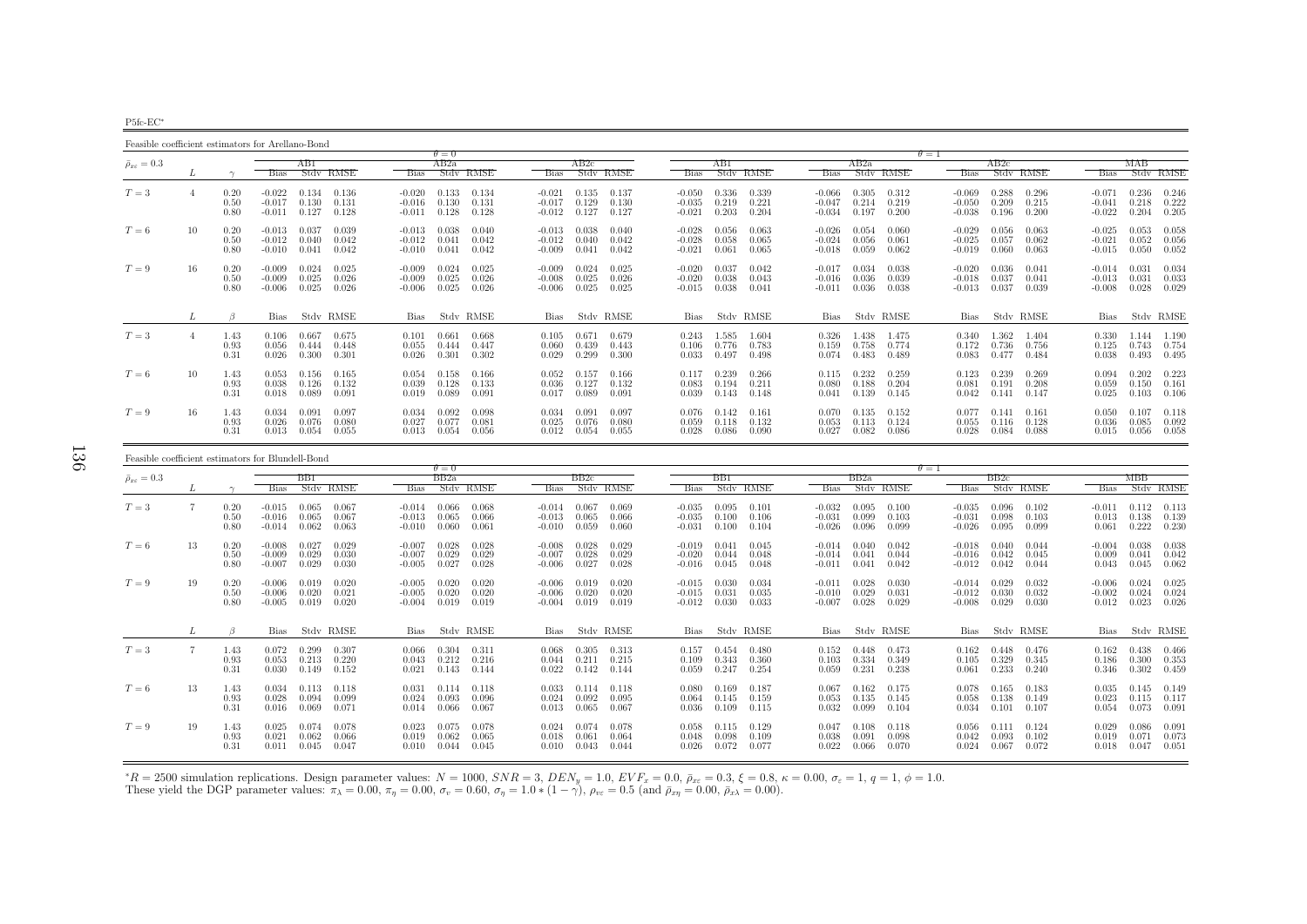P5fc-EC*

Feasible coefficient estimators for Arellano-Bond

| $\bar{\rho}_{x\varepsilon}=0.3$ | | | $\theta=0$ | | | | | | | | | $\theta=1$ | | | | | | | | | | | |
|---|---|---|---|---|---|---|---|---|---|---|---|---|---|---|---|---|---|---|---|---|---|---|---|
| | | | AB1 | | | AB2a | | | AB2c | | | AB1 | | | AB2a | | | AB2c | | | MAB | | |
| | $L$ | $\gamma$ | Bias | Stdv | RMSE | Bias | Stdv | RMSE | Bias | Stdv | RMSE | Bias | Stdv | RMSE | Bias | Stdv | RMSE | Bias | Stdv | RMSE | Bias | Stdv | RMSE |
| $T=3$ | 4 | 0.20 | -0.022 | 0.134 | 0.136 | -0.020 | 0.133 | 0.134 | -0.021 | 0.135 | 0.137 | -0.050 | 0.336 | 0.339 | -0.066 | 0.305 | 0.312 | -0.069 | 0.288 | 0.296 | -0.071 | 0.236 | 0.246 |
| | | 0.50 | -0.017 | 0.130 | 0.131 | -0.016 | 0.130 | 0.131 | -0.017 | 0.129 | 0.130 | -0.035 | 0.219 | 0.221 | -0.047 | 0.214 | 0.219 | -0.050 | 0.209 | 0.215 | -0.041 | 0.218 | 0.222 |
| | | 0.80 | -0.011 | 0.127 | 0.128 | -0.011 | 0.128 | 0.128 | -0.012 | 0.127 | 0.127 | -0.021 | 0.203 | 0.204 | -0.034 | 0.197 | 0.200 | -0.038 | 0.196 | 0.200 | -0.022 | 0.204 | 0.205 |
| $T=6$ | 10 | 0.20 | -0.013 | 0.037 | 0.039 | -0.013 | 0.038 | 0.040 | -0.013 | 0.038 | 0.040 | -0.028 | 0.056 | 0.063 | -0.026 | 0.054 | 0.060 | -0.029 | 0.056 | 0.063 | -0.025 | 0.053 | 0.058 |
| | | 0.50 | -0.012 | 0.040 | 0.042 | -0.012 | 0.041 | 0.042 | -0.012 | 0.040 | 0.042 | -0.028 | 0.058 | 0.065 | -0.024 | 0.056 | 0.061 | -0.025 | 0.057 | 0.062 | -0.021 | 0.052 | 0.056 |
| | | 0.80 | -0.010 | 0.041 | 0.042 | -0.010 | 0.041 | 0.042 | -0.009 | 0.041 | 0.042 | -0.021 | 0.061 | 0.065 | -0.018 | 0.059 | 0.062 | -0.019 | 0.060 | 0.063 | -0.015 | 0.050 | 0.052 |
| $T=9$ | 16 | 0.20 | -0.009 | 0.024 | 0.025 | -0.009 | 0.024 | 0.025 | -0.009 | 0.024 | 0.025 | -0.020 | 0.037 | 0.042 | -0.017 | 0.034 | 0.038 | -0.020 | 0.036 | 0.041 | -0.014 | 0.031 | 0.034 |
| | | 0.50 | -0.009 | 0.025 | 0.026 | -0.009 | 0.025 | 0.026 | -0.008 | 0.025 | 0.026 | -0.020 | 0.038 | 0.043 | -0.016 | 0.036 | 0.039 | -0.018 | 0.037 | 0.041 | -0.013 | 0.031 | 0.033 |
| | | 0.80 | -0.006 | 0.025 | 0.026 | -0.006 | 0.025 | 0.026 | -0.006 | 0.025 | 0.025 | -0.015 | 0.038 | 0.041 | -0.011 | 0.036 | 0.038 | -0.013 | 0.037 | 0.039 | -0.008 | 0.028 | 0.029 |
| | $L$ | $\beta$ | Bias | Stdv | RMSE | Bias | Stdv | RMSE | Bias | Stdv | RMSE | Bias | Stdv | RMSE | Bias | Stdv | RMSE | Bias | Stdv | RMSE | Bias | Stdv | RMSE |
| $T=3$ | 4 | 1.43 | 0.106 | 0.667 | 0.675 | 0.101 | 0.661 | 0.668 | 0.105 | 0.671 | 0.679 | 0.243 | 1.585 | 1.604 | 0.326 | 1.438 | 1.475 | 0.340 | 1.362 | 1.404 | 0.330 | 1.144 | 1.190 |
| | | 0.93 | 0.056 | 0.444 | 0.448 | 0.055 | 0.444 | 0.447 | 0.060 | 0.439 | 0.443 | 0.106 | 0.776 | 0.783 | 0.159 | 0.758 | 0.774 | 0.172 | 0.736 | 0.756 | 0.125 | 0.743 | 0.754 |
| | | 0.31 | 0.026 | 0.300 | 0.301 | 0.026 | 0.301 | 0.302 | 0.029 | 0.299 | 0.300 | 0.033 | 0.497 | 0.498 | 0.074 | 0.483 | 0.489 | 0.083 | 0.477 | 0.484 | 0.038 | 0.493 | 0.495 |
| $T=6$ | 10 | 1.43 | 0.053 | 0.156 | 0.165 | 0.054 | 0.158 | 0.166 | 0.052 | 0.157 | 0.166 | 0.117 | 0.239 | 0.266 | 0.115 | 0.232 | 0.259 | 0.123 | 0.239 | 0.269 | 0.094 | 0.202 | 0.223 |
| | | 0.93 | 0.038 | 0.126 | 0.132 | 0.039 | 0.128 | 0.133 | 0.036 | 0.127 | 0.132 | 0.083 | 0.194 | 0.211 | 0.080 | 0.188 | 0.204 | 0.081 | 0.191 | 0.208 | 0.059 | 0.150 | 0.161 |
| | | 0.31 | 0.018 | 0.089 | 0.091 | 0.019 | 0.089 | 0.091 | 0.017 | 0.089 | 0.091 | 0.039 | 0.143 | 0.148 | 0.041 | 0.139 | 0.145 | 0.042 | 0.141 | 0.147 | 0.025 | 0.103 | 0.106 |
| $T=9$ | 16 | 1.43 | 0.034 | 0.091 | 0.097 | 0.034 | 0.092 | 0.098 | 0.034 | 0.091 | 0.097 | 0.076 | 0.142 | 0.161 | 0.070 | 0.135 | 0.152 | 0.077 | 0.141 | 0.161 | 0.050 | 0.107 | 0.118 |
| | | 0.93 | 0.026 | 0.076 | 0.080 | 0.027 | 0.077 | 0.081 | 0.025 | 0.076 | 0.080 | 0.059 | 0.118 | 0.132 | 0.053 | 0.113 | 0.124 | 0.055 | 0.116 | 0.128 | 0.036 | 0.085 | 0.092 |
| | | 0.31 | 0.013 | 0.054 | 0.055 | 0.013 | 0.054 | 0.056 | 0.012 | 0.054 | 0.055 | 0.028 | 0.086 | 0.090 | 0.027 | 0.082 | 0.086 | 0.028 | 0.084 | 0.088 | 0.015 | 0.056 | 0.058 |

Feasible coefficient estimators for Blundell-Bond

| $\bar{\rho}_{x\varepsilon}=0.3$ | | | $\theta=0$ | | | | | | | | | $\theta=1$ | | | | | | | | | | | |
|---|---|---|---|---|---|---|---|---|---|---|---|---|---|---|---|---|---|---|---|---|---|---|---|
| | | | BB1 | | | BB2a | | | BB2c | | | BB1 | | | BB2a | | | BB2c | | | MBB | | |
| | $L$ | $\gamma$ | Bias | Stdv | RMSE | Bias | Stdv | RMSE | Bias | Stdv | RMSE | Bias | Stdv | RMSE | Bias | Stdv | RMSE | Bias | Stdv | RMSE | Bias | Stdv | RMSE |
| $T=3$ | 7 | 0.20 | -0.015 | 0.065 | 0.067 | -0.014 | 0.066 | 0.068 | -0.014 | 0.067 | 0.069 | -0.035 | 0.095 | 0.101 | -0.032 | 0.095 | 0.100 | -0.035 | 0.096 | 0.102 | -0.011 | 0.112 | 0.113 |
| | | 0.50 | -0.016 | 0.065 | 0.067 | -0.013 | 0.065 | 0.066 | -0.013 | 0.065 | 0.066 | -0.035 | 0.100 | 0.106 | -0.031 | 0.099 | 0.103 | -0.031 | 0.098 | 0.103 | 0.013 | 0.138 | 0.139 |
| | | 0.80 | -0.014 | 0.062 | 0.063 | -0.010 | 0.060 | 0.061 | -0.010 | 0.059 | 0.060 | -0.031 | 0.100 | 0.104 | -0.026 | 0.096 | 0.099 | -0.026 | 0.095 | 0.099 | 0.061 | 0.222 | 0.230 |
| $T=6$ | 13 | 0.20 | -0.008 | 0.027 | 0.029 | -0.007 | 0.028 | 0.028 | -0.008 | 0.028 | 0.029 | -0.019 | 0.041 | 0.045 | -0.014 | 0.040 | 0.042 | -0.018 | 0.040 | 0.044 | -0.004 | 0.038 | 0.038 |
| | | 0.50 | -0.009 | 0.029 | 0.030 | -0.007 | 0.029 | 0.029 | -0.007 | 0.028 | 0.029 | -0.020 | 0.044 | 0.048 | -0.014 | 0.041 | 0.044 | -0.016 | 0.042 | 0.045 | 0.009 | 0.041 | 0.042 |
| | | 0.80 | -0.007 | 0.029 | 0.030 | -0.005 | 0.027 | 0.028 | -0.006 | 0.027 | 0.028 | -0.016 | 0.045 | 0.048 | -0.011 | 0.041 | 0.042 | -0.012 | 0.042 | 0.044 | 0.043 | 0.045 | 0.062 |
| $T=9$ | 19 | 0.20 | -0.006 | 0.019 | 0.020 | -0.005 | 0.020 | 0.020 | -0.006 | 0.019 | 0.020 | -0.015 | 0.030 | 0.034 | -0.011 | 0.028 | 0.030 | -0.014 | 0.029 | 0.032 | -0.006 | 0.024 | 0.025 |
| | | 0.50 | -0.006 | 0.020 | 0.021 | -0.005 | 0.020 | 0.020 | -0.006 | 0.020 | 0.020 | -0.015 | 0.031 | 0.035 | -0.010 | 0.029 | 0.031 | -0.012 | 0.030 | 0.032 | -0.002 | 0.024 | 0.024 |
| | | 0.80 | -0.005 | 0.019 | 0.020 | -0.004 | 0.019 | 0.019 | -0.004 | 0.019 | 0.019 | -0.012 | 0.030 | 0.033 | -0.007 | 0.028 | 0.029 | -0.008 | 0.029 | 0.030 | 0.012 | 0.023 | 0.026 |
| | $L$ | $\beta$ | Bias | Stdv | RMSE | Bias | Stdv | RMSE | Bias | Stdv | RMSE | Bias | Stdv | RMSE | Bias | Stdv | RMSE | Bias | Stdv | RMSE | Bias | Stdv | RMSE |
| $T=3$ | 7 | 1.43 | 0.072 | 0.299 | 0.307 | 0.066 | 0.304 | 0.311 | 0.068 | 0.305 | 0.313 | 0.157 | 0.454 | 0.480 | 0.152 | 0.448 | 0.473 | 0.162 | 0.448 | 0.476 | 0.162 | 0.438 | 0.466 |
| | | 0.93 | 0.053 | 0.213 | 0.220 | 0.043 | 0.212 | 0.216 | 0.044 | 0.211 | 0.215 | 0.109 | 0.343 | 0.360 | 0.103 | 0.334 | 0.349 | 0.105 | 0.329 | 0.345 | 0.186 | 0.300 | 0.353 |
| | | 0.31 | 0.030 | 0.149 | 0.152 | 0.021 | 0.143 | 0.144 | 0.022 | 0.142 | 0.144 | 0.059 | 0.247 | 0.254 | 0.059 | 0.231 | 0.238 | 0.061 | 0.233 | 0.240 | 0.346 | 0.302 | 0.459 |
| $T=6$ | 13 | 1.43 | 0.034 | 0.113 | 0.118 | 0.031 | 0.114 | 0.118 | 0.033 | 0.114 | 0.118 | 0.080 | 0.169 | 0.187 | 0.067 | 0.162 | 0.175 | 0.078 | 0.165 | 0.183 | 0.035 | 0.145 | 0.149 |
| | | 0.93 | 0.028 | 0.094 | 0.099 | 0.024 | 0.093 | 0.096 | 0.024 | 0.092 | 0.095 | 0.064 | 0.145 | 0.159 | 0.053 | 0.135 | 0.145 | 0.058 | 0.138 | 0.149 | 0.023 | 0.115 | 0.117 |
| | | 0.31 | 0.016 | 0.069 | 0.071 | 0.014 | 0.066 | 0.067 | 0.013 | 0.065 | 0.067 | 0.036 | 0.109 | 0.115 | 0.032 | 0.099 | 0.104 | 0.034 | 0.101 | 0.107 | 0.054 | 0.073 | 0.091 |
| $T=9$ | 19 | 1.43 | 0.025 | 0.074 | 0.078 | 0.023 | 0.075 | 0.078 | 0.024 | 0.074 | 0.078 | 0.058 | 0.115 | 0.129 | 0.047 | 0.108 | 0.118 | 0.056 | 0.111 | 0.124 | 0.029 | 0.086 | 0.091 |
| | | 0.93 | 0.021 | 0.062 | 0.066 | 0.019 | 0.062 | 0.065 | 0.018 | 0.061 | 0.064 | 0.048 | 0.098 | 0.109 | 0.038 | 0.091 | 0.098 | 0.042 | 0.093 | 0.102 | 0.019 | 0.071 | 0.073 |
| | | 0.31 | 0.011 | 0.045 | 0.047 | 0.010 | 0.044 | 0.045 | 0.010 | 0.043 | 0.044 | 0.026 | 0.072 | 0.077 | 0.022 | 0.066 | 0.070 | 0.024 | 0.067 | 0.072 | 0.018 | 0.047 | 0.051 |

*$R=2500$ simulation replications. Design parameter values: $N=1000$, $SNR=3$, $DEN_y=1.0$, $EVF_x=0.0$, $\bar{\rho}_{x\varepsilon}=0.3$, $\xi=0.8$, $\kappa=0.00$, $\sigma_\varepsilon=1$, $q=1$, $\phi=1.0$.
These yield the DGP parameter values: $\pi_\lambda=0.00$, $\pi_\eta=0.00$, $\sigma_v=0.60$, $\sigma_\eta=1.0*(1-\gamma)$, $\rho_{v\varepsilon}=0.5$ (and $\bar{\rho}_{x\eta}=0.00$, $\bar{\rho}_{x\lambda}=0.00$).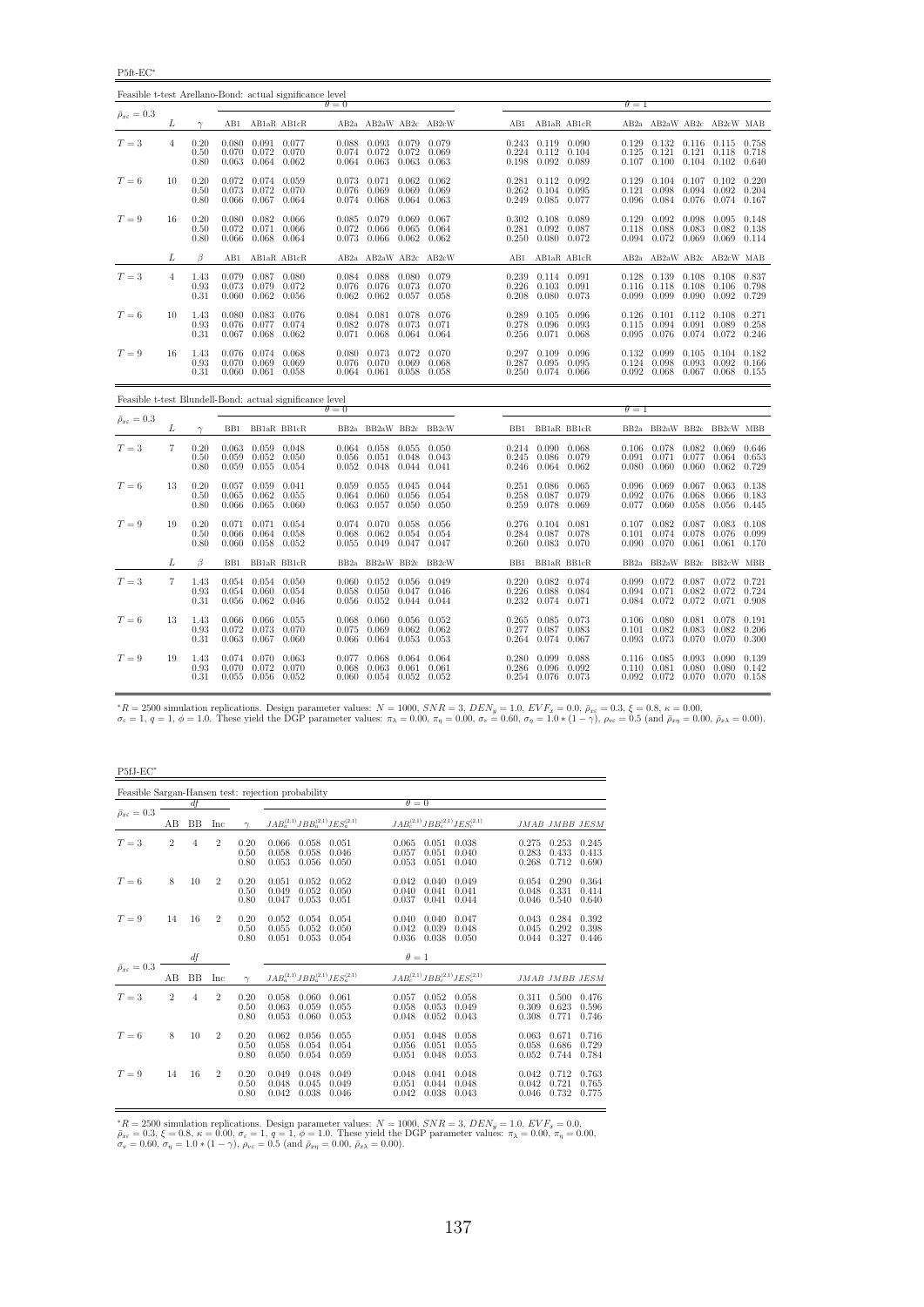P5ft-EC*

Feasible t-test Arellano-Bond: actual significance level

| $\bar{\rho}_{x\varepsilon}=0.3$ | | | $\theta=0$ | | | | | | | | | $\theta=1$ | | | | | | | | | |
|---|---|---|---|---|---|---|---|---|---|---|---|---|---|---|---|---|---|---|---|---|---|
| | $L$ | $\gamma$ | AB1 | AB1aR | AB1cR | AB2a | AB2aW | AB2c | AB2cW | AB1 | AB1aR | AB1cR | AB2a | AB2aW | AB2c | AB2cW | MAB |
| $T=3$ | 4 | 0.20 | 0.080 | 0.091 | 0.077 | 0.088 | 0.093 | 0.079 | 0.079 | 0.243 | 0.119 | 0.090 | 0.129 | 0.132 | 0.116 | 0.115 | 0.758 |
| | | 0.50 | 0.070 | 0.072 | 0.070 | 0.074 | 0.072 | 0.072 | 0.069 | 0.224 | 0.112 | 0.104 | 0.125 | 0.121 | 0.121 | 0.118 | 0.718 |
| | | 0.80 | 0.063 | 0.064 | 0.062 | 0.064 | 0.063 | 0.063 | 0.063 | 0.198 | 0.092 | 0.089 | 0.107 | 0.100 | 0.104 | 0.102 | 0.640 |
| $T=6$ | 10 | 0.20 | 0.072 | 0.074 | 0.059 | 0.073 | 0.071 | 0.062 | 0.062 | 0.281 | 0.112 | 0.092 | 0.129 | 0.104 | 0.107 | 0.102 | 0.220 |
| | | 0.50 | 0.073 | 0.072 | 0.070 | 0.076 | 0.069 | 0.069 | 0.069 | 0.262 | 0.104 | 0.095 | 0.121 | 0.098 | 0.094 | 0.092 | 0.204 |
| | | 0.80 | 0.066 | 0.067 | 0.064 | 0.074 | 0.068 | 0.064 | 0.063 | 0.249 | 0.085 | 0.077 | 0.096 | 0.084 | 0.076 | 0.074 | 0.167 |
| $T=9$ | 16 | 0.20 | 0.080 | 0.082 | 0.066 | 0.085 | 0.079 | 0.069 | 0.067 | 0.302 | 0.108 | 0.089 | 0.129 | 0.092 | 0.098 | 0.095 | 0.148 |
| | | 0.50 | 0.072 | 0.071 | 0.066 | 0.072 | 0.066 | 0.065 | 0.064 | 0.281 | 0.092 | 0.087 | 0.118 | 0.088 | 0.083 | 0.082 | 0.138 |
| | | 0.80 | 0.066 | 0.068 | 0.064 | 0.073 | 0.066 | 0.062 | 0.062 | 0.250 | 0.080 | 0.072 | 0.094 | 0.072 | 0.069 | 0.069 | 0.114 |
| | $L$ | $\beta$ | AB1 | AB1aR | AB1cR | AB2a | AB2aW | AB2c | AB2cW | AB1 | AB1aR | AB1cR | AB2a | AB2aW | AB2c | AB2cW | MAB |
| $T=3$ | 4 | 1.43 | 0.079 | 0.087 | 0.080 | 0.084 | 0.088 | 0.080 | 0.079 | 0.239 | 0.114 | 0.091 | 0.128 | 0.139 | 0.108 | 0.108 | 0.837 |
| | | 0.93 | 0.073 | 0.079 | 0.072 | 0.076 | 0.076 | 0.073 | 0.070 | 0.226 | 0.103 | 0.091 | 0.116 | 0.118 | 0.108 | 0.106 | 0.798 |
| | | 0.31 | 0.060 | 0.062 | 0.056 | 0.062 | 0.062 | 0.057 | 0.058 | 0.208 | 0.080 | 0.073 | 0.099 | 0.099 | 0.090 | 0.092 | 0.729 |
| $T=6$ | 10 | 1.43 | 0.080 | 0.083 | 0.076 | 0.084 | 0.081 | 0.078 | 0.076 | 0.289 | 0.105 | 0.096 | 0.126 | 0.101 | 0.112 | 0.108 | 0.271 |
| | | 0.93 | 0.076 | 0.077 | 0.074 | 0.082 | 0.078 | 0.073 | 0.071 | 0.278 | 0.096 | 0.093 | 0.115 | 0.094 | 0.091 | 0.089 | 0.258 |
| | | 0.31 | 0.067 | 0.068 | 0.062 | 0.071 | 0.068 | 0.064 | 0.064 | 0.256 | 0.071 | 0.068 | 0.095 | 0.076 | 0.074 | 0.072 | 0.246 |
| $T=9$ | 16 | 1.43 | 0.076 | 0.074 | 0.068 | 0.080 | 0.073 | 0.072 | 0.070 | 0.297 | 0.109 | 0.096 | 0.132 | 0.099 | 0.105 | 0.104 | 0.182 |
| | | 0.93 | 0.070 | 0.069 | 0.069 | 0.076 | 0.070 | 0.069 | 0.068 | 0.287 | 0.095 | 0.095 | 0.124 | 0.098 | 0.093 | 0.092 | 0.166 |
| | | 0.31 | 0.060 | 0.061 | 0.058 | 0.064 | 0.061 | 0.058 | 0.058 | 0.250 | 0.074 | 0.066 | 0.092 | 0.068 | 0.067 | 0.068 | 0.155 |

Feasible t-test Blundell-Bond: actual significance level

| $\bar{\rho}_{x\varepsilon}=0.3$ | | | $\theta=0$ | | | | | | | | | $\theta=1$ | | | | | | | | | |
|---|---|---|---|---|---|---|---|---|---|---|---|---|---|---|---|---|---|---|---|---|---|
| | $L$ | $\gamma$ | BB1 | BB1aR | BB1cR | BB2a | BB2aW | BB2c | BB2cW | BB1 | BB1aR | BB1cR | BB2a | BB2aW | BB2c | BB2cW | MBB |
| $T=3$ | 7 | 0.20 | 0.063 | 0.059 | 0.048 | 0.064 | 0.058 | 0.055 | 0.050 | 0.214 | 0.090 | 0.068 | 0.106 | 0.078 | 0.082 | 0.069 | 0.646 |
| | | 0.50 | 0.059 | 0.052 | 0.050 | 0.056 | 0.051 | 0.048 | 0.043 | 0.245 | 0.086 | 0.079 | 0.091 | 0.071 | 0.077 | 0.064 | 0.653 |
| | | 0.80 | 0.059 | 0.055 | 0.054 | 0.052 | 0.048 | 0.044 | 0.041 | 0.246 | 0.064 | 0.062 | 0.080 | 0.060 | 0.060 | 0.062 | 0.729 |
| $T=6$ | 13 | 0.20 | 0.057 | 0.059 | 0.041 | 0.059 | 0.055 | 0.045 | 0.044 | 0.251 | 0.086 | 0.065 | 0.096 | 0.069 | 0.067 | 0.063 | 0.138 |
| | | 0.50 | 0.065 | 0.062 | 0.055 | 0.064 | 0.060 | 0.056 | 0.054 | 0.258 | 0.087 | 0.079 | 0.092 | 0.076 | 0.068 | 0.066 | 0.183 |
| | | 0.80 | 0.066 | 0.065 | 0.060 | 0.063 | 0.057 | 0.050 | 0.050 | 0.259 | 0.078 | 0.069 | 0.077 | 0.060 | 0.058 | 0.056 | 0.445 |
| $T=9$ | 19 | 0.20 | 0.071 | 0.071 | 0.054 | 0.074 | 0.070 | 0.058 | 0.056 | 0.276 | 0.104 | 0.081 | 0.107 | 0.082 | 0.087 | 0.083 | 0.108 |
| | | 0.50 | 0.066 | 0.064 | 0.058 | 0.068 | 0.062 | 0.054 | 0.054 | 0.284 | 0.087 | 0.078 | 0.101 | 0.074 | 0.078 | 0.076 | 0.099 |
| | | 0.80 | 0.060 | 0.058 | 0.052 | 0.055 | 0.049 | 0.047 | 0.047 | 0.260 | 0.083 | 0.070 | 0.090 | 0.070 | 0.061 | 0.061 | 0.170 |
| | $L$ | $\beta$ | BB1 | BB1aR | BB1cR | BB2a | BB2aW | BB2c | BB2cW | BB1 | BB1aR | BB1cR | BB2a | BB2aW | BB2c | BB2cW | MBB |
| $T=3$ | 7 | 1.43 | 0.054 | 0.054 | 0.050 | 0.060 | 0.052 | 0.056 | 0.049 | 0.220 | 0.082 | 0.074 | 0.099 | 0.072 | 0.087 | 0.072 | 0.721 |
| | | 0.93 | 0.054 | 0.060 | 0.054 | 0.058 | 0.050 | 0.047 | 0.046 | 0.226 | 0.088 | 0.084 | 0.094 | 0.071 | 0.082 | 0.072 | 0.724 |
| | | 0.31 | 0.056 | 0.062 | 0.046 | 0.056 | 0.052 | 0.044 | 0.044 | 0.232 | 0.074 | 0.071 | 0.084 | 0.072 | 0.072 | 0.071 | 0.908 |
| $T=6$ | 13 | 1.43 | 0.066 | 0.066 | 0.055 | 0.068 | 0.060 | 0.056 | 0.052 | 0.265 | 0.085 | 0.073 | 0.106 | 0.080 | 0.081 | 0.078 | 0.191 |
| | | 0.93 | 0.072 | 0.073 | 0.070 | 0.075 | 0.069 | 0.062 | 0.062 | 0.277 | 0.087 | 0.083 | 0.101 | 0.082 | 0.083 | 0.082 | 0.206 |
| | | 0.31 | 0.063 | 0.067 | 0.060 | 0.066 | 0.064 | 0.053 | 0.053 | 0.264 | 0.074 | 0.067 | 0.093 | 0.073 | 0.070 | 0.070 | 0.300 |
| $T=9$ | 19 | 1.43 | 0.074 | 0.070 | 0.063 | 0.077 | 0.068 | 0.064 | 0.064 | 0.280 | 0.099 | 0.088 | 0.116 | 0.085 | 0.093 | 0.090 | 0.139 |
| | | 0.93 | 0.070 | 0.072 | 0.070 | 0.068 | 0.063 | 0.061 | 0.061 | 0.286 | 0.096 | 0.092 | 0.110 | 0.081 | 0.080 | 0.080 | 0.142 |
| | | 0.31 | 0.055 | 0.056 | 0.052 | 0.060 | 0.054 | 0.052 | 0.052 | 0.254 | 0.076 | 0.073 | 0.092 | 0.072 | 0.070 | 0.070 | 0.158 |

*$R=2500$ simulation replications. Design parameter values: $N=1000$, $SNR=3$, $DEN_y=1.0$, $EVF_x=0.0$, $\bar{\rho}_{x\varepsilon}=0.3$, $\xi=0.8$, $\kappa=0.00$, $\sigma_\varepsilon=1$, $q=1$, $\phi=1.0$. These yield the DGP parameter values: $\pi_\lambda=0.00$, $\pi_\eta=0.00$, $\sigma_v=0.60$, $\sigma_\eta=1.0*(1-\gamma)$, $\rho_{v\varepsilon}=0.5$ (and $\bar{\rho}_{x\eta}=0.00$, $\bar{\rho}_{x\lambda}=0.00$).

P5fJ-EC*

Feasible Sargan-Hansen test: rejection probability

| $\bar{\rho}_{x\varepsilon}=0.3$ | df | | | | $\theta=0$ | | | | | | | | |
|---|---|---|---|---|---|---|---|---|---|---|---|---|---|
| | AB | BB | Inc | $\gamma$ | $JAB_a^{(2,1)}$ | $JBB_a^{(2,1)}$ | $JES_a^{(2,1)}$ | $JAB_c^{(2,1)}$ | $JBB_c^{(2,1)}$ | $JES_c^{(2,1)}$ | JMAB | JMBB | JESM |
| $T=3$ | 2 | 4 | 2 | 0.20 | 0.066 | 0.058 | 0.051 | 0.065 | 0.051 | 0.038 | 0.275 | 0.253 | 0.245 |
| | | | | 0.50 | 0.058 | 0.058 | 0.046 | 0.057 | 0.051 | 0.040 | 0.283 | 0.433 | 0.413 |
| | | | | 0.80 | 0.053 | 0.056 | 0.050 | 0.053 | 0.051 | 0.040 | 0.268 | 0.712 | 0.690 |
| $T=6$ | 8 | 10 | 2 | 0.20 | 0.051 | 0.052 | 0.052 | 0.042 | 0.040 | 0.049 | 0.054 | 0.290 | 0.364 |
| | | | | 0.50 | 0.049 | 0.052 | 0.050 | 0.040 | 0.041 | 0.041 | 0.048 | 0.331 | 0.414 |
| | | | | 0.80 | 0.047 | 0.053 | 0.051 | 0.037 | 0.041 | 0.044 | 0.046 | 0.540 | 0.640 |
| $T=9$ | 14 | 16 | 2 | 0.20 | 0.052 | 0.054 | 0.054 | 0.040 | 0.040 | 0.047 | 0.043 | 0.284 | 0.392 |
| | | | | 0.50 | 0.055 | 0.052 | 0.050 | 0.042 | 0.039 | 0.048 | 0.045 | 0.292 | 0.398 |
| | | | | 0.80 | 0.051 | 0.053 | 0.054 | 0.036 | 0.038 | 0.050 | 0.044 | 0.327 | 0.446 |
| | df | | | | $\theta=1$ | | | | | | | | |
| | AB | BB | Inc | $\gamma$ | $JAB_a^{(2,1)}$ | $JBB_a^{(2,1)}$ | $JES_a^{(2,1)}$ | $JAB_c^{(2,1)}$ | $JBB_c^{(2,1)}$ | $JES_c^{(2,1)}$ | JMAB | JMBB | JESM |
| $T=3$ | 2 | 4 | 2 | 0.20 | 0.058 | 0.060 | 0.061 | 0.057 | 0.052 | 0.058 | 0.311 | 0.500 | 0.476 |
| | | | | 0.50 | 0.063 | 0.059 | 0.055 | 0.058 | 0.053 | 0.049 | 0.309 | 0.623 | 0.596 |
| | | | | 0.80 | 0.053 | 0.060 | 0.053 | 0.048 | 0.052 | 0.043 | 0.308 | 0.771 | 0.746 |
| $T=6$ | 8 | 10 | 2 | 0.20 | 0.062 | 0.056 | 0.055 | 0.051 | 0.048 | 0.058 | 0.063 | 0.671 | 0.716 |
| | | | | 0.50 | 0.058 | 0.054 | 0.054 | 0.056 | 0.051 | 0.055 | 0.058 | 0.686 | 0.729 |
| | | | | 0.80 | 0.050 | 0.054 | 0.059 | 0.051 | 0.048 | 0.053 | 0.052 | 0.744 | 0.784 |
| $T=9$ | 14 | 16 | 2 | 0.20 | 0.049 | 0.048 | 0.049 | 0.048 | 0.041 | 0.048 | 0.042 | 0.712 | 0.763 |
| | | | | 0.50 | 0.048 | 0.045 | 0.049 | 0.051 | 0.044 | 0.048 | 0.042 | 0.721 | 0.765 |
| | | | | 0.80 | 0.042 | 0.038 | 0.046 | 0.042 | 0.038 | 0.043 | 0.046 | 0.732 | 0.775 |

*$R=2500$ simulation replications. Design parameter values: $N=1000$, $SNR=3$, $DEN_y=1.0$, $EVF_x=0.0$, $\bar{\rho}_{x\varepsilon}=0.3$, $\xi=0.8$, $\kappa=0.00$, $\sigma_\varepsilon=1$, $q=1$, $\phi=1.0$. These yield the DGP parameter values: $\pi_\lambda=0.00$, $\pi_\eta=0.00$, $\sigma_v=0.60$, $\sigma_\eta=1.0*(1-\gamma)$, $\rho_{v\varepsilon}=0.5$ (and $\bar{\rho}_{x\eta}=0.00$, $\bar{\rho}_{x\lambda}=0.00$).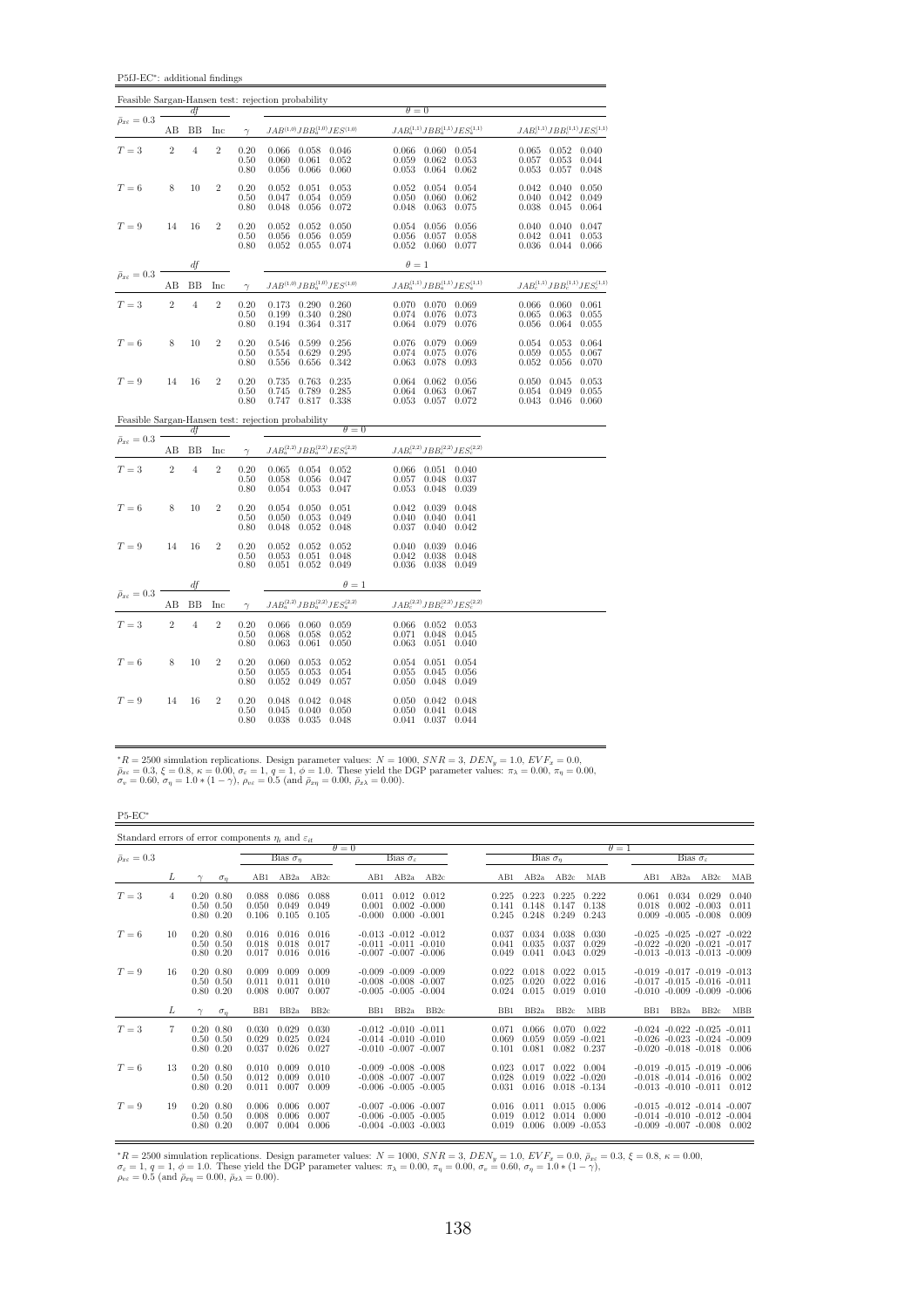P5fJ-EC*: additional findings

Feasible Sargan-Hansen test: rejection probability

| $\bar{\rho}_{x\varepsilon}=0.3$ | df AB | BB | Inc | $\gamma$ | $\theta=0$ $JAB^{(1,0)}$ | $JBB_a^{(1,0)}$ | $JES^{(1,0)}$ | $JAB_a^{(1,1)}$ | $JBB_a^{(1,1)}$ | $JES_a^{(1,1)}$ | $JAB_c^{(1,1)}$ | $JBB_c^{(1,1)}$ | $JES_c^{(1,1)}$ |
|---|---|---|---|---|---|---|---|---|---|---|---|---|---|
| $T=3$ | 2 | 4 | 2 | 0.20 | 0.066 | 0.058 | 0.046 | 0.066 | 0.060 | 0.054 | 0.065 | 0.052 | 0.040 |
| | | | | 0.50 | 0.060 | 0.061 | 0.052 | 0.059 | 0.062 | 0.053 | 0.057 | 0.053 | 0.044 |
| | | | | 0.80 | 0.056 | 0.066 | 0.060 | 0.053 | 0.064 | 0.062 | 0.053 | 0.057 | 0.048 |
| $T=6$ | 8 | 10 | 2 | 0.20 | 0.052 | 0.051 | 0.053 | 0.052 | 0.054 | 0.054 | 0.042 | 0.040 | 0.050 |
| | | | | 0.50 | 0.047 | 0.054 | 0.059 | 0.050 | 0.060 | 0.062 | 0.040 | 0.042 | 0.049 |
| | | | | 0.80 | 0.048 | 0.056 | 0.072 | 0.048 | 0.063 | 0.075 | 0.038 | 0.045 | 0.064 |
| $T=9$ | 14 | 16 | 2 | 0.20 | 0.052 | 0.052 | 0.050 | 0.054 | 0.056 | 0.056 | 0.040 | 0.040 | 0.047 |
| | | | | 0.50 | 0.056 | 0.056 | 0.059 | 0.056 | 0.057 | 0.058 | 0.042 | 0.041 | 0.053 |
| | | | | 0.80 | 0.052 | 0.055 | 0.074 | 0.052 | 0.060 | 0.077 | 0.036 | 0.044 | 0.066 |
| $\bar{\rho}_{x\varepsilon}=0.3$ | df AB | BB | Inc | $\gamma$ | $\theta=1$ $JAB^{(1,0)}$ | $JBB_a^{(1,0)}$ | $JES^{(1,0)}$ | $JAB_a^{(1,1)}$ | $JBB_a^{(1,1)}$ | $JES_a^{(1,1)}$ | $JAB_c^{(1,1)}$ | $JBB_c^{(1,1)}$ | $JES_c^{(1,1)}$ |
| $T=3$ | 2 | 4 | 2 | 0.20 | 0.173 | 0.290 | 0.260 | 0.070 | 0.070 | 0.069 | 0.066 | 0.060 | 0.061 |
| | | | | 0.50 | 0.199 | 0.340 | 0.280 | 0.074 | 0.076 | 0.073 | 0.065 | 0.063 | 0.055 |
| | | | | 0.80 | 0.194 | 0.364 | 0.317 | 0.064 | 0.079 | 0.076 | 0.056 | 0.064 | 0.055 |
| $T=6$ | 8 | 10 | 2 | 0.20 | 0.546 | 0.599 | 0.256 | 0.076 | 0.079 | 0.069 | 0.054 | 0.053 | 0.064 |
| | | | | 0.50 | 0.554 | 0.629 | 0.295 | 0.074 | 0.075 | 0.076 | 0.059 | 0.055 | 0.067 |
| | | | | 0.80 | 0.556 | 0.656 | 0.342 | 0.063 | 0.078 | 0.093 | 0.052 | 0.056 | 0.070 |
| $T=9$ | 14 | 16 | 2 | 0.20 | 0.735 | 0.763 | 0.235 | 0.064 | 0.062 | 0.056 | 0.050 | 0.045 | 0.053 |
| | | | | 0.50 | 0.745 | 0.789 | 0.285 | 0.064 | 0.063 | 0.067 | 0.054 | 0.049 | 0.055 |
| | | | | 0.80 | 0.747 | 0.817 | 0.338 | 0.053 | 0.057 | 0.072 | 0.043 | 0.046 | 0.060 |

Feasible Sargan-Hansen test: rejection probability

| $\bar{\rho}_{x\varepsilon}=0.3$ | df AB | BB | Inc | $\gamma$ | $\theta=0$ $JAB_a^{(2,2)}$ | $JBB_a^{(2,2)}$ | $JES_a^{(2,2)}$ | $JAB_c^{(2,2)}$ | $JBB_c^{(2,2)}$ | $JES_c^{(2,2)}$ |
|---|---|---|---|---|---|---|---|---|---|---|
| $T=3$ | 2 | 4 | 2 | 0.20 | 0.065 | 0.054 | 0.052 | 0.066 | 0.051 | 0.040 |
| | | | | 0.50 | 0.058 | 0.056 | 0.047 | 0.057 | 0.048 | 0.037 |
| | | | | 0.80 | 0.054 | 0.053 | 0.047 | 0.053 | 0.048 | 0.039 |
| $T=6$ | 8 | 10 | 2 | 0.20 | 0.054 | 0.050 | 0.051 | 0.042 | 0.039 | 0.048 |
| | | | | 0.50 | 0.050 | 0.053 | 0.049 | 0.040 | 0.040 | 0.041 |
| | | | | 0.80 | 0.048 | 0.052 | 0.048 | 0.037 | 0.040 | 0.042 |
| $T=9$ | 14 | 16 | 2 | 0.20 | 0.052 | 0.052 | 0.052 | 0.040 | 0.039 | 0.046 |
| | | | | 0.50 | 0.053 | 0.051 | 0.048 | 0.042 | 0.038 | 0.048 |
| | | | | 0.80 | 0.051 | 0.052 | 0.049 | 0.036 | 0.038 | 0.049 |
| $\bar{\rho}_{x\varepsilon}=0.3$ | df AB | BB | Inc | $\gamma$ | $\theta=1$ $JAB_a^{(2,2)}$ | $JBB_a^{(2,2)}$ | $JES_a^{(2,2)}$ | $JAB_c^{(2,2)}$ | $JBB_c^{(2,2)}$ | $JES_c^{(2,2)}$ |
| $T=3$ | 2 | 4 | 2 | 0.20 | 0.066 | 0.060 | 0.059 | 0.066 | 0.052 | 0.053 |
| | | | | 0.50 | 0.068 | 0.058 | 0.052 | 0.071 | 0.048 | 0.045 |
| | | | | 0.80 | 0.063 | 0.061 | 0.050 | 0.063 | 0.051 | 0.040 |
| $T=6$ | 8 | 10 | 2 | 0.20 | 0.060 | 0.053 | 0.052 | 0.054 | 0.051 | 0.054 |
| | | | | 0.50 | 0.055 | 0.053 | 0.054 | 0.055 | 0.045 | 0.056 |
| | | | | 0.80 | 0.052 | 0.049 | 0.057 | 0.050 | 0.048 | 0.049 |
| $T=9$ | 14 | 16 | 2 | 0.20 | 0.048 | 0.042 | 0.048 | 0.050 | 0.042 | 0.048 |
| | | | | 0.50 | 0.045 | 0.040 | 0.050 | 0.050 | 0.041 | 0.048 |
| | | | | 0.80 | 0.038 | 0.035 | 0.048 | 0.041 | 0.037 | 0.044 |

*$R=2500$ simulation replications. Design parameter values: $N=1000$, $SNR=3$, $DEN_y=1.0$, $EVF_x=0.0$, $\bar{\rho}_{x\varepsilon}=0.3$, $\xi=0.8$, $\kappa=0.00$, $\sigma_\varepsilon=1$, $q=1$, $\phi=1.0$. These yield the DGP parameter values: $\pi_\lambda=0.00$, $\pi_\eta=0.00$, $\sigma_v=0.60$, $\sigma_\eta=1.0*(1-\gamma)$, $\rho_{v\varepsilon}=0.5$ (and $\bar{\rho}_{x\eta}=0.00$, $\bar{\rho}_{x\lambda}=0.00$).

P5-EC*

Standard errors of error components $\eta_i$ and $\varepsilon_{it}$

| $\bar{\rho}_{x\varepsilon}=0.3$ | $L$ | $\gamma$ | $\sigma_\eta$ | $\theta=0$ Bias $\hat{\sigma}_\eta$ AB1 | AB2a | AB2c | Bias $\hat{\sigma}_\varepsilon$ AB1 | AB2a | AB2c | $\theta=1$ Bias $\hat{\sigma}_\eta$ AB1 | AB2a | AB2c | MAB | Bias $\hat{\sigma}_\varepsilon$ AB1 | AB2a | AB2c | MAB |
|---|---|---|---|---|---|---|---|---|---|---|---|---|---|---|---|---|---|
| $T=3$ | 4 | 0.20 | 0.80 | 0.088 | 0.086 | 0.088 | 0.011 | 0.012 | 0.012 | 0.225 | 0.223 | 0.225 | 0.222 | 0.061 | 0.034 | 0.029 | 0.040 |
| | | 0.50 | 0.50 | 0.050 | 0.049 | 0.049 | 0.001 | 0.002 | -0.000 | 0.141 | 0.148 | 0.147 | 0.138 | 0.018 | 0.002 | -0.003 | 0.011 |
| | | 0.80 | 0.20 | 0.106 | 0.105 | 0.105 | -0.000 | 0.000 | -0.001 | 0.245 | 0.248 | 0.249 | 0.243 | 0.009 | -0.005 | -0.008 | 0.009 |
| $T=6$ | 10 | 0.20 | 0.80 | 0.016 | 0.016 | 0.016 | -0.013 | -0.012 | -0.012 | 0.037 | 0.034 | 0.038 | 0.030 | -0.025 | -0.025 | -0.027 | -0.022 |
| | | 0.50 | 0.50 | 0.018 | 0.018 | 0.017 | -0.011 | -0.011 | -0.010 | 0.041 | 0.035 | 0.037 | 0.029 | -0.022 | -0.020 | -0.021 | -0.017 |
| | | 0.80 | 0.20 | 0.017 | 0.016 | 0.016 | -0.007 | -0.007 | -0.006 | 0.049 | 0.041 | 0.043 | 0.029 | -0.013 | -0.013 | -0.013 | -0.009 |
| $T=9$ | 16 | 0.20 | 0.80 | 0.009 | 0.009 | 0.009 | -0.009 | -0.009 | -0.009 | 0.022 | 0.018 | 0.022 | 0.015 | -0.019 | -0.017 | -0.019 | -0.013 |
| | | 0.50 | 0.50 | 0.011 | 0.011 | 0.010 | -0.008 | -0.008 | -0.007 | 0.025 | 0.020 | 0.022 | 0.016 | -0.017 | -0.015 | -0.016 | -0.011 |
| | | 0.80 | 0.20 | 0.008 | 0.007 | 0.007 | -0.005 | -0.005 | -0.004 | 0.024 | 0.015 | 0.019 | 0.010 | -0.010 | -0.009 | -0.009 | -0.006 |
| | $L$ | $\gamma$ | $\sigma_\eta$ | BB1 | BB2a | BB2c | BB1 | BB2a | BB2c | BB1 | BB2a | BB2c | MBB | BB1 | BB2a | BB2c | MBB |
| $T=3$ | 7 | 0.20 | 0.80 | 0.030 | 0.029 | 0.030 | -0.012 | -0.010 | -0.011 | 0.071 | 0.066 | 0.070 | 0.022 | -0.024 | -0.022 | -0.025 | -0.011 |
| | | 0.50 | 0.50 | 0.029 | 0.025 | 0.024 | -0.014 | -0.010 | -0.010 | 0.069 | 0.059 | 0.059 | -0.021 | -0.026 | -0.023 | -0.024 | -0.009 |
| | | 0.80 | 0.20 | 0.037 | 0.026 | 0.027 | -0.010 | -0.007 | -0.007 | 0.101 | 0.081 | 0.082 | 0.237 | -0.020 | -0.018 | -0.018 | 0.006 |
| $T=6$ | 13 | 0.20 | 0.80 | 0.010 | 0.009 | 0.010 | -0.009 | -0.008 | -0.008 | 0.023 | 0.017 | 0.022 | 0.004 | -0.019 | -0.015 | -0.019 | -0.006 |
| | | 0.50 | 0.50 | 0.012 | 0.009 | 0.010 | -0.008 | -0.007 | -0.007 | 0.028 | 0.019 | 0.022 | -0.020 | -0.018 | -0.014 | -0.016 | 0.002 |
| | | 0.80 | 0.20 | 0.011 | 0.007 | 0.009 | -0.006 | -0.005 | -0.005 | 0.031 | 0.016 | 0.018 | -0.134 | -0.013 | -0.010 | -0.011 | 0.012 |
| $T=9$ | 19 | 0.20 | 0.80 | 0.006 | 0.006 | 0.007 | -0.007 | -0.006 | -0.007 | 0.016 | 0.011 | 0.015 | 0.006 | -0.015 | -0.012 | -0.014 | -0.007 |
| | | 0.50 | 0.50 | 0.008 | 0.006 | 0.007 | -0.006 | -0.005 | -0.005 | 0.019 | 0.012 | 0.014 | 0.000 | -0.014 | -0.010 | -0.012 | -0.004 |
| | | 0.80 | 0.20 | 0.007 | 0.004 | 0.006 | -0.004 | -0.003 | -0.003 | 0.019 | 0.006 | 0.009 | -0.053 | -0.009 | -0.007 | -0.008 | 0.002 |

*$R=2500$ simulation replications. Design parameter values: $N=1000$, $SNR=3$, $DEN_y=1.0$, $EVF_x=0.0$, $\bar{\rho}_{x\varepsilon}=0.3$, $\xi=0.8$, $\kappa=0.00$, $\sigma_\varepsilon=1$, $q=1$, $\phi=1.0$. These yield the DGP parameter values: $\pi_\lambda=0.00$, $\pi_\eta=0.00$, $\sigma_v=0.60$, $\sigma_\eta=1.0*(1-\gamma)$, $\rho_{v\varepsilon}=0.5$ (and $\bar{\rho}_{x\eta}=0.00$, $\bar{\rho}_{x\lambda}=0.00$).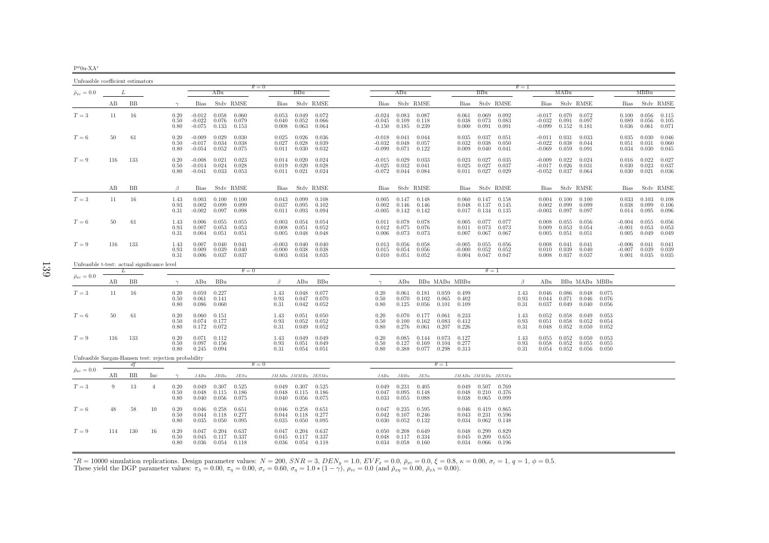P*0u-XA*

Unfeasible coefficient estimators

| $\bar{\rho}_{x\varepsilon}=0.0$ | L | | | $\theta=0$ ABu | | | BBu | | | $\theta=1$ ABu | | | BBu | | | MABu | | | MBBu | | |
|---|---|---|---|---|---|---|---|---|---|---|---|---|---|---|---|---|---|---|---|---|---|
| | AB | BB | $\gamma$ | Bias | Stdv | RMSE | Bias | Stdv | RMSE | Bias | Stdv | RMSE | Bias | Stdv | RMSE | Bias | Stdv | RMSE | Bias | Stdv | RMSE |
| $T=3$ | 11 | 16 | 0.20 | -0.012 | 0.058 | 0.060 | 0.053 | 0.049 | 0.072 | -0.024 | 0.083 | 0.087 | 0.061 | 0.069 | 0.092 | -0.017 | 0.070 | 0.072 | 0.100 | 0.056 | 0.115 |
| | | | 0.50 | -0.022 | 0.076 | 0.079 | 0.040 | 0.052 | 0.066 | -0.045 | 0.109 | 0.118 | 0.038 | 0.073 | 0.083 | -0.032 | 0.091 | 0.097 | 0.089 | 0.056 | 0.105 |
| | | | 0.80 | -0.075 | 0.133 | 0.153 | 0.008 | 0.063 | 0.064 | -0.150 | 0.185 | 0.239 | 0.000 | 0.091 | 0.091 | -0.099 | 0.152 | 0.181 | 0.036 | 0.061 | 0.071 |
| $T=6$ | 50 | 61 | 0.20 | -0.009 | 0.029 | 0.030 | 0.025 | 0.026 | 0.036 | -0.018 | 0.041 | 0.044 | 0.035 | 0.037 | 0.051 | -0.011 | 0.031 | 0.033 | 0.035 | 0.030 | 0.046 |
| | | | 0.50 | -0.017 | 0.034 | 0.038 | 0.027 | 0.028 | 0.039 | -0.032 | 0.048 | 0.057 | 0.032 | 0.038 | 0.050 | -0.022 | 0.038 | 0.044 | 0.051 | 0.031 | 0.060 |
| | | | 0.80 | -0.054 | 0.052 | 0.075 | 0.011 | 0.030 | 0.032 | -0.099 | 0.071 | 0.122 | 0.009 | 0.040 | 0.041 | -0.069 | 0.059 | 0.091 | 0.034 | 0.030 | 0.045 |
| $T=9$ | 116 | 133 | 0.20 | -0.008 | 0.021 | 0.023 | 0.014 | 0.020 | 0.024 | -0.015 | 0.029 | 0.033 | 0.023 | 0.027 | 0.035 | -0.009 | 0.022 | 0.024 | 0.016 | 0.022 | 0.027 |
| | | | 0.50 | -0.014 | 0.024 | 0.028 | 0.019 | 0.020 | 0.028 | -0.025 | 0.032 | 0.041 | 0.025 | 0.027 | 0.037 | -0.017 | 0.026 | 0.031 | 0.030 | 0.023 | 0.037 |
| | | | 0.80 | -0.041 | 0.033 | 0.053 | 0.011 | 0.021 | 0.024 | -0.072 | 0.044 | 0.084 | 0.011 | 0.027 | 0.029 | -0.052 | 0.037 | 0.064 | 0.030 | 0.021 | 0.036 |
| | AB | BB | $\beta$ | Bias | Stdv | RMSE | Bias | Stdv | RMSE | Bias | Stdv | RMSE | Bias | Stdv | RMSE | Bias | Stdv | RMSE | Bias | Stdv | RMSE |
| $T=3$ | 11 | 16 | 1.43 | 0.003 | 0.100 | 0.100 | 0.043 | 0.099 | 0.108 | 0.005 | 0.147 | 0.148 | 0.060 | 0.147 | 0.158 | 0.004 | 0.100 | 0.100 | 0.033 | 0.103 | 0.108 |
| | | | 0.93 | 0.002 | 0.099 | 0.099 | 0.037 | 0.095 | 0.102 | 0.002 | 0.146 | 0.146 | 0.048 | 0.137 | 0.145 | 0.002 | 0.099 | 0.099 | 0.038 | 0.099 | 0.106 |
| | | | 0.31 | -0.002 | 0.097 | 0.098 | 0.011 | 0.093 | 0.094 | -0.005 | 0.142 | 0.142 | 0.017 | 0.134 | 0.135 | -0.003 | 0.097 | 0.097 | 0.014 | 0.095 | 0.096 |
| $T=6$ | 50 | 61 | 1.43 | 0.006 | 0.055 | 0.055 | 0.003 | 0.054 | 0.054 | 0.011 | 0.078 | 0.078 | 0.005 | 0.077 | 0.077 | 0.008 | 0.055 | 0.056 | -0.004 | 0.055 | 0.056 |
| | | | 0.93 | 0.007 | 0.053 | 0.053 | 0.008 | 0.051 | 0.052 | 0.012 | 0.075 | 0.076 | 0.011 | 0.073 | 0.073 | 0.009 | 0.053 | 0.054 | -0.001 | 0.053 | 0.053 |
| | | | 0.31 | 0.004 | 0.051 | 0.051 | 0.005 | 0.048 | 0.048 | 0.006 | 0.073 | 0.073 | 0.007 | 0.067 | 0.067 | 0.005 | 0.051 | 0.051 | 0.005 | 0.049 | 0.049 |
| $T=9$ | 116 | 133 | 1.43 | 0.007 | 0.040 | 0.041 | -0.003 | 0.040 | 0.040 | 0.013 | 0.056 | 0.058 | -0.005 | 0.055 | 0.056 | 0.008 | 0.041 | 0.041 | -0.006 | 0.041 | 0.041 |
| | | | 0.93 | 0.009 | 0.039 | 0.040 | -0.000 | 0.038 | 0.038 | 0.015 | 0.054 | 0.056 | -0.000 | 0.052 | 0.052 | 0.010 | 0.039 | 0.040 | -0.007 | 0.039 | 0.039 |
| | | | 0.31 | 0.006 | 0.037 | 0.037 | 0.003 | 0.034 | 0.035 | 0.010 | 0.051 | 0.052 | 0.004 | 0.047 | 0.047 | 0.008 | 0.037 | 0.037 | 0.001 | 0.035 | 0.035 |

Unfeasible t-test: actual significance level

| $\bar{\rho}_{x\varepsilon}=0.0$ | L | | $\theta=0$ | | | | | | $\theta=1$ | | | | | | | | | | |
|---|---|---|---|---|---|---|---|---|---|---|---|---|---|---|---|---|---|---|---|
| | AB | BB | $\gamma$ | ABu | BBu | $\beta$ | ABu | BBu | $\gamma$ | ABu | BBu | MABu | MBBu | $\beta$ | ABu | BBu | MABu | MBBu |
| $T=3$ | 11 | 16 | 0.20 | 0.059 | 0.227 | 1.43 | 0.048 | 0.077 | 0.20 | 0.061 | 0.181 | 0.059 | 0.499 | 1.43 | 0.046 | 0.086 | 0.048 | 0.075 |
| | | | 0.50 | 0.061 | 0.141 | 0.93 | 0.047 | 0.070 | 0.50 | 0.070 | 0.102 | 0.065 | 0.402 | 0.93 | 0.044 | 0.071 | 0.046 | 0.076 |
| | | | 0.80 | 0.086 | 0.060 | 0.31 | 0.042 | 0.052 | 0.80 | 0.125 | 0.056 | 0.101 | 0.109 | 0.31 | 0.037 | 0.049 | 0.040 | 0.056 |
| $T=6$ | 50 | 61 | 0.20 | 0.060 | 0.151 | 1.43 | 0.051 | 0.050 | 0.20 | 0.070 | 0.177 | 0.061 | 0.233 | 1.43 | 0.052 | 0.058 | 0.049 | 0.053 |
| | | | 0.50 | 0.074 | 0.177 | 0.93 | 0.052 | 0.052 | 0.50 | 0.100 | 0.162 | 0.083 | 0.412 | 0.93 | 0.051 | 0.058 | 0.052 | 0.054 |
| | | | 0.80 | 0.172 | 0.072 | 0.31 | 0.049 | 0.052 | 0.80 | 0.276 | 0.061 | 0.207 | 0.226 | 0.31 | 0.048 | 0.052 | 0.050 | 0.052 |
| $T=9$ | 116 | 133 | 0.20 | 0.071 | 0.112 | 1.43 | 0.049 | 0.049 | 0.20 | 0.085 | 0.144 | 0.073 | 0.127 | 1.43 | 0.055 | 0.052 | 0.050 | 0.053 |
| | | | 0.50 | 0.097 | 0.156 | 0.93 | 0.051 | 0.049 | 0.50 | 0.127 | 0.169 | 0.104 | 0.277 | 0.93 | 0.058 | 0.052 | 0.055 | 0.055 |
| | | | 0.80 | 0.245 | 0.094 | 0.31 | 0.054 | 0.051 | 0.80 | 0.388 | 0.077 | 0.298 | 0.313 | 0.31 | 0.054 | 0.052 | 0.056 | 0.050 |

Unfeasible Sargan-Hansen test: rejection probability

| $\bar{\rho}_{x\varepsilon}=0.0$ | df | | | | $\theta=0$ | | | | | | $\theta=1$ | | | | | |
|---|---|---|---|---|---|---|---|---|---|---|---|---|---|---|---|---|
| | AB | BB | Inc | $\gamma$ | JABu | JBBu | JESu | JMABu | JMMBu | JESMu | JABu | JBBu | JESu | JMABu | JMMBu | JESMu |
| $T=3$ | 9 | 13 | 4 | 0.20 | 0.049 | 0.307 | 0.525 | 0.049 | 0.307 | 0.525 | 0.049 | 0.231 | 0.405 | 0.049 | 0.507 | 0.769 |
| | | | | 0.50 | 0.048 | 0.115 | 0.186 | 0.048 | 0.115 | 0.186 | 0.047 | 0.095 | 0.148 | 0.048 | 0.210 | 0.376 |
| | | | | 0.80 | 0.040 | 0.056 | 0.075 | 0.040 | 0.056 | 0.075 | 0.033 | 0.055 | 0.088 | 0.038 | 0.065 | 0.099 |
| $T=6$ | 48 | 58 | 10 | 0.20 | 0.046 | 0.258 | 0.651 | 0.046 | 0.258 | 0.651 | 0.047 | 0.235 | 0.595 | 0.046 | 0.419 | 0.865 |
| | | | | 0.50 | 0.044 | 0.118 | 0.277 | 0.044 | 0.118 | 0.277 | 0.042 | 0.107 | 0.246 | 0.043 | 0.231 | 0.596 |
| | | | | 0.80 | 0.035 | 0.050 | 0.095 | 0.035 | 0.050 | 0.095 | 0.030 | 0.052 | 0.132 | 0.034 | 0.062 | 0.148 |
| $T=9$ | 114 | 130 | 16 | 0.20 | 0.047 | 0.204 | 0.637 | 0.047 | 0.204 | 0.637 | 0.050 | 0.208 | 0.649 | 0.048 | 0.299 | 0.829 |
| | | | | 0.50 | 0.045 | 0.117 | 0.337 | 0.045 | 0.117 | 0.337 | 0.048 | 0.117 | 0.334 | 0.045 | 0.209 | 0.655 |
| | | | | 0.80 | 0.036 | 0.054 | 0.118 | 0.036 | 0.054 | 0.118 | 0.034 | 0.058 | 0.160 | 0.034 | 0.066 | 0.196 |

*$R = 10000$ simulation replications. Design parameter values: $N = 200$, $SNR = 3$, $DEN_y = 1.0$, $EVF_x = 0.0$, $\bar{\rho}_{x\varepsilon} = 0.0$, $\xi = 0.8$, $\kappa = 0.00$, $\sigma_\varepsilon = 1$, $q = 1$, $\phi = 0.5$.
These yield the DGP parameter values: $\pi_\lambda = 0.00$, $\pi_\eta = 0.00$, $\sigma_v = 0.60$, $\sigma_\eta = 1.0 * (1-\gamma)$, $\rho_{v\varepsilon} = 0.0$ (and $\bar{\rho}_{x\eta} = 0.00$, $\bar{\rho}_{x\lambda} = 0.00$).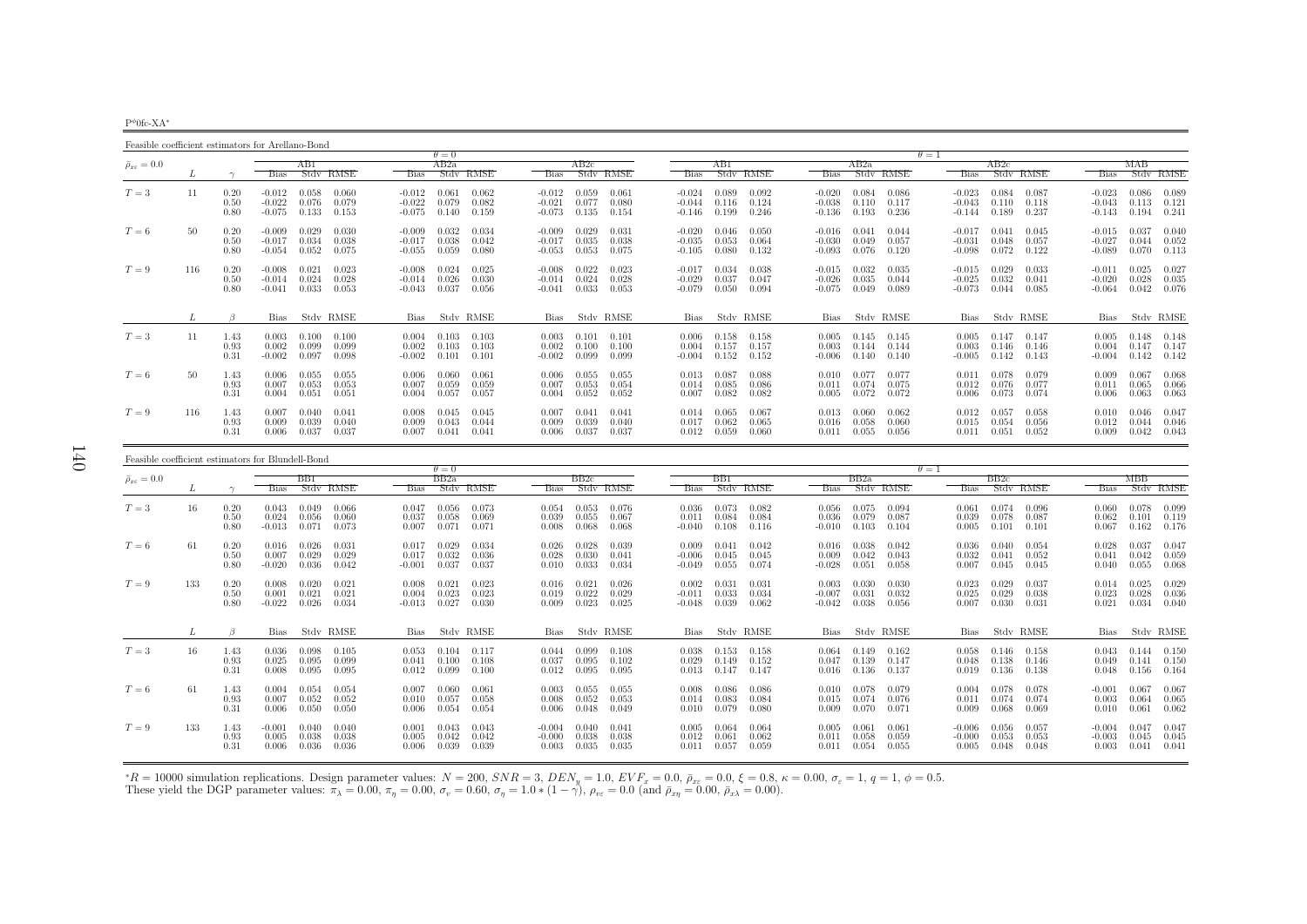P*0fc-XA*

Feasible coefficient estimators for Arellano-Bond

| $\bar{\rho}_{x\varepsilon}=0.0$ | | | $\theta=0$ | | | | | | | | | $\theta=1$ | | | | | | | | | | | |
|---|---|---|---|---|---|---|---|---|---|---|---|---|---|---|---|---|---|---|---|---|---|---|---|
| | | | AB1 | | | AB2a | | | AB2c | | | AB1 | | | AB2a | | | AB2c | | | MAB | | |
| | $L$ | $\gamma$ | Bias | Stdv | RMSE | Bias | Stdv | RMSE | Bias | Stdv | RMSE | Bias | Stdv | RMSE | Bias | Stdv | RMSE | Bias | Stdv | RMSE | Bias | Stdv | RMSE |
| $T=3$ | 11 | 0.20 | -0.012 | 0.058 | 0.060 | -0.012 | 0.061 | 0.062 | -0.012 | 0.059 | 0.061 | -0.024 | 0.089 | 0.092 | -0.020 | 0.084 | 0.086 | -0.023 | 0.084 | 0.087 | -0.023 | 0.086 | 0.089 |
| | | 0.50 | -0.022 | 0.076 | 0.079 | -0.022 | 0.079 | 0.082 | -0.021 | 0.077 | 0.080 | -0.044 | 0.116 | 0.124 | -0.038 | 0.110 | 0.117 | -0.043 | 0.110 | 0.118 | -0.043 | 0.113 | 0.121 |
| | | 0.80 | -0.075 | 0.133 | 0.153 | -0.075 | 0.140 | 0.159 | -0.073 | 0.135 | 0.154 | -0.146 | 0.199 | 0.246 | -0.136 | 0.193 | 0.236 | -0.144 | 0.189 | 0.237 | -0.143 | 0.194 | 0.241 |
| $T=6$ | 50 | 0.20 | -0.009 | 0.029 | 0.030 | -0.009 | 0.032 | 0.034 | -0.009 | 0.029 | 0.031 | -0.020 | 0.046 | 0.050 | -0.016 | 0.041 | 0.044 | -0.017 | 0.041 | 0.045 | -0.015 | 0.037 | 0.040 |
| | | 0.50 | -0.017 | 0.034 | 0.038 | -0.017 | 0.038 | 0.042 | -0.017 | 0.035 | 0.038 | -0.035 | 0.053 | 0.064 | -0.030 | 0.049 | 0.057 | -0.031 | 0.048 | 0.057 | -0.027 | 0.044 | 0.052 |
| | | 0.80 | -0.054 | 0.052 | 0.075 | -0.055 | 0.059 | 0.080 | -0.053 | 0.053 | 0.075 | -0.105 | 0.080 | 0.132 | -0.093 | 0.076 | 0.120 | -0.098 | 0.072 | 0.122 | -0.089 | 0.070 | 0.113 |
| $T=9$ | 116 | 0.20 | -0.008 | 0.021 | 0.023 | -0.008 | 0.024 | 0.025 | -0.008 | 0.022 | 0.023 | -0.017 | 0.034 | 0.038 | -0.015 | 0.032 | 0.035 | -0.015 | 0.029 | 0.033 | -0.011 | 0.025 | 0.027 |
| | | 0.50 | -0.014 | 0.024 | 0.028 | -0.014 | 0.026 | 0.030 | -0.014 | 0.024 | 0.028 | -0.029 | 0.037 | 0.047 | -0.026 | 0.035 | 0.044 | -0.025 | 0.032 | 0.041 | -0.020 | 0.028 | 0.035 |
| | | 0.80 | -0.041 | 0.033 | 0.053 | -0.043 | 0.037 | 0.056 | -0.041 | 0.033 | 0.053 | -0.079 | 0.050 | 0.094 | -0.075 | 0.049 | 0.089 | -0.073 | 0.044 | 0.085 | -0.064 | 0.042 | 0.076 |
| | $L$ | $\beta$ | Bias | Stdv | RMSE | Bias | Stdv | RMSE | Bias | Stdv | RMSE | Bias | Stdv | RMSE | Bias | Stdv | RMSE | Bias | Stdv | RMSE | Bias | Stdv | RMSE |
| $T=3$ | 11 | 1.43 | 0.003 | 0.100 | 0.100 | 0.004 | 0.103 | 0.103 | 0.003 | 0.101 | 0.101 | 0.006 | 0.158 | 0.158 | 0.005 | 0.145 | 0.145 | 0.005 | 0.147 | 0.147 | 0.005 | 0.148 | 0.148 |
| | | 0.93 | 0.002 | 0.099 | 0.099 | 0.002 | 0.103 | 0.103 | 0.002 | 0.100 | 0.100 | 0.004 | 0.157 | 0.157 | 0.003 | 0.144 | 0.144 | 0.003 | 0.146 | 0.146 | 0.004 | 0.147 | 0.147 |
| | | 0.31 | -0.002 | 0.097 | 0.098 | -0.002 | 0.101 | 0.101 | -0.002 | 0.099 | 0.099 | -0.004 | 0.152 | 0.152 | -0.006 | 0.140 | 0.140 | -0.005 | 0.142 | 0.143 | -0.004 | 0.142 | 0.142 |
| $T=6$ | 50 | 1.43 | 0.006 | 0.055 | 0.055 | 0.006 | 0.060 | 0.061 | 0.006 | 0.055 | 0.055 | 0.013 | 0.087 | 0.088 | 0.010 | 0.077 | 0.077 | 0.011 | 0.078 | 0.079 | 0.009 | 0.067 | 0.068 |
| | | 0.93 | 0.007 | 0.053 | 0.053 | 0.007 | 0.059 | 0.059 | 0.007 | 0.053 | 0.054 | 0.014 | 0.085 | 0.086 | 0.011 | 0.074 | 0.075 | 0.012 | 0.076 | 0.077 | 0.011 | 0.065 | 0.066 |
| | | 0.31 | 0.004 | 0.051 | 0.051 | 0.004 | 0.057 | 0.057 | 0.004 | 0.052 | 0.052 | 0.007 | 0.082 | 0.082 | 0.005 | 0.072 | 0.072 | 0.006 | 0.073 | 0.074 | 0.006 | 0.063 | 0.063 |
| $T=9$ | 116 | 1.43 | 0.007 | 0.040 | 0.041 | 0.008 | 0.045 | 0.045 | 0.007 | 0.041 | 0.041 | 0.014 | 0.065 | 0.067 | 0.013 | 0.060 | 0.062 | 0.012 | 0.057 | 0.058 | 0.010 | 0.046 | 0.047 |
| | | 0.93 | 0.009 | 0.039 | 0.040 | 0.009 | 0.043 | 0.044 | 0.009 | 0.039 | 0.040 | 0.017 | 0.062 | 0.065 | 0.016 | 0.058 | 0.060 | 0.015 | 0.054 | 0.056 | 0.012 | 0.044 | 0.046 |
| | | 0.31 | 0.006 | 0.037 | 0.037 | 0.007 | 0.041 | 0.041 | 0.006 | 0.037 | 0.037 | 0.012 | 0.059 | 0.060 | 0.011 | 0.055 | 0.056 | 0.011 | 0.051 | 0.052 | 0.009 | 0.042 | 0.043 |

Feasible coefficient estimators for Blundell-Bond

| $\bar{\rho}_{x\varepsilon}=0.0$ | | | $\theta=0$ | | | | | | | | | $\theta=1$ | | | | | | | | | | | |
|---|---|---|---|---|---|---|---|---|---|---|---|---|---|---|---|---|---|---|---|---|---|---|---|
| | | | BB1 | | | BB2a | | | BB2c | | | BB1 | | | BB2a | | | BB2c | | | MBB | | |
| | $L$ | $\gamma$ | Bias | Stdv | RMSE | Bias | Stdv | RMSE | Bias | Stdv | RMSE | Bias | Stdv | RMSE | Bias | Stdv | RMSE | Bias | Stdv | RMSE | Bias | Stdv | RMSE |
| $T=3$ | 16 | 0.20 | 0.043 | 0.049 | 0.066 | 0.047 | 0.056 | 0.073 | 0.054 | 0.053 | 0.076 | 0.036 | 0.073 | 0.082 | 0.056 | 0.075 | 0.094 | 0.061 | 0.074 | 0.096 | 0.060 | 0.078 | 0.099 |
| | | 0.50 | 0.024 | 0.056 | 0.060 | 0.037 | 0.058 | 0.069 | 0.039 | 0.055 | 0.067 | 0.011 | 0.084 | 0.084 | 0.036 | 0.079 | 0.087 | 0.039 | 0.078 | 0.087 | 0.062 | 0.101 | 0.119 |
| | | 0.80 | -0.013 | 0.071 | 0.073 | 0.007 | 0.071 | 0.071 | 0.008 | 0.068 | 0.068 | -0.040 | 0.108 | 0.116 | -0.010 | 0.103 | 0.104 | 0.005 | 0.101 | 0.101 | 0.067 | 0.162 | 0.176 |
| $T=6$ | 61 | 0.20 | 0.016 | 0.026 | 0.031 | 0.017 | 0.029 | 0.034 | 0.026 | 0.028 | 0.039 | 0.009 | 0.041 | 0.042 | 0.016 | 0.038 | 0.042 | 0.036 | 0.040 | 0.054 | 0.028 | 0.037 | 0.047 |
| | | 0.50 | 0.007 | 0.029 | 0.029 | 0.017 | 0.032 | 0.036 | 0.028 | 0.030 | 0.041 | -0.006 | 0.045 | 0.045 | 0.009 | 0.042 | 0.043 | 0.032 | 0.041 | 0.052 | 0.041 | 0.042 | 0.059 |
| | | 0.80 | -0.020 | 0.036 | 0.042 | -0.001 | 0.037 | 0.037 | 0.010 | 0.033 | 0.034 | -0.049 | 0.055 | 0.074 | -0.028 | 0.051 | 0.058 | 0.007 | 0.045 | 0.045 | 0.040 | 0.055 | 0.068 |
| $T=9$ | 133 | 0.20 | 0.008 | 0.020 | 0.021 | 0.008 | 0.021 | 0.023 | 0.016 | 0.021 | 0.026 | 0.002 | 0.031 | 0.031 | 0.003 | 0.030 | 0.030 | 0.023 | 0.029 | 0.037 | 0.014 | 0.025 | 0.029 |
| | | 0.50 | 0.001 | 0.021 | 0.021 | 0.004 | 0.023 | 0.023 | 0.019 | 0.022 | 0.029 | -0.011 | 0.033 | 0.034 | -0.007 | 0.031 | 0.032 | 0.025 | 0.029 | 0.038 | 0.023 | 0.028 | 0.036 |
| | | 0.80 | -0.022 | 0.026 | 0.034 | -0.013 | 0.027 | 0.030 | 0.009 | 0.023 | 0.025 | -0.048 | 0.039 | 0.062 | -0.042 | 0.038 | 0.056 | 0.007 | 0.030 | 0.031 | 0.021 | 0.034 | 0.040 |
| | $L$ | $\beta$ | Bias | Stdv | RMSE | Bias | Stdv | RMSE | Bias | Stdv | RMSE | Bias | Stdv | RMSE | Bias | Stdv | RMSE | Bias | Stdv | RMSE | Bias | Stdv | RMSE |
| $T=3$ | 16 | 1.43 | 0.036 | 0.098 | 0.105 | 0.053 | 0.104 | 0.117 | 0.044 | 0.099 | 0.108 | 0.038 | 0.153 | 0.158 | 0.064 | 0.149 | 0.162 | 0.058 | 0.146 | 0.158 | 0.043 | 0.144 | 0.150 |
| | | 0.93 | 0.025 | 0.095 | 0.099 | 0.041 | 0.100 | 0.108 | 0.037 | 0.095 | 0.102 | 0.029 | 0.149 | 0.152 | 0.047 | 0.139 | 0.147 | 0.048 | 0.138 | 0.146 | 0.049 | 0.141 | 0.150 |
| | | 0.31 | 0.008 | 0.095 | 0.095 | 0.012 | 0.099 | 0.100 | 0.012 | 0.095 | 0.095 | 0.013 | 0.147 | 0.147 | 0.016 | 0.136 | 0.137 | 0.019 | 0.136 | 0.138 | 0.048 | 0.156 | 0.164 |
| $T=6$ | 61 | 1.43 | 0.004 | 0.054 | 0.054 | 0.007 | 0.060 | 0.061 | 0.003 | 0.055 | 0.055 | 0.008 | 0.086 | 0.086 | 0.010 | 0.078 | 0.079 | 0.004 | 0.078 | 0.078 | -0.001 | 0.067 | 0.067 |
| | | 0.93 | 0.007 | 0.052 | 0.052 | 0.010 | 0.057 | 0.058 | 0.008 | 0.052 | 0.053 | 0.014 | 0.083 | 0.084 | 0.015 | 0.074 | 0.076 | 0.011 | 0.074 | 0.074 | 0.003 | 0.064 | 0.065 |
| | | 0.31 | 0.006 | 0.050 | 0.050 | 0.006 | 0.054 | 0.054 | 0.006 | 0.048 | 0.049 | 0.010 | 0.079 | 0.080 | 0.009 | 0.070 | 0.071 | 0.009 | 0.068 | 0.069 | 0.010 | 0.061 | 0.062 |
| $T=9$ | 133 | 1.43 | -0.001 | 0.040 | 0.040 | 0.001 | 0.043 | 0.043 | -0.004 | 0.040 | 0.041 | 0.005 | 0.064 | 0.064 | 0.005 | 0.061 | 0.061 | -0.006 | 0.056 | 0.057 | -0.004 | 0.047 | 0.047 |
| | | 0.93 | 0.005 | 0.038 | 0.038 | 0.005 | 0.042 | 0.042 | -0.000 | 0.038 | 0.038 | 0.012 | 0.061 | 0.062 | 0.011 | 0.058 | 0.059 | -0.000 | 0.053 | 0.053 | -0.003 | 0.045 | 0.045 |
| | | 0.31 | 0.006 | 0.036 | 0.036 | 0.006 | 0.039 | 0.039 | 0.003 | 0.035 | 0.035 | 0.011 | 0.057 | 0.059 | 0.011 | 0.054 | 0.055 | 0.005 | 0.048 | 0.048 | 0.003 | 0.041 | 0.041 |

*$R=10000$ simulation replications. Design parameter values: $N=200$, $SNR=3$, $DEN_y=1.0$, $EVF_x=0.0$, $\bar{\rho}_{x\varepsilon}=0.0$, $\xi=0.8$, $\kappa=0.00$, $\sigma_\varepsilon=1$, $q=1$, $\phi=0.5$.
These yield the DGP parameter values: $\pi_\lambda=0.00$, $\pi_\eta=0.00$, $\sigma_v=0.60$, $\sigma_\eta=1.0*(1-\gamma)$, $\rho_{v\varepsilon}=0.0$ (and $\bar{\rho}_{x\eta}=0.00$, $\bar{\rho}_{x\lambda}=0.00$).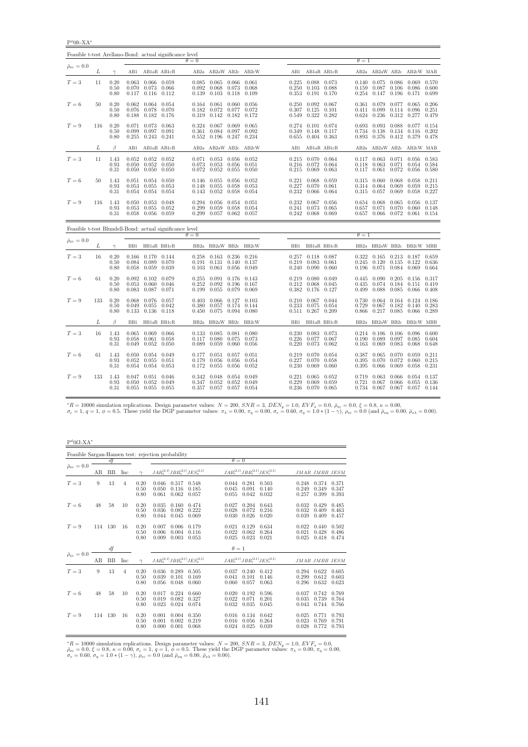P$^{\theta}$0ft-XA$^{*}$

Feasible t-test Arellano-Bond: actual significance level

| $\bar{\rho}_{x\varepsilon}=0.0$ | $L$ | $\gamma$ | AB1 | AB1aR | AB1cR | AB2a | AB2aW | AB2c | AB2cW | AB1 | AB1aR | AB1cR | AB2a | AB2aW | AB2c | AB2cW | MAB |
|---|---|---|---|---|---|---|---|---|---|---|---|---|---|---|---|---|---|
| | | | | | | $\theta=0$ | | | | | | | $\theta=1$ | | | | |
| $T=3$ | 11 | 0.20 | 0.063 | 0.066 | 0.059 | 0.085 | 0.065 | 0.066 | 0.061 | 0.225 | 0.088 | 0.073 | 0.140 | 0.075 | 0.086 | 0.069 | 0.570 |
| | | 0.50 | 0.070 | 0.073 | 0.066 | 0.092 | 0.068 | 0.073 | 0.068 | 0.250 | 0.103 | 0.088 | 0.159 | 0.087 | 0.106 | 0.086 | 0.600 |
| | | 0.80 | 0.117 | 0.116 | 0.112 | 0.139 | 0.103 | 0.118 | 0.109 | 0.353 | 0.191 | 0.170 | 0.254 | 0.147 | 0.196 | 0.171 | 0.699 |
| $T=6$ | 50 | 0.20 | 0.062 | 0.064 | 0.054 | 0.164 | 0.061 | 0.060 | 0.056 | 0.250 | 0.092 | 0.067 | 0.361 | 0.079 | 0.077 | 0.065 | 0.206 |
| | | 0.50 | 0.076 | 0.078 | 0.070 | 0.182 | 0.072 | 0.077 | 0.072 | 0.307 | 0.125 | 0.101 | 0.411 | 0.099 | 0.114 | 0.096 | 0.251 |
| | | 0.80 | 0.188 | 0.182 | 0.176 | 0.319 | 0.142 | 0.182 | 0.172 | 0.549 | 0.322 | 0.282 | 0.624 | 0.236 | 0.312 | 0.277 | 0.479 |
| $T=9$ | 116 | 0.20 | 0.071 | 0.073 | 0.063 | 0.324 | 0.067 | 0.069 | 0.065 | 0.274 | 0.101 | 0.074 | 0.693 | 0.093 | 0.088 | 0.077 | 0.154 |
| | | 0.50 | 0.099 | 0.097 | 0.091 | 0.361 | 0.084 | 0.097 | 0.092 | 0.349 | 0.148 | 0.117 | 0.734 | 0.138 | 0.134 | 0.116 | 0.202 |
| | | 0.80 | 0.255 | 0.243 | 0.241 | 0.552 | 0.196 | 0.247 | 0.234 | 0.655 | 0.404 | 0.363 | 0.893 | 0.376 | 0.412 | 0.379 | 0.478 |
| | $L$ | $\beta$ | AB1 | AB1aR | AB1cR | AB2a | AB2aW | AB2c | AB2cW | AB1 | AB1aR | AB1cR | AB2a | AB2aW | AB2c | AB2cW | MAB |
| $T=3$ | 11 | 1.43 | 0.052 | 0.052 | 0.052 | 0.071 | 0.053 | 0.056 | 0.052 | 0.215 | 0.070 | 0.064 | 0.117 | 0.063 | 0.071 | 0.056 | 0.583 |
| | | 0.93 | 0.050 | 0.052 | 0.050 | 0.073 | 0.053 | 0.056 | 0.051 | 0.216 | 0.072 | 0.064 | 0.118 | 0.063 | 0.071 | 0.054 | 0.584 |
| | | 0.31 | 0.050 | 0.050 | 0.050 | 0.072 | 0.052 | 0.055 | 0.050 | 0.215 | 0.069 | 0.063 | 0.117 | 0.061 | 0.072 | 0.056 | 0.580 |
| $T=6$ | 50 | 1.43 | 0.051 | 0.054 | 0.050 | 0.146 | 0.055 | 0.056 | 0.052 | 0.221 | 0.068 | 0.059 | 0.315 | 0.060 | 0.068 | 0.058 | 0.211 |
| | | 0.93 | 0.053 | 0.055 | 0.053 | 0.148 | 0.055 | 0.058 | 0.053 | 0.227 | 0.070 | 0.061 | 0.314 | 0.064 | 0.069 | 0.059 | 0.215 |
| | | 0.31 | 0.054 | 0.054 | 0.054 | 0.143 | 0.052 | 0.058 | 0.054 | 0.232 | 0.066 | 0.064 | 0.315 | 0.057 | 0.069 | 0.058 | 0.227 |
| $T=9$ | 116 | 1.43 | 0.050 | 0.053 | 0.048 | 0.294 | 0.056 | 0.054 | 0.051 | 0.232 | 0.067 | 0.056 | 0.654 | 0.068 | 0.065 | 0.056 | 0.137 |
| | | 0.93 | 0.053 | 0.055 | 0.052 | 0.299 | 0.059 | 0.058 | 0.054 | 0.241 | 0.073 | 0.065 | 0.657 | 0.071 | 0.070 | 0.060 | 0.148 |
| | | 0.31 | 0.058 | 0.056 | 0.059 | 0.299 | 0.057 | 0.062 | 0.057 | 0.242 | 0.068 | 0.069 | 0.657 | 0.066 | 0.072 | 0.061 | 0.154 |

Feasible t-test Blundell-Bond: actual significance level

| $\bar{\rho}_{x\varepsilon}=0.0$ | $L$ | $\gamma$ | BB1 | BB1aR | BB1cR | BB2a | BB2aW | BB2c | BB2cW | BB1 | BB1aR | BB1cR | BB2a | BB2aW | BB2c | BB2cW | MBB |
|---|---|---|---|---|---|---|---|---|---|---|---|---|---|---|---|---|---|
| | | | | | | $\theta=0$ | | | | | | | $\theta=1$ | | | | |
| $T=3$ | 16 | 0.20 | 0.166 | 0.170 | 0.144 | 0.258 | 0.163 | 0.236 | 0.216 | 0.257 | 0.118 | 0.087 | 0.322 | 0.165 | 0.213 | 0.187 | 0.659 |
| | | 0.50 | 0.084 | 0.089 | 0.070 | 0.191 | 0.131 | 0.140 | 0.137 | 0.219 | 0.083 | 0.061 | 0.245 | 0.120 | 0.135 | 0.122 | 0.636 |
| | | 0.80 | 0.058 | 0.059 | 0.039 | 0.103 | 0.061 | 0.056 | 0.049 | 0.240 | 0.090 | 0.060 | 0.196 | 0.071 | 0.084 | 0.069 | 0.664 |
| $T=6$ | 61 | 0.20 | 0.092 | 0.102 | 0.079 | 0.255 | 0.091 | 0.176 | 0.143 | 0.219 | 0.080 | 0.049 | 0.445 | 0.090 | 0.205 | 0.156 | 0.317 |
| | | 0.50 | 0.053 | 0.060 | 0.046 | 0.252 | 0.092 | 0.196 | 0.167 | 0.212 | 0.068 | 0.045 | 0.435 | 0.074 | 0.184 | 0.151 | 0.419 |
| | | 0.80 | 0.083 | 0.087 | 0.071 | 0.199 | 0.055 | 0.079 | 0.069 | 0.382 | 0.176 | 0.127 | 0.499 | 0.088 | 0.085 | 0.066 | 0.408 |
| $T=9$ | 133 | 0.20 | 0.068 | 0.076 | 0.057 | 0.403 | 0.066 | 0.127 | 0.103 | 0.210 | 0.067 | 0.044 | 0.730 | 0.064 | 0.164 | 0.124 | 0.186 |
| | | 0.50 | 0.049 | 0.055 | 0.042 | 0.380 | 0.057 | 0.174 | 0.144 | 0.233 | 0.075 | 0.054 | 0.729 | 0.067 | 0.182 | 0.140 | 0.283 |
| | | 0.80 | 0.133 | 0.136 | 0.118 | 0.450 | 0.075 | 0.094 | 0.080 | 0.511 | 0.267 | 0.209 | 0.866 | 0.217 | 0.085 | 0.066 | 0.289 |
| | $L$ | $\beta$ | BB1 | BB1aR | BB1cR | BB2a | BB2aW | BB2c | BB2cW | BB1 | BB1aR | BB1cR | BB2a | BB2aW | BB2c | BB2cW | MBB |
| $T=3$ | 16 | 1.43 | 0.065 | 0.069 | 0.066 | 0.133 | 0.085 | 0.081 | 0.080 | 0.230 | 0.083 | 0.073 | 0.214 | 0.106 | 0.106 | 0.096 | 0.600 |
| | | 0.93 | 0.058 | 0.061 | 0.058 | 0.117 | 0.080 | 0.075 | 0.073 | 0.226 | 0.077 | 0.067 | 0.190 | 0.089 | 0.097 | 0.085 | 0.604 |
| | | 0.31 | 0.049 | 0.052 | 0.050 | 0.089 | 0.059 | 0.060 | 0.056 | 0.220 | 0.073 | 0.062 | 0.163 | 0.069 | 0.083 | 0.068 | 0.648 |
| $T=6$ | 61 | 1.43 | 0.050 | 0.054 | 0.049 | 0.177 | 0.051 | 0.057 | 0.051 | 0.219 | 0.070 | 0.054 | 0.387 | 0.065 | 0.070 | 0.059 | 0.211 |
| | | 0.93 | 0.052 | 0.055 | 0.051 | 0.179 | 0.056 | 0.056 | 0.054 | 0.227 | 0.070 | 0.058 | 0.395 | 0.070 | 0.072 | 0.060 | 0.215 |
| | | 0.31 | 0.054 | 0.054 | 0.053 | 0.172 | 0.055 | 0.056 | 0.052 | 0.230 | 0.069 | 0.060 | 0.395 | 0.066 | 0.069 | 0.058 | 0.231 |
| $T=9$ | 133 | 1.43 | 0.047 | 0.051 | 0.046 | 0.342 | 0.048 | 0.054 | 0.049 | 0.221 | 0.065 | 0.052 | 0.719 | 0.063 | 0.066 | 0.054 | 0.137 |
| | | 0.93 | 0.050 | 0.052 | 0.049 | 0.347 | 0.052 | 0.052 | 0.049 | 0.229 | 0.069 | 0.059 | 0.721 | 0.067 | 0.066 | 0.055 | 0.136 |
| | | 0.31 | 0.055 | 0.055 | 0.055 | 0.357 | 0.057 | 0.057 | 0.054 | 0.236 | 0.070 | 0.065 | 0.734 | 0.067 | 0.067 | 0.057 | 0.144 |

$^{*}R=10000$ simulation replications. Design parameter values: $N=200$, $SNR=3$, $DEN_y=1.0$, $EVF_x=0.0$, $\bar{\rho}_{x\varepsilon}=0.0$, $\xi=0.8$, $\kappa=0.00$, $\sigma_\varepsilon=1$, $q=1$, $\phi=0.5$. These yield the DGP parameter values: $\pi_\lambda=0.00$, $\pi_\eta=0.00$, $\sigma_v=0.60$, $\sigma_\eta=1.0*(1-\gamma)$, $\rho_{v\varepsilon}=0.0$ (and $\bar{\rho}_{x\eta}=0.00$, $\bar{\rho}_{x\lambda}=0.00$).

P$^{\theta}$0fJ-XA$^{*}$

Feasible Sargan-Hansen test: rejection probability

| $\bar{\rho}_{x\varepsilon}=0.0$ | AB | BB | Inc | $\gamma$ | $JAB_a^{(2,1)}$ | $JBB_a^{(2,1)}$ | $JES_a^{(2,1)}$ | $JAB_c^{(2,1)}$ | $JBB_c^{(2,1)}$ | $JES_c^{(2,1)}$ | JMAB | JMBB | JESM |
|---|---|---|---|---|---|---|---|---|---|---|---|---|---|
| | df | | | | | | $\theta=0$ | | | | | | |
| $T=3$ | 9 | 13 | 4 | 0.20 | 0.046 | 0.317 | 0.548 | 0.044 | 0.281 | 0.503 | 0.248 | 0.374 | 0.371 |
| | | | | 0.50 | 0.050 | 0.116 | 0.185 | 0.045 | 0.091 | 0.140 | 0.249 | 0.349 | 0.347 |
| | | | | 0.80 | 0.061 | 0.062 | 0.057 | 0.055 | 0.042 | 0.032 | 0.257 | 0.399 | 0.393 |
| $T=6$ | 48 | 58 | 10 | 0.20 | 0.035 | 0.160 | 0.474 | 0.027 | 0.204 | 0.643 | 0.032 | 0.429 | 0.485 |
| | | | | 0.50 | 0.036 | 0.082 | 0.222 | 0.028 | 0.072 | 0.216 | 0.032 | 0.409 | 0.463 |
| | | | | 0.80 | 0.044 | 0.045 | 0.069 | 0.030 | 0.026 | 0.020 | 0.039 | 0.409 | 0.457 |
| $T=9$ | 114 | 130 | 16 | 0.20 | 0.007 | 0.006 | 0.179 | 0.021 | 0.129 | 0.634 | 0.022 | 0.440 | 0.502 |
| | | | | 0.50 | 0.006 | 0.004 | 0.116 | 0.022 | 0.062 | 0.264 | 0.021 | 0.428 | 0.486 |
| | | | | 0.80 | 0.009 | 0.003 | 0.053 | 0.025 | 0.023 | 0.021 | 0.025 | 0.418 | 0.474 |
| | df | | | | | | $\theta=1$ | | | | | | |
| | AB | BB | Inc | $\gamma$ | $JAB_a^{(2,1)}$ | $JBB_a^{(2,1)}$ | $JES_a^{(2,1)}$ | $JAB_c^{(2,1)}$ | $JBB_c^{(2,1)}$ | $JES_c^{(2,1)}$ | JMAB | JMBB | JESM |
| $T=3$ | 9 | 13 | 4 | 0.20 | 0.036 | 0.289 | 0.505 | 0.037 | 0.240 | 0.412 | 0.294 | 0.622 | 0.605 |
| | | | | 0.50 | 0.039 | 0.101 | 0.169 | 0.041 | 0.101 | 0.146 | 0.299 | 0.612 | 0.603 |
| | | | | 0.80 | 0.056 | 0.048 | 0.060 | 0.060 | 0.057 | 0.063 | 0.296 | 0.632 | 0.623 |
| $T=6$ | 48 | 58 | 10 | 0.20 | 0.017 | 0.224 | 0.660 | 0.020 | 0.192 | 0.596 | 0.037 | 0.742 | 0.769 |
| | | | | 0.50 | 0.019 | 0.082 | 0.327 | 0.022 | 0.071 | 0.201 | 0.035 | 0.739 | 0.764 |
| | | | | 0.80 | 0.023 | 0.024 | 0.074 | 0.032 | 0.035 | 0.045 | 0.043 | 0.744 | 0.766 |
| $T=9$ | 114 | 130 | 16 | 0.20 | 0.001 | 0.004 | 0.350 | 0.016 | 0.134 | 0.642 | 0.025 | 0.771 | 0.793 |
| | | | | 0.50 | 0.001 | 0.002 | 0.219 | 0.016 | 0.056 | 0.264 | 0.023 | 0.769 | 0.791 |
| | | | | 0.80 | 0.000 | 0.001 | 0.068 | 0.024 | 0.025 | 0.039 | 0.028 | 0.772 | 0.793 |

$^{*}R=10000$ simulation replications. Design parameter values: $N=200$, $SNR=3$, $DEN_y=1.0$, $EVF_x=0.0$, $\bar{\rho}_{x\varepsilon}=0.0$, $\xi=0.8$, $\kappa=0.00$, $\sigma_\varepsilon=1$, $q=1$, $\phi=0.5$. These yield the DGP parameter values: $\pi_\lambda=0.00$, $\pi_\eta=0.00$, $\sigma_v=0.60$, $\sigma_\eta=1.0*(1-\gamma)$, $\rho_{v\varepsilon}=0.0$ (and $\bar{\rho}_{x\eta}=0.00$, $\bar{\rho}_{x\lambda}=0.00$).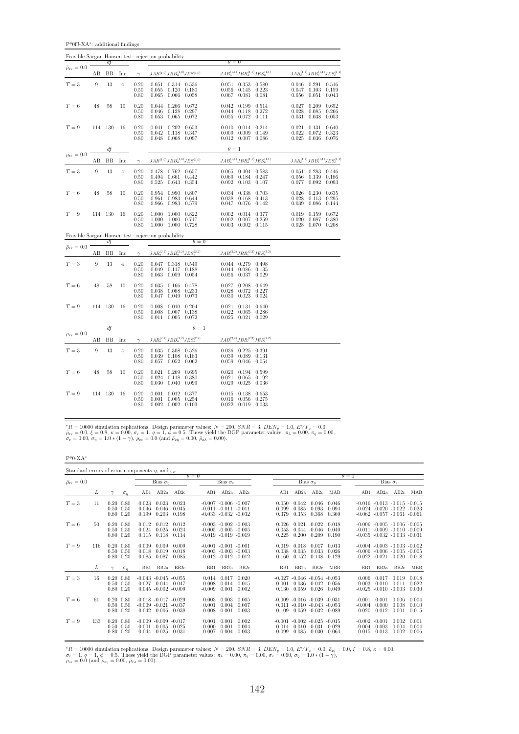P$^{\phi}$0fJ-XA$^{*}$: additional findings

Feasible Sargan-Hansen test: rejection probability

| $\bar{\rho}_{x\varepsilon}=0.0$ | df AB | BB | Inc | $\gamma$ | $\theta=0$ $JAB^{(1,0)}$ | $JBB_a^{(1,0)}$ | $JES^{(1,0)}$ | $JAB_a^{(1,1)}$ | $JBB_a^{(1,1)}$ | $JES_a^{(1,1)}$ | $JAB_c^{(1,1)}$ | $JBB_c^{(1,1)}$ | $JES_c^{(1,1)}$ |
|---|---|---|---|---|---|---|---|---|---|---|---|---|---|
| $T=3$ | 9 | 13 | 4 | 0.20 | 0.051 | 0.314 | 0.536 | 0.051 | 0.353 | 0.580 | 0.046 | 0.291 | 0.516 |
| | | | | 0.50 | 0.055 | 0.120 | 0.180 | 0.056 | 0.145 | 0.223 | 0.047 | 0.103 | 0.159 |
| | | | | 0.80 | 0.065 | 0.066 | 0.058 | 0.067 | 0.081 | 0.081 | 0.056 | 0.051 | 0.043 |
| $T=6$ | 48 | 58 | 10 | 0.20 | 0.044 | 0.266 | 0.672 | 0.042 | 0.199 | 0.514 | 0.027 | 0.209 | 0.652 |
| | | | | 0.50 | 0.046 | 0.128 | 0.297 | 0.044 | 0.118 | 0.272 | 0.028 | 0.085 | 0.266 |
| | | | | 0.80 | 0.053 | 0.065 | 0.072 | 0.055 | 0.072 | 0.111 | 0.031 | 0.038 | 0.053 |
| $T=9$ | 114 | 130 | 16 | 0.20 | 0.041 | 0.202 | 0.653 | 0.010 | 0.014 | 0.214 | 0.021 | 0.131 | 0.640 |
| | | | | 0.50 | 0.042 | 0.118 | 0.347 | 0.009 | 0.009 | 0.149 | 0.022 | 0.072 | 0.323 |
| | | | | 0.80 | 0.048 | 0.068 | 0.097 | 0.012 | 0.007 | 0.086 | 0.025 | 0.036 | 0.076 |
| $\bar{\rho}_{x\varepsilon}=0.0$ | df AB | BB | Inc | $\gamma$ | $\theta=1$ $JAB^{(1,0)}$ | $JBB_a^{(1,0)}$ | $JES^{(1,0)}$ | $JAB_a^{(1,1)}$ | $JBB_a^{(1,1)}$ | $JES_a^{(1,1)}$ | $JAB_c^{(1,1)}$ | $JBB_c^{(1,1)}$ | $JES_c^{(1,1)}$ |
| $T=3$ | 9 | 13 | 4 | 0.20 | 0.478 | 0.762 | 0.657 | 0.065 | 0.404 | 0.583 | 0.051 | 0.283 | 0.446 |
| | | | | 0.50 | 0.494 | 0.661 | 0.442 | 0.069 | 0.184 | 0.247 | 0.056 | 0.139 | 0.186 |
| | | | | 0.80 | 0.525 | 0.643 | 0.354 | 0.092 | 0.103 | 0.107 | 0.077 | 0.092 | 0.093 |
| $T=6$ | 48 | 58 | 10 | 0.20 | 0.954 | 0.990 | 0.807 | 0.034 | 0.338 | 0.703 | 0.026 | 0.230 | 0.635 |
| | | | | 0.50 | 0.961 | 0.983 | 0.644 | 0.038 | 0.168 | 0.413 | 0.028 | 0.113 | 0.295 |
| | | | | 0.80 | 0.966 | 0.983 | 0.579 | 0.047 | 0.076 | 0.142 | 0.039 | 0.086 | 0.144 |
| $T=9$ | 114 | 130 | 16 | 0.20 | 1.000 | 1.000 | 0.822 | 0.002 | 0.014 | 0.377 | 0.019 | 0.159 | 0.672 |
| | | | | 0.50 | 1.000 | 1.000 | 0.717 | 0.002 | 0.007 | 0.259 | 0.020 | 0.087 | 0.380 |
| | | | | 0.80 | 1.000 | 1.000 | 0.728 | 0.003 | 0.002 | 0.115 | 0.028 | 0.070 | 0.208 |

Feasible Sargan-Hansen test: rejection probability

| $\bar{\rho}_{x\varepsilon}=0.0$ | df AB | BB | Inc | $\gamma$ | $\theta=0$ $JAB_a^{(2,2)}$ | $JBB_a^{(2,2)}$ | $JES_a^{(2,2)}$ | $JAB_c^{(2,2)}$ | $JBB_c^{(2,2)}$ | $JES_c^{(2,2)}$ |
|---|---|---|---|---|---|---|---|---|---|---|
| $T=3$ | 9 | 13 | 4 | 0.20 | 0.047 | 0.318 | 0.549 | 0.044 | 0.279 | 0.498 |
| | | | | 0.50 | 0.049 | 0.117 | 0.188 | 0.044 | 0.086 | 0.135 |
| | | | | 0.80 | 0.063 | 0.059 | 0.054 | 0.056 | 0.037 | 0.029 |
| $T=6$ | 48 | 58 | 10 | 0.20 | 0.035 | 0.166 | 0.478 | 0.027 | 0.208 | 0.649 |
| | | | | 0.50 | 0.038 | 0.088 | 0.233 | 0.028 | 0.072 | 0.227 |
| | | | | 0.80 | 0.047 | 0.049 | 0.073 | 0.030 | 0.023 | 0.024 |
| $T=9$ | 114 | 130 | 16 | 0.20 | 0.008 | 0.010 | 0.204 | 0.021 | 0.131 | 0.640 |
| | | | | 0.50 | 0.008 | 0.007 | 0.138 | 0.022 | 0.065 | 0.286 |
| | | | | 0.80 | 0.011 | 0.005 | 0.072 | 0.025 | 0.021 | 0.029 |
| $\bar{\rho}_{x\varepsilon}=0.0$ | df AB | BB | Inc | $\gamma$ | $\theta=1$ $JAB_a^{(2,2)}$ | $JBB_a^{(2,2)}$ | $JES_a^{(2,2)}$ | $JAB_c^{(2,2)}$ | $JBB_c^{(2,2)}$ | $JES_c^{(2,2)}$ |
| $T=3$ | 9 | 13 | 4 | 0.20 | 0.035 | 0.308 | 0.526 | 0.036 | 0.225 | 0.391 |
| | | | | 0.50 | 0.039 | 0.108 | 0.183 | 0.039 | 0.089 | 0.131 |
| | | | | 0.80 | 0.057 | 0.052 | 0.062 | 0.059 | 0.046 | 0.054 |
| $T=6$ | 48 | 58 | 10 | 0.20 | 0.021 | 0.269 | 0.695 | 0.020 | 0.194 | 0.599 |
| | | | | 0.50 | 0.024 | 0.118 | 0.380 | 0.021 | 0.065 | 0.192 |
| | | | | 0.80 | 0.030 | 0.040 | 0.099 | 0.029 | 0.025 | 0.036 |
| $T=9$ | 114 | 130 | 16 | 0.20 | 0.001 | 0.012 | 0.377 | 0.015 | 0.138 | 0.653 |
| | | | | 0.50 | 0.001 | 0.005 | 0.254 | 0.016 | 0.056 | 0.275 |
| | | | | 0.80 | 0.002 | 0.002 | 0.103 | 0.022 | 0.019 | 0.033 |

$^{*}R=10000$ simulation replications. Design parameter values: $N=200$, $SNR=3$, $DEN_y=1.0$, $EVF_x=0.0$, $\bar{\rho}_{x\varepsilon}=0.0$, $\xi=0.8$, $\kappa=0.00$, $\sigma_\varepsilon=1$, $q=1$, $\phi=0.5$. These yield the DGP parameter values: $\pi_\lambda=0.00$, $\pi_\eta=0.00$, $\sigma_v=0.60$, $\sigma_\eta=1.0*(1-\gamma)$, $\rho_{v\varepsilon}=0.0$ (and $\bar{\rho}_{x\eta}=0.00$, $\bar{\rho}_{x\lambda}=0.00$).

P$^{\phi}$0-XA$^{*}$

Standard errors of error components $\eta_i$ and $\varepsilon_{it}$

| $\bar{\rho}_{x\varepsilon}=0.0$ | $L$ | $\gamma$ | $\sigma_\eta$ | $\theta=0$ Bias $\hat{\sigma}_\eta$ AB1 | AB2a | AB2c | Bias $\hat{\sigma}_\varepsilon$ AB1 | AB2a | AB2c | $\theta=1$ Bias $\hat{\sigma}_\eta$ AB1 | AB2a | AB2c | MAB | Bias $\hat{\sigma}_\varepsilon$ AB1 | AB2a | AB2c | MAB |
|---|---|---|---|---|---|---|---|---|---|---|---|---|---|---|---|---|---|
| $T=3$ | 11 | 0.20 | 0.80 | 0.023 | 0.023 | 0.023 | -0.007 | -0.006 | -0.007 | 0.050 | 0.042 | 0.046 | 0.046 | -0.016 | -0.013 | -0.015 | -0.015 |
| | | 0.50 | 0.50 | 0.046 | 0.046 | 0.045 | -0.011 | -0.011 | -0.011 | 0.099 | 0.085 | 0.093 | 0.094 | -0.024 | -0.020 | -0.022 | -0.023 |
| | | 0.80 | 0.20 | 0.199 | 0.203 | 0.198 | -0.033 | -0.032 | -0.032 | 0.379 | 0.353 | 0.368 | 0.369 | -0.062 | -0.057 | -0.061 | -0.061 |
| $T=6$ | 50 | 0.20 | 0.80 | 0.012 | 0.012 | 0.012 | -0.003 | -0.002 | -0.003 | 0.026 | 0.021 | 0.022 | 0.018 | -0.006 | -0.005 | -0.006 | -0.005 |
| | | 0.50 | 0.50 | 0.024 | 0.025 | 0.024 | -0.005 | -0.005 | -0.005 | 0.053 | 0.044 | 0.046 | 0.040 | -0.011 | -0.009 | -0.010 | -0.009 |
| | | 0.80 | 0.20 | 0.115 | 0.118 | 0.114 | -0.019 | -0.019 | -0.019 | 0.225 | 0.200 | 0.209 | 0.190 | -0.035 | -0.032 | -0.033 | -0.031 |
| $T=9$ | 116 | 0.20 | 0.80 | 0.009 | 0.009 | 0.009 | -0.001 | -0.001 | -0.001 | 0.019 | 0.018 | 0.017 | 0.013 | -0.004 | -0.003 | -0.003 | -0.002 |
| | | 0.50 | 0.50 | 0.018 | 0.019 | 0.018 | -0.003 | -0.003 | -0.003 | 0.038 | 0.035 | 0.033 | 0.026 | -0.006 | -0.006 | -0.005 | -0.005 |
| | | 0.80 | 0.20 | 0.085 | 0.087 | 0.085 | -0.012 | -0.012 | -0.012 | 0.160 | 0.152 | 0.148 | 0.129 | -0.022 | -0.021 | -0.020 | -0.018 |
| | $L$ | $\gamma$ | $\sigma_\eta$ | BB1 | BB2a | BB2c | BB1 | BB2a | BB2c | BB1 | BB2a | BB2c | MBB | BB1 | BB2a | BB2c | MBB |
| $T=3$ | 16 | 0.20 | 0.80 | -0.043 | -0.045 | -0.055 | 0.014 | 0.017 | 0.020 | -0.027 | -0.046 | -0.054 | -0.053 | 0.006 | 0.017 | 0.019 | 0.018 |
| | | 0.50 | 0.50 | -0.027 | -0.044 | -0.047 | 0.008 | 0.014 | 0.015 | 0.001 | -0.036 | -0.042 | -0.056 | -0.003 | 0.010 | 0.011 | 0.022 |
| | | 0.80 | 0.20 | 0.045 | -0.002 | -0.009 | -0.009 | 0.001 | 0.002 | 0.130 | 0.059 | 0.026 | 0.049 | -0.025 | -0.010 | -0.003 | 0.030 |
| $T=6$ | 61 | 0.20 | 0.80 | -0.018 | -0.017 | -0.029 | 0.003 | 0.003 | 0.005 | -0.009 | -0.016 | -0.039 | -0.031 | -0.001 | 0.001 | 0.006 | 0.004 |
| | | 0.50 | 0.50 | -0.009 | -0.021 | -0.037 | 0.001 | 0.004 | 0.007 | 0.011 | -0.010 | -0.043 | -0.053 | -0.004 | 0.000 | 0.008 | 0.010 |
| | | 0.80 | 0.20 | 0.042 | -0.006 | -0.038 | -0.008 | -0.001 | 0.003 | 0.109 | 0.059 | -0.032 | -0.089 | -0.020 | -0.012 | 0.001 | 0.015 |
| $T=9$ | 133 | 0.20 | 0.80 | -0.009 | -0.009 | -0.017 | 0.001 | 0.001 | 0.002 | -0.001 | -0.002 | -0.025 | -0.015 | -0.002 | -0.001 | 0.002 | 0.001 |
| | | 0.50 | 0.50 | -0.001 | -0.005 | -0.025 | -0.000 | 0.001 | 0.004 | 0.014 | 0.010 | -0.031 | -0.029 | -0.004 | -0.003 | 0.004 | 0.004 |
| | | 0.80 | 0.20 | 0.044 | 0.025 | -0.031 | -0.007 | -0.004 | 0.003 | 0.099 | 0.085 | -0.030 | -0.064 | -0.015 | -0.013 | 0.002 | 0.006 |

$^{*}R=10000$ simulation replications. Design parameter values: $N=200$, $SNR=3$, $DEN_y=1.0$, $EVF_x=0.0$, $\bar{\rho}_{x\varepsilon}=0.0$, $\xi=0.8$, $\kappa=0.00$, $\sigma_\varepsilon=1$, $q=1$, $\phi=0.5$. These yield the DGP parameter values: $\pi_\lambda=0.00$, $\pi_\eta=0.00$, $\sigma_v=0.60$, $\sigma_\eta=1.0*(1-\gamma)$, $\rho_{v\varepsilon}=0.0$ (and $\bar{\rho}_{x\eta}=0.00$, $\bar{\rho}_{x\lambda}=0.00$).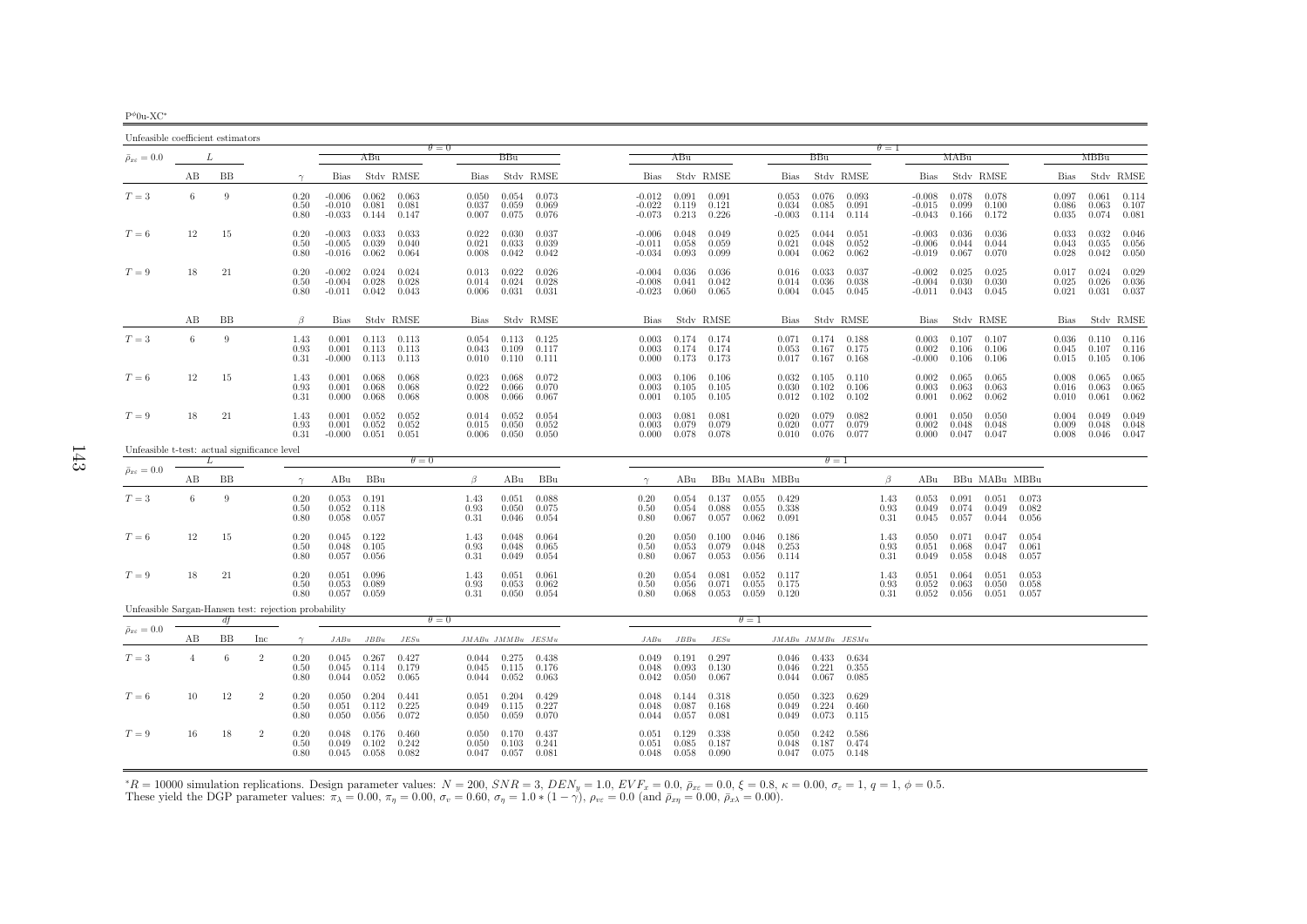P*0u-XC*

Unfeasible coefficient estimators

| $\bar{\rho}_{x\varepsilon}=0.0$ | L | | | $\theta=0$ ABu | | | BBu | | | $\theta=1$ ABu | | | BBu | | | MABu | | | MBBu | | |
|---|---|---|---|---|---|---|---|---|---|---|---|---|---|---|---|---|---|---|---|---|---|
| | AB | BB | $\gamma$ | Bias | Stdv | RMSE | Bias | Stdv | RMSE | Bias | Stdv | RMSE | Bias | Stdv | RMSE | Bias | Stdv | RMSE | Bias | Stdv | RMSE |
| $T=3$ | 6 | 9 | 0.20 | -0.006 | 0.062 | 0.063 | 0.050 | 0.054 | 0.073 | -0.012 | 0.091 | 0.091 | 0.053 | 0.076 | 0.093 | -0.008 | 0.078 | 0.078 | 0.097 | 0.061 | 0.114 |
| | | | 0.50 | -0.010 | 0.081 | 0.081 | 0.037 | 0.059 | 0.069 | -0.022 | 0.119 | 0.121 | 0.034 | 0.085 | 0.091 | -0.015 | 0.099 | 0.100 | 0.086 | 0.063 | 0.107 |
| | | | 0.80 | -0.033 | 0.144 | 0.147 | 0.007 | 0.075 | 0.076 | -0.073 | 0.213 | 0.226 | -0.003 | 0.114 | 0.114 | -0.043 | 0.166 | 0.172 | 0.035 | 0.074 | 0.081 |
| $T=6$ | 12 | 15 | 0.20 | -0.003 | 0.033 | 0.033 | 0.022 | 0.030 | 0.037 | -0.006 | 0.048 | 0.049 | 0.025 | 0.044 | 0.051 | -0.003 | 0.036 | 0.036 | 0.033 | 0.032 | 0.046 |
| | | | 0.50 | -0.005 | 0.039 | 0.040 | 0.021 | 0.033 | 0.039 | -0.011 | 0.058 | 0.059 | 0.021 | 0.048 | 0.052 | -0.006 | 0.044 | 0.044 | 0.043 | 0.035 | 0.056 |
| | | | 0.80 | -0.016 | 0.062 | 0.064 | 0.008 | 0.042 | 0.042 | -0.034 | 0.093 | 0.099 | 0.004 | 0.062 | 0.062 | -0.019 | 0.067 | 0.070 | 0.028 | 0.042 | 0.050 |
| $T=9$ | 18 | 21 | 0.20 | -0.002 | 0.024 | 0.024 | 0.013 | 0.022 | 0.026 | -0.004 | 0.036 | 0.036 | 0.016 | 0.033 | 0.037 | -0.002 | 0.025 | 0.025 | 0.017 | 0.024 | 0.029 |
| | | | 0.50 | -0.004 | 0.028 | 0.028 | 0.014 | 0.024 | 0.028 | -0.008 | 0.041 | 0.042 | 0.014 | 0.036 | 0.038 | -0.004 | 0.030 | 0.030 | 0.025 | 0.026 | 0.036 |
| | | | 0.80 | -0.011 | 0.042 | 0.043 | 0.006 | 0.031 | 0.031 | -0.023 | 0.060 | 0.065 | 0.004 | 0.045 | 0.045 | -0.011 | 0.043 | 0.045 | 0.021 | 0.031 | 0.037 |
| | AB | BB | $\beta$ | Bias | Stdv | RMSE | Bias | Stdv | RMSE | Bias | Stdv | RMSE | Bias | Stdv | RMSE | Bias | Stdv | RMSE | Bias | Stdv | RMSE |
| $T=3$ | 6 | 9 | 1.43 | 0.001 | 0.113 | 0.113 | 0.054 | 0.113 | 0.125 | 0.003 | 0.174 | 0.174 | 0.071 | 0.174 | 0.188 | 0.003 | 0.107 | 0.107 | 0.036 | 0.110 | 0.116 |
| | | | 0.93 | 0.001 | 0.113 | 0.113 | 0.043 | 0.109 | 0.117 | 0.003 | 0.174 | 0.174 | 0.053 | 0.167 | 0.175 | 0.002 | 0.106 | 0.106 | 0.045 | 0.107 | 0.116 |
| | | | 0.31 | -0.000 | 0.113 | 0.113 | 0.010 | 0.110 | 0.111 | 0.000 | 0.173 | 0.173 | 0.017 | 0.167 | 0.168 | -0.000 | 0.106 | 0.106 | 0.015 | 0.105 | 0.106 |
| $T=6$ | 12 | 15 | 1.43 | 0.001 | 0.068 | 0.068 | 0.023 | 0.068 | 0.072 | 0.003 | 0.106 | 0.106 | 0.032 | 0.105 | 0.110 | 0.002 | 0.065 | 0.065 | 0.008 | 0.065 | 0.065 |
| | | | 0.93 | 0.001 | 0.068 | 0.068 | 0.022 | 0.066 | 0.070 | 0.003 | 0.105 | 0.105 | 0.030 | 0.102 | 0.106 | 0.003 | 0.063 | 0.063 | 0.016 | 0.063 | 0.065 |
| | | | 0.31 | 0.000 | 0.068 | 0.068 | 0.008 | 0.066 | 0.067 | 0.001 | 0.105 | 0.105 | 0.012 | 0.102 | 0.102 | 0.001 | 0.062 | 0.062 | 0.010 | 0.061 | 0.062 |
| $T=9$ | 18 | 21 | 1.43 | 0.001 | 0.052 | 0.052 | 0.014 | 0.052 | 0.054 | 0.003 | 0.081 | 0.081 | 0.020 | 0.079 | 0.082 | 0.001 | 0.050 | 0.050 | 0.004 | 0.049 | 0.049 |
| | | | 0.93 | 0.001 | 0.052 | 0.052 | 0.015 | 0.050 | 0.052 | 0.003 | 0.079 | 0.079 | 0.020 | 0.077 | 0.079 | 0.002 | 0.048 | 0.048 | 0.009 | 0.048 | 0.048 |
| | | | 0.31 | -0.000 | 0.051 | 0.051 | 0.006 | 0.050 | 0.050 | 0.000 | 0.078 | 0.078 | 0.010 | 0.076 | 0.077 | 0.000 | 0.047 | 0.047 | 0.008 | 0.046 | 0.047 |

Unfeasible t-test: actual significance level

| $\bar{\rho}_{x\varepsilon}=0.0$ | L | | $\theta=0$ | | | | | | $\theta=1$ | | | | | | | | | | |
|---|---|---|---|---|---|---|---|---|---|---|---|---|---|---|---|---|---|---|---|
| | AB | BB | $\gamma$ | ABu | BBu | $\beta$ | ABu | BBu | $\gamma$ | ABu | BBu | MABu | MBBu | $\beta$ | ABu | BBu | MABu | MBBu |
| $T=3$ | 6 | 9 | 0.20 | 0.053 | 0.191 | 1.43 | 0.051 | 0.088 | 0.20 | 0.054 | 0.137 | 0.055 | 0.429 | 1.43 | 0.053 | 0.091 | 0.051 | 0.073 |
| | | | 0.50 | 0.052 | 0.118 | 0.93 | 0.050 | 0.075 | 0.50 | 0.054 | 0.088 | 0.055 | 0.338 | 0.93 | 0.049 | 0.074 | 0.049 | 0.082 |
| | | | 0.80 | 0.058 | 0.057 | 0.31 | 0.046 | 0.054 | 0.80 | 0.067 | 0.057 | 0.062 | 0.091 | 0.31 | 0.045 | 0.057 | 0.044 | 0.056 |
| $T=6$ | 12 | 15 | 0.20 | 0.045 | 0.122 | 1.43 | 0.048 | 0.064 | 0.20 | 0.050 | 0.100 | 0.046 | 0.186 | 1.43 | 0.050 | 0.071 | 0.047 | 0.054 |
| | | | 0.50 | 0.048 | 0.105 | 0.93 | 0.048 | 0.065 | 0.50 | 0.053 | 0.079 | 0.048 | 0.253 | 0.93 | 0.051 | 0.068 | 0.047 | 0.061 |
| | | | 0.80 | 0.057 | 0.056 | 0.31 | 0.049 | 0.054 | 0.80 | 0.067 | 0.053 | 0.056 | 0.114 | 0.31 | 0.049 | 0.058 | 0.048 | 0.057 |
| $T=9$ | 18 | 21 | 0.20 | 0.051 | 0.096 | 1.43 | 0.051 | 0.061 | 0.20 | 0.054 | 0.081 | 0.052 | 0.117 | 1.43 | 0.051 | 0.064 | 0.051 | 0.053 |
| | | | 0.50 | 0.053 | 0.089 | 0.93 | 0.053 | 0.062 | 0.50 | 0.056 | 0.071 | 0.055 | 0.175 | 0.93 | 0.052 | 0.063 | 0.050 | 0.058 |
| | | | 0.80 | 0.057 | 0.059 | 0.31 | 0.050 | 0.054 | 0.80 | 0.068 | 0.053 | 0.059 | 0.120 | 0.31 | 0.052 | 0.056 | 0.051 | 0.057 |

Unfeasible Sargan-Hansen test: rejection probability

| $\bar{\rho}_{x\varepsilon}=0.0$ | df | | | | $\theta=0$ | | | | | | $\theta=1$ | | | | | |
|---|---|---|---|---|---|---|---|---|---|---|---|---|---|---|---|---|
| | AB | BB | Inc | $\gamma$ | JABu | JBBu | JESu | JMABu | JMMBu | JESMu | JABu | JBBu | JESu | JMABu | JMMBu | JESMu |
| $T=3$ | 4 | 6 | 2 | 0.20 | 0.045 | 0.267 | 0.427 | 0.044 | 0.275 | 0.438 | 0.049 | 0.191 | 0.297 | 0.046 | 0.433 | 0.634 |
| | | | | 0.50 | 0.045 | 0.114 | 0.179 | 0.045 | 0.115 | 0.176 | 0.048 | 0.093 | 0.130 | 0.046 | 0.221 | 0.355 |
| | | | | 0.80 | 0.044 | 0.052 | 0.065 | 0.044 | 0.052 | 0.063 | 0.042 | 0.050 | 0.067 | 0.044 | 0.067 | 0.085 |
| $T=6$ | 10 | 12 | 2 | 0.20 | 0.050 | 0.204 | 0.441 | 0.051 | 0.204 | 0.429 | 0.048 | 0.144 | 0.318 | 0.050 | 0.323 | 0.629 |
| | | | | 0.50 | 0.051 | 0.112 | 0.225 | 0.049 | 0.115 | 0.227 | 0.048 | 0.087 | 0.168 | 0.049 | 0.224 | 0.460 |
| | | | | 0.80 | 0.050 | 0.056 | 0.072 | 0.050 | 0.059 | 0.070 | 0.044 | 0.057 | 0.081 | 0.049 | 0.073 | 0.115 |
| $T=9$ | 16 | 18 | 2 | 0.20 | 0.048 | 0.176 | 0.460 | 0.050 | 0.170 | 0.437 | 0.051 | 0.129 | 0.338 | 0.050 | 0.242 | 0.586 |
| | | | | 0.50 | 0.049 | 0.102 | 0.242 | 0.050 | 0.103 | 0.241 | 0.051 | 0.085 | 0.187 | 0.048 | 0.187 | 0.474 |
| | | | | 0.80 | 0.045 | 0.058 | 0.082 | 0.047 | 0.057 | 0.081 | 0.048 | 0.058 | 0.090 | 0.047 | 0.075 | 0.148 |

*$R=10000$ simulation replications. Design parameter values: $N=200$, $SNR=3$, $DEN_y=1.0$, $EVF_x=0.0$, $\bar{\rho}_{x\varepsilon}=0.0$, $\xi=0.8$, $\kappa=0.00$, $\sigma_\varepsilon=1$, $q=1$, $\phi=0.5$.
These yield the DGP parameter values: $\pi_\lambda=0.00$, $\pi_\eta=0.00$, $\sigma_v=0.60$, $\sigma_\eta=1.0*(1-\gamma)$, $\rho_{v\varepsilon}=0.0$ (and $\bar{\rho}_{x\eta}=0.00$, $\bar{\rho}_{x\lambda}=0.00$).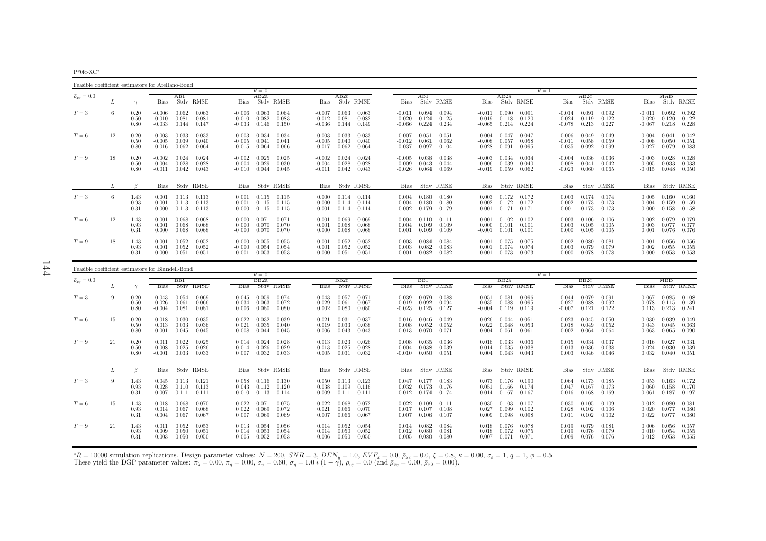P*0fc-XC*

Feasible coefficient estimators for Arellano-Bond

| $\bar{\rho}_{x\varepsilon}=0.0$ | | | $\theta=0$ | | | | | | | | | $\theta=1$ | | | | | | | | | | | |
|---|---|---|---|---|---|---|---|---|---|---|---|---|---|---|---|---|---|---|---|---|---|---|---|
| | | | AB1 | | | AB2a | | | AB2c | | | AB1 | | | AB2a | | | AB2c | | | MAB | | |
| | $L$ | $\gamma$ | Bias | Stdv | RMSE | Bias | Stdv | RMSE | Bias | Stdv | RMSE | Bias | Stdv | RMSE | Bias | Stdv | RMSE | Bias | Stdv | RMSE | Bias | Stdv | RMSE |
| $T=3$ | 6 | 0.20 | -0.006 | 0.062 | 0.063 | -0.006 | 0.063 | 0.064 | -0.007 | 0.063 | 0.063 | -0.011 | 0.094 | 0.094 | -0.011 | 0.090 | 0.091 | -0.014 | 0.091 | 0.092 | -0.011 | 0.092 | 0.092 |
| | | 0.50 | -0.010 | 0.081 | 0.081 | -0.010 | 0.082 | 0.083 | -0.012 | 0.081 | 0.082 | -0.020 | 0.124 | 0.125 | -0.019 | 0.118 | 0.120 | -0.024 | 0.119 | 0.122 | -0.020 | 0.120 | 0.122 |
| | | 0.80 | -0.033 | 0.144 | 0.147 | -0.033 | 0.146 | 0.150 | -0.036 | 0.144 | 0.149 | -0.066 | 0.224 | 0.234 | -0.065 | 0.214 | 0.224 | -0.078 | 0.213 | 0.227 | -0.067 | 0.218 | 0.228 |
| $T=6$ | 12 | 0.20 | -0.003 | 0.033 | 0.033 | -0.003 | 0.034 | 0.034 | -0.003 | 0.033 | 0.033 | -0.007 | 0.051 | 0.051 | -0.004 | 0.047 | 0.047 | -0.006 | 0.049 | 0.049 | -0.004 | 0.041 | 0.042 |
| | | 0.50 | -0.005 | 0.039 | 0.040 | -0.005 | 0.041 | 0.041 | -0.005 | 0.040 | 0.040 | -0.012 | 0.061 | 0.062 | -0.008 | 0.057 | 0.058 | -0.011 | 0.058 | 0.059 | -0.008 | 0.050 | 0.051 |
| | | 0.80 | -0.016 | 0.062 | 0.064 | -0.015 | 0.064 | 0.066 | -0.017 | 0.062 | 0.064 | -0.037 | 0.097 | 0.104 | -0.028 | 0.091 | 0.095 | -0.035 | 0.092 | 0.099 | -0.027 | 0.079 | 0.083 |
| $T=9$ | 18 | 0.20 | -0.002 | 0.024 | 0.024 | -0.002 | 0.025 | 0.025 | -0.002 | 0.024 | 0.024 | -0.005 | 0.038 | 0.038 | -0.003 | 0.034 | 0.034 | -0.004 | 0.036 | 0.036 | -0.003 | 0.028 | 0.028 |
| | | 0.50 | -0.004 | 0.028 | 0.028 | -0.004 | 0.029 | 0.030 | -0.004 | 0.028 | 0.028 | -0.009 | 0.043 | 0.044 | -0.006 | 0.039 | 0.040 | -0.008 | 0.041 | 0.042 | -0.005 | 0.033 | 0.033 |
| | | 0.80 | -0.011 | 0.042 | 0.043 | -0.010 | 0.044 | 0.045 | -0.011 | 0.042 | 0.043 | -0.026 | 0.064 | 0.069 | -0.019 | 0.059 | 0.062 | -0.023 | 0.060 | 0.065 | -0.015 | 0.048 | 0.050 |
| | $L$ | $\beta$ | Bias | Stdv | RMSE | Bias | Stdv | RMSE | Bias | Stdv | RMSE | Bias | Stdv | RMSE | Bias | Stdv | RMSE | Bias | Stdv | RMSE | Bias | Stdv | RMSE |
| $T=3$ | 6 | 1.43 | 0.001 | 0.113 | 0.113 | 0.001 | 0.115 | 0.115 | 0.000 | 0.114 | 0.114 | 0.004 | 0.180 | 0.180 | 0.003 | 0.172 | 0.172 | 0.003 | 0.174 | 0.174 | 0.005 | 0.160 | 0.160 |
| | | 0.93 | 0.001 | 0.113 | 0.113 | 0.001 | 0.115 | 0.115 | 0.000 | 0.114 | 0.114 | 0.004 | 0.180 | 0.180 | 0.002 | 0.172 | 0.172 | 0.002 | 0.173 | 0.173 | 0.004 | 0.159 | 0.159 |
| | | 0.31 | -0.000 | 0.113 | 0.113 | -0.000 | 0.115 | 0.115 | -0.001 | 0.114 | 0.114 | 0.002 | 0.179 | 0.179 | -0.001 | 0.171 | 0.171 | -0.001 | 0.173 | 0.173 | 0.000 | 0.158 | 0.158 |
| $T=6$ | 12 | 1.43 | 0.001 | 0.068 | 0.068 | 0.000 | 0.071 | 0.071 | 0.001 | 0.069 | 0.069 | 0.004 | 0.110 | 0.111 | 0.001 | 0.102 | 0.102 | 0.003 | 0.106 | 0.106 | 0.002 | 0.079 | 0.079 |
| | | 0.93 | 0.001 | 0.068 | 0.068 | 0.000 | 0.070 | 0.070 | 0.001 | 0.068 | 0.068 | 0.004 | 0.109 | 0.109 | 0.000 | 0.101 | 0.101 | 0.003 | 0.105 | 0.105 | 0.003 | 0.077 | 0.077 |
| | | 0.31 | 0.000 | 0.068 | 0.068 | -0.000 | 0.070 | 0.070 | 0.000 | 0.068 | 0.068 | 0.001 | 0.109 | 0.109 | -0.001 | 0.101 | 0.101 | 0.000 | 0.105 | 0.105 | 0.001 | 0.076 | 0.076 |
| $T=9$ | 18 | 1.43 | 0.001 | 0.052 | 0.052 | -0.000 | 0.055 | 0.055 | 0.001 | 0.052 | 0.052 | 0.003 | 0.084 | 0.084 | 0.001 | 0.075 | 0.075 | 0.002 | 0.080 | 0.081 | 0.001 | 0.056 | 0.056 |
| | | 0.93 | 0.001 | 0.052 | 0.052 | -0.000 | 0.054 | 0.054 | 0.001 | 0.052 | 0.052 | 0.003 | 0.082 | 0.083 | 0.001 | 0.074 | 0.074 | 0.003 | 0.079 | 0.079 | 0.002 | 0.055 | 0.055 |
| | | 0.31 | -0.000 | 0.051 | 0.051 | -0.001 | 0.053 | 0.053 | -0.000 | 0.051 | 0.051 | 0.001 | 0.082 | 0.082 | -0.001 | 0.073 | 0.073 | 0.000 | 0.078 | 0.078 | 0.000 | 0.053 | 0.053 |

Feasible coefficient estimators for Blundell-Bond

| $\bar{\rho}_{x\varepsilon}=0.0$ | | | $\theta=0$ | | | | | | | | | $\theta=1$ | | | | | | | | | | | |
|---|---|---|---|---|---|---|---|---|---|---|---|---|---|---|---|---|---|---|---|---|---|---|---|
| | | | BB1 | | | BB2a | | | BB2c | | | BB1 | | | BB2a | | | BB2c | | | MBB | | |
| | $L$ | $\gamma$ | Bias | Stdv | RMSE | Bias | Stdv | RMSE | Bias | Stdv | RMSE | Bias | Stdv | RMSE | Bias | Stdv | RMSE | Bias | Stdv | RMSE | Bias | Stdv | RMSE |
| $T=3$ | 9 | 0.20 | 0.043 | 0.054 | 0.069 | 0.045 | 0.059 | 0.074 | 0.043 | 0.057 | 0.071 | 0.039 | 0.079 | 0.088 | 0.051 | 0.081 | 0.096 | 0.044 | 0.079 | 0.091 | 0.067 | 0.085 | 0.108 |
| | | 0.50 | 0.026 | 0.061 | 0.066 | 0.034 | 0.063 | 0.072 | 0.029 | 0.061 | 0.067 | 0.019 | 0.092 | 0.094 | 0.035 | 0.088 | 0.095 | 0.027 | 0.088 | 0.092 | 0.078 | 0.115 | 0.139 |
| | | 0.80 | -0.004 | 0.081 | 0.081 | 0.006 | 0.080 | 0.080 | 0.002 | 0.080 | 0.080 | -0.023 | 0.125 | 0.127 | -0.004 | 0.119 | 0.119 | -0.007 | 0.121 | 0.122 | 0.113 | 0.213 | 0.241 |
| $T=6$ | 15 | 0.20 | 0.018 | 0.030 | 0.035 | 0.022 | 0.032 | 0.039 | 0.021 | 0.031 | 0.037 | 0.016 | 0.046 | 0.049 | 0.026 | 0.044 | 0.051 | 0.023 | 0.045 | 0.050 | 0.030 | 0.039 | 0.049 |
| | | 0.50 | 0.013 | 0.033 | 0.036 | 0.021 | 0.035 | 0.040 | 0.019 | 0.033 | 0.038 | 0.008 | 0.052 | 0.052 | 0.022 | 0.048 | 0.053 | 0.018 | 0.049 | 0.052 | 0.043 | 0.045 | 0.063 |
| | | 0.80 | -0.001 | 0.045 | 0.045 | 0.008 | 0.044 | 0.045 | 0.006 | 0.043 | 0.043 | -0.013 | 0.070 | 0.071 | 0.004 | 0.061 | 0.061 | 0.002 | 0.064 | 0.064 | 0.063 | 0.065 | 0.090 |
| $T=9$ | 21 | 0.20 | 0.011 | 0.022 | 0.025 | 0.014 | 0.024 | 0.028 | 0.013 | 0.023 | 0.026 | 0.008 | 0.035 | 0.036 | 0.016 | 0.033 | 0.036 | 0.015 | 0.034 | 0.037 | 0.016 | 0.027 | 0.031 |
| | | 0.50 | 0.008 | 0.025 | 0.026 | 0.014 | 0.026 | 0.029 | 0.013 | 0.025 | 0.028 | 0.004 | 0.038 | 0.039 | 0.014 | 0.035 | 0.038 | 0.013 | 0.036 | 0.038 | 0.024 | 0.030 | 0.039 |
| | | 0.80 | -0.001 | 0.033 | 0.033 | 0.007 | 0.032 | 0.033 | 0.005 | 0.031 | 0.032 | -0.010 | 0.050 | 0.051 | 0.004 | 0.043 | 0.043 | 0.003 | 0.046 | 0.046 | 0.032 | 0.040 | 0.051 |
| | $L$ | $\beta$ | Bias | Stdv | RMSE | Bias | Stdv | RMSE | Bias | Stdv | RMSE | Bias | Stdv | RMSE | Bias | Stdv | RMSE | Bias | Stdv | RMSE | Bias | Stdv | RMSE |
| $T=3$ | 9 | 1.43 | 0.045 | 0.113 | 0.121 | 0.058 | 0.116 | 0.130 | 0.050 | 0.113 | 0.123 | 0.047 | 0.177 | 0.183 | 0.073 | 0.176 | 0.190 | 0.064 | 0.173 | 0.185 | 0.053 | 0.163 | 0.172 |
| | | 0.93 | 0.028 | 0.110 | 0.113 | 0.043 | 0.112 | 0.120 | 0.038 | 0.109 | 0.116 | 0.032 | 0.173 | 0.176 | 0.051 | 0.166 | 0.174 | 0.047 | 0.167 | 0.173 | 0.060 | 0.158 | 0.170 |
| | | 0.31 | 0.007 | 0.111 | 0.111 | 0.010 | 0.113 | 0.114 | 0.009 | 0.111 | 0.111 | 0.012 | 0.174 | 0.174 | 0.014 | 0.167 | 0.167 | 0.016 | 0.168 | 0.169 | 0.061 | 0.187 | 0.197 |
| $T=6$ | 15 | 1.43 | 0.018 | 0.068 | 0.070 | 0.022 | 0.071 | 0.075 | 0.022 | 0.068 | 0.072 | 0.022 | 0.109 | 0.111 | 0.030 | 0.103 | 0.107 | 0.030 | 0.105 | 0.109 | 0.012 | 0.080 | 0.081 |
| | | 0.93 | 0.014 | 0.067 | 0.068 | 0.022 | 0.069 | 0.072 | 0.021 | 0.066 | 0.070 | 0.017 | 0.107 | 0.108 | 0.027 | 0.099 | 0.102 | 0.028 | 0.102 | 0.106 | 0.020 | 0.077 | 0.080 |
| | | 0.31 | 0.004 | 0.067 | 0.067 | 0.007 | 0.069 | 0.069 | 0.007 | 0.066 | 0.067 | 0.007 | 0.106 | 0.107 | 0.009 | 0.098 | 0.098 | 0.011 | 0.102 | 0.102 | 0.022 | 0.077 | 0.080 |
| $T=9$ | 21 | 1.43 | 0.011 | 0.052 | 0.053 | 0.013 | 0.054 | 0.056 | 0.014 | 0.052 | 0.054 | 0.014 | 0.082 | 0.084 | 0.018 | 0.076 | 0.078 | 0.019 | 0.079 | 0.081 | 0.006 | 0.056 | 0.057 |
| | | 0.93 | 0.009 | 0.050 | 0.051 | 0.014 | 0.053 | 0.054 | 0.014 | 0.050 | 0.052 | 0.012 | 0.080 | 0.081 | 0.018 | 0.072 | 0.075 | 0.019 | 0.076 | 0.079 | 0.010 | 0.054 | 0.055 |
| | | 0.31 | 0.003 | 0.050 | 0.050 | 0.005 | 0.052 | 0.053 | 0.006 | 0.050 | 0.050 | 0.005 | 0.080 | 0.080 | 0.007 | 0.071 | 0.071 | 0.009 | 0.076 | 0.076 | 0.012 | 0.053 | 0.055 |

*$R=10000$ simulation replications. Design parameter values: $N=200$, $SNR=3$, $DEN_y=1.0$, $EVF_x=0.0$, $\bar{\rho}_{x\varepsilon}=0.0$, $\xi=0.8$, $\kappa=0.00$, $\sigma_\varepsilon=1$, $q=1$, $\phi=0.5$.
These yield the DGP parameter values: $\pi_\lambda=0.00$, $\pi_\eta=0.00$, $\sigma_v=0.60$, $\sigma_\eta=1.0*(1-\gamma)$, $\rho_{v\varepsilon}=0.0$ (and $\bar{\rho}_{x\eta}=0.00$, $\bar{\rho}_{x\lambda}=0.00$).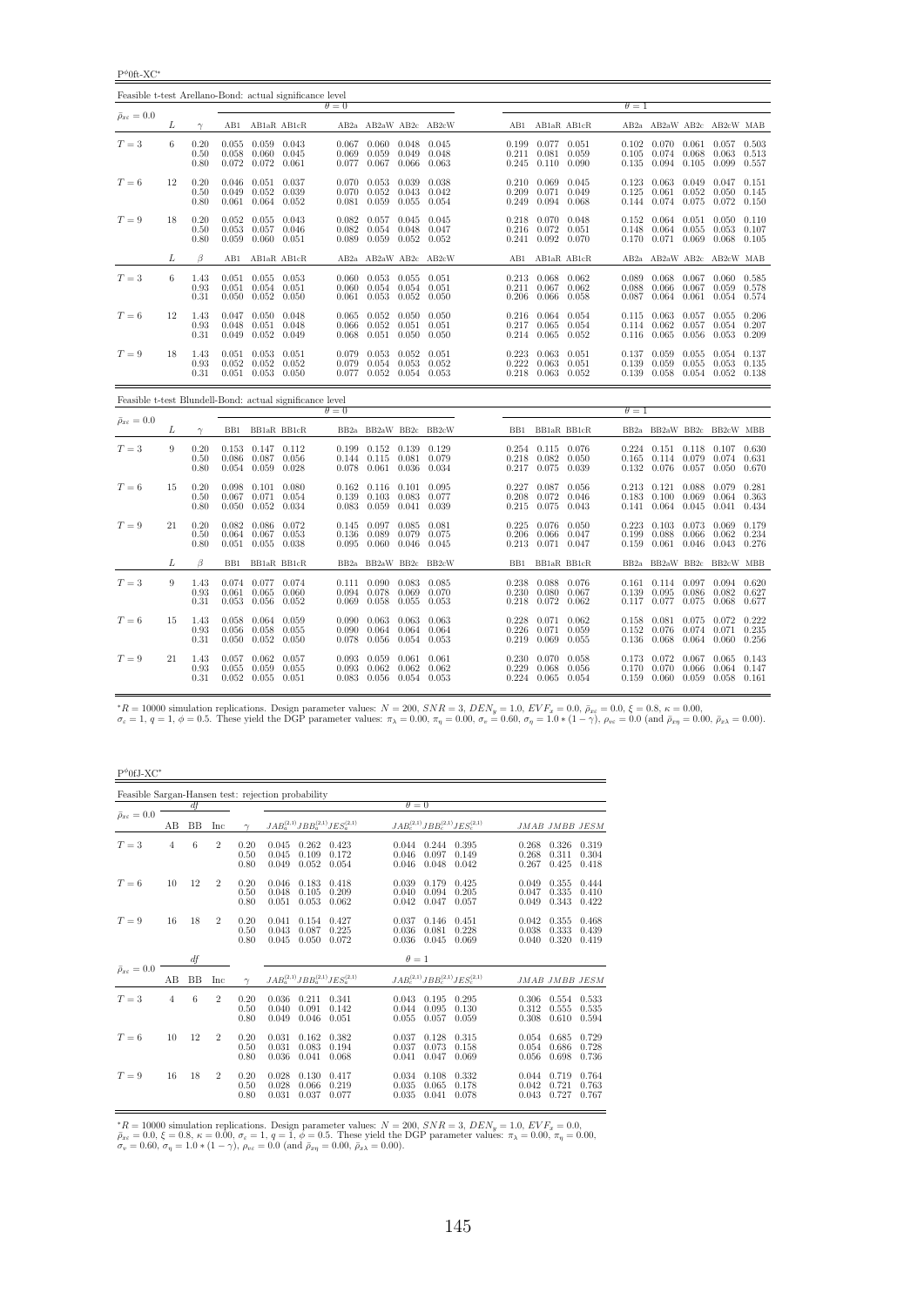P⁰0ft-XC*

Feasible t-test Arellano-Bond: actual significance level

| $\bar{\rho}_{x\varepsilon}=0.0$ | $L$ | $\gamma$ | AB1 | AB1aR | AB1cR | $\theta=0$ AB2a | AB2aW | AB2c | AB2cW | AB1 | AB1aR | AB1cR | $\theta=1$ AB2a | AB2aW | AB2c | AB2cW | MAB |
|---|---|---|---|---|---|---|---|---|---|---|---|---|---|---|---|---|---|
| $T=3$ | 6 | 0.20 | 0.055 | 0.059 | 0.043 | 0.067 | 0.060 | 0.048 | 0.045 | 0.199 | 0.077 | 0.051 | 0.102 | 0.070 | 0.061 | 0.057 | 0.503 |
| | | 0.50 | 0.058 | 0.060 | 0.045 | 0.069 | 0.059 | 0.049 | 0.048 | 0.211 | 0.081 | 0.059 | 0.105 | 0.074 | 0.068 | 0.063 | 0.513 |
| | | 0.80 | 0.072 | 0.072 | 0.061 | 0.077 | 0.067 | 0.066 | 0.063 | 0.245 | 0.110 | 0.090 | 0.135 | 0.094 | 0.105 | 0.099 | 0.557 |
| $T=6$ | 12 | 0.20 | 0.046 | 0.051 | 0.037 | 0.070 | 0.053 | 0.039 | 0.038 | 0.210 | 0.069 | 0.045 | 0.123 | 0.063 | 0.049 | 0.047 | 0.151 |
| | | 0.50 | 0.049 | 0.052 | 0.039 | 0.070 | 0.052 | 0.043 | 0.042 | 0.209 | 0.071 | 0.049 | 0.125 | 0.061 | 0.052 | 0.050 | 0.145 |
| | | 0.80 | 0.061 | 0.064 | 0.052 | 0.081 | 0.059 | 0.055 | 0.054 | 0.249 | 0.094 | 0.068 | 0.144 | 0.074 | 0.075 | 0.072 | 0.150 |
| $T=9$ | 18 | 0.20 | 0.052 | 0.055 | 0.043 | 0.082 | 0.057 | 0.045 | 0.045 | 0.218 | 0.070 | 0.048 | 0.152 | 0.064 | 0.051 | 0.050 | 0.110 |
| | | 0.50 | 0.053 | 0.057 | 0.046 | 0.082 | 0.054 | 0.048 | 0.047 | 0.216 | 0.072 | 0.051 | 0.148 | 0.064 | 0.055 | 0.053 | 0.107 |
| | | 0.80 | 0.059 | 0.060 | 0.051 | 0.089 | 0.059 | 0.052 | 0.052 | 0.241 | 0.092 | 0.070 | 0.170 | 0.071 | 0.069 | 0.068 | 0.105 |
| | $L$ | $\beta$ | AB1 | AB1aR | AB1cR | AB2a | AB2aW | AB2c | AB2cW | AB1 | AB1aR | AB1cR | AB2a | AB2aW | AB2c | AB2cW | MAB |
| $T=3$ | 6 | 1.43 | 0.051 | 0.055 | 0.053 | 0.060 | 0.053 | 0.055 | 0.051 | 0.213 | 0.068 | 0.062 | 0.089 | 0.068 | 0.067 | 0.060 | 0.585 |
| | | 0.93 | 0.051 | 0.054 | 0.051 | 0.060 | 0.054 | 0.054 | 0.051 | 0.211 | 0.067 | 0.062 | 0.088 | 0.066 | 0.067 | 0.059 | 0.578 |
| | | 0.31 | 0.050 | 0.052 | 0.050 | 0.061 | 0.053 | 0.052 | 0.050 | 0.206 | 0.066 | 0.058 | 0.087 | 0.064 | 0.061 | 0.054 | 0.574 |
| $T=6$ | 12 | 1.43 | 0.047 | 0.050 | 0.048 | 0.065 | 0.052 | 0.050 | 0.050 | 0.216 | 0.064 | 0.054 | 0.115 | 0.063 | 0.057 | 0.055 | 0.206 |
| | | 0.93 | 0.048 | 0.051 | 0.048 | 0.066 | 0.052 | 0.051 | 0.051 | 0.217 | 0.065 | 0.054 | 0.114 | 0.062 | 0.057 | 0.054 | 0.207 |
| | | 0.31 | 0.049 | 0.052 | 0.049 | 0.068 | 0.051 | 0.050 | 0.050 | 0.214 | 0.065 | 0.052 | 0.116 | 0.065 | 0.056 | 0.053 | 0.209 |
| $T=9$ | 18 | 1.43 | 0.051 | 0.053 | 0.051 | 0.079 | 0.053 | 0.052 | 0.051 | 0.223 | 0.063 | 0.051 | 0.137 | 0.059 | 0.055 | 0.054 | 0.137 |
| | | 0.93 | 0.052 | 0.052 | 0.052 | 0.079 | 0.054 | 0.053 | 0.052 | 0.222 | 0.063 | 0.051 | 0.139 | 0.059 | 0.055 | 0.053 | 0.135 |
| | | 0.31 | 0.051 | 0.053 | 0.050 | 0.077 | 0.052 | 0.054 | 0.053 | 0.218 | 0.063 | 0.052 | 0.139 | 0.058 | 0.054 | 0.052 | 0.138 |

Feasible t-test Blundell-Bond: actual significance level

| $\bar{\rho}_{x\varepsilon}=0.0$ | $L$ | $\gamma$ | BB1 | BB1aR | BB1cR | $\theta=0$ BB2a | BB2aW | BB2c | BB2cW | BB1 | BB1aR | BB1cR | $\theta=1$ BB2a | BB2aW | BB2c | BB2cW | MBB |
|---|---|---|---|---|---|---|---|---|---|---|---|---|---|---|---|---|---|
| $T=3$ | 9 | 0.20 | 0.153 | 0.147 | 0.112 | 0.199 | 0.152 | 0.139 | 0.129 | 0.254 | 0.115 | 0.076 | 0.224 | 0.151 | 0.118 | 0.107 | 0.630 |
| | | 0.50 | 0.086 | 0.087 | 0.056 | 0.144 | 0.115 | 0.081 | 0.079 | 0.218 | 0.082 | 0.050 | 0.165 | 0.114 | 0.079 | 0.074 | 0.631 |
| | | 0.80 | 0.054 | 0.059 | 0.028 | 0.078 | 0.061 | 0.036 | 0.034 | 0.217 | 0.075 | 0.039 | 0.132 | 0.076 | 0.057 | 0.050 | 0.670 |
| $T=6$ | 15 | 0.20 | 0.098 | 0.101 | 0.080 | 0.162 | 0.116 | 0.101 | 0.095 | 0.227 | 0.087 | 0.056 | 0.213 | 0.121 | 0.088 | 0.079 | 0.281 |
| | | 0.50 | 0.067 | 0.071 | 0.054 | 0.139 | 0.103 | 0.083 | 0.077 | 0.208 | 0.072 | 0.046 | 0.183 | 0.100 | 0.069 | 0.064 | 0.363 |
| | | 0.80 | 0.050 | 0.052 | 0.034 | 0.083 | 0.059 | 0.041 | 0.039 | 0.215 | 0.075 | 0.043 | 0.141 | 0.064 | 0.045 | 0.041 | 0.434 |
| $T=9$ | 21 | 0.20 | 0.082 | 0.086 | 0.072 | 0.145 | 0.097 | 0.085 | 0.081 | 0.225 | 0.076 | 0.050 | 0.223 | 0.103 | 0.073 | 0.069 | 0.179 |
| | | 0.50 | 0.064 | 0.067 | 0.053 | 0.136 | 0.089 | 0.079 | 0.075 | 0.206 | 0.066 | 0.047 | 0.199 | 0.088 | 0.066 | 0.062 | 0.234 |
| | | 0.80 | 0.051 | 0.055 | 0.038 | 0.095 | 0.060 | 0.046 | 0.045 | 0.213 | 0.071 | 0.047 | 0.159 | 0.061 | 0.046 | 0.043 | 0.276 |
| | $L$ | $\beta$ | BB1 | BB1aR | BB1cR | BB2a | BB2aW | BB2c | BB2cW | BB1 | BB1aR | BB1cR | BB2a | BB2aW | BB2c | BB2cW | MBB |
| $T=3$ | 9 | 1.43 | 0.074 | 0.077 | 0.074 | 0.111 | 0.090 | 0.083 | 0.085 | 0.238 | 0.088 | 0.076 | 0.161 | 0.114 | 0.097 | 0.094 | 0.620 |
| | | 0.93 | 0.061 | 0.065 | 0.060 | 0.094 | 0.078 | 0.069 | 0.070 | 0.230 | 0.080 | 0.067 | 0.139 | 0.095 | 0.086 | 0.082 | 0.627 |
| | | 0.31 | 0.053 | 0.056 | 0.052 | 0.069 | 0.058 | 0.055 | 0.053 | 0.218 | 0.072 | 0.062 | 0.117 | 0.077 | 0.075 | 0.068 | 0.677 |
| $T=6$ | 15 | 1.43 | 0.058 | 0.064 | 0.059 | 0.090 | 0.063 | 0.063 | 0.063 | 0.228 | 0.071 | 0.062 | 0.158 | 0.081 | 0.075 | 0.072 | 0.222 |
| | | 0.93 | 0.056 | 0.058 | 0.055 | 0.090 | 0.064 | 0.064 | 0.064 | 0.226 | 0.071 | 0.059 | 0.152 | 0.076 | 0.074 | 0.071 | 0.235 |
| | | 0.31 | 0.050 | 0.052 | 0.050 | 0.078 | 0.056 | 0.054 | 0.053 | 0.219 | 0.069 | 0.055 | 0.136 | 0.068 | 0.064 | 0.060 | 0.256 |
| $T=9$ | 21 | 1.43 | 0.057 | 0.062 | 0.057 | 0.093 | 0.059 | 0.061 | 0.061 | 0.230 | 0.070 | 0.058 | 0.173 | 0.072 | 0.067 | 0.065 | 0.143 |
| | | 0.93 | 0.055 | 0.059 | 0.055 | 0.093 | 0.062 | 0.062 | 0.062 | 0.229 | 0.068 | 0.056 | 0.170 | 0.070 | 0.066 | 0.064 | 0.147 |
| | | 0.31 | 0.052 | 0.055 | 0.051 | 0.083 | 0.056 | 0.054 | 0.053 | 0.224 | 0.065 | 0.054 | 0.159 | 0.060 | 0.059 | 0.058 | 0.161 |

*$R=10000$ simulation replications. Design parameter values: $N=200$, $SNR=3$, $DEN_y=1.0$, $EVF_x=0.0$, $\bar{\rho}_{x\varepsilon}=0.0$, $\xi=0.8$, $\kappa=0.00$, $\sigma_\varepsilon=1$, $q=1$, $\phi=0.5$. These yield the DGP parameter values: $\pi_\lambda=0.00$, $\pi_\eta=0.00$, $\sigma_v=0.60$, $\sigma_\eta=1.0*(1-\gamma)$, $\rho_{v\varepsilon}=0.0$ (and $\bar{\rho}_{x\eta}=0.00$, $\bar{\rho}_{x\lambda}=0.00$).

P⁰0fJ-XC*

Feasible Sargan-Hansen test: rejection probability

| $\bar{\rho}_{x\varepsilon}=0.0$ | AB | BB | Inc | $\gamma$ | $JAB_a^{(2,1)}$ | $JBB_a^{(2,1)}$ | $JES_a^{(2,1)}$ | $JAB_c^{(2,1)}$ | $JBB_c^{(2,1)}$ | $JES_c^{(2,1)}$ | $JMAB$ | $JMBB$ | $JESM$ |
|---|---|---|---|---|---|---|---|---|---|---|---|---|---|
| | $df$ | | | | $\theta=0$ | | | | | | | | |
| $T=3$ | 4 | 6 | 2 | 0.20 | 0.045 | 0.262 | 0.423 | 0.044 | 0.244 | 0.395 | 0.268 | 0.326 | 0.319 |
| | | | | 0.50 | 0.045 | 0.109 | 0.172 | 0.046 | 0.097 | 0.149 | 0.268 | 0.311 | 0.304 |
| | | | | 0.80 | 0.049 | 0.052 | 0.054 | 0.046 | 0.048 | 0.042 | 0.267 | 0.425 | 0.418 |
| $T=6$ | 10 | 12 | 2 | 0.20 | 0.046 | 0.183 | 0.418 | 0.039 | 0.179 | 0.425 | 0.049 | 0.355 | 0.444 |
| | | | | 0.50 | 0.048 | 0.105 | 0.209 | 0.040 | 0.094 | 0.205 | 0.047 | 0.335 | 0.410 |
| | | | | 0.80 | 0.051 | 0.053 | 0.062 | 0.042 | 0.047 | 0.057 | 0.049 | 0.343 | 0.422 |
| $T=9$ | 16 | 18 | 2 | 0.20 | 0.041 | 0.154 | 0.427 | 0.037 | 0.146 | 0.451 | 0.042 | 0.355 | 0.468 |
| | | | | 0.50 | 0.043 | 0.087 | 0.225 | 0.036 | 0.081 | 0.228 | 0.038 | 0.333 | 0.439 |
| | | | | 0.80 | 0.045 | 0.050 | 0.072 | 0.036 | 0.045 | 0.069 | 0.040 | 0.320 | 0.419 |
| | $df$ | | | | $\theta=1$ | | | | | | | | |
| $T=3$ | 4 | 6 | 2 | 0.20 | 0.036 | 0.211 | 0.341 | 0.043 | 0.195 | 0.295 | 0.306 | 0.554 | 0.533 |
| | | | | 0.50 | 0.040 | 0.091 | 0.142 | 0.044 | 0.095 | 0.130 | 0.312 | 0.555 | 0.535 |
| | | | | 0.80 | 0.049 | 0.046 | 0.051 | 0.055 | 0.057 | 0.059 | 0.308 | 0.610 | 0.594 |
| $T=6$ | 10 | 12 | 2 | 0.20 | 0.031 | 0.162 | 0.382 | 0.037 | 0.128 | 0.315 | 0.054 | 0.685 | 0.729 |
| | | | | 0.50 | 0.031 | 0.083 | 0.194 | 0.037 | 0.073 | 0.158 | 0.054 | 0.686 | 0.728 |
| | | | | 0.80 | 0.036 | 0.041 | 0.068 | 0.041 | 0.047 | 0.069 | 0.056 | 0.698 | 0.736 |
| $T=9$ | 16 | 18 | 2 | 0.20 | 0.028 | 0.130 | 0.417 | 0.034 | 0.108 | 0.332 | 0.044 | 0.719 | 0.764 |
| | | | | 0.50 | 0.028 | 0.066 | 0.219 | 0.035 | 0.065 | 0.178 | 0.042 | 0.721 | 0.763 |
| | | | | 0.80 | 0.031 | 0.037 | 0.077 | 0.035 | 0.041 | 0.078 | 0.043 | 0.727 | 0.767 |

*$R=10000$ simulation replications. Design parameter values: $N=200$, $SNR=3$, $DEN_y=1.0$, $EVF_x=0.0$, $\bar{\rho}_{x\varepsilon}=0.0$, $\xi=0.8$, $\kappa=0.00$, $\sigma_\varepsilon=1$, $q=1$, $\phi=0.5$. These yield the DGP parameter values: $\pi_\lambda=0.00$, $\pi_\eta=0.00$, $\sigma_v=0.60$, $\sigma_\eta=1.0*(1-\gamma)$, $\rho_{v\varepsilon}=0.0$ (and $\bar{\rho}_{x\eta}=0.00$, $\bar{\rho}_{x\lambda}=0.00$).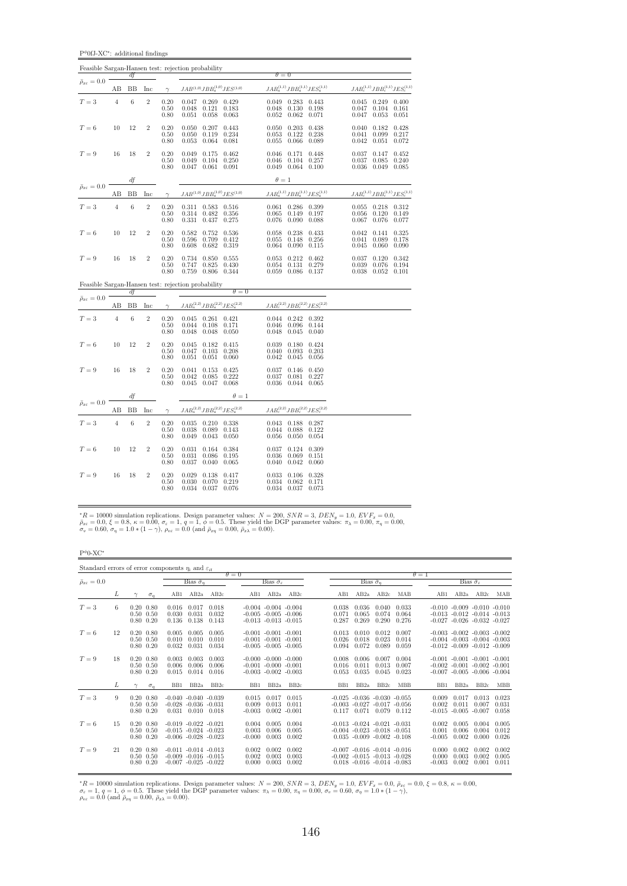P$^{\phi}$0fJ-XC$^{*}$: additional findings

Feasible Sargan-Hansen test: rejection probability

| $\bar{\rho}_{x\varepsilon}=0.0$ | df AB | BB | Inc | $\gamma$ | $\theta=0$ $JAB^{(1,0)}$ | $JBB_a^{(1,0)}$ | $JES^{(1,0)}$ | $JAB_a^{(1,1)}$ | $JBB_a^{(1,1)}$ | $JES_a^{(1,1)}$ | $JAB_c^{(1,1)}$ | $JBB_c^{(1,1)}$ | $JES_c^{(1,1)}$ |
|---|---|---|---|---|---|---|---|---|---|---|---|---|---|
| $T=3$ | 4 | 6 | 2 | 0.20 | 0.047 | 0.269 | 0.429 | 0.049 | 0.283 | 0.443 | 0.045 | 0.249 | 0.400 |
| | | | | 0.50 | 0.048 | 0.121 | 0.183 | 0.048 | 0.130 | 0.198 | 0.047 | 0.104 | 0.161 |
| | | | | 0.80 | 0.051 | 0.058 | 0.063 | 0.052 | 0.062 | 0.071 | 0.047 | 0.053 | 0.051 |
| $T=6$ | 10 | 12 | 2 | 0.20 | 0.050 | 0.207 | 0.443 | 0.050 | 0.203 | 0.438 | 0.040 | 0.182 | 0.428 |
| | | | | 0.50 | 0.050 | 0.119 | 0.234 | 0.053 | 0.122 | 0.238 | 0.041 | 0.099 | 0.217 |
| | | | | 0.80 | 0.053 | 0.064 | 0.081 | 0.055 | 0.066 | 0.089 | 0.042 | 0.051 | 0.072 |
| $T=9$ | 16 | 18 | 2 | 0.20 | 0.049 | 0.175 | 0.462 | 0.046 | 0.171 | 0.448 | 0.037 | 0.147 | 0.452 |
| | | | | 0.50 | 0.049 | 0.104 | 0.250 | 0.046 | 0.104 | 0.257 | 0.037 | 0.085 | 0.240 |
| | | | | 0.80 | 0.047 | 0.061 | 0.091 | 0.049 | 0.064 | 0.100 | 0.036 | 0.049 | 0.085 |
| $\bar{\rho}_{x\varepsilon}=0.0$ | df AB | BB | Inc | $\gamma$ | $\theta=1$ $JAB^{(1,0)}$ | $JBB_a^{(1,0)}$ | $JES^{(1,0)}$ | $JAB_a^{(1,1)}$ | $JBB_a^{(1,1)}$ | $JES_a^{(1,1)}$ | $JAB_c^{(1,1)}$ | $JBB_c^{(1,1)}$ | $JES_c^{(1,1)}$ |
| $T=3$ | 4 | 6 | 2 | 0.20 | 0.311 | 0.583 | 0.516 | 0.061 | 0.286 | 0.399 | 0.055 | 0.218 | 0.312 |
| | | | | 0.50 | 0.314 | 0.482 | 0.356 | 0.065 | 0.149 | 0.197 | 0.056 | 0.120 | 0.149 |
| | | | | 0.80 | 0.331 | 0.437 | 0.275 | 0.076 | 0.090 | 0.088 | 0.067 | 0.076 | 0.077 |
| $T=6$ | 10 | 12 | 2 | 0.20 | 0.582 | 0.752 | 0.536 | 0.058 | 0.238 | 0.433 | 0.042 | 0.141 | 0.325 |
| | | | | 0.50 | 0.596 | 0.709 | 0.412 | 0.055 | 0.148 | 0.256 | 0.041 | 0.089 | 0.178 |
| | | | | 0.80 | 0.608 | 0.682 | 0.319 | 0.064 | 0.090 | 0.115 | 0.045 | 0.060 | 0.090 |
| $T=9$ | 16 | 18 | 2 | 0.20 | 0.734 | 0.850 | 0.555 | 0.053 | 0.212 | 0.462 | 0.037 | 0.120 | 0.342 |
| | | | | 0.50 | 0.747 | 0.825 | 0.430 | 0.054 | 0.131 | 0.279 | 0.039 | 0.076 | 0.194 |
| | | | | 0.80 | 0.759 | 0.806 | 0.344 | 0.059 | 0.086 | 0.137 | 0.038 | 0.052 | 0.101 |

Feasible Sargan-Hansen test: rejection probability

| $\bar{\rho}_{x\varepsilon}=0.0$ | df AB | BB | Inc | $\gamma$ | $\theta=0$ $JAB_a^{(2,2)}$ | $JBB_a^{(2,2)}$ | $JES_a^{(2,2)}$ | $JAB_c^{(2,2)}$ | $JBB_c^{(2,2)}$ | $JES_c^{(2,2)}$ |
|---|---|---|---|---|---|---|---|---|---|---|
| $T=3$ | 4 | 6 | 2 | 0.20 | 0.045 | 0.261 | 0.421 | 0.044 | 0.242 | 0.392 |
| | | | | 0.50 | 0.044 | 0.108 | 0.171 | 0.046 | 0.096 | 0.144 |
| | | | | 0.80 | 0.048 | 0.048 | 0.050 | 0.048 | 0.045 | 0.040 |
| $T=6$ | 10 | 12 | 2 | 0.20 | 0.045 | 0.182 | 0.415 | 0.039 | 0.180 | 0.424 |
| | | | | 0.50 | 0.047 | 0.103 | 0.208 | 0.040 | 0.093 | 0.203 |
| | | | | 0.80 | 0.051 | 0.051 | 0.060 | 0.042 | 0.045 | 0.056 |
| $T=9$ | 16 | 18 | 2 | 0.20 | 0.041 | 0.153 | 0.425 | 0.037 | 0.146 | 0.450 |
| | | | | 0.50 | 0.042 | 0.085 | 0.222 | 0.037 | 0.081 | 0.227 |
| | | | | 0.80 | 0.045 | 0.047 | 0.068 | 0.036 | 0.044 | 0.065 |
| $\bar{\rho}_{x\varepsilon}=0.0$ | df AB | BB | Inc | $\gamma$ | $\theta=1$ $JAB_a^{(2,2)}$ | $JBB_a^{(2,2)}$ | $JES_a^{(2,2)}$ | $JAB_c^{(2,2)}$ | $JBB_c^{(2,2)}$ | $JES_c^{(2,2)}$ |
| $T=3$ | 4 | 6 | 2 | 0.20 | 0.035 | 0.210 | 0.338 | 0.043 | 0.188 | 0.287 |
| | | | | 0.50 | 0.038 | 0.089 | 0.143 | 0.044 | 0.088 | 0.122 |
| | | | | 0.80 | 0.049 | 0.043 | 0.050 | 0.056 | 0.050 | 0.054 |
| $T=6$ | 10 | 12 | 2 | 0.20 | 0.031 | 0.164 | 0.384 | 0.037 | 0.124 | 0.309 |
| | | | | 0.50 | 0.031 | 0.086 | 0.195 | 0.036 | 0.069 | 0.151 |
| | | | | 0.80 | 0.037 | 0.040 | 0.065 | 0.040 | 0.042 | 0.060 |
| $T=9$ | 16 | 18 | 2 | 0.20 | 0.029 | 0.138 | 0.417 | 0.033 | 0.106 | 0.328 |
| | | | | 0.50 | 0.030 | 0.070 | 0.219 | 0.034 | 0.062 | 0.171 |
| | | | | 0.80 | 0.034 | 0.037 | 0.076 | 0.034 | 0.037 | 0.073 |

$^{*}R=10000$ simulation replications. Design parameter values: $N=200$, $SNR=3$, $DEN_y=1.0$, $EVF_x=0.0$, $\bar{\rho}_{x\varepsilon}=0.0$, $\xi=0.8$, $\kappa=0.00$, $\sigma_\varepsilon=1$, $q=1$, $\phi=0.5$. These yield the DGP parameter values: $\pi_\lambda=0.00$, $\pi_\eta=0.00$, $\sigma_v=0.60$, $\sigma_\eta=1.0*(1-\gamma)$, $\rho_{v\varepsilon}=0.0$ (and $\bar{\rho}_{x\eta}=0.00$, $\bar{\rho}_{x\lambda}=0.00$).

P$^{\phi}$0-XC$^{*}$

Standard errors of error components $\eta_i$ and $\varepsilon_{it}$

| $\bar{\rho}_{x\varepsilon}=0.0$ | $L$ | $\gamma$ | $\sigma_\eta$ | $\theta=0$ Bias $\hat{\sigma}_\eta$ AB1 | AB2a | AB2c | Bias $\hat{\sigma}_\varepsilon$ AB1 | AB2a | AB2c | $\theta=1$ Bias $\hat{\sigma}_\eta$ AB1 | AB2a | AB2c | MAB | Bias $\hat{\sigma}_\varepsilon$ AB1 | AB2a | AB2c | MAB |
|---|---|---|---|---|---|---|---|---|---|---|---|---|---|---|---|---|---|
| $T=3$ | 6 | 0.20 | 0.80 | 0.016 | 0.017 | 0.018 | -0.004 | -0.004 | -0.004 | 0.038 | 0.036 | 0.040 | 0.033 | -0.010 | -0.009 | -0.010 | -0.010 |
| | | 0.50 | 0.50 | 0.030 | 0.031 | 0.032 | -0.005 | -0.005 | -0.006 | 0.071 | 0.065 | 0.074 | 0.064 | -0.013 | -0.012 | -0.014 | -0.013 |
| | | 0.80 | 0.20 | 0.136 | 0.138 | 0.143 | -0.013 | -0.013 | -0.015 | 0.287 | 0.269 | 0.290 | 0.276 | -0.027 | -0.026 | -0.032 | -0.027 |
| $T=6$ | 12 | 0.20 | 0.80 | 0.005 | 0.005 | 0.005 | -0.001 | -0.001 | -0.001 | 0.013 | 0.010 | 0.012 | 0.007 | -0.003 | -0.002 | -0.003 | -0.002 |
| | | 0.50 | 0.50 | 0.010 | 0.010 | 0.010 | -0.001 | -0.001 | -0.001 | 0.026 | 0.018 | 0.023 | 0.014 | -0.004 | -0.003 | -0.004 | -0.003 |
| | | 0.80 | 0.20 | 0.032 | 0.031 | 0.034 | -0.005 | -0.005 | -0.005 | 0.094 | 0.072 | 0.089 | 0.059 | -0.012 | -0.009 | -0.012 | -0.009 |
| $T=9$ | 18 | 0.20 | 0.80 | 0.003 | 0.003 | 0.003 | -0.000 | -0.000 | -0.000 | 0.008 | 0.006 | 0.007 | 0.004 | -0.001 | -0.001 | -0.001 | -0.001 |
| | | 0.50 | 0.50 | 0.006 | 0.006 | 0.006 | -0.001 | -0.000 | -0.001 | 0.016 | 0.011 | 0.013 | 0.007 | -0.002 | -0.001 | -0.002 | -0.001 |
| | | 0.80 | 0.20 | 0.015 | 0.014 | 0.016 | -0.003 | -0.002 | -0.003 | 0.053 | 0.035 | 0.045 | 0.023 | -0.007 | -0.005 | -0.006 | -0.004 |
| | $L$ | $\gamma$ | $\sigma_\eta$ | BB1 | BB2a | BB2c | BB1 | BB2a | BB2c | BB1 | BB2a | BB2c | MBB | BB1 | BB2a | BB2c | MBB |
| $T=3$ | 9 | 0.20 | 0.80 | -0.040 | -0.040 | -0.039 | 0.015 | 0.017 | 0.015 | -0.025 | -0.036 | -0.030 | -0.055 | 0.009 | 0.017 | 0.013 | 0.023 |
| | | 0.50 | 0.50 | -0.028 | -0.036 | -0.031 | 0.009 | 0.013 | 0.011 | -0.003 | -0.027 | -0.017 | -0.056 | 0.002 | 0.011 | 0.007 | 0.031 |
| | | 0.80 | 0.20 | 0.031 | 0.010 | 0.018 | -0.003 | 0.002 | -0.001 | 0.117 | 0.071 | 0.079 | 0.112 | -0.015 | -0.005 | -0.007 | 0.058 |
| $T=6$ | 15 | 0.20 | 0.80 | -0.019 | -0.022 | -0.021 | 0.004 | 0.005 | 0.004 | -0.013 | -0.024 | -0.021 | -0.031 | 0.002 | 0.005 | 0.004 | 0.005 |
| | | 0.50 | 0.50 | -0.015 | -0.024 | -0.023 | 0.003 | 0.006 | 0.005 | -0.004 | -0.023 | -0.018 | -0.051 | 0.001 | 0.006 | 0.004 | 0.012 |
| | | 0.80 | 0.20 | -0.006 | -0.028 | -0.023 | -0.000 | 0.003 | 0.002 | 0.035 | -0.009 | -0.002 | -0.108 | -0.005 | 0.002 | 0.000 | 0.026 |
| $T=9$ | 21 | 0.20 | 0.80 | -0.011 | -0.014 | -0.013 | 0.002 | 0.002 | 0.002 | -0.007 | -0.016 | -0.014 | -0.016 | 0.000 | 0.002 | 0.002 | 0.002 |
| | | 0.50 | 0.50 | -0.009 | -0.016 | -0.015 | 0.002 | 0.003 | 0.003 | -0.002 | -0.015 | -0.013 | -0.028 | 0.000 | 0.003 | 0.002 | 0.005 |
| | | 0.80 | 0.20 | -0.007 | -0.025 | -0.022 | 0.000 | 0.003 | 0.002 | 0.018 | -0.016 | -0.014 | -0.083 | -0.003 | 0.002 | 0.001 | 0.011 |

$^{*}R=10000$ simulation replications. Design parameter values: $N=200$, $SNR=3$, $DEN_y=1.0$, $EVF_x=0.0$, $\bar{\rho}_{x\varepsilon}=0.0$, $\xi=0.8$, $\kappa=0.00$, $\sigma_\varepsilon=1$, $q=1$, $\phi=0.5$. These yield the DGP parameter values: $\pi_\lambda=0.00$, $\pi_\eta=0.00$, $\sigma_v=0.60$, $\sigma_\eta=1.0*(1-\gamma)$, $\rho_{v\varepsilon}=0.0$ (and $\bar{\rho}_{x\eta}=0.00$, $\bar{\rho}_{x\lambda}=0.00$).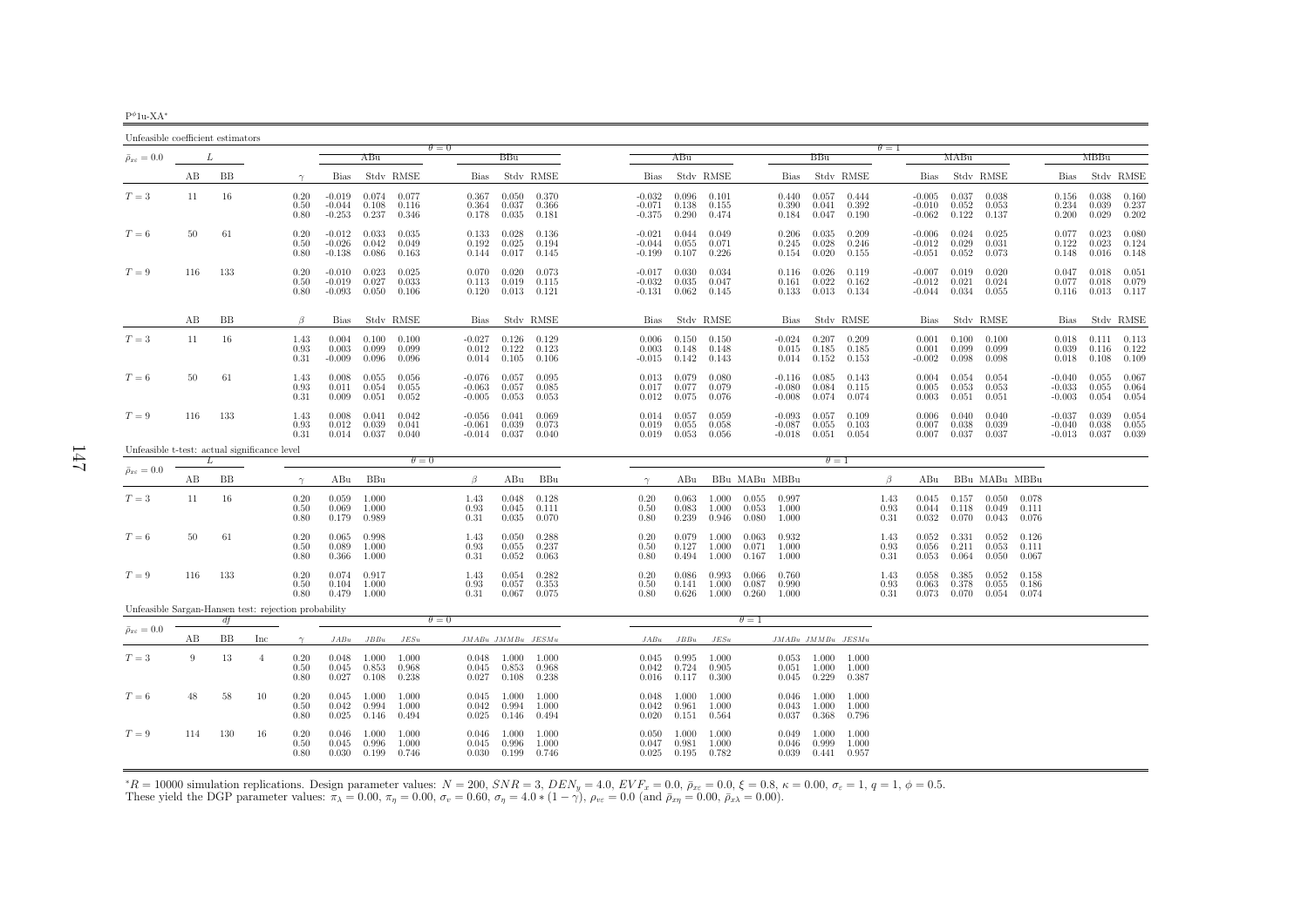P*1u-XA*

Unfeasible coefficient estimators

| $\bar{\rho}_{x\varepsilon}=0.0$ | L AB | L BB | $\gamma$ | θ=0 ABu Bias | Stdv | RMSE | BBu Bias | Stdv | RMSE | θ=1 ABu Bias | Stdv | RMSE | BBu Bias | Stdv | RMSE | MABu Bias | Stdv | RMSE | MBBu Bias | Stdv | RMSE |
|---|---|---|---|---|---|---|---|---|---|---|---|---|---|---|---|---|---|---|---|---|---|
| $T=3$ | 11 | 16 | 0.20 | -0.019 | 0.074 | 0.077 | 0.367 | 0.050 | 0.370 | -0.032 | 0.096 | 0.101 | 0.440 | 0.057 | 0.444 | -0.005 | 0.037 | 0.038 | 0.156 | 0.038 | 0.160 |
| | | | 0.50 | -0.044 | 0.108 | 0.116 | 0.364 | 0.037 | 0.366 | -0.071 | 0.138 | 0.155 | 0.390 | 0.041 | 0.392 | -0.010 | 0.052 | 0.053 | 0.234 | 0.039 | 0.237 |
| | | | 0.80 | -0.253 | 0.237 | 0.346 | 0.178 | 0.035 | 0.181 | -0.375 | 0.290 | 0.474 | 0.184 | 0.047 | 0.190 | -0.062 | 0.122 | 0.137 | 0.200 | 0.029 | 0.202 |
| $T=6$ | 50 | 61 | 0.20 | -0.012 | 0.033 | 0.035 | 0.133 | 0.028 | 0.136 | -0.021 | 0.044 | 0.049 | 0.206 | 0.035 | 0.209 | -0.006 | 0.024 | 0.025 | 0.077 | 0.023 | 0.080 |
| | | | 0.50 | -0.026 | 0.042 | 0.049 | 0.192 | 0.025 | 0.194 | -0.044 | 0.055 | 0.071 | 0.245 | 0.028 | 0.246 | -0.012 | 0.029 | 0.031 | 0.122 | 0.023 | 0.124 |
| | | | 0.80 | -0.138 | 0.086 | 0.163 | 0.144 | 0.017 | 0.145 | -0.199 | 0.107 | 0.226 | 0.154 | 0.020 | 0.155 | -0.051 | 0.052 | 0.073 | 0.148 | 0.016 | 0.148 |
| $T=9$ | 116 | 133 | 0.20 | -0.010 | 0.023 | 0.025 | 0.070 | 0.020 | 0.073 | -0.017 | 0.030 | 0.034 | 0.116 | 0.026 | 0.119 | -0.007 | 0.019 | 0.020 | 0.047 | 0.018 | 0.051 |
| | | | 0.50 | -0.019 | 0.027 | 0.033 | 0.113 | 0.019 | 0.115 | -0.032 | 0.035 | 0.047 | 0.161 | 0.022 | 0.162 | -0.012 | 0.021 | 0.024 | 0.077 | 0.018 | 0.079 |
| | | | 0.80 | -0.093 | 0.050 | 0.106 | 0.120 | 0.013 | 0.121 | -0.131 | 0.062 | 0.145 | 0.133 | 0.013 | 0.134 | -0.044 | 0.034 | 0.055 | 0.116 | 0.013 | 0.117 |
| | AB | BB | $\beta$ | Bias | Stdv | RMSE | Bias | Stdv | RMSE | Bias | Stdv | RMSE | Bias | Stdv | RMSE | Bias | Stdv | RMSE | Bias | Stdv | RMSE |
| $T=3$ | 11 | 16 | 1.43 | 0.004 | 0.100 | 0.100 | -0.027 | 0.126 | 0.129 | 0.006 | 0.150 | 0.150 | -0.024 | 0.207 | 0.209 | 0.001 | 0.100 | 0.100 | 0.018 | 0.111 | 0.113 |
| | | | 0.93 | 0.003 | 0.099 | 0.099 | 0.012 | 0.122 | 0.123 | 0.003 | 0.148 | 0.148 | 0.015 | 0.185 | 0.185 | 0.001 | 0.099 | 0.099 | 0.039 | 0.116 | 0.122 |
| | | | 0.31 | -0.009 | 0.096 | 0.096 | 0.014 | 0.105 | 0.106 | -0.015 | 0.142 | 0.143 | 0.014 | 0.152 | 0.153 | -0.002 | 0.098 | 0.098 | 0.018 | 0.108 | 0.109 |
| $T=6$ | 50 | 61 | 1.43 | 0.008 | 0.055 | 0.056 | -0.076 | 0.057 | 0.095 | 0.013 | 0.079 | 0.080 | -0.116 | 0.085 | 0.143 | 0.004 | 0.054 | 0.054 | -0.040 | 0.055 | 0.067 |
| | | | 0.93 | 0.011 | 0.054 | 0.055 | -0.063 | 0.057 | 0.085 | 0.017 | 0.077 | 0.079 | -0.080 | 0.084 | 0.115 | 0.005 | 0.053 | 0.053 | -0.033 | 0.055 | 0.064 |
| | | | 0.31 | 0.009 | 0.051 | 0.052 | -0.005 | 0.053 | 0.053 | 0.012 | 0.075 | 0.076 | -0.008 | 0.074 | 0.074 | 0.003 | 0.051 | 0.051 | -0.003 | 0.054 | 0.054 |
| $T=9$ | 116 | 133 | 1.43 | 0.008 | 0.041 | 0.042 | -0.056 | 0.041 | 0.069 | 0.014 | 0.057 | 0.059 | -0.093 | 0.057 | 0.109 | 0.006 | 0.040 | 0.040 | -0.037 | 0.039 | 0.054 |
| | | | 0.93 | 0.012 | 0.039 | 0.041 | -0.061 | 0.039 | 0.073 | 0.019 | 0.055 | 0.058 | -0.087 | 0.055 | 0.103 | 0.007 | 0.038 | 0.039 | -0.040 | 0.038 | 0.055 |
| | | | 0.31 | 0.014 | 0.037 | 0.040 | -0.014 | 0.037 | 0.040 | 0.019 | 0.053 | 0.056 | -0.018 | 0.051 | 0.054 | 0.007 | 0.037 | 0.037 | -0.013 | 0.037 | 0.039 |

Unfeasible t-test: actual significance level

| $\bar{\rho}_{x\varepsilon}=0.0$ | L AB | L BB | $\gamma$ | θ=0 ABu | BBu | $\beta$ | ABu | BBu | $\gamma$ | θ=1 ABu | BBu | MABu | MBBu | $\beta$ | ABu | BBu | MABu | MBBu |
|---|---|---|---|---|---|---|---|---|---|---|---|---|---|---|---|---|---|---|
| $T=3$ | 11 | 16 | 0.20 | 0.059 | 1.000 | 1.43 | 0.048 | 0.128 | 0.20 | 0.063 | 1.000 | 0.055 | 0.997 | 1.43 | 0.045 | 0.157 | 0.050 | 0.078 |
| | | | 0.50 | 0.069 | 1.000 | 0.93 | 0.045 | 0.111 | 0.50 | 0.083 | 1.000 | 0.053 | 1.000 | 0.93 | 0.044 | 0.118 | 0.049 | 0.111 |
| | | | 0.80 | 0.179 | 0.989 | 0.31 | 0.035 | 0.070 | 0.80 | 0.239 | 0.946 | 0.080 | 1.000 | 0.31 | 0.032 | 0.070 | 0.043 | 0.076 |
| $T=6$ | 50 | 61 | 0.20 | 0.065 | 0.998 | 1.43 | 0.050 | 0.288 | 0.20 | 0.079 | 1.000 | 0.063 | 0.932 | 1.43 | 0.052 | 0.331 | 0.052 | 0.126 |
| | | | 0.50 | 0.089 | 1.000 | 0.93 | 0.055 | 0.237 | 0.50 | 0.127 | 1.000 | 0.071 | 1.000 | 0.93 | 0.056 | 0.211 | 0.053 | 0.111 |
| | | | 0.80 | 0.366 | 1.000 | 0.31 | 0.052 | 0.063 | 0.80 | 0.494 | 1.000 | 0.167 | 1.000 | 0.31 | 0.053 | 0.064 | 0.050 | 0.067 |
| $T=9$ | 116 | 133 | 0.20 | 0.074 | 0.917 | 1.43 | 0.054 | 0.282 | 0.20 | 0.086 | 0.993 | 0.066 | 0.760 | 1.43 | 0.058 | 0.385 | 0.052 | 0.158 |
| | | | 0.50 | 0.104 | 1.000 | 0.93 | 0.057 | 0.353 | 0.50 | 0.141 | 1.000 | 0.087 | 0.990 | 0.93 | 0.063 | 0.378 | 0.055 | 0.186 |
| | | | 0.80 | 0.479 | 1.000 | 0.31 | 0.067 | 0.075 | 0.80 | 0.626 | 1.000 | 0.260 | 1.000 | 0.31 | 0.073 | 0.070 | 0.054 | 0.074 |

Unfeasible Sargan-Hansen test: rejection probability

| $\bar{\rho}_{x\varepsilon}=0.0$ | df AB | df BB | Inc | $\gamma$ | θ=0 JABu | JBBu | JESu | JMABu | JMMBu | JESMu | θ=1 JABu | JBBu | JESu | JMABu | JMMBu | JESMu |
|---|---|---|---|---|---|---|---|---|---|---|---|---|---|---|---|---|
| $T=3$ | 9 | 13 | 4 | 0.20 | 0.048 | 1.000 | 1.000 | 0.048 | 1.000 | 1.000 | 0.045 | 0.995 | 1.000 | 0.053 | 1.000 | 1.000 |
| | | | | 0.50 | 0.045 | 0.853 | 0.968 | 0.045 | 0.853 | 0.968 | 0.042 | 0.724 | 0.905 | 0.051 | 1.000 | 1.000 |
| | | | | 0.80 | 0.027 | 0.108 | 0.238 | 0.027 | 0.108 | 0.238 | 0.016 | 0.117 | 0.300 | 0.045 | 0.229 | 0.387 |
| $T=6$ | 48 | 58 | 10 | 0.20 | 0.045 | 1.000 | 1.000 | 0.045 | 1.000 | 1.000 | 0.048 | 1.000 | 1.000 | 0.046 | 1.000 | 1.000 |
| | | | | 0.50 | 0.042 | 0.994 | 1.000 | 0.042 | 0.994 | 1.000 | 0.042 | 0.961 | 1.000 | 0.043 | 1.000 | 1.000 |
| | | | | 0.80 | 0.025 | 0.146 | 0.494 | 0.025 | 0.146 | 0.494 | 0.020 | 0.151 | 0.564 | 0.037 | 0.368 | 0.796 |
| $T=9$ | 114 | 130 | 16 | 0.20 | 0.046 | 1.000 | 1.000 | 0.046 | 1.000 | 1.000 | 0.050 | 1.000 | 1.000 | 0.049 | 1.000 | 1.000 |
| | | | | 0.50 | 0.045 | 0.996 | 1.000 | 0.045 | 0.996 | 1.000 | 0.047 | 0.981 | 1.000 | 0.046 | 0.999 | 1.000 |
| | | | | 0.80 | 0.030 | 0.199 | 0.746 | 0.030 | 0.199 | 0.746 | 0.025 | 0.195 | 0.782 | 0.039 | 0.441 | 0.957 |

*$R = 10000$ simulation replications. Design parameter values: $N = 200$, $SNR = 3$, $DEN_y = 4.0$, $EVF_x = 0.0$, $\bar{\rho}_{x\varepsilon} = 0.0$, $\xi = 0.8$, $\kappa = 0.00$, $\sigma_\varepsilon = 1$, $q = 1$, $\phi = 0.5$. These yield the DGP parameter values: $\pi_\lambda = 0.00$, $\pi_\eta = 0.00$, $\sigma_v = 0.60$, $\sigma_\eta = 4.0 * (1 - \gamma)$, $\rho_{v\varepsilon} = 0.0$ (and $\bar{\rho}_{x\eta} = 0.00$, $\bar{\rho}_{x\lambda} = 0.00$).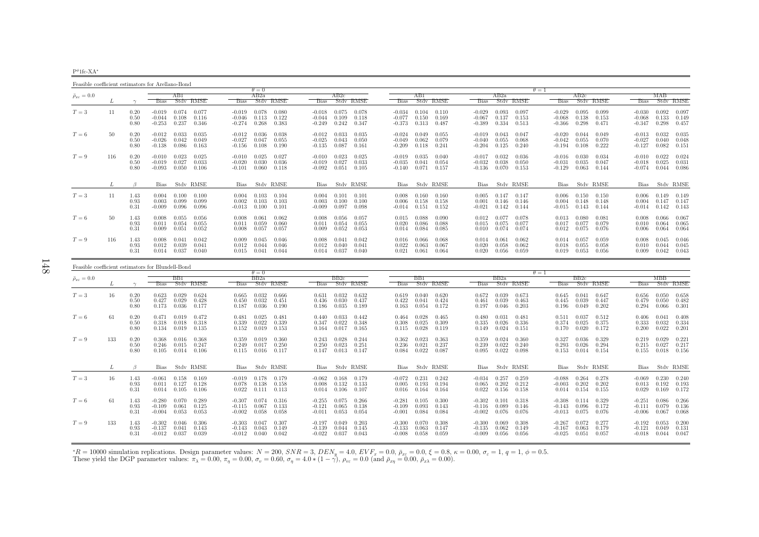P*1fc-XA*

Feasible coefficient estimators for Arellano-Bond

| $\bar{\rho}_{x\varepsilon}=0.0$ | | | $\theta=0$ | | | | | | | | | $\theta=1$ | | | | | | | | | | | |
|---|---|---|---|---|---|---|---|---|---|---|---|---|---|---|---|---|---|---|---|---|---|---|---|
| | | | AB1 | | | AB2a | | | AB2c | | | AB1 | | | AB2a | | | AB2c | | | MAB | | |
| | $L$ | $\gamma$ | Bias | Stdv | RMSE | Bias | Stdv | RMSE | Bias | Stdv | RMSE | Bias | Stdv | RMSE | Bias | Stdv | RMSE | Bias | Stdv | RMSE | Bias | Stdv | RMSE |
| $T=3$ | 11 | 0.20 | -0.019 | 0.074 | 0.077 | -0.019 | 0.078 | 0.080 | -0.018 | 0.075 | 0.078 | -0.034 | 0.104 | 0.110 | -0.029 | 0.093 | 0.097 | -0.029 | 0.095 | 0.099 | -0.030 | 0.092 | 0.097 |
| | | 0.50 | -0.044 | 0.108 | 0.116 | -0.046 | 0.113 | 0.122 | -0.044 | 0.109 | 0.118 | -0.077 | 0.150 | 0.169 | -0.067 | 0.137 | 0.153 | -0.068 | 0.138 | 0.153 | -0.068 | 0.133 | 0.149 |
| | | 0.80 | -0.253 | 0.237 | 0.346 | -0.274 | 0.268 | 0.383 | -0.249 | 0.242 | 0.347 | -0.373 | 0.313 | 0.487 | -0.389 | 0.334 | 0.513 | -0.366 | 0.298 | 0.471 | -0.347 | 0.298 | 0.457 |
| $T=6$ | 50 | 0.20 | -0.012 | 0.033 | 0.035 | -0.012 | 0.036 | 0.038 | -0.012 | 0.033 | 0.035 | -0.024 | 0.049 | 0.055 | -0.019 | 0.043 | 0.047 | -0.020 | 0.044 | 0.049 | -0.013 | 0.032 | 0.035 |
| | | 0.50 | -0.026 | 0.042 | 0.049 | -0.027 | 0.047 | 0.055 | -0.025 | 0.043 | 0.050 | -0.049 | 0.062 | 0.079 | -0.040 | 0.055 | 0.068 | -0.042 | 0.055 | 0.070 | -0.027 | 0.040 | 0.048 |
| | | 0.80 | -0.138 | 0.086 | 0.163 | -0.156 | 0.108 | 0.190 | -0.135 | 0.087 | 0.161 | -0.209 | 0.118 | 0.241 | -0.204 | 0.125 | 0.240 | -0.194 | 0.108 | 0.222 | -0.127 | 0.082 | 0.151 |
| $T=9$ | 116 | 0.20 | -0.010 | 0.023 | 0.025 | -0.010 | 0.025 | 0.027 | -0.010 | 0.023 | 0.025 | -0.019 | 0.035 | 0.040 | -0.017 | 0.032 | 0.036 | -0.016 | 0.030 | 0.034 | -0.010 | 0.022 | 0.024 |
| | | 0.50 | -0.019 | 0.027 | 0.033 | -0.020 | 0.030 | 0.036 | -0.019 | 0.027 | 0.033 | -0.035 | 0.041 | 0.054 | -0.032 | 0.038 | 0.050 | -0.031 | 0.035 | 0.047 | -0.018 | 0.025 | 0.031 |
| | | 0.80 | -0.093 | 0.050 | 0.106 | -0.101 | 0.060 | 0.118 | -0.092 | 0.051 | 0.105 | -0.140 | 0.071 | 0.157 | -0.136 | 0.070 | 0.153 | -0.129 | 0.063 | 0.144 | -0.074 | 0.044 | 0.086 |
| | $L$ | $\beta$ | Bias | Stdv | RMSE | Bias | Stdv | RMSE | Bias | Stdv | RMSE | Bias | Stdv | RMSE | Bias | Stdv | RMSE | Bias | Stdv | RMSE | Bias | Stdv | RMSE |
| $T=3$ | 11 | 1.43 | 0.004 | 0.100 | 0.100 | 0.004 | 0.103 | 0.104 | 0.004 | 0.101 | 0.101 | 0.008 | 0.160 | 0.160 | 0.005 | 0.147 | 0.147 | 0.006 | 0.150 | 0.150 | 0.006 | 0.149 | 0.149 |
| | | 0.93 | 0.003 | 0.099 | 0.099 | 0.002 | 0.103 | 0.103 | 0.003 | 0.100 | 0.100 | 0.006 | 0.158 | 0.158 | 0.001 | 0.146 | 0.146 | 0.004 | 0.148 | 0.148 | 0.004 | 0.147 | 0.147 |
| | | 0.31 | -0.009 | 0.096 | 0.096 | -0.013 | 0.100 | 0.101 | -0.009 | 0.097 | 0.098 | -0.014 | 0.151 | 0.152 | -0.021 | 0.142 | 0.144 | -0.015 | 0.143 | 0.144 | -0.014 | 0.142 | 0.143 |
| $T=6$ | 50 | 1.43 | 0.008 | 0.055 | 0.056 | 0.008 | 0.061 | 0.062 | 0.008 | 0.056 | 0.057 | 0.015 | 0.088 | 0.090 | 0.012 | 0.077 | 0.078 | 0.013 | 0.080 | 0.081 | 0.008 | 0.066 | 0.067 |
| | | 0.93 | 0.011 | 0.054 | 0.055 | 0.011 | 0.059 | 0.060 | 0.011 | 0.054 | 0.055 | 0.020 | 0.086 | 0.088 | 0.015 | 0.075 | 0.077 | 0.017 | 0.077 | 0.079 | 0.010 | 0.064 | 0.065 |
| | | 0.31 | 0.009 | 0.051 | 0.052 | 0.008 | 0.057 | 0.057 | 0.009 | 0.052 | 0.053 | 0.014 | 0.084 | 0.085 | 0.010 | 0.074 | 0.074 | 0.012 | 0.075 | 0.076 | 0.006 | 0.064 | 0.064 |
| $T=9$ | 116 | 1.43 | 0.008 | 0.041 | 0.042 | 0.009 | 0.045 | 0.046 | 0.008 | 0.041 | 0.042 | 0.016 | 0.066 | 0.068 | 0.014 | 0.061 | 0.062 | 0.014 | 0.057 | 0.059 | 0.008 | 0.045 | 0.046 |
| | | 0.93 | 0.012 | 0.039 | 0.041 | 0.012 | 0.044 | 0.046 | 0.012 | 0.040 | 0.041 | 0.022 | 0.063 | 0.067 | 0.020 | 0.058 | 0.062 | 0.018 | 0.055 | 0.058 | 0.010 | 0.044 | 0.045 |
| | | 0.31 | 0.014 | 0.037 | 0.040 | 0.015 | 0.041 | 0.044 | 0.014 | 0.037 | 0.040 | 0.021 | 0.061 | 0.064 | 0.020 | 0.056 | 0.059 | 0.019 | 0.053 | 0.056 | 0.009 | 0.042 | 0.043 |

Feasible coefficient estimators for Blundell-Bond

| $\bar{\rho}_{x\varepsilon}=0.0$ | | | $\theta=0$ | | | | | | | | | $\theta=1$ | | | | | | | | | | | |
|---|---|---|---|---|---|---|---|---|---|---|---|---|---|---|---|---|---|---|---|---|---|---|---|
| | | | BB1 | | | BB2a | | | BB2c | | | BB1 | | | BB2a | | | BB2c | | | MBB | | |
| | $L$ | $\gamma$ | Bias | Stdv | RMSE | Bias | Stdv | RMSE | Bias | Stdv | RMSE | Bias | Stdv | RMSE | Bias | Stdv | RMSE | Bias | Stdv | RMSE | Bias | Stdv | RMSE |
| $T=3$ | 16 | 0.20 | 0.623 | 0.029 | 0.624 | 0.665 | 0.032 | 0.666 | 0.631 | 0.032 | 0.632 | 0.619 | 0.040 | 0.620 | 0.672 | 0.039 | 0.673 | 0.645 | 0.041 | 0.647 | 0.656 | 0.050 | 0.658 |
| | | 0.50 | 0.427 | 0.029 | 0.428 | 0.450 | 0.032 | 0.451 | 0.436 | 0.030 | 0.437 | 0.422 | 0.041 | 0.424 | 0.461 | 0.039 | 0.463 | 0.445 | 0.039 | 0.447 | 0.479 | 0.050 | 0.482 |
| | | 0.80 | 0.173 | 0.036 | 0.177 | 0.187 | 0.036 | 0.190 | 0.186 | 0.035 | 0.189 | 0.163 | 0.054 | 0.172 | 0.197 | 0.046 | 0.203 | 0.196 | 0.049 | 0.202 | 0.294 | 0.066 | 0.301 |
| $T=6$ | 61 | 0.20 | 0.471 | 0.019 | 0.472 | 0.481 | 0.025 | 0.481 | 0.440 | 0.033 | 0.442 | 0.464 | 0.028 | 0.465 | 0.480 | 0.031 | 0.481 | 0.511 | 0.037 | 0.512 | 0.406 | 0.041 | 0.408 |
| | | 0.50 | 0.318 | 0.018 | 0.318 | 0.339 | 0.022 | 0.339 | 0.347 | 0.022 | 0.348 | 0.308 | 0.025 | 0.309 | 0.335 | 0.026 | 0.336 | 0.374 | 0.025 | 0.375 | 0.333 | 0.032 | 0.334 |
| | | 0.80 | 0.134 | 0.019 | 0.135 | 0.152 | 0.019 | 0.153 | 0.164 | 0.017 | 0.165 | 0.115 | 0.028 | 0.119 | 0.149 | 0.024 | 0.151 | 0.170 | 0.020 | 0.172 | 0.200 | 0.022 | 0.201 |
| $T=9$ | 133 | 0.20 | 0.368 | 0.016 | 0.368 | 0.359 | 0.019 | 0.360 | 0.243 | 0.028 | 0.244 | 0.362 | 0.023 | 0.363 | 0.359 | 0.024 | 0.360 | 0.327 | 0.036 | 0.329 | 0.219 | 0.029 | 0.221 |
| | | 0.50 | 0.246 | 0.015 | 0.247 | 0.249 | 0.017 | 0.250 | 0.250 | 0.023 | 0.251 | 0.236 | 0.021 | 0.237 | 0.239 | 0.022 | 0.240 | 0.293 | 0.026 | 0.294 | 0.215 | 0.027 | 0.217 |
| | | 0.80 | 0.105 | 0.014 | 0.106 | 0.115 | 0.016 | 0.117 | 0.147 | 0.013 | 0.147 | 0.084 | 0.022 | 0.087 | 0.095 | 0.022 | 0.098 | 0.153 | 0.014 | 0.154 | 0.155 | 0.018 | 0.156 |
| | $L$ | $\beta$ | Bias | Stdv | RMSE | Bias | Stdv | RMSE | Bias | Stdv | RMSE | Bias | Stdv | RMSE | Bias | Stdv | RMSE | Bias | Stdv | RMSE | Bias | Stdv | RMSE |
| $T=3$ | 16 | 1.43 | -0.061 | 0.158 | 0.169 | -0.019 | 0.178 | 0.179 | -0.062 | 0.168 | 0.179 | -0.072 | 0.231 | 0.242 | -0.034 | 0.257 | 0.259 | -0.088 | 0.264 | 0.278 | -0.069 | 0.230 | 0.240 |
| | | 0.93 | 0.011 | 0.127 | 0.128 | 0.078 | 0.138 | 0.158 | 0.008 | 0.132 | 0.133 | 0.005 | 0.193 | 0.194 | 0.065 | 0.202 | 0.212 | -0.003 | 0.202 | 0.202 | 0.013 | 0.192 | 0.193 |
| | | 0.31 | 0.014 | 0.105 | 0.106 | 0.022 | 0.111 | 0.113 | 0.014 | 0.106 | 0.107 | 0.016 | 0.164 | 0.164 | 0.022 | 0.156 | 0.158 | 0.014 | 0.154 | 0.155 | 0.029 | 0.169 | 0.172 |
| $T=6$ | 61 | 1.43 | -0.280 | 0.070 | 0.289 | -0.307 | 0.074 | 0.316 | -0.255 | 0.075 | 0.266 | -0.281 | 0.105 | 0.300 | -0.302 | 0.101 | 0.318 | -0.308 | 0.114 | 0.329 | -0.251 | 0.086 | 0.266 |
| | | 0.93 | -0.109 | 0.061 | 0.125 | -0.115 | 0.067 | 0.133 | -0.121 | 0.065 | 0.138 | -0.109 | 0.093 | 0.143 | -0.116 | 0.089 | 0.146 | -0.143 | 0.096 | 0.172 | -0.111 | 0.079 | 0.136 |
| | | 0.31 | -0.004 | 0.053 | 0.053 | -0.002 | 0.058 | 0.058 | -0.011 | 0.053 | 0.054 | -0.001 | 0.084 | 0.084 | -0.002 | 0.076 | 0.076 | -0.013 | 0.075 | 0.076 | -0.006 | 0.067 | 0.068 |
| $T=9$ | 133 | 1.43 | -0.302 | 0.046 | 0.306 | -0.303 | 0.047 | 0.307 | -0.197 | 0.049 | 0.203 | -0.300 | 0.070 | 0.308 | -0.300 | 0.069 | 0.308 | -0.267 | 0.072 | 0.277 | -0.192 | 0.053 | 0.200 |
| | | 0.93 | -0.137 | 0.041 | 0.143 | -0.143 | 0.043 | 0.149 | -0.139 | 0.044 | 0.145 | -0.133 | 0.063 | 0.147 | -0.135 | 0.062 | 0.149 | -0.167 | 0.063 | 0.179 | -0.121 | 0.049 | 0.131 |
| | | 0.31 | -0.012 | 0.037 | 0.039 | -0.012 | 0.040 | 0.042 | -0.022 | 0.037 | 0.043 | -0.008 | 0.058 | 0.059 | -0.009 | 0.056 | 0.056 | -0.025 | 0.051 | 0.057 | -0.018 | 0.044 | 0.047 |

*$R=10000$ simulation replications. Design parameter values: $N=200$, $SNR=3$, $DEN_y=4.0$, $EVF_x=0.0$, $\bar{\rho}_{x\varepsilon}=0.0$, $\xi=0.8$, $\kappa=0.00$, $\sigma_\varepsilon=1$, $q=1$, $\phi=0.5$.
These yield the DGP parameter values: $\pi_\lambda=0.00$, $\pi_\eta=0.00$, $\sigma_v=0.60$, $\sigma_\eta=4.0*(1-\gamma)$, $\rho_{v\varepsilon}=0.0$ (and $\bar{\rho}_{x\eta}=0.00$, $\bar{\rho}_{x\lambda}=0.00$).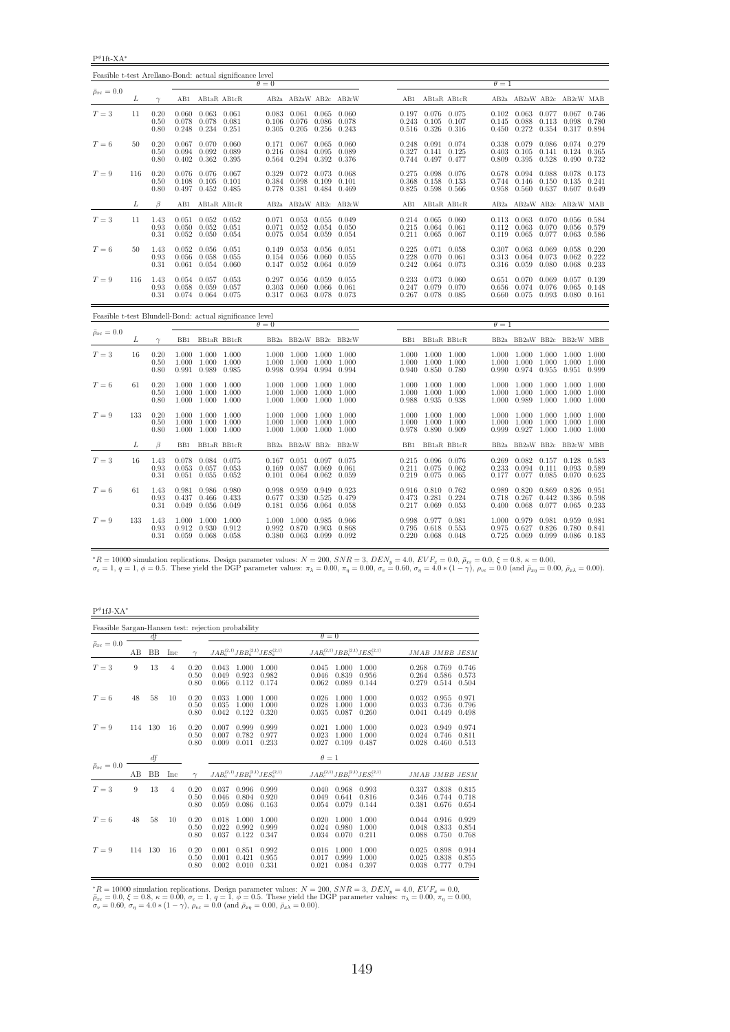P$^\phi$1ft-XA$^*$

Feasible t-test Arellano-Bond: actual significance level

| $\bar\rho_{x\varepsilon}=0.0$ | $L$ | $\gamma$ | AB1 | AB1aR | AB1cR | $\theta=0$ AB2a | AB2aW | AB2c | AB2cW | AB1 | AB1aR | AB1cR | $\theta=1$ AB2a | AB2aW | AB2c | AB2cW | MAB |
|---|---|---|---|---|---|---|---|---|---|---|---|---|---|---|---|---|---|
| $T=3$ | 11 | 0.20 | 0.060 | 0.063 | 0.061 | 0.083 | 0.061 | 0.065 | 0.060 | 0.197 | 0.076 | 0.075 | 0.102 | 0.063 | 0.077 | 0.067 | 0.746 |
| | | 0.50 | 0.078 | 0.078 | 0.081 | 0.106 | 0.076 | 0.086 | 0.078 | 0.243 | 0.105 | 0.107 | 0.145 | 0.088 | 0.113 | 0.098 | 0.780 |
| | | 0.80 | 0.248 | 0.234 | 0.251 | 0.305 | 0.205 | 0.256 | 0.243 | 0.516 | 0.326 | 0.316 | 0.450 | 0.272 | 0.354 | 0.317 | 0.894 |
| $T=6$ | 50 | 0.20 | 0.067 | 0.070 | 0.060 | 0.171 | 0.067 | 0.065 | 0.060 | 0.248 | 0.091 | 0.074 | 0.338 | 0.079 | 0.086 | 0.074 | 0.279 |
| | | 0.50 | 0.094 | 0.092 | 0.089 | 0.216 | 0.084 | 0.095 | 0.089 | 0.327 | 0.141 | 0.125 | 0.403 | 0.105 | 0.141 | 0.124 | 0.365 |
| | | 0.80 | 0.402 | 0.362 | 0.395 | 0.564 | 0.294 | 0.392 | 0.376 | 0.744 | 0.497 | 0.477 | 0.809 | 0.395 | 0.528 | 0.490 | 0.732 |
| $T=9$ | 116 | 0.20 | 0.076 | 0.076 | 0.067 | 0.329 | 0.072 | 0.073 | 0.068 | 0.275 | 0.098 | 0.076 | 0.678 | 0.094 | 0.088 | 0.078 | 0.173 |
| | | 0.50 | 0.108 | 0.105 | 0.101 | 0.384 | 0.098 | 0.109 | 0.101 | 0.368 | 0.158 | 0.133 | 0.744 | 0.146 | 0.150 | 0.135 | 0.241 |
| | | 0.80 | 0.497 | 0.452 | 0.485 | 0.778 | 0.381 | 0.484 | 0.469 | 0.825 | 0.598 | 0.566 | 0.958 | 0.560 | 0.637 | 0.607 | 0.649 |
| | $L$ | $\beta$ | AB1 | AB1aR | AB1cR | AB2a | AB2aW | AB2c | AB2cW | AB1 | AB1aR | AB1cR | AB2a | AB2aW | AB2c | AB2cW | MAB |
| $T=3$ | 11 | 1.43 | 0.051 | 0.052 | 0.052 | 0.071 | 0.053 | 0.055 | 0.049 | 0.214 | 0.065 | 0.060 | 0.113 | 0.063 | 0.070 | 0.056 | 0.584 |
| | | 0.93 | 0.050 | 0.052 | 0.051 | 0.071 | 0.052 | 0.054 | 0.050 | 0.215 | 0.064 | 0.061 | 0.112 | 0.063 | 0.070 | 0.056 | 0.579 |
| | | 0.31 | 0.052 | 0.050 | 0.054 | 0.075 | 0.054 | 0.059 | 0.054 | 0.211 | 0.065 | 0.067 | 0.119 | 0.065 | 0.077 | 0.063 | 0.586 |
| $T=6$ | 50 | 1.43 | 0.052 | 0.056 | 0.051 | 0.149 | 0.053 | 0.056 | 0.051 | 0.225 | 0.071 | 0.058 | 0.307 | 0.063 | 0.069 | 0.058 | 0.220 |
| | | 0.93 | 0.056 | 0.058 | 0.055 | 0.154 | 0.056 | 0.060 | 0.055 | 0.228 | 0.070 | 0.061 | 0.313 | 0.064 | 0.073 | 0.062 | 0.222 |
| | | 0.31 | 0.061 | 0.054 | 0.060 | 0.147 | 0.052 | 0.064 | 0.059 | 0.242 | 0.064 | 0.073 | 0.316 | 0.059 | 0.080 | 0.068 | 0.233 |
| $T=9$ | 116 | 1.43 | 0.054 | 0.057 | 0.053 | 0.297 | 0.056 | 0.059 | 0.055 | 0.233 | 0.073 | 0.060 | 0.651 | 0.070 | 0.069 | 0.057 | 0.139 |
| | | 0.93 | 0.058 | 0.059 | 0.057 | 0.303 | 0.060 | 0.066 | 0.061 | 0.247 | 0.079 | 0.070 | 0.656 | 0.074 | 0.076 | 0.065 | 0.148 |
| | | 0.31 | 0.074 | 0.064 | 0.075 | 0.317 | 0.063 | 0.078 | 0.073 | 0.267 | 0.078 | 0.085 | 0.660 | 0.075 | 0.093 | 0.080 | 0.161 |

Feasible t-test Blundell-Bond: actual significance level

| $\bar\rho_{x\varepsilon}=0.0$ | $L$ | $\gamma$ | BB1 | BB1aR | BB1cR | $\theta=0$ BB2a | BB2aW | BB2c | BB2cW | BB1 | BB1aR | BB1cR | $\theta=1$ BB2a | BB2aW | BB2c | BB2cW | MBB |
|---|---|---|---|---|---|---|---|---|---|---|---|---|---|---|---|---|---|
| $T=3$ | 16 | 0.20 | 1.000 | 1.000 | 1.000 | 1.000 | 1.000 | 1.000 | 1.000 | 1.000 | 1.000 | 1.000 | 1.000 | 1.000 | 1.000 | 1.000 | 1.000 |
| | | 0.50 | 1.000 | 1.000 | 1.000 | 1.000 | 1.000 | 1.000 | 1.000 | 1.000 | 1.000 | 1.000 | 1.000 | 1.000 | 1.000 | 1.000 | 1.000 |
| | | 0.80 | 0.991 | 0.989 | 0.985 | 0.998 | 0.994 | 0.994 | 0.994 | 0.940 | 0.850 | 0.780 | 0.990 | 0.974 | 0.955 | 0.951 | 0.999 |
| $T=6$ | 61 | 0.20 | 1.000 | 1.000 | 1.000 | 1.000 | 1.000 | 1.000 | 1.000 | 1.000 | 1.000 | 1.000 | 1.000 | 1.000 | 1.000 | 1.000 | 1.000 |
| | | 0.50 | 1.000 | 1.000 | 1.000 | 1.000 | 1.000 | 1.000 | 1.000 | 1.000 | 1.000 | 1.000 | 1.000 | 1.000 | 1.000 | 1.000 | 1.000 |
| | | 0.80 | 1.000 | 1.000 | 1.000 | 1.000 | 1.000 | 1.000 | 1.000 | 0.988 | 0.935 | 0.938 | 1.000 | 0.989 | 1.000 | 1.000 | 1.000 |
| $T=9$ | 133 | 0.20 | 1.000 | 1.000 | 1.000 | 1.000 | 1.000 | 1.000 | 1.000 | 1.000 | 1.000 | 1.000 | 1.000 | 1.000 | 1.000 | 1.000 | 1.000 |
| | | 0.50 | 1.000 | 1.000 | 1.000 | 1.000 | 1.000 | 1.000 | 1.000 | 1.000 | 1.000 | 1.000 | 1.000 | 1.000 | 1.000 | 1.000 | 1.000 |
| | | 0.80 | 1.000 | 1.000 | 1.000 | 1.000 | 1.000 | 1.000 | 1.000 | 0.978 | 0.890 | 0.909 | 0.999 | 0.927 | 1.000 | 1.000 | 1.000 |
| | $L$ | $\beta$ | BB1 | BB1aR | BB1cR | BB2a | BB2aW | BB2c | BB2cW | BB1 | BB1aR | BB1cR | BB2a | BB2aW | BB2c | BB2cW | MBB |
| $T=3$ | 16 | 1.43 | 0.078 | 0.084 | 0.075 | 0.167 | 0.051 | 0.097 | 0.075 | 0.215 | 0.096 | 0.076 | 0.269 | 0.082 | 0.157 | 0.128 | 0.583 |
| | | 0.93 | 0.053 | 0.057 | 0.053 | 0.169 | 0.087 | 0.069 | 0.061 | 0.211 | 0.075 | 0.062 | 0.233 | 0.094 | 0.111 | 0.093 | 0.589 |
| | | 0.31 | 0.051 | 0.055 | 0.052 | 0.101 | 0.064 | 0.062 | 0.059 | 0.219 | 0.075 | 0.065 | 0.177 | 0.077 | 0.085 | 0.070 | 0.623 |
| $T=6$ | 61 | 1.43 | 0.981 | 0.986 | 0.980 | 0.998 | 0.959 | 0.949 | 0.923 | 0.916 | 0.810 | 0.762 | 0.989 | 0.820 | 0.869 | 0.826 | 0.951 |
| | | 0.93 | 0.437 | 0.466 | 0.433 | 0.677 | 0.330 | 0.525 | 0.479 | 0.473 | 0.281 | 0.224 | 0.718 | 0.267 | 0.442 | 0.386 | 0.598 |
| | | 0.31 | 0.049 | 0.056 | 0.049 | 0.181 | 0.056 | 0.064 | 0.058 | 0.217 | 0.069 | 0.053 | 0.400 | 0.068 | 0.077 | 0.065 | 0.233 |
| $T=9$ | 133 | 1.43 | 1.000 | 1.000 | 1.000 | 1.000 | 1.000 | 0.985 | 0.966 | 0.998 | 0.977 | 0.981 | 1.000 | 0.979 | 0.981 | 0.959 | 0.981 |
| | | 0.93 | 0.912 | 0.930 | 0.912 | 0.992 | 0.870 | 0.903 | 0.868 | 0.795 | 0.618 | 0.553 | 0.975 | 0.627 | 0.826 | 0.780 | 0.841 |
| | | 0.31 | 0.059 | 0.068 | 0.058 | 0.380 | 0.063 | 0.099 | 0.092 | 0.220 | 0.068 | 0.048 | 0.725 | 0.069 | 0.099 | 0.086 | 0.183 |

$^*R=10000$ simulation replications. Design parameter values: $N=200$, $SNR=3$, $DEN_y=4.0$, $EVF_x=0.0$, $\bar\rho_{x\varepsilon}=0.0$, $\xi=0.8$, $\kappa=0.00$, $\sigma_\varepsilon=1$, $q=1$, $\phi=0.5$. These yield the DGP parameter values: $\pi_\lambda=0.00$, $\pi_\eta=0.00$, $\sigma_v=0.60$, $\sigma_\eta=4.0*(1-\gamma)$, $\rho_{v\varepsilon}=0.0$ (and $\bar\rho_{x\eta}=0.00$, $\bar\rho_{x\lambda}=0.00$).

P$^\phi$1fJ-XA$^*$

Feasible Sargan-Hansen test: rejection probability

| $\bar\rho_{x\varepsilon}=0.0$ | AB | BB | Inc | $\gamma$ | $JAB_a^{(2,1)}$ | $JBB_a^{(2,1)}$ | $JES_a^{(2,1)}$ | $JAB_c^{(2,1)}$ | $JBB_c^{(2,1)}$ | $JES_c^{(2,1)}$ | JMAB | JMBB | JESM |
|---|---|---|---|---|---|---|---|---|---|---|---|---|---|
| | *df* | | | | $\theta=0$ | | | | | | | | |
| $T=3$ | 9 | 13 | 4 | 0.20 | 0.043 | 1.000 | 1.000 | 0.045 | 1.000 | 1.000 | 0.268 | 0.769 | 0.746 |
| | | | | 0.50 | 0.049 | 0.923 | 0.982 | 0.046 | 0.839 | 0.956 | 0.264 | 0.586 | 0.573 |
| | | | | 0.80 | 0.066 | 0.112 | 0.174 | 0.062 | 0.089 | 0.144 | 0.279 | 0.514 | 0.504 |
| $T=6$ | 48 | 58 | 10 | 0.20 | 0.033 | 1.000 | 1.000 | 0.026 | 1.000 | 1.000 | 0.032 | 0.955 | 0.971 |
| | | | | 0.50 | 0.035 | 1.000 | 1.000 | 0.028 | 1.000 | 1.000 | 0.033 | 0.736 | 0.796 |
| | | | | 0.80 | 0.042 | 0.122 | 0.320 | 0.035 | 0.087 | 0.260 | 0.041 | 0.449 | 0.498 |
| $T=9$ | 114 | 130 | 16 | 0.20 | 0.007 | 0.999 | 0.999 | 0.021 | 1.000 | 1.000 | 0.023 | 0.949 | 0.974 |
| | | | | 0.50 | 0.007 | 0.782 | 0.977 | 0.023 | 1.000 | 1.000 | 0.024 | 0.746 | 0.811 |
| | | | | 0.80 | 0.009 | 0.011 | 0.233 | 0.027 | 0.109 | 0.487 | 0.028 | 0.460 | 0.513 |
| | *df* | | | | $\theta=1$ | | | | | | | | |
| $T=3$ | 9 | 13 | 4 | 0.20 | 0.037 | 0.996 | 0.999 | 0.040 | 0.968 | 0.993 | 0.337 | 0.838 | 0.815 |
| | | | | 0.50 | 0.046 | 0.804 | 0.920 | 0.049 | 0.641 | 0.816 | 0.346 | 0.744 | 0.718 |
| | | | | 0.80 | 0.059 | 0.086 | 0.163 | 0.054 | 0.079 | 0.144 | 0.381 | 0.676 | 0.654 |
| $T=6$ | 48 | 58 | 10 | 0.20 | 0.018 | 1.000 | 1.000 | 0.020 | 1.000 | 1.000 | 0.044 | 0.916 | 0.929 |
| | | | | 0.50 | 0.022 | 0.992 | 0.999 | 0.024 | 0.980 | 1.000 | 0.048 | 0.833 | 0.854 |
| | | | | 0.80 | 0.037 | 0.122 | 0.347 | 0.034 | 0.070 | 0.211 | 0.088 | 0.750 | 0.768 |
| $T=9$ | 114 | 130 | 16 | 0.20 | 0.001 | 0.851 | 0.992 | 0.016 | 1.000 | 1.000 | 0.025 | 0.898 | 0.914 |
| | | | | 0.50 | 0.001 | 0.421 | 0.955 | 0.017 | 0.999 | 1.000 | 0.025 | 0.838 | 0.855 |
| | | | | 0.80 | 0.002 | 0.010 | 0.331 | 0.021 | 0.084 | 0.397 | 0.038 | 0.777 | 0.794 |

$^*R=10000$ simulation replications. Design parameter values: $N=200$, $SNR=3$, $DEN_y=4.0$, $EVF_x=0.0$, $\bar\rho_{x\varepsilon}=0.0$, $\xi=0.8$, $\kappa=0.00$, $\sigma_\varepsilon=1$, $q=1$, $\phi=0.5$. These yield the DGP parameter values: $\pi_\lambda=0.00$, $\pi_\eta=0.00$, $\sigma_v=0.60$, $\sigma_\eta=4.0*(1-\gamma)$, $\rho_{v\varepsilon}=0.0$ (and $\bar\rho_{x\eta}=0.00$, $\bar\rho_{x\lambda}=0.00$).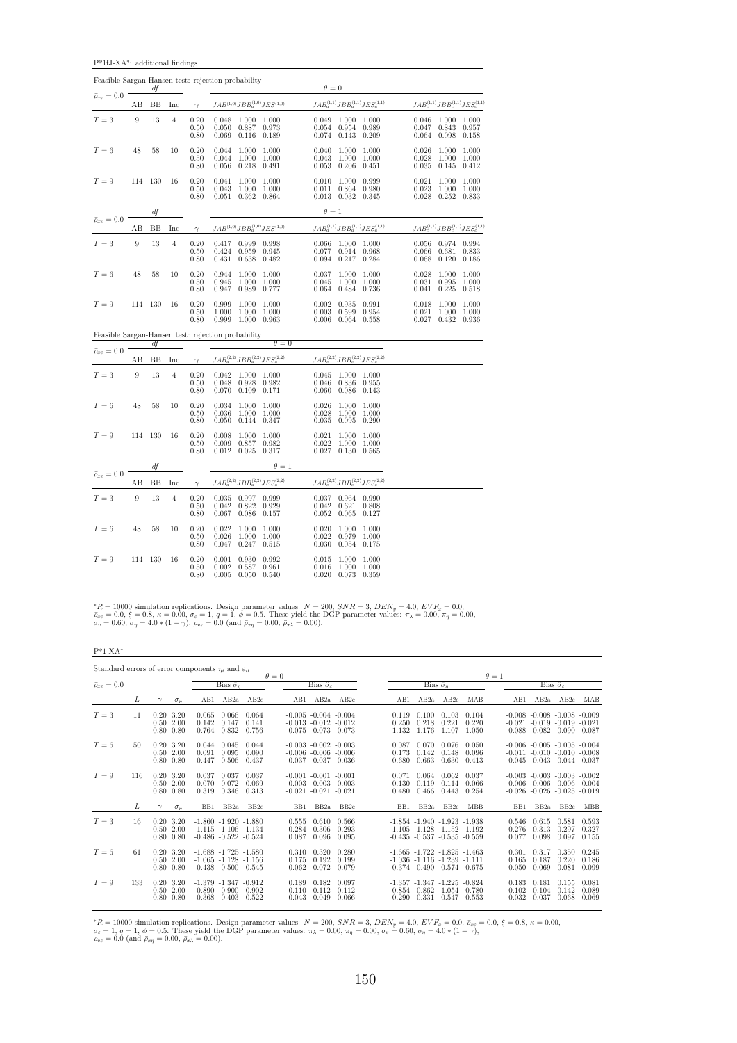P$^{\phi}$1fJ-XA$^{*}$: additional findings

Feasible Sargan-Hansen test: rejection probability

| $\bar{\rho}_{x\varepsilon}=0.0$ | df AB | BB | Inc | $\gamma$ | $\theta=0$ $JAB^{(1,0)}$ | $JBB_a^{(1,0)}$ | $JES^{(1,0)}$ | $JAB_a^{(1,1)}$ | $JBB_a^{(1,1)}$ | $JES_a^{(1,1)}$ | $JAB_c^{(1,1)}$ | $JBB_c^{(1,1)}$ | $JES_c^{(1,1)}$ |
|---|---|---|---|---|---|---|---|---|---|---|---|---|---|
| $T=3$ | 9 | 13 | 4 | 0.20 | 0.048 | 1.000 | 1.000 | 0.049 | 1.000 | 1.000 | 0.046 | 1.000 | 1.000 |
| | | | | 0.50 | 0.050 | 0.887 | 0.973 | 0.054 | 0.954 | 0.989 | 0.047 | 0.843 | 0.957 |
| | | | | 0.80 | 0.069 | 0.116 | 0.189 | 0.074 | 0.143 | 0.209 | 0.064 | 0.098 | 0.158 |
| $T=6$ | 48 | 58 | 10 | 0.20 | 0.044 | 1.000 | 1.000 | 0.040 | 1.000 | 1.000 | 0.026 | 1.000 | 1.000 |
| | | | | 0.50 | 0.044 | 1.000 | 1.000 | 0.043 | 1.000 | 1.000 | 0.028 | 1.000 | 1.000 |
| | | | | 0.80 | 0.056 | 0.218 | 0.491 | 0.053 | 0.206 | 0.451 | 0.035 | 0.145 | 0.412 |
| $T=9$ | 114 | 130 | 16 | 0.20 | 0.041 | 1.000 | 1.000 | 0.010 | 1.000 | 0.999 | 0.021 | 1.000 | 1.000 |
| | | | | 0.50 | 0.043 | 1.000 | 1.000 | 0.011 | 0.864 | 0.980 | 0.023 | 1.000 | 1.000 |
| | | | | 0.80 | 0.051 | 0.362 | 0.864 | 0.013 | 0.032 | 0.345 | 0.028 | 0.252 | 0.833 |

| $\bar{\rho}_{x\varepsilon}=0.0$ | df AB | BB | Inc | $\gamma$ | $\theta=1$ $JAB^{(1,0)}$ | $JBB_a^{(1,0)}$ | $JES^{(1,0)}$ | $JAB_a^{(1,1)}$ | $JBB_a^{(1,1)}$ | $JES_a^{(1,1)}$ | $JAB_c^{(1,1)}$ | $JBB_c^{(1,1)}$ | $JES_c^{(1,1)}$ |
|---|---|---|---|---|---|---|---|---|---|---|---|---|---|
| $T=3$ | 9 | 13 | 4 | 0.20 | 0.417 | 0.999 | 0.998 | 0.066 | 1.000 | 1.000 | 0.056 | 0.974 | 0.994 |
| | | | | 0.50 | 0.424 | 0.959 | 0.945 | 0.077 | 0.914 | 0.968 | 0.066 | 0.681 | 0.833 |
| | | | | 0.80 | 0.431 | 0.638 | 0.482 | 0.094 | 0.217 | 0.284 | 0.068 | 0.120 | 0.186 |
| $T=6$ | 48 | 58 | 10 | 0.20 | 0.944 | 1.000 | 1.000 | 0.037 | 1.000 | 1.000 | 0.028 | 1.000 | 1.000 |
| | | | | 0.50 | 0.945 | 1.000 | 1.000 | 0.045 | 1.000 | 1.000 | 0.031 | 0.995 | 1.000 |
| | | | | 0.80 | 0.947 | 0.989 | 0.777 | 0.064 | 0.484 | 0.736 | 0.041 | 0.225 | 0.518 |
| $T=9$ | 114 | 130 | 16 | 0.20 | 0.999 | 1.000 | 1.000 | 0.002 | 0.935 | 0.991 | 0.018 | 1.000 | 1.000 |
| | | | | 0.50 | 1.000 | 1.000 | 1.000 | 0.003 | 0.599 | 0.954 | 0.021 | 1.000 | 1.000 |
| | | | | 0.80 | 0.999 | 1.000 | 0.963 | 0.006 | 0.064 | 0.558 | 0.027 | 0.432 | 0.936 |

Feasible Sargan-Hansen test: rejection probability

| $\bar{\rho}_{x\varepsilon}=0.0$ | df AB | BB | Inc | $\gamma$ | $\theta=0$ $JAB_a^{(2,2)}$ | $JBB_a^{(2,2)}$ | $JES_a^{(2,2)}$ | $JAB_c^{(2,2)}$ | $JBB_c^{(2,2)}$ | $JES_c^{(2,2)}$ |
|---|---|---|---|---|---|---|---|---|---|---|
| $T=3$ | 9 | 13 | 4 | 0.20 | 0.042 | 1.000 | 1.000 | 0.045 | 1.000 | 1.000 |
| | | | | 0.50 | 0.048 | 0.928 | 0.982 | 0.046 | 0.836 | 0.955 |
| | | | | 0.80 | 0.070 | 0.109 | 0.171 | 0.060 | 0.086 | 0.143 |
| $T=6$ | 48 | 58 | 10 | 0.20 | 0.034 | 1.000 | 1.000 | 0.026 | 1.000 | 1.000 |
| | | | | 0.50 | 0.036 | 1.000 | 1.000 | 0.028 | 1.000 | 1.000 |
| | | | | 0.80 | 0.050 | 0.144 | 0.347 | 0.035 | 0.095 | 0.290 |
| $T=9$ | 114 | 130 | 16 | 0.20 | 0.008 | 1.000 | 1.000 | 0.021 | 1.000 | 1.000 |
| | | | | 0.50 | 0.009 | 0.857 | 0.982 | 0.022 | 1.000 | 1.000 |
| | | | | 0.80 | 0.012 | 0.025 | 0.317 | 0.027 | 0.130 | 0.565 |

| $\bar{\rho}_{x\varepsilon}=0.0$ | df AB | BB | Inc | $\gamma$ | $\theta=1$ $JAB_a^{(2,2)}$ | $JBB_a^{(2,2)}$ | $JES_a^{(2,2)}$ | $JAB_c^{(2,2)}$ | $JBB_c^{(2,2)}$ | $JES_c^{(2,2)}$ |
|---|---|---|---|---|---|---|---|---|---|---|
| $T=3$ | 9 | 13 | 4 | 0.20 | 0.035 | 0.997 | 0.999 | 0.037 | 0.964 | 0.990 |
| | | | | 0.50 | 0.042 | 0.822 | 0.929 | 0.042 | 0.621 | 0.808 |
| | | | | 0.80 | 0.067 | 0.086 | 0.157 | 0.052 | 0.065 | 0.127 |
| $T=6$ | 48 | 58 | 10 | 0.20 | 0.022 | 1.000 | 1.000 | 0.020 | 1.000 | 1.000 |
| | | | | 0.50 | 0.026 | 1.000 | 1.000 | 0.022 | 0.979 | 1.000 |
| | | | | 0.80 | 0.047 | 0.247 | 0.515 | 0.030 | 0.054 | 0.175 |
| $T=9$ | 114 | 130 | 16 | 0.20 | 0.001 | 0.930 | 0.992 | 0.015 | 1.000 | 1.000 |
| | | | | 0.50 | 0.002 | 0.587 | 0.961 | 0.016 | 1.000 | 1.000 |
| | | | | 0.80 | 0.005 | 0.050 | 0.540 | 0.020 | 0.073 | 0.359 |

$^{*}R=10000$ simulation replications. Design parameter values: $N=200$, $SNR=3$, $DEN_y=4.0$, $EVF_x=0.0$, $\bar{\rho}_{x\varepsilon}=0.0$, $\xi=0.8$, $\kappa=0.00$, $\sigma_\varepsilon=1$, $q=1$, $\phi=0.5$. These yield the DGP parameter values: $\pi_\lambda=0.00$, $\pi_\eta=0.00$, $\sigma_v=0.60$, $\sigma_\eta=4.0*(1-\gamma)$, $\rho_{v\varepsilon}=0.0$ (and $\bar{\rho}_{x\eta}=0.00$, $\bar{\rho}_{x\lambda}=0.00$).

P$^{\phi}$1-XA$^{*}$

Standard errors of error components $\eta_i$ and $\varepsilon_{it}$

| $\bar{\rho}_{x\varepsilon}=0.0$ | $L$ | $\gamma$ | $\sigma_\eta$ | $\theta=0$ Bias $\hat{\sigma}_\eta$ AB1 | AB2a | AB2c | Bias $\hat{\sigma}_\varepsilon$ AB1 | AB2a | AB2c | $\theta=1$ Bias $\hat{\sigma}_\eta$ AB1 | AB2a | AB2c | MAB | Bias $\hat{\sigma}_\varepsilon$ AB1 | AB2a | AB2c | MAB |
|---|---|---|---|---|---|---|---|---|---|---|---|---|---|---|---|---|---|
| $T=3$ | 11 | 0.20 | 3.20 | 0.065 | 0.066 | 0.064 | -0.005 | -0.004 | -0.004 | 0.119 | 0.100 | 0.103 | 0.104 | -0.008 | -0.008 | -0.008 | -0.009 |
| | | 0.50 | 2.00 | 0.142 | 0.147 | 0.141 | -0.013 | -0.012 | -0.012 | 0.250 | 0.218 | 0.221 | 0.220 | -0.021 | -0.019 | -0.019 | -0.021 |
| | | 0.80 | 0.80 | 0.764 | 0.832 | 0.756 | -0.075 | -0.073 | -0.073 | 1.132 | 1.176 | 1.107 | 1.050 | -0.088 | -0.082 | -0.090 | -0.087 |
| $T=6$ | 50 | 0.20 | 3.20 | 0.044 | 0.045 | 0.044 | -0.003 | -0.002 | -0.003 | 0.087 | 0.070 | 0.076 | 0.050 | -0.006 | -0.005 | -0.005 | -0.004 |
| | | 0.50 | 2.00 | 0.091 | 0.095 | 0.090 | -0.006 | -0.006 | -0.006 | 0.173 | 0.142 | 0.148 | 0.096 | -0.011 | -0.010 | -0.010 | -0.008 |
| | | 0.80 | 0.80 | 0.447 | 0.506 | 0.437 | -0.037 | -0.037 | -0.036 | 0.680 | 0.663 | 0.630 | 0.413 | -0.045 | -0.043 | -0.044 | -0.037 |
| $T=9$ | 116 | 0.20 | 3.20 | 0.037 | 0.037 | 0.037 | -0.001 | -0.001 | -0.001 | 0.071 | 0.064 | 0.062 | 0.037 | -0.003 | -0.003 | -0.003 | -0.002 |
| | | 0.50 | 2.00 | 0.070 | 0.072 | 0.069 | -0.003 | -0.003 | -0.003 | 0.130 | 0.119 | 0.114 | 0.066 | -0.006 | -0.006 | -0.006 | -0.004 |
| | | 0.80 | 0.80 | 0.319 | 0.346 | 0.313 | -0.021 | -0.021 | -0.021 | 0.480 | 0.466 | 0.443 | 0.254 | -0.026 | -0.026 | -0.025 | -0.019 |
| | $L$ | $\gamma$ | $\sigma_\eta$ | BB1 | BB2a | BB2c | BB1 | BB2a | BB2c | BB1 | BB2a | BB2c | MBB | BB1 | BB2a | BB2c | MBB |
| $T=3$ | 16 | 0.20 | 3.20 | -1.860 | -1.920 | -1.880 | 0.555 | 0.610 | 0.566 | -1.854 | -1.940 | -1.923 | -1.938 | 0.546 | 0.615 | 0.581 | 0.593 |
| | | 0.50 | 2.00 | -1.115 | -1.106 | -1.134 | 0.284 | 0.306 | 0.293 | -1.105 | -1.128 | -1.152 | -1.192 | 0.276 | 0.313 | 0.297 | 0.327 |
| | | 0.80 | 0.80 | -0.486 | -0.522 | -0.524 | 0.087 | 0.096 | 0.095 | -0.435 | -0.537 | -0.535 | -0.559 | 0.077 | 0.098 | 0.097 | 0.155 |
| $T=6$ | 61 | 0.20 | 3.20 | -1.688 | -1.725 | -1.580 | 0.310 | 0.320 | 0.280 | -1.665 | -1.722 | -1.825 | -1.463 | 0.301 | 0.317 | 0.350 | 0.245 |
| | | 0.50 | 2.00 | -1.065 | -1.128 | -1.156 | 0.175 | 0.192 | 0.199 | -1.036 | -1.116 | -1.239 | -1.111 | 0.165 | 0.187 | 0.220 | 0.186 |
| | | 0.80 | 0.80 | -0.438 | -0.500 | -0.545 | 0.062 | 0.072 | 0.079 | -0.374 | -0.490 | -0.574 | -0.675 | 0.050 | 0.069 | 0.081 | 0.099 |
| $T=9$ | 133 | 0.20 | 3.20 | -1.379 | -1.347 | -0.912 | 0.189 | 0.182 | 0.097 | -1.357 | -1.347 | -1.225 | -0.824 | 0.183 | 0.181 | 0.155 | 0.081 |
| | | 0.50 | 2.00 | -0.890 | -0.900 | -0.902 | 0.110 | 0.112 | 0.112 | -0.854 | -0.862 | -1.054 | -0.780 | 0.102 | 0.104 | 0.142 | 0.089 |
| | | 0.80 | 0.80 | -0.368 | -0.403 | -0.522 | 0.043 | 0.049 | 0.066 | -0.290 | -0.331 | -0.547 | -0.553 | 0.032 | 0.037 | 0.068 | 0.069 |

$^{*}R=10000$ simulation replications. Design parameter values: $N=200$, $SNR=3$, $DEN_y=4.0$, $EVF_x=0.0$, $\bar{\rho}_{x\varepsilon}=0.0$, $\xi=0.8$, $\kappa=0.00$, $\sigma_\varepsilon=1$, $q=1$, $\phi=0.5$. These yield the DGP parameter values: $\pi_\lambda=0.00$, $\pi_\eta=0.00$, $\sigma_v=0.60$, $\sigma_\eta=4.0*(1-\gamma)$, $\rho_{v\varepsilon}=0.0$ (and $\bar{\rho}_{x\eta}=0.00$, $\bar{\rho}_{x\lambda}=0.00$).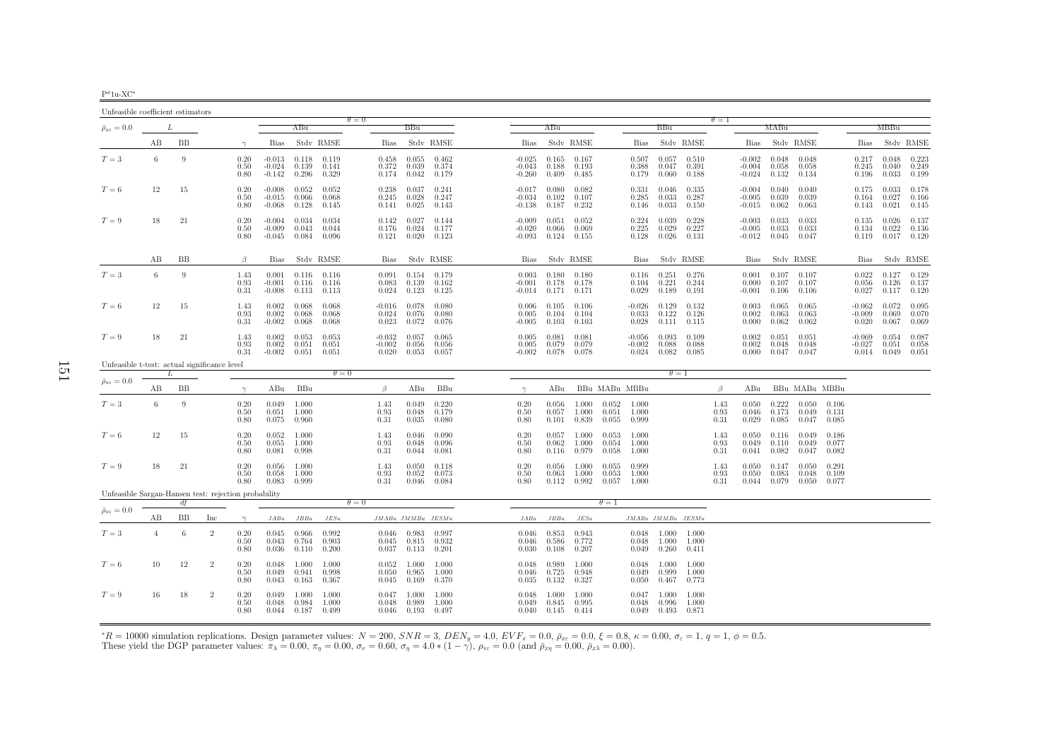P*1u-XC*

Unfeasible coefficient estimators

| $\bar{\rho}_{x\varepsilon}=0.0$ | L | | | $\theta=0$ ABu | | | BBu | | | $\theta=1$ ABu | | | BBu | | | MABu | | | MBBu | | |
|---|---|---|---|---|---|---|---|---|---|---|---|---|---|---|---|---|---|---|---|---|---|
| | AB | BB | $\gamma$ | Bias | Stdv | RMSE | Bias | Stdv | RMSE | Bias | Stdv | RMSE | Bias | Stdv | RMSE | Bias | Stdv | RMSE | Bias | Stdv | RMSE |
| $T=3$ | 6 | 9 | 0.20 | -0.013 | 0.118 | 0.119 | 0.458 | 0.055 | 0.462 | -0.025 | 0.165 | 0.167 | 0.507 | 0.057 | 0.510 | -0.002 | 0.048 | 0.048 | 0.217 | 0.048 | 0.223 |
| | | | 0.50 | -0.024 | 0.139 | 0.141 | 0.372 | 0.039 | 0.374 | -0.043 | 0.188 | 0.193 | 0.388 | 0.047 | 0.391 | -0.004 | 0.058 | 0.058 | 0.245 | 0.040 | 0.249 |
| | | | 0.80 | -0.142 | 0.296 | 0.329 | 0.174 | 0.042 | 0.179 | -0.260 | 0.409 | 0.485 | 0.179 | 0.060 | 0.188 | -0.024 | 0.132 | 0.134 | 0.196 | 0.033 | 0.199 |
| $T=6$ | 12 | 15 | 0.20 | -0.008 | 0.052 | 0.052 | 0.238 | 0.037 | 0.241 | -0.017 | 0.080 | 0.082 | 0.331 | 0.046 | 0.335 | -0.004 | 0.040 | 0.040 | 0.175 | 0.033 | 0.178 |
| | | | 0.50 | -0.015 | 0.066 | 0.068 | 0.245 | 0.028 | 0.247 | -0.034 | 0.102 | 0.107 | 0.285 | 0.033 | 0.287 | -0.005 | 0.039 | 0.039 | 0.164 | 0.027 | 0.166 |
| | | | 0.80 | -0.068 | 0.128 | 0.145 | 0.141 | 0.025 | 0.143 | -0.138 | 0.187 | 0.232 | 0.146 | 0.033 | 0.150 | -0.015 | 0.062 | 0.063 | 0.143 | 0.021 | 0.145 |
| $T=9$ | 18 | 21 | 0.20 | -0.004 | 0.034 | 0.034 | 0.142 | 0.027 | 0.144 | -0.009 | 0.051 | 0.052 | 0.224 | 0.039 | 0.228 | -0.003 | 0.033 | 0.033 | 0.135 | 0.026 | 0.137 |
| | | | 0.50 | -0.009 | 0.043 | 0.044 | 0.176 | 0.024 | 0.177 | -0.020 | 0.066 | 0.069 | 0.225 | 0.029 | 0.227 | -0.005 | 0.033 | 0.033 | 0.134 | 0.022 | 0.136 |
| | | | 0.80 | -0.045 | 0.084 | 0.096 | 0.121 | 0.020 | 0.123 | -0.093 | 0.124 | 0.155 | 0.128 | 0.026 | 0.131 | -0.012 | 0.045 | 0.047 | 0.119 | 0.017 | 0.120 |
| | AB | BB | $\beta$ | Bias | Stdv | RMSE | Bias | Stdv | RMSE | Bias | Stdv | RMSE | Bias | Stdv | RMSE | Bias | Stdv | RMSE | Bias | Stdv | RMSE |
| $T=3$ | 6 | 9 | 1.43 | 0.001 | 0.116 | 0.116 | 0.091 | 0.154 | 0.179 | 0.003 | 0.180 | 0.180 | 0.116 | 0.251 | 0.276 | 0.001 | 0.107 | 0.107 | 0.022 | 0.127 | 0.129 |
| | | | 0.93 | -0.001 | 0.116 | 0.116 | 0.083 | 0.139 | 0.162 | -0.001 | 0.178 | 0.178 | 0.104 | 0.221 | 0.244 | 0.000 | 0.107 | 0.107 | 0.056 | 0.126 | 0.137 |
| | | | 0.31 | -0.008 | 0.113 | 0.113 | 0.024 | 0.123 | 0.125 | -0.014 | 0.171 | 0.171 | 0.029 | 0.189 | 0.191 | -0.001 | 0.106 | 0.106 | 0.027 | 0.117 | 0.120 |
| $T=6$ | 12 | 15 | 1.43 | 0.002 | 0.068 | 0.068 | -0.016 | 0.078 | 0.080 | 0.006 | 0.105 | 0.106 | -0.026 | 0.129 | 0.132 | 0.003 | 0.065 | 0.065 | -0.062 | 0.072 | 0.095 |
| | | | 0.93 | 0.002 | 0.068 | 0.068 | 0.024 | 0.076 | 0.080 | 0.005 | 0.104 | 0.104 | 0.033 | 0.122 | 0.126 | 0.002 | 0.063 | 0.063 | -0.009 | 0.069 | 0.070 |
| | | | 0.31 | -0.002 | 0.068 | 0.068 | 0.023 | 0.072 | 0.076 | -0.005 | 0.103 | 0.103 | 0.028 | 0.111 | 0.115 | 0.000 | 0.062 | 0.062 | 0.020 | 0.067 | 0.069 |
| $T=9$ | 18 | 21 | 1.43 | 0.002 | 0.053 | 0.053 | -0.032 | 0.057 | 0.065 | 0.005 | 0.081 | 0.081 | -0.056 | 0.093 | 0.109 | 0.002 | 0.051 | 0.051 | -0.069 | 0.054 | 0.087 |
| | | | 0.93 | 0.002 | 0.051 | 0.051 | -0.002 | 0.056 | 0.056 | 0.005 | 0.079 | 0.079 | -0.002 | 0.088 | 0.088 | 0.002 | 0.048 | 0.048 | -0.027 | 0.051 | 0.058 |
| | | | 0.31 | -0.002 | 0.051 | 0.051 | 0.020 | 0.053 | 0.057 | -0.002 | 0.078 | 0.078 | 0.024 | 0.082 | 0.085 | 0.000 | 0.047 | 0.047 | 0.014 | 0.049 | 0.051 |

Unfeasible t-test: actual significance level

| $\bar{\rho}_{x\varepsilon}=0.0$ | L | | $\theta=0$ | | | | | | $\theta=1$ | | | | | | | | | | |
|---|---|---|---|---|---|---|---|---|---|---|---|---|---|---|---|---|---|---|---|
| | AB | BB | $\gamma$ | ABu | BBu | $\beta$ | ABu | BBu | $\gamma$ | ABu | BBu | MABu | MBBu | $\beta$ | ABu | BBu | MABu | MBBu |
| $T=3$ | 6 | 9 | 0.20 | 0.049 | 1.000 | 1.43 | 0.049 | 0.220 | 0.20 | 0.056 | 1.000 | 0.052 | 1.000 | 1.43 | 0.050 | 0.222 | 0.050 | 0.106 |
| | | | 0.50 | 0.051 | 1.000 | 0.93 | 0.048 | 0.179 | 0.50 | 0.057 | 1.000 | 0.051 | 1.000 | 0.93 | 0.046 | 0.173 | 0.049 | 0.131 |
| | | | 0.80 | 0.075 | 0.960 | 0.31 | 0.035 | 0.080 | 0.80 | 0.101 | 0.839 | 0.055 | 0.999 | 0.31 | 0.029 | 0.085 | 0.047 | 0.085 |
| $T=6$ | 12 | 15 | 0.20 | 0.052 | 1.000 | 1.43 | 0.046 | 0.090 | 0.20 | 0.057 | 1.000 | 0.053 | 1.000 | 1.43 | 0.050 | 0.116 | 0.049 | 0.186 |
| | | | 0.50 | 0.055 | 1.000 | 0.93 | 0.048 | 0.096 | 0.50 | 0.062 | 1.000 | 0.054 | 1.000 | 0.93 | 0.049 | 0.110 | 0.049 | 0.077 |
| | | | 0.80 | 0.081 | 0.998 | 0.31 | 0.044 | 0.081 | 0.80 | 0.116 | 0.979 | 0.058 | 1.000 | 0.31 | 0.041 | 0.082 | 0.047 | 0.082 |
| $T=9$ | 18 | 21 | 0.20 | 0.056 | 1.000 | 1.43 | 0.050 | 0.118 | 0.20 | 0.056 | 1.000 | 0.055 | 0.999 | 1.43 | 0.050 | 0.147 | 0.050 | 0.291 |
| | | | 0.50 | 0.058 | 1.000 | 0.93 | 0.052 | 0.073 | 0.50 | 0.063 | 1.000 | 0.053 | 1.000 | 0.93 | 0.050 | 0.083 | 0.048 | 0.109 |
| | | | 0.80 | 0.083 | 0.999 | 0.31 | 0.046 | 0.084 | 0.80 | 0.112 | 0.992 | 0.057 | 1.000 | 0.31 | 0.044 | 0.079 | 0.050 | 0.077 |

Unfeasible Sargan-Hansen test: rejection probability

| $\bar{\rho}_{x\varepsilon}=0.0$ | df | | | | $\theta=0$ | | | | | | $\theta=1$ | | | | | |
|---|---|---|---|---|---|---|---|---|---|---|---|---|---|---|---|---|
| | AB | BB | Inc | $\gamma$ | JABu | JBBu | JESu | JMABu | JMMBu | JESMu | JABu | JBBu | JESu | JMABu | JMMBu | JESMu |
| $T=3$ | 4 | 6 | 2 | 0.20 | 0.045 | 0.966 | 0.992 | 0.046 | 0.983 | 0.997 | 0.046 | 0.853 | 0.943 | 0.048 | 1.000 | 1.000 |
| | | | | 0.50 | 0.043 | 0.764 | 0.903 | 0.045 | 0.815 | 0.932 | 0.046 | 0.586 | 0.772 | 0.048 | 1.000 | 1.000 |
| | | | | 0.80 | 0.036 | 0.110 | 0.200 | 0.037 | 0.113 | 0.201 | 0.030 | 0.108 | 0.207 | 0.049 | 0.260 | 0.411 |
| $T=6$ | 10 | 12 | 2 | 0.20 | 0.048 | 1.000 | 1.000 | 0.052 | 1.000 | 1.000 | 0.048 | 0.989 | 1.000 | 0.048 | 1.000 | 1.000 |
| | | | | 0.50 | 0.049 | 0.941 | 0.998 | 0.050 | 0.965 | 1.000 | 0.046 | 0.725 | 0.948 | 0.049 | 0.999 | 1.000 |
| | | | | 0.80 | 0.043 | 0.163 | 0.367 | 0.045 | 0.169 | 0.370 | 0.035 | 0.132 | 0.327 | 0.050 | 0.467 | 0.773 |
| $T=9$ | 16 | 18 | 2 | 0.20 | 0.049 | 1.000 | 1.000 | 0.047 | 1.000 | 1.000 | 0.048 | 1.000 | 1.000 | 0.047 | 1.000 | 1.000 |
| | | | | 0.50 | 0.048 | 0.984 | 1.000 | 0.048 | 0.989 | 1.000 | 0.049 | 0.845 | 0.995 | 0.048 | 0.996 | 1.000 |
| | | | | 0.80 | 0.044 | 0.187 | 0.499 | 0.046 | 0.193 | 0.497 | 0.040 | 0.145 | 0.414 | 0.049 | 0.493 | 0.871 |

$^*R=10000$ simulation replications. Design parameter values: $N=200$, $SNR=3$, $DEN_y=4.0$, $EVF_x=0.0$, $\bar{\rho}_{x\varepsilon}=0.0$, $\xi=0.8$, $\kappa=0.00$, $\sigma_\varepsilon=1$, $q=1$, $\phi=0.5$.
These yield the DGP parameter values: $\pi_\lambda=0.00$, $\pi_\eta=0.00$, $\sigma_v=0.60$, $\sigma_\eta=4.0*(1-\gamma)$, $\rho_{v\varepsilon}=0.0$ (and $\bar{\rho}_{x\eta}=0.00$, $\bar{\rho}_{x\lambda}=0.00$).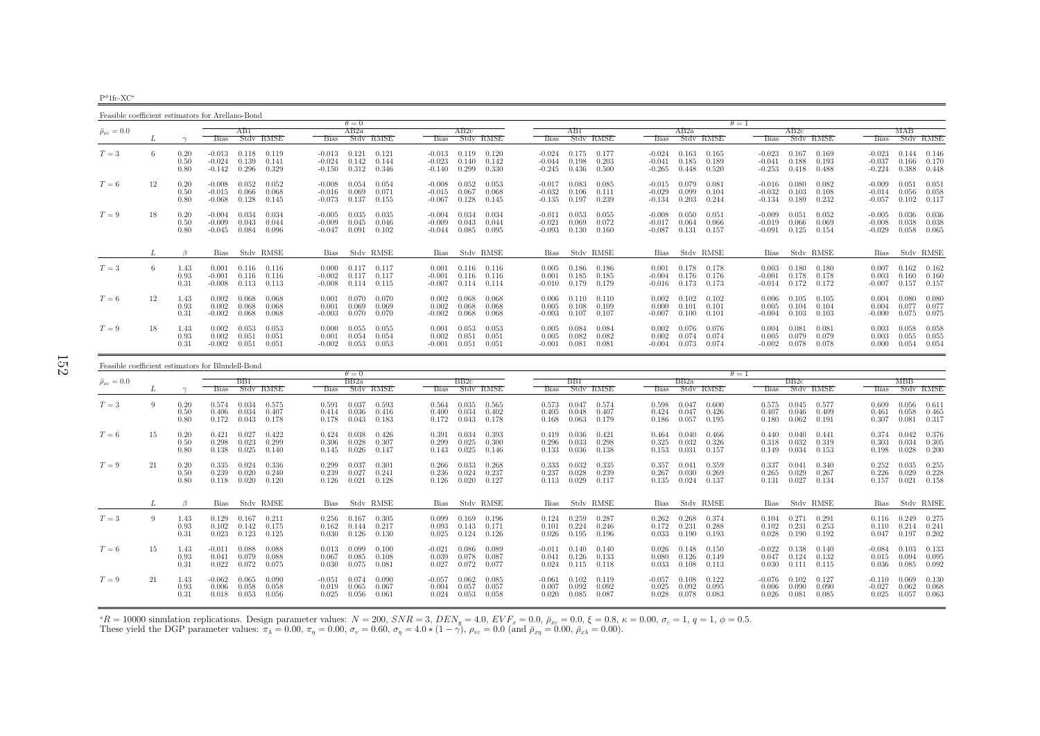P*1fc-XC*

Feasible coefficient estimators for Arellano-Bond

| $\bar{\rho}_{x\varepsilon}=0.0$ | | | $\theta=0$ | | | | | | | | | $\theta=1$ | | | | | | | | | | | |
|---|---|---|---|---|---|---|---|---|---|---|---|---|---|---|---|---|---|---|---|---|---|---|---|
| | | | AB1 | | | AB2a | | | AB2c | | | AB1 | | | AB2a | | | AB2c | | | MAB | | |
| | $L$ | $\gamma$ | Bias | Stdv | RMSE | Bias | Stdv | RMSE | Bias | Stdv | RMSE | Bias | Stdv | RMSE | Bias | Stdv | RMSE | Bias | Stdv | RMSE | Bias | Stdv | RMSE |
| $T=3$ | 6 | 0.20 | -0.013 | 0.118 | 0.119 | -0.013 | 0.121 | 0.121 | -0.013 | 0.119 | 0.120 | -0.024 | 0.175 | 0.177 | -0.024 | 0.163 | 0.165 | -0.023 | 0.167 | 0.169 | -0.023 | 0.144 | 0.146 |
| | | 0.50 | -0.024 | 0.139 | 0.141 | -0.024 | 0.142 | 0.144 | -0.023 | 0.140 | 0.142 | -0.044 | 0.198 | 0.203 | -0.041 | 0.185 | 0.189 | -0.041 | 0.188 | 0.193 | -0.037 | 0.166 | 0.170 |
| | | 0.80 | -0.142 | 0.296 | 0.329 | -0.150 | 0.312 | 0.346 | -0.140 | 0.299 | 0.330 | -0.245 | 0.436 | 0.500 | -0.265 | 0.448 | 0.520 | -0.253 | 0.418 | 0.488 | -0.224 | 0.388 | 0.448 |
| $T=6$ | 12 | 0.20 | -0.008 | 0.052 | 0.052 | -0.008 | 0.054 | 0.054 | -0.008 | 0.052 | 0.053 | -0.017 | 0.083 | 0.085 | -0.015 | 0.079 | 0.081 | -0.016 | 0.080 | 0.082 | -0.009 | 0.051 | 0.051 |
| | | 0.50 | -0.015 | 0.066 | 0.068 | -0.016 | 0.069 | 0.071 | -0.015 | 0.067 | 0.068 | -0.032 | 0.106 | 0.111 | -0.029 | 0.099 | 0.104 | -0.032 | 0.103 | 0.108 | -0.014 | 0.056 | 0.058 |
| | | 0.80 | -0.068 | 0.128 | 0.145 | -0.073 | 0.137 | 0.155 | -0.067 | 0.128 | 0.145 | -0.135 | 0.197 | 0.239 | -0.134 | 0.203 | 0.244 | -0.134 | 0.189 | 0.232 | -0.057 | 0.102 | 0.117 |
| $T=9$ | 18 | 0.20 | -0.004 | 0.034 | 0.034 | -0.005 | 0.035 | 0.035 | -0.004 | 0.034 | 0.034 | -0.011 | 0.053 | 0.055 | -0.008 | 0.050 | 0.051 | -0.009 | 0.051 | 0.052 | -0.005 | 0.036 | 0.036 |
| | | 0.50 | -0.009 | 0.043 | 0.044 | -0.009 | 0.045 | 0.046 | -0.009 | 0.043 | 0.044 | -0.021 | 0.069 | 0.072 | -0.017 | 0.064 | 0.066 | -0.019 | 0.066 | 0.069 | -0.008 | 0.038 | 0.038 |
| | | 0.80 | -0.045 | 0.084 | 0.096 | -0.047 | 0.091 | 0.102 | -0.044 | 0.085 | 0.095 | -0.093 | 0.130 | 0.160 | -0.087 | 0.131 | 0.157 | -0.091 | 0.125 | 0.154 | -0.029 | 0.058 | 0.065 |
| | $L$ | $\beta$ | Bias | Stdv | RMSE | Bias | Stdv | RMSE | Bias | Stdv | RMSE | Bias | Stdv | RMSE | Bias | Stdv | RMSE | Bias | Stdv | RMSE | Bias | Stdv | RMSE |
| $T=3$ | 6 | 1.43 | 0.001 | 0.116 | 0.116 | 0.000 | 0.117 | 0.117 | 0.001 | 0.116 | 0.116 | 0.005 | 0.186 | 0.186 | 0.001 | 0.178 | 0.178 | 0.003 | 0.180 | 0.180 | 0.007 | 0.162 | 0.162 |
| | | 0.93 | -0.001 | 0.116 | 0.116 | -0.002 | 0.117 | 0.117 | -0.001 | 0.116 | 0.116 | 0.001 | 0.185 | 0.185 | -0.004 | 0.176 | 0.176 | -0.001 | 0.178 | 0.178 | 0.003 | 0.160 | 0.160 |
| | | 0.31 | -0.008 | 0.113 | 0.113 | -0.008 | 0.114 | 0.115 | -0.007 | 0.114 | 0.114 | -0.010 | 0.179 | 0.179 | -0.016 | 0.173 | 0.173 | -0.014 | 0.172 | 0.172 | -0.007 | 0.157 | 0.157 |
| $T=6$ | 12 | 1.43 | 0.002 | 0.068 | 0.068 | 0.001 | 0.070 | 0.070 | 0.002 | 0.068 | 0.068 | 0.006 | 0.110 | 0.110 | 0.002 | 0.102 | 0.102 | 0.006 | 0.105 | 0.105 | 0.004 | 0.080 | 0.080 |
| | | 0.93 | 0.002 | 0.068 | 0.068 | 0.001 | 0.069 | 0.069 | 0.002 | 0.068 | 0.068 | 0.005 | 0.108 | 0.109 | 0.000 | 0.101 | 0.101 | 0.005 | 0.104 | 0.104 | 0.004 | 0.077 | 0.077 |
| | | 0.31 | -0.002 | 0.068 | 0.068 | -0.003 | 0.070 | 0.070 | -0.002 | 0.068 | 0.068 | -0.003 | 0.107 | 0.107 | -0.007 | 0.100 | 0.101 | -0.004 | 0.103 | 0.103 | -0.000 | 0.075 | 0.075 |
| $T=9$ | 18 | 1.43 | 0.002 | 0.053 | 0.053 | 0.000 | 0.055 | 0.055 | 0.001 | 0.053 | 0.053 | 0.005 | 0.084 | 0.084 | 0.002 | 0.076 | 0.076 | 0.004 | 0.081 | 0.081 | 0.003 | 0.058 | 0.058 |
| | | 0.93 | 0.002 | 0.051 | 0.051 | 0.001 | 0.054 | 0.054 | 0.002 | 0.051 | 0.051 | 0.005 | 0.082 | 0.082 | 0.002 | 0.074 | 0.074 | 0.005 | 0.079 | 0.079 | 0.003 | 0.055 | 0.055 |
| | | 0.31 | -0.002 | 0.051 | 0.051 | -0.002 | 0.053 | 0.053 | -0.001 | 0.051 | 0.051 | -0.001 | 0.081 | 0.081 | -0.004 | 0.073 | 0.074 | -0.002 | 0.078 | 0.078 | 0.000 | 0.054 | 0.054 |

Feasible coefficient estimators for Blundell-Bond

| $\bar{\rho}_{x\varepsilon}=0.0$ | | | $\theta=0$ | | | | | | | | | $\theta=1$ | | | | | | | | | | | |
|---|---|---|---|---|---|---|---|---|---|---|---|---|---|---|---|---|---|---|---|---|---|---|---|
| | | | BB1 | | | BB2a | | | BB2c | | | BB1 | | | BB2a | | | BB2c | | | MBB | | |
| | $L$ | $\gamma$ | Bias | Stdv | RMSE | Bias | Stdv | RMSE | Bias | Stdv | RMSE | Bias | Stdv | RMSE | Bias | Stdv | RMSE | Bias | Stdv | RMSE | Bias | Stdv | RMSE |
| $T=3$ | 9 | 0.20 | 0.574 | 0.034 | 0.575 | 0.591 | 0.037 | 0.593 | 0.564 | 0.035 | 0.565 | 0.573 | 0.047 | 0.574 | 0.598 | 0.047 | 0.600 | 0.575 | 0.045 | 0.577 | 0.609 | 0.056 | 0.611 |
| | | 0.50 | 0.406 | 0.034 | 0.407 | 0.414 | 0.036 | 0.416 | 0.400 | 0.034 | 0.402 | 0.405 | 0.048 | 0.407 | 0.424 | 0.047 | 0.426 | 0.407 | 0.046 | 0.409 | 0.461 | 0.058 | 0.465 |
| | | 0.80 | 0.172 | 0.043 | 0.178 | 0.178 | 0.043 | 0.183 | 0.172 | 0.043 | 0.178 | 0.168 | 0.063 | 0.179 | 0.186 | 0.057 | 0.195 | 0.180 | 0.062 | 0.191 | 0.307 | 0.081 | 0.317 |
| $T=6$ | 15 | 0.20 | 0.421 | 0.027 | 0.422 | 0.424 | 0.038 | 0.426 | 0.391 | 0.034 | 0.393 | 0.419 | 0.036 | 0.421 | 0.464 | 0.040 | 0.466 | 0.440 | 0.040 | 0.441 | 0.374 | 0.042 | 0.376 |
| | | 0.50 | 0.298 | 0.023 | 0.299 | 0.306 | 0.028 | 0.307 | 0.299 | 0.025 | 0.300 | 0.296 | 0.033 | 0.298 | 0.325 | 0.032 | 0.326 | 0.318 | 0.032 | 0.319 | 0.303 | 0.034 | 0.305 |
| | | 0.80 | 0.138 | 0.025 | 0.140 | 0.145 | 0.026 | 0.147 | 0.143 | 0.025 | 0.146 | 0.133 | 0.036 | 0.138 | 0.153 | 0.031 | 0.157 | 0.149 | 0.034 | 0.153 | 0.198 | 0.028 | 0.200 |
| $T=9$ | 21 | 0.20 | 0.335 | 0.024 | 0.336 | 0.299 | 0.037 | 0.301 | 0.266 | 0.033 | 0.268 | 0.333 | 0.032 | 0.335 | 0.357 | 0.041 | 0.359 | 0.337 | 0.041 | 0.340 | 0.252 | 0.035 | 0.255 |
| | | 0.50 | 0.239 | 0.020 | 0.240 | 0.239 | 0.027 | 0.241 | 0.236 | 0.024 | 0.237 | 0.237 | 0.028 | 0.239 | 0.267 | 0.030 | 0.269 | 0.265 | 0.029 | 0.267 | 0.226 | 0.029 | 0.228 |
| | | 0.80 | 0.118 | 0.020 | 0.120 | 0.126 | 0.021 | 0.128 | 0.126 | 0.020 | 0.127 | 0.113 | 0.029 | 0.117 | 0.135 | 0.024 | 0.137 | 0.131 | 0.027 | 0.134 | 0.157 | 0.021 | 0.158 |
| | $L$ | $\beta$ | Bias | Stdv | RMSE | Bias | Stdv | RMSE | Bias | Stdv | RMSE | Bias | Stdv | RMSE | Bias | Stdv | RMSE | Bias | Stdv | RMSE | Bias | Stdv | RMSE |
| $T=3$ | 9 | 1.43 | 0.129 | 0.167 | 0.211 | 0.256 | 0.167 | 0.305 | 0.099 | 0.169 | 0.196 | 0.124 | 0.259 | 0.287 | 0.262 | 0.268 | 0.374 | 0.104 | 0.271 | 0.291 | 0.116 | 0.249 | 0.275 |
| | | 0.93 | 0.102 | 0.142 | 0.175 | 0.162 | 0.144 | 0.217 | 0.093 | 0.143 | 0.171 | 0.101 | 0.224 | 0.246 | 0.172 | 0.231 | 0.288 | 0.102 | 0.231 | 0.253 | 0.110 | 0.214 | 0.241 |
| | | 0.31 | 0.023 | 0.123 | 0.125 | 0.030 | 0.126 | 0.130 | 0.025 | 0.124 | 0.126 | 0.026 | 0.195 | 0.196 | 0.033 | 0.190 | 0.193 | 0.028 | 0.190 | 0.192 | 0.047 | 0.197 | 0.202 |
| $T=6$ | 15 | 1.43 | -0.011 | 0.088 | 0.088 | 0.013 | 0.099 | 0.100 | -0.021 | 0.086 | 0.089 | -0.011 | 0.140 | 0.140 | 0.026 | 0.148 | 0.150 | -0.022 | 0.138 | 0.140 | -0.084 | 0.103 | 0.133 |
| | | 0.93 | 0.041 | 0.079 | 0.088 | 0.067 | 0.085 | 0.108 | 0.039 | 0.078 | 0.087 | 0.041 | 0.126 | 0.133 | 0.080 | 0.126 | 0.149 | 0.047 | 0.124 | 0.132 | 0.015 | 0.094 | 0.095 |
| | | 0.31 | 0.022 | 0.072 | 0.075 | 0.030 | 0.075 | 0.081 | 0.027 | 0.072 | 0.077 | 0.024 | 0.115 | 0.118 | 0.033 | 0.108 | 0.113 | 0.030 | 0.111 | 0.115 | 0.036 | 0.085 | 0.092 |
| $T=9$ | 21 | 1.43 | -0.062 | 0.065 | 0.090 | -0.051 | 0.074 | 0.090 | -0.057 | 0.062 | 0.085 | -0.061 | 0.102 | 0.119 | -0.057 | 0.108 | 0.122 | -0.076 | 0.102 | 0.127 | -0.110 | 0.069 | 0.130 |
| | | 0.93 | 0.006 | 0.058 | 0.058 | 0.019 | 0.065 | 0.067 | 0.004 | 0.057 | 0.057 | 0.007 | 0.092 | 0.092 | 0.025 | 0.092 | 0.095 | 0.006 | 0.090 | 0.090 | -0.027 | 0.062 | 0.068 |
| | | 0.31 | 0.018 | 0.053 | 0.056 | 0.025 | 0.056 | 0.061 | 0.024 | 0.053 | 0.058 | 0.020 | 0.085 | 0.087 | 0.028 | 0.078 | 0.083 | 0.026 | 0.081 | 0.085 | 0.025 | 0.057 | 0.063 |

*$R=10000$ simulation replications. Design parameter values: $N=200$, $SNR=3$, $DEN_y=4.0$, $EVF_x=0.0$, $\bar{\rho}_{x\varepsilon}=0.0$, $\xi=0.8$, $\kappa=0.00$, $\sigma_\varepsilon=1$, $q=1$, $\phi=0.5$.
These yield the DGP parameter values: $\pi_\lambda=0.00$, $\pi_\eta=0.00$, $\sigma_v=0.60$, $\sigma_\eta=4.0*(1-\gamma)$, $\rho_{v\varepsilon}=0.0$ (and $\bar{\rho}_{x\eta}=0.00$, $\bar{\rho}_{x\lambda}=0.00$).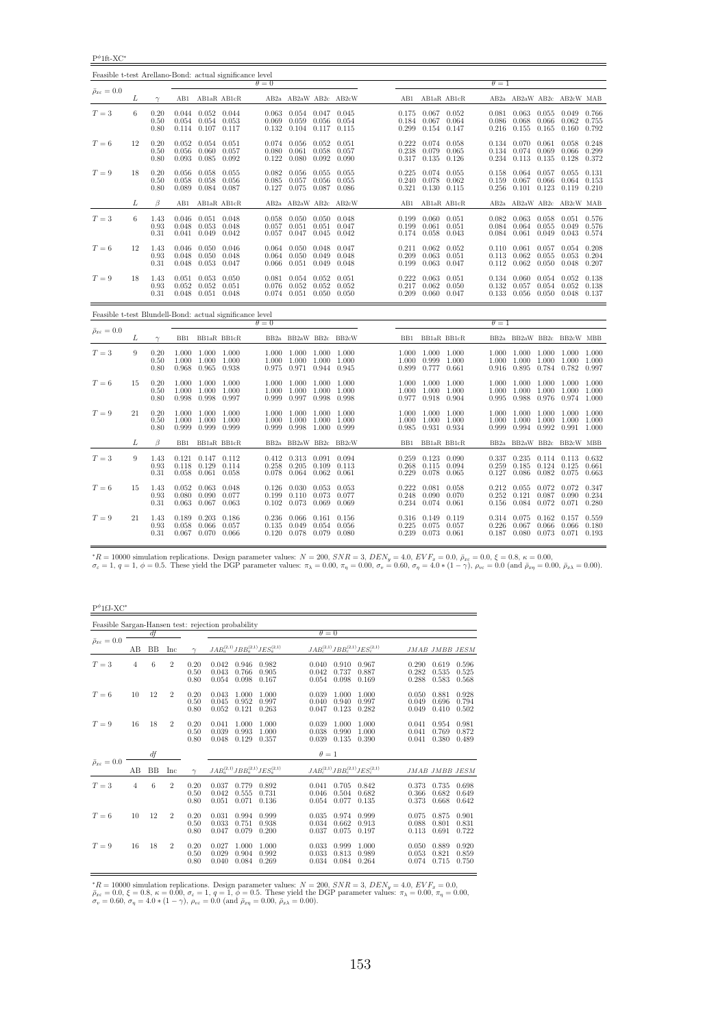P$^{\theta}$1ft-XC$^{*}$

Feasible t-test Arellano-Bond: actual significance level

| $\bar{\rho}_{x\varepsilon}=0.0$ | $L$ | $\gamma$ | AB1 | AB1aR | AB1cR | $\theta=0$ AB2a | AB2aW | AB2c | AB2cW | AB1 | AB1aR | AB1cR | $\theta=1$ AB2a | AB2aW | AB2c | AB2cW | MAB |
|---|---|---|---|---|---|---|---|---|---|---|---|---|---|---|---|---|---|
| $T=3$ | 6 | 0.20 | 0.044 | 0.052 | 0.044 | 0.063 | 0.054 | 0.047 | 0.045 | 0.175 | 0.067 | 0.052 | 0.081 | 0.063 | 0.055 | 0.049 | 0.766 |
| | | 0.50 | 0.054 | 0.054 | 0.053 | 0.069 | 0.059 | 0.056 | 0.054 | 0.184 | 0.067 | 0.064 | 0.086 | 0.068 | 0.066 | 0.062 | 0.755 |
| | | 0.80 | 0.114 | 0.107 | 0.117 | 0.132 | 0.104 | 0.117 | 0.115 | 0.299 | 0.154 | 0.147 | 0.216 | 0.155 | 0.165 | 0.160 | 0.792 |
| $T=6$ | 12 | 0.20 | 0.052 | 0.054 | 0.051 | 0.074 | 0.056 | 0.052 | 0.051 | 0.222 | 0.074 | 0.058 | 0.134 | 0.070 | 0.061 | 0.058 | 0.248 |
| | | 0.50 | 0.056 | 0.060 | 0.057 | 0.080 | 0.061 | 0.058 | 0.057 | 0.238 | 0.079 | 0.065 | 0.134 | 0.074 | 0.069 | 0.066 | 0.299 |
| | | 0.80 | 0.093 | 0.085 | 0.092 | 0.122 | 0.080 | 0.092 | 0.090 | 0.317 | 0.135 | 0.126 | 0.234 | 0.113 | 0.135 | 0.128 | 0.372 |
| $T=9$ | 18 | 0.20 | 0.056 | 0.058 | 0.055 | 0.082 | 0.056 | 0.055 | 0.055 | 0.225 | 0.074 | 0.055 | 0.158 | 0.064 | 0.057 | 0.055 | 0.131 |
| | | 0.50 | 0.058 | 0.058 | 0.056 | 0.085 | 0.057 | 0.056 | 0.055 | 0.240 | 0.078 | 0.062 | 0.159 | 0.067 | 0.066 | 0.064 | 0.153 |
| | | 0.80 | 0.089 | 0.084 | 0.087 | 0.127 | 0.075 | 0.087 | 0.086 | 0.321 | 0.130 | 0.115 | 0.256 | 0.101 | 0.123 | 0.119 | 0.210 |
| | $L$ | $\beta$ | AB1 | AB1aR | AB1cR | AB2a | AB2aW | AB2c | AB2cW | AB1 | AB1aR | AB1cR | AB2a | AB2aW | AB2c | AB2cW | MAB |
| $T=3$ | 6 | 1.43 | 0.046 | 0.051 | 0.048 | 0.058 | 0.050 | 0.050 | 0.048 | 0.199 | 0.060 | 0.051 | 0.082 | 0.063 | 0.058 | 0.051 | 0.576 |
| | | 0.93 | 0.048 | 0.053 | 0.048 | 0.057 | 0.051 | 0.051 | 0.047 | 0.199 | 0.061 | 0.051 | 0.084 | 0.064 | 0.055 | 0.049 | 0.576 |
| | | 0.31 | 0.041 | 0.049 | 0.042 | 0.057 | 0.047 | 0.045 | 0.042 | 0.174 | 0.058 | 0.043 | 0.084 | 0.061 | 0.049 | 0.043 | 0.574 |
| $T=6$ | 12 | 1.43 | 0.046 | 0.050 | 0.046 | 0.064 | 0.050 | 0.048 | 0.047 | 0.211 | 0.062 | 0.052 | 0.110 | 0.061 | 0.057 | 0.054 | 0.208 |
| | | 0.93 | 0.048 | 0.050 | 0.048 | 0.064 | 0.050 | 0.049 | 0.048 | 0.209 | 0.063 | 0.051 | 0.113 | 0.062 | 0.055 | 0.053 | 0.204 |
| | | 0.31 | 0.048 | 0.053 | 0.047 | 0.066 | 0.051 | 0.049 | 0.048 | 0.199 | 0.063 | 0.047 | 0.112 | 0.062 | 0.050 | 0.048 | 0.207 |
| $T=9$ | 18 | 1.43 | 0.051 | 0.053 | 0.050 | 0.081 | 0.054 | 0.052 | 0.051 | 0.222 | 0.063 | 0.051 | 0.134 | 0.060 | 0.054 | 0.052 | 0.138 |
| | | 0.93 | 0.052 | 0.052 | 0.051 | 0.076 | 0.052 | 0.052 | 0.052 | 0.217 | 0.062 | 0.050 | 0.132 | 0.057 | 0.054 | 0.052 | 0.138 |
| | | 0.31 | 0.048 | 0.051 | 0.048 | 0.074 | 0.051 | 0.050 | 0.050 | 0.209 | 0.060 | 0.047 | 0.133 | 0.056 | 0.050 | 0.048 | 0.137 |

Feasible t-test Blundell-Bond: actual significance level

| $\bar{\rho}_{x\varepsilon}=0.0$ | $L$ | $\gamma$ | BB1 | BB1aR | BB1cR | $\theta=0$ BB2a | BB2aW | BB2c | BB2cW | BB1 | BB1aR | BB1cR | $\theta=1$ BB2a | BB2aW | BB2c | BB2cW | MBB |
|---|---|---|---|---|---|---|---|---|---|---|---|---|---|---|---|---|---|
| $T=3$ | 9 | 0.20 | 1.000 | 1.000 | 1.000 | 1.000 | 1.000 | 1.000 | 1.000 | 1.000 | 1.000 | 1.000 | 1.000 | 1.000 | 1.000 | 1.000 | 1.000 |
| | | 0.50 | 1.000 | 1.000 | 1.000 | 1.000 | 1.000 | 1.000 | 1.000 | 1.000 | 0.999 | 1.000 | 1.000 | 1.000 | 1.000 | 1.000 | 1.000 |
| | | 0.80 | 0.968 | 0.965 | 0.938 | 0.975 | 0.971 | 0.944 | 0.945 | 0.899 | 0.777 | 0.661 | 0.916 | 0.895 | 0.784 | 0.782 | 0.997 |
| $T=6$ | 15 | 0.20 | 1.000 | 1.000 | 1.000 | 1.000 | 1.000 | 1.000 | 1.000 | 1.000 | 1.000 | 1.000 | 1.000 | 1.000 | 1.000 | 1.000 | 1.000 |
| | | 0.50 | 1.000 | 1.000 | 1.000 | 1.000 | 1.000 | 1.000 | 1.000 | 1.000 | 1.000 | 1.000 | 1.000 | 1.000 | 1.000 | 1.000 | 1.000 |
| | | 0.80 | 0.998 | 0.998 | 0.997 | 0.999 | 0.997 | 0.998 | 0.998 | 0.977 | 0.918 | 0.904 | 0.995 | 0.988 | 0.976 | 0.974 | 1.000 |
| $T=9$ | 21 | 0.20 | 1.000 | 1.000 | 1.000 | 1.000 | 1.000 | 1.000 | 1.000 | 1.000 | 1.000 | 1.000 | 1.000 | 1.000 | 1.000 | 1.000 | 1.000 |
| | | 0.50 | 1.000 | 1.000 | 1.000 | 1.000 | 1.000 | 1.000 | 1.000 | 1.000 | 1.000 | 1.000 | 1.000 | 1.000 | 1.000 | 1.000 | 1.000 |
| | | 0.80 | 0.999 | 0.999 | 0.999 | 0.999 | 0.998 | 1.000 | 0.999 | 0.985 | 0.931 | 0.934 | 0.999 | 0.994 | 0.992 | 0.991 | 1.000 |
| | $L$ | $\beta$ | BB1 | BB1aR | BB1cR | BB2a | BB2aW | BB2c | BB2cW | BB1 | BB1aR | BB1cR | BB2a | BB2aW | BB2c | BB2cW | MBB |
| $T=3$ | 9 | 1.43 | 0.121 | 0.147 | 0.112 | 0.412 | 0.313 | 0.091 | 0.094 | 0.259 | 0.123 | 0.090 | 0.337 | 0.235 | 0.114 | 0.113 | 0.632 |
| | | 0.93 | 0.118 | 0.129 | 0.114 | 0.258 | 0.205 | 0.109 | 0.113 | 0.268 | 0.115 | 0.094 | 0.259 | 0.185 | 0.124 | 0.125 | 0.661 |
| | | 0.31 | 0.058 | 0.061 | 0.058 | 0.078 | 0.064 | 0.062 | 0.061 | 0.229 | 0.078 | 0.065 | 0.127 | 0.086 | 0.082 | 0.075 | 0.663 |
| $T=6$ | 15 | 1.43 | 0.052 | 0.063 | 0.048 | 0.126 | 0.030 | 0.053 | 0.053 | 0.222 | 0.081 | 0.058 | 0.212 | 0.055 | 0.072 | 0.072 | 0.347 |
| | | 0.93 | 0.080 | 0.090 | 0.077 | 0.199 | 0.110 | 0.073 | 0.077 | 0.248 | 0.090 | 0.070 | 0.252 | 0.121 | 0.087 | 0.090 | 0.234 |
| | | 0.31 | 0.063 | 0.067 | 0.063 | 0.102 | 0.073 | 0.069 | 0.069 | 0.234 | 0.074 | 0.061 | 0.156 | 0.084 | 0.072 | 0.071 | 0.280 |
| $T=9$ | 21 | 1.43 | 0.189 | 0.203 | 0.186 | 0.236 | 0.066 | 0.161 | 0.156 | 0.316 | 0.149 | 0.119 | 0.314 | 0.075 | 0.162 | 0.157 | 0.559 |
| | | 0.93 | 0.058 | 0.066 | 0.057 | 0.135 | 0.049 | 0.054 | 0.056 | 0.225 | 0.075 | 0.057 | 0.226 | 0.067 | 0.066 | 0.066 | 0.180 |
| | | 0.31 | 0.067 | 0.070 | 0.066 | 0.120 | 0.078 | 0.079 | 0.080 | 0.239 | 0.073 | 0.061 | 0.187 | 0.080 | 0.073 | 0.071 | 0.193 |

$^{*}R=10000$ simulation replications. Design parameter values: $N=200$, $SNR=3$, $DEN_y=4.0$, $EVF_x=0.0$, $\bar{\rho}_{x\varepsilon}=0.0$, $\xi=0.8$, $\kappa=0.00$, $\sigma_\varepsilon=1$, $q=1$, $\phi=0.5$. These yield the DGP parameter values: $\pi_\lambda=0.00$, $\pi_\eta=0.00$, $\sigma_v=0.60$, $\sigma_\eta=4.0*(1-\gamma)$, $\rho_{v\varepsilon}=0.0$ (and $\bar{\rho}_{x\eta}=0.00$, $\bar{\rho}_{x\lambda}=0.00$).

P$^{\theta}$1fJ-XC$^{*}$

Feasible Sargan-Hansen test: rejection probability

| $\bar{\rho}_{x\varepsilon}=0.0$ | AB | BB | Inc | $\gamma$ | $JAB_a^{(2,1)}$ | $JBB_a^{(2,1)}$ | $JES_a^{(2,1)}$ | $JAB_c^{(2,1)}$ | $JBB_c^{(2,1)}$ | $JES_c^{(2,1)}$ | $JMAB$ | $JMBB$ | $JESM$ |
|---|---|---|---|---|---|---|---|---|---|---|---|---|---|
| | $df$ | | | | $\theta=0$ | | | | | | | | |
| $T=3$ | 4 | 6 | 2 | 0.20 | 0.042 | 0.946 | 0.982 | 0.040 | 0.910 | 0.967 | 0.290 | 0.619 | 0.596 |
| | | | | 0.50 | 0.043 | 0.766 | 0.905 | 0.042 | 0.737 | 0.887 | 0.282 | 0.535 | 0.525 |
| | | | | 0.80 | 0.054 | 0.098 | 0.167 | 0.054 | 0.098 | 0.169 | 0.288 | 0.583 | 0.568 |
| $T=6$ | 10 | 12 | 2 | 0.20 | 0.043 | 1.000 | 1.000 | 0.039 | 1.000 | 1.000 | 0.050 | 0.881 | 0.928 |
| | | | | 0.50 | 0.045 | 0.952 | 0.997 | 0.040 | 0.940 | 0.997 | 0.049 | 0.696 | 0.794 |
| | | | | 0.80 | 0.052 | 0.121 | 0.263 | 0.047 | 0.123 | 0.282 | 0.049 | 0.410 | 0.502 |
| $T=9$ | 16 | 18 | 2 | 0.20 | 0.041 | 1.000 | 1.000 | 0.039 | 1.000 | 1.000 | 0.041 | 0.954 | 0.981 |
| | | | | 0.50 | 0.039 | 0.993 | 1.000 | 0.038 | 0.990 | 1.000 | 0.041 | 0.769 | 0.872 |
| | | | | 0.80 | 0.048 | 0.129 | 0.357 | 0.039 | 0.135 | 0.390 | 0.041 | 0.380 | 0.489 |
| | $df$ | | | | $\theta=1$ | | | | | | | | |
| | AB | BB | Inc | $\gamma$ | $JAB_a^{(2,1)}$ | $JBB_a^{(2,1)}$ | $JES_a^{(2,1)}$ | $JAB_c^{(2,1)}$ | $JBB_c^{(2,1)}$ | $JES_c^{(2,1)}$ | $JMAB$ | $JMBB$ | $JESM$ |
| $T=3$ | 4 | 6 | 2 | 0.20 | 0.037 | 0.779 | 0.892 | 0.041 | 0.705 | 0.842 | 0.373 | 0.735 | 0.698 |
| | | | | 0.50 | 0.042 | 0.555 | 0.731 | 0.046 | 0.504 | 0.682 | 0.366 | 0.682 | 0.649 |
| | | | | 0.80 | 0.051 | 0.071 | 0.136 | 0.054 | 0.077 | 0.135 | 0.373 | 0.668 | 0.642 |
| $T=6$ | 10 | 12 | 2 | 0.20 | 0.031 | 0.994 | 0.999 | 0.035 | 0.974 | 0.999 | 0.075 | 0.875 | 0.901 |
| | | | | 0.50 | 0.033 | 0.751 | 0.938 | 0.034 | 0.662 | 0.913 | 0.088 | 0.801 | 0.831 |
| | | | | 0.80 | 0.047 | 0.079 | 0.200 | 0.037 | 0.075 | 0.197 | 0.113 | 0.691 | 0.722 |
| $T=9$ | 16 | 18 | 2 | 0.20 | 0.027 | 1.000 | 1.000 | 0.033 | 0.999 | 1.000 | 0.050 | 0.889 | 0.920 |
| | | | | 0.50 | 0.029 | 0.904 | 0.992 | 0.033 | 0.813 | 0.989 | 0.053 | 0.821 | 0.859 |
| | | | | 0.80 | 0.040 | 0.084 | 0.269 | 0.034 | 0.084 | 0.264 | 0.074 | 0.715 | 0.750 |

$^{*}R=10000$ simulation replications. Design parameter values: $N=200$, $SNR=3$, $DEN_y=4.0$, $EVF_x=0.0$, $\bar{\rho}_{x\varepsilon}=0.0$, $\xi=0.8$, $\kappa=0.00$, $\sigma_\varepsilon=1$, $q=1$, $\phi=0.5$. These yield the DGP parameter values: $\pi_\lambda=0.00$, $\pi_\eta=0.00$, $\sigma_v=0.60$, $\sigma_\eta=4.0*(1-\gamma)$, $\rho_{v\varepsilon}=0.0$ (and $\bar{\rho}_{x\eta}=0.00$, $\bar{\rho}_{x\lambda}=0.00$).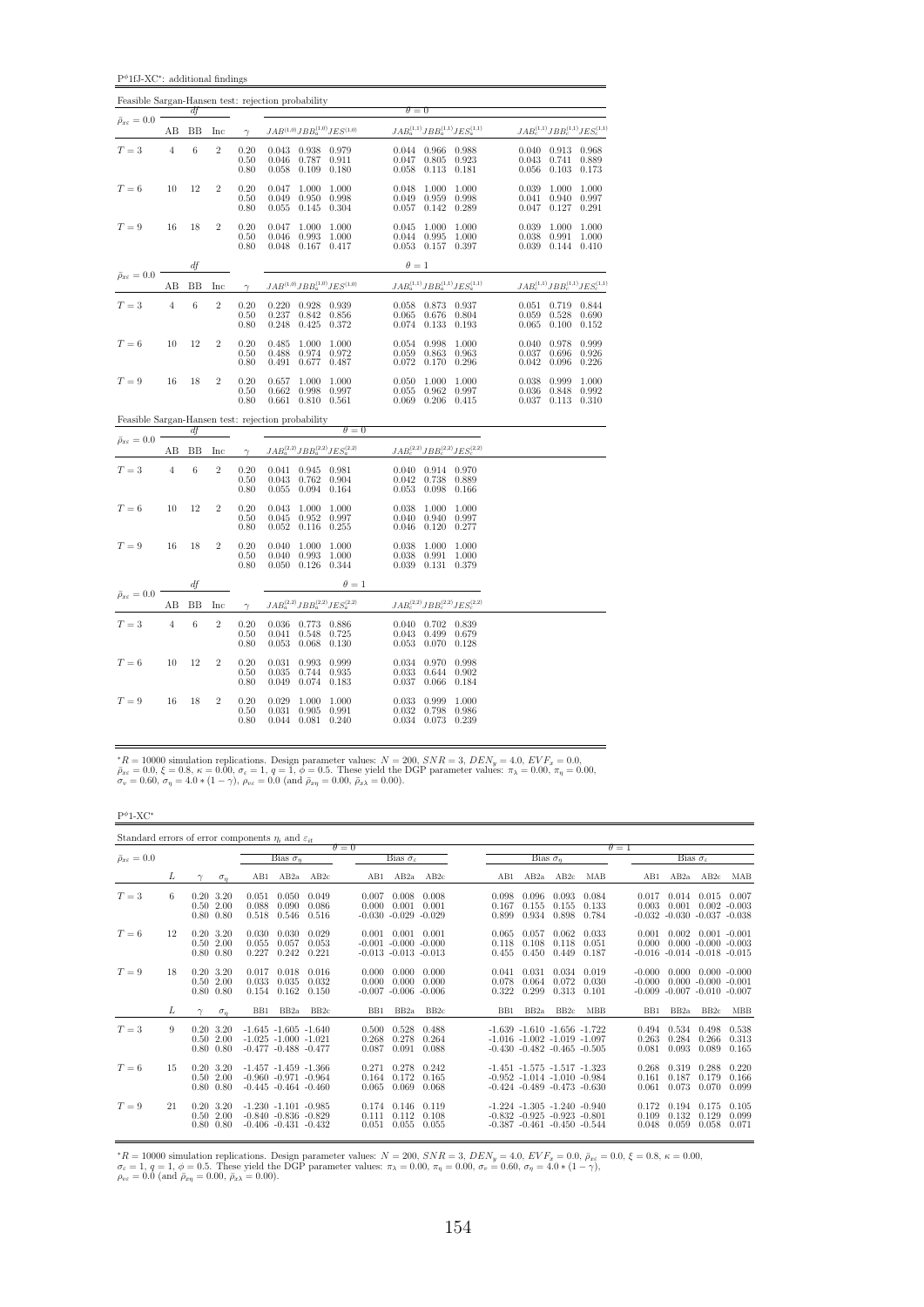P$^{\phi}$1fJ-XC$^{*}$: additional findings

Feasible Sargan-Hansen test: rejection probability

| $\bar{\rho}_{x\varepsilon}=0.0$ | df AB | BB | Inc | $\gamma$ | $\theta=0$ $JAB^{(1,0)}$ | $JBB_a^{(1,0)}$ | $JES^{(1,0)}$ | $JAB_a^{(1,1)}$ | $JBB_a^{(1,1)}$ | $JES_a^{(1,1)}$ | $JAB_c^{(1,1)}$ | $JBB_c^{(1,1)}$ | $JES_c^{(1,1)}$ |
|---|---|---|---|---|---|---|---|---|---|---|---|---|---|
| $T=3$ | 4 | 6 | 2 | 0.20 | 0.043 | 0.938 | 0.979 | 0.044 | 0.966 | 0.988 | 0.040 | 0.913 | 0.968 |
| | | | | 0.50 | 0.046 | 0.787 | 0.911 | 0.047 | 0.805 | 0.923 | 0.043 | 0.741 | 0.889 |
| | | | | 0.80 | 0.058 | 0.109 | 0.180 | 0.058 | 0.113 | 0.181 | 0.056 | 0.103 | 0.173 |
| $T=6$ | 10 | 12 | 2 | 0.20 | 0.047 | 1.000 | 1.000 | 0.048 | 1.000 | 1.000 | 0.039 | 1.000 | 1.000 |
| | | | | 0.50 | 0.049 | 0.950 | 0.998 | 0.049 | 0.959 | 0.998 | 0.041 | 0.940 | 0.997 |
| | | | | 0.80 | 0.055 | 0.145 | 0.304 | 0.057 | 0.142 | 0.289 | 0.047 | 0.127 | 0.291 |
| $T=9$ | 16 | 18 | 2 | 0.20 | 0.047 | 1.000 | 1.000 | 0.045 | 1.000 | 1.000 | 0.039 | 1.000 | 1.000 |
| | | | | 0.50 | 0.046 | 0.993 | 1.000 | 0.044 | 0.995 | 1.000 | 0.038 | 0.991 | 1.000 |
| | | | | 0.80 | 0.048 | 0.167 | 0.417 | 0.053 | 0.157 | 0.397 | 0.039 | 0.144 | 0.410 |

| $\bar{\rho}_{x\varepsilon}=0.0$ | df AB | BB | Inc | $\gamma$ | $\theta=1$ $JAB^{(1,0)}$ | $JBB_a^{(1,0)}$ | $JES^{(1,0)}$ | $JAB_a^{(1,1)}$ | $JBB_a^{(1,1)}$ | $JES_a^{(1,1)}$ | $JAB_c^{(1,1)}$ | $JBB_c^{(1,1)}$ | $JES_c^{(1,1)}$ |
|---|---|---|---|---|---|---|---|---|---|---|---|---|---|
| $T=3$ | 4 | 6 | 2 | 0.20 | 0.220 | 0.928 | 0.939 | 0.058 | 0.873 | 0.937 | 0.051 | 0.719 | 0.844 |
| | | | | 0.50 | 0.237 | 0.842 | 0.856 | 0.065 | 0.676 | 0.804 | 0.059 | 0.528 | 0.690 |
| | | | | 0.80 | 0.248 | 0.425 | 0.372 | 0.074 | 0.133 | 0.193 | 0.065 | 0.100 | 0.152 |
| $T=6$ | 10 | 12 | 2 | 0.20 | 0.485 | 1.000 | 1.000 | 0.054 | 0.998 | 1.000 | 0.040 | 0.978 | 0.999 |
| | | | | 0.50 | 0.488 | 0.974 | 0.972 | 0.059 | 0.863 | 0.963 | 0.037 | 0.696 | 0.926 |
| | | | | 0.80 | 0.491 | 0.677 | 0.487 | 0.072 | 0.170 | 0.296 | 0.042 | 0.096 | 0.226 |
| $T=9$ | 16 | 18 | 2 | 0.20 | 0.657 | 1.000 | 1.000 | 0.050 | 1.000 | 1.000 | 0.038 | 0.999 | 1.000 |
| | | | | 0.50 | 0.662 | 0.998 | 0.997 | 0.055 | 0.962 | 0.997 | 0.036 | 0.848 | 0.992 |
| | | | | 0.80 | 0.661 | 0.810 | 0.561 | 0.069 | 0.206 | 0.415 | 0.037 | 0.113 | 0.310 |

Feasible Sargan-Hansen test: rejection probability

| $\bar{\rho}_{x\varepsilon}=0.0$ | df AB | BB | Inc | $\gamma$ | $\theta=0$ $JAB_a^{(2,2)}$ | $JBB_a^{(2,2)}$ | $JES_a^{(2,2)}$ | $JAB_c^{(2,2)}$ | $JBB_c^{(2,2)}$ | $JES_c^{(2,2)}$ |
|---|---|---|---|---|---|---|---|---|---|---|
| $T=3$ | 4 | 6 | 2 | 0.20 | 0.041 | 0.945 | 0.981 | 0.040 | 0.914 | 0.970 |
| | | | | 0.50 | 0.043 | 0.762 | 0.904 | 0.042 | 0.738 | 0.889 |
| | | | | 0.80 | 0.055 | 0.094 | 0.164 | 0.053 | 0.098 | 0.166 |
| $T=6$ | 10 | 12 | 2 | 0.20 | 0.043 | 1.000 | 1.000 | 0.038 | 1.000 | 1.000 |
| | | | | 0.50 | 0.045 | 0.952 | 0.997 | 0.040 | 0.940 | 0.997 |
| | | | | 0.80 | 0.052 | 0.116 | 0.255 | 0.046 | 0.120 | 0.277 |
| $T=9$ | 16 | 18 | 2 | 0.20 | 0.040 | 1.000 | 1.000 | 0.038 | 1.000 | 1.000 |
| | | | | 0.50 | 0.040 | 0.993 | 1.000 | 0.038 | 0.991 | 1.000 |
| | | | | 0.80 | 0.050 | 0.126 | 0.344 | 0.039 | 0.131 | 0.379 |

| $\bar{\rho}_{x\varepsilon}=0.0$ | df AB | BB | Inc | $\gamma$ | $\theta=1$ $JAB_a^{(2,2)}$ | $JBB_a^{(2,2)}$ | $JES_a^{(2,2)}$ | $JAB_c^{(2,2)}$ | $JBB_c^{(2,2)}$ | $JES_c^{(2,2)}$ |
|---|---|---|---|---|---|---|---|---|---|---|
| $T=3$ | 4 | 6 | 2 | 0.20 | 0.036 | 0.773 | 0.886 | 0.040 | 0.702 | 0.839 |
| | | | | 0.50 | 0.041 | 0.548 | 0.725 | 0.043 | 0.499 | 0.679 |
| | | | | 0.80 | 0.053 | 0.068 | 0.130 | 0.053 | 0.070 | 0.128 |
| $T=6$ | 10 | 12 | 2 | 0.20 | 0.031 | 0.993 | 0.999 | 0.034 | 0.970 | 0.998 |
| | | | | 0.50 | 0.035 | 0.744 | 0.935 | 0.033 | 0.644 | 0.902 |
| | | | | 0.80 | 0.049 | 0.074 | 0.183 | 0.037 | 0.066 | 0.184 |
| $T=9$ | 16 | 18 | 2 | 0.20 | 0.029 | 1.000 | 1.000 | 0.033 | 0.999 | 1.000 |
| | | | | 0.50 | 0.031 | 0.905 | 0.991 | 0.032 | 0.798 | 0.986 |
| | | | | 0.80 | 0.044 | 0.081 | 0.240 | 0.034 | 0.073 | 0.239 |

$^{*}R=10000$ simulation replications. Design parameter values: $N=200$, $SNR=3$, $DEN_y=4.0$, $EVF_x=0.0$, $\bar{\rho}_{x\varepsilon}=0.0$, $\xi=0.8$, $\kappa=0.00$, $\sigma_\varepsilon=1$, $q=1$, $\phi=0.5$. These yield the DGP parameter values: $\pi_\lambda=0.00$, $\pi_\eta=0.00$, $\sigma_v=0.60$, $\sigma_\eta=4.0*(1-\gamma)$, $\rho_{v\varepsilon}=0.0$ (and $\bar{\rho}_{x\eta}=0.00$, $\bar{\rho}_{x\lambda}=0.00$).

P$^{\phi}$1-XC$^{*}$

Standard errors of error components $\eta_i$ and $\varepsilon_{it}$

| $\bar{\rho}_{x\varepsilon}=0.0$ | $L$ | $\gamma$ | $\sigma_\eta$ | $\theta=0$ Bias $\hat{\sigma}_\eta$ AB1 | AB2a | AB2c | Bias $\hat{\sigma}_\varepsilon$ AB1 | AB2a | AB2c | $\theta=1$ Bias $\hat{\sigma}_\eta$ AB1 | AB2a | AB2c | MAB | Bias $\hat{\sigma}_\varepsilon$ AB1 | AB2a | AB2c | MAB |
|---|---|---|---|---|---|---|---|---|---|---|---|---|---|---|---|---|---|
| $T=3$ | 6 | 0.20 | 3.20 | 0.051 | 0.050 | 0.049 | 0.007 | 0.008 | 0.008 | 0.098 | 0.096 | 0.093 | 0.084 | 0.017 | 0.014 | 0.015 | 0.007 |
| | | 0.50 | 2.00 | 0.088 | 0.090 | 0.086 | 0.000 | 0.001 | 0.001 | 0.167 | 0.155 | 0.155 | 0.133 | 0.003 | 0.001 | 0.002 | -0.003 |
| | | 0.80 | 0.80 | 0.518 | 0.546 | 0.516 | -0.030 | -0.029 | -0.029 | 0.899 | 0.934 | 0.898 | 0.784 | -0.032 | -0.030 | -0.037 | -0.038 |
| $T=6$ | 12 | 0.20 | 3.20 | 0.030 | 0.030 | 0.029 | 0.001 | 0.001 | 0.001 | 0.065 | 0.057 | 0.062 | 0.033 | 0.001 | 0.002 | 0.001 | -0.001 |
| | | 0.50 | 2.00 | 0.055 | 0.057 | 0.053 | -0.001 | -0.000 | -0.000 | 0.118 | 0.108 | 0.118 | 0.051 | 0.000 | 0.000 | -0.000 | -0.003 |
| | | 0.80 | 0.80 | 0.227 | 0.242 | 0.221 | -0.013 | -0.013 | -0.013 | 0.455 | 0.450 | 0.449 | 0.187 | -0.016 | -0.014 | -0.018 | -0.015 |
| $T=9$ | 18 | 0.20 | 3.20 | 0.017 | 0.018 | 0.016 | 0.000 | 0.000 | 0.000 | 0.041 | 0.031 | 0.034 | 0.019 | -0.000 | 0.000 | 0.000 | -0.000 |
| | | 0.50 | 2.00 | 0.033 | 0.035 | 0.032 | 0.000 | 0.000 | 0.000 | 0.078 | 0.064 | 0.072 | 0.030 | -0.000 | 0.000 | -0.000 | -0.001 |
| | | 0.80 | 0.80 | 0.154 | 0.162 | 0.150 | -0.007 | -0.006 | -0.006 | 0.322 | 0.299 | 0.313 | 0.101 | -0.009 | -0.007 | -0.010 | -0.007 |
| | $L$ | $\gamma$ | $\sigma_\eta$ | BB1 | BB2a | BB2c | BB1 | BB2a | BB2c | BB1 | BB2a | BB2c | MBB | BB1 | BB2a | BB2c | MBB |
| $T=3$ | 9 | 0.20 | 3.20 | -1.645 | -1.605 | -1.640 | 0.500 | 0.528 | 0.488 | -1.639 | -1.610 | -1.656 | -1.722 | 0.494 | 0.534 | 0.498 | 0.538 |
| | | 0.50 | 2.00 | -1.025 | -1.000 | -1.021 | 0.268 | 0.278 | 0.264 | -1.016 | -1.002 | -1.019 | -1.097 | 0.263 | 0.284 | 0.266 | 0.313 |
| | | 0.80 | 0.80 | -0.477 | -0.488 | -0.477 | 0.087 | 0.091 | 0.088 | -0.430 | -0.482 | -0.465 | -0.505 | 0.081 | 0.093 | 0.089 | 0.165 |
| $T=6$ | 15 | 0.20 | 3.20 | -1.457 | -1.459 | -1.366 | 0.271 | 0.278 | 0.242 | -1.451 | -1.575 | -1.517 | -1.323 | 0.268 | 0.319 | 0.288 | 0.220 |
| | | 0.50 | 2.00 | -0.960 | -0.971 | -0.964 | 0.164 | 0.172 | 0.165 | -0.952 | -1.014 | -1.010 | -0.984 | 0.161 | 0.187 | 0.179 | 0.166 |
| | | 0.80 | 0.80 | -0.445 | -0.464 | -0.460 | 0.065 | 0.069 | 0.068 | -0.424 | -0.489 | -0.473 | -0.630 | 0.061 | 0.073 | 0.070 | 0.099 |
| $T=9$ | 21 | 0.20 | 3.20 | -1.230 | -1.101 | -0.985 | 0.174 | 0.146 | 0.119 | -1.224 | -1.305 | -1.240 | -0.940 | 0.172 | 0.194 | 0.175 | 0.105 |
| | | 0.50 | 2.00 | -0.840 | -0.836 | -0.829 | 0.111 | 0.112 | 0.108 | -0.832 | -0.925 | -0.923 | -0.801 | 0.109 | 0.132 | 0.129 | 0.099 |
| | | 0.80 | 0.80 | -0.406 | -0.431 | -0.432 | 0.051 | 0.055 | 0.055 | -0.387 | -0.461 | -0.450 | -0.544 | 0.048 | 0.059 | 0.058 | 0.071 |

$^{*}R=10000$ simulation replications. Design parameter values: $N=200$, $SNR=3$, $DEN_y=4.0$, $EVF_x=0.0$, $\bar{\rho}_{x\varepsilon}=0.0$, $\xi=0.8$, $\kappa=0.00$, $\sigma_\varepsilon=1$, $q=1$, $\phi=0.5$. These yield the DGP parameter values: $\pi_\lambda=0.00$, $\pi_\eta=0.00$, $\sigma_v=0.60$, $\sigma_\eta=4.0*(1-\gamma)$, $\rho_{v\varepsilon}=0.0$ (and $\bar{\rho}_{x\eta}=0.00$, $\bar{\rho}_{x\lambda}=0.00$).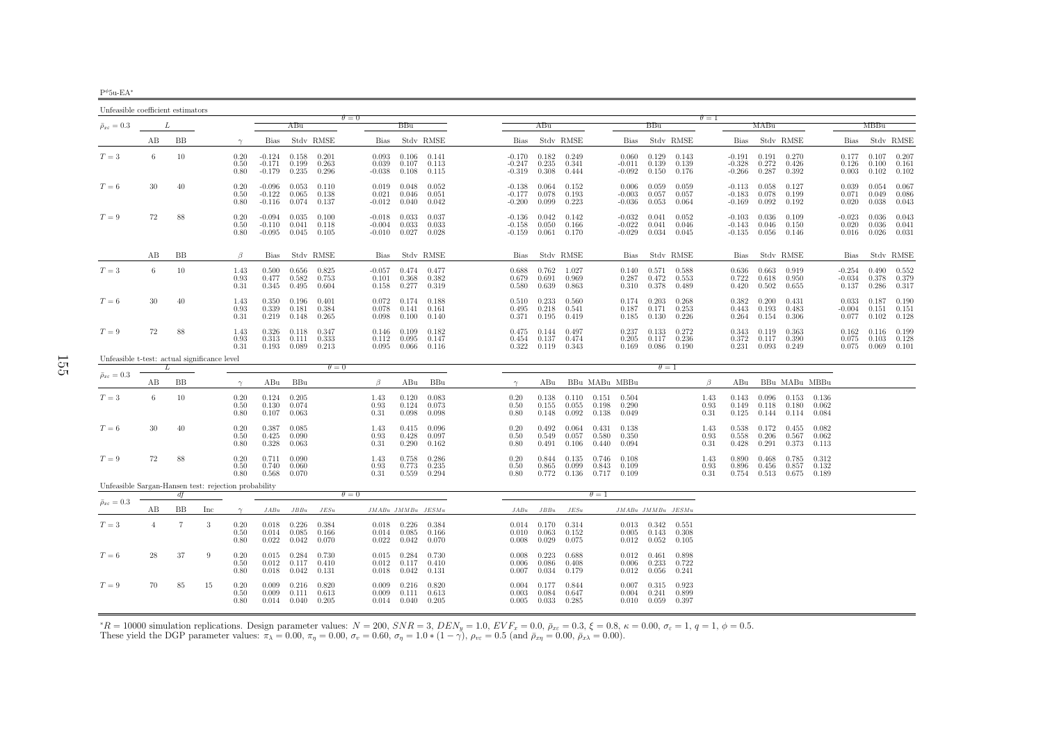P*5u-EA*

Unfeasible coefficient estimators

| $\bar{\rho}_{x\varepsilon}=0.3$ | L | | | $\theta=0$ ABu | | | BBu | | | $\theta=1$ ABu | | | BBu | | | MABu | | | MBBu | | |
|---|---|---|---|---|---|---|---|---|---|---|---|---|---|---|---|---|---|---|---|---|---|
| | AB | BB | $\gamma$ | Bias | Stdv | RMSE | Bias | Stdv | RMSE | Bias | Stdv | RMSE | Bias | Stdv | RMSE | Bias | Stdv | RMSE | Bias | Stdv | RMSE |
| $T=3$ | 6 | 10 | 0.20 | -0.124 | 0.158 | 0.201 | 0.093 | 0.106 | 0.141 | -0.170 | 0.182 | 0.249 | 0.060 | 0.129 | 0.143 | -0.191 | 0.191 | 0.270 | 0.177 | 0.107 | 0.207 |
| | | | 0.50 | -0.171 | 0.199 | 0.263 | 0.039 | 0.107 | 0.113 | -0.247 | 0.235 | 0.341 | -0.011 | 0.139 | 0.139 | -0.328 | 0.272 | 0.426 | 0.126 | 0.100 | 0.161 |
| | | | 0.80 | -0.179 | 0.235 | 0.296 | -0.038 | 0.108 | 0.115 | -0.319 | 0.308 | 0.444 | -0.092 | 0.150 | 0.176 | -0.266 | 0.287 | 0.392 | 0.003 | 0.102 | 0.102 |
| $T=6$ | 30 | 40 | 0.20 | -0.096 | 0.053 | 0.110 | 0.019 | 0.048 | 0.052 | -0.138 | 0.064 | 0.152 | 0.006 | 0.059 | 0.059 | -0.113 | 0.058 | 0.127 | 0.039 | 0.054 | 0.067 |
| | | | 0.50 | -0.122 | 0.065 | 0.138 | 0.021 | 0.046 | 0.051 | -0.177 | 0.078 | 0.193 | -0.003 | 0.057 | 0.057 | -0.183 | 0.078 | 0.199 | 0.071 | 0.049 | 0.086 |
| | | | 0.80 | -0.116 | 0.074 | 0.137 | -0.012 | 0.040 | 0.042 | -0.200 | 0.099 | 0.223 | -0.036 | 0.053 | 0.064 | -0.169 | 0.092 | 0.192 | 0.020 | 0.038 | 0.043 |
| $T=9$ | 72 | 88 | 0.20 | -0.094 | 0.035 | 0.100 | -0.018 | 0.033 | 0.037 | -0.136 | 0.042 | 0.142 | -0.032 | 0.041 | 0.052 | -0.103 | 0.036 | 0.109 | -0.023 | 0.036 | 0.043 |
| | | | 0.50 | -0.110 | 0.041 | 0.118 | -0.004 | 0.033 | 0.033 | -0.158 | 0.050 | 0.166 | -0.022 | 0.041 | 0.046 | -0.143 | 0.046 | 0.150 | 0.020 | 0.036 | 0.041 |
| | | | 0.80 | -0.095 | 0.045 | 0.105 | -0.010 | 0.027 | 0.028 | -0.159 | 0.061 | 0.170 | -0.029 | 0.034 | 0.045 | -0.135 | 0.056 | 0.146 | 0.016 | 0.026 | 0.031 |
| | AB | BB | $\beta$ | Bias | Stdv | RMSE | Bias | Stdv | RMSE | Bias | Stdv | RMSE | Bias | Stdv | RMSE | Bias | Stdv | RMSE | Bias | Stdv | RMSE |
| $T=3$ | 6 | 10 | 1.43 | 0.500 | 0.656 | 0.825 | -0.057 | 0.474 | 0.477 | 0.688 | 0.762 | 1.027 | 0.140 | 0.571 | 0.588 | 0.636 | 0.663 | 0.919 | -0.254 | 0.490 | 0.552 |
| | | | 0.93 | 0.477 | 0.582 | 0.753 | 0.101 | 0.368 | 0.382 | 0.679 | 0.691 | 0.969 | 0.287 | 0.472 | 0.553 | 0.722 | 0.618 | 0.950 | -0.034 | 0.378 | 0.379 |
| | | | 0.31 | 0.345 | 0.495 | 0.604 | 0.158 | 0.277 | 0.319 | 0.580 | 0.639 | 0.863 | 0.310 | 0.378 | 0.489 | 0.420 | 0.502 | 0.655 | 0.137 | 0.286 | 0.317 |
| $T=6$ | 30 | 40 | 1.43 | 0.350 | 0.196 | 0.401 | 0.072 | 0.174 | 0.188 | 0.510 | 0.233 | 0.560 | 0.174 | 0.203 | 0.268 | 0.382 | 0.200 | 0.431 | 0.033 | 0.187 | 0.190 |
| | | | 0.93 | 0.339 | 0.181 | 0.384 | 0.078 | 0.141 | 0.161 | 0.495 | 0.218 | 0.541 | 0.187 | 0.171 | 0.253 | 0.443 | 0.193 | 0.483 | -0.004 | 0.151 | 0.151 |
| | | | 0.31 | 0.219 | 0.148 | 0.265 | 0.098 | 0.100 | 0.140 | 0.371 | 0.195 | 0.419 | 0.185 | 0.130 | 0.226 | 0.264 | 0.154 | 0.306 | 0.077 | 0.102 | 0.128 |
| $T=9$ | 72 | 88 | 1.43 | 0.326 | 0.118 | 0.347 | 0.146 | 0.109 | 0.182 | 0.475 | 0.144 | 0.497 | 0.237 | 0.133 | 0.272 | 0.343 | 0.119 | 0.363 | 0.162 | 0.116 | 0.199 |
| | | | 0.93 | 0.313 | 0.111 | 0.333 | 0.112 | 0.095 | 0.147 | 0.454 | 0.137 | 0.474 | 0.205 | 0.117 | 0.236 | 0.372 | 0.117 | 0.390 | 0.075 | 0.103 | 0.128 |
| | | | 0.31 | 0.193 | 0.089 | 0.213 | 0.095 | 0.066 | 0.116 | 0.322 | 0.119 | 0.343 | 0.169 | 0.086 | 0.190 | 0.231 | 0.093 | 0.249 | 0.075 | 0.069 | 0.101 |

Unfeasible t-test: actual significance level

| $\bar{\rho}_{x\varepsilon}=0.3$ | L | | $\theta=0$ | | | | | | $\theta=1$ | | | | | | | | | |
|---|---|---|---|---|---|---|---|---|---|---|---|---|---|---|---|---|---|---|
| | AB | BB | $\gamma$ | ABu | BBu | $\beta$ | ABu | BBu | $\gamma$ | ABu | BBu | MABu | MBBu | $\beta$ | ABu | BBu | MABu | MBBu |
| $T=3$ | 6 | 10 | 0.20 | 0.124 | 0.205 | 1.43 | 0.120 | 0.083 | 0.20 | 0.138 | 0.110 | 0.151 | 0.504 | 1.43 | 0.143 | 0.096 | 0.153 | 0.136 |
| | | | 0.50 | 0.130 | 0.074 | 0.93 | 0.124 | 0.073 | 0.50 | 0.155 | 0.055 | 0.198 | 0.290 | 0.93 | 0.149 | 0.118 | 0.180 | 0.062 |
| | | | 0.80 | 0.107 | 0.063 | 0.31 | 0.098 | 0.098 | 0.80 | 0.148 | 0.092 | 0.138 | 0.049 | 0.31 | 0.125 | 0.144 | 0.114 | 0.084 |
| $T=6$ | 30 | 40 | 0.20 | 0.387 | 0.085 | 1.43 | 0.415 | 0.096 | 0.20 | 0.492 | 0.064 | 0.431 | 0.138 | 1.43 | 0.538 | 0.172 | 0.455 | 0.082 |
| | | | 0.50 | 0.425 | 0.090 | 0.93 | 0.428 | 0.097 | 0.50 | 0.549 | 0.057 | 0.580 | 0.350 | 0.93 | 0.558 | 0.206 | 0.567 | 0.062 |
| | | | 0.80 | 0.328 | 0.063 | 0.31 | 0.290 | 0.162 | 0.80 | 0.491 | 0.106 | 0.440 | 0.094 | 0.31 | 0.428 | 0.291 | 0.373 | 0.113 |
| $T=9$ | 72 | 88 | 0.20 | 0.711 | 0.090 | 1.43 | 0.758 | 0.286 | 0.20 | 0.844 | 0.135 | 0.746 | 0.108 | 1.43 | 0.890 | 0.468 | 0.785 | 0.312 |
| | | | 0.50 | 0.740 | 0.060 | 0.93 | 0.773 | 0.235 | 0.50 | 0.865 | 0.099 | 0.843 | 0.109 | 0.93 | 0.896 | 0.456 | 0.857 | 0.132 |
| | | | 0.80 | 0.568 | 0.070 | 0.31 | 0.559 | 0.294 | 0.80 | 0.772 | 0.136 | 0.717 | 0.109 | 0.31 | 0.754 | 0.513 | 0.675 | 0.189 |

Unfeasible Sargan-Hansen test: rejection probability

| $\bar{\rho}_{x\varepsilon}=0.3$ | df | | | | $\theta=0$ | | | | | | $\theta=1$ | | | | | |
|---|---|---|---|---|---|---|---|---|---|---|---|---|---|---|---|---|
| | AB | BB | Inc | $\gamma$ | JABu | JBBu | JESu | JMABu | JMMBu | JESMu | JABu | JBBu | JESu | JMABu | JMMBu | JESMu |
| $T=3$ | 4 | 7 | 3 | 0.20 | 0.018 | 0.226 | 0.384 | 0.018 | 0.226 | 0.384 | 0.014 | 0.170 | 0.314 | 0.013 | 0.342 | 0.551 |
| | | | | 0.50 | 0.014 | 0.085 | 0.166 | 0.014 | 0.085 | 0.166 | 0.010 | 0.063 | 0.152 | 0.005 | 0.143 | 0.308 |
| | | | | 0.80 | 0.022 | 0.042 | 0.070 | 0.022 | 0.042 | 0.070 | 0.008 | 0.029 | 0.075 | 0.012 | 0.052 | 0.105 |
| $T=6$ | 28 | 37 | 9 | 0.20 | 0.015 | 0.284 | 0.730 | 0.015 | 0.284 | 0.730 | 0.008 | 0.223 | 0.688 | 0.012 | 0.461 | 0.898 |
| | | | | 0.50 | 0.012 | 0.117 | 0.410 | 0.012 | 0.117 | 0.410 | 0.006 | 0.086 | 0.408 | 0.006 | 0.233 | 0.722 |
| | | | | 0.80 | 0.018 | 0.042 | 0.131 | 0.018 | 0.042 | 0.131 | 0.007 | 0.034 | 0.179 | 0.012 | 0.056 | 0.241 |
| $T=9$ | 70 | 85 | 15 | 0.20 | 0.009 | 0.216 | 0.820 | 0.009 | 0.216 | 0.820 | 0.004 | 0.177 | 0.844 | 0.007 | 0.315 | 0.923 |
| | | | | 0.50 | 0.009 | 0.111 | 0.613 | 0.009 | 0.111 | 0.613 | 0.003 | 0.084 | 0.647 | 0.004 | 0.241 | 0.899 |
| | | | | 0.80 | 0.014 | 0.040 | 0.205 | 0.014 | 0.040 | 0.205 | 0.005 | 0.033 | 0.285 | 0.010 | 0.059 | 0.397 |

*$R = 10000$ simulation replications. Design parameter values: $N = 200$, $SNR = 3$, $DEN_y = 1.0$, $EVF_x = 0.0$, $\bar{\rho}_{x\varepsilon} = 0.3$, $\xi = 0.8$, $\kappa = 0.00$, $\sigma_\varepsilon = 1$, $q = 1$, $\phi = 0.5$.
These yield the DGP parameter values: $\pi_\lambda = 0.00$, $\pi_\eta = 0.00$, $\sigma_v = 0.60$, $\sigma_\eta = 1.0 * (1-\gamma)$, $\rho_{v\varepsilon} = 0.5$ (and $\bar{\rho}_{x\eta} = 0.00$, $\bar{\rho}_{x\lambda} = 0.00$).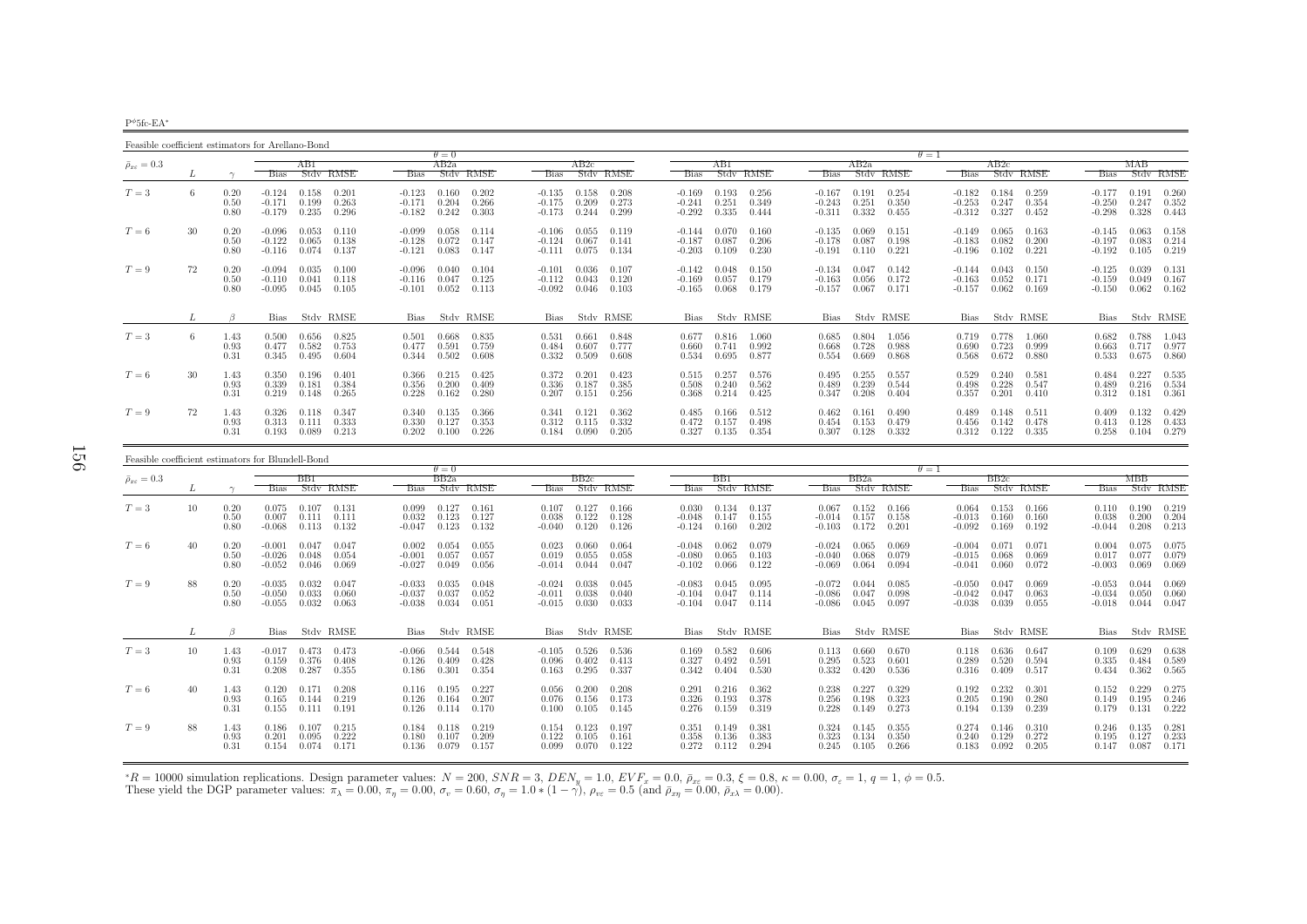P*5fc-EA*

Feasible coefficient estimators for Arellano-Bond

| $\bar{\rho}_{x\varepsilon}=0.3$ | | | $\theta=0$ | | | | | | | | | $\theta=1$ | | | | | | | | | | | |
|---|---|---|---|---|---|---|---|---|---|---|---|---|---|---|---|---|---|---|---|---|---|---|---|
| | | | AB1 | | | AB2a | | | AB2c | | | AB1 | | | AB2a | | | AB2c | | | MAB | | |
| | $L$ | $\gamma$ | Bias | Stdv | RMSE | Bias | Stdv | RMSE | Bias | Stdv | RMSE | Bias | Stdv | RMSE | Bias | Stdv | RMSE | Bias | Stdv | RMSE | Bias | Stdv | RMSE |
| $T=3$ | 6 | 0.20 | -0.124 | 0.158 | 0.201 | -0.123 | 0.160 | 0.202 | -0.135 | 0.158 | 0.208 | -0.169 | 0.193 | 0.256 | -0.167 | 0.191 | 0.254 | -0.182 | 0.184 | 0.259 | -0.177 | 0.191 | 0.260 |
| | | 0.50 | -0.171 | 0.199 | 0.263 | -0.171 | 0.204 | 0.266 | -0.175 | 0.209 | 0.273 | -0.241 | 0.251 | 0.349 | -0.243 | 0.251 | 0.350 | -0.253 | 0.247 | 0.354 | -0.250 | 0.247 | 0.352 |
| | | 0.80 | -0.179 | 0.235 | 0.296 | -0.182 | 0.242 | 0.303 | -0.173 | 0.244 | 0.299 | -0.292 | 0.335 | 0.444 | -0.311 | 0.332 | 0.455 | -0.312 | 0.327 | 0.452 | -0.298 | 0.328 | 0.443 |
| $T=6$ | 30 | 0.20 | -0.096 | 0.053 | 0.110 | -0.099 | 0.058 | 0.114 | -0.106 | 0.055 | 0.119 | -0.144 | 0.070 | 0.160 | -0.135 | 0.069 | 0.151 | -0.149 | 0.065 | 0.163 | -0.145 | 0.063 | 0.158 |
| | | 0.50 | -0.122 | 0.065 | 0.138 | -0.128 | 0.072 | 0.147 | -0.124 | 0.067 | 0.141 | -0.187 | 0.087 | 0.206 | -0.178 | 0.087 | 0.198 | -0.183 | 0.082 | 0.200 | -0.197 | 0.083 | 0.214 |
| | | 0.80 | -0.116 | 0.074 | 0.137 | -0.121 | 0.083 | 0.147 | -0.111 | 0.075 | 0.134 | -0.203 | 0.109 | 0.230 | -0.191 | 0.110 | 0.221 | -0.196 | 0.102 | 0.221 | -0.192 | 0.105 | 0.219 |
| $T=9$ | 72 | 0.20 | -0.094 | 0.035 | 0.100 | -0.096 | 0.040 | 0.104 | -0.101 | 0.036 | 0.107 | -0.142 | 0.048 | 0.150 | -0.134 | 0.047 | 0.142 | -0.144 | 0.043 | 0.150 | -0.125 | 0.039 | 0.131 |
| | | 0.50 | -0.110 | 0.041 | 0.118 | -0.116 | 0.047 | 0.125 | -0.112 | 0.043 | 0.120 | -0.169 | 0.057 | 0.179 | -0.163 | 0.056 | 0.172 | -0.163 | 0.052 | 0.171 | -0.159 | 0.049 | 0.167 |
| | | 0.80 | -0.095 | 0.045 | 0.105 | -0.101 | 0.052 | 0.113 | -0.092 | 0.046 | 0.103 | -0.165 | 0.068 | 0.179 | -0.157 | 0.067 | 0.171 | -0.157 | 0.062 | 0.169 | -0.150 | 0.062 | 0.162 |
| | $L$ | $\beta$ | Bias | Stdv | RMSE | Bias | Stdv | RMSE | Bias | Stdv | RMSE | Bias | Stdv | RMSE | Bias | Stdv | RMSE | Bias | Stdv | RMSE | Bias | Stdv | RMSE |
| $T=3$ | 6 | 1.43 | 0.500 | 0.656 | 0.825 | 0.501 | 0.668 | 0.835 | 0.531 | 0.661 | 0.848 | 0.677 | 0.816 | 1.060 | 0.685 | 0.804 | 1.056 | 0.719 | 0.778 | 1.060 | 0.682 | 0.788 | 1.043 |
| | | 0.93 | 0.477 | 0.582 | 0.753 | 0.477 | 0.591 | 0.759 | 0.484 | 0.607 | 0.777 | 0.660 | 0.741 | 0.992 | 0.668 | 0.728 | 0.988 | 0.690 | 0.723 | 0.999 | 0.663 | 0.717 | 0.977 |
| | | 0.31 | 0.345 | 0.495 | 0.604 | 0.344 | 0.502 | 0.608 | 0.332 | 0.509 | 0.608 | 0.534 | 0.695 | 0.877 | 0.554 | 0.669 | 0.868 | 0.568 | 0.672 | 0.880 | 0.533 | 0.675 | 0.860 |
| $T=6$ | 30 | 1.43 | 0.350 | 0.196 | 0.401 | 0.366 | 0.215 | 0.425 | 0.372 | 0.201 | 0.423 | 0.515 | 0.257 | 0.576 | 0.495 | 0.255 | 0.557 | 0.529 | 0.240 | 0.581 | 0.484 | 0.227 | 0.535 |
| | | 0.93 | 0.339 | 0.181 | 0.384 | 0.356 | 0.200 | 0.409 | 0.336 | 0.187 | 0.385 | 0.508 | 0.240 | 0.562 | 0.489 | 0.239 | 0.544 | 0.498 | 0.228 | 0.547 | 0.489 | 0.216 | 0.534 |
| | | 0.31 | 0.219 | 0.148 | 0.265 | 0.228 | 0.162 | 0.280 | 0.207 | 0.151 | 0.256 | 0.368 | 0.214 | 0.425 | 0.347 | 0.208 | 0.404 | 0.357 | 0.201 | 0.410 | 0.312 | 0.181 | 0.361 |
| $T=9$ | 72 | 1.43 | 0.326 | 0.118 | 0.347 | 0.340 | 0.135 | 0.366 | 0.341 | 0.121 | 0.362 | 0.485 | 0.166 | 0.512 | 0.462 | 0.161 | 0.490 | 0.489 | 0.148 | 0.511 | 0.409 | 0.132 | 0.429 |
| | | 0.93 | 0.313 | 0.111 | 0.333 | 0.330 | 0.127 | 0.353 | 0.312 | 0.115 | 0.332 | 0.472 | 0.157 | 0.498 | 0.454 | 0.153 | 0.479 | 0.456 | 0.142 | 0.478 | 0.413 | 0.128 | 0.433 |
| | | 0.31 | 0.193 | 0.089 | 0.213 | 0.202 | 0.100 | 0.226 | 0.184 | 0.090 | 0.205 | 0.327 | 0.135 | 0.354 | 0.307 | 0.128 | 0.332 | 0.312 | 0.122 | 0.335 | 0.258 | 0.104 | 0.279 |

Feasible coefficient estimators for Blundell-Bond

| $\bar{\rho}_{x\varepsilon}=0.3$ | | | $\theta=0$ | | | | | | | | | $\theta=1$ | | | | | | | | | | | |
|---|---|---|---|---|---|---|---|---|---|---|---|---|---|---|---|---|---|---|---|---|---|---|---|
| | | | BB1 | | | BB2a | | | BB2c | | | BB1 | | | BB2a | | | BB2c | | | MBB | | |
| | $L$ | $\gamma$ | Bias | Stdv | RMSE | Bias | Stdv | RMSE | Bias | Stdv | RMSE | Bias | Stdv | RMSE | Bias | Stdv | RMSE | Bias | Stdv | RMSE | Bias | Stdv | RMSE |
| $T=3$ | 10 | 0.20 | 0.075 | 0.107 | 0.131 | 0.099 | 0.127 | 0.161 | 0.107 | 0.127 | 0.166 | 0.030 | 0.134 | 0.137 | 0.067 | 0.152 | 0.166 | 0.064 | 0.153 | 0.166 | 0.110 | 0.190 | 0.219 |
| | | 0.50 | 0.007 | 0.111 | 0.111 | 0.032 | 0.123 | 0.127 | 0.038 | 0.122 | 0.128 | -0.048 | 0.147 | 0.155 | -0.014 | 0.157 | 0.158 | -0.013 | 0.160 | 0.160 | 0.038 | 0.200 | 0.204 |
| | | 0.80 | -0.068 | 0.113 | 0.132 | -0.047 | 0.123 | 0.132 | -0.040 | 0.120 | 0.126 | -0.124 | 0.160 | 0.202 | -0.103 | 0.172 | 0.201 | -0.092 | 0.169 | 0.192 | -0.044 | 0.208 | 0.213 |
| $T=6$ | 40 | 0.20 | -0.001 | 0.047 | 0.047 | 0.002 | 0.054 | 0.055 | 0.023 | 0.060 | 0.064 | -0.048 | 0.062 | 0.079 | -0.024 | 0.065 | 0.069 | -0.004 | 0.071 | 0.071 | 0.004 | 0.075 | 0.075 |
| | | 0.50 | -0.026 | 0.048 | 0.054 | -0.001 | 0.057 | 0.057 | 0.019 | 0.055 | 0.058 | -0.080 | 0.065 | 0.103 | -0.040 | 0.068 | 0.079 | -0.015 | 0.068 | 0.069 | 0.017 | 0.077 | 0.079 |
| | | 0.80 | -0.052 | 0.046 | 0.069 | -0.027 | 0.049 | 0.056 | -0.014 | 0.044 | 0.047 | -0.102 | 0.066 | 0.122 | -0.069 | 0.064 | 0.094 | -0.041 | 0.060 | 0.072 | -0.003 | 0.069 | 0.069 |
| $T=9$ | 88 | 0.20 | -0.035 | 0.032 | 0.047 | -0.033 | 0.035 | 0.048 | -0.024 | 0.038 | 0.045 | -0.083 | 0.045 | 0.095 | -0.072 | 0.044 | 0.085 | -0.050 | 0.047 | 0.069 | -0.053 | 0.044 | 0.069 |
| | | 0.50 | -0.050 | 0.033 | 0.060 | -0.037 | 0.037 | 0.052 | -0.011 | 0.038 | 0.040 | -0.104 | 0.047 | 0.114 | -0.086 | 0.047 | 0.098 | -0.042 | 0.047 | 0.063 | -0.034 | 0.050 | 0.060 |
| | | 0.80 | -0.055 | 0.032 | 0.063 | -0.038 | 0.034 | 0.051 | -0.015 | 0.030 | 0.033 | -0.104 | 0.047 | 0.114 | -0.086 | 0.045 | 0.097 | -0.038 | 0.039 | 0.055 | -0.018 | 0.044 | 0.047 |
| | $L$ | $\beta$ | Bias | Stdv | RMSE | Bias | Stdv | RMSE | Bias | Stdv | RMSE | Bias | Stdv | RMSE | Bias | Stdv | RMSE | Bias | Stdv | RMSE | Bias | Stdv | RMSE |
| $T=3$ | 10 | 1.43 | -0.017 | 0.473 | 0.473 | -0.066 | 0.544 | 0.548 | -0.105 | 0.526 | 0.536 | 0.169 | 0.582 | 0.606 | 0.113 | 0.660 | 0.670 | 0.118 | 0.636 | 0.647 | 0.109 | 0.629 | 0.638 |
| | | 0.93 | 0.159 | 0.376 | 0.408 | 0.126 | 0.409 | 0.428 | 0.096 | 0.402 | 0.413 | 0.327 | 0.492 | 0.591 | 0.295 | 0.523 | 0.601 | 0.289 | 0.520 | 0.594 | 0.335 | 0.484 | 0.589 |
| | | 0.31 | 0.208 | 0.287 | 0.355 | 0.186 | 0.301 | 0.354 | 0.163 | 0.295 | 0.337 | 0.342 | 0.404 | 0.530 | 0.332 | 0.420 | 0.536 | 0.316 | 0.409 | 0.517 | 0.434 | 0.362 | 0.565 |
| $T=6$ | 40 | 1.43 | 0.120 | 0.171 | 0.208 | 0.116 | 0.195 | 0.227 | 0.056 | 0.200 | 0.208 | 0.291 | 0.216 | 0.362 | 0.238 | 0.227 | 0.329 | 0.192 | 0.232 | 0.301 | 0.152 | 0.229 | 0.275 |
| | | 0.93 | 0.165 | 0.144 | 0.219 | 0.126 | 0.164 | 0.207 | 0.076 | 0.156 | 0.173 | 0.326 | 0.193 | 0.378 | 0.256 | 0.198 | 0.323 | 0.205 | 0.190 | 0.280 | 0.149 | 0.195 | 0.246 |
| | | 0.31 | 0.155 | 0.111 | 0.191 | 0.126 | 0.114 | 0.170 | 0.100 | 0.105 | 0.145 | 0.276 | 0.159 | 0.319 | 0.228 | 0.149 | 0.273 | 0.194 | 0.139 | 0.239 | 0.179 | 0.131 | 0.222 |
| $T=9$ | 88 | 1.43 | 0.186 | 0.107 | 0.215 | 0.184 | 0.118 | 0.219 | 0.154 | 0.123 | 0.197 | 0.351 | 0.149 | 0.381 | 0.324 | 0.145 | 0.355 | 0.274 | 0.146 | 0.310 | 0.246 | 0.135 | 0.281 |
| | | 0.93 | 0.201 | 0.095 | 0.222 | 0.180 | 0.107 | 0.209 | 0.122 | 0.105 | 0.161 | 0.358 | 0.136 | 0.383 | 0.323 | 0.134 | 0.350 | 0.240 | 0.129 | 0.272 | 0.195 | 0.127 | 0.233 |
| | | 0.31 | 0.154 | 0.074 | 0.171 | 0.136 | 0.079 | 0.157 | 0.099 | 0.070 | 0.122 | 0.272 | 0.112 | 0.294 | 0.245 | 0.105 | 0.266 | 0.183 | 0.092 | 0.205 | 0.147 | 0.087 | 0.171 |

*$R=10000$ simulation replications. Design parameter values: $N=200$, $SNR=3$, $DEN_y=1.0$, $EVF_x=0.0$, $\bar{\rho}_{x\varepsilon}=0.3$, $\xi=0.8$, $\kappa=0.00$, $\sigma_\varepsilon=1$, $q=1$, $\phi=0.5$.
These yield the DGP parameter values: $\pi_\lambda=0.00$, $\pi_\eta=0.00$, $\sigma_v=0.60$, $\sigma_\eta=1.0*(1-\gamma)$, $\rho_{v\varepsilon}=0.5$ (and $\bar{\rho}_{x\eta}=0.00$, $\bar{\rho}_{x\lambda}=0.00$).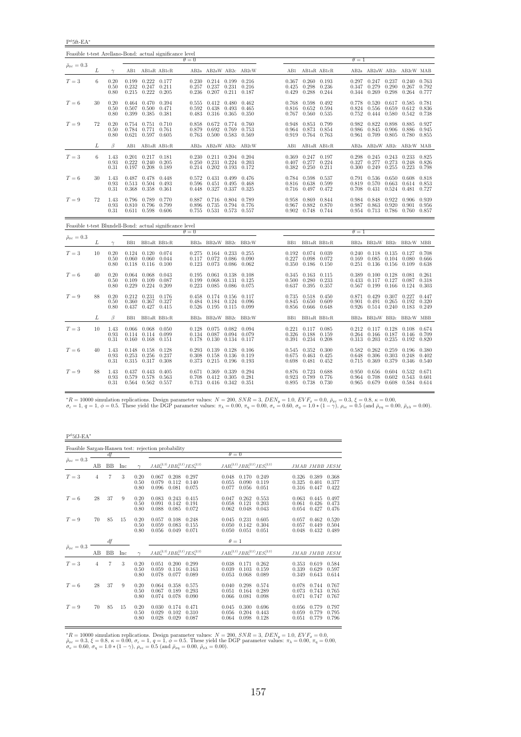P$^{0}$5ft-EA$^{*}$

Feasible t-test Arellano-Bond: actual significance level

| $\bar{\rho}_{x\varepsilon}=0.3$ | L | $\gamma$ | AB1 | AB1aR | AB1cR | AB2a | AB2aW | AB2c | AB2cW | AB1 | AB1aR | AB1cR | AB2a | AB2aW | AB2c | AB2cW | MAB |
|---|---|---|---|---|---|---|---|---|---|---|---|---|---|---|---|---|---|
| | | | | | | $\theta=0$ | | | | | | | $\theta=1$ | | | | |
| $T=3$ | 6 | 0.20 | 0.199 | 0.222 | 0.177 | 0.230 | 0.214 | 0.199 | 0.216 | 0.367 | 0.260 | 0.193 | 0.297 | 0.247 | 0.237 | 0.240 | 0.763 |
| | | 0.50 | 0.232 | 0.247 | 0.211 | 0.257 | 0.237 | 0.231 | 0.216 | 0.425 | 0.298 | 0.236 | 0.347 | 0.279 | 0.290 | 0.267 | 0.792 |
| | | 0.80 | 0.215 | 0.222 | 0.205 | 0.236 | 0.207 | 0.211 | 0.187 | 0.429 | 0.288 | 0.244 | 0.344 | 0.269 | 0.298 | 0.264 | 0.777 |
| $T=6$ | 30 | 0.20 | 0.464 | 0.470 | 0.394 | 0.555 | 0.412 | 0.480 | 0.462 | 0.768 | 0.598 | 0.492 | 0.778 | 0.520 | 0.617 | 0.585 | 0.781 |
| | | 0.50 | 0.507 | 0.500 | 0.471 | 0.592 | 0.438 | 0.493 | 0.465 | 0.816 | 0.652 | 0.594 | 0.824 | 0.556 | 0.659 | 0.612 | 0.836 |
| | | 0.80 | 0.399 | 0.385 | 0.381 | 0.483 | 0.316 | 0.365 | 0.350 | 0.767 | 0.560 | 0.535 | 0.752 | 0.444 | 0.580 | 0.542 | 0.738 |
| $T=9$ | 72 | 0.20 | 0.754 | 0.751 | 0.710 | 0.858 | 0.672 | 0.774 | 0.760 | 0.948 | 0.853 | 0.799 | 0.982 | 0.822 | 0.898 | 0.885 | 0.927 |
| | | 0.50 | 0.784 | 0.771 | 0.761 | 0.879 | 0.692 | 0.769 | 0.753 | 0.964 | 0.873 | 0.854 | 0.986 | 0.845 | 0.906 | 0.886 | 0.945 |
| | | 0.80 | 0.621 | 0.597 | 0.605 | 0.763 | 0.500 | 0.583 | 0.569 | 0.919 | 0.764 | 0.763 | 0.961 | 0.709 | 0.805 | 0.780 | 0.855 |
| | L | $\beta$ | AB1 | AB1aR | AB1cR | AB2a | AB2aW | AB2c | AB2cW | AB1 | AB1aR | AB1cR | AB2a | AB2aW | AB2c | AB2cW | MAB |
| $T=3$ | 6 | 1.43 | 0.201 | 0.217 | 0.181 | 0.230 | 0.211 | 0.204 | 0.204 | 0.369 | 0.247 | 0.197 | 0.298 | 0.245 | 0.243 | 0.233 | 0.825 |
| | | 0.93 | 0.222 | 0.240 | 0.205 | 0.250 | 0.231 | 0.224 | 0.203 | 0.407 | 0.277 | 0.224 | 0.327 | 0.277 | 0.273 | 0.248 | 0.826 |
| | | 0.31 | 0.197 | 0.208 | 0.189 | 0.214 | 0.202 | 0.193 | 0.172 | 0.382 | 0.250 | 0.211 | 0.300 | 0.249 | 0.255 | 0.223 | 0.798 |
| $T=6$ | 30 | 1.43 | 0.487 | 0.478 | 0.448 | 0.572 | 0.431 | 0.499 | 0.476 | 0.784 | 0.598 | 0.537 | 0.791 | 0.536 | 0.650 | 0.608 | 0.818 |
| | | 0.93 | 0.513 | 0.504 | 0.493 | 0.596 | 0.451 | 0.495 | 0.468 | 0.816 | 0.638 | 0.599 | 0.819 | 0.570 | 0.663 | 0.614 | 0.853 |
| | | 0.31 | 0.368 | 0.358 | 0.361 | 0.448 | 0.327 | 0.337 | 0.325 | 0.716 | 0.497 | 0.472 | 0.708 | 0.431 | 0.524 | 0.481 | 0.727 |
| $T=9$ | 72 | 1.43 | 0.796 | 0.789 | 0.770 | 0.887 | 0.716 | 0.804 | 0.789 | 0.958 | 0.869 | 0.844 | 0.984 | 0.848 | 0.922 | 0.906 | 0.939 |
| | | 0.93 | 0.810 | 0.796 | 0.799 | 0.896 | 0.735 | 0.794 | 0.776 | 0.967 | 0.882 | 0.870 | 0.987 | 0.863 | 0.920 | 0.901 | 0.956 |
| | | 0.31 | 0.611 | 0.598 | 0.606 | 0.755 | 0.531 | 0.573 | 0.557 | 0.902 | 0.748 | 0.744 | 0.954 | 0.713 | 0.786 | 0.760 | 0.857 |

Feasible t-test Blundell-Bond: actual significance level

| $\bar{\rho}_{x\varepsilon}=0.3$ | L | $\gamma$ | BB1 | BB1aR | BB1cR | BB2a | BB2aW | BB2c | BB2cW | BB1 | BB1aR | BB1cR | BB2a | BB2aW | BB2c | BB2cW | MBB |
|---|---|---|---|---|---|---|---|---|---|---|---|---|---|---|---|---|---|
| | | | | | | $\theta=0$ | | | | | | | $\theta=1$ | | | | |
| $T=3$ | 10 | 0.20 | 0.124 | 0.120 | 0.074 | 0.275 | 0.164 | 0.233 | 0.255 | 0.192 | 0.074 | 0.039 | 0.240 | 0.118 | 0.135 | 0.127 | 0.708 |
| | | 0.50 | 0.060 | 0.060 | 0.044 | 0.117 | 0.072 | 0.086 | 0.090 | 0.227 | 0.098 | 0.072 | 0.169 | 0.085 | 0.104 | 0.080 | 0.666 |
| | | 0.80 | 0.118 | 0.116 | 0.100 | 0.123 | 0.073 | 0.086 | 0.062 | 0.350 | 0.186 | 0.150 | 0.251 | 0.136 | 0.156 | 0.109 | 0.638 |
| $T=6$ | 40 | 0.20 | 0.064 | 0.068 | 0.043 | 0.195 | 0.061 | 0.138 | 0.108 | 0.345 | 0.163 | 0.115 | 0.389 | 0.100 | 0.128 | 0.081 | 0.261 |
| | | 0.50 | 0.109 | 0.109 | 0.087 | 0.199 | 0.068 | 0.131 | 0.125 | 0.500 | 0.280 | 0.233 | 0.433 | 0.117 | 0.127 | 0.087 | 0.318 |
| | | 0.80 | 0.229 | 0.224 | 0.209 | 0.223 | 0.085 | 0.086 | 0.075 | 0.637 | 0.395 | 0.357 | 0.567 | 0.199 | 0.166 | 0.124 | 0.303 |
| $T=9$ | 88 | 0.20 | 0.212 | 0.231 | 0.176 | 0.458 | 0.174 | 0.156 | 0.117 | 0.735 | 0.518 | 0.450 | 0.871 | 0.429 | 0.307 | 0.227 | 0.447 |
| | | 0.50 | 0.360 | 0.367 | 0.327 | 0.484 | 0.184 | 0.124 | 0.096 | 0.845 | 0.650 | 0.609 | 0.901 | 0.491 | 0.265 | 0.192 | 0.320 |
| | | 0.80 | 0.437 | 0.427 | 0.415 | 0.526 | 0.195 | 0.115 | 0.099 | 0.856 | 0.666 | 0.648 | 0.926 | 0.514 | 0.240 | 0.183 | 0.249 |
| | L | $\beta$ | BB1 | BB1aR | BB1cR | BB2a | BB2aW | BB2c | BB2cW | BB1 | BB1aR | BB1cR | BB2a | BB2aW | BB2c | BB2cW | MBB |
| $T=3$ | 10 | 1.43 | 0.066 | 0.068 | 0.050 | 0.128 | 0.075 | 0.082 | 0.094 | 0.221 | 0.117 | 0.085 | 0.212 | 0.117 | 0.128 | 0.108 | 0.674 |
| | | 0.93 | 0.114 | 0.114 | 0.099 | 0.134 | 0.087 | 0.094 | 0.079 | 0.326 | 0.188 | 0.159 | 0.264 | 0.166 | 0.187 | 0.146 | 0.709 |
| | | 0.31 | 0.160 | 0.168 | 0.151 | 0.178 | 0.130 | 0.134 | 0.117 | 0.391 | 0.234 | 0.208 | 0.313 | 0.203 | 0.235 | 0.192 | 0.820 |
| $T=6$ | 40 | 1.43 | 0.148 | 0.158 | 0.128 | 0.293 | 0.139 | 0.128 | 0.106 | 0.545 | 0.352 | 0.300 | 0.582 | 0.262 | 0.259 | 0.196 | 0.380 |
| | | 0.93 | 0.253 | 0.256 | 0.237 | 0.308 | 0.158 | 0.136 | 0.119 | 0.675 | 0.463 | 0.425 | 0.648 | 0.306 | 0.303 | 0.248 | 0.402 |
| | | 0.31 | 0.315 | 0.317 | 0.308 | 0.373 | 0.215 | 0.196 | 0.193 | 0.698 | 0.481 | 0.452 | 0.715 | 0.369 | 0.379 | 0.346 | 0.540 |
| $T=9$ | 88 | 1.43 | 0.437 | 0.443 | 0.405 | 0.671 | 0.369 | 0.339 | 0.294 | 0.876 | 0.723 | 0.688 | 0.950 | 0.656 | 0.604 | 0.532 | 0.671 |
| | | 0.93 | 0.579 | 0.578 | 0.563 | 0.708 | 0.412 | 0.305 | 0.281 | 0.923 | 0.789 | 0.776 | 0.964 | 0.708 | 0.602 | 0.543 | 0.601 |
| | | 0.31 | 0.564 | 0.562 | 0.557 | 0.713 | 0.416 | 0.342 | 0.351 | 0.895 | 0.738 | 0.730 | 0.965 | 0.679 | 0.608 | 0.584 | 0.614 |

$^{*}R=10000$ simulation replications. Design parameter values: $N=200$, $SNR=3$, $DEN_y=1.0$, $EVF_x=0.0$, $\bar{\rho}_{x\varepsilon}=0.3$, $\xi=0.8$, $\kappa=0.00$, $\sigma_\varepsilon=1$, $q=1$, $\phi=0.5$. These yield the DGP parameter values: $\pi_\lambda=0.00$, $\pi_\eta=0.00$, $\sigma_v=0.60$, $\sigma_\eta=1.0*(1-\gamma)$, $\rho_{v\varepsilon}=0.5$ (and $\bar{\rho}_{x\eta}=0.00$, $\bar{\rho}_{x\lambda}=0.00$).

P$^{0}$5fJ-EA$^{*}$

Feasible Sargan-Hansen test: rejection probability

| $\bar{\rho}_{x\varepsilon}=0.3$ | AB (df) | BB (df) | Inc (df) | $\gamma$ | $JAB_a^{(2,1)}$ | $JBB_a^{(2,1)}$ | $JES_a^{(2,1)}$ | $JAB_c^{(2,1)}$ | $JBB_c^{(2,1)}$ | $JES_c^{(2,1)}$ | JMAB | JMBB | JESM |
|---|---|---|---|---|---|---|---|---|---|---|---|---|---|
| | | | | | | | $\theta=0$ | | | | | | |
| $T=3$ | 4 | 7 | 3 | 0.20 | 0.067 | 0.208 | 0.297 | 0.048 | 0.170 | 0.249 | 0.326 | 0.389 | 0.368 |
| | | | | 0.50 | 0.079 | 0.112 | 0.140 | 0.055 | 0.090 | 0.119 | 0.325 | 0.401 | 0.377 |
| | | | | 0.80 | 0.096 | 0.081 | 0.075 | 0.077 | 0.056 | 0.051 | 0.316 | 0.447 | 0.422 |
| $T=6$ | 28 | 37 | 9 | 0.20 | 0.083 | 0.243 | 0.415 | 0.047 | 0.262 | 0.553 | 0.063 | 0.445 | 0.497 |
| | | | | 0.50 | 0.091 | 0.142 | 0.191 | 0.058 | 0.121 | 0.203 | 0.061 | 0.426 | 0.473 |
| | | | | 0.80 | 0.088 | 0.085 | 0.072 | 0.062 | 0.048 | 0.043 | 0.054 | 0.427 | 0.476 |
| $T=9$ | 70 | 85 | 15 | 0.20 | 0.057 | 0.108 | 0.248 | 0.045 | 0.231 | 0.605 | 0.057 | 0.462 | 0.520 |
| | | | | 0.50 | 0.059 | 0.083 | 0.155 | 0.050 | 0.142 | 0.304 | 0.057 | 0.449 | 0.504 |
| | | | | 0.80 | 0.056 | 0.049 | 0.071 | 0.050 | 0.051 | 0.051 | 0.048 | 0.432 | 0.489 |
| | | | | | | | $\theta=1$ | | | | | | |
| $T=3$ | 4 | 7 | 3 | 0.20 | 0.051 | 0.200 | 0.299 | 0.038 | 0.171 | 0.262 | 0.353 | 0.619 | 0.584 |
| | | | | 0.50 | 0.059 | 0.116 | 0.163 | 0.039 | 0.103 | 0.159 | 0.339 | 0.629 | 0.597 |
| | | | | 0.80 | 0.078 | 0.077 | 0.089 | 0.053 | 0.068 | 0.089 | 0.349 | 0.643 | 0.614 |
| $T=6$ | 28 | 37 | 9 | 0.20 | 0.064 | 0.358 | 0.575 | 0.040 | 0.298 | 0.574 | 0.078 | 0.744 | 0.767 |
| | | | | 0.50 | 0.067 | 0.189 | 0.293 | 0.051 | 0.164 | 0.289 | 0.073 | 0.743 | 0.765 |
| | | | | 0.80 | 0.074 | 0.078 | 0.090 | 0.066 | 0.081 | 0.098 | 0.071 | 0.747 | 0.767 |
| $T=9$ | 70 | 85 | 15 | 0.20 | 0.030 | 0.174 | 0.471 | 0.045 | 0.300 | 0.696 | 0.056 | 0.779 | 0.797 |
| | | | | 0.50 | 0.029 | 0.102 | 0.310 | 0.056 | 0.204 | 0.443 | 0.059 | 0.779 | 0.795 |
| | | | | 0.80 | 0.028 | 0.029 | 0.087 | 0.064 | 0.098 | 0.128 | 0.051 | 0.779 | 0.796 |

$^{*}R=10000$ simulation replications. Design parameter values: $N=200$, $SNR=3$, $DEN_y=1.0$, $EVF_x=0.0$, $\bar{\rho}_{x\varepsilon}=0.3$, $\xi=0.8$, $\kappa=0.00$, $\sigma_\varepsilon=1$, $q=1$, $\phi=0.5$. These yield the DGP parameter values: $\pi_\lambda=0.00$, $\pi_\eta=0.00$, $\sigma_v=0.60$, $\sigma_\eta=1.0*(1-\gamma)$, $\rho_{v\varepsilon}=0.5$ (and $\bar{\rho}_{x\eta}=0.00$, $\bar{\rho}_{x\lambda}=0.00$).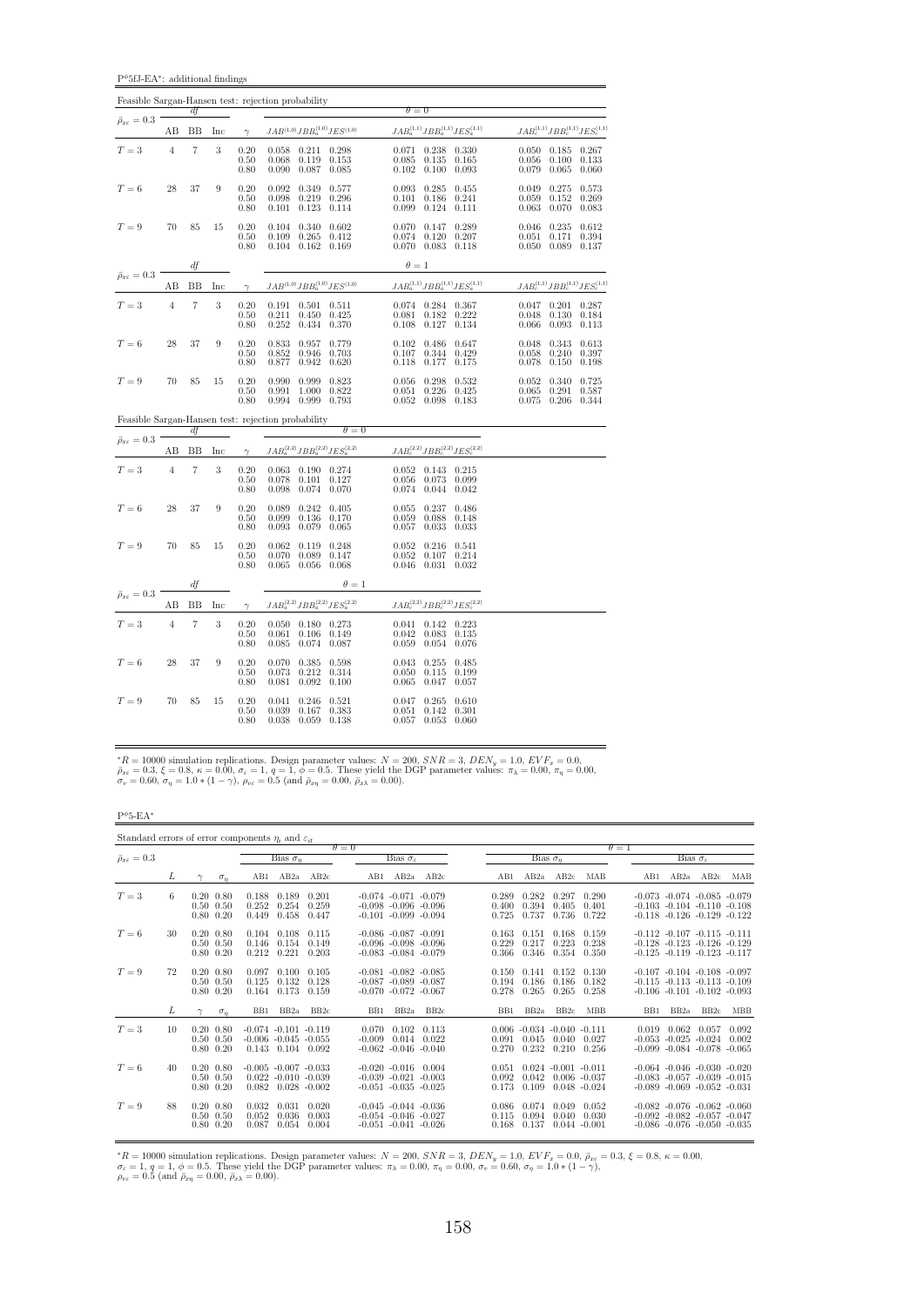P$^{\phi}$5fJ-EA$^{*}$: additional findings

Feasible Sargan-Hansen test: rejection probability

| $\bar{\rho}_{x\varepsilon}=0.3$ | df AB | BB | Inc | $\gamma$ | $\theta=0$ $JAB^{(1,0)}$ | $JBB_a^{(1,0)}$ | $JES^{(1,0)}$ | $JAB_a^{(1,1)}$ | $JBB_a^{(1,1)}$ | $JES_a^{(1,1)}$ | $JAB_c^{(1,1)}$ | $JBB_c^{(1,1)}$ | $JES_c^{(1,1)}$ |
|---|---|---|---|---|---|---|---|---|---|---|---|---|---|
| $T=3$ | 4 | 7 | 3 | 0.20 | 0.058 | 0.211 | 0.298 | 0.071 | 0.238 | 0.330 | 0.050 | 0.185 | 0.267 |
| | | | | 0.50 | 0.068 | 0.119 | 0.153 | 0.085 | 0.135 | 0.165 | 0.056 | 0.100 | 0.133 |
| | | | | 0.80 | 0.090 | 0.087 | 0.085 | 0.102 | 0.100 | 0.093 | 0.079 | 0.065 | 0.060 |
| $T=6$ | 28 | 37 | 9 | 0.20 | 0.092 | 0.349 | 0.577 | 0.093 | 0.285 | 0.455 | 0.049 | 0.275 | 0.573 |
| | | | | 0.50 | 0.098 | 0.219 | 0.296 | 0.101 | 0.186 | 0.241 | 0.059 | 0.152 | 0.269 |
| | | | | 0.80 | 0.101 | 0.123 | 0.114 | 0.099 | 0.124 | 0.111 | 0.063 | 0.070 | 0.083 |
| $T=9$ | 70 | 85 | 15 | 0.20 | 0.104 | 0.340 | 0.602 | 0.070 | 0.147 | 0.289 | 0.046 | 0.235 | 0.612 |
| | | | | 0.50 | 0.109 | 0.265 | 0.412 | 0.074 | 0.120 | 0.207 | 0.051 | 0.171 | 0.394 |
| | | | | 0.80 | 0.104 | 0.162 | 0.169 | 0.070 | 0.083 | 0.118 | 0.050 | 0.089 | 0.137 |
| $\bar{\rho}_{x\varepsilon}=0.3$ | df AB | BB | Inc | $\gamma$ | $\theta=1$ $JAB^{(1,0)}$ | $JBB_a^{(1,0)}$ | $JES^{(1,0)}$ | $JAB_a^{(1,1)}$ | $JBB_a^{(1,1)}$ | $JES_a^{(1,1)}$ | $JAB_c^{(1,1)}$ | $JBB_c^{(1,1)}$ | $JES_c^{(1,1)}$ |
| $T=3$ | 4 | 7 | 3 | 0.20 | 0.191 | 0.501 | 0.511 | 0.074 | 0.284 | 0.367 | 0.047 | 0.201 | 0.287 |
| | | | | 0.50 | 0.211 | 0.450 | 0.425 | 0.081 | 0.182 | 0.222 | 0.048 | 0.130 | 0.184 |
| | | | | 0.80 | 0.252 | 0.434 | 0.370 | 0.108 | 0.127 | 0.134 | 0.066 | 0.093 | 0.113 |
| $T=6$ | 28 | 37 | 9 | 0.20 | 0.833 | 0.957 | 0.779 | 0.102 | 0.486 | 0.647 | 0.048 | 0.343 | 0.613 |
| | | | | 0.50 | 0.852 | 0.946 | 0.703 | 0.107 | 0.344 | 0.429 | 0.058 | 0.240 | 0.397 |
| | | | | 0.80 | 0.877 | 0.942 | 0.620 | 0.118 | 0.177 | 0.175 | 0.078 | 0.150 | 0.198 |
| $T=9$ | 70 | 85 | 15 | 0.20 | 0.990 | 0.999 | 0.823 | 0.056 | 0.298 | 0.532 | 0.052 | 0.340 | 0.725 |
| | | | | 0.50 | 0.991 | 1.000 | 0.822 | 0.051 | 0.226 | 0.425 | 0.065 | 0.291 | 0.587 |
| | | | | 0.80 | 0.994 | 0.999 | 0.793 | 0.052 | 0.098 | 0.183 | 0.075 | 0.206 | 0.344 |

Feasible Sargan-Hansen test: rejection probability

| $\bar{\rho}_{x\varepsilon}=0.3$ | df AB | BB | Inc | $\gamma$ | $\theta=0$ $JAB_a^{(2,2)}$ | $JBB_a^{(2,2)}$ | $JES_a^{(2,2)}$ | $JAB_c^{(2,2)}$ | $JBB_c^{(2,2)}$ | $JES_c^{(2,2)}$ |
|---|---|---|---|---|---|---|---|---|---|---|
| $T=3$ | 4 | 7 | 3 | 0.20 | 0.063 | 0.190 | 0.274 | 0.052 | 0.143 | 0.215 |
| | | | | 0.50 | 0.078 | 0.101 | 0.127 | 0.056 | 0.073 | 0.099 |
| | | | | 0.80 | 0.098 | 0.074 | 0.070 | 0.074 | 0.044 | 0.042 |
| $T=6$ | 28 | 37 | 9 | 0.20 | 0.089 | 0.242 | 0.405 | 0.055 | 0.237 | 0.486 |
| | | | | 0.50 | 0.099 | 0.136 | 0.170 | 0.059 | 0.088 | 0.148 |
| | | | | 0.80 | 0.093 | 0.079 | 0.065 | 0.057 | 0.033 | 0.033 |
| $T=9$ | 70 | 85 | 15 | 0.20 | 0.062 | 0.119 | 0.248 | 0.052 | 0.216 | 0.541 |
| | | | | 0.50 | 0.070 | 0.089 | 0.147 | 0.052 | 0.107 | 0.214 |
| | | | | 0.80 | 0.065 | 0.056 | 0.068 | 0.046 | 0.031 | 0.032 |
| $\bar{\rho}_{x\varepsilon}=0.3$ | df AB | BB | Inc | $\gamma$ | $\theta=1$ $JAB_a^{(2,2)}$ | $JBB_a^{(2,2)}$ | $JES_a^{(2,2)}$ | $JAB_c^{(2,2)}$ | $JBB_c^{(2,2)}$ | $JES_c^{(2,2)}$ |
| $T=3$ | 4 | 7 | 3 | 0.20 | 0.050 | 0.180 | 0.273 | 0.041 | 0.142 | 0.223 |
| | | | | 0.50 | 0.061 | 0.106 | 0.149 | 0.042 | 0.083 | 0.135 |
| | | | | 0.80 | 0.085 | 0.074 | 0.087 | 0.059 | 0.054 | 0.076 |
| $T=6$ | 28 | 37 | 9 | 0.20 | 0.070 | 0.385 | 0.598 | 0.043 | 0.255 | 0.485 |
| | | | | 0.50 | 0.073 | 0.212 | 0.314 | 0.050 | 0.115 | 0.199 |
| | | | | 0.80 | 0.081 | 0.092 | 0.100 | 0.065 | 0.047 | 0.057 |
| $T=9$ | 70 | 85 | 15 | 0.20 | 0.041 | 0.246 | 0.521 | 0.047 | 0.265 | 0.610 |
| | | | | 0.50 | 0.039 | 0.167 | 0.383 | 0.051 | 0.142 | 0.301 |
| | | | | 0.80 | 0.038 | 0.059 | 0.138 | 0.057 | 0.053 | 0.060 |

$^{*}R=10000$ simulation replications. Design parameter values: $N=200$, $SNR=3$, $DEN_y=1.0$, $EVF_x=0.0$, $\bar{\rho}_{x\varepsilon}=0.3$, $\xi=0.8$, $\kappa=0.00$, $\sigma_\varepsilon=1$, $q=1$, $\phi=0.5$. These yield the DGP parameter values: $\pi_\lambda=0.00$, $\pi_\eta=0.00$, $\sigma_v=0.60$, $\sigma_\eta=1.0*(1-\gamma)$, $\rho_{v\varepsilon}=0.5$ (and $\bar{\rho}_{x\eta}=0.00$, $\bar{\rho}_{x\lambda}=0.00$).

P$^{\phi}$5-EA$^{*}$

Standard errors of error components $\eta_i$ and $\varepsilon_{it}$

| $\bar{\rho}_{x\varepsilon}=0.3$ | $L$ | $\gamma$ | $\sigma_\eta$ | $\theta=0$ Bias $\sigma_\eta$ AB1 | AB2a | AB2c | Bias $\sigma_\varepsilon$ AB1 | AB2a | AB2c | $\theta=1$ Bias $\sigma_\eta$ AB1 | AB2a | AB2c | MAB | Bias $\sigma_\varepsilon$ AB1 | AB2a | AB2c | MAB |
|---|---|---|---|---|---|---|---|---|---|---|---|---|---|---|---|---|---|
| $T=3$ | 6 | 0.20 | 0.80 | 0.188 | 0.189 | 0.201 | -0.074 | -0.071 | -0.079 | 0.289 | 0.282 | 0.297 | 0.290 | -0.073 | -0.074 | -0.085 | -0.079 |
| | | 0.50 | 0.50 | 0.252 | 0.254 | 0.259 | -0.098 | -0.096 | -0.096 | 0.400 | 0.394 | 0.405 | 0.401 | -0.103 | -0.104 | -0.110 | -0.108 |
| | | 0.80 | 0.20 | 0.449 | 0.458 | 0.447 | -0.101 | -0.099 | -0.094 | 0.725 | 0.737 | 0.736 | 0.722 | -0.118 | -0.126 | -0.129 | -0.122 |
| $T=6$ | 30 | 0.20 | 0.80 | 0.104 | 0.108 | 0.115 | -0.086 | -0.087 | -0.091 | 0.163 | 0.151 | 0.168 | 0.159 | -0.112 | -0.107 | -0.115 | -0.111 |
| | | 0.50 | 0.50 | 0.146 | 0.154 | 0.149 | -0.096 | -0.098 | -0.096 | 0.229 | 0.217 | 0.223 | 0.238 | -0.128 | -0.123 | -0.126 | -0.129 |
| | | 0.80 | 0.20 | 0.212 | 0.221 | 0.203 | -0.083 | -0.084 | -0.079 | 0.366 | 0.346 | 0.354 | 0.350 | -0.125 | -0.119 | -0.123 | -0.117 |
| $T=9$ | 72 | 0.20 | 0.80 | 0.097 | 0.100 | 0.105 | -0.081 | -0.082 | -0.085 | 0.150 | 0.141 | 0.152 | 0.130 | -0.107 | -0.104 | -0.108 | -0.097 |
| | | 0.50 | 0.50 | 0.125 | 0.132 | 0.128 | -0.087 | -0.089 | -0.087 | 0.194 | 0.186 | 0.186 | 0.182 | -0.115 | -0.113 | -0.113 | -0.109 |
| | | 0.80 | 0.20 | 0.164 | 0.173 | 0.159 | -0.070 | -0.072 | -0.067 | 0.278 | 0.265 | 0.265 | 0.258 | -0.106 | -0.101 | -0.102 | -0.093 |
| | $L$ | $\gamma$ | $\sigma_\eta$ | BB1 | BB2a | BB2c | BB1 | BB2a | BB2c | BB1 | BB2a | BB2c | MBB | BB1 | BB2a | BB2c | MBB |
| $T=3$ | 10 | 0.20 | 0.80 | -0.074 | -0.101 | -0.119 | 0.070 | 0.102 | 0.113 | 0.006 | -0.034 | -0.040 | -0.111 | 0.019 | 0.062 | 0.057 | 0.092 |
| | | 0.50 | 0.50 | -0.006 | -0.045 | -0.055 | -0.009 | 0.014 | 0.022 | 0.091 | 0.045 | 0.040 | 0.027 | -0.053 | -0.025 | -0.024 | 0.002 |
| | | 0.80 | 0.20 | 0.143 | 0.104 | 0.092 | -0.062 | -0.046 | -0.040 | 0.270 | 0.232 | 0.210 | 0.256 | -0.099 | -0.084 | -0.078 | -0.065 |
| $T=6$ | 40 | 0.20 | 0.80 | -0.005 | -0.007 | -0.033 | -0.020 | -0.016 | 0.004 | 0.051 | 0.024 | -0.001 | -0.011 | -0.064 | -0.046 | -0.030 | -0.020 |
| | | 0.50 | 0.50 | 0.022 | -0.010 | -0.039 | -0.039 | -0.021 | -0.003 | 0.092 | 0.042 | 0.006 | -0.037 | -0.083 | -0.057 | -0.039 | -0.015 |
| | | 0.80 | 0.20 | 0.082 | 0.028 | -0.002 | -0.051 | -0.035 | -0.025 | 0.173 | 0.109 | 0.048 | -0.024 | -0.089 | -0.069 | -0.052 | -0.031 |
| $T=9$ | 88 | 0.20 | 0.80 | 0.032 | 0.031 | 0.020 | -0.045 | -0.044 | -0.036 | 0.086 | 0.074 | 0.049 | 0.052 | -0.082 | -0.076 | -0.062 | -0.060 |
| | | 0.50 | 0.50 | 0.052 | 0.036 | 0.003 | -0.054 | -0.046 | -0.027 | 0.115 | 0.094 | 0.040 | 0.030 | -0.092 | -0.082 | -0.057 | -0.047 |
| | | 0.80 | 0.20 | 0.087 | 0.054 | 0.004 | -0.051 | -0.041 | -0.026 | 0.168 | 0.137 | 0.044 | -0.001 | -0.086 | -0.076 | -0.050 | -0.035 |

$^{*}R=10000$ simulation replications. Design parameter values: $N=200$, $SNR=3$, $DEN_y=1.0$, $EVF_x=0.0$, $\bar{\rho}_{x\varepsilon}=0.3$, $\xi=0.8$, $\kappa=0.00$, $\sigma_\varepsilon=1$, $q=1$, $\phi=0.5$. These yield the DGP parameter values: $\pi_\lambda=0.00$, $\pi_\eta=0.00$, $\sigma_v=0.60$, $\sigma_\eta=1.0*(1-\gamma)$, $\rho_{v\varepsilon}=0.5$ (and $\bar{\rho}_{x\eta}=0.00$, $\bar{\rho}_{x\lambda}=0.00$).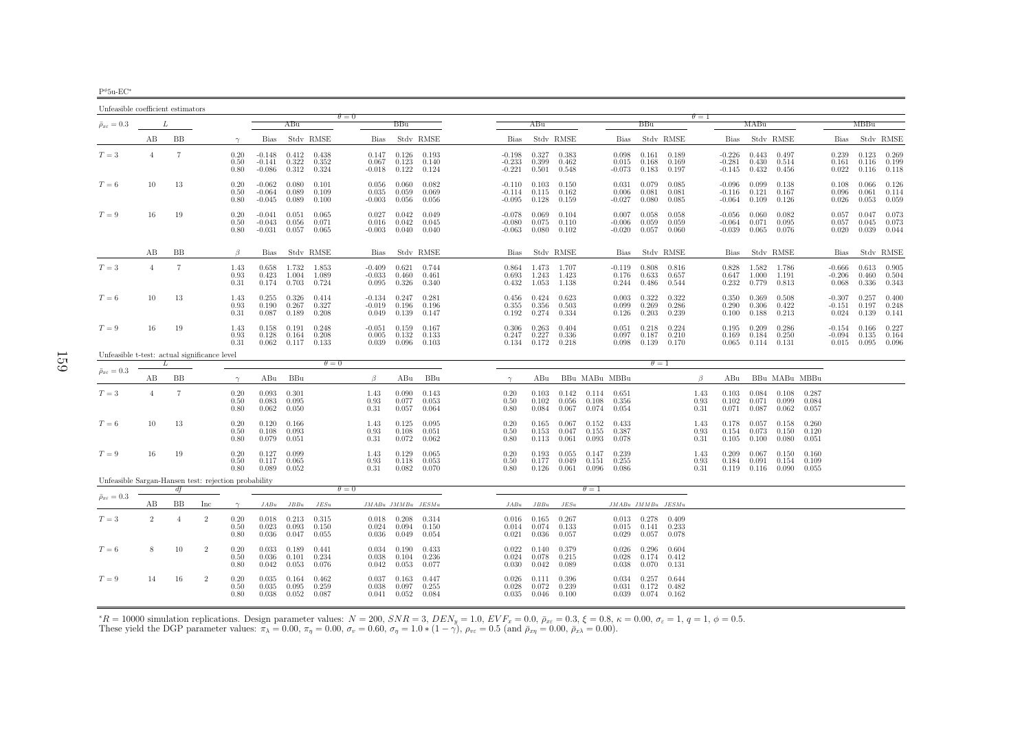P*5u-EC*

Unfeasible coefficient estimators

| $\bar{\rho}_{x\varepsilon}=0.3$ | $L$ | | | $\theta=0$ | | | | | | $\theta=1$ | | | | | | | | | | | |
|---|---|---|---|---|---|---|---|---|---|---|---|---|---|---|---|---|---|---|---|---|---|
| | | | | ABu | | | BBu | | | ABu | | | BBu | | | MABu | | | MBBu | | |
| | AB | BB | $\gamma$ | Bias | Stdv | RMSE | Bias | Stdv | RMSE | Bias | Stdv | RMSE | Bias | Stdv | RMSE | Bias | Stdv | RMSE | Bias | Stdv | RMSE |
| $T=3$ | 4 | 7 | 0.20 | -0.148 | 0.412 | 0.438 | 0.147 | 0.126 | 0.193 | -0.198 | 0.327 | 0.383 | 0.098 | 0.161 | 0.189 | -0.226 | 0.443 | 0.497 | 0.239 | 0.123 | 0.269 |
| | | | 0.50 | -0.141 | 0.322 | 0.352 | 0.067 | 0.123 | 0.140 | -0.233 | 0.399 | 0.462 | 0.015 | 0.168 | 0.169 | -0.281 | 0.430 | 0.514 | 0.161 | 0.116 | 0.199 |
| | | | 0.80 | -0.086 | 0.312 | 0.324 | -0.018 | 0.122 | 0.124 | -0.221 | 0.501 | 0.548 | -0.073 | 0.183 | 0.197 | -0.145 | 0.432 | 0.456 | 0.022 | 0.116 | 0.118 |
| $T=6$ | 10 | 13 | 0.20 | -0.062 | 0.080 | 0.101 | 0.056 | 0.060 | 0.082 | -0.110 | 0.103 | 0.150 | 0.031 | 0.079 | 0.085 | -0.096 | 0.099 | 0.138 | 0.108 | 0.066 | 0.126 |
| | | | 0.50 | -0.064 | 0.089 | 0.109 | 0.035 | 0.059 | 0.069 | -0.114 | 0.115 | 0.162 | 0.006 | 0.081 | 0.081 | -0.116 | 0.121 | 0.167 | 0.096 | 0.061 | 0.114 |
| | | | 0.80 | -0.045 | 0.089 | 0.100 | -0.003 | 0.056 | 0.056 | -0.095 | 0.128 | 0.159 | -0.027 | 0.080 | 0.085 | -0.064 | 0.109 | 0.126 | 0.026 | 0.053 | 0.059 |
| $T=9$ | 16 | 19 | 0.20 | -0.041 | 0.051 | 0.065 | 0.027 | 0.042 | 0.049 | -0.078 | 0.069 | 0.104 | 0.007 | 0.058 | 0.058 | -0.056 | 0.060 | 0.082 | 0.057 | 0.047 | 0.073 |
| | | | 0.50 | -0.043 | 0.056 | 0.071 | 0.016 | 0.042 | 0.045 | -0.080 | 0.075 | 0.110 | -0.006 | 0.059 | 0.059 | -0.064 | 0.071 | 0.095 | 0.057 | 0.045 | 0.073 |
| | | | 0.80 | -0.031 | 0.057 | 0.065 | -0.003 | 0.040 | 0.040 | -0.063 | 0.080 | 0.102 | -0.020 | 0.057 | 0.060 | -0.039 | 0.065 | 0.076 | 0.020 | 0.039 | 0.044 |
| | AB | BB | $\beta$ | Bias | Stdv | RMSE | Bias | Stdv | RMSE | Bias | Stdv | RMSE | Bias | Stdv | RMSE | Bias | Stdv | RMSE | Bias | Stdv | RMSE |
| $T=3$ | 4 | 7 | 1.43 | 0.658 | 1.732 | 1.853 | -0.409 | 0.621 | 0.744 | 0.864 | 1.473 | 1.707 | -0.119 | 0.808 | 0.816 | 0.828 | 1.582 | 1.786 | -0.666 | 0.613 | 0.905 |
| | | | 0.93 | 0.423 | 1.004 | 1.089 | -0.033 | 0.460 | 0.461 | 0.693 | 1.243 | 1.423 | 0.176 | 0.633 | 0.657 | 0.647 | 1.000 | 1.191 | -0.206 | 0.460 | 0.504 |
| | | | 0.31 | 0.174 | 0.703 | 0.724 | 0.095 | 0.326 | 0.340 | 0.432 | 1.053 | 1.138 | 0.244 | 0.486 | 0.544 | 0.232 | 0.779 | 0.813 | 0.068 | 0.336 | 0.343 |
| $T=6$ | 10 | 13 | 1.43 | 0.255 | 0.326 | 0.414 | -0.134 | 0.247 | 0.281 | 0.456 | 0.424 | 0.623 | 0.003 | 0.322 | 0.322 | 0.350 | 0.369 | 0.508 | -0.307 | 0.257 | 0.400 |
| | | | 0.93 | 0.190 | 0.267 | 0.327 | -0.019 | 0.196 | 0.196 | 0.355 | 0.356 | 0.503 | 0.099 | 0.269 | 0.286 | 0.290 | 0.306 | 0.422 | -0.151 | 0.197 | 0.248 |
| | | | 0.31 | 0.087 | 0.189 | 0.208 | 0.049 | 0.139 | 0.147 | 0.192 | 0.274 | 0.334 | 0.126 | 0.203 | 0.239 | 0.100 | 0.188 | 0.213 | 0.024 | 0.139 | 0.141 |
| $T=9$ | 16 | 19 | 1.43 | 0.158 | 0.191 | 0.248 | -0.051 | 0.159 | 0.167 | 0.306 | 0.263 | 0.404 | 0.051 | 0.218 | 0.224 | 0.195 | 0.209 | 0.286 | -0.154 | 0.166 | 0.227 |
| | | | 0.93 | 0.128 | 0.164 | 0.208 | 0.005 | 0.132 | 0.133 | 0.247 | 0.227 | 0.336 | 0.097 | 0.187 | 0.210 | 0.169 | 0.184 | 0.250 | -0.094 | 0.135 | 0.164 |
| | | | 0.31 | 0.062 | 0.117 | 0.133 | 0.039 | 0.096 | 0.103 | 0.134 | 0.172 | 0.218 | 0.098 | 0.139 | 0.170 | 0.065 | 0.114 | 0.131 | 0.015 | 0.095 | 0.096 |

Unfeasible t-test: actual significance level

| $\bar{\rho}_{x\varepsilon}=0.3$ | $L$ | | $\theta=0$ | | | | | | $\theta=1$ | | | | | | | | | | |
|---|---|---|---|---|---|---|---|---|---|---|---|---|---|---|---|---|---|---|---|
| | AB | BB | $\gamma$ | ABu | BBu | $\beta$ | ABu | BBu | $\gamma$ | ABu | BBu | MABu | MBBu | $\beta$ | ABu | BBu | MABu | MBBu |
| $T=3$ | 4 | 7 | 0.20 | 0.093 | 0.301 | 1.43 | 0.090 | 0.143 | 0.20 | 0.103 | 0.142 | 0.114 | 0.651 | 1.43 | 0.103 | 0.084 | 0.108 | 0.287 |
| | | | 0.50 | 0.083 | 0.095 | 0.93 | 0.077 | 0.053 | 0.50 | 0.102 | 0.056 | 0.108 | 0.356 | 0.93 | 0.102 | 0.071 | 0.099 | 0.084 |
| | | | 0.80 | 0.062 | 0.050 | 0.31 | 0.057 | 0.064 | 0.80 | 0.084 | 0.067 | 0.074 | 0.054 | 0.31 | 0.071 | 0.087 | 0.062 | 0.057 |
| $T=6$ | 10 | 13 | 0.20 | 0.120 | 0.166 | 1.43 | 0.125 | 0.095 | 0.20 | 0.165 | 0.067 | 0.152 | 0.433 | 1.43 | 0.178 | 0.057 | 0.158 | 0.260 |
| | | | 0.50 | 0.108 | 0.093 | 0.93 | 0.108 | 0.051 | 0.50 | 0.153 | 0.047 | 0.155 | 0.387 | 0.93 | 0.154 | 0.073 | 0.150 | 0.120 |
| | | | 0.80 | 0.079 | 0.051 | 0.31 | 0.072 | 0.062 | 0.80 | 0.113 | 0.061 | 0.093 | 0.078 | 0.31 | 0.105 | 0.100 | 0.080 | 0.051 |
| $T=9$ | 16 | 19 | 0.20 | 0.127 | 0.099 | 1.43 | 0.129 | 0.065 | 0.20 | 0.193 | 0.055 | 0.147 | 0.239 | 1.43 | 0.209 | 0.067 | 0.150 | 0.160 |
| | | | 0.50 | 0.117 | 0.065 | 0.93 | 0.118 | 0.053 | 0.50 | 0.177 | 0.049 | 0.151 | 0.255 | 0.93 | 0.184 | 0.091 | 0.154 | 0.109 |
| | | | 0.80 | 0.089 | 0.052 | 0.31 | 0.082 | 0.070 | 0.80 | 0.126 | 0.061 | 0.096 | 0.086 | 0.31 | 0.119 | 0.116 | 0.090 | 0.055 |

Unfeasible Sargan-Hansen test: rejection probability

| $\bar{\rho}_{x\varepsilon}=0.3$ | $df$ | | | $\theta=0$ | | | | | | | $\theta=1$ | | | | | |
|---|---|---|---|---|---|---|---|---|---|---|---|---|---|---|---|---|
| | AB | BB | Inc | $\gamma$ | $JABu$ | $JBBu$ | $JESu$ | $JMABu$ | $JMMBu$ | $JESMu$ | $JABu$ | $JBBu$ | $JESu$ | $JMABu$ | $JMMBu$ | $JESMu$ |
| $T=3$ | 2 | 4 | 2 | 0.20 | 0.018 | 0.213 | 0.315 | 0.018 | 0.208 | 0.314 | 0.016 | 0.165 | 0.267 | 0.013 | 0.278 | 0.409 |
| | | | | 0.50 | 0.023 | 0.093 | 0.150 | 0.024 | 0.094 | 0.150 | 0.014 | 0.074 | 0.133 | 0.015 | 0.141 | 0.233 |
| | | | | 0.80 | 0.036 | 0.047 | 0.055 | 0.036 | 0.049 | 0.054 | 0.021 | 0.036 | 0.057 | 0.029 | 0.057 | 0.078 |
| $T=6$ | 8 | 10 | 2 | 0.20 | 0.033 | 0.189 | 0.441 | 0.034 | 0.190 | 0.433 | 0.022 | 0.140 | 0.379 | 0.026 | 0.296 | 0.604 |
| | | | | 0.50 | 0.036 | 0.101 | 0.234 | 0.038 | 0.104 | 0.236 | 0.024 | 0.078 | 0.215 | 0.028 | 0.174 | 0.412 |
| | | | | 0.80 | 0.042 | 0.053 | 0.076 | 0.042 | 0.053 | 0.077 | 0.030 | 0.042 | 0.089 | 0.038 | 0.070 | 0.131 |
| $T=9$ | 14 | 16 | 2 | 0.20 | 0.035 | 0.164 | 0.462 | 0.037 | 0.163 | 0.447 | 0.026 | 0.111 | 0.396 | 0.034 | 0.257 | 0.644 |
| | | | | 0.50 | 0.035 | 0.095 | 0.259 | 0.038 | 0.097 | 0.255 | 0.028 | 0.072 | 0.239 | 0.031 | 0.172 | 0.482 |
| | | | | 0.80 | 0.038 | 0.052 | 0.087 | 0.041 | 0.052 | 0.084 | 0.035 | 0.046 | 0.100 | 0.039 | 0.074 | 0.162 |

*$R=10000$ simulation replications. Design parameter values: $N=200$, $SNR=3$, $DEN_y=1.0$, $EVF_x=0.0$, $\bar{\rho}_{x\varepsilon}=0.3$, $\xi=0.8$, $\kappa=0.00$, $\sigma_\varepsilon=1$, $q=1$, $\phi=0.5$.
These yield the DGP parameter values: $\pi_\lambda=0.00$, $\pi_\eta=0.00$, $\sigma_v=0.60$, $\sigma_\eta=1.0*(1-\gamma)$, $\rho_{v\varepsilon}=0.5$ (and $\bar{\rho}_{x\eta}=0.00$, $\bar{\rho}_{x\lambda}=0.00$).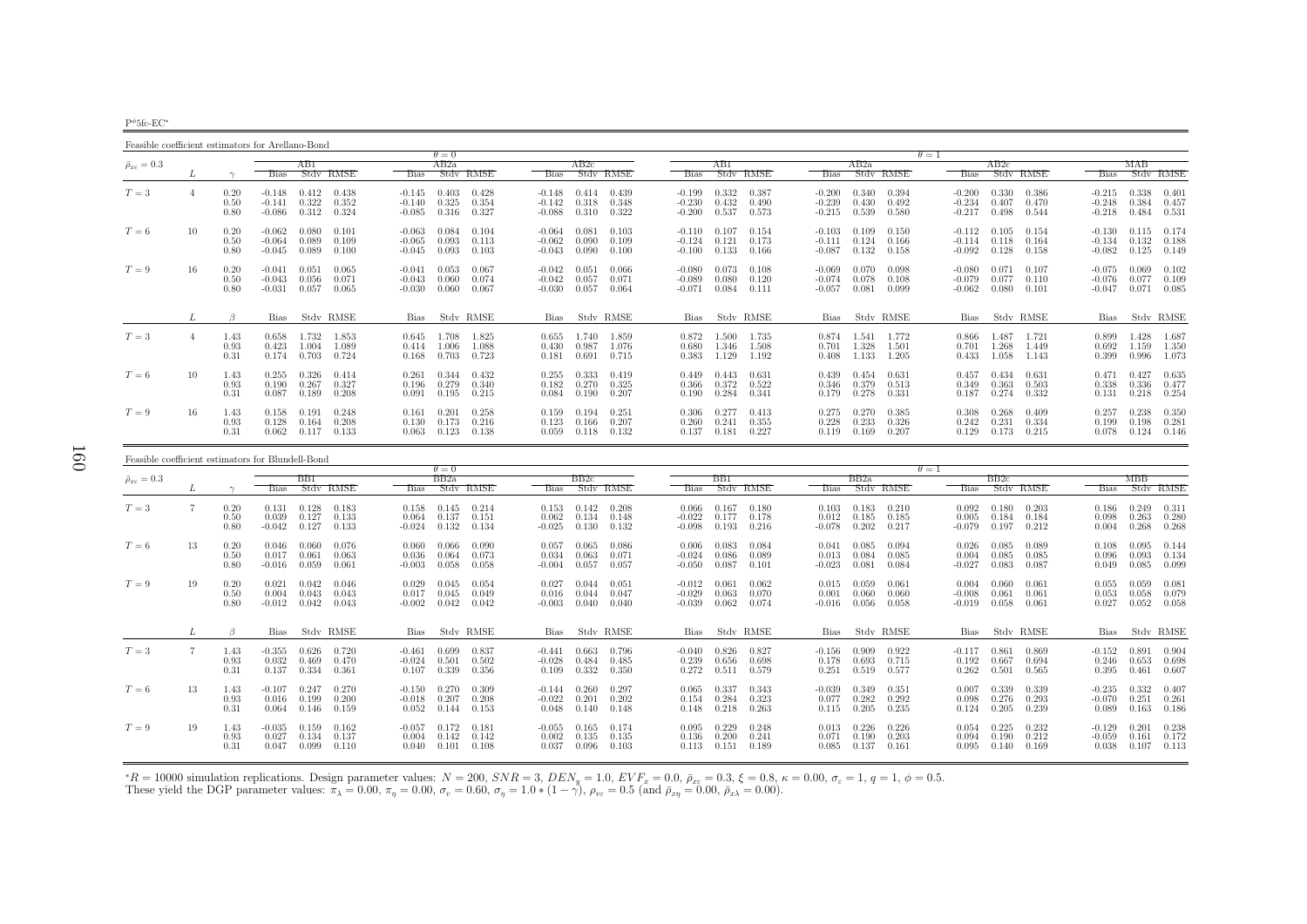P*5fc-EC*

Feasible coefficient estimators for Arellano-Bond

| $\bar{\rho}_{x\varepsilon}=0.3$ | | | $\theta=0$ | | | | | | | | | $\theta=1$ | | | | | | | | | | | |
|---|---|---|---|---|---|---|---|---|---|---|---|---|---|---|---|---|---|---|---|---|---|---|---|
| | | | AB1 | | | AB2a | | | AB2c | | | AB1 | | | AB2a | | | AB2c | | | MAB | | |
| | $L$ | $\gamma$ | Bias | Stdv | RMSE | Bias | Stdv | RMSE | Bias | Stdv | RMSE | Bias | Stdv | RMSE | Bias | Stdv | RMSE | Bias | Stdv | RMSE | Bias | Stdv | RMSE |
| $T=3$ | 4 | 0.20 | -0.148 | 0.412 | 0.438 | -0.145 | 0.403 | 0.428 | -0.148 | 0.414 | 0.439 | -0.199 | 0.332 | 0.387 | -0.200 | 0.340 | 0.394 | -0.200 | 0.330 | 0.386 | -0.215 | 0.338 | 0.401 |
| | | 0.50 | -0.141 | 0.322 | 0.352 | -0.140 | 0.325 | 0.354 | -0.142 | 0.318 | 0.348 | -0.230 | 0.432 | 0.490 | -0.239 | 0.430 | 0.492 | -0.234 | 0.407 | 0.470 | -0.248 | 0.384 | 0.457 |
| | | 0.80 | -0.086 | 0.312 | 0.324 | -0.085 | 0.316 | 0.327 | -0.088 | 0.310 | 0.322 | -0.200 | 0.537 | 0.573 | -0.215 | 0.539 | 0.580 | -0.217 | 0.498 | 0.544 | -0.218 | 0.484 | 0.531 |
| $T=6$ | 10 | 0.20 | -0.062 | 0.080 | 0.101 | -0.063 | 0.084 | 0.104 | -0.064 | 0.081 | 0.103 | -0.110 | 0.107 | 0.154 | -0.103 | 0.109 | 0.150 | -0.112 | 0.105 | 0.154 | -0.130 | 0.115 | 0.174 |
| | | 0.50 | -0.064 | 0.089 | 0.109 | -0.065 | 0.093 | 0.113 | -0.062 | 0.090 | 0.109 | -0.124 | 0.121 | 0.173 | -0.111 | 0.124 | 0.166 | -0.114 | 0.118 | 0.164 | -0.134 | 0.132 | 0.188 |
| | | 0.80 | -0.045 | 0.089 | 0.100 | -0.045 | 0.093 | 0.103 | -0.043 | 0.090 | 0.100 | -0.100 | 0.133 | 0.166 | -0.087 | 0.132 | 0.158 | -0.092 | 0.128 | 0.158 | -0.082 | 0.125 | 0.149 |
| $T=9$ | 16 | 0.20 | -0.041 | 0.051 | 0.065 | -0.041 | 0.053 | 0.067 | -0.042 | 0.051 | 0.066 | -0.080 | 0.073 | 0.108 | -0.069 | 0.070 | 0.098 | -0.080 | 0.071 | 0.107 | -0.075 | 0.069 | 0.102 |
| | | 0.50 | -0.043 | 0.056 | 0.071 | -0.043 | 0.060 | 0.074 | -0.042 | 0.057 | 0.071 | -0.089 | 0.080 | 0.120 | -0.074 | 0.078 | 0.108 | -0.079 | 0.077 | 0.110 | -0.076 | 0.077 | 0.109 |
| | | 0.80 | -0.031 | 0.057 | 0.065 | -0.030 | 0.060 | 0.067 | -0.030 | 0.057 | 0.064 | -0.071 | 0.084 | 0.111 | -0.057 | 0.081 | 0.099 | -0.062 | 0.080 | 0.101 | -0.047 | 0.071 | 0.085 |
| | $L$ | $\beta$ | Bias | Stdv | RMSE | Bias | Stdv | RMSE | Bias | Stdv | RMSE | Bias | Stdv | RMSE | Bias | Stdv | RMSE | Bias | Stdv | RMSE | Bias | Stdv | RMSE |
| $T=3$ | 4 | 1.43 | 0.658 | 1.732 | 1.853 | 0.645 | 1.708 | 1.825 | 0.655 | 1.740 | 1.859 | 0.872 | 1.500 | 1.735 | 0.874 | 1.541 | 1.772 | 0.866 | 1.487 | 1.721 | 0.899 | 1.428 | 1.687 |
| | | 0.93 | 0.423 | 1.004 | 1.089 | 0.414 | 1.006 | 1.088 | 0.430 | 0.987 | 1.076 | 0.680 | 1.346 | 1.508 | 0.701 | 1.328 | 1.501 | 0.701 | 1.268 | 1.449 | 0.692 | 1.159 | 1.350 |
| | | 0.31 | 0.174 | 0.703 | 0.724 | 0.168 | 0.703 | 0.723 | 0.181 | 0.691 | 0.715 | 0.383 | 1.129 | 1.192 | 0.408 | 1.133 | 1.205 | 0.433 | 1.058 | 1.143 | 0.399 | 0.996 | 1.073 |
| $T=6$ | 10 | 1.43 | 0.255 | 0.326 | 0.414 | 0.261 | 0.344 | 0.432 | 0.255 | 0.333 | 0.419 | 0.449 | 0.443 | 0.631 | 0.439 | 0.454 | 0.631 | 0.457 | 0.434 | 0.631 | 0.471 | 0.427 | 0.635 |
| | | 0.93 | 0.190 | 0.267 | 0.327 | 0.196 | 0.279 | 0.340 | 0.182 | 0.270 | 0.325 | 0.366 | 0.372 | 0.522 | 0.346 | 0.379 | 0.513 | 0.349 | 0.363 | 0.503 | 0.338 | 0.336 | 0.477 |
| | | 0.31 | 0.087 | 0.189 | 0.208 | 0.091 | 0.195 | 0.215 | 0.084 | 0.190 | 0.207 | 0.190 | 0.284 | 0.341 | 0.179 | 0.278 | 0.331 | 0.187 | 0.274 | 0.332 | 0.131 | 0.218 | 0.254 |
| $T=9$ | 16 | 1.43 | 0.158 | 0.191 | 0.248 | 0.161 | 0.201 | 0.258 | 0.159 | 0.194 | 0.251 | 0.306 | 0.277 | 0.413 | 0.275 | 0.270 | 0.385 | 0.308 | 0.268 | 0.409 | 0.257 | 0.238 | 0.350 |
| | | 0.93 | 0.128 | 0.164 | 0.208 | 0.130 | 0.173 | 0.216 | 0.123 | 0.166 | 0.207 | 0.260 | 0.241 | 0.355 | 0.228 | 0.233 | 0.326 | 0.242 | 0.231 | 0.334 | 0.199 | 0.198 | 0.281 |
| | | 0.31 | 0.062 | 0.117 | 0.133 | 0.063 | 0.123 | 0.138 | 0.059 | 0.118 | 0.132 | 0.137 | 0.181 | 0.227 | 0.119 | 0.169 | 0.207 | 0.129 | 0.173 | 0.215 | 0.078 | 0.124 | 0.146 |

Feasible coefficient estimators for Blundell-Bond

| $\bar{\rho}_{x\varepsilon}=0.3$ | | | $\theta=0$ | | | | | | | | | $\theta=1$ | | | | | | | | | | | |
|---|---|---|---|---|---|---|---|---|---|---|---|---|---|---|---|---|---|---|---|---|---|---|---|
| | | | BB1 | | | BB2a | | | BB2c | | | BB1 | | | BB2a | | | BB2c | | | MBB | | |
| | $L$ | $\gamma$ | Bias | Stdv | RMSE | Bias | Stdv | RMSE | Bias | Stdv | RMSE | Bias | Stdv | RMSE | Bias | Stdv | RMSE | Bias | Stdv | RMSE | Bias | Stdv | RMSE |
| $T=3$ | 7 | 0.20 | 0.131 | 0.128 | 0.183 | 0.158 | 0.145 | 0.214 | 0.153 | 0.142 | 0.208 | 0.066 | 0.167 | 0.180 | 0.103 | 0.183 | 0.210 | 0.092 | 0.180 | 0.203 | 0.186 | 0.249 | 0.311 |
| | | 0.50 | 0.039 | 0.127 | 0.133 | 0.064 | 0.137 | 0.151 | 0.062 | 0.134 | 0.148 | -0.022 | 0.177 | 0.178 | 0.012 | 0.185 | 0.185 | 0.005 | 0.184 | 0.184 | 0.098 | 0.263 | 0.280 |
| | | 0.80 | -0.042 | 0.127 | 0.133 | -0.024 | 0.132 | 0.134 | -0.025 | 0.130 | 0.132 | -0.098 | 0.193 | 0.216 | -0.078 | 0.202 | 0.217 | -0.079 | 0.197 | 0.212 | 0.004 | 0.268 | 0.268 |
| $T=6$ | 13 | 0.20 | 0.046 | 0.060 | 0.076 | 0.060 | 0.066 | 0.090 | 0.057 | 0.065 | 0.086 | 0.006 | 0.083 | 0.084 | 0.041 | 0.085 | 0.094 | 0.026 | 0.085 | 0.089 | 0.108 | 0.095 | 0.144 |
| | | 0.50 | 0.017 | 0.061 | 0.063 | 0.036 | 0.064 | 0.073 | 0.034 | 0.063 | 0.071 | -0.024 | 0.086 | 0.089 | 0.013 | 0.084 | 0.085 | 0.004 | 0.085 | 0.085 | 0.096 | 0.093 | 0.134 |
| | | 0.80 | -0.016 | 0.059 | 0.061 | -0.003 | 0.058 | 0.058 | -0.004 | 0.057 | 0.057 | -0.050 | 0.087 | 0.101 | -0.023 | 0.081 | 0.084 | -0.027 | 0.083 | 0.087 | 0.049 | 0.085 | 0.099 |
| $T=9$ | 19 | 0.20 | 0.021 | 0.042 | 0.046 | 0.029 | 0.045 | 0.054 | 0.027 | 0.044 | 0.051 | -0.012 | 0.061 | 0.062 | 0.015 | 0.059 | 0.061 | 0.004 | 0.060 | 0.061 | 0.055 | 0.059 | 0.081 |
| | | 0.50 | 0.004 | 0.043 | 0.043 | 0.017 | 0.045 | 0.049 | 0.016 | 0.044 | 0.047 | -0.029 | 0.063 | 0.070 | 0.001 | 0.060 | 0.060 | -0.008 | 0.061 | 0.061 | 0.053 | 0.058 | 0.079 |
| | | 0.80 | -0.012 | 0.042 | 0.043 | -0.002 | 0.042 | 0.042 | -0.003 | 0.040 | 0.040 | -0.039 | 0.062 | 0.074 | -0.016 | 0.056 | 0.058 | -0.019 | 0.058 | 0.061 | 0.027 | 0.052 | 0.058 |
| | $L$ | $\beta$ | Bias | Stdv | RMSE | Bias | Stdv | RMSE | Bias | Stdv | RMSE | Bias | Stdv | RMSE | Bias | Stdv | RMSE | Bias | Stdv | RMSE | Bias | Stdv | RMSE |
| $T=3$ | 7 | 1.43 | -0.355 | 0.626 | 0.720 | -0.461 | 0.699 | 0.837 | -0.441 | 0.663 | 0.796 | -0.040 | 0.826 | 0.827 | -0.156 | 0.909 | 0.922 | -0.117 | 0.861 | 0.869 | -0.152 | 0.891 | 0.904 |
| | | 0.93 | 0.032 | 0.469 | 0.470 | -0.024 | 0.501 | 0.502 | -0.028 | 0.484 | 0.485 | 0.239 | 0.656 | 0.698 | 0.178 | 0.693 | 0.715 | 0.192 | 0.667 | 0.694 | 0.246 | 0.653 | 0.698 |
| | | 0.31 | 0.137 | 0.334 | 0.361 | 0.107 | 0.339 | 0.356 | 0.109 | 0.332 | 0.350 | 0.272 | 0.511 | 0.579 | 0.251 | 0.519 | 0.577 | 0.262 | 0.501 | 0.565 | 0.395 | 0.461 | 0.607 |
| $T=6$ | 13 | 1.43 | -0.107 | 0.247 | 0.270 | -0.150 | 0.270 | 0.309 | -0.144 | 0.260 | 0.297 | 0.065 | 0.337 | 0.343 | -0.039 | 0.349 | 0.351 | 0.007 | 0.339 | 0.339 | -0.235 | 0.332 | 0.407 |
| | | 0.93 | 0.016 | 0.199 | 0.200 | -0.018 | 0.207 | 0.208 | -0.022 | 0.201 | 0.202 | 0.154 | 0.284 | 0.323 | 0.077 | 0.282 | 0.292 | 0.098 | 0.276 | 0.293 | -0.070 | 0.251 | 0.261 |
| | | 0.31 | 0.064 | 0.146 | 0.159 | 0.052 | 0.144 | 0.153 | 0.048 | 0.140 | 0.148 | 0.148 | 0.218 | 0.263 | 0.115 | 0.205 | 0.235 | 0.124 | 0.205 | 0.239 | 0.089 | 0.163 | 0.186 |
| $T=9$ | 19 | 1.43 | -0.035 | 0.159 | 0.162 | -0.057 | 0.172 | 0.181 | -0.055 | 0.165 | 0.174 | 0.095 | 0.229 | 0.248 | 0.013 | 0.226 | 0.226 | 0.054 | 0.225 | 0.232 | -0.129 | 0.201 | 0.238 |
| | | 0.93 | 0.027 | 0.134 | 0.137 | 0.004 | 0.142 | 0.142 | 0.002 | 0.135 | 0.135 | 0.136 | 0.200 | 0.241 | 0.071 | 0.190 | 0.203 | 0.094 | 0.190 | 0.212 | -0.059 | 0.161 | 0.172 |
| | | 0.31 | 0.047 | 0.099 | 0.110 | 0.040 | 0.101 | 0.108 | 0.037 | 0.096 | 0.103 | 0.113 | 0.151 | 0.189 | 0.085 | 0.137 | 0.161 | 0.095 | 0.140 | 0.169 | 0.038 | 0.107 | 0.113 |

*$R=10000$ simulation replications. Design parameter values: $N=200$, $SNR=3$, $DEN_y=1.0$, $EVF_x=0.0$, $\bar{\rho}_{x\varepsilon}=0.3$, $\xi=0.8$, $\kappa=0.00$, $\sigma_\varepsilon=1$, $q=1$, $\phi=0.5$.
These yield the DGP parameter values: $\pi_\lambda=0.00$, $\pi_\eta=0.00$, $\sigma_v=0.60$, $\sigma_\eta=1.0*(1-\gamma)$, $\rho_{v\varepsilon}=0.5$ (and $\bar{\rho}_{x\eta}=0.00$, $\bar{\rho}_{x\lambda}=0.00$).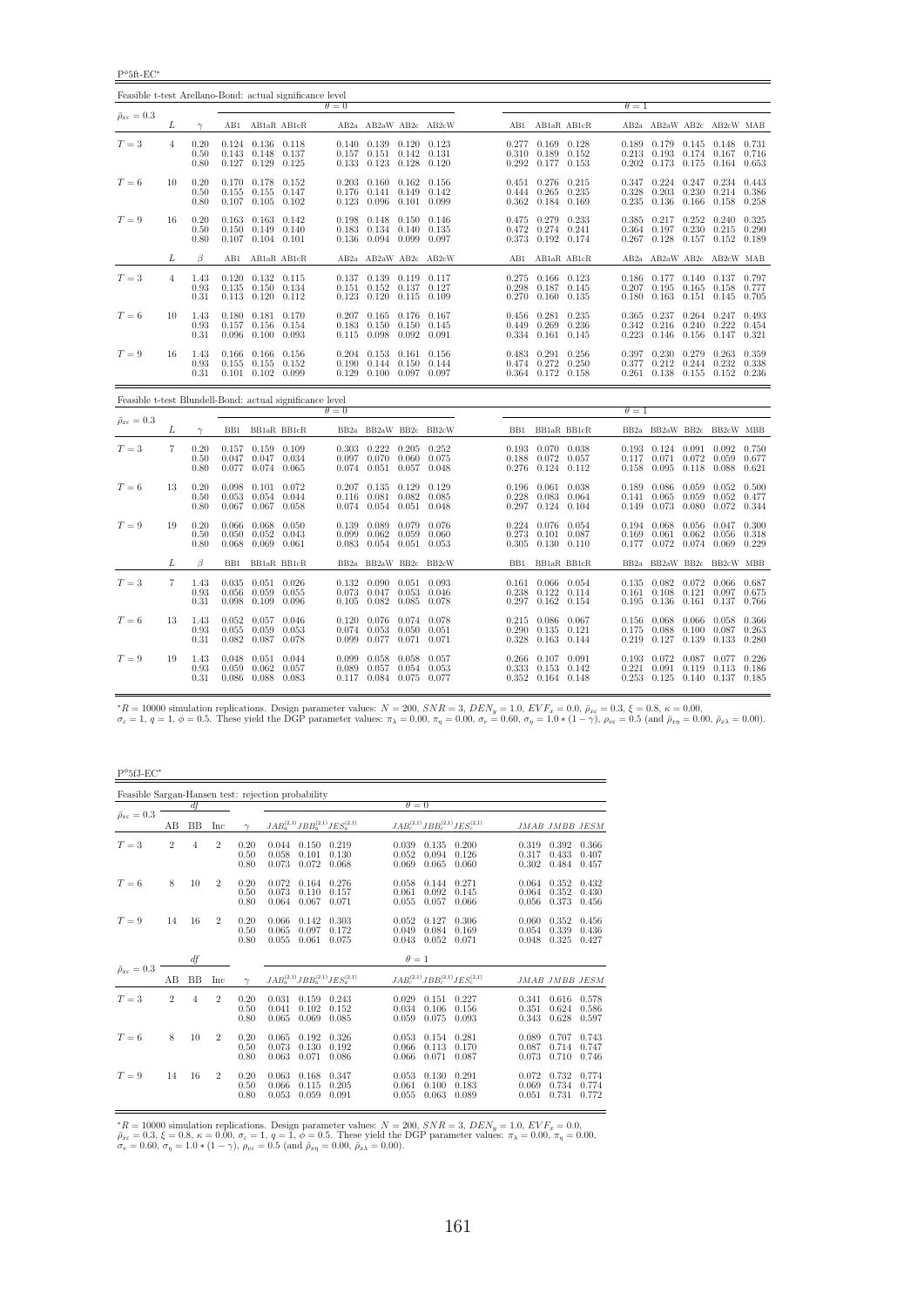P*5ft-EC*

Feasible t-test Arellano-Bond: actual significance level

| $\bar{\rho}_{x\varepsilon}=0.3$ | $L$ | $\gamma$ | AB1 | AB1aR | AB1cR | $\theta=0$ AB2a | AB2aW | AB2c | AB2cW | AB1 | AB1aR | AB1cR | $\theta=1$ AB2a | AB2aW | AB2c | AB2cW | MAB |
|---|---|---|---|---|---|---|---|---|---|---|---|---|---|---|---|---|---|
| $T=3$ | 4 | 0.20 | 0.124 | 0.136 | 0.118 | 0.140 | 0.139 | 0.120 | 0.123 | 0.277 | 0.169 | 0.128 | 0.189 | 0.179 | 0.145 | 0.148 | 0.731 |
| | | 0.50 | 0.143 | 0.148 | 0.137 | 0.157 | 0.151 | 0.142 | 0.131 | 0.310 | 0.189 | 0.152 | 0.213 | 0.193 | 0.174 | 0.167 | 0.716 |
| | | 0.80 | 0.127 | 0.129 | 0.125 | 0.133 | 0.123 | 0.128 | 0.120 | 0.292 | 0.177 | 0.153 | 0.202 | 0.173 | 0.175 | 0.164 | 0.653 |
| $T=6$ | 10 | 0.20 | 0.170 | 0.178 | 0.152 | 0.203 | 0.160 | 0.162 | 0.156 | 0.451 | 0.276 | 0.215 | 0.347 | 0.224 | 0.247 | 0.234 | 0.443 |
| | | 0.50 | 0.155 | 0.155 | 0.147 | 0.176 | 0.141 | 0.149 | 0.142 | 0.444 | 0.265 | 0.235 | 0.328 | 0.203 | 0.230 | 0.214 | 0.386 |
| | | 0.80 | 0.107 | 0.105 | 0.102 | 0.123 | 0.096 | 0.101 | 0.099 | 0.362 | 0.184 | 0.169 | 0.235 | 0.136 | 0.166 | 0.158 | 0.258 |
| $T=9$ | 16 | 0.20 | 0.163 | 0.163 | 0.142 | 0.198 | 0.148 | 0.150 | 0.146 | 0.475 | 0.279 | 0.233 | 0.385 | 0.217 | 0.252 | 0.240 | 0.325 |
| | | 0.50 | 0.150 | 0.149 | 0.140 | 0.183 | 0.134 | 0.140 | 0.135 | 0.472 | 0.274 | 0.241 | 0.364 | 0.197 | 0.230 | 0.215 | 0.290 |
| | | 0.80 | 0.107 | 0.104 | 0.101 | 0.136 | 0.094 | 0.099 | 0.097 | 0.373 | 0.192 | 0.174 | 0.267 | 0.128 | 0.157 | 0.152 | 0.189 |
| | $L$ | $\beta$ | AB1 | AB1aR | AB1cR | AB2a | AB2aW | AB2c | AB2cW | AB1 | AB1aR | AB1cR | AB2a | AB2aW | AB2c | AB2cW | MAB |
| $T=3$ | 4 | 1.43 | 0.120 | 0.132 | 0.115 | 0.137 | 0.139 | 0.119 | 0.117 | 0.275 | 0.166 | 0.123 | 0.186 | 0.177 | 0.140 | 0.137 | 0.797 |
| | | 0.93 | 0.135 | 0.150 | 0.134 | 0.151 | 0.152 | 0.137 | 0.127 | 0.298 | 0.187 | 0.145 | 0.207 | 0.195 | 0.165 | 0.158 | 0.777 |
| | | 0.31 | 0.113 | 0.120 | 0.112 | 0.123 | 0.120 | 0.115 | 0.109 | 0.270 | 0.160 | 0.135 | 0.180 | 0.163 | 0.151 | 0.145 | 0.705 |
| $T=6$ | 10 | 1.43 | 0.180 | 0.181 | 0.170 | 0.207 | 0.165 | 0.176 | 0.167 | 0.456 | 0.281 | 0.235 | 0.365 | 0.237 | 0.264 | 0.247 | 0.493 |
| | | 0.93 | 0.157 | 0.156 | 0.154 | 0.183 | 0.150 | 0.150 | 0.145 | 0.449 | 0.269 | 0.236 | 0.342 | 0.216 | 0.240 | 0.222 | 0.454 |
| | | 0.31 | 0.096 | 0.100 | 0.093 | 0.115 | 0.098 | 0.092 | 0.091 | 0.334 | 0.161 | 0.145 | 0.223 | 0.146 | 0.156 | 0.147 | 0.321 |
| $T=9$ | 16 | 1.43 | 0.166 | 0.166 | 0.156 | 0.204 | 0.153 | 0.161 | 0.156 | 0.483 | 0.291 | 0.256 | 0.397 | 0.230 | 0.279 | 0.263 | 0.359 |
| | | 0.93 | 0.155 | 0.155 | 0.152 | 0.190 | 0.144 | 0.150 | 0.144 | 0.474 | 0.272 | 0.250 | 0.377 | 0.212 | 0.244 | 0.232 | 0.338 |
| | | 0.31 | 0.101 | 0.102 | 0.099 | 0.129 | 0.100 | 0.097 | 0.097 | 0.364 | 0.172 | 0.158 | 0.261 | 0.138 | 0.155 | 0.152 | 0.236 |

Feasible t-test Blundell-Bond: actual significance level

| $\bar{\rho}_{x\varepsilon}=0.3$ | $L$ | $\gamma$ | BB1 | BB1aR | BB1cR | $\theta=0$ BB2a | BB2aW | BB2c | BB2cW | BB1 | BB1aR | BB1cR | $\theta=1$ BB2a | BB2aW | BB2c | BB2cW | MBB |
|---|---|---|---|---|---|---|---|---|---|---|---|---|---|---|---|---|---|
| $T=3$ | 7 | 0.20 | 0.157 | 0.159 | 0.109 | 0.303 | 0.222 | 0.205 | 0.252 | 0.193 | 0.070 | 0.038 | 0.193 | 0.124 | 0.091 | 0.092 | 0.750 |
| | | 0.50 | 0.047 | 0.047 | 0.034 | 0.097 | 0.070 | 0.060 | 0.075 | 0.188 | 0.072 | 0.057 | 0.117 | 0.071 | 0.072 | 0.059 | 0.677 |
| | | 0.80 | 0.077 | 0.074 | 0.065 | 0.074 | 0.051 | 0.057 | 0.048 | 0.276 | 0.124 | 0.112 | 0.158 | 0.095 | 0.118 | 0.088 | 0.621 |
| $T=6$ | 13 | 0.20 | 0.098 | 0.101 | 0.072 | 0.207 | 0.135 | 0.129 | 0.129 | 0.196 | 0.061 | 0.038 | 0.189 | 0.086 | 0.059 | 0.052 | 0.500 |
| | | 0.50 | 0.053 | 0.054 | 0.044 | 0.116 | 0.081 | 0.082 | 0.085 | 0.228 | 0.083 | 0.064 | 0.141 | 0.065 | 0.059 | 0.052 | 0.477 |
| | | 0.80 | 0.067 | 0.067 | 0.058 | 0.074 | 0.054 | 0.051 | 0.048 | 0.297 | 0.124 | 0.104 | 0.149 | 0.073 | 0.080 | 0.072 | 0.344 |
| $T=9$ | 19 | 0.20 | 0.066 | 0.068 | 0.050 | 0.139 | 0.089 | 0.079 | 0.076 | 0.224 | 0.076 | 0.054 | 0.194 | 0.068 | 0.056 | 0.047 | 0.300 |
| | | 0.50 | 0.050 | 0.052 | 0.043 | 0.099 | 0.062 | 0.059 | 0.060 | 0.273 | 0.101 | 0.087 | 0.169 | 0.061 | 0.062 | 0.056 | 0.318 |
| | | 0.80 | 0.068 | 0.069 | 0.061 | 0.083 | 0.054 | 0.051 | 0.053 | 0.305 | 0.130 | 0.110 | 0.177 | 0.072 | 0.074 | 0.069 | 0.229 |
| | $L$ | $\beta$ | BB1 | BB1aR | BB1cR | BB2a | BB2aW | BB2c | BB2cW | BB1 | BB1aR | BB1cR | BB2a | BB2aW | BB2c | BB2cW | MBB |
| $T=3$ | 7 | 1.43 | 0.035 | 0.051 | 0.026 | 0.132 | 0.090 | 0.051 | 0.093 | 0.161 | 0.066 | 0.054 | 0.135 | 0.082 | 0.072 | 0.066 | 0.687 |
| | | 0.93 | 0.056 | 0.059 | 0.055 | 0.073 | 0.047 | 0.053 | 0.046 | 0.238 | 0.122 | 0.114 | 0.161 | 0.108 | 0.121 | 0.097 | 0.675 |
| | | 0.31 | 0.098 | 0.109 | 0.096 | 0.105 | 0.082 | 0.085 | 0.078 | 0.297 | 0.162 | 0.154 | 0.195 | 0.136 | 0.161 | 0.137 | 0.766 |
| $T=6$ | 13 | 1.43 | 0.052 | 0.057 | 0.046 | 0.120 | 0.076 | 0.074 | 0.078 | 0.215 | 0.086 | 0.067 | 0.156 | 0.068 | 0.066 | 0.058 | 0.366 |
| | | 0.93 | 0.055 | 0.059 | 0.053 | 0.074 | 0.053 | 0.050 | 0.051 | 0.290 | 0.135 | 0.121 | 0.175 | 0.088 | 0.100 | 0.087 | 0.263 |
| | | 0.31 | 0.082 | 0.087 | 0.078 | 0.099 | 0.077 | 0.071 | 0.071 | 0.328 | 0.163 | 0.144 | 0.219 | 0.127 | 0.139 | 0.133 | 0.280 |
| $T=9$ | 19 | 1.43 | 0.048 | 0.051 | 0.044 | 0.099 | 0.058 | 0.058 | 0.057 | 0.266 | 0.107 | 0.091 | 0.193 | 0.072 | 0.087 | 0.077 | 0.226 |
| | | 0.93 | 0.059 | 0.062 | 0.057 | 0.089 | 0.057 | 0.054 | 0.053 | 0.333 | 0.153 | 0.142 | 0.221 | 0.091 | 0.119 | 0.113 | 0.186 |
| | | 0.31 | 0.086 | 0.088 | 0.083 | 0.117 | 0.084 | 0.075 | 0.077 | 0.352 | 0.164 | 0.148 | 0.253 | 0.125 | 0.140 | 0.137 | 0.185 |

*$R=10000$ simulation replications. Design parameter values: $N=200$, $SNR=3$, $DEN_y=1.0$, $EVF_x=0.0$, $\bar{\rho}_{x\varepsilon}=0.3$, $\xi=0.8$, $\kappa=0.00$, $\sigma_\varepsilon=1$, $q=1$, $\phi=0.5$. These yield the DGP parameter values: $\pi_\lambda=0.00$, $\pi_\eta=0.00$, $\sigma_v=0.60$, $\sigma_\eta=1.0*(1-\gamma)$, $\rho_{v\varepsilon}=0.5$ (and $\bar{\rho}_{x\eta}=0.00$, $\bar{\rho}_{x\lambda}=0.00$).

P*5fJ-EC*

Feasible Sargan-Hansen test: rejection probability

| $\bar{\rho}_{x\varepsilon}=0.3$ | df AB | BB | Inc | $\gamma$ | $\theta=0$ $JAB_a^{(2,1)}$ | $JBB_a^{(2,1)}$ | $JES_a^{(2,1)}$ | $JAB_c^{(2,1)}$ | $JBB_c^{(2,1)}$ | $JES_c^{(2,1)}$ | JMAB | JMBB | JESM |
|---|---|---|---|---|---|---|---|---|---|---|---|---|---|
| $T=3$ | 2 | 4 | 2 | 0.20 | 0.044 | 0.150 | 0.219 | 0.039 | 0.135 | 0.200 | 0.319 | 0.392 | 0.366 |
| | | | | 0.50 | 0.058 | 0.101 | 0.130 | 0.052 | 0.094 | 0.126 | 0.317 | 0.433 | 0.407 |
| | | | | 0.80 | 0.073 | 0.072 | 0.068 | 0.069 | 0.065 | 0.060 | 0.302 | 0.484 | 0.457 |
| $T=6$ | 8 | 10 | 2 | 0.20 | 0.072 | 0.164 | 0.276 | 0.058 | 0.144 | 0.271 | 0.064 | 0.352 | 0.432 |
| | | | | 0.50 | 0.073 | 0.110 | 0.157 | 0.061 | 0.092 | 0.145 | 0.064 | 0.352 | 0.430 |
| | | | | 0.80 | 0.064 | 0.067 | 0.071 | 0.055 | 0.057 | 0.066 | 0.056 | 0.373 | 0.456 |
| $T=9$ | 14 | 16 | 2 | 0.20 | 0.066 | 0.142 | 0.303 | 0.052 | 0.127 | 0.306 | 0.060 | 0.352 | 0.456 |
| | | | | 0.50 | 0.065 | 0.097 | 0.172 | 0.049 | 0.084 | 0.169 | 0.054 | 0.339 | 0.436 |
| | | | | 0.80 | 0.055 | 0.061 | 0.075 | 0.043 | 0.052 | 0.071 | 0.048 | 0.325 | 0.427 |
| $\bar{\rho}_{x\varepsilon}=0.3$ | AB | BB | Inc | $\gamma$ | $\theta=1$ $JAB_a^{(2,1)}$ | $JBB_a^{(2,1)}$ | $JES_a^{(2,1)}$ | $JAB_c^{(2,1)}$ | $JBB_c^{(2,1)}$ | $JES_c^{(2,1)}$ | JMAB | JMBB | JESM |
| $T=3$ | 2 | 4 | 2 | 0.20 | 0.031 | 0.159 | 0.243 | 0.029 | 0.151 | 0.227 | 0.341 | 0.616 | 0.578 |
| | | | | 0.50 | 0.041 | 0.102 | 0.152 | 0.034 | 0.106 | 0.156 | 0.351 | 0.624 | 0.586 |
| | | | | 0.80 | 0.065 | 0.069 | 0.085 | 0.059 | 0.075 | 0.093 | 0.343 | 0.628 | 0.597 |
| $T=6$ | 8 | 10 | 2 | 0.20 | 0.065 | 0.192 | 0.326 | 0.053 | 0.154 | 0.281 | 0.089 | 0.707 | 0.743 |
| | | | | 0.50 | 0.073 | 0.130 | 0.192 | 0.066 | 0.113 | 0.170 | 0.087 | 0.714 | 0.747 |
| | | | | 0.80 | 0.063 | 0.071 | 0.086 | 0.066 | 0.071 | 0.087 | 0.073 | 0.710 | 0.746 |
| $T=9$ | 14 | 16 | 2 | 0.20 | 0.063 | 0.168 | 0.347 | 0.053 | 0.130 | 0.291 | 0.072 | 0.732 | 0.774 |
| | | | | 0.50 | 0.066 | 0.115 | 0.205 | 0.061 | 0.100 | 0.183 | 0.069 | 0.734 | 0.774 |
| | | | | 0.80 | 0.053 | 0.059 | 0.091 | 0.055 | 0.063 | 0.089 | 0.051 | 0.731 | 0.772 |

*$R=10000$ simulation replications. Design parameter values: $N=200$, $SNR=3$, $DEN_y=1.0$, $EVF_x=0.0$, $\bar{\rho}_{x\varepsilon}=0.3$, $\xi=0.8$, $\kappa=0.00$, $\sigma_\varepsilon=1$, $q=1$, $\phi=0.5$. These yield the DGP parameter values: $\pi_\lambda=0.00$, $\pi_\eta=0.00$, $\sigma_v=0.60$, $\sigma_\eta=1.0*(1-\gamma)$, $\rho_{v\varepsilon}=0.5$ (and $\bar{\rho}_{x\eta}=0.00$, $\bar{\rho}_{x\lambda}=0.00$).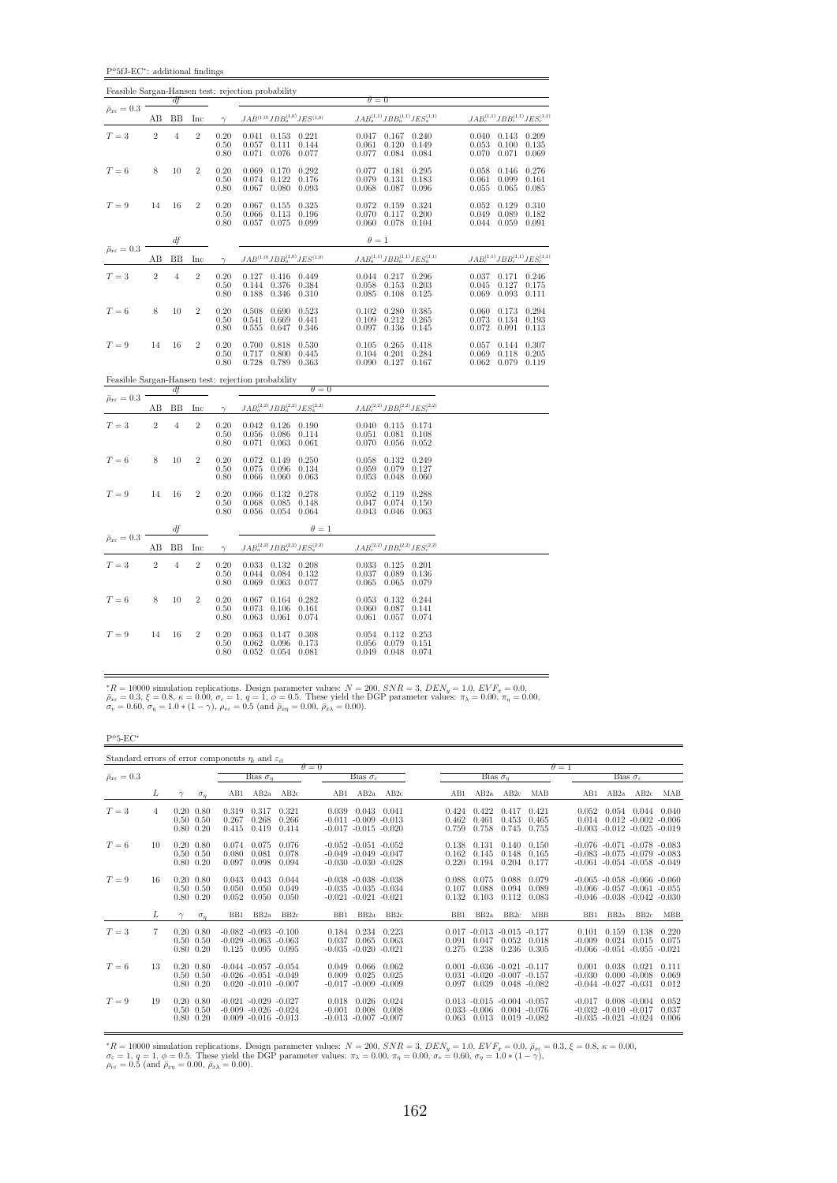P$^{\phi}$5fJ-EC$^{*}$: additional findings

Feasible Sargan-Hansen test: rejection probability

| $\bar{\rho}_{x\varepsilon}=0.3$ | df | | | | $\theta=0$ | | | | | | | | |
|---|---|---|---|---|---|---|---|---|---|---|---|---|---|
| | AB | BB | Inc | $\gamma$ | $JAB^{(1,0)}$ | $JBB_a^{(1,0)}$ | $JES^{(1,0)}$ | $JAB_a^{(1,1)}$ | $JBB_a^{(1,1)}$ | $JES_a^{(1,1)}$ | $JAB_c^{(1,1)}$ | $JBB_c^{(1,1)}$ | $JES_c^{(1,1)}$ |
| $T=3$ | 2 | 4 | 2 | 0.20 | 0.041 | 0.153 | 0.221 | 0.047 | 0.167 | 0.240 | 0.040 | 0.143 | 0.209 |
| | | | | 0.50 | 0.057 | 0.111 | 0.144 | 0.061 | 0.120 | 0.149 | 0.053 | 0.100 | 0.135 |
| | | | | 0.80 | 0.071 | 0.076 | 0.077 | 0.077 | 0.084 | 0.084 | 0.070 | 0.071 | 0.069 |
| $T=6$ | 8 | 10 | 2 | 0.20 | 0.069 | 0.170 | 0.292 | 0.077 | 0.181 | 0.295 | 0.058 | 0.146 | 0.276 |
| | | | | 0.50 | 0.074 | 0.122 | 0.176 | 0.079 | 0.131 | 0.183 | 0.061 | 0.099 | 0.161 |
| | | | | 0.80 | 0.067 | 0.080 | 0.093 | 0.068 | 0.087 | 0.096 | 0.055 | 0.065 | 0.085 |
| $T=9$ | 14 | 16 | 2 | 0.20 | 0.067 | 0.155 | 0.325 | 0.072 | 0.159 | 0.324 | 0.052 | 0.129 | 0.310 |
| | | | | 0.50 | 0.066 | 0.113 | 0.196 | 0.070 | 0.117 | 0.200 | 0.049 | 0.089 | 0.182 |
| | | | | 0.80 | 0.057 | 0.075 | 0.099 | 0.060 | 0.078 | 0.104 | 0.044 | 0.059 | 0.091 |

| $\bar{\rho}_{x\varepsilon}=0.3$ | df | | | | $\theta=1$ | | | | | | | | |
|---|---|---|---|---|---|---|---|---|---|---|---|---|---|
| | AB | BB | Inc | $\gamma$ | $JAB^{(1,0)}$ | $JBB_a^{(1,0)}$ | $JES^{(1,0)}$ | $JAB_a^{(1,1)}$ | $JBB_a^{(1,1)}$ | $JES_a^{(1,1)}$ | $JAB_c^{(1,1)}$ | $JBB_c^{(1,1)}$ | $JES_c^{(1,1)}$ |
| $T=3$ | 2 | 4 | 2 | 0.20 | 0.127 | 0.416 | 0.449 | 0.044 | 0.217 | 0.296 | 0.037 | 0.171 | 0.246 |
| | | | | 0.50 | 0.144 | 0.376 | 0.384 | 0.058 | 0.153 | 0.203 | 0.045 | 0.127 | 0.175 |
| | | | | 0.80 | 0.188 | 0.346 | 0.310 | 0.085 | 0.108 | 0.125 | 0.069 | 0.093 | 0.111 |
| $T=6$ | 8 | 10 | 2 | 0.20 | 0.508 | 0.690 | 0.523 | 0.102 | 0.280 | 0.385 | 0.060 | 0.173 | 0.294 |
| | | | | 0.50 | 0.541 | 0.669 | 0.441 | 0.109 | 0.212 | 0.265 | 0.073 | 0.134 | 0.193 |
| | | | | 0.80 | 0.555 | 0.647 | 0.346 | 0.097 | 0.136 | 0.145 | 0.072 | 0.091 | 0.113 |
| $T=9$ | 14 | 16 | 2 | 0.20 | 0.700 | 0.818 | 0.530 | 0.105 | 0.265 | 0.418 | 0.057 | 0.144 | 0.307 |
| | | | | 0.50 | 0.717 | 0.800 | 0.445 | 0.104 | 0.201 | 0.284 | 0.069 | 0.118 | 0.205 |
| | | | | 0.80 | 0.728 | 0.789 | 0.363 | 0.090 | 0.127 | 0.167 | 0.062 | 0.079 | 0.119 |

Feasible Sargan-Hansen test: rejection probability

| $\bar{\rho}_{x\varepsilon}=0.3$ | df | | | | $\theta=0$ | | | | | |
|---|---|---|---|---|---|---|---|---|---|---|
| | AB | BB | Inc | $\gamma$ | $JAB_a^{(2,2)}$ | $JBB_a^{(2,2)}$ | $JES_a^{(2,2)}$ | $JAB_c^{(2,2)}$ | $JBB_c^{(2,2)}$ | $JES_c^{(2,2)}$ |
| $T=3$ | 2 | 4 | 2 | 0.20 | 0.042 | 0.126 | 0.190 | 0.040 | 0.115 | 0.174 |
| | | | | 0.50 | 0.056 | 0.086 | 0.114 | 0.051 | 0.081 | 0.108 |
| | | | | 0.80 | 0.071 | 0.063 | 0.061 | 0.070 | 0.056 | 0.052 |
| $T=6$ | 8 | 10 | 2 | 0.20 | 0.072 | 0.149 | 0.250 | 0.058 | 0.132 | 0.249 |
| | | | | 0.50 | 0.075 | 0.096 | 0.134 | 0.059 | 0.079 | 0.127 |
| | | | | 0.80 | 0.066 | 0.060 | 0.063 | 0.053 | 0.048 | 0.060 |
| $T=9$ | 14 | 16 | 2 | 0.20 | 0.066 | 0.132 | 0.278 | 0.052 | 0.119 | 0.288 |
| | | | | 0.50 | 0.068 | 0.085 | 0.148 | 0.047 | 0.074 | 0.150 |
| | | | | 0.80 | 0.056 | 0.054 | 0.064 | 0.043 | 0.046 | 0.063 |

| $\bar{\rho}_{x\varepsilon}=0.3$ | df | | | | $\theta=1$ | | | | | |
|---|---|---|---|---|---|---|---|---|---|---|
| | AB | BB | Inc | $\gamma$ | $JAB_a^{(2,2)}$ | $JBB_a^{(2,2)}$ | $JES_a^{(2,2)}$ | $JAB_c^{(2,2)}$ | $JBB_c^{(2,2)}$ | $JES_c^{(2,2)}$ |
| $T=3$ | 2 | 4 | 2 | 0.20 | 0.033 | 0.132 | 0.208 | 0.033 | 0.125 | 0.201 |
| | | | | 0.50 | 0.044 | 0.084 | 0.132 | 0.037 | 0.089 | 0.136 |
| | | | | 0.80 | 0.069 | 0.063 | 0.077 | 0.065 | 0.065 | 0.079 |
| $T=6$ | 8 | 10 | 2 | 0.20 | 0.067 | 0.164 | 0.282 | 0.053 | 0.132 | 0.244 |
| | | | | 0.50 | 0.073 | 0.106 | 0.161 | 0.060 | 0.087 | 0.141 |
| | | | | 0.80 | 0.063 | 0.061 | 0.074 | 0.061 | 0.057 | 0.074 |
| $T=9$ | 14 | 16 | 2 | 0.20 | 0.063 | 0.147 | 0.308 | 0.054 | 0.112 | 0.253 |
| | | | | 0.50 | 0.062 | 0.096 | 0.173 | 0.056 | 0.079 | 0.151 |
| | | | | 0.80 | 0.052 | 0.054 | 0.081 | 0.049 | 0.048 | 0.074 |

$^{*}R=10000$ simulation replications. Design parameter values: $N=200$, $SNR=3$, $DEN_y=1.0$, $EVF_x=0.0$, $\bar{\rho}_{x\varepsilon}=0.3$, $\xi=0.8$, $\kappa=0.00$, $\sigma_\varepsilon=1$, $q=1$, $\phi=0.5$. These yield the DGP parameter values: $\pi_\lambda=0.00$, $\pi_\eta=0.00$, $\sigma_v=0.60$, $\sigma_\eta=1.0*(1-\gamma)$, $\rho_{v\varepsilon}=0.5$ (and $\bar{\rho}_{x\eta}=0.00$, $\bar{\rho}_{x\lambda}=0.00$).

P$^{\phi}$5-EC$^{*}$

Standard errors of error components $\eta_i$ and $\varepsilon_{it}$

| $\bar{\rho}_{x\varepsilon}=0.3$ | | | | $\theta=0$ | | | | | | $\theta=1$ | | | | | | | |
|---|---|---|---|---|---|---|---|---|---|---|---|---|---|---|---|---|---|
| | | | | Bias $\hat{\sigma}_\eta$ | | | Bias $\hat{\sigma}_\varepsilon$ | | | Bias $\hat{\sigma}_\eta$ | | | | Bias $\hat{\sigma}_\varepsilon$ | | | |
| | $L$ | $\gamma$ | $\sigma_\eta$ | AB1 | AB2a | AB2c | AB1 | AB2a | AB2c | AB1 | AB2a | AB2c | MAB | AB1 | AB2a | AB2c | MAB |
| $T=3$ | 4 | 0.20 | 0.80 | 0.319 | 0.317 | 0.321 | 0.039 | 0.043 | 0.041 | 0.424 | 0.422 | 0.417 | 0.421 | 0.052 | 0.054 | 0.044 | 0.040 |
| | | 0.50 | 0.50 | 0.267 | 0.268 | 0.266 | -0.011 | -0.009 | -0.013 | 0.462 | 0.461 | 0.453 | 0.465 | 0.014 | 0.012 | -0.002 | -0.006 |
| | | 0.80 | 0.20 | 0.415 | 0.419 | 0.414 | -0.017 | -0.015 | -0.020 | 0.759 | 0.758 | 0.745 | 0.755 | -0.003 | -0.012 | -0.025 | -0.019 |
| $T=6$ | 10 | 0.20 | 0.80 | 0.074 | 0.075 | 0.076 | -0.052 | -0.051 | -0.052 | 0.138 | 0.131 | 0.140 | 0.150 | -0.076 | -0.071 | -0.078 | -0.083 |
| | | 0.50 | 0.50 | 0.080 | 0.081 | 0.078 | -0.049 | -0.049 | -0.047 | 0.162 | 0.145 | 0.148 | 0.165 | -0.083 | -0.075 | -0.079 | -0.083 |
| | | 0.80 | 0.20 | 0.097 | 0.098 | 0.094 | -0.030 | -0.030 | -0.028 | 0.220 | 0.194 | 0.204 | 0.177 | -0.061 | -0.054 | -0.058 | -0.049 |
| $T=9$ | 16 | 0.20 | 0.80 | 0.043 | 0.043 | 0.044 | -0.038 | -0.038 | -0.038 | 0.088 | 0.075 | 0.088 | 0.079 | -0.065 | -0.058 | -0.066 | -0.060 |
| | | 0.50 | 0.50 | 0.050 | 0.050 | 0.049 | -0.035 | -0.035 | -0.034 | 0.107 | 0.088 | 0.094 | 0.089 | -0.066 | -0.057 | -0.061 | -0.055 |
| | | 0.80 | 0.20 | 0.052 | 0.050 | 0.050 | -0.021 | -0.021 | -0.021 | 0.132 | 0.103 | 0.112 | 0.083 | -0.046 | -0.038 | -0.042 | -0.030 |
| | $L$ | $\gamma$ | $\sigma_\eta$ | BB1 | BB2a | BB2c | BB1 | BB2a | BB2c | BB1 | BB2a | BB2c | MBB | BB1 | BB2a | BB2c | MBB |
| $T=3$ | 7 | 0.20 | 0.80 | -0.082 | -0.093 | -0.100 | 0.184 | 0.234 | 0.223 | 0.017 | -0.013 | -0.015 | -0.177 | 0.101 | 0.159 | 0.138 | 0.220 |
| | | 0.50 | 0.50 | -0.029 | -0.063 | -0.063 | 0.037 | 0.065 | 0.063 | 0.091 | 0.047 | 0.052 | 0.018 | -0.009 | 0.024 | 0.015 | 0.075 |
| | | 0.80 | 0.20 | 0.125 | 0.095 | 0.095 | -0.035 | -0.020 | -0.021 | 0.275 | 0.238 | 0.236 | 0.305 | -0.066 | -0.051 | -0.055 | -0.021 |
| $T=6$ | 13 | 0.20 | 0.80 | -0.044 | -0.057 | -0.054 | 0.049 | 0.066 | 0.062 | 0.001 | -0.036 | -0.021 | -0.117 | 0.001 | 0.038 | 0.021 | 0.111 |
| | | 0.50 | 0.50 | -0.026 | -0.051 | -0.049 | 0.009 | 0.025 | 0.025 | 0.031 | -0.020 | -0.007 | -0.157 | -0.030 | 0.000 | -0.008 | 0.069 |
| | | 0.80 | 0.20 | 0.020 | -0.010 | -0.007 | -0.017 | -0.009 | -0.009 | 0.097 | 0.039 | 0.048 | -0.082 | -0.044 | -0.027 | -0.031 | 0.012 |
| $T=9$ | 19 | 0.20 | 0.80 | -0.021 | -0.029 | -0.027 | 0.018 | 0.026 | 0.024 | 0.013 | -0.015 | -0.004 | -0.057 | -0.017 | 0.008 | -0.004 | 0.052 |
| | | 0.50 | 0.50 | -0.009 | -0.026 | -0.024 | -0.001 | 0.008 | 0.008 | 0.033 | -0.006 | 0.004 | -0.076 | -0.032 | -0.010 | -0.017 | 0.037 |
| | | 0.80 | 0.20 | 0.009 | -0.016 | -0.013 | -0.013 | -0.007 | -0.007 | 0.063 | 0.013 | 0.019 | -0.082 | -0.035 | -0.021 | -0.024 | 0.006 |

$^{*}R=10000$ simulation replications. Design parameter values: $N=200$, $SNR=3$, $DEN_y=1.0$, $EVF_x=0.0$, $\bar{\rho}_{x\varepsilon}=0.3$, $\xi=0.8$, $\kappa=0.00$, $\sigma_\varepsilon=1$, $q=1$, $\phi=0.5$. These yield the DGP parameter values: $\pi_\lambda=0.00$, $\pi_\eta=0.00$, $\sigma_v=0.60$, $\sigma_\eta=1.0*(1-\gamma)$, $\rho_{v\varepsilon}=0.5$ (and $\bar{\rho}_{x\eta}=0.00$, $\bar{\rho}_{x\lambda}=0.00$).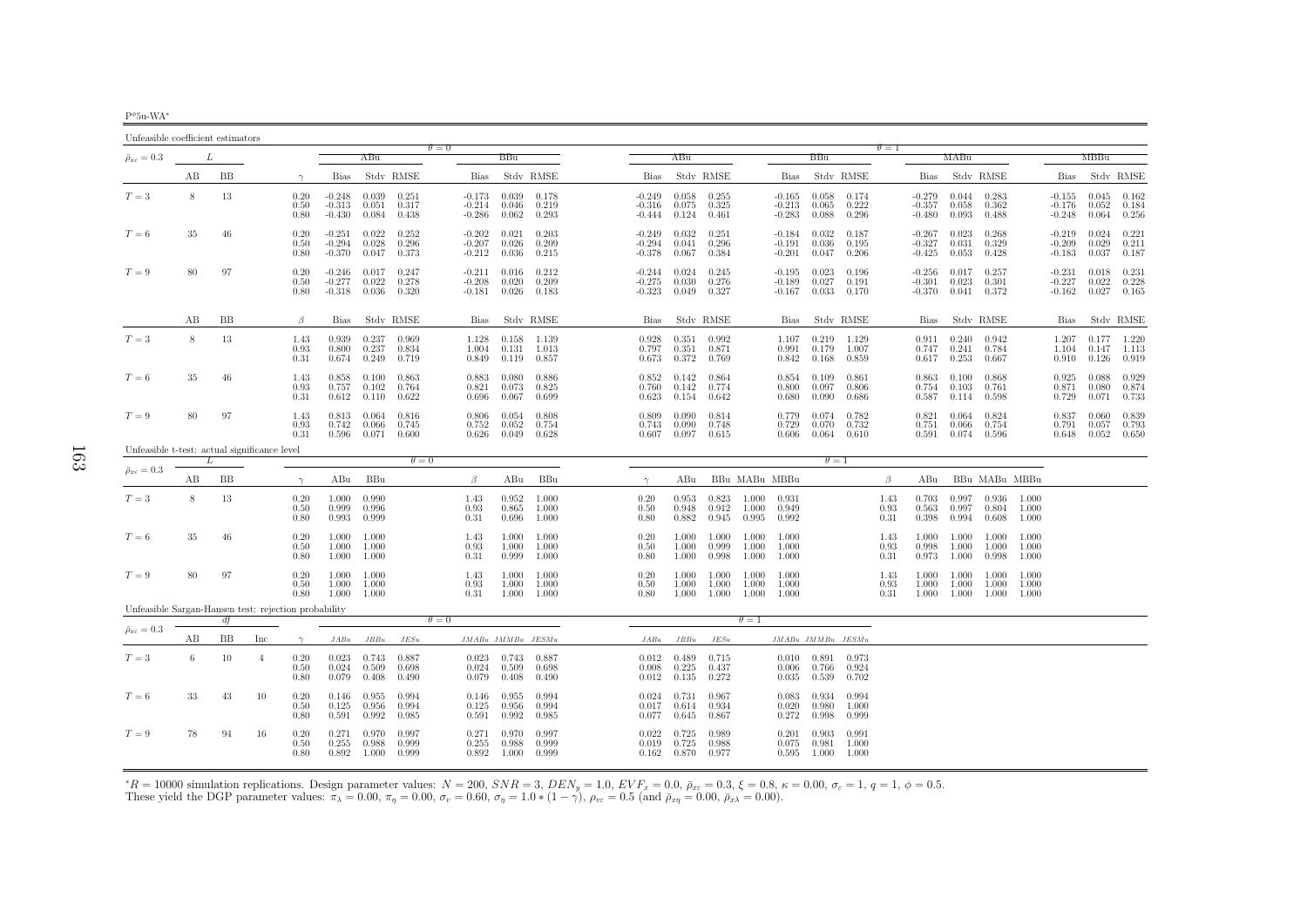P*5u-WA*

Unfeasible coefficient estimators

| $\bar{\rho}_{x\varepsilon}=0.3$ | L | | | θ = 0 | | | | | | | θ = 1 | | | | | | | | | | | |
|---|---|---|---|---|---|---|---|---|---|---|---|---|---|---|---|---|---|---|---|---|---|---|
| | | | | ABu | | | BBu | | | ABu | | | BBu | | | MABu | | | MBBu | | | |
| | AB | BB | $\gamma$ | Bias | Stdv | RMSE | Bias | Stdv | RMSE | Bias | Stdv | RMSE | Bias | Stdv | RMSE | Bias | Stdv | RMSE | Bias | Stdv | RMSE | |
| $T=3$ | 8 | 13 | 0.20 | -0.248 | 0.039 | 0.251 | -0.173 | 0.039 | 0.178 | -0.249 | 0.058 | 0.255 | -0.165 | 0.058 | 0.174 | -0.279 | 0.044 | 0.283 | -0.155 | 0.045 | 0.162 | |
| | | | 0.50 | -0.313 | 0.051 | 0.317 | -0.214 | 0.046 | 0.219 | -0.316 | 0.075 | 0.325 | -0.213 | 0.065 | 0.222 | -0.357 | 0.058 | 0.362 | -0.176 | 0.052 | 0.184 | |
| | | | 0.80 | -0.430 | 0.084 | 0.438 | -0.286 | 0.062 | 0.293 | -0.444 | 0.124 | 0.461 | -0.283 | 0.088 | 0.296 | -0.480 | 0.093 | 0.488 | -0.248 | 0.064 | 0.256 | |
| $T=6$ | 35 | 46 | 0.20 | -0.251 | 0.022 | 0.252 | -0.202 | 0.021 | 0.203 | -0.249 | 0.032 | 0.251 | -0.184 | 0.032 | 0.187 | -0.267 | 0.023 | 0.268 | -0.219 | 0.024 | 0.221 | |
| | | | 0.50 | -0.294 | 0.028 | 0.296 | -0.207 | 0.026 | 0.209 | -0.294 | 0.041 | 0.296 | -0.191 | 0.036 | 0.195 | -0.327 | 0.031 | 0.329 | -0.209 | 0.029 | 0.211 | |
| | | | 0.80 | -0.370 | 0.047 | 0.373 | -0.212 | 0.036 | 0.215 | -0.378 | 0.067 | 0.384 | -0.201 | 0.047 | 0.206 | -0.425 | 0.053 | 0.428 | -0.183 | 0.037 | 0.187 | |
| $T=9$ | 80 | 97 | 0.20 | -0.246 | 0.017 | 0.247 | -0.211 | 0.016 | 0.212 | -0.244 | 0.024 | 0.245 | -0.195 | 0.023 | 0.196 | -0.256 | 0.017 | 0.257 | -0.231 | 0.018 | 0.231 | |
| | | | 0.50 | -0.277 | 0.022 | 0.278 | -0.208 | 0.020 | 0.209 | -0.275 | 0.030 | 0.276 | -0.189 | 0.027 | 0.191 | -0.301 | 0.023 | 0.301 | -0.227 | 0.022 | 0.228 | |
| | | | 0.80 | -0.318 | 0.036 | 0.320 | -0.181 | 0.026 | 0.183 | -0.323 | 0.049 | 0.327 | -0.167 | 0.033 | 0.170 | -0.370 | 0.041 | 0.372 | -0.162 | 0.027 | 0.165 | |
| | AB | BB | $\beta$ | Bias | Stdv | RMSE | Bias | Stdv | RMSE | Bias | Stdv | RMSE | Bias | Stdv | RMSE | Bias | Stdv | RMSE | Bias | Stdv | RMSE | |
| $T=3$ | 8 | 13 | 1.43 | 0.939 | 0.237 | 0.969 | 1.128 | 0.158 | 1.139 | 0.928 | 0.351 | 0.992 | 1.107 | 0.219 | 1.129 | 0.911 | 0.240 | 0.942 | 1.207 | 0.177 | 1.220 | |
| | | | 0.93 | 0.800 | 0.237 | 0.834 | 1.004 | 0.131 | 1.013 | 0.797 | 0.351 | 0.871 | 0.991 | 0.179 | 1.007 | 0.747 | 0.241 | 0.784 | 1.104 | 0.147 | 1.113 | |
| | | | 0.31 | 0.674 | 0.249 | 0.719 | 0.849 | 0.119 | 0.857 | 0.673 | 0.372 | 0.769 | 0.842 | 0.168 | 0.859 | 0.617 | 0.253 | 0.667 | 0.910 | 0.126 | 0.919 | |
| $T=6$ | 35 | 46 | 1.43 | 0.858 | 0.100 | 0.863 | 0.883 | 0.080 | 0.886 | 0.852 | 0.142 | 0.864 | 0.854 | 0.109 | 0.861 | 0.863 | 0.100 | 0.868 | 0.925 | 0.088 | 0.929 | |
| | | | 0.93 | 0.757 | 0.102 | 0.764 | 0.821 | 0.073 | 0.825 | 0.760 | 0.142 | 0.774 | 0.800 | 0.097 | 0.806 | 0.754 | 0.103 | 0.761 | 0.871 | 0.080 | 0.874 | |
| | | | 0.31 | 0.612 | 0.110 | 0.622 | 0.696 | 0.067 | 0.699 | 0.623 | 0.154 | 0.642 | 0.680 | 0.090 | 0.686 | 0.587 | 0.114 | 0.598 | 0.729 | 0.071 | 0.733 | |
| $T=9$ | 80 | 97 | 1.43 | 0.813 | 0.064 | 0.816 | 0.806 | 0.054 | 0.808 | 0.809 | 0.090 | 0.814 | 0.779 | 0.074 | 0.782 | 0.821 | 0.064 | 0.824 | 0.837 | 0.060 | 0.839 | |
| | | | 0.93 | 0.742 | 0.066 | 0.745 | 0.752 | 0.052 | 0.754 | 0.743 | 0.090 | 0.748 | 0.729 | 0.070 | 0.732 | 0.751 | 0.066 | 0.754 | 0.791 | 0.057 | 0.793 | |
| | | | 0.31 | 0.596 | 0.071 | 0.600 | 0.626 | 0.049 | 0.628 | 0.607 | 0.097 | 0.615 | 0.606 | 0.064 | 0.610 | 0.591 | 0.074 | 0.596 | 0.648 | 0.052 | 0.650 | |

Unfeasible t-test: actual significance level

| $\bar{\rho}_{x\varepsilon}=0.3$ | L | | θ = 0 | | | | | | θ = 1 | | | | | | | | | | |
|---|---|---|---|---|---|---|---|---|---|---|---|---|---|---|---|---|---|---|---|
| | AB | BB | $\gamma$ | ABu | BBu | $\beta$ | ABu | BBu | $\gamma$ | ABu | BBu | MABu | MBBu | $\beta$ | ABu | BBu | MABu | MBBu |
| $T=3$ | 8 | 13 | 0.20 | 1.000 | 0.990 | 1.43 | 0.952 | 1.000 | 0.20 | 0.953 | 0.823 | 1.000 | 0.931 | 1.43 | 0.703 | 0.997 | 0.936 | 1.000 |
| | | | 0.50 | 0.999 | 0.996 | 0.93 | 0.865 | 1.000 | 0.50 | 0.948 | 0.912 | 1.000 | 0.949 | 0.93 | 0.563 | 0.997 | 0.804 | 1.000 |
| | | | 0.80 | 0.993 | 0.999 | 0.31 | 0.696 | 1.000 | 0.80 | 0.882 | 0.945 | 0.995 | 0.992 | 0.31 | 0.398 | 0.994 | 0.608 | 1.000 |
| $T=6$ | 35 | 46 | 0.20 | 1.000 | 1.000 | 1.43 | 1.000 | 1.000 | 0.20 | 1.000 | 1.000 | 1.000 | 1.000 | 1.43 | 1.000 | 1.000 | 1.000 | 1.000 |
| | | | 0.50 | 1.000 | 1.000 | 0.93 | 1.000 | 1.000 | 0.50 | 1.000 | 0.999 | 1.000 | 1.000 | 0.93 | 0.998 | 1.000 | 1.000 | 1.000 |
| | | | 0.80 | 1.000 | 1.000 | 0.31 | 0.999 | 1.000 | 0.80 | 1.000 | 0.998 | 1.000 | 1.000 | 0.31 | 0.973 | 1.000 | 0.998 | 1.000 |
| $T=9$ | 80 | 97 | 0.20 | 1.000 | 1.000 | 1.43 | 1.000 | 1.000 | 0.20 | 1.000 | 1.000 | 1.000 | 1.000 | 1.43 | 1.000 | 1.000 | 1.000 | 1.000 |
| | | | 0.50 | 1.000 | 1.000 | 0.93 | 1.000 | 1.000 | 0.50 | 1.000 | 1.000 | 1.000 | 1.000 | 0.93 | 1.000 | 1.000 | 1.000 | 1.000 |
| | | | 0.80 | 1.000 | 1.000 | 0.31 | 1.000 | 1.000 | 0.80 | 1.000 | 1.000 | 1.000 | 1.000 | 0.31 | 1.000 | 1.000 | 1.000 | 1.000 |

Unfeasible Sargan-Hansen test: rejection probability

| $\bar{\rho}_{x\varepsilon}=0.3$ | df | | | θ = 0 | | | | | | θ = 1 | | | | | | |
|---|---|---|---|---|---|---|---|---|---|---|---|---|---|---|---|---|
| | AB | BB | Inc | $\gamma$ | JABu | JBBu | JESu | JMABu | JMMBu | JESMu | JABu | JBBu | JESu | JMABu | JMMBu | JESMu |
| $T=3$ | 6 | 10 | 4 | 0.20 | 0.023 | 0.743 | 0.887 | 0.023 | 0.743 | 0.887 | 0.012 | 0.489 | 0.715 | 0.010 | 0.891 | 0.973 |
| | | | | 0.50 | 0.024 | 0.509 | 0.698 | 0.024 | 0.509 | 0.698 | 0.008 | 0.225 | 0.437 | 0.006 | 0.766 | 0.924 |
| | | | | 0.80 | 0.079 | 0.408 | 0.490 | 0.079 | 0.408 | 0.490 | 0.012 | 0.135 | 0.272 | 0.035 | 0.539 | 0.702 |
| $T=6$ | 33 | 43 | 10 | 0.20 | 0.146 | 0.955 | 0.994 | 0.146 | 0.955 | 0.994 | 0.024 | 0.731 | 0.967 | 0.083 | 0.934 | 0.994 |
| | | | | 0.50 | 0.125 | 0.956 | 0.994 | 0.125 | 0.956 | 0.994 | 0.017 | 0.614 | 0.934 | 0.020 | 0.980 | 1.000 |
| | | | | 0.80 | 0.591 | 0.992 | 0.985 | 0.591 | 0.992 | 0.985 | 0.077 | 0.645 | 0.867 | 0.272 | 0.998 | 0.999 |
| $T=9$ | 78 | 94 | 16 | 0.20 | 0.271 | 0.970 | 0.997 | 0.271 | 0.970 | 0.997 | 0.022 | 0.725 | 0.989 | 0.201 | 0.903 | 0.991 |
| | | | | 0.50 | 0.255 | 0.988 | 0.999 | 0.255 | 0.988 | 0.999 | 0.019 | 0.725 | 0.988 | 0.075 | 0.981 | 1.000 |
| | | | | 0.80 | 0.892 | 1.000 | 0.999 | 0.892 | 1.000 | 0.999 | 0.162 | 0.870 | 0.977 | 0.595 | 1.000 | 1.000 |

*$R = 10000$ simulation replications. Design parameter values: $N = 200$, $SNR = 3$, $DEN_y = 1.0$, $EVF_x = 0.0$, $\bar{\rho}_{x\varepsilon} = 0.3$, $\xi = 0.8$, $\kappa = 0.00$, $\sigma_\varepsilon = 1$, $q = 1$, $\phi = 0.5$.
These yield the DGP parameter values: $\pi_\lambda = 0.00$, $\pi_\eta = 0.00$, $\sigma_v = 0.60$, $\sigma_\eta = 1.0*(1-\gamma)$, $\rho_{v\varepsilon} = 0.5$ (and $\bar{\rho}_{x\eta} = 0.00$, $\bar{\rho}_{x\lambda} = 0.00$).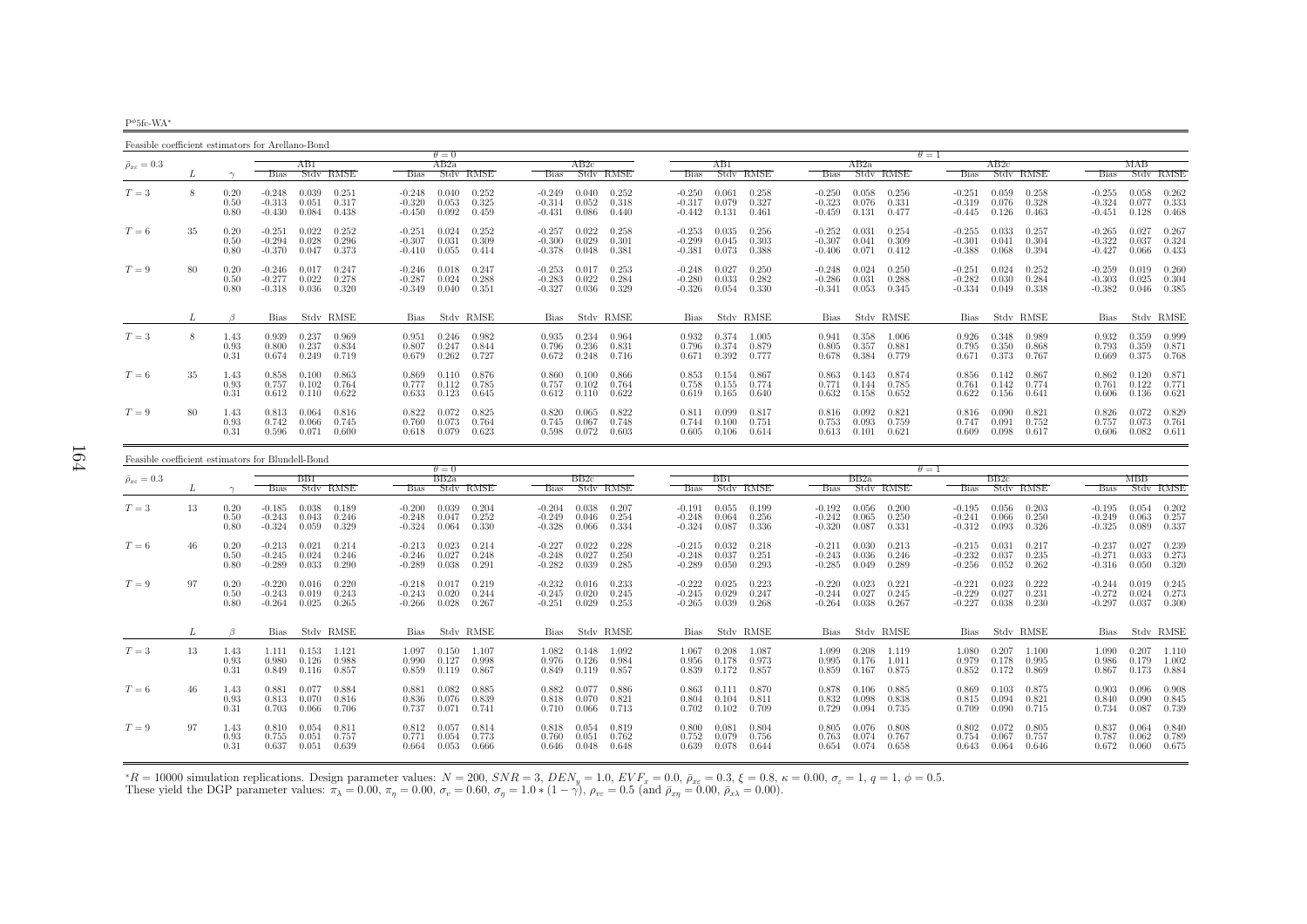P*5fc-WA*

Feasible coefficient estimators for Arellano-Bond

| $\bar{\rho}_{x\varepsilon}=0.3$ | | | $\theta=0$ | | | | | | | | | $\theta=1$ | | | | | | | | | | | |
|---|---|---|---|---|---|---|---|---|---|---|---|---|---|---|---|---|---|---|---|---|---|---|---|
| | | | AB1 | | | AB2a | | | AB2c | | | AB1 | | | AB2a | | | AB2c | | | MAB | | |
| | $L$ | $\gamma$ | Bias | Stdv | RMSE | Bias | Stdv | RMSE | Bias | Stdv | RMSE | Bias | Stdv | RMSE | Bias | Stdv | RMSE | Bias | Stdv | RMSE | Bias | Stdv | RMSE |
| $T=3$ | 8 | 0.20 | -0.248 | 0.039 | 0.251 | -0.248 | 0.040 | 0.252 | -0.249 | 0.040 | 0.252 | -0.250 | 0.061 | 0.258 | -0.250 | 0.058 | 0.256 | -0.251 | 0.059 | 0.258 | -0.255 | 0.058 | 0.262 |
| | | 0.50 | -0.313 | 0.051 | 0.317 | -0.320 | 0.053 | 0.325 | -0.314 | 0.052 | 0.318 | -0.317 | 0.079 | 0.327 | -0.323 | 0.076 | 0.331 | -0.319 | 0.076 | 0.328 | -0.324 | 0.077 | 0.333 |
| | | 0.80 | -0.430 | 0.084 | 0.438 | -0.450 | 0.092 | 0.459 | -0.431 | 0.086 | 0.440 | -0.442 | 0.131 | 0.461 | -0.459 | 0.131 | 0.477 | -0.445 | 0.126 | 0.463 | -0.451 | 0.128 | 0.468 |
| $T=6$ | 35 | 0.20 | -0.251 | 0.022 | 0.252 | -0.251 | 0.024 | 0.252 | -0.257 | 0.022 | 0.258 | -0.253 | 0.035 | 0.256 | -0.252 | 0.031 | 0.254 | -0.255 | 0.033 | 0.257 | -0.265 | 0.027 | 0.267 |
| | | 0.50 | -0.294 | 0.028 | 0.296 | -0.307 | 0.031 | 0.309 | -0.300 | 0.029 | 0.301 | -0.299 | 0.045 | 0.303 | -0.307 | 0.041 | 0.309 | -0.301 | 0.041 | 0.304 | -0.322 | 0.037 | 0.324 |
| | | 0.80 | -0.370 | 0.047 | 0.373 | -0.410 | 0.055 | 0.414 | -0.378 | 0.048 | 0.381 | -0.381 | 0.073 | 0.388 | -0.406 | 0.071 | 0.412 | -0.388 | 0.068 | 0.394 | -0.427 | 0.066 | 0.433 |
| $T=9$ | 80 | 0.20 | -0.246 | 0.017 | 0.247 | -0.246 | 0.018 | 0.247 | -0.253 | 0.017 | 0.253 | -0.248 | 0.027 | 0.250 | -0.248 | 0.024 | 0.250 | -0.251 | 0.024 | 0.252 | -0.259 | 0.019 | 0.260 |
| | | 0.50 | -0.277 | 0.022 | 0.278 | -0.287 | 0.024 | 0.288 | -0.283 | 0.022 | 0.284 | -0.280 | 0.033 | 0.282 | -0.286 | 0.031 | 0.288 | -0.282 | 0.030 | 0.284 | -0.303 | 0.025 | 0.304 |
| | | 0.80 | -0.318 | 0.036 | 0.320 | -0.349 | 0.040 | 0.351 | -0.327 | 0.036 | 0.329 | -0.326 | 0.054 | 0.330 | -0.341 | 0.053 | 0.345 | -0.334 | 0.049 | 0.338 | -0.382 | 0.046 | 0.385 |
| | $L$ | $\beta$ | Bias | Stdv | RMSE | Bias | Stdv | RMSE | Bias | Stdv | RMSE | Bias | Stdv | RMSE | Bias | Stdv | RMSE | Bias | Stdv | RMSE | Bias | Stdv | RMSE |
| $T=3$ | 8 | 1.43 | 0.939 | 0.237 | 0.969 | 0.951 | 0.246 | 0.982 | 0.935 | 0.234 | 0.964 | 0.932 | 0.374 | 1.005 | 0.941 | 0.358 | 1.006 | 0.926 | 0.348 | 0.989 | 0.932 | 0.359 | 0.999 |
| | | 0.93 | 0.800 | 0.237 | 0.834 | 0.807 | 0.247 | 0.844 | 0.796 | 0.236 | 0.831 | 0.796 | 0.374 | 0.879 | 0.805 | 0.357 | 0.881 | 0.795 | 0.350 | 0.868 | 0.793 | 0.359 | 0.871 |
| | | 0.31 | 0.674 | 0.249 | 0.719 | 0.679 | 0.262 | 0.727 | 0.672 | 0.248 | 0.716 | 0.671 | 0.392 | 0.777 | 0.678 | 0.384 | 0.779 | 0.671 | 0.373 | 0.767 | 0.669 | 0.375 | 0.768 |
| $T=6$ | 35 | 1.43 | 0.858 | 0.100 | 0.863 | 0.869 | 0.110 | 0.876 | 0.860 | 0.100 | 0.866 | 0.853 | 0.154 | 0.867 | 0.863 | 0.143 | 0.874 | 0.856 | 0.142 | 0.867 | 0.862 | 0.120 | 0.871 |
| | | 0.93 | 0.757 | 0.102 | 0.764 | 0.777 | 0.112 | 0.785 | 0.757 | 0.102 | 0.764 | 0.758 | 0.155 | 0.774 | 0.771 | 0.144 | 0.785 | 0.761 | 0.142 | 0.774 | 0.761 | 0.122 | 0.771 |
| | | 0.31 | 0.612 | 0.110 | 0.622 | 0.633 | 0.123 | 0.645 | 0.612 | 0.110 | 0.622 | 0.619 | 0.165 | 0.640 | 0.632 | 0.158 | 0.652 | 0.622 | 0.156 | 0.641 | 0.606 | 0.136 | 0.621 |
| $T=9$ | 80 | 1.43 | 0.813 | 0.064 | 0.816 | 0.822 | 0.072 | 0.825 | 0.820 | 0.065 | 0.822 | 0.811 | 0.099 | 0.817 | 0.816 | 0.092 | 0.821 | 0.816 | 0.090 | 0.821 | 0.826 | 0.072 | 0.829 |
| | | 0.93 | 0.742 | 0.066 | 0.745 | 0.760 | 0.073 | 0.764 | 0.745 | 0.067 | 0.748 | 0.744 | 0.100 | 0.751 | 0.753 | 0.093 | 0.759 | 0.747 | 0.091 | 0.752 | 0.757 | 0.073 | 0.761 |
| | | 0.31 | 0.596 | 0.071 | 0.600 | 0.618 | 0.079 | 0.623 | 0.598 | 0.072 | 0.603 | 0.605 | 0.106 | 0.614 | 0.613 | 0.101 | 0.621 | 0.609 | 0.098 | 0.617 | 0.606 | 0.082 | 0.611 |

Feasible coefficient estimators for Blundell-Bond

| $\bar{\rho}_{x\varepsilon}=0.3$ | | | $\theta=0$ | | | | | | | | | $\theta=1$ | | | | | | | | | | | |
|---|---|---|---|---|---|---|---|---|---|---|---|---|---|---|---|---|---|---|---|---|---|---|---|
| | | | BB1 | | | BB2a | | | BB2c | | | BB1 | | | BB2a | | | BB2c | | | MBB | | |
| | $L$ | $\gamma$ | Bias | Stdv | RMSE | Bias | Stdv | RMSE | Bias | Stdv | RMSE | Bias | Stdv | RMSE | Bias | Stdv | RMSE | Bias | Stdv | RMSE | Bias | Stdv | RMSE |
| $T=3$ | 13 | 0.20 | -0.185 | 0.038 | 0.189 | -0.200 | 0.039 | 0.204 | -0.204 | 0.038 | 0.207 | -0.191 | 0.055 | 0.199 | -0.192 | 0.056 | 0.200 | -0.195 | 0.056 | 0.203 | -0.195 | 0.054 | 0.202 |
| | | 0.50 | -0.243 | 0.043 | 0.246 | -0.248 | 0.047 | 0.252 | -0.249 | 0.046 | 0.254 | -0.248 | 0.064 | 0.256 | -0.242 | 0.065 | 0.250 | -0.241 | 0.066 | 0.250 | -0.249 | 0.063 | 0.257 |
| | | 0.80 | -0.324 | 0.059 | 0.329 | -0.324 | 0.064 | 0.330 | -0.328 | 0.066 | 0.334 | -0.324 | 0.087 | 0.336 | -0.320 | 0.087 | 0.331 | -0.312 | 0.093 | 0.326 | -0.325 | 0.089 | 0.337 |
| $T=6$ | 46 | 0.20 | -0.213 | 0.021 | 0.214 | -0.213 | 0.023 | 0.214 | -0.227 | 0.022 | 0.228 | -0.215 | 0.032 | 0.218 | -0.211 | 0.030 | 0.213 | -0.215 | 0.031 | 0.217 | -0.237 | 0.027 | 0.239 |
| | | 0.50 | -0.245 | 0.024 | 0.246 | -0.246 | 0.027 | 0.248 | -0.248 | 0.027 | 0.250 | -0.248 | 0.037 | 0.251 | -0.243 | 0.036 | 0.246 | -0.232 | 0.037 | 0.235 | -0.271 | 0.033 | 0.273 |
| | | 0.80 | -0.289 | 0.033 | 0.290 | -0.289 | 0.038 | 0.291 | -0.282 | 0.039 | 0.285 | -0.289 | 0.050 | 0.293 | -0.285 | 0.049 | 0.289 | -0.256 | 0.052 | 0.262 | -0.316 | 0.050 | 0.320 |
| $T=9$ | 97 | 0.20 | -0.220 | 0.016 | 0.220 | -0.218 | 0.017 | 0.219 | -0.232 | 0.016 | 0.233 | -0.222 | 0.025 | 0.223 | -0.220 | 0.023 | 0.221 | -0.221 | 0.023 | 0.222 | -0.244 | 0.019 | 0.245 |
| | | 0.50 | -0.243 | 0.019 | 0.243 | -0.243 | 0.020 | 0.244 | -0.245 | 0.020 | 0.245 | -0.245 | 0.029 | 0.247 | -0.244 | 0.027 | 0.245 | -0.229 | 0.027 | 0.231 | -0.272 | 0.024 | 0.273 |
| | | 0.80 | -0.264 | 0.025 | 0.265 | -0.266 | 0.028 | 0.267 | -0.251 | 0.029 | 0.253 | -0.265 | 0.039 | 0.268 | -0.264 | 0.038 | 0.267 | -0.227 | 0.038 | 0.230 | -0.297 | 0.037 | 0.300 |
| | $L$ | $\beta$ | Bias | Stdv | RMSE | Bias | Stdv | RMSE | Bias | Stdv | RMSE | Bias | Stdv | RMSE | Bias | Stdv | RMSE | Bias | Stdv | RMSE | Bias | Stdv | RMSE |
| $T=3$ | 13 | 1.43 | 1.111 | 0.153 | 1.121 | 1.097 | 0.150 | 1.107 | 1.082 | 0.148 | 1.092 | 1.067 | 0.208 | 1.087 | 1.099 | 0.208 | 1.119 | 1.080 | 0.207 | 1.100 | 1.090 | 0.207 | 1.110 |
| | | 0.93 | 0.980 | 0.126 | 0.988 | 0.990 | 0.127 | 0.998 | 0.976 | 0.126 | 0.984 | 0.956 | 0.178 | 0.973 | 0.995 | 0.176 | 1.011 | 0.979 | 0.178 | 0.995 | 0.986 | 0.179 | 1.002 |
| | | 0.31 | 0.849 | 0.116 | 0.857 | 0.859 | 0.119 | 0.867 | 0.849 | 0.119 | 0.857 | 0.839 | 0.172 | 0.857 | 0.859 | 0.167 | 0.875 | 0.852 | 0.172 | 0.869 | 0.867 | 0.173 | 0.884 |
| $T=6$ | 46 | 1.43 | 0.881 | 0.077 | 0.884 | 0.881 | 0.082 | 0.885 | 0.882 | 0.077 | 0.886 | 0.863 | 0.111 | 0.870 | 0.878 | 0.106 | 0.885 | 0.869 | 0.103 | 0.875 | 0.903 | 0.096 | 0.908 |
| | | 0.93 | 0.813 | 0.070 | 0.816 | 0.836 | 0.076 | 0.839 | 0.818 | 0.070 | 0.821 | 0.804 | 0.104 | 0.811 | 0.832 | 0.098 | 0.838 | 0.815 | 0.094 | 0.821 | 0.840 | 0.090 | 0.845 |
| | | 0.31 | 0.703 | 0.066 | 0.706 | 0.737 | 0.071 | 0.741 | 0.710 | 0.066 | 0.713 | 0.702 | 0.102 | 0.709 | 0.729 | 0.094 | 0.735 | 0.709 | 0.090 | 0.715 | 0.734 | 0.087 | 0.739 |
| $T=9$ | 97 | 1.43 | 0.810 | 0.054 | 0.811 | 0.812 | 0.057 | 0.814 | 0.818 | 0.054 | 0.819 | 0.800 | 0.081 | 0.804 | 0.805 | 0.076 | 0.808 | 0.802 | 0.072 | 0.805 | 0.837 | 0.064 | 0.840 |
| | | 0.93 | 0.755 | 0.051 | 0.757 | 0.771 | 0.054 | 0.773 | 0.760 | 0.051 | 0.762 | 0.752 | 0.079 | 0.756 | 0.763 | 0.074 | 0.767 | 0.754 | 0.067 | 0.757 | 0.787 | 0.062 | 0.789 |
| | | 0.31 | 0.637 | 0.051 | 0.639 | 0.664 | 0.053 | 0.666 | 0.646 | 0.048 | 0.648 | 0.639 | 0.078 | 0.644 | 0.654 | 0.074 | 0.658 | 0.643 | 0.064 | 0.646 | 0.672 | 0.060 | 0.675 |

*$R=10000$ simulation replications. Design parameter values: $N=200$, $SNR=3$, $DEN_y=1.0$, $EVF_x=0.0$, $\bar{\rho}_{x\varepsilon}=0.3$, $\xi=0.8$, $\kappa=0.00$, $\sigma_\varepsilon=1$, $q=1$, $\phi=0.5$.
These yield the DGP parameter values: $\pi_\lambda=0.00$, $\pi_\eta=0.00$, $\sigma_v=0.60$, $\sigma_\eta=1.0*(1-\gamma)$, $\rho_{v\varepsilon}=0.5$ (and $\bar{\rho}_{x\eta}=0.00$, $\bar{\rho}_{x\lambda}=0.00$).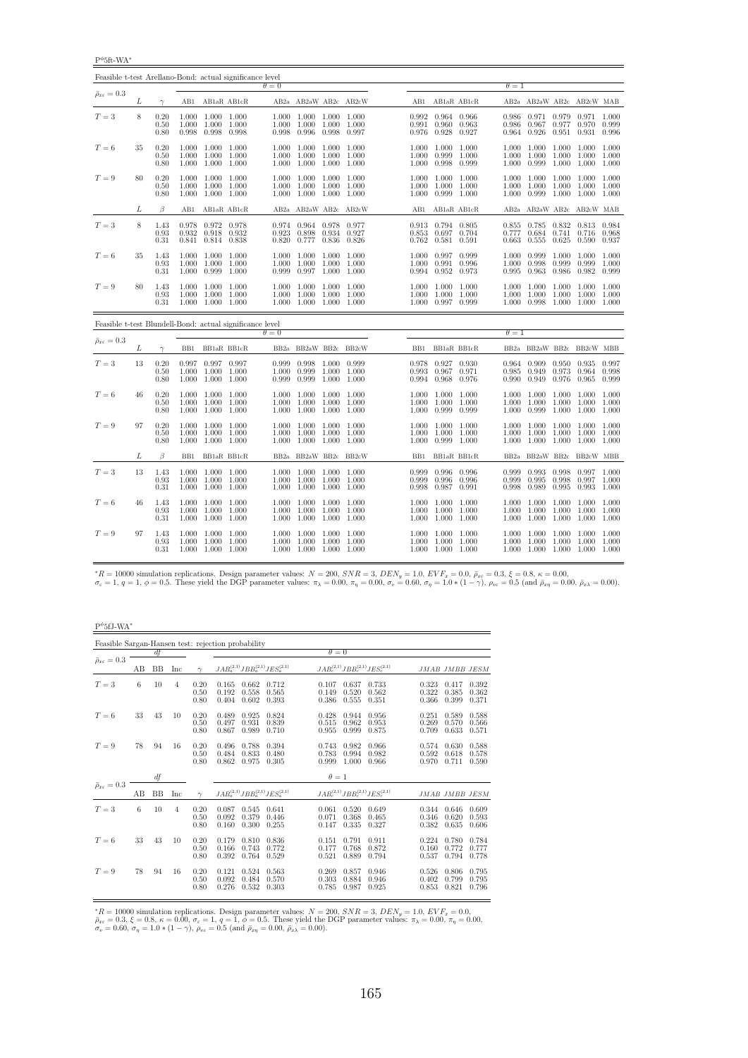P$^{\phi}$5ft-WA*

Feasible t-test Arellano-Bond: actual significance level

| $\bar{\rho}_{x\varepsilon}=0.3$ | $L$ | $\gamma$ | AB1 | AB1aR | AB1cR | AB2a | AB2aW | AB2c | AB2cW | AB1 | AB1aR | AB1cR | AB2a | AB2aW | AB2c | AB2cW | MAB |
|---|---|---|---|---|---|---|---|---|---|---|---|---|---|---|---|---|---|
| | | | $\theta=0$ | | | | | | | $\theta=1$ | | | | | | | |
| $T=3$ | 8 | 0.20 | 1.000 | 1.000 | 1.000 | 1.000 | 1.000 | 1.000 | 1.000 | 0.992 | 0.964 | 0.966 | 0.986 | 0.971 | 0.979 | 0.971 | 1.000 |
| | | 0.50 | 1.000 | 1.000 | 1.000 | 1.000 | 1.000 | 1.000 | 1.000 | 0.991 | 0.960 | 0.963 | 0.986 | 0.967 | 0.977 | 0.970 | 0.999 |
| | | 0.80 | 0.998 | 0.998 | 0.998 | 0.998 | 0.996 | 0.998 | 0.997 | 0.976 | 0.928 | 0.927 | 0.964 | 0.926 | 0.951 | 0.931 | 0.996 |
| $T=6$ | 35 | 0.20 | 1.000 | 1.000 | 1.000 | 1.000 | 1.000 | 1.000 | 1.000 | 1.000 | 1.000 | 1.000 | 1.000 | 1.000 | 1.000 | 1.000 | 1.000 |
| | | 0.50 | 1.000 | 1.000 | 1.000 | 1.000 | 1.000 | 1.000 | 1.000 | 1.000 | 0.999 | 1.000 | 1.000 | 1.000 | 1.000 | 1.000 | 1.000 |
| | | 0.80 | 1.000 | 1.000 | 1.000 | 1.000 | 1.000 | 1.000 | 1.000 | 1.000 | 0.998 | 0.999 | 1.000 | 0.999 | 1.000 | 1.000 | 1.000 |
| $T=9$ | 80 | 0.20 | 1.000 | 1.000 | 1.000 | 1.000 | 1.000 | 1.000 | 1.000 | 1.000 | 1.000 | 1.000 | 1.000 | 1.000 | 1.000 | 1.000 | 1.000 |
| | | 0.50 | 1.000 | 1.000 | 1.000 | 1.000 | 1.000 | 1.000 | 1.000 | 1.000 | 1.000 | 1.000 | 1.000 | 1.000 | 1.000 | 1.000 | 1.000 |
| | | 0.80 | 1.000 | 1.000 | 1.000 | 1.000 | 1.000 | 1.000 | 1.000 | 1.000 | 0.999 | 1.000 | 1.000 | 0.999 | 1.000 | 1.000 | 1.000 |
| | $L$ | $\beta$ | AB1 | AB1aR | AB1cR | AB2a | AB2aW | AB2c | AB2cW | AB1 | AB1aR | AB1cR | AB2a | AB2aW | AB2c | AB2cW | MAB |
| $T=3$ | 8 | 1.43 | 0.978 | 0.972 | 0.978 | 0.974 | 0.964 | 0.978 | 0.977 | 0.913 | 0.794 | 0.805 | 0.855 | 0.785 | 0.832 | 0.813 | 0.984 |
| | | 0.93 | 0.932 | 0.918 | 0.932 | 0.923 | 0.898 | 0.934 | 0.927 | 0.853 | 0.697 | 0.704 | 0.777 | 0.684 | 0.741 | 0.716 | 0.968 |
| | | 0.31 | 0.841 | 0.814 | 0.838 | 0.820 | 0.777 | 0.836 | 0.826 | 0.762 | 0.581 | 0.591 | 0.663 | 0.555 | 0.625 | 0.590 | 0.937 |
| $T=6$ | 35 | 1.43 | 1.000 | 1.000 | 1.000 | 1.000 | 1.000 | 1.000 | 1.000 | 1.000 | 0.997 | 0.999 | 1.000 | 0.999 | 1.000 | 1.000 | 1.000 |
| | | 0.93 | 1.000 | 1.000 | 1.000 | 1.000 | 1.000 | 1.000 | 1.000 | 1.000 | 0.991 | 0.996 | 1.000 | 0.998 | 0.999 | 0.999 | 1.000 |
| | | 0.31 | 1.000 | 0.999 | 1.000 | 0.999 | 0.997 | 1.000 | 1.000 | 0.994 | 0.952 | 0.973 | 0.995 | 0.963 | 0.986 | 0.982 | 0.999 |
| $T=9$ | 80 | 1.43 | 1.000 | 1.000 | 1.000 | 1.000 | 1.000 | 1.000 | 1.000 | 1.000 | 1.000 | 1.000 | 1.000 | 1.000 | 1.000 | 1.000 | 1.000 |
| | | 0.93 | 1.000 | 1.000 | 1.000 | 1.000 | 1.000 | 1.000 | 1.000 | 1.000 | 1.000 | 1.000 | 1.000 | 1.000 | 1.000 | 1.000 | 1.000 |
| | | 0.31 | 1.000 | 1.000 | 1.000 | 1.000 | 1.000 | 1.000 | 1.000 | 1.000 | 0.997 | 0.999 | 1.000 | 0.998 | 1.000 | 1.000 | 1.000 |

Feasible t-test Blundell-Bond: actual significance level

| $\bar{\rho}_{x\varepsilon}=0.3$ | $L$ | $\gamma$ | BB1 | BB1aR | BB1cR | BB2a | BB2aW | BB2c | BB2cW | BB1 | BB1aR | BB1cR | BB2a | BB2aW | BB2c | BB2cW | MBB |
|---|---|---|---|---|---|---|---|---|---|---|---|---|---|---|---|---|---|
| | | | $\theta=0$ | | | | | | | $\theta=1$ | | | | | | | |
| $T=3$ | 13 | 0.20 | 0.997 | 0.997 | 0.997 | 0.999 | 0.998 | 1.000 | 0.999 | 0.978 | 0.927 | 0.930 | 0.964 | 0.909 | 0.950 | 0.935 | 0.997 |
| | | 0.50 | 1.000 | 1.000 | 1.000 | 1.000 | 0.999 | 1.000 | 1.000 | 0.993 | 0.967 | 0.971 | 0.985 | 0.949 | 0.973 | 0.964 | 0.998 |
| | | 0.80 | 1.000 | 1.000 | 1.000 | 0.999 | 0.999 | 1.000 | 1.000 | 0.994 | 0.968 | 0.976 | 0.990 | 0.949 | 0.976 | 0.965 | 0.999 |
| $T=6$ | 46 | 0.20 | 1.000 | 1.000 | 1.000 | 1.000 | 1.000 | 1.000 | 1.000 | 1.000 | 1.000 | 1.000 | 1.000 | 1.000 | 1.000 | 1.000 | 1.000 |
| | | 0.50 | 1.000 | 1.000 | 1.000 | 1.000 | 1.000 | 1.000 | 1.000 | 1.000 | 1.000 | 1.000 | 1.000 | 1.000 | 1.000 | 1.000 | 1.000 |
| | | 0.80 | 1.000 | 1.000 | 1.000 | 1.000 | 1.000 | 1.000 | 1.000 | 1.000 | 0.999 | 0.999 | 1.000 | 0.999 | 1.000 | 1.000 | 1.000 |
| $T=9$ | 97 | 0.20 | 1.000 | 1.000 | 1.000 | 1.000 | 1.000 | 1.000 | 1.000 | 1.000 | 1.000 | 1.000 | 1.000 | 1.000 | 1.000 | 1.000 | 1.000 |
| | | 0.50 | 1.000 | 1.000 | 1.000 | 1.000 | 1.000 | 1.000 | 1.000 | 1.000 | 1.000 | 1.000 | 1.000 | 1.000 | 1.000 | 1.000 | 1.000 |
| | | 0.80 | 1.000 | 1.000 | 1.000 | 1.000 | 1.000 | 1.000 | 1.000 | 1.000 | 0.999 | 1.000 | 1.000 | 1.000 | 1.000 | 1.000 | 1.000 |
| | $L$ | $\beta$ | BB1 | BB1aR | BB1cR | BB2a | BB2aW | BB2c | BB2cW | BB1 | BB1aR | BB1cR | BB2a | BB2aW | BB2c | BB2cW | MBB |
| $T=3$ | 13 | 1.43 | 1.000 | 1.000 | 1.000 | 1.000 | 1.000 | 1.000 | 1.000 | 0.999 | 0.996 | 0.996 | 0.999 | 0.993 | 0.998 | 0.997 | 1.000 |
| | | 0.93 | 1.000 | 1.000 | 1.000 | 1.000 | 1.000 | 1.000 | 1.000 | 0.999 | 0.996 | 0.996 | 0.999 | 0.995 | 0.998 | 0.997 | 1.000 |
| | | 0.31 | 1.000 | 1.000 | 1.000 | 1.000 | 1.000 | 1.000 | 1.000 | 0.998 | 0.987 | 0.991 | 0.998 | 0.989 | 0.995 | 0.993 | 1.000 |
| $T=6$ | 46 | 1.43 | 1.000 | 1.000 | 1.000 | 1.000 | 1.000 | 1.000 | 1.000 | 1.000 | 1.000 | 1.000 | 1.000 | 1.000 | 1.000 | 1.000 | 1.000 |
| | | 0.93 | 1.000 | 1.000 | 1.000 | 1.000 | 1.000 | 1.000 | 1.000 | 1.000 | 1.000 | 1.000 | 1.000 | 1.000 | 1.000 | 1.000 | 1.000 |
| | | 0.31 | 1.000 | 1.000 | 1.000 | 1.000 | 1.000 | 1.000 | 1.000 | 1.000 | 1.000 | 1.000 | 1.000 | 1.000 | 1.000 | 1.000 | 1.000 |
| $T=9$ | 97 | 1.43 | 1.000 | 1.000 | 1.000 | 1.000 | 1.000 | 1.000 | 1.000 | 1.000 | 1.000 | 1.000 | 1.000 | 1.000 | 1.000 | 1.000 | 1.000 |
| | | 0.93 | 1.000 | 1.000 | 1.000 | 1.000 | 1.000 | 1.000 | 1.000 | 1.000 | 1.000 | 1.000 | 1.000 | 1.000 | 1.000 | 1.000 | 1.000 |
| | | 0.31 | 1.000 | 1.000 | 1.000 | 1.000 | 1.000 | 1.000 | 1.000 | 1.000 | 1.000 | 1.000 | 1.000 | 1.000 | 1.000 | 1.000 | 1.000 |

*$R=10000$ simulation replications. Design parameter values: $N=200$, $SNR=3$, $DEN_y=1.0$, $EVF_x=0.0$, $\bar{\rho}_{x\varepsilon}=0.3$, $\xi=0.8$, $\kappa=0.00$, $\sigma_\varepsilon=1$, $q=1$, $\phi=0.5$. These yield the DGP parameter values: $\pi_\lambda=0.00$, $\pi_\eta=0.00$, $\sigma_v=0.60$, $\sigma_\eta=1.0*(1-\gamma)$, $\rho_{v\varepsilon}=0.5$ (and $\bar{\rho}_{x\eta}=0.00$, $\bar{\rho}_{x\lambda}=0.00$).

P$^{\phi}$5fJ-WA*

Feasible Sargan-Hansen test: rejection probability

| $\bar{\rho}_{x\varepsilon}=0.3$ | AB ($df$) | BB ($df$) | Inc ($df$) | $\gamma$ | $JAB_a^{(2,1)}$ | $JBB_a^{(2,1)}$ | $JES_a^{(2,1)}$ | $JAB_c^{(2,1)}$ | $JBB_c^{(2,1)}$ | $JES_c^{(2,1)}$ | $JMAB$ | $JMBB$ | $JESM$ |
|---|---|---|---|---|---|---|---|---|---|---|---|---|---|
| | | | | | $\theta=0$ | | | | | | | | |
| $T=3$ | 6 | 10 | 4 | 0.20 | 0.165 | 0.662 | 0.712 | 0.107 | 0.637 | 0.733 | 0.323 | 0.417 | 0.392 |
| | | | | 0.50 | 0.192 | 0.558 | 0.565 | 0.149 | 0.520 | 0.562 | 0.322 | 0.385 | 0.362 |
| | | | | 0.80 | 0.404 | 0.602 | 0.393 | 0.386 | 0.555 | 0.351 | 0.366 | 0.399 | 0.371 |
| $T=6$ | 33 | 43 | 10 | 0.20 | 0.489 | 0.925 | 0.824 | 0.428 | 0.944 | 0.956 | 0.251 | 0.589 | 0.588 |
| | | | | 0.50 | 0.497 | 0.931 | 0.839 | 0.515 | 0.962 | 0.953 | 0.269 | 0.570 | 0.566 |
| | | | | 0.80 | 0.867 | 0.989 | 0.710 | 0.955 | 0.999 | 0.875 | 0.709 | 0.633 | 0.571 |
| $T=9$ | 78 | 94 | 16 | 0.20 | 0.496 | 0.788 | 0.394 | 0.743 | 0.982 | 0.966 | 0.574 | 0.630 | 0.588 |
| | | | | 0.50 | 0.484 | 0.833 | 0.480 | 0.783 | 0.994 | 0.982 | 0.592 | 0.618 | 0.578 |
| | | | | 0.80 | 0.862 | 0.975 | 0.305 | 0.999 | 1.000 | 0.966 | 0.970 | 0.711 | 0.590 |
| | | | | | $\theta=1$ | | | | | | | | |
| $T=3$ | 6 | 10 | 4 | 0.20 | 0.087 | 0.545 | 0.641 | 0.061 | 0.520 | 0.649 | 0.344 | 0.646 | 0.609 |
| | | | | 0.50 | 0.092 | 0.379 | 0.446 | 0.071 | 0.368 | 0.465 | 0.346 | 0.620 | 0.593 |
| | | | | 0.80 | 0.160 | 0.300 | 0.255 | 0.147 | 0.335 | 0.327 | 0.382 | 0.635 | 0.606 |
| $T=6$ | 33 | 43 | 10 | 0.20 | 0.179 | 0.810 | 0.836 | 0.151 | 0.791 | 0.911 | 0.224 | 0.780 | 0.784 |
| | | | | 0.50 | 0.166 | 0.743 | 0.772 | 0.177 | 0.768 | 0.872 | 0.160 | 0.772 | 0.777 |
| | | | | 0.80 | 0.392 | 0.764 | 0.529 | 0.521 | 0.889 | 0.794 | 0.537 | 0.794 | 0.778 |
| $T=9$ | 78 | 94 | 16 | 0.20 | 0.121 | 0.524 | 0.563 | 0.269 | 0.857 | 0.946 | 0.526 | 0.806 | 0.795 |
| | | | | 0.50 | 0.092 | 0.484 | 0.570 | 0.303 | 0.884 | 0.946 | 0.402 | 0.799 | 0.795 |
| | | | | 0.80 | 0.276 | 0.532 | 0.303 | 0.785 | 0.987 | 0.925 | 0.853 | 0.821 | 0.796 |

*$R=10000$ simulation replications. Design parameter values: $N=200$, $SNR=3$, $DEN_y=1.0$, $EVF_x=0.0$, $\bar{\rho}_{x\varepsilon}=0.3$, $\xi=0.8$, $\kappa=0.00$, $\sigma_\varepsilon=1$, $q=1$, $\phi=0.5$. These yield the DGP parameter values: $\pi_\lambda=0.00$, $\pi_\eta=0.00$, $\sigma_v=0.60$, $\sigma_\eta=1.0*(1-\gamma)$, $\rho_{v\varepsilon}=0.5$ (and $\bar{\rho}_{x\eta}=0.00$, $\bar{\rho}_{x\lambda}=0.00$).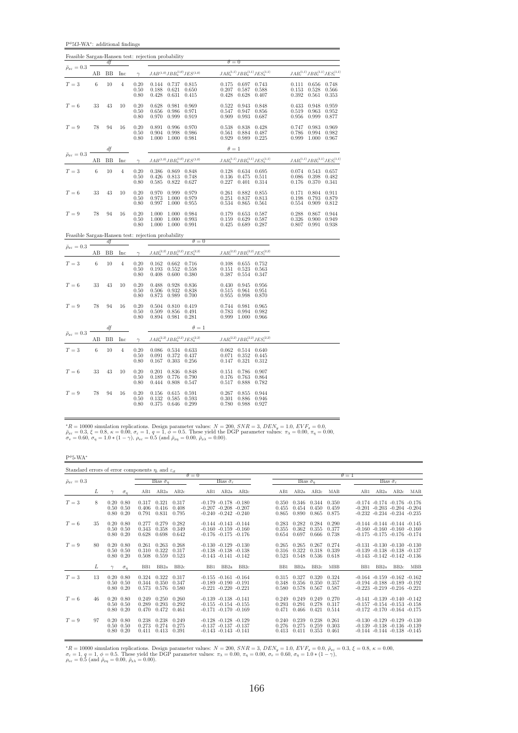P$^{\phi}$5fJ-WA$^{*}$: additional findings

Feasible Sargan-Hansen test: rejection probability

| $\bar{\rho}_{x\varepsilon}=0.3$ | df AB | BB | Inc | $\gamma$ | $\theta=0$ $JAB^{(1,0)}$ | $JBB_a^{(1,0)}$ | $JES^{(1,0)}$ | $JAB_a^{(1,1)}$ | $JBB_a^{(1,1)}$ | $JES_a^{(1,1)}$ | $JAB_c^{(1,1)}$ | $JBB_c^{(1,1)}$ | $JES_c^{(1,1)}$ |
|---|---|---|---|---|---|---|---|---|---|---|---|---|---|
| $T=3$ | 6 | 10 | 4 | 0.20 | 0.144 | 0.737 | 0.815 | 0.175 | 0.697 | 0.743 | 0.111 | 0.656 | 0.748 |
| | | | | 0.50 | 0.188 | 0.621 | 0.650 | 0.207 | 0.587 | 0.588 | 0.153 | 0.528 | 0.566 |
| | | | | 0.80 | 0.428 | 0.631 | 0.415 | 0.428 | 0.628 | 0.407 | 0.392 | 0.561 | 0.353 |
| $T=6$ | 33 | 43 | 10 | 0.20 | 0.628 | 0.981 | 0.969 | 0.522 | 0.943 | 0.848 | 0.433 | 0.948 | 0.959 |
| | | | | 0.50 | 0.656 | 0.986 | 0.971 | 0.547 | 0.947 | 0.856 | 0.519 | 0.963 | 0.952 |
| | | | | 0.80 | 0.970 | 0.999 | 0.919 | 0.909 | 0.993 | 0.687 | 0.956 | 0.999 | 0.877 |
| $T=9$ | 78 | 94 | 16 | 0.20 | 0.891 | 0.996 | 0.970 | 0.538 | 0.838 | 0.428 | 0.747 | 0.983 | 0.969 |
| | | | | 0.50 | 0.904 | 0.998 | 0.986 | 0.561 | 0.884 | 0.487 | 0.786 | 0.994 | 0.982 |
| | | | | 0.80 | 1.000 | 1.000 | 0.981 | 0.929 | 0.989 | 0.225 | 0.999 | 1.000 | 0.967 |
| $\bar{\rho}_{x\varepsilon}=0.3$ | df AB | BB | Inc | $\gamma$ | $\theta=1$ $JAB^{(1,0)}$ | $JBB_a^{(1,0)}$ | $JES^{(1,0)}$ | $JAB_a^{(1,1)}$ | $JBB_a^{(1,1)}$ | $JES_a^{(1,1)}$ | $JAB_c^{(1,1)}$ | $JBB_c^{(1,1)}$ | $JES_c^{(1,1)}$ |
| $T=3$ | 6 | 10 | 4 | 0.20 | 0.386 | 0.869 | 0.848 | 0.128 | 0.634 | 0.695 | 0.074 | 0.543 | 0.657 |
| | | | | 0.50 | 0.426 | 0.813 | 0.748 | 0.136 | 0.475 | 0.511 | 0.086 | 0.398 | 0.482 |
| | | | | 0.80 | 0.585 | 0.822 | 0.627 | 0.227 | 0.401 | 0.314 | 0.176 | 0.370 | 0.341 |
| $T=6$ | 33 | 43 | 10 | 0.20 | 0.970 | 0.999 | 0.979 | 0.261 | 0.882 | 0.855 | 0.171 | 0.804 | 0.911 |
| | | | | 0.50 | 0.973 | 1.000 | 0.979 | 0.251 | 0.837 | 0.813 | 0.198 | 0.793 | 0.879 |
| | | | | 0.80 | 0.997 | 1.000 | 0.955 | 0.534 | 0.865 | 0.561 | 0.554 | 0.909 | 0.812 |
| $T=9$ | 78 | 94 | 16 | 0.20 | 1.000 | 1.000 | 0.984 | 0.179 | 0.653 | 0.587 | 0.288 | 0.867 | 0.944 |
| | | | | 0.50 | 1.000 | 1.000 | 0.993 | 0.159 | 0.629 | 0.587 | 0.326 | 0.900 | 0.949 |
| | | | | 0.80 | 1.000 | 1.000 | 0.991 | 0.425 | 0.689 | 0.287 | 0.807 | 0.991 | 0.938 |

Feasible Sargan-Hansen test: rejection probability

| $\bar{\rho}_{x\varepsilon}=0.3$ | df AB | BB | Inc | $\gamma$ | $\theta=0$ $JAB_a^{(2,2)}$ | $JBB_a^{(2,2)}$ | $JES_a^{(2,2)}$ | $JAB_c^{(2,2)}$ | $JBB_c^{(2,2)}$ | $JES_c^{(2,2)}$ |
|---|---|---|---|---|---|---|---|---|---|---|
| $T=3$ | 6 | 10 | 4 | 0.20 | 0.162 | 0.662 | 0.716 | 0.108 | 0.655 | 0.752 |
| | | | | 0.50 | 0.193 | 0.552 | 0.558 | 0.151 | 0.523 | 0.563 |
| | | | | 0.80 | 0.408 | 0.600 | 0.380 | 0.387 | 0.554 | 0.347 |
| $T=6$ | 33 | 43 | 10 | 0.20 | 0.488 | 0.928 | 0.836 | 0.430 | 0.945 | 0.956 |
| | | | | 0.50 | 0.506 | 0.932 | 0.838 | 0.515 | 0.961 | 0.951 |
| | | | | 0.80 | 0.873 | 0.989 | 0.700 | 0.955 | 0.998 | 0.870 |
| $T=9$ | 78 | 94 | 16 | 0.20 | 0.504 | 0.810 | 0.419 | 0.744 | 0.981 | 0.965 |
| | | | | 0.50 | 0.509 | 0.856 | 0.491 | 0.783 | 0.994 | 0.982 |
| | | | | 0.80 | 0.894 | 0.981 | 0.281 | 0.999 | 1.000 | 0.966 |
| $\bar{\rho}_{x\varepsilon}=0.3$ | df AB | BB | Inc | $\gamma$ | $\theta=1$ $JAB_a^{(2,2)}$ | $JBB_a^{(2,2)}$ | $JES_a^{(2,2)}$ | $JAB_c^{(2,2)}$ | $JBB_c^{(2,2)}$ | $JES_c^{(2,2)}$ |
| $T=3$ | 6 | 10 | 4 | 0.20 | 0.086 | 0.534 | 0.633 | 0.062 | 0.514 | 0.640 |
| | | | | 0.50 | 0.091 | 0.372 | 0.437 | 0.071 | 0.352 | 0.445 |
| | | | | 0.80 | 0.167 | 0.303 | 0.256 | 0.147 | 0.321 | 0.312 |
| $T=6$ | 33 | 43 | 10 | 0.20 | 0.201 | 0.836 | 0.848 | 0.151 | 0.786 | 0.907 |
| | | | | 0.50 | 0.189 | 0.776 | 0.790 | 0.176 | 0.763 | 0.864 |
| | | | | 0.80 | 0.444 | 0.808 | 0.547 | 0.517 | 0.888 | 0.782 |
| $T=9$ | 78 | 94 | 16 | 0.20 | 0.156 | 0.615 | 0.591 | 0.267 | 0.855 | 0.944 |
| | | | | 0.50 | 0.132 | 0.585 | 0.593 | 0.301 | 0.886 | 0.946 |
| | | | | 0.80 | 0.375 | 0.646 | 0.299 | 0.780 | 0.988 | 0.927 |

$^{*}R=10000$ simulation replications. Design parameter values: $N=200$, $SNR=3$, $DEN_y=1.0$, $EVF_x=0.0$, $\bar{\rho}_{x\varepsilon}=0.3$, $\xi=0.8$, $\kappa=0.00$, $\sigma_\varepsilon=1$, $q=1$, $\phi=0.5$. These yield the DGP parameter values: $\pi_\lambda=0.00$, $\pi_\eta=0.00$, $\sigma_v=0.60$, $\sigma_\eta=1.0*(1-\gamma)$, $\rho_{v\varepsilon}=0.5$ (and $\bar{\rho}_{x\eta}=0.00$, $\bar{\rho}_{x\lambda}=0.00$).

P$^{\phi}$5-WA$^{*}$

Standard errors of error components $\eta_i$ and $\varepsilon_{it}$

| $\bar{\rho}_{x\varepsilon}=0.3$ | $L$ | $\gamma$ | $\sigma_\eta$ | $\theta=0$ Bias $\hat{\sigma}_\eta$ AB1 | AB2a | AB2c | Bias $\hat{\sigma}_\varepsilon$ AB1 | AB2a | AB2c | $\theta=1$ Bias $\hat{\sigma}_\eta$ AB1 | AB2a | AB2c | MAB | Bias $\hat{\sigma}_\varepsilon$ AB1 | AB2a | AB2c | MAB |
|---|---|---|---|---|---|---|---|---|---|---|---|---|---|---|---|---|---|
| $T=3$ | 8 | 0.20 | 0.80 | 0.317 | 0.321 | 0.317 | -0.179 | -0.178 | -0.180 | 0.350 | 0.346 | 0.344 | 0.350 | -0.174 | -0.174 | -0.176 | -0.176 |
| | | 0.50 | 0.50 | 0.406 | 0.416 | 0.408 | -0.207 | -0.208 | -0.207 | 0.455 | 0.454 | 0.450 | 0.459 | -0.201 | -0.203 | -0.204 | -0.204 |
| | | 0.80 | 0.20 | 0.791 | 0.831 | 0.795 | -0.240 | -0.242 | -0.240 | 0.865 | 0.890 | 0.865 | 0.875 | -0.232 | -0.234 | -0.234 | -0.235 |
| $T=6$ | 35 | 0.20 | 0.80 | 0.277 | 0.279 | 0.282 | -0.144 | -0.143 | -0.144 | 0.283 | 0.282 | 0.284 | 0.290 | -0.144 | -0.144 | -0.144 | -0.145 |
| | | 0.50 | 0.50 | 0.343 | 0.358 | 0.349 | -0.160 | -0.159 | -0.160 | 0.355 | 0.362 | 0.355 | 0.377 | -0.160 | -0.160 | -0.160 | -0.160 |
| | | 0.80 | 0.20 | 0.628 | 0.698 | 0.642 | -0.176 | -0.175 | -0.176 | 0.654 | 0.697 | 0.666 | 0.738 | -0.175 | -0.175 | -0.176 | -0.174 |
| $T=9$ | 80 | 0.20 | 0.80 | 0.261 | 0.263 | 0.268 | -0.130 | -0.129 | -0.130 | 0.265 | 0.265 | 0.267 | 0.274 | -0.131 | -0.130 | -0.130 | -0.130 |
| | | 0.50 | 0.50 | 0.310 | 0.322 | 0.317 | -0.138 | -0.138 | -0.138 | 0.316 | 0.322 | 0.318 | 0.339 | -0.139 | -0.138 | -0.138 | -0.137 |
| | | 0.80 | 0.20 | 0.508 | 0.559 | 0.523 | -0.143 | -0.141 | -0.142 | 0.523 | 0.548 | 0.536 | 0.618 | -0.143 | -0.142 | -0.142 | -0.136 |
| | $L$ | $\gamma$ | $\sigma_\eta$ | BB1 | BB2a | BB2c | BB1 | BB2a | BB2c | BB1 | BB2a | BB2c | MBB | BB1 | BB2a | BB2c | MBB |
| $T=3$ | 13 | 0.20 | 0.80 | 0.324 | 0.322 | 0.317 | -0.155 | -0.161 | -0.164 | 0.315 | 0.327 | 0.320 | 0.324 | -0.164 | -0.159 | -0.162 | -0.162 |
| | | 0.50 | 0.50 | 0.344 | 0.350 | 0.347 | -0.189 | -0.190 | -0.191 | 0.348 | 0.356 | 0.350 | 0.357 | -0.194 | -0.188 | -0.189 | -0.192 |
| | | 0.80 | 0.20 | 0.573 | 0.576 | 0.580 | -0.221 | -0.220 | -0.221 | 0.580 | 0.578 | 0.567 | 0.587 | -0.223 | -0.219 | -0.216 | -0.221 |
| $T=6$ | 46 | 0.20 | 0.80 | 0.249 | 0.250 | 0.260 | -0.139 | -0.138 | -0.141 | 0.249 | 0.249 | 0.249 | 0.270 | -0.141 | -0.139 | -0.140 | -0.142 |
| | | 0.50 | 0.50 | 0.289 | 0.293 | 0.292 | -0.155 | -0.154 | -0.155 | 0.293 | 0.291 | 0.278 | 0.317 | -0.157 | -0.154 | -0.153 | -0.158 |
| | | 0.80 | 0.20 | 0.470 | 0.472 | 0.461 | -0.171 | -0.170 | -0.169 | 0.471 | 0.466 | 0.421 | 0.514 | -0.172 | -0.170 | -0.164 | -0.175 |
| $T=9$ | 97 | 0.20 | 0.80 | 0.238 | 0.238 | 0.249 | -0.128 | -0.128 | -0.129 | 0.240 | 0.239 | 0.238 | 0.261 | -0.130 | -0.129 | -0.129 | -0.130 |
| | | 0.50 | 0.50 | 0.273 | 0.274 | 0.275 | -0.137 | -0.137 | -0.137 | 0.276 | 0.275 | 0.259 | 0.303 | -0.139 | -0.138 | -0.136 | -0.139 |
| | | 0.80 | 0.20 | 0.411 | 0.413 | 0.391 | -0.143 | -0.143 | -0.141 | 0.413 | 0.411 | 0.353 | 0.461 | -0.144 | -0.144 | -0.138 | -0.145 |

$^{*}R=10000$ simulation replications. Design parameter values: $N=200$, $SNR=3$, $DEN_y=1.0$, $EVF_x=0.0$, $\bar{\rho}_{x\varepsilon}=0.3$, $\xi=0.8$, $\kappa=0.00$, $\sigma_\varepsilon=1$, $q=1$, $\phi=0.5$. These yield the DGP parameter values: $\pi_\lambda=0.00$, $\pi_\eta=0.00$, $\sigma_v=0.60$, $\sigma_\eta=1.0*(1-\gamma)$, $\rho_{v\varepsilon}=0.5$ (and $\bar{\rho}_{x\eta}=0.00$, $\bar{\rho}_{x\lambda}=0.00$).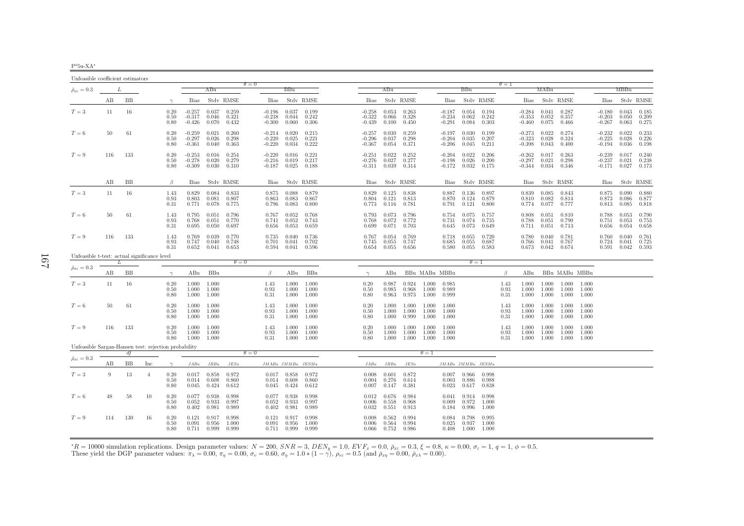P$^{\#}$5u-XA$^{*}$

Unfeasible coefficient estimators

| $\bar{\rho}_{x\varepsilon}=0.3$ | L | | | $\theta=0$ ABu | | | BBu | | | $\theta=1$ ABu | | | BBu | | | MABu | | | MBBu | | |
|---|---|---|---|---|---|---|---|---|---|---|---|---|---|---|---|---|---|---|---|---|---|
| | AB | BB | $\gamma$ | Bias | Stdv | RMSE | Bias | Stdv | RMSE | Bias | Stdv | RMSE | Bias | Stdv | RMSE | Bias | Stdv | RMSE | Bias | Stdv | RMSE |
| $T=3$ | 11 | 16 | 0.20 | -0.257 | 0.037 | 0.259 | -0.196 | 0.037 | 0.199 | -0.258 | 0.053 | 0.263 | -0.187 | 0.054 | 0.194 | -0.284 | 0.041 | 0.287 | -0.180 | 0.043 | 0.185 |
| | | | 0.50 | -0.317 | 0.046 | 0.321 | -0.238 | 0.044 | 0.242 | -0.322 | 0.066 | 0.328 | -0.234 | 0.062 | 0.242 | -0.353 | 0.052 | 0.357 | -0.203 | 0.050 | 0.209 |
| | | | 0.80 | -0.426 | 0.070 | 0.432 | -0.300 | 0.060 | 0.306 | -0.439 | 0.100 | 0.450 | -0.291 | 0.084 | 0.303 | -0.460 | 0.075 | 0.466 | -0.267 | 0.063 | 0.275 |
| $T=6$ | 50 | 61 | 0.20 | -0.259 | 0.021 | 0.260 | -0.214 | 0.020 | 0.215 | -0.257 | 0.030 | 0.259 | -0.197 | 0.030 | 0.199 | -0.273 | 0.022 | 0.274 | -0.232 | 0.022 | 0.233 |
| | | | 0.50 | -0.297 | 0.026 | 0.298 | -0.220 | 0.025 | 0.221 | -0.296 | 0.037 | 0.298 | -0.204 | 0.035 | 0.207 | -0.323 | 0.028 | 0.324 | -0.225 | 0.028 | 0.226 |
| | | | 0.80 | -0.361 | 0.040 | 0.363 | -0.220 | 0.034 | 0.222 | -0.367 | 0.054 | 0.371 | -0.206 | 0.045 | 0.211 | -0.398 | 0.043 | 0.400 | -0.194 | 0.036 | 0.198 |
| $T=9$ | 116 | 133 | 0.20 | -0.253 | 0.016 | 0.254 | -0.220 | 0.016 | 0.221 | -0.251 | 0.022 | 0.252 | -0.204 | 0.022 | 0.206 | -0.262 | 0.017 | 0.263 | -0.239 | 0.017 | 0.240 |
| | | | 0.50 | -0.278 | 0.020 | 0.279 | -0.216 | 0.019 | 0.217 | -0.276 | 0.027 | 0.277 | -0.198 | 0.026 | 0.200 | -0.297 | 0.021 | 0.298 | -0.237 | 0.021 | 0.238 |
| | | | 0.80 | -0.309 | 0.030 | 0.310 | -0.187 | 0.025 | 0.188 | -0.311 | 0.039 | 0.314 | -0.172 | 0.032 | 0.175 | -0.344 | 0.034 | 0.346 | -0.171 | 0.027 | 0.173 |
| | AB | BB | $\beta$ | Bias | Stdv | RMSE | Bias | Stdv | RMSE | Bias | Stdv | RMSE | Bias | Stdv | RMSE | Bias | Stdv | RMSE | Bias | Stdv | RMSE |
| $T=3$ | 11 | 16 | 1.43 | 0.829 | 0.084 | 0.833 | 0.875 | 0.088 | 0.879 | 0.829 | 0.125 | 0.838 | 0.887 | 0.136 | 0.897 | 0.839 | 0.085 | 0.843 | 0.875 | 0.090 | 0.880 |
| | | | 0.93 | 0.803 | 0.081 | 0.807 | 0.863 | 0.083 | 0.867 | 0.804 | 0.121 | 0.813 | 0.870 | 0.124 | 0.879 | 0.810 | 0.082 | 0.814 | 0.873 | 0.086 | 0.877 |
| | | | 0.31 | 0.771 | 0.078 | 0.775 | 0.796 | 0.083 | 0.800 | 0.773 | 0.116 | 0.781 | 0.791 | 0.121 | 0.800 | 0.774 | 0.077 | 0.777 | 0.813 | 0.085 | 0.818 |
| $T=6$ | 50 | 61 | 1.43 | 0.795 | 0.051 | 0.796 | 0.767 | 0.052 | 0.768 | 0.793 | 0.073 | 0.796 | 0.754 | 0.075 | 0.757 | 0.808 | 0.051 | 0.810 | 0.788 | 0.053 | 0.790 |
| | | | 0.93 | 0.768 | 0.051 | 0.770 | 0.741 | 0.052 | 0.743 | 0.768 | 0.072 | 0.772 | 0.731 | 0.074 | 0.735 | 0.788 | 0.051 | 0.790 | 0.751 | 0.053 | 0.753 |
| | | | 0.31 | 0.695 | 0.050 | 0.697 | 0.656 | 0.053 | 0.659 | 0.699 | 0.071 | 0.703 | 0.645 | 0.073 | 0.649 | 0.711 | 0.051 | 0.713 | 0.656 | 0.054 | 0.658 |
| $T=9$ | 116 | 133 | 1.43 | 0.769 | 0.039 | 0.770 | 0.735 | 0.040 | 0.736 | 0.767 | 0.054 | 0.769 | 0.718 | 0.055 | 0.720 | 0.780 | 0.040 | 0.781 | 0.760 | 0.040 | 0.761 |
| | | | 0.93 | 0.747 | 0.040 | 0.748 | 0.701 | 0.041 | 0.702 | 0.745 | 0.055 | 0.747 | 0.685 | 0.055 | 0.687 | 0.766 | 0.041 | 0.767 | 0.724 | 0.041 | 0.725 |
| | | | 0.31 | 0.652 | 0.041 | 0.653 | 0.594 | 0.041 | 0.596 | 0.654 | 0.055 | 0.656 | 0.580 | 0.055 | 0.583 | 0.673 | 0.042 | 0.674 | 0.591 | 0.042 | 0.593 |

Unfeasible t-test: actual significance level

| $\bar{\rho}_{x\varepsilon}=0.3$ | L | | $\theta=0$ | | | | | | $\theta=1$ | | | | | | | | | | |
|---|---|---|---|---|---|---|---|---|---|---|---|---|---|---|---|---|---|---|---|
| | AB | BB | $\gamma$ | ABu | BBu | $\beta$ | ABu | BBu | $\gamma$ | ABu | BBu | MABu | MBBu | $\beta$ | ABu | BBu | MABu | MBBu |
| $T=3$ | 11 | 16 | 0.20 | 1.000 | 1.000 | 1.43 | 1.000 | 1.000 | 0.20 | 0.987 | 0.924 | 1.000 | 0.985 | 1.43 | 1.000 | 1.000 | 1.000 | 1.000 |
| | | | 0.50 | 1.000 | 1.000 | 0.93 | 1.000 | 1.000 | 0.50 | 0.985 | 0.968 | 1.000 | 0.989 | 0.93 | 1.000 | 1.000 | 1.000 | 1.000 |
| | | | 0.80 | 1.000 | 1.000 | 0.31 | 1.000 | 1.000 | 0.80 | 0.963 | 0.973 | 1.000 | 0.999 | 0.31 | 1.000 | 1.000 | 1.000 | 1.000 |
| $T=6$ | 50 | 61 | 0.20 | 1.000 | 1.000 | 1.43 | 1.000 | 1.000 | 0.20 | 1.000 | 1.000 | 1.000 | 1.000 | 1.43 | 1.000 | 1.000 | 1.000 | 1.000 |
| | | | 0.50 | 1.000 | 1.000 | 0.93 | 1.000 | 1.000 | 0.50 | 1.000 | 1.000 | 1.000 | 1.000 | 0.93 | 1.000 | 1.000 | 1.000 | 1.000 |
| | | | 0.80 | 1.000 | 1.000 | 0.31 | 1.000 | 1.000 | 0.80 | 1.000 | 0.999 | 1.000 | 1.000 | 0.31 | 1.000 | 1.000 | 1.000 | 1.000 |
| $T=9$ | 116 | 133 | 0.20 | 1.000 | 1.000 | 1.43 | 1.000 | 1.000 | 0.20 | 1.000 | 1.000 | 1.000 | 1.000 | 1.43 | 1.000 | 1.000 | 1.000 | 1.000 |
| | | | 0.50 | 1.000 | 1.000 | 0.93 | 1.000 | 1.000 | 0.50 | 1.000 | 1.000 | 1.000 | 1.000 | 0.93 | 1.000 | 1.000 | 1.000 | 1.000 |
| | | | 0.80 | 1.000 | 1.000 | 0.31 | 1.000 | 1.000 | 0.80 | 1.000 | 1.000 | 1.000 | 1.000 | 0.31 | 1.000 | 1.000 | 1.000 | 1.000 |

Unfeasible Sargan-Hansen test: rejection probability

| $\bar{\rho}_{x\varepsilon}=0.3$ | df | | | $\theta=0$ | | | | | | | $\theta=1$ | | | | | |
|---|---|---|---|---|---|---|---|---|---|---|---|---|---|---|---|---|
| | AB | BB | Inc | $\gamma$ | JABu | JBBu | JESu | JMABu | JMMBu | JESMu | JABu | JBBu | JESu | JMABu | JMMBu | JESMu |
| $T=3$ | 9 | 13 | 4 | 0.20 | 0.017 | 0.858 | 0.972 | 0.017 | 0.858 | 0.972 | 0.008 | 0.601 | 0.872 | 0.007 | 0.966 | 0.998 |
| | | | | 0.50 | 0.014 | 0.608 | 0.860 | 0.014 | 0.608 | 0.860 | 0.004 | 0.276 | 0.614 | 0.003 | 0.886 | 0.988 |
| | | | | 0.80 | 0.045 | 0.424 | 0.612 | 0.045 | 0.424 | 0.612 | 0.007 | 0.147 | 0.381 | 0.023 | 0.617 | 0.838 |
| $T=6$ | 48 | 58 | 10 | 0.20 | 0.077 | 0.938 | 0.998 | 0.077 | 0.938 | 0.998 | 0.012 | 0.676 | 0.984 | 0.041 | 0.914 | 0.998 |
| | | | | 0.50 | 0.052 | 0.933 | 0.997 | 0.052 | 0.933 | 0.997 | 0.006 | 0.558 | 0.968 | 0.009 | 0.972 | 1.000 |
| | | | | 0.80 | 0.402 | 0.981 | 0.989 | 0.402 | 0.981 | 0.989 | 0.032 | 0.551 | 0.913 | 0.184 | 0.996 | 1.000 |
| $T=9$ | 114 | 130 | 16 | 0.20 | 0.121 | 0.917 | 0.998 | 0.121 | 0.917 | 0.998 | 0.008 | 0.562 | 0.994 | 0.084 | 0.798 | 0.995 |
| | | | | 0.50 | 0.091 | 0.956 | 1.000 | 0.091 | 0.956 | 1.000 | 0.006 | 0.564 | 0.994 | 0.025 | 0.937 | 1.000 |
| | | | | 0.80 | 0.711 | 0.999 | 0.999 | 0.711 | 0.999 | 0.999 | 0.066 | 0.752 | 0.986 | 0.408 | 1.000 | 1.000 |

$^{*}R=10000$ simulation replications. Design parameter values: $N=200$, $SNR=3$, $DEN_y=1.0$, $EVF_x=0.0$, $\bar{\rho}_{x\varepsilon}=0.3$, $\xi=0.8$, $\kappa=0.00$, $\sigma_\varepsilon=1$, $q=1$, $\phi=0.5$.
These yield the DGP parameter values: $\pi_\lambda=0.00$, $\pi_\eta=0.00$, $\sigma_v=0.60$, $\sigma_\eta=1.0*(1-\gamma)$, $\rho_{v\varepsilon}=0.5$ (and $\bar{\rho}_{x\eta}=0.00$, $\bar{\rho}_{x\lambda}=0.00$).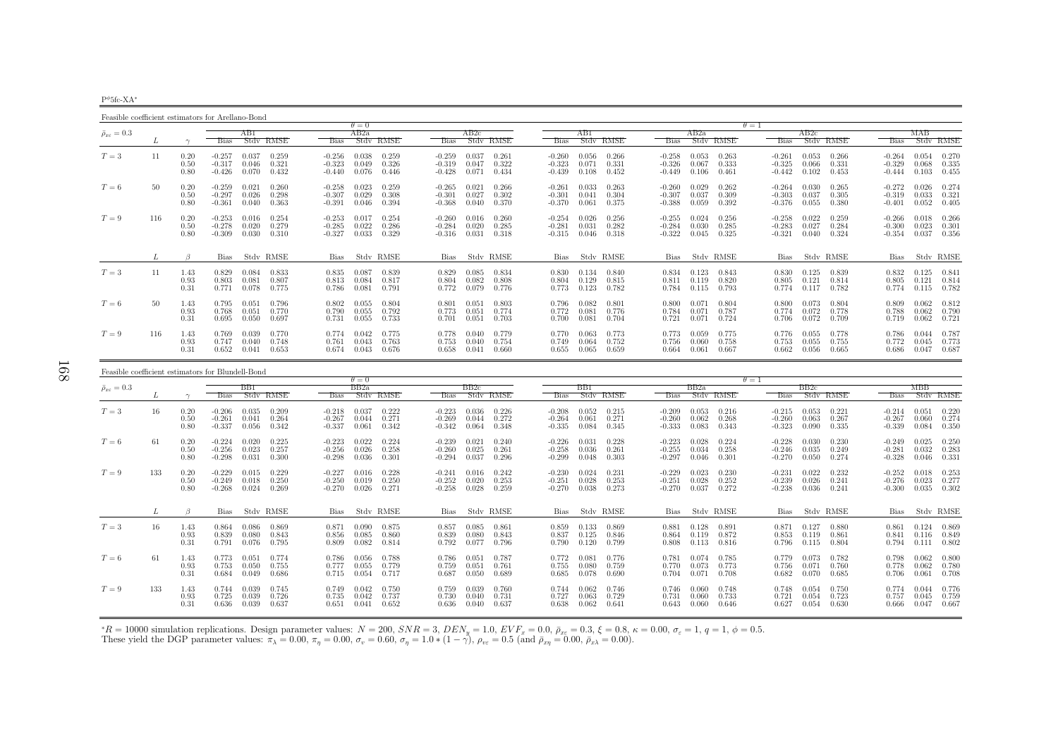P*5fc-XA*

Feasible coefficient estimators for Arellano-Bond

| $\bar{\rho}_{x\varepsilon}=0.3$ | | | $\theta=0$ | | | | | | | | | $\theta=1$ | | | | | | | | | | | |
|---|---|---|---|---|---|---|---|---|---|---|---|---|---|---|---|---|---|---|---|---|---|---|---|
| | | | AB1 | | | AB2a | | | AB2c | | | AB1 | | | AB2a | | | AB2c | | | MAB | | |
| | $L$ | $\gamma$ | Bias | Stdv | RMSE | Bias | Stdv | RMSE | Bias | Stdv | RMSE | Bias | Stdv | RMSE | Bias | Stdv | RMSE | Bias | Stdv | RMSE | Bias | Stdv | RMSE |
| $T=3$ | 11 | 0.20 | -0.257 | 0.037 | 0.259 | -0.256 | 0.038 | 0.259 | -0.259 | 0.037 | 0.261 | -0.260 | 0.056 | 0.266 | -0.258 | 0.053 | 0.263 | -0.261 | 0.053 | 0.266 | -0.264 | 0.054 | 0.270 |
| | | 0.50 | -0.317 | 0.046 | 0.321 | -0.323 | 0.049 | 0.326 | -0.319 | 0.047 | 0.322 | -0.323 | 0.071 | 0.331 | -0.326 | 0.067 | 0.333 | -0.325 | 0.066 | 0.331 | -0.329 | 0.068 | 0.335 |
| | | 0.80 | -0.426 | 0.070 | 0.432 | -0.440 | 0.076 | 0.446 | -0.428 | 0.071 | 0.434 | -0.439 | 0.108 | 0.452 | -0.449 | 0.106 | 0.461 | -0.442 | 0.102 | 0.453 | -0.444 | 0.103 | 0.455 |
| $T=6$ | 50 | 0.20 | -0.259 | 0.021 | 0.260 | -0.258 | 0.023 | 0.259 | -0.265 | 0.021 | 0.266 | -0.261 | 0.033 | 0.263 | -0.260 | 0.029 | 0.262 | -0.264 | 0.030 | 0.265 | -0.272 | 0.026 | 0.274 |
| | | 0.50 | -0.297 | 0.026 | 0.298 | -0.307 | 0.029 | 0.308 | -0.301 | 0.027 | 0.302 | -0.301 | 0.041 | 0.304 | -0.307 | 0.037 | 0.309 | -0.303 | 0.037 | 0.305 | -0.319 | 0.033 | 0.321 |
| | | 0.80 | -0.361 | 0.040 | 0.363 | -0.391 | 0.046 | 0.394 | -0.368 | 0.040 | 0.370 | -0.370 | 0.061 | 0.375 | -0.388 | 0.059 | 0.392 | -0.376 | 0.055 | 0.380 | -0.401 | 0.052 | 0.405 |
| $T=9$ | 116 | 0.20 | -0.253 | 0.016 | 0.254 | -0.253 | 0.017 | 0.254 | -0.260 | 0.016 | 0.260 | -0.254 | 0.026 | 0.256 | -0.255 | 0.024 | 0.256 | -0.258 | 0.022 | 0.259 | -0.266 | 0.018 | 0.266 |
| | | 0.50 | -0.278 | 0.020 | 0.279 | -0.285 | 0.022 | 0.286 | -0.284 | 0.020 | 0.285 | -0.281 | 0.031 | 0.282 | -0.284 | 0.030 | 0.285 | -0.283 | 0.027 | 0.284 | -0.300 | 0.023 | 0.301 |
| | | 0.80 | -0.309 | 0.030 | 0.310 | -0.327 | 0.033 | 0.329 | -0.316 | 0.031 | 0.318 | -0.315 | 0.046 | 0.318 | -0.322 | 0.045 | 0.325 | -0.321 | 0.040 | 0.324 | -0.354 | 0.037 | 0.356 |
| | $L$ | $\beta$ | Bias | Stdv | RMSE | Bias | Stdv | RMSE | Bias | Stdv | RMSE | Bias | Stdv | RMSE | Bias | Stdv | RMSE | Bias | Stdv | RMSE | Bias | Stdv | RMSE |
| $T=3$ | 11 | 1.43 | 0.829 | 0.084 | 0.833 | 0.835 | 0.087 | 0.839 | 0.829 | 0.085 | 0.834 | 0.830 | 0.134 | 0.840 | 0.834 | 0.123 | 0.843 | 0.830 | 0.125 | 0.839 | 0.832 | 0.125 | 0.841 |
| | | 0.93 | 0.803 | 0.081 | 0.807 | 0.813 | 0.084 | 0.817 | 0.804 | 0.082 | 0.808 | 0.804 | 0.129 | 0.815 | 0.811 | 0.119 | 0.820 | 0.805 | 0.121 | 0.814 | 0.805 | 0.121 | 0.814 |
| | | 0.31 | 0.771 | 0.078 | 0.775 | 0.786 | 0.081 | 0.791 | 0.772 | 0.079 | 0.776 | 0.773 | 0.123 | 0.782 | 0.784 | 0.115 | 0.793 | 0.774 | 0.117 | 0.782 | 0.774 | 0.115 | 0.782 |
| $T=6$ | 50 | 1.43 | 0.795 | 0.051 | 0.796 | 0.802 | 0.055 | 0.804 | 0.801 | 0.051 | 0.803 | 0.796 | 0.082 | 0.801 | 0.800 | 0.071 | 0.804 | 0.800 | 0.073 | 0.804 | 0.809 | 0.062 | 0.812 |
| | | 0.93 | 0.768 | 0.051 | 0.770 | 0.790 | 0.055 | 0.792 | 0.773 | 0.051 | 0.774 | 0.772 | 0.081 | 0.776 | 0.784 | 0.071 | 0.787 | 0.774 | 0.072 | 0.778 | 0.788 | 0.062 | 0.790 |
| | | 0.31 | 0.695 | 0.050 | 0.697 | 0.731 | 0.055 | 0.733 | 0.701 | 0.051 | 0.703 | 0.700 | 0.081 | 0.704 | 0.721 | 0.071 | 0.724 | 0.706 | 0.072 | 0.709 | 0.719 | 0.062 | 0.721 |
| $T=9$ | 116 | 1.43 | 0.769 | 0.039 | 0.770 | 0.774 | 0.042 | 0.775 | 0.778 | 0.040 | 0.779 | 0.770 | 0.063 | 0.773 | 0.773 | 0.059 | 0.775 | 0.776 | 0.055 | 0.778 | 0.786 | 0.044 | 0.787 |
| | | 0.93 | 0.747 | 0.040 | 0.748 | 0.761 | 0.043 | 0.763 | 0.753 | 0.040 | 0.754 | 0.749 | 0.064 | 0.752 | 0.756 | 0.060 | 0.758 | 0.753 | 0.055 | 0.755 | 0.772 | 0.045 | 0.773 |
| | | 0.31 | 0.652 | 0.041 | 0.653 | 0.674 | 0.043 | 0.676 | 0.658 | 0.041 | 0.660 | 0.655 | 0.065 | 0.659 | 0.664 | 0.061 | 0.667 | 0.662 | 0.056 | 0.665 | 0.686 | 0.047 | 0.687 |

Feasible coefficient estimators for Blundell-Bond

| $\bar{\rho}_{x\varepsilon}=0.3$ | | | $\theta=0$ | | | | | | | | | $\theta=1$ | | | | | | | | | | | |
|---|---|---|---|---|---|---|---|---|---|---|---|---|---|---|---|---|---|---|---|---|---|---|---|
| | | | BB1 | | | BB2a | | | BB2c | | | BB1 | | | BB2a | | | BB2c | | | MBB | | |
| | $L$ | $\gamma$ | Bias | Stdv | RMSE | Bias | Stdv | RMSE | Bias | Stdv | RMSE | Bias | Stdv | RMSE | Bias | Stdv | RMSE | Bias | Stdv | RMSE | Bias | Stdv | RMSE |
| $T=3$ | 16 | 0.20 | -0.206 | 0.035 | 0.209 | -0.218 | 0.037 | 0.222 | -0.223 | 0.036 | 0.226 | -0.208 | 0.052 | 0.215 | -0.209 | 0.053 | 0.216 | -0.215 | 0.053 | 0.221 | -0.214 | 0.051 | 0.220 |
| | | 0.50 | -0.261 | 0.041 | 0.264 | -0.267 | 0.044 | 0.271 | -0.269 | 0.044 | 0.272 | -0.264 | 0.061 | 0.271 | -0.260 | 0.062 | 0.268 | -0.260 | 0.063 | 0.267 | -0.267 | 0.060 | 0.274 |
| | | 0.80 | -0.337 | 0.056 | 0.342 | -0.337 | 0.061 | 0.342 | -0.342 | 0.064 | 0.348 | -0.335 | 0.084 | 0.345 | -0.333 | 0.083 | 0.343 | -0.323 | 0.090 | 0.335 | -0.339 | 0.084 | 0.350 |
| $T=6$ | 61 | 0.20 | -0.224 | 0.020 | 0.225 | -0.223 | 0.022 | 0.224 | -0.239 | 0.021 | 0.240 | -0.226 | 0.031 | 0.228 | -0.223 | 0.028 | 0.224 | -0.228 | 0.030 | 0.230 | -0.249 | 0.025 | 0.250 |
| | | 0.50 | -0.256 | 0.023 | 0.257 | -0.256 | 0.026 | 0.258 | -0.260 | 0.025 | 0.261 | -0.258 | 0.036 | 0.261 | -0.255 | 0.034 | 0.258 | -0.246 | 0.035 | 0.249 | -0.281 | 0.032 | 0.283 |
| | | 0.80 | -0.298 | 0.031 | 0.300 | -0.298 | 0.036 | 0.301 | -0.294 | 0.037 | 0.296 | -0.299 | 0.048 | 0.303 | -0.297 | 0.046 | 0.301 | -0.270 | 0.050 | 0.274 | -0.328 | 0.046 | 0.331 |
| $T=9$ | 133 | 0.20 | -0.229 | 0.015 | 0.229 | -0.227 | 0.016 | 0.228 | -0.241 | 0.016 | 0.242 | -0.230 | 0.024 | 0.231 | -0.229 | 0.023 | 0.230 | -0.231 | 0.022 | 0.232 | -0.252 | 0.018 | 0.253 |
| | | 0.50 | -0.249 | 0.018 | 0.250 | -0.250 | 0.019 | 0.250 | -0.252 | 0.020 | 0.253 | -0.251 | 0.028 | 0.253 | -0.251 | 0.028 | 0.252 | -0.239 | 0.026 | 0.241 | -0.276 | 0.023 | 0.277 |
| | | 0.80 | -0.268 | 0.024 | 0.269 | -0.270 | 0.026 | 0.271 | -0.258 | 0.028 | 0.259 | -0.270 | 0.038 | 0.273 | -0.270 | 0.037 | 0.272 | -0.238 | 0.036 | 0.241 | -0.300 | 0.035 | 0.302 |
| | $L$ | $\beta$ | Bias | Stdv | RMSE | Bias | Stdv | RMSE | Bias | Stdv | RMSE | Bias | Stdv | RMSE | Bias | Stdv | RMSE | Bias | Stdv | RMSE | Bias | Stdv | RMSE |
| $T=3$ | 16 | 1.43 | 0.864 | 0.086 | 0.869 | 0.871 | 0.090 | 0.875 | 0.857 | 0.085 | 0.861 | 0.859 | 0.133 | 0.869 | 0.881 | 0.128 | 0.891 | 0.871 | 0.127 | 0.880 | 0.861 | 0.124 | 0.869 |
| | | 0.93 | 0.839 | 0.080 | 0.843 | 0.856 | 0.085 | 0.860 | 0.839 | 0.080 | 0.843 | 0.837 | 0.125 | 0.846 | 0.864 | 0.119 | 0.872 | 0.853 | 0.119 | 0.861 | 0.841 | 0.116 | 0.849 |
| | | 0.31 | 0.791 | 0.076 | 0.795 | 0.809 | 0.082 | 0.814 | 0.792 | 0.077 | 0.796 | 0.790 | 0.120 | 0.799 | 0.808 | 0.113 | 0.816 | 0.796 | 0.115 | 0.804 | 0.794 | 0.111 | 0.802 |
| $T=6$ | 61 | 1.43 | 0.773 | 0.051 | 0.774 | 0.786 | 0.056 | 0.788 | 0.786 | 0.051 | 0.787 | 0.772 | 0.081 | 0.776 | 0.781 | 0.074 | 0.785 | 0.779 | 0.073 | 0.782 | 0.798 | 0.062 | 0.800 |
| | | 0.93 | 0.753 | 0.050 | 0.755 | 0.777 | 0.055 | 0.779 | 0.759 | 0.051 | 0.761 | 0.755 | 0.080 | 0.759 | 0.770 | 0.073 | 0.773 | 0.756 | 0.071 | 0.760 | 0.778 | 0.062 | 0.780 |
| | | 0.31 | 0.684 | 0.049 | 0.686 | 0.715 | 0.054 | 0.717 | 0.687 | 0.050 | 0.689 | 0.685 | 0.078 | 0.690 | 0.704 | 0.071 | 0.708 | 0.682 | 0.070 | 0.685 | 0.706 | 0.061 | 0.708 |
| $T=9$ | 133 | 1.43 | 0.744 | 0.039 | 0.745 | 0.749 | 0.042 | 0.750 | 0.759 | 0.039 | 0.760 | 0.744 | 0.062 | 0.746 | 0.746 | 0.060 | 0.748 | 0.748 | 0.054 | 0.750 | 0.774 | 0.044 | 0.776 |
| | | 0.93 | 0.725 | 0.039 | 0.726 | 0.735 | 0.042 | 0.737 | 0.730 | 0.040 | 0.731 | 0.727 | 0.063 | 0.729 | 0.731 | 0.060 | 0.733 | 0.721 | 0.054 | 0.723 | 0.757 | 0.045 | 0.759 |
| | | 0.31 | 0.636 | 0.039 | 0.637 | 0.651 | 0.041 | 0.652 | 0.636 | 0.040 | 0.637 | 0.638 | 0.062 | 0.641 | 0.643 | 0.060 | 0.646 | 0.627 | 0.054 | 0.630 | 0.666 | 0.047 | 0.667 |

*$R=10000$ simulation replications. Design parameter values: $N=200$, $SNR=3$, $DEN_y=1.0$, $EVF_x=0.0$, $\bar{\rho}_{x\varepsilon}=0.3$, $\xi=0.8$, $\kappa=0.00$, $\sigma_\varepsilon=1$, $q=1$, $\phi=0.5$.
These yield the DGP parameter values: $\pi_\lambda=0.00$, $\pi_\eta=0.00$, $\sigma_v=0.60$, $\sigma_\eta=1.0*(1-\gamma)$, $\rho_{v\varepsilon}=0.5$ (and $\bar{\rho}_{x\eta}=0.00$, $\bar{\rho}_{x\lambda}=0.00$).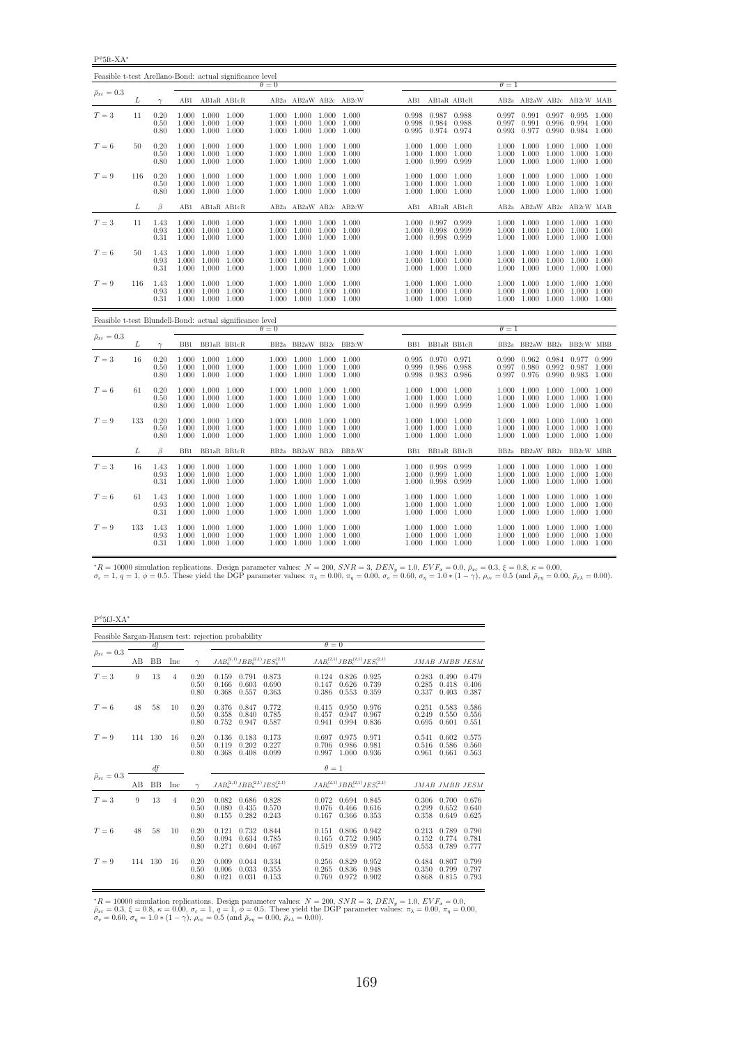P$^{\phi}$5ft-XA$^{*}$

Feasible t-test Arellano-Bond: actual significance level

| $\bar{\rho}_{x\varepsilon}=0.3$ | $L$ | $\gamma$ | AB1 | AB1aR | AB1cR | AB2a | AB2aW | AB2c | AB2cW | AB1 | AB1aR | AB1cR | AB2a | AB2aW | AB2c | AB2cW | MAB |
|---|---|---|---|---|---|---|---|---|---|---|---|---|---|---|---|---|---|
| | | | $\theta=0$ | | | | | | | $\theta=1$ | | | | | | | |
| $T=3$ | 11 | 0.20 | 1.000 | 1.000 | 1.000 | 1.000 | 1.000 | 1.000 | 1.000 | 0.998 | 0.987 | 0.988 | 0.997 | 0.991 | 0.997 | 0.995 | 1.000 |
| | | 0.50 | 1.000 | 1.000 | 1.000 | 1.000 | 1.000 | 1.000 | 1.000 | 0.998 | 0.984 | 0.988 | 0.997 | 0.991 | 0.996 | 0.994 | 1.000 |
| | | 0.80 | 1.000 | 1.000 | 1.000 | 1.000 | 1.000 | 1.000 | 1.000 | 0.995 | 0.974 | 0.974 | 0.993 | 0.977 | 0.990 | 0.984 | 1.000 |
| $T=6$ | 50 | 0.20 | 1.000 | 1.000 | 1.000 | 1.000 | 1.000 | 1.000 | 1.000 | 1.000 | 1.000 | 1.000 | 1.000 | 1.000 | 1.000 | 1.000 | 1.000 |
| | | 0.50 | 1.000 | 1.000 | 1.000 | 1.000 | 1.000 | 1.000 | 1.000 | 1.000 | 1.000 | 1.000 | 1.000 | 1.000 | 1.000 | 1.000 | 1.000 |
| | | 0.80 | 1.000 | 1.000 | 1.000 | 1.000 | 1.000 | 1.000 | 1.000 | 1.000 | 0.999 | 0.999 | 1.000 | 1.000 | 1.000 | 1.000 | 1.000 |
| $T=9$ | 116 | 0.20 | 1.000 | 1.000 | 1.000 | 1.000 | 1.000 | 1.000 | 1.000 | 1.000 | 1.000 | 1.000 | 1.000 | 1.000 | 1.000 | 1.000 | 1.000 |
| | | 0.50 | 1.000 | 1.000 | 1.000 | 1.000 | 1.000 | 1.000 | 1.000 | 1.000 | 1.000 | 1.000 | 1.000 | 1.000 | 1.000 | 1.000 | 1.000 |
| | | 0.80 | 1.000 | 1.000 | 1.000 | 1.000 | 1.000 | 1.000 | 1.000 | 1.000 | 1.000 | 1.000 | 1.000 | 1.000 | 1.000 | 1.000 | 1.000 |
| | $L$ | $\beta$ | AB1 | AB1aR | AB1cR | AB2a | AB2aW | AB2c | AB2cW | AB1 | AB1aR | AB1cR | AB2a | AB2aW | AB2c | AB2cW | MAB |
| $T=3$ | 11 | 1.43 | 1.000 | 1.000 | 1.000 | 1.000 | 1.000 | 1.000 | 1.000 | 1.000 | 0.997 | 0.999 | 1.000 | 1.000 | 1.000 | 1.000 | 1.000 |
| | | 0.93 | 1.000 | 1.000 | 1.000 | 1.000 | 1.000 | 1.000 | 1.000 | 1.000 | 0.998 | 0.999 | 1.000 | 1.000 | 1.000 | 1.000 | 1.000 |
| | | 0.31 | 1.000 | 1.000 | 1.000 | 1.000 | 1.000 | 1.000 | 1.000 | 1.000 | 0.998 | 0.999 | 1.000 | 1.000 | 1.000 | 1.000 | 1.000 |
| $T=6$ | 50 | 1.43 | 1.000 | 1.000 | 1.000 | 1.000 | 1.000 | 1.000 | 1.000 | 1.000 | 1.000 | 1.000 | 1.000 | 1.000 | 1.000 | 1.000 | 1.000 |
| | | 0.93 | 1.000 | 1.000 | 1.000 | 1.000 | 1.000 | 1.000 | 1.000 | 1.000 | 1.000 | 1.000 | 1.000 | 1.000 | 1.000 | 1.000 | 1.000 |
| | | 0.31 | 1.000 | 1.000 | 1.000 | 1.000 | 1.000 | 1.000 | 1.000 | 1.000 | 1.000 | 1.000 | 1.000 | 1.000 | 1.000 | 1.000 | 1.000 |
| $T=9$ | 116 | 1.43 | 1.000 | 1.000 | 1.000 | 1.000 | 1.000 | 1.000 | 1.000 | 1.000 | 1.000 | 1.000 | 1.000 | 1.000 | 1.000 | 1.000 | 1.000 |
| | | 0.93 | 1.000 | 1.000 | 1.000 | 1.000 | 1.000 | 1.000 | 1.000 | 1.000 | 1.000 | 1.000 | 1.000 | 1.000 | 1.000 | 1.000 | 1.000 |
| | | 0.31 | 1.000 | 1.000 | 1.000 | 1.000 | 1.000 | 1.000 | 1.000 | 1.000 | 1.000 | 1.000 | 1.000 | 1.000 | 1.000 | 1.000 | 1.000 |

Feasible t-test Blundell-Bond: actual significance level

| $\bar{\rho}_{x\varepsilon}=0.3$ | $L$ | $\gamma$ | BB1 | BB1aR | BB1cR | BB2a | BB2aW | BB2c | BB2cW | BB1 | BB1aR | BB1cR | BB2a | BB2aW | BB2c | BB2cW | MBB |
|---|---|---|---|---|---|---|---|---|---|---|---|---|---|---|---|---|---|
| | | | $\theta=0$ | | | | | | | $\theta=1$ | | | | | | | |
| $T=3$ | 16 | 0.20 | 1.000 | 1.000 | 1.000 | 1.000 | 1.000 | 1.000 | 1.000 | 0.995 | 0.970 | 0.971 | 0.990 | 0.962 | 0.984 | 0.977 | 0.999 |
| | | 0.50 | 1.000 | 1.000 | 1.000 | 1.000 | 1.000 | 1.000 | 1.000 | 0.999 | 0.986 | 0.988 | 0.997 | 0.980 | 0.992 | 0.987 | 1.000 |
| | | 0.80 | 1.000 | 1.000 | 1.000 | 1.000 | 1.000 | 1.000 | 1.000 | 0.998 | 0.983 | 0.986 | 0.997 | 0.976 | 0.990 | 0.983 | 1.000 |
| $T=6$ | 61 | 0.20 | 1.000 | 1.000 | 1.000 | 1.000 | 1.000 | 1.000 | 1.000 | 1.000 | 1.000 | 1.000 | 1.000 | 1.000 | 1.000 | 1.000 | 1.000 |
| | | 0.50 | 1.000 | 1.000 | 1.000 | 1.000 | 1.000 | 1.000 | 1.000 | 1.000 | 1.000 | 1.000 | 1.000 | 1.000 | 1.000 | 1.000 | 1.000 |
| | | 0.80 | 1.000 | 1.000 | 1.000 | 1.000 | 1.000 | 1.000 | 1.000 | 1.000 | 0.999 | 0.999 | 1.000 | 1.000 | 1.000 | 1.000 | 1.000 |
| $T=9$ | 133 | 0.20 | 1.000 | 1.000 | 1.000 | 1.000 | 1.000 | 1.000 | 1.000 | 1.000 | 1.000 | 1.000 | 1.000 | 1.000 | 1.000 | 1.000 | 1.000 |
| | | 0.50 | 1.000 | 1.000 | 1.000 | 1.000 | 1.000 | 1.000 | 1.000 | 1.000 | 1.000 | 1.000 | 1.000 | 1.000 | 1.000 | 1.000 | 1.000 |
| | | 0.80 | 1.000 | 1.000 | 1.000 | 1.000 | 1.000 | 1.000 | 1.000 | 1.000 | 1.000 | 1.000 | 1.000 | 1.000 | 1.000 | 1.000 | 1.000 |
| | $L$ | $\beta$ | BB1 | BB1aR | BB1cR | BB2a | BB2aW | BB2c | BB2cW | BB1 | BB1aR | BB1cR | BB2a | BB2aW | BB2c | BB2cW | MBB |
| $T=3$ | 16 | 1.43 | 1.000 | 1.000 | 1.000 | 1.000 | 1.000 | 1.000 | 1.000 | 1.000 | 0.998 | 0.999 | 1.000 | 1.000 | 1.000 | 1.000 | 1.000 |
| | | 0.93 | 1.000 | 1.000 | 1.000 | 1.000 | 1.000 | 1.000 | 1.000 | 1.000 | 0.999 | 1.000 | 1.000 | 1.000 | 1.000 | 1.000 | 1.000 |
| | | 0.31 | 1.000 | 1.000 | 1.000 | 1.000 | 1.000 | 1.000 | 1.000 | 1.000 | 0.998 | 0.999 | 1.000 | 1.000 | 1.000 | 1.000 | 1.000 |
| $T=6$ | 61 | 1.43 | 1.000 | 1.000 | 1.000 | 1.000 | 1.000 | 1.000 | 1.000 | 1.000 | 1.000 | 1.000 | 1.000 | 1.000 | 1.000 | 1.000 | 1.000 |
| | | 0.93 | 1.000 | 1.000 | 1.000 | 1.000 | 1.000 | 1.000 | 1.000 | 1.000 | 1.000 | 1.000 | 1.000 | 1.000 | 1.000 | 1.000 | 1.000 |
| | | 0.31 | 1.000 | 1.000 | 1.000 | 1.000 | 1.000 | 1.000 | 1.000 | 1.000 | 1.000 | 1.000 | 1.000 | 1.000 | 1.000 | 1.000 | 1.000 |
| $T=9$ | 133 | 1.43 | 1.000 | 1.000 | 1.000 | 1.000 | 1.000 | 1.000 | 1.000 | 1.000 | 1.000 | 1.000 | 1.000 | 1.000 | 1.000 | 1.000 | 1.000 |
| | | 0.93 | 1.000 | 1.000 | 1.000 | 1.000 | 1.000 | 1.000 | 1.000 | 1.000 | 1.000 | 1.000 | 1.000 | 1.000 | 1.000 | 1.000 | 1.000 |
| | | 0.31 | 1.000 | 1.000 | 1.000 | 1.000 | 1.000 | 1.000 | 1.000 | 1.000 | 1.000 | 1.000 | 1.000 | 1.000 | 1.000 | 1.000 | 1.000 |

$^{*}R=10000$ simulation replications. Design parameter values: $N=200$, $SNR=3$, $DEN_y=1.0$, $EVF_x=0.0$, $\bar{\rho}_{x\varepsilon}=0.3$, $\xi=0.8$, $\kappa=0.00$, $\sigma_\varepsilon=1$, $q=1$, $\phi=0.5$. These yield the DGP parameter values: $\pi_\lambda=0.00$, $\pi_\eta=0.00$, $\sigma_v=0.60$, $\sigma_\eta=1.0*(1-\gamma)$, $\rho_{v\varepsilon}=0.5$ (and $\bar{\rho}_{x\eta}=0.00$, $\bar{\rho}_{x\lambda}=0.00$).

P$^{\phi}$5fJ-XA$^{*}$

Feasible Sargan-Hansen test: rejection probability

| $\bar{\rho}_{x\varepsilon}=0.3$ | AB | BB | Inc | $\gamma$ | $JAB_a^{(2,1)}$ | $JBB_a^{(2,1)}$ | $JES_a^{(2,1)}$ | $JAB_c^{(2,1)}$ | $JBB_c^{(2,1)}$ | $JES_c^{(2,1)}$ | $JMAB$ | $JMBB$ | $JESM$ |
|---|---|---|---|---|---|---|---|---|---|---|---|---|---|
| | $df$ | | | | $\theta=0$ | | | | | | | | |
| $T=3$ | 9 | 13 | 4 | 0.20 | 0.159 | 0.791 | 0.873 | 0.124 | 0.826 | 0.925 | 0.283 | 0.490 | 0.479 |
| | | | | 0.50 | 0.166 | 0.603 | 0.690 | 0.147 | 0.626 | 0.739 | 0.285 | 0.418 | 0.406 |
| | | | | 0.80 | 0.368 | 0.557 | 0.363 | 0.386 | 0.553 | 0.359 | 0.337 | 0.403 | 0.387 |
| $T=6$ | 48 | 58 | 10 | 0.20 | 0.376 | 0.847 | 0.772 | 0.415 | 0.950 | 0.976 | 0.251 | 0.583 | 0.586 |
| | | | | 0.50 | 0.358 | 0.840 | 0.785 | 0.457 | 0.947 | 0.967 | 0.249 | 0.550 | 0.556 |
| | | | | 0.80 | 0.752 | 0.947 | 0.587 | 0.941 | 0.994 | 0.836 | 0.695 | 0.601 | 0.551 |
| $T=9$ | 114 | 130 | 16 | 0.20 | 0.136 | 0.183 | 0.173 | 0.697 | 0.975 | 0.971 | 0.541 | 0.602 | 0.575 |
| | | | | 0.50 | 0.119 | 0.202 | 0.227 | 0.706 | 0.986 | 0.981 | 0.516 | 0.586 | 0.560 |
| | | | | 0.80 | 0.368 | 0.408 | 0.099 | 0.997 | 1.000 | 0.936 | 0.961 | 0.661 | 0.563 |
| | $df$ | | | | $\theta=1$ | | | | | | | | |
| $\bar{\rho}_{x\varepsilon}=0.3$ | AB | BB | Inc | $\gamma$ | $JAB_a^{(2,1)}$ | $JBB_a^{(2,1)}$ | $JES_a^{(2,1)}$ | $JAB_c^{(2,1)}$ | $JBB_c^{(2,1)}$ | $JES_c^{(2,1)}$ | $JMAB$ | $JMBB$ | $JESM$ |
| $T=3$ | 9 | 13 | 4 | 0.20 | 0.082 | 0.686 | 0.828 | 0.072 | 0.694 | 0.845 | 0.306 | 0.700 | 0.676 |
| | | | | 0.50 | 0.080 | 0.435 | 0.570 | 0.076 | 0.466 | 0.616 | 0.299 | 0.652 | 0.640 |
| | | | | 0.80 | 0.155 | 0.282 | 0.243 | 0.167 | 0.366 | 0.353 | 0.358 | 0.649 | 0.625 |
| $T=6$ | 48 | 58 | 10 | 0.20 | 0.121 | 0.732 | 0.844 | 0.151 | 0.806 | 0.942 | 0.213 | 0.789 | 0.790 |
| | | | | 0.50 | 0.094 | 0.634 | 0.785 | 0.165 | 0.752 | 0.905 | 0.152 | 0.774 | 0.781 |
| | | | | 0.80 | 0.271 | 0.604 | 0.467 | 0.519 | 0.859 | 0.772 | 0.553 | 0.789 | 0.777 |
| $T=9$ | 114 | 130 | 16 | 0.20 | 0.009 | 0.044 | 0.334 | 0.256 | 0.829 | 0.952 | 0.484 | 0.807 | 0.799 |
| | | | | 0.50 | 0.006 | 0.033 | 0.355 | 0.265 | 0.836 | 0.948 | 0.350 | 0.799 | 0.797 |
| | | | | 0.80 | 0.021 | 0.031 | 0.153 | 0.769 | 0.972 | 0.902 | 0.868 | 0.815 | 0.793 |

$^{*}R=10000$ simulation replications. Design parameter values: $N=200$, $SNR=3$, $DEN_y=1.0$, $EVF_x=0.0$, $\bar{\rho}_{x\varepsilon}=0.3$, $\xi=0.8$, $\kappa=0.00$, $\sigma_\varepsilon=1$, $q=1$, $\phi=0.5$. These yield the DGP parameter values: $\pi_\lambda=0.00$, $\pi_\eta=0.00$, $\sigma_v=0.60$, $\sigma_\eta=1.0*(1-\gamma)$, $\rho_{v\varepsilon}=0.5$ (and $\bar{\rho}_{x\eta}=0.00$, $\bar{\rho}_{x\lambda}=0.00$).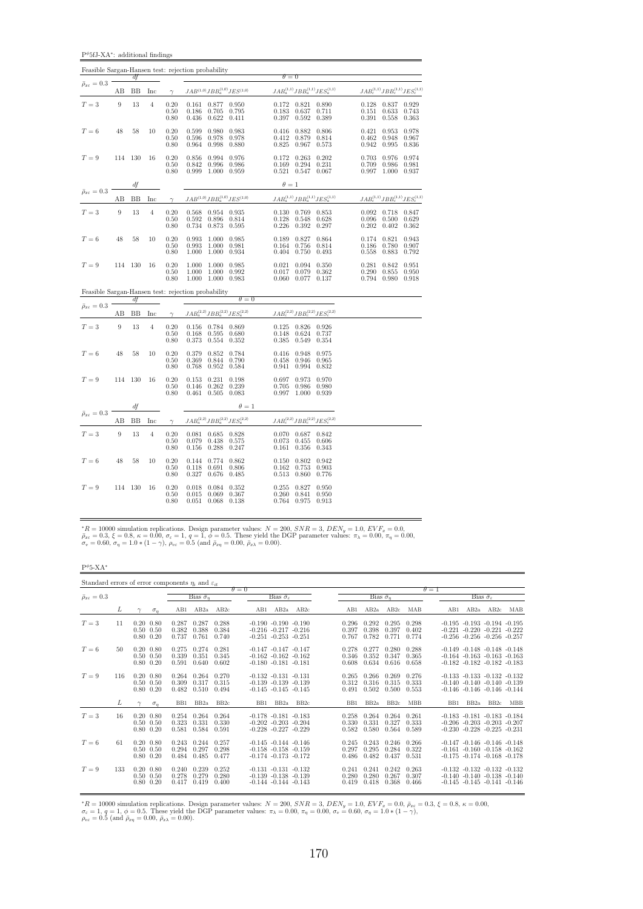P$^{\phi}$5fJ-XA$^{*}$: additional findings

Feasible Sargan-Hansen test: rejection probability

| $\bar{\rho}_{x\varepsilon}=0.3$ | df AB | BB | Inc | $\gamma$ | $\theta=0$ $JAB^{(1,0)}$ | $JBB_a^{(1,0)}$ | $JES^{(1,0)}$ | $JAB_a^{(1,1)}$ | $JBB_a^{(1,1)}$ | $JES_a^{(1,1)}$ | $JAB_c^{(1,1)}$ | $JBB_c^{(1,1)}$ | $JES_c^{(1,1)}$ |
|---|---|---|---|---|---|---|---|---|---|---|---|---|---|
| $T=3$ | 9 | 13 | 4 | 0.20 | 0.161 | 0.877 | 0.950 | 0.172 | 0.821 | 0.890 | 0.128 | 0.837 | 0.929 |
| | | | | 0.50 | 0.186 | 0.705 | 0.795 | 0.183 | 0.637 | 0.711 | 0.151 | 0.633 | 0.743 |
| | | | | 0.80 | 0.436 | 0.622 | 0.411 | 0.397 | 0.592 | 0.389 | 0.391 | 0.558 | 0.363 |
| $T=6$ | 48 | 58 | 10 | 0.20 | 0.599 | 0.980 | 0.983 | 0.416 | 0.882 | 0.806 | 0.421 | 0.953 | 0.978 |
| | | | | 0.50 | 0.596 | 0.978 | 0.978 | 0.412 | 0.879 | 0.814 | 0.462 | 0.948 | 0.967 |
| | | | | 0.80 | 0.964 | 0.998 | 0.880 | 0.825 | 0.967 | 0.573 | 0.942 | 0.995 | 0.836 |
| $T=9$ | 114 | 130 | 16 | 0.20 | 0.856 | 0.994 | 0.976 | 0.172 | 0.263 | 0.202 | 0.703 | 0.976 | 0.974 |
| | | | | 0.50 | 0.842 | 0.996 | 0.986 | 0.169 | 0.294 | 0.231 | 0.709 | 0.986 | 0.981 |
| | | | | 0.80 | 0.999 | 1.000 | 0.959 | 0.521 | 0.547 | 0.067 | 0.997 | 1.000 | 0.937 |
| $\bar{\rho}_{x\varepsilon}=0.3$ | df AB | BB | Inc | $\gamma$ | $\theta=1$ $JAB^{(1,0)}$ | $JBB_a^{(1,0)}$ | $JES^{(1,0)}$ | $JAB_a^{(1,1)}$ | $JBB_a^{(1,1)}$ | $JES_a^{(1,1)}$ | $JAB_c^{(1,1)}$ | $JBB_c^{(1,1)}$ | $JES_c^{(1,1)}$ |
| $T=3$ | 9 | 13 | 4 | 0.20 | 0.568 | 0.954 | 0.935 | 0.130 | 0.769 | 0.853 | 0.092 | 0.718 | 0.847 |
| | | | | 0.50 | 0.592 | 0.896 | 0.814 | 0.128 | 0.548 | 0.628 | 0.096 | 0.500 | 0.629 |
| | | | | 0.80 | 0.734 | 0.873 | 0.595 | 0.226 | 0.392 | 0.297 | 0.202 | 0.402 | 0.362 |
| $T=6$ | 48 | 58 | 10 | 0.20 | 0.993 | 1.000 | 0.985 | 0.189 | 0.827 | 0.864 | 0.174 | 0.821 | 0.943 |
| | | | | 0.50 | 0.993 | 1.000 | 0.981 | 0.164 | 0.756 | 0.814 | 0.186 | 0.780 | 0.907 |
| | | | | 0.80 | 1.000 | 1.000 | 0.934 | 0.404 | 0.750 | 0.493 | 0.558 | 0.883 | 0.792 |
| $T=9$ | 114 | 130 | 16 | 0.20 | 1.000 | 1.000 | 0.985 | 0.021 | 0.094 | 0.350 | 0.281 | 0.842 | 0.951 |
| | | | | 0.50 | 1.000 | 1.000 | 0.992 | 0.017 | 0.079 | 0.362 | 0.290 | 0.855 | 0.950 |
| | | | | 0.80 | 1.000 | 1.000 | 0.983 | 0.060 | 0.077 | 0.137 | 0.794 | 0.980 | 0.918 |

Feasible Sargan-Hansen test: rejection probability

| $\bar{\rho}_{x\varepsilon}=0.3$ | df AB | BB | Inc | $\gamma$ | $\theta=0$ $JAB_a^{(2,2)}$ | $JBB_a^{(2,2)}$ | $JES_a^{(2,2)}$ | $JAB_c^{(2,2)}$ | $JBB_c^{(2,2)}$ | $JES_c^{(2,2)}$ |
|---|---|---|---|---|---|---|---|---|---|---|
| $T=3$ | 9 | 13 | 4 | 0.20 | 0.156 | 0.784 | 0.869 | 0.125 | 0.826 | 0.926 |
| | | | | 0.50 | 0.168 | 0.595 | 0.680 | 0.148 | 0.624 | 0.737 |
| | | | | 0.80 | 0.373 | 0.554 | 0.352 | 0.385 | 0.549 | 0.354 |
| $T=6$ | 48 | 58 | 10 | 0.20 | 0.379 | 0.852 | 0.784 | 0.416 | 0.948 | 0.975 |
| | | | | 0.50 | 0.369 | 0.844 | 0.790 | 0.458 | 0.946 | 0.965 |
| | | | | 0.80 | 0.768 | 0.952 | 0.584 | 0.941 | 0.994 | 0.832 |
| $T=9$ | 114 | 130 | 16 | 0.20 | 0.153 | 0.231 | 0.198 | 0.697 | 0.973 | 0.970 |
| | | | | 0.50 | 0.146 | 0.262 | 0.239 | 0.705 | 0.986 | 0.980 |
| | | | | 0.80 | 0.461 | 0.505 | 0.083 | 0.997 | 1.000 | 0.939 |
| $\bar{\rho}_{x\varepsilon}=0.3$ | df AB | BB | Inc | $\gamma$ | $\theta=1$ $JAB_a^{(2,2)}$ | $JBB_a^{(2,2)}$ | $JES_a^{(2,2)}$ | $JAB_c^{(2,2)}$ | $JBB_c^{(2,2)}$ | $JES_c^{(2,2)}$ |
| $T=3$ | 9 | 13 | 4 | 0.20 | 0.081 | 0.685 | 0.828 | 0.070 | 0.687 | 0.842 |
| | | | | 0.50 | 0.079 | 0.438 | 0.575 | 0.073 | 0.455 | 0.606 |
| | | | | 0.80 | 0.156 | 0.288 | 0.247 | 0.161 | 0.356 | 0.343 |
| $T=6$ | 48 | 58 | 10 | 0.20 | 0.144 | 0.774 | 0.862 | 0.150 | 0.802 | 0.942 |
| | | | | 0.50 | 0.118 | 0.691 | 0.806 | 0.162 | 0.753 | 0.903 |
| | | | | 0.80 | 0.327 | 0.676 | 0.485 | 0.513 | 0.860 | 0.776 |
| $T=9$ | 114 | 130 | 16 | 0.20 | 0.018 | 0.084 | 0.352 | 0.255 | 0.827 | 0.950 |
| | | | | 0.50 | 0.015 | 0.069 | 0.367 | 0.260 | 0.841 | 0.950 |
| | | | | 0.80 | 0.051 | 0.068 | 0.138 | 0.764 | 0.975 | 0.913 |

$^{*}R=10000$ simulation replications. Design parameter values: $N=200$, $SNR=3$, $DEN_y=1.0$, $EVF_x=0.0$, $\bar{\rho}_{x\varepsilon}=0.3$, $\xi=0.8$, $\kappa=0.00$, $\sigma_\varepsilon=1$, $q=1$, $\phi=0.5$. These yield the DGP parameter values: $\pi_\lambda=0.00$, $\pi_\eta=0.00$, $\sigma_v=0.60$, $\sigma_\eta=1.0*(1-\gamma)$, $\rho_{v\varepsilon}=0.5$ (and $\bar{\rho}_{x\eta}=0.00$, $\bar{\rho}_{x\lambda}=0.00$).

P$^{\phi}$5-XA$^{*}$

Standard errors of error components $\eta_i$ and $\varepsilon_{it}$

| $\bar{\rho}_{x\varepsilon}=0.3$ | $L$ | $\gamma$ | $\sigma_\eta$ | $\theta=0$ Bias $\hat{\sigma}_\eta$ AB1 | AB2a | AB2c | Bias $\hat{\sigma}_\varepsilon$ AB1 | AB2a | AB2c | $\theta=1$ Bias $\hat{\sigma}_\eta$ AB1 | AB2a | AB2c | MAB | Bias $\hat{\sigma}_\varepsilon$ AB1 | AB2a | AB2c | MAB |
|---|---|---|---|---|---|---|---|---|---|---|---|---|---|---|---|---|---|
| $T=3$ | 11 | 0.20 | 0.80 | 0.287 | 0.287 | 0.288 | -0.190 | -0.190 | -0.190 | 0.296 | 0.292 | 0.295 | 0.298 | -0.195 | -0.193 | -0.194 | -0.195 |
| | | 0.50 | 0.50 | 0.382 | 0.388 | 0.384 | -0.216 | -0.217 | -0.216 | 0.397 | 0.398 | 0.397 | 0.402 | -0.221 | -0.220 | -0.221 | -0.222 |
| | | 0.80 | 0.20 | 0.737 | 0.761 | 0.740 | -0.251 | -0.253 | -0.251 | 0.767 | 0.782 | 0.771 | 0.774 | -0.256 | -0.256 | -0.256 | -0.257 |
| $T=6$ | 50 | 0.20 | 0.80 | 0.275 | 0.274 | 0.281 | -0.147 | -0.147 | -0.147 | 0.278 | 0.277 | 0.280 | 0.288 | -0.149 | -0.148 | -0.148 | -0.148 |
| | | 0.50 | 0.50 | 0.339 | 0.351 | 0.345 | -0.162 | -0.162 | -0.162 | 0.346 | 0.352 | 0.347 | 0.365 | -0.164 | -0.163 | -0.163 | -0.163 |
| | | 0.80 | 0.20 | 0.591 | 0.640 | 0.602 | -0.180 | -0.181 | -0.181 | 0.608 | 0.634 | 0.616 | 0.658 | -0.182 | -0.182 | -0.182 | -0.183 |
| $T=9$ | 116 | 0.20 | 0.80 | 0.264 | 0.264 | 0.270 | -0.132 | -0.131 | -0.131 | 0.265 | 0.266 | 0.269 | 0.276 | -0.133 | -0.133 | -0.132 | -0.132 |
| | | 0.50 | 0.50 | 0.309 | 0.317 | 0.315 | -0.139 | -0.139 | -0.139 | 0.312 | 0.316 | 0.315 | 0.333 | -0.140 | -0.140 | -0.140 | -0.139 |
| | | 0.80 | 0.20 | 0.482 | 0.510 | 0.494 | -0.145 | -0.145 | -0.145 | 0.491 | 0.502 | 0.500 | 0.553 | -0.146 | -0.146 | -0.146 | -0.144 |
| | $L$ | $\gamma$ | $\sigma_\eta$ | BB1 | BB2a | BB2c | BB1 | BB2a | BB2c | BB1 | BB2a | BB2c | MBB | BB1 | BB2a | BB2c | MBB |
| $T=3$ | 16 | 0.20 | 0.80 | 0.254 | 0.264 | 0.264 | -0.178 | -0.181 | -0.183 | 0.258 | 0.264 | 0.264 | 0.261 | -0.183 | -0.181 | -0.183 | -0.184 |
| | | 0.50 | 0.50 | 0.323 | 0.331 | 0.330 | -0.202 | -0.203 | -0.204 | 0.330 | 0.331 | 0.327 | 0.333 | -0.206 | -0.203 | -0.203 | -0.207 |
| | | 0.80 | 0.20 | 0.581 | 0.584 | 0.591 | -0.228 | -0.227 | -0.229 | 0.582 | 0.580 | 0.564 | 0.589 | -0.230 | -0.228 | -0.225 | -0.231 |
| $T=6$ | 61 | 0.20 | 0.80 | 0.243 | 0.244 | 0.257 | -0.145 | -0.144 | -0.146 | 0.245 | 0.243 | 0.246 | 0.266 | -0.147 | -0.146 | -0.146 | -0.148 |
| | | 0.50 | 0.50 | 0.294 | 0.297 | 0.298 | -0.158 | -0.158 | -0.159 | 0.297 | 0.295 | 0.284 | 0.322 | -0.161 | -0.160 | -0.158 | -0.162 |
| | | 0.80 | 0.20 | 0.484 | 0.485 | 0.477 | -0.174 | -0.173 | -0.172 | 0.486 | 0.482 | 0.437 | 0.531 | -0.175 | -0.174 | -0.168 | -0.178 |
| $T=9$ | 133 | 0.20 | 0.80 | 0.240 | 0.239 | 0.252 | -0.131 | -0.131 | -0.132 | 0.241 | 0.241 | 0.242 | 0.263 | -0.132 | -0.132 | -0.132 | -0.132 |
| | | 0.50 | 0.50 | 0.278 | 0.279 | 0.280 | -0.139 | -0.138 | -0.139 | 0.280 | 0.280 | 0.267 | 0.307 | -0.140 | -0.140 | -0.138 | -0.140 |
| | | 0.80 | 0.20 | 0.417 | 0.419 | 0.400 | -0.144 | -0.144 | -0.143 | 0.419 | 0.418 | 0.368 | 0.466 | -0.145 | -0.145 | -0.141 | -0.146 |

$^{*}R=10000$ simulation replications. Design parameter values: $N=200$, $SNR=3$, $DEN_y=1.0$, $EVF_x=0.0$, $\bar{\rho}_{x\varepsilon}=0.3$, $\xi=0.8$, $\kappa=0.00$, $\sigma_\varepsilon=1$, $q=1$, $\phi=0.5$. These yield the DGP parameter values: $\pi_\lambda=0.00$, $\pi_\eta=0.00$, $\sigma_v=0.60$, $\sigma_\eta=1.0*(1-\gamma)$, $\rho_{v\varepsilon}=0.5$ (and $\bar{\rho}_{x\eta}=0.00$, $\bar{\rho}_{x\lambda}=0.00$).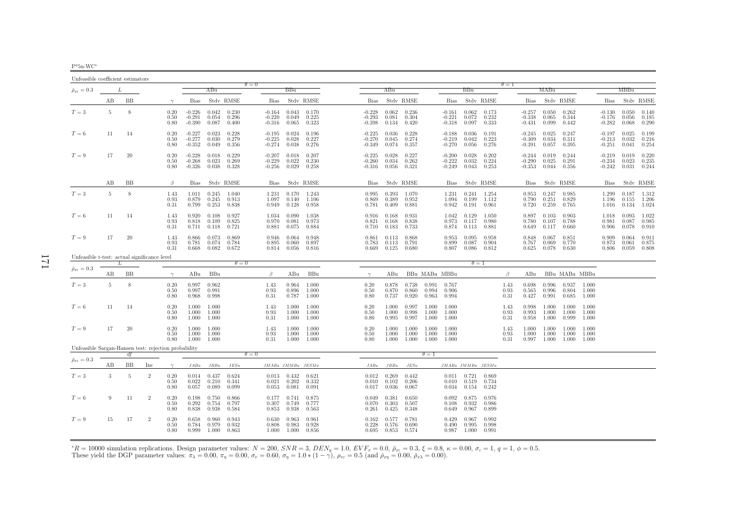P*5u-WC*

Unfeasible coefficient estimators

| $\bar{\rho}_{x\varepsilon}=0.3$ | L | | | $\theta=0$ ABu | | | BBu | | | $\theta=1$ ABu | | | BBu | | | MABu | | | MBBu | | |
|---|---|---|---|---|---|---|---|---|---|---|---|---|---|---|---|---|---|---|---|---|---|
| | AB | BB | $\gamma$ | Bias | Stdv | RMSE | Bias | Stdv | RMSE | Bias | Stdv | RMSE | Bias | Stdv | RMSE | Bias | Stdv | RMSE | Bias | Stdv | RMSE |
| $T=3$ | 5 | 8 | 0.20 | -0.226 | 0.042 | 0.230 | -0.164 | 0.043 | 0.170 | -0.228 | 0.062 | 0.236 | -0.161 | 0.062 | 0.173 | -0.257 | 0.050 | 0.262 | -0.130 | 0.050 | 0.140 |
| | | | 0.50 | -0.291 | 0.054 | 0.296 | -0.220 | 0.049 | 0.225 | -0.293 | 0.081 | 0.304 | -0.221 | 0.072 | 0.232 | -0.338 | 0.065 | 0.344 | -0.176 | 0.056 | 0.185 |
| | | | 0.80 | -0.390 | 0.087 | 0.400 | -0.316 | 0.065 | 0.323 | -0.398 | 0.134 | 0.420 | -0.318 | 0.097 | 0.333 | -0.431 | 0.099 | 0.442 | -0.282 | 0.068 | 0.290 |
| $T=6$ | 11 | 14 | 0.20 | -0.227 | 0.023 | 0.228 | -0.195 | 0.024 | 0.196 | -0.225 | 0.036 | 0.228 | -0.188 | 0.036 | 0.191 | -0.245 | 0.025 | 0.247 | -0.197 | 0.025 | 0.199 |
| | | | 0.50 | -0.277 | 0.030 | 0.279 | -0.225 | 0.028 | 0.227 | -0.270 | 0.045 | 0.274 | -0.219 | 0.042 | 0.223 | -0.309 | 0.034 | 0.311 | -0.213 | 0.032 | 0.216 |
| | | | 0.80 | -0.352 | 0.049 | 0.356 | -0.274 | 0.038 | 0.276 | -0.349 | 0.074 | 0.357 | -0.270 | 0.056 | 0.276 | -0.391 | 0.057 | 0.395 | -0.251 | 0.041 | 0.254 |
| $T=9$ | 17 | 20 | 0.20 | -0.228 | 0.018 | 0.229 | -0.207 | 0.018 | 0.207 | -0.225 | 0.028 | 0.227 | -0.200 | 0.028 | 0.202 | -0.244 | 0.019 | 0.244 | -0.219 | 0.019 | 0.220 |
| | | | 0.50 | -0.268 | 0.023 | 0.269 | -0.229 | 0.022 | 0.230 | -0.260 | 0.034 | 0.262 | -0.222 | 0.032 | 0.224 | -0.290 | 0.025 | 0.291 | -0.234 | 0.023 | 0.235 |
| | | | 0.80 | -0.326 | 0.038 | 0.328 | -0.256 | 0.029 | 0.258 | -0.316 | 0.056 | 0.321 | -0.249 | 0.043 | 0.253 | -0.353 | 0.044 | 0.356 | -0.242 | 0.031 | 0.244 |
| | AB | BB | $\beta$ | Bias | Stdv | RMSE | Bias | Stdv | RMSE | Bias | Stdv | RMSE | Bias | Stdv | RMSE | Bias | Stdv | RMSE | Bias | Stdv | RMSE |
| $T=3$ | 5 | 8 | 1.43 | 1.011 | 0.245 | 1.040 | 1.231 | 0.170 | 1.243 | 0.995 | 0.393 | 1.070 | 1.231 | 0.241 | 1.254 | 0.953 | 0.247 | 0.985 | 1.299 | 0.187 | 1.312 |
| | | | 0.93 | 0.879 | 0.245 | 0.913 | 1.097 | 0.140 | 1.106 | 0.869 | 0.389 | 0.952 | 1.094 | 0.199 | 1.112 | 0.790 | 0.251 | 0.829 | 1.196 | 0.155 | 1.206 |
| | | | 0.31 | 0.799 | 0.253 | 0.838 | 0.949 | 0.128 | 0.958 | 0.781 | 0.409 | 0.881 | 0.942 | 0.191 | 0.961 | 0.720 | 0.259 | 0.765 | 1.016 | 0.134 | 1.024 |
| $T=6$ | 11 | 14 | 1.43 | 0.920 | 0.108 | 0.927 | 1.034 | 0.090 | 1.038 | 0.916 | 0.168 | 0.931 | 1.042 | 0.129 | 1.050 | 0.897 | 0.103 | 0.903 | 1.018 | 0.093 | 1.022 |
| | | | 0.93 | 0.818 | 0.109 | 0.825 | 0.970 | 0.081 | 0.973 | 0.821 | 0.168 | 0.838 | 0.973 | 0.117 | 0.980 | 0.780 | 0.107 | 0.788 | 0.981 | 0.087 | 0.985 |
| | | | 0.31 | 0.711 | 0.118 | 0.721 | 0.881 | 0.075 | 0.884 | 0.710 | 0.183 | 0.733 | 0.874 | 0.113 | 0.881 | 0.649 | 0.117 | 0.660 | 0.906 | 0.078 | 0.910 |
| $T=9$ | 17 | 20 | 1.43 | 0.866 | 0.073 | 0.869 | 0.946 | 0.064 | 0.948 | 0.861 | 0.113 | 0.868 | 0.953 | 0.095 | 0.958 | 0.848 | 0.067 | 0.851 | 0.909 | 0.064 | 0.911 |
| | | | 0.93 | 0.781 | 0.074 | 0.784 | 0.895 | 0.060 | 0.897 | 0.783 | 0.113 | 0.791 | 0.899 | 0.087 | 0.904 | 0.767 | 0.069 | 0.770 | 0.873 | 0.061 | 0.875 |
| | | | 0.31 | 0.668 | 0.082 | 0.672 | 0.814 | 0.056 | 0.816 | 0.669 | 0.125 | 0.680 | 0.807 | 0.086 | 0.812 | 0.625 | 0.078 | 0.630 | 0.806 | 0.059 | 0.808 |

Unfeasible t-test: actual significance level

| $\bar{\rho}_{x\varepsilon}=0.3$ | L | | $\theta=0$ | | | | | | $\theta=1$ | | | | | | | | | |
|---|---|---|---|---|---|---|---|---|---|---|---|---|---|---|---|---|---|---|
| | AB | BB | $\gamma$ | ABu | BBu | $\beta$ | ABu | BBu | $\gamma$ | ABu | BBu | MABu | MBBu | $\beta$ | ABu | BBu | MABu | MBBu |
| $T=3$ | 5 | 8 | 0.20 | 0.997 | 0.962 | 1.43 | 0.964 | 1.000 | 0.20 | 0.878 | 0.738 | 0.991 | 0.767 | 1.43 | 0.698 | 0.996 | 0.937 | 1.000 |
| | | | 0.50 | 0.997 | 0.991 | 0.93 | 0.896 | 1.000 | 0.50 | 0.870 | 0.860 | 0.994 | 0.906 | 0.93 | 0.565 | 0.996 | 0.804 | 1.000 |
| | | | 0.80 | 0.968 | 0.998 | 0.31 | 0.787 | 1.000 | 0.80 | 0.737 | 0.920 | 0.963 | 0.994 | 0.31 | 0.427 | 0.991 | 0.685 | 1.000 |
| $T=6$ | 11 | 14 | 0.20 | 1.000 | 1.000 | 1.43 | 1.000 | 1.000 | 0.20 | 1.000 | 0.997 | 1.000 | 1.000 | 1.43 | 0.998 | 1.000 | 1.000 | 1.000 |
| | | | 0.50 | 1.000 | 1.000 | 0.93 | 1.000 | 1.000 | 0.50 | 1.000 | 0.998 | 1.000 | 1.000 | 0.93 | 0.993 | 1.000 | 1.000 | 1.000 |
| | | | 0.80 | 1.000 | 1.000 | 0.31 | 1.000 | 1.000 | 0.80 | 0.995 | 0.997 | 1.000 | 1.000 | 0.31 | 0.958 | 1.000 | 0.999 | 1.000 |
| $T=9$ | 17 | 20 | 0.20 | 1.000 | 1.000 | 1.43 | 1.000 | 1.000 | 0.20 | 1.000 | 1.000 | 1.000 | 1.000 | 1.43 | 1.000 | 1.000 | 1.000 | 1.000 |
| | | | 0.50 | 1.000 | 1.000 | 0.93 | 1.000 | 1.000 | 0.50 | 1.000 | 1.000 | 1.000 | 1.000 | 0.93 | 1.000 | 1.000 | 1.000 | 1.000 |
| | | | 0.80 | 1.000 | 1.000 | 0.31 | 1.000 | 1.000 | 0.80 | 1.000 | 1.000 | 1.000 | 1.000 | 0.31 | 0.997 | 1.000 | 1.000 | 1.000 |

Unfeasible Sargan-Hansen test: rejection probability

| $\bar{\rho}_{x\varepsilon}=0.3$ | df | | | | $\theta=0$ | | | | | | $\theta=1$ | | | | | |
|---|---|---|---|---|---|---|---|---|---|---|---|---|---|---|---|---|
| | AB | BB | Inc | $\gamma$ | JABu | JBBu | JESu | JMABu | JMMBu | JESMu | JABu | JBBu | JESu | JMABu | JMMBu | JESMu |
| $T=3$ | 3 | 5 | 2 | 0.20 | 0.014 | 0.437 | 0.624 | 0.013 | 0.432 | 0.621 | 0.012 | 0.269 | 0.442 | 0.011 | 0.721 | 0.869 |
| | | | | 0.50 | 0.022 | 0.210 | 0.341 | 0.021 | 0.202 | 0.332 | 0.010 | 0.102 | 0.206 | 0.010 | 0.519 | 0.734 |
| | | | | 0.80 | 0.057 | 0.089 | 0.099 | 0.053 | 0.081 | 0.091 | 0.017 | 0.036 | 0.067 | 0.034 | 0.154 | 0.242 |
| $T=6$ | 9 | 11 | 2 | 0.20 | 0.198 | 0.750 | 0.866 | 0.177 | 0.741 | 0.875 | 0.049 | 0.381 | 0.650 | 0.092 | 0.875 | 0.976 |
| | | | | 0.50 | 0.292 | 0.754 | 0.797 | 0.307 | 0.749 | 0.777 | 0.070 | 0.303 | 0.507 | 0.108 | 0.932 | 0.986 |
| | | | | 0.80 | 0.838 | 0.938 | 0.584 | 0.853 | 0.938 | 0.563 | 0.261 | 0.425 | 0.348 | 0.649 | 0.967 | 0.899 |
| $T=9$ | 15 | 17 | 2 | 0.20 | 0.658 | 0.960 | 0.943 | 0.630 | 0.963 | 0.961 | 0.162 | 0.577 | 0.781 | 0.429 | 0.967 | 0.992 |
| | | | | 0.50 | 0.784 | 0.979 | 0.932 | 0.808 | 0.983 | 0.928 | 0.228 | 0.576 | 0.690 | 0.490 | 0.995 | 0.998 |
| | | | | 0.80 | 0.999 | 1.000 | 0.863 | 1.000 | 1.000 | 0.856 | 0.695 | 0.853 | 0.574 | 0.987 | 1.000 | 0.991 |

*$R = 10000$ simulation replications. Design parameter values: $N = 200$, $SNR = 3$, $DEN_y = 1.0$, $EVF_x = 0.0$, $\bar{\rho}_{x\varepsilon} = 0.3$, $\xi = 0.8$, $\kappa = 0.00$, $\sigma_\varepsilon = 1$, $q = 1$, $\phi = 0.5$.
These yield the DGP parameter values: $\pi_\lambda = 0.00$, $\pi_\eta = 0.00$, $\sigma_v = 0.60$, $\sigma_\eta = 1.0 * (1 - \gamma)$, $\rho_{v\varepsilon} = 0.5$ (and $\bar{\rho}_{x\eta} = 0.00$, $\bar{\rho}_{x\lambda} = 0.00$).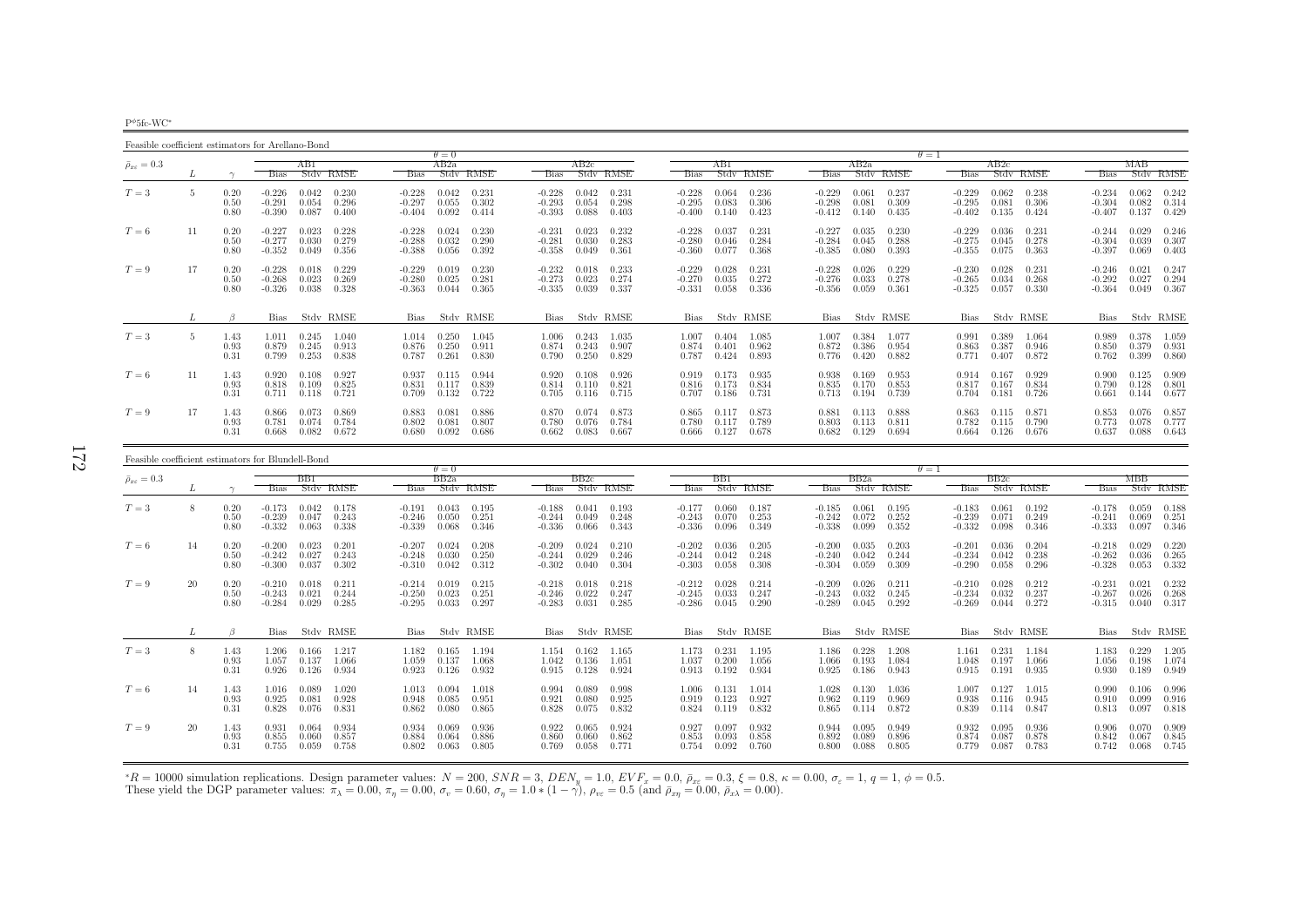P*5fc-WC*

Feasible coefficient estimators for Arellano-Bond

| $\bar{\rho}_{x\varepsilon}=0.3$ | | | $\theta=0$ | | | | | | | | | $\theta=1$ | | | | | | | | | | | |
|---|---|---|---|---|---|---|---|---|---|---|---|---|---|---|---|---|---|---|---|---|---|---|---|
| | | | AB1 | | | AB2a | | | AB2c | | | AB1 | | | AB2a | | | AB2c | | | MAB | | |
| | $L$ | $\gamma$ | Bias | Stdv | RMSE | Bias | Stdv | RMSE | Bias | Stdv | RMSE | Bias | Stdv | RMSE | Bias | Stdv | RMSE | Bias | Stdv | RMSE | Bias | Stdv | RMSE |
| $T=3$ | 5 | 0.20 | -0.226 | 0.042 | 0.230 | -0.228 | 0.042 | 0.231 | -0.228 | 0.042 | 0.231 | -0.228 | 0.064 | 0.236 | -0.229 | 0.061 | 0.237 | -0.229 | 0.062 | 0.238 | -0.234 | 0.062 | 0.242 |
| | | 0.50 | -0.291 | 0.054 | 0.296 | -0.297 | 0.055 | 0.302 | -0.293 | 0.054 | 0.298 | -0.295 | 0.083 | 0.306 | -0.298 | 0.081 | 0.309 | -0.295 | 0.081 | 0.306 | -0.304 | 0.082 | 0.314 |
| | | 0.80 | -0.390 | 0.087 | 0.400 | -0.404 | 0.092 | 0.414 | -0.393 | 0.088 | 0.403 | -0.400 | 0.140 | 0.423 | -0.412 | 0.140 | 0.435 | -0.402 | 0.135 | 0.424 | -0.407 | 0.137 | 0.429 |
| $T=6$ | 11 | 0.20 | -0.227 | 0.023 | 0.228 | -0.228 | 0.024 | 0.230 | -0.231 | 0.023 | 0.232 | -0.228 | 0.037 | 0.231 | -0.227 | 0.035 | 0.230 | -0.229 | 0.036 | 0.231 | -0.244 | 0.029 | 0.246 |
| | | 0.50 | -0.277 | 0.030 | 0.279 | -0.288 | 0.032 | 0.290 | -0.281 | 0.030 | 0.283 | -0.280 | 0.046 | 0.284 | -0.284 | 0.045 | 0.288 | -0.275 | 0.045 | 0.278 | -0.304 | 0.039 | 0.307 |
| | | 0.80 | -0.352 | 0.049 | 0.356 | -0.388 | 0.056 | 0.392 | -0.358 | 0.049 | 0.361 | -0.360 | 0.077 | 0.368 | -0.385 | 0.080 | 0.393 | -0.355 | 0.075 | 0.363 | -0.397 | 0.069 | 0.403 |
| $T=9$ | 17 | 0.20 | -0.228 | 0.018 | 0.229 | -0.229 | 0.019 | 0.230 | -0.232 | 0.018 | 0.233 | -0.229 | 0.028 | 0.231 | -0.228 | 0.026 | 0.229 | -0.230 | 0.028 | 0.231 | -0.246 | 0.021 | 0.247 |
| | | 0.50 | -0.268 | 0.023 | 0.269 | -0.280 | 0.025 | 0.281 | -0.273 | 0.023 | 0.274 | -0.270 | 0.035 | 0.272 | -0.276 | 0.033 | 0.278 | -0.265 | 0.034 | 0.268 | -0.292 | 0.027 | 0.294 |
| | | 0.80 | -0.326 | 0.038 | 0.328 | -0.363 | 0.044 | 0.365 | -0.335 | 0.039 | 0.337 | -0.331 | 0.058 | 0.336 | -0.356 | 0.059 | 0.361 | -0.325 | 0.057 | 0.330 | -0.364 | 0.049 | 0.367 |
| | $L$ | $\beta$ | Bias | Stdv | RMSE | Bias | Stdv | RMSE | Bias | Stdv | RMSE | Bias | Stdv | RMSE | Bias | Stdv | RMSE | Bias | Stdv | RMSE | Bias | Stdv | RMSE |
| $T=3$ | 5 | 1.43 | 1.011 | 0.245 | 1.040 | 1.014 | 0.250 | 1.045 | 1.006 | 0.243 | 1.035 | 1.007 | 0.404 | 1.085 | 1.007 | 0.384 | 1.077 | 0.991 | 0.389 | 1.064 | 0.989 | 0.378 | 1.059 |
| | | 0.93 | 0.879 | 0.245 | 0.913 | 0.876 | 0.250 | 0.911 | 0.874 | 0.243 | 0.907 | 0.874 | 0.401 | 0.962 | 0.872 | 0.386 | 0.954 | 0.863 | 0.387 | 0.946 | 0.850 | 0.379 | 0.931 |
| | | 0.31 | 0.799 | 0.253 | 0.838 | 0.787 | 0.261 | 0.830 | 0.790 | 0.250 | 0.829 | 0.787 | 0.424 | 0.893 | 0.776 | 0.420 | 0.882 | 0.771 | 0.407 | 0.872 | 0.762 | 0.399 | 0.860 |
| $T=6$ | 11 | 1.43 | 0.920 | 0.108 | 0.927 | 0.937 | 0.115 | 0.944 | 0.920 | 0.108 | 0.926 | 0.919 | 0.173 | 0.935 | 0.938 | 0.169 | 0.953 | 0.914 | 0.167 | 0.929 | 0.900 | 0.125 | 0.909 |
| | | 0.93 | 0.818 | 0.109 | 0.825 | 0.831 | 0.117 | 0.839 | 0.814 | 0.110 | 0.821 | 0.816 | 0.173 | 0.834 | 0.835 | 0.170 | 0.853 | 0.817 | 0.167 | 0.834 | 0.790 | 0.128 | 0.801 |
| | | 0.31 | 0.711 | 0.118 | 0.721 | 0.709 | 0.132 | 0.722 | 0.705 | 0.116 | 0.715 | 0.707 | 0.186 | 0.731 | 0.713 | 0.194 | 0.739 | 0.704 | 0.181 | 0.726 | 0.661 | 0.144 | 0.677 |
| $T=9$ | 17 | 1.43 | 0.866 | 0.073 | 0.869 | 0.883 | 0.081 | 0.886 | 0.870 | 0.074 | 0.873 | 0.865 | 0.117 | 0.873 | 0.881 | 0.113 | 0.888 | 0.863 | 0.115 | 0.871 | 0.853 | 0.076 | 0.857 |
| | | 0.93 | 0.781 | 0.074 | 0.784 | 0.802 | 0.081 | 0.807 | 0.780 | 0.076 | 0.784 | 0.780 | 0.117 | 0.789 | 0.803 | 0.113 | 0.811 | 0.782 | 0.115 | 0.790 | 0.773 | 0.078 | 0.777 |
| | | 0.31 | 0.668 | 0.082 | 0.672 | 0.680 | 0.092 | 0.686 | 0.662 | 0.083 | 0.667 | 0.666 | 0.127 | 0.678 | 0.682 | 0.129 | 0.694 | 0.664 | 0.126 | 0.676 | 0.637 | 0.088 | 0.643 |

Feasible coefficient estimators for Blundell-Bond

| $\bar{\rho}_{x\varepsilon}=0.3$ | | | $\theta=0$ | | | | | | | | | $\theta=1$ | | | | | | | | | | | |
|---|---|---|---|---|---|---|---|---|---|---|---|---|---|---|---|---|---|---|---|---|---|---|---|
| | | | BB1 | | | BB2a | | | BB2c | | | BB1 | | | BB2a | | | BB2c | | | MBB | | |
| | $L$ | $\gamma$ | Bias | Stdv | RMSE | Bias | Stdv | RMSE | Bias | Stdv | RMSE | Bias | Stdv | RMSE | Bias | Stdv | RMSE | Bias | Stdv | RMSE | Bias | Stdv | RMSE |
| $T=3$ | 8 | 0.20 | -0.173 | 0.042 | 0.178 | -0.191 | 0.043 | 0.195 | -0.188 | 0.041 | 0.193 | -0.177 | 0.060 | 0.187 | -0.185 | 0.061 | 0.195 | -0.183 | 0.061 | 0.192 | -0.178 | 0.059 | 0.188 |
| | | 0.50 | -0.239 | 0.047 | 0.243 | -0.246 | 0.050 | 0.251 | -0.244 | 0.049 | 0.248 | -0.243 | 0.070 | 0.253 | -0.242 | 0.072 | 0.252 | -0.239 | 0.071 | 0.249 | -0.241 | 0.069 | 0.251 |
| | | 0.80 | -0.332 | 0.063 | 0.338 | -0.339 | 0.068 | 0.346 | -0.336 | 0.066 | 0.343 | -0.336 | 0.096 | 0.349 | -0.338 | 0.099 | 0.352 | -0.332 | 0.098 | 0.346 | -0.333 | 0.097 | 0.346 |
| $T=6$ | 14 | 0.20 | -0.200 | 0.023 | 0.201 | -0.207 | 0.024 | 0.208 | -0.209 | 0.024 | 0.210 | -0.202 | 0.036 | 0.205 | -0.200 | 0.035 | 0.203 | -0.201 | 0.036 | 0.204 | -0.218 | 0.029 | 0.220 |
| | | 0.50 | -0.242 | 0.027 | 0.243 | -0.248 | 0.030 | 0.250 | -0.244 | 0.029 | 0.246 | -0.244 | 0.042 | 0.248 | -0.240 | 0.042 | 0.244 | -0.234 | 0.042 | 0.238 | -0.262 | 0.036 | 0.265 |
| | | 0.80 | -0.300 | 0.037 | 0.302 | -0.310 | 0.042 | 0.312 | -0.302 | 0.040 | 0.304 | -0.303 | 0.058 | 0.308 | -0.304 | 0.059 | 0.309 | -0.290 | 0.058 | 0.296 | -0.328 | 0.053 | 0.332 |
| $T=9$ | 20 | 0.20 | -0.210 | 0.018 | 0.211 | -0.214 | 0.019 | 0.215 | -0.218 | 0.018 | 0.218 | -0.212 | 0.028 | 0.214 | -0.209 | 0.026 | 0.211 | -0.210 | 0.028 | 0.212 | -0.231 | 0.021 | 0.232 |
| | | 0.50 | -0.243 | 0.021 | 0.244 | -0.250 | 0.023 | 0.251 | -0.246 | 0.022 | 0.247 | -0.245 | 0.033 | 0.247 | -0.243 | 0.032 | 0.245 | -0.234 | 0.032 | 0.237 | -0.267 | 0.026 | 0.268 |
| | | 0.80 | -0.284 | 0.029 | 0.285 | -0.295 | 0.033 | 0.297 | -0.283 | 0.031 | 0.285 | -0.286 | 0.045 | 0.290 | -0.289 | 0.045 | 0.292 | -0.269 | 0.044 | 0.272 | -0.315 | 0.040 | 0.317 |
| | $L$ | $\beta$ | Bias | Stdv | RMSE | Bias | Stdv | RMSE | Bias | Stdv | RMSE | Bias | Stdv | RMSE | Bias | Stdv | RMSE | Bias | Stdv | RMSE | Bias | Stdv | RMSE |
| $T=3$ | 8 | 1.43 | 1.206 | 0.166 | 1.217 | 1.182 | 0.165 | 1.194 | 1.154 | 0.162 | 1.165 | 1.173 | 0.231 | 1.195 | 1.186 | 0.228 | 1.208 | 1.161 | 0.231 | 1.184 | 1.183 | 0.229 | 1.205 |
| | | 0.93 | 1.057 | 0.137 | 1.066 | 1.059 | 0.137 | 1.068 | 1.042 | 0.136 | 1.051 | 1.037 | 0.200 | 1.056 | 1.066 | 0.193 | 1.084 | 1.048 | 0.197 | 1.066 | 1.056 | 0.198 | 1.074 |
| | | 0.31 | 0.926 | 0.126 | 0.934 | 0.923 | 0.126 | 0.932 | 0.915 | 0.128 | 0.924 | 0.913 | 0.192 | 0.934 | 0.925 | 0.186 | 0.943 | 0.915 | 0.191 | 0.935 | 0.930 | 0.189 | 0.949 |
| $T=6$ | 14 | 1.43 | 1.016 | 0.089 | 1.020 | 1.013 | 0.094 | 1.018 | 0.994 | 0.089 | 0.998 | 1.006 | 0.131 | 1.014 | 1.028 | 0.130 | 1.036 | 1.007 | 0.127 | 1.015 | 0.990 | 0.106 | 0.996 |
| | | 0.93 | 0.925 | 0.081 | 0.928 | 0.948 | 0.085 | 0.951 | 0.921 | 0.080 | 0.925 | 0.919 | 0.123 | 0.927 | 0.962 | 0.119 | 0.969 | 0.938 | 0.116 | 0.945 | 0.910 | 0.099 | 0.916 |
| | | 0.31 | 0.828 | 0.076 | 0.831 | 0.862 | 0.080 | 0.865 | 0.828 | 0.075 | 0.832 | 0.824 | 0.119 | 0.832 | 0.865 | 0.114 | 0.872 | 0.839 | 0.114 | 0.847 | 0.813 | 0.097 | 0.818 |
| $T=9$ | 20 | 1.43 | 0.931 | 0.064 | 0.934 | 0.934 | 0.069 | 0.936 | 0.922 | 0.065 | 0.924 | 0.927 | 0.097 | 0.932 | 0.944 | 0.095 | 0.949 | 0.932 | 0.095 | 0.936 | 0.906 | 0.070 | 0.909 |
| | | 0.93 | 0.855 | 0.060 | 0.857 | 0.884 | 0.064 | 0.886 | 0.860 | 0.060 | 0.862 | 0.853 | 0.093 | 0.858 | 0.892 | 0.089 | 0.896 | 0.874 | 0.087 | 0.878 | 0.842 | 0.067 | 0.845 |
| | | 0.31 | 0.755 | 0.059 | 0.758 | 0.802 | 0.063 | 0.805 | 0.769 | 0.058 | 0.771 | 0.754 | 0.092 | 0.760 | 0.800 | 0.088 | 0.805 | 0.779 | 0.087 | 0.783 | 0.742 | 0.068 | 0.745 |

*$R=10000$ simulation replications. Design parameter values: $N=200$, $SNR=3$, $DEN_y=1.0$, $EVF_x=0.0$, $\bar{\rho}_{x\varepsilon}=0.3$, $\xi=0.8$, $\kappa=0.00$, $\sigma_\varepsilon=1$, $q=1$, $\phi=0.5$.
These yield the DGP parameter values: $\pi_\lambda=0.00$, $\pi_\eta=0.00$, $\sigma_v=0.60$, $\sigma_\eta=1.0*(1-\gamma)$, $\rho_{v\varepsilon}=0.5$ (and $\bar{\rho}_{x\eta}=0.00$, $\bar{\rho}_{x\lambda}=0.00$).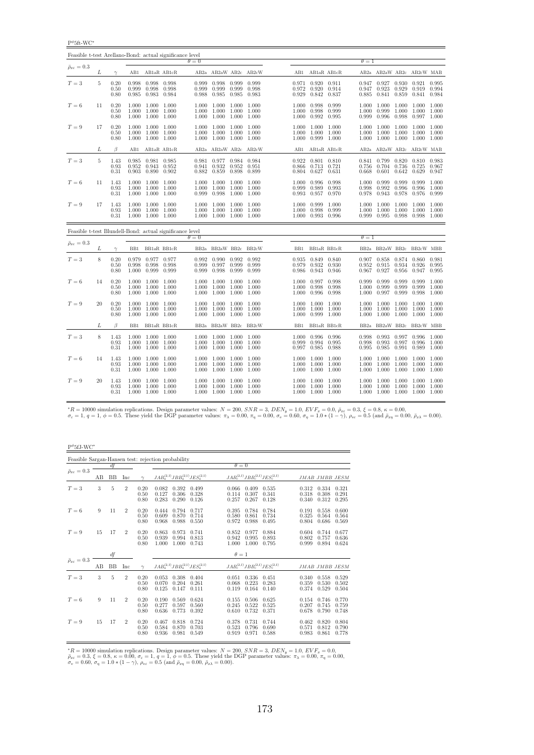P*5ft-WC*

Feasible t-test Arellano-Bond: actual significance level

| $\bar{\rho}_{x\varepsilon}=0.3$ | | | $\theta=0$ | | | | | | | | $\theta=1$ | | | | | | | | | |
|---|---|---|---|---|---|---|---|---|---|---|---|---|---|---|---|---|---|---|---|---|
| | $L$ | $\gamma$ | AB1 | AB1aR | AB1cR | AB2a | AB2aW | AB2c | AB2cW | AB1 | AB1aR | AB1cR | AB2a | AB2aW | AB2c | AB2cW | MAB |
| $T=3$ | 5 | 0.20 | 0.998 | 0.998 | 0.998 | 0.999 | 0.998 | 0.999 | 0.999 | 0.971 | 0.920 | 0.911 | 0.947 | 0.927 | 0.930 | 0.921 | 0.995 |
| | | 0.50 | 0.999 | 0.998 | 0.998 | 0.999 | 0.999 | 0.999 | 0.998 | 0.972 | 0.920 | 0.914 | 0.947 | 0.923 | 0.929 | 0.919 | 0.994 |
| | | 0.80 | 0.985 | 0.983 | 0.984 | 0.988 | 0.985 | 0.985 | 0.983 | 0.929 | 0.842 | 0.837 | 0.885 | 0.841 | 0.859 | 0.841 | 0.984 |
| $T=6$ | 11 | 0.20 | 1.000 | 1.000 | 1.000 | 1.000 | 1.000 | 1.000 | 1.000 | 1.000 | 0.998 | 0.999 | 1.000 | 1.000 | 1.000 | 1.000 | 1.000 |
| | | 0.50 | 1.000 | 1.000 | 1.000 | 1.000 | 1.000 | 1.000 | 1.000 | 1.000 | 0.998 | 0.999 | 1.000 | 0.999 | 1.000 | 1.000 | 1.000 |
| | | 0.80 | 1.000 | 1.000 | 1.000 | 1.000 | 1.000 | 1.000 | 1.000 | 1.000 | 0.992 | 0.995 | 0.999 | 0.996 | 0.998 | 0.997 | 1.000 |
| $T=9$ | 17 | 0.20 | 1.000 | 1.000 | 1.000 | 1.000 | 1.000 | 1.000 | 1.000 | 1.000 | 1.000 | 1.000 | 1.000 | 1.000 | 1.000 | 1.000 | 1.000 |
| | | 0.50 | 1.000 | 1.000 | 1.000 | 1.000 | 1.000 | 1.000 | 1.000 | 1.000 | 1.000 | 1.000 | 1.000 | 1.000 | 1.000 | 1.000 | 1.000 |
| | | 0.80 | 1.000 | 1.000 | 1.000 | 1.000 | 1.000 | 1.000 | 1.000 | 1.000 | 0.999 | 1.000 | 1.000 | 1.000 | 1.000 | 1.000 | 1.000 |
| | $L$ | $\beta$ | AB1 | AB1aR | AB1cR | AB2a | AB2aW | AB2c | AB2cW | AB1 | AB1aR | AB1cR | AB2a | AB2aW | AB2c | AB2cW | MAB |
| $T=3$ | 5 | 1.43 | 0.985 | 0.981 | 0.985 | 0.981 | 0.977 | 0.984 | 0.984 | 0.922 | 0.801 | 0.810 | 0.841 | 0.799 | 0.820 | 0.810 | 0.983 |
| | | 0.93 | 0.952 | 0.943 | 0.952 | 0.941 | 0.932 | 0.952 | 0.951 | 0.866 | 0.713 | 0.721 | 0.756 | 0.704 | 0.736 | 0.725 | 0.967 |
| | | 0.31 | 0.903 | 0.890 | 0.902 | 0.882 | 0.859 | 0.898 | 0.899 | 0.804 | 0.627 | 0.631 | 0.668 | 0.601 | 0.642 | 0.629 | 0.947 |
| $T=6$ | 11 | 1.43 | 1.000 | 1.000 | 1.000 | 1.000 | 1.000 | 1.000 | 1.000 | 1.000 | 0.996 | 0.998 | 1.000 | 0.999 | 0.999 | 0.999 | 1.000 |
| | | 0.93 | 1.000 | 1.000 | 1.000 | 1.000 | 1.000 | 1.000 | 1.000 | 0.999 | 0.989 | 0.993 | 0.998 | 0.992 | 0.996 | 0.996 | 1.000 |
| | | 0.31 | 1.000 | 1.000 | 1.000 | 0.999 | 0.998 | 1.000 | 1.000 | 0.993 | 0.957 | 0.970 | 0.978 | 0.943 | 0.978 | 0.976 | 0.999 |
| $T=9$ | 17 | 1.43 | 1.000 | 1.000 | 1.000 | 1.000 | 1.000 | 1.000 | 1.000 | 1.000 | 0.999 | 1.000 | 1.000 | 1.000 | 1.000 | 1.000 | 1.000 |
| | | 0.93 | 1.000 | 1.000 | 1.000 | 1.000 | 1.000 | 1.000 | 1.000 | 1.000 | 0.998 | 0.999 | 1.000 | 1.000 | 1.000 | 1.000 | 1.000 |
| | | 0.31 | 1.000 | 1.000 | 1.000 | 1.000 | 1.000 | 1.000 | 1.000 | 1.000 | 0.993 | 0.996 | 0.999 | 0.995 | 0.998 | 0.998 | 1.000 |

Feasible t-test Blundell-Bond: actual significance level

| $\bar{\rho}_{x\varepsilon}=0.3$ | | | $\theta=0$ | | | | | | | | $\theta=1$ | | | | | | | | | |
|---|---|---|---|---|---|---|---|---|---|---|---|---|---|---|---|---|---|---|---|---|
| | $L$ | $\gamma$ | BB1 | BB1aR | BB1cR | BB2a | BB2aW | BB2c | BB2cW | BB1 | BB1aR | BB1cR | BB2a | BB2aW | BB2c | BB2cW | MBB |
| $T=3$ | 8 | 0.20 | 0.979 | 0.977 | 0.977 | 0.992 | 0.990 | 0.992 | 0.992 | 0.935 | 0.849 | 0.840 | 0.907 | 0.858 | 0.874 | 0.860 | 0.981 |
| | | 0.50 | 0.998 | 0.998 | 0.998 | 0.999 | 0.997 | 0.999 | 0.999 | 0.979 | 0.932 | 0.930 | 0.952 | 0.915 | 0.934 | 0.926 | 0.995 |
| | | 0.80 | 1.000 | 0.999 | 0.999 | 0.999 | 0.998 | 0.999 | 0.999 | 0.986 | 0.943 | 0.946 | 0.967 | 0.927 | 0.956 | 0.947 | 0.995 |
| $T=6$ | 14 | 0.20 | 1.000 | 1.000 | 1.000 | 1.000 | 1.000 | 1.000 | 1.000 | 1.000 | 0.997 | 0.998 | 0.999 | 0.999 | 0.999 | 0.999 | 1.000 |
| | | 0.50 | 1.000 | 1.000 | 1.000 | 1.000 | 1.000 | 1.000 | 1.000 | 1.000 | 0.998 | 0.998 | 1.000 | 0.999 | 0.999 | 0.999 | 1.000 |
| | | 0.80 | 1.000 | 1.000 | 1.000 | 1.000 | 1.000 | 1.000 | 1.000 | 1.000 | 0.996 | 0.998 | 1.000 | 0.997 | 0.999 | 0.998 | 1.000 |
| $T=9$ | 20 | 0.20 | 1.000 | 1.000 | 1.000 | 1.000 | 1.000 | 1.000 | 1.000 | 1.000 | 1.000 | 1.000 | 1.000 | 1.000 | 1.000 | 1.000 | 1.000 |
| | | 0.50 | 1.000 | 1.000 | 1.000 | 1.000 | 1.000 | 1.000 | 1.000 | 1.000 | 1.000 | 1.000 | 1.000 | 1.000 | 1.000 | 1.000 | 1.000 |
| | | 0.80 | 1.000 | 1.000 | 1.000 | 1.000 | 1.000 | 1.000 | 1.000 | 1.000 | 0.999 | 1.000 | 1.000 | 1.000 | 1.000 | 1.000 | 1.000 |
| | $L$ | $\beta$ | BB1 | BB1aR | BB1cR | BB2a | BB2aW | BB2c | BB2cW | BB1 | BB1aR | BB1cR | BB2a | BB2aW | BB2c | BB2cW | MBB |
| $T=3$ | 8 | 1.43 | 1.000 | 1.000 | 1.000 | 1.000 | 1.000 | 1.000 | 1.000 | 1.000 | 0.996 | 0.996 | 0.998 | 0.993 | 0.997 | 0.996 | 1.000 |
| | | 0.93 | 1.000 | 1.000 | 1.000 | 1.000 | 1.000 | 1.000 | 1.000 | 0.999 | 0.994 | 0.995 | 0.998 | 0.993 | 0.997 | 0.996 | 1.000 |
| | | 0.31 | 1.000 | 1.000 | 1.000 | 1.000 | 1.000 | 1.000 | 1.000 | 0.997 | 0.985 | 0.988 | 0.995 | 0.985 | 0.991 | 0.989 | 1.000 |
| $T=6$ | 14 | 1.43 | 1.000 | 1.000 | 1.000 | 1.000 | 1.000 | 1.000 | 1.000 | 1.000 | 1.000 | 1.000 | 1.000 | 1.000 | 1.000 | 1.000 | 1.000 |
| | | 0.93 | 1.000 | 1.000 | 1.000 | 1.000 | 1.000 | 1.000 | 1.000 | 1.000 | 1.000 | 1.000 | 1.000 | 1.000 | 1.000 | 1.000 | 1.000 |
| | | 0.31 | 1.000 | 1.000 | 1.000 | 1.000 | 1.000 | 1.000 | 1.000 | 1.000 | 1.000 | 1.000 | 1.000 | 1.000 | 1.000 | 1.000 | 1.000 |
| $T=9$ | 20 | 1.43 | 1.000 | 1.000 | 1.000 | 1.000 | 1.000 | 1.000 | 1.000 | 1.000 | 1.000 | 1.000 | 1.000 | 1.000 | 1.000 | 1.000 | 1.000 |
| | | 0.93 | 1.000 | 1.000 | 1.000 | 1.000 | 1.000 | 1.000 | 1.000 | 1.000 | 1.000 | 1.000 | 1.000 | 1.000 | 1.000 | 1.000 | 1.000 |
| | | 0.31 | 1.000 | 1.000 | 1.000 | 1.000 | 1.000 | 1.000 | 1.000 | 1.000 | 1.000 | 1.000 | 1.000 | 1.000 | 1.000 | 1.000 | 1.000 |

$^*R = 10000$ simulation replications. Design parameter values: $N = 200$, $SNR = 3$, $DEN_y = 1.0$, $EVF_x = 0.0$, $\bar{\rho}_{x\varepsilon} = 0.3$, $\xi = 0.8$, $\kappa = 0.00$, $\sigma_\varepsilon = 1$, $q = 1$, $\phi = 0.5$. These yield the DGP parameter values: $\pi_\lambda = 0.00$, $\pi_\eta = 0.00$, $\sigma_v = 0.60$, $\sigma_\eta = 1.0 * (1 - \gamma)$, $\rho_{v\varepsilon} = 0.5$ (and $\bar{\rho}_{x\eta} = 0.00$, $\bar{\rho}_{x\lambda} = 0.00$).

P*5fJ-WC*

Feasible Sargan-Hansen test: rejection probability

| $\bar{\rho}_{x\varepsilon}=0.3$ | $df$ | | | | $\theta=0$ | | | | | | | | |
|---|---|---|---|---|---|---|---|---|---|---|---|---|---|
| | AB | BB | Inc | $\gamma$ | $JAB_a^{(2,1)}$ | $JBB_a^{(2,1)}$ | $JES_a^{(2,1)}$ | $JAB_c^{(2,1)}$ | $JBB_c^{(2,1)}$ | $JES_c^{(2,1)}$ | $JMAB$ | $JMBB$ | $JESM$ |
| $T=3$ | 3 | 5 | 2 | 0.20 | 0.082 | 0.392 | 0.499 | 0.066 | 0.409 | 0.535 | 0.312 | 0.334 | 0.321 |
| | | | | 0.50 | 0.127 | 0.306 | 0.328 | 0.114 | 0.307 | 0.341 | 0.318 | 0.308 | 0.291 |
| | | | | 0.80 | 0.283 | 0.290 | 0.126 | 0.257 | 0.267 | 0.128 | 0.340 | 0.312 | 0.295 |
| $T=6$ | 9 | 11 | 2 | 0.20 | 0.444 | 0.794 | 0.717 | 0.395 | 0.784 | 0.784 | 0.191 | 0.558 | 0.600 |
| | | | | 0.50 | 0.609 | 0.870 | 0.714 | 0.580 | 0.861 | 0.734 | 0.325 | 0.564 | 0.564 |
| | | | | 0.80 | 0.968 | 0.988 | 0.550 | 0.972 | 0.988 | 0.495 | 0.804 | 0.686 | 0.569 |
| $T=9$ | 15 | 17 | 2 | 0.20 | 0.863 | 0.973 | 0.741 | 0.852 | 0.977 | 0.884 | 0.604 | 0.744 | 0.677 |
| | | | | 0.50 | 0.939 | 0.994 | 0.813 | 0.942 | 0.995 | 0.893 | 0.802 | 0.757 | 0.636 |
| | | | | 0.80 | 1.000 | 1.000 | 0.743 | 1.000 | 1.000 | 0.795 | 0.999 | 0.894 | 0.624 |
| $\bar{\rho}_{x\varepsilon}=0.3$ | $df$ | | | | $\theta=1$ | | | | | | | | |
| | AB | BB | Inc | $\gamma$ | $JAB_a^{(2,1)}$ | $JBB_a^{(2,1)}$ | $JES_a^{(2,1)}$ | $JAB_c^{(2,1)}$ | $JBB_c^{(2,1)}$ | $JES_c^{(2,1)}$ | $JMAB$ | $JMBB$ | $JESM$ |
| $T=3$ | 3 | 5 | 2 | 0.20 | 0.053 | 0.308 | 0.404 | 0.051 | 0.336 | 0.451 | 0.340 | 0.558 | 0.529 |
| | | | | 0.50 | 0.070 | 0.204 | 0.261 | 0.068 | 0.223 | 0.283 | 0.359 | 0.530 | 0.502 |
| | | | | 0.80 | 0.125 | 0.147 | 0.111 | 0.119 | 0.164 | 0.140 | 0.374 | 0.529 | 0.504 |
| $T=6$ | 9 | 11 | 2 | 0.20 | 0.190 | 0.569 | 0.624 | 0.155 | 0.506 | 0.625 | 0.154 | 0.746 | 0.770 |
| | | | | 0.50 | 0.277 | 0.597 | 0.560 | 0.245 | 0.522 | 0.525 | 0.207 | 0.745 | 0.759 |
| | | | | 0.80 | 0.636 | 0.773 | 0.392 | 0.610 | 0.732 | 0.371 | 0.678 | 0.790 | 0.748 |
| $T=9$ | 15 | 17 | 2 | 0.20 | 0.467 | 0.818 | 0.724 | 0.378 | 0.731 | 0.744 | 0.462 | 0.820 | 0.804 |
| | | | | 0.50 | 0.584 | 0.870 | 0.703 | 0.523 | 0.796 | 0.690 | 0.571 | 0.812 | 0.790 |
| | | | | 0.80 | 0.936 | 0.981 | 0.549 | 0.919 | 0.971 | 0.588 | 0.983 | 0.861 | 0.778 |

$^*R = 10000$ simulation replications. Design parameter values: $N = 200$, $SNR = 3$, $DEN_y = 1.0$, $EVF_x = 0.0$, $\bar{\rho}_{x\varepsilon} = 0.3$, $\xi = 0.8$, $\kappa = 0.00$, $\sigma_\varepsilon = 1$, $q = 1$, $\phi = 0.5$. These yield the DGP parameter values: $\pi_\lambda = 0.00$, $\pi_\eta = 0.00$, $\sigma_v = 0.60$, $\sigma_\eta = 1.0 * (1 - \gamma)$, $\rho_{v\varepsilon} = 0.5$ (and $\bar{\rho}_{x\eta} = 0.00$, $\bar{\rho}_{x\lambda} = 0.00$).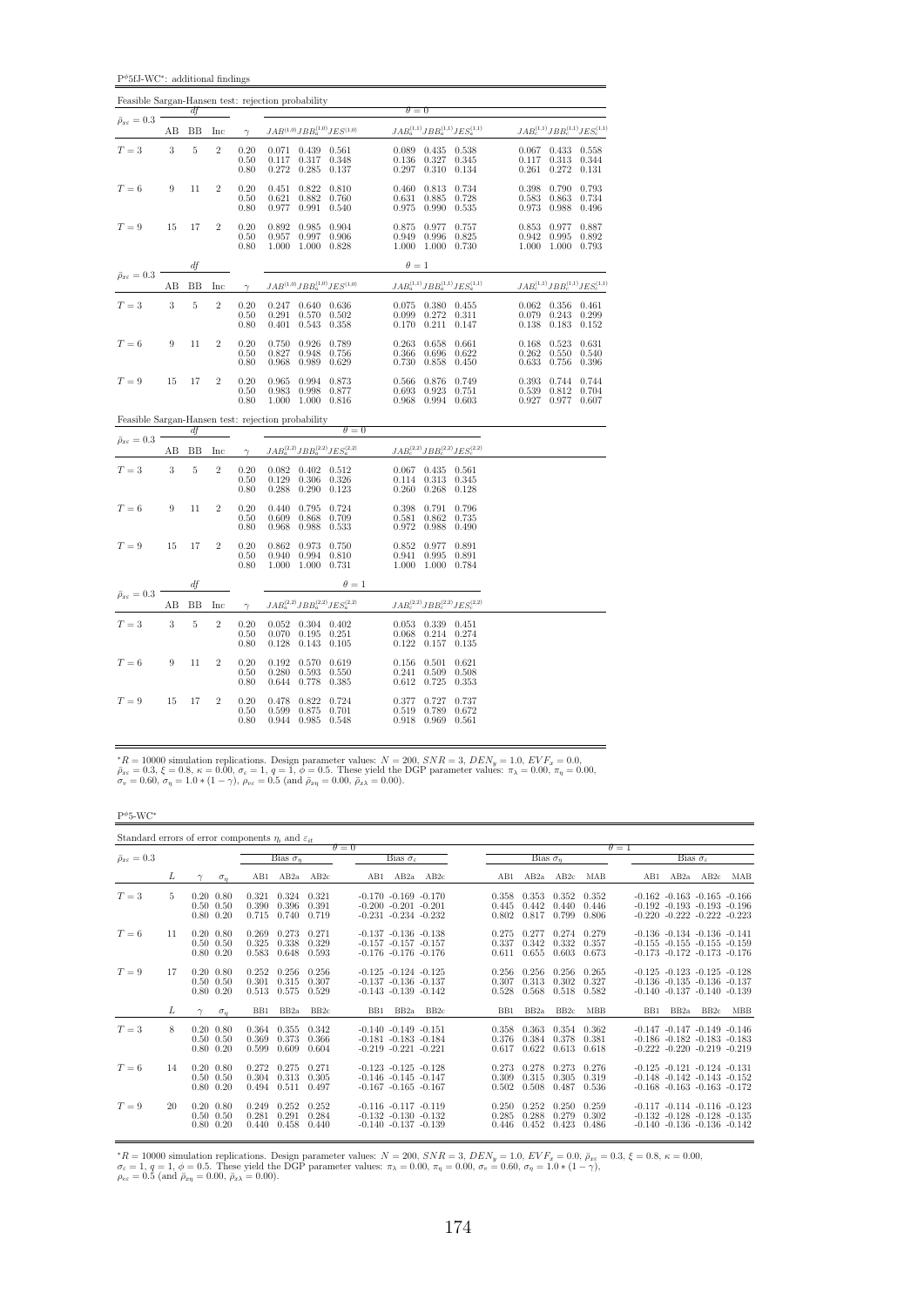P$^{\phi}$5fJ-WC$^{*}$: additional findings

Feasible Sargan-Hansen test: rejection probability

| $\bar{\rho}_{x\varepsilon}=0.3$ | df AB | BB | Inc | $\gamma$ | $\theta=0$ $JAB^{(1,0)}$ | $JBB_a^{(1,0)}$ | $JES^{(1,0)}$ | $JAB_a^{(1,1)}$ | $JBB_a^{(1,1)}$ | $JES_a^{(1,1)}$ | $JAB_c^{(1,1)}$ | $JBB_c^{(1,1)}$ | $JES_c^{(1,1)}$ |
|---|---|---|---|---|---|---|---|---|---|---|---|---|---|
| $T=3$ | 3 | 5 | 2 | 0.20 | 0.071 | 0.439 | 0.561 | 0.089 | 0.435 | 0.538 | 0.067 | 0.433 | 0.558 |
| | | | | 0.50 | 0.117 | 0.317 | 0.348 | 0.136 | 0.327 | 0.345 | 0.117 | 0.313 | 0.344 |
| | | | | 0.80 | 0.272 | 0.285 | 0.137 | 0.297 | 0.310 | 0.134 | 0.261 | 0.272 | 0.131 |
| $T=6$ | 9 | 11 | 2 | 0.20 | 0.451 | 0.822 | 0.810 | 0.460 | 0.813 | 0.734 | 0.398 | 0.790 | 0.793 |
| | | | | 0.50 | 0.621 | 0.882 | 0.760 | 0.631 | 0.885 | 0.728 | 0.583 | 0.863 | 0.734 |
| | | | | 0.80 | 0.977 | 0.991 | 0.540 | 0.975 | 0.990 | 0.535 | 0.973 | 0.988 | 0.496 |
| $T=9$ | 15 | 17 | 2 | 0.20 | 0.892 | 0.985 | 0.904 | 0.875 | 0.977 | 0.757 | 0.853 | 0.977 | 0.887 |
| | | | | 0.50 | 0.957 | 0.997 | 0.906 | 0.949 | 0.996 | 0.825 | 0.942 | 0.995 | 0.892 |
| | | | | 0.80 | 1.000 | 1.000 | 0.828 | 1.000 | 1.000 | 0.730 | 1.000 | 1.000 | 0.793 |
| $\bar{\rho}_{x\varepsilon}=0.3$ | AB | BB | Inc | $\gamma$ | $\theta=1$ $JAB^{(1,0)}$ | $JBB_a^{(1,0)}$ | $JES^{(1,0)}$ | $JAB_a^{(1,1)}$ | $JBB_a^{(1,1)}$ | $JES_a^{(1,1)}$ | $JAB_c^{(1,1)}$ | $JBB_c^{(1,1)}$ | $JES_c^{(1,1)}$ |
| $T=3$ | 3 | 5 | 2 | 0.20 | 0.247 | 0.640 | 0.636 | 0.075 | 0.380 | 0.455 | 0.062 | 0.356 | 0.461 |
| | | | | 0.50 | 0.291 | 0.570 | 0.502 | 0.099 | 0.272 | 0.311 | 0.079 | 0.243 | 0.299 |
| | | | | 0.80 | 0.401 | 0.543 | 0.358 | 0.170 | 0.211 | 0.147 | 0.138 | 0.183 | 0.152 |
| $T=6$ | 9 | 11 | 2 | 0.20 | 0.750 | 0.926 | 0.789 | 0.263 | 0.658 | 0.661 | 0.168 | 0.523 | 0.631 |
| | | | | 0.50 | 0.827 | 0.948 | 0.756 | 0.366 | 0.696 | 0.622 | 0.262 | 0.550 | 0.540 |
| | | | | 0.80 | 0.968 | 0.989 | 0.629 | 0.730 | 0.858 | 0.450 | 0.633 | 0.756 | 0.396 |
| $T=9$ | 15 | 17 | 2 | 0.20 | 0.965 | 0.994 | 0.873 | 0.566 | 0.876 | 0.749 | 0.393 | 0.744 | 0.744 |
| | | | | 0.50 | 0.983 | 0.998 | 0.877 | 0.693 | 0.923 | 0.751 | 0.539 | 0.812 | 0.704 |
| | | | | 0.80 | 1.000 | 1.000 | 0.816 | 0.968 | 0.994 | 0.603 | 0.927 | 0.977 | 0.607 |

Feasible Sargan-Hansen test: rejection probability

| $\bar{\rho}_{x\varepsilon}=0.3$ | df AB | BB | Inc | $\gamma$ | $\theta=0$ $JAB_a^{(2,2)}$ | $JBB_a^{(2,2)}$ | $JES_a^{(2,2)}$ | $JAB_c^{(2,2)}$ | $JBB_c^{(2,2)}$ | $JES_c^{(2,2)}$ |
|---|---|---|---|---|---|---|---|---|---|---|
| $T=3$ | 3 | 5 | 2 | 0.20 | 0.082 | 0.402 | 0.512 | 0.067 | 0.435 | 0.561 |
| | | | | 0.50 | 0.129 | 0.306 | 0.326 | 0.114 | 0.313 | 0.345 |
| | | | | 0.80 | 0.288 | 0.290 | 0.123 | 0.260 | 0.268 | 0.128 |
| $T=6$ | 9 | 11 | 2 | 0.20 | 0.440 | 0.795 | 0.724 | 0.398 | 0.791 | 0.796 |
| | | | | 0.50 | 0.609 | 0.868 | 0.709 | 0.581 | 0.862 | 0.735 |
| | | | | 0.80 | 0.968 | 0.988 | 0.533 | 0.972 | 0.988 | 0.490 |
| $T=9$ | 15 | 17 | 2 | 0.20 | 0.862 | 0.973 | 0.750 | 0.852 | 0.977 | 0.891 |
| | | | | 0.50 | 0.940 | 0.994 | 0.810 | 0.941 | 0.995 | 0.891 |
| | | | | 0.80 | 1.000 | 1.000 | 0.731 | 1.000 | 1.000 | 0.784 |
| $\bar{\rho}_{x\varepsilon}=0.3$ | AB | BB | Inc | $\gamma$ | $\theta=1$ $JAB_a^{(2,2)}$ | $JBB_a^{(2,2)}$ | $JES_a^{(2,2)}$ | $JAB_c^{(2,2)}$ | $JBB_c^{(2,2)}$ | $JES_c^{(2,2)}$ |
| $T=3$ | 3 | 5 | 2 | 0.20 | 0.052 | 0.304 | 0.402 | 0.053 | 0.339 | 0.451 |
| | | | | 0.50 | 0.070 | 0.195 | 0.251 | 0.068 | 0.214 | 0.274 |
| | | | | 0.80 | 0.128 | 0.143 | 0.105 | 0.122 | 0.157 | 0.135 |
| $T=6$ | 9 | 11 | 2 | 0.20 | 0.192 | 0.570 | 0.619 | 0.156 | 0.501 | 0.621 |
| | | | | 0.50 | 0.280 | 0.593 | 0.550 | 0.241 | 0.509 | 0.508 |
| | | | | 0.80 | 0.644 | 0.778 | 0.385 | 0.612 | 0.725 | 0.353 |
| $T=9$ | 15 | 17 | 2 | 0.20 | 0.478 | 0.822 | 0.724 | 0.377 | 0.727 | 0.737 |
| | | | | 0.50 | 0.599 | 0.875 | 0.701 | 0.519 | 0.789 | 0.672 |
| | | | | 0.80 | 0.944 | 0.985 | 0.548 | 0.918 | 0.969 | 0.561 |

$^{*}R=10000$ simulation replications. Design parameter values: $N=200$, $SNR=3$, $DEN_y=1.0$, $EVF_x=0.0$, $\bar{\rho}_{x\varepsilon}=0.3$, $\xi=0.8$, $\kappa=0.00$, $\sigma_\varepsilon=1$, $q=1$, $\phi=0.5$. These yield the DGP parameter values: $\pi_\lambda=0.00$, $\pi_\eta=0.00$, $\sigma_v=0.60$, $\sigma_\eta=1.0*(1-\gamma)$, $\rho_{v\varepsilon}=0.5$ (and $\bar{\rho}_{x\eta}=0.00$, $\bar{\rho}_{x\lambda}=0.00$).

P$^{\phi}$5-WC$^{*}$

Standard errors of error components $\eta_i$ and $\varepsilon_{it}$

| $\bar{\rho}_{x\varepsilon}=0.3$ | $L$ | $\gamma$ | $\sigma_\eta$ | $\theta=0$ Bias $\hat{\sigma}_\eta$ AB1 | AB2a | AB2c | Bias $\hat{\sigma}_\varepsilon$ AB1 | AB2a | AB2c | $\theta=1$ Bias $\hat{\sigma}_\eta$ AB1 | AB2a | AB2c | MAB | Bias $\hat{\sigma}_\varepsilon$ AB1 | AB2a | AB2c | MAB |
|---|---|---|---|---|---|---|---|---|---|---|---|---|---|---|---|---|---|
| $T=3$ | 5 | 0.20 | 0.80 | 0.321 | 0.324 | 0.321 | -0.170 | -0.169 | -0.170 | 0.358 | 0.353 | 0.352 | 0.352 | -0.162 | -0.163 | -0.165 | -0.166 |
| | | 0.50 | 0.50 | 0.390 | 0.396 | 0.391 | -0.200 | -0.201 | -0.201 | 0.445 | 0.442 | 0.440 | 0.446 | -0.192 | -0.193 | -0.193 | -0.196 |
| | | 0.80 | 0.20 | 0.715 | 0.740 | 0.719 | -0.231 | -0.234 | -0.232 | 0.802 | 0.817 | 0.799 | 0.806 | -0.220 | -0.222 | -0.222 | -0.223 |
| $T=6$ | 11 | 0.20 | 0.80 | 0.269 | 0.273 | 0.271 | -0.137 | -0.136 | -0.138 | 0.275 | 0.277 | 0.274 | 0.279 | -0.136 | -0.134 | -0.136 | -0.141 |
| | | 0.50 | 0.50 | 0.325 | 0.338 | 0.329 | -0.157 | -0.157 | -0.157 | 0.337 | 0.342 | 0.332 | 0.357 | -0.155 | -0.155 | -0.155 | -0.159 |
| | | 0.80 | 0.20 | 0.583 | 0.648 | 0.593 | -0.176 | -0.176 | -0.176 | 0.611 | 0.655 | 0.603 | 0.673 | -0.173 | -0.172 | -0.173 | -0.176 |
| $T=9$ | 17 | 0.20 | 0.80 | 0.252 | 0.256 | 0.256 | -0.125 | -0.124 | -0.125 | 0.256 | 0.256 | 0.256 | 0.265 | -0.125 | -0.123 | -0.125 | -0.128 |
| | | 0.50 | 0.50 | 0.301 | 0.315 | 0.307 | -0.137 | -0.136 | -0.137 | 0.307 | 0.313 | 0.302 | 0.327 | -0.136 | -0.135 | -0.136 | -0.137 |
| | | 0.80 | 0.20 | 0.513 | 0.575 | 0.529 | -0.143 | -0.139 | -0.142 | 0.528 | 0.568 | 0.518 | 0.582 | -0.140 | -0.137 | -0.140 | -0.139 |
| | $L$ | $\gamma$ | $\sigma_\eta$ | BB1 | BB2a | BB2c | BB1 | BB2a | BB2c | BB1 | BB2a | BB2c | MBB | BB1 | BB2a | BB2c | MBB |
| $T=3$ | 8 | 0.20 | 0.80 | 0.364 | 0.355 | 0.342 | -0.140 | -0.149 | -0.151 | 0.358 | 0.363 | 0.354 | 0.362 | -0.147 | -0.147 | -0.149 | -0.146 |
| | | 0.50 | 0.50 | 0.369 | 0.373 | 0.366 | -0.181 | -0.183 | -0.184 | 0.376 | 0.384 | 0.378 | 0.381 | -0.186 | -0.182 | -0.183 | -0.183 |
| | | 0.80 | 0.20 | 0.599 | 0.609 | 0.604 | -0.219 | -0.221 | -0.221 | 0.617 | 0.622 | 0.613 | 0.618 | -0.222 | -0.220 | -0.219 | -0.219 |
| $T=6$ | 14 | 0.20 | 0.80 | 0.272 | 0.275 | 0.271 | -0.123 | -0.125 | -0.128 | 0.273 | 0.278 | 0.273 | 0.276 | -0.125 | -0.121 | -0.124 | -0.131 |
| | | 0.50 | 0.50 | 0.304 | 0.313 | 0.305 | -0.146 | -0.145 | -0.147 | 0.309 | 0.315 | 0.305 | 0.319 | -0.148 | -0.142 | -0.143 | -0.152 |
| | | 0.80 | 0.20 | 0.494 | 0.511 | 0.497 | -0.167 | -0.165 | -0.167 | 0.502 | 0.508 | 0.487 | 0.536 | -0.168 | -0.163 | -0.163 | -0.172 |
| $T=9$ | 20 | 0.20 | 0.80 | 0.249 | 0.252 | 0.252 | -0.116 | -0.117 | -0.119 | 0.250 | 0.252 | 0.250 | 0.259 | -0.117 | -0.114 | -0.116 | -0.123 |
| | | 0.50 | 0.50 | 0.281 | 0.291 | 0.284 | -0.132 | -0.130 | -0.132 | 0.285 | 0.288 | 0.279 | 0.302 | -0.132 | -0.128 | -0.128 | -0.135 |
| | | 0.80 | 0.20 | 0.440 | 0.458 | 0.440 | -0.140 | -0.137 | -0.139 | 0.446 | 0.452 | 0.423 | 0.486 | -0.140 | -0.136 | -0.136 | -0.142 |

$^{*}R=10000$ simulation replications. Design parameter values: $N=200$, $SNR=3$, $DEN_y=1.0$, $EVF_x=0.0$, $\bar{\rho}_{x\varepsilon}=0.3$, $\xi=0.8$, $\kappa=0.00$, $\sigma_\varepsilon=1$, $q=1$, $\phi=0.5$. These yield the DGP parameter values: $\pi_\lambda=0.00$, $\pi_\eta=0.00$, $\sigma_v=0.60$, $\sigma_\eta=1.0*(1-\gamma)$, $\rho_{v\varepsilon}=0.5$ (and $\bar{\rho}_{x\eta}=0.00$, $\bar{\rho}_{x\lambda}=0.00$).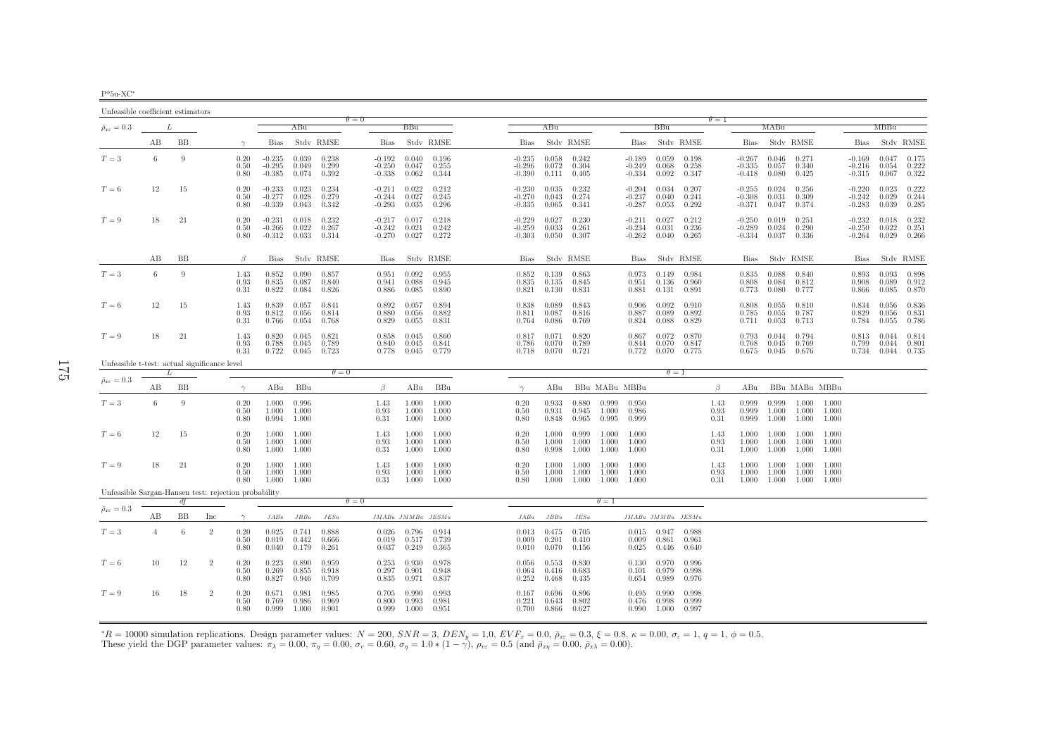P*5u-XC*

Unfeasible coefficient estimators

| $\bar{\rho}_{x\varepsilon}=0.3$ | L | | | $\theta=0$ ABu | | | BBu | | | $\theta=1$ ABu | | | BBu | | | MABu | | | MBBu | | |
|---|---|---|---|---|---|---|---|---|---|---|---|---|---|---|---|---|---|---|---|---|---|
| | AB | BB | $\gamma$ | Bias | Stdv | RMSE | Bias | Stdv | RMSE | Bias | Stdv | RMSE | Bias | Stdv | RMSE | Bias | Stdv | RMSE | Bias | Stdv | RMSE |
| $T=3$ | 6 | 9 | 0.20 | -0.235 | 0.039 | 0.238 | -0.192 | 0.040 | 0.196 | -0.235 | 0.058 | 0.242 | -0.189 | 0.059 | 0.198 | -0.267 | 0.046 | 0.271 | -0.169 | 0.047 | 0.175 |
| | | | 0.50 | -0.295 | 0.049 | 0.299 | -0.250 | 0.047 | 0.255 | -0.296 | 0.072 | 0.304 | -0.249 | 0.068 | 0.258 | -0.335 | 0.057 | 0.340 | -0.216 | 0.054 | 0.222 |
| | | | 0.80 | -0.385 | 0.074 | 0.392 | -0.338 | 0.062 | 0.344 | -0.390 | 0.111 | 0.405 | -0.334 | 0.092 | 0.347 | -0.418 | 0.080 | 0.425 | -0.315 | 0.067 | 0.322 |
| $T=6$ | 12 | 15 | 0.20 | -0.233 | 0.023 | 0.234 | -0.211 | 0.022 | 0.212 | -0.230 | 0.035 | 0.232 | -0.204 | 0.034 | 0.207 | -0.255 | 0.024 | 0.256 | -0.220 | 0.023 | 0.222 |
| | | | 0.50 | -0.277 | 0.028 | 0.279 | -0.244 | 0.027 | 0.245 | -0.270 | 0.043 | 0.274 | -0.237 | 0.040 | 0.241 | -0.308 | 0.031 | 0.309 | -0.242 | 0.029 | 0.244 |
| | | | 0.80 | -0.339 | 0.043 | 0.342 | -0.293 | 0.035 | 0.296 | -0.335 | 0.065 | 0.341 | -0.287 | 0.053 | 0.292 | -0.371 | 0.047 | 0.374 | -0.283 | 0.039 | 0.285 |
| $T=9$ | 18 | 21 | 0.20 | -0.231 | 0.018 | 0.232 | -0.217 | 0.017 | 0.218 | -0.229 | 0.027 | 0.230 | -0.211 | 0.027 | 0.212 | -0.250 | 0.019 | 0.251 | -0.232 | 0.018 | 0.232 |
| | | | 0.50 | -0.266 | 0.022 | 0.267 | -0.242 | 0.021 | 0.242 | -0.259 | 0.033 | 0.261 | -0.234 | 0.031 | 0.236 | -0.289 | 0.024 | 0.290 | -0.250 | 0.022 | 0.251 |
| | | | 0.80 | -0.312 | 0.033 | 0.314 | -0.270 | 0.027 | 0.272 | -0.303 | 0.050 | 0.307 | -0.262 | 0.040 | 0.265 | -0.334 | 0.037 | 0.336 | -0.264 | 0.029 | 0.266 |
| | AB | BB | $\beta$ | Bias | Stdv | RMSE | Bias | Stdv | RMSE | Bias | Stdv | RMSE | Bias | Stdv | RMSE | Bias | Stdv | RMSE | Bias | Stdv | RMSE |
| $T=3$ | 6 | 9 | 1.43 | 0.852 | 0.090 | 0.857 | 0.951 | 0.092 | 0.955 | 0.852 | 0.139 | 0.863 | 0.973 | 0.149 | 0.984 | 0.835 | 0.088 | 0.840 | 0.893 | 0.093 | 0.898 |
| | | | 0.93 | 0.835 | 0.087 | 0.840 | 0.941 | 0.088 | 0.945 | 0.835 | 0.135 | 0.845 | 0.951 | 0.136 | 0.960 | 0.808 | 0.084 | 0.812 | 0.908 | 0.089 | 0.912 |
| | | | 0.31 | 0.822 | 0.084 | 0.826 | 0.886 | 0.085 | 0.890 | 0.821 | 0.130 | 0.831 | 0.881 | 0.131 | 0.891 | 0.773 | 0.080 | 0.777 | 0.866 | 0.085 | 0.870 |
| $T=6$ | 12 | 15 | 1.43 | 0.839 | 0.057 | 0.841 | 0.892 | 0.057 | 0.894 | 0.838 | 0.089 | 0.843 | 0.906 | 0.092 | 0.910 | 0.808 | 0.055 | 0.810 | 0.834 | 0.056 | 0.836 |
| | | | 0.93 | 0.812 | 0.056 | 0.814 | 0.880 | 0.056 | 0.882 | 0.811 | 0.087 | 0.816 | 0.887 | 0.089 | 0.892 | 0.785 | 0.055 | 0.787 | 0.829 | 0.056 | 0.831 |
| | | | 0.31 | 0.766 | 0.054 | 0.768 | 0.829 | 0.055 | 0.831 | 0.764 | 0.086 | 0.769 | 0.824 | 0.088 | 0.829 | 0.711 | 0.053 | 0.713 | 0.784 | 0.055 | 0.786 |
| $T=9$ | 18 | 21 | 1.43 | 0.820 | 0.045 | 0.821 | 0.858 | 0.045 | 0.860 | 0.817 | 0.071 | 0.820 | 0.867 | 0.072 | 0.870 | 0.793 | 0.044 | 0.794 | 0.813 | 0.044 | 0.814 |
| | | | 0.93 | 0.788 | 0.045 | 0.789 | 0.840 | 0.045 | 0.841 | 0.786 | 0.070 | 0.789 | 0.844 | 0.070 | 0.847 | 0.768 | 0.045 | 0.769 | 0.799 | 0.044 | 0.801 |
| | | | 0.31 | 0.722 | 0.045 | 0.723 | 0.778 | 0.045 | 0.779 | 0.718 | 0.070 | 0.721 | 0.772 | 0.070 | 0.775 | 0.675 | 0.045 | 0.676 | 0.734 | 0.044 | 0.735 |

Unfeasible t-test: actual significance level

| $\bar{\rho}_{x\varepsilon}=0.3$ | L | | $\theta=0$ | | | | | | $\theta=1$ | | | | | | | | | |
|---|---|---|---|---|---|---|---|---|---|---|---|---|---|---|---|---|---|---|
| | AB | BB | $\gamma$ | ABu | BBu | $\beta$ | ABu | BBu | $\gamma$ | ABu | BBu | MABu | MBBu | $\beta$ | ABu | BBu | MABu | MBBu |
| $T=3$ | 6 | 9 | 0.20 | 1.000 | 0.996 | 1.43 | 1.000 | 1.000 | 0.20 | 0.933 | 0.880 | 0.999 | 0.950 | 1.43 | 0.999 | 0.999 | 1.000 | 1.000 |
| | | | 0.50 | 1.000 | 1.000 | 0.93 | 1.000 | 1.000 | 0.50 | 0.931 | 0.945 | 1.000 | 0.986 | 0.93 | 0.999 | 1.000 | 1.000 | 1.000 |
| | | | 0.80 | 0.994 | 1.000 | 0.31 | 1.000 | 1.000 | 0.80 | 0.848 | 0.965 | 0.995 | 0.999 | 0.31 | 0.999 | 1.000 | 1.000 | 1.000 |
| $T=6$ | 12 | 15 | 0.20 | 1.000 | 1.000 | 1.43 | 1.000 | 1.000 | 0.20 | 1.000 | 0.999 | 1.000 | 1.000 | 1.43 | 1.000 | 1.000 | 1.000 | 1.000 |
| | | | 0.50 | 1.000 | 1.000 | 0.93 | 1.000 | 1.000 | 0.50 | 1.000 | 1.000 | 1.000 | 1.000 | 0.93 | 1.000 | 1.000 | 1.000 | 1.000 |
| | | | 0.80 | 1.000 | 1.000 | 0.31 | 1.000 | 1.000 | 0.80 | 0.998 | 1.000 | 1.000 | 1.000 | 0.31 | 1.000 | 1.000 | 1.000 | 1.000 |
| $T=9$ | 18 | 21 | 0.20 | 1.000 | 1.000 | 1.43 | 1.000 | 1.000 | 0.20 | 1.000 | 1.000 | 1.000 | 1.000 | 1.43 | 1.000 | 1.000 | 1.000 | 1.000 |
| | | | 0.50 | 1.000 | 1.000 | 0.93 | 1.000 | 1.000 | 0.50 | 1.000 | 1.000 | 1.000 | 1.000 | 0.93 | 1.000 | 1.000 | 1.000 | 1.000 |
| | | | 0.80 | 1.000 | 1.000 | 0.31 | 1.000 | 1.000 | 0.80 | 1.000 | 1.000 | 1.000 | 1.000 | 0.31 | 1.000 | 1.000 | 1.000 | 1.000 |

Unfeasible Sargan-Hansen test: rejection probability

| $\bar{\rho}_{x\varepsilon}=0.3$ | df | | | $\theta=0$ | | | | | | | $\theta=1$ | | | | | |
|---|---|---|---|---|---|---|---|---|---|---|---|---|---|---|---|---|
| | AB | BB | Inc | $\gamma$ | JABu | JBBu | JESu | JMABu | JMMBu | JESMu | JABu | JBBu | JESu | JMABu | JMMBu | JESMu |
| $T=3$ | 4 | 6 | 2 | 0.20 | 0.025 | 0.741 | 0.888 | 0.026 | 0.796 | 0.914 | 0.013 | 0.475 | 0.705 | 0.015 | 0.947 | 0.988 |
| | | | | 0.50 | 0.019 | 0.442 | 0.666 | 0.019 | 0.517 | 0.739 | 0.009 | 0.201 | 0.410 | 0.009 | 0.861 | 0.961 |
| | | | | 0.80 | 0.040 | 0.179 | 0.261 | 0.037 | 0.249 | 0.365 | 0.010 | 0.070 | 0.156 | 0.025 | 0.446 | 0.640 |
| $T=6$ | 10 | 12 | 2 | 0.20 | 0.223 | 0.890 | 0.959 | 0.253 | 0.930 | 0.978 | 0.056 | 0.553 | 0.830 | 0.130 | 0.970 | 0.996 |
| | | | | 0.50 | 0.269 | 0.855 | 0.918 | 0.297 | 0.901 | 0.948 | 0.064 | 0.416 | 0.683 | 0.101 | 0.979 | 0.998 |
| | | | | 0.80 | 0.827 | 0.946 | 0.709 | 0.835 | 0.971 | 0.837 | 0.252 | 0.468 | 0.435 | 0.654 | 0.989 | 0.976 |
| $T=9$ | 16 | 18 | 2 | 0.20 | 0.671 | 0.981 | 0.985 | 0.705 | 0.990 | 0.993 | 0.167 | 0.696 | 0.896 | 0.495 | 0.990 | 0.998 |
| | | | | 0.50 | 0.769 | 0.986 | 0.969 | 0.800 | 0.993 | 0.981 | 0.221 | 0.643 | 0.802 | 0.476 | 0.998 | 0.999 |
| | | | | 0.80 | 0.999 | 1.000 | 0.901 | 0.999 | 1.000 | 0.951 | 0.700 | 0.866 | 0.627 | 0.990 | 1.000 | 0.997 |

*$R=10000$ simulation replications. Design parameter values: $N=200$, $SNR=3$, $DEN_y=1.0$, $EVF_x=0.0$, $\bar{\rho}_{x\varepsilon}=0.3$, $\xi=0.8$, $\kappa=0.00$, $\sigma_\varepsilon=1$, $q=1$, $\phi=0.5$. These yield the DGP parameter values: $\pi_\lambda=0.00$, $\pi_\eta=0.00$, $\sigma_v=0.60$, $\sigma_\eta=1.0*(1-\gamma)$, $\rho_{v\varepsilon}=0.5$ (and $\bar{\rho}_{x\eta}=0.00$, $\bar{\rho}_{x\lambda}=0.00$).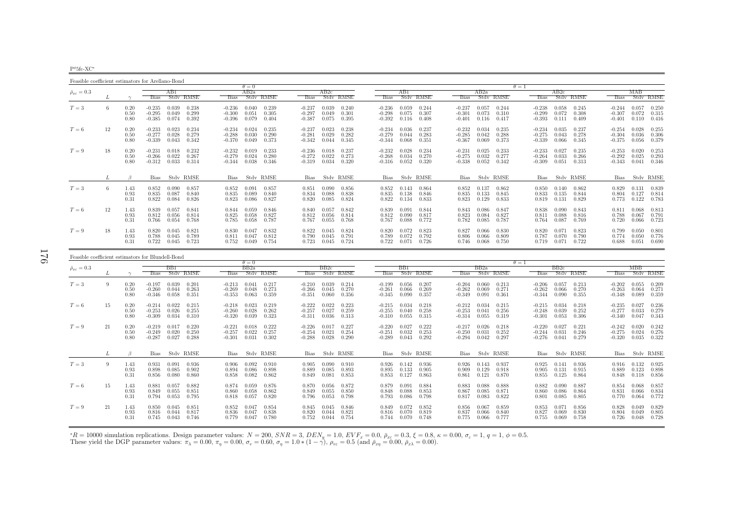P*5fc-XC*

Feasible coefficient estimators for Arellano-Bond

| $\bar{\rho}_{x\varepsilon}=0.3$ | | | $\theta=0$ | | | | | | | | | $\theta=1$ | | | | | | | | | | | |
|---|---|---|---|---|---|---|---|---|---|---|---|---|---|---|---|---|---|---|---|---|---|---|---|
| | | | AB1 | | | AB2a | | | AB2c | | | AB1 | | | AB2a | | | AB2c | | | MAB | | |
| | $L$ | $\gamma$ | Bias | Stdv | RMSE | Bias | Stdv | RMSE | Bias | Stdv | RMSE | Bias | Stdv | RMSE | Bias | Stdv | RMSE | Bias | Stdv | RMSE | Bias | Stdv | RMSE |
| $T=3$ | 6 | 0.20 | -0.235 | 0.039 | 0.238 | -0.236 | 0.040 | 0.239 | -0.237 | 0.039 | 0.240 | -0.236 | 0.059 | 0.244 | -0.237 | 0.057 | 0.244 | -0.238 | 0.058 | 0.245 | -0.244 | 0.057 | 0.250 |
| | | 0.50 | -0.295 | 0.049 | 0.299 | -0.300 | 0.051 | 0.305 | -0.297 | 0.049 | 0.301 | -0.298 | 0.075 | 0.307 | -0.301 | 0.073 | 0.310 | -0.299 | 0.072 | 0.308 | -0.307 | 0.072 | 0.315 |
| | | 0.80 | -0.385 | 0.074 | 0.392 | -0.396 | 0.079 | 0.404 | -0.387 | 0.075 | 0.395 | -0.392 | 0.116 | 0.408 | -0.401 | 0.116 | 0.417 | -0.393 | 0.111 | 0.409 | -0.401 | 0.110 | 0.416 |
| $T=6$ | 12 | 0.20 | -0.233 | 0.023 | 0.234 | -0.234 | 0.024 | 0.235 | -0.237 | 0.023 | 0.238 | -0.234 | 0.036 | 0.237 | -0.232 | 0.034 | 0.235 | -0.234 | 0.035 | 0.237 | -0.254 | 0.028 | 0.255 |
| | | 0.50 | -0.277 | 0.028 | 0.279 | -0.288 | 0.030 | 0.290 | -0.281 | 0.029 | 0.282 | -0.279 | 0.044 | 0.283 | -0.285 | 0.042 | 0.288 | -0.275 | 0.043 | 0.278 | -0.304 | 0.036 | 0.306 |
| | | 0.80 | -0.339 | 0.043 | 0.342 | -0.370 | 0.049 | 0.373 | -0.342 | 0.044 | 0.345 | -0.344 | 0.068 | 0.351 | -0.367 | 0.069 | 0.373 | -0.339 | 0.066 | 0.345 | -0.375 | 0.056 | 0.379 |
| $T=9$ | 18 | 0.20 | -0.231 | 0.018 | 0.232 | -0.232 | 0.019 | 0.233 | -0.236 | 0.018 | 0.237 | -0.232 | 0.028 | 0.234 | -0.231 | 0.025 | 0.233 | -0.233 | 0.027 | 0.235 | -0.253 | 0.020 | 0.253 |
| | | 0.50 | -0.266 | 0.022 | 0.267 | -0.279 | 0.024 | 0.280 | -0.272 | 0.022 | 0.273 | -0.268 | 0.034 | 0.270 | -0.275 | 0.032 | 0.277 | -0.264 | 0.033 | 0.266 | -0.292 | 0.025 | 0.293 |
| | | 0.80 | -0.312 | 0.033 | 0.314 | -0.344 | 0.038 | 0.346 | -0.319 | 0.034 | 0.320 | -0.316 | 0.052 | 0.320 | -0.338 | 0.052 | 0.342 | -0.309 | 0.051 | 0.313 | -0.343 | 0.041 | 0.346 |
| | $L$ | $\beta$ | Bias | Stdv | RMSE | Bias | Stdv | RMSE | Bias | Stdv | RMSE | Bias | Stdv | RMSE | Bias | Stdv | RMSE | Bias | Stdv | RMSE | Bias | Stdv | RMSE |
| $T=3$ | 6 | 1.43 | 0.852 | 0.090 | 0.857 | 0.852 | 0.091 | 0.857 | 0.851 | 0.090 | 0.856 | 0.852 | 0.143 | 0.864 | 0.852 | 0.137 | 0.862 | 0.850 | 0.140 | 0.862 | 0.829 | 0.131 | 0.839 |
| | | 0.93 | 0.835 | 0.087 | 0.840 | 0.835 | 0.089 | 0.840 | 0.834 | 0.088 | 0.838 | 0.835 | 0.138 | 0.846 | 0.835 | 0.133 | 0.845 | 0.833 | 0.135 | 0.844 | 0.804 | 0.127 | 0.814 |
| | | 0.31 | 0.822 | 0.084 | 0.826 | 0.823 | 0.086 | 0.827 | 0.820 | 0.085 | 0.824 | 0.822 | 0.134 | 0.833 | 0.823 | 0.129 | 0.833 | 0.819 | 0.131 | 0.829 | 0.773 | 0.122 | 0.783 |
| $T=6$ | 12 | 1.43 | 0.839 | 0.057 | 0.841 | 0.844 | 0.059 | 0.846 | 0.840 | 0.057 | 0.842 | 0.839 | 0.091 | 0.844 | 0.843 | 0.086 | 0.847 | 0.838 | 0.090 | 0.843 | 0.811 | 0.068 | 0.813 |
| | | 0.93 | 0.812 | 0.056 | 0.814 | 0.825 | 0.058 | 0.827 | 0.812 | 0.056 | 0.814 | 0.812 | 0.090 | 0.817 | 0.823 | 0.084 | 0.827 | 0.811 | 0.088 | 0.816 | 0.788 | 0.067 | 0.791 |
| | | 0.31 | 0.766 | 0.054 | 0.768 | 0.785 | 0.058 | 0.787 | 0.767 | 0.055 | 0.768 | 0.767 | 0.088 | 0.772 | 0.782 | 0.085 | 0.787 | 0.764 | 0.087 | 0.769 | 0.720 | 0.066 | 0.723 |
| $T=9$ | 18 | 1.43 | 0.820 | 0.045 | 0.821 | 0.830 | 0.047 | 0.832 | 0.822 | 0.045 | 0.824 | 0.820 | 0.072 | 0.823 | 0.827 | 0.066 | 0.830 | 0.820 | 0.071 | 0.823 | 0.799 | 0.050 | 0.801 |
| | | 0.93 | 0.788 | 0.045 | 0.789 | 0.811 | 0.047 | 0.812 | 0.790 | 0.045 | 0.791 | 0.789 | 0.072 | 0.792 | 0.806 | 0.066 | 0.809 | 0.787 | 0.070 | 0.790 | 0.774 | 0.050 | 0.776 |
| | | 0.31 | 0.722 | 0.045 | 0.723 | 0.752 | 0.049 | 0.754 | 0.723 | 0.045 | 0.724 | 0.722 | 0.071 | 0.726 | 0.746 | 0.068 | 0.750 | 0.719 | 0.071 | 0.722 | 0.688 | 0.051 | 0.690 |

Feasible coefficient estimators for Blundell-Bond

| $\bar{\rho}_{x\varepsilon}=0.3$ | | | $\theta=0$ | | | | | | | | | $\theta=1$ | | | | | | | | | | | |
|---|---|---|---|---|---|---|---|---|---|---|---|---|---|---|---|---|---|---|---|---|---|---|---|
| | | | BB1 | | | BB2a | | | BB2c | | | BB1 | | | BB2a | | | BB2c | | | MBB | | |
| | $L$ | $\gamma$ | Bias | Stdv | RMSE | Bias | Stdv | RMSE | Bias | Stdv | RMSE | Bias | Stdv | RMSE | Bias | Stdv | RMSE | Bias | Stdv | RMSE | Bias | Stdv | RMSE |
| $T=3$ | 9 | 0.20 | -0.197 | 0.039 | 0.201 | -0.213 | 0.041 | 0.217 | -0.210 | 0.039 | 0.214 | -0.199 | 0.056 | 0.207 | -0.204 | 0.060 | 0.213 | -0.206 | 0.057 | 0.213 | -0.202 | 0.055 | 0.209 |
| | | 0.50 | -0.260 | 0.044 | 0.263 | -0.269 | 0.048 | 0.273 | -0.266 | 0.045 | 0.270 | -0.261 | 0.066 | 0.269 | -0.262 | 0.069 | 0.271 | -0.262 | 0.066 | 0.270 | -0.263 | 0.064 | 0.271 |
| | | 0.80 | -0.346 | 0.058 | 0.351 | -0.353 | 0.063 | 0.359 | -0.351 | 0.060 | 0.356 | -0.345 | 0.090 | 0.357 | -0.349 | 0.091 | 0.361 | -0.344 | 0.090 | 0.355 | -0.348 | 0.089 | 0.359 |
| $T=6$ | 15 | 0.20 | -0.214 | 0.022 | 0.215 | -0.218 | 0.023 | 0.219 | -0.222 | 0.022 | 0.223 | -0.215 | 0.034 | 0.218 | -0.212 | 0.034 | 0.215 | -0.215 | 0.034 | 0.218 | -0.235 | 0.027 | 0.236 |
| | | 0.50 | -0.253 | 0.026 | 0.255 | -0.260 | 0.028 | 0.262 | -0.257 | 0.027 | 0.259 | -0.255 | 0.040 | 0.258 | -0.253 | 0.041 | 0.256 | -0.248 | 0.039 | 0.252 | -0.277 | 0.033 | 0.279 |
| | | 0.80 | -0.309 | 0.034 | 0.310 | -0.320 | 0.039 | 0.323 | -0.311 | 0.036 | 0.313 | -0.310 | 0.055 | 0.315 | -0.314 | 0.055 | 0.319 | -0.301 | 0.053 | 0.306 | -0.340 | 0.047 | 0.343 |
| $T=9$ | 21 | 0.20 | -0.219 | 0.017 | 0.220 | -0.221 | 0.018 | 0.222 | -0.226 | 0.017 | 0.227 | -0.220 | 0.027 | 0.222 | -0.217 | 0.026 | 0.218 | -0.220 | 0.027 | 0.221 | -0.242 | 0.020 | 0.242 |
| | | 0.50 | -0.249 | 0.020 | 0.250 | -0.257 | 0.022 | 0.257 | -0.254 | 0.021 | 0.254 | -0.251 | 0.032 | 0.253 | -0.250 | 0.031 | 0.252 | -0.244 | 0.031 | 0.246 | -0.275 | 0.024 | 0.276 |
| | | 0.80 | -0.287 | 0.027 | 0.288 | -0.301 | 0.031 | 0.302 | -0.288 | 0.028 | 0.290 | -0.289 | 0.043 | 0.292 | -0.294 | 0.042 | 0.297 | -0.276 | 0.041 | 0.279 | -0.320 | 0.035 | 0.322 |
| | $L$ | $\beta$ | Bias | Stdv | RMSE | Bias | Stdv | RMSE | Bias | Stdv | RMSE | Bias | Stdv | RMSE | Bias | Stdv | RMSE | Bias | Stdv | RMSE | Bias | Stdv | RMSE |
| $T=3$ | 9 | 1.43 | 0.931 | 0.091 | 0.936 | 0.906 | 0.092 | 0.910 | 0.905 | 0.090 | 0.910 | 0.926 | 0.142 | 0.936 | 0.926 | 0.143 | 0.937 | 0.925 | 0.141 | 0.936 | 0.916 | 0.132 | 0.925 |
| | | 0.93 | 0.898 | 0.085 | 0.902 | 0.894 | 0.086 | 0.898 | 0.889 | 0.085 | 0.893 | 0.895 | 0.133 | 0.905 | 0.909 | 0.129 | 0.918 | 0.905 | 0.131 | 0.915 | 0.889 | 0.123 | 0.898 |
| | | 0.31 | 0.856 | 0.080 | 0.860 | 0.858 | 0.082 | 0.862 | 0.849 | 0.081 | 0.853 | 0.853 | 0.127 | 0.863 | 0.861 | 0.121 | 0.870 | 0.855 | 0.125 | 0.864 | 0.848 | 0.118 | 0.856 |
| $T=6$ | 15 | 1.43 | 0.881 | 0.057 | 0.882 | 0.874 | 0.059 | 0.876 | 0.870 | 0.056 | 0.872 | 0.879 | 0.091 | 0.884 | 0.883 | 0.088 | 0.888 | 0.882 | 0.090 | 0.887 | 0.854 | 0.068 | 0.857 |
| | | 0.93 | 0.849 | 0.055 | 0.851 | 0.860 | 0.058 | 0.862 | 0.849 | 0.055 | 0.850 | 0.848 | 0.088 | 0.853 | 0.867 | 0.085 | 0.871 | 0.860 | 0.086 | 0.864 | 0.831 | 0.066 | 0.834 |
| | | 0.31 | 0.794 | 0.053 | 0.795 | 0.818 | 0.057 | 0.820 | 0.796 | 0.053 | 0.798 | 0.793 | 0.086 | 0.798 | 0.817 | 0.083 | 0.822 | 0.801 | 0.085 | 0.805 | 0.770 | 0.064 | 0.772 |
| $T=9$ | 21 | 1.43 | 0.850 | 0.045 | 0.851 | 0.852 | 0.047 | 0.854 | 0.845 | 0.045 | 0.846 | 0.849 | 0.072 | 0.852 | 0.856 | 0.067 | 0.859 | 0.853 | 0.071 | 0.856 | 0.828 | 0.049 | 0.829 |
| | | 0.93 | 0.816 | 0.044 | 0.817 | 0.836 | 0.047 | 0.838 | 0.820 | 0.044 | 0.821 | 0.816 | 0.070 | 0.819 | 0.837 | 0.066 | 0.840 | 0.827 | 0.069 | 0.830 | 0.804 | 0.049 | 0.805 |
| | | 0.31 | 0.745 | 0.043 | 0.746 | 0.779 | 0.047 | 0.780 | 0.752 | 0.044 | 0.754 | 0.744 | 0.070 | 0.748 | 0.775 | 0.066 | 0.777 | 0.755 | 0.069 | 0.758 | 0.726 | 0.048 | 0.728 |

*$R=10000$ simulation replications. Design parameter values: $N=200$, $SNR=3$, $DEN_y=1.0$, $EVF_x=0.0$, $\bar{\rho}_{x\varepsilon}=0.3$, $\xi=0.8$, $\kappa=0.00$, $\sigma_\varepsilon=1$, $q=1$, $\phi=0.5$.
These yield the DGP parameter values: $\pi_\lambda=0.00$, $\pi_\eta=0.00$, $\sigma_v=0.60$, $\sigma_\eta=1.0*(1-\gamma)$, $\rho_{v\varepsilon}=0.5$ (and $\bar{\rho}_{x\eta}=0.00$, $\bar{\rho}_{x\lambda}=0.00$).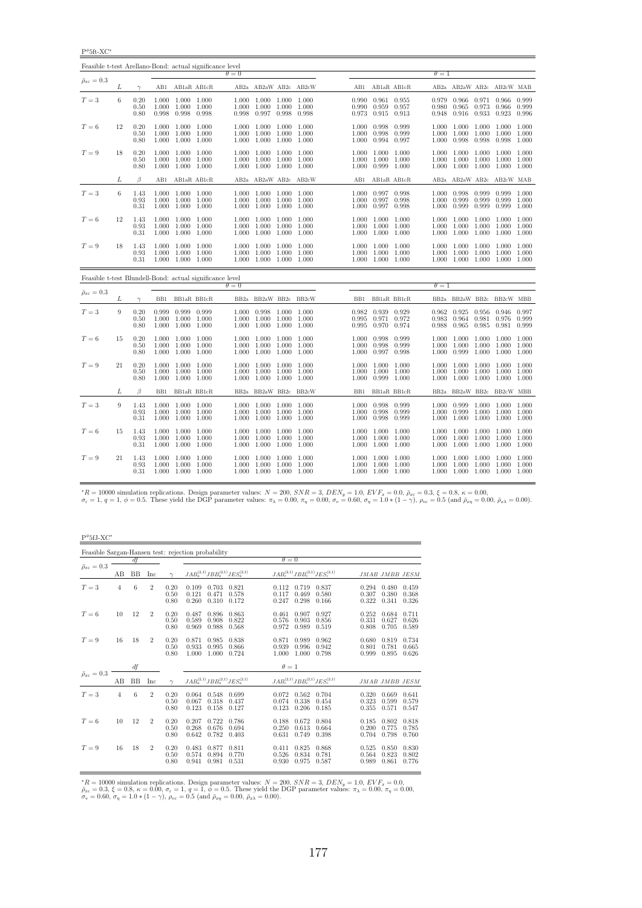P$^{\theta}$5ft-XC$^{*}$

Feasible t-test Arellano-Bond: actual significance level

| $\bar{\rho}_{x\varepsilon}=0.3$ | $L$ | $\gamma$ | AB1 | AB1aR | AB1cR | AB2a | AB2aW | AB2c | AB2cW | AB1 | AB1aR | AB1cR | AB2a | AB2aW | AB2c | AB2cW | MAB |
|---|---|---|---|---|---|---|---|---|---|---|---|---|---|---|---|---|---|
| | | | | | | $\theta=0$ | | | | | | | $\theta=1$ | | | | |
| $T=3$ | 6 | 0.20 | 1.000 | 1.000 | 1.000 | 1.000 | 1.000 | 1.000 | 1.000 | 0.990 | 0.961 | 0.955 | 0.979 | 0.966 | 0.971 | 0.966 | 0.999 |
| | | 0.50 | 1.000 | 1.000 | 1.000 | 1.000 | 1.000 | 1.000 | 1.000 | 0.990 | 0.959 | 0.957 | 0.980 | 0.965 | 0.973 | 0.966 | 0.999 |
| | | 0.80 | 0.998 | 0.998 | 0.998 | 0.998 | 0.997 | 0.998 | 0.998 | 0.973 | 0.915 | 0.913 | 0.948 | 0.916 | 0.933 | 0.923 | 0.996 |
| $T=6$ | 12 | 0.20 | 1.000 | 1.000 | 1.000 | 1.000 | 1.000 | 1.000 | 1.000 | 1.000 | 0.998 | 0.999 | 1.000 | 1.000 | 1.000 | 1.000 | 1.000 |
| | | 0.50 | 1.000 | 1.000 | 1.000 | 1.000 | 1.000 | 1.000 | 1.000 | 1.000 | 0.998 | 0.999 | 1.000 | 1.000 | 1.000 | 1.000 | 1.000 |
| | | 0.80 | 1.000 | 1.000 | 1.000 | 1.000 | 1.000 | 1.000 | 1.000 | 1.000 | 0.994 | 0.997 | 1.000 | 0.998 | 0.998 | 0.998 | 1.000 |
| $T=9$ | 18 | 0.20 | 1.000 | 1.000 | 1.000 | 1.000 | 1.000 | 1.000 | 1.000 | 1.000 | 1.000 | 1.000 | 1.000 | 1.000 | 1.000 | 1.000 | 1.000 |
| | | 0.50 | 1.000 | 1.000 | 1.000 | 1.000 | 1.000 | 1.000 | 1.000 | 1.000 | 1.000 | 1.000 | 1.000 | 1.000 | 1.000 | 1.000 | 1.000 |
| | | 0.80 | 1.000 | 1.000 | 1.000 | 1.000 | 1.000 | 1.000 | 1.000 | 1.000 | 0.999 | 1.000 | 1.000 | 1.000 | 1.000 | 1.000 | 1.000 |
| | $L$ | $\beta$ | AB1 | AB1aR | AB1cR | AB2a | AB2aW | AB2c | AB2cW | AB1 | AB1aR | AB1cR | AB2a | AB2aW | AB2c | AB2cW | MAB |
| $T=3$ | 6 | 1.43 | 1.000 | 1.000 | 1.000 | 1.000 | 1.000 | 1.000 | 1.000 | 1.000 | 0.997 | 0.998 | 1.000 | 0.998 | 0.999 | 0.999 | 1.000 |
| | | 0.93 | 1.000 | 1.000 | 1.000 | 1.000 | 1.000 | 1.000 | 1.000 | 1.000 | 0.997 | 0.998 | 1.000 | 0.999 | 0.999 | 0.999 | 1.000 |
| | | 0.31 | 1.000 | 1.000 | 1.000 | 1.000 | 1.000 | 1.000 | 1.000 | 1.000 | 0.997 | 0.998 | 1.000 | 0.999 | 0.999 | 0.999 | 1.000 |
| $T=6$ | 12 | 1.43 | 1.000 | 1.000 | 1.000 | 1.000 | 1.000 | 1.000 | 1.000 | 1.000 | 1.000 | 1.000 | 1.000 | 1.000 | 1.000 | 1.000 | 1.000 |
| | | 0.93 | 1.000 | 1.000 | 1.000 | 1.000 | 1.000 | 1.000 | 1.000 | 1.000 | 1.000 | 1.000 | 1.000 | 1.000 | 1.000 | 1.000 | 1.000 |
| | | 0.31 | 1.000 | 1.000 | 1.000 | 1.000 | 1.000 | 1.000 | 1.000 | 1.000 | 1.000 | 1.000 | 1.000 | 1.000 | 1.000 | 1.000 | 1.000 |
| $T=9$ | 18 | 1.43 | 1.000 | 1.000 | 1.000 | 1.000 | 1.000 | 1.000 | 1.000 | 1.000 | 1.000 | 1.000 | 1.000 | 1.000 | 1.000 | 1.000 | 1.000 |
| | | 0.93 | 1.000 | 1.000 | 1.000 | 1.000 | 1.000 | 1.000 | 1.000 | 1.000 | 1.000 | 1.000 | 1.000 | 1.000 | 1.000 | 1.000 | 1.000 |
| | | 0.31 | 1.000 | 1.000 | 1.000 | 1.000 | 1.000 | 1.000 | 1.000 | 1.000 | 1.000 | 1.000 | 1.000 | 1.000 | 1.000 | 1.000 | 1.000 |

Feasible t-test Blundell-Bond: actual significance level

| $\bar{\rho}_{x\varepsilon}=0.3$ | $L$ | $\gamma$ | BB1 | BB1aR | BB1cR | BB2a | BB2aW | BB2c | BB2cW | BB1 | BB1aR | BB1cR | BB2a | BB2aW | BB2c | BB2cW | MBB |
|---|---|---|---|---|---|---|---|---|---|---|---|---|---|---|---|---|---|
| | | | | | | $\theta=0$ | | | | | | | $\theta=1$ | | | | |
| $T=3$ | 9 | 0.20 | 0.999 | 0.999 | 0.999 | 1.000 | 0.998 | 1.000 | 1.000 | 0.982 | 0.939 | 0.929 | 0.962 | 0.925 | 0.956 | 0.946 | 0.997 |
| | | 0.50 | 1.000 | 1.000 | 1.000 | 1.000 | 1.000 | 1.000 | 1.000 | 0.995 | 0.971 | 0.972 | 0.983 | 0.964 | 0.981 | 0.976 | 0.999 |
| | | 0.80 | 1.000 | 1.000 | 1.000 | 1.000 | 1.000 | 1.000 | 1.000 | 0.995 | 0.970 | 0.974 | 0.988 | 0.965 | 0.985 | 0.981 | 0.999 |
| $T=6$ | 15 | 0.20 | 1.000 | 1.000 | 1.000 | 1.000 | 1.000 | 1.000 | 1.000 | 1.000 | 0.998 | 0.999 | 1.000 | 1.000 | 1.000 | 1.000 | 1.000 |
| | | 0.50 | 1.000 | 1.000 | 1.000 | 1.000 | 1.000 | 1.000 | 1.000 | 1.000 | 0.998 | 0.999 | 1.000 | 1.000 | 1.000 | 1.000 | 1.000 |
| | | 0.80 | 1.000 | 1.000 | 1.000 | 1.000 | 1.000 | 1.000 | 1.000 | 1.000 | 0.997 | 0.998 | 1.000 | 0.999 | 1.000 | 1.000 | 1.000 |
| $T=9$ | 21 | 0.20 | 1.000 | 1.000 | 1.000 | 1.000 | 1.000 | 1.000 | 1.000 | 1.000 | 1.000 | 1.000 | 1.000 | 1.000 | 1.000 | 1.000 | 1.000 |
| | | 0.50 | 1.000 | 1.000 | 1.000 | 1.000 | 1.000 | 1.000 | 1.000 | 1.000 | 1.000 | 1.000 | 1.000 | 1.000 | 1.000 | 1.000 | 1.000 |
| | | 0.80 | 1.000 | 1.000 | 1.000 | 1.000 | 1.000 | 1.000 | 1.000 | 1.000 | 0.999 | 1.000 | 1.000 | 1.000 | 1.000 | 1.000 | 1.000 |
| | $L$ | $\beta$ | BB1 | BB1aR | BB1cR | BB2a | BB2aW | BB2c | BB2cW | BB1 | BB1aR | BB1cR | BB2a | BB2aW | BB2c | BB2cW | MBB |
| $T=3$ | 9 | 1.43 | 1.000 | 1.000 | 1.000 | 1.000 | 1.000 | 1.000 | 1.000 | 1.000 | 0.998 | 0.999 | 1.000 | 0.999 | 1.000 | 1.000 | 1.000 |
| | | 0.93 | 1.000 | 1.000 | 1.000 | 1.000 | 1.000 | 1.000 | 1.000 | 1.000 | 0.998 | 0.999 | 1.000 | 0.999 | 1.000 | 1.000 | 1.000 |
| | | 0.31 | 1.000 | 1.000 | 1.000 | 1.000 | 1.000 | 1.000 | 1.000 | 1.000 | 0.998 | 0.999 | 1.000 | 1.000 | 1.000 | 1.000 | 1.000 |
| $T=6$ | 15 | 1.43 | 1.000 | 1.000 | 1.000 | 1.000 | 1.000 | 1.000 | 1.000 | 1.000 | 1.000 | 1.000 | 1.000 | 1.000 | 1.000 | 1.000 | 1.000 |
| | | 0.93 | 1.000 | 1.000 | 1.000 | 1.000 | 1.000 | 1.000 | 1.000 | 1.000 | 1.000 | 1.000 | 1.000 | 1.000 | 1.000 | 1.000 | 1.000 |
| | | 0.31 | 1.000 | 1.000 | 1.000 | 1.000 | 1.000 | 1.000 | 1.000 | 1.000 | 1.000 | 1.000 | 1.000 | 1.000 | 1.000 | 1.000 | 1.000 |
| $T=9$ | 21 | 1.43 | 1.000 | 1.000 | 1.000 | 1.000 | 1.000 | 1.000 | 1.000 | 1.000 | 1.000 | 1.000 | 1.000 | 1.000 | 1.000 | 1.000 | 1.000 |
| | | 0.93 | 1.000 | 1.000 | 1.000 | 1.000 | 1.000 | 1.000 | 1.000 | 1.000 | 1.000 | 1.000 | 1.000 | 1.000 | 1.000 | 1.000 | 1.000 |
| | | 0.31 | 1.000 | 1.000 | 1.000 | 1.000 | 1.000 | 1.000 | 1.000 | 1.000 | 1.000 | 1.000 | 1.000 | 1.000 | 1.000 | 1.000 | 1.000 |

$^{*}R=10000$ simulation replications. Design parameter values: $N=200$, $SNR=3$, $DEN_y=1.0$, $EVF_x=0.0$, $\bar{\rho}_{x\varepsilon}=0.3$, $\xi=0.8$, $\kappa=0.00$, $\sigma_\varepsilon=1$, $q=1$, $\phi=0.5$. These yield the DGP parameter values: $\pi_\lambda=0.00$, $\pi_\eta=0.00$, $\sigma_v=0.60$, $\sigma_\eta=1.0*(1-\gamma)$, $\rho_{v\varepsilon}=0.5$ (and $\bar{\rho}_{x\eta}=0.00$, $\bar{\rho}_{x\lambda}=0.00$).

P$^{\theta}$5fJ-XC$^{*}$

Feasible Sargan-Hansen test: rejection probability

| $\bar{\rho}_{x\varepsilon}=0.3$ | AB ($df$) | BB ($df$) | Inc ($df$) | $\gamma$ | $JAB_a^{(2,1)}$ | $JBB_a^{(2,1)}$ | $JES_a^{(2,1)}$ | $JAB_c^{(2,1)}$ | $JBB_c^{(2,1)}$ | $JES_c^{(2,1)}$ | $JMAB$ | $JMBB$ | $JESM$ |
|---|---|---|---|---|---|---|---|---|---|---|---|---|---|
| | | | | | $\theta=0$ | | | | | | | | |
| $T=3$ | 4 | 6 | 2 | 0.20 | 0.109 | 0.703 | 0.821 | 0.112 | 0.719 | 0.837 | 0.294 | 0.480 | 0.459 |
| | | | | 0.50 | 0.121 | 0.471 | 0.578 | 0.117 | 0.469 | 0.580 | 0.307 | 0.380 | 0.368 |
| | | | | 0.80 | 0.260 | 0.310 | 0.172 | 0.247 | 0.298 | 0.166 | 0.322 | 0.341 | 0.326 |
| $T=6$ | 10 | 12 | 2 | 0.20 | 0.487 | 0.896 | 0.863 | 0.461 | 0.907 | 0.927 | 0.252 | 0.684 | 0.711 |
| | | | | 0.50 | 0.589 | 0.908 | 0.822 | 0.576 | 0.903 | 0.856 | 0.331 | 0.627 | 0.626 |
| | | | | 0.80 | 0.969 | 0.988 | 0.568 | 0.972 | 0.989 | 0.519 | 0.808 | 0.705 | 0.589 |
| $T=9$ | 16 | 18 | 2 | 0.20 | 0.871 | 0.985 | 0.838 | 0.871 | 0.989 | 0.962 | 0.680 | 0.819 | 0.734 |
| | | | | 0.50 | 0.933 | 0.995 | 0.866 | 0.939 | 0.996 | 0.942 | 0.801 | 0.781 | 0.665 |
| | | | | 0.80 | 1.000 | 1.000 | 0.724 | 1.000 | 1.000 | 0.798 | 0.999 | 0.895 | 0.626 |
| | | | | | $\theta=1$ | | | | | | | | |
| $T=3$ | 4 | 6 | 2 | 0.20 | 0.064 | 0.548 | 0.699 | 0.072 | 0.562 | 0.704 | 0.320 | 0.669 | 0.641 |
| | | | | 0.50 | 0.067 | 0.318 | 0.437 | 0.074 | 0.338 | 0.454 | 0.323 | 0.599 | 0.579 |
| | | | | 0.80 | 0.123 | 0.158 | 0.127 | 0.123 | 0.206 | 0.185 | 0.355 | 0.571 | 0.547 |
| $T=6$ | 10 | 12 | 2 | 0.20 | 0.207 | 0.722 | 0.786 | 0.188 | 0.672 | 0.804 | 0.185 | 0.802 | 0.818 |
| | | | | 0.50 | 0.268 | 0.676 | 0.694 | 0.250 | 0.613 | 0.664 | 0.200 | 0.775 | 0.785 |
| | | | | 0.80 | 0.642 | 0.782 | 0.403 | 0.631 | 0.749 | 0.398 | 0.704 | 0.798 | 0.760 |
| $T=9$ | 16 | 18 | 2 | 0.20 | 0.483 | 0.877 | 0.811 | 0.411 | 0.825 | 0.868 | 0.525 | 0.850 | 0.830 |
| | | | | 0.50 | 0.574 | 0.894 | 0.770 | 0.526 | 0.834 | 0.781 | 0.564 | 0.823 | 0.802 |
| | | | | 0.80 | 0.941 | 0.981 | 0.531 | 0.930 | 0.975 | 0.587 | 0.989 | 0.861 | 0.776 |

$^{*}R=10000$ simulation replications. Design parameter values: $N=200$, $SNR=3$, $DEN_y=1.0$, $EVF_x=0.0$, $\bar{\rho}_{x\varepsilon}=0.3$, $\xi=0.8$, $\kappa=0.00$, $\sigma_\varepsilon=1$, $q=1$, $\phi=0.5$. These yield the DGP parameter values: $\pi_\lambda=0.00$, $\pi_\eta=0.00$, $\sigma_v=0.60$, $\sigma_\eta=1.0*(1-\gamma)$, $\rho_{v\varepsilon}=0.5$ (and $\bar{\rho}_{x\eta}=0.00$, $\bar{\rho}_{x\lambda}=0.00$).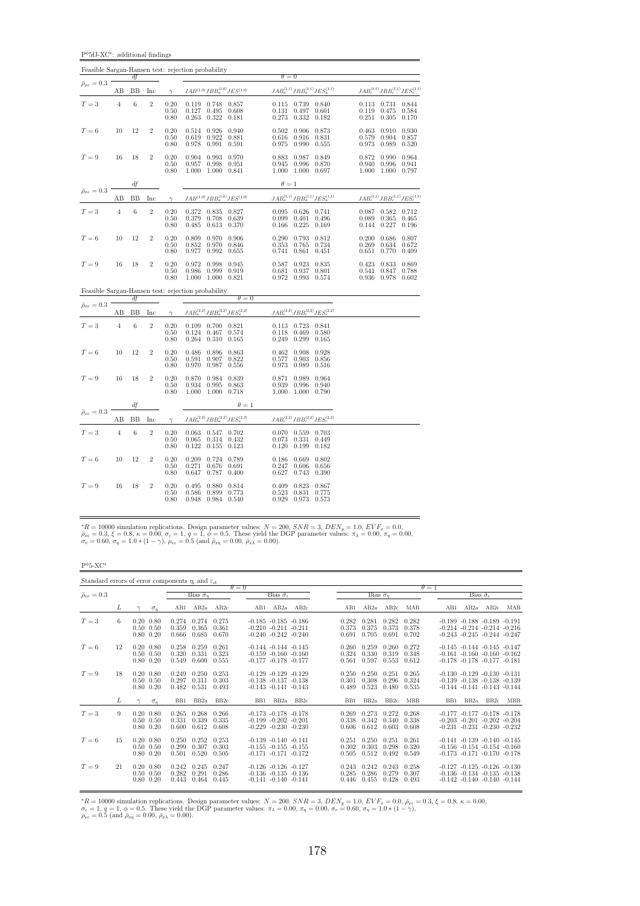P$\phi$5fJ-XC*: additional findings

Feasible Sargan-Hansen test: rejection probability

| $\bar{\rho}_{x\varepsilon}=0.3$ | df AB | BB | Inc | $\gamma$ | $\theta=0$ $JAB^{(1,0)}$ | $JBB_a^{(1,0)}$ | $JES^{(1,0)}$ | $JAB_a^{(1,1)}$ | $JBB_a^{(1,1)}$ | $JES_a^{(1,1)}$ | $JAB_c^{(1,1)}$ | $JBB_c^{(1,1)}$ | $JES_c^{(1,1)}$ |
|---|---|---|---|---|---|---|---|---|---|---|---|---|---|
| $T=3$ | 4 | 6 | 2 | 0.20 | 0.119 | 0.748 | 0.857 | 0.115 | 0.739 | 0.840 | 0.113 | 0.731 | 0.844 |
| | | | | 0.50 | 0.127 | 0.495 | 0.608 | 0.131 | 0.497 | 0.601 | 0.119 | 0.475 | 0.584 |
| | | | | 0.80 | 0.263 | 0.322 | 0.181 | 0.273 | 0.332 | 0.182 | 0.251 | 0.305 | 0.170 |
| $T=6$ | 10 | 12 | 2 | 0.20 | 0.514 | 0.926 | 0.940 | 0.502 | 0.906 | 0.873 | 0.463 | 0.910 | 0.930 |
| | | | | 0.50 | 0.619 | 0.922 | 0.881 | 0.616 | 0.916 | 0.831 | 0.579 | 0.904 | 0.857 |
| | | | | 0.80 | 0.978 | 0.991 | 0.591 | 0.975 | 0.990 | 0.555 | 0.973 | 0.989 | 0.520 |
| $T=9$ | 16 | 18 | 2 | 0.20 | 0.904 | 0.993 | 0.970 | 0.883 | 0.987 | 0.849 | 0.872 | 0.990 | 0.964 |
| | | | | 0.50 | 0.957 | 0.998 | 0.951 | 0.945 | 0.996 | 0.870 | 0.940 | 0.996 | 0.941 |
| | | | | 0.80 | 1.000 | 1.000 | 0.841 | 1.000 | 1.000 | 0.697 | 1.000 | 1.000 | 0.797 |
| $\bar{\rho}_{x\varepsilon}=0.3$ | df AB | BB | Inc | $\gamma$ | $\theta=1$ $JAB^{(1,0)}$ | $JBB_a^{(1,0)}$ | $JES^{(1,0)}$ | $JAB_a^{(1,1)}$ | $JBB_a^{(1,1)}$ | $JES_a^{(1,1)}$ | $JAB_c^{(1,1)}$ | $JBB_c^{(1,1)}$ | $JES_c^{(1,1)}$ |
| $T=3$ | 4 | 6 | 2 | 0.20 | 0.372 | 0.835 | 0.827 | 0.095 | 0.626 | 0.741 | 0.087 | 0.582 | 0.712 |
| | | | | 0.50 | 0.379 | 0.708 | 0.639 | 0.099 | 0.401 | 0.496 | 0.089 | 0.365 | 0.465 |
| | | | | 0.80 | 0.485 | 0.613 | 0.370 | 0.166 | 0.225 | 0.169 | 0.144 | 0.227 | 0.196 |
| $T=6$ | 10 | 12 | 2 | 0.20 | 0.809 | 0.970 | 0.906 | 0.290 | 0.793 | 0.812 | 0.200 | 0.686 | 0.807 |
| | | | | 0.50 | 0.852 | 0.970 | 0.846 | 0.353 | 0.765 | 0.734 | 0.269 | 0.634 | 0.672 |
| | | | | 0.80 | 0.977 | 0.992 | 0.655 | 0.741 | 0.861 | 0.451 | 0.651 | 0.770 | 0.409 |
| $T=9$ | 16 | 18 | 2 | 0.20 | 0.972 | 0.998 | 0.945 | 0.587 | 0.923 | 0.835 | 0.423 | 0.833 | 0.869 |
| | | | | 0.50 | 0.986 | 0.999 | 0.919 | 0.681 | 0.937 | 0.801 | 0.541 | 0.847 | 0.788 |
| | | | | 0.80 | 1.000 | 1.000 | 0.821 | 0.972 | 0.993 | 0.574 | 0.936 | 0.978 | 0.602 |

Feasible Sargan-Hansen test: rejection probability

| $\bar{\rho}_{x\varepsilon}=0.3$ | df AB | BB | Inc | $\gamma$ | $\theta=0$ $JAB_a^{(2,2)}$ | $JBB_a^{(2,2)}$ | $JES_a^{(2,2)}$ | $JAB_c^{(2,2)}$ | $JBB_c^{(2,2)}$ | $JES_c^{(2,2)}$ |
|---|---|---|---|---|---|---|---|---|---|---|
| $T=3$ | 4 | 6 | 2 | 0.20 | 0.109 | 0.700 | 0.821 | 0.113 | 0.723 | 0.841 |
| | | | | 0.50 | 0.124 | 0.467 | 0.574 | 0.118 | 0.469 | 0.580 |
| | | | | 0.80 | 0.264 | 0.310 | 0.165 | 0.249 | 0.299 | 0.165 |
| $T=6$ | 10 | 12 | 2 | 0.20 | 0.486 | 0.896 | 0.863 | 0.462 | 0.908 | 0.928 |
| | | | | 0.50 | 0.591 | 0.907 | 0.822 | 0.577 | 0.903 | 0.856 |
| | | | | 0.80 | 0.970 | 0.987 | 0.556 | 0.973 | 0.989 | 0.516 |
| $T=9$ | 16 | 18 | 2 | 0.20 | 0.870 | 0.984 | 0.839 | 0.871 | 0.989 | 0.964 |
| | | | | 0.50 | 0.934 | 0.995 | 0.863 | 0.939 | 0.996 | 0.940 |
| | | | | 0.80 | 1.000 | 1.000 | 0.718 | 1.000 | 1.000 | 0.790 |
| $\bar{\rho}_{x\varepsilon}=0.3$ | df AB | BB | Inc | $\gamma$ | $\theta=1$ $JAB_a^{(2,2)}$ | $JBB_a^{(2,2)}$ | $JES_a^{(2,2)}$ | $JAB_c^{(2,2)}$ | $JBB_c^{(2,2)}$ | $JES_c^{(2,2)}$ |
| $T=3$ | 4 | 6 | 2 | 0.20 | 0.063 | 0.547 | 0.702 | 0.070 | 0.559 | 0.703 |
| | | | | 0.50 | 0.065 | 0.314 | 0.432 | 0.073 | 0.331 | 0.449 |
| | | | | 0.80 | 0.122 | 0.155 | 0.123 | 0.120 | 0.199 | 0.182 |
| $T=6$ | 10 | 12 | 2 | 0.20 | 0.209 | 0.724 | 0.789 | 0.186 | 0.669 | 0.802 |
| | | | | 0.50 | 0.271 | 0.676 | 0.691 | 0.247 | 0.606 | 0.656 |
| | | | | 0.80 | 0.647 | 0.787 | 0.400 | 0.627 | 0.743 | 0.390 |
| $T=9$ | 16 | 18 | 2 | 0.20 | 0.495 | 0.880 | 0.814 | 0.409 | 0.823 | 0.867 |
| | | | | 0.50 | 0.586 | 0.899 | 0.773 | 0.523 | 0.831 | 0.775 |
| | | | | 0.80 | 0.948 | 0.984 | 0.540 | 0.929 | 0.973 | 0.573 |

*$R=10000$ simulation replications. Design parameter values: $N=200$, $SNR=3$, $DEN_y=1.0$, $EVF_x=0.0$, $\bar{\rho}_{x\varepsilon}=0.3$, $\xi=0.8$, $\kappa=0.00$, $\sigma_\varepsilon=1$, $q=1$, $\phi=0.5$. These yield the DGP parameter values: $\pi_\lambda=0.00$, $\pi_\eta=0.00$, $\sigma_v=0.60$, $\sigma_\eta=1.0*(1-\gamma)$, $\rho_{v\varepsilon}=0.5$ (and $\bar{\rho}_{x\eta}=0.00$, $\bar{\rho}_{x\lambda}=0.00$).

P$\phi$5-XC*

Standard errors of error components $\eta_i$ and $\varepsilon_{it}$

| $\bar{\rho}_{x\varepsilon}=0.3$ | $L$ | $\gamma$ | $\sigma_\eta$ | $\theta=0$ Bias $\hat\sigma_\eta$ AB1 | AB2a | AB2c | Bias $\hat\sigma_\varepsilon$ AB1 | AB2a | AB2c | $\theta=1$ Bias $\hat\sigma_\eta$ AB1 | AB2a | AB2c | MAB | Bias $\hat\sigma_\varepsilon$ AB1 | AB2a | AB2c | MAB |
|---|---|---|---|---|---|---|---|---|---|---|---|---|---|---|---|---|---|
| $T=3$ | 6 | 0.20 | 0.80 | 0.274 | 0.274 | 0.275 | -0.185 | -0.185 | -0.186 | 0.282 | 0.281 | 0.282 | 0.282 | -0.189 | -0.188 | -0.189 | -0.191 |
| | | 0.50 | 0.50 | 0.359 | 0.365 | 0.361 | -0.210 | -0.211 | -0.211 | 0.373 | 0.375 | 0.373 | 0.378 | -0.214 | -0.214 | -0.214 | -0.216 |
| | | 0.80 | 0.20 | 0.666 | 0.685 | 0.670 | -0.240 | -0.242 | -0.240 | 0.691 | 0.705 | 0.691 | 0.702 | -0.243 | -0.245 | -0.244 | -0.247 |
| $T=6$ | 12 | 0.20 | 0.80 | 0.258 | 0.259 | 0.261 | -0.144 | -0.144 | -0.145 | 0.260 | 0.259 | 0.260 | 0.272 | -0.145 | -0.144 | -0.145 | -0.147 |
| | | 0.50 | 0.50 | 0.320 | 0.331 | 0.323 | -0.159 | -0.160 | -0.160 | 0.324 | 0.330 | 0.319 | 0.348 | -0.161 | -0.160 | -0.160 | -0.162 |
| | | 0.80 | 0.20 | 0.549 | 0.600 | 0.555 | -0.177 | -0.178 | -0.177 | 0.561 | 0.597 | 0.553 | 0.612 | -0.178 | -0.178 | -0.177 | -0.181 |
| $T=9$ | 18 | 0.20 | 0.80 | 0.249 | 0.250 | 0.253 | -0.129 | -0.129 | -0.129 | 0.250 | 0.250 | 0.251 | 0.265 | -0.130 | -0.129 | -0.130 | -0.131 |
| | | 0.50 | 0.50 | 0.297 | 0.311 | 0.303 | -0.138 | -0.137 | -0.138 | 0.301 | 0.308 | 0.296 | 0.324 | -0.139 | -0.138 | -0.138 | -0.139 |
| | | 0.80 | 0.20 | 0.482 | 0.531 | 0.493 | -0.143 | -0.141 | -0.143 | 0.489 | 0.523 | 0.480 | 0.535 | -0.144 | -0.141 | -0.143 | -0.144 |
| | $L$ | $\gamma$ | $\sigma_\eta$ | BB1 | BB2a | BB2c | BB1 | BB2a | BB2c | BB1 | BB2a | BB2c | MBB | BB1 | BB2a | BB2c | MBB |
| $T=3$ | 9 | 0.20 | 0.80 | 0.265 | 0.268 | 0.266 | -0.173 | -0.178 | -0.178 | 0.269 | 0.273 | 0.272 | 0.268 | -0.177 | -0.177 | -0.178 | -0.178 |
| | | 0.50 | 0.50 | 0.331 | 0.339 | 0.335 | -0.199 | -0.202 | -0.201 | 0.338 | 0.342 | 0.340 | 0.338 | -0.203 | -0.201 | -0.202 | -0.204 |
| | | 0.80 | 0.20 | 0.600 | 0.612 | 0.608 | -0.229 | -0.230 | -0.230 | 0.606 | 0.612 | 0.603 | 0.608 | -0.231 | -0.231 | -0.230 | -0.232 |
| $T=6$ | 15 | 0.20 | 0.80 | 0.250 | 0.252 | 0.253 | -0.139 | -0.140 | -0.141 | 0.251 | 0.250 | 0.251 | 0.261 | -0.141 | -0.139 | -0.140 | -0.145 |
| | | 0.50 | 0.50 | 0.299 | 0.307 | 0.303 | -0.155 | -0.155 | -0.155 | 0.302 | 0.303 | 0.298 | 0.320 | -0.156 | -0.154 | -0.154 | -0.160 |
| | | 0.80 | 0.20 | 0.501 | 0.520 | 0.505 | -0.171 | -0.171 | -0.172 | 0.505 | 0.512 | 0.492 | 0.549 | -0.173 | -0.171 | -0.170 | -0.178 |
| $T=9$ | 21 | 0.20 | 0.80 | 0.242 | 0.245 | 0.247 | -0.126 | -0.126 | -0.127 | 0.243 | 0.242 | 0.243 | 0.258 | -0.127 | -0.125 | -0.126 | -0.130 |
| | | 0.50 | 0.50 | 0.282 | 0.291 | 0.286 | -0.136 | -0.135 | -0.136 | 0.285 | 0.286 | 0.279 | 0.307 | -0.136 | -0.134 | -0.135 | -0.138 |
| | | 0.80 | 0.20 | 0.443 | 0.464 | 0.445 | -0.141 | -0.140 | -0.141 | 0.446 | 0.455 | 0.428 | 0.493 | -0.142 | -0.140 | -0.140 | -0.144 |

*$R=10000$ simulation replications. Design parameter values: $N=200$, $SNR=3$, $DEN_y=1.0$, $EVF_x=0.0$, $\bar{\rho}_{x\varepsilon}=0.3$, $\xi=0.8$, $\kappa=0.00$, $\sigma_\varepsilon=1$, $q=1$, $\phi=0.5$. These yield the DGP parameter values: $\pi_\lambda=0.00$, $\pi_\eta=0.00$, $\sigma_v=0.60$, $\sigma_\eta=1.0*(1-\gamma)$, $\rho_{v\varepsilon}=0.5$ (and $\bar{\rho}_{x\eta}=0.00$, $\bar{\rho}_{x\lambda}=0.00$).